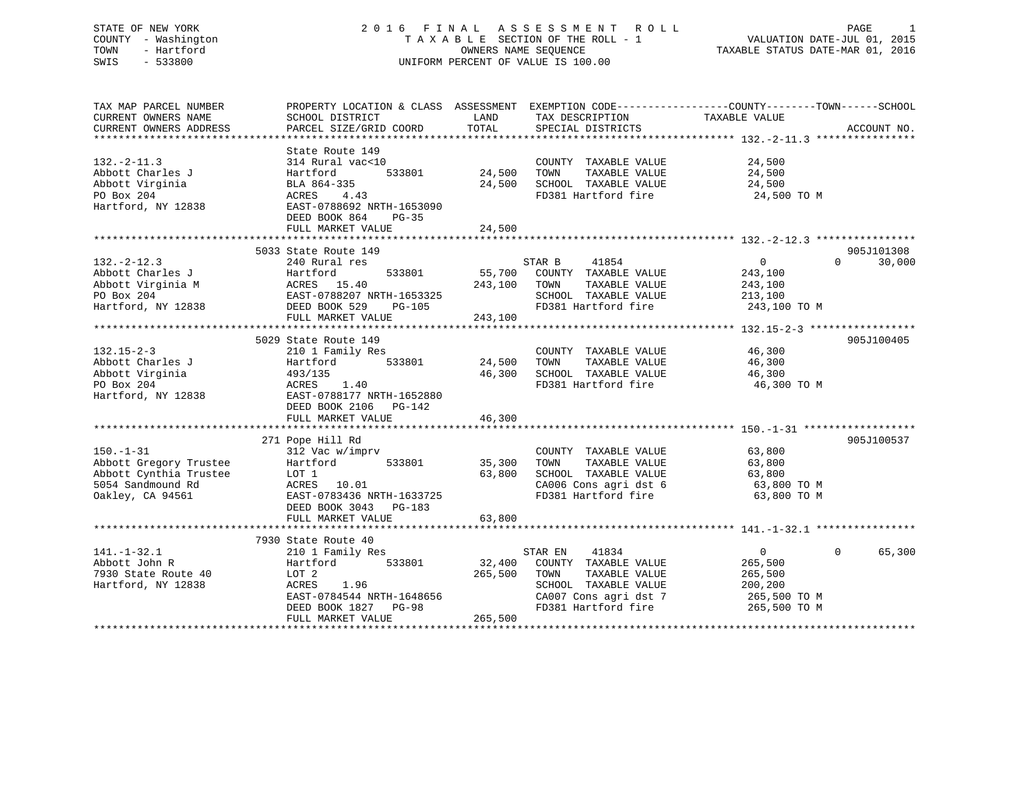STATE OF NEW YORK
COUNTY - Washington
TOWN - Hartford
SWIS - 533800

# 2016 FINAL ASSESSMENT ROLL

TAXABLE SECTION OF THE ROLL - 1
OWNERS NAME SEQUENCE
UNIFORM PERCENT OF VALUE IS 100.00

VALUATION DATE-JUL 01, 2015
TAXABLE STATUS DATE-MAR 01, 2016

| TAX MAP PARCEL NUMBER / CURRENT OWNERS NAME / CURRENT OWNERS ADDRESS | PROPERTY LOCATION & CLASS / SCHOOL DISTRICT / PARCEL SIZE/GRID COORD | ASSESSMENT LAND | TOTAL | EXEMPTION CODE / TAX DESCRIPTION / SPECIAL DISTRICTS | COUNTY TAXABLE VALUE | TOWN | SCHOOL | ACCOUNT NO. |
|---|---|---|---|---|---|---|---|---|
| **132.-2-11.3** | State Route 149 | | | | | | | |
| 132.-2-11.3 | 314 Rural vac<10 | | | COUNTY TAXABLE VALUE | 24,500 | | | |
| Abbott Charles J | Hartford 533801 | 24,500 | | TOWN TAXABLE VALUE | 24,500 | | | |
| Abbott Virginia | BLA 864-335 | | 24,500 | SCHOOL TAXABLE VALUE | 24,500 | | | |
| PO Box 204 | ACRES 4.43 | | | FD381 Hartford fire | 24,500 TO M | | | |
| Hartford, NY 12838 | EAST-0788692 NRTH-1653090 | | | | | | | |
| | DEED BOOK 864 PG-35 | | | | | | | |
| | FULL MARKET VALUE | | 24,500 | | | | | |
| **132.-2-12.3** | 5033 State Route 149 | | | | | | | 905J101308 |
| 132.-2-12.3 | 240 Rural res | | | STAR B 41854 | 0 | 0 | 30,000 | |
| Abbott Charles J | Hartford 533801 | 55,700 | | COUNTY TAXABLE VALUE | 243,100 | | | |
| Abbott Virginia M | ACRES 15.40 | | 243,100 | TOWN TAXABLE VALUE | 243,100 | | | |
| PO Box 204 | EAST-0788207 NRTH-1653325 | | | SCHOOL TAXABLE VALUE | 213,100 | | | |
| Hartford, NY 12838 | DEED BOOK 529 PG-105 | | | FD381 Hartford fire | 243,100 TO M | | | |
| | FULL MARKET VALUE | | 243,100 | | | | | |
| **132.15-2-3** | 5029 State Route 149 | | | | | | | 905J100405 |
| 132.15-2-3 | 210 1 Family Res | | | COUNTY TAXABLE VALUE | 46,300 | | | |
| Abbott Charles J | Hartford 533801 | 24,500 | | TOWN TAXABLE VALUE | 46,300 | | | |
| Abbott Virginia | 493/135 | | 46,300 | SCHOOL TAXABLE VALUE | 46,300 | | | |
| PO Box 204 | ACRES 1.40 | | | FD381 Hartford fire | 46,300 TO M | | | |
| Hartford, NY 12838 | EAST-0788177 NRTH-1652880 | | | | | | | |
| | DEED BOOK 2106 PG-142 | | | | | | | |
| | FULL MARKET VALUE | | 46,300 | | | | | |
| **150.-1-31** | 271 Pope Hill Rd | | | | | | | 905J100537 |
| 150.-1-31 | 312 Vac w/imprv | | | COUNTY TAXABLE VALUE | 63,800 | | | |
| Abbott Gregory Trustee | Hartford 533801 | 35,300 | | TOWN TAXABLE VALUE | 63,800 | | | |
| Abbott Cynthia Trustee | LOT 1 | | 63,800 | SCHOOL TAXABLE VALUE | 63,800 | | | |
| 5054 Sandmound Rd | ACRES 10.01 | | | CA006 Cons agri dst 6 | 63,800 TO M | | | |
| Oakley, CA 94561 | EAST-0783436 NRTH-1633725 | | | FD381 Hartford fire | 63,800 TO M | | | |
| | DEED BOOK 3043 PG-183 | | | | | | | |
| | FULL MARKET VALUE | | 63,800 | | | | | |
| **141.-1-32.1** | 7930 State Route 40 | | | | | | | |
| 141.-1-32.1 | 210 1 Family Res | | | STAR EN 41834 | 0 | 0 | 65,300 | |
| Abbott John R | Hartford 533801 | 32,400 | | COUNTY TAXABLE VALUE | 265,500 | | | |
| 7930 State Route 40 | LOT 2 | | 265,500 | TOWN TAXABLE VALUE | 265,500 | | | |
| Hartford, NY 12838 | ACRES 1.96 | | | SCHOOL TAXABLE VALUE | 200,200 | | | |
| | EAST-0784544 NRTH-1648656 | | | CA007 Cons agri dst 7 | 265,500 TO M | | | |
| | DEED BOOK 1827 PG-98 | | | FD381 Hartford fire | 265,500 TO M | | | |
| | FULL MARKET VALUE | | 265,500 | | | | | |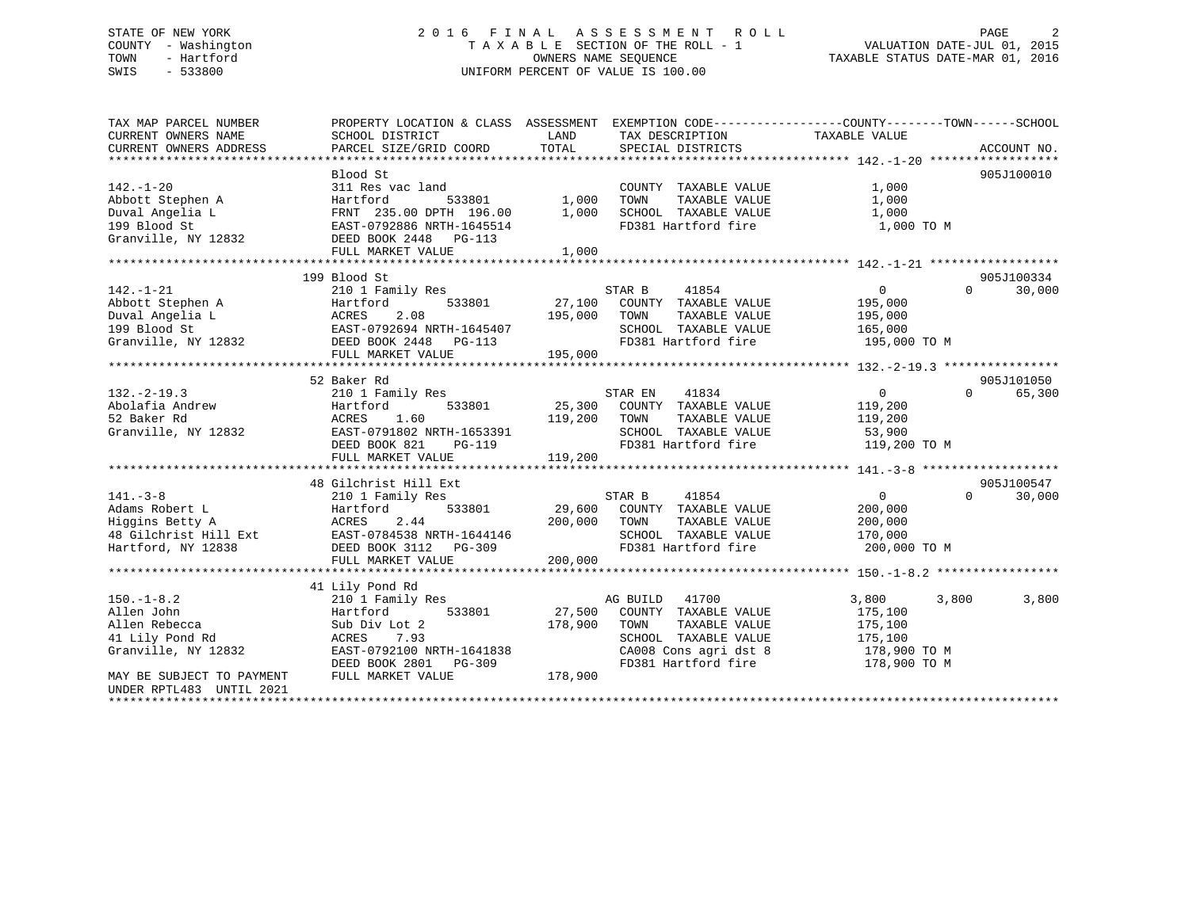STATE OF NEW YORK — 2016 FINAL ASSESSMENT ROLL
COUNTY - Washington — TAXABLE SECTION OF THE ROLL - 1 — VALUATION DATE-JUL 01, 2015
TOWN - Hartford — OWNERS NAME SEQUENCE — TAXABLE STATUS DATE-MAR 01, 2016
SWIS - 533800 — UNIFORM PERCENT OF VALUE IS 100.00

| TAX MAP PARCEL NUMBER / CURRENT OWNERS NAME / CURRENT OWNERS ADDRESS | PROPERTY LOCATION & CLASS / SCHOOL DISTRICT / PARCEL SIZE/GRID COORD | ASSESSMENT LAND / TOTAL | EXEMPTION CODE / TAX DESCRIPTION / SPECIAL DISTRICTS | COUNTY TAXABLE VALUE | TOWN | SCHOOL | ACCOUNT NO. |
|---|---|---|---|---|---|---|---|
| **142.-1-20** | Blood St | | | | | | 905J100010 |
| | 311 Res vac land | | COUNTY TAXABLE VALUE | 1,000 | | | |
| Abbott Stephen A | Hartford 533801 | 1,000 | TOWN TAXABLE VALUE | 1,000 | | | |
| Duval Angelia L | FRNT 235.00 DPTH 196.00 | 1,000 | SCHOOL TAXABLE VALUE | 1,000 | | | |
| 199 Blood St | EAST-0792886 NRTH-1645514 | | FD381 Hartford fire | 1,000 TO M | | | |
| Granville, NY 12832 | DEED BOOK 2448 PG-113 | | | | | | |
| | FULL MARKET VALUE | 1,000 | | | | | |
| **142.-1-21** | 199 Blood St | | | | | | 905J100334 |
| | 210 1 Family Res | | STAR B 41854 | 0 | 0 | 30,000 | |
| Abbott Stephen A | Hartford 533801 | 27,100 | COUNTY TAXABLE VALUE | 195,000 | | | |
| Duval Angelia L | ACRES 2.08 | 195,000 | TOWN TAXABLE VALUE | 195,000 | | | |
| 199 Blood St | EAST-0792694 NRTH-1645407 | | SCHOOL TAXABLE VALUE | 165,000 | | | |
| Granville, NY 12832 | DEED BOOK 2448 PG-113 | | FD381 Hartford fire | 195,000 TO M | | | |
| | FULL MARKET VALUE | 195,000 | | | | | |
| **132.-2-19.3** | 52 Baker Rd | | | | | | 905J101050 |
| | 210 1 Family Res | | STAR EN 41834 | 0 | 0 | 65,300 | |
| Abolafia Andrew | Hartford 533801 | 25,300 | COUNTY TAXABLE VALUE | 119,200 | | | |
| 52 Baker Rd | ACRES 1.60 | 119,200 | TOWN TAXABLE VALUE | 119,200 | | | |
| Granville, NY 12832 | EAST-0791802 NRTH-1653391 | | SCHOOL TAXABLE VALUE | 53,900 | | | |
| | DEED BOOK 821 PG-119 | | FD381 Hartford fire | 119,200 TO M | | | |
| | FULL MARKET VALUE | 119,200 | | | | | |
| **141.-3-8** | 48 Gilchrist Hill Ext | | | | | | 905J100547 |
| | 210 1 Family Res | | STAR B 41854 | 0 | 0 | 30,000 | |
| Adams Robert L | Hartford 533801 | 29,600 | COUNTY TAXABLE VALUE | 200,000 | | | |
| Higgins Betty A | ACRES 2.44 | 200,000 | TOWN TAXABLE VALUE | 200,000 | | | |
| 48 Gilchrist Hill Ext | EAST-0784538 NRTH-1644146 | | SCHOOL TAXABLE VALUE | 170,000 | | | |
| Hartford, NY 12838 | DEED BOOK 3112 PG-309 | | FD381 Hartford fire | 200,000 TO M | | | |
| | FULL MARKET VALUE | 200,000 | | | | | |
| **150.-1-8.2** | 41 Lily Pond Rd | | | | | | |
| | 210 1 Family Res | | AG BUILD 41700 | 3,800 | 3,800 | 3,800 | |
| Allen John | Hartford 533801 | 27,500 | COUNTY TAXABLE VALUE | 175,100 | | | |
| Allen Rebecca | Sub Div Lot 2 | 178,900 | TOWN TAXABLE VALUE | 175,100 | | | |
| 41 Lily Pond Rd | ACRES 7.93 | | SCHOOL TAXABLE VALUE | 175,100 | | | |
| Granville, NY 12832 | EAST-0792100 NRTH-1641838 | | CA008 Cons agri dst 8 | 178,900 TO M | | | |
| | DEED BOOK 2801 PG-309 | | FD381 Hartford fire | 178,900 TO M | | | |
| MAY BE SUBJECT TO PAYMENT UNDER RPTL483 UNTIL 2021 | FULL MARKET VALUE | 178,900 | | | | | |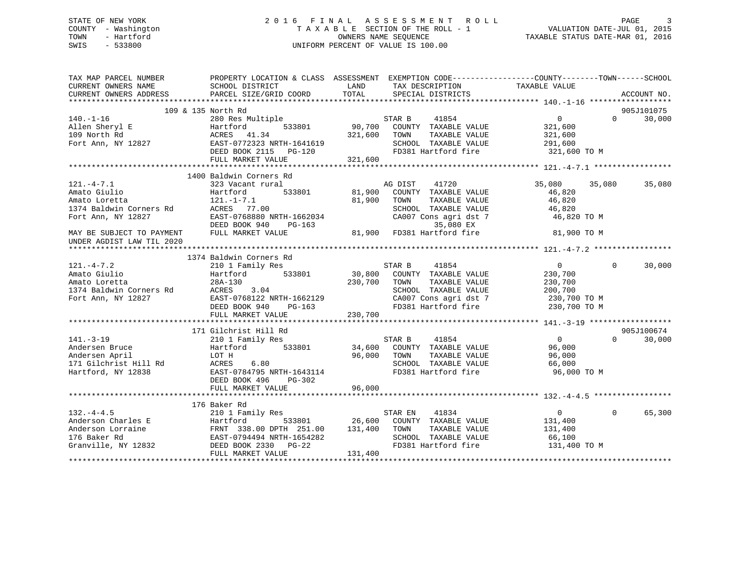STATE OF NEW YORK
COUNTY - Washington
TOWN - Hartford
SWIS - 533800

2 0 1 6 F I N A L A S S E S S M E N T R O L L
T A X A B L E SECTION OF THE ROLL - 1
OWNERS NAME SEQUENCE
UNIFORM PERCENT OF VALUE IS 100.00

VALUATION DATE-JUL 01, 2015
TAXABLE STATUS DATE-MAR 01, 2016

```
TAX MAP PARCEL NUMBER          PROPERTY LOCATION & CLASS  ASSESSMENT  EXEMPTION CODE------------------COUNTY--------TOWN------SCHOOL
CURRENT OWNERS NAME            SCHOOL DISTRICT               LAND      TAX DESCRIPTION             TAXABLE VALUE
CURRENT OWNERS ADDRESS         PARCEL SIZE/GRID COORD        TOTAL     SPECIAL DISTRICTS                                    ACCOUNT NO.
******************************************************************************************************* 140.-1-16 ******************
                    109 & 135 North Rd                                                                                  905J101075
140.-1-16                      280 Res Multiple                        STAR B      41854              0             0      30,000
Allen Sheryl E                 Hartford        533801        90,700    COUNTY  TAXABLE VALUE        321,600
109 North Rd                   ACRES   41.34                321,600    TOWN    TAXABLE VALUE        321,600
Fort Ann, NY 12827             EAST-0772323 NRTH-1641619               SCHOOL  TAXABLE VALUE        291,600
                               DEED BOOK 2115   PG-120                 FD381 Hartford fire           321,600 TO M
                               FULL MARKET VALUE            321,600
******************************************************************************************************* 121.-4-7.1 *****************
                    1400 Baldwin Corners Rd
121.-4-7.1                     323 Vacant rural                        AG DIST     41720         35,080        35,080      35,080
Amato Giulio                   Hartford        533801        81,900    COUNTY  TAXABLE VALUE         46,820
Amato Loretta                  121.-1-7.1                    81,900    TOWN    TAXABLE VALUE         46,820
1374 Baldwin Corners Rd        ACRES   77.00                           SCHOOL  TAXABLE VALUE         46,820
Fort Ann, NY 12827             EAST-0768880 NRTH-1662034               CA007 Cons agri dst 7          46,820 TO M
                               DEED BOOK 940    PG-163                          35,080 EX
MAY BE SUBJECT TO PAYMENT      FULL MARKET VALUE             81,900    FD381 Hartford fire            81,900 TO M
UNDER AGDIST LAW TIL 2020
******************************************************************************************************* 121.-4-7.2 *****************
                    1374 Baldwin Corners Rd
121.-4-7.2                     210 1 Family Res                        STAR B      41854              0             0      30,000
Amato Giulio                   Hartford        533801        30,800    COUNTY  TAXABLE VALUE        230,700
Amato Loretta                  28A-130                      230,700    TOWN    TAXABLE VALUE        230,700
1374 Baldwin Corners Rd        ACRES    3.04                           SCHOOL  TAXABLE VALUE        200,700
Fort Ann, NY 12827             EAST-0768122 NRTH-1662129               CA007 Cons agri dst 7         230,700 TO M
                               DEED BOOK 940    PG-163                 FD381 Hartford fire           230,700 TO M
                               FULL MARKET VALUE            230,700
******************************************************************************************************* 141.-3-19 ******************
                    171 Gilchrist Hill Rd                                                                               905J100674
141.-3-19                      210 1 Family Res                        STAR B      41854              0             0      30,000
Andersen Bruce                 Hartford        533801        34,600    COUNTY  TAXABLE VALUE         96,000
Andersen April                 LOT H                         96,000    TOWN    TAXABLE VALUE         96,000
171 Gilchrist Hill Rd          ACRES    6.80                           SCHOOL  TAXABLE VALUE         66,000
Hartford, NY 12838             EAST-0784795 NRTH-1643114               FD381 Hartford fire            96,000 TO M
                               DEED BOOK 496    PG-302
                               FULL MARKET VALUE             96,000
******************************************************************************************************* 132.-4-4.5 *****************
                    176 Baker Rd
132.-4-4.5                     210 1 Family Res                        STAR EN     41834              0             0      65,300
Anderson Charles E             Hartford        533801        26,600    COUNTY  TAXABLE VALUE        131,400
Anderson Lorraine              FRNT 338.00 DPTH 251.00      131,400    TOWN    TAXABLE VALUE        131,400
176 Baker Rd                   EAST-0794494 NRTH-1654282               SCHOOL  TAXABLE VALUE         66,100
Granville, NY 12832            DEED BOOK 2330   PG-22                  FD381 Hartford fire           131,400 TO M
                               FULL MARKET VALUE            131,400
************************************************************************************************************************************
```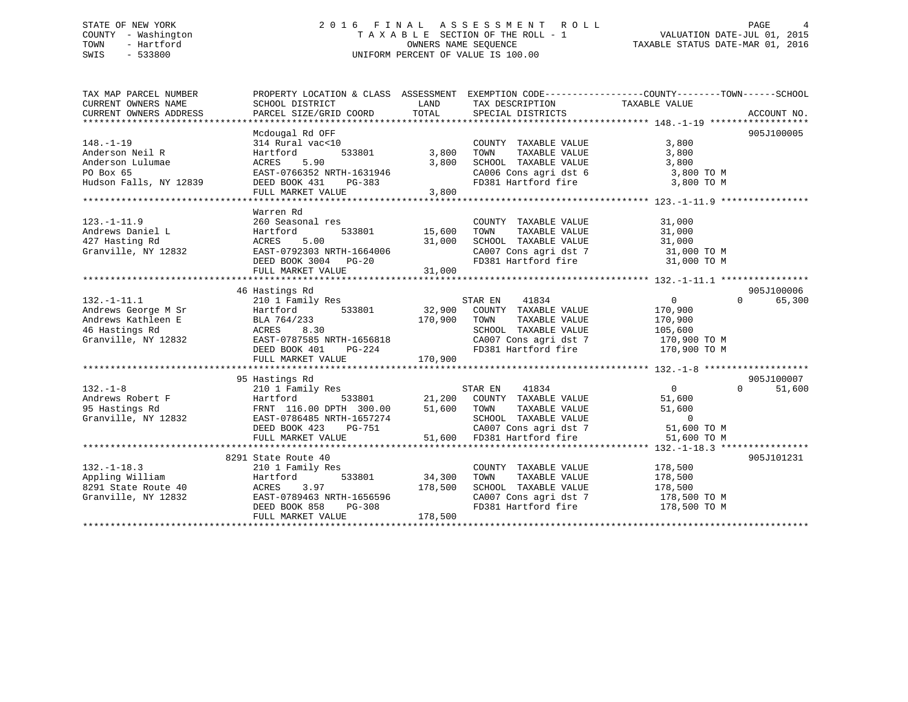STATE OF NEW YORK
COUNTY - Washington
TOWN - Hartford
SWIS - 533800

# 2016 FINAL ASSESSMENT ROLL

TAXABLE SECTION OF THE ROLL - 1
OWNERS NAME SEQUENCE
UNIFORM PERCENT OF VALUE IS 100.00

VALUATION DATE-JUL 01, 2015
TAXABLE STATUS DATE-MAR 01, 2016

| TAX MAP PARCEL NUMBER / CURRENT OWNERS NAME / CURRENT OWNERS ADDRESS | PROPERTY LOCATION & CLASS / SCHOOL DISTRICT / PARCEL SIZE/GRID COORD | ASSESSMENT LAND | TOTAL | EXEMPTION CODE / TAX DESCRIPTION / SPECIAL DISTRICTS | COUNTY / TOWN TAXABLE VALUE | SCHOOL | ACCOUNT NO. |
|---|---|---|---|---|---|---|---|
| 148.-1-19 | Mcdougal Rd OFF | | | | | | 905J100005 |
| | 314 Rural vac<10 | | | COUNTY TAXABLE VALUE | 3,800 | | |
| Anderson Neil R | Hartford 533801 | 3,800 | | TOWN TAXABLE VALUE | 3,800 | | |
| Anderson Lulumae | ACRES 5.90 | | 3,800 | SCHOOL TAXABLE VALUE | 3,800 | | |
| PO Box 65 | EAST-0766352 NRTH-1631946 | | | CA006 Cons agri dst 6 | 3,800 TO M | | |
| Hudson Falls, NY 12839 | DEED BOOK 431 PG-383 | | | FD381 Hartford fire | 3,800 TO M | | |
| | FULL MARKET VALUE | | 3,800 | | | | |
| 123.-1-11.9 | Warren Rd | | | | | | |
| | 260 Seasonal res | | | COUNTY TAXABLE VALUE | 31,000 | | |
| Andrews Daniel L | Hartford 533801 | 15,600 | | TOWN TAXABLE VALUE | 31,000 | | |
| 427 Hasting Rd | ACRES 5.00 | | 31,000 | SCHOOL TAXABLE VALUE | 31,000 | | |
| Granville, NY 12832 | EAST-0792303 NRTH-1664006 | | | CA007 Cons agri dst 7 | 31,000 TO M | | |
| | DEED BOOK 3004 PG-20 | | | FD381 Hartford fire | 31,000 TO M | | |
| | FULL MARKET VALUE | | 31,000 | | | | |
| 132.-1-11.1 | 46 Hastings Rd | | | | | | 905J100006 |
| | 210 1 Family Res | | | STAR EN 41834 | 0 / 0 | 65,300 | |
| Andrews George M Sr | Hartford 533801 | 32,900 | | COUNTY TAXABLE VALUE | 170,900 | | |
| Andrews Kathleen E | BLA 764/233 | | 170,900 | TOWN TAXABLE VALUE | 170,900 | | |
| 46 Hastings Rd | ACRES 8.30 | | | SCHOOL TAXABLE VALUE | 105,600 | | |
| Granville, NY 12832 | EAST-0787585 NRTH-1656818 | | | CA007 Cons agri dst 7 | 170,900 TO M | | |
| | DEED BOOK 401 PG-224 | | | FD381 Hartford fire | 170,900 TO M | | |
| | FULL MARKET VALUE | | 170,900 | | | | |
| 132.-1-8 | 95 Hastings Rd | | | | | | 905J100007 |
| | 210 1 Family Res | | | STAR EN 41834 | 0 / 0 | 51,600 | |
| Andrews Robert F | Hartford 533801 | 21,200 | | COUNTY TAXABLE VALUE | 51,600 | | |
| 95 Hastings Rd | FRNT 116.00 DPTH 300.00 | | 51,600 | TOWN TAXABLE VALUE | 51,600 | | |
| Granville, NY 12832 | EAST-0786485 NRTH-1657274 | | | SCHOOL TAXABLE VALUE | 0 | | |
| | DEED BOOK 423 PG-751 | | | CA007 Cons agri dst 7 | 51,600 TO M | | |
| | FULL MARKET VALUE | | 51,600 | FD381 Hartford fire | 51,600 TO M | | |
| 132.-1-18.3 | 8291 State Route 40 | | | | | | 905J101231 |
| | 210 1 Family Res | | | COUNTY TAXABLE VALUE | 178,500 | | |
| Appling William | Hartford 533801 | 34,300 | | TOWN TAXABLE VALUE | 178,500 | | |
| 8291 State Route 40 | ACRES 3.97 | | 178,500 | SCHOOL TAXABLE VALUE | 178,500 | | |
| Granville, NY 12832 | EAST-0789463 NRTH-1656596 | | | CA007 Cons agri dst 7 | 178,500 TO M | | |
| | DEED BOOK 858 PG-308 | | | FD381 Hartford fire | 178,500 TO M | | |
| | FULL MARKET VALUE | | 178,500 | | | | |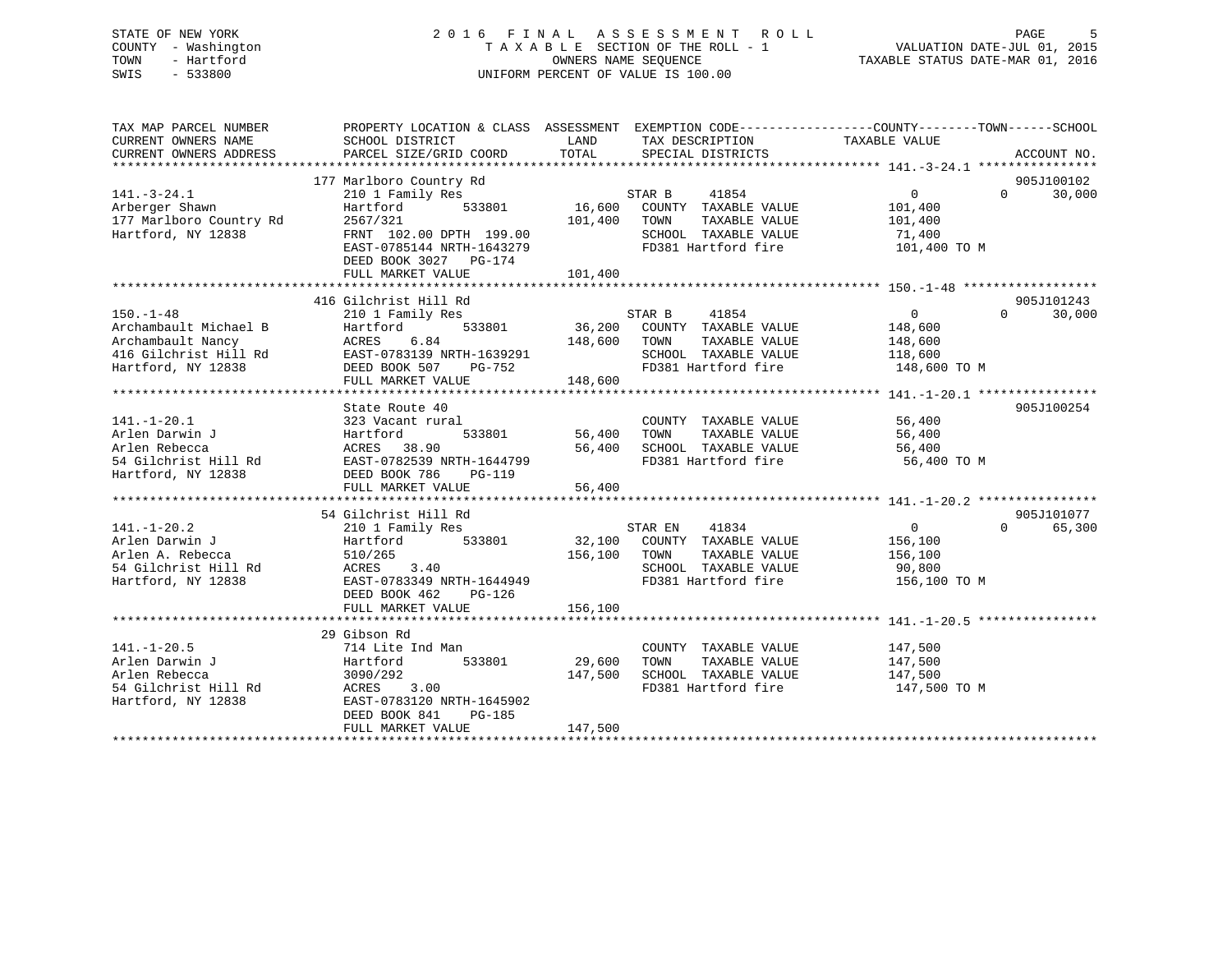STATE OF NEW YORK
COUNTY - Washington
TOWN - Hartford
SWIS - 533800

# 2016 FINAL ASSESSMENT ROLL

TAXABLE SECTION OF THE ROLL - 1
OWNERS NAME SEQUENCE
UNIFORM PERCENT OF VALUE IS 100.00

VALUATION DATE-JUL 01, 2015
TAXABLE STATUS DATE-MAR 01, 2016

```
TAX MAP PARCEL NUMBER          PROPERTY LOCATION & CLASS  ASSESSMENT  EXEMPTION CODE------------------COUNTY--------TOWN------SCHOOL
CURRENT OWNERS NAME            SCHOOL DISTRICT               LAND      TAX DESCRIPTION            TAXABLE VALUE
CURRENT OWNERS ADDRESS         PARCEL SIZE/GRID COORD        TOTAL     SPECIAL DISTRICTS                                    ACCOUNT NO.
******************************************************************************************************* 141.-3-24.1 ****************
                               177 Marlboro Country Rd                                                                   905J100102
141.-3-24.1                    210 1 Family Res                        STAR B     41854                0            0      30,000
Arberger Shawn                 Hartford         533801       16,600    COUNTY  TAXABLE VALUE          101,400
177 Marlboro Country Rd        2567/321                     101,400    TOWN    TAXABLE VALUE          101,400
Hartford, NY 12838             FRNT 102.00 DPTH 199.00                 SCHOOL  TAXABLE VALUE           71,400
                               EAST-0785144 NRTH-1643279               FD381 Hartford fire            101,400 TO M
                               DEED BOOK 3027   PG-174
                               FULL MARKET VALUE            101,400
******************************************************************************************************* 150.-1-48 ******************
                               416 Gilchrist Hill Rd                                                                     905J101243
150.-1-48                      210 1 Family Res                        STAR B     41854                0            0      30,000
Archambault Michael B          Hartford         533801       36,200    COUNTY  TAXABLE VALUE          148,600
Archambault Nancy              ACRES    6.84                148,600    TOWN    TAXABLE VALUE          148,600
416 Gilchrist Hill Rd          EAST-0783139 NRTH-1639291               SCHOOL  TAXABLE VALUE          118,600
Hartford, NY 12838             DEED BOOK 507    PG-752                 FD381 Hartford fire            148,600 TO M
                               FULL MARKET VALUE            148,600
******************************************************************************************************* 141.-1-20.1 ****************
                               State Route 40                                                                            905J100254
141.-1-20.1                    323 Vacant rural                        COUNTY  TAXABLE VALUE           56,400
Arlen Darwin J                 Hartford         533801       56,400    TOWN    TAXABLE VALUE           56,400
Arlen Rebecca                  ACRES   38.90                 56,400    SCHOOL  TAXABLE VALUE           56,400
54 Gilchrist Hill Rd           EAST-0782539 NRTH-1644799               FD381 Hartford fire             56,400 TO M
Hartford, NY 12838             DEED BOOK 786    PG-119
                               FULL MARKET VALUE             56,400
******************************************************************************************************* 141.-1-20.2 ****************
                               54 Gilchrist Hill Rd                                                                      905J101077
141.-1-20.2                    210 1 Family Res                        STAR EN    41834                0            0      65,300
Arlen Darwin J                 Hartford         533801       32,100    COUNTY  TAXABLE VALUE          156,100
Arlen A. Rebecca               510/265                      156,100    TOWN    TAXABLE VALUE          156,100
54 Gilchrist Hill Rd           ACRES    3.40                           SCHOOL  TAXABLE VALUE           90,800
Hartford, NY 12838             EAST-0783349 NRTH-1644949               FD381 Hartford fire            156,100 TO M
                               DEED BOOK 462    PG-126
                               FULL MARKET VALUE            156,100
******************************************************************************************************* 141.-1-20.5 ****************
                               29 Gibson Rd
141.-1-20.5                    714 Lite Ind Man                        COUNTY  TAXABLE VALUE          147,500
Arlen Darwin J                 Hartford         533801       29,600    TOWN    TAXABLE VALUE          147,500
Arlen Rebecca                  3090/292                     147,500    SCHOOL  TAXABLE VALUE          147,500
54 Gilchrist Hill Rd           ACRES    3.00                           FD381 Hartford fire            147,500 TO M
Hartford, NY 12838             EAST-0783120 NRTH-1645902
                               DEED BOOK 841    PG-185
                               FULL MARKET VALUE            147,500
************************************************************************************************************************************
```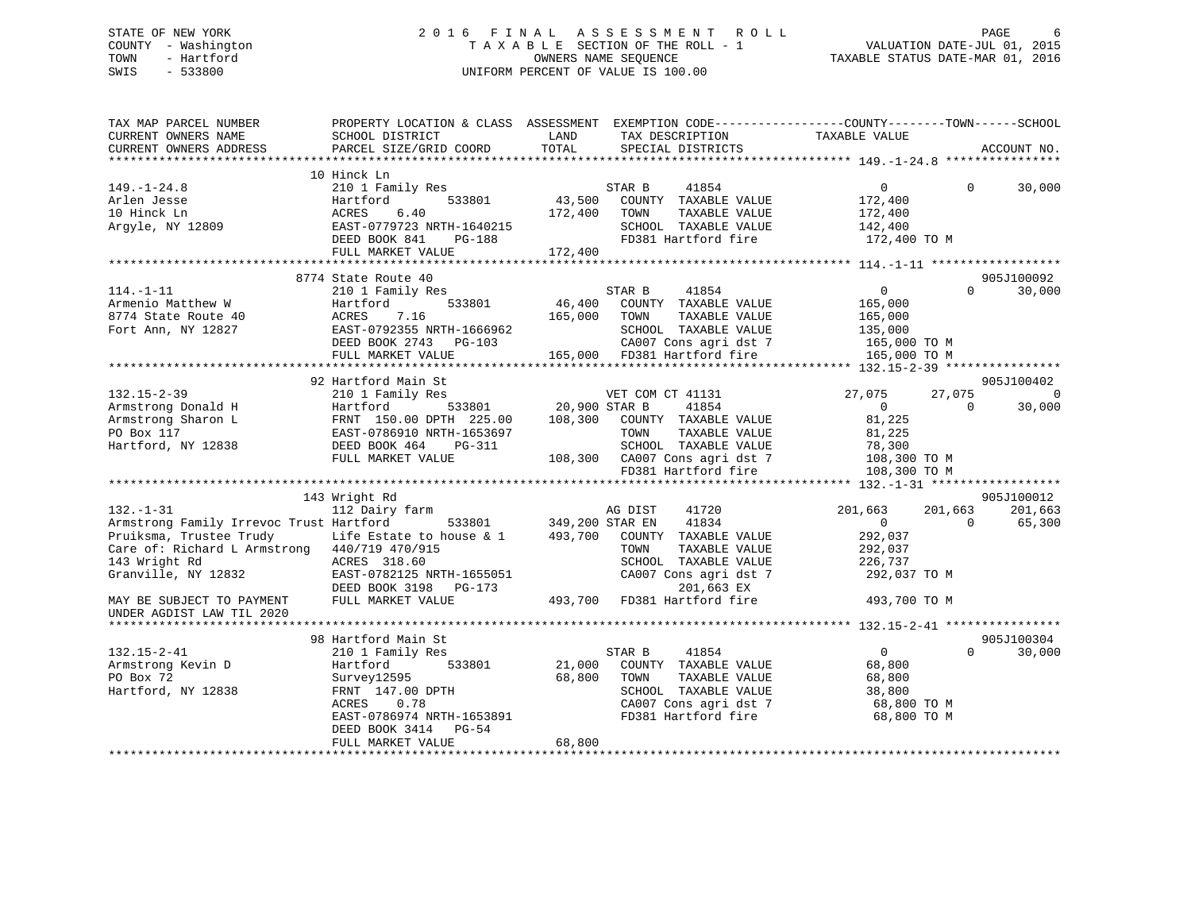STATE OF NEW YORK
COUNTY - Washington
TOWN - Hartford
SWIS - 533800

# 2016 FINAL ASSESSMENT ROLL

TAXABLE SECTION OF THE ROLL - 1
OWNERS NAME SEQUENCE
UNIFORM PERCENT OF VALUE IS 100.00

VALUATION DATE-JUL 01, 2015
TAXABLE STATUS DATE-MAR 01, 2016

```
TAX MAP PARCEL NUMBER          PROPERTY LOCATION & CLASS  ASSESSMENT  EXEMPTION CODE------------------COUNTY--------TOWN------SCHOOL
CURRENT OWNERS NAME            SCHOOL DISTRICT              LAND      TAX DESCRIPTION              TAXABLE VALUE
CURRENT OWNERS ADDRESS         PARCEL SIZE/GRID COORD       TOTAL     SPECIAL DISTRICTS                                   ACCOUNT NO.
******************************************************************************************************* 149.-1-24.8 ****************
                               10 Hinck Ln
149.-1-24.8                    210 1 Family Res                       STAR B      41854                  0            0     30,000
Arlen Jesse                    Hartford        533801        43,500   COUNTY  TAXABLE VALUE          172,400
10 Hinck Ln                    ACRES    6.40                172,400   TOWN    TAXABLE VALUE          172,400
Argyle, NY 12809               EAST-0779723 NRTH-1640215              SCHOOL  TAXABLE VALUE          142,400
                               DEED BOOK 841    PG-188                FD381 Hartford fire            172,400 TO M
                               FULL MARKET VALUE            172,400
******************************************************************************************************* 114.-1-11 ******************
                               8774 State Route 40                                                                    905J100092
114.-1-11                      210 1 Family Res                       STAR B      41854                  0            0     30,000
Armenio Matthew W              Hartford        533801        46,400   COUNTY  TAXABLE VALUE          165,000
8774 State Route 40            ACRES    7.16                165,000   TOWN    TAXABLE VALUE          165,000
Fort Ann, NY 12827             EAST-0792355 NRTH-1666962              SCHOOL  TAXABLE VALUE          135,000
                               DEED BOOK 2743   PG-103                CA007 Cons agri dst 7          165,000 TO M
                               FULL MARKET VALUE            165,000   FD381 Hartford fire            165,000 TO M
******************************************************************************************************* 132.15-2-39 ****************
                               92 Hartford Main St                                                                    905J100402
132.15-2-39                    210 1 Family Res                       VET COM CT 41131              27,075       27,075          0
Armstrong Donald H             Hartford        533801        20,900 STAR B      41854                  0            0     30,000
Armstrong Sharon L             FRNT 150.00 DPTH 225.00      108,300   COUNTY  TAXABLE VALUE           81,225
PO Box 117                     EAST-0786910 NRTH-1653697              TOWN    TAXABLE VALUE           81,225
Hartford, NY 12838             DEED BOOK 464    PG-311                SCHOOL  TAXABLE VALUE           78,300
                               FULL MARKET VALUE            108,300   CA007 Cons agri dst 7          108,300 TO M
                                                                      FD381 Hartford fire            108,300 TO M
******************************************************************************************************* 132.-1-31 ******************
                               143 Wright Rd                                                                          905J100012
132.-1-31                      112 Dairy farm                         AG DIST     41720            201,663      201,663    201,663
Armstrong Family Irrevoc Trust Hartford        533801       349,200 STAR EN     41834                  0            0     65,300
Pruiksma, Trustee Trudy        Life Estate to house & 1     493,700   COUNTY  TAXABLE VALUE          292,037
Care of: Richard L Armstrong   440/719 470/915                        TOWN    TAXABLE VALUE          292,037
143 Wright Rd                  ACRES  318.60                          SCHOOL  TAXABLE VALUE          226,737
Granville, NY 12832            EAST-0782125 NRTH-1655051              CA007 Cons agri dst 7          292,037 TO M
                               DEED BOOK 3198   PG-173                      201,663 EX
MAY BE SUBJECT TO PAYMENT      FULL MARKET VALUE            493,700   FD381 Hartford fire            493,700 TO M
UNDER AGDIST LAW TIL 2020
******************************************************************************************************* 132.15-2-41 ****************
                               98 Hartford Main St                                                                    905J100304
132.15-2-41                    210 1 Family Res                       STAR B      41854                  0            0     30,000
Armstrong Kevin D              Hartford        533801        21,000   COUNTY  TAXABLE VALUE           68,800
PO Box 72                      Survey12595                   68,800   TOWN    TAXABLE VALUE           68,800
Hartford, NY 12838             FRNT 147.00 DPTH                       SCHOOL  TAXABLE VALUE           38,800
                               ACRES    0.78                          CA007 Cons agri dst 7           68,800 TO M
                               EAST-0786974 NRTH-1653891              FD381 Hartford fire             68,800 TO M
                               DEED BOOK 3414   PG-54
                               FULL MARKET VALUE             68,800
************************************************************************************************************************************
```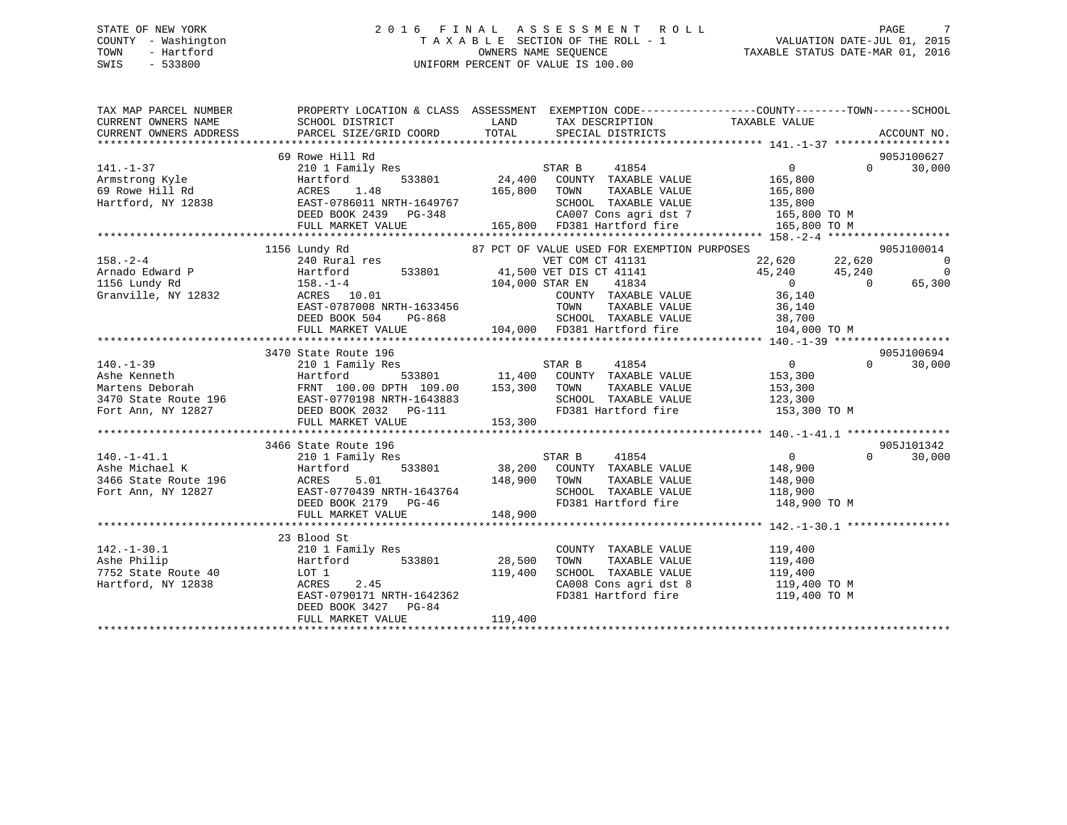STATE OF NEW YORK
COUNTY - Washington
TOWN - Hartford
SWIS - 533800

2016 FINAL ASSESSMENT ROLL
TAXABLE SECTION OF THE ROLL - 1
OWNERS NAME SEQUENCE
UNIFORM PERCENT OF VALUE IS 100.00

VALUATION DATE-JUL 01, 2015
TAXABLE STATUS DATE-MAR 01, 2016

```
TAX MAP PARCEL NUMBER      PROPERTY LOCATION & CLASS  ASSESSMENT  EXEMPTION CODE-----------------COUNTY--------TOWN------SCHOOL
CURRENT OWNERS NAME        SCHOOL DISTRICT              LAND      TAX DESCRIPTION             TAXABLE VALUE
CURRENT OWNERS ADDRESS     PARCEL SIZE/GRID COORD      TOTAL      SPECIAL DISTRICTS                                    ACCOUNT NO.
******************************************************************************************************* 141.-1-37 ******************
                           69 Rowe Hill Rd                                                                             905J100627
141.-1-37                  210 1 Family Res                       STAR B      41854                    0           0      30,000
Armstrong Kyle             Hartford      533801        24,400     COUNTY  TAXABLE VALUE          165,800
69 Rowe Hill Rd            ACRES    1.48              165,800     TOWN    TAXABLE VALUE          165,800
Hartford, NY 12838         EAST-0786011 NRTH-1649767              SCHOOL  TAXABLE VALUE          135,800
                           DEED BOOK 2439   PG-348                CA007 Cons agri dst 7           165,800 TO M
                           FULL MARKET VALUE          165,800     FD381 Hartford fire             165,800 TO M
******************************************************************************************************* 158.-2-4 *******************
                           1156 Lundy Rd                                                                               905J100014
158.-2-4                   240 Rural res              87 PCT OF VALUE USED FOR EXEMPTION PURPOSES
Arnado Edward P            Hartford      533801                   VET COM CT 41131            22,620      22,620           0
1156 Lundy Rd              158.-1-4                    41,500     VET DIS CT 41141            45,240      45,240           0
Granville, NY 12832        ACRES   10.01              104,000     STAR EN     41834                0           0      65,300
                           EAST-0787008 NRTH-1633456              COUNTY  TAXABLE VALUE           36,140
                           DEED BOOK 504    PG-868                TOWN    TAXABLE VALUE           36,140
                           FULL MARKET VALUE          104,000     SCHOOL  TAXABLE VALUE           38,700
                                                                  FD381 Hartford fire             104,000 TO M
******************************************************************************************************* 140.-1-39 ******************
                           3470 State Route 196                                                                        905J100694
140.-1-39                  210 1 Family Res                       STAR B      41854                    0           0      30,000
Ashe Kenneth               Hartford      533801        11,400     COUNTY  TAXABLE VALUE          153,300
Martens Deborah            FRNT 100.00 DPTH 109.00    153,300     TOWN    TAXABLE VALUE          153,300
3470 State Route 196       EAST-0770198 NRTH-1643883              SCHOOL  TAXABLE VALUE          123,300
Fort Ann, NY 12827         DEED BOOK 2032   PG-111                FD381 Hartford fire             153,300 TO M
                           FULL MARKET VALUE          153,300
******************************************************************************************************* 140.-1-41.1 ****************
                           3466 State Route 196                                                                        905J101342
140.-1-41.1                210 1 Family Res                       STAR B      41854                    0           0      30,000
Ashe Michael K             Hartford      533801        38,200     COUNTY  TAXABLE VALUE          148,900
3466 State Route 196       ACRES    5.01              148,900     TOWN    TAXABLE VALUE          148,900
Fort Ann, NY 12827         EAST-0770439 NRTH-1643764              SCHOOL  TAXABLE VALUE          118,900
                           DEED BOOK 2179   PG-46                 FD381 Hartford fire             148,900 TO M
                           FULL MARKET VALUE          148,900
******************************************************************************************************* 142.-1-30.1 ****************
                           23 Blood St
142.-1-30.1                210 1 Family Res                       COUNTY  TAXABLE VALUE          119,400
Ashe Philip                Hartford      533801        28,500     TOWN    TAXABLE VALUE          119,400
7752 State Route 40        LOT 1                      119,400     SCHOOL  TAXABLE VALUE          119,400
Hartford, NY 12838         ACRES    2.45                          CA008 Cons agri dst 8           119,400 TO M
                           EAST-0790171 NRTH-1642362              FD381 Hartford fire             119,400 TO M
                           DEED BOOK 3427   PG-84
                           FULL MARKET VALUE          119,400
************************************************************************************************************************************
```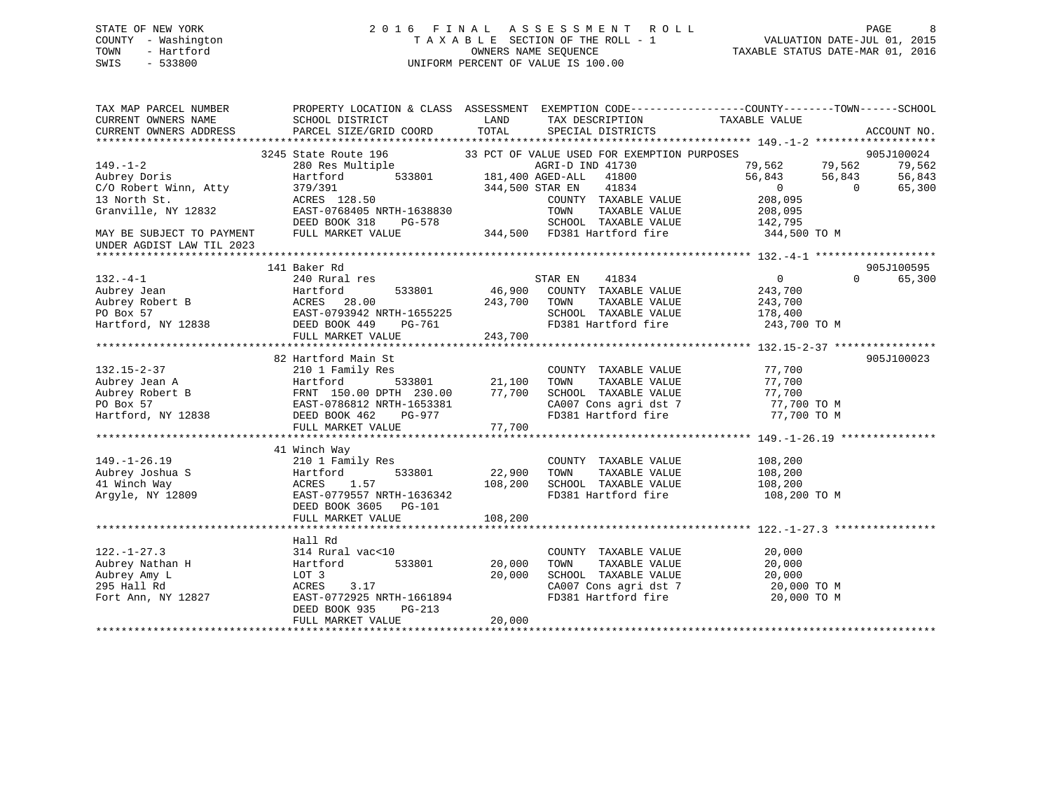STATE OF NEW YORK
COUNTY - Washington
TOWN - Hartford
SWIS - 533800

2016 FINAL ASSESSMENT ROLL
TAXABLE SECTION OF THE ROLL - 1
OWNERS NAME SEQUENCE
UNIFORM PERCENT OF VALUE IS 100.00

VALUATION DATE-JUL 01, 2015
TAXABLE STATUS DATE-MAR 01, 2016

```
TAX MAP PARCEL NUMBER        PROPERTY LOCATION & CLASS  ASSESSMENT  EXEMPTION CODE-----------------COUNTY--------TOWN------SCHOOL
CURRENT OWNERS NAME          SCHOOL DISTRICT               LAND      TAX DESCRIPTION            TAXABLE VALUE
CURRENT OWNERS ADDRESS       PARCEL SIZE/GRID COORD        TOTAL     SPECIAL DISTRICTS                                    ACCOUNT NO.
******************************************************************************************************* 149.-1-2 *******************
                             3245 State Route 196          33 PCT OF VALUE USED FOR EXEMPTION PURPOSES                    905J100024
149.-1-2                     280 Res Multiple               AGRI-D IND 41730                  79,562     79,562     79,562
Aubrey Doris                 Hartford      533801     181,400 AGED-ALL  41800                  56,843     56,843     56,843
C/O Robert Winn, Atty        379/391                  344,500 STAR EN   41834                       0          0     65,300
13 North St.                 ACRES 128.50                     COUNTY  TAXABLE VALUE           208,095
Granville, NY 12832          EAST-0768405 NRTH-1638830        TOWN    TAXABLE VALUE           208,095
                             DEED BOOK 318    PG-578          SCHOOL  TAXABLE VALUE           142,795
MAY BE SUBJECT TO PAYMENT    FULL MARKET VALUE        344,500 FD381 Hartford fire             344,500 TO M
UNDER AGDIST LAW TIL 2023
******************************************************************************************************* 132.-4-1 *******************
                             141 Baker Rd                                                                                 905J100595
132.-4-1                     240 Rural res                    STAR EN   41834                       0          0     65,300
Aubrey Jean                  Hartford      533801      46,900 COUNTY  TAXABLE VALUE           243,700
Aubrey Robert B              ACRES  28.00             243,700 TOWN    TAXABLE VALUE           243,700
PO Box 57                    EAST-0793942 NRTH-1655225        SCHOOL  TAXABLE VALUE           178,400
Hartford, NY 12838           DEED BOOK 449    PG-761          FD381 Hartford fire             243,700 TO M
                             FULL MARKET VALUE        243,700
******************************************************************************************************* 132.15-2-37 ****************
                             82 Hartford Main St                                                                          905J100023
132.15-2-37                  210 1 Family Res                 COUNTY  TAXABLE VALUE            77,700
Aubrey Jean A                Hartford      533801      21,100 TOWN    TAXABLE VALUE            77,700
Aubrey Robert B              FRNT 150.00 DPTH 230.00   77,700 SCHOOL  TAXABLE VALUE            77,700
PO Box 57                    EAST-0786812 NRTH-1653381        CA007 Cons agri dst 7            77,700 TO M
Hartford, NY 12838           DEED BOOK 462    PG-977          FD381 Hartford fire              77,700 TO M
                             FULL MARKET VALUE         77,700
******************************************************************************************************* 149.-1-26.19 ***************
                             41 Winch Way
149.-1-26.19                 210 1 Family Res                 COUNTY  TAXABLE VALUE           108,200
Aubrey Joshua S              Hartford      533801      22,900 TOWN    TAXABLE VALUE           108,200
41 Winch Way                 ACRES   1.57             108,200 SCHOOL  TAXABLE VALUE           108,200
Argyle, NY 12809             EAST-0779557 NRTH-1636342        FD381 Hartford fire             108,200 TO M
                             DEED BOOK 3605   PG-101
                             FULL MARKET VALUE        108,200
******************************************************************************************************* 122.-1-27.3 ****************
                             Hall Rd
122.-1-27.3                  314 Rural vac<10                 COUNTY  TAXABLE VALUE            20,000
Aubrey Nathan H              Hartford      533801      20,000 TOWN    TAXABLE VALUE            20,000
Aubrey Amy L                 LOT 3                     20,000 SCHOOL  TAXABLE VALUE            20,000
295 Hall Rd                  ACRES   3.17                     CA007 Cons agri dst 7            20,000 TO M
Fort Ann, NY 12827           EAST-0772925 NRTH-1661894        FD381 Hartford fire              20,000 TO M
                             DEED BOOK 935    PG-213
                             FULL MARKET VALUE         20,000
************************************************************************************************************************************
```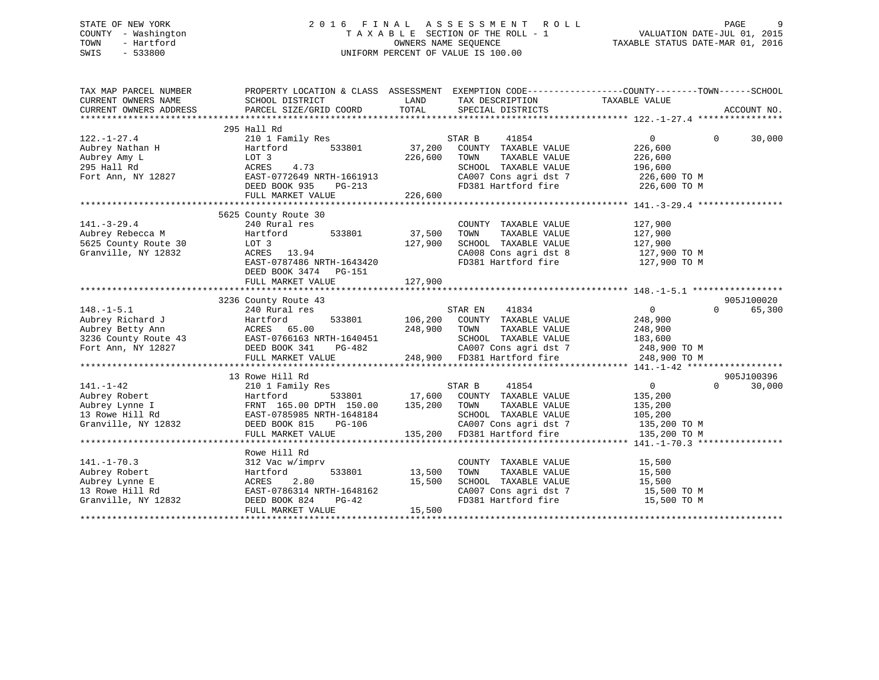STATE OF NEW YORK
COUNTY - Washington
TOWN - Hartford
SWIS - 533800

# 2016 FINAL ASSESSMENT ROLL

TAXABLE SECTION OF THE ROLL - 1
OWNERS NAME SEQUENCE
UNIFORM PERCENT OF VALUE IS 100.00

VALUATION DATE-JUL 01, 2015
TAXABLE STATUS DATE-MAR 01, 2016

| TAX MAP PARCEL NUMBER / CURRENT OWNERS NAME / CURRENT OWNERS ADDRESS | PROPERTY LOCATION & CLASS / SCHOOL DISTRICT / PARCEL SIZE/GRID COORD | ASSESSMENT LAND / TOTAL | EXEMPTION CODE / TAX DESCRIPTION / SPECIAL DISTRICTS | COUNTY / TAXABLE VALUE | TOWN | SCHOOL / ACCOUNT NO. |
|---|---|---|---|---|---|---|
| **122.-1-27.4** | 295 Hall Rd | | | | | |
| 122.-1-27.4 | 210 1 Family Res | | STAR B 41854 | 0 | 0 | 30,000 |
| Aubrey Nathan H | Hartford 533801 | 37,200 | COUNTY TAXABLE VALUE | 226,600 | | |
| Aubrey Amy L | LOT 3 | 226,600 | TOWN TAXABLE VALUE | 226,600 | | |
| 295 Hall Rd | ACRES 4.73 | | SCHOOL TAXABLE VALUE | 196,600 | | |
| Fort Ann, NY 12827 | EAST-0772649 NRTH-1661913 | | CA007 Cons agri dst 7 | 226,600 TO M | | |
| | DEED BOOK 935 PG-213 | | FD381 Hartford fire | 226,600 TO M | | |
| | FULL MARKET VALUE | 226,600 | | | | |
| **141.-3-29.4** | 5625 County Route 30 | | | | | |
| 141.-3-29.4 | 240 Rural res | | COUNTY TAXABLE VALUE | 127,900 | | |
| Aubrey Rebecca M | Hartford 533801 | 37,500 | TOWN TAXABLE VALUE | 127,900 | | |
| 5625 County Route 30 | LOT 3 | 127,900 | SCHOOL TAXABLE VALUE | 127,900 | | |
| Granville, NY 12832 | ACRES 13.94 | | CA008 Cons agri dst 8 | 127,900 TO M | | |
| | EAST-0787486 NRTH-1643420 | | FD381 Hartford fire | 127,900 TO M | | |
| | DEED BOOK 3474 PG-151 | | | | | |
| | FULL MARKET VALUE | 127,900 | | | | |
| **148.-1-5.1** | 3236 County Route 43 | | | | | 905J100020 |
| 148.-1-5.1 | 240 Rural res | | STAR EN 41834 | 0 | 0 | 65,300 |
| Aubrey Richard J | Hartford 533801 | 106,200 | COUNTY TAXABLE VALUE | 248,900 | | |
| Aubrey Betty Ann | ACRES 65.00 | 248,900 | TOWN TAXABLE VALUE | 248,900 | | |
| 3236 County Route 43 | EAST-0766163 NRTH-1640451 | | SCHOOL TAXABLE VALUE | 183,600 | | |
| Fort Ann, NY 12827 | DEED BOOK 341 PG-482 | | CA007 Cons agri dst 7 | 248,900 TO M | | |
| | FULL MARKET VALUE | 248,900 | FD381 Hartford fire | 248,900 TO M | | |
| **141.-1-42** | 13 Rowe Hill Rd | | | | | 905J100396 |
| 141.-1-42 | 210 1 Family Res | | STAR B 41854 | 0 | 0 | 30,000 |
| Aubrey Robert | Hartford 533801 | 17,600 | COUNTY TAXABLE VALUE | 135,200 | | |
| Aubrey Lynne I | FRNT 165.00 DPTH 150.00 | 135,200 | TOWN TAXABLE VALUE | 135,200 | | |
| 13 Rowe Hill Rd | EAST-0785985 NRTH-1648184 | | SCHOOL TAXABLE VALUE | 105,200 | | |
| Granville, NY 12832 | DEED BOOK 815 PG-106 | | CA007 Cons agri dst 7 | 135,200 TO M | | |
| | FULL MARKET VALUE | 135,200 | FD381 Hartford fire | 135,200 TO M | | |
| **141.-1-70.3** | Rowe Hill Rd | | | | | |
| 141.-1-70.3 | 312 Vac w/imprv | | COUNTY TAXABLE VALUE | 15,500 | | |
| Aubrey Robert | Hartford 533801 | 13,500 | TOWN TAXABLE VALUE | 15,500 | | |
| Aubrey Lynne E | ACRES 2.80 | 15,500 | SCHOOL TAXABLE VALUE | 15,500 | | |
| 13 Rowe Hill Rd | EAST-0786314 NRTH-1648162 | | CA007 Cons agri dst 7 | 15,500 TO M | | |
| Granville, NY 12832 | DEED BOOK 824 PG-42 | | FD381 Hartford fire | 15,500 TO M | | |
| | FULL MARKET VALUE | 15,500 | | | | |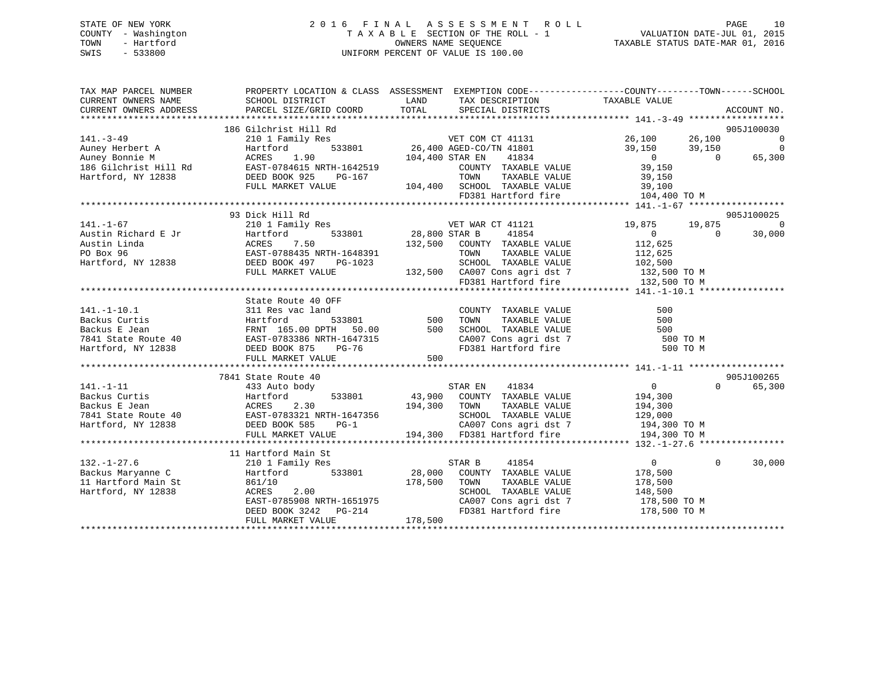STATE OF NEW YORK
COUNTY - Washington
TOWN - Hartford
SWIS - 533800

2016 FINAL ASSESSMENT ROLL
TAXABLE SECTION OF THE ROLL - 1
OWNERS NAME SEQUENCE
UNIFORM PERCENT OF VALUE IS 100.00

VALUATION DATE-JUL 01, 2015
TAXABLE STATUS DATE-MAR 01, 2016

```
TAX MAP PARCEL NUMBER      PROPERTY LOCATION & CLASS  ASSESSMENT  EXEMPTION CODE-----------------COUNTY--------TOWN------SCHOOL
CURRENT OWNERS NAME        SCHOOL DISTRICT              LAND      TAX DESCRIPTION            TAXABLE VALUE
CURRENT OWNERS ADDRESS     PARCEL SIZE/GRID COORD       TOTAL     SPECIAL DISTRICTS                                     ACCOUNT NO.
******************************************************************************************************* 141.-3-49 ******************
                           186 Gilchrist Hill Rd                                                                          905J100030
141.-3-49                  210 1 Family Res                       VET COM CT 41131             26,100      26,100              0
Auney Herbert A            Hartford        533801        26,400 AGED-CO/TN 41801             39,150      39,150              0
Auney Bonnie M             ACRES    1.90                104,400 STAR EN     41834                  0           0         65,300
186 Gilchrist Hill Rd      EAST-0784615 NRTH-1642519               COUNTY  TAXABLE VALUE         39,150
Hartford, NY 12838         DEED BOOK 925    PG-167                 TOWN    TAXABLE VALUE         39,150
                           FULL MARKET VALUE           104,400    SCHOOL  TAXABLE VALUE         39,100
                                                                  FD381 Hartford fire          104,400 TO M
******************************************************************************************************* 141.-1-67 ******************
                           93 Dick Hill Rd                                                                                905J100025
141.-1-67                  210 1 Family Res                       VET WAR CT 41121             19,875      19,875              0
Austin Richard E Jr        Hartford        533801        28,800 STAR B      41854                  0           0         30,000
Austin Linda               ACRES    7.50                132,500   COUNTY  TAXABLE VALUE        112,625
PO Box 96                  EAST-0788435 NRTH-1648391              TOWN    TAXABLE VALUE        112,625
Hartford, NY 12838         DEED BOOK 497    PG-1023               SCHOOL  TAXABLE VALUE        102,500
                           FULL MARKET VALUE           132,500    CA007 Cons agri dst 7        132,500 TO M
                                                                  FD381 Hartford fire          132,500 TO M
******************************************************************************************************* 141.-1-10.1 ****************
                           State Route 40 OFF
141.-1-10.1                311 Res vac land                        COUNTY  TAXABLE VALUE            500
Backus Curtis              Hartford        533801            500   TOWN    TAXABLE VALUE            500
Backus E Jean              FRNT 165.00 DPTH  50.00           500   SCHOOL  TAXABLE VALUE            500
7841 State Route 40        EAST-0783386 NRTH-1647315              CA007 Cons agri dst 7            500 TO M
Hartford, NY 12838         DEED BOOK 875    PG-76                 FD381 Hartford fire              500 TO M
                           FULL MARKET VALUE               500
******************************************************************************************************* 141.-1-11 ******************
                           7841 State Route 40                                                                            905J100265
141.-1-11                  433 Auto body                          STAR EN     41834                  0           0         65,300
Backus Curtis              Hartford        533801         43,900   COUNTY  TAXABLE VALUE        194,300
Backus E Jean              ACRES    2.30                194,300   TOWN    TAXABLE VALUE        194,300
7841 State Route 40        EAST-0783321 NRTH-1647356              SCHOOL  TAXABLE VALUE        129,000
Hartford, NY 12838         DEED BOOK 585    PG-1                  CA007 Cons agri dst 7        194,300 TO M
                           FULL MARKET VALUE           194,300    FD381 Hartford fire          194,300 TO M
******************************************************************************************************* 132.-1-27.6 ****************
                           11 Hartford Main St
132.-1-27.6                210 1 Family Res                       STAR B      41854                  0           0         30,000
Backus Maryanne C          Hartford        533801         28,000   COUNTY  TAXABLE VALUE        178,500
11 Hartford Main St        861/10                      178,500    TOWN    TAXABLE VALUE        178,500
Hartford, NY 12838         ACRES    2.00                          SCHOOL  TAXABLE VALUE        148,500
                           EAST-0785908 NRTH-1651975              CA007 Cons agri dst 7        178,500 TO M
                           DEED BOOK 3242   PG-214                FD381 Hartford fire          178,500 TO M
                           FULL MARKET VALUE           178,500
************************************************************************************************************************************
```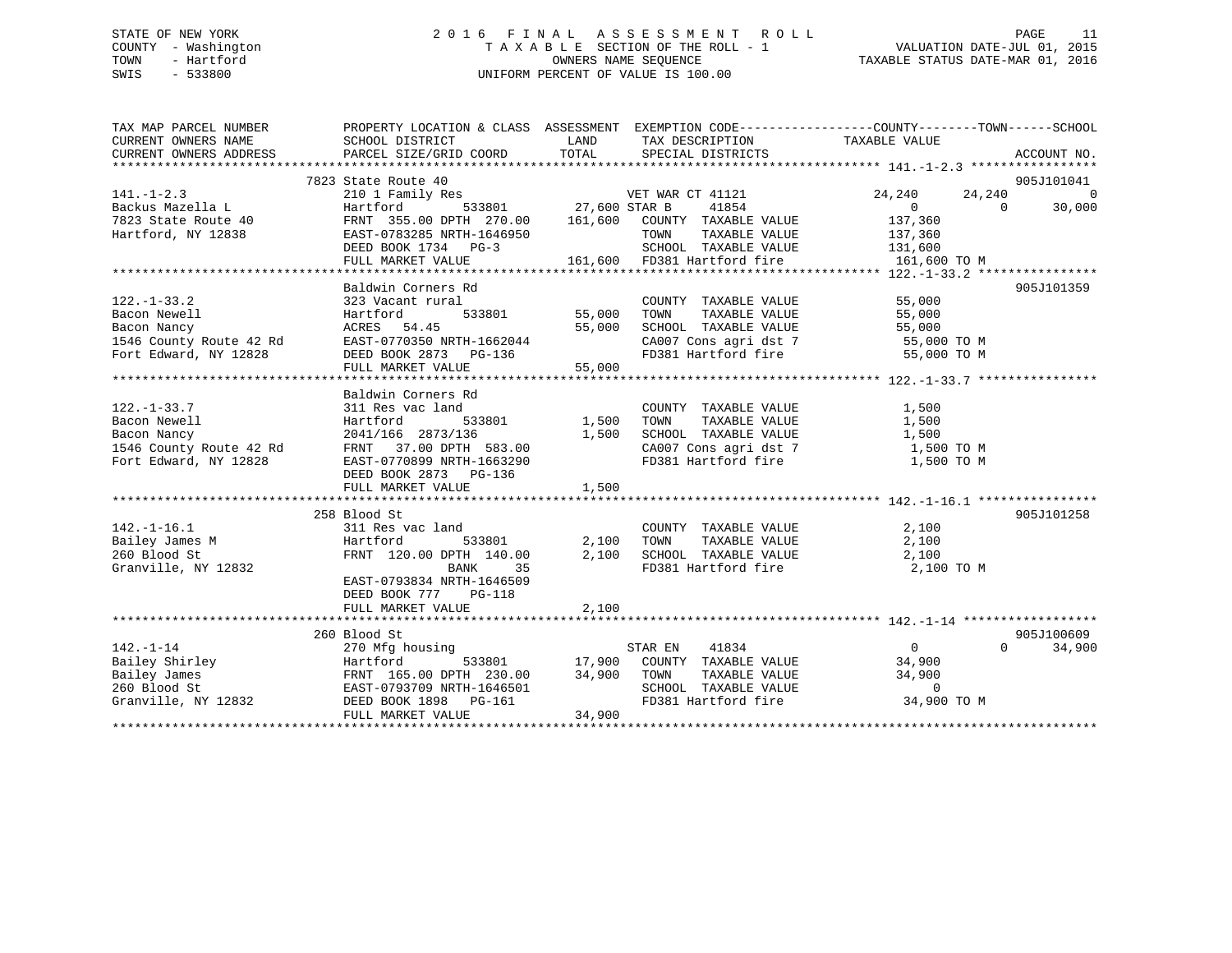STATE OF NEW YORK
COUNTY - Washington
TOWN - Hartford
SWIS - 533800

# 2016 FINAL ASSESSMENT ROLL

TAXABLE SECTION OF THE ROLL - 1
OWNERS NAME SEQUENCE
UNIFORM PERCENT OF VALUE IS 100.00

VALUATION DATE-JUL 01, 2015
TAXABLE STATUS DATE-MAR 01, 2016

```
TAX MAP PARCEL NUMBER          PROPERTY LOCATION & CLASS  ASSESSMENT  EXEMPTION CODE------------------COUNTY--------TOWN------SCHOOL
CURRENT OWNERS NAME            SCHOOL DISTRICT               LAND      TAX DESCRIPTION            TAXABLE VALUE
CURRENT OWNERS ADDRESS         PARCEL SIZE/GRID COORD        TOTAL     SPECIAL DISTRICTS                                    ACCOUNT NO.
******************************************************************************************************* 141.-1-2.3 *****************
                               7823 State Route 40                                                                          905J101041
141.-1-2.3                     210 1 Family Res                      VET WAR CT 41121               24,240       24,240            0
Backus Mazella L               Hartford          533801      27,600 STAR B        41854                  0            0       30,000
7823 State Route 40            FRNT 355.00 DPTH 270.00     161,600    COUNTY  TAXABLE VALUE            137,360
Hartford, NY 12838             EAST-0783285 NRTH-1646950              TOWN    TAXABLE VALUE            137,360
                               DEED BOOK 1734   PG-3                  SCHOOL  TAXABLE VALUE            131,600
                               FULL MARKET VALUE           161,600    FD381 Hartford fire              161,600 TO M
******************************************************************************************************* 122.-1-33.2 ****************
                               Baldwin Corners Rd                                                                           905J101359
122.-1-33.2                    323 Vacant rural                       COUNTY  TAXABLE VALUE             55,000
Bacon Newell                   Hartford          533801      55,000   TOWN    TAXABLE VALUE             55,000
Bacon Nancy                    ACRES   54.45                 55,000   SCHOOL  TAXABLE VALUE             55,000
1546 County Route 42 Rd        EAST-0770350 NRTH-1662044              CA007 Cons agri dst 7              55,000 TO M
Fort Edward, NY 12828          DEED BOOK 2873   PG-136                FD381 Hartford fire                55,000 TO M
                               FULL MARKET VALUE             55,000
******************************************************************************************************* 122.-1-33.7 ****************
                               Baldwin Corners Rd
122.-1-33.7                    311 Res vac land                       COUNTY  TAXABLE VALUE              1,500
Bacon Newell                   Hartford          533801       1,500   TOWN    TAXABLE VALUE              1,500
Bacon Nancy                    2041/166  2873/136             1,500   SCHOOL  TAXABLE VALUE              1,500
1546 County Route 42 Rd        FRNT  37.00 DPTH 583.00                CA007 Cons agri dst 7               1,500 TO M
Fort Edward, NY 12828          EAST-0770899 NRTH-1663290              FD381 Hartford fire                 1,500 TO M
                               DEED BOOK 2873   PG-136
                               FULL MARKET VALUE              1,500
******************************************************************************************************* 142.-1-16.1 ****************
                               258 Blood St                                                                                 905J101258
142.-1-16.1                    311 Res vac land                       COUNTY  TAXABLE VALUE              2,100
Bailey James M                 Hartford          533801       2,100   TOWN    TAXABLE VALUE              2,100
260 Blood St                   FRNT 120.00 DPTH 140.00        2,100   SCHOOL  TAXABLE VALUE              2,100
Granville, NY 12832                          BANK     35              FD381 Hartford fire                 2,100 TO M
                               EAST-0793834 NRTH-1646509
                               DEED BOOK 777    PG-118
                               FULL MARKET VALUE              2,100
******************************************************************************************************* 142.-1-14 ******************
                               260 Blood St                                                                                 905J100609
142.-1-14                      270 Mfg housing                        STAR EN       41834                  0            0       34,900
Bailey Shirley                 Hartford          533801      17,900   COUNTY  TAXABLE VALUE             34,900
Bailey James                   FRNT 165.00 DPTH 230.00       34,900   TOWN    TAXABLE VALUE             34,900
260 Blood St                   EAST-0793709 NRTH-1646501              SCHOOL  TAXABLE VALUE                  0
Granville, NY 12832            DEED BOOK 1898   PG-161                FD381 Hartford fire                34,900 TO M
                               FULL MARKET VALUE             34,900
************************************************************************************************************************************
```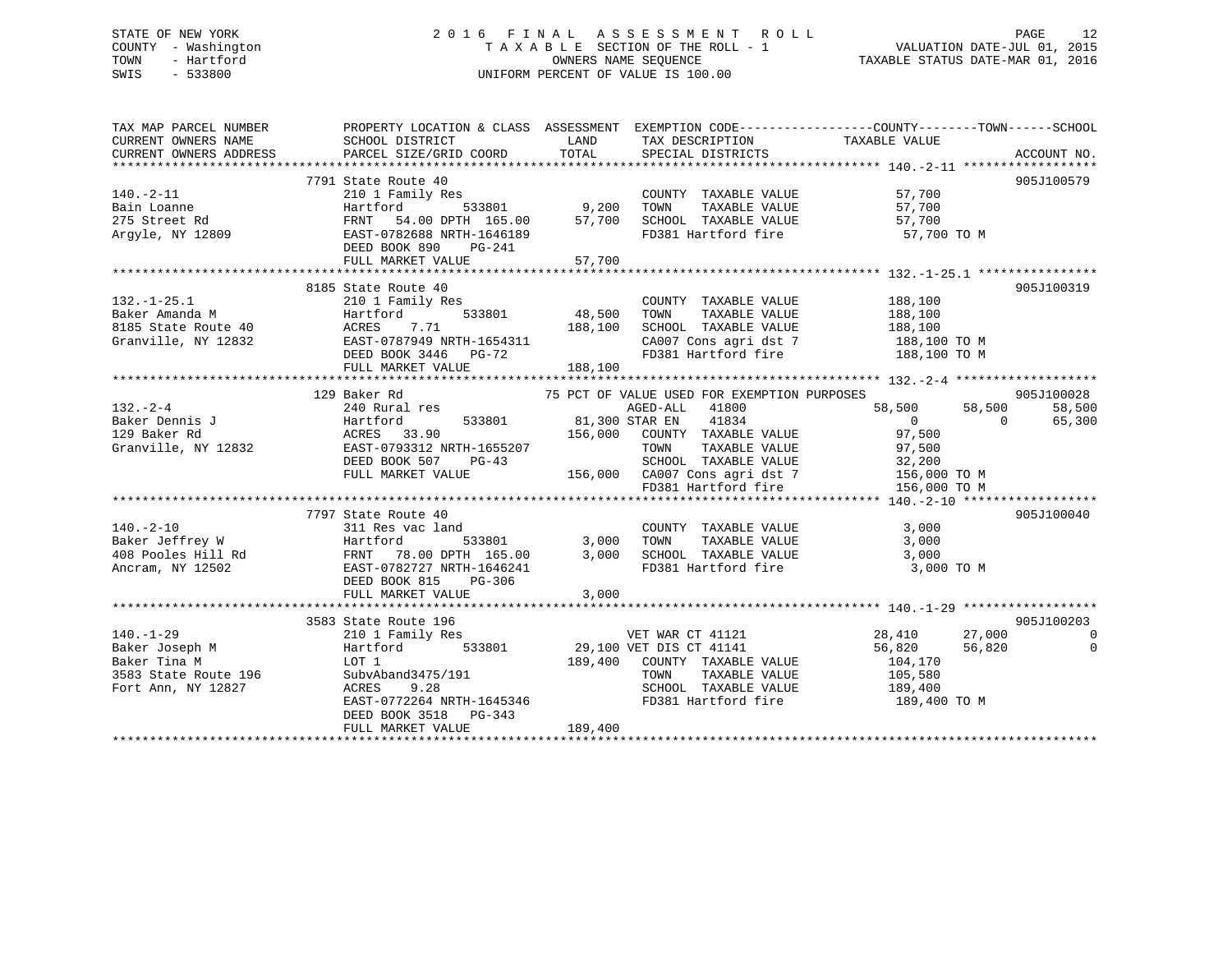STATE OF NEW YORK
COUNTY - Washington
TOWN - Hartford
SWIS - 533800

2016 FINAL ASSESSMENT ROLL
TAXABLE SECTION OF THE ROLL - 1
OWNERS NAME SEQUENCE
UNIFORM PERCENT OF VALUE IS 100.00

VALUATION DATE-JUL 01, 2015
TAXABLE STATUS DATE-MAR 01, 2016

```
TAX MAP PARCEL NUMBER      PROPERTY LOCATION & CLASS  ASSESSMENT  EXEMPTION CODE------------------COUNTY--------TOWN------SCHOOL
CURRENT OWNERS NAME        SCHOOL DISTRICT              LAND      TAX DESCRIPTION            TAXABLE VALUE
CURRENT OWNERS ADDRESS     PARCEL SIZE/GRID COORD       TOTAL     SPECIAL DISTRICTS                                       ACCOUNT NO.
******************************************************************************************************* 140.-2-11 *****************
                           7791 State Route 40                                                                           905J100579
140.-2-11                  210 1 Family Res                        COUNTY  TAXABLE VALUE          57,700
Bain Loanne                Hartford          533801       9,200   TOWN    TAXABLE VALUE          57,700
275 Street Rd              FRNT  54.00 DPTH 165.00       57,700   SCHOOL  TAXABLE VALUE          57,700
Argyle, NY 12809           EAST-0782688 NRTH-1646189              FD381 Hartford fire             57,700 TO M
                           DEED BOOK 890    PG-241
                           FULL MARKET VALUE             57,700
******************************************************************************************************* 132.-1-25.1 ***************
                           8185 State Route 40                                                                           905J100319
132.-1-25.1                210 1 Family Res                        COUNTY  TAXABLE VALUE         188,100
Baker Amanda M             Hartford          533801      48,500   TOWN    TAXABLE VALUE         188,100
8185 State Route 40        ACRES    7.71                188,100   SCHOOL  TAXABLE VALUE         188,100
Granville, NY 12832        EAST-0787949 NRTH-1654311              CA007 Cons agri dst 7          188,100 TO M
                           DEED BOOK 3446   PG-72                 FD381 Hartford fire            188,100 TO M
                           FULL MARKET VALUE            188,100
******************************************************************************************************* 132.-2-4 ******************
                           129 Baker Rd                     75 PCT OF VALUE USED FOR EXEMPTION PURPOSES                  905J100028
132.-2-4                   240 Rural res                           AGED-ALL  41800            58,500      58,500      58,500
Baker Dennis J             Hartford          533801      81,300 STAR EN    41834                  0           0      65,300
129 Baker Rd               ACRES   33.90                156,000   COUNTY  TAXABLE VALUE          97,500
Granville, NY 12832        EAST-0793312 NRTH-1655207              TOWN    TAXABLE VALUE          97,500
                           DEED BOOK 507    PG-43                 SCHOOL  TAXABLE VALUE          32,200
                           FULL MARKET VALUE            156,000   CA007 Cons agri dst 7          156,000 TO M
                                                                  FD381 Hartford fire            156,000 TO M
******************************************************************************************************* 140.-2-10 *****************
                           7797 State Route 40                                                                           905J100040
140.-2-10                  311 Res vac land                        COUNTY  TAXABLE VALUE           3,000
Baker Jeffrey W            Hartford          533801       3,000   TOWN    TAXABLE VALUE           3,000
408 Pooles Hill Rd         FRNT  78.00 DPTH 165.00        3,000   SCHOOL  TAXABLE VALUE           3,000
Ancram, NY 12502           EAST-0782727 NRTH-1646241              FD381 Hartford fire              3,000 TO M
                           DEED BOOK 815    PG-306
                           FULL MARKET VALUE              3,000
******************************************************************************************************* 140.-1-29 *****************
                           3583 State Route 196                                                                          905J100203
140.-1-29                  210 1 Family Res                        VET WAR CT 41121           28,410      27,000           0
Baker Joseph M             Hartford          533801      29,100 VET DIS CT 41141           56,820      56,820           0
Baker Tina M               LOT 1                        189,400   COUNTY  TAXABLE VALUE         104,170
3583 State Route 196       SubvAband3475/191                      TOWN    TAXABLE VALUE         105,580
Fort Ann, NY 12827         ACRES    9.28                          SCHOOL  TAXABLE VALUE         189,400
                           EAST-0772264 NRTH-1645346              FD381 Hartford fire            189,400 TO M
                           DEED BOOK 3518   PG-343
                           FULL MARKET VALUE            189,400
***********************************************************************************************************************************
```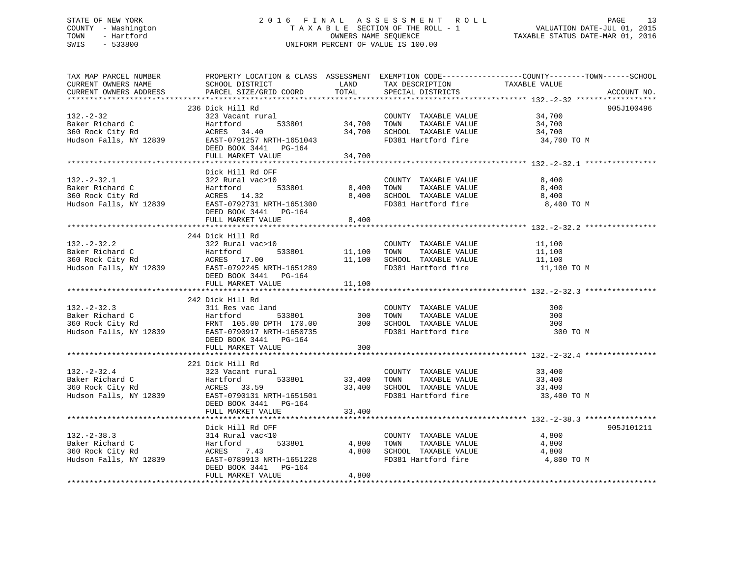STATE OF NEW YORK
COUNTY - Washington
TOWN - Hartford
SWIS - 533800

# 2016 FINAL ASSESSMENT ROLL

TAXABLE SECTION OF THE ROLL - 1
OWNERS NAME SEQUENCE
UNIFORM PERCENT OF VALUE IS 100.00

VALUATION DATE-JUL 01, 2015
TAXABLE STATUS DATE-MAR 01, 2016

| TAX MAP PARCEL NUMBER / CURRENT OWNERS NAME / CURRENT OWNERS ADDRESS | PROPERTY LOCATION & CLASS / SCHOOL DISTRICT / PARCEL SIZE/GRID COORD | ASSESSMENT LAND | ASSESSMENT TOTAL | EXEMPTION CODE / TAX DESCRIPTION / SPECIAL DISTRICTS | TAXABLE VALUE | ACCOUNT NO. |
|---|---|---|---|---|---|---|
| 132.-2-32 | 236 Dick Hill Rd | | | | | 905J100496 |
| Baker Richard C | 323 Vacant rural | | | COUNTY TAXABLE VALUE | 34,700 | |
| 360 Rock City Rd | Hartford 533801 | 34,700 | | TOWN TAXABLE VALUE | 34,700 | |
| Hudson Falls, NY 12839 | ACRES 34.40 | | 34,700 | SCHOOL TAXABLE VALUE | 34,700 | |
| | EAST-0791257 NRTH-1651043 | | | FD381 Hartford fire | 34,700 TO M | |
| | DEED BOOK 3441 PG-164 | | | | | |
| | FULL MARKET VALUE | | 34,700 | | | |
| 132.-2-32.1 | Dick Hill Rd OFF | | | | | |
| Baker Richard C | 322 Rural vac>10 | | | COUNTY TAXABLE VALUE | 8,400 | |
| 360 Rock City Rd | Hartford 533801 | 8,400 | | TOWN TAXABLE VALUE | 8,400 | |
| Hudson Falls, NY 12839 | ACRES 14.32 | | 8,400 | SCHOOL TAXABLE VALUE | 8,400 | |
| | EAST-0792731 NRTH-1651300 | | | FD381 Hartford fire | 8,400 TO M | |
| | DEED BOOK 3441 PG-164 | | | | | |
| | FULL MARKET VALUE | | 8,400 | | | |
| 132.-2-32.2 | 244 Dick Hill Rd | | | | | |
| Baker Richard C | 322 Rural vac>10 | | | COUNTY TAXABLE VALUE | 11,100 | |
| 360 Rock City Rd | Hartford 533801 | 11,100 | | TOWN TAXABLE VALUE | 11,100 | |
| Hudson Falls, NY 12839 | ACRES 17.00 | | 11,100 | SCHOOL TAXABLE VALUE | 11,100 | |
| | EAST-0792245 NRTH-1651289 | | | FD381 Hartford fire | 11,100 TO M | |
| | DEED BOOK 3441 PG-164 | | | | | |
| | FULL MARKET VALUE | | 11,100 | | | |
| 132.-2-32.3 | 242 Dick Hill Rd | | | | | |
| Baker Richard C | 311 Res vac land | | | COUNTY TAXABLE VALUE | 300 | |
| 360 Rock City Rd | Hartford 533801 | 300 | | TOWN TAXABLE VALUE | 300 | |
| Hudson Falls, NY 12839 | FRNT 105.00 DPTH 170.00 | | 300 | SCHOOL TAXABLE VALUE | 300 | |
| | EAST-0790917 NRTH-1650735 | | | FD381 Hartford fire | 300 TO M | |
| | DEED BOOK 3441 PG-164 | | | | | |
| | FULL MARKET VALUE | | 300 | | | |
| 132.-2-32.4 | 221 Dick Hill Rd | | | | | |
| Baker Richard C | 323 Vacant rural | | | COUNTY TAXABLE VALUE | 33,400 | |
| 360 Rock City Rd | Hartford 533801 | 33,400 | | TOWN TAXABLE VALUE | 33,400 | |
| Hudson Falls, NY 12839 | ACRES 33.59 | | 33,400 | SCHOOL TAXABLE VALUE | 33,400 | |
| | EAST-0790131 NRTH-1651501 | | | FD381 Hartford fire | 33,400 TO M | |
| | DEED BOOK 3441 PG-164 | | | | | |
| | FULL MARKET VALUE | | 33,400 | | | |
| 132.-2-38.3 | Dick Hill Rd OFF | | | | | 905J101211 |
| Baker Richard C | 314 Rural vac<10 | | | COUNTY TAXABLE VALUE | 4,800 | |
| 360 Rock City Rd | Hartford 533801 | 4,800 | | TOWN TAXABLE VALUE | 4,800 | |
| Hudson Falls, NY 12839 | ACRES 7.43 | | 4,800 | SCHOOL TAXABLE VALUE | 4,800 | |
| | EAST-0789913 NRTH-1651228 | | | FD381 Hartford fire | 4,800 TO M | |
| | DEED BOOK 3441 PG-164 | | | | | |
| | FULL MARKET VALUE | | 4,800 | | | |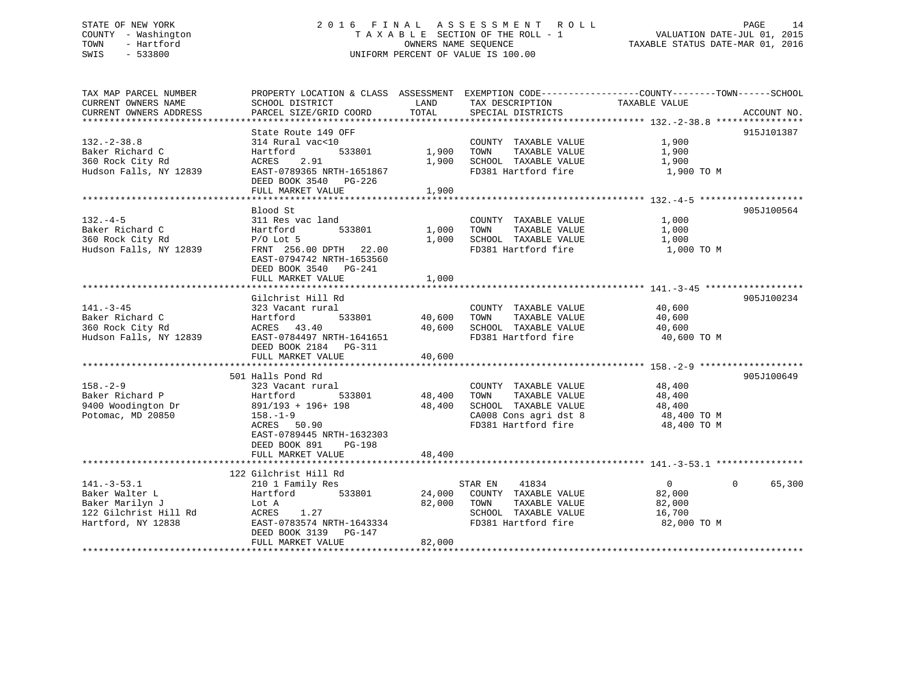STATE OF NEW YORK
COUNTY - Washington
TOWN - Hartford
SWIS - 533800

# 2016 FINAL ASSESSMENT ROLL

TAXABLE SECTION OF THE ROLL - 1
OWNERS NAME SEQUENCE
UNIFORM PERCENT OF VALUE IS 100.00

VALUATION DATE-JUL 01, 2015
TAXABLE STATUS DATE-MAR 01, 2016

```
TAX MAP PARCEL NUMBER          PROPERTY LOCATION & CLASS  ASSESSMENT  EXEMPTION CODE-----------------COUNTY--------TOWN------SCHOOL
CURRENT OWNERS NAME            SCHOOL DISTRICT              LAND      TAX DESCRIPTION              TAXABLE VALUE
CURRENT OWNERS ADDRESS         PARCEL SIZE/GRID COORD       TOTAL     SPECIAL DISTRICTS                                  ACCOUNT NO.
******************************************************************************************************* 132.-2-38.8 ****************
                               State Route 149 OFF                                                                      915J101387
132.-2-38.8                    314 Rural vac<10                       COUNTY  TAXABLE VALUE              1,900
Baker Richard C                Hartford          533801       1,900   TOWN    TAXABLE VALUE              1,900
360 Rock City Rd               ACRES    2.91                  1,900   SCHOOL  TAXABLE VALUE              1,900
Hudson Falls, NY 12839         EAST-0789365 NRTH-1651867              FD381 Hartford fire                 1,900 TO M
                               DEED BOOK 3540   PG-226
                               FULL MARKET VALUE              1,900
******************************************************************************************************* 132.-4-5 *******************
                               Blood St                                                                                 905J100564
132.-4-5                       311 Res vac land                       COUNTY  TAXABLE VALUE              1,000
Baker Richard C                Hartford          533801       1,000   TOWN    TAXABLE VALUE              1,000
360 Rock City Rd               P/O Lot 5                      1,000   SCHOOL  TAXABLE VALUE              1,000
Hudson Falls, NY 12839         FRNT 256.00 DPTH  22.00                FD381 Hartford fire                 1,000 TO M
                               EAST-0794742 NRTH-1653560
                               DEED BOOK 3540   PG-241
                               FULL MARKET VALUE              1,000
******************************************************************************************************* 141.-3-45 ******************
                               Gilchrist Hill Rd                                                                        905J100234
141.-3-45                      323 Vacant rural                       COUNTY  TAXABLE VALUE             40,600
Baker Richard C                Hartford          533801      40,600   TOWN    TAXABLE VALUE             40,600
360 Rock City Rd               ACRES   43.40                 40,600   SCHOOL  TAXABLE VALUE             40,600
Hudson Falls, NY 12839         EAST-0784497 NRTH-1641651              FD381 Hartford fire                40,600 TO M
                               DEED BOOK 2184   PG-311
                               FULL MARKET VALUE             40,600
******************************************************************************************************* 158.-2-9 *******************
                               501 Halls Pond Rd                                                                        905J100649
158.-2-9                       323 Vacant rural                       COUNTY  TAXABLE VALUE             48,400
Baker Richard P                Hartford          533801      48,400   TOWN    TAXABLE VALUE             48,400
9400 Woodington Dr             891/193 + 196+ 198            48,400   SCHOOL  TAXABLE VALUE             48,400
Potomac, MD 20850              158.-1-9                               CA008 Cons agri dst 8              48,400 TO M
                               ACRES   50.90                          FD381 Hartford fire                48,400 TO M
                               EAST-0789445 NRTH-1632303
                               DEED BOOK 891    PG-198
                               FULL MARKET VALUE             48,400
******************************************************************************************************* 141.-3-53.1 ****************
                               122 Gilchrist Hill Rd
141.-3-53.1                    210 1 Family Res                       STAR EN     41834                  0           0       65,300
Baker Walter L                 Hartford          533801      24,000   COUNTY  TAXABLE VALUE             82,000
Baker Marilyn J                Lot A                         82,000   TOWN    TAXABLE VALUE             82,000
122 Gilchrist Hill Rd          ACRES    1.27                          SCHOOL  TAXABLE VALUE             16,700
Hartford, NY 12838             EAST-0783574 NRTH-1643334              FD381 Hartford fire                82,000 TO M
                               DEED BOOK 3139   PG-147
                               FULL MARKET VALUE             82,000
************************************************************************************************************************************
```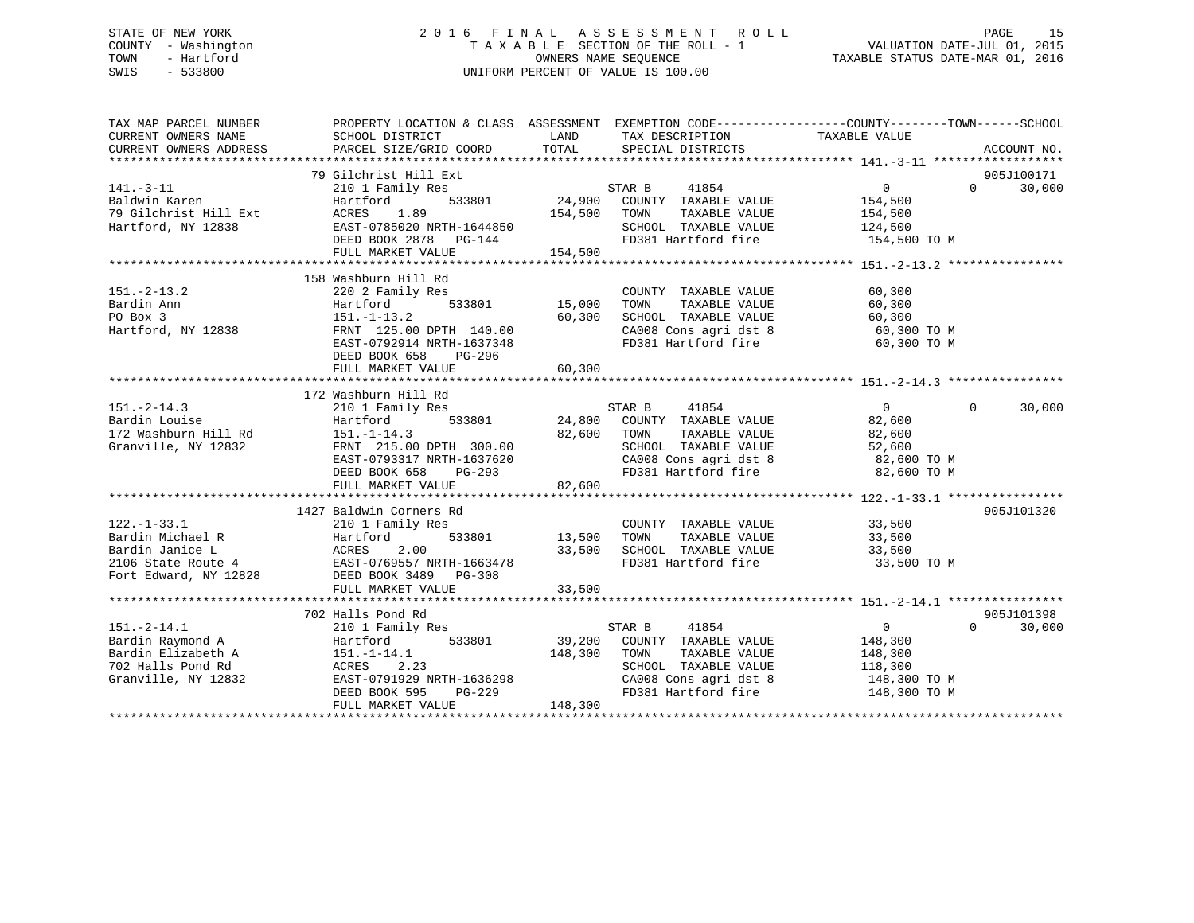STATE OF NEW YORK
COUNTY - Washington
TOWN - Hartford
SWIS - 533800

# 2016 FINAL ASSESSMENT ROLL

TAXABLE SECTION OF THE ROLL - 1
OWNERS NAME SEQUENCE
UNIFORM PERCENT OF VALUE IS 100.00

VALUATION DATE-JUL 01, 2015
TAXABLE STATUS DATE-MAR 01, 2016

```
TAX MAP PARCEL NUMBER        PROPERTY LOCATION & CLASS  ASSESSMENT  EXEMPTION CODE------------------COUNTY--------TOWN------SCHOOL
CURRENT OWNERS NAME          SCHOOL DISTRICT               LAND      TAX DESCRIPTION            TAXABLE VALUE
CURRENT OWNERS ADDRESS       PARCEL SIZE/GRID COORD        TOTAL     SPECIAL DISTRICTS                                   ACCOUNT NO.
******************************************************************************************************* 141.-3-11 ******************
                             79 Gilchrist Hill Ext                                                                      905J100171
141.-3-11                    210 1 Family Res                          STAR B      41854               0            0      30,000
Baldwin Karen                Hartford          533801       24,900     COUNTY  TAXABLE VALUE          154,500
79 Gilchrist Hill Ext        ACRES    1.89                 154,500     TOWN    TAXABLE VALUE          154,500
Hartford, NY 12838           EAST-0785020 NRTH-1644850                 SCHOOL  TAXABLE VALUE          124,500
                             DEED BOOK 2878   PG-144                   FD381 Hartford fire             154,500 TO M
                             FULL MARKET VALUE             154,500
******************************************************************************************************* 151.-2-13.2 ****************
                             158 Washburn Hill Rd
151.-2-13.2                  220 2 Family Res                          COUNTY  TAXABLE VALUE           60,300
Bardin Ann                   Hartford          533801       15,000     TOWN    TAXABLE VALUE           60,300
PO Box 3                     151.-1-13.2                    60,300     SCHOOL  TAXABLE VALUE           60,300
Hartford, NY 12838           FRNT 125.00 DPTH 140.00                   CA008 Cons agri dst 8            60,300 TO M
                             EAST-0792914 NRTH-1637348                 FD381 Hartford fire              60,300 TO M
                             DEED BOOK 658    PG-296
                             FULL MARKET VALUE              60,300
******************************************************************************************************* 151.-2-14.3 ****************
                             172 Washburn Hill Rd
151.-2-14.3                  210 1 Family Res                          STAR B      41854               0            0      30,000
Bardin Louise                Hartford          533801       24,800     COUNTY  TAXABLE VALUE           82,600
172 Washburn Hill Rd         151.-1-14.3                    82,600     TOWN    TAXABLE VALUE           82,600
Granville, NY 12832          FRNT 215.00 DPTH 300.00                   SCHOOL  TAXABLE VALUE           52,600
                             EAST-0793317 NRTH-1637620                 CA008 Cons agri dst 8            82,600 TO M
                             DEED BOOK 658    PG-293                   FD381 Hartford fire              82,600 TO M
                             FULL MARKET VALUE              82,600
******************************************************************************************************* 122.-1-33.1 ****************
                             1427 Baldwin Corners Rd                                                                    905J101320
122.-1-33.1                  210 1 Family Res                          COUNTY  TAXABLE VALUE           33,500
Bardin Michael R             Hartford          533801       13,500     TOWN    TAXABLE VALUE           33,500
Bardin Janice L              ACRES    2.00                  33,500     SCHOOL  TAXABLE VALUE           33,500
2106 State Route 4           EAST-0769557 NRTH-1663478                 FD381 Hartford fire              33,500 TO M
Fort Edward, NY 12828        DEED BOOK 3489   PG-308
                             FULL MARKET VALUE              33,500
******************************************************************************************************* 151.-2-14.1 ****************
                             702 Halls Pond Rd                                                                          905J101398
151.-2-14.1                  210 1 Family Res                          STAR B      41854               0            0      30,000
Bardin Raymond A             Hartford          533801       39,200     COUNTY  TAXABLE VALUE          148,300
Bardin Elizabeth A           151.-1-14.1                   148,300     TOWN    TAXABLE VALUE          148,300
702 Halls Pond Rd            ACRES    2.23                             SCHOOL  TAXABLE VALUE          118,300
Granville, NY 12832          EAST-0791929 NRTH-1636298                 CA008 Cons agri dst 8           148,300 TO M
                             DEED BOOK 595    PG-229                   FD381 Hartford fire             148,300 TO M
                             FULL MARKET VALUE             148,300
************************************************************************************************************************************
```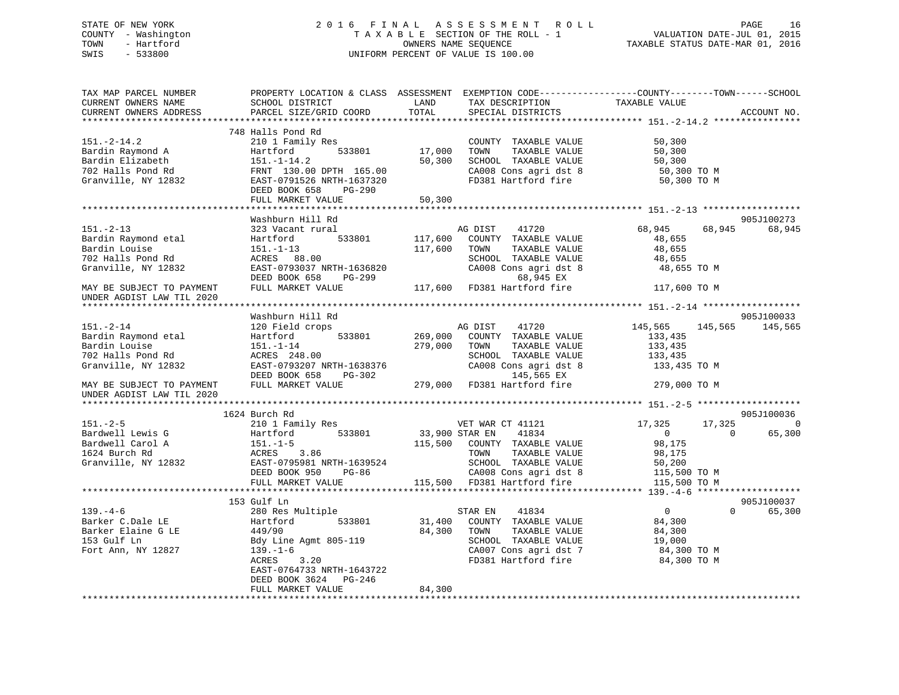STATE OF NEW YORK
COUNTY - Washington
TOWN - Hartford
SWIS - 533800

2016 FINAL ASSESSMENT ROLL
TAXABLE SECTION OF THE ROLL - 1
OWNERS NAME SEQUENCE
UNIFORM PERCENT OF VALUE IS 100.00

VALUATION DATE-JUL 01, 2015
TAXABLE STATUS DATE-MAR 01, 2016

```
TAX MAP PARCEL NUMBER          PROPERTY LOCATION & CLASS  ASSESSMENT  EXEMPTION CODE------------------COUNTY--------TOWN------SCHOOL
CURRENT OWNERS NAME            SCHOOL DISTRICT              LAND      TAX DESCRIPTION              TAXABLE VALUE
CURRENT OWNERS ADDRESS         PARCEL SIZE/GRID COORD       TOTAL     SPECIAL DISTRICTS                                      ACCOUNT NO.
******************************************************************************************************* 151.-2-14.2 ****************
                               748 Halls Pond Rd
151.-2-14.2                    210 1 Family Res                        COUNTY  TAXABLE VALUE          50,300
Bardin Raymond A               Hartford         533801      17,000    TOWN    TAXABLE VALUE          50,300
Bardin Elizabeth               151.-1-14.2                   50,300    SCHOOL  TAXABLE VALUE          50,300
702 Halls Pond Rd              FRNT 130.00 DPTH 165.00                 CA008 Cons agri dst 8           50,300 TO M
Granville, NY 12832            EAST-0791526 NRTH-1637320               FD381 Hartford fire             50,300 TO M
                               DEED BOOK 658    PG-290
                               FULL MARKET VALUE             50,300
******************************************************************************************************* 151.-2-13 ******************
                               Washburn Hill Rd                                                                          905J100273
151.-2-13                      323 Vacant rural                       AG DIST    41720              68,945      68,945      68,945
Bardin Raymond etal            Hartford         533801     117,600   COUNTY  TAXABLE VALUE          48,655
Bardin Louise                  151.-1-13                    117,600   TOWN    TAXABLE VALUE          48,655
702 Halls Pond Rd              ACRES  88.00                           SCHOOL  TAXABLE VALUE          48,655
Granville, NY 12832            EAST-0793037 NRTH-1636820              CA008 Cons agri dst 8           48,655 TO M
                               DEED BOOK 658    PG-299                     68,945 EX
MAY BE SUBJECT TO PAYMENT      FULL MARKET VALUE            117,600   FD381 Hartford fire            117,600 TO M
UNDER AGDIST LAW TIL 2020
******************************************************************************************************* 151.-2-14 ******************
                               Washburn Hill Rd                                                                          905J100033
151.-2-14                      120 Field crops                        AG DIST    41720             145,565     145,565     145,565
Bardin Raymond etal            Hartford         533801     269,000   COUNTY  TAXABLE VALUE         133,435
Bardin Louise                  151.-1-14                    279,000   TOWN    TAXABLE VALUE         133,435
702 Halls Pond Rd              ACRES 248.00                           SCHOOL  TAXABLE VALUE         133,435
Granville, NY 12832            EAST-0793207 NRTH-1638376              CA008 Cons agri dst 8          133,435 TO M
                               DEED BOOK 658    PG-302                     145,565 EX
MAY BE SUBJECT TO PAYMENT      FULL MARKET VALUE            279,000   FD381 Hartford fire            279,000 TO M
UNDER AGDIST LAW TIL 2020
******************************************************************************************************* 151.-2-5 *******************
                               1624 Burch Rd                                                                             905J100036
151.-2-5                       210 1 Family Res                       VET WAR CT 41121              17,325      17,325           0
Bardwell Lewis G               Hartford         533801      33,900 STAR EN    41834                   0           0      65,300
Bardwell Carol A               151.-1-5                     115,500   COUNTY  TAXABLE VALUE          98,175
1624 Burch Rd                  ACRES   3.86                           TOWN    TAXABLE VALUE          98,175
Granville, NY 12832            EAST-0795981 NRTH-1639524              SCHOOL  TAXABLE VALUE          50,200
                               DEED BOOK 950    PG-86                 CA008 Cons agri dst 8          115,500 TO M
                               FULL MARKET VALUE            115,500   FD381 Hartford fire            115,500 TO M
******************************************************************************************************* 139.-4-6 *******************
                               153 Gulf Ln                                                                               905J100037
139.-4-6                       280 Res Multiple                       STAR EN    41834                   0           0      65,300
Barker C.Dale LE               Hartford         533801      31,400   COUNTY  TAXABLE VALUE          84,300
Barker Elaine G LE             449/90                        84,300   TOWN    TAXABLE VALUE          84,300
153 Gulf Ln                    Bdy Line Agmt 805-119                  SCHOOL  TAXABLE VALUE          19,000
Fort Ann, NY 12827             139.-1-6                               CA007 Cons agri dst 7           84,300 TO M
                               ACRES   3.20                           FD381 Hartford fire             84,300 TO M
                               EAST-0764733 NRTH-1643722
                               DEED BOOK 3624   PG-246
                               FULL MARKET VALUE             84,300
************************************************************************************************************************************
```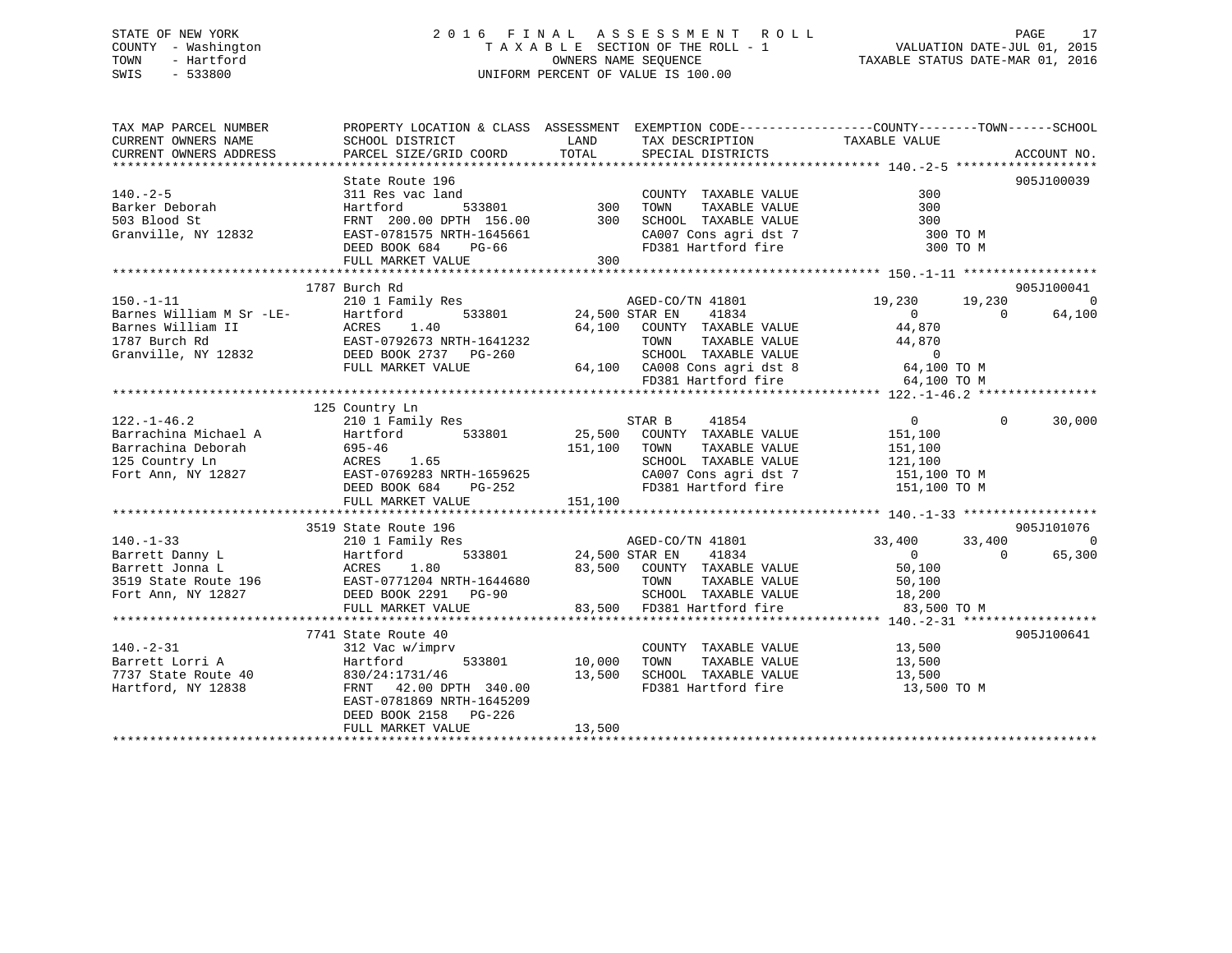STATE OF NEW YORK
COUNTY - Washington
TOWN - Hartford
SWIS - 533800

2016 FINAL ASSESSMENT ROLL
TAXABLE SECTION OF THE ROLL - 1
OWNERS NAME SEQUENCE
UNIFORM PERCENT OF VALUE IS 100.00

VALUATION DATE-JUL 01, 2015
TAXABLE STATUS DATE-MAR 01, 2016

```
TAX MAP PARCEL NUMBER          PROPERTY LOCATION & CLASS  ASSESSMENT  EXEMPTION CODE------------------COUNTY--------TOWN------SCHOOL
CURRENT OWNERS NAME            SCHOOL DISTRICT              LAND      TAX DESCRIPTION              TAXABLE VALUE
CURRENT OWNERS ADDRESS         PARCEL SIZE/GRID COORD       TOTAL     SPECIAL DISTRICTS                                        ACCOUNT NO.
******************************************************************************************************* 140.-2-5 *******************
                               State Route 196                                                                              905J100039
140.-2-5                       311 Res vac land                       COUNTY  TAXABLE VALUE              300
Barker Deborah                 Hartford        533801          300    TOWN    TAXABLE VALUE              300
503 Blood St                   FRNT 200.00 DPTH 156.00         300    SCHOOL  TAXABLE VALUE              300
Granville, NY 12832            EAST-0781575 NRTH-1645661              CA007 Cons agri dst 7               300 TO M
                               DEED BOOK 684    PG-66                 FD381 Hartford fire                 300 TO M
                               FULL MARKET VALUE               300
******************************************************************************************************* 150.-1-11 ******************
                          1787 Burch Rd                                                                                     905J100041
150.-1-11                      210 1 Family Res                    AGED-CO/TN 41801             19,230      19,230           0
Barnes William M Sr -LE-       Hartford        533801       24,500 STAR EN    41834                  0           0      64,100
Barnes William II              ACRES    1.40               64,100  COUNTY  TAXABLE VALUE          44,870
1787 Burch Rd                  EAST-0792673 NRTH-1641232              TOWN    TAXABLE VALUE          44,870
Granville, NY 12832            DEED BOOK 2737   PG-260                SCHOOL  TAXABLE VALUE               0
                               FULL MARKET VALUE           64,100  CA008 Cons agri dst 8           64,100 TO M
                                                                   FD381 Hartford fire             64,100 TO M
******************************************************************************************************* 122.-1-46.2 ****************
                          125 Country Ln
122.-1-46.2                    210 1 Family Res                    STAR B     41854                  0           0      30,000
Barrachina Michael A           Hartford        533801       25,500 COUNTY  TAXABLE VALUE         151,100
Barrachina Deborah             695-46                      151,100 TOWN    TAXABLE VALUE         151,100
125 Country Ln                 ACRES    1.65                       SCHOOL  TAXABLE VALUE         121,100
Fort Ann, NY 12827             EAST-0769283 NRTH-1659625           CA007 Cons agri dst 7          151,100 TO M
                               DEED BOOK 684    PG-252             FD381 Hartford fire            151,100 TO M
                               FULL MARKET VALUE          151,100
******************************************************************************************************* 140.-1-33 ******************
                          3519 State Route 196                                                                              905J101076
140.-1-33                      210 1 Family Res                    AGED-CO/TN 41801             33,400      33,400           0
Barrett Danny L                Hartford        533801       24,500 STAR EN    41834                  0           0      65,300
Barrett Jonna L                ACRES    1.80               83,500  COUNTY  TAXABLE VALUE          50,100
3519 State Route 196           EAST-0771204 NRTH-1644680              TOWN    TAXABLE VALUE          50,100
Fort Ann, NY 12827             DEED BOOK 2291   PG-90                 SCHOOL  TAXABLE VALUE          18,200
                               FULL MARKET VALUE           83,500  FD381 Hartford fire             83,500 TO M
******************************************************************************************************* 140.-2-31 ******************
                          7741 State Route 40                                                                               905J100641
140.-2-31                      312 Vac w/imprv                        COUNTY  TAXABLE VALUE          13,500
Barrett Lorri A                Hartford        533801       10,000    TOWN    TAXABLE VALUE          13,500
7737 State Route 40            830/24:1731/46               13,500    SCHOOL  TAXABLE VALUE          13,500
Hartford, NY 12838             FRNT  42.00 DPTH 340.00                FD381 Hartford fire             13,500 TO M
                               EAST-0781869 NRTH-1645209
                               DEED BOOK 2158   PG-226
                               FULL MARKET VALUE           13,500
************************************************************************************************************************************
```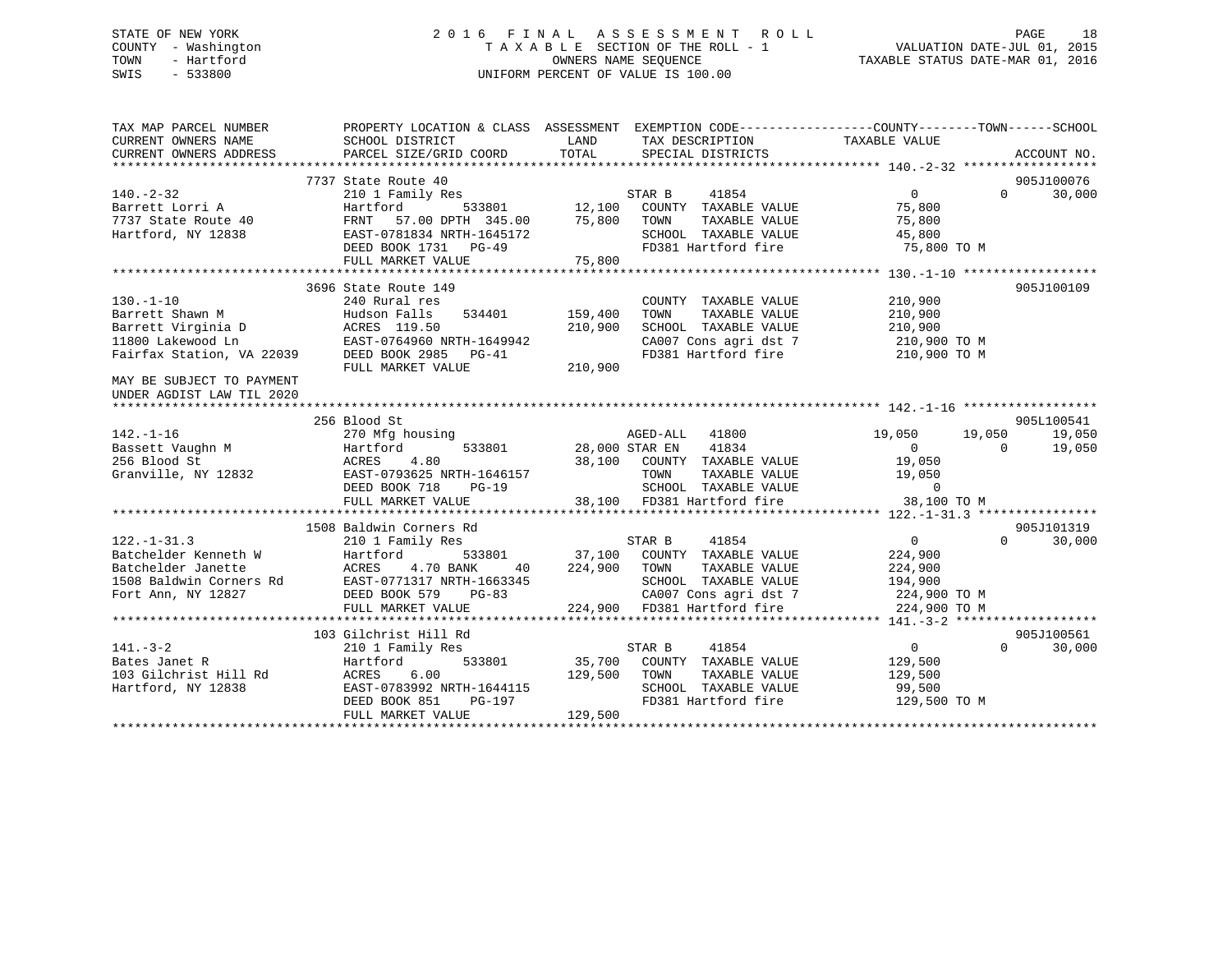STATE OF NEW YORK
COUNTY - Washington
TOWN - Hartford
SWIS - 533800

# 2016 FINAL ASSESSMENT ROLL

TAXABLE SECTION OF THE ROLL - 1
OWNERS NAME SEQUENCE
UNIFORM PERCENT OF VALUE IS 100.00

VALUATION DATE-JUL 01, 2015
TAXABLE STATUS DATE-MAR 01, 2016

| TAX MAP PARCEL NUMBER / CURRENT OWNERS NAME / CURRENT OWNERS ADDRESS | PROPERTY LOCATION & CLASS / SCHOOL DISTRICT / PARCEL SIZE/GRID COORD | ASSESSMENT LAND | ASSESSMENT TOTAL | EXEMPTION CODE / TAX DESCRIPTION / SPECIAL DISTRICTS | COUNTY TAXABLE VALUE | TOWN | SCHOOL | ACCOUNT NO. |
|---|---|---|---|---|---|---|---|---|
| **140.-2-32** | 7737 State Route 40 | | | | | | | 905J100076 |
| Barrett Lorri A | 210 1 Family Res | | | STAR B 41854 | 0 | 0 | 30,000 | |
| 7737 State Route 40 | Hartford 533801 | 12,100 | | COUNTY TAXABLE VALUE | 75,800 | | | |
| Hartford, NY 12838 | FRNT 57.00 DPTH 345.00 | | 75,800 | TOWN TAXABLE VALUE | 75,800 | | | |
| | EAST-0781834 NRTH-1645172 | | | SCHOOL TAXABLE VALUE | 45,800 | | | |
| | DEED BOOK 1731 PG-49 | | | FD381 Hartford fire | 75,800 TO M | | | |
| | FULL MARKET VALUE | | 75,800 | | | | | |
| **130.-1-10** | 3696 State Route 149 | | | | | | | 905J100109 |
| Barrett Shawn M | 240 Rural res | | | COUNTY TAXABLE VALUE | 210,900 | | | |
| Barrett Virginia D | Hudson Falls 534401 | 159,400 | | TOWN TAXABLE VALUE | 210,900 | | | |
| 11800 Lakewood Ln | ACRES 119.50 | | 210,900 | SCHOOL TAXABLE VALUE | 210,900 | | | |
| Fairfax Station, VA 22039 | EAST-0764960 NRTH-1649942 | | | CA007 Cons agri dst 7 | 210,900 TO M | | | |
| | DEED BOOK 2985 PG-41 | | | FD381 Hartford fire | 210,900 TO M | | | |
| | FULL MARKET VALUE | | 210,900 | | | | | |
| MAY BE SUBJECT TO PAYMENT UNDER AGDIST LAW TIL 2020 | | | | | | | | |
| **142.-1-16** | 256 Blood St | | | | | | | 905L100541 |
| Bassett Vaughn M | 270 Mfg housing | | | AGED-ALL 41800 | 19,050 | 19,050 | 19,050 | |
| 256 Blood St | Hartford 533801 | 28,000 | | STAR EN 41834 | 0 | 0 | 19,050 | |
| Granville, NY 12832 | ACRES 4.80 | | 38,100 | COUNTY TAXABLE VALUE | 19,050 | | | |
| | EAST-0793625 NRTH-1646157 | | | TOWN TAXABLE VALUE | 19,050 | | | |
| | DEED BOOK 718 PG-19 | | | SCHOOL TAXABLE VALUE | 0 | | | |
| | FULL MARKET VALUE | | 38,100 | FD381 Hartford fire | 38,100 TO M | | | |
| **122.-1-31.3** | 1508 Baldwin Corners Rd | | | | | | | 905J101319 |
| Batchelder Kenneth W | 210 1 Family Res | | | STAR B 41854 | 0 | 0 | 30,000 | |
| Batchelder Janette | Hartford 533801 | 37,100 | | COUNTY TAXABLE VALUE | 224,900 | | | |
| 1508 Baldwin Corners Rd | ACRES 4.70 BANK 40 | | 224,900 | TOWN TAXABLE VALUE | 224,900 | | | |
| Fort Ann, NY 12827 | EAST-0771317 NRTH-1663345 | | | SCHOOL TAXABLE VALUE | 194,900 | | | |
| | DEED BOOK 579 PG-83 | | | CA007 Cons agri dst 7 | 224,900 TO M | | | |
| | FULL MARKET VALUE | | 224,900 | FD381 Hartford fire | 224,900 TO M | | | |
| **141.-3-2** | 103 Gilchrist Hill Rd | | | | | | | 905J100561 |
| Bates Janet R | 210 1 Family Res | | | STAR B 41854 | 0 | 0 | 30,000 | |
| 103 Gilchrist Hill Rd | Hartford 533801 | 35,700 | | COUNTY TAXABLE VALUE | 129,500 | | | |
| Hartford, NY 12838 | ACRES 6.00 | | 129,500 | TOWN TAXABLE VALUE | 129,500 | | | |
| | EAST-0783992 NRTH-1644115 | | | SCHOOL TAXABLE VALUE | 99,500 | | | |
| | DEED BOOK 851 PG-197 | | | FD381 Hartford fire | 129,500 TO M | | | |
| | FULL MARKET VALUE | | 129,500 | | | | | |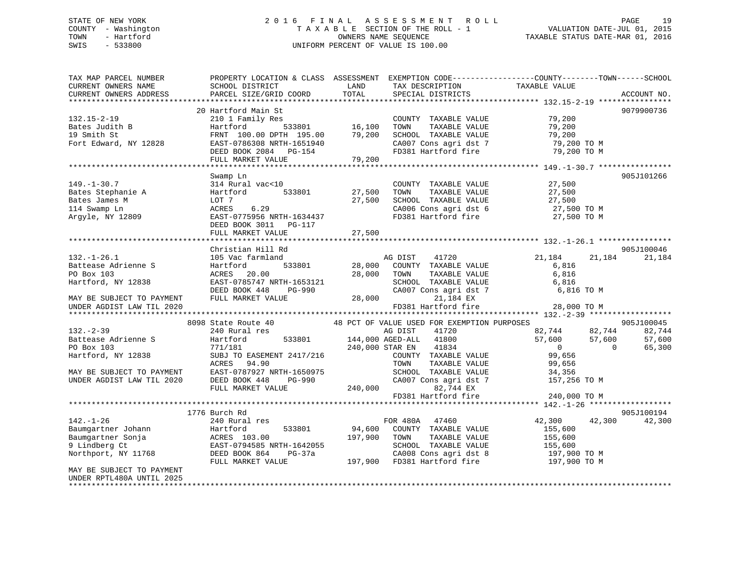STATE OF NEW YORK
COUNTY - Washington
TOWN - Hartford
SWIS - 533800

# 2016 FINAL ASSESSMENT ROLL
TAXABLE SECTION OF THE ROLL - 1
OWNERS NAME SEQUENCE
UNIFORM PERCENT OF VALUE IS 100.00

VALUATION DATE-JUL 01, 2015
TAXABLE STATUS DATE-MAR 01, 2016

```
TAX MAP PARCEL NUMBER          PROPERTY LOCATION & CLASS  ASSESSMENT  EXEMPTION CODE------------------COUNTY--------TOWN------SCHOOL
CURRENT OWNERS NAME            SCHOOL DISTRICT               LAND      TAX DESCRIPTION            TAXABLE VALUE
CURRENT OWNERS ADDRESS         PARCEL SIZE/GRID COORD        TOTAL     SPECIAL DISTRICTS                                     ACCOUNT NO.
****************************************************************************************************** 132.15-2-19 ****************
                               20 Hartford Main St                                                                            9079900736
132.15-2-19                    210 1 Family Res                         COUNTY  TAXABLE VALUE          79,200
Bates Judith B                 Hartford           533801      16,100    TOWN    TAXABLE VALUE          79,200
19 Smith St                    FRNT 100.00 DPTH 195.00        79,200    SCHOOL  TAXABLE VALUE          79,200
Fort Edward, NY 12828          EAST-0786308 NRTH-1651940                CA007 Cons agri dst 7           79,200 TO M
                               DEED BOOK 2084   PG-154                  FD381 Hartford fire             79,200 TO M
                               FULL MARKET VALUE              79,200
****************************************************************************************************** 149.-1-30.7 ****************
                               Swamp Ln                                                                                       905J101266
149.-1-30.7                    314 Rural vac<10                         COUNTY  TAXABLE VALUE          27,500
Bates Stephanie A              Hartford           533801      27,500    TOWN    TAXABLE VALUE          27,500
Bates James M                  LOT 7                          27,500    SCHOOL  TAXABLE VALUE          27,500
114 Swamp Ln                   ACRES    6.29                            CA006 Cons agri dst 6           27,500 TO M
Argyle, NY 12809               EAST-0775956 NRTH-1634437                FD381 Hartford fire             27,500 TO M
                               DEED BOOK 3011   PG-117
                               FULL MARKET VALUE              27,500
****************************************************************************************************** 132.-1-26.1 ****************
                               Christian Hill Rd                                                                              905J100046
132.-1-26.1                    105 Vac farmland                         AG DIST     41720              21,184      21,184      21,184
Battease Adrienne S            Hartford           533801      28,000    COUNTY  TAXABLE VALUE           6,816
PO Box 103                     ACRES   20.00                  28,000    TOWN    TAXABLE VALUE           6,816
Hartford, NY 12838             EAST-0785747 NRTH-1653121                SCHOOL  TAXABLE VALUE           6,816
                               DEED BOOK 448    PG-990                  CA007 Cons agri dst 7            6,816 TO M
MAY BE SUBJECT TO PAYMENT      FULL MARKET VALUE              28,000          21,184 EX
UNDER AGDIST LAW TIL 2020                                               FD381 Hartford fire             28,000 TO M
****************************************************************************************************** 132.-2-39 ******************
                               8098 State Route 40            48 PCT OF VALUE USED FOR EXEMPTION PURPOSES                     905J100045
132.-2-39                      240 Rural res                            AG DIST     41720              82,744      82,744      82,744
Battease Adrienne S            Hartford           533801     144,000 AGED-ALL   41800              57,600      57,600      57,600
PO Box 103                     771/181                       240,000 STAR EN    41834                   0           0      65,300
Hartford, NY 12838             SUBJ TO EASEMENT 2417/216                COUNTY  TAXABLE VALUE          99,656
                               ACRES   94.90                            TOWN    TAXABLE VALUE          99,656
MAY BE SUBJECT TO PAYMENT      EAST-0787927 NRTH-1650975                SCHOOL  TAXABLE VALUE          34,356
UNDER AGDIST LAW TIL 2020      DEED BOOK 448    PG-990                  CA007 Cons agri dst 7          157,256 TO M
                               FULL MARKET VALUE             240,000          82,744 EX
                                                                        FD381 Hartford fire            240,000 TO M
****************************************************************************************************** 142.-1-26 ******************
                               1776 Burch Rd                                                                                  905J100194
142.-1-26                      240 Rural res                            FOR 480A    47460              42,300      42,300      42,300
Baumgartner Johann             Hartford           533801      94,600    COUNTY  TAXABLE VALUE         155,600
Baumgartner Sonja              ACRES  103.00                 197,900    TOWN    TAXABLE VALUE         155,600
9 Lindberg Ct                  EAST-0794585 NRTH-1642055                SCHOOL  TAXABLE VALUE         155,600
Northport, NY 11768            DEED BOOK 864    PG-37a                  CA008 Cons agri dst 8          197,900 TO M
                               FULL MARKET VALUE             197,900    FD381 Hartford fire            197,900 TO M
MAY BE SUBJECT TO PAYMENT
UNDER RPTL480A UNTIL 2025
************************************************************************************************************************************
```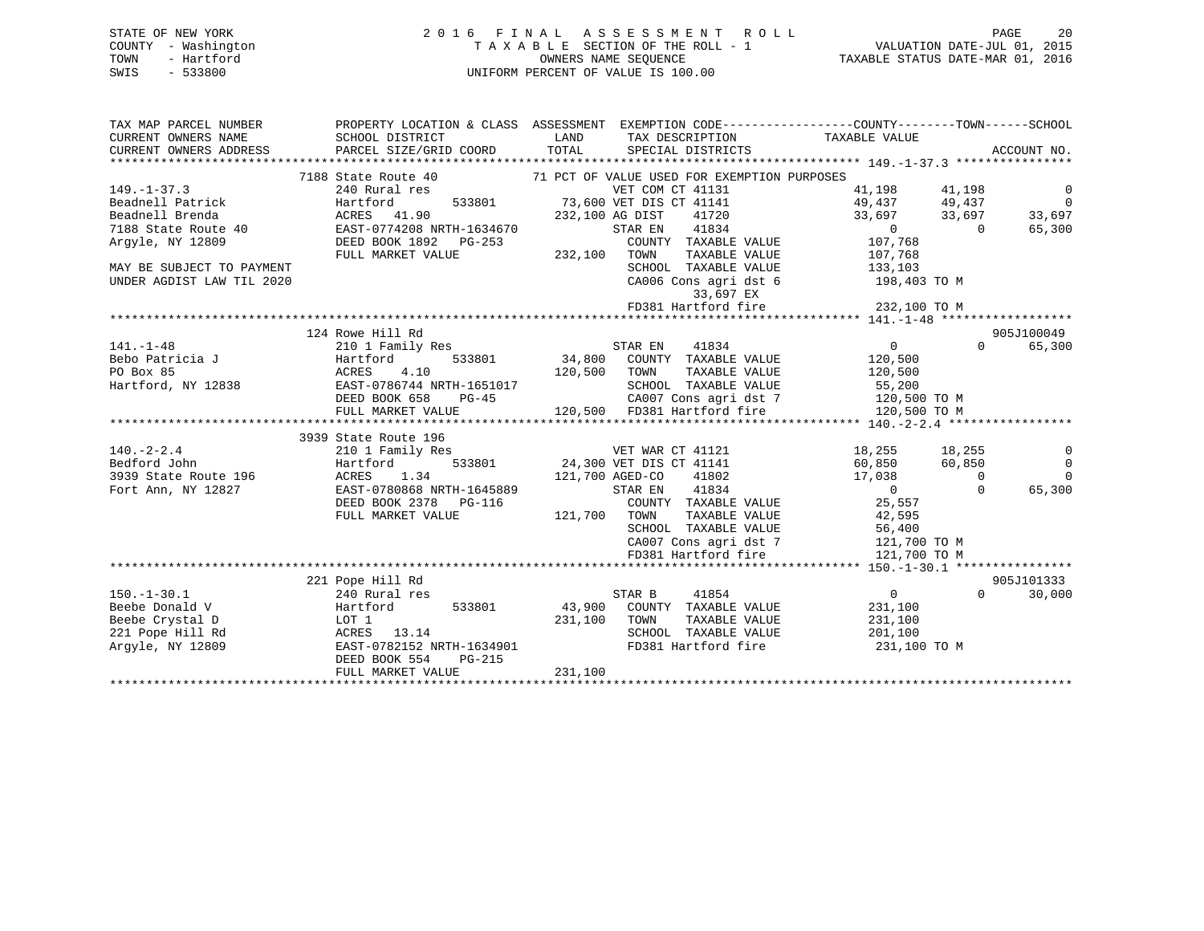STATE OF NEW YORK
COUNTY - Washington
TOWN - Hartford
SWIS - 533800

# 2016 FINAL ASSESSMENT ROLL

TAXABLE SECTION OF THE ROLL - 1
OWNERS NAME SEQUENCE
UNIFORM PERCENT OF VALUE IS 100.00

VALUATION DATE-JUL 01, 2015
TAXABLE STATUS DATE-MAR 01, 2016

```
TAX MAP PARCEL NUMBER        PROPERTY LOCATION & CLASS  ASSESSMENT  EXEMPTION CODE------------------COUNTY--------TOWN------SCHOOL
CURRENT OWNERS NAME          SCHOOL DISTRICT              LAND       TAX DESCRIPTION             TAXABLE VALUE
CURRENT OWNERS ADDRESS       PARCEL SIZE/GRID COORD       TOTAL      SPECIAL DISTRICTS                                      ACCOUNT NO.
************************************************************************************************************* 149.-1-37.3 ****************
                     7188 State Route 40          71 PCT OF VALUE USED FOR EXEMPTION PURPOSES
149.-1-37.3                 240 Rural res                   VET COM CT 41131               41,198      41,198           0
Beadnell Patrick            Hartford        533801      73,600 VET DIS CT 41141            49,437      49,437           0
Beadnell Brenda             ACRES  41.90               232,100 AG DIST    41720            33,697      33,697      33,697
7188 State Route 40         EAST-0774208 NRTH-1634670          STAR EN    41834                 0           0      65,300
Argyle, NY 12809            DEED BOOK 1892   PG-253             COUNTY  TAXABLE VALUE         107,768
                            FULL MARKET VALUE          232,100  TOWN    TAXABLE VALUE         107,768
MAY BE SUBJECT TO PAYMENT                                       SCHOOL  TAXABLE VALUE         133,103
UNDER AGDIST LAW TIL 2020                                       CA006 Cons agri dst 6         198,403 TO M
                                                                     33,697 EX
                                                                FD381 Hartford fire           232,100 TO M
************************************************************************************************************* 141.-1-48 ******************
                     124 Rowe Hill Rd                                                                               905J100049
141.-1-48                   210 1 Family Res                STAR EN    41834                    0           0      65,300
Bebo Patricia J             Hartford        533801      34,800  COUNTY  TAXABLE VALUE         120,500
PO Box 85                   ACRES   4.10               120,500  TOWN    TAXABLE VALUE         120,500
Hartford, NY 12838          EAST-0786744 NRTH-1651017           SCHOOL  TAXABLE VALUE          55,200
                            DEED BOOK 658    PG-45              CA007 Cons agri dst 7         120,500 TO M
                            FULL MARKET VALUE          120,500  FD381 Hartford fire           120,500 TO M
************************************************************************************************************* 140.-2-2.4 *****************
                     3939 State Route 196
140.-2-2.4                  210 1 Family Res                VET WAR CT 41121               18,255      18,255           0
Bedford John                Hartford        533801      24,300 VET DIS CT 41141            60,850      60,850           0
3939 State Route 196        ACRES   1.34               121,700 AGED-CO    41802            17,038           0           0
Fort Ann, NY 12827          EAST-0780868 NRTH-1645889          STAR EN    41834                 0           0      65,300
                            DEED BOOK 2378   PG-116             COUNTY  TAXABLE VALUE          25,557
                            FULL MARKET VALUE          121,700  TOWN    TAXABLE VALUE          42,595
                                                                SCHOOL  TAXABLE VALUE          56,400
                                                                CA007 Cons agri dst 7         121,700 TO M
                                                                FD381 Hartford fire           121,700 TO M
************************************************************************************************************* 150.-1-30.1 ****************
                     221 Pope Hill Rd                                                                               905J101333
150.-1-30.1                 240 Rural res                   STAR B     41854                    0           0      30,000
Beebe Donald V              Hartford        533801      43,900  COUNTY  TAXABLE VALUE         231,100
Beebe Crystal D             LOT 1                      231,100  TOWN    TAXABLE VALUE         231,100
221 Pope Hill Rd            ACRES  13.14                        SCHOOL  TAXABLE VALUE         201,100
Argyle, NY 12809            EAST-0782152 NRTH-1634901           FD381 Hartford fire           231,100 TO M
                            DEED BOOK 554    PG-215
                            FULL MARKET VALUE          231,100
**************************************************************************************************************************************
```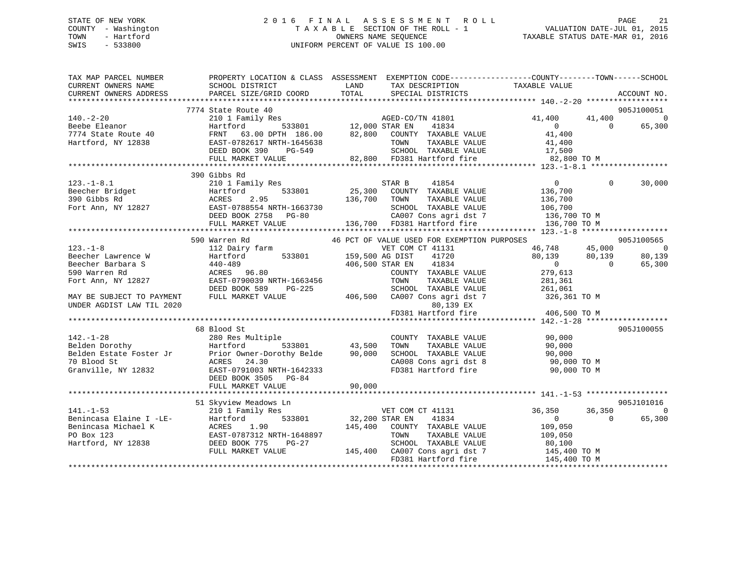```
STATE OF NEW YORK              2 0 1 6   F I N A L   A S S E S S M E N T   R O L L                        PAGE    21
COUNTY  - Washington                 T A X A B L E SECTION OF THE ROLL - 1                   VALUATION DATE-JUL 01, 2015
TOWN    - Hartford                           OWNERS NAME SEQUENCE                         TAXABLE STATUS DATE-MAR 01, 2016
SWIS    - 533800                      UNIFORM PERCENT OF VALUE IS 100.00

TAX MAP PARCEL NUMBER          PROPERTY LOCATION & CLASS  ASSESSMENT  EXEMPTION CODE------------------COUNTY--------TOWN------SCHOOL
CURRENT OWNERS NAME            SCHOOL DISTRICT               LAND      TAX DESCRIPTION            TAXABLE VALUE
CURRENT OWNERS ADDRESS         PARCEL SIZE/GRID COORD        TOTAL     SPECIAL DISTRICTS                                    ACCOUNT NO.
******************************************************************************************************* 140.-2-20 ******************
                               7774 State Route 40                                                                          905J100051
140.-2-20                      210 1 Family Res                    AGED-CO/TN 41801              41,400      41,400            0
Beebe Eleanor                  Hartford        533801      12,000 STAR EN     41834                   0           0       65,300
7774 State Route 40            FRNT   63.00 DPTH 186.00    82,800    COUNTY  TAXABLE VALUE            41,400
Hartford, NY 12838             EAST-0782617 NRTH-1645638             TOWN    TAXABLE VALUE            41,400
                               DEED BOOK 390     PG-549              SCHOOL  TAXABLE VALUE            17,500
                               FULL MARKET VALUE          82,800    FD381 Hartford fire                82,800 TO M
******************************************************************************************************* 123.-1-8.1 *****************
                               390 Gibbs Rd
123.-1-8.1                     210 1 Family Res                    STAR B     41854                   0           0       30,000
Beecher Bridget                Hartford        533801      25,300    COUNTY  TAXABLE VALUE           136,700
390 Gibbs Rd                   ACRES     2.95             136,700    TOWN    TAXABLE VALUE           136,700
Fort Ann, NY 12827             EAST-0788554 NRTH-1663730             SCHOOL  TAXABLE VALUE           106,700
                               DEED BOOK 2758    PG-80               CA007 Cons agri dst 7            136,700 TO M
                               FULL MARKET VALUE         136,700    FD381 Hartford fire               136,700 TO M
******************************************************************************************************* 123.-1-8 *******************
                               590 Warren Rd                46 PCT OF VALUE USED FOR EXEMPTION PURPOSES                     905J100565
123.-1-8                       112 Dairy farm                      VET COM CT 41131              46,748      45,000            0
Beecher Lawrence W             Hartford        533801     159,500 AG DIST     41720              80,139      80,139       80,139
Beecher Barbara S              440-489                    406,500 STAR EN     41834                   0           0       65,300
590 Warren Rd                  ACRES    96.80                        COUNTY  TAXABLE VALUE           279,613
Fort Ann, NY 12827             EAST-0790039 NRTH-1663456             TOWN    TAXABLE VALUE           281,361
                               DEED BOOK 589     PG-225              SCHOOL  TAXABLE VALUE           261,061
MAY BE SUBJECT TO PAYMENT      FULL MARKET VALUE         406,500    CA007 Cons agri dst 7            326,361 TO M
UNDER AGDIST LAW TIL 2020                                                 80,139 EX
                                                                    FD381 Hartford fire               406,500 TO M
******************************************************************************************************* 142.-1-28 ******************
                               68 Blood St                                                                                  905J100055
142.-1-28                      280 Res Multiple                      COUNTY  TAXABLE VALUE            90,000
Belden Dorothy                 Hartford        533801      43,500    TOWN    TAXABLE VALUE            90,000
Belden Estate Foster Jr        Prior Owner-Dorothy Belde   90,000    SCHOOL  TAXABLE VALUE            90,000
70 Blood St                    ACRES    24.30                        CA008 Cons agri dst 8             90,000 TO M
Granville, NY 12832            EAST-0791003 NRTH-1642333             FD381 Hartford fire                90,000 TO M
                               DEED BOOK 3505    PG-84
                               FULL MARKET VALUE          90,000
******************************************************************************************************* 141.-1-53 ******************
                               51 Skyview Meadows Ln                                                                        905J101016
141.-1-53                      210 1 Family Res                    VET COM CT 41131              36,350      36,350            0
Benincasa Elaine I -LE-        Hartford        533801      32,200 STAR EN     41834                   0           0       65,300
Benincasa Michael K            ACRES     1.90             145,400    COUNTY  TAXABLE VALUE           109,050
PO Box 123                     EAST-0787312 NRTH-1648897             TOWN    TAXABLE VALUE           109,050
Hartford, NY 12838             DEED BOOK 775     PG-27               SCHOOL  TAXABLE VALUE            80,100
                               FULL MARKET VALUE         145,400    CA007 Cons agri dst 7            145,400 TO M
                                                                    FD381 Hartford fire               145,400 TO M
************************************************************************************************************************************
```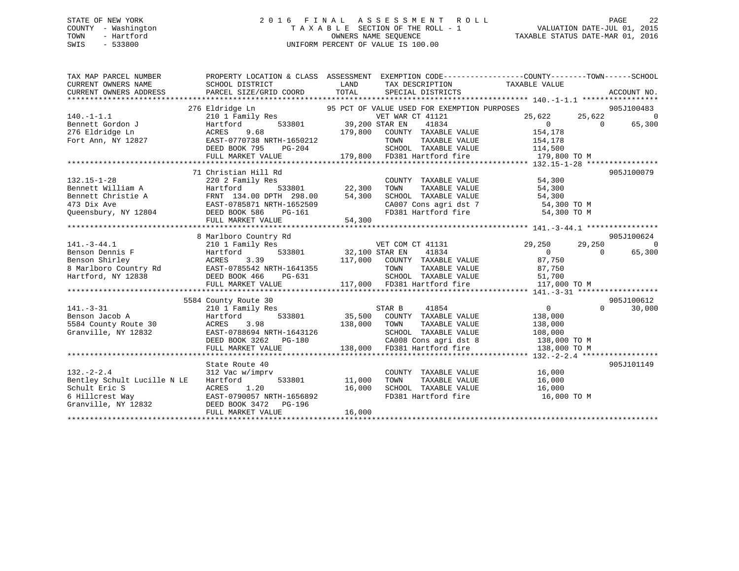STATE OF NEW YORK
COUNTY - Washington
TOWN - Hartford
SWIS - 533800

2016 FINAL ASSESSMENT ROLL
TAXABLE SECTION OF THE ROLL - 1
OWNERS NAME SEQUENCE
UNIFORM PERCENT OF VALUE IS 100.00

VALUATION DATE-JUL 01, 2015
TAXABLE STATUS DATE-MAR 01, 2016

```
TAX MAP PARCEL NUMBER          PROPERTY LOCATION & CLASS  ASSESSMENT  EXEMPTION CODE------------------COUNTY--------TOWN------SCHOOL
CURRENT OWNERS NAME            SCHOOL DISTRICT               LAND       TAX DESCRIPTION              TAXABLE VALUE
CURRENT OWNERS ADDRESS         PARCEL SIZE/GRID COORD        TOTAL      SPECIAL DISTRICTS                                       ACCOUNT NO.
******************************************************************************************************* 140.-1-1.1 *****************
                           276 Eldridge Ln                 95 PCT OF VALUE USED FOR EXEMPTION PURPOSES                          905J100483
140.-1-1.1                 210 1 Family Res                        VET WAR CT 41121             25,622       25,622             0
Bennett Gordon J           Hartford          533801        39,200 STAR EN    41834                  0            0        65,300
276 Eldridge Ln            ACRES     9.68                 179,800   COUNTY  TAXABLE VALUE         154,178
Fort Ann, NY 12827         EAST-0770738 NRTH-1650212                TOWN    TAXABLE VALUE         154,178
                           DEED BOOK 795    PG-204                  SCHOOL  TAXABLE VALUE         114,500
                           FULL MARKET VALUE              179,800   FD381 Hartford fire           179,800 TO M
******************************************************************************************************* 132.15-1-28 ****************
                           71 Christian Hill Rd                                                                         905J100079
132.15-1-28                220 2 Family Res                         COUNTY  TAXABLE VALUE          54,300
Bennett William A          Hartford          533801        22,300   TOWN    TAXABLE VALUE          54,300
Bennett Christie A         FRNT 134.00 DPTH 298.00        54,300    SCHOOL  TAXABLE VALUE          54,300
473 Dix Ave                EAST-0785871 NRTH-1652509                CA007 Cons agri dst 7          54,300 TO M
Queensbury, NY 12804       DEED BOOK 586    PG-161                  FD381 Hartford fire            54,300 TO M
                           FULL MARKET VALUE               54,300
******************************************************************************************************* 141.-3-44.1 ****************
                           8 Marlboro Country Rd                                                                        905J100624
141.-3-44.1                210 1 Family Res                        VET COM CT 41131             29,250       29,250             0
Benson Dennis F            Hartford          533801        32,100 STAR EN    41834                  0            0        65,300
Benson Shirley             ACRES     3.39                 117,000   COUNTY  TAXABLE VALUE          87,750
8 Marlboro Country Rd      EAST-0785542 NRTH-1641355                TOWN    TAXABLE VALUE          87,750
Hartford, NY 12838         DEED BOOK 466    PG-631                  SCHOOL  TAXABLE VALUE          51,700
                           FULL MARKET VALUE              117,000   FD381 Hartford fire           117,000 TO M
******************************************************************************************************* 141.-3-31 ******************
                           5584 County Route 30                                                                         905J100612
141.-3-31                  210 1 Family Res                         STAR B     41854                  0            0        30,000
Benson Jacob A             Hartford          533801        35,500   COUNTY  TAXABLE VALUE         138,000
5584 County Route 30       ACRES     3.98                 138,000   TOWN    TAXABLE VALUE         138,000
Granville, NY 12832        EAST-0788694 NRTH-1643126                SCHOOL  TAXABLE VALUE         108,000
                           DEED BOOK 3262   PG-180                  CA008 Cons agri dst 8         138,000 TO M
                           FULL MARKET VALUE              138,000   FD381 Hartford fire           138,000 TO M
******************************************************************************************************* 132.-2-2.4 *****************
                           State Route 40                                                                               905J101149
132.-2-2.4                 312 Vac w/imprv                          COUNTY  TAXABLE VALUE          16,000
Bentley Schult Lucille N LE Hartford         533801        11,000   TOWN    TAXABLE VALUE          16,000
Schult Eric S              ACRES     1.20                  16,000   SCHOOL  TAXABLE VALUE          16,000
6 Hillcrest Way            EAST-0790057 NRTH-1656892                FD381 Hartford fire            16,000 TO M
Granville, NY 12832        DEED BOOK 3472   PG-196
                           FULL MARKET VALUE               16,000
************************************************************************************************************************************
```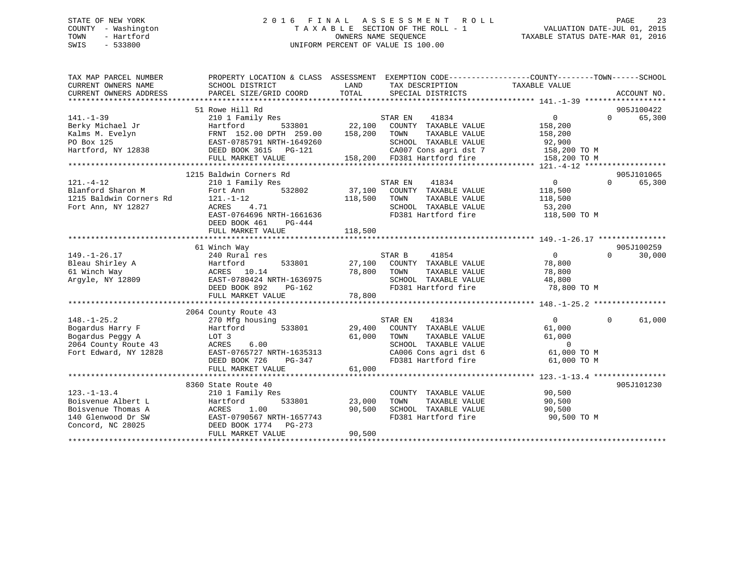STATE OF NEW YORK
COUNTY - Washington
TOWN - Hartford
SWIS - 533800

2016 FINAL ASSESSMENT ROLL
TAXABLE SECTION OF THE ROLL - 1
OWNERS NAME SEQUENCE
UNIFORM PERCENT OF VALUE IS 100.00

VALUATION DATE-JUL 01, 2015
TAXABLE STATUS DATE-MAR 01, 2016

| TAX MAP PARCEL NUMBER / CURRENT OWNERS NAME / CURRENT OWNERS ADDRESS | PROPERTY LOCATION & CLASS / SCHOOL DISTRICT / PARCEL SIZE/GRID COORD | ASSESSMENT LAND / TOTAL | EXEMPTION CODE / TAX DESCRIPTION / SPECIAL DISTRICTS | COUNTY | TOWN | SCHOOL / TAXABLE VALUE | ACCOUNT NO. |
|---|---|---|---|---|---|---|---|
| **141.-1-39** | 51 Rowe Hill Rd | | | | | | 905J100422 |
| Berky Michael Jr | 210 1 Family Res | | STAR EN 41834 | 0 | 0 | 65,300 | |
| Kalms M. Evelyn | Hartford 533801 | 22,100 | COUNTY TAXABLE VALUE | 158,200 | | | |
| PO Box 125 | FRNT 152.00 DPTH 259.00 | 158,200 | TOWN TAXABLE VALUE | | 158,200 | | |
| Hartford, NY 12838 | EAST-0785791 NRTH-1649260 | | SCHOOL TAXABLE VALUE | | | 92,900 | |
| | DEED BOOK 3615 PG-121 | | CA007 Cons agri dst 7 | 158,200 TO M | | | |
| | FULL MARKET VALUE | 158,200 | FD381 Hartford fire | 158,200 TO M | | | |
| **121.-4-12** | 1215 Baldwin Corners Rd | | | | | | 905J101065 |
| Blanford Sharon M | 210 1 Family Res | | STAR EN 41834 | 0 | 0 | 65,300 | |
| 1215 Baldwin Corners Rd | Fort Ann 532802 | 37,100 | COUNTY TAXABLE VALUE | 118,500 | | | |
| Fort Ann, NY 12827 | 121.-1-12 | 118,500 | TOWN TAXABLE VALUE | | 118,500 | | |
| | ACRES 4.71 | | SCHOOL TAXABLE VALUE | | | 53,200 | |
| | EAST-0764696 NRTH-1661636 | | FD381 Hartford fire | 118,500 TO M | | | |
| | DEED BOOK 461 PG-444 | | | | | | |
| | FULL MARKET VALUE | 118,500 | | | | | |
| **149.-1-26.17** | 61 Winch Way | | | | | | 905J100259 |
| Bleau Shirley A | 240 Rural res | | STAR B 41854 | 0 | 0 | 30,000 | |
| 61 Winch Way | Hartford 533801 | 27,100 | COUNTY TAXABLE VALUE | 78,800 | | | |
| Argyle, NY 12809 | ACRES 10.14 | 78,800 | TOWN TAXABLE VALUE | | 78,800 | | |
| | EAST-0780424 NRTH-1636975 | | SCHOOL TAXABLE VALUE | | | 48,800 | |
| | DEED BOOK 892 PG-162 | | FD381 Hartford fire | 78,800 TO M | | | |
| | FULL MARKET VALUE | 78,800 | | | | | |
| **148.-1-25.2** | 2064 County Route 43 | | | | | | |
| Bogardus Harry F | 270 Mfg housing | | STAR EN 41834 | 0 | 0 | 61,000 | |
| Bogardus Peggy A | Hartford 533801 | 29,400 | COUNTY TAXABLE VALUE | 61,000 | | | |
| 2064 County Route 43 | LOT 3 | 61,000 | TOWN TAXABLE VALUE | | 61,000 | | |
| Fort Edward, NY 12828 | ACRES 6.00 | | SCHOOL TAXABLE VALUE | | | 0 | |
| | EAST-0765727 NRTH-1635313 | | CA006 Cons agri dst 6 | 61,000 TO M | | | |
| | DEED BOOK 726 PG-347 | | FD381 Hartford fire | 61,000 TO M | | | |
| | FULL MARKET VALUE | 61,000 | | | | | |
| **123.-1-13.4** | 8360 State Route 40 | | | | | | 905J101230 |
| Boisvenue Albert L | 210 1 Family Res | | COUNTY TAXABLE VALUE | 90,500 | | | |
| Boisvenue Thomas A | Hartford 533801 | 23,000 | TOWN TAXABLE VALUE | | 90,500 | | |
| 140 Glenwood Dr SW | ACRES 1.00 | 90,500 | SCHOOL TAXABLE VALUE | | | 90,500 | |
| Concord, NC 28025 | EAST-0790567 NRTH-1657743 | | FD381 Hartford fire | 90,500 TO M | | | |
| | DEED BOOK 1774 PG-273 | | | | | | |
| | FULL MARKET VALUE | 90,500 | | | | | |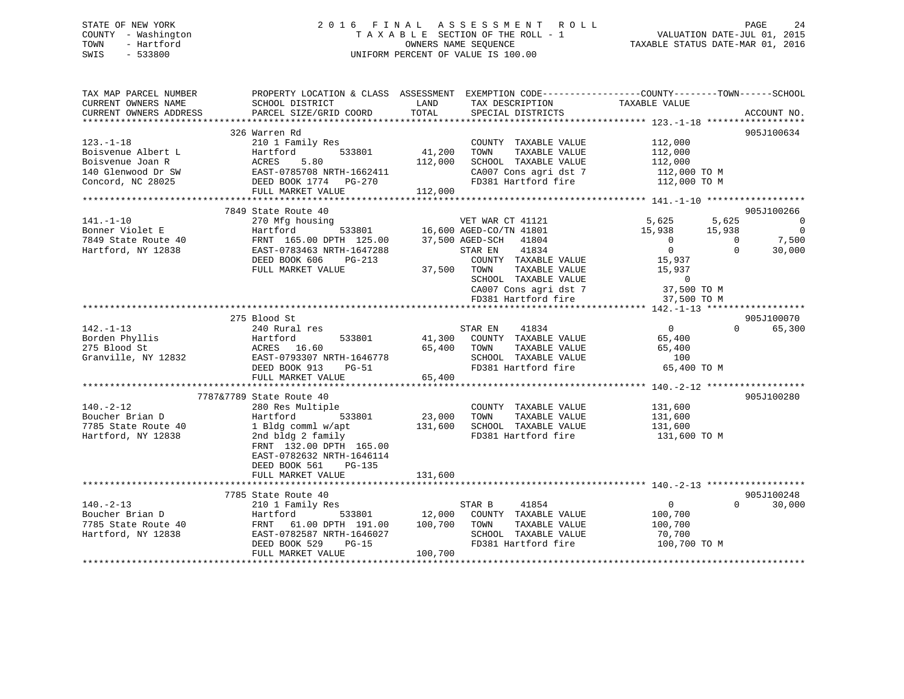STATE OF NEW YORK
COUNTY - Washington
TOWN - Hartford
SWIS - 533800

2016 FINAL ASSESSMENT ROLL
TAXABLE SECTION OF THE ROLL - 1
OWNERS NAME SEQUENCE
UNIFORM PERCENT OF VALUE IS 100.00

VALUATION DATE-JUL 01, 2015
TAXABLE STATUS DATE-MAR 01, 2016

```
TAX MAP PARCEL NUMBER     PROPERTY LOCATION & CLASS  ASSESSMENT  EXEMPTION CODE------------------COUNTY--------TOWN------SCHOOL
CURRENT OWNERS NAME       SCHOOL DISTRICT              LAND      TAX DESCRIPTION             TAXABLE VALUE
CURRENT OWNERS ADDRESS    PARCEL SIZE/GRID COORD       TOTAL     SPECIAL DISTRICTS                                     ACCOUNT NO.
******************************************************************************************************* 123.-1-18 *****************
                    326 Warren Rd                                                                                       905J100634
123.-1-18                 210 1 Family Res                       COUNTY  TAXABLE VALUE          112,000
Boisvenue Albert L        Hartford         533801      41,200    TOWN    TAXABLE VALUE          112,000
Boisvenue Joan R          ACRES    5.80               112,000    SCHOOL  TAXABLE VALUE          112,000
140 Glenwood Dr SW        EAST-0785708 NRTH-1662411              CA007 Cons agri dst 7           112,000 TO M
Concord, NC 28025         DEED BOOK 1774   PG-270                FD381 Hartford fire             112,000 TO M
                          FULL MARKET VALUE           112,000
******************************************************************************************************* 141.-1-10 *****************
                    7849 State Route 40                                                                                 905J100266
141.-1-10                 270 Mfg housing                        VET WAR CT 41121               5,625      5,625            0
Bonner Violet E           Hartford         533801      16,600 AGED-CO/TN 41801                 15,938     15,938            0
7849 State Route 40       FRNT 165.00 DPTH 125.00      37,500 AGED-SCH   41804                      0          0        7,500
Hartford, NY 12838        EAST-0783463 NRTH-1647288              STAR EN    41834                   0          0       30,000
                          DEED BOOK 606    PG-213                COUNTY  TAXABLE VALUE           15,937
                          FULL MARKET VALUE            37,500    TOWN    TAXABLE VALUE           15,937
                                                                 SCHOOL  TAXABLE VALUE                0
                                                                 CA007 Cons agri dst 7            37,500 TO M
                                                                 FD381 Hartford fire              37,500 TO M
******************************************************************************************************* 142.-1-13 *****************
                    275 Blood St                                                                                        905J100070
142.-1-13                 240 Rural res                          STAR EN    41834                   0          0       65,300
Borden Phyllis            Hartford         533801      41,300    COUNTY  TAXABLE VALUE           65,400
275 Blood St              ACRES   16.60                65,400    TOWN    TAXABLE VALUE           65,400
Granville, NY 12832       EAST-0793307 NRTH-1646778              SCHOOL  TAXABLE VALUE              100
                          DEED BOOK 913    PG-51                 FD381 Hartford fire              65,400 TO M
                          FULL MARKET VALUE            65,400
******************************************************************************************************* 140.-2-12 *****************
                    7787&7789 State Route 40                                                                            905J100280
140.-2-12                 280 Res Multiple                       COUNTY  TAXABLE VALUE          131,600
Boucher Brian D           Hartford         533801      23,000    TOWN    TAXABLE VALUE          131,600
7785 State Route 40       1 Bldg comml w/apt          131,600    SCHOOL  TAXABLE VALUE          131,600
Hartford, NY 12838        2nd bldg 2 family                      FD381 Hartford fire             131,600 TO M
                          FRNT 132.00 DPTH 165.00
                          EAST-0782632 NRTH-1646114
                          DEED BOOK 561    PG-135
                          FULL MARKET VALUE           131,600
******************************************************************************************************* 140.-2-13 *****************
                    7785 State Route 40                                                                                 905J100248
140.-2-13                 210 1 Family Res                       STAR B     41854                   0          0       30,000
Boucher Brian D           Hartford         533801      12,000    COUNTY  TAXABLE VALUE          100,700
7785 State Route 40       FRNT  61.00 DPTH 191.00     100,700    TOWN    TAXABLE VALUE          100,700
Hartford, NY 12838        EAST-0782587 NRTH-1646027              SCHOOL  TAXABLE VALUE           70,700
                          DEED BOOK 529    PG-15                 FD381 Hartford fire             100,700 TO M
                          FULL MARKET VALUE           100,700
************************************************************************************************************************************
```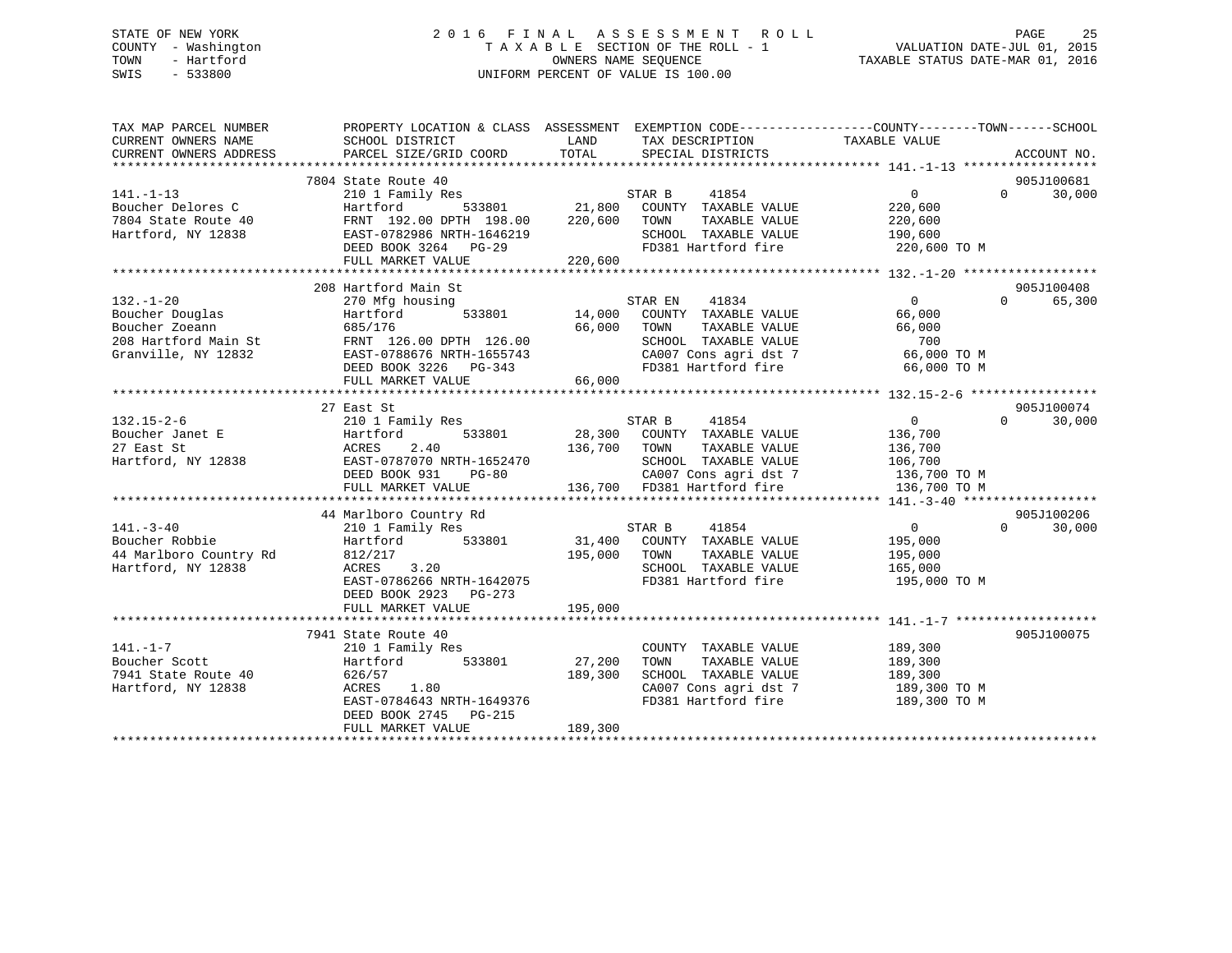STATE OF NEW YORK
COUNTY - Washington
TOWN - Hartford
SWIS - 533800

# 2016 FINAL ASSESSMENT ROLL
TAXABLE SECTION OF THE ROLL - 1
OWNERS NAME SEQUENCE
UNIFORM PERCENT OF VALUE IS 100.00

VALUATION DATE-JUL 01, 2015
TAXABLE STATUS DATE-MAR 01, 2016

| TAX MAP PARCEL NUMBER / CURRENT OWNERS NAME / CURRENT OWNERS ADDRESS | PROPERTY LOCATION & CLASS / SCHOOL DISTRICT / PARCEL SIZE/GRID COORD | ASSESSMENT LAND / TOTAL | EXEMPTION CODE / TAX DESCRIPTION / SPECIAL DISTRICTS | COUNTY | TOWN | SCHOOL / TAXABLE VALUE | ACCOUNT NO. |
|---|---|---|---|---|---|---|---|
| 141.-1-13 | 7804 State Route 40 | | | | | | 905J100681 |
| | 210 1 Family Res | | STAR B 41854 | 0 | 0 | 30,000 | |
| Boucher Delores C | Hartford 533801 | 21,800 | COUNTY TAXABLE VALUE | 220,600 | | | |
| 7804 State Route 40 | FRNT 192.00 DPTH 198.00 | 220,600 | TOWN TAXABLE VALUE | | 220,600 | | |
| Hartford, NY 12838 | EAST-0782986 NRTH-1646219 | | SCHOOL TAXABLE VALUE | | | 190,600 | |
| | DEED BOOK 3264 PG-29 | | FD381 Hartford fire | 220,600 TO M | | | |
| | FULL MARKET VALUE | 220,600 | | | | | |
| 132.-1-20 | 208 Hartford Main St | | | | | | 905J100408 |
| | 270 Mfg housing | | STAR EN 41834 | 0 | 0 | 65,300 | |
| Boucher Douglas | Hartford 533801 | 14,000 | COUNTY TAXABLE VALUE | 66,000 | | | |
| Boucher Zoeann | 685/176 | 66,000 | TOWN TAXABLE VALUE | | 66,000 | | |
| 208 Hartford Main St | FRNT 126.00 DPTH 126.00 | | SCHOOL TAXABLE VALUE | | | 700 | |
| Granville, NY 12832 | EAST-0788676 NRTH-1655743 | | CA007 Cons agri dst 7 | 66,000 TO M | | | |
| | DEED BOOK 3226 PG-343 | | FD381 Hartford fire | 66,000 TO M | | | |
| | FULL MARKET VALUE | 66,000 | | | | | |
| 132.15-2-6 | 27 East St | | | | | | 905J100074 |
| | 210 1 Family Res | | STAR B 41854 | 0 | 0 | 30,000 | |
| Boucher Janet E | Hartford 533801 | 28,300 | COUNTY TAXABLE VALUE | 136,700 | | | |
| 27 East St | ACRES 2.40 | 136,700 | TOWN TAXABLE VALUE | | 136,700 | | |
| Hartford, NY 12838 | EAST-0787070 NRTH-1652470 | | SCHOOL TAXABLE VALUE | | | 106,700 | |
| | DEED BOOK 931 PG-80 | | CA007 Cons agri dst 7 | 136,700 TO M | | | |
| | FULL MARKET VALUE | 136,700 | FD381 Hartford fire | 136,700 TO M | | | |
| 141.-3-40 | 44 Marlboro Country Rd | | | | | | 905J100206 |
| | 210 1 Family Res | | STAR B 41854 | 0 | 0 | 30,000 | |
| Boucher Robbie | Hartford 533801 | 31,400 | COUNTY TAXABLE VALUE | 195,000 | | | |
| 44 Marlboro Country Rd | 812/217 | 195,000 | TOWN TAXABLE VALUE | | 195,000 | | |
| Hartford, NY 12838 | ACRES 3.20 | | SCHOOL TAXABLE VALUE | | | 165,000 | |
| | EAST-0786266 NRTH-1642075 | | FD381 Hartford fire | 195,000 TO M | | | |
| | DEED BOOK 2923 PG-273 | | | | | | |
| | FULL MARKET VALUE | 195,000 | | | | | |
| 141.-1-7 | 7941 State Route 40 | | | | | | 905J100075 |
| | 210 1 Family Res | | COUNTY TAXABLE VALUE | 189,300 | | | |
| Boucher Scott | Hartford 533801 | 27,200 | TOWN TAXABLE VALUE | | 189,300 | | |
| 7941 State Route 40 | 626/57 | 189,300 | SCHOOL TAXABLE VALUE | | | 189,300 | |
| Hartford, NY 12838 | ACRES 1.80 | | CA007 Cons agri dst 7 | 189,300 TO M | | | |
| | EAST-0784643 NRTH-1649376 | | FD381 Hartford fire | 189,300 TO M | | | |
| | DEED BOOK 2745 PG-215 | | | | | | |
| | FULL MARKET VALUE | 189,300 | | | | | |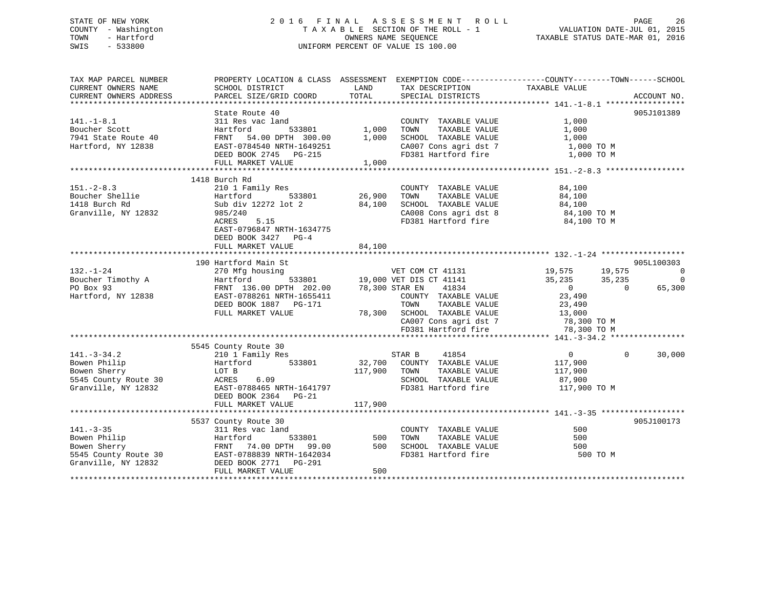STATE OF NEW YORK
COUNTY - Washington
TOWN - Hartford
SWIS - 533800

# 2016 FINAL ASSESSMENT ROLL
TAXABLE SECTION OF THE ROLL - 1
OWNERS NAME SEQUENCE
UNIFORM PERCENT OF VALUE IS 100.00

VALUATION DATE-JUL 01, 2015
TAXABLE STATUS DATE-MAR 01, 2016

| TAX MAP PARCEL NUMBER / CURRENT OWNERS NAME / CURRENT OWNERS ADDRESS | PROPERTY LOCATION & CLASS / SCHOOL DISTRICT / PARCEL SIZE/GRID COORD | ASSESSMENT LAND | ASSESSMENT TOTAL | EXEMPTION CODE / TAX DESCRIPTION / SPECIAL DISTRICTS | COUNTY TAXABLE VALUE | TOWN | SCHOOL | ACCOUNT NO. |
|---|---|---|---|---|---|---|---|---|
| **141.-1-8.1** | State Route 40 | | | | | | | 905J101389 |
| 141.-1-8.1 | 311 Res vac land | | | COUNTY TAXABLE VALUE | 1,000 | | | |
| Boucher Scott | Hartford 533801 | 1,000 | | TOWN TAXABLE VALUE | 1,000 | | | |
| 7941 State Route 40 | FRNT 54.00 DPTH 300.00 | | 1,000 | SCHOOL TAXABLE VALUE | 1,000 | | | |
| Hartford, NY 12838 | EAST-0784540 NRTH-1649251 | | | CA007 Cons agri dst 7 | 1,000 TO M | | | |
| | DEED BOOK 2745 PG-215 | | | FD381 Hartford fire | 1,000 TO M | | | |
| | FULL MARKET VALUE | | 1,000 | | | | | |
| **151.-2-8.3** | 1418 Burch Rd | | | | | | | |
| 151.-2-8.3 | 210 1 Family Res | | | COUNTY TAXABLE VALUE | 84,100 | | | |
| Boucher Shellie | Hartford 533801 | 26,900 | | TOWN TAXABLE VALUE | 84,100 | | | |
| 1418 Burch Rd | Sub div 12272 lot 2 | | 84,100 | SCHOOL TAXABLE VALUE | 84,100 | | | |
| Granville, NY 12832 | 985/240 | | | CA008 Cons agri dst 8 | 84,100 TO M | | | |
| | ACRES 5.15 | | | FD381 Hartford fire | 84,100 TO M | | | |
| | EAST-0796847 NRTH-1634775 | | | | | | | |
| | DEED BOOK 3427 PG-4 | | | | | | | |
| | FULL MARKET VALUE | | 84,100 | | | | | |
| **132.-1-24** | 190 Hartford Main St | | | | | | | 905L100303 |
| 132.-1-24 | 270 Mfg housing | | | VET COM CT 41131 | 19,575 | 19,575 | 0 | |
| Boucher Timothy A | Hartford 533801 | 19,000 | | VET DIS CT 41141 | 35,235 | 35,235 | 0 | |
| PO Box 93 | FRNT 136.00 DPTH 202.00 | | 78,300 | STAR EN 41834 | 0 | 0 | 65,300 | |
| Hartford, NY 12838 | EAST-0788261 NRTH-1655411 | | | COUNTY TAXABLE VALUE | 23,490 | | | |
| | DEED BOOK 1887 PG-171 | | | TOWN TAXABLE VALUE | 23,490 | | | |
| | FULL MARKET VALUE | | 78,300 | SCHOOL TAXABLE VALUE | 13,000 | | | |
| | | | | CA007 Cons agri dst 7 | 78,300 TO M | | | |
| | | | | FD381 Hartford fire | 78,300 TO M | | | |
| **141.-3-34.2** | 5545 County Route 30 | | | | | | | |
| 141.-3-34.2 | 210 1 Family Res | | | STAR B 41854 | 0 | 0 | 30,000 | |
| Bowen Philip | Hartford 533801 | 32,700 | | COUNTY TAXABLE VALUE | 117,900 | | | |
| Bowen Sherry | LOT B | | 117,900 | TOWN TAXABLE VALUE | 117,900 | | | |
| 5545 County Route 30 | ACRES 6.09 | | | SCHOOL TAXABLE VALUE | 87,900 | | | |
| Granville, NY 12832 | EAST-0788465 NRTH-1641797 | | | FD381 Hartford fire | 117,900 TO M | | | |
| | DEED BOOK 2364 PG-21 | | | | | | | |
| | FULL MARKET VALUE | | 117,900 | | | | | |
| **141.-3-35** | 5537 County Route 30 | | | | | | | 905J100173 |
| 141.-3-35 | 311 Res vac land | | | COUNTY TAXABLE VALUE | 500 | | | |
| Bowen Philip | Hartford 533801 | 500 | | TOWN TAXABLE VALUE | 500 | | | |
| Bowen Sherry | FRNT 74.00 DPTH 99.00 | | 500 | SCHOOL TAXABLE VALUE | 500 | | | |
| 5545 County Route 30 | EAST-0788839 NRTH-1642034 | | | FD381 Hartford fire | 500 TO M | | | |
| Granville, NY 12832 | DEED BOOK 2771 PG-291 | | | | | | | |
| | FULL MARKET VALUE | | 500 | | | | | |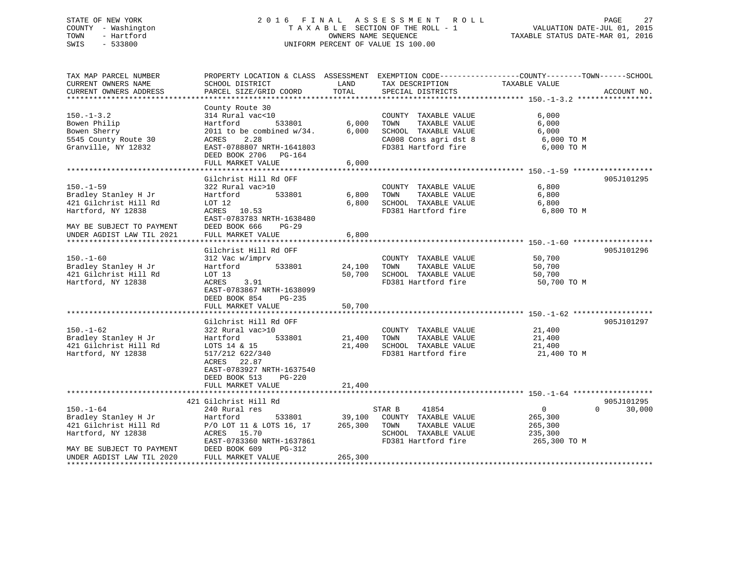STATE OF NEW YORK
COUNTY - Washington
TOWN - Hartford
SWIS - 533800

# 2016 FINAL ASSESSMENT ROLL
TAXABLE SECTION OF THE ROLL - 1
OWNERS NAME SEQUENCE
UNIFORM PERCENT OF VALUE IS 100.00

VALUATION DATE-JUL 01, 2015
TAXABLE STATUS DATE-MAR 01, 2016

| TAX MAP PARCEL NUMBER / CURRENT OWNERS NAME / CURRENT OWNERS ADDRESS | PROPERTY LOCATION & CLASS / SCHOOL DISTRICT / PARCEL SIZE/GRID COORD | ASSESSMENT LAND | TOTAL | EXEMPTION CODE / TAX DESCRIPTION / SPECIAL DISTRICTS | COUNTY | TOWN | SCHOOL TAXABLE VALUE | ACCOUNT NO. |
|---|---|---|---|---|---|---|---|---|
| **150.-1-3.2** | County Route 30 | | | | | | | |
| 150.-1-3.2 | 314 Rural vac<10 | | | COUNTY TAXABLE VALUE | 6,000 | | | |
| Bowen Philip | Hartford 533801 | 6,000 | | TOWN TAXABLE VALUE | | 6,000 | | |
| Bowen Sherry | 2011 to be combined w/34. | | 6,000 | SCHOOL TAXABLE VALUE | | | 6,000 | |
| 5545 County Route 30 | ACRES 2.28 | | | CA008 Cons agri dst 8 | 6,000 TO M | | | |
| Granville, NY 12832 | EAST-0788807 NRTH-1641803 | | | FD381 Hartford fire | 6,000 TO M | | | |
| | DEED BOOK 2706 PG-164 | | | | | | | |
| | FULL MARKET VALUE | | 6,000 | | | | | |
| **150.-1-59** | Gilchrist Hill Rd OFF | | | | | | | 905J101295 |
| 150.-1-59 | 322 Rural vac>10 | | | COUNTY TAXABLE VALUE | 6,800 | | | |
| Bradley Stanley H Jr | Hartford 533801 | 6,800 | | TOWN TAXABLE VALUE | | 6,800 | | |
| 421 Gilchrist Hill Rd | LOT 12 | | 6,800 | SCHOOL TAXABLE VALUE | | | 6,800 | |
| Hartford, NY 12838 | ACRES 10.53 | | | FD381 Hartford fire | 6,800 TO M | | | |
| | EAST-0783783 NRTH-1638480 | | | | | | | |
| MAY BE SUBJECT TO PAYMENT | DEED BOOK 666 PG-29 | | | | | | | |
| UNDER AGDIST LAW TIL 2021 | FULL MARKET VALUE | | 6,800 | | | | | |
| **150.-1-60** | Gilchrist Hill Rd OFF | | | | | | | 905J101296 |
| 150.-1-60 | 312 Vac w/imprv | | | COUNTY TAXABLE VALUE | 50,700 | | | |
| Bradley Stanley H Jr | Hartford 533801 | 24,100 | | TOWN TAXABLE VALUE | | 50,700 | | |
| 421 Gilchrist Hill Rd | LOT 13 | | 50,700 | SCHOOL TAXABLE VALUE | | | 50,700 | |
| Hartford, NY 12838 | ACRES 3.91 | | | FD381 Hartford fire | 50,700 TO M | | | |
| | EAST-0783867 NRTH-1638099 | | | | | | | |
| | DEED BOOK 854 PG-235 | | | | | | | |
| | FULL MARKET VALUE | | 50,700 | | | | | |
| **150.-1-62** | Gilchrist Hill Rd OFF | | | | | | | 905J101297 |
| 150.-1-62 | 322 Rural vac>10 | | | COUNTY TAXABLE VALUE | 21,400 | | | |
| Bradley Stanley H Jr | Hartford 533801 | 21,400 | | TOWN TAXABLE VALUE | | 21,400 | | |
| 421 Gilchrist Hill Rd | LOTS 14 & 15 | | 21,400 | SCHOOL TAXABLE VALUE | | | 21,400 | |
| Hartford, NY 12838 | 517/212 622/340 | | | FD381 Hartford fire | 21,400 TO M | | | |
| | ACRES 22.87 | | | | | | | |
| | EAST-0783927 NRTH-1637540 | | | | | | | |
| | DEED BOOK 513 PG-220 | | | | | | | |
| | FULL MARKET VALUE | | 21,400 | | | | | |
| **150.-1-64** | 421 Gilchrist Hill Rd | | | | | | | 905J101295 |
| 150.-1-64 | 240 Rural res | | | STAR B 41854 | 0 | 0 | 30,000 | |
| Bradley Stanley H Jr | Hartford 533801 | 39,100 | | COUNTY TAXABLE VALUE | 265,300 | | | |
| 421 Gilchrist Hill Rd | P/O LOT 11 & LOTS 16, 17 | | 265,300 | TOWN TAXABLE VALUE | | 265,300 | | |
| Hartford, NY 12838 | ACRES 15.70 | | | SCHOOL TAXABLE VALUE | | | 235,300 | |
| | EAST-0783360 NRTH-1637861 | | | FD381 Hartford fire | 265,300 TO M | | | |
| MAY BE SUBJECT TO PAYMENT | DEED BOOK 609 PG-312 | | | | | | | |
| UNDER AGDIST LAW TIL 2020 | FULL MARKET VALUE | | 265,300 | | | | | |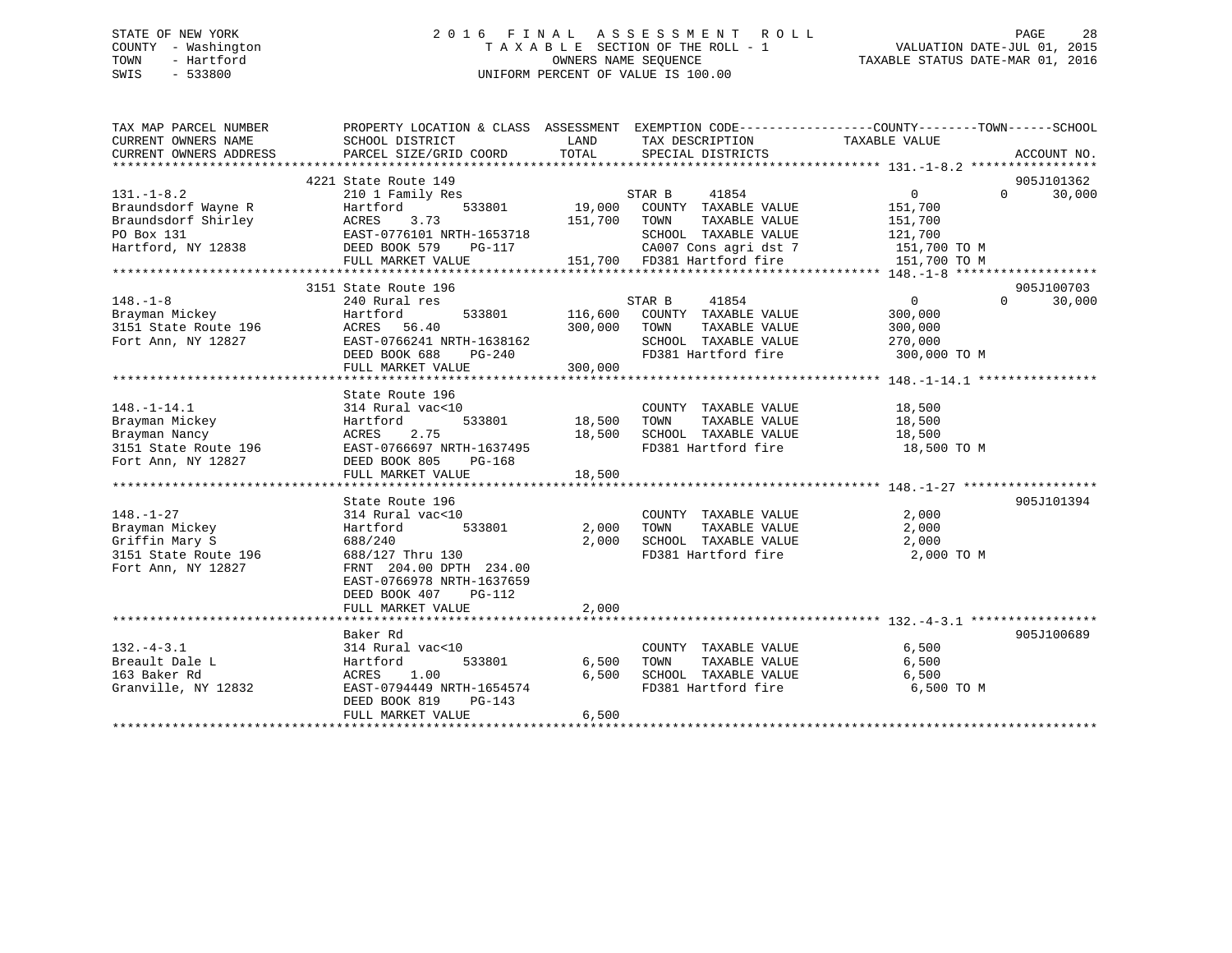STATE OF NEW YORK
COUNTY - Washington
TOWN - Hartford
SWIS - 533800

# 2016 FINAL ASSESSMENT ROLL

TAXABLE SECTION OF THE ROLL - 1
OWNERS NAME SEQUENCE
UNIFORM PERCENT OF VALUE IS 100.00

VALUATION DATE-JUL 01, 2015
TAXABLE STATUS DATE-MAR 01, 2016

```
TAX MAP PARCEL NUMBER     PROPERTY LOCATION & CLASS  ASSESSMENT  EXEMPTION CODE------------------COUNTY--------TOWN------SCHOOL
CURRENT OWNERS NAME       SCHOOL DISTRICT               LAND      TAX DESCRIPTION              TAXABLE VALUE
CURRENT OWNERS ADDRESS    PARCEL SIZE/GRID COORD        TOTAL     SPECIAL DISTRICTS                                    ACCOUNT NO.
******************************************************************************************************* 131.-1-8.2 *****************
                          4221 State Route 149                                                                         905J101362
131.-1-8.2                210 1 Family Res                         STAR B     41854               0             0       30,000
Braundsdorf Wayne R       Hartford          533801      19,000    COUNTY  TAXABLE VALUE         151,700
Braundsdorf Shirley       ACRES    3.73                151,700    TOWN    TAXABLE VALUE         151,700
PO Box 131                EAST-0776101 NRTH-1653718               SCHOOL  TAXABLE VALUE         121,700
Hartford, NY 12838        DEED BOOK 579    PG-117                 CA007 Cons agri dst 7         151,700 TO M
                          FULL MARKET VALUE            151,700    FD381 Hartford fire           151,700 TO M
******************************************************************************************************* 148.-1-8 *******************
                          3151 State Route 196                                                                         905J100703
148.-1-8                  240 Rural res                            STAR B     41854               0             0       30,000
Brayman Mickey            Hartford          533801     116,600    COUNTY  TAXABLE VALUE         300,000
3151 State Route 196      ACRES   56.40                300,000    TOWN    TAXABLE VALUE         300,000
Fort Ann, NY 12827        EAST-0766241 NRTH-1638162               SCHOOL  TAXABLE VALUE         270,000
                          DEED BOOK 688    PG-240                 FD381 Hartford fire           300,000 TO M
                          FULL MARKET VALUE            300,000
******************************************************************************************************* 148.-1-14.1 ****************
                          State Route 196
148.-1-14.1               314 Rural vac<10                        COUNTY  TAXABLE VALUE          18,500
Brayman Mickey            Hartford          533801      18,500    TOWN    TAXABLE VALUE          18,500
Brayman Nancy             ACRES    2.75                 18,500    SCHOOL  TAXABLE VALUE          18,500
3151 State Route 196      EAST-0766697 NRTH-1637495               FD381 Hartford fire            18,500 TO M
Fort Ann, NY 12827        DEED BOOK 805    PG-168
                          FULL MARKET VALUE             18,500
******************************************************************************************************* 148.-1-27 ******************
                          State Route 196                                                                              905J101394
148.-1-27                 314 Rural vac<10                        COUNTY  TAXABLE VALUE           2,000
Brayman Mickey            Hartford          533801       2,000    TOWN    TAXABLE VALUE           2,000
Griffin Mary S            688/240                        2,000    SCHOOL  TAXABLE VALUE           2,000
3151 State Route 196      688/127 Thru 130                        FD381 Hartford fire             2,000 TO M
Fort Ann, NY 12827        FRNT 204.00 DPTH 234.00
                          EAST-0766978 NRTH-1637659
                          DEED BOOK 407    PG-112
                          FULL MARKET VALUE              2,000
******************************************************************************************************* 132.-4-3.1 *****************
                          Baker Rd                                                                                     905J100689
132.-4-3.1                314 Rural vac<10                        COUNTY  TAXABLE VALUE           6,500
Breault Dale L            Hartford          533801       6,500    TOWN    TAXABLE VALUE           6,500
163 Baker Rd              ACRES    1.00                  6,500    SCHOOL  TAXABLE VALUE           6,500
Granville, NY 12832       EAST-0794449 NRTH-1654574               FD381 Hartford fire             6,500 TO M
                          DEED BOOK 819    PG-143
                          FULL MARKET VALUE              6,500
************************************************************************************************************************************
```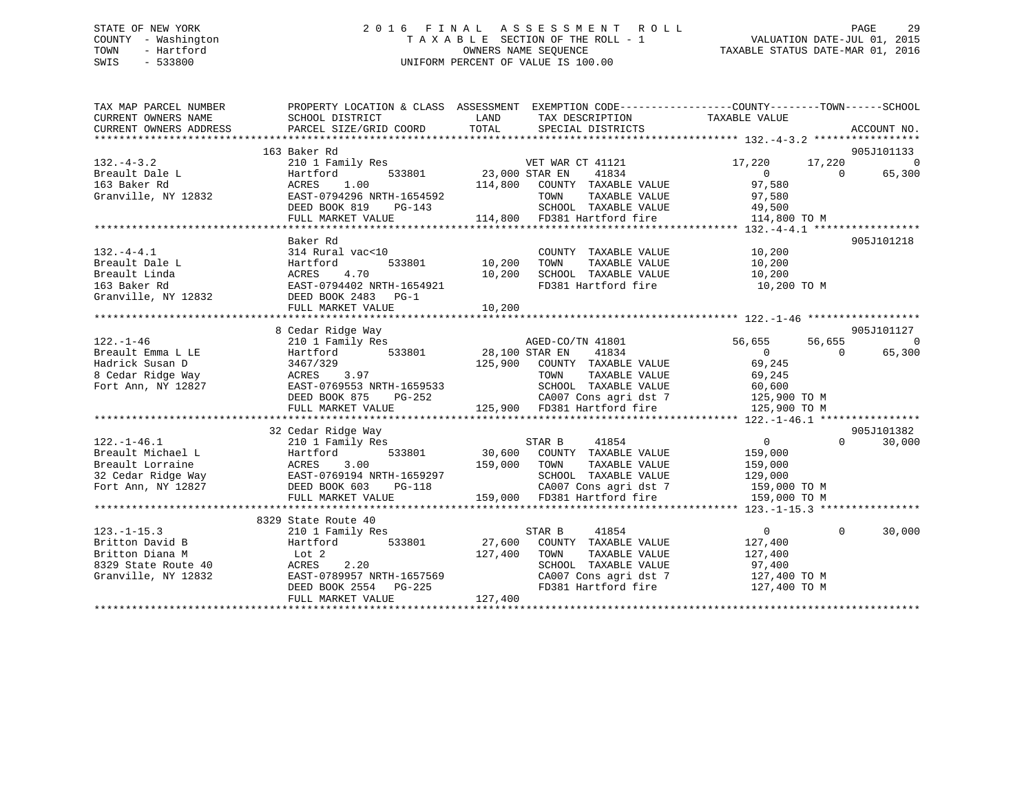STATE OF NEW YORK
COUNTY - Washington
TOWN - Hartford
SWIS - 533800

2016 FINAL ASSESSMENT ROLL
TAXABLE SECTION OF THE ROLL - 1
OWNERS NAME SEQUENCE
UNIFORM PERCENT OF VALUE IS 100.00

VALUATION DATE-JUL 01, 2015
TAXABLE STATUS DATE-MAR 01, 2016

```
TAX MAP PARCEL NUMBER     PROPERTY LOCATION & CLASS  ASSESSMENT  EXEMPTION CODE------------------COUNTY--------TOWN------SCHOOL
CURRENT OWNERS NAME       SCHOOL DISTRICT               LAND      TAX DESCRIPTION            TAXABLE VALUE
CURRENT OWNERS ADDRESS    PARCEL SIZE/GRID COORD        TOTAL     SPECIAL DISTRICTS                                      ACCOUNT NO.
******************************************************************************************************* 132.-4-3.2 *****************
                       163 Baker Rd                                                                                     905J101133
132.-4-3.2             210 1 Family Res                     VET WAR CT 41121            17,220      17,220            0
Breault Dale L         Hartford          533801      23,000 STAR EN     41834                0           0       65,300
163 Baker Rd           ACRES     1.00               114,800    COUNTY  TAXABLE VALUE        97,580
Granville, NY 12832    EAST-0794296 NRTH-1654592               TOWN    TAXABLE VALUE        97,580
                       DEED BOOK 819     PG-143                SCHOOL  TAXABLE VALUE        49,500
                       FULL MARKET VALUE            114,800    FD381 Hartford fire         114,800 TO M
******************************************************************************************************* 132.-4-4.1 *****************
                       Baker Rd                                                                                         905J101218
132.-4-4.1             314 Rural vac<10                        COUNTY  TAXABLE VALUE        10,200
Breault Dale L         Hartford          533801      10,200    TOWN    TAXABLE VALUE        10,200
Breault Linda          ACRES     4.70                10,200    SCHOOL  TAXABLE VALUE        10,200
163 Baker Rd           EAST-0794402 NRTH-1654921               FD381 Hartford fire          10,200 TO M
Granville, NY 12832    DEED BOOK 2483    PG-1
                       FULL MARKET VALUE             10,200
******************************************************************************************************* 122.-1-46 ******************
                       8 Cedar Ridge Way                                                                                905J101127
122.-1-46              210 1 Family Res                     AGED-CO/TN 41801            56,655      56,655            0
Breault Emma L LE      Hartford          533801      28,100 STAR EN     41834                0           0       65,300
Hadrick Susan D        3467/329                     125,900    COUNTY  TAXABLE VALUE        69,245
8 Cedar Ridge Way      ACRES     3.97                          TOWN    TAXABLE VALUE        69,245
Fort Ann, NY 12827     EAST-0769553 NRTH-1659533               SCHOOL  TAXABLE VALUE        60,600
                       DEED BOOK 875     PG-252                CA007 Cons agri dst 7       125,900 TO M
                       FULL MARKET VALUE            125,900    FD381 Hartford fire         125,900 TO M
******************************************************************************************************* 122.-1-46.1 ****************
                       32 Cedar Ridge Way                                                                               905J101382
122.-1-46.1            210 1 Family Res                     STAR B      41854                0           0       30,000
Breault Michael L      Hartford          533801      30,600    COUNTY  TAXABLE VALUE       159,000
Breault Lorraine       ACRES     3.00               159,000    TOWN    TAXABLE VALUE       159,000
32 Cedar Ridge Way     EAST-0769194 NRTH-1659297               SCHOOL  TAXABLE VALUE       129,000
Fort Ann, NY 12827     DEED BOOK 603     PG-118                CA007 Cons agri dst 7       159,000 TO M
                       FULL MARKET VALUE            159,000    FD381 Hartford fire         159,000 TO M
******************************************************************************************************* 123.-1-15.3 ****************
                       8329 State Route 40
123.-1-15.3            210 1 Family Res                     STAR B      41854                0           0       30,000
Britton David B        Hartford          533801      27,600    COUNTY  TAXABLE VALUE       127,400
Britton Diana M        Lot 2                        127,400    TOWN    TAXABLE VALUE       127,400
8329 State Route 40    ACRES     2.20                          SCHOOL  TAXABLE VALUE        97,400
Granville, NY 12832    EAST-0789957 NRTH-1657569               CA007 Cons agri dst 7       127,400 TO M
                       DEED BOOK 2554    PG-225                FD381 Hartford fire         127,400 TO M
                       FULL MARKET VALUE            127,400
************************************************************************************************************************************
```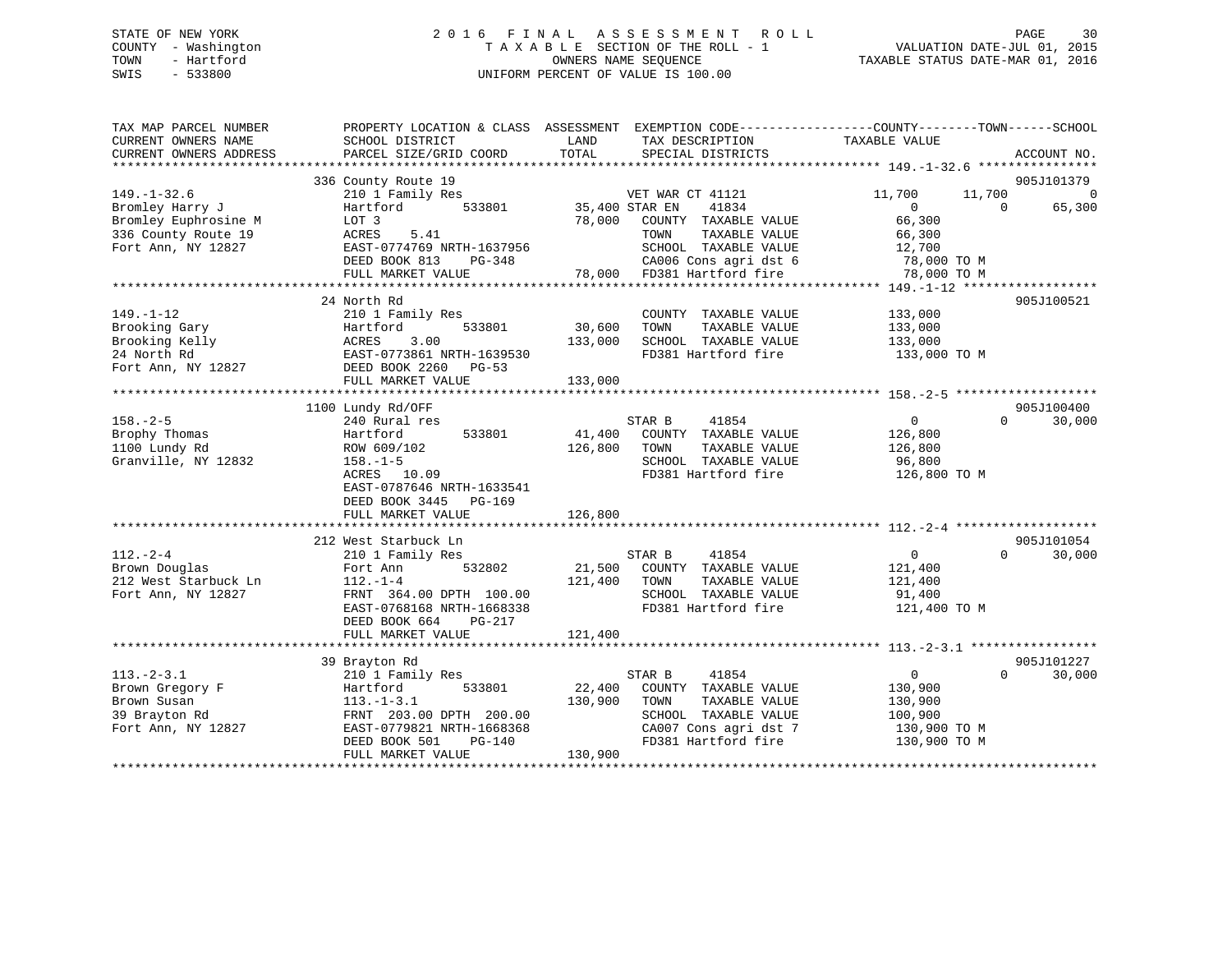STATE OF NEW YORK
COUNTY - Washington
TOWN - Hartford
SWIS - 533800

2 0 1 6 F I N A L A S S E S S M E N T R O L L
T A X A B L E SECTION OF THE ROLL - 1
OWNERS NAME SEQUENCE
UNIFORM PERCENT OF VALUE IS 100.00

VALUATION DATE-JUL 01, 2015
TAXABLE STATUS DATE-MAR 01, 2016

| TAX MAP PARCEL NUMBER / CURRENT OWNERS NAME / CURRENT OWNERS ADDRESS | PROPERTY LOCATION & CLASS / SCHOOL DISTRICT / PARCEL SIZE/GRID COORD | ASSESSMENT LAND | TOTAL | EXEMPTION CODE / TAX DESCRIPTION / SPECIAL DISTRICTS | COUNTY TAXABLE VALUE | TOWN | SCHOOL | ACCOUNT NO. |
|---|---|---|---|---|---|---|---|---|
| 149.-1-32.6 | 336 County Route 19 | | | | | | | 905J101379 |
| 149.-1-32.6 | 210 1 Family Res | | | VET WAR CT 41121 | 11,700 | 11,700 | 0 | |
| Bromley Harry J | Hartford 533801 | 35,400 | | STAR EN 41834 | 0 | 0 | 65,300 | |
| Bromley Euphrosine M | LOT 3 | | 78,000 | COUNTY TAXABLE VALUE | 66,300 | | | |
| 336 County Route 19 | ACRES 5.41 | | | TOWN TAXABLE VALUE | 66,300 | | | |
| Fort Ann, NY 12827 | EAST-0774769 NRTH-1637956 | | | SCHOOL TAXABLE VALUE | 12,700 | | | |
| | DEED BOOK 813 PG-348 | | | CA006 Cons agri dst 6 | 78,000 TO M | | | |
| | FULL MARKET VALUE | | 78,000 | FD381 Hartford fire | 78,000 TO M | | | |
| 149.-1-12 | 24 North Rd | | | | | | | 905J100521 |
| 149.-1-12 | 210 1 Family Res | | | COUNTY TAXABLE VALUE | 133,000 | | | |
| Brooking Gary | Hartford 533801 | 30,600 | | TOWN TAXABLE VALUE | 133,000 | | | |
| Brooking Kelly | ACRES 3.00 | | 133,000 | SCHOOL TAXABLE VALUE | 133,000 | | | |
| 24 North Rd | EAST-0773861 NRTH-1639530 | | | FD381 Hartford fire | 133,000 TO M | | | |
| Fort Ann, NY 12827 | DEED BOOK 2260 PG-53 | | | | | | | |
| | FULL MARKET VALUE | | 133,000 | | | | | |
| 158.-2-5 | 1100 Lundy Rd/OFF | | | | | | | 905J100400 |
| 158.-2-5 | 240 Rural res | | | STAR B 41854 | 0 | 0 | 30,000 | |
| Brophy Thomas | Hartford 533801 | 41,400 | | COUNTY TAXABLE VALUE | 126,800 | | | |
| 1100 Lundy Rd | ROW 609/102 | | 126,800 | TOWN TAXABLE VALUE | 126,800 | | | |
| Granville, NY 12832 | 158.-1-5 | | | SCHOOL TAXABLE VALUE | 96,800 | | | |
| | ACRES 10.09 | | | FD381 Hartford fire | 126,800 TO M | | | |
| | EAST-0787646 NRTH-1633541 | | | | | | | |
| | DEED BOOK 3445 PG-169 | | | | | | | |
| | FULL MARKET VALUE | | 126,800 | | | | | |
| 112.-2-4 | 212 West Starbuck Ln | | | | | | | 905J101054 |
| 112.-2-4 | 210 1 Family Res | | | STAR B 41854 | 0 | 0 | 30,000 | |
| Brown Douglas | Fort Ann 532802 | 21,500 | | COUNTY TAXABLE VALUE | 121,400 | | | |
| 212 West Starbuck Ln | 112.-1-4 | | 121,400 | TOWN TAXABLE VALUE | 121,400 | | | |
| Fort Ann, NY 12827 | FRNT 364.00 DPTH 100.00 | | | SCHOOL TAXABLE VALUE | 91,400 | | | |
| | EAST-0768168 NRTH-1668338 | | | FD381 Hartford fire | 121,400 TO M | | | |
| | DEED BOOK 664 PG-217 | | | | | | | |
| | FULL MARKET VALUE | | 121,400 | | | | | |
| 113.-2-3.1 | 39 Brayton Rd | | | | | | | 905J101227 |
| 113.-2-3.1 | 210 1 Family Res | | | STAR B 41854 | 0 | 0 | 30,000 | |
| Brown Gregory F | Hartford 533801 | 22,400 | | COUNTY TAXABLE VALUE | 130,900 | | | |
| Brown Susan | 113.-1-3.1 | | 130,900 | TOWN TAXABLE VALUE | 130,900 | | | |
| 39 Brayton Rd | FRNT 203.00 DPTH 200.00 | | | SCHOOL TAXABLE VALUE | 100,900 | | | |
| Fort Ann, NY 12827 | EAST-0779821 NRTH-1668368 | | | CA007 Cons agri dst 7 | 130,900 TO M | | | |
| | DEED BOOK 501 PG-140 | | | FD381 Hartford fire | 130,900 TO M | | | |
| | FULL MARKET VALUE | | 130,900 | | | | | |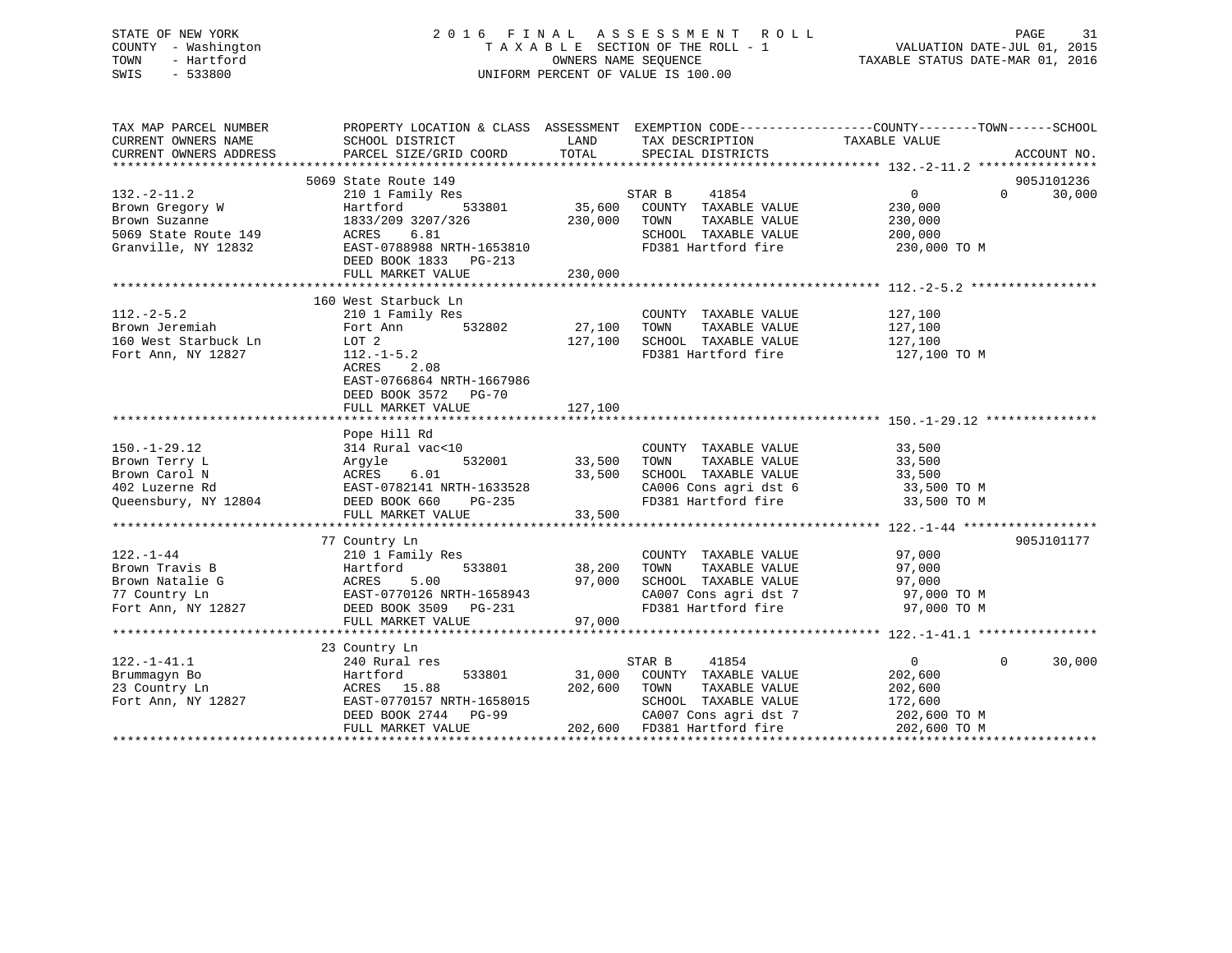STATE OF NEW YORK
COUNTY - Washington
TOWN - Hartford
SWIS - 533800

# 2016 FINAL ASSESSMENT ROLL

TAXABLE SECTION OF THE ROLL - 1
OWNERS NAME SEQUENCE
UNIFORM PERCENT OF VALUE IS 100.00

VALUATION DATE-JUL 01, 2015
TAXABLE STATUS DATE-MAR 01, 2016

| TAX MAP PARCEL NUMBER / CURRENT OWNERS NAME / CURRENT OWNERS ADDRESS | PROPERTY LOCATION & CLASS / SCHOOL DISTRICT / PARCEL SIZE/GRID COORD | ASSESSMENT LAND | TOTAL | EXEMPTION CODE / TAX DESCRIPTION / SPECIAL DISTRICTS | COUNTY TAXABLE VALUE | TOWN | SCHOOL | ACCOUNT NO. |
|---|---|---|---|---|---|---|---|---|
| 132.-2-11.2 | 5069 State Route 149 | | | | | | | 905J101236 |
| Brown Gregory W | 210 1 Family Res | | | STAR B 41854 | 0 | 0 | 30,000 | |
| Brown Suzanne | Hartford 533801 | 35,600 | | COUNTY TAXABLE VALUE | 230,000 | | | |
| 5069 State Route 149 | 1833/209 3207/326 | | 230,000 | TOWN TAXABLE VALUE | 230,000 | | | |
| Granville, NY 12832 | ACRES 6.81 | | | SCHOOL TAXABLE VALUE | 200,000 | | | |
| | EAST-0788988 NRTH-1653810 | | | FD381 Hartford fire | 230,000 TO M | | | |
| | DEED BOOK 1833 PG-213 | | | | | | | |
| | FULL MARKET VALUE | | 230,000 | | | | | |
| 112.-2-5.2 | 160 West Starbuck Ln | | | | | | | |
| Brown Jeremiah | 210 1 Family Res | | | COUNTY TAXABLE VALUE | 127,100 | | | |
| 160 West Starbuck Ln | Fort Ann 532802 | 27,100 | | TOWN TAXABLE VALUE | 127,100 | | | |
| Fort Ann, NY 12827 | LOT 2 | | 127,100 | SCHOOL TAXABLE VALUE | 127,100 | | | |
| | 112.-1-5.2 | | | FD381 Hartford fire | 127,100 TO M | | | |
| | ACRES 2.08 | | | | | | | |
| | EAST-0766864 NRTH-1667986 | | | | | | | |
| | DEED BOOK 3572 PG-70 | | | | | | | |
| | FULL MARKET VALUE | | 127,100 | | | | | |
| 150.-1-29.12 | Pope Hill Rd | | | | | | | |
| Brown Terry L | 314 Rural vac<10 | | | COUNTY TAXABLE VALUE | 33,500 | | | |
| Brown Carol N | Argyle 532001 | 33,500 | | TOWN TAXABLE VALUE | 33,500 | | | |
| 402 Luzerne Rd | ACRES 6.01 | | 33,500 | SCHOOL TAXABLE VALUE | 33,500 | | | |
| Queensbury, NY 12804 | EAST-0782141 NRTH-1633528 | | | CA006 Cons agri dst 6 | 33,500 TO M | | | |
| | DEED BOOK 660 PG-235 | | | FD381 Hartford fire | 33,500 TO M | | | |
| | FULL MARKET VALUE | | 33,500 | | | | | |
| 122.-1-44 | 77 Country Ln | | | | | | | 905J101177 |
| Brown Travis B | 210 1 Family Res | | | COUNTY TAXABLE VALUE | 97,000 | | | |
| Brown Natalie G | Hartford 533801 | 38,200 | | TOWN TAXABLE VALUE | 97,000 | | | |
| 77 Country Ln | ACRES 5.00 | | 97,000 | SCHOOL TAXABLE VALUE | 97,000 | | | |
| Fort Ann, NY 12827 | EAST-0770126 NRTH-1658943 | | | CA007 Cons agri dst 7 | 97,000 TO M | | | |
| | DEED BOOK 3509 PG-231 | | | FD381 Hartford fire | 97,000 TO M | | | |
| | FULL MARKET VALUE | | 97,000 | | | | | |
| 122.-1-41.1 | 23 Country Ln | | | | | | | |
| Brummagyn Bo | 240 Rural res | | | STAR B 41854 | 0 | 0 | 30,000 | |
| 23 Country Ln | Hartford 533801 | 31,000 | | COUNTY TAXABLE VALUE | 202,600 | | | |
| Fort Ann, NY 12827 | ACRES 15.88 | | 202,600 | TOWN TAXABLE VALUE | 202,600 | | | |
| | EAST-0770157 NRTH-1658015 | | | SCHOOL TAXABLE VALUE | 172,600 | | | |
| | DEED BOOK 2744 PG-99 | | | CA007 Cons agri dst 7 | 202,600 TO M | | | |
| | FULL MARKET VALUE | | 202,600 | FD381 Hartford fire | 202,600 TO M | | | |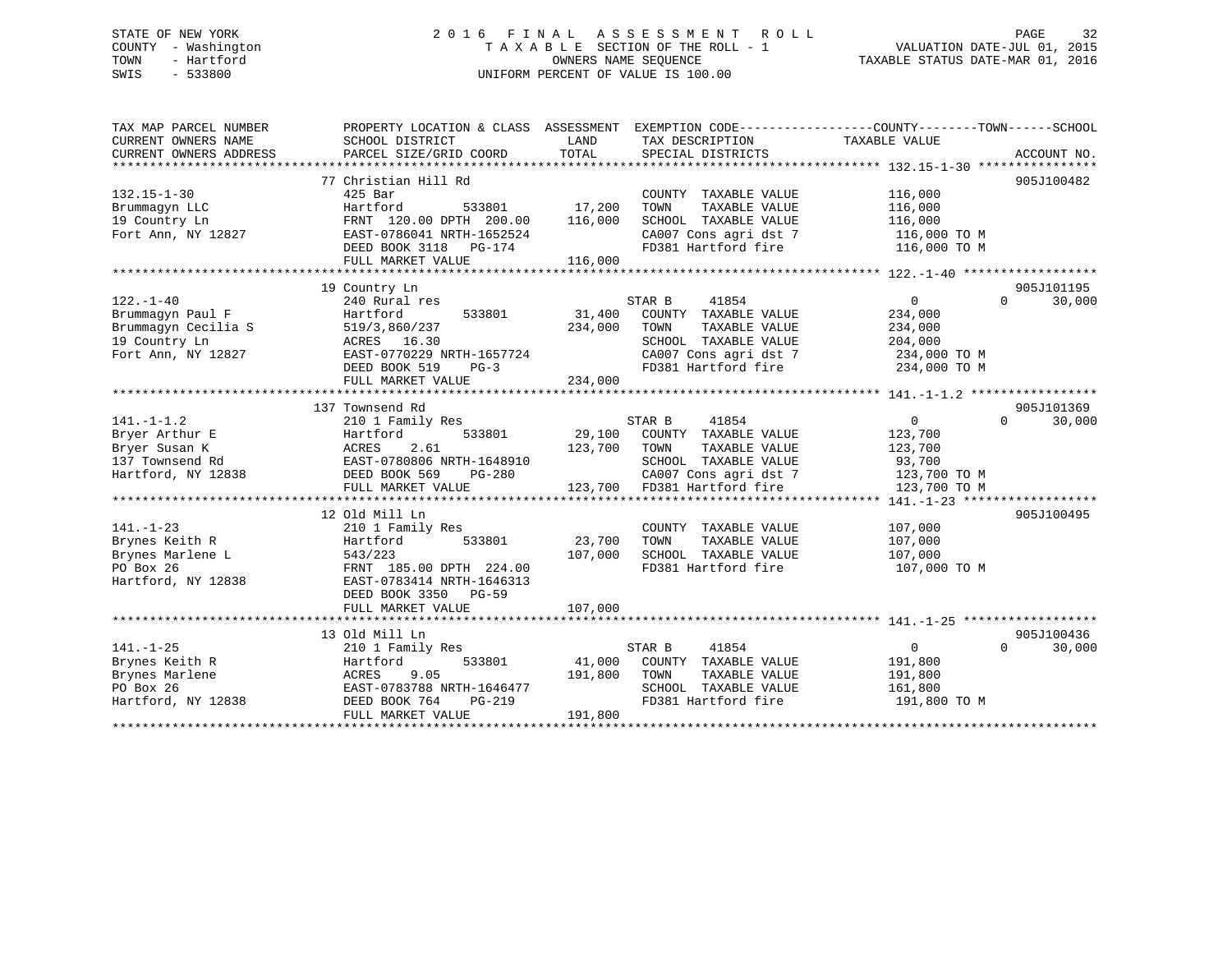STATE OF NEW YORK
COUNTY - Washington
TOWN - Hartford
SWIS - 533800

2016 FINAL ASSESSMENT ROLL
TAXABLE SECTION OF THE ROLL - 1
OWNERS NAME SEQUENCE
UNIFORM PERCENT OF VALUE IS 100.00

VALUATION DATE-JUL 01, 2015
TAXABLE STATUS DATE-MAR 01, 2016

```
TAX MAP PARCEL NUMBER      PROPERTY LOCATION & CLASS  ASSESSMENT  EXEMPTION CODE-----------------COUNTY--------TOWN------SCHOOL
CURRENT OWNERS NAME        SCHOOL DISTRICT               LAND      TAX DESCRIPTION            TAXABLE VALUE
CURRENT OWNERS ADDRESS     PARCEL SIZE/GRID COORD        TOTAL     SPECIAL DISTRICTS                                      ACCOUNT NO.
******************************************************************************************************* 132.15-1-30 ****************
                           77 Christian Hill Rd                                                                           905J100482
132.15-1-30                425 Bar                                    COUNTY  TAXABLE VALUE         116,000
Brummagyn LLC              Hartford          533801       17,200      TOWN    TAXABLE VALUE         116,000
19 Country Ln              FRNT 120.00 DPTH 200.00       116,000      SCHOOL  TAXABLE VALUE         116,000
Fort Ann, NY 12827         EAST-0786041 NRTH-1652524                  CA007 Cons agri dst 7          116,000 TO M
                           DEED BOOK 3118   PG-174                    FD381 Hartford fire            116,000 TO M
                           FULL MARKET VALUE             116,000
******************************************************************************************************* 122.-1-40 ******************
                           19 Country Ln                                                                                  905J101195
122.-1-40                  240 Rural res                              STAR B      41854              0           0      30,000
Brummagyn Paul F           Hartford          533801       31,400      COUNTY  TAXABLE VALUE         234,000
Brummagyn Cecilia S        519/3,860/237                 234,000      TOWN    TAXABLE VALUE         234,000
19 Country Ln              ACRES  16.30                               SCHOOL  TAXABLE VALUE         204,000
Fort Ann, NY 12827         EAST-0770229 NRTH-1657724                  CA007 Cons agri dst 7          234,000 TO M
                           DEED BOOK 519    PG-3                      FD381 Hartford fire            234,000 TO M
                           FULL MARKET VALUE             234,000
******************************************************************************************************* 141.-1-1.2 *****************
                           137 Townsend Rd                                                                                905J101369
141.-1-1.2                 210 1 Family Res                           STAR B      41854              0           0      30,000
Bryer Arthur E             Hartford          533801       29,100      COUNTY  TAXABLE VALUE         123,700
Bryer Susan K              ACRES   2.61                  123,700      TOWN    TAXABLE VALUE         123,700
137 Townsend Rd            EAST-0780806 NRTH-1648910                  SCHOOL  TAXABLE VALUE          93,700
Hartford, NY 12838         DEED BOOK 569    PG-280                    CA007 Cons agri dst 7          123,700 TO M
                           FULL MARKET VALUE             123,700      FD381 Hartford fire            123,700 TO M
******************************************************************************************************* 141.-1-23 ******************
                           12 Old Mill Ln                                                                                 905J100495
141.-1-23                  210 1 Family Res                           COUNTY  TAXABLE VALUE         107,000
Brynes Keith R             Hartford          533801       23,700      TOWN    TAXABLE VALUE         107,000
Brynes Marlene L           543/223                       107,000      SCHOOL  TAXABLE VALUE         107,000
PO Box 26                  FRNT 185.00 DPTH 224.00                    FD381 Hartford fire            107,000 TO M
Hartford, NY 12838         EAST-0783414 NRTH-1646313
                           DEED BOOK 3350   PG-59
                           FULL MARKET VALUE             107,000
******************************************************************************************************* 141.-1-25 ******************
                           13 Old Mill Ln                                                                                 905J100436
141.-1-25                  210 1 Family Res                           STAR B      41854              0           0      30,000
Brynes Keith R             Hartford          533801       41,000      COUNTY  TAXABLE VALUE         191,800
Brynes Marlene             ACRES   9.05                  191,800      TOWN    TAXABLE VALUE         191,800
PO Box 26                  EAST-0783788 NRTH-1646477                  SCHOOL  TAXABLE VALUE         161,800
Hartford, NY 12838         DEED BOOK 764    PG-219                    FD381 Hartford fire            191,800 TO M
                           FULL MARKET VALUE             191,800
************************************************************************************************************************************
```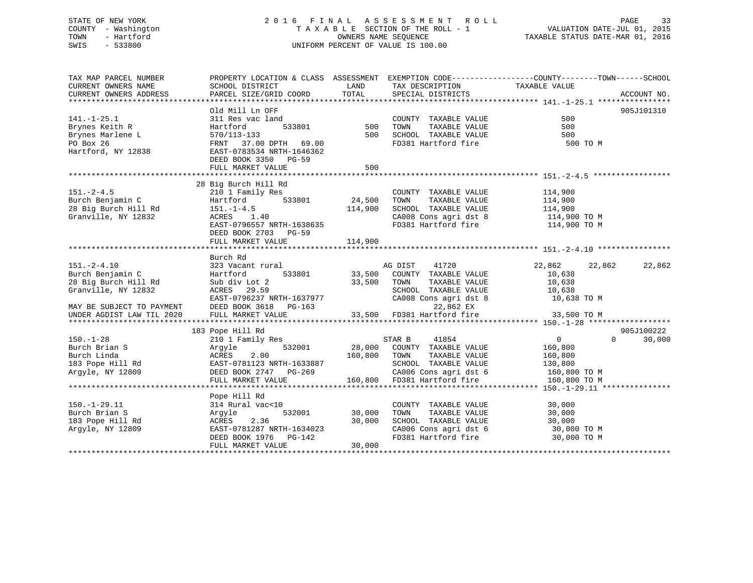STATE OF NEW YORK
COUNTY - Washington
TOWN - Hartford
SWIS - 533800

2016 FINAL ASSESSMENT ROLL
TAXABLE SECTION OF THE ROLL - 1
OWNERS NAME SEQUENCE
UNIFORM PERCENT OF VALUE IS 100.00

VALUATION DATE-JUL 01, 2015
TAXABLE STATUS DATE-MAR 01, 2016

```
TAX MAP PARCEL NUMBER          PROPERTY LOCATION & CLASS  ASSESSMENT  EXEMPTION CODE-----------------COUNTY--------TOWN------SCHOOL
CURRENT OWNERS NAME            SCHOOL DISTRICT              LAND      TAX DESCRIPTION            TAXABLE VALUE
CURRENT OWNERS ADDRESS         PARCEL SIZE/GRID COORD       TOTAL     SPECIAL DISTRICTS                                    ACCOUNT NO.
******************************************************************************************************* 141.-1-25.1 ****************
                               Old Mill Ln OFF                                                                             905J101310
141.-1-25.1                    311 Res vac land                       COUNTY  TAXABLE VALUE              500
Brynes Keith R                 Hartford       533801         500      TOWN    TAXABLE VALUE              500
Brynes Marlene L               570/113-133                   500      SCHOOL  TAXABLE VALUE              500
PO Box 26                      FRNT   37.00 DPTH   69.00              FD381 Hartford fire                  500 TO M
Hartford, NY 12838             EAST-0783534 NRTH-1646362
                               DEED BOOK 3350   PG-59
                               FULL MARKET VALUE             500
******************************************************************************************************* 151.-2-4.5 *****************
                               28 Big Burch Hill Rd
151.-2-4.5                     210 1 Family Res                       COUNTY  TAXABLE VALUE          114,900
Burch Benjamin C               Hartford       533801      24,500      TOWN    TAXABLE VALUE          114,900
28 Big Burch Hill Rd           151.-1-4.5                114,900      SCHOOL  TAXABLE VALUE          114,900
Granville, NY 12832            ACRES    1.40                          CA008 Cons agri dst 8           114,900 TO M
                               EAST-0796557 NRTH-1638635              FD381 Hartford fire             114,900 TO M
                               DEED BOOK 2703   PG-59
                               FULL MARKET VALUE         114,900
******************************************************************************************************* 151.-2-4.10 ****************
                               Burch Rd
151.-2-4.10                    323 Vacant rural                       AG DIST    41720             22,862      22,862      22,862
Burch Benjamin C               Hartford       533801      33,500      COUNTY  TAXABLE VALUE           10,638
28 Big Burch Hill Rd           Sub div Lot 2              33,500      TOWN    TAXABLE VALUE           10,638
Granville, NY 12832            ACRES   29.59                          SCHOOL  TAXABLE VALUE           10,638
                               EAST-0796237 NRTH-1637977              CA008 Cons agri dst 8            10,638 TO M
MAY BE SUBJECT TO PAYMENT      DEED BOOK 3618   PG-163                      22,862 EX
UNDER AGDIST LAW TIL 2020      FULL MARKET VALUE          33,500      FD381 Hartford fire              33,500 TO M
******************************************************************************************************* 150.-1-28 ******************
                               183 Pope Hill Rd                                                                            905J100222
150.-1-28                      210 1 Family Res                       STAR B     41854                  0           0      30,000
Burch Brian S                  Argyle         532001      28,000      COUNTY  TAXABLE VALUE          160,800
Burch Linda                    ACRES    2.00             160,800      TOWN    TAXABLE VALUE          160,800
183 Pope Hill Rd               EAST-0781123 NRTH-1633887              SCHOOL  TAXABLE VALUE          130,800
Argyle, NY 12809               DEED BOOK 2747   PG-269                CA006 Cons agri dst 6           160,800 TO M
                               FULL MARKET VALUE         160,800      FD381 Hartford fire             160,800 TO M
******************************************************************************************************* 150.-1-29.11 ***************
                               Pope Hill Rd
150.-1-29.11                   314 Rural vac<10                       COUNTY  TAXABLE VALUE           30,000
Burch Brian S                  Argyle         532001      30,000      TOWN    TAXABLE VALUE           30,000
183 Pope Hill Rd               ACRES    2.36              30,000      SCHOOL  TAXABLE VALUE           30,000
Argyle, NY 12809               EAST-0781287 NRTH-1634023              CA006 Cons agri dst 6            30,000 TO M
                               DEED BOOK 1976   PG-142                FD381 Hartford fire              30,000 TO M
                               FULL MARKET VALUE          30,000
************************************************************************************************************************************
```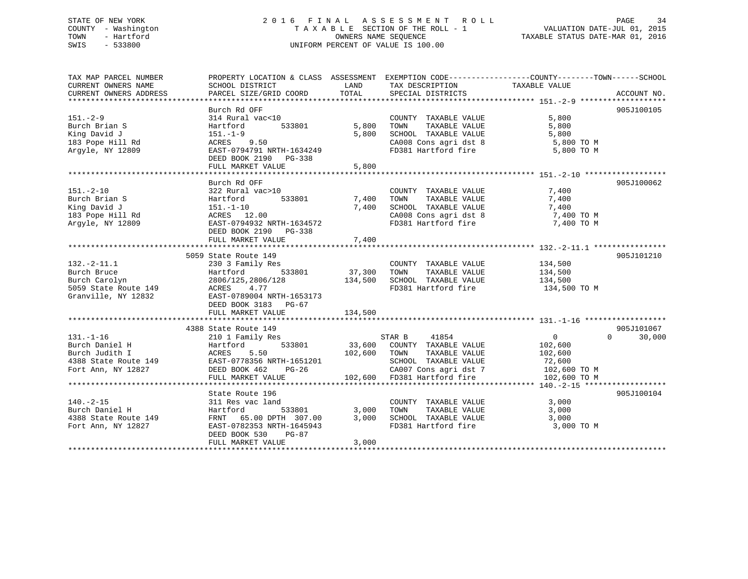STATE OF NEW YORK
COUNTY - Washington
TOWN - Hartford
SWIS - 533800

# 2016 FINAL ASSESSMENT ROLL
TAXABLE SECTION OF THE ROLL - 1
OWNERS NAME SEQUENCE
UNIFORM PERCENT OF VALUE IS 100.00

VALUATION DATE-JUL 01, 2015
TAXABLE STATUS DATE-MAR 01, 2016

```
TAX MAP PARCEL NUMBER      PROPERTY LOCATION & CLASS  ASSESSMENT  EXEMPTION CODE------------------COUNTY--------TOWN------SCHOOL
CURRENT OWNERS NAME        SCHOOL DISTRICT            LAND        TAX DESCRIPTION               TAXABLE VALUE
CURRENT OWNERS ADDRESS     PARCEL SIZE/GRID COORD     TOTAL       SPECIAL DISTRICTS                                      ACCOUNT NO.
*********************************************************************************************** 151.-2-9 *******************
                           Burch Rd OFF                                                                                905J100105
151.-2-9                   314 Rural vac<10                       COUNTY  TAXABLE VALUE            5,800
Burch Brian S              Hartford      533801       5,800       TOWN    TAXABLE VALUE            5,800
King David J               151.-1-9                   5,800       SCHOOL  TAXABLE VALUE            5,800
183 Pope Hill Rd           ACRES    9.50                          CA008 Cons agri dst 8             5,800 TO M
Argyle, NY 12809           EAST-0794791 NRTH-1634249              FD381 Hartford fire               5,800 TO M
                           DEED BOOK 2190   PG-338
                           FULL MARKET VALUE          5,800
*********************************************************************************************** 151.-2-10 ******************
                           Burch Rd OFF                                                                                905J100062
151.-2-10                  322 Rural vac>10                       COUNTY  TAXABLE VALUE            7,400
Burch Brian S              Hartford      533801       7,400       TOWN    TAXABLE VALUE            7,400
King David J               151.-1-10                  7,400       SCHOOL  TAXABLE VALUE            7,400
183 Pope Hill Rd           ACRES   12.00                          CA008 Cons agri dst 8             7,400 TO M
Argyle, NY 12809           EAST-0794932 NRTH-1634572              FD381 Hartford fire               7,400 TO M
                           DEED BOOK 2190   PG-338
                           FULL MARKET VALUE          7,400
*********************************************************************************************** 132.-2-11.1 ****************
                      5059 State Route 149                                                                             905J101210
132.-2-11.1                230 3 Family Res                       COUNTY  TAXABLE VALUE          134,500
Burch Bruce                Hartford      533801      37,300       TOWN    TAXABLE VALUE          134,500
Burch Carolyn              2806/125,2806/128        134,500       SCHOOL  TAXABLE VALUE          134,500
5059 State Route 149       ACRES    4.77                          FD381 Hartford fire             134,500 TO M
Granville, NY 12832        EAST-0789004 NRTH-1653173
                           DEED BOOK 3183   PG-67
                           FULL MARKET VALUE        134,500
*********************************************************************************************** 131.-1-16 ******************
                      4388 State Route 149                                                                             905J101067
131.-1-16                  210 1 Family Res                       STAR B      41854                  0            0       30,000
Burch Daniel H             Hartford      533801      33,600       COUNTY  TAXABLE VALUE          102,600
Burch Judith I             ACRES    5.50            102,600       TOWN    TAXABLE VALUE          102,600
4388 State Route 149       EAST-0778356 NRTH-1651201              SCHOOL  TAXABLE VALUE           72,600
Fort Ann, NY 12827         DEED BOOK 462    PG-26                 CA007 Cons agri dst 7           102,600 TO M
                           FULL MARKET VALUE        102,600       FD381 Hartford fire             102,600 TO M
*********************************************************************************************** 140.-2-15 ******************
                           State Route 196                                                                             905J100104
140.-2-15                  311 Res vac land                       COUNTY  TAXABLE VALUE            3,000
Burch Daniel H             Hartford      533801       3,000       TOWN    TAXABLE VALUE            3,000
4388 State Route 149       FRNT  65.00 DPTH 307.00    3,000       SCHOOL  TAXABLE VALUE            3,000
Fort Ann, NY 12827         EAST-0782353 NRTH-1645943              FD381 Hartford fire               3,000 TO M
                           DEED BOOK 530    PG-87
                           FULL MARKET VALUE          3,000
******************************************************************************************************************************
```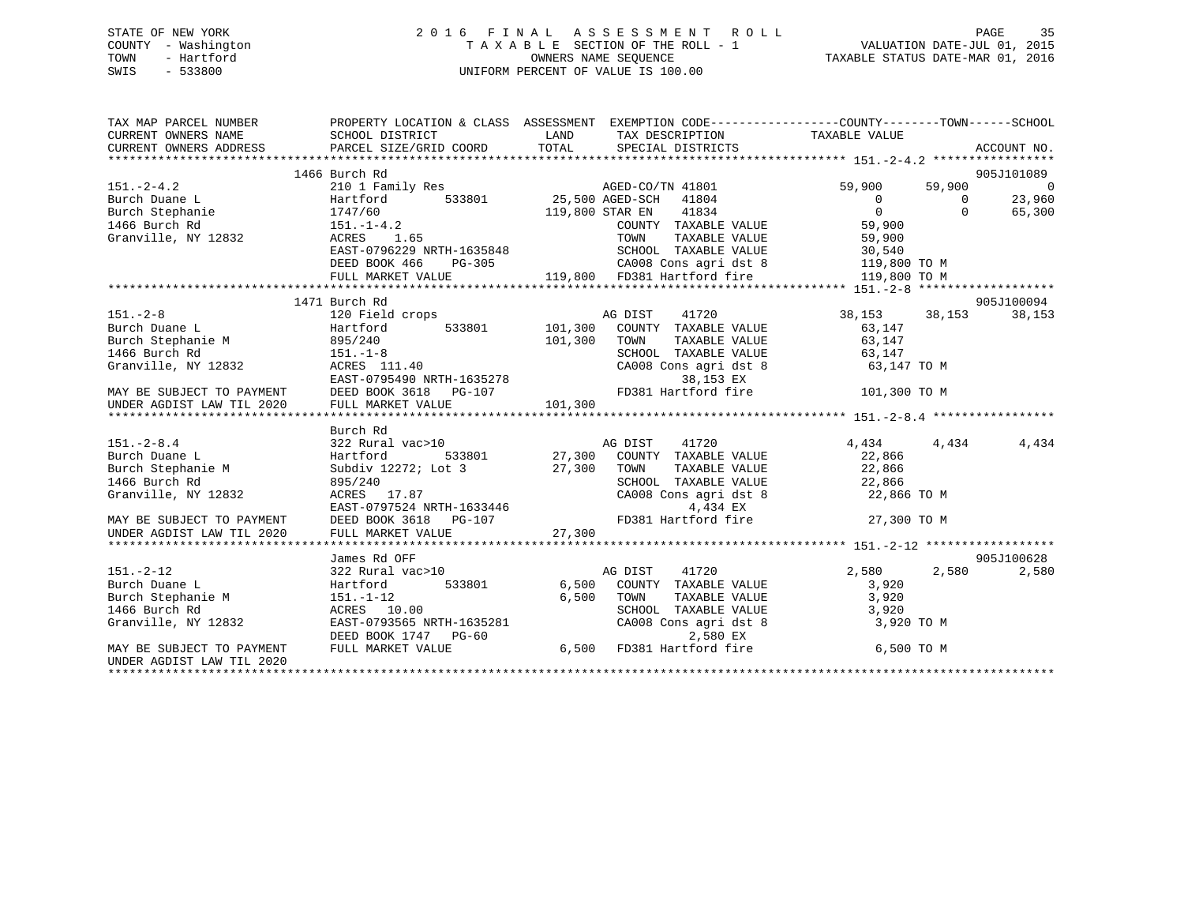STATE OF NEW YORK
COUNTY - Washington
TOWN - Hartford
SWIS - 533800

2 0 1 6 F I N A L A S S E S S M E N T R O L L
T A X A B L E SECTION OF THE ROLL - 1
OWNERS NAME SEQUENCE
UNIFORM PERCENT OF VALUE IS 100.00

VALUATION DATE-JUL 01, 2015
TAXABLE STATUS DATE-MAR 01, 2016

```
TAX MAP PARCEL NUMBER          PROPERTY LOCATION & CLASS  ASSESSMENT  EXEMPTION CODE------------------COUNTY--------TOWN------SCHOOL
CURRENT OWNERS NAME            SCHOOL DISTRICT               LAND      TAX DESCRIPTION            TAXABLE VALUE
CURRENT OWNERS ADDRESS         PARCEL SIZE/GRID COORD        TOTAL     SPECIAL DISTRICTS                                     ACCOUNT NO.
******************************************************************************************************* 151.-2-4.2 *****************
                         1466 Burch Rd                                                                                   905J101089
151.-2-4.2                     210 1 Family Res                     AGED-CO/TN 41801          59,900     59,900          0
Burch Duane L                  Hartford        533801        25,500 AGED-SCH   41804               0          0     23,960
Burch Stephanie                1747/60                      119,800 STAR EN    41834               0          0     65,300
1466 Burch Rd                  151.-1-4.2                             COUNTY  TAXABLE VALUE           59,900
Granville, NY 12832            ACRES    1.65                          TOWN    TAXABLE VALUE           59,900
                               EAST-0796229 NRTH-1635848              SCHOOL  TAXABLE VALUE           30,540
                               DEED BOOK 466    PG-305                CA008 Cons agri dst 8          119,800 TO M
                               FULL MARKET VALUE            119,800   FD381 Hartford fire            119,800 TO M
******************************************************************************************************* 151.-2-8 *******************
                         1471 Burch Rd                                                                                   905J100094
151.-2-8                       120 Field crops                      AG DIST    41720          38,153     38,153     38,153
Burch Duane L                  Hartford        533801       101,300   COUNTY  TAXABLE VALUE           63,147
Burch Stephanie M              895/240                      101,300   TOWN    TAXABLE VALUE           63,147
1466 Burch Rd                  151.-1-8                               SCHOOL  TAXABLE VALUE           63,147
Granville, NY 12832            ACRES  111.40                          CA008 Cons agri dst 8           63,147 TO M
                               EAST-0795490 NRTH-1635278                    38,153 EX
MAY BE SUBJECT TO PAYMENT      DEED BOOK 3618   PG-107                FD381 Hartford fire            101,300 TO M
UNDER AGDIST LAW TIL 2020      FULL MARKET VALUE            101,300
******************************************************************************************************* 151.-2-8.4 *****************
                               Burch Rd
151.-2-8.4                     322 Rural vac>10                     AG DIST    41720           4,434      4,434      4,434
Burch Duane L                  Hartford        533801        27,300   COUNTY  TAXABLE VALUE           22,866
Burch Stephanie M              Subdiv 12272; Lot 3           27,300   TOWN    TAXABLE VALUE           22,866
1466 Burch Rd                  895/240                                SCHOOL  TAXABLE VALUE           22,866
Granville, NY 12832            ACRES   17.87                          CA008 Cons agri dst 8           22,866 TO M
                               EAST-0797524 NRTH-1633446                     4,434 EX
MAY BE SUBJECT TO PAYMENT      DEED BOOK 3618   PG-107                FD381 Hartford fire             27,300 TO M
UNDER AGDIST LAW TIL 2020      FULL MARKET VALUE             27,300
******************************************************************************************************* 151.-2-12 ******************
                               James Rd OFF                                                                              905J100628
151.-2-12                      322 Rural vac>10                     AG DIST    41720           2,580      2,580      2,580
Burch Duane L                  Hartford        533801         6,500   COUNTY  TAXABLE VALUE            3,920
Burch Stephanie M              151.-1-12                      6,500   TOWN    TAXABLE VALUE            3,920
1466 Burch Rd                  ACRES   10.00                          SCHOOL  TAXABLE VALUE            3,920
Granville, NY 12832            EAST-0793565 NRTH-1635281              CA008 Cons agri dst 8            3,920 TO M
                               DEED BOOK 1747   PG-60                        2,580 EX
MAY BE SUBJECT TO PAYMENT      FULL MARKET VALUE              6,500   FD381 Hartford fire              6,500 TO M
UNDER AGDIST LAW TIL 2020
************************************************************************************************************************************
```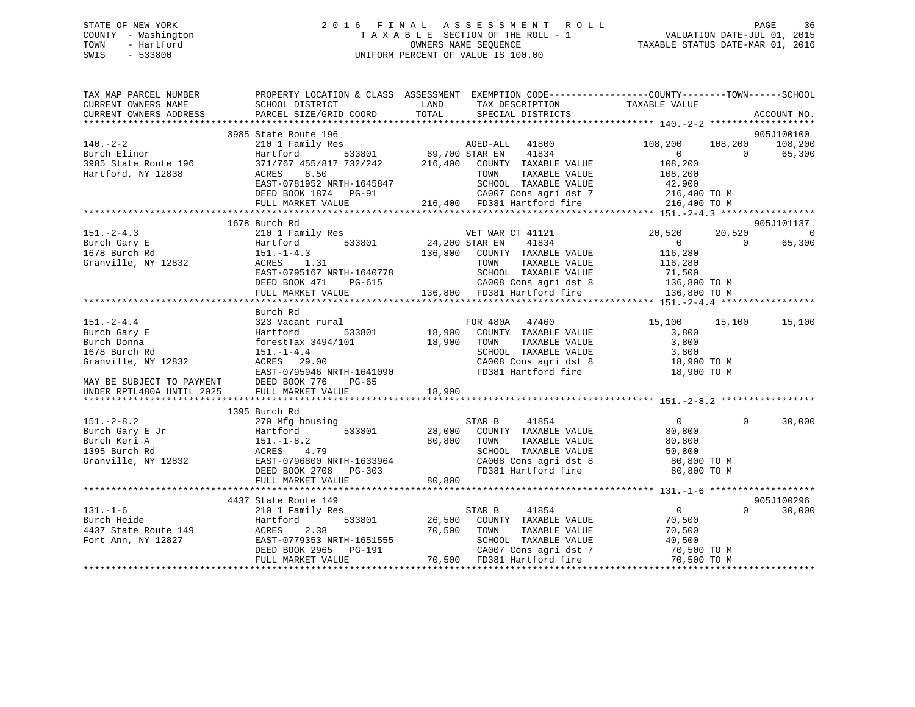STATE OF NEW YORK
COUNTY - Washington
TOWN - Hartford
SWIS - 533800

2016 FINAL ASSESSMENT ROLL
TAXABLE SECTION OF THE ROLL - 1
OWNERS NAME SEQUENCE
UNIFORM PERCENT OF VALUE IS 100.00

VALUATION DATE-JUL 01, 2015
TAXABLE STATUS DATE-MAR 01, 2016

```
TAX MAP PARCEL NUMBER        PROPERTY LOCATION & CLASS  ASSESSMENT  EXEMPTION CODE------------------COUNTY--------TOWN------SCHOOL
CURRENT OWNERS NAME          SCHOOL DISTRICT             LAND        TAX DESCRIPTION              TAXABLE VALUE
CURRENT OWNERS ADDRESS       PARCEL SIZE/GRID COORD      TOTAL       SPECIAL DISTRICTS                                       ACCOUNT NO.
******************************************************************************************************* 140.-2-2 ********************
                             3985 State Route 196                                                                          905J100100
140.-2-2                     210 1 Family Res                        AGED-ALL   41800              108,200     108,200     108,200
Burch Elinor                 Hartford        533801       69,700 STAR EN    41834                    0           0          65,300
3985 State Route 196         371/767 455/817 732/242     216,400     COUNTY  TAXABLE VALUE          108,200
Hartford, NY 12838           ACRES    8.50                           TOWN    TAXABLE VALUE          108,200
                             EAST-0781952 NRTH-1645847               SCHOOL  TAXABLE VALUE           42,900
                             DEED BOOK 1874   PG-91                  CA007 Cons agri dst 7          216,400 TO M
                             FULL MARKET VALUE           216,400     FD381 Hartford fire            216,400 TO M
******************************************************************************************************* 151.-2-4.3 ******************
                             1678 Burch Rd                                                                                 905J101137
151.-2-4.3                   210 1 Family Res                        VET WAR CT 41121               20,520      20,520           0
Burch Gary E                 Hartford        533801       24,200 STAR EN    41834                    0           0          65,300
1678 Burch Rd                151.-1-4.3                  136,800     COUNTY  TAXABLE VALUE          116,280
Granville, NY 12832          ACRES    1.31                           TOWN    TAXABLE VALUE          116,280
                             EAST-0795167 NRTH-1640778               SCHOOL  TAXABLE VALUE           71,500
                             DEED BOOK 471    PG-615                 CA008 Cons agri dst 8          136,800 TO M
                             FULL MARKET VALUE           136,800     FD381 Hartford fire            136,800 TO M
******************************************************************************************************* 151.-2-4.4 ******************
                             Burch Rd
151.-2-4.4                   323 Vacant rural                        FOR 480A   47460               15,100      15,100      15,100
Burch Gary E                 Hartford        533801       18,900     COUNTY  TAXABLE VALUE            3,800
Burch Donna                  forestTax 3494/101           18,900     TOWN    TAXABLE VALUE            3,800
1678 Burch Rd                151.-1-4.4                              SCHOOL  TAXABLE VALUE            3,800
Granville, NY 12832          ACRES   29.00                           CA008 Cons agri dst 8           18,900 TO M
                             EAST-0795946 NRTH-1641090               FD381 Hartford fire             18,900 TO M
MAY BE SUBJECT TO PAYMENT    DEED BOOK 776    PG-65
UNDER RPTL480A UNTIL 2025    FULL MARKET VALUE            18,900
******************************************************************************************************* 151.-2-8.2 ******************
                             1395 Burch Rd
151.-2-8.2                   270 Mfg housing                         STAR B     41854                    0           0          30,000
Burch Gary E Jr              Hartford        533801       28,000     COUNTY  TAXABLE VALUE           80,800
Burch Keri A                 151.-1-8.2                   80,800     TOWN    TAXABLE VALUE           80,800
1395 Burch Rd                ACRES    4.79                           SCHOOL  TAXABLE VALUE           50,800
Granville, NY 12832          EAST-0796800 NRTH-1633964               CA008 Cons agri dst 8           80,800 TO M
                             DEED BOOK 2708   PG-303                 FD381 Hartford fire             80,800 TO M
                             FULL MARKET VALUE            80,800
******************************************************************************************************* 131.-1-6 ********************
                             4437 State Route 149                                                                          905J100296
131.-1-6                     210 1 Family Res                        STAR B     41854                    0           0          30,000
Burch Heide                  Hartford        533801       26,500     COUNTY  TAXABLE VALUE           70,500
4437 State Route 149         ACRES    2.38                70,500     TOWN    TAXABLE VALUE           70,500
Fort Ann, NY 12827           EAST-0779353 NRTH-1651555               SCHOOL  TAXABLE VALUE           40,500
                             DEED BOOK 2965   PG-191                 CA007 Cons agri dst 7           70,500 TO M
                             FULL MARKET VALUE            70,500     FD381 Hartford fire             70,500 TO M
************************************************************************************************************************************
```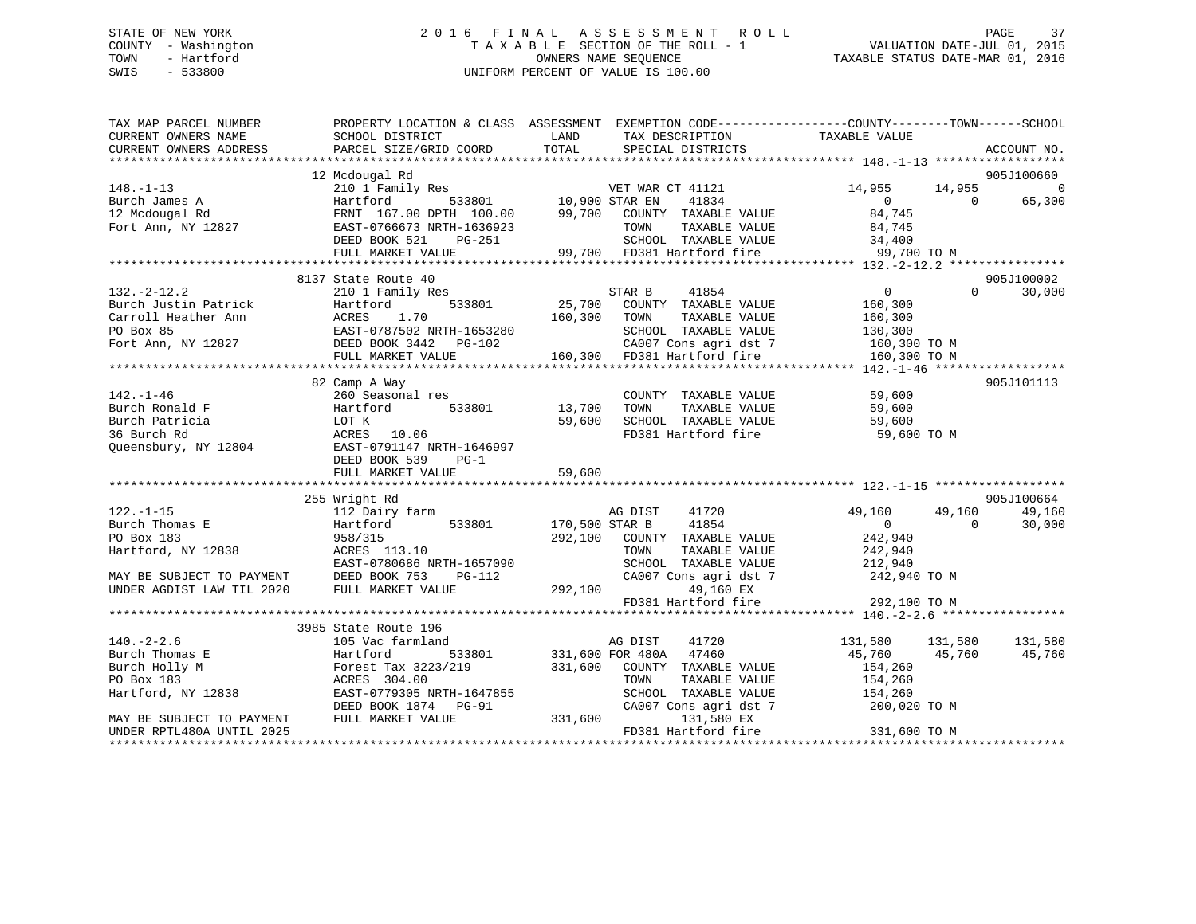STATE OF NEW YORK
COUNTY - Washington
TOWN - Hartford
SWIS - 533800

2016 FINAL ASSESSMENT ROLL
TAXABLE SECTION OF THE ROLL - 1
OWNERS NAME SEQUENCE
UNIFORM PERCENT OF VALUE IS 100.00

VALUATION DATE-JUL 01, 2015
TAXABLE STATUS DATE-MAR 01, 2016

```
TAX MAP PARCEL NUMBER          PROPERTY LOCATION & CLASS  ASSESSMENT  EXEMPTION CODE-----------------COUNTY--------TOWN------SCHOOL
CURRENT OWNERS NAME            SCHOOL DISTRICT               LAND      TAX DESCRIPTION              TAXABLE VALUE
CURRENT OWNERS ADDRESS         PARCEL SIZE/GRID COORD        TOTAL     SPECIAL DISTRICTS                                   ACCOUNT NO.
****************************************************************************************************** 148.-1-13 ******************
                               12 Mcdougal Rd                                                                              905J100660
148.-1-13                      210 1 Family Res                     VET WAR CT 41121             14,955       14,955            0
Burch James A                  Hartford          533801     10,900 STAR EN     41834                  0            0       65,300
12 Mcdougal Rd                 FRNT 167.00 DPTH 100.00      99,700   COUNTY  TAXABLE VALUE        84,745
Fort Ann, NY 12827             EAST-0766673 NRTH-1636923              TOWN    TAXABLE VALUE        84,745
                               DEED BOOK 521    PG-251                SCHOOL  TAXABLE VALUE        34,400
                               FULL MARKET VALUE             99,700   FD381 Hartford fire           99,700 TO M
****************************************************************************************************** 132.-2-12.2 ****************
                               8137 State Route 40                                                                         905J100002
132.-2-12.2                    210 1 Family Res                     STAR B     41854                  0            0       30,000
Burch Justin Patrick           Hartford          533801     25,700   COUNTY  TAXABLE VALUE       160,300
Carroll Heather Ann            ACRES    1.70               160,300   TOWN    TAXABLE VALUE       160,300
PO Box 85                      EAST-0787502 NRTH-1653280              SCHOOL  TAXABLE VALUE       130,300
Fort Ann, NY 12827             DEED BOOK 3442   PG-102                CA007 Cons agri dst 7         160,300 TO M
                               FULL MARKET VALUE            160,300   FD381 Hartford fire           160,300 TO M
****************************************************************************************************** 142.-1-46 ******************
                               82 Camp A Way                                                                               905J101113
142.-1-46                      260 Seasonal res                      COUNTY  TAXABLE VALUE        59,600
Burch Ronald F                 Hartford          533801     13,700   TOWN    TAXABLE VALUE        59,600
Burch Patricia                 LOT K                        59,600   SCHOOL  TAXABLE VALUE        59,600
36 Burch Rd                    ACRES   10.06                          FD381 Hartford fire            59,600 TO M
Queensbury, NY 12804           EAST-0791147 NRTH-1646997
                               DEED BOOK 539    PG-1
                               FULL MARKET VALUE             59,600
****************************************************************************************************** 122.-1-15 ******************
                               255 Wright Rd                                                                               905J100664
122.-1-15                      112 Dairy farm                        AG DIST    41720             49,160       49,160       49,160
Burch Thomas E                 Hartford          533801    170,500 STAR B     41854                  0            0       30,000
PO Box 183                     958/315                     292,100   COUNTY  TAXABLE VALUE       242,940
Hartford, NY 12838             ACRES  113.10                          TOWN    TAXABLE VALUE       242,940
                               EAST-0780686 NRTH-1657090              SCHOOL  TAXABLE VALUE       212,940
MAY BE SUBJECT TO PAYMENT      DEED BOOK 753    PG-112                CA007 Cons agri dst 7         242,940 TO M
UNDER AGDIST LAW TIL 2020      FULL MARKET VALUE            292,100         49,160 EX
                                                                      FD381 Hartford fire           292,100 TO M
****************************************************************************************************** 140.-2-2.6 *****************
                               3985 State Route 196
140.-2-2.6                     105 Vac farmland                      AG DIST    41720            131,580      131,580      131,580
Burch Thomas E                 Hartford          533801    331,600 FOR 480A   47460             45,760       45,760       45,760
Burch Holly M                  Forest Tax 3223/219         331,600   COUNTY  TAXABLE VALUE       154,260
PO Box 183                     ACRES  304.00                          TOWN    TAXABLE VALUE       154,260
Hartford, NY 12838             EAST-0779305 NRTH-1647855              SCHOOL  TAXABLE VALUE       154,260
                               DEED BOOK 1874   PG-91                 CA007 Cons agri dst 7         200,020 TO M
MAY BE SUBJECT TO PAYMENT      FULL MARKET VALUE            331,600        131,580 EX
UNDER RPTL480A UNTIL 2025                                             FD381 Hartford fire           331,600 TO M
************************************************************************************************************************************
```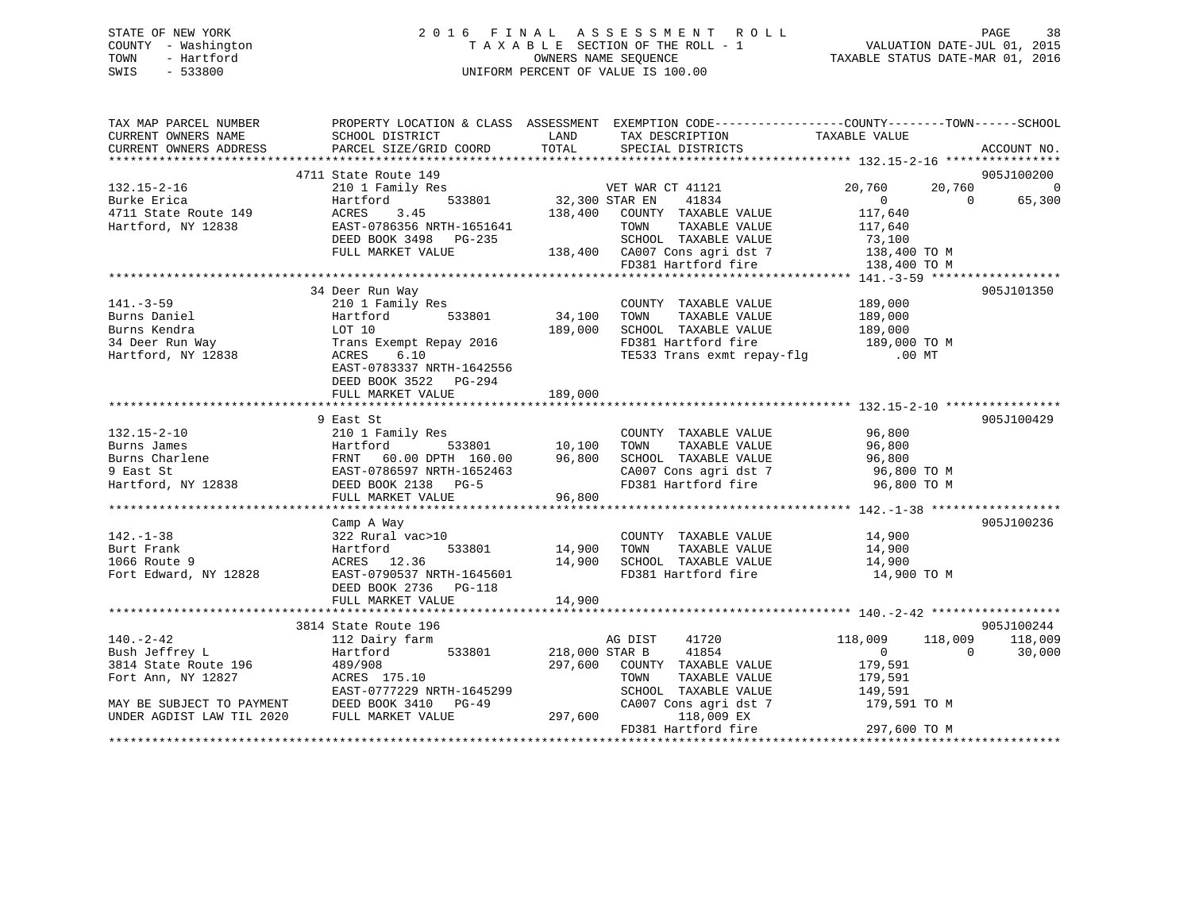STATE OF NEW YORK
COUNTY - Washington
TOWN - Hartford
SWIS - 533800

2 0 1 6 F I N A L A S S E S S M E N T R O L L
T A X A B L E SECTION OF THE ROLL - 1
OWNERS NAME SEQUENCE
UNIFORM PERCENT OF VALUE IS 100.00

VALUATION DATE-JUL 01, 2015
TAXABLE STATUS DATE-MAR 01, 2016

```
TAX MAP PARCEL NUMBER          PROPERTY LOCATION & CLASS  ASSESSMENT  EXEMPTION CODE------------------COUNTY--------TOWN------SCHOOL
CURRENT OWNERS NAME            SCHOOL DISTRICT              LAND      TAX DESCRIPTION              TAXABLE VALUE
CURRENT OWNERS ADDRESS         PARCEL SIZE/GRID COORD       TOTAL     SPECIAL DISTRICTS                                        ACCOUNT NO.
******************************************************************************************************* 132.15-2-16 ****************
                               4711 State Route 149                                                                         905J100200
132.15-2-16                    210 1 Family Res                      VET WAR CT 41121             20,760      20,760           0
Burke Erica                    Hartford        533801       32,300 STAR EN    41834                    0           0      65,300
4711 State Route 149           ACRES    3.45               138,400   COUNTY  TAXABLE VALUE        117,640
Hartford, NY 12838             EAST-0786356 NRTH-1651641             TOWN    TAXABLE VALUE        117,640
                               DEED BOOK 3498   PG-235               SCHOOL  TAXABLE VALUE         73,100
                               FULL MARKET VALUE           138,400   CA007 Cons agri dst 7        138,400 TO M
                                                                     FD381 Hartford fire          138,400 TO M
******************************************************************************************************* 141.-3-59 ******************
                               34 Deer Run Way                                                                              905J101350
141.-3-59                      210 1 Family Res                      COUNTY  TAXABLE VALUE        189,000
Burns Daniel                   Hartford        533801       34,100   TOWN    TAXABLE VALUE        189,000
Burns Kendra                   LOT 10                      189,000   SCHOOL  TAXABLE VALUE        189,000
34 Deer Run Way                Trans Exempt Repay 2016               FD381 Hartford fire          189,000 TO M
Hartford, NY 12838             ACRES    6.10                         TE533 Trans exmt repay-flg          .00 MT
                               EAST-0783337 NRTH-1642556
                               DEED BOOK 3522   PG-294
                               FULL MARKET VALUE           189,000
******************************************************************************************************* 132.15-2-10 ****************
                               9 East St                                                                                    905J100429
132.15-2-10                    210 1 Family Res                      COUNTY  TAXABLE VALUE         96,800
Burns James                    Hartford        533801       10,100   TOWN    TAXABLE VALUE         96,800
Burns Charlene                 FRNT   60.00 DPTH 160.00     96,800   SCHOOL  TAXABLE VALUE         96,800
9 East St                      EAST-0786597 NRTH-1652463             CA007 Cons agri dst 7         96,800 TO M
Hartford, NY 12838             DEED BOOK 2138   PG-5                 FD381 Hartford fire           96,800 TO M
                               FULL MARKET VALUE            96,800
******************************************************************************************************* 142.-1-38 ******************
                               Camp A Way                                                                                   905J100236
142.-1-38                      322 Rural vac>10                      COUNTY  TAXABLE VALUE         14,900
Burt Frank                     Hartford        533801       14,900   TOWN    TAXABLE VALUE         14,900
1066 Route 9                   ACRES   12.36                14,900   SCHOOL  TAXABLE VALUE         14,900
Fort Edward, NY 12828          EAST-0790537 NRTH-1645601             FD381 Hartford fire           14,900 TO M
                               DEED BOOK 2736   PG-118
                               FULL MARKET VALUE            14,900
******************************************************************************************************* 140.-2-42 ******************
                               3814 State Route 196                                                                         905J100244
140.-2-42                      112 Dairy farm                        AG DIST     41720           118,009     118,009     118,009
Bush Jeffrey L                 Hartford        533801      218,000 STAR B     41854                    0           0      30,000
3814 State Route 196           489/908                     297,600   COUNTY  TAXABLE VALUE        179,591
Fort Ann, NY 12827             ACRES  175.10                         TOWN    TAXABLE VALUE        179,591
                               EAST-0777229 NRTH-1645299             SCHOOL  TAXABLE VALUE        149,591
MAY BE SUBJECT TO PAYMENT      DEED BOOK 3410   PG-49                CA007 Cons agri dst 7        179,591 TO M
UNDER AGDIST LAW TIL 2020      FULL MARKET VALUE           297,600        118,009 EX
                                                                     FD381 Hartford fire          297,600 TO M
************************************************************************************************************************************
```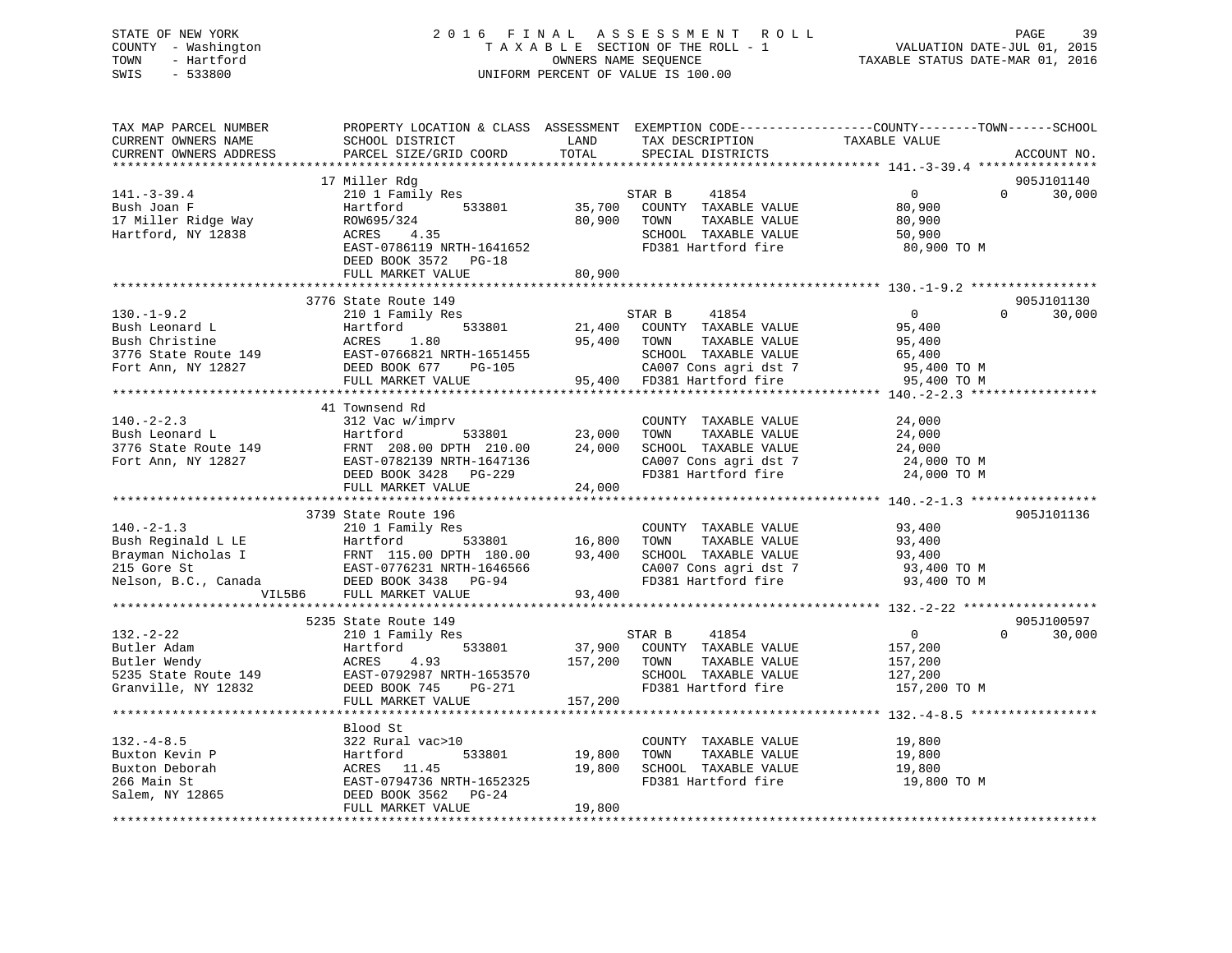STATE OF NEW YORK
COUNTY - Washington
TOWN - Hartford
SWIS - 533800

# 2016 FINAL ASSESSMENT ROLL

TAXABLE SECTION OF THE ROLL - 1
OWNERS NAME SEQUENCE
UNIFORM PERCENT OF VALUE IS 100.00

VALUATION DATE-JUL 01, 2015
TAXABLE STATUS DATE-MAR 01, 2016

```
TAX MAP PARCEL NUMBER         PROPERTY LOCATION & CLASS  ASSESSMENT  EXEMPTION CODE-----------------COUNTY--------TOWN------SCHOOL
CURRENT OWNERS NAME           SCHOOL DISTRICT               LAND      TAX DESCRIPTION             TAXABLE VALUE
CURRENT OWNERS ADDRESS        PARCEL SIZE/GRID COORD        TOTAL     SPECIAL DISTRICTS                                    ACCOUNT NO.
******************************************************************************************************* 141.-3-39.4 ****************
                              17 Miller Rdg                                                                              905J101140
141.-3-39.4                   210 1 Family Res                       STAR B     41854              0             0       30,000
Bush Joan F                   Hartford         533801      35,700    COUNTY  TAXABLE VALUE        80,900
17 Miller Ridge Way           ROW695/324                   80,900    TOWN    TAXABLE VALUE        80,900
Hartford, NY 12838            ACRES    4.35                          SCHOOL  TAXABLE VALUE        50,900
                              EAST-0786119 NRTH-1641652              FD381 Hartford fire           80,900 TO M
                              DEED BOOK 3572   PG-18
                              FULL MARKET VALUE            80,900
******************************************************************************************************* 130.-1-9.2 *****************
                              3776 State Route 149                                                                       905J101130
130.-1-9.2                    210 1 Family Res                       STAR B     41854              0             0       30,000
Bush Leonard L                Hartford         533801      21,400    COUNTY  TAXABLE VALUE        95,400
Bush Christine                ACRES    1.80                95,400    TOWN    TAXABLE VALUE        95,400
3776 State Route 149          EAST-0766821 NRTH-1651455              SCHOOL  TAXABLE VALUE        65,400
Fort Ann, NY 12827            DEED BOOK 677    PG-105                CA007 Cons agri dst 7         95,400 TO M
                              FULL MARKET VALUE            95,400    FD381 Hartford fire           95,400 TO M
******************************************************************************************************* 140.-2-2.3 *****************
                              41 Townsend Rd
140.-2-2.3                    312 Vac w/imprv                        COUNTY  TAXABLE VALUE        24,000
Bush Leonard L                Hartford         533801      23,000    TOWN    TAXABLE VALUE        24,000
3776 State Route 149          FRNT 208.00 DPTH 210.00      24,000    SCHOOL  TAXABLE VALUE        24,000
Fort Ann, NY 12827            EAST-0782139 NRTH-1647136              CA007 Cons agri dst 7         24,000 TO M
                              DEED BOOK 3428   PG-229                FD381 Hartford fire           24,000 TO M
                              FULL MARKET VALUE            24,000
******************************************************************************************************* 140.-2-1.3 *****************
                              3739 State Route 196                                                                       905J101136
140.-2-1.3                    210 1 Family Res                       COUNTY  TAXABLE VALUE        93,400
Bush Reginald L LE            Hartford         533801      16,800    TOWN    TAXABLE VALUE        93,400
Brayman Nicholas I            FRNT 115.00 DPTH 180.00      93,400    SCHOOL  TAXABLE VALUE        93,400
215 Gore St                   EAST-0776231 NRTH-1646566              CA007 Cons agri dst 7         93,400 TO M
Nelson, B.C., Canada          DEED BOOK 3438   PG-94                 FD381 Hartford fire           93,400 TO M
                   VIL5B6     FULL MARKET VALUE            93,400
******************************************************************************************************* 132.-2-22 ******************
                              5235 State Route 149                                                                       905J100597
132.-2-22                     210 1 Family Res                       STAR B     41854              0             0       30,000
Butler Adam                   Hartford         533801      37,900    COUNTY  TAXABLE VALUE       157,200
Butler Wendy                  ACRES    4.93               157,200    TOWN    TAXABLE VALUE       157,200
5235 State Route 149          EAST-0792987 NRTH-1653570              SCHOOL  TAXABLE VALUE       127,200
Granville, NY 12832           DEED BOOK 745    PG-271                FD381 Hartford fire          157,200 TO M
                              FULL MARKET VALUE           157,200
******************************************************************************************************* 132.-4-8.5 *****************
                              Blood St
132.-4-8.5                    322 Rural vac>10                       COUNTY  TAXABLE VALUE        19,800
Buxton Kevin P                Hartford         533801      19,800    TOWN    TAXABLE VALUE        19,800
Buxton Deborah                ACRES   11.45                19,800    SCHOOL  TAXABLE VALUE        19,800
266 Main St                   EAST-0794736 NRTH-1652325              FD381 Hartford fire           19,800 TO M
Salem, NY 12865               DEED BOOK 3562   PG-24
                              FULL MARKET VALUE            19,800
************************************************************************************************************************************
```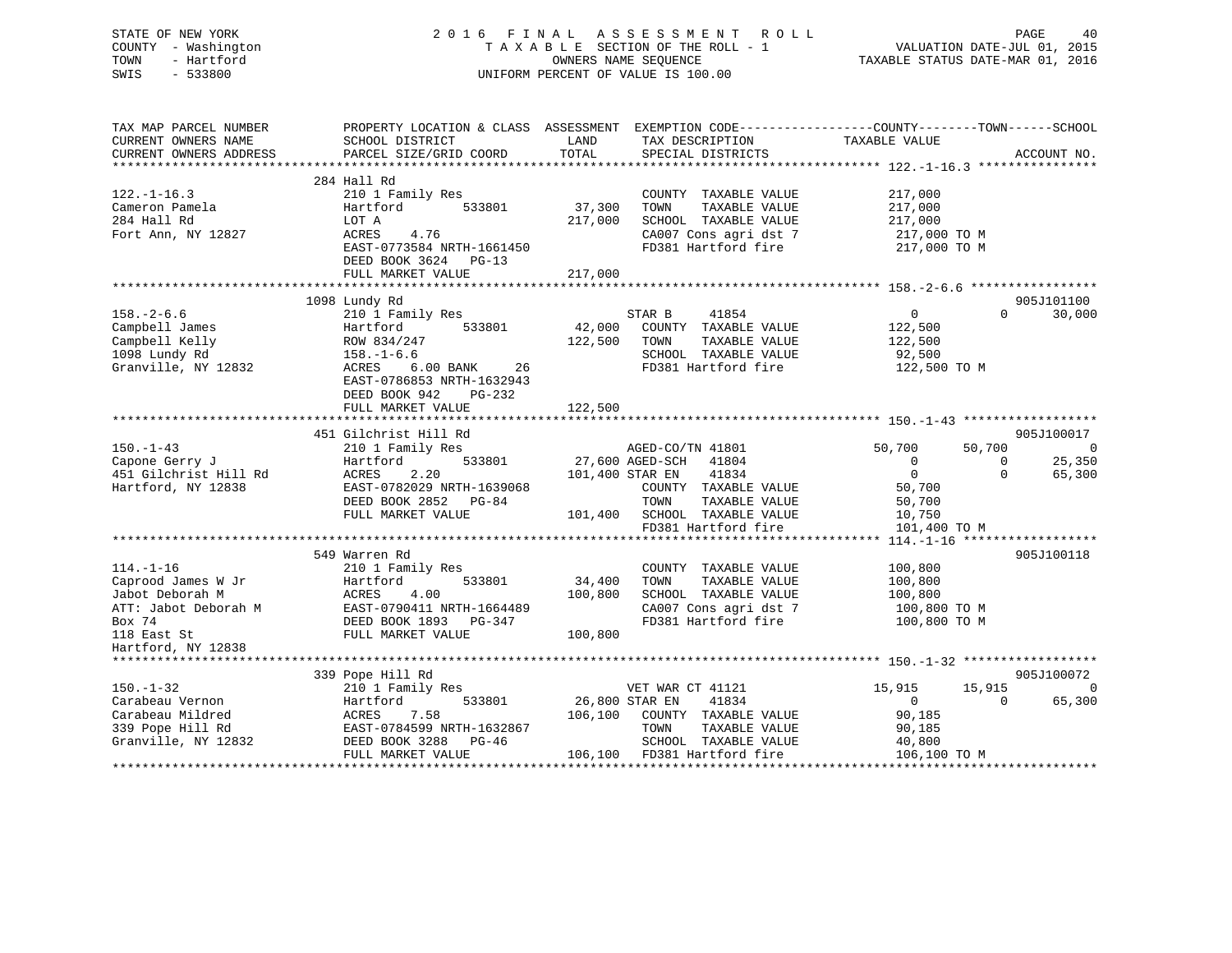STATE OF NEW YORK
COUNTY - Washington
TOWN - Hartford
SWIS - 533800

2 0 1 6 F I N A L A S S E S S M E N T R O L L
T A X A B L E SECTION OF THE ROLL - 1
OWNERS NAME SEQUENCE
UNIFORM PERCENT OF VALUE IS 100.00

VALUATION DATE-JUL 01, 2015
TAXABLE STATUS DATE-MAR 01, 2016

```
TAX MAP PARCEL NUMBER          PROPERTY LOCATION & CLASS  ASSESSMENT  EXEMPTION CODE------------------COUNTY--------TOWN------SCHOOL
CURRENT OWNERS NAME            SCHOOL DISTRICT               LAND      TAX DESCRIPTION            TAXABLE VALUE
CURRENT OWNERS ADDRESS         PARCEL SIZE/GRID COORD        TOTAL     SPECIAL DISTRICTS                                        ACCOUNT NO.
******************************************************************************************************* 122.-1-16.3 ****************
                               284 Hall Rd
122.-1-16.3                    210 1 Family Res                         COUNTY  TAXABLE VALUE            217,000
Cameron Pamela                 Hartford        533801       37,300      TOWN    TAXABLE VALUE            217,000
284 Hall Rd                    LOT A                       217,000      SCHOOL  TAXABLE VALUE            217,000
Fort Ann, NY 12827             ACRES    4.76                            CA007 Cons agri dst 7             217,000 TO M
                               EAST-0773584 NRTH-1661450                FD381 Hartford fire               217,000 TO M
                               DEED BOOK 3624   PG-13
                               FULL MARKET VALUE           217,000
******************************************************************************************************* 158.-2-6.6 *****************
                               1098 Lundy Rd                                                                                 905J101100
158.-2-6.6                     210 1 Family Res                        STAR B      41854                      0           0     30,000
Campbell James                 Hartford        533801       42,000     COUNTY  TAXABLE VALUE            122,500
Campbell Kelly                 ROW 834/247                 122,500     TOWN    TAXABLE VALUE            122,500
1098 Lundy Rd                  158.-1-6.6                              SCHOOL  TAXABLE VALUE             92,500
Granville, NY 12832            ACRES    6.00 BANK     26               FD381 Hartford fire               122,500 TO M
                               EAST-0786853 NRTH-1632943
                               DEED BOOK 942    PG-232
                               FULL MARKET VALUE           122,500
******************************************************************************************************* 150.-1-43 ******************
                               451 Gilchrist Hill Rd                                                                         905J100017
150.-1-43                      210 1 Family Res                        AGED-CO/TN 41801                  50,700      50,700          0
Capone Gerry J                 Hartford        533801       27,600 AGED-SCH    41804                      0           0     25,350
451 Gilchrist Hill Rd          ACRES    2.20               101,400 STAR EN     41834                      0           0     65,300
Hartford, NY 12838             EAST-0782029 NRTH-1639068               COUNTY  TAXABLE VALUE             50,700
                               DEED BOOK 2852   PG-84                  TOWN    TAXABLE VALUE             50,700
                               FULL MARKET VALUE           101,400     SCHOOL  TAXABLE VALUE             10,750
                                                                       FD381 Hartford fire               101,400 TO M
******************************************************************************************************* 114.-1-16 ******************
                               549 Warren Rd                                                                                 905J100118
114.-1-16                      210 1 Family Res                        COUNTY  TAXABLE VALUE            100,800
Caprood James W Jr             Hartford        533801       34,400     TOWN    TAXABLE VALUE            100,800
Jabot Deborah M                ACRES    4.00               100,800     SCHOOL  TAXABLE VALUE            100,800
ATT: Jabot Deborah M           EAST-0790411 NRTH-1664489               CA007 Cons agri dst 7             100,800 TO M
Box 74                         DEED BOOK 1893   PG-347                 FD381 Hartford fire               100,800 TO M
118 East St                    FULL MARKET VALUE           100,800
Hartford, NY 12838
******************************************************************************************************* 150.-1-32 ******************
                               339 Pope Hill Rd                                                                              905J100072
150.-1-32                      210 1 Family Res                        VET WAR CT 41121                  15,915      15,915          0
Carabeau Vernon                Hartford        533801       26,800 STAR EN     41834                      0           0     65,300
Carabeau Mildred               ACRES    7.58               106,100     COUNTY  TAXABLE VALUE             90,185
339 Pope Hill Rd               EAST-0784599 NRTH-1632867               TOWN    TAXABLE VALUE             90,185
Granville, NY 12832            DEED BOOK 3288   PG-46                  SCHOOL  TAXABLE VALUE             40,800
                               FULL MARKET VALUE           106,100     FD381 Hartford fire               106,100 TO M
************************************************************************************************************************************
```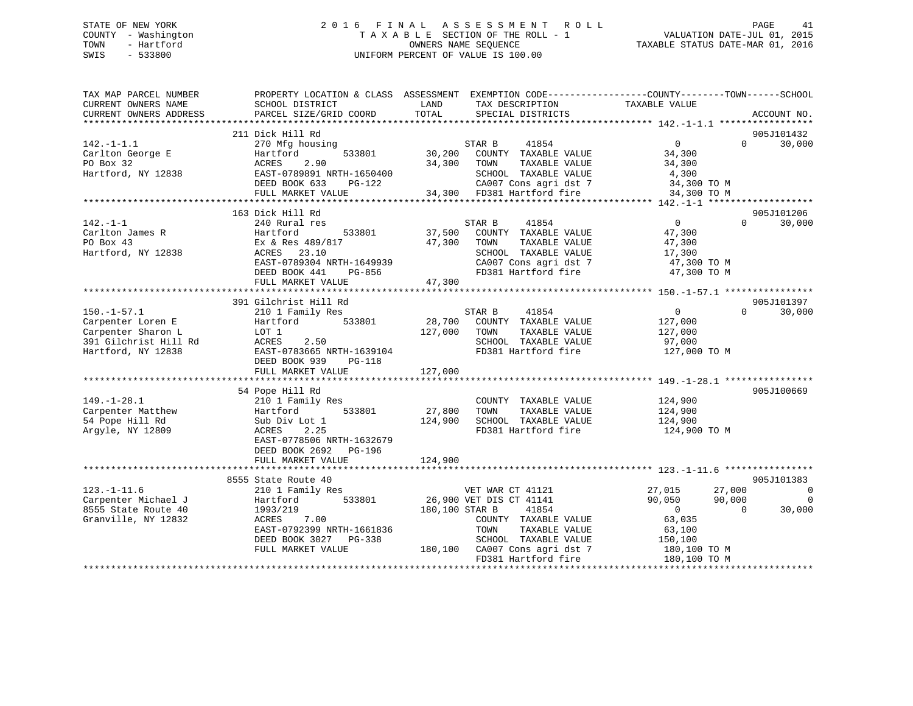STATE OF NEW YORK
COUNTY - Washington
TOWN - Hartford
SWIS - 533800

2016 FINAL ASSESSMENT ROLL
TAXABLE SECTION OF THE ROLL - 1
OWNERS NAME SEQUENCE
UNIFORM PERCENT OF VALUE IS 100.00

VALUATION DATE-JUL 01, 2015
TAXABLE STATUS DATE-MAR 01, 2016

| TAX MAP PARCEL NUMBER / CURRENT OWNERS NAME / CURRENT OWNERS ADDRESS | PROPERTY LOCATION & CLASS / SCHOOL DISTRICT / PARCEL SIZE/GRID COORD | ASSESSMENT LAND / TOTAL | EXEMPTION CODE / TAX DESCRIPTION / SPECIAL DISTRICTS | COUNTY TAXABLE VALUE | TOWN | SCHOOL | ACCOUNT NO. |
|---|---|---|---|---|---|---|---|
| **142.-1-1.1** | 211 Dick Hill Rd | | | | | | 905J101432 |
| Carlton George E | 270 Mfg housing | | STAR B 41854 | 0 | 0 | 30,000 | |
| PO Box 32 | Hartford 533801 | 30,200 | COUNTY TAXABLE VALUE | 34,300 | | | |
| Hartford, NY 12838 | ACRES 2.90 | 34,300 | TOWN TAXABLE VALUE | 34,300 | | | |
| | EAST-0789891 NRTH-1650400 | | SCHOOL TAXABLE VALUE | 4,300 | | | |
| | DEED BOOK 633 PG-122 | | CA007 Cons agri dst 7 | 34,300 TO M | | | |
| | FULL MARKET VALUE | 34,300 | FD381 Hartford fire | 34,300 TO M | | | |
| **142.-1-1** | 163 Dick Hill Rd | | | | | | 905J101206 |
| Carlton James R | 240 Rural res | | STAR B 41854 | 0 | 0 | 30,000 | |
| PO Box 43 | Hartford 533801 | 37,500 | COUNTY TAXABLE VALUE | 47,300 | | | |
| Hartford, NY 12838 | Ex & Res 489/817 | 47,300 | TOWN TAXABLE VALUE | 47,300 | | | |
| | ACRES 23.10 | | SCHOOL TAXABLE VALUE | 17,300 | | | |
| | EAST-0789304 NRTH-1649939 | | CA007 Cons agri dst 7 | 47,300 TO M | | | |
| | DEED BOOK 441 PG-856 | | FD381 Hartford fire | 47,300 TO M | | | |
| | FULL MARKET VALUE | 47,300 | | | | | |
| **150.-1-57.1** | 391 Gilchrist Hill Rd | | | | | | 905J101397 |
| Carpenter Loren E | 210 1 Family Res | | STAR B 41854 | 0 | 0 | 30,000 | |
| Carpenter Sharon L | Hartford 533801 | 28,700 | COUNTY TAXABLE VALUE | 127,000 | | | |
| 391 Gilchrist Hill Rd | LOT 1 | 127,000 | TOWN TAXABLE VALUE | 127,000 | | | |
| Hartford, NY 12838 | ACRES 2.50 | | SCHOOL TAXABLE VALUE | 97,000 | | | |
| | EAST-0783665 NRTH-1639104 | | FD381 Hartford fire | 127,000 TO M | | | |
| | DEED BOOK 939 PG-118 | | | | | | |
| | FULL MARKET VALUE | 127,000 | | | | | |
| **149.-1-28.1** | 54 Pope Hill Rd | | | | | | 905J100669 |
| Carpenter Matthew | 210 1 Family Res | | COUNTY TAXABLE VALUE | 124,900 | | | |
| 54 Pope Hill Rd | Hartford 533801 | 27,800 | TOWN TAXABLE VALUE | 124,900 | | | |
| Argyle, NY 12809 | Sub Div Lot 1 | 124,900 | SCHOOL TAXABLE VALUE | 124,900 | | | |
| | ACRES 2.25 | | FD381 Hartford fire | 124,900 TO M | | | |
| | EAST-0778506 NRTH-1632679 | | | | | | |
| | DEED BOOK 2692 PG-196 | | | | | | |
| | FULL MARKET VALUE | 124,900 | | | | | |
| **123.-1-11.6** | 8555 State Route 40 | | | | | | 905J101383 |
| Carpenter Michael J | 210 1 Family Res | | VET WAR CT 41121 | 27,015 | 27,000 | 0 | |
| 8555 State Route 40 | Hartford 533801 | 26,900 | VET DIS CT 41141 | 90,050 | 90,000 | 0 | |
| Granville, NY 12832 | 1993/219 | 180,100 | STAR B 41854 | 0 | 0 | 30,000 | |
| | ACRES 7.00 | | COUNTY TAXABLE VALUE | 63,035 | | | |
| | EAST-0792399 NRTH-1661836 | | TOWN TAXABLE VALUE | 63,100 | | | |
| | DEED BOOK 3027 PG-338 | | SCHOOL TAXABLE VALUE | 150,100 | | | |
| | FULL MARKET VALUE | 180,100 | CA007 Cons agri dst 7 | 180,100 TO M | | | |
| | | | FD381 Hartford fire | 180,100 TO M | | | |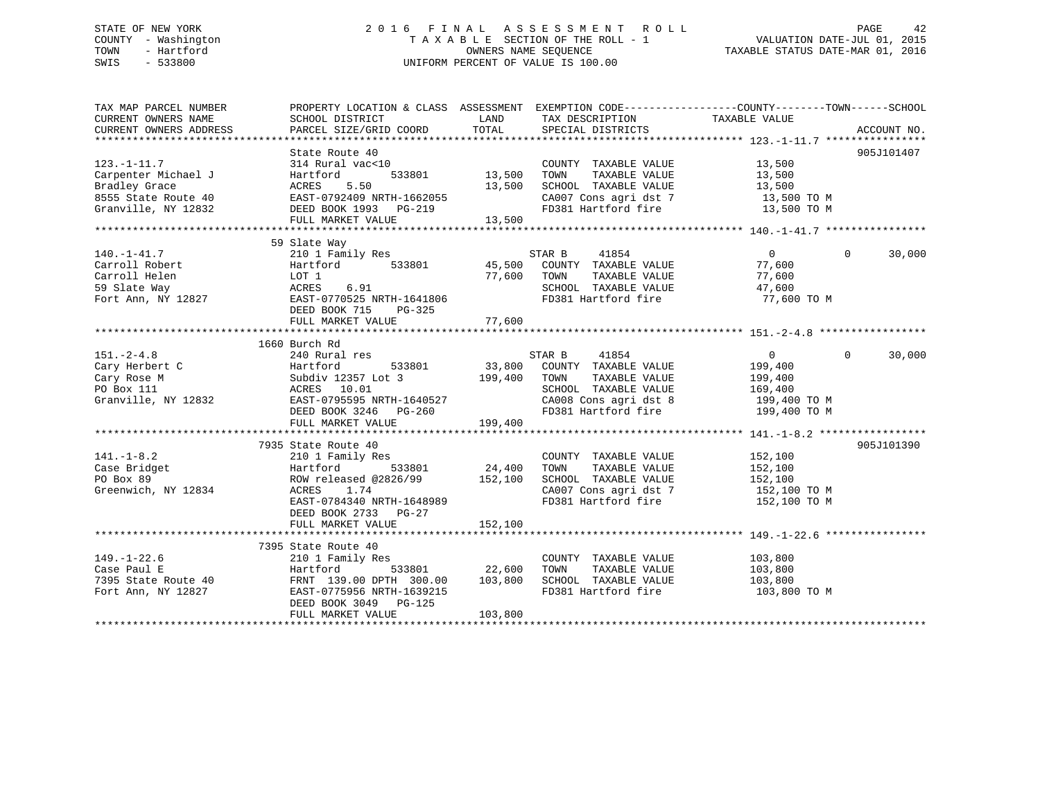STATE OF NEW YORK
COUNTY - Washington
TOWN - Hartford
SWIS - 533800

2016 FINAL ASSESSMENT ROLL
TAXABLE SECTION OF THE ROLL - 1
OWNERS NAME SEQUENCE
UNIFORM PERCENT OF VALUE IS 100.00

VALUATION DATE-JUL 01, 2015
TAXABLE STATUS DATE-MAR 01, 2016

| TAX MAP PARCEL NUMBER / CURRENT OWNERS NAME / CURRENT OWNERS ADDRESS | PROPERTY LOCATION & CLASS / SCHOOL DISTRICT / PARCEL SIZE/GRID COORD | ASSESSMENT LAND / TOTAL | EXEMPTION CODE / TAX DESCRIPTION / SPECIAL DISTRICTS | COUNTY TAXABLE VALUE | TOWN | SCHOOL | ACCOUNT NO. |
|---|---|---|---|---|---|---|---|
| **123.-1-11.7** | State Route 40 | | | | | | 905J101407 |
| 123.-1-11.7 | 314 Rural vac<10 | | COUNTY TAXABLE VALUE | 13,500 | | | |
| Carpenter Michael J | Hartford 533801 | 13,500 | TOWN TAXABLE VALUE | 13,500 | | | |
| Bradley Grace | ACRES 5.50 | 13,500 | SCHOOL TAXABLE VALUE | 13,500 | | | |
| 8555 State Route 40 | EAST-0792409 NRTH-1662055 | | CA007 Cons agri dst 7 | 13,500 TO M | | | |
| Granville, NY 12832 | DEED BOOK 1993 PG-219 | | FD381 Hartford fire | 13,500 TO M | | | |
| | FULL MARKET VALUE | 13,500 | | | | | |
| **140.-1-41.7** | 59 Slate Way | | | | | | |
| 140.-1-41.7 | 210 1 Family Res | | STAR B 41854 | 0 | 0 | 30,000 | |
| Carroll Robert | Hartford 533801 | 45,500 | COUNTY TAXABLE VALUE | 77,600 | | | |
| Carroll Helen | LOT 1 | 77,600 | TOWN TAXABLE VALUE | 77,600 | | | |
| 59 Slate Way | ACRES 6.91 | | SCHOOL TAXABLE VALUE | 47,600 | | | |
| Fort Ann, NY 12827 | EAST-0770525 NRTH-1641806 | | FD381 Hartford fire | 77,600 TO M | | | |
| | DEED BOOK 715 PG-325 | | | | | | |
| | FULL MARKET VALUE | 77,600 | | | | | |
| **151.-2-4.8** | 1660 Burch Rd | | | | | | |
| 151.-2-4.8 | 240 Rural res | | STAR B 41854 | 0 | 0 | 30,000 | |
| Cary Herbert C | Hartford 533801 | 33,800 | COUNTY TAXABLE VALUE | 199,400 | | | |
| Cary Rose M | Subdiv 12357 Lot 3 | 199,400 | TOWN TAXABLE VALUE | 199,400 | | | |
| PO Box 111 | ACRES 10.01 | | SCHOOL TAXABLE VALUE | 169,400 | | | |
| Granville, NY 12832 | EAST-0795595 NRTH-1640527 | | CA008 Cons agri dst 8 | 199,400 TO M | | | |
| | DEED BOOK 3246 PG-260 | | FD381 Hartford fire | 199,400 TO M | | | |
| | FULL MARKET VALUE | 199,400 | | | | | |
| **141.-1-8.2** | 7935 State Route 40 | | | | | | 905J101390 |
| 141.-1-8.2 | 210 1 Family Res | | COUNTY TAXABLE VALUE | 152,100 | | | |
| Case Bridget | Hartford 533801 | 24,400 | TOWN TAXABLE VALUE | 152,100 | | | |
| PO Box 89 | ROW released @2826/99 | 152,100 | SCHOOL TAXABLE VALUE | 152,100 | | | |
| Greenwich, NY 12834 | ACRES 1.74 | | CA007 Cons agri dst 7 | 152,100 TO M | | | |
| | EAST-0784340 NRTH-1648989 | | FD381 Hartford fire | 152,100 TO M | | | |
| | DEED BOOK 2733 PG-27 | | | | | | |
| | FULL MARKET VALUE | 152,100 | | | | | |
| **149.-1-22.6** | 7395 State Route 40 | | | | | | |
| 149.-1-22.6 | 210 1 Family Res | | COUNTY TAXABLE VALUE | 103,800 | | | |
| Case Paul E | Hartford 533801 | 22,600 | TOWN TAXABLE VALUE | 103,800 | | | |
| 7395 State Route 40 | FRNT 139.00 DPTH 300.00 | 103,800 | SCHOOL TAXABLE VALUE | 103,800 | | | |
| Fort Ann, NY 12827 | EAST-0775956 NRTH-1639215 | | FD381 Hartford fire | 103,800 TO M | | | |
| | DEED BOOK 3049 PG-125 | | | | | | |
| | FULL MARKET VALUE | 103,800 | | | | | |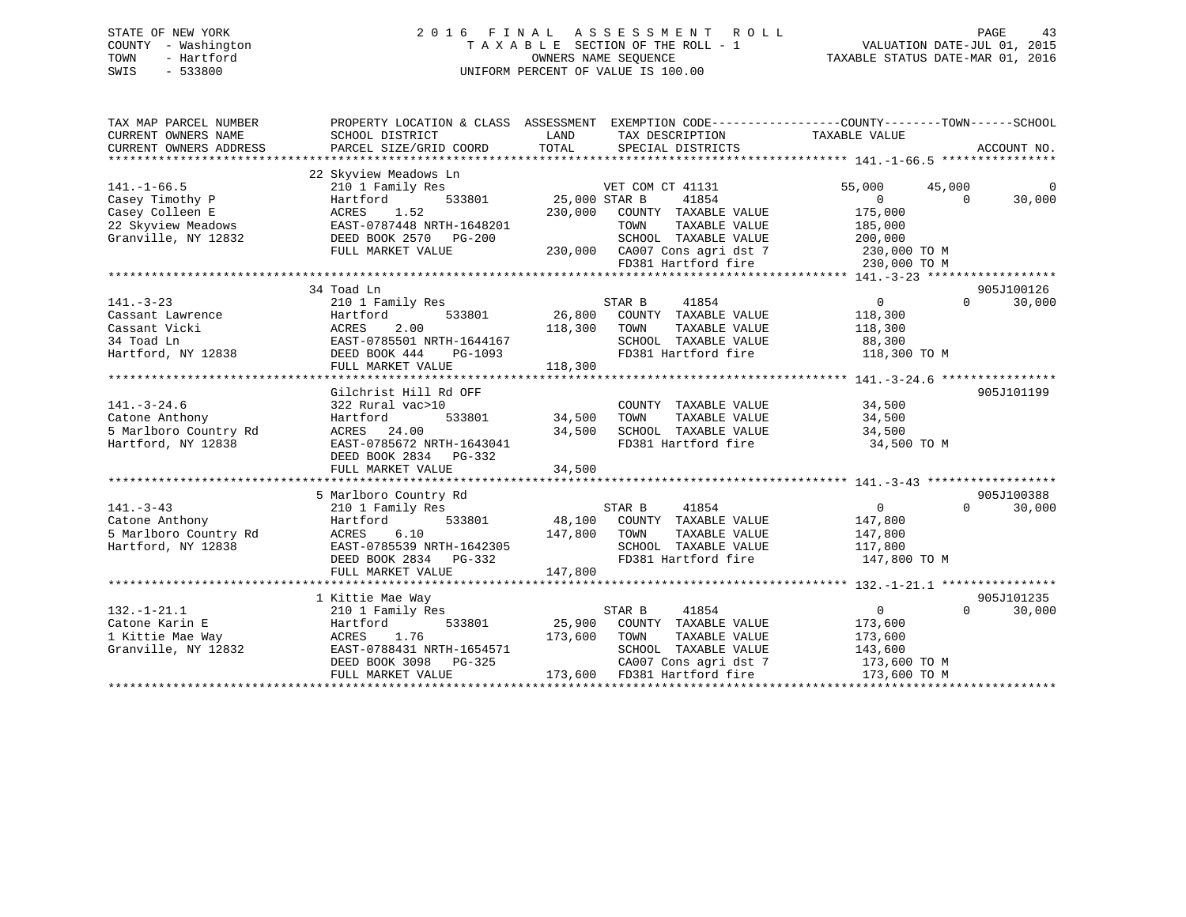STATE OF NEW YORK
COUNTY - Washington
TOWN - Hartford
SWIS - 533800

2016 FINAL ASSESSMENT ROLL
TAXABLE SECTION OF THE ROLL - 1
OWNERS NAME SEQUENCE
UNIFORM PERCENT OF VALUE IS 100.00

VALUATION DATE-JUL 01, 2015
TAXABLE STATUS DATE-MAR 01, 2016

| TAX MAP PARCEL NUMBER / CURRENT OWNERS NAME / CURRENT OWNERS ADDRESS | PROPERTY LOCATION & CLASS / SCHOOL DISTRICT / PARCEL SIZE/GRID COORD | ASSESSMENT LAND / TOTAL | EXEMPTION CODE / TAX DESCRIPTION / SPECIAL DISTRICTS | COUNTY | TOWN | SCHOOL | ACCOUNT NO. |
|---|---|---|---|---|---|---|---|
| **141.-1-66.5** | 22 Skyview Meadows Ln | | | | | | |
| 141.-1-66.5 | 210 1 Family Res | | VET COM CT 41131 | 55,000 | 45,000 | 0 | |
| Casey Timothy P | Hartford 533801 | 25,000 | STAR B 41854 | 0 | 0 | 30,000 | |
| Casey Colleen E | ACRES 1.52 | 230,000 | COUNTY TAXABLE VALUE | 175,000 | | | |
| 22 Skyview Meadows | EAST-0787448 NRTH-1648201 | | TOWN TAXABLE VALUE | | 185,000 | | |
| Granville, NY 12832 | DEED BOOK 2570 PG-200 | | SCHOOL TAXABLE VALUE | | | 200,000 | |
| | FULL MARKET VALUE | 230,000 | CA007 Cons agri dst 7 | 230,000 TO M | | | |
| | | | FD381 Hartford fire | 230,000 TO M | | | |
| **141.-3-23** | 34 Toad Ln | | | | | | 905J100126 |
| 141.-3-23 | 210 1 Family Res | | STAR B 41854 | 0 | 0 | 30,000 | |
| Cassant Lawrence | Hartford 533801 | 26,800 | COUNTY TAXABLE VALUE | 118,300 | | | |
| Cassant Vicki | ACRES 2.00 | 118,300 | TOWN TAXABLE VALUE | | 118,300 | | |
| 34 Toad Ln | EAST-0785501 NRTH-1644167 | | SCHOOL TAXABLE VALUE | | | 88,300 | |
| Hartford, NY 12838 | DEED BOOK 444 PG-1093 | | FD381 Hartford fire | 118,300 TO M | | | |
| | FULL MARKET VALUE | 118,300 | | | | | |
| **141.-3-24.6** | Gilchrist Hill Rd OFF | | | | | | 905J101199 |
| 141.-3-24.6 | 322 Rural vac>10 | | COUNTY TAXABLE VALUE | 34,500 | | | |
| Catone Anthony | Hartford 533801 | 34,500 | TOWN TAXABLE VALUE | | 34,500 | | |
| 5 Marlboro Country Rd | ACRES 24.00 | 34,500 | SCHOOL TAXABLE VALUE | | | 34,500 | |
| Hartford, NY 12838 | EAST-0785672 NRTH-1643041 | | FD381 Hartford fire | 34,500 TO M | | | |
| | DEED BOOK 2834 PG-332 | | | | | | |
| | FULL MARKET VALUE | 34,500 | | | | | |
| **141.-3-43** | 5 Marlboro Country Rd | | | | | | 905J100388 |
| 141.-3-43 | 210 1 Family Res | | STAR B 41854 | 0 | 0 | 30,000 | |
| Catone Anthony | Hartford 533801 | 48,100 | COUNTY TAXABLE VALUE | 147,800 | | | |
| 5 Marlboro Country Rd | ACRES 6.10 | 147,800 | TOWN TAXABLE VALUE | | 147,800 | | |
| Hartford, NY 12838 | EAST-0785539 NRTH-1642305 | | SCHOOL TAXABLE VALUE | | | 117,800 | |
| | DEED BOOK 2834 PG-332 | | FD381 Hartford fire | 147,800 TO M | | | |
| | FULL MARKET VALUE | 147,800 | | | | | |
| **132.-1-21.1** | 1 Kittie Mae Way | | | | | | 905J101235 |
| 132.-1-21.1 | 210 1 Family Res | | STAR B 41854 | 0 | 0 | 30,000 | |
| Catone Karin E | Hartford 533801 | 25,900 | COUNTY TAXABLE VALUE | 173,600 | | | |
| 1 Kittie Mae Way | ACRES 1.76 | 173,600 | TOWN TAXABLE VALUE | | 173,600 | | |
| Granville, NY 12832 | EAST-0788431 NRTH-1654571 | | SCHOOL TAXABLE VALUE | | | 143,600 | |
| | DEED BOOK 3098 PG-325 | | CA007 Cons agri dst 7 | 173,600 TO M | | | |
| | FULL MARKET VALUE | 173,600 | FD381 Hartford fire | 173,600 TO M | | | |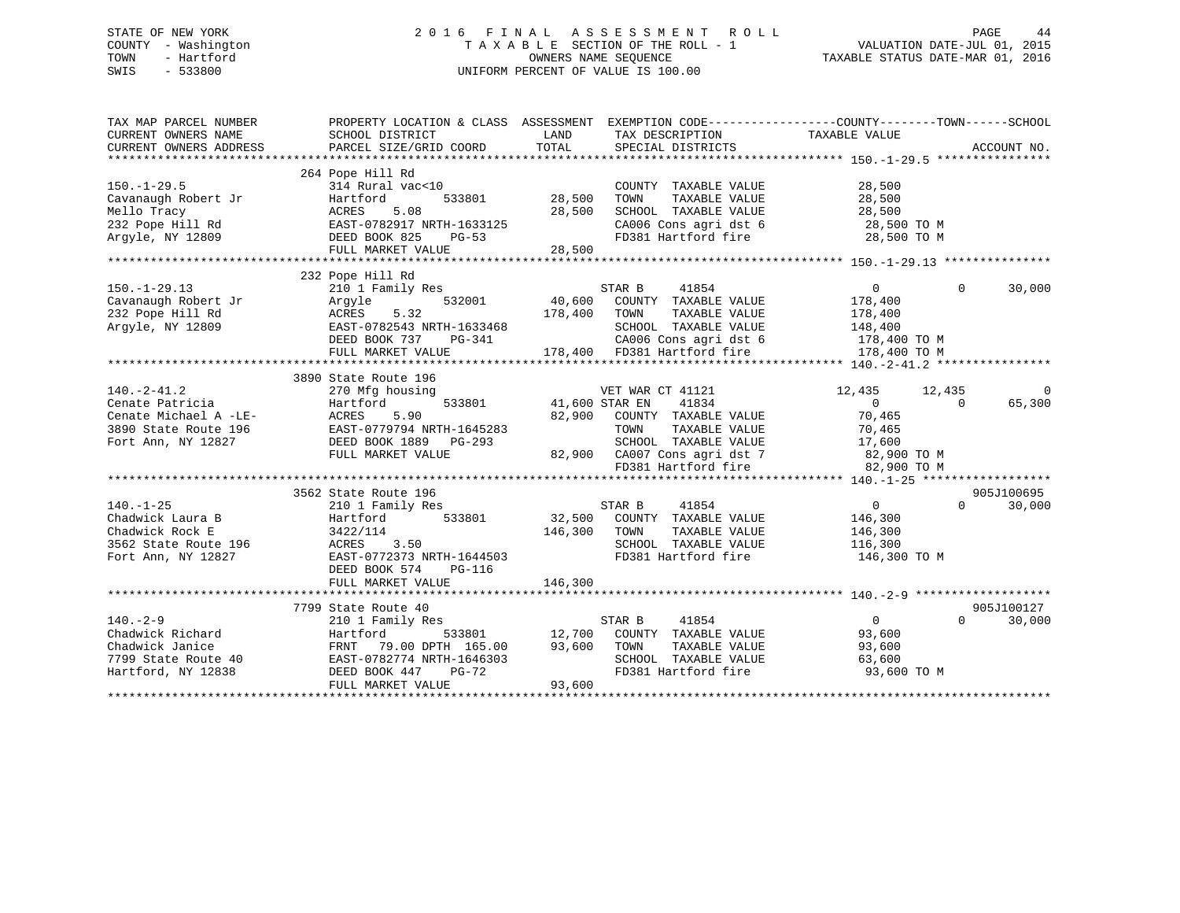STATE OF NEW YORK
COUNTY - Washington
TOWN - Hartford
SWIS - 533800

2016 FINAL ASSESSMENT ROLL
TAXABLE SECTION OF THE ROLL - 1
OWNERS NAME SEQUENCE
UNIFORM PERCENT OF VALUE IS 100.00

VALUATION DATE-JUL 01, 2015
TAXABLE STATUS DATE-MAR 01, 2016

```
TAX MAP PARCEL NUMBER          PROPERTY LOCATION & CLASS  ASSESSMENT  EXEMPTION CODE------------------COUNTY--------TOWN------SCHOOL
CURRENT OWNERS NAME            SCHOOL DISTRICT              LAND       TAX DESCRIPTION              TAXABLE VALUE
CURRENT OWNERS ADDRESS         PARCEL SIZE/GRID COORD       TOTAL      SPECIAL DISTRICTS                                      ACCOUNT NO.
******************************************************************************************************* 150.-1-29.5 ****************
                               264 Pope Hill Rd
150.-1-29.5                    314 Rural vac<10                          COUNTY  TAXABLE VALUE          28,500
Cavanaugh Robert Jr            Hartford         533801       28,500     TOWN    TAXABLE VALUE          28,500
Mello Tracy                    ACRES    5.08                 28,500     SCHOOL  TAXABLE VALUE          28,500
232 Pope Hill Rd               EAST-0782917 NRTH-1633125                 CA006 Cons agri dst 6          28,500 TO M
Argyle, NY 12809               DEED BOOK 825    PG-53                    FD381 Hartford fire            28,500 TO M
                               FULL MARKET VALUE             28,500
******************************************************************************************************* 150.-1-29.13 ***************
                               232 Pope Hill Rd
150.-1-29.13                   210 1 Family Res                     STAR B     41854                 0           0       30,000
Cavanaugh Robert Jr            Argyle           532001       40,600     COUNTY  TAXABLE VALUE         178,400
232 Pope Hill Rd               ACRES    5.32                178,400     TOWN    TAXABLE VALUE         178,400
Argyle, NY 12809               EAST-0782543 NRTH-1633468                 SCHOOL  TAXABLE VALUE         148,400
                               DEED BOOK 737    PG-341                   CA006 Cons agri dst 6         178,400 TO M
                               FULL MARKET VALUE            178,400     FD381 Hartford fire           178,400 TO M
******************************************************************************************************* 140.-2-41.2 ****************
                               3890 State Route 196
140.-2-41.2                    270 Mfg housing                      VET WAR CT 41121              12,435      12,435            0
Cenate Patricia                Hartford         533801       41,600 STAR EN    41834                 0           0       65,300
Cenate Michael A -LE-          ACRES    5.90                 82,900     COUNTY  TAXABLE VALUE          70,465
3890 State Route 196           EAST-0779794 NRTH-1645283                 TOWN    TAXABLE VALUE          70,465
Fort Ann, NY 12827             DEED BOOK 1889   PG-293                   SCHOOL  TAXABLE VALUE          17,600
                               FULL MARKET VALUE             82,900     CA007 Cons agri dst 7          82,900 TO M
                                                                         FD381 Hartford fire            82,900 TO M
******************************************************************************************************* 140.-1-25 ******************
                               3562 State Route 196                                                                  905J100695
140.-1-25                      210 1 Family Res                     STAR B     41854                 0           0       30,000
Chadwick Laura B               Hartford         533801       32,500     COUNTY  TAXABLE VALUE         146,300
Chadwick Rock E                3422/114                     146,300     TOWN    TAXABLE VALUE         146,300
3562 State Route 196           ACRES    3.50                             SCHOOL  TAXABLE VALUE         116,300
Fort Ann, NY 12827             EAST-0772373 NRTH-1644503                 FD381 Hartford fire           146,300 TO M
                               DEED BOOK 574    PG-116
                               FULL MARKET VALUE            146,300
******************************************************************************************************* 140.-2-9 *******************
                               7799 State Route 40                                                                   905J100127
140.-2-9                       210 1 Family Res                     STAR B     41854                 0           0       30,000
Chadwick Richard               Hartford         533801       12,700     COUNTY  TAXABLE VALUE          93,600
Chadwick Janice                FRNT   79.00 DPTH 165.00      93,600     TOWN    TAXABLE VALUE          93,600
7799 State Route 40            EAST-0782774 NRTH-1646303                 SCHOOL  TAXABLE VALUE          63,600
Hartford, NY 12838             DEED BOOK 447    PG-72                    FD381 Hartford fire            93,600 TO M
                               FULL MARKET VALUE             93,600
************************************************************************************************************************************
```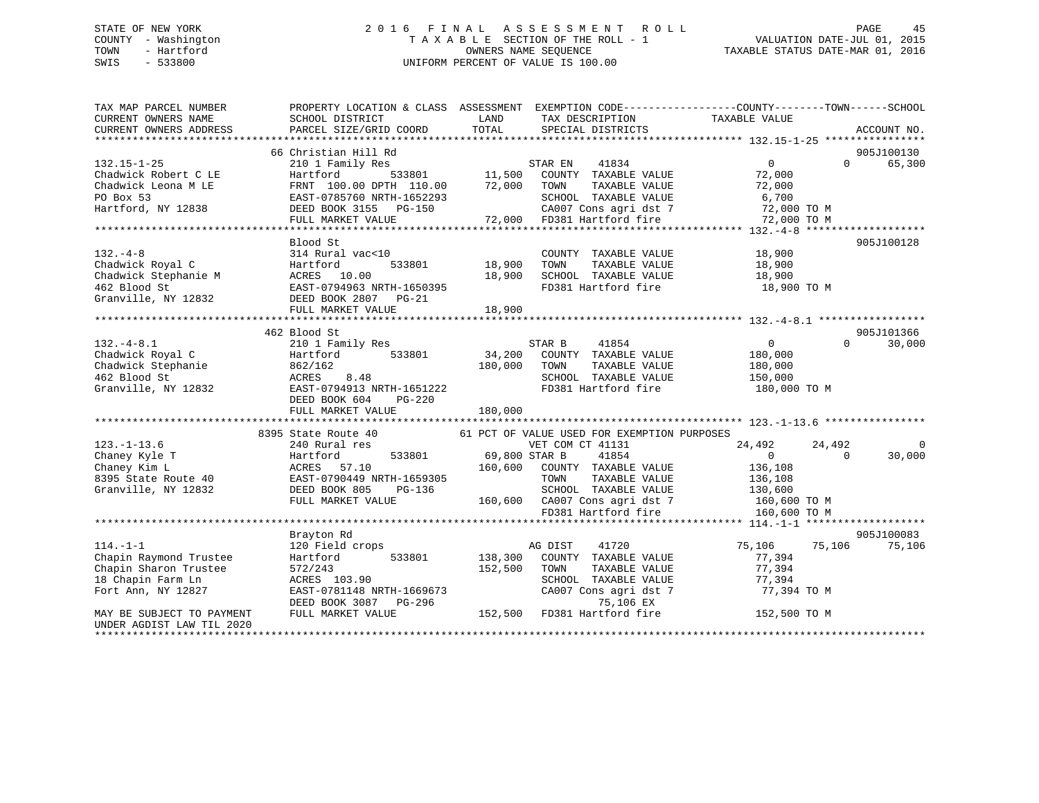STATE OF NEW YORK
COUNTY - Washington
TOWN - Hartford
SWIS - 533800

# 2016 FINAL ASSESSMENT ROLL

TAXABLE SECTION OF THE ROLL - 1
OWNERS NAME SEQUENCE
UNIFORM PERCENT OF VALUE IS 100.00

VALUATION DATE-JUL 01, 2015
TAXABLE STATUS DATE-MAR 01, 2016

```
TAX MAP PARCEL NUMBER          PROPERTY LOCATION & CLASS  ASSESSMENT  EXEMPTION CODE-----------------COUNTY--------TOWN------SCHOOL
CURRENT OWNERS NAME            SCHOOL DISTRICT              LAND       TAX DESCRIPTION            TAXABLE VALUE
CURRENT OWNERS ADDRESS         PARCEL SIZE/GRID COORD       TOTAL      SPECIAL DISTRICTS                                  ACCOUNT NO.
******************************************************************************************************* 132.15-1-25 ****************
                               66 Christian Hill Rd                                                                       905J100130
132.15-1-25                    210 1 Family Res                        STAR EN    41834              0           0        65,300
Chadwick Robert C LE           Hartford        533801        11,500    COUNTY  TAXABLE VALUE        72,000
Chadwick Leona M LE            FRNT 100.00 DPTH 110.00       72,000    TOWN    TAXABLE VALUE        72,000
PO Box 53                      EAST-0785760 NRTH-1652293               SCHOOL  TAXABLE VALUE         6,700
Hartford, NY 12838             DEED BOOK 3155   PG-150                 CA007 Cons agri dst 7        72,000 TO M
                               FULL MARKET VALUE             72,000    FD381 Hartford fire          72,000 TO M
******************************************************************************************************* 132.-4-8 *******************
                               Blood St                                                                                   905J100128
132.-4-8                       314 Rural vac<10                        COUNTY  TAXABLE VALUE        18,900
Chadwick Royal C               Hartford        533801        18,900    TOWN    TAXABLE VALUE        18,900
Chadwick Stephanie M           ACRES  10.00                  18,900    SCHOOL  TAXABLE VALUE        18,900
462 Blood St                   EAST-0794963 NRTH-1650395               FD381 Hartford fire          18,900 TO M
Granville, NY 12832            DEED BOOK 2807   PG-21
                               FULL MARKET VALUE             18,900
******************************************************************************************************* 132.-4-8.1 *****************
                               462 Blood St                                                                               905J101366
132.-4-8.1                     210 1 Family Res                        STAR B     41854              0           0        30,000
Chadwick Royal C               Hartford        533801        34,200    COUNTY  TAXABLE VALUE       180,000
Chadwick Stephanie             862/162                      180,000    TOWN    TAXABLE VALUE       180,000
462 Blood St                   ACRES    8.48                           SCHOOL  TAXABLE VALUE       150,000
Granville, NY 12832            EAST-0794913 NRTH-1651222               FD381 Hartford fire         180,000 TO M
                               DEED BOOK 604    PG-220
                               FULL MARKET VALUE            180,000
******************************************************************************************************* 123.-1-13.6 ****************
                               8395 State Route 40           61 PCT OF VALUE USED FOR EXEMPTION PURPOSES
123.-1-13.6                    240 Rural res                           VET COM CT 41131         24,492      24,492             0
Chaney Kyle T                  Hartford        533801        69,800 STAR B     41854              0           0        30,000
Chaney Kim L                   ACRES  57.10                 160,600    COUNTY  TAXABLE VALUE       136,108
8395 State Route 40            EAST-0790449 NRTH-1659305               TOWN    TAXABLE VALUE       136,108
Granville, NY 12832            DEED BOOK 805    PG-136                 SCHOOL  TAXABLE VALUE       130,600
                               FULL MARKET VALUE            160,600    CA007 Cons agri dst 7       160,600 TO M
                                                                       FD381 Hartford fire         160,600 TO M
******************************************************************************************************* 114.-1-1 *******************
                               Brayton Rd                                                                                 905J100083
114.-1-1                       120 Field crops                         AG DIST    41720          75,106      75,106        75,106
Chapin Raymond Trustee         Hartford        533801       138,300    COUNTY  TAXABLE VALUE        77,394
Chapin Sharon Trustee          572/243                      152,500    TOWN    TAXABLE VALUE        77,394
18 Chapin Farm Ln              ACRES 103.90                            SCHOOL  TAXABLE VALUE        77,394
Fort Ann, NY 12827             EAST-0781148 NRTH-1669673               CA007 Cons agri dst 7        77,394 TO M
                               DEED BOOK 3087   PG-296                       75,106 EX
MAY BE SUBJECT TO PAYMENT      FULL MARKET VALUE            152,500    FD381 Hartford fire         152,500 TO M
UNDER AGDIST LAW TIL 2020
************************************************************************************************************************************
```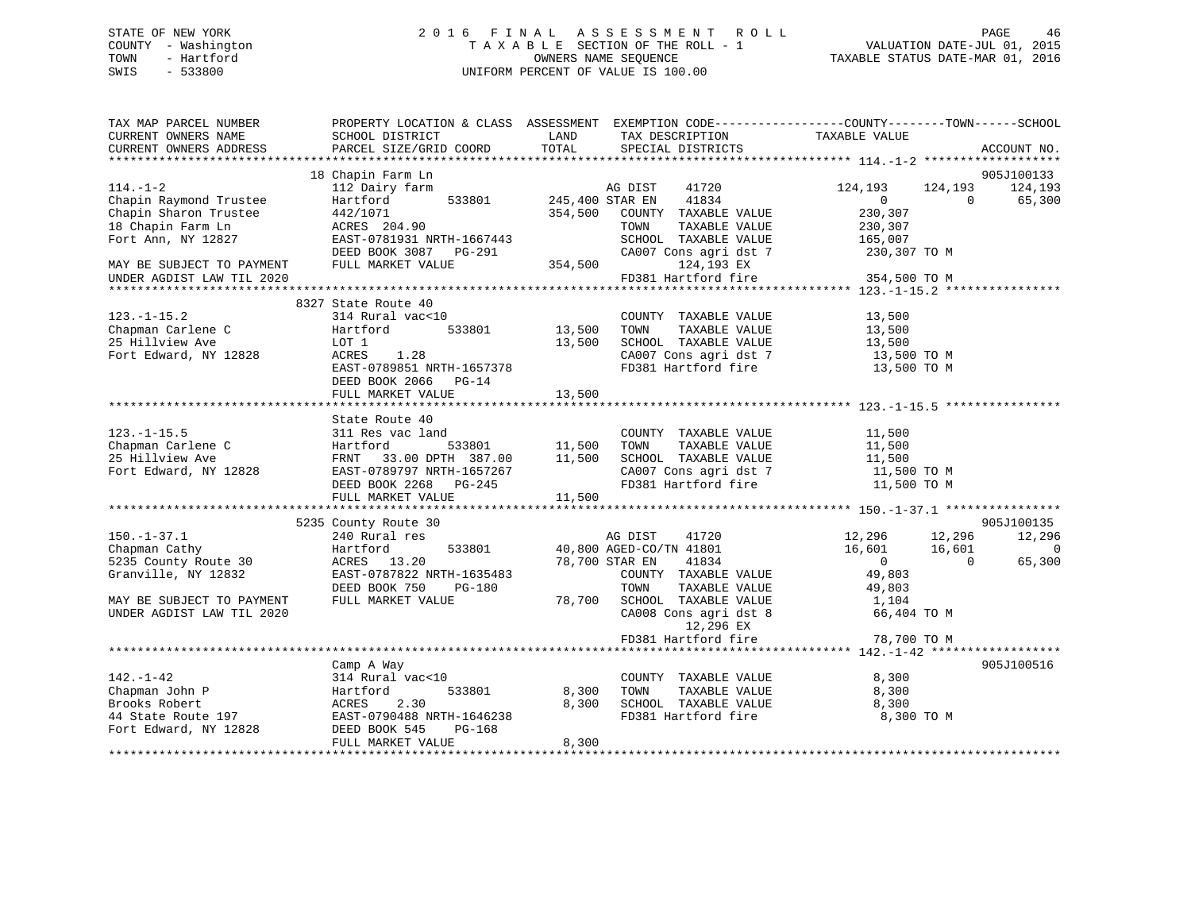STATE OF NEW YORK
COUNTY - Washington
TOWN - Hartford
SWIS - 533800

2 0 1 6 F I N A L A S S E S S M E N T R O L L
T A X A B L E SECTION OF THE ROLL - 1
OWNERS NAME SEQUENCE
UNIFORM PERCENT OF VALUE IS 100.00

VALUATION DATE-JUL 01, 2015
TAXABLE STATUS DATE-MAR 01, 2016

```
TAX MAP PARCEL NUMBER          PROPERTY LOCATION & CLASS  ASSESSMENT  EXEMPTION CODE-----------------COUNTY--------TOWN------SCHOOL
CURRENT OWNERS NAME            SCHOOL DISTRICT               LAND      TAX DESCRIPTION              TAXABLE VALUE
CURRENT OWNERS ADDRESS         PARCEL SIZE/GRID COORD        TOTAL     SPECIAL DISTRICTS                                        ACCOUNT NO.
******************************************************************************************************* 114.-1-2 *******************
                               18 Chapin Farm Ln                                                                             905J100133
114.-1-2                       112 Dairy farm                          AG DIST     41720          124,193      124,193      124,193
Chapin Raymond Trustee         Hartford        533801    245,400 STAR EN     41834                0            0       65,300
Chapin Sharon Trustee          442/1071                  354,500   COUNTY  TAXABLE VALUE          230,307
18 Chapin Farm Ln              ACRES  204.90                       TOWN    TAXABLE VALUE          230,307
Fort Ann, NY 12827             EAST-0781931 NRTH-1667443           SCHOOL  TAXABLE VALUE          165,007
                               DEED BOOK 3087   PG-291             CA007 Cons agri dst 7           230,307 TO M
MAY BE SUBJECT TO PAYMENT      FULL MARKET VALUE         354,500          124,193 EX
UNDER AGDIST LAW TIL 2020                                          FD381 Hartford fire             354,500 TO M
******************************************************************************************************* 123.-1-15.2 ****************
                               8327 State Route 40
123.-1-15.2                    314 Rural vac<10                    COUNTY  TAXABLE VALUE           13,500
Chapman Carlene C              Hartford        533801     13,500   TOWN    TAXABLE VALUE           13,500
25 Hillview Ave                LOT 1                      13,500   SCHOOL  TAXABLE VALUE           13,500
Fort Edward, NY 12828          ACRES    1.28                       CA007 Cons agri dst 7            13,500 TO M
                               EAST-0789851 NRTH-1657378           FD381 Hartford fire              13,500 TO M
                               DEED BOOK 2066   PG-14
                               FULL MARKET VALUE          13,500
******************************************************************************************************* 123.-1-15.5 ****************
                               State Route 40
123.-1-15.5                    311 Res vac land                    COUNTY  TAXABLE VALUE           11,500
Chapman Carlene C              Hartford        533801     11,500   TOWN    TAXABLE VALUE           11,500
25 Hillview Ave                FRNT   33.00 DPTH  387.00  11,500   SCHOOL  TAXABLE VALUE           11,500
Fort Edward, NY 12828          EAST-0789797 NRTH-1657267           CA007 Cons agri dst 7            11,500 TO M
                               DEED BOOK 2268   PG-245             FD381 Hartford fire              11,500 TO M
                               FULL MARKET VALUE          11,500
******************************************************************************************************* 150.-1-37.1 ****************
                               5235 County Route 30                                                                          905J100135
150.-1-37.1                    240 Rural res                           AG DIST     41720           12,296       12,296       12,296
Chapman Cathy                  Hartford        533801     40,800 AGED-CO/TN 41801                  16,601       16,601            0
5235 County Route 30           ACRES   13.20              78,700 STAR EN     41834                      0            0       65,300
Granville, NY 12832            EAST-0787822 NRTH-1635483           COUNTY  TAXABLE VALUE           49,803
                               DEED BOOK 750    PG-180             TOWN    TAXABLE VALUE           49,803
MAY BE SUBJECT TO PAYMENT      FULL MARKET VALUE          78,700   SCHOOL  TAXABLE VALUE            1,104
UNDER AGDIST LAW TIL 2020                                          CA008 Cons agri dst 8            66,404 TO M
                                                                          12,296 EX
                                                                   FD381 Hartford fire              78,700 TO M
******************************************************************************************************* 142.-1-42 ******************
                               Camp A Way                                                                                    905J100516
142.-1-42                      314 Rural vac<10                    COUNTY  TAXABLE VALUE            8,300
Chapman John P                 Hartford        533801      8,300   TOWN    TAXABLE VALUE            8,300
Brooks Robert                  ACRES    2.30               8,300   SCHOOL  TAXABLE VALUE            8,300
44 State Route 197             EAST-0790488 NRTH-1646238           FD381 Hartford fire               8,300 TO M
Fort Edward, NY 12828          DEED BOOK 545    PG-168
                               FULL MARKET VALUE           8,300
************************************************************************************************************************************
```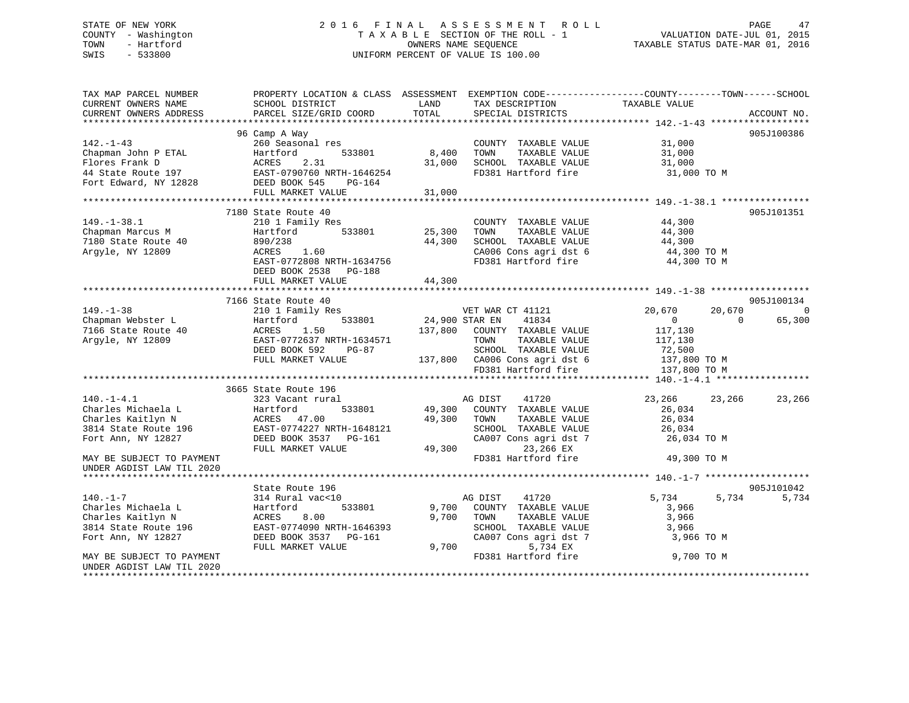STATE OF NEW YORK
COUNTY - Washington
TOWN - Hartford
SWIS - 533800

# 2016 FINAL ASSESSMENT ROLL
TAXABLE SECTION OF THE ROLL - 1
OWNERS NAME SEQUENCE
UNIFORM PERCENT OF VALUE IS 100.00

VALUATION DATE-JUL 01, 2015
TAXABLE STATUS DATE-MAR 01, 2016

```
TAX MAP PARCEL NUMBER          PROPERTY LOCATION & CLASS  ASSESSMENT  EXEMPTION CODE------------------COUNTY--------TOWN------SCHOOL
CURRENT OWNERS NAME            SCHOOL DISTRICT               LAND      TAX DESCRIPTION            TAXABLE VALUE
CURRENT OWNERS ADDRESS         PARCEL SIZE/GRID COORD        TOTAL     SPECIAL DISTRICTS                                    ACCOUNT NO.
****************************************************************************************************** 142.-1-43 ******************
                               96 Camp A Way                                                                              905J100386
142.-1-43                      260 Seasonal res                         COUNTY  TAXABLE VALUE            31,000
Chapman John P ETAL            Hartford         533801        8,400     TOWN    TAXABLE VALUE            31,000
Flores Frank D                 ACRES    2.31                 31,000     SCHOOL  TAXABLE VALUE            31,000
44 State Route 197             EAST-0790760 NRTH-1646254                FD381 Hartford fire               31,000 TO M
Fort Edward, NY 12828          DEED BOOK 545    PG-164
                               FULL MARKET VALUE             31,000
****************************************************************************************************** 149.-1-38.1 ****************
                               7180 State Route 40                                                                        905J101351
149.-1-38.1                    210 1 Family Res                         COUNTY  TAXABLE VALUE            44,300
Chapman Marcus M               Hartford         533801       25,300     TOWN    TAXABLE VALUE            44,300
7180 State Route 40            890/238                       44,300     SCHOOL  TAXABLE VALUE            44,300
Argyle, NY 12809               ACRES    1.60                            CA006 Cons agri dst 6             44,300 TO M
                               EAST-0772808 NRTH-1634756                FD381 Hartford fire               44,300 TO M
                               DEED BOOK 2538   PG-188
                               FULL MARKET VALUE             44,300
****************************************************************************************************** 149.-1-38 ******************
                               7166 State Route 40                                                                        905J100134
149.-1-38                      210 1 Family Res                  VET WAR CT 41121               20,670        20,670             0
Chapman Webster L              Hartford         533801       24,900 STAR EN     41834                0             0        65,300
7166 State Route 40            ACRES    1.50                137,800     COUNTY  TAXABLE VALUE           117,130
Argyle, NY 12809               EAST-0772637 NRTH-1634571                TOWN    TAXABLE VALUE           117,130
                               DEED BOOK 592    PG-87                   SCHOOL  TAXABLE VALUE            72,500
                               FULL MARKET VALUE            137,800     CA006 Cons agri dst 6            137,800 TO M
                                                                        FD381 Hartford fire              137,800 TO M
****************************************************************************************************** 140.-1-4.1 *****************
                               3665 State Route 196
140.-1-4.1                     323 Vacant rural                  AG DIST     41720              23,266        23,266        23,266
Charles Michaela L             Hartford         533801       49,300     COUNTY  TAXABLE VALUE            26,034
Charles Kaitlyn N              ACRES   47.00                 49,300     TOWN    TAXABLE VALUE            26,034
3814 State Route 196           EAST-0774227 NRTH-1648121                SCHOOL  TAXABLE VALUE            26,034
Fort Ann, NY 12827             DEED BOOK 3537   PG-161                  CA007 Cons agri dst 7             26,034 TO M
                               FULL MARKET VALUE             49,300             23,266 EX
MAY BE SUBJECT TO PAYMENT                                               FD381 Hartford fire               49,300 TO M
UNDER AGDIST LAW TIL 2020
****************************************************************************************************** 140.-1-7 *******************
                               State Route 196                                                                            905J101042
140.-1-7                       314 Rural vac<10                  AG DIST     41720               5,734         5,734         5,734
Charles Michaela L             Hartford         533801        9,700     COUNTY  TAXABLE VALUE             3,966
Charles Kaitlyn N              ACRES    8.00                  9,700     TOWN    TAXABLE VALUE             3,966
3814 State Route 196           EAST-0774090 NRTH-1646393                SCHOOL  TAXABLE VALUE             3,966
Fort Ann, NY 12827             DEED BOOK 3537   PG-161                  CA007 Cons agri dst 7              3,966 TO M
                               FULL MARKET VALUE              9,700              5,734 EX
MAY BE SUBJECT TO PAYMENT                                               FD381 Hartford fire                9,700 TO M
UNDER AGDIST LAW TIL 2020
************************************************************************************************************************************
```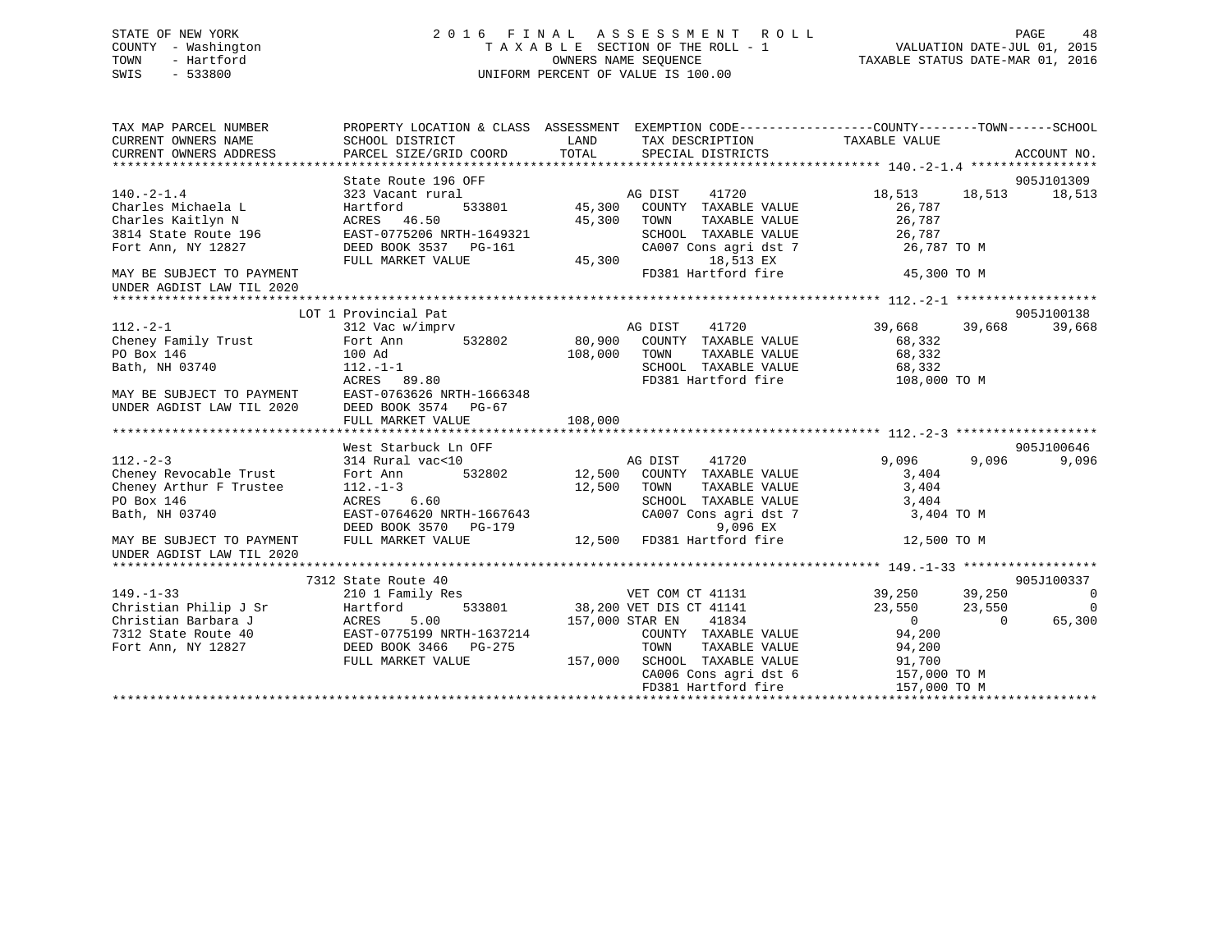STATE OF NEW YORK
COUNTY - Washington
TOWN - Hartford
SWIS - 533800

2016 FINAL ASSESSMENT ROLL
TAXABLE SECTION OF THE ROLL - 1
OWNERS NAME SEQUENCE
UNIFORM PERCENT OF VALUE IS 100.00

VALUATION DATE-JUL 01, 2015
TAXABLE STATUS DATE-MAR 01, 2016

```
TAX MAP PARCEL NUMBER          PROPERTY LOCATION & CLASS  ASSESSMENT  EXEMPTION CODE------------------COUNTY--------TOWN------SCHOOL
CURRENT OWNERS NAME            SCHOOL DISTRICT               LAND      TAX DESCRIPTION            TAXABLE VALUE
CURRENT OWNERS ADDRESS         PARCEL SIZE/GRID COORD        TOTAL     SPECIAL DISTRICTS                                    ACCOUNT NO.
******************************************************************************************************* 140.-2-1.4 *****************
                               State Route 196 OFF                                                                          905J101309
140.-2-1.4                     323 Vacant rural                        AG DIST    41720                18,513     18,513     18,513
Charles Michaela L             Hartford        533801        45,300    COUNTY  TAXABLE VALUE            26,787
Charles Kaitlyn N              ACRES  46.50                  45,300    TOWN    TAXABLE VALUE            26,787
3814 State Route 196           EAST-0775206 NRTH-1649321               SCHOOL  TAXABLE VALUE            26,787
Fort Ann, NY 12827             DEED BOOK 3537   PG-161                 CA007 Cons agri dst 7             26,787 TO M
                               FULL MARKET VALUE             45,300           18,513 EX
MAY BE SUBJECT TO PAYMENT                                              FD381 Hartford fire               45,300 TO M
UNDER AGDIST LAW TIL 2020
******************************************************************************************************* 112.-2-1 *******************
                           LOT 1 Provincial Pat                                                                             905J100138
112.-2-1                       312 Vac w/imprv                         AG DIST    41720                39,668     39,668     39,668
Cheney Family Trust            Fort Ann        532802        80,900    COUNTY  TAXABLE VALUE            68,332
PO Box 146                     100 Ad                       108,000    TOWN    TAXABLE VALUE            68,332
Bath, NH 03740                 112.-1-1                                SCHOOL  TAXABLE VALUE            68,332
                               ACRES  89.80                            FD381 Hartford fire              108,000 TO M
MAY BE SUBJECT TO PAYMENT      EAST-0763626 NRTH-1666348
UNDER AGDIST LAW TIL 2020      DEED BOOK 3574   PG-67
                               FULL MARKET VALUE            108,000
******************************************************************************************************* 112.-2-3 *******************
                               West Starbuck Ln OFF                                                                         905J100646
112.-2-3                       314 Rural vac<10                        AG DIST    41720                 9,096      9,096      9,096
Cheney Revocable Trust         Fort Ann        532802        12,500    COUNTY  TAXABLE VALUE             3,404
Cheney Arthur F Trustee        112.-1-3                      12,500    TOWN    TAXABLE VALUE             3,404
PO Box 146                     ACRES   6.60                            SCHOOL  TAXABLE VALUE             3,404
Bath, NH 03740                 EAST-0764620 NRTH-1667643               CA007 Cons agri dst 7              3,404 TO M
                               DEED BOOK 3570   PG-179                         9,096 EX
MAY BE SUBJECT TO PAYMENT      FULL MARKET VALUE             12,500    FD381 Hartford fire               12,500 TO M
UNDER AGDIST LAW TIL 2020
******************************************************************************************************* 149.-1-33 ******************
                               7312 State Route 40                                                                          905J100337
149.-1-33                      210 1 Family Res                        VET COM CT 41131                39,250     39,250          0
Christian Philip J Sr          Hartford        533801        38,200 VET DIS CT 41141                23,550     23,550          0
Christian Barbara J            ACRES   5.00                 157,000 STAR EN    41834                    0          0     65,300
7312 State Route 40            EAST-0775199 NRTH-1637214               COUNTY  TAXABLE VALUE            94,200
Fort Ann, NY 12827             DEED BOOK 3466   PG-275                 TOWN    TAXABLE VALUE            94,200
                               FULL MARKET VALUE            157,000    SCHOOL  TAXABLE VALUE            91,700
                                                                       CA006 Cons agri dst 6            157,000 TO M
                                                                       FD381 Hartford fire              157,000 TO M
************************************************************************************************************************************
```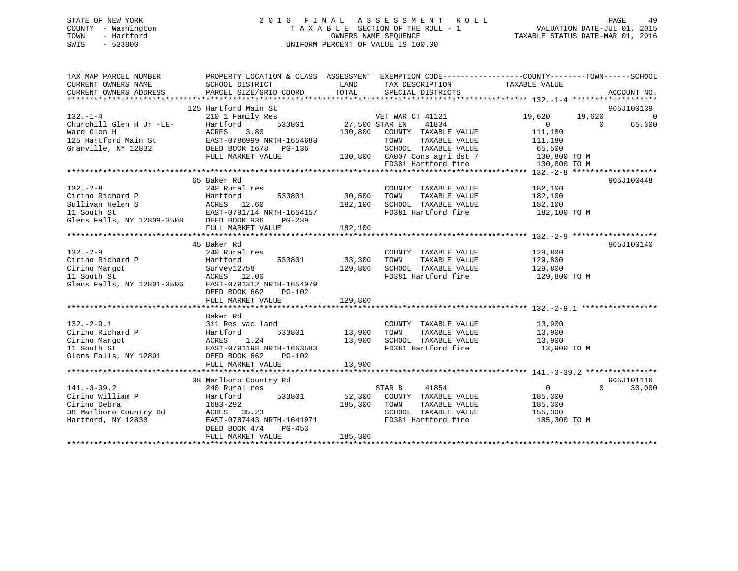STATE OF NEW YORK
COUNTY - Washington
TOWN - Hartford
SWIS - 533800

# 2016 FINAL ASSESSMENT ROLL
TAXABLE SECTION OF THE ROLL - 1
OWNERS NAME SEQUENCE
UNIFORM PERCENT OF VALUE IS 100.00

VALUATION DATE-JUL 01, 2015
TAXABLE STATUS DATE-MAR 01, 2016

```
TAX MAP PARCEL NUMBER          PROPERTY LOCATION & CLASS  ASSESSMENT  EXEMPTION CODE------------------COUNTY--------TOWN------SCHOOL
CURRENT OWNERS NAME            SCHOOL DISTRICT              LAND      TAX DESCRIPTION             TAXABLE VALUE
CURRENT OWNERS ADDRESS         PARCEL SIZE/GRID COORD       TOTAL     SPECIAL DISTRICTS                                    ACCOUNT NO.
******************************************************************************************************* 132.-1-4 *******************
                               125 Hartford Main St                                                                        905J100139
132.-1-4                       210 1 Family Res                       VET WAR CT 41121              19,620      19,620           0
Churchill Glen H Jr -LE-       Hartford        533801       27,500 STAR EN    41834                  0           0       65,300
Ward Glen H                    ACRES    3.80               130,800    COUNTY  TAXABLE VALUE         111,180
125 Hartford Main St           EAST-0786999 NRTH-1654688              TOWN    TAXABLE VALUE         111,180
Granville, NY 12832            DEED BOOK 1678   PG-136                SCHOOL  TAXABLE VALUE          65,500
                               FULL MARKET VALUE           130,800    CA007 Cons agri dst 7         130,800 TO M
                                                                      FD381 Hartford fire           130,800 TO M
******************************************************************************************************* 132.-2-8 *******************
                               65 Baker Rd                                                                                 905J100448
132.-2-8                       240 Rural res                          COUNTY  TAXABLE VALUE         182,100
Cirino Richard P               Hartford        533801       30,500    TOWN    TAXABLE VALUE         182,100
Sullivan Helen S               ACRES   12.60               182,100    SCHOOL  TAXABLE VALUE         182,100
11 South St                    EAST-0791714 NRTH-1654157              FD381 Hartford fire           182,100 TO M
Glens Falls, NY 12809-3508     DEED BOOK 936    PG-289
                               FULL MARKET VALUE           182,100
******************************************************************************************************* 132.-2-9 *******************
                               45 Baker Rd                                                                                 905J100140
132.-2-9                       240 Rural res                          COUNTY  TAXABLE VALUE         129,800
Cirino Richard P               Hartford        533801       33,300    TOWN    TAXABLE VALUE         129,800
Cirino Margot                  Survey12758                 129,800    SCHOOL  TAXABLE VALUE         129,800
11 South St                    ACRES   12.00                          FD381 Hartford fire           129,800 TO M
Glens Falls, NY 12801-3506     EAST-0791312 NRTH-1654079
                               DEED BOOK 662    PG-102
                               FULL MARKET VALUE           129,800
******************************************************************************************************* 132.-2-9.1 *****************
                               Baker Rd
132.-2-9.1                     311 Res vac land                       COUNTY  TAXABLE VALUE          13,900
Cirino Richard P               Hartford        533801       13,900    TOWN    TAXABLE VALUE          13,900
Cirino Margot                  ACRES    1.24                13,900    SCHOOL  TAXABLE VALUE          13,900
11 South St                    EAST-0791198 NRTH-1653583              FD381 Hartford fire            13,900 TO M
Glens Falls, NY 12801          DEED BOOK 662    PG-102
                               FULL MARKET VALUE            13,900
******************************************************************************************************* 141.-3-39.2 ****************
                               38 Marlboro Country Rd                                                                      905J101116
141.-3-39.2                    240 Rural res                          STAR B     41854                   0           0       30,000
Cirino William P               Hartford        533801       52,300    COUNTY  TAXABLE VALUE         185,300
Cirino Debra                   1683-292                    185,300    TOWN    TAXABLE VALUE         185,300
38 Marlboro Country Rd         ACRES   35.23                          SCHOOL  TAXABLE VALUE         155,300
Hartford, NY 12838             EAST-0787443 NRTH-1641971              FD381 Hartford fire           185,300 TO M
                               DEED BOOK 474    PG-453
                               FULL MARKET VALUE           185,300
************************************************************************************************************************************
```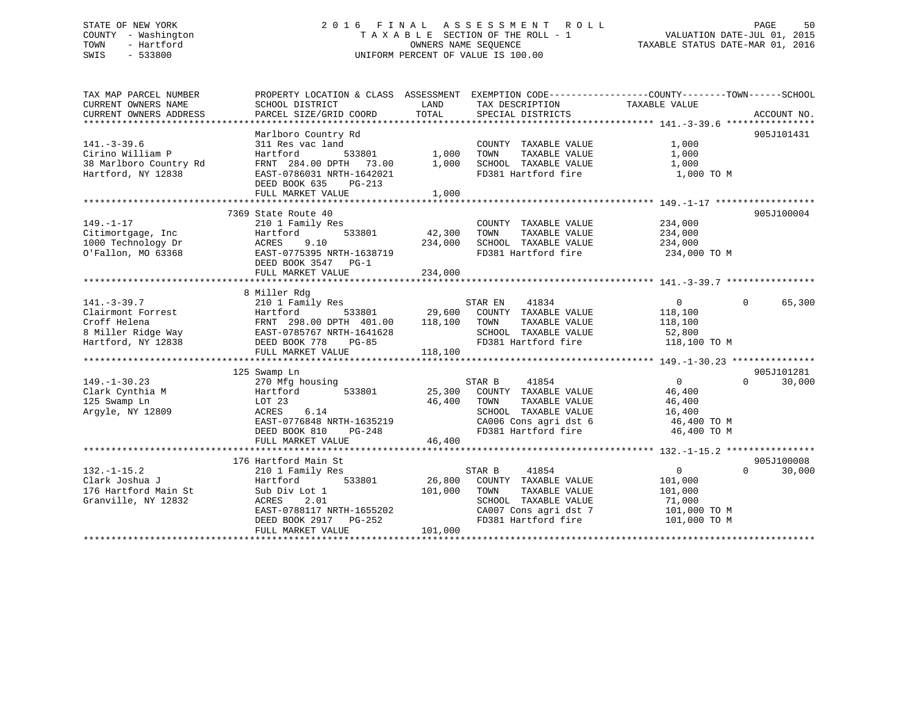STATE OF NEW YORK
COUNTY - Washington
TOWN - Hartford
SWIS - 533800

# 2016 FINAL ASSESSMENT ROLL

TAXABLE SECTION OF THE ROLL - 1
OWNERS NAME SEQUENCE
UNIFORM PERCENT OF VALUE IS 100.00

VALUATION DATE-JUL 01, 2015
TAXABLE STATUS DATE-MAR 01, 2016

| TAX MAP PARCEL NUMBER / CURRENT OWNERS NAME / CURRENT OWNERS ADDRESS | PROPERTY LOCATION & CLASS / SCHOOL DISTRICT / PARCEL SIZE/GRID COORD | ASSESSMENT LAND | ASSESSMENT TOTAL | EXEMPTION CODE / TAX DESCRIPTION / SPECIAL DISTRICTS | COUNTY TAXABLE VALUE | TOWN | SCHOOL | ACCOUNT NO. |
|---|---|---|---|---|---|---|---|---|
| **141.-3-39.6** | Marlboro Country Rd | | | | | | | 905J101431 |
| Cirino William P | 311 Res vac land | | | COUNTY TAXABLE VALUE | 1,000 | | | |
| 38 Marlboro Country Rd | Hartford 533801 | 1,000 | | TOWN TAXABLE VALUE | 1,000 | | | |
| Hartford, NY 12838 | FRNT 284.00 DPTH 73.00 | | 1,000 | SCHOOL TAXABLE VALUE | 1,000 | | | |
| | EAST-0786031 NRTH-1642021 | | | FD381 Hartford fire | 1,000 TO M | | | |
| | DEED BOOK 635 PG-213 | | | | | | | |
| | FULL MARKET VALUE | | 1,000 | | | | | |
| **149.-1-17** | 7369 State Route 40 | | | | | | | 905J100004 |
| Citimortgage, Inc | 210 1 Family Res | | | COUNTY TAXABLE VALUE | 234,000 | | | |
| 1000 Technology Dr | Hartford 533801 | 42,300 | | TOWN TAXABLE VALUE | 234,000 | | | |
| O'Fallon, MO 63368 | ACRES 9.10 | | 234,000 | SCHOOL TAXABLE VALUE | 234,000 | | | |
| | EAST-0775395 NRTH-1638719 | | | FD381 Hartford fire | 234,000 TO M | | | |
| | DEED BOOK 3547 PG-1 | | | | | | | |
| | FULL MARKET VALUE | | 234,000 | | | | | |
| **141.-3-39.7** | 8 Miller Rdg | | | | | | | |
| Clairmont Forrest | 210 1 Family Res | | | STAR EN 41834 | 0 | 0 | 65,300 | |
| Croff Helena | Hartford 533801 | 29,600 | | COUNTY TAXABLE VALUE | 118,100 | | | |
| 8 Miller Ridge Way | FRNT 298.00 DPTH 401.00 | | 118,100 | TOWN TAXABLE VALUE | 118,100 | | | |
| Hartford, NY 12838 | EAST-0785767 NRTH-1641628 | | | SCHOOL TAXABLE VALUE | 52,800 | | | |
| | DEED BOOK 778 PG-85 | | | FD381 Hartford fire | 118,100 TO M | | | |
| | FULL MARKET VALUE | | 118,100 | | | | | |
| **149.-1-30.23** | 125 Swamp Ln | | | | | | | 905J101281 |
| Clark Cynthia M | 270 Mfg housing | | | STAR B 41854 | 0 | 0 | 30,000 | |
| 125 Swamp Ln | Hartford 533801 | 25,300 | | COUNTY TAXABLE VALUE | 46,400 | | | |
| Argyle, NY 12809 | LOT 23 | | 46,400 | TOWN TAXABLE VALUE | 46,400 | | | |
| | ACRES 6.14 | | | SCHOOL TAXABLE VALUE | 16,400 | | | |
| | EAST-0776848 NRTH-1635219 | | | CA006 Cons agri dst 6 | 46,400 TO M | | | |
| | DEED BOOK 810 PG-248 | | | FD381 Hartford fire | 46,400 TO M | | | |
| | FULL MARKET VALUE | | 46,400 | | | | | |
| **132.-1-15.2** | 176 Hartford Main St | | | | | | | 905J100008 |
| Clark Joshua J | 210 1 Family Res | | | STAR B 41854 | 0 | 0 | 30,000 | |
| 176 Hartford Main St | Hartford 533801 | 26,800 | | COUNTY TAXABLE VALUE | 101,000 | | | |
| Granville, NY 12832 | Sub Div Lot 1 | | 101,000 | TOWN TAXABLE VALUE | 101,000 | | | |
| | ACRES 2.01 | | | SCHOOL TAXABLE VALUE | 71,000 | | | |
| | EAST-0788117 NRTH-1655202 | | | CA007 Cons agri dst 7 | 101,000 TO M | | | |
| | DEED BOOK 2917 PG-252 | | | FD381 Hartford fire | 101,000 TO M | | | |
| | FULL MARKET VALUE | | 101,000 | | | | | |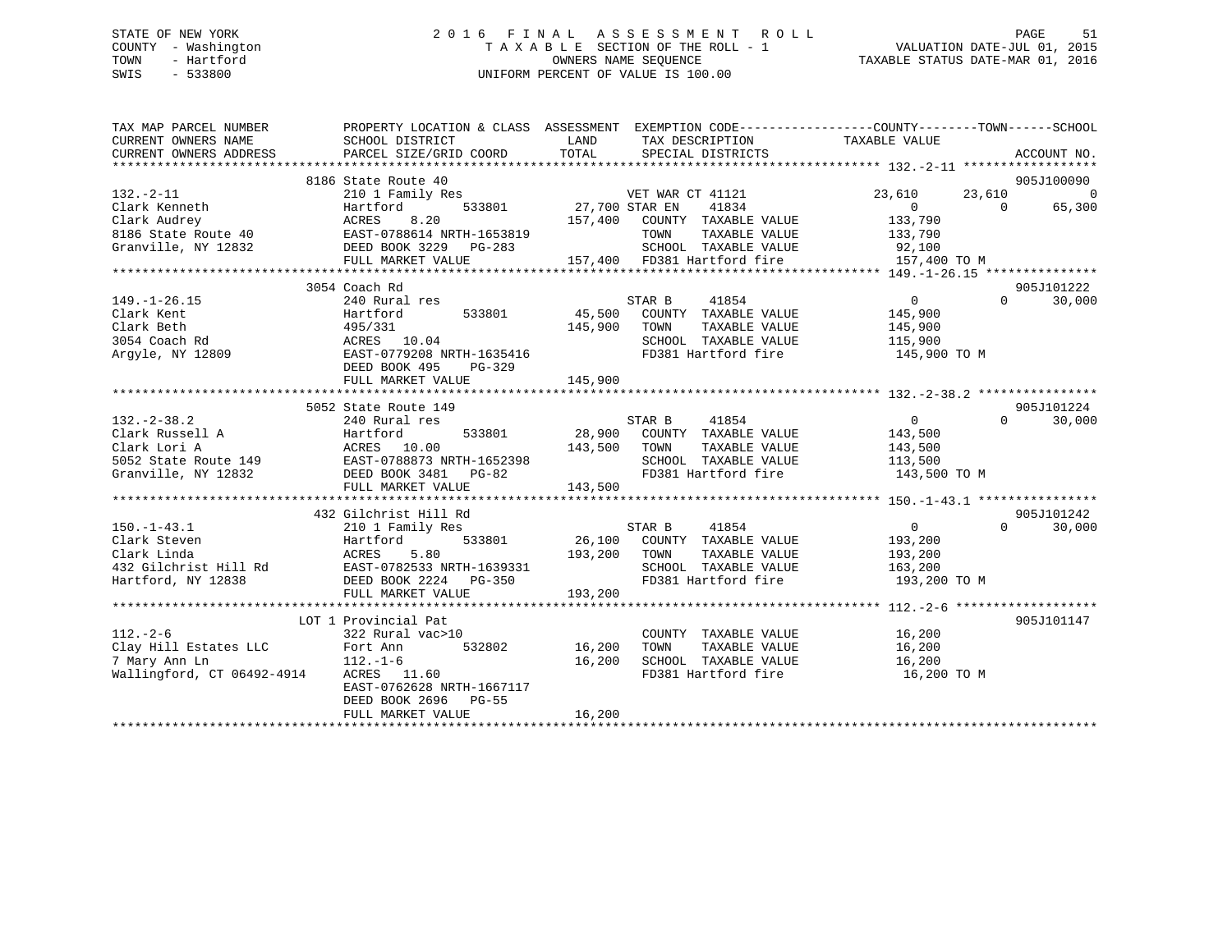STATE OF NEW YORK
COUNTY - Washington
TOWN - Hartford
SWIS - 533800

2016 FINAL ASSESSMENT ROLL
TAXABLE SECTION OF THE ROLL - 1
OWNERS NAME SEQUENCE
UNIFORM PERCENT OF VALUE IS 100.00

VALUATION DATE-JUL 01, 2015
TAXABLE STATUS DATE-MAR 01, 2016

```
TAX MAP PARCEL NUMBER          PROPERTY LOCATION & CLASS  ASSESSMENT  EXEMPTION CODE------------------COUNTY--------TOWN------SCHOOL
CURRENT OWNERS NAME            SCHOOL DISTRICT              LAND      TAX DESCRIPTION               TAXABLE VALUE
CURRENT OWNERS ADDRESS         PARCEL SIZE/GRID COORD       TOTAL     SPECIAL DISTRICTS                                     ACCOUNT NO.
******************************************************************************************************* 132.-2-11 ******************
                               8186 State Route 40                                                                         905J100090
132.-2-11                      210 1 Family Res                       VET WAR CT 41121              23,610       23,610            0
Clark Kenneth                  Hartford         533801       27,700 STAR EN      41834                   0            0       65,300
Clark Audrey                   ACRES    8.20               157,400    COUNTY  TAXABLE VALUE           133,790
8186 State Route 40            EAST-0788614 NRTH-1653819              TOWN    TAXABLE VALUE           133,790
Granville, NY 12832            DEED BOOK 3229   PG-283                SCHOOL  TAXABLE VALUE            92,100
                               FULL MARKET VALUE           157,400    FD381 Hartford fire             157,400 TO M
******************************************************************************************************* 149.-1-26.15 ***************
                               3054 Coach Rd                                                                               905J101222
149.-1-26.15                   240 Rural res                          STAR B       41854                   0            0       30,000
Clark Kent                     Hartford         533801       45,500   COUNTY  TAXABLE VALUE           145,900
Clark Beth                     495/331                     145,900    TOWN    TAXABLE VALUE           145,900
3054 Coach Rd                  ACRES   10.04                          SCHOOL  TAXABLE VALUE           115,900
Argyle, NY 12809               EAST-0779208 NRTH-1635416              FD381 Hartford fire             145,900 TO M
                               DEED BOOK 495    PG-329
                               FULL MARKET VALUE           145,900
******************************************************************************************************* 132.-2-38.2 ****************
                               5052 State Route 149                                                                        905J101224
132.-2-38.2                    240 Rural res                          STAR B       41854                   0            0       30,000
Clark Russell A                Hartford         533801       28,900   COUNTY  TAXABLE VALUE           143,500
Clark Lori A                   ACRES   10.00               143,500    TOWN    TAXABLE VALUE           143,500
5052 State Route 149           EAST-0788873 NRTH-1652398              SCHOOL  TAXABLE VALUE           113,500
Granville, NY 12832            DEED BOOK 3481   PG-82                 FD381 Hartford fire             143,500 TO M
                               FULL MARKET VALUE           143,500
******************************************************************************************************* 150.-1-43.1 ****************
                               432 Gilchrist Hill Rd                                                                       905J101242
150.-1-43.1                    210 1 Family Res                       STAR B       41854                   0            0       30,000
Clark Steven                   Hartford         533801       26,100   COUNTY  TAXABLE VALUE           193,200
Clark Linda                    ACRES    5.80               193,200    TOWN    TAXABLE VALUE           193,200
432 Gilchrist Hill Rd          EAST-0782533 NRTH-1639331              SCHOOL  TAXABLE VALUE           163,200
Hartford, NY 12838             DEED BOOK 2224   PG-350                FD381 Hartford fire             193,200 TO M
                               FULL MARKET VALUE           193,200
******************************************************************************************************* 112.-2-6 *******************
                               LOT 1 Provincial Pat                                                                        905J101147
112.-2-6                       322 Rural vac>10                       COUNTY  TAXABLE VALUE            16,200
Clay Hill Estates LLC          Fort Ann         532802       16,200   TOWN    TAXABLE VALUE            16,200
7 Mary Ann Ln                  112.-1-6                     16,200    SCHOOL  TAXABLE VALUE            16,200
Wallingford, CT 06492-4914     ACRES   11.60                          FD381 Hartford fire              16,200 TO M
                               EAST-0762628 NRTH-1667117
                               DEED BOOK 2696   PG-55
                               FULL MARKET VALUE            16,200
************************************************************************************************************************************
```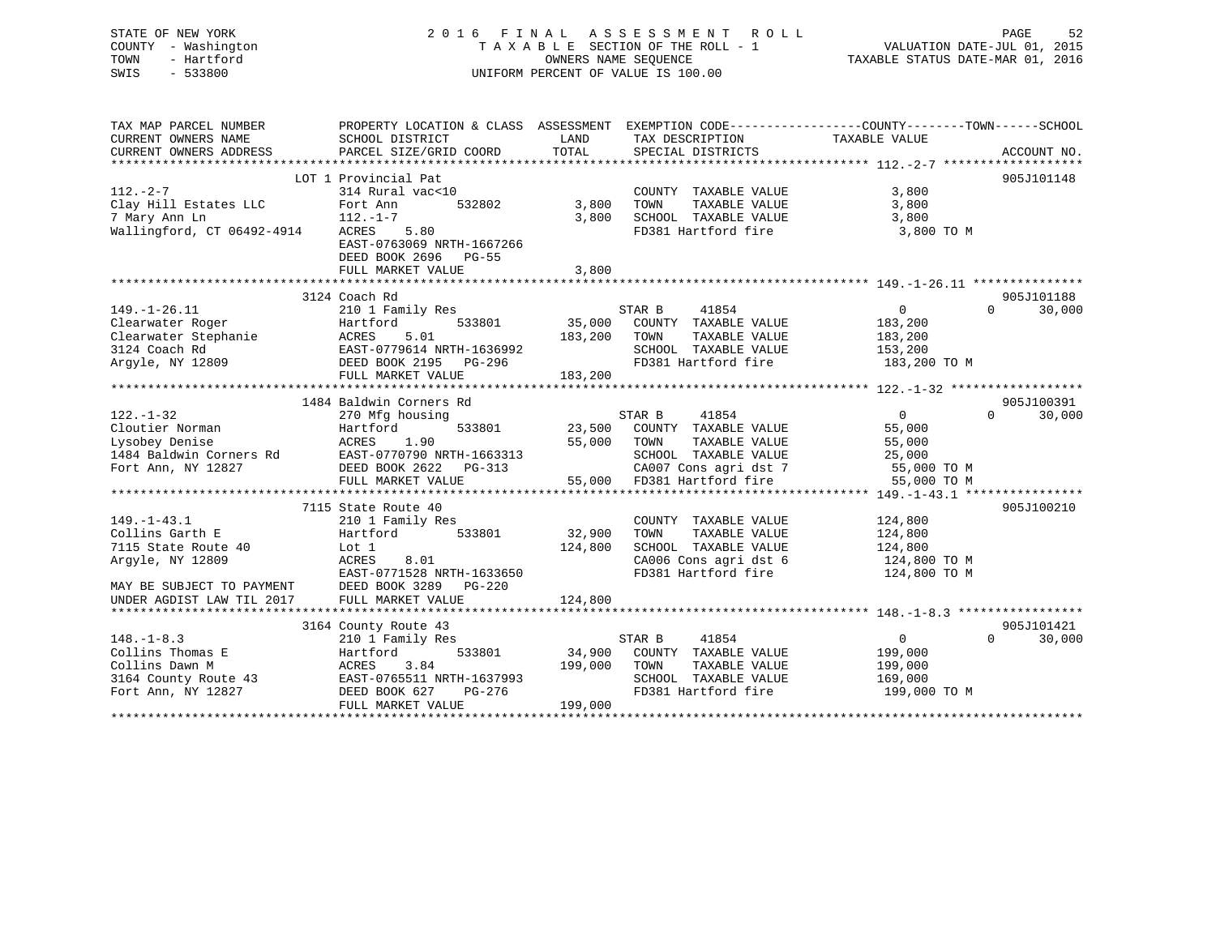STATE OF NEW YORK
COUNTY - Washington
TOWN - Hartford
SWIS - 533800

# 2016 FINAL ASSESSMENT ROLL

TAXABLE SECTION OF THE ROLL - 1
OWNERS NAME SEQUENCE
UNIFORM PERCENT OF VALUE IS 100.00

VALUATION DATE-JUL 01, 2015
TAXABLE STATUS DATE-MAR 01, 2016

| TAX MAP PARCEL NUMBER / CURRENT OWNERS NAME / CURRENT OWNERS ADDRESS | PROPERTY LOCATION & CLASS / SCHOOL DISTRICT / PARCEL SIZE/GRID COORD | ASSESSMENT LAND | TOTAL | EXEMPTION CODE / TAX DESCRIPTION / SPECIAL DISTRICTS | COUNTY/TOWN TAXABLE VALUE | SCHOOL | ACCOUNT NO. |
|---|---|---|---|---|---|---|---|
| 112.-2-7 | LOT 1 Provincial Pat | | | | | | 905J101148 |
| | 314 Rural vac<10 | | | COUNTY TAXABLE VALUE | 3,800 | | |
| Clay Hill Estates LLC | Fort Ann 532802 | 3,800 | | TOWN TAXABLE VALUE | 3,800 | | |
| 7 Mary Ann Ln | 112.-1-7 | | 3,800 | SCHOOL TAXABLE VALUE | 3,800 | | |
| Wallingford, CT 06492-4914 | ACRES 5.80 | | | FD381 Hartford fire | 3,800 TO M | | |
| | EAST-0763069 NRTH-1667266 | | | | | | |
| | DEED BOOK 2696 PG-55 | | | | | | |
| | FULL MARKET VALUE | | 3,800 | | | | |
| 149.-1-26.11 | 3124 Coach Rd | | | | | | 905J101188 |
| | 210 1 Family Res | | | STAR B 41854 | 0 | 0 30,000 | |
| Clearwater Roger | Hartford 533801 | 35,000 | | COUNTY TAXABLE VALUE | 183,200 | | |
| Clearwater Stephanie | ACRES 5.01 | | 183,200 | TOWN TAXABLE VALUE | 183,200 | | |
| 3124 Coach Rd | EAST-0779614 NRTH-1636992 | | | SCHOOL TAXABLE VALUE | 153,200 | | |
| Argyle, NY 12809 | DEED BOOK 2195 PG-296 | | | FD381 Hartford fire | 183,200 TO M | | |
| | FULL MARKET VALUE | | 183,200 | | | | |
| 122.-1-32 | 1484 Baldwin Corners Rd | | | | | | 905J100391 |
| | 270 Mfg housing | | | STAR B 41854 | 0 | 0 30,000 | |
| Cloutier Norman | Hartford 533801 | 23,500 | | COUNTY TAXABLE VALUE | 55,000 | | |
| Lysobey Denise | ACRES 1.90 | | 55,000 | TOWN TAXABLE VALUE | 55,000 | | |
| 1484 Baldwin Corners Rd | EAST-0770790 NRTH-1663313 | | | SCHOOL TAXABLE VALUE | 25,000 | | |
| Fort Ann, NY 12827 | DEED BOOK 2622 PG-313 | | | CA007 Cons agri dst 7 | 55,000 TO M | | |
| | FULL MARKET VALUE | | 55,000 | FD381 Hartford fire | 55,000 TO M | | |
| 149.-1-43.1 | 7115 State Route 40 | | | | | | 905J100210 |
| | 210 1 Family Res | | | COUNTY TAXABLE VALUE | 124,800 | | |
| Collins Garth E | Hartford 533801 | 32,900 | | TOWN TAXABLE VALUE | 124,800 | | |
| 7115 State Route 40 | Lot 1 | | 124,800 | SCHOOL TAXABLE VALUE | 124,800 | | |
| Argyle, NY 12809 | ACRES 8.01 | | | CA006 Cons agri dst 6 | 124,800 TO M | | |
| | EAST-0771528 NRTH-1633650 | | | FD381 Hartford fire | 124,800 TO M | | |
| MAY BE SUBJECT TO PAYMENT | DEED BOOK 3289 PG-220 | | | | | | |
| UNDER AGDIST LAW TIL 2017 | FULL MARKET VALUE | | 124,800 | | | | |
| 148.-1-8.3 | 3164 County Route 43 | | | | | | 905J101421 |
| | 210 1 Family Res | | | STAR B 41854 | 0 | 0 30,000 | |
| Collins Thomas E | Hartford 533801 | 34,900 | | COUNTY TAXABLE VALUE | 199,000 | | |
| Collins Dawn M | ACRES 3.84 | | 199,000 | TOWN TAXABLE VALUE | 199,000 | | |
| 3164 County Route 43 | EAST-0765511 NRTH-1637993 | | | SCHOOL TAXABLE VALUE | 169,000 | | |
| Fort Ann, NY 12827 | DEED BOOK 627 PG-276 | | | FD381 Hartford fire | 199,000 TO M | | |
| | FULL MARKET VALUE | | 199,000 | | | | |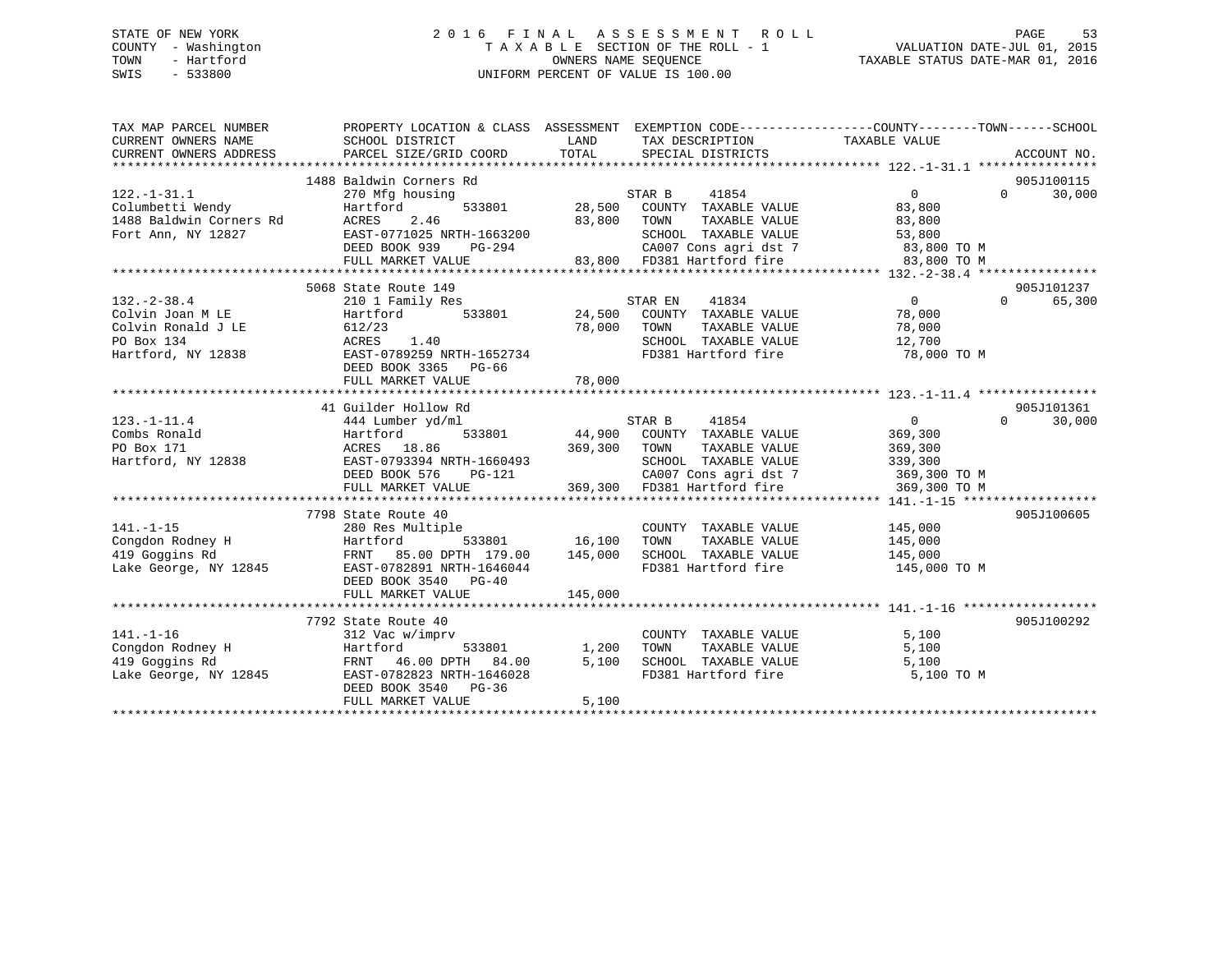STATE OF NEW YORK
COUNTY - Washington
TOWN - Hartford
SWIS - 533800

# 2016 FINAL ASSESSMENT ROLL

TAXABLE SECTION OF THE ROLL - 1
OWNERS NAME SEQUENCE
UNIFORM PERCENT OF VALUE IS 100.00

VALUATION DATE-JUL 01, 2015
TAXABLE STATUS DATE-MAR 01, 2016

| TAX MAP PARCEL NUMBER / CURRENT OWNERS NAME / CURRENT OWNERS ADDRESS | PROPERTY LOCATION & CLASS / SCHOOL DISTRICT / PARCEL SIZE/GRID COORD | ASSESSMENT LAND / TOTAL | EXEMPTION CODE / TAX DESCRIPTION / SPECIAL DISTRICTS | COUNTY / TOWN / SCHOOL TAXABLE VALUE | ACCOUNT NO. |
|---|---|---|---|---|---|
| 122.-1-31.1 | 1488 Baldwin Corners Rd | | | | 905J100115 |
| | 270 Mfg housing | | STAR B 41854 | 0 0 30,000 | |
| Columbetti Wendy | Hartford 533801 | 28,500 | COUNTY TAXABLE VALUE | 83,800 | |
| 1488 Baldwin Corners Rd | ACRES 2.46 | 83,800 | TOWN TAXABLE VALUE | 83,800 | |
| Fort Ann, NY 12827 | EAST-0771025 NRTH-1663200 | | SCHOOL TAXABLE VALUE | 53,800 | |
| | DEED BOOK 939 PG-294 | | CA007 Cons agri dst 7 | 83,800 TO M | |
| | FULL MARKET VALUE | 83,800 | FD381 Hartford fire | 83,800 TO M | |
| 132.-2-38.4 | 5068 State Route 149 | | | | 905J101237 |
| | 210 1 Family Res | | STAR EN 41834 | 0 0 65,300 | |
| Colvin Joan M LE | Hartford 533801 | 24,500 | COUNTY TAXABLE VALUE | 78,000 | |
| Colvin Ronald J LE | 612/23 | 78,000 | TOWN TAXABLE VALUE | 78,000 | |
| PO Box 134 | ACRES 1.40 | | SCHOOL TAXABLE VALUE | 12,700 | |
| Hartford, NY 12838 | EAST-0789259 NRTH-1652734 | | FD381 Hartford fire | 78,000 TO M | |
| | DEED BOOK 3365 PG-66 | | | | |
| | FULL MARKET VALUE | 78,000 | | | |
| 123.-1-11.4 | 41 Guilder Hollow Rd | | | | 905J101361 |
| | 444 Lumber yd/ml | | STAR B 41854 | 0 0 30,000 | |
| Combs Ronald | Hartford 533801 | 44,900 | COUNTY TAXABLE VALUE | 369,300 | |
| PO Box 171 | ACRES 18.86 | 369,300 | TOWN TAXABLE VALUE | 369,300 | |
| Hartford, NY 12838 | EAST-0793394 NRTH-1660493 | | SCHOOL TAXABLE VALUE | 339,300 | |
| | DEED BOOK 576 PG-121 | | CA007 Cons agri dst 7 | 369,300 TO M | |
| | FULL MARKET VALUE | 369,300 | FD381 Hartford fire | 369,300 TO M | |
| 141.-1-15 | 7798 State Route 40 | | | | 905J100605 |
| | 280 Res Multiple | | COUNTY TAXABLE VALUE | 145,000 | |
| Congdon Rodney H | Hartford 533801 | 16,100 | TOWN TAXABLE VALUE | 145,000 | |
| 419 Goggins Rd | FRNT 85.00 DPTH 179.00 | 145,000 | SCHOOL TAXABLE VALUE | 145,000 | |
| Lake George, NY 12845 | EAST-0782891 NRTH-1646044 | | FD381 Hartford fire | 145,000 TO M | |
| | DEED BOOK 3540 PG-40 | | | | |
| | FULL MARKET VALUE | 145,000 | | | |
| 141.-1-16 | 7792 State Route 40 | | | | 905J100292 |
| | 312 Vac w/imprv | | COUNTY TAXABLE VALUE | 5,100 | |
| Congdon Rodney H | Hartford 533801 | 1,200 | TOWN TAXABLE VALUE | 5,100 | |
| 419 Goggins Rd | FRNT 46.00 DPTH 84.00 | 5,100 | SCHOOL TAXABLE VALUE | 5,100 | |
| Lake George, NY 12845 | EAST-0782823 NRTH-1646028 | | FD381 Hartford fire | 5,100 TO M | |
| | DEED BOOK 3540 PG-36 | | | | |
| | FULL MARKET VALUE | 5,100 | | | |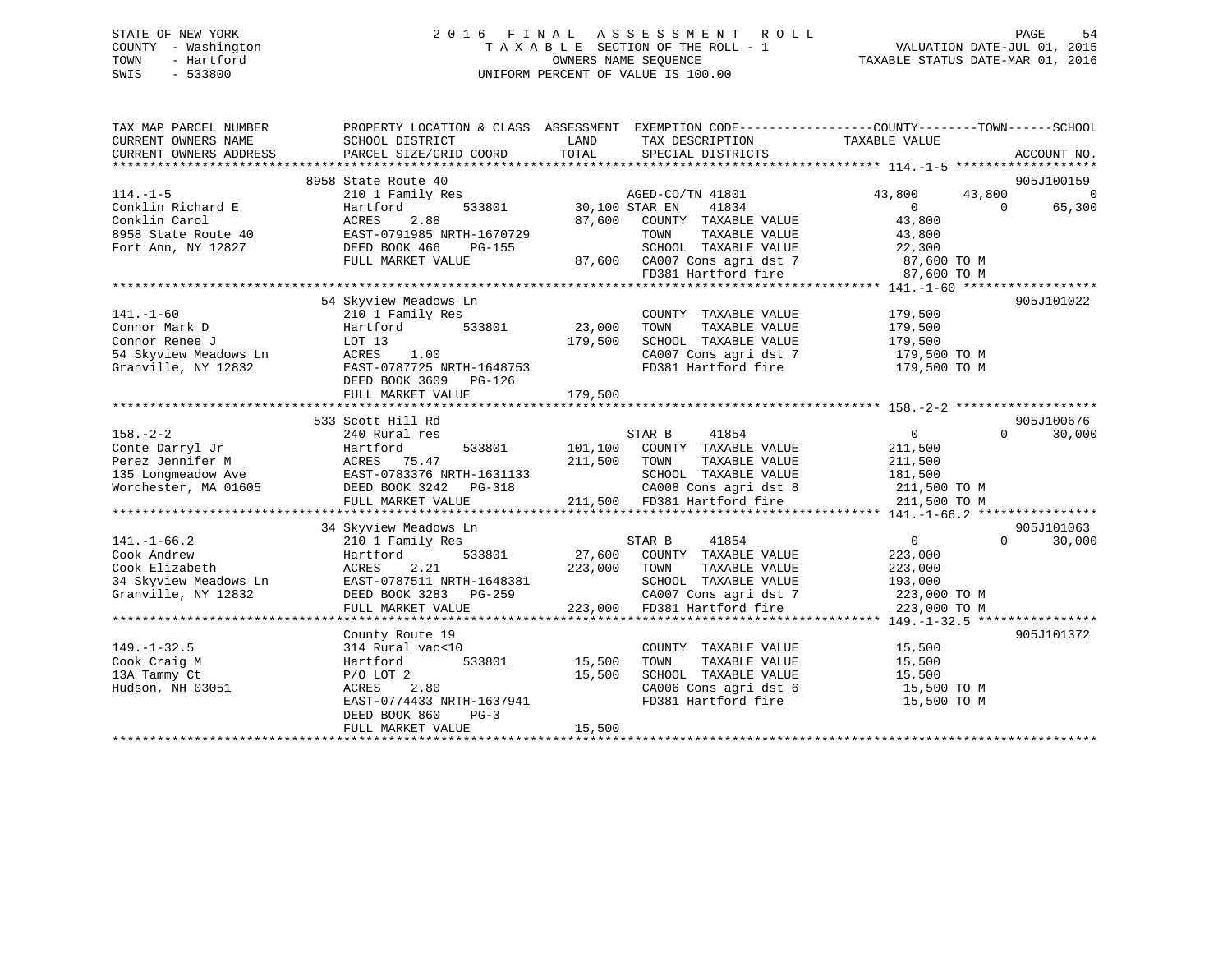STATE OF NEW YORK
COUNTY - Washington
TOWN - Hartford
SWIS - 533800

# 2016 FINAL ASSESSMENT ROLL

TAXABLE SECTION OF THE ROLL - 1
OWNERS NAME SEQUENCE
UNIFORM PERCENT OF VALUE IS 100.00

VALUATION DATE-JUL 01, 2015
TAXABLE STATUS DATE-MAR 01, 2016

```
TAX MAP PARCEL NUMBER     PROPERTY LOCATION & CLASS  ASSESSMENT  EXEMPTION CODE------------------COUNTY--------TOWN------SCHOOL
CURRENT OWNERS NAME       SCHOOL DISTRICT               LAND      TAX DESCRIPTION            TAXABLE VALUE
CURRENT OWNERS ADDRESS    PARCEL SIZE/GRID COORD       TOTAL      SPECIAL DISTRICTS                                    ACCOUNT NO.
******************************************************************************************* 114.-1-5 *******************
                          8958 State Route 40                                                                          905J100159
114.-1-5                  210 1 Family Res                        AGED-CO/TN 41801          43,800       43,800           0
Conklin Richard E         Hartford          533801      30,100 STAR EN     41834                 0            0      65,300
Conklin Carol             ACRES    2.88                 87,600    COUNTY  TAXABLE VALUE        43,800
8958 State Route 40       EAST-0791985 NRTH-1670729               TOWN    TAXABLE VALUE        43,800
Fort Ann, NY 12827        DEED BOOK 466    PG-155                 SCHOOL  TAXABLE VALUE        22,300
                          FULL MARKET VALUE             87,600    CA007 Cons agri dst 7         87,600 TO M
                                                                  FD381 Hartford fire           87,600 TO M
******************************************************************************************* 141.-1-60 ******************
                          54 Skyview Meadows Ln                                                                        905J101022
141.-1-60                 210 1 Family Res                        COUNTY  TAXABLE VALUE       179,500
Connor Mark D             Hartford          533801      23,000    TOWN    TAXABLE VALUE       179,500
Connor Renee J            LOT 13                       179,500    SCHOOL  TAXABLE VALUE       179,500
54 Skyview Meadows Ln     ACRES    1.00                           CA007 Cons agri dst 7        179,500 TO M
Granville, NY 12832       EAST-0787725 NRTH-1648753               FD381 Hartford fire          179,500 TO M
                          DEED BOOK 3609   PG-126
                          FULL MARKET VALUE            179,500
******************************************************************************************* 158.-2-2 *******************
                          533 Scott Hill Rd                                                                            905J100676
158.-2-2                  240 Rural res                           STAR B      41854                  0            0      30,000
Conte Darryl Jr           Hartford          533801     101,100    COUNTY  TAXABLE VALUE       211,500
Perez Jennifer M          ACRES   75.47                211,500    TOWN    TAXABLE VALUE       211,500
135 Longmeadow Ave        EAST-0783376 NRTH-1631133               SCHOOL  TAXABLE VALUE       181,500
Worchester, MA 01605      DEED BOOK 3242   PG-318                 CA008 Cons agri dst 8        211,500 TO M
                          FULL MARKET VALUE            211,500    FD381 Hartford fire          211,500 TO M
******************************************************************************************* 141.-1-66.2 ****************
                          34 Skyview Meadows Ln                                                                        905J101063
141.-1-66.2               210 1 Family Res                        STAR B      41854                  0            0      30,000
Cook Andrew               Hartford          533801      27,600    COUNTY  TAXABLE VALUE       223,000
Cook Elizabeth            ACRES    2.21                223,000    TOWN    TAXABLE VALUE       223,000
34 Skyview Meadows Ln     EAST-0787511 NRTH-1648381               SCHOOL  TAXABLE VALUE       193,000
Granville, NY 12832       DEED BOOK 3283   PG-259                 CA007 Cons agri dst 7        223,000 TO M
                          FULL MARKET VALUE            223,000    FD381 Hartford fire          223,000 TO M
******************************************************************************************* 149.-1-32.5 ****************
                          County Route 19                                                                              905J101372
149.-1-32.5               314 Rural vac<10                        COUNTY  TAXABLE VALUE        15,500
Cook Craig M              Hartford          533801      15,500    TOWN    TAXABLE VALUE        15,500
13A Tammy Ct              P/O LOT 2                     15,500    SCHOOL  TAXABLE VALUE        15,500
Hudson, NH 03051          ACRES    2.80                           CA006 Cons agri dst 6         15,500 TO M
                          EAST-0774433 NRTH-1637941               FD381 Hartford fire           15,500 TO M
                          DEED BOOK 860    PG-3
                          FULL MARKET VALUE             15,500
************************************************************************************************************************
```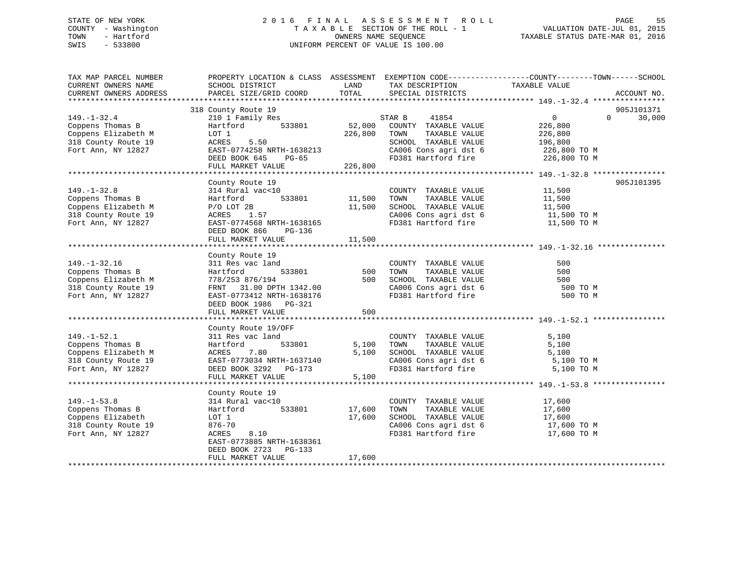STATE OF NEW YORK
COUNTY - Washington
TOWN - Hartford
SWIS - 533800

# 2016 FINAL ASSESSMENT ROLL
TAXABLE SECTION OF THE ROLL - 1
OWNERS NAME SEQUENCE
UNIFORM PERCENT OF VALUE IS 100.00

VALUATION DATE-JUL 01, 2015
TAXABLE STATUS DATE-MAR 01, 2016

| TAX MAP PARCEL NUMBER / CURRENT OWNERS NAME / CURRENT OWNERS ADDRESS | PROPERTY LOCATION & CLASS / SCHOOL DISTRICT / PARCEL SIZE/GRID COORD | ASSESSMENT LAND / TOTAL | EXEMPTION CODE / TAX DESCRIPTION / SPECIAL DISTRICTS | COUNTY TAXABLE VALUE | TOWN | SCHOOL / ACCOUNT NO. |
|---|---|---|---|---|---|---|
| **149.-1-32.4** | 318 County Route 19 | | | | | 905J101371 |
| 149.-1-32.4 | 210 1 Family Res | | STAR B 41854 | 0 | 0 | 30,000 |
| Coppens Thomas B | Hartford 533801 | 52,000 | COUNTY TAXABLE VALUE | 226,800 | | |
| Coppens Elizabeth M | LOT 1 | 226,800 | TOWN TAXABLE VALUE | 226,800 | | |
| 318 County Route 19 | ACRES 5.50 | | SCHOOL TAXABLE VALUE | 196,800 | | |
| Fort Ann, NY 12827 | EAST-0774258 NRTH-1638213 | | CA006 Cons agri dst 6 | 226,800 TO M | | |
| | DEED BOOK 645 PG-65 | | FD381 Hartford fire | 226,800 TO M | | |
| | FULL MARKET VALUE | 226,800 | | | | |
| **149.-1-32.8** | County Route 19 | | | | | 905J101395 |
| 149.-1-32.8 | 314 Rural vac<10 | | COUNTY TAXABLE VALUE | 11,500 | | |
| Coppens Thomas B | Hartford 533801 | 11,500 | TOWN TAXABLE VALUE | 11,500 | | |
| Coppens Elizabeth M | P/O LOT 2B | 11,500 | SCHOOL TAXABLE VALUE | 11,500 | | |
| 318 County Route 19 | ACRES 1.57 | | CA006 Cons agri dst 6 | 11,500 TO M | | |
| Fort Ann, NY 12827 | EAST-0774568 NRTH-1638165 | | FD381 Hartford fire | 11,500 TO M | | |
| | DEED BOOK 866 PG-136 | | | | | |
| | FULL MARKET VALUE | 11,500 | | | | |
| **149.-1-32.16** | County Route 19 | | | | | |
| 149.-1-32.16 | 311 Res vac land | | COUNTY TAXABLE VALUE | 500 | | |
| Coppens Thomas B | Hartford 533801 | 500 | TOWN TAXABLE VALUE | 500 | | |
| Coppens Elizabeth M | 778/253 876/194 | 500 | SCHOOL TAXABLE VALUE | 500 | | |
| 318 County Route 19 | FRNT 31.00 DPTH 1342.00 | | CA006 Cons agri dst 6 | 500 TO M | | |
| Fort Ann, NY 12827 | EAST-0773412 NRTH-1638176 | | FD381 Hartford fire | 500 TO M | | |
| | DEED BOOK 1986 PG-321 | | | | | |
| | FULL MARKET VALUE | 500 | | | | |
| **149.-1-52.1** | County Route 19/OFF | | | | | |
| 149.-1-52.1 | 311 Res vac land | | COUNTY TAXABLE VALUE | 5,100 | | |
| Coppens Thomas B | Hartford 533801 | 5,100 | TOWN TAXABLE VALUE | 5,100 | | |
| Coppens Elizabeth M | ACRES 7.80 | 5,100 | SCHOOL TAXABLE VALUE | 5,100 | | |
| 318 County Route 19 | EAST-0773034 NRTH-1637140 | | CA006 Cons agri dst 6 | 5,100 TO M | | |
| Fort Ann, NY 12827 | DEED BOOK 3292 PG-173 | | FD381 Hartford fire | 5,100 TO M | | |
| | FULL MARKET VALUE | 5,100 | | | | |
| **149.-1-53.8** | County Route 19 | | | | | |
| 149.-1-53.8 | 314 Rural vac<10 | | COUNTY TAXABLE VALUE | 17,600 | | |
| Coppens Thomas B | Hartford 533801 | 17,600 | TOWN TAXABLE VALUE | 17,600 | | |
| Coppens Elizabeth | LOT 1 | 17,600 | SCHOOL TAXABLE VALUE | 17,600 | | |
| 318 County Route 19 | 876-70 | | CA006 Cons agri dst 6 | 17,600 TO M | | |
| Fort Ann, NY 12827 | ACRES 8.10 | | FD381 Hartford fire | 17,600 TO M | | |
| | EAST-0773885 NRTH-1638361 | | | | | |
| | DEED BOOK 2723 PG-133 | | | | | |
| | FULL MARKET VALUE | 17,600 | | | | |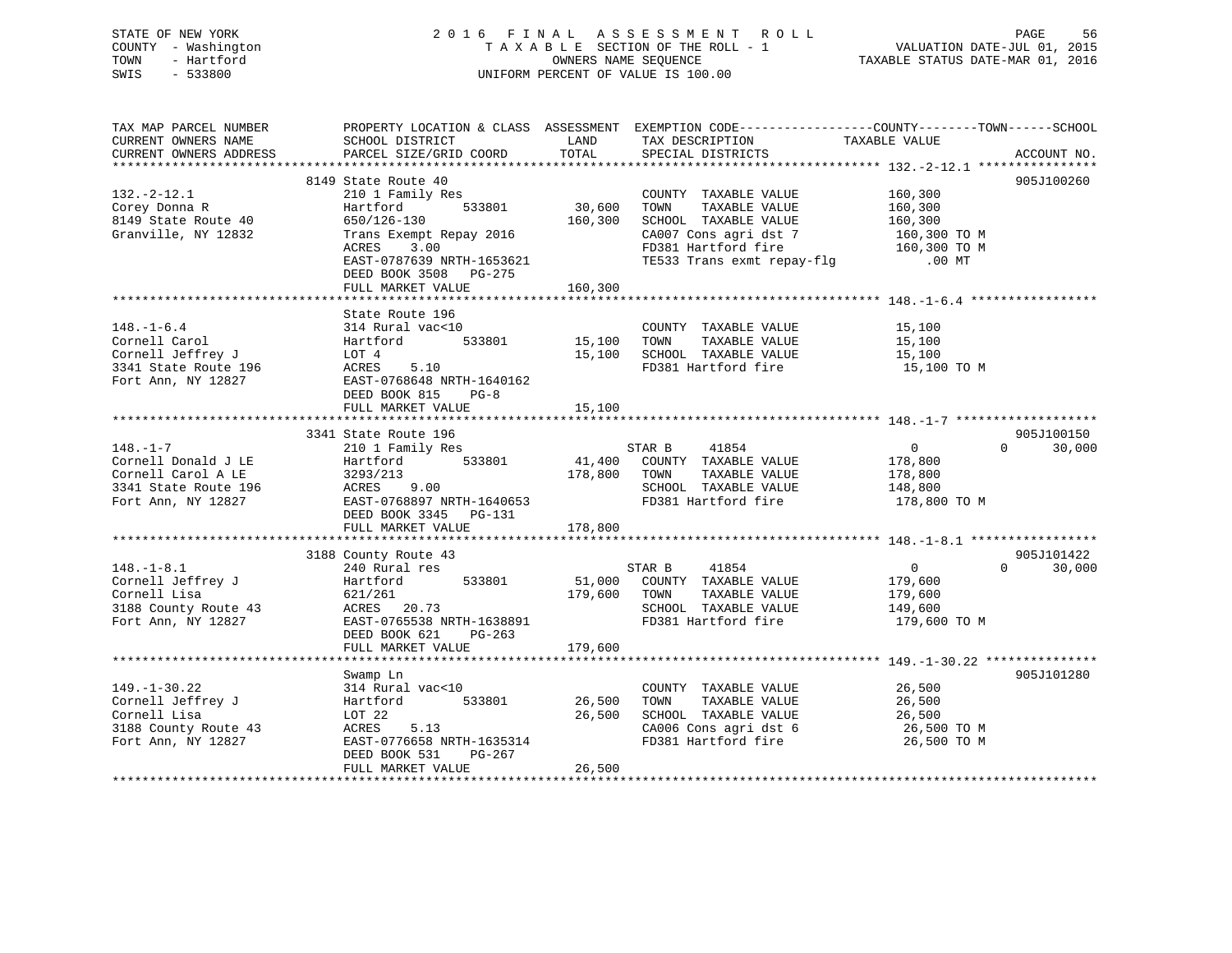STATE OF NEW YORK
COUNTY - Washington
TOWN - Hartford
SWIS - 533800

2016 FINAL ASSESSMENT ROLL
TAXABLE SECTION OF THE ROLL - 1
OWNERS NAME SEQUENCE
UNIFORM PERCENT OF VALUE IS 100.00

VALUATION DATE-JUL 01, 2015
TAXABLE STATUS DATE-MAR 01, 2016

| TAX MAP PARCEL NUMBER / CURRENT OWNERS NAME / CURRENT OWNERS ADDRESS | PROPERTY LOCATION & CLASS / SCHOOL DISTRICT / PARCEL SIZE/GRID COORD | ASSESSMENT LAND / TOTAL | EXEMPTION CODE / TAX DESCRIPTION / SPECIAL DISTRICTS | COUNTY / TOWN / SCHOOL TAXABLE VALUE | ACCOUNT NO. |
|---|---|---|---|---|---|
| 132.-2-12.1 | 8149 State Route 40 | | | | 905J100260 |
| Corey Donna R | 210 1 Family Res | | COUNTY TAXABLE VALUE | 160,300 | |
| 8149 State Route 40 | Hartford 533801 | 30,600 | TOWN TAXABLE VALUE | 160,300 | |
| Granville, NY 12832 | 650/126-130 | 160,300 | SCHOOL TAXABLE VALUE | 160,300 | |
| | Trans Exempt Repay 2016 | | CA007 Cons agri dst 7 | 160,300 TO M | |
| | ACRES 3.00 | | FD381 Hartford fire | 160,300 TO M | |
| | EAST-0787639 NRTH-1653621 | | TE533 Trans exmt repay-flg | .00 MT | |
| | DEED BOOK 3508 PG-275 | | | | |
| | FULL MARKET VALUE | 160,300 | | | |
| 148.-1-6.4 | State Route 196 | | | | |
| Cornell Carol | 314 Rural vac<10 | | COUNTY TAXABLE VALUE | 15,100 | |
| Cornell Jeffrey J | Hartford 533801 | 15,100 | TOWN TAXABLE VALUE | 15,100 | |
| 3341 State Route 196 | LOT 4 | 15,100 | SCHOOL TAXABLE VALUE | 15,100 | |
| Fort Ann, NY 12827 | ACRES 5.10 | | FD381 Hartford fire | 15,100 TO M | |
| | EAST-0768648 NRTH-1640162 | | | | |
| | DEED BOOK 815 PG-8 | | | | |
| | FULL MARKET VALUE | 15,100 | | | |
| 148.-1-7 | 3341 State Route 196 | | | | 905J100150 |
| Cornell Donald J LE | 210 1 Family Res | | STAR B 41854 | 0 / 0 / 30,000 | |
| Cornell Carol A LE | Hartford 533801 | 41,400 | COUNTY TAXABLE VALUE | 178,800 | |
| 3341 State Route 196 | 3293/213 | 178,800 | TOWN TAXABLE VALUE | 178,800 | |
| Fort Ann, NY 12827 | ACRES 9.00 | | SCHOOL TAXABLE VALUE | 148,800 | |
| | EAST-0768897 NRTH-1640653 | | FD381 Hartford fire | 178,800 TO M | |
| | DEED BOOK 3345 PG-131 | | | | |
| | FULL MARKET VALUE | 178,800 | | | |
| 148.-1-8.1 | 3188 County Route 43 | | | | 905J101422 |
| Cornell Jeffrey J | 240 Rural res | | STAR B 41854 | 0 / 0 / 30,000 | |
| Cornell Lisa | Hartford 533801 | 51,000 | COUNTY TAXABLE VALUE | 179,600 | |
| 3188 County Route 43 | 621/261 | 179,600 | TOWN TAXABLE VALUE | 179,600 | |
| Fort Ann, NY 12827 | ACRES 20.73 | | SCHOOL TAXABLE VALUE | 149,600 | |
| | EAST-0765538 NRTH-1638891 | | FD381 Hartford fire | 179,600 TO M | |
| | DEED BOOK 621 PG-263 | | | | |
| | FULL MARKET VALUE | 179,600 | | | |
| 149.-1-30.22 | Swamp Ln | | | | 905J101280 |
| Cornell Jeffrey J | 314 Rural vac<10 | | COUNTY TAXABLE VALUE | 26,500 | |
| Cornell Lisa | Hartford 533801 | 26,500 | TOWN TAXABLE VALUE | 26,500 | |
| 3188 County Route 43 | LOT 22 | 26,500 | SCHOOL TAXABLE VALUE | 26,500 | |
| Fort Ann, NY 12827 | ACRES 5.13 | | CA006 Cons agri dst 6 | 26,500 TO M | |
| | EAST-0776658 NRTH-1635314 | | FD381 Hartford fire | 26,500 TO M | |
| | DEED BOOK 531 PG-267 | | | | |
| | FULL MARKET VALUE | 26,500 | | | |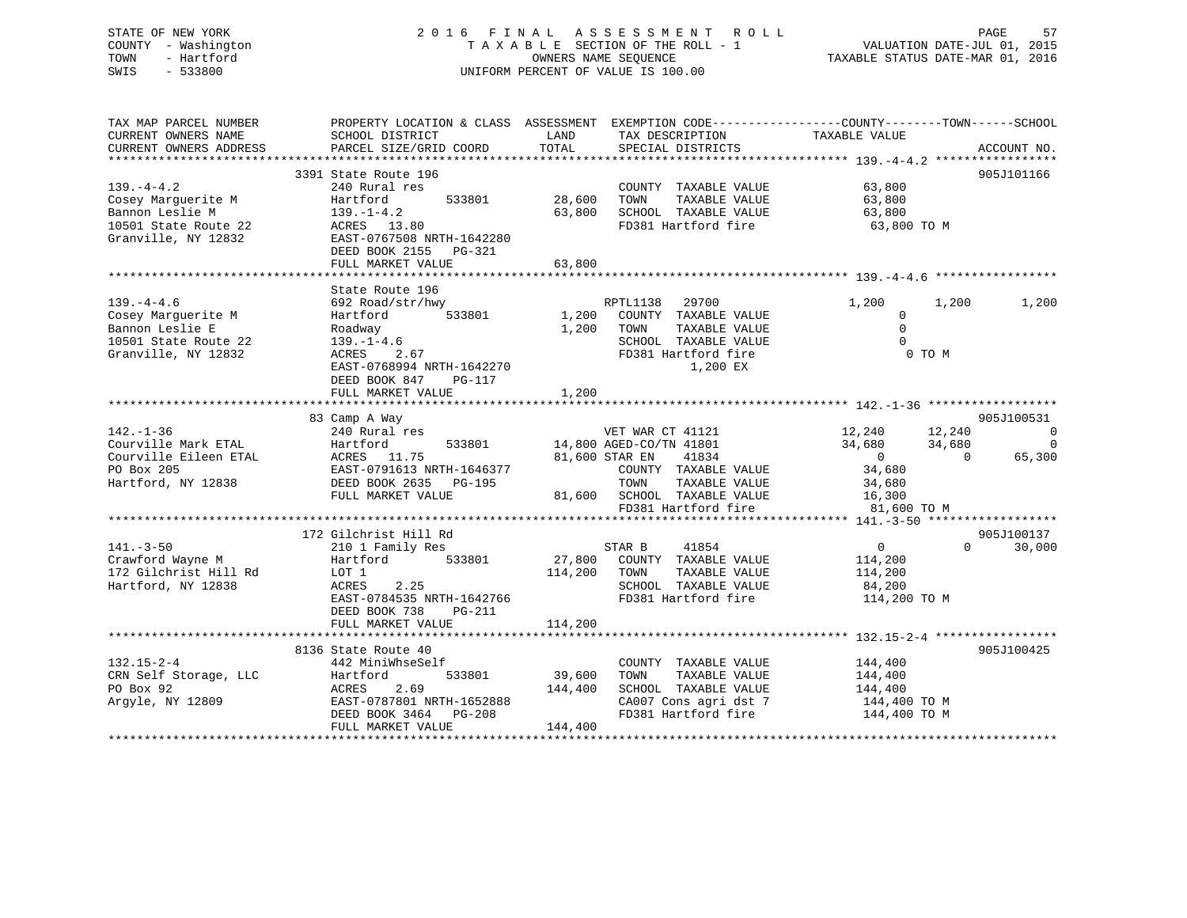STATE OF NEW YORK — COUNTY - Washington — TOWN - Hartford — SWIS - 533800

# 2016 FINAL ASSESSMENT ROLL

TAXABLE SECTION OF THE ROLL - 1
OWNERS NAME SEQUENCE
UNIFORM PERCENT OF VALUE IS 100.00

VALUATION DATE-JUL 01, 2015
TAXABLE STATUS DATE-MAR 01, 2016

```
TAX MAP PARCEL NUMBER          PROPERTY LOCATION & CLASS  ASSESSMENT  EXEMPTION CODE-----------------COUNTY--------TOWN------SCHOOL
CURRENT OWNERS NAME            SCHOOL DISTRICT               LAND      TAX DESCRIPTION            TAXABLE VALUE
CURRENT OWNERS ADDRESS         PARCEL SIZE/GRID COORD        TOTAL     SPECIAL DISTRICTS                                    ACCOUNT NO.
****************************************************************************************************** 139.-4-4.2 *****************
                               3391 State Route 196                                                                          905J101166
139.-4-4.2                     240 Rural res                           COUNTY  TAXABLE VALUE              63,800
Cosey Marguerite M             Hartford         533801      28,600     TOWN    TAXABLE VALUE              63,800
Bannon Leslie M                139.-1-4.2                   63,800     SCHOOL  TAXABLE VALUE              63,800
10501 State Route 22           ACRES  13.80                            FD381 Hartford fire                 63,800 TO M
Granville, NY 12832            EAST-0767508 NRTH-1642280
                               DEED BOOK 2155   PG-321
                               FULL MARKET VALUE            63,800
****************************************************************************************************** 139.-4-4.6 *****************
                               State Route 196
139.-4-4.6                     692 Road/str/hwy                        RPTL1138   29700                1,200        1,200       1,200
Cosey Marguerite M             Hartford         533801       1,200     COUNTY  TAXABLE VALUE                   0
Bannon Leslie E                Roadway                       1,200     TOWN    TAXABLE VALUE                   0
10501 State Route 22           139.-1-4.6                              SCHOOL  TAXABLE VALUE                   0
Granville, NY 12832            ACRES    2.67                           FD381 Hartford fire                      0 TO M
                               EAST-0768994 NRTH-1642270                       1,200 EX
                               DEED BOOK 847    PG-117
                               FULL MARKET VALUE             1,200
****************************************************************************************************** 142.-1-36 ******************
                               83 Camp A Way                                                                                 905J100531
142.-1-36                      240 Rural res                           VET WAR CT 41121               12,240       12,240           0
Courville Mark ETAL            Hartford         533801      14,800 AGED-CO/TN 41801                   34,680       34,680           0
Courville Eileen ETAL          ACRES  11.75                 81,600 STAR EN    41834                        0            0      65,300
PO Box 205                     EAST-0791613 NRTH-1646377               COUNTY  TAXABLE VALUE              34,680
Hartford, NY 12838             DEED BOOK 2635   PG-195                 TOWN    TAXABLE VALUE              34,680
                               FULL MARKET VALUE            81,600     SCHOOL  TAXABLE VALUE              16,300
                                                                       FD381 Hartford fire                 81,600 TO M
****************************************************************************************************** 141.-3-50 ******************
                               172 Gilchrist Hill Rd                                                                         905J100137
141.-3-50                      210 1 Family Res                        STAR B     41854                        0            0      30,000
Crawford Wayne M               Hartford         533801      27,800     COUNTY  TAXABLE VALUE             114,200
172 Gilchrist Hill Rd          LOT 1                       114,200     TOWN    TAXABLE VALUE             114,200
Hartford, NY 12838             ACRES    2.25                           SCHOOL  TAXABLE VALUE              84,200
                               EAST-0784535 NRTH-1642766               FD381 Hartford fire                114,200 TO M
                               DEED BOOK 738    PG-211
                               FULL MARKET VALUE           114,200
****************************************************************************************************** 132.15-2-4 *****************
                               8136 State Route 40                                                                           905J100425
132.15-2-4                     442 MiniWhseSelf                        COUNTY  TAXABLE VALUE             144,400
CRN Self Storage, LLC          Hartford         533801      39,600     TOWN    TAXABLE VALUE             144,400
PO Box 92                      ACRES    2.69               144,400     SCHOOL  TAXABLE VALUE             144,400
Argyle, NY 12809               EAST-0787801 NRTH-1652888               CA007 Cons agri dst 7              144,400 TO M
                               DEED BOOK 3464   PG-208                 FD381 Hartford fire                144,400 TO M
                               FULL MARKET VALUE           144,400
************************************************************************************************************************************
```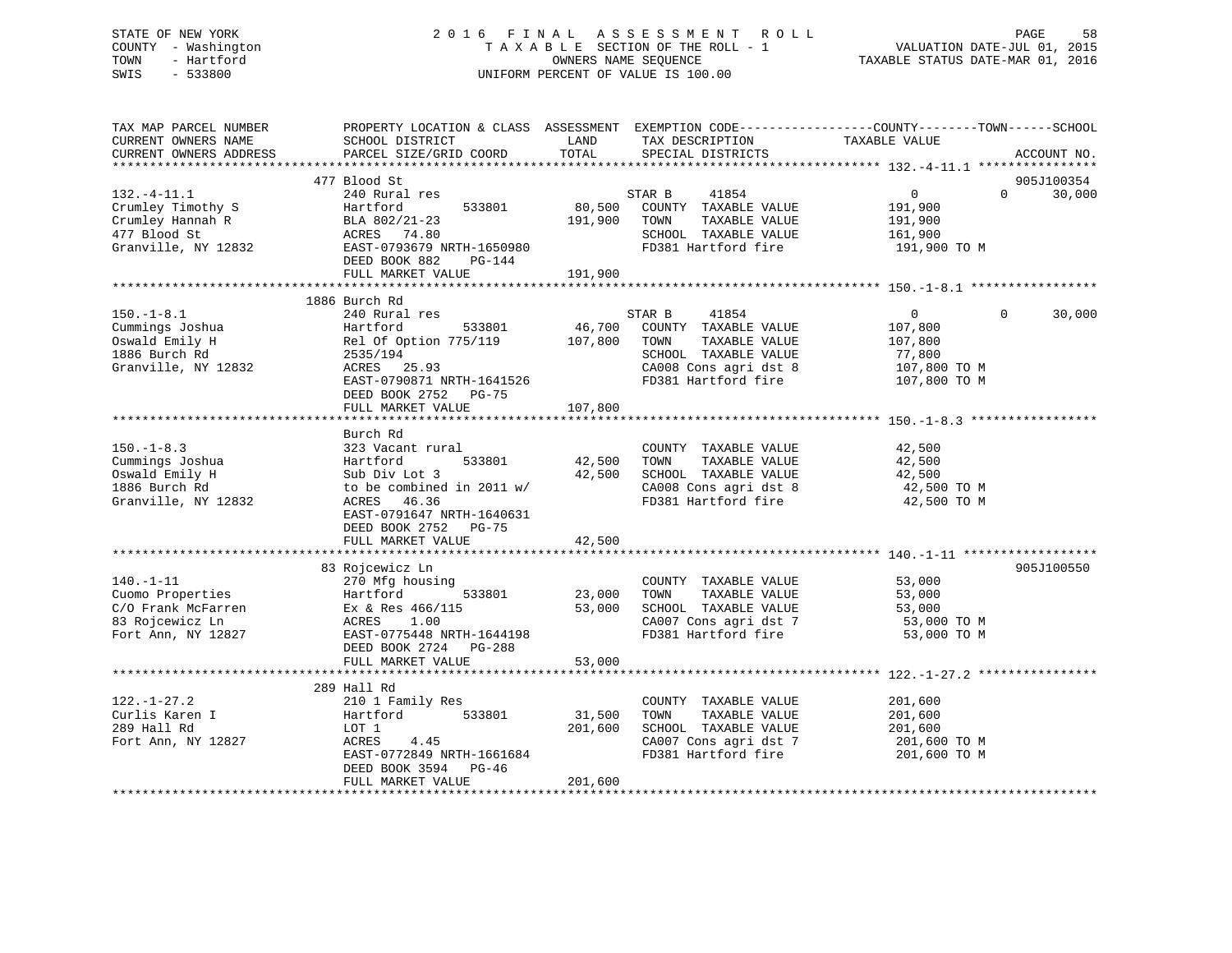STATE OF NEW YORK · COUNTY - Washington · TOWN - Hartford · SWIS - 533800

# 2016 FINAL ASSESSMENT ROLL

TAXABLE SECTION OF THE ROLL - 1 · OWNERS NAME SEQUENCE · UNIFORM PERCENT OF VALUE IS 100.00

VALUATION DATE-JUL 01, 2015 · TAXABLE STATUS DATE-MAR 01, 2016

```
TAX MAP PARCEL NUMBER          PROPERTY LOCATION & CLASS  ASSESSMENT  EXEMPTION CODE------------------COUNTY--------TOWN------SCHOOL
CURRENT OWNERS NAME            SCHOOL DISTRICT               LAND      TAX DESCRIPTION            TAXABLE VALUE
CURRENT OWNERS ADDRESS         PARCEL SIZE/GRID COORD       TOTAL      SPECIAL DISTRICTS                                     ACCOUNT NO.
******************************************************************************************************* 132.-4-11.1 ****************
                               477 Blood St                                                                                905J100354
132.-4-11.1                    240 Rural res                           STAR B     41854                0            0       30,000
Crumley Timothy S              Hartford          533801      80,500    COUNTY  TAXABLE VALUE         191,900
Crumley Hannah R               BLA 802/21-23                191,900    TOWN    TAXABLE VALUE         191,900
477 Blood St                   ACRES   74.80                           SCHOOL  TAXABLE VALUE         161,900
Granville, NY 12832            EAST-0793679 NRTH-1650980               FD381 Hartford fire           191,900 TO M
                               DEED BOOK 882     PG-144
                               FULL MARKET VALUE            191,900
******************************************************************************************************* 150.-1-8.1 *****************
                               1886 Burch Rd
150.-1-8.1                     240 Rural res                           STAR B     41854                0            0       30,000
Cummings Joshua                Hartford          533801      46,700    COUNTY  TAXABLE VALUE         107,800
Oswald Emily H                 Rel Of Option 775/119        107,800    TOWN    TAXABLE VALUE         107,800
1886 Burch Rd                  2535/194                                SCHOOL  TAXABLE VALUE          77,800
Granville, NY 12832            ACRES   25.93                           CA008 Cons agri dst 8         107,800 TO M
                               EAST-0790871 NRTH-1641526               FD381 Hartford fire           107,800 TO M
                               DEED BOOK 2752    PG-75
                               FULL MARKET VALUE            107,800
******************************************************************************************************* 150.-1-8.3 *****************
                               Burch Rd
150.-1-8.3                     323 Vacant rural                        COUNTY  TAXABLE VALUE          42,500
Cummings Joshua                Hartford          533801      42,500    TOWN    TAXABLE VALUE          42,500
Oswald Emily H                 Sub Div Lot 3                 42,500    SCHOOL  TAXABLE VALUE          42,500
1886 Burch Rd                  to be combined in 2011 w/               CA008 Cons agri dst 8          42,500 TO M
Granville, NY 12832            ACRES   46.36                           FD381 Hartford fire            42,500 TO M
                               EAST-0791647 NRTH-1640631
                               DEED BOOK 2752    PG-75
                               FULL MARKET VALUE             42,500
******************************************************************************************************* 140.-1-11 ******************
                               83 Rojcewicz Ln                                                                             905J100550
140.-1-11                      270 Mfg housing                         COUNTY  TAXABLE VALUE          53,000
Cuomo Properties               Hartford          533801      23,000    TOWN    TAXABLE VALUE          53,000
C/O Frank McFarren             Ex & Res 466/115              53,000    SCHOOL  TAXABLE VALUE          53,000
83 Rojcewicz Ln                ACRES    1.00                           CA007 Cons agri dst 7          53,000 TO M
Fort Ann, NY 12827             EAST-0775448 NRTH-1644198               FD381 Hartford fire            53,000 TO M
                               DEED BOOK 2724    PG-288
                               FULL MARKET VALUE             53,000
******************************************************************************************************* 122.-1-27.2 ****************
                               289 Hall Rd
122.-1-27.2                    210 1 Family Res                        COUNTY  TAXABLE VALUE         201,600
Curlis Karen I                 Hartford          533801      31,500    TOWN    TAXABLE VALUE         201,600
289 Hall Rd                    LOT 1                        201,600    SCHOOL  TAXABLE VALUE         201,600
Fort Ann, NY 12827             ACRES    4.45                           CA007 Cons agri dst 7         201,600 TO M
                               EAST-0772849 NRTH-1661684               FD381 Hartford fire           201,600 TO M
                               DEED BOOK 3594    PG-46
                               FULL MARKET VALUE            201,600
************************************************************************************************************************************
```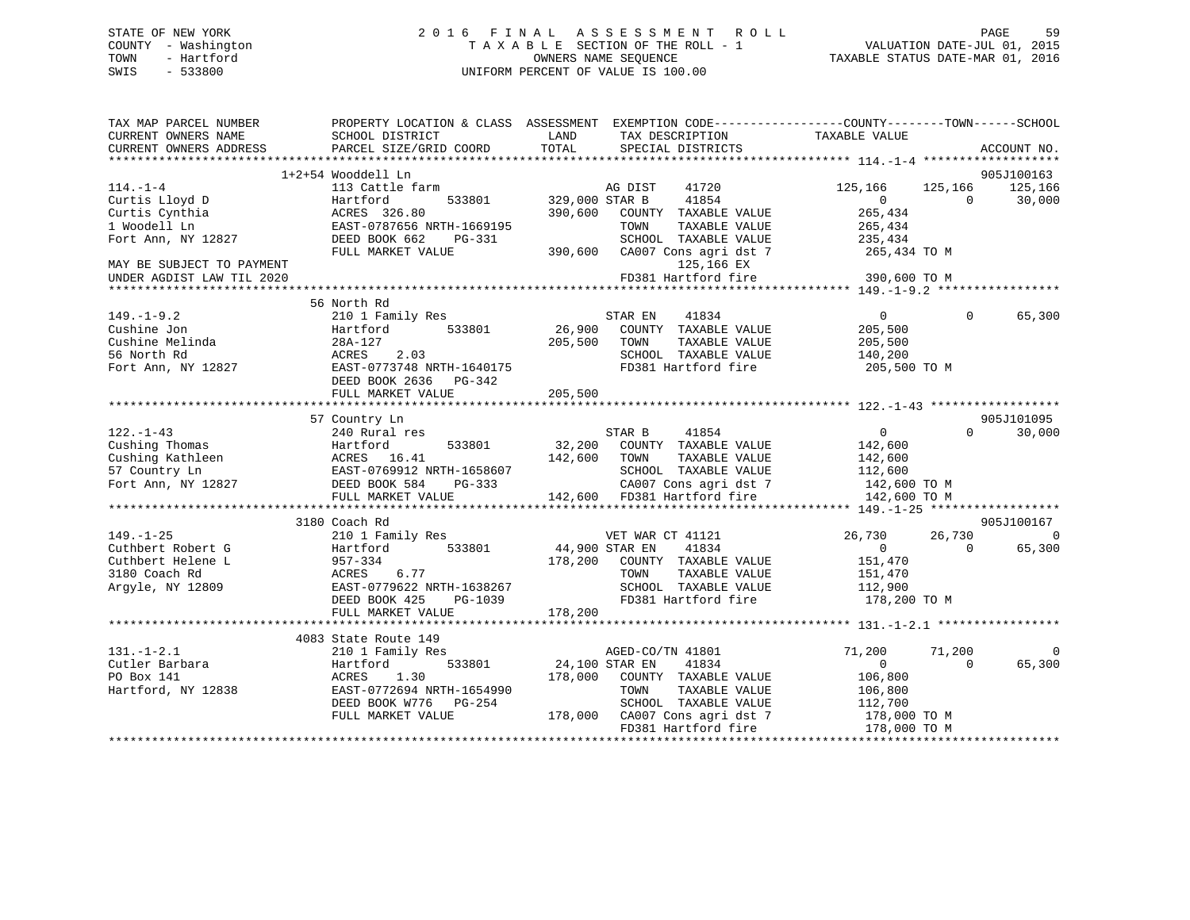STATE OF NEW YORK
COUNTY - Washington
TOWN - Hartford
SWIS - 533800

2016 FINAL ASSESSMENT ROLL
TAXABLE SECTION OF THE ROLL - 1
OWNERS NAME SEQUENCE
UNIFORM PERCENT OF VALUE IS 100.00

VALUATION DATE-JUL 01, 2015
TAXABLE STATUS DATE-MAR 01, 2016

```
TAX MAP PARCEL NUMBER      PROPERTY LOCATION & CLASS  ASSESSMENT  EXEMPTION CODE------------------COUNTY--------TOWN------SCHOOL
CURRENT OWNERS NAME        SCHOOL DISTRICT              LAND       TAX DESCRIPTION            TAXABLE VALUE
CURRENT OWNERS ADDRESS     PARCEL SIZE/GRID COORD       TOTAL      SPECIAL DISTRICTS                                    ACCOUNT NO.
******************************************************************************************* 114.-1-4 *******************
             1+2+54 Wooddell Ln                                                                                 905J100163
114.-1-4                   113 Cattle farm                  AG DIST     41720          125,166    125,166    125,166
Curtis Lloyd D             Hartford       533801      329,000 STAR B      41854                0          0     30,000
Curtis Cynthia             ACRES  326.80              390,600   COUNTY  TAXABLE VALUE          265,434
1 Woodell Ln               EAST-0787656 NRTH-1669195             TOWN    TAXABLE VALUE          265,434
Fort Ann, NY 12827         DEED BOOK 662    PG-331               SCHOOL  TAXABLE VALUE          235,434
                           FULL MARKET VALUE          390,600   CA007 Cons agri dst 7         265,434 TO M
MAY BE SUBJECT TO PAYMENT                                             125,166 EX
UNDER AGDIST LAW TIL 2020                                       FD381 Hartford fire           390,600 TO M
******************************************************************************************* 149.-1-9.2 *****************
             56 North Rd
149.-1-9.2                 210 1 Family Res                 STAR EN     41834                0          0     65,300
Cushine Jon                Hartford       533801       26,900   COUNTY  TAXABLE VALUE          205,500
Cushine Melinda            28A-127                    205,500   TOWN    TAXABLE VALUE          205,500
56 North Rd                ACRES    2.03                        SCHOOL  TAXABLE VALUE          140,200
Fort Ann, NY 12827         EAST-0773748 NRTH-1640175            FD381 Hartford fire           205,500 TO M
                           DEED BOOK 2636   PG-342
                           FULL MARKET VALUE          205,500
******************************************************************************************* 122.-1-43 ******************
             57 Country Ln                                                                                      905J101095
122.-1-43                  240 Rural res                    STAR B      41854                0          0     30,000
Cushing Thomas             Hartford       533801       32,200   COUNTY  TAXABLE VALUE          142,600
Cushing Kathleen           ACRES   16.41              142,600   TOWN    TAXABLE VALUE          142,600
57 Country Ln              EAST-0769912 NRTH-1658607            SCHOOL  TAXABLE VALUE          112,600
Fort Ann, NY 12827         DEED BOOK 584    PG-333              CA007 Cons agri dst 7         142,600 TO M
                           FULL MARKET VALUE          142,600   FD381 Hartford fire           142,600 TO M
******************************************************************************************* 149.-1-25 ******************
             3180 Coach Rd                                                                                      905J100167
149.-1-25                  210 1 Family Res                 VET WAR CT 41121            26,730     26,730          0
Cuthbert Robert G          Hartford       533801       44,900 STAR EN     41834                0          0     65,300
Cuthbert Helene L          957-334                    178,200   COUNTY  TAXABLE VALUE          151,470
3180 Coach Rd              ACRES    6.77                        TOWN    TAXABLE VALUE          151,470
Argyle, NY 12809           EAST-0779622 NRTH-1638267            SCHOOL  TAXABLE VALUE          112,900
                           DEED BOOK 425    PG-1039             FD381 Hartford fire           178,200 TO M
                           FULL MARKET VALUE          178,200
******************************************************************************************* 131.-1-2.1 *****************
             4083 State Route 149
131.-1-2.1                 210 1 Family Res                 AGED-CO/TN 41801            71,200     71,200          0
Cutler Barbara             Hartford       533801       24,100 STAR EN     41834                0          0     65,300
PO Box 141                 ACRES    1.30              178,000   COUNTY  TAXABLE VALUE          106,800
Hartford, NY 12838         EAST-0772694 NRTH-1654990            TOWN    TAXABLE VALUE          106,800
                           DEED BOOK W776   PG-254              SCHOOL  TAXABLE VALUE          112,700
                           FULL MARKET VALUE          178,000   CA007 Cons agri dst 7         178,000 TO M
                                                                FD381 Hartford fire           178,000 TO M
************************************************************************************************************************
```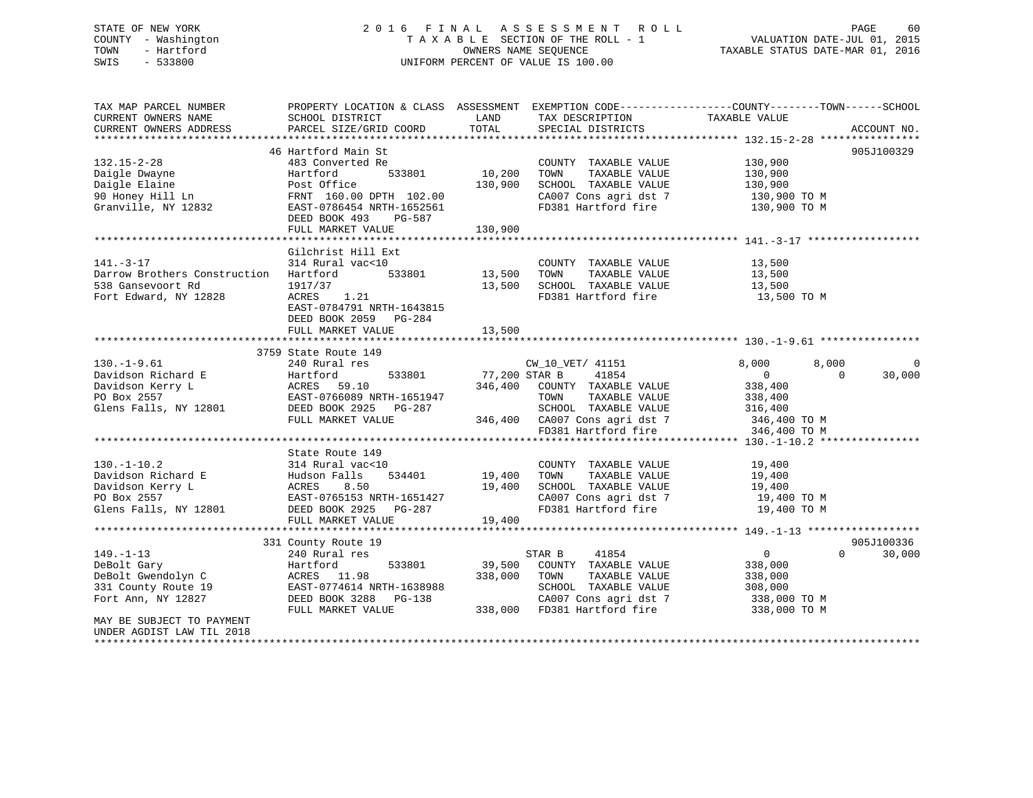STATE OF NEW YORK
COUNTY - Washington
TOWN - Hartford
SWIS - 533800

2016 FINAL ASSESSMENT ROLL
TAXABLE SECTION OF THE ROLL - 1
OWNERS NAME SEQUENCE
UNIFORM PERCENT OF VALUE IS 100.00

VALUATION DATE-JUL 01, 2015
TAXABLE STATUS DATE-MAR 01, 2016

```
TAX MAP PARCEL NUMBER          PROPERTY LOCATION & CLASS  ASSESSMENT  EXEMPTION CODE------------------COUNTY--------TOWN------SCHOOL
CURRENT OWNERS NAME            SCHOOL DISTRICT               LAND      TAX DESCRIPTION              TAXABLE VALUE
CURRENT OWNERS ADDRESS         PARCEL SIZE/GRID COORD        TOTAL     SPECIAL DISTRICTS                                      ACCOUNT NO.
******************************************************************************************************* 132.15-2-28 ****************
                               46 Hartford Main St                                                                          905J100329
132.15-2-28                    483 Converted Re                         COUNTY  TAXABLE VALUE          130,900
Daigle Dwayne                  Hartford          533801       10,200    TOWN    TAXABLE VALUE          130,900
Daigle Elaine                  Post Office                   130,900    SCHOOL  TAXABLE VALUE          130,900
90 Honey Hill Ln               FRNT 160.00 DPTH 102.00                  CA007 Cons agri dst 7           130,900 TO M
Granville, NY 12832            EAST-0786454 NRTH-1652561                FD381 Hartford fire             130,900 TO M
                               DEED BOOK 493    PG-587
                               FULL MARKET VALUE             130,900
******************************************************************************************************* 141.-3-17 ******************
                               Gilchrist Hill Ext
141.-3-17                      314 Rural vac<10                         COUNTY  TAXABLE VALUE           13,500
Darrow Brothers Construction   Hartford          533801       13,500    TOWN    TAXABLE VALUE           13,500
538 Gansevoort Rd              1917/37                        13,500    SCHOOL  TAXABLE VALUE           13,500
Fort Edward, NY 12828          ACRES    1.21                            FD381 Hartford fire              13,500 TO M
                               EAST-0784791 NRTH-1643815
                               DEED BOOK 2059   PG-284
                               FULL MARKET VALUE              13,500
******************************************************************************************************* 130.-1-9.61 ****************
                               3759 State Route 149
130.-1-9.61                    240 Rural res                            CW_10_VET/ 41151               8,000       8,000           0
Davidson Richard E             Hartford          533801       77,200 STAR B      41854                 0           0      30,000
Davidson Kerry L               ACRES   59.10                 346,400    COUNTY  TAXABLE VALUE          338,400
PO Box 2557                    EAST-0766089 NRTH-1651947                TOWN    TAXABLE VALUE          338,400
Glens Falls, NY 12801          DEED BOOK 2925   PG-287                  SCHOOL  TAXABLE VALUE          316,400
                               FULL MARKET VALUE             346,400    CA007 Cons agri dst 7           346,400 TO M
                                                                        FD381 Hartford fire             346,400 TO M
******************************************************************************************************* 130.-1-10.2 ****************
                               State Route 149
130.-1-10.2                    314 Rural vac<10                         COUNTY  TAXABLE VALUE           19,400
Davidson Richard E             Hudson Falls      534401       19,400    TOWN    TAXABLE VALUE           19,400
Davidson Kerry L               ACRES    8.50                  19,400    SCHOOL  TAXABLE VALUE           19,400
PO Box 2557                    EAST-0765153 NRTH-1651427                CA007 Cons agri dst 7            19,400 TO M
Glens Falls, NY 12801          DEED BOOK 2925   PG-287                  FD381 Hartford fire              19,400 TO M
                               FULL MARKET VALUE              19,400
******************************************************************************************************* 149.-1-13 ******************
                               331 County Route 19                                                                          905J100336
149.-1-13                      240 Rural res                            STAR B      41854                  0           0      30,000
DeBolt Gary                    Hartford          533801       39,500    COUNTY  TAXABLE VALUE          338,000
DeBolt Gwendolyn C             ACRES   11.98                 338,000    TOWN    TAXABLE VALUE          338,000
331 County Route 19            EAST-0774614 NRTH-1638988                SCHOOL  TAXABLE VALUE          308,000
Fort Ann, NY 12827             DEED BOOK 3288   PG-138                  CA007 Cons agri dst 7           338,000 TO M
                               FULL MARKET VALUE             338,000    FD381 Hartford fire             338,000 TO M
MAY BE SUBJECT TO PAYMENT
UNDER AGDIST LAW TIL 2018
************************************************************************************************************************************
```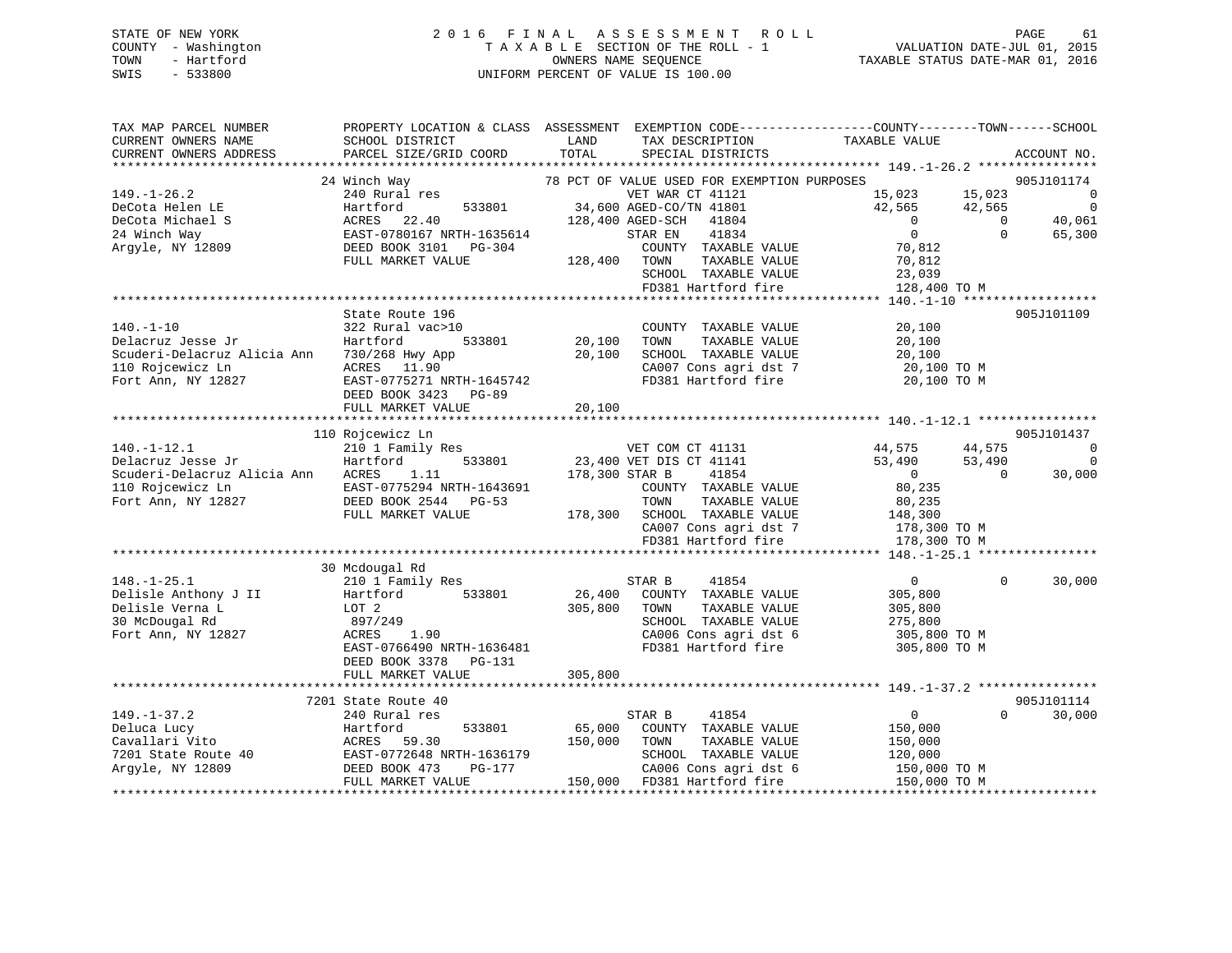STATE OF NEW YORK
COUNTY - Washington
TOWN - Hartford
SWIS - 533800

2016 FINAL ASSESSMENT ROLL
TAXABLE SECTION OF THE ROLL - 1
OWNERS NAME SEQUENCE
UNIFORM PERCENT OF VALUE IS 100.00

VALUATION DATE-JUL 01, 2015
TAXABLE STATUS DATE-MAR 01, 2016

```
TAX MAP PARCEL NUMBER          PROPERTY LOCATION & CLASS  ASSESSMENT  EXEMPTION CODE-----------------COUNTY--------TOWN------SCHOOL
CURRENT OWNERS NAME            SCHOOL DISTRICT              LAND       TAX DESCRIPTION            TAXABLE VALUE
CURRENT OWNERS ADDRESS         PARCEL SIZE/GRID COORD       TOTAL      SPECIAL DISTRICTS                                        ACCOUNT NO.
******************************************************************************************************* 149.-1-26.2 ****************
                               24 Winch Way                         78 PCT OF VALUE USED FOR EXEMPTION PURPOSES                  905J101174
149.-1-26.2                    240 Rural res                          VET WAR CT 41121              15,023      15,023            0
DeCota Helen LE                Hartford          533801        34,600 AGED-CO/TN 41801              42,565      42,565            0
DeCota Michael S               ACRES  22.40                   128,400 AGED-SCH   41804                   0           0       40,061
24 Winch Way                   EAST-0780167 NRTH-1635614              STAR EN    41834                   0           0       65,300
Argyle, NY 12809               DEED BOOK 3101   PG-304                 COUNTY  TAXABLE VALUE         70,812
                               FULL MARKET VALUE              128,400  TOWN    TAXABLE VALUE         70,812
                                                                       SCHOOL  TAXABLE VALUE         23,039
                                                                       FD381 Hartford fire          128,400 TO M
******************************************************************************************************* 140.-1-10 ******************
                               State Route 196                                                                            905J101109
140.-1-10                      322 Rural vac>10                        COUNTY  TAXABLE VALUE         20,100
Delacruz Jesse Jr              Hartford          533801        20,100  TOWN    TAXABLE VALUE         20,100
Scuderi-Delacruz Alicia Ann    730/268 Hwy App                 20,100  SCHOOL  TAXABLE VALUE         20,100
110 Rojcewicz Ln               ACRES  11.90                            CA007 Cons agri dst 7         20,100 TO M
Fort Ann, NY 12827             EAST-0775271 NRTH-1645742               FD381 Hartford fire           20,100 TO M
                               DEED BOOK 3423   PG-89
                               FULL MARKET VALUE               20,100
******************************************************************************************************* 140.-1-12.1 ****************
                               110 Rojcewicz Ln                                                                           905J101437
140.-1-12.1                    210 1 Family Res                       VET COM CT 41131              44,575      44,575            0
Delacruz Jesse Jr              Hartford          533801        23,400 VET DIS CT 41141              53,490      53,490            0
Scuderi-Delacruz Alicia Ann    ACRES   1.11                   178,300 STAR B     41854                   0           0       30,000
110 Rojcewicz Ln               EAST-0775294 NRTH-1643691               COUNTY  TAXABLE VALUE         80,235
Fort Ann, NY 12827             DEED BOOK 2544   PG-53                  TOWN    TAXABLE VALUE         80,235
                               FULL MARKET VALUE              178,300  SCHOOL  TAXABLE VALUE        148,300
                                                                       CA007 Cons agri dst 7        178,300 TO M
                                                                       FD381 Hartford fire          178,300 TO M
******************************************************************************************************* 148.-1-25.1 ****************
                               30 Mcdougal Rd
148.-1-25.1                    210 1 Family Res                       STAR B     41854                   0           0       30,000
Delisle Anthony J II           Hartford          533801        26,400  COUNTY  TAXABLE VALUE        305,800
Delisle Verna L                LOT 2                          305,800  TOWN    TAXABLE VALUE        305,800
30 McDougal Rd                 897/249                                 SCHOOL  TAXABLE VALUE        275,800
Fort Ann, NY 12827             ACRES   1.90                            CA006 Cons agri dst 6        305,800 TO M
                               EAST-0766490 NRTH-1636481               FD381 Hartford fire          305,800 TO M
                               DEED BOOK 3378   PG-131
                               FULL MARKET VALUE              305,800
******************************************************************************************************* 149.-1-37.2 ****************
                               7201 State Route 40                                                                        905J101114
149.-1-37.2                    240 Rural res                          STAR B     41854                   0           0       30,000
Deluca Lucy                    Hartford          533801        65,000  COUNTY  TAXABLE VALUE        150,000
Cavallari Vito                 ACRES  59.30                   150,000  TOWN    TAXABLE VALUE        150,000
7201 State Route 40            EAST-0772648 NRTH-1636179               SCHOOL  TAXABLE VALUE        120,000
Argyle, NY 12809               DEED BOOK 473    PG-177                 CA006 Cons agri dst 6        150,000 TO M
                               FULL MARKET VALUE              150,000  FD381 Hartford fire          150,000 TO M
************************************************************************************************************************************
```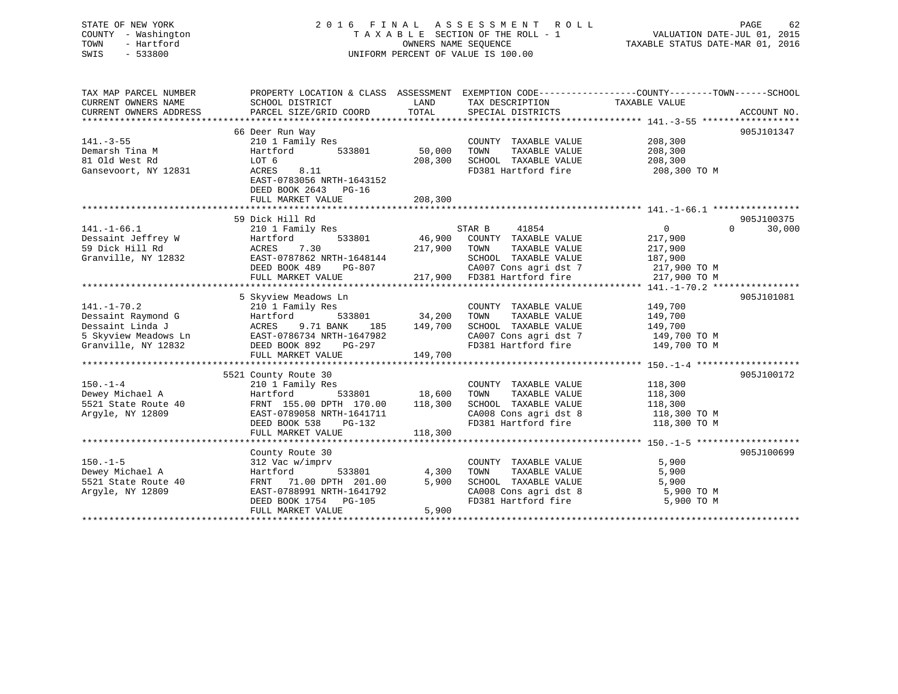STATE OF NEW YORK
COUNTY - Washington
TOWN - Hartford
SWIS - 533800

2 0 1 6 F I N A L A S S E S S M E N T R O L L
T A X A B L E SECTION OF THE ROLL - 1
OWNERS NAME SEQUENCE
UNIFORM PERCENT OF VALUE IS 100.00

VALUATION DATE-JUL 01, 2015
TAXABLE STATUS DATE-MAR 01, 2016

```
TAX MAP PARCEL NUMBER          PROPERTY LOCATION & CLASS  ASSESSMENT  EXEMPTION CODE-----------------COUNTY--------TOWN------SCHOOL
CURRENT OWNERS NAME            SCHOOL DISTRICT               LAND      TAX DESCRIPTION            TAXABLE VALUE
CURRENT OWNERS ADDRESS         PARCEL SIZE/GRID COORD        TOTAL     SPECIAL DISTRICTS                                    ACCOUNT NO.
******************************************************************************************************* 141.-3-55 ******************
                               66 Deer Run Way                                                                           905J101347
141.-3-55                      210 1 Family Res                        COUNTY  TAXABLE VALUE          208,300
Demarsh Tina M                 Hartford         533801        50,000   TOWN    TAXABLE VALUE          208,300
81 Old West Rd                 LOT 6                         208,300   SCHOOL  TAXABLE VALUE          208,300
Gansevoort, NY 12831           ACRES    8.11                           FD381 Hartford fire             208,300 TO M
                               EAST-0783056 NRTH-1643152
                               DEED BOOK 2643   PG-16
                               FULL MARKET VALUE             208,300
******************************************************************************************************* 141.-1-66.1 ****************
                               59 Dick Hill Rd                                                                           905J100375
141.-1-66.1                    210 1 Family Res                        STAR B      41854               0            0      30,000
Dessaint Jeffrey W             Hartford         533801        46,900   COUNTY  TAXABLE VALUE          217,900
59 Dick Hill Rd                ACRES    7.30                 217,900   TOWN    TAXABLE VALUE          217,900
Granville, NY 12832            EAST-0787862 NRTH-1648144               SCHOOL  TAXABLE VALUE          187,900
                               DEED BOOK 489    PG-807                 CA007 Cons agri dst 7           217,900 TO M
                               FULL MARKET VALUE             217,900   FD381 Hartford fire             217,900 TO M
******************************************************************************************************* 141.-1-70.2 ****************
                               5 Skyview Meadows Ln                                                                      905J101081
141.-1-70.2                    210 1 Family Res                        COUNTY  TAXABLE VALUE          149,700
Dessaint Raymond G             Hartford         533801        34,200   TOWN    TAXABLE VALUE          149,700
Dessaint Linda J               ACRES    9.71 BANK    185     149,700   SCHOOL  TAXABLE VALUE          149,700
5 Skyview Meadows Ln           EAST-0786734 NRTH-1647982               CA007 Cons agri dst 7           149,700 TO M
Granville, NY 12832            DEED BOOK 892    PG-297                 FD381 Hartford fire             149,700 TO M
                               FULL MARKET VALUE             149,700
******************************************************************************************************* 150.-1-4 *******************
                               5521 County Route 30                                                                      905J100172
150.-1-4                       210 1 Family Res                        COUNTY  TAXABLE VALUE          118,300
Dewey Michael A                Hartford         533801        18,600   TOWN    TAXABLE VALUE          118,300
5521 State Route 40            FRNT 155.00 DPTH 170.00       118,300   SCHOOL  TAXABLE VALUE          118,300
Argyle, NY 12809               EAST-0789058 NRTH-1641711               CA008 Cons agri dst 8           118,300 TO M
                               DEED BOOK 538    PG-132                 FD381 Hartford fire             118,300 TO M
                               FULL MARKET VALUE             118,300
******************************************************************************************************* 150.-1-5 *******************
                               County Route 30                                                                           905J100699
150.-1-5                       312 Vac w/imprv                         COUNTY  TAXABLE VALUE            5,900
Dewey Michael A                Hartford         533801         4,300   TOWN    TAXABLE VALUE            5,900
5521 State Route 40            FRNT  71.00 DPTH 201.00         5,900   SCHOOL  TAXABLE VALUE            5,900
Argyle, NY 12809               EAST-0788991 NRTH-1641792               CA008 Cons agri dst 8             5,900 TO M
                               DEED BOOK 1754   PG-105                 FD381 Hartford fire               5,900 TO M
                               FULL MARKET VALUE               5,900
************************************************************************************************************************************
```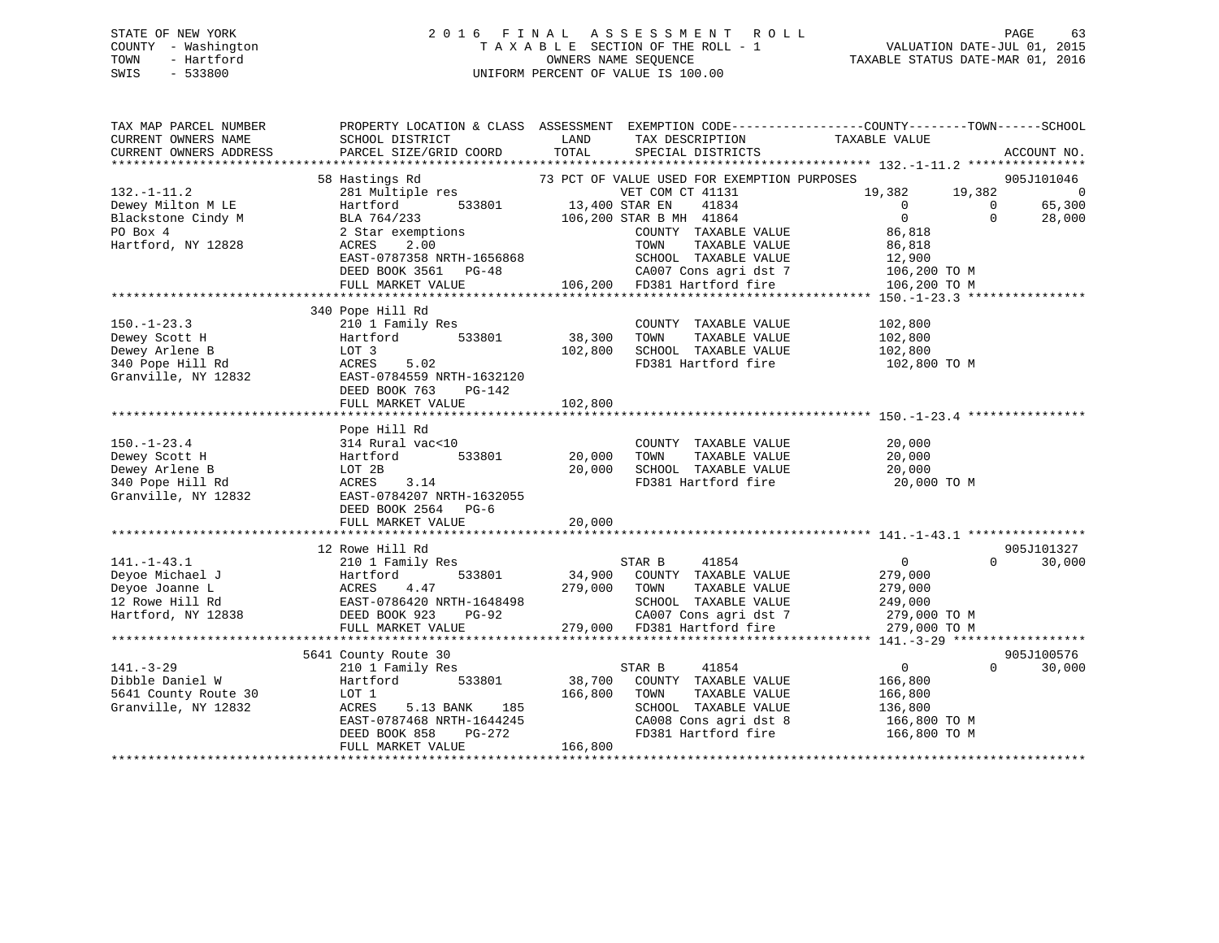STATE OF NEW YORK
COUNTY - Washington
TOWN - Hartford
SWIS - 533800

2 0 1 6 F I N A L A S S E S S M E N T R O L L
T A X A B L E SECTION OF THE ROLL - 1
OWNERS NAME SEQUENCE
UNIFORM PERCENT OF VALUE IS 100.00

VALUATION DATE-JUL 01, 2015
TAXABLE STATUS DATE-MAR 01, 2016

```
TAX MAP PARCEL NUMBER          PROPERTY LOCATION & CLASS  ASSESSMENT  EXEMPTION CODE------------------COUNTY--------TOWN------SCHOOL
CURRENT OWNERS NAME            SCHOOL DISTRICT               LAND     TAX DESCRIPTION              TAXABLE VALUE
CURRENT OWNERS ADDRESS         PARCEL SIZE/GRID COORD        TOTAL    SPECIAL DISTRICTS                                    ACCOUNT NO.
****************************************************************************************************** 132.-1-11.2 ****************
                               58 Hastings Rd               73 PCT OF VALUE USED FOR EXEMPTION PURPOSES                    905J101046
132.-1-11.2                    281 Multiple res                       VET COM CT 41131             19,382      19,382            0
Dewey Milton M LE              Hartford          533801        13,400 STAR EN      41834                0           0       65,300
Blackstone Cindy M             BLA 764/233                    106,200 STAR B MH  41864                0           0       28,000
PO Box 4                       2 Star exemptions                      COUNTY  TAXABLE VALUE           86,818
Hartford, NY 12828             ACRES     2.00                         TOWN    TAXABLE VALUE           86,818
                               EAST-0787358 NRTH-1656868              SCHOOL  TAXABLE VALUE           12,900
                               DEED BOOK 3561   PG-48                 CA007 Cons agri dst 7          106,200 TO M
                               FULL MARKET VALUE              106,200 FD381 Hartford fire            106,200 TO M
****************************************************************************************************** 150.-1-23.3 ****************
                               340 Pope Hill Rd
150.-1-23.3                    210 1 Family Res                       COUNTY  TAXABLE VALUE          102,800
Dewey Scott H                  Hartford          533801        38,300 TOWN    TAXABLE VALUE          102,800
Dewey Arlene B                 LOT 3                          102,800 SCHOOL  TAXABLE VALUE          102,800
340 Pope Hill Rd               ACRES     5.02                         FD381 Hartford fire            102,800 TO M
Granville, NY 12832            EAST-0784559 NRTH-1632120
                               DEED BOOK 763    PG-142
                               FULL MARKET VALUE              102,800
****************************************************************************************************** 150.-1-23.4 ****************
                               Pope Hill Rd
150.-1-23.4                    314 Rural vac<10                       COUNTY  TAXABLE VALUE           20,000
Dewey Scott H                  Hartford          533801        20,000 TOWN    TAXABLE VALUE           20,000
Dewey Arlene B                 LOT 2B                          20,000 SCHOOL  TAXABLE VALUE           20,000
340 Pope Hill Rd               ACRES     3.14                         FD381 Hartford fire             20,000 TO M
Granville, NY 12832            EAST-0784207 NRTH-1632055
                               DEED BOOK 2564   PG-6
                               FULL MARKET VALUE               20,000
****************************************************************************************************** 141.-1-43.1 ****************
                               12 Rowe Hill Rd                                                                      905J101327
141.-1-43.1                    210 1 Family Res                       STAR B       41854                0           0       30,000
Deyoe Michael J                Hartford          533801        34,900 COUNTY  TAXABLE VALUE          279,000
Deyoe Joanne L                 ACRES     4.47                 279,000 TOWN    TAXABLE VALUE          279,000
12 Rowe Hill Rd                EAST-0786420 NRTH-1648498              SCHOOL  TAXABLE VALUE          249,000
Hartford, NY 12838             DEED BOOK 923    PG-92                 CA007 Cons agri dst 7          279,000 TO M
                               FULL MARKET VALUE              279,000 FD381 Hartford fire            279,000 TO M
****************************************************************************************************** 141.-3-29 ******************
                               5641 County Route 30                                                                 905J100576
141.-3-29                      210 1 Family Res                       STAR B       41854                0           0       30,000
Dibble Daniel W                Hartford          533801        38,700 COUNTY  TAXABLE VALUE          166,800
5641 County Route 30           LOT 1                          166,800 TOWN    TAXABLE VALUE          166,800
Granville, NY 12832            ACRES     5.13 BANK    185             SCHOOL  TAXABLE VALUE          136,800
                               EAST-0787468 NRTH-1644245              CA008 Cons agri dst 8          166,800 TO M
                               DEED BOOK 858    PG-272                FD381 Hartford fire            166,800 TO M
                               FULL MARKET VALUE              166,800
************************************************************************************************************************************
```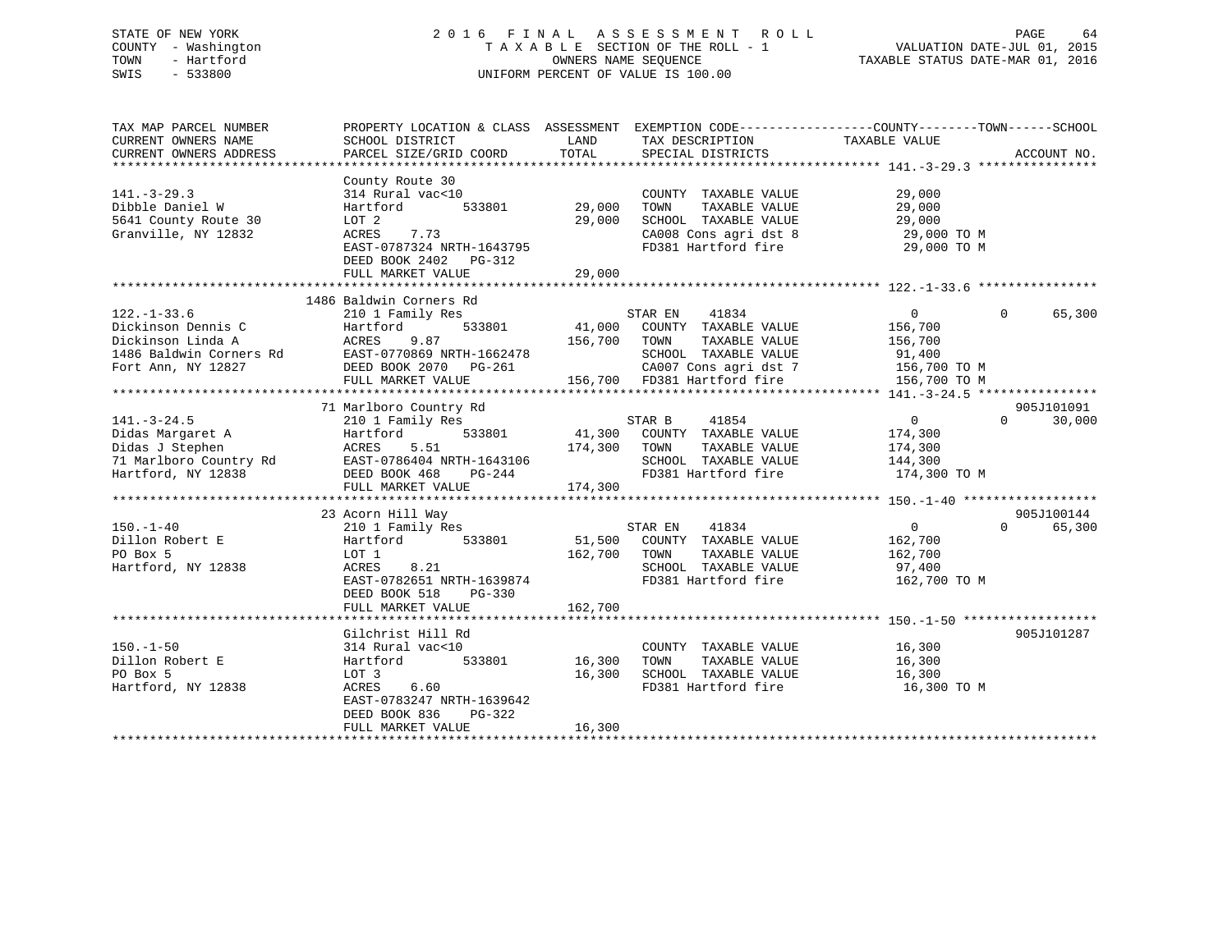STATE OF NEW YORK
COUNTY - Washington
TOWN - Hartford
SWIS - 533800

2016 FINAL ASSESSMENT ROLL
TAXABLE SECTION OF THE ROLL - 1
OWNERS NAME SEQUENCE
UNIFORM PERCENT OF VALUE IS 100.00

VALUATION DATE-JUL 01, 2015
TAXABLE STATUS DATE-MAR 01, 2016

```
TAX MAP PARCEL NUMBER          PROPERTY LOCATION & CLASS  ASSESSMENT  EXEMPTION CODE------------------COUNTY--------TOWN------SCHOOL
CURRENT OWNERS NAME            SCHOOL DISTRICT               LAND      TAX DESCRIPTION            TAXABLE VALUE
CURRENT OWNERS ADDRESS         PARCEL SIZE/GRID COORD        TOTAL     SPECIAL DISTRICTS                                    ACCOUNT NO.
******************************************************************************************************* 141.-3-29.3 ****************
                               County Route 30
141.-3-29.3                    314 Rural vac<10                        COUNTY  TAXABLE VALUE            29,000
Dibble Daniel W                Hartford         533801       29,000    TOWN    TAXABLE VALUE            29,000
5641 County Route 30           LOT 2                         29,000    SCHOOL  TAXABLE VALUE            29,000
Granville, NY 12832            ACRES    7.73                           CA008 Cons agri dst 8             29,000 TO M
                               EAST-0787324 NRTH-1643795               FD381 Hartford fire               29,000 TO M
                               DEED BOOK 2402   PG-312
                               FULL MARKET VALUE             29,000
******************************************************************************************************* 122.-1-33.6 ****************
                               1486 Baldwin Corners Rd
122.-1-33.6                    210 1 Family Res                        STAR EN    41834                 0          0     65,300
Dickinson Dennis C             Hartford         533801       41,000    COUNTY  TAXABLE VALUE           156,700
Dickinson Linda A              ACRES    9.87                156,700    TOWN    TAXABLE VALUE           156,700
1486 Baldwin Corners Rd        EAST-0770869 NRTH-1662478               SCHOOL  TAXABLE VALUE            91,400
Fort Ann, NY 12827             DEED BOOK 2070   PG-261                 CA007 Cons agri dst 7            156,700 TO M
                               FULL MARKET VALUE            156,700    FD381 Hartford fire              156,700 TO M
******************************************************************************************************* 141.-3-24.5 ****************
                               71 Marlboro Country Rd                                                                 905J101091
141.-3-24.5                    210 1 Family Res                        STAR B     41854                 0          0     30,000
Didas Margaret A               Hartford         533801       41,300    COUNTY  TAXABLE VALUE           174,300
Didas J Stephen                ACRES    5.51                174,300    TOWN    TAXABLE VALUE           174,300
71 Marlboro Country Rd         EAST-0786404 NRTH-1643106               SCHOOL  TAXABLE VALUE           144,300
Hartford, NY 12838             DEED BOOK 468    PG-244                 FD381 Hartford fire              174,300 TO M
                               FULL MARKET VALUE            174,300
******************************************************************************************************* 150.-1-40 ******************
                               23 Acorn Hill Way                                                                      905J100144
150.-1-40                      210 1 Family Res                        STAR EN    41834                 0          0     65,300
Dillon Robert E                Hartford         533801       51,500    COUNTY  TAXABLE VALUE           162,700
PO Box 5                       LOT 1                        162,700    TOWN    TAXABLE VALUE           162,700
Hartford, NY 12838             ACRES    8.21                           SCHOOL  TAXABLE VALUE            97,400
                               EAST-0782651 NRTH-1639874               FD381 Hartford fire              162,700 TO M
                               DEED BOOK 518    PG-330
                               FULL MARKET VALUE            162,700
******************************************************************************************************* 150.-1-50 ******************
                               Gilchrist Hill Rd                                                                      905J101287
150.-1-50                      314 Rural vac<10                        COUNTY  TAXABLE VALUE            16,300
Dillon Robert E                Hartford         533801       16,300    TOWN    TAXABLE VALUE            16,300
PO Box 5                       LOT 3                         16,300    SCHOOL  TAXABLE VALUE            16,300
Hartford, NY 12838             ACRES    6.60                           FD381 Hartford fire               16,300 TO M
                               EAST-0783247 NRTH-1639642
                               DEED BOOK 836    PG-322
                               FULL MARKET VALUE             16,300
************************************************************************************************************************************
```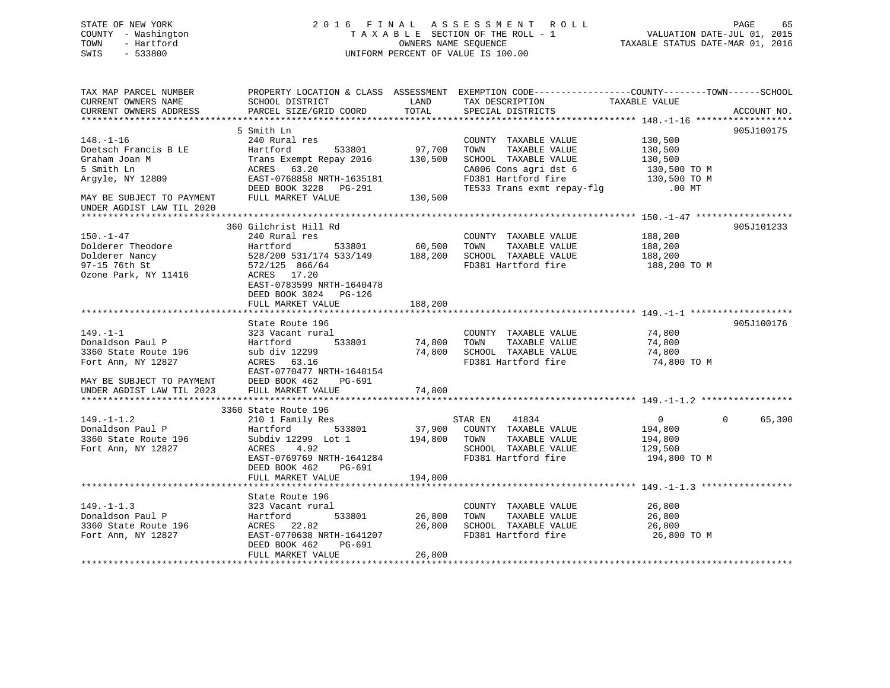STATE OF NEW YORK
COUNTY - Washington
TOWN - Hartford
SWIS - 533800

2016 FINAL ASSESSMENT ROLL
TAXABLE SECTION OF THE ROLL - 1
OWNERS NAME SEQUENCE
UNIFORM PERCENT OF VALUE IS 100.00

VALUATION DATE-JUL 01, 2015
TAXABLE STATUS DATE-MAR 01, 2016

| TAX MAP PARCEL NUMBER / CURRENT OWNERS NAME / CURRENT OWNERS ADDRESS | PROPERTY LOCATION & CLASS / SCHOOL DISTRICT / PARCEL SIZE/GRID COORD | ASSESSMENT LAND | TOTAL | EXEMPTION CODE / TAX DESCRIPTION / SPECIAL DISTRICTS | COUNTY--------TOWN------SCHOOL TAXABLE VALUE | ACCOUNT NO. |
|---|---|---|---|---|---|---|
| 148.-1-16 | 5 Smith Ln | | | | | 905J100175 |
| 148.-1-16 | 240 Rural res | | | COUNTY TAXABLE VALUE | 130,500 | |
| Doetsch Francis B LE | Hartford 533801 | 97,700 | | TOWN TAXABLE VALUE | 130,500 | |
| Graham Joan M | Trans Exempt Repay 2016 | | 130,500 | SCHOOL TAXABLE VALUE | 130,500 | |
| 5 Smith Ln | ACRES 63.20 | | | CA006 Cons agri dst 6 | 130,500 TO M | |
| Argyle, NY 12809 | EAST-0768858 NRTH-1635181 | | | FD381 Hartford fire | 130,500 TO M | |
| | DEED BOOK 3228 PG-291 | | | TE533 Trans exmt repay-flg | .00 MT | |
| MAY BE SUBJECT TO PAYMENT UNDER AGDIST LAW TIL 2020 | FULL MARKET VALUE | | 130,500 | | | |
| 150.-1-47 | 360 Gilchrist Hill Rd | | | | | 905J101233 |
| 150.-1-47 | 240 Rural res | | | COUNTY TAXABLE VALUE | 188,200 | |
| Dolderer Theodore | Hartford 533801 | 60,500 | | TOWN TAXABLE VALUE | 188,200 | |
| Dolderer Nancy | 528/200 531/174 533/149 | | 188,200 | SCHOOL TAXABLE VALUE | 188,200 | |
| 97-15 76th St | 572/125 866/64 | | | FD381 Hartford fire | 188,200 TO M | |
| Ozone Park, NY 11416 | ACRES 17.20 | | | | | |
| | EAST-0783599 NRTH-1640478 | | | | | |
| | DEED BOOK 3024 PG-126 | | | | | |
| | FULL MARKET VALUE | | 188,200 | | | |
| 149.-1-1 | State Route 196 | | | | | 905J100176 |
| 149.-1-1 | 323 Vacant rural | | | COUNTY TAXABLE VALUE | 74,800 | |
| Donaldson Paul P | Hartford 533801 | 74,800 | | TOWN TAXABLE VALUE | 74,800 | |
| 3360 State Route 196 | sub div 12299 | | 74,800 | SCHOOL TAXABLE VALUE | 74,800 | |
| Fort Ann, NY 12827 | ACRES 63.16 | | | FD381 Hartford fire | 74,800 TO M | |
| | EAST-0770477 NRTH-1640154 | | | | | |
| MAY BE SUBJECT TO PAYMENT | DEED BOOK 462 PG-691 | | | | | |
| UNDER AGDIST LAW TIL 2023 | FULL MARKET VALUE | | 74,800 | | | |
| 149.-1-1.2 | 3360 State Route 196 | | | | | |
| 149.-1-1.2 | 210 1 Family Res | | | STAR EN 41834 | 0 0 65,300 | |
| Donaldson Paul P | Hartford 533801 | 37,900 | | COUNTY TAXABLE VALUE | 194,800 | |
| 3360 State Route 196 | Subdiv 12299 Lot 1 | | 194,800 | TOWN TAXABLE VALUE | 194,800 | |
| Fort Ann, NY 12827 | ACRES 4.92 | | | SCHOOL TAXABLE VALUE | 129,500 | |
| | EAST-0769769 NRTH-1641284 | | | FD381 Hartford fire | 194,800 TO M | |
| | DEED BOOK 462 PG-691 | | | | | |
| | FULL MARKET VALUE | | 194,800 | | | |
| 149.-1-1.3 | State Route 196 | | | | | |
| 149.-1-1.3 | 323 Vacant rural | | | COUNTY TAXABLE VALUE | 26,800 | |
| Donaldson Paul P | Hartford 533801 | 26,800 | | TOWN TAXABLE VALUE | 26,800 | |
| 3360 State Route 196 | ACRES 22.82 | | 26,800 | SCHOOL TAXABLE VALUE | 26,800 | |
| Fort Ann, NY 12827 | EAST-0770638 NRTH-1641207 | | | FD381 Hartford fire | 26,800 TO M | |
| | DEED BOOK 462 PG-691 | | | | | |
| | FULL MARKET VALUE | | 26,800 | | | |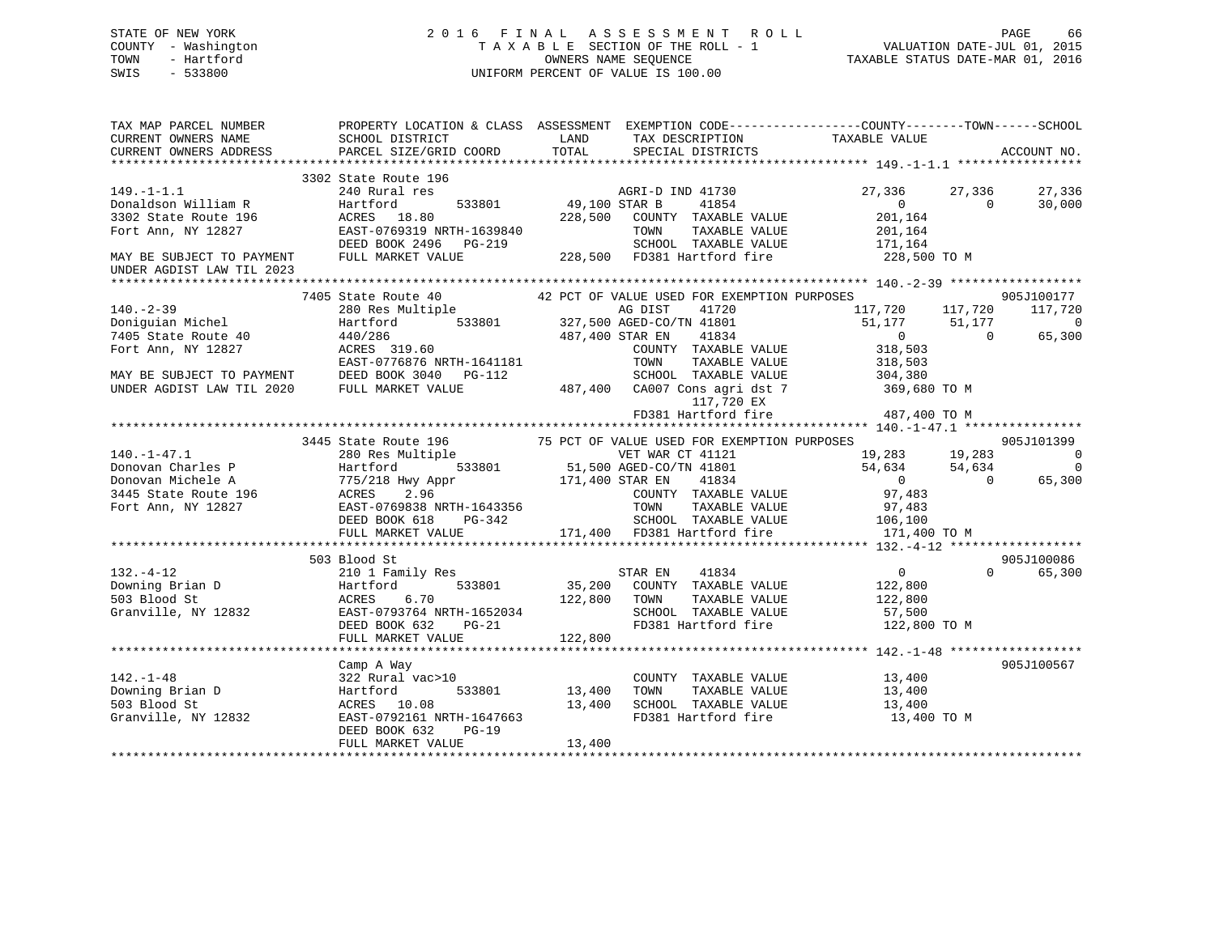STATE OF NEW YORK  
COUNTY - Washington  
TOWN - Hartford  
SWIS - 533800

2016 FINAL ASSESSMENT ROLL  
TAXABLE SECTION OF THE ROLL - 1  
OWNERS NAME SEQUENCE  
UNIFORM PERCENT OF VALUE IS 100.00

VALUATION DATE-JUL 01, 2015  
TAXABLE STATUS DATE-MAR 01, 2016

```
TAX MAP PARCEL NUMBER          PROPERTY LOCATION & CLASS  ASSESSMENT  EXEMPTION CODE------------------COUNTY--------TOWN------SCHOOL
CURRENT OWNERS NAME            SCHOOL DISTRICT               LAND      TAX DESCRIPTION            TAXABLE VALUE
CURRENT OWNERS ADDRESS         PARCEL SIZE/GRID COORD        TOTAL     SPECIAL DISTRICTS                                      ACCOUNT NO.
*********************************************************************************************** 149.-1-1.1 *****************
                               3302 State Route 196
149.-1-1.1                     240 Rural res                           AGRI-D IND 41730           27,336      27,336      27,336
Donaldson William R            Hartford          533801       49,100 STAR B      41854                0           0       30,000
3302 State Route 196           ACRES  18.80                  228,500   COUNTY  TAXABLE VALUE        201,164
Fort Ann, NY 12827             EAST-0769319 NRTH-1639840               TOWN    TAXABLE VALUE        201,164
                               DEED BOOK 2496   PG-219                 SCHOOL  TAXABLE VALUE        171,164
MAY BE SUBJECT TO PAYMENT      FULL MARKET VALUE            228,500   FD381 Hartford fire          228,500 TO M
UNDER AGDIST LAW TIL 2023
*********************************************************************************************** 140.-2-39 ******************
                               7405 State Route 40            42 PCT OF VALUE USED FOR EXEMPTION PURPOSES                        905J100177
140.-2-39                      280 Res Multiple                        AG DIST     41720         117,720     117,720     117,720
Doniguian Michel               Hartford          533801      327,500 AGED-CO/TN 41801            51,177      51,177           0
7405 State Route 40            440/286                       487,400 STAR EN     41834                0           0       65,300
Fort Ann, NY 12827             ACRES 319.60                            COUNTY  TAXABLE VALUE        318,503
                               EAST-0776876 NRTH-1641181               TOWN    TAXABLE VALUE        318,503
MAY BE SUBJECT TO PAYMENT      DEED BOOK 3040   PG-112                 SCHOOL  TAXABLE VALUE        304,380
UNDER AGDIST LAW TIL 2020      FULL MARKET VALUE            487,400   CA007 Cons agri dst 7        369,680 TO M
                                                                        117,720 EX
                                                                       FD381 Hartford fire          487,400 TO M
*********************************************************************************************** 140.-1-47.1 ****************
                               3445 State Route 196           75 PCT OF VALUE USED FOR EXEMPTION PURPOSES                        905J101399
140.-1-47.1                    280 Res Multiple                        VET WAR CT 41121           19,283      19,283           0
Donovan Charles P              Hartford          533801       51,500 AGED-CO/TN 41801            54,634      54,634           0
Donovan Michele A              775/218 Hwy Appr              171,400 STAR EN     41834                0           0       65,300
3445 State Route 196           ACRES   2.96                            COUNTY  TAXABLE VALUE         97,483
Fort Ann, NY 12827             EAST-0769838 NRTH-1643356               TOWN    TAXABLE VALUE         97,483
                               DEED BOOK 618    PG-342                 SCHOOL  TAXABLE VALUE        106,100
                               FULL MARKET VALUE            171,400   FD381 Hartford fire          171,400 TO M
*********************************************************************************************** 132.-4-12 ******************
                               503 Blood St                                                                                905J100086
132.-4-12                      210 1 Family Res                        STAR EN     41834                0           0       65,300
Downing Brian D                Hartford          533801       35,200   COUNTY  TAXABLE VALUE        122,800
503 Blood St                   ACRES   6.70                  122,800   TOWN    TAXABLE VALUE        122,800
Granville, NY 12832            EAST-0793764 NRTH-1652034               SCHOOL  TAXABLE VALUE         57,500
                               DEED BOOK 632    PG-21                  FD381 Hartford fire          122,800 TO M
                               FULL MARKET VALUE            122,800
*********************************************************************************************** 142.-1-48 ******************
                               Camp A Way                                                                                  905J100567
142.-1-48                      322 Rural vac>10                        COUNTY  TAXABLE VALUE         13,400
Downing Brian D                Hartford          533801       13,400   TOWN    TAXABLE VALUE         13,400
503 Blood St                   ACRES  10.08                   13,400   SCHOOL  TAXABLE VALUE         13,400
Granville, NY 12832            EAST-0792161 NRTH-1647663               FD381 Hartford fire           13,400 TO M
                               DEED BOOK 632    PG-19
                               FULL MARKET VALUE             13,400
****************************************************************************************************************************
```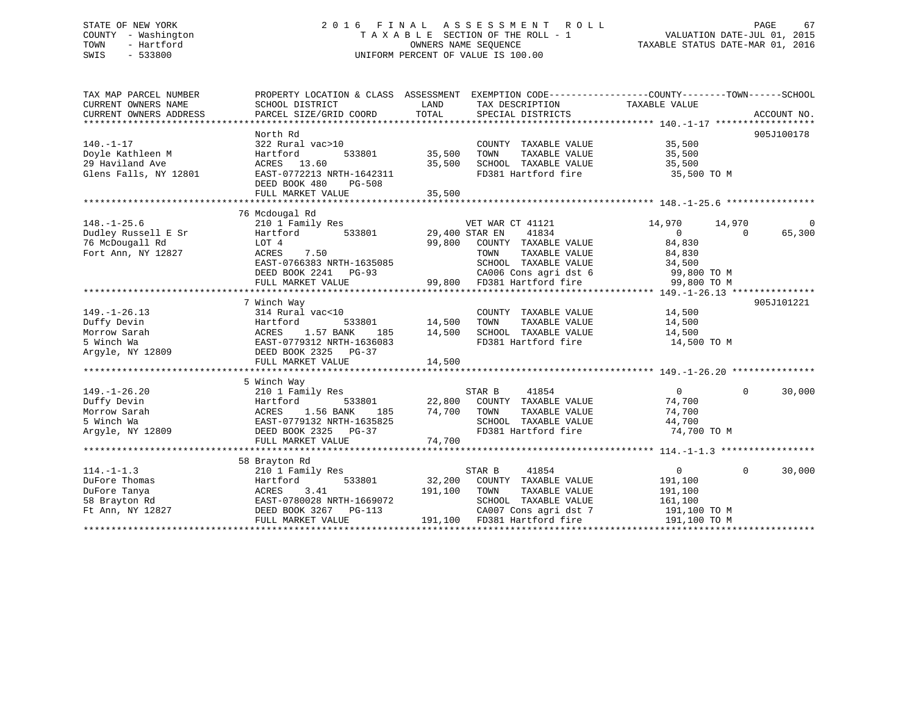STATE OF NEW YORK
COUNTY - Washington
TOWN - Hartford
SWIS - 533800

# 2016 FINAL ASSESSMENT ROLL
TAXABLE SECTION OF THE ROLL - 1
OWNERS NAME SEQUENCE
UNIFORM PERCENT OF VALUE IS 100.00

VALUATION DATE-JUL 01, 2015
TAXABLE STATUS DATE-MAR 01, 2016

| TAX MAP PARCEL NUMBER / CURRENT OWNERS NAME / CURRENT OWNERS ADDRESS | PROPERTY LOCATION & CLASS / SCHOOL DISTRICT / PARCEL SIZE/GRID COORD | ASSESSMENT LAND / TOTAL | EXEMPTION CODE / TAX DESCRIPTION / SPECIAL DISTRICTS | COUNTY TAXABLE VALUE | TOWN | SCHOOL | ACCOUNT NO. |
|---|---|---|---|---|---|---|---|
| **140.-1-17** | North Rd | | | | | | 905J100178 |
| 140.-1-17 | 322 Rural vac>10 | | COUNTY TAXABLE VALUE | 35,500 | | | |
| Doyle Kathleen M | Hartford 533801 | 35,500 | TOWN TAXABLE VALUE | 35,500 | | | |
| 29 Haviland Ave | ACRES 13.60 | 35,500 | SCHOOL TAXABLE VALUE | 35,500 | | | |
| Glens Falls, NY 12801 | EAST-0772213 NRTH-1642311 | | FD381 Hartford fire | 35,500 TO M | | | |
| | DEED BOOK 480 PG-508 | | | | | | |
| | FULL MARKET VALUE | 35,500 | | | | | |
| **148.-1-25.6** | 76 Mcdougal Rd | | | | | | |
| 148.-1-25.6 | 210 1 Family Res | | VET WAR CT 41121 | 14,970 | 14,970 | 0 | |
| Dudley Russell E Sr | Hartford 533801 | 29,400 | STAR EN 41834 | 0 | 0 | 65,300 | |
| 76 McDougall Rd | LOT 4 | 99,800 | COUNTY TAXABLE VALUE | 84,830 | | | |
| Fort Ann, NY 12827 | ACRES 7.50 | | TOWN TAXABLE VALUE | 84,830 | | | |
| | EAST-0766383 NRTH-1635085 | | SCHOOL TAXABLE VALUE | 34,500 | | | |
| | DEED BOOK 2241 PG-93 | | CA006 Cons agri dst 6 | 99,800 TO M | | | |
| | FULL MARKET VALUE | 99,800 | FD381 Hartford fire | 99,800 TO M | | | |
| **149.-1-26.13** | 7 Winch Way | | | | | | 905J101221 |
| 149.-1-26.13 | 314 Rural vac<10 | | COUNTY TAXABLE VALUE | 14,500 | | | |
| Duffy Devin | Hartford 533801 | 14,500 | TOWN TAXABLE VALUE | 14,500 | | | |
| Morrow Sarah | ACRES 1.57 BANK 185 | 14,500 | SCHOOL TAXABLE VALUE | 14,500 | | | |
| 5 Winch Wa | EAST-0779312 NRTH-1636083 | | FD381 Hartford fire | 14,500 TO M | | | |
| Argyle, NY 12809 | DEED BOOK 2325 PG-37 | | | | | | |
| | FULL MARKET VALUE | 14,500 | | | | | |
| **149.-1-26.20** | 5 Winch Way | | | | | | |
| 149.-1-26.20 | 210 1 Family Res | | STAR B 41854 | 0 | 0 | 30,000 | |
| Duffy Devin | Hartford 533801 | 22,800 | COUNTY TAXABLE VALUE | 74,700 | | | |
| Morrow Sarah | ACRES 1.56 BANK 185 | 74,700 | TOWN TAXABLE VALUE | 74,700 | | | |
| 5 Winch Wa | EAST-0779132 NRTH-1635825 | | SCHOOL TAXABLE VALUE | 44,700 | | | |
| Argyle, NY 12809 | DEED BOOK 2325 PG-37 | | FD381 Hartford fire | 74,700 TO M | | | |
| | FULL MARKET VALUE | 74,700 | | | | | |
| **114.-1-1.3** | 58 Brayton Rd | | | | | | |
| 114.-1-1.3 | 210 1 Family Res | | STAR B 41854 | 0 | 0 | 30,000 | |
| DuFore Thomas | Hartford 533801 | 32,200 | COUNTY TAXABLE VALUE | 191,100 | | | |
| DuFore Tanya | ACRES 3.41 | 191,100 | TOWN TAXABLE VALUE | 191,100 | | | |
| 58 Brayton Rd | EAST-0780028 NRTH-1669072 | | SCHOOL TAXABLE VALUE | 161,100 | | | |
| Ft Ann, NY 12827 | DEED BOOK 3267 PG-113 | | CA007 Cons agri dst 7 | 191,100 TO M | | | |
| | FULL MARKET VALUE | 191,100 | FD381 Hartford fire | 191,100 TO M | | | |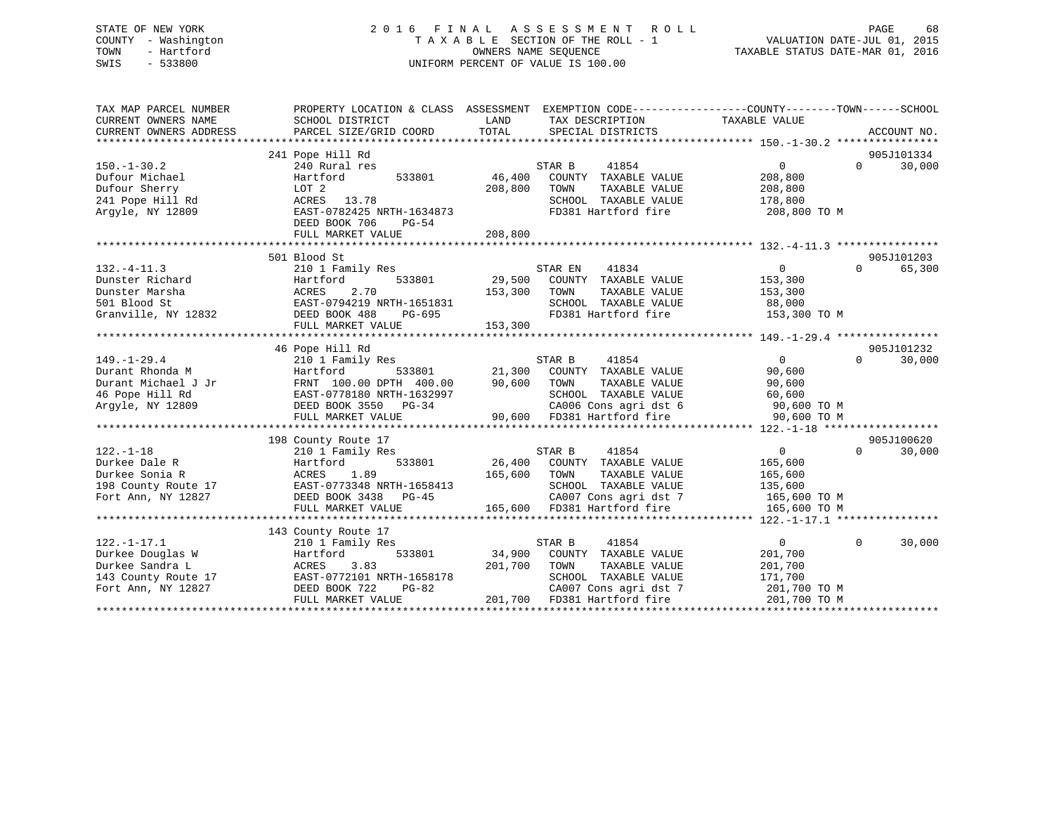STATE OF NEW YORK
COUNTY - Washington
TOWN - Hartford
SWIS - 533800

# 2016 FINAL ASSESSMENT ROLL
TAXABLE SECTION OF THE ROLL - 1
OWNERS NAME SEQUENCE
UNIFORM PERCENT OF VALUE IS 100.00

VALUATION DATE-JUL 01, 2015
TAXABLE STATUS DATE-MAR 01, 2016

| TAX MAP PARCEL NUMBER / CURRENT OWNERS NAME / CURRENT OWNERS ADDRESS | PROPERTY LOCATION & CLASS / SCHOOL DISTRICT / PARCEL SIZE/GRID COORD | ASSESSMENT LAND / TOTAL | EXEMPTION CODE / TAX DESCRIPTION / SPECIAL DISTRICTS | COUNTY TAXABLE VALUE | TOWN | SCHOOL | ACCOUNT NO. |
|---|---|---|---|---|---|---|---|
| 150.-1-30.2 | 241 Pope Hill Rd | | | | | | 905J101334 |
| Dufour Michael | 240 Rural res | | STAR B 41854 | 0 | 0 | 30,000 | |
| Dufour Sherry | Hartford 533801 | 46,400 | COUNTY TAXABLE VALUE | 208,800 | | | |
| 241 Pope Hill Rd | LOT 2 | 208,800 | TOWN TAXABLE VALUE | 208,800 | | | |
| Argyle, NY 12809 | ACRES 13.78 | | SCHOOL TAXABLE VALUE | 178,800 | | | |
| | EAST-0782425 NRTH-1634873 | | FD381 Hartford fire | 208,800 TO M | | | |
| | DEED BOOK 706 PG-54 | | | | | | |
| | FULL MARKET VALUE | 208,800 | | | | | |
| 132.-4-11.3 | 501 Blood St | | | | | | 905J101203 |
| Dunster Richard | 210 1 Family Res | | STAR EN 41834 | 0 | 0 | 65,300 | |
| Dunster Marsha | Hartford 533801 | 29,500 | COUNTY TAXABLE VALUE | 153,300 | | | |
| 501 Blood St | ACRES 2.70 | 153,300 | TOWN TAXABLE VALUE | 153,300 | | | |
| Granville, NY 12832 | EAST-0794219 NRTH-1651831 | | SCHOOL TAXABLE VALUE | 88,000 | | | |
| | DEED BOOK 488 PG-695 | | FD381 Hartford fire | 153,300 TO M | | | |
| | FULL MARKET VALUE | 153,300 | | | | | |
| 149.-1-29.4 | 46 Pope Hill Rd | | | | | | 905J101232 |
| Durant Rhonda M | 210 1 Family Res | | STAR B 41854 | 0 | 0 | 30,000 | |
| Durant Michael J Jr | Hartford 533801 | 21,300 | COUNTY TAXABLE VALUE | 90,600 | | | |
| 46 Pope Hill Rd | FRNT 100.00 DPTH 400.00 | 90,600 | TOWN TAXABLE VALUE | 90,600 | | | |
| Argyle, NY 12809 | EAST-0778180 NRTH-1632997 | | SCHOOL TAXABLE VALUE | 60,600 | | | |
| | DEED BOOK 3550 PG-34 | | CA006 Cons agri dst 6 | 90,600 TO M | | | |
| | FULL MARKET VALUE | 90,600 | FD381 Hartford fire | 90,600 TO M | | | |
| 122.-1-18 | 198 County Route 17 | | | | | | 905J100620 |
| Durkee Dale R | 210 1 Family Res | | STAR B 41854 | 0 | 0 | 30,000 | |
| Durkee Sonia R | Hartford 533801 | 26,400 | COUNTY TAXABLE VALUE | 165,600 | | | |
| 198 County Route 17 | ACRES 1.89 | 165,600 | TOWN TAXABLE VALUE | 165,600 | | | |
| Fort Ann, NY 12827 | EAST-0773348 NRTH-1658413 | | SCHOOL TAXABLE VALUE | 135,600 | | | |
| | DEED BOOK 3438 PG-45 | | CA007 Cons agri dst 7 | 165,600 TO M | | | |
| | FULL MARKET VALUE | 165,600 | FD381 Hartford fire | 165,600 TO M | | | |
| 122.-1-17.1 | 143 County Route 17 | | | | | | |
| Durkee Douglas W | 210 1 Family Res | | STAR B 41854 | 0 | 0 | 30,000 | |
| Durkee Sandra L | Hartford 533801 | 34,900 | COUNTY TAXABLE VALUE | 201,700 | | | |
| 143 County Route 17 | ACRES 3.83 | 201,700 | TOWN TAXABLE VALUE | 201,700 | | | |
| Fort Ann, NY 12827 | EAST-0772101 NRTH-1658178 | | SCHOOL TAXABLE VALUE | 171,700 | | | |
| | DEED BOOK 722 PG-82 | | CA007 Cons agri dst 7 | 201,700 TO M | | | |
| | FULL MARKET VALUE | 201,700 | FD381 Hartford fire | 201,700 TO M | | | |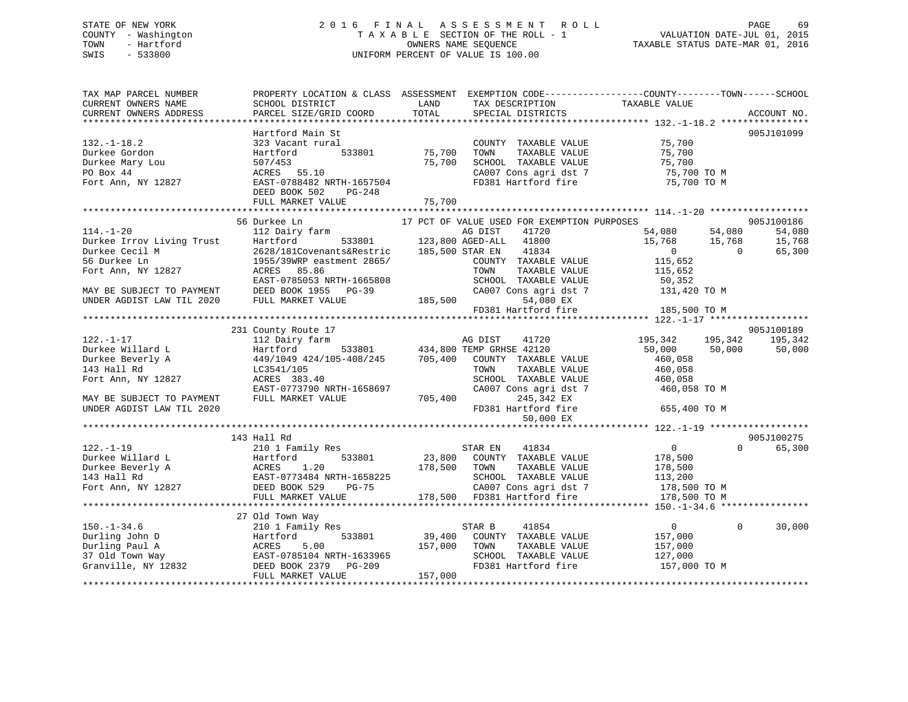STATE OF NEW YORK
COUNTY - Washington
TOWN - Hartford
SWIS - 533800

# 2016 FINAL ASSESSMENT ROLL

TAXABLE SECTION OF THE ROLL - 1
OWNERS NAME SEQUENCE
UNIFORM PERCENT OF VALUE IS 100.00

VALUATION DATE-JUL 01, 2015
TAXABLE STATUS DATE-MAR 01, 2016

```
TAX MAP PARCEL NUMBER          PROPERTY LOCATION & CLASS  ASSESSMENT  EXEMPTION CODE------------------COUNTY--------TOWN------SCHOOL
CURRENT OWNERS NAME            SCHOOL DISTRICT              LAND       TAX DESCRIPTION             TAXABLE VALUE
CURRENT OWNERS ADDRESS         PARCEL SIZE/GRID COORD       TOTAL      SPECIAL DISTRICTS                                          ACCOUNT NO.
*********************************************************************************************** 132.-1-18.2 ****************
                               Hartford Main St                                                                               905J101099
132.-1-18.2                    323 Vacant rural                          COUNTY  TAXABLE VALUE             75,700
Durkee Gordon                  Hartford        533801       75,700       TOWN    TAXABLE VALUE             75,700
Durkee Mary Lou                507/453                      75,700       SCHOOL  TAXABLE VALUE             75,700
PO Box 44                      ACRES   55.10                             CA007 Cons agri dst 7              75,700 TO M
Fort Ann, NY 12827             EAST-0788482 NRTH-1657504                 FD381 Hartford fire                75,700 TO M
                               DEED BOOK 502    PG-248
                               FULL MARKET VALUE            75,700
*********************************************************************************************** 114.-1-20 ******************
                               56 Durkee Ln               17 PCT OF VALUE USED FOR EXEMPTION PURPOSES                          905J100186
114.-1-20                      112 Dairy farm                            AG DIST    41720             54,080      54,080      54,080
Durkee Irrov Living Trust      Hartford        533801      123,800 AGED-ALL   41800                   15,768      15,768      15,768
Durkee Cecil M                 2628/181Covenants&Restric   185,500 STAR EN    41834                        0           0      65,300
56 Durkee Ln                   1955/39WRP eastment 2865/                 COUNTY  TAXABLE VALUE            115,652
Fort Ann, NY 12827             ACRES   85.86                             TOWN    TAXABLE VALUE            115,652
                               EAST-0785053 NRTH-1665808                 SCHOOL  TAXABLE VALUE             50,352
MAY BE SUBJECT TO PAYMENT      DEED BOOK 1955   PG-39                    CA007 Cons agri dst 7             131,420 TO M
UNDER AGDIST LAW TIL 2020      FULL MARKET VALUE           185,500             54,080 EX
                                                                         FD381 Hartford fire               185,500 TO M
*********************************************************************************************** 122.-1-17 ******************
                               231 County Route 17                                                                            905J100189
122.-1-17                      112 Dairy farm                            AG DIST    41720            195,342     195,342     195,342
Durkee Willard L               Hartford        533801      434,800 TEMP GRHSE 42120                   50,000      50,000      50,000
Durkee Beverly A               449/1049 424/105-408/245    705,400   COUNTY  TAXABLE VALUE            460,058
143 Hall Rd                    LC3541/105                                TOWN    TAXABLE VALUE            460,058
Fort Ann, NY 12827             ACRES  383.40                             SCHOOL  TAXABLE VALUE            460,058
                               EAST-0773790 NRTH-1658697                 CA007 Cons agri dst 7             460,058 TO M
MAY BE SUBJECT TO PAYMENT      FULL MARKET VALUE           705,400            245,342 EX
UNDER AGDIST LAW TIL 2020                                                FD381 Hartford fire               655,400 TO M
                                                                               50,000 EX
*********************************************************************************************** 122.-1-19 ******************
                               143 Hall Rd                                                                                    905J100275
122.-1-19                      210 1 Family Res                          STAR EN    41834                  0           0      65,300
Durkee Willard L               Hartford        533801       23,800   COUNTY  TAXABLE VALUE            178,500
Durkee Beverly A               ACRES    1.20               178,500   TOWN    TAXABLE VALUE            178,500
143 Hall Rd                    EAST-0773484 NRTH-1658225                 SCHOOL  TAXABLE VALUE            113,200
Fort Ann, NY 12827             DEED BOOK 529    PG-75                    CA007 Cons agri dst 7             178,500 TO M
                               FULL MARKET VALUE           178,500   FD381 Hartford fire               178,500 TO M
*********************************************************************************************** 150.-1-34.6 ****************
                               27 Old Town Way
150.-1-34.6                    210 1 Family Res                          STAR B     41854                  0           0      30,000
Durling John D                 Hartford        533801       39,400   COUNTY  TAXABLE VALUE            157,000
Durling Paul A                 ACRES    5.00               157,000   TOWN    TAXABLE VALUE            157,000
37 Old Town Way                EAST-0785104 NRTH-1633965                 SCHOOL  TAXABLE VALUE            127,000
Granville, NY 12832            DEED BOOK 2379   PG-209                   FD381 Hartford fire               157,000 TO M
                               FULL MARKET VALUE           157,000
****************************************************************************************************************************
```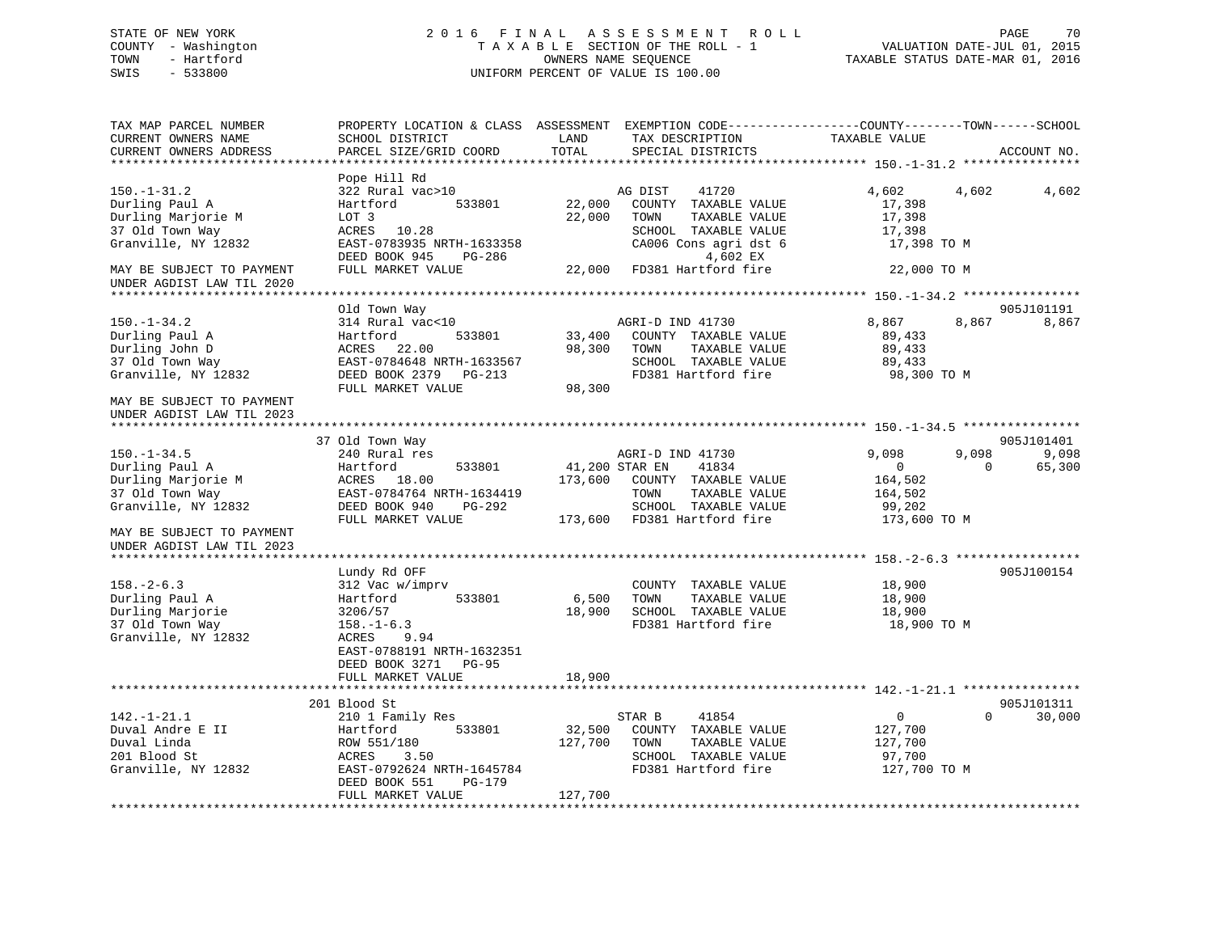STATE OF NEW YORK
COUNTY - Washington
TOWN - Hartford
SWIS - 533800

2016 FINAL ASSESSMENT ROLL
TAXABLE SECTION OF THE ROLL - 1
OWNERS NAME SEQUENCE
UNIFORM PERCENT OF VALUE IS 100.00

VALUATION DATE-JUL 01, 2015
TAXABLE STATUS DATE-MAR 01, 2016

```
TAX MAP PARCEL NUMBER          PROPERTY LOCATION & CLASS  ASSESSMENT  EXEMPTION CODE-----------------COUNTY--------TOWN------SCHOOL
CURRENT OWNERS NAME            SCHOOL DISTRICT               LAND      TAX DESCRIPTION              TAXABLE VALUE
CURRENT OWNERS ADDRESS         PARCEL SIZE/GRID COORD        TOTAL     SPECIAL DISTRICTS                                      ACCOUNT NO.
******************************************************************************************************* 150.-1-31.2 ****************
                               Pope Hill Rd
150.-1-31.2                    322 Rural vac>10                   AG DIST     41720              4,602       4,602       4,602
Durling Paul A                 Hartford         533801     22,000   COUNTY  TAXABLE VALUE         17,398
Durling Marjorie M             LOT 3                       22,000   TOWN    TAXABLE VALUE         17,398
37 Old Town Way                ACRES   10.28                        SCHOOL  TAXABLE VALUE         17,398
Granville, NY 12832            EAST-0783935 NRTH-1633358            CA006 Cons agri dst 6          17,398 TO M
                               DEED BOOK 945     PG-286                   4,602 EX
MAY BE SUBJECT TO PAYMENT      FULL MARKET VALUE           22,000   FD381 Hartford fire            22,000 TO M
UNDER AGDIST LAW TIL 2020
******************************************************************************************************* 150.-1-34.2 ****************
                               Old Town Way                                                                             905J101191
150.-1-34.2                    314 Rural vac<10                   AGRI-D IND 41730               8,867       8,867       8,867
Durling Paul A                 Hartford         533801     33,400   COUNTY  TAXABLE VALUE         89,433
Durling John D                 ACRES   22.00               98,300   TOWN    TAXABLE VALUE         89,433
37 Old Town Way                EAST-0784648 NRTH-1633567            SCHOOL  TAXABLE VALUE         89,433
Granville, NY 12832            DEED BOOK 2379    PG-213             FD381 Hartford fire            98,300 TO M
                               FULL MARKET VALUE           98,300
MAY BE SUBJECT TO PAYMENT
UNDER AGDIST LAW TIL 2023
******************************************************************************************************* 150.-1-34.5 ****************
                               37 Old Town Way                                                                          905J101401
150.-1-34.5                    240 Rural res                      AGRI-D IND 41730               9,098       9,098       9,098
Durling Paul A                 Hartford         533801     41,200 STAR EN     41834                  0           0      65,300
Durling Marjorie M             ACRES   18.00              173,600   COUNTY  TAXABLE VALUE        164,502
37 Old Town Way                EAST-0784764 NRTH-1634419            TOWN    TAXABLE VALUE        164,502
Granville, NY 12832            DEED BOOK 940     PG-292             SCHOOL  TAXABLE VALUE         99,202
                               FULL MARKET VALUE          173,600   FD381 Hartford fire           173,600 TO M
MAY BE SUBJECT TO PAYMENT
UNDER AGDIST LAW TIL 2023
******************************************************************************************************* 158.-2-6.3 *****************
                               Lundy Rd OFF                                                                             905J100154
158.-2-6.3                     312 Vac w/imprv                      COUNTY  TAXABLE VALUE         18,900
Durling Paul A                 Hartford         533801      6,500   TOWN    TAXABLE VALUE         18,900
Durling Marjorie               3206/57                     18,900   SCHOOL  TAXABLE VALUE         18,900
37 Old Town Way                158.-1-6.3                           FD381 Hartford fire            18,900 TO M
Granville, NY 12832            ACRES    9.94
                               EAST-0788191 NRTH-1632351
                               DEED BOOK 3271    PG-95
                               FULL MARKET VALUE           18,900
******************************************************************************************************* 142.-1-21.1 ****************
                               201 Blood St                                                                             905J101311
142.-1-21.1                    210 1 Family Res                   STAR B      41854                  0           0      30,000
Duval Andre E II               Hartford         533801     32,500   COUNTY  TAXABLE VALUE        127,700
Duval Linda                    ROW 551/180                127,700   TOWN    TAXABLE VALUE        127,700
201 Blood St                   ACRES    3.50                        SCHOOL  TAXABLE VALUE         97,700
Granville, NY 12832            EAST-0792624 NRTH-1645784            FD381 Hartford fire           127,700 TO M
                               DEED BOOK 551     PG-179
                               FULL MARKET VALUE          127,700
************************************************************************************************************************************
```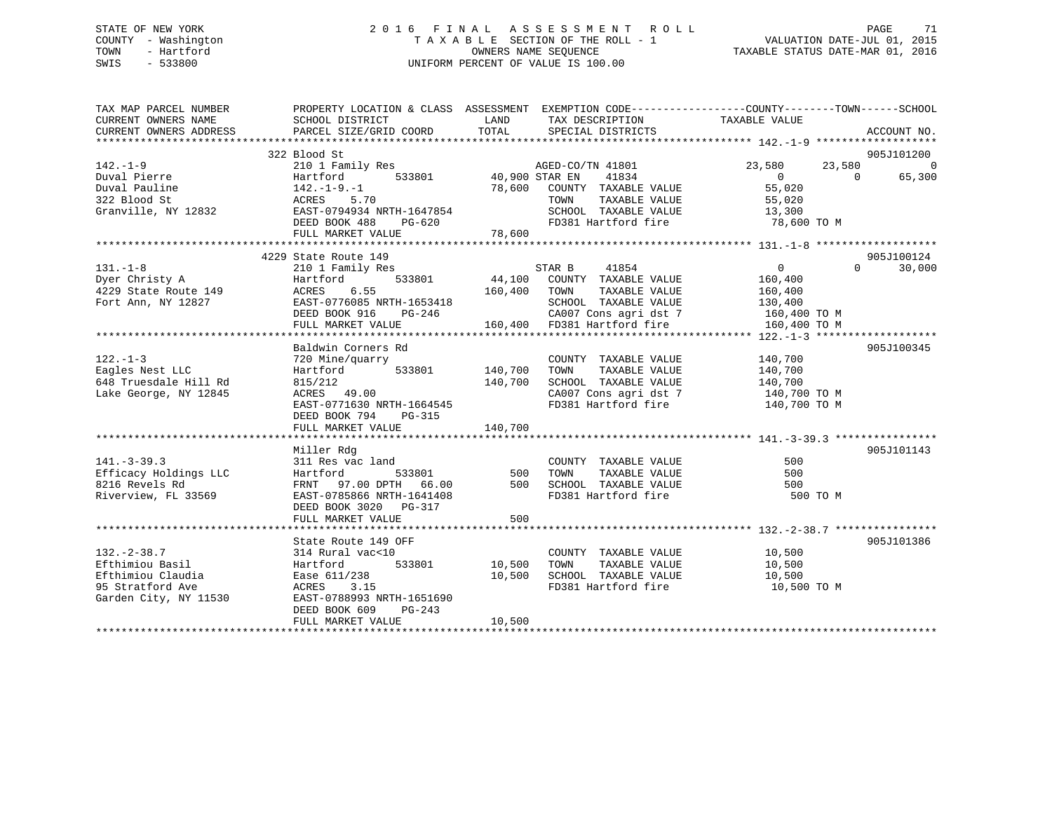STATE OF NEW YORK
COUNTY - Washington
TOWN - Hartford
SWIS - 533800

2016 FINAL ASSESSMENT ROLL
TAXABLE SECTION OF THE ROLL - 1
OWNERS NAME SEQUENCE
UNIFORM PERCENT OF VALUE IS 100.00

VALUATION DATE-JUL 01, 2015
TAXABLE STATUS DATE-MAR 01, 2016

```
TAX MAP PARCEL NUMBER          PROPERTY LOCATION & CLASS  ASSESSMENT  EXEMPTION CODE------------------COUNTY--------TOWN------SCHOOL
CURRENT OWNERS NAME            SCHOOL DISTRICT               LAND      TAX DESCRIPTION                TAXABLE VALUE
CURRENT OWNERS ADDRESS         PARCEL SIZE/GRID COORD        TOTAL     SPECIAL DISTRICTS                                      ACCOUNT NO.
******************************************************************************************************* 142.-1-9 *******************
                               322 Blood St                                                                                 905J101200
142.-1-9                       210 1 Family Res                    AGED-CO/TN 41801              23,580      23,580            0
Duval Pierre                   Hartford        533801      40,900 STAR EN    41834                    0           0       65,300
Duval Pauline                  142.-1-9.-1                 78,600   COUNTY  TAXABLE VALUE          55,020
322 Blood St                   ACRES    5.70                        TOWN    TAXABLE VALUE          55,020
Granville, NY 12832            EAST-0794934 NRTH-1647854            SCHOOL  TAXABLE VALUE          13,300
                               DEED BOOK 488    PG-620              FD381 Hartford fire             78,600 TO M
                               FULL MARKET VALUE           78,600
******************************************************************************************************* 131.-1-8 *******************
                               4229 State Route 149                                                                         905J100124
131.-1-8                       210 1 Family Res                    STAR B     41854                    0           0       30,000
Dyer Christy A                 Hartford        533801      44,100   COUNTY  TAXABLE VALUE         160,400
4229 State Route 149           ACRES    6.55              160,400   TOWN    TAXABLE VALUE         160,400
Fort Ann, NY 12827             EAST-0776085 NRTH-1653418            SCHOOL  TAXABLE VALUE         130,400
                               DEED BOOK 916    PG-246              CA007 Cons agri dst 7          160,400 TO M
                               FULL MARKET VALUE          160,400   FD381 Hartford fire            160,400 TO M
******************************************************************************************************* 122.-1-3 *******************
                               Baldwin Corners Rd                                                                           905J100345
122.-1-3                       720 Mine/quarry                      COUNTY  TAXABLE VALUE         140,700
Eagles Nest LLC                Hartford        533801     140,700   TOWN    TAXABLE VALUE         140,700
648 Truesdale Hill Rd          815/212                    140,700   SCHOOL  TAXABLE VALUE         140,700
Lake George, NY 12845          ACRES   49.00                        CA007 Cons agri dst 7          140,700 TO M
                               EAST-0771630 NRTH-1664545            FD381 Hartford fire            140,700 TO M
                               DEED BOOK 794    PG-315
                               FULL MARKET VALUE          140,700
******************************************************************************************************* 141.-3-39.3 ****************
                               Miller Rdg                                                                                   905J101143
141.-3-39.3                    311 Res vac land                     COUNTY  TAXABLE VALUE             500
Efficacy Holdings LLC          Hartford        533801         500   TOWN    TAXABLE VALUE             500
8216 Revels Rd                 FRNT   97.00 DPTH   66.00      500   SCHOOL  TAXABLE VALUE             500
Riverview, FL 33569            EAST-0785866 NRTH-1641408            FD381 Hartford fire                500 TO M
                               DEED BOOK 3020   PG-317
                               FULL MARKET VALUE              500
******************************************************************************************************* 132.-2-38.7 ****************
                               State Route 149 OFF                                                                          905J101386
132.-2-38.7                    314 Rural vac<10                     COUNTY  TAXABLE VALUE          10,500
Efthimiou Basil                Hartford        533801      10,500   TOWN    TAXABLE VALUE          10,500
Efthimiou Claudia              Ease 611/238                10,500   SCHOOL  TAXABLE VALUE          10,500
95 Stratford Ave               ACRES    3.15                        FD381 Hartford fire             10,500 TO M
Garden City, NY 11530          EAST-0788993 NRTH-1651690
                               DEED BOOK 609    PG-243
                               FULL MARKET VALUE           10,500
************************************************************************************************************************************
```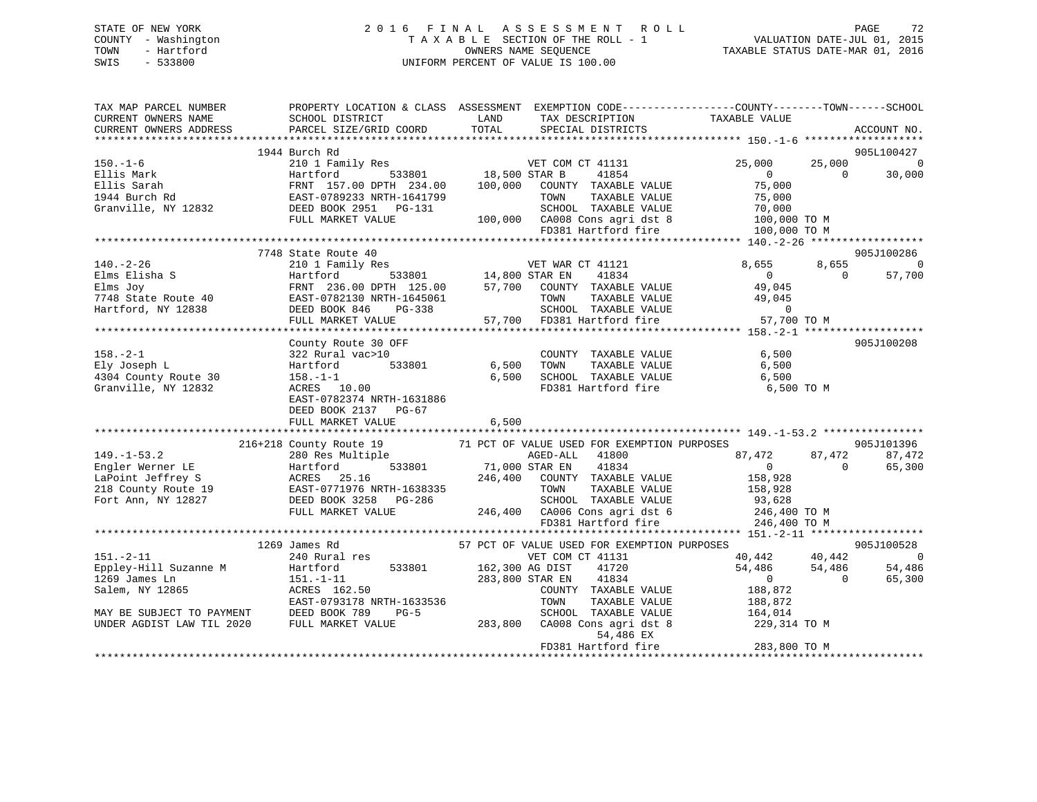STATE OF NEW YORK
COUNTY - Washington
TOWN - Hartford
SWIS - 533800

2016 FINAL ASSESSMENT ROLL
TAXABLE SECTION OF THE ROLL - 1
OWNERS NAME SEQUENCE
UNIFORM PERCENT OF VALUE IS 100.00

VALUATION DATE-JUL 01, 2015
TAXABLE STATUS DATE-MAR 01, 2016

```
TAX MAP PARCEL NUMBER          PROPERTY LOCATION & CLASS  ASSESSMENT  EXEMPTION CODE-----------------COUNTY--------TOWN------SCHOOL
CURRENT OWNERS NAME            SCHOOL DISTRICT              LAND      TAX DESCRIPTION             TAXABLE VALUE
CURRENT OWNERS ADDRESS         PARCEL SIZE/GRID COORD       TOTAL     SPECIAL DISTRICTS                                         ACCOUNT NO.
****************************************************************************************************** 150.-1-6 *******************
                   1944 Burch Rd                                                                                            905L100427
150.-1-6                       210 1 Family Res                  VET COM CT 41131            25,000       25,000            0
Ellis Mark                     Hartford       533801     18,500 STAR B       41854                0            0       30,000
Ellis Sarah                    FRNT 157.00 DPTH 234.00  100,000    COUNTY  TAXABLE VALUE       75,000
1944 Burch Rd                  EAST-0789233 NRTH-1641799            TOWN    TAXABLE VALUE       75,000
Granville, NY 12832            DEED BOOK 2951   PG-131              SCHOOL  TAXABLE VALUE       70,000
                               FULL MARKET VALUE        100,000    CA008 Cons agri dst 8       100,000 TO M
                                                                    FD381 Hartford fire         100,000 TO M
****************************************************************************************************** 140.-2-26 ******************
                   7748 State Route 40                                                                                      905J100286
140.-2-26                      210 1 Family Res                  VET WAR CT 41121             8,655        8,655            0
Elms Elisha S                  Hartford       533801     14,800 STAR EN      41834                0            0       57,700
Elms Joy                       FRNT 236.00 DPTH 125.00   57,700    COUNTY  TAXABLE VALUE       49,045
7748 State Route 40            EAST-0782130 NRTH-1645061            TOWN    TAXABLE VALUE       49,045
Hartford, NY 12838             DEED BOOK 846    PG-338              SCHOOL  TAXABLE VALUE            0
                               FULL MARKET VALUE         57,700    FD381 Hartford fire          57,700 TO M
****************************************************************************************************** 158.-2-1 *******************
                   County Route 30 OFF                                                                                      905J100208
158.-2-1                       322 Rural vac>10                     COUNTY  TAXABLE VALUE        6,500
Ely Joseph L                   Hartford       533801      6,500    TOWN    TAXABLE VALUE        6,500
4304 County Route 30           158.-1-1                   6,500    SCHOOL  TAXABLE VALUE        6,500
Granville, NY 12832            ACRES  10.00                         FD381 Hartford fire           6,500 TO M
                               EAST-0782374 NRTH-1631886
                               DEED BOOK 2137   PG-67
                               FULL MARKET VALUE          6,500
****************************************************************************************************** 149.-1-53.2 ****************
           216+218 County Route 19          71 PCT OF VALUE USED FOR EXEMPTION PURPOSES                                   905J101396
149.-1-53.2                    280 Res Multiple                  AGED-ALL    41800           87,472       87,472       87,472
Engler Werner LE               Hartford       533801     71,000 STAR EN      41834                0            0       65,300
LaPoint Jeffrey S              ACRES  25.16             246,400    COUNTY  TAXABLE VALUE      158,928
218 County Route 19            EAST-0771976 NRTH-1638335            TOWN    TAXABLE VALUE      158,928
Fort Ann, NY 12827             DEED BOOK 3258   PG-286              SCHOOL  TAXABLE VALUE       93,628
                               FULL MARKET VALUE        246,400    CA006 Cons agri dst 6       246,400 TO M
                                                                    FD381 Hartford fire         246,400 TO M
****************************************************************************************************** 151.-2-11 ******************
                   1269 James Rd                    57 PCT OF VALUE USED FOR EXEMPTION PURPOSES                           905J100528
151.-2-11                      240 Rural res                     VET COM CT 41131            40,442       40,442            0
Eppley-Hill Suzanne M          Hartford       533801    162,300 AG DIST      41720           54,486       54,486       54,486
1269 James Ln                  151.-1-11                283,800 STAR EN      41834                0            0       65,300
Salem, NY 12865                ACRES 162.50                         COUNTY  TAXABLE VALUE      188,872
                               EAST-0793178 NRTH-1633536            TOWN    TAXABLE VALUE      188,872
MAY BE SUBJECT TO PAYMENT      DEED BOOK 789    PG-5                SCHOOL  TAXABLE VALUE      164,014
UNDER AGDIST LAW TIL 2020      FULL MARKET VALUE        283,800    CA008 Cons agri dst 8       229,314 TO M
                                                                          54,486 EX
                                                                    FD381 Hartford fire         283,800 TO M
************************************************************************************************************************************
```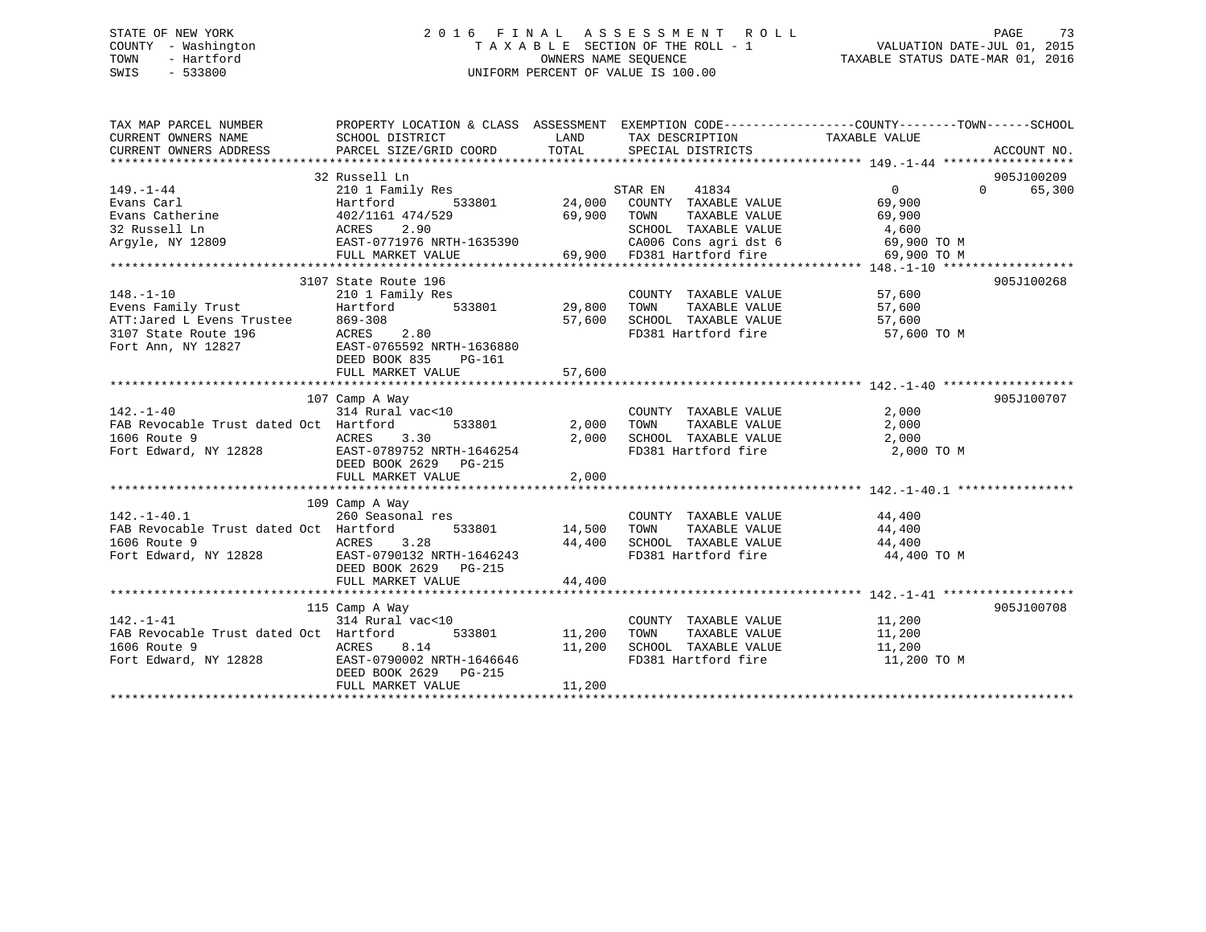STATE OF NEW YORK
COUNTY - Washington
TOWN - Hartford
SWIS - 533800

2016 FINAL ASSESSMENT ROLL
TAXABLE SECTION OF THE ROLL - 1
OWNERS NAME SEQUENCE
UNIFORM PERCENT OF VALUE IS 100.00

VALUATION DATE-JUL 01, 2015
TAXABLE STATUS DATE-MAR 01, 2016

```
TAX MAP PARCEL NUMBER          PROPERTY LOCATION & CLASS  ASSESSMENT  EXEMPTION CODE------------------COUNTY--------TOWN------SCHOOL
CURRENT OWNERS NAME            SCHOOL DISTRICT              LAND      TAX DESCRIPTION              TAXABLE VALUE
CURRENT OWNERS ADDRESS         PARCEL SIZE/GRID COORD       TOTAL     SPECIAL DISTRICTS                                      ACCOUNT NO.
******************************************************************************************************* 149.-1-44 ******************
                               32 Russell Ln                                                                             905J100209
149.-1-44                      210 1 Family Res                       STAR EN    41834                0            0      65,300
Evans Carl                     Hartford          533801     24,000    COUNTY  TAXABLE VALUE          69,900
Evans Catherine                402/1161 474/529             69,900    TOWN    TAXABLE VALUE          69,900
32 Russell Ln                  ACRES    2.90                          SCHOOL  TAXABLE VALUE           4,600
Argyle, NY 12809               EAST-0771976 NRTH-1635390              CA006 Cons agri dst 6          69,900 TO M
                               FULL MARKET VALUE            69,900    FD381 Hartford fire            69,900 TO M
******************************************************************************************************* 148.-1-10 ******************
                               3107 State Route 196                                                                      905J100268
148.-1-10                      210 1 Family Res                       COUNTY  TAXABLE VALUE          57,600
Evens Family Trust             Hartford          533801     29,800    TOWN    TAXABLE VALUE          57,600
ATT:Jared L Evens Trustee      869-308                      57,600    SCHOOL  TAXABLE VALUE          57,600
3107 State Route 196           ACRES    2.80                          FD381 Hartford fire            57,600 TO M
Fort Ann, NY 12827             EAST-0765592 NRTH-1636880
                               DEED BOOK 835    PG-161
                               FULL MARKET VALUE            57,600
******************************************************************************************************* 142.-1-40 ******************
                               107 Camp A Way                                                                            905J100707
142.-1-40                      314 Rural vac<10                       COUNTY  TAXABLE VALUE           2,000
FAB Revocable Trust dated Oct  Hartford          533801      2,000    TOWN    TAXABLE VALUE           2,000
1606 Route 9                   ACRES    3.30                 2,000    SCHOOL  TAXABLE VALUE           2,000
Fort Edward, NY 12828          EAST-0789752 NRTH-1646254              FD381 Hartford fire             2,000 TO M
                               DEED BOOK 2629   PG-215
                               FULL MARKET VALUE             2,000
******************************************************************************************************* 142.-1-40.1 ****************
                               109 Camp A Way
142.-1-40.1                    260 Seasonal res                       COUNTY  TAXABLE VALUE          44,400
FAB Revocable Trust dated Oct  Hartford          533801     14,500    TOWN    TAXABLE VALUE          44,400
1606 Route 9                   ACRES    3.28                44,400    SCHOOL  TAXABLE VALUE          44,400
Fort Edward, NY 12828          EAST-0790132 NRTH-1646243              FD381 Hartford fire            44,400 TO M
                               DEED BOOK 2629   PG-215
                               FULL MARKET VALUE            44,400
******************************************************************************************************* 142.-1-41 ******************
                               115 Camp A Way                                                                            905J100708
142.-1-41                      314 Rural vac<10                       COUNTY  TAXABLE VALUE          11,200
FAB Revocable Trust dated Oct  Hartford          533801     11,200    TOWN    TAXABLE VALUE          11,200
1606 Route 9                   ACRES    8.14                11,200    SCHOOL  TAXABLE VALUE          11,200
Fort Edward, NY 12828          EAST-0790002 NRTH-1646646              FD381 Hartford fire            11,200 TO M
                               DEED BOOK 2629   PG-215
                               FULL MARKET VALUE            11,200
************************************************************************************************************************************
```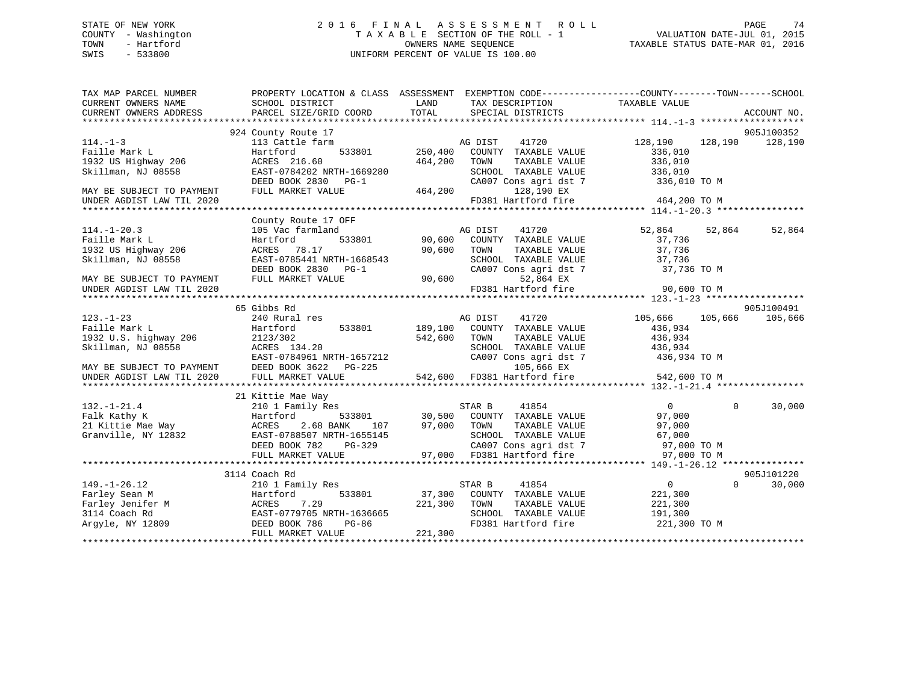STATE OF NEW YORK
COUNTY - Washington
TOWN - Hartford
SWIS - 533800

# 2016 FINAL ASSESSMENT ROLL

TAXABLE SECTION OF THE ROLL - 1
OWNERS NAME SEQUENCE
UNIFORM PERCENT OF VALUE IS 100.00

VALUATION DATE-JUL 01, 2015
TAXABLE STATUS DATE-MAR 01, 2016

```
TAX MAP PARCEL NUMBER          PROPERTY LOCATION & CLASS  ASSESSMENT  EXEMPTION CODE------------------COUNTY--------TOWN------SCHOOL
CURRENT OWNERS NAME            SCHOOL DISTRICT               LAND     TAX DESCRIPTION              TAXABLE VALUE
CURRENT OWNERS ADDRESS         PARCEL SIZE/GRID COORD        TOTAL    SPECIAL DISTRICTS                                    ACCOUNT NO.
******************************************************************************************************* 114.-1-3 *******************
                               924 County Route 17                                                                          905J100352
114.-1-3                       113 Cattle farm                         AG DIST     41720          128,190    128,190     128,190
Faille Mark L                  Hartford          533801      250,400   COUNTY  TAXABLE VALUE          336,010
1932 US Highway 206            ACRES 216.60                  464,200   TOWN    TAXABLE VALUE          336,010
Skillman, NJ 08558             EAST-0784202 NRTH-1669280               SCHOOL  TAXABLE VALUE          336,010
                               DEED BOOK 2830   PG-1                   CA007 Cons agri dst 7          336,010 TO M
MAY BE SUBJECT TO PAYMENT      FULL MARKET VALUE             464,200        128,190 EX
UNDER AGDIST LAW TIL 2020                                              FD381 Hartford fire            464,200 TO M
******************************************************************************************************* 114.-1-20.3 ****************
                               County Route 17 OFF
114.-1-20.3                    105 Vac farmland                        AG DIST     41720           52,864     52,864      52,864
Faille Mark L                  Hartford          533801       90,600   COUNTY  TAXABLE VALUE           37,736
1932 US Highway 206            ACRES  78.17                   90,600   TOWN    TAXABLE VALUE           37,736
Skillman, NJ 08558             EAST-0785441 NRTH-1668543               SCHOOL  TAXABLE VALUE           37,736
                               DEED BOOK 2830   PG-1                   CA007 Cons agri dst 7           37,736 TO M
MAY BE SUBJECT TO PAYMENT      FULL MARKET VALUE              90,600         52,864 EX
UNDER AGDIST LAW TIL 2020                                              FD381 Hartford fire             90,600 TO M
******************************************************************************************************* 123.-1-23 ******************
                               65 Gibbs Rd                                                                                  905J100491
123.-1-23                      240 Rural res                           AG DIST     41720          105,666    105,666     105,666
Faille Mark L                  Hartford          533801      189,100   COUNTY  TAXABLE VALUE          436,934
1932 U.S. highway 206          2123/302                      542,600   TOWN    TAXABLE VALUE          436,934
Skillman, NJ 08558             ACRES 134.20                            SCHOOL  TAXABLE VALUE          436,934
                               EAST-0784961 NRTH-1657212               CA007 Cons agri dst 7          436,934 TO M
MAY BE SUBJECT TO PAYMENT      DEED BOOK 3622   PG-225                      105,666 EX
UNDER AGDIST LAW TIL 2020      FULL MARKET VALUE             542,600   FD381 Hartford fire            542,600 TO M
******************************************************************************************************* 132.-1-21.4 ****************
                               21 Kittie Mae Way
132.-1-21.4                    210 1 Family Res                        STAR B      41854                0          0      30,000
Falk Kathy K                   Hartford          533801       30,500   COUNTY  TAXABLE VALUE           97,000
21 Kittie Mae Way              ACRES   2.68 BANK    107       97,000   TOWN    TAXABLE VALUE           97,000
Granville, NY 12832            EAST-0788507 NRTH-1655145               SCHOOL  TAXABLE VALUE           67,000
                               DEED BOOK 782    PG-329                 CA007 Cons agri dst 7           97,000 TO M
                               FULL MARKET VALUE              97,000   FD381 Hartford fire             97,000 TO M
******************************************************************************************************* 149.-1-26.12 ***************
                               3114 Coach Rd                                                                                905J101220
149.-1-26.12                   210 1 Family Res                        STAR B      41854                0          0      30,000
Farley Sean M                  Hartford          533801       37,300   COUNTY  TAXABLE VALUE          221,300
Farley Jenifer M               ACRES   7.29                  221,300   TOWN    TAXABLE VALUE          221,300
3114 Coach Rd                  EAST-0779705 NRTH-1636665               SCHOOL  TAXABLE VALUE          191,300
Argyle, NY 12809               DEED BOOK 786    PG-86                  FD381 Hartford fire            221,300 TO M
                               FULL MARKET VALUE             221,300
************************************************************************************************************************************
```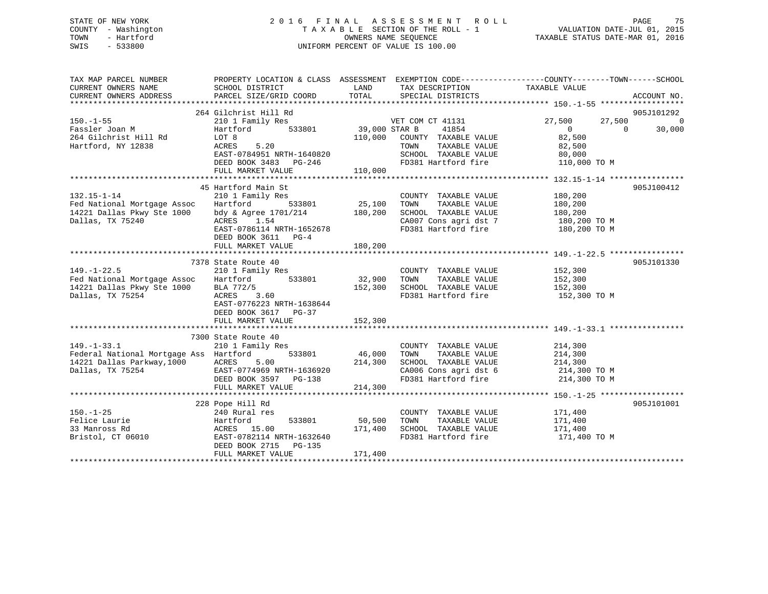STATE OF NEW YORK
COUNTY - Washington
TOWN - Hartford
SWIS - 533800

# 2016 FINAL ASSESSMENT ROLL
TAXABLE SECTION OF THE ROLL - 1
OWNERS NAME SEQUENCE
UNIFORM PERCENT OF VALUE IS 100.00

VALUATION DATE-JUL 01, 2015
TAXABLE STATUS DATE-MAR 01, 2016

| TAX MAP PARCEL NUMBER / CURRENT OWNERS NAME / CURRENT OWNERS ADDRESS | PROPERTY LOCATION & CLASS / SCHOOL DISTRICT / PARCEL SIZE/GRID COORD | ASSESSMENT LAND | TOTAL | EXEMPTION CODE / TAX DESCRIPTION / SPECIAL DISTRICTS | COUNTY TAXABLE VALUE | TOWN | SCHOOL | ACCOUNT NO. |
|---|---|---|---|---|---|---|---|---|
| **150.-1-55** | 264 Gilchrist Hill Rd | | | | | | | 905J101292 |
| 150.-1-55 | 210 1 Family Res | | | VET COM CT 41131 | 27,500 | 27,500 | 0 | |
| Fassler Joan M | Hartford 533801 | 39,000 | | STAR B 41854 | 0 | 0 | 30,000 | |
| 264 Gilchrist Hill Rd | LOT 8 | | 110,000 | COUNTY TAXABLE VALUE | 82,500 | | | |
| Hartford, NY 12838 | ACRES 5.20 | | | TOWN TAXABLE VALUE | 82,500 | | | |
| | EAST-0784951 NRTH-1640820 | | | SCHOOL TAXABLE VALUE | 80,000 | | | |
| | DEED BOOK 3483 PG-246 | | | FD381 Hartford fire | 110,000 TO M | | | |
| | FULL MARKET VALUE | | 110,000 | | | | | |
| **132.15-1-14** | 45 Hartford Main St | | | | | | | 905J100412 |
| 132.15-1-14 | 210 1 Family Res | | | COUNTY TAXABLE VALUE | 180,200 | | | |
| Fed National Mortgage Assoc | Hartford 533801 | 25,100 | | TOWN TAXABLE VALUE | 180,200 | | | |
| 14221 Dallas Pkwy Ste 1000 | bdy & Agree 1701/214 | | 180,200 | SCHOOL TAXABLE VALUE | 180,200 | | | |
| Dallas, TX 75240 | ACRES 1.54 | | | CA007 Cons agri dst 7 | 180,200 TO M | | | |
| | EAST-0786114 NRTH-1652678 | | | FD381 Hartford fire | 180,200 TO M | | | |
| | DEED BOOK 3611 PG-4 | | | | | | | |
| | FULL MARKET VALUE | | 180,200 | | | | | |
| **149.-1-22.5** | 7378 State Route 40 | | | | | | | 905J101330 |
| 149.-1-22.5 | 210 1 Family Res | | | COUNTY TAXABLE VALUE | 152,300 | | | |
| Fed National Mortgage Assoc | Hartford 533801 | 32,900 | | TOWN TAXABLE VALUE | 152,300 | | | |
| 14221 Dallas Pkwy Ste 1000 | BLA 772/5 | | 152,300 | SCHOOL TAXABLE VALUE | 152,300 | | | |
| Dallas, TX 75254 | ACRES 3.60 | | | FD381 Hartford fire | 152,300 TO M | | | |
| | EAST-0776223 NRTH-1638644 | | | | | | | |
| | DEED BOOK 3617 PG-37 | | | | | | | |
| | FULL MARKET VALUE | | 152,300 | | | | | |
| **149.-1-33.1** | 7300 State Route 40 | | | | | | | |
| 149.-1-33.1 | 210 1 Family Res | | | COUNTY TAXABLE VALUE | 214,300 | | | |
| Federal National Mortgage Ass | Hartford 533801 | 46,000 | | TOWN TAXABLE VALUE | 214,300 | | | |
| 14221 Dallas Parkway,1000 | ACRES 5.00 | | 214,300 | SCHOOL TAXABLE VALUE | 214,300 | | | |
| Dallas, TX 75254 | EAST-0774969 NRTH-1636920 | | | CA006 Cons agri dst 6 | 214,300 TO M | | | |
| | DEED BOOK 3597 PG-138 | | | FD381 Hartford fire | 214,300 TO M | | | |
| | FULL MARKET VALUE | | 214,300 | | | | | |
| **150.-1-25** | 228 Pope Hill Rd | | | | | | | 905J101001 |
| 150.-1-25 | 240 Rural res | | | COUNTY TAXABLE VALUE | 171,400 | | | |
| Felice Laurie | Hartford 533801 | 50,500 | | TOWN TAXABLE VALUE | 171,400 | | | |
| 33 Manross Rd | ACRES 15.00 | | 171,400 | SCHOOL TAXABLE VALUE | 171,400 | | | |
| Bristol, CT 06010 | EAST-0782114 NRTH-1632640 | | | FD381 Hartford fire | 171,400 TO M | | | |
| | DEED BOOK 2715 PG-135 | | | | | | | |
| | FULL MARKET VALUE | | 171,400 | | | | | |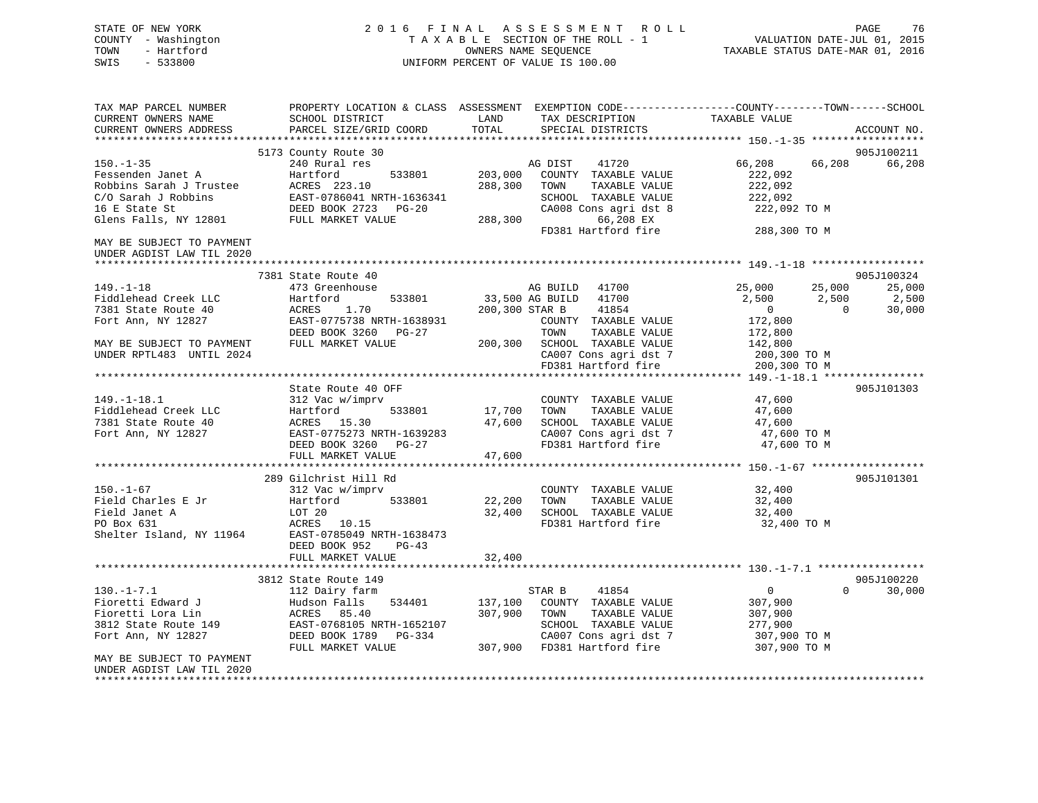STATE OF NEW YORK
COUNTY - Washington
TOWN - Hartford
SWIS - 533800

2 0 1 6 F I N A L A S S E S S M E N T R O L L
T A X A B L E SECTION OF THE ROLL - 1
OWNERS NAME SEQUENCE
UNIFORM PERCENT OF VALUE IS 100.00

VALUATION DATE-JUL 01, 2015
TAXABLE STATUS DATE-MAR 01, 2016

```
TAX MAP PARCEL NUMBER          PROPERTY LOCATION & CLASS  ASSESSMENT  EXEMPTION CODE------------------COUNTY--------TOWN------SCHOOL
CURRENT OWNERS NAME            SCHOOL DISTRICT              LAND      TAX DESCRIPTION             TAXABLE VALUE
CURRENT OWNERS ADDRESS         PARCEL SIZE/GRID COORD       TOTAL     SPECIAL DISTRICTS                                    ACCOUNT NO.
******************************************************************************************************* 150.-1-35 ******************
                               5173 County Route 30                                                                        905J100211
150.-1-35                      240 Rural res                          AG DIST     41720          66,208      66,208      66,208
Fessenden Janet A              Hartford         533801     203,000    COUNTY  TAXABLE VALUE        222,092
Robbins Sarah J Trustee        ACRES  223.10               288,300    TOWN    TAXABLE VALUE        222,092
C/O Sarah J Robbins            EAST-0786041 NRTH-1636341              SCHOOL  TAXABLE VALUE        222,092
16 E State St                  DEED BOOK 2723   PG-20                 CA008 Cons agri dst 8        222,092 TO M
Glens Falls, NY 12801          FULL MARKET VALUE           288,300          66,208 EX
                                                                      FD381 Hartford fire           288,300 TO M
MAY BE SUBJECT TO PAYMENT
UNDER AGDIST LAW TIL 2020
******************************************************************************************************* 149.-1-18 ******************
                               7381 State Route 40                                                                         905J100324
149.-1-18                      473 Greenhouse                         AG BUILD    41700          25,000      25,000      25,000
Fiddlehead Creek LLC           Hartford         533801      33,500 AG BUILD    41700           2,500       2,500       2,500
7381 State Route 40            ACRES    1.70               200,300 STAR B      41854               0           0      30,000
Fort Ann, NY 12827             EAST-0775738 NRTH-1638931              COUNTY  TAXABLE VALUE        172,800
                               DEED BOOK 3260   PG-27                 TOWN    TAXABLE VALUE        172,800
MAY BE SUBJECT TO PAYMENT      FULL MARKET VALUE           200,300    SCHOOL  TAXABLE VALUE        142,800
UNDER RPTL483  UNTIL 2024                                             CA007 Cons agri dst 7        200,300 TO M
                                                                      FD381 Hartford fire           200,300 TO M
******************************************************************************************************* 149.-1-18.1 ****************
                               State Route 40 OFF                                                                          905J101303
149.-1-18.1                    312 Vac w/imprv                        COUNTY  TAXABLE VALUE         47,600
Fiddlehead Creek LLC           Hartford         533801      17,700    TOWN    TAXABLE VALUE         47,600
7381 State Route 40            ACRES   15.30                47,600    SCHOOL  TAXABLE VALUE         47,600
Fort Ann, NY 12827             EAST-0775273 NRTH-1639283              CA007 Cons agri dst 7         47,600 TO M
                               DEED BOOK 3260   PG-27                 FD381 Hartford fire            47,600 TO M
                               FULL MARKET VALUE            47,600
******************************************************************************************************* 150.-1-67 ******************
                               289 Gilchrist Hill Rd                                                                       905J101301
150.-1-67                      312 Vac w/imprv                        COUNTY  TAXABLE VALUE         32,400
Field Charles E Jr             Hartford         533801      22,200    TOWN    TAXABLE VALUE         32,400
Field Janet A                  LOT 20                       32,400    SCHOOL  TAXABLE VALUE         32,400
PO Box 631                     ACRES   10.15                          FD381 Hartford fire            32,400 TO M
Shelter Island, NY 11964       EAST-0785049 NRTH-1638473
                               DEED BOOK 952    PG-43
                               FULL MARKET VALUE            32,400
******************************************************************************************************* 130.-1-7.1 *****************
                               3812 State Route 149                                                                        905J100220
130.-1-7.1                     112 Dairy farm                         STAR B      41854               0           0      30,000
Fioretti Edward J              Hudson Falls     534401     137,100    COUNTY  TAXABLE VALUE        307,900
Fioretti Lora Lin              ACRES   85.40               307,900    TOWN    TAXABLE VALUE        307,900
3812 State Route 149           EAST-0768105 NRTH-1652107              SCHOOL  TAXABLE VALUE        277,900
Fort Ann, NY 12827             DEED BOOK 1789   PG-334                CA007 Cons agri dst 7        307,900 TO M
                               FULL MARKET VALUE           307,900    FD381 Hartford fire           307,900 TO M
MAY BE SUBJECT TO PAYMENT
UNDER AGDIST LAW TIL 2020
************************************************************************************************************************************
```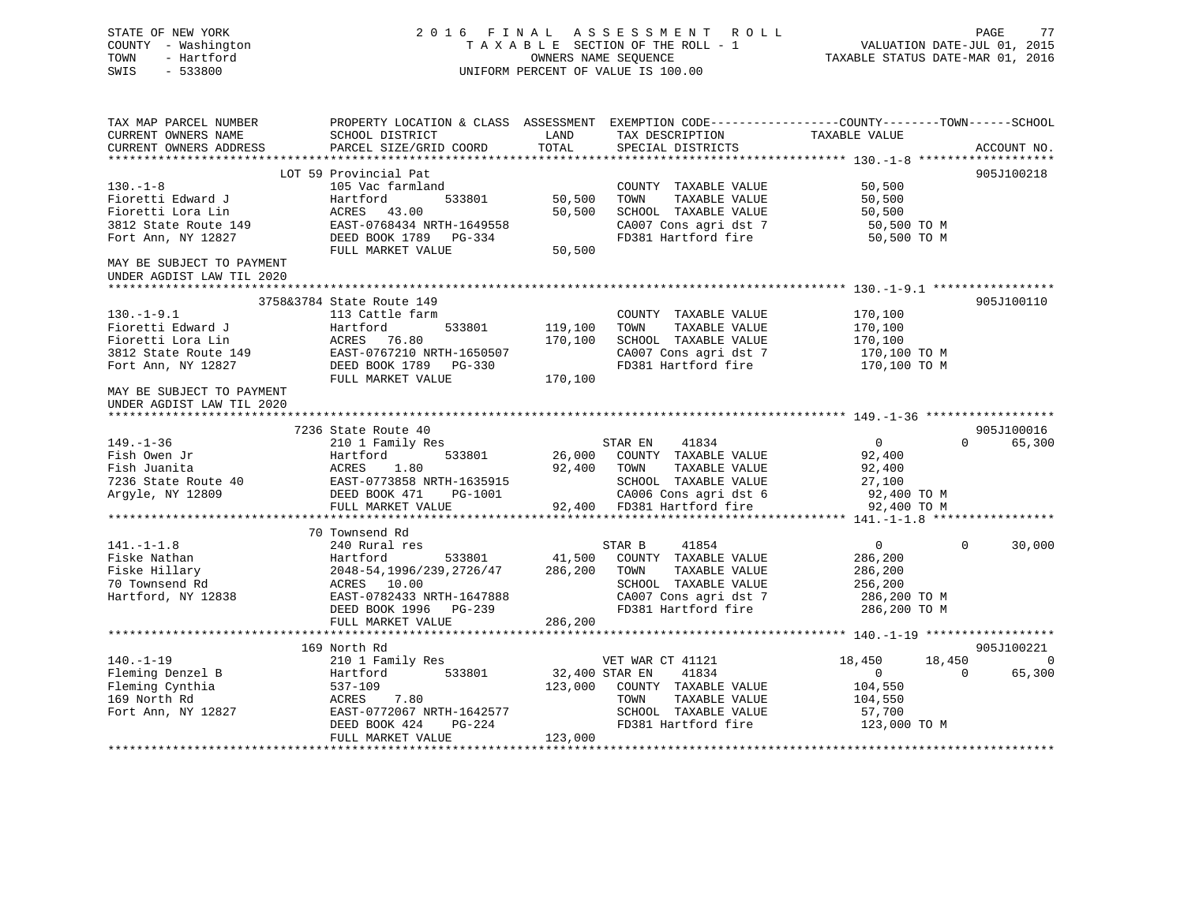STATE OF NEW YORK
COUNTY - Washington
TOWN - Hartford
SWIS - 533800

2016 FINAL ASSESSMENT ROLL
TAXABLE SECTION OF THE ROLL - 1
OWNERS NAME SEQUENCE
UNIFORM PERCENT OF VALUE IS 100.00

VALUATION DATE-JUL 01, 2015
TAXABLE STATUS DATE-MAR 01, 2016

```
TAX MAP PARCEL NUMBER          PROPERTY LOCATION & CLASS  ASSESSMENT  EXEMPTION CODE------------------COUNTY--------TOWN------SCHOOL
CURRENT OWNERS NAME            SCHOOL DISTRICT               LAND      TAX DESCRIPTION            TAXABLE VALUE
CURRENT OWNERS ADDRESS         PARCEL SIZE/GRID COORD        TOTAL     SPECIAL DISTRICTS                                      ACCOUNT NO.
******************************************************************************************************* 130.-1-8 *******************
                  LOT 59 Provincial Pat                                                                                905J100218
130.-1-8                       105 Vac farmland                       COUNTY  TAXABLE VALUE          50,500
Fioretti Edward J              Hartford        533801        50,500   TOWN    TAXABLE VALUE          50,500
Fioretti Lora Lin              ACRES   43.00                 50,500   SCHOOL  TAXABLE VALUE          50,500
3812 State Route 149           EAST-0768434 NRTH-1649558               CA007 Cons agri dst 7           50,500 TO M
Fort Ann, NY 12827             DEED BOOK 1789   PG-334                 FD381 Hartford fire             50,500 TO M
                               FULL MARKET VALUE             50,500
MAY BE SUBJECT TO PAYMENT
UNDER AGDIST LAW TIL 2020
******************************************************************************************************* 130.-1-9.1 *****************
                  3758&3784 State Route 149                                                                            905J100110
130.-1-9.1                     113 Cattle farm                        COUNTY  TAXABLE VALUE         170,100
Fioretti Edward J              Hartford        533801       119,100   TOWN    TAXABLE VALUE         170,100
Fioretti Lora Lin              ACRES   76.80                170,100   SCHOOL  TAXABLE VALUE         170,100
3812 State Route 149           EAST-0767210 NRTH-1650507               CA007 Cons agri dst 7          170,100 TO M
Fort Ann, NY 12827             DEED BOOK 1789   PG-330                 FD381 Hartford fire            170,100 TO M
                               FULL MARKET VALUE            170,100
MAY BE SUBJECT TO PAYMENT
UNDER AGDIST LAW TIL 2020
******************************************************************************************************* 149.-1-36 ******************
                  7236 State Route 40                                                                                  905J100016
149.-1-36                      210 1 Family Res                       STAR EN      41834              0             0      65,300
Fish Owen Jr                   Hartford        533801        26,000   COUNTY  TAXABLE VALUE          92,400
Fish Juanita                   ACRES    1.80                 92,400   TOWN    TAXABLE VALUE          92,400
7236 State Route 40            EAST-0773858 NRTH-1635915               SCHOOL  TAXABLE VALUE          27,100
Argyle, NY 12809               DEED BOOK 471    PG-1001                CA006 Cons agri dst 6           92,400 TO M
                               FULL MARKET VALUE             92,400   FD381 Hartford fire             92,400 TO M
******************************************************************************************************* 141.-1-1.8 *****************
                  70 Townsend Rd
141.-1-1.8                     240 Rural res                          STAR B       41854              0             0      30,000
Fiske Nathan                   Hartford        533801        41,500   COUNTY  TAXABLE VALUE         286,200
Fiske Hillary                  2048-54,1996/239,2726/47     286,200   TOWN    TAXABLE VALUE         286,200
70 Townsend Rd                 ACRES   10.00                           SCHOOL  TAXABLE VALUE         256,200
Hartford, NY 12838             EAST-0782433 NRTH-1647888               CA007 Cons agri dst 7          286,200 TO M
                               DEED BOOK 1996   PG-239                 FD381 Hartford fire            286,200 TO M
                               FULL MARKET VALUE            286,200
******************************************************************************************************* 140.-1-19 ******************
                  169 North Rd                                                                                         905J100221
140.-1-19                      210 1 Family Res                       VET WAR CT 41121           18,450        18,450            0
Fleming Denzel B               Hartford        533801        32,400   STAR EN      41834              0             0      65,300
Fleming Cynthia                537-109                      123,000   COUNTY  TAXABLE VALUE         104,550
169 North Rd                   ACRES    7.80                           TOWN    TAXABLE VALUE         104,550
Fort Ann, NY 12827             EAST-0772067 NRTH-1642577               SCHOOL  TAXABLE VALUE          57,700
                               DEED BOOK 424    PG-224                 FD381 Hartford fire            123,000 TO M
                               FULL MARKET VALUE            123,000
************************************************************************************************************************************
```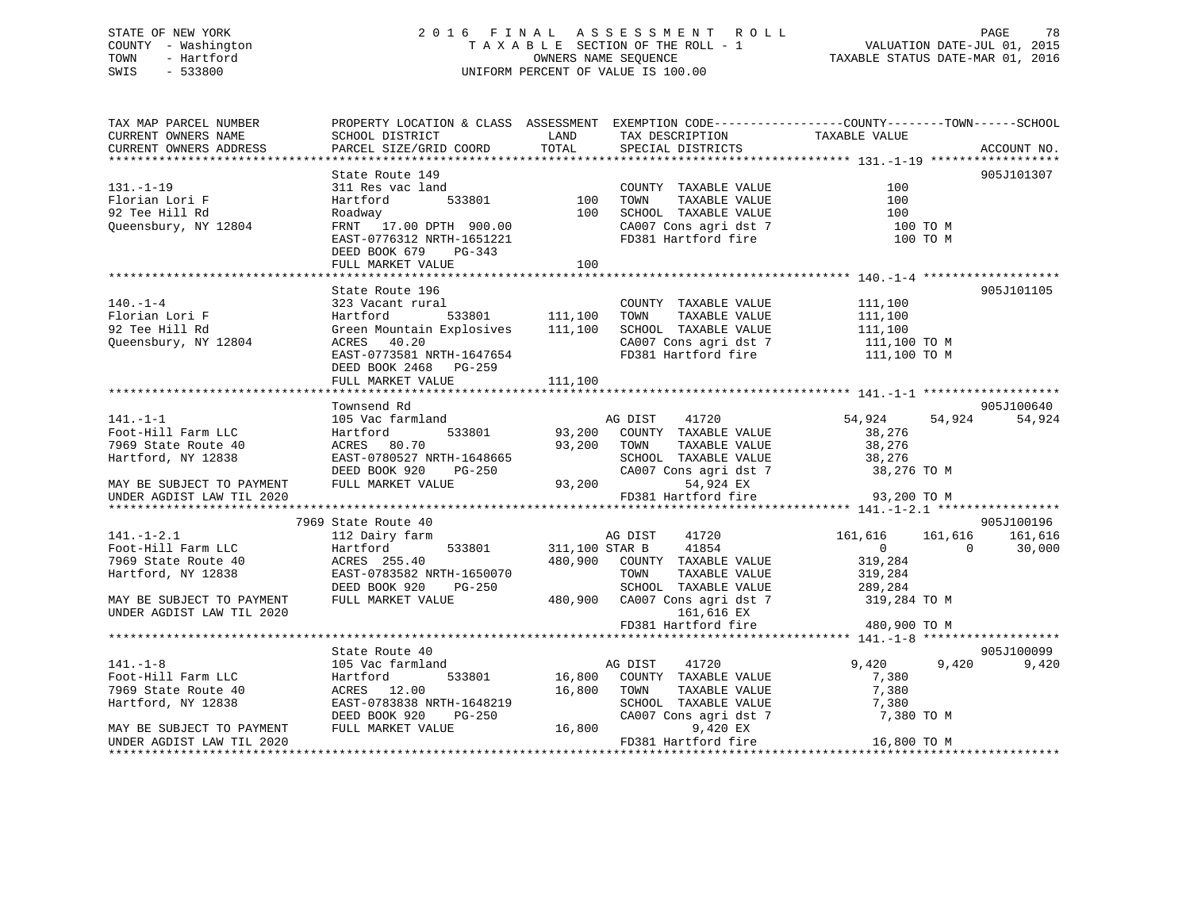STATE OF NEW YORK
COUNTY - Washington
TOWN - Hartford
SWIS - 533800

# 2016 FINAL ASSESSMENT ROLL

TAXABLE SECTION OF THE ROLL - 1
OWNERS NAME SEQUENCE
UNIFORM PERCENT OF VALUE IS 100.00

VALUATION DATE-JUL 01, 2015
TAXABLE STATUS DATE-MAR 01, 2016

```
TAX MAP PARCEL NUMBER          PROPERTY LOCATION & CLASS  ASSESSMENT  EXEMPTION CODE------------------COUNTY--------TOWN------SCHOOL
CURRENT OWNERS NAME            SCHOOL DISTRICT               LAND      TAX DESCRIPTION              TAXABLE VALUE
CURRENT OWNERS ADDRESS         PARCEL SIZE/GRID COORD        TOTAL     SPECIAL DISTRICTS                                        ACCOUNT NO.
******************************************************************************************************* 131.-1-19 ******************
                               State Route 149                                                                           905J101307
131.-1-19                      311 Res vac land                         COUNTY  TAXABLE VALUE              100
Florian Lori F                 Hartford          533801          100    TOWN    TAXABLE VALUE              100
92 Tee Hill Rd                 Roadway                           100    SCHOOL  TAXABLE VALUE              100
Queensbury, NY 12804           FRNT   17.00 DPTH  900.00                CA007 Cons agri dst 7                100 TO M
                               EAST-0776312 NRTH-1651221                FD381 Hartford fire                  100 TO M
                               DEED BOOK 679     PG-343
                               FULL MARKET VALUE                 100
******************************************************************************************************* 140.-1-4 *******************
                               State Route 196                                                                           905J101105
140.-1-4                       323 Vacant rural                         COUNTY  TAXABLE VALUE          111,100
Florian Lori F                 Hartford          533801      111,100    TOWN    TAXABLE VALUE          111,100
92 Tee Hill Rd                 Green Mountain Explosives     111,100    SCHOOL  TAXABLE VALUE          111,100
Queensbury, NY 12804           ACRES   40.20                            CA007 Cons agri dst 7          111,100 TO M
                               EAST-0773581 NRTH-1647654                FD381 Hartford fire            111,100 TO M
                               DEED BOOK 2468    PG-259
                               FULL MARKET VALUE             111,100
******************************************************************************************************* 141.-1-1 *******************
                               Townsend Rd                                                                               905J100640
141.-1-1                       105 Vac farmland                         AG DIST     41720               54,924      54,924      54,924
Foot-Hill Farm LLC             Hartford          533801       93,200    COUNTY  TAXABLE VALUE           38,276
7969 State Route 40            ACRES   80.70                  93,200    TOWN    TAXABLE VALUE           38,276
Hartford, NY 12838             EAST-0780527 NRTH-1648665                SCHOOL  TAXABLE VALUE           38,276
                               DEED BOOK 920     PG-250                 CA007 Cons agri dst 7           38,276 TO M
MAY BE SUBJECT TO PAYMENT      FULL MARKET VALUE              93,200            54,924 EX
UNDER AGDIST LAW TIL 2020                                               FD381 Hartford fire             93,200 TO M
******************************************************************************************************* 141.-1-2.1 *****************
                          7969 State Route 40                                                                            905J100196
141.-1-2.1                     112 Dairy farm                           AG DIST     41720              161,616     161,616     161,616
Foot-Hill Farm LLC             Hartford          533801      311,100 STAR B     41854                    0           0      30,000
7969 State Route 40            ACRES  255.40                 480,900    COUNTY  TAXABLE VALUE          319,284
Hartford, NY 12838             EAST-0783582 NRTH-1650070                TOWN    TAXABLE VALUE          319,284
                               DEED BOOK 920     PG-250                 SCHOOL  TAXABLE VALUE          289,284
MAY BE SUBJECT TO PAYMENT      FULL MARKET VALUE             480,900    CA007 Cons agri dst 7          319,284 TO M
UNDER AGDIST LAW TIL 2020                                                      161,616 EX
                                                                        FD381 Hartford fire            480,900 TO M
******************************************************************************************************* 141.-1-8 *******************
                               State Route 40                                                                            905J100099
141.-1-8                       105 Vac farmland                         AG DIST     41720                9,420       9,420       9,420
Foot-Hill Farm LLC             Hartford          533801       16,800    COUNTY  TAXABLE VALUE            7,380
7969 State Route 40            ACRES   12.00                  16,800    TOWN    TAXABLE VALUE            7,380
Hartford, NY 12838             EAST-0783838 NRTH-1648219                SCHOOL  TAXABLE VALUE            7,380
                               DEED BOOK 920     PG-250                 CA007 Cons agri dst 7            7,380 TO M
MAY BE SUBJECT TO PAYMENT      FULL MARKET VALUE              16,800             9,420 EX
UNDER AGDIST LAW TIL 2020                                               FD381 Hartford fire             16,800 TO M
************************************************************************************************************************************
```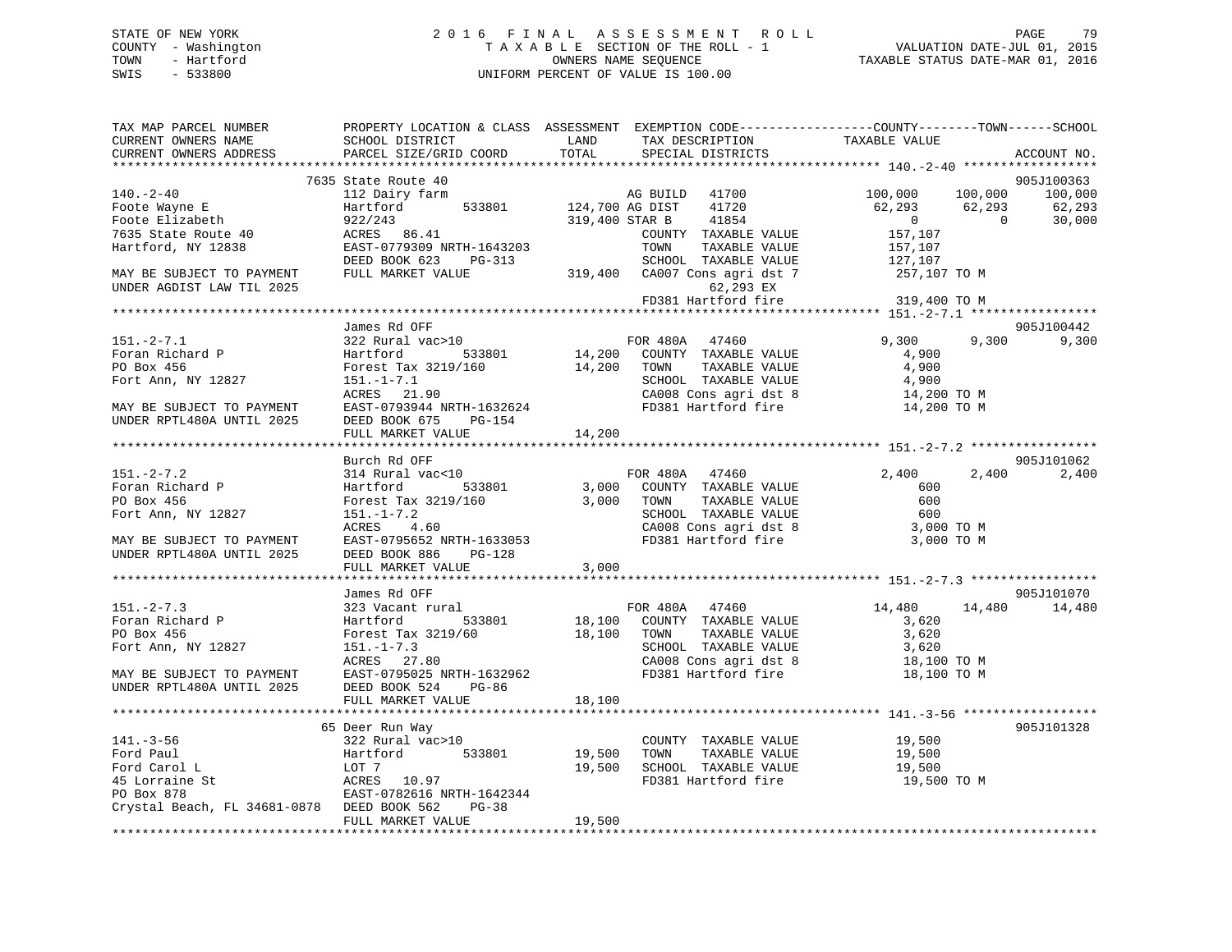STATE OF NEW YORK
COUNTY - Washington
TOWN - Hartford
SWIS - 533800

2 0 1 6 F I N A L A S S E S S M E N T R O L L
T A X A B L E SECTION OF THE ROLL - 1
OWNERS NAME SEQUENCE
UNIFORM PERCENT OF VALUE IS 100.00

VALUATION DATE-JUL 01, 2015
TAXABLE STATUS DATE-MAR 01, 2016

```
TAX MAP PARCEL NUMBER          PROPERTY LOCATION & CLASS  ASSESSMENT  EXEMPTION CODE------------------COUNTY--------TOWN------SCHOOL
CURRENT OWNERS NAME            SCHOOL DISTRICT            LAND        TAX DESCRIPTION              TAXABLE VALUE
CURRENT OWNERS ADDRESS         PARCEL SIZE/GRID COORD     TOTAL       SPECIAL DISTRICTS                                          ACCOUNT NO.
******************************************************************************************************* 140.-2-40 ******************
                    7635 State Route 40                                                                                         905J100363
140.-2-40                      112 Dairy farm                          AG BUILD   41700            100,000     100,000     100,000
Foote Wayne E                  Hartford        533801     124,700 AG DIST    41720             62,293      62,293      62,293
Foote Elizabeth                922/243                    319,400 STAR B     41854                  0           0      30,000
7635 State Route 40            ACRES  86.41                        COUNTY  TAXABLE VALUE          157,107
Hartford, NY 12838             EAST-0779309 NRTH-1643203           TOWN    TAXABLE VALUE          157,107
                               DEED BOOK 623    PG-313             SCHOOL  TAXABLE VALUE          127,107
MAY BE SUBJECT TO PAYMENT      FULL MARKET VALUE          319,400  CA007 Cons agri dst 7          257,107 TO M
UNDER AGDIST LAW TIL 2025                                                    62,293 EX
                                                                   FD381 Hartford fire            319,400 TO M
******************************************************************************************************* 151.-2-7.1 *****************
                    James Rd OFF                                                                                                905J100442
151.-2-7.1                     322 Rural vac>10                    FOR 480A   47460              9,300       9,300       9,300
Foran Richard P                Hartford        533801      14,200  COUNTY  TAXABLE VALUE            4,900
PO Box 456                     Forest Tax 3219/160         14,200  TOWN    TAXABLE VALUE            4,900
Fort Ann, NY 12827             151.-1-7.1                          SCHOOL  TAXABLE VALUE            4,900
                               ACRES  21.90                        CA008 Cons agri dst 8           14,200 TO M
MAY BE SUBJECT TO PAYMENT      EAST-0793944 NRTH-1632624           FD381 Hartford fire             14,200 TO M
UNDER RPTL480A UNTIL 2025      DEED BOOK 675    PG-154
                               FULL MARKET VALUE           14,200
******************************************************************************************************* 151.-2-7.2 *****************
                    Burch Rd OFF                                                                                                905J101062
151.-2-7.2                     314 Rural vac<10                    FOR 480A   47460              2,400       2,400       2,400
Foran Richard P                Hartford        533801       3,000  COUNTY  TAXABLE VALUE              600
PO Box 456                     Forest Tax 3219/160          3,000  TOWN    TAXABLE VALUE              600
Fort Ann, NY 12827             151.-1-7.2                          SCHOOL  TAXABLE VALUE              600
                               ACRES   4.60                        CA008 Cons agri dst 8            3,000 TO M
MAY BE SUBJECT TO PAYMENT      EAST-0795652 NRTH-1633053           FD381 Hartford fire              3,000 TO M
UNDER RPTL480A UNTIL 2025      DEED BOOK 886    PG-128
                               FULL MARKET VALUE            3,000
******************************************************************************************************* 151.-2-7.3 *****************
                    James Rd OFF                                                                                                905J101070
151.-2-7.3                     323 Vacant rural                    FOR 480A   47460             14,480      14,480      14,480
Foran Richard P                Hartford        533801      18,100  COUNTY  TAXABLE VALUE            3,620
PO Box 456                     Forest Tax 3219/60          18,100  TOWN    TAXABLE VALUE            3,620
Fort Ann, NY 12827             151.-1-7.3                          SCHOOL  TAXABLE VALUE            3,620
                               ACRES  27.80                        CA008 Cons agri dst 8           18,100 TO M
MAY BE SUBJECT TO PAYMENT      EAST-0795025 NRTH-1632962           FD381 Hartford fire             18,100 TO M
UNDER RPTL480A UNTIL 2025      DEED BOOK 524    PG-86
                               FULL MARKET VALUE           18,100
******************************************************************************************************* 141.-3-56 ******************
                    65 Deer Run Way                                                                                             905J101328
141.-3-56                      322 Rural vac>10                    COUNTY  TAXABLE VALUE           19,500
Ford Paul                      Hartford        533801      19,500  TOWN    TAXABLE VALUE           19,500
Ford Carol L                   LOT 7                       19,500  SCHOOL  TAXABLE VALUE           19,500
45 Lorraine St                 ACRES  10.97                        FD381 Hartford fire             19,500 TO M
PO Box 878                     EAST-0782616 NRTH-1642344
Crystal Beach, FL 34681-0878   DEED BOOK 562    PG-38
                               FULL MARKET VALUE           19,500
************************************************************************************************************************************
```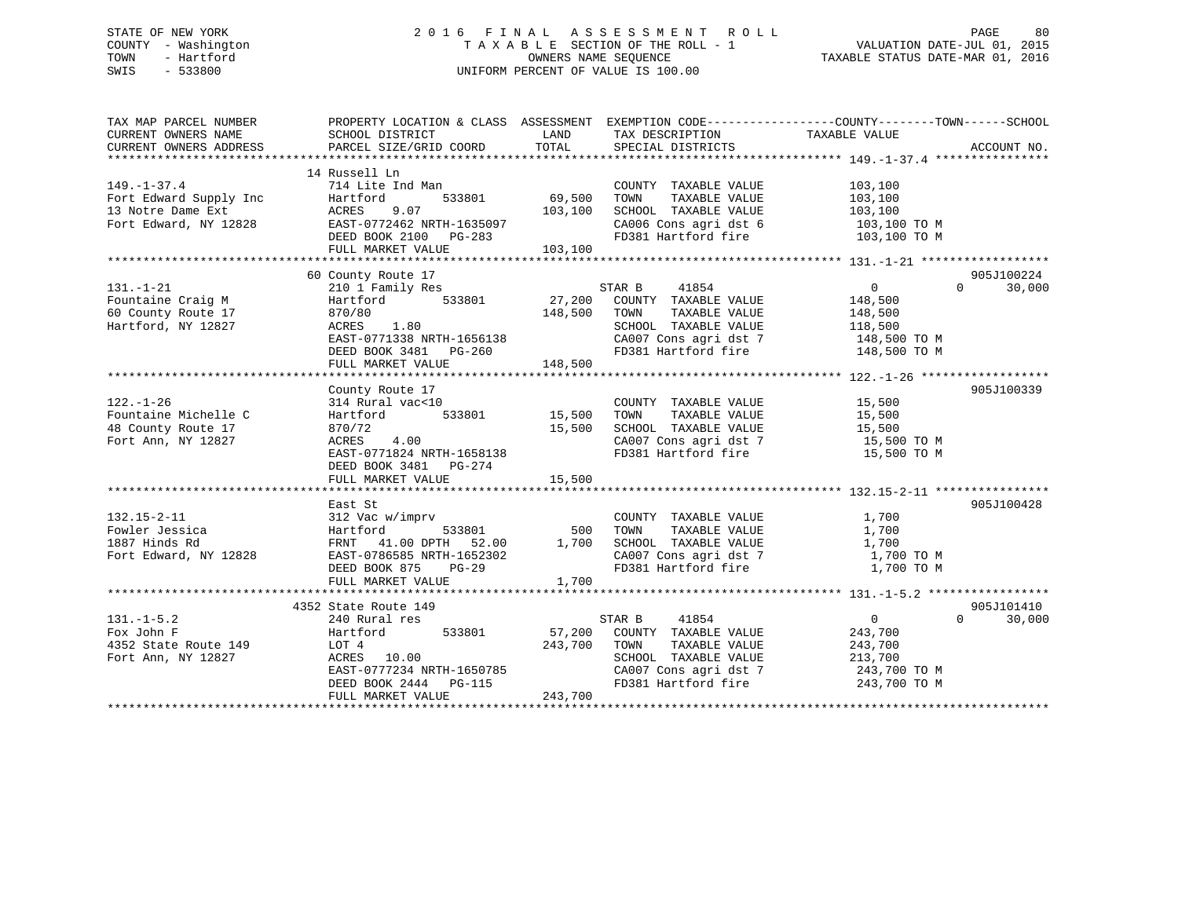STATE OF NEW YORK
COUNTY - Washington
TOWN - Hartford
SWIS - 533800

# 2016 FINAL ASSESSMENT ROLL

TAXABLE SECTION OF THE ROLL - 1
OWNERS NAME SEQUENCE
UNIFORM PERCENT OF VALUE IS 100.00

VALUATION DATE-JUL 01, 2015
TAXABLE STATUS DATE-MAR 01, 2016

```
TAX MAP PARCEL NUMBER          PROPERTY LOCATION & CLASS  ASSESSMENT  EXEMPTION CODE-----------------COUNTY--------TOWN------SCHOOL
CURRENT OWNERS NAME            SCHOOL DISTRICT               LAND      TAX DESCRIPTION            TAXABLE VALUE
CURRENT OWNERS ADDRESS         PARCEL SIZE/GRID COORD        TOTAL     SPECIAL DISTRICTS                                  ACCOUNT NO.
******************************************************************************************************* 149.-1-37.4 ****************
                               14 Russell Ln
149.-1-37.4                    714 Lite Ind Man                        COUNTY  TAXABLE VALUE         103,100
Fort Edward Supply Inc         Hartford      533801        69,500      TOWN    TAXABLE VALUE         103,100
13 Notre Dame Ext              ACRES    9.07              103,100      SCHOOL  TAXABLE VALUE         103,100
Fort Edward, NY 12828          EAST-0772462 NRTH-1635097               CA006 Cons agri dst 6          103,100 TO M
                               DEED BOOK 2100   PG-283                 FD381 Hartford fire            103,100 TO M
                               FULL MARKET VALUE          103,100
******************************************************************************************************* 131.-1-21 ******************
                               60 County Route 17                                                                905J100224
131.-1-21                      210 1 Family Res                        STAR B     41854               0           0      30,000
Fountaine Craig M              Hartford      533801        27,200      COUNTY  TAXABLE VALUE         148,500
60 County Route 17             870/80                     148,500      TOWN    TAXABLE VALUE         148,500
Hartford, NY 12827             ACRES    1.80                           SCHOOL  TAXABLE VALUE         118,500
                               EAST-0771338 NRTH-1656138               CA007 Cons agri dst 7          148,500 TO M
                               DEED BOOK 3481   PG-260                 FD381 Hartford fire            148,500 TO M
                               FULL MARKET VALUE          148,500
******************************************************************************************************* 122.-1-26 ******************
                               County Route 17                                                                   905J100339
122.-1-26                      314 Rural vac<10                        COUNTY  TAXABLE VALUE          15,500
Fountaine Michelle C           Hartford      533801        15,500      TOWN    TAXABLE VALUE          15,500
48 County Route 17             870/72                      15,500      SCHOOL  TAXABLE VALUE          15,500
Fort Ann, NY 12827             ACRES    4.00                           CA007 Cons agri dst 7           15,500 TO M
                               EAST-0771824 NRTH-1658138               FD381 Hartford fire             15,500 TO M
                               DEED BOOK 3481   PG-274
                               FULL MARKET VALUE           15,500
******************************************************************************************************* 132.15-2-11 ****************
                               East St                                                                           905J100428
132.15-2-11                    312 Vac w/imprv                         COUNTY  TAXABLE VALUE           1,700
Fowler Jessica                 Hartford      533801           500      TOWN    TAXABLE VALUE           1,700
1887 Hinds Rd                  FRNT   41.00 DPTH   52.00    1,700      SCHOOL  TAXABLE VALUE           1,700
Fort Edward, NY 12828          EAST-0786585 NRTH-1652302               CA007 Cons agri dst 7            1,700 TO M
                               DEED BOOK 875    PG-29                  FD381 Hartford fire              1,700 TO M
                               FULL MARKET VALUE            1,700
******************************************************************************************************* 131.-1-5.2 *****************
                               4352 State Route 149                                                              905J101410
131.-1-5.2                     240 Rural res                           STAR B     41854               0           0      30,000
Fox John F                     Hartford      533801        57,200      COUNTY  TAXABLE VALUE         243,700
4352 State Route 149           LOT 4                      243,700      TOWN    TAXABLE VALUE         243,700
Fort Ann, NY 12827             ACRES   10.00                           SCHOOL  TAXABLE VALUE         213,700
                               EAST-0777234 NRTH-1650785               CA007 Cons agri dst 7          243,700 TO M
                               DEED BOOK 2444   PG-115                 FD381 Hartford fire            243,700 TO M
                               FULL MARKET VALUE          243,700
************************************************************************************************************************************
```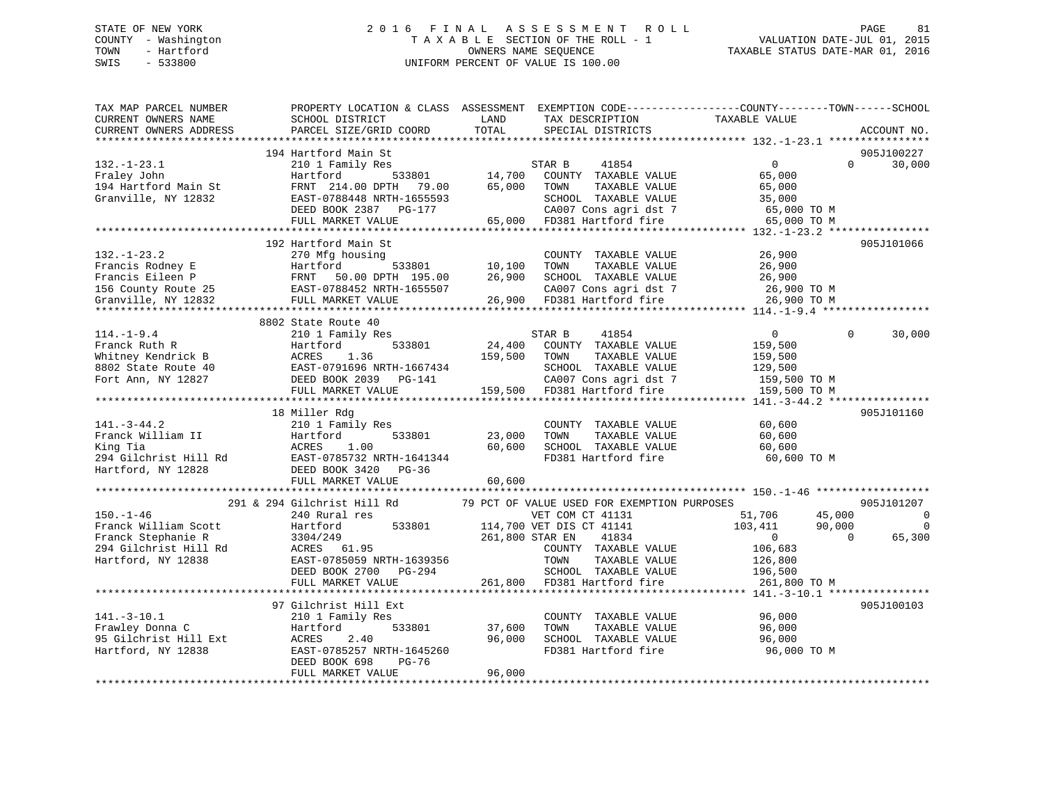STATE OF NEW YORK
COUNTY - Washington
TOWN - Hartford
SWIS - 533800

2 0 1 6 F I N A L A S S E S S M E N T R O L L
T A X A B L E SECTION OF THE ROLL - 1
OWNERS NAME SEQUENCE
UNIFORM PERCENT OF VALUE IS 100.00

VALUATION DATE-JUL 01, 2015
TAXABLE STATUS DATE-MAR 01, 2016

```
TAX MAP PARCEL NUMBER          PROPERTY LOCATION & CLASS  ASSESSMENT  EXEMPTION CODE------------------COUNTY--------TOWN------SCHOOL
CURRENT OWNERS NAME            SCHOOL DISTRICT               LAND      TAX DESCRIPTION            TAXABLE VALUE
CURRENT OWNERS ADDRESS         PARCEL SIZE/GRID COORD        TOTAL     SPECIAL DISTRICTS                                    ACCOUNT NO.
******************************************************************************************************* 132.-1-23.1 ****************
                         194 Hartford Main St                                                                              905J100227
132.-1-23.1                    210 1 Family Res                     STAR B     41854                 0             0      30,000
Fraley John                    Hartford          533801      14,700   COUNTY  TAXABLE VALUE          65,000
194 Hartford Main St           FRNT  214.00 DPTH   79.00     65,000   TOWN    TAXABLE VALUE          65,000
Granville, NY 12832            EAST-0788448 NRTH-1655593              SCHOOL  TAXABLE VALUE          35,000
                               DEED BOOK 2387   PG-177                CA007 Cons agri dst 7           65,000 TO M
                               FULL MARKET VALUE              65,000  FD381 Hartford fire             65,000 TO M
******************************************************************************************************* 132.-1-23.2 ****************
                         192 Hartford Main St                                                                              905J101066
132.-1-23.2                    270 Mfg housing                        COUNTY  TAXABLE VALUE          26,900
Francis Rodney E               Hartford          533801      10,100   TOWN    TAXABLE VALUE          26,900
Francis Eileen P               FRNT   50.00 DPTH  195.00     26,900   SCHOOL  TAXABLE VALUE          26,900
156 County Route 25            EAST-0788452 NRTH-1655507              CA007 Cons agri dst 7           26,900 TO M
Granville, NY 12832            FULL MARKET VALUE              26,900  FD381 Hartford fire             26,900 TO M
******************************************************************************************************* 114.-1-9.4 *****************
                        8802 State Route 40
114.-1-9.4                     210 1 Family Res                     STAR B     41854                 0             0      30,000
Franck Ruth R                  Hartford          533801      24,400   COUNTY  TAXABLE VALUE         159,500
Whitney Kendrick B             ACRES    1.36                159,500   TOWN    TAXABLE VALUE         159,500
8802 State Route 40            EAST-0791696 NRTH-1667434              SCHOOL  TAXABLE VALUE         129,500
Fort Ann, NY 12827             DEED BOOK 2039   PG-141                CA007 Cons agri dst 7          159,500 TO M
                               FULL MARKET VALUE             159,500  FD381 Hartford fire            159,500 TO M
******************************************************************************************************* 141.-3-44.2 ****************
                          18 Miller Rdg                                                                                    905J101160
141.-3-44.2                    210 1 Family Res                       COUNTY  TAXABLE VALUE          60,600
Franck William II              Hartford          533801      23,000   TOWN    TAXABLE VALUE          60,600
King Tia                       ACRES    1.00                 60,600   SCHOOL  TAXABLE VALUE          60,600
294 Gilchrist Hill Rd          EAST-0785732 NRTH-1641344              FD381 Hartford fire             60,600 TO M
Hartford, NY 12828             DEED BOOK 3420   PG-36
                               FULL MARKET VALUE              60,600
******************************************************************************************************* 150.-1-46 ******************
                  291 & 294 Gilchrist Hill Rd          79 PCT OF VALUE USED FOR EXEMPTION PURPOSES                         905J101207
150.-1-46                      240 Rural res                        VET COM CT 41131             51,706        45,000           0
Franck William Scott           Hartford          533801     114,700 VET DIS CT 41141            103,411        90,000           0
Franck Stephanie R             3304/249                     261,800 STAR EN    41834                 0             0      65,300
294 Gilchrist Hill Rd          ACRES   61.95                          COUNTY  TAXABLE VALUE         106,683
Hartford, NY 12838             EAST-0785059 NRTH-1639356              TOWN    TAXABLE VALUE         126,800
                               DEED BOOK 2700   PG-294                SCHOOL  TAXABLE VALUE         196,500
                               FULL MARKET VALUE             261,800  FD381 Hartford fire            261,800 TO M
******************************************************************************************************* 141.-3-10.1 ****************
                          97 Gilchrist Hill Ext                                                                            905J100103
141.-3-10.1                    210 1 Family Res                       COUNTY  TAXABLE VALUE          96,000
Frawley Donna C                Hartford          533801      37,600   TOWN    TAXABLE VALUE          96,000
95 Gilchrist Hill Ext          ACRES    2.40                 96,000   SCHOOL  TAXABLE VALUE          96,000
Hartford, NY 12838             EAST-0785257 NRTH-1645260              FD381 Hartford fire             96,000 TO M
                               DEED BOOK 698    PG-76
                               FULL MARKET VALUE              96,000
************************************************************************************************************************************
```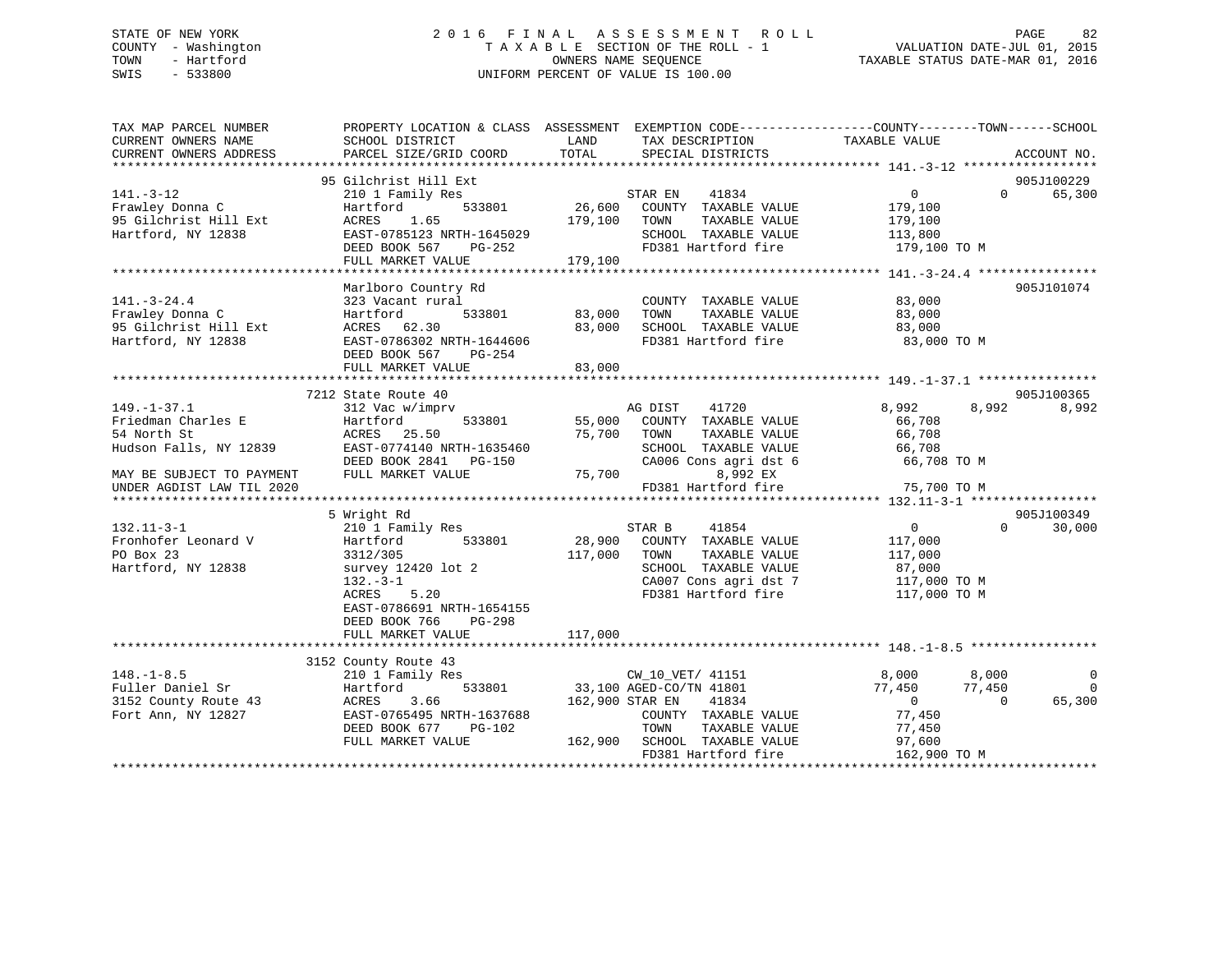STATE OF NEW YORK
COUNTY - Washington
TOWN - Hartford
SWIS - 533800

2016 FINAL ASSESSMENT ROLL
TAXABLE SECTION OF THE ROLL - 1
OWNERS NAME SEQUENCE
UNIFORM PERCENT OF VALUE IS 100.00

VALUATION DATE-JUL 01, 2015
TAXABLE STATUS DATE-MAR 01, 2016

```
TAX MAP PARCEL NUMBER          PROPERTY LOCATION & CLASS  ASSESSMENT  EXEMPTION CODE-----------------COUNTY--------TOWN------SCHOOL
CURRENT OWNERS NAME            SCHOOL DISTRICT              LAND       TAX DESCRIPTION              TAXABLE VALUE
CURRENT OWNERS ADDRESS         PARCEL SIZE/GRID COORD       TOTAL      SPECIAL DISTRICTS                                      ACCOUNT NO.
******************************************************************************************************* 141.-3-12 ******************
                               95 Gilchrist Hill Ext                                                                      905J100229
141.-3-12                      210 1 Family Res                        STAR EN    41834                  0             0      65,300
Frawley Donna C                Hartford         533801        26,600   COUNTY  TAXABLE VALUE           179,100
95 Gilchrist Hill Ext          ACRES    1.65                 179,100   TOWN    TAXABLE VALUE           179,100
Hartford, NY 12838             EAST-0785123 NRTH-1645029               SCHOOL  TAXABLE VALUE           113,800
                               DEED BOOK 567    PG-252                 FD381 Hartford fire             179,100 TO M
                               FULL MARKET VALUE             179,100
******************************************************************************************************* 141.-3-24.4 ****************
                               Marlboro Country Rd                                                                        905J101074
141.-3-24.4                    323 Vacant rural                        COUNTY  TAXABLE VALUE            83,000
Frawley Donna C                Hartford         533801        83,000   TOWN    TAXABLE VALUE            83,000
95 Gilchrist Hill Ext          ACRES   62.30                  83,000   SCHOOL  TAXABLE VALUE            83,000
Hartford, NY 12838             EAST-0786302 NRTH-1644606               FD381 Hartford fire              83,000 TO M
                               DEED BOOK 567    PG-254
                               FULL MARKET VALUE              83,000
******************************************************************************************************* 149.-1-37.1 ****************
                               7212 State Route 40                                                                        905J100365
149.-1-37.1                    312 Vac w/imprv                         AG DIST    41720              8,992         8,992       8,992
Friedman Charles E             Hartford         533801        55,000   COUNTY  TAXABLE VALUE            66,708
54 North St                    ACRES   25.50                  75,700   TOWN    TAXABLE VALUE            66,708
Hudson Falls, NY 12839         EAST-0774140 NRTH-1635460               SCHOOL  TAXABLE VALUE            66,708
                               DEED BOOK 2841   PG-150                 CA006 Cons agri dst 6            66,708 TO M
MAY BE SUBJECT TO PAYMENT      FULL MARKET VALUE              75,700          8,992 EX
UNDER AGDIST LAW TIL 2020                                              FD381 Hartford fire              75,700 TO M
******************************************************************************************************* 132.11-3-1 *****************
                               5 Wright Rd                                                                                905J100349
132.11-3-1                     210 1 Family Res                        STAR B     41854                  0             0      30,000
Fronhofer Leonard V            Hartford         533801        28,900   COUNTY  TAXABLE VALUE           117,000
PO Box 23                      3312/305                      117,000   TOWN    TAXABLE VALUE           117,000
Hartford, NY 12838             survey 12420 lot 2                      SCHOOL  TAXABLE VALUE            87,000
                               132.-3-1                                CA007 Cons agri dst 7           117,000 TO M
                               ACRES    5.20                           FD381 Hartford fire             117,000 TO M
                               EAST-0786691 NRTH-1654155
                               DEED BOOK 766    PG-298
                               FULL MARKET VALUE             117,000
******************************************************************************************************* 148.-1-8.5 *****************
                               3152 County Route 43
148.-1-8.5                     210 1 Family Res                        CW_10_VET/ 41151              8,000         8,000           0
Fuller Daniel Sr               Hartford         533801        33,100   AGED-CO/TN 41801             77,450        77,450           0
3152 County Route 43           ACRES    3.66                 162,900   STAR EN    41834                  0             0      65,300
Fort Ann, NY 12827             EAST-0765495 NRTH-1637688               COUNTY  TAXABLE VALUE            77,450
                               DEED BOOK 677    PG-102                 TOWN    TAXABLE VALUE            77,450
                               FULL MARKET VALUE             162,900   SCHOOL  TAXABLE VALUE            97,600
                                                                       FD381 Hartford fire             162,900 TO M
************************************************************************************************************************************
```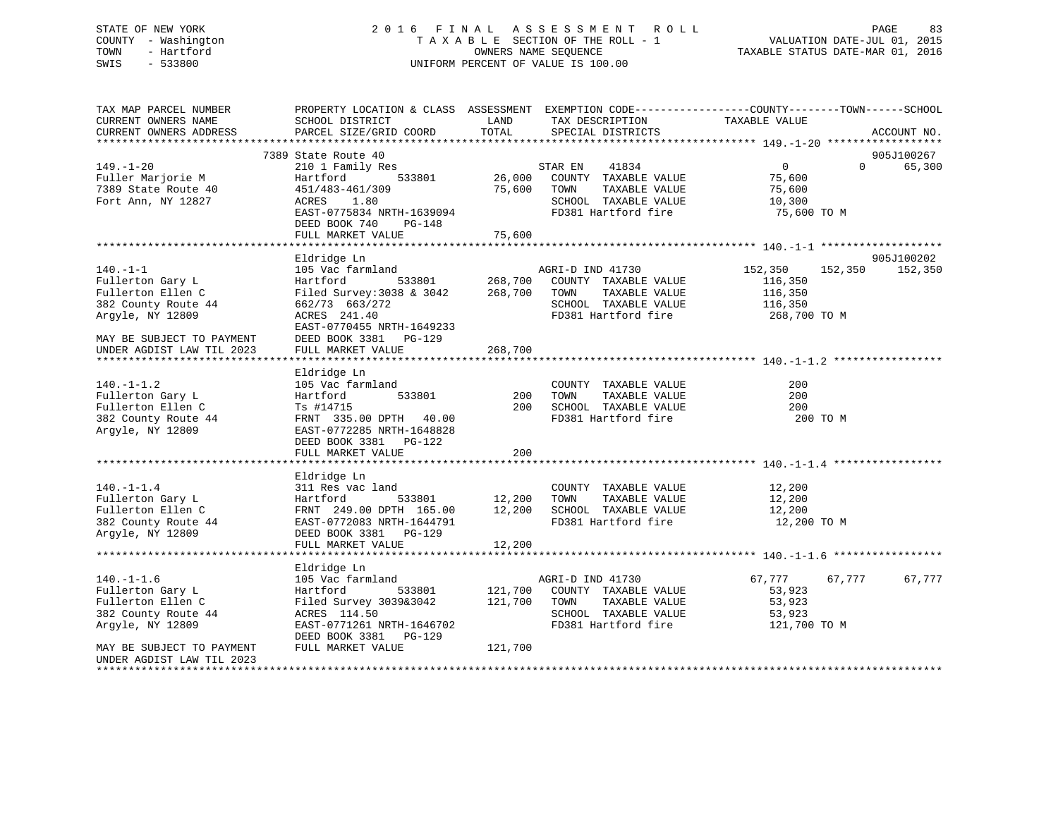STATE OF NEW YORK
COUNTY - Washington
TOWN - Hartford
SWIS - 533800

2016 FINAL ASSESSMENT ROLL
TAXABLE SECTION OF THE ROLL - 1
OWNERS NAME SEQUENCE
UNIFORM PERCENT OF VALUE IS 100.00

VALUATION DATE-JUL 01, 2015
TAXABLE STATUS DATE-MAR 01, 2016

```
TAX MAP PARCEL NUMBER          PROPERTY LOCATION & CLASS  ASSESSMENT  EXEMPTION CODE-----------------COUNTY--------TOWN------SCHOOL
CURRENT OWNERS NAME            SCHOOL DISTRICT              LAND      TAX DESCRIPTION            TAXABLE VALUE
CURRENT OWNERS ADDRESS         PARCEL SIZE/GRID COORD       TOTAL     SPECIAL DISTRICTS                                      ACCOUNT NO.
******************************************************************************************************* 149.-1-20 ******************
                          7389 State Route 40                                                                             905J100267
149.-1-20                      210 1 Family Res                   STAR EN    41834                0          0       65,300
Fuller Marjorie M              Hartford          533801    26,000   COUNTY  TAXABLE VALUE          75,600
7389 State Route 40            451/483-461/309            75,600    TOWN    TAXABLE VALUE          75,600
Fort Ann, NY 12827             ACRES    1.80                        SCHOOL  TAXABLE VALUE          10,300
                               EAST-0775834 NRTH-1639094            FD381 Hartford fire             75,600 TO M
                               DEED BOOK 740    PG-148
                               FULL MARKET VALUE           75,600
******************************************************************************************************* 140.-1-1 *******************
                               Eldridge Ln                                                                                905J100202
140.-1-1                       105 Vac farmland                   AGRI-D IND 41730            152,350    152,350    152,350
Fullerton Gary L               Hartford          533801   268,700   COUNTY  TAXABLE VALUE         116,350
Fullerton Ellen C              Filed Survey:3038 & 3042  268,700    TOWN    TAXABLE VALUE         116,350
382 County Route 44            662/73 663/272                       SCHOOL  TAXABLE VALUE         116,350
Argyle, NY 12809               ACRES  241.40                        FD381 Hartford fire            268,700 TO M
                               EAST-0770455 NRTH-1649233
MAY BE SUBJECT TO PAYMENT      DEED BOOK 3381   PG-129
UNDER AGDIST LAW TIL 2023      FULL MARKET VALUE          268,700
******************************************************************************************************* 140.-1-1.2 *****************
                               Eldridge Ln
140.-1-1.2                     105 Vac farmland                     COUNTY  TAXABLE VALUE             200
Fullerton Gary L               Hartford          533801       200   TOWN    TAXABLE VALUE             200
Fullerton Ellen C              Ts #14715                      200   SCHOOL  TAXABLE VALUE             200
382 County Route 44            FRNT  335.00 DPTH   40.00            FD381 Hartford fire                200 TO M
Argyle, NY 12809               EAST-0772285 NRTH-1648828
                               DEED BOOK 3381   PG-122
                               FULL MARKET VALUE              200
******************************************************************************************************* 140.-1-1.4 *****************
                               Eldridge Ln
140.-1-1.4                     311 Res vac land                     COUNTY  TAXABLE VALUE          12,200
Fullerton Gary L               Hartford          533801    12,200   TOWN    TAXABLE VALUE          12,200
Fullerton Ellen C              FRNT  249.00 DPTH  165.00   12,200   SCHOOL  TAXABLE VALUE          12,200
382 County Route 44            EAST-0772083 NRTH-1644791            FD381 Hartford fire             12,200 TO M
Argyle, NY 12809               DEED BOOK 3381   PG-129
                               FULL MARKET VALUE           12,200
******************************************************************************************************* 140.-1-1.6 *****************
                               Eldridge Ln
140.-1-1.6                     105 Vac farmland                   AGRI-D IND 41730             67,777     67,777     67,777
Fullerton Gary L               Hartford          533801   121,700   COUNTY  TAXABLE VALUE          53,923
Fullerton Ellen C              Filed Survey 3039&3042    121,700    TOWN    TAXABLE VALUE          53,923
382 County Route 44            ACRES  114.50                        SCHOOL  TAXABLE VALUE          53,923
Argyle, NY 12809               EAST-0771261 NRTH-1646702            FD381 Hartford fire            121,700 TO M
                               DEED BOOK 3381   PG-129
MAY BE SUBJECT TO PAYMENT      FULL MARKET VALUE          121,700
UNDER AGDIST LAW TIL 2023
************************************************************************************************************************************
```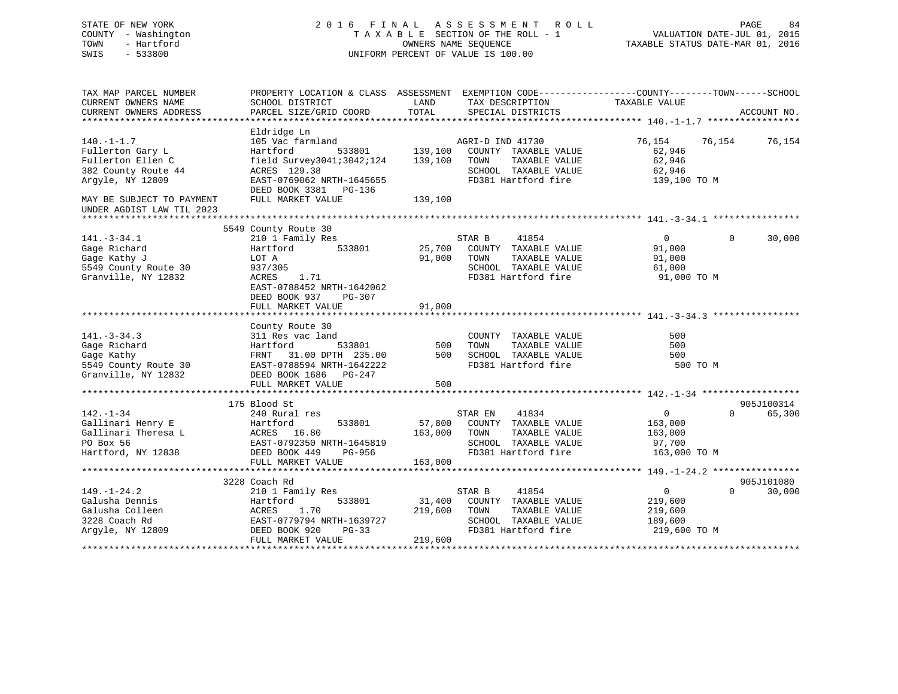STATE OF NEW YORK | 2016 FINAL ASSESSMENT ROLL | VALUATION DATE-JUL 01, 2015
COUNTY - Washington | TAXABLE SECTION OF THE ROLL - 1 | TAXABLE STATUS DATE-MAR 01, 2016
TOWN - Hartford | OWNERS NAME SEQUENCE
SWIS - 533800 | UNIFORM PERCENT OF VALUE IS 100.00

```
TAX MAP PARCEL NUMBER          PROPERTY LOCATION & CLASS  ASSESSMENT  EXEMPTION CODE------------------COUNTY--------TOWN------SCHOOL
CURRENT OWNERS NAME            SCHOOL DISTRICT              LAND        TAX DESCRIPTION              TAXABLE VALUE
CURRENT OWNERS ADDRESS         PARCEL SIZE/GRID COORD       TOTAL       SPECIAL DISTRICTS                                   ACCOUNT NO.
******************************************************************************************************* 140.-1-1.7 *****************
                               Eldridge Ln
140.-1-1.7                     105 Vac farmland                        AGRI-D IND 41730               76,154      76,154      76,154
Fullerton Gary L               Hartford          533801      139,100     COUNTY  TAXABLE VALUE          62,946
Fullerton Ellen C              field Survey3041;3042;124     139,100     TOWN    TAXABLE VALUE          62,946
382 County Route 44            ACRES  129.38                             SCHOOL  TAXABLE VALUE          62,946
Argyle, NY 12809               EAST-0769062 NRTH-1645655                 FD381 Hartford fire           139,100 TO M
                               DEED BOOK 3381   PG-136
MAY BE SUBJECT TO PAYMENT      FULL MARKET VALUE             139,100
UNDER AGDIST LAW TIL 2023
******************************************************************************************************* 141.-3-34.1 ****************
                               5549 County Route 30
141.-3-34.1                    210 1 Family Res                        STAR B      41854                   0           0      30,000
Gage Richard                   Hartford          533801       25,700     COUNTY  TAXABLE VALUE          91,000
Gage Kathy J                   LOT A                          91,000     TOWN    TAXABLE VALUE          91,000
5549 County Route 30           937/305                                   SCHOOL  TAXABLE VALUE          61,000
Granville, NY 12832            ACRES    1.71                             FD381 Hartford fire            91,000 TO M
                               EAST-0788452 NRTH-1642062
                               DEED BOOK 937    PG-307
                               FULL MARKET VALUE              91,000
******************************************************************************************************* 141.-3-34.3 ****************
                               County Route 30
141.-3-34.3                    311 Res vac land                          COUNTY  TAXABLE VALUE             500
Gage Richard                   Hartford          533801          500     TOWN    TAXABLE VALUE             500
Gage Kathy                     FRNT   31.00 DPTH  235.00         500     SCHOOL  TAXABLE VALUE             500
5549 County Route 30           EAST-0788594 NRTH-1642222                 FD381 Hartford fire               500 TO M
Granville, NY 12832            DEED BOOK 1686   PG-247
                               FULL MARKET VALUE                 500
******************************************************************************************************* 142.-1-34 ******************
                               175 Blood St                                                                              905J100314
142.-1-34                      240 Rural res                           STAR EN     41834                   0           0      65,300
Gallinari Henry E              Hartford          533801       57,800     COUNTY  TAXABLE VALUE         163,000
Gallinari Theresa L            ACRES   16.80                 163,000     TOWN    TAXABLE VALUE         163,000
PO Box 56                      EAST-0792350 NRTH-1645819                 SCHOOL  TAXABLE VALUE          97,700
Hartford, NY 12838             DEED BOOK 449    PG-956                   FD381 Hartford fire           163,000 TO M
                               FULL MARKET VALUE             163,000
******************************************************************************************************* 149.-1-24.2 ****************
                               3228 Coach Rd                                                                             905J101080
149.-1-24.2                    210 1 Family Res                        STAR B      41854                   0           0      30,000
Galusha Dennis                 Hartford          533801       31,400     COUNTY  TAXABLE VALUE         219,600
Galusha Colleen                ACRES    1.70                 219,600     TOWN    TAXABLE VALUE         219,600
3228 Coach Rd                  EAST-0779794 NRTH-1639727                 SCHOOL  TAXABLE VALUE         189,600
Argyle, NY 12809               DEED BOOK 920    PG-33                    FD381 Hartford fire           219,600 TO M
                               FULL MARKET VALUE             219,600
************************************************************************************************************************************
```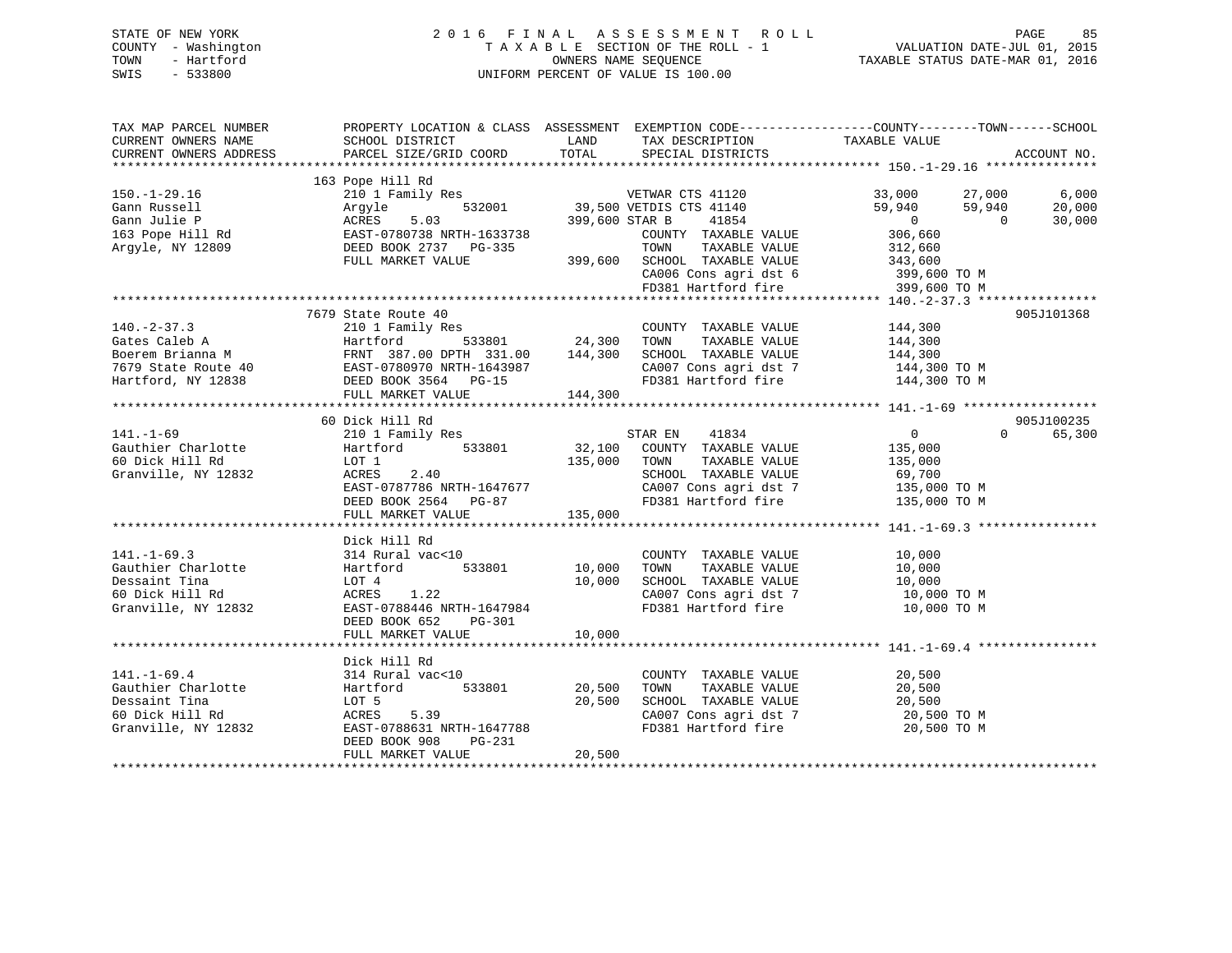STATE OF NEW YORK
COUNTY - Washington
TOWN - Hartford
SWIS - 533800

2016 FINAL ASSESSMENT ROLL
TAXABLE SECTION OF THE ROLL - 1
OWNERS NAME SEQUENCE
UNIFORM PERCENT OF VALUE IS 100.00

VALUATION DATE-JUL 01, 2015
TAXABLE STATUS DATE-MAR 01, 2016

```
TAX MAP PARCEL NUMBER      PROPERTY LOCATION & CLASS  ASSESSMENT  EXEMPTION CODE------------------COUNTY--------TOWN------SCHOOL
CURRENT OWNERS NAME        SCHOOL DISTRICT              LAND      TAX DESCRIPTION              TAXABLE VALUE
CURRENT OWNERS ADDRESS     PARCEL SIZE/GRID COORD       TOTAL     SPECIAL DISTRICTS                                      ACCOUNT NO.
******************************************************************************************************* 150.-1-29.16 ***************
                           163 Pope Hill Rd
150.-1-29.16               210 1 Family Res                        VETWAR CTS 41120             33,000      27,000       6,000
Gann Russell               Argyle          532001       39,500 VETDIS CTS 41140             59,940      59,940      20,000
Gann Julie P               ACRES    5.03               399,600 STAR B     41854                  0           0      30,000
163 Pope Hill Rd           EAST-0780738 NRTH-1633738             COUNTY  TAXABLE VALUE          306,660
Argyle, NY 12809           DEED BOOK 2737   PG-335               TOWN    TAXABLE VALUE          312,660
                           FULL MARKET VALUE           399,600   SCHOOL  TAXABLE VALUE          343,600
                                                                 CA006 Cons agri dst 6            399,600 TO M
                                                                 FD381 Hartford fire              399,600 TO M
******************************************************************************************************* 140.-2-37.3 ****************
                           7679 State Route 40                                                                          905J101368
140.-2-37.3                210 1 Family Res                      COUNTY  TAXABLE VALUE          144,300
Gates Caleb A              Hartford        533801       24,300   TOWN    TAXABLE VALUE          144,300
Boerem Brianna M           FRNT 387.00 DPTH 331.00     144,300   SCHOOL  TAXABLE VALUE          144,300
7679 State Route 40        EAST-0780970 NRTH-1643987             CA007 Cons agri dst 7            144,300 TO M
Hartford, NY 12838         DEED BOOK 3564   PG-15                FD381 Hartford fire              144,300 TO M
                           FULL MARKET VALUE           144,300
******************************************************************************************************* 141.-1-69 ******************
                           60 Dick Hill Rd                                                                              905J100235
141.-1-69                  210 1 Family Res                      STAR EN    41834                  0           0      65,300
Gauthier Charlotte         Hartford        533801       32,100   COUNTY  TAXABLE VALUE          135,000
60 Dick Hill Rd            LOT 1                       135,000   TOWN    TAXABLE VALUE          135,000
Granville, NY 12832        ACRES    2.40                         SCHOOL  TAXABLE VALUE           69,700
                           EAST-0787786 NRTH-1647677             CA007 Cons agri dst 7            135,000 TO M
                           DEED BOOK 2564   PG-87                FD381 Hartford fire              135,000 TO M
                           FULL MARKET VALUE           135,000
******************************************************************************************************* 141.-1-69.3 ****************
                           Dick Hill Rd
141.-1-69.3                314 Rural vac<10                      COUNTY  TAXABLE VALUE           10,000
Gauthier Charlotte         Hartford        533801       10,000   TOWN    TAXABLE VALUE           10,000
Dessaint Tina              LOT 4                        10,000   SCHOOL  TAXABLE VALUE           10,000
60 Dick Hill Rd            ACRES    1.22                         CA007 Cons agri dst 7             10,000 TO M
Granville, NY 12832        EAST-0788446 NRTH-1647984             FD381 Hartford fire               10,000 TO M
                           DEED BOOK 652    PG-301
                           FULL MARKET VALUE            10,000
******************************************************************************************************* 141.-1-69.4 ****************
                           Dick Hill Rd
141.-1-69.4                314 Rural vac<10                      COUNTY  TAXABLE VALUE           20,500
Gauthier Charlotte         Hartford        533801       20,500   TOWN    TAXABLE VALUE           20,500
Dessaint Tina              LOT 5                        20,500   SCHOOL  TAXABLE VALUE           20,500
60 Dick Hill Rd            ACRES    5.39                         CA007 Cons agri dst 7             20,500 TO M
Granville, NY 12832        EAST-0788631 NRTH-1647788             FD381 Hartford fire               20,500 TO M
                           DEED BOOK 908    PG-231
                           FULL MARKET VALUE            20,500
************************************************************************************************************************************
```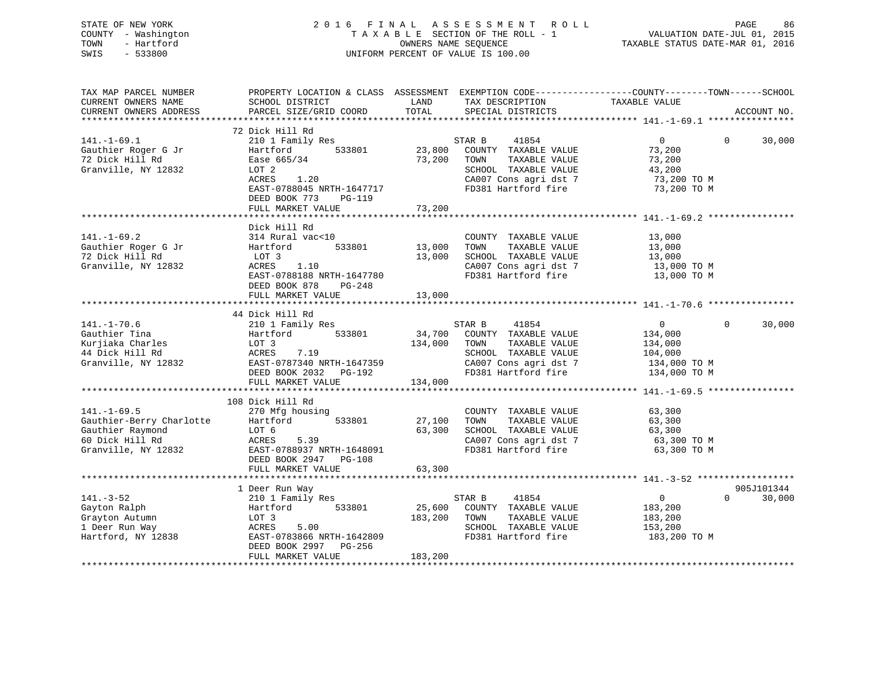STATE OF NEW YORK
COUNTY - Washington
TOWN - Hartford
SWIS - 533800

# 2016 FINAL ASSESSMENT ROLL
TAXABLE SECTION OF THE ROLL - 1
OWNERS NAME SEQUENCE
UNIFORM PERCENT OF VALUE IS 100.00

VALUATION DATE-JUL 01, 2015
TAXABLE STATUS DATE-MAR 01, 2016

```
TAX MAP PARCEL NUMBER          PROPERTY LOCATION & CLASS  ASSESSMENT  EXEMPTION CODE------------------COUNTY--------TOWN------SCHOOL
CURRENT OWNERS NAME            SCHOOL DISTRICT               LAND      TAX DESCRIPTION              TAXABLE VALUE
CURRENT OWNERS ADDRESS         PARCEL SIZE/GRID COORD        TOTAL     SPECIAL DISTRICTS                                        ACCOUNT NO.
********************************************************************************************** 141.-1-69.1 ****************
                               72 Dick Hill Rd
141.-1-69.1                    210 1 Family Res                       STAR B      41854                 0          0     30,000
Gauthier Roger G Jr            Hartford        533801       23,800    COUNTY  TAXABLE VALUE          73,200
72 Dick Hill Rd                Ease 665/34                  73,200    TOWN    TAXABLE VALUE          73,200
Granville, NY 12832            LOT 2                                  SCHOOL  TAXABLE VALUE          43,200
                               ACRES     1.20                         CA007 Cons agri dst 7           73,200 TO M
                               EAST-0788045 NRTH-1647717              FD381 Hartford fire             73,200 TO M
                               DEED BOOK 773    PG-119
                               FULL MARKET VALUE            73,200
********************************************************************************************** 141.-1-69.2 ****************
                               Dick Hill Rd
141.-1-69.2                    314 Rural vac<10                       COUNTY  TAXABLE VALUE          13,000
Gauthier Roger G Jr            Hartford        533801       13,000    TOWN    TAXABLE VALUE          13,000
72 Dick Hill Rd                 LOT 3                       13,000    SCHOOL  TAXABLE VALUE          13,000
Granville, NY 12832            ACRES     1.10                         CA007 Cons agri dst 7           13,000 TO M
                               EAST-0788188 NRTH-1647780              FD381 Hartford fire             13,000 TO M
                               DEED BOOK 878    PG-248
                               FULL MARKET VALUE            13,000
********************************************************************************************** 141.-1-70.6 ****************
                               44 Dick Hill Rd
141.-1-70.6                    210 1 Family Res                       STAR B      41854                 0          0     30,000
Gauthier Tina                  Hartford        533801       34,700    COUNTY  TAXABLE VALUE         134,000
Kurjiaka Charles               LOT 3                       134,000    TOWN    TAXABLE VALUE         134,000
44 Dick Hill Rd                ACRES     7.19                         SCHOOL  TAXABLE VALUE         104,000
Granville, NY 12832            EAST-0787340 NRTH-1647359              CA007 Cons agri dst 7          134,000 TO M
                               DEED BOOK 2032   PG-192                FD381 Hartford fire            134,000 TO M
                               FULL MARKET VALUE           134,000
********************************************************************************************** 141.-1-69.5 ****************
                               108 Dick Hill Rd
141.-1-69.5                    270 Mfg housing                        COUNTY  TAXABLE VALUE          63,300
Gauthier-Berry Charlotte       Hartford        533801       27,100    TOWN    TAXABLE VALUE          63,300
Gauthier Raymond               LOT 6                        63,300    SCHOOL  TAXABLE VALUE          63,300
60 Dick Hill Rd                ACRES     5.39                         CA007 Cons agri dst 7           63,300 TO M
Granville, NY 12832            EAST-0788937 NRTH-1648091              FD381 Hartford fire             63,300 TO M
                               DEED BOOK 2947   PG-108
                               FULL MARKET VALUE            63,300
********************************************************************************************** 141.-3-52 ******************
                               1 Deer Run Way                                                                        905J101344
141.-3-52                      210 1 Family Res                       STAR B      41854                 0          0     30,000
Gayton Ralph                   Hartford        533801       25,600    COUNTY  TAXABLE VALUE         183,200
Grayton Autumn                 LOT 3                       183,200    TOWN    TAXABLE VALUE         183,200
1 Deer Run Way                 ACRES     5.00                         SCHOOL  TAXABLE VALUE         153,200
Hartford, NY 12838             EAST-0783866 NRTH-1642809              FD381 Hartford fire            183,200 TO M
                               DEED BOOK 2997   PG-256
                               FULL MARKET VALUE           183,200
****************************************************************************************************************************
```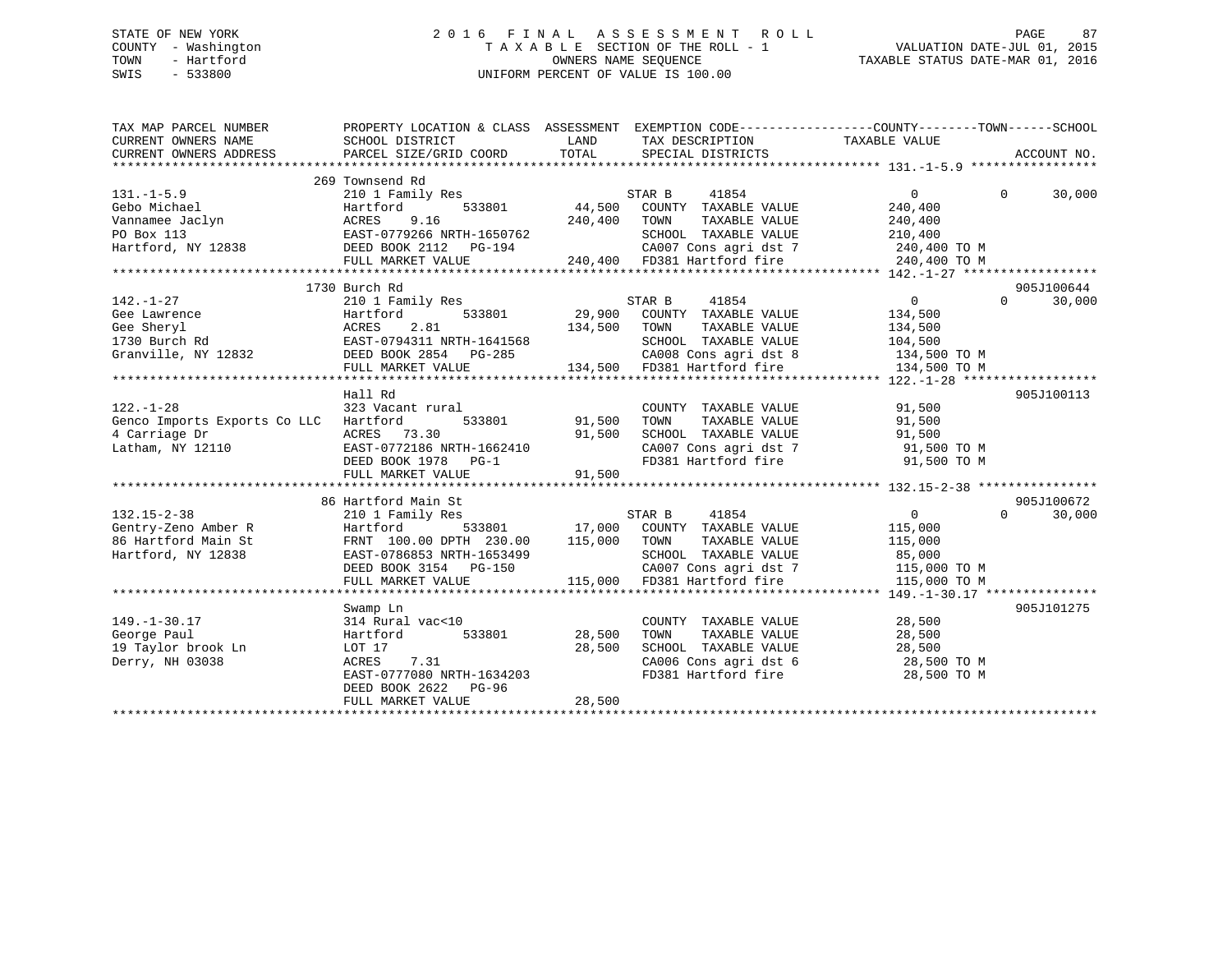STATE OF NEW YORK
COUNTY - Washington
TOWN - Hartford
SWIS - 533800

# 2016 FINAL ASSESSMENT ROLL
TAXABLE SECTION OF THE ROLL - 1
OWNERS NAME SEQUENCE
UNIFORM PERCENT OF VALUE IS 100.00

VALUATION DATE-JUL 01, 2015
TAXABLE STATUS DATE-MAR 01, 2016

| TAX MAP PARCEL NUMBER / CURRENT OWNERS NAME / CURRENT OWNERS ADDRESS | PROPERTY LOCATION & CLASS / SCHOOL DISTRICT / PARCEL SIZE/GRID COORD | ASSESSMENT LAND / TOTAL | EXEMPTION CODE / TAX DESCRIPTION / SPECIAL DISTRICTS | COUNTY / TOWN / SCHOOL TAXABLE VALUE | ACCOUNT NO. |
|---|---|---|---|---|---|
| 131.-1-5.9 | 269 Townsend Rd | | | | |
| Gebo Michael | 210 1 Family Res | | STAR B 41854 | 0 0 30,000 | |
| Vannamee Jaclyn | Hartford 533801 | 44,500 | COUNTY TAXABLE VALUE | 240,400 | |
| PO Box 113 | ACRES 9.16 | 240,400 | TOWN TAXABLE VALUE | 240,400 | |
| Hartford, NY 12838 | EAST-0779266 NRTH-1650762 | | SCHOOL TAXABLE VALUE | 210,400 | |
| | DEED BOOK 2112 PG-194 | | CA007 Cons agri dst 7 | 240,400 TO M | |
| | FULL MARKET VALUE | 240,400 | FD381 Hartford fire | 240,400 TO M | |
| 142.-1-27 | 1730 Burch Rd | | | | 905J100644 |
| Gee Lawrence | 210 1 Family Res | | STAR B 41854 | 0 0 30,000 | |
| Gee Sheryl | Hartford 533801 | 29,900 | COUNTY TAXABLE VALUE | 134,500 | |
| 1730 Burch Rd | ACRES 2.81 | 134,500 | TOWN TAXABLE VALUE | 134,500 | |
| Granville, NY 12832 | EAST-0794311 NRTH-1641568 | | SCHOOL TAXABLE VALUE | 104,500 | |
| | DEED BOOK 2854 PG-285 | | CA008 Cons agri dst 8 | 134,500 TO M | |
| | FULL MARKET VALUE | 134,500 | FD381 Hartford fire | 134,500 TO M | |
| 122.-1-28 | Hall Rd | | | | 905J100113 |
| Genco Imports Exports Co LLC | 323 Vacant rural | | COUNTY TAXABLE VALUE | 91,500 | |
| 4 Carriage Dr | Hartford 533801 | 91,500 | TOWN TAXABLE VALUE | 91,500 | |
| Latham, NY 12110 | ACRES 73.30 | 91,500 | SCHOOL TAXABLE VALUE | 91,500 | |
| | EAST-0772186 NRTH-1662410 | | CA007 Cons agri dst 7 | 91,500 TO M | |
| | DEED BOOK 1978 PG-1 | | FD381 Hartford fire | 91,500 TO M | |
| | FULL MARKET VALUE | 91,500 | | | |
| 132.15-2-38 | 86 Hartford Main St | | | | 905J100672 |
| Gentry-Zeno Amber R | 210 1 Family Res | | STAR B 41854 | 0 0 30,000 | |
| 86 Hartford Main St | Hartford 533801 | 17,000 | COUNTY TAXABLE VALUE | 115,000 | |
| Hartford, NY 12838 | FRNT 100.00 DPTH 230.00 | 115,000 | TOWN TAXABLE VALUE | 115,000 | |
| | EAST-0786853 NRTH-1653499 | | SCHOOL TAXABLE VALUE | 85,000 | |
| | DEED BOOK 3154 PG-150 | | CA007 Cons agri dst 7 | 115,000 TO M | |
| | FULL MARKET VALUE | 115,000 | FD381 Hartford fire | 115,000 TO M | |
| 149.-1-30.17 | Swamp Ln | | | | 905J101275 |
| George Paul | 314 Rural vac<10 | | COUNTY TAXABLE VALUE | 28,500 | |
| 19 Taylor brook Ln | Hartford 533801 | 28,500 | TOWN TAXABLE VALUE | 28,500 | |
| Derry, NH 03038 | LOT 17 | 28,500 | SCHOOL TAXABLE VALUE | 28,500 | |
| | ACRES 7.31 | | CA006 Cons agri dst 6 | 28,500 TO M | |
| | EAST-0777080 NRTH-1634203 | | FD381 Hartford fire | 28,500 TO M | |
| | DEED BOOK 2622 PG-96 | | | | |
| | FULL MARKET VALUE | 28,500 | | | |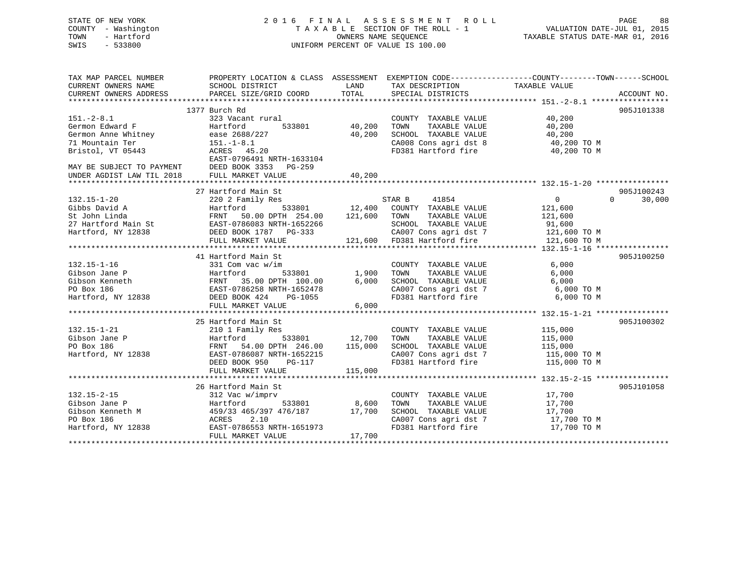STATE OF NEW YORK
COUNTY - Washington
TOWN - Hartford
SWIS - 533800

2016 FINAL ASSESSMENT ROLL
TAXABLE SECTION OF THE ROLL - 1
OWNERS NAME SEQUENCE
UNIFORM PERCENT OF VALUE IS 100.00

VALUATION DATE-JUL 01, 2015
TAXABLE STATUS DATE-MAR 01, 2016

```
TAX MAP PARCEL NUMBER          PROPERTY LOCATION & CLASS  ASSESSMENT  EXEMPTION CODE-----------------COUNTY--------TOWN------SCHOOL
CURRENT OWNERS NAME            SCHOOL DISTRICT              LAND      TAX DESCRIPTION              TAXABLE VALUE
CURRENT OWNERS ADDRESS         PARCEL SIZE/GRID COORD       TOTAL     SPECIAL DISTRICTS                                          ACCOUNT NO.
******************************************************************************************************* 151.-2-8.1 *****************
                          1377 Burch Rd                                                                                 905J101338
151.-2-8.1                     323 Vacant rural                        COUNTY  TAXABLE VALUE            40,200
Germon Edward F                Hartford         533801      40,200     TOWN    TAXABLE VALUE            40,200
Germon Anne Whitney            ease 2688/227                40,200     SCHOOL  TAXABLE VALUE            40,200
71 Mountain Ter                151.-1-8.1                              CA008 Cons agri dst 8             40,200 TO M
Bristol, VT 05443              ACRES  45.20                            FD381 Hartford fire               40,200 TO M
                               EAST-0796491 NRTH-1633104
MAY BE SUBJECT TO PAYMENT      DEED BOOK 3353   PG-259
UNDER AGDIST LAW TIL 2018      FULL MARKET VALUE            40,200
******************************************************************************************************* 132.15-1-20 ****************
                          27 Hartford Main St                                                                           905J100243
132.15-1-20                    220 2 Family Res                        STAR B      41854                   0            0     30,000
Gibbs David A                  Hartford         533801      12,400     COUNTY  TAXABLE VALUE           121,600
St John Linda                  FRNT   50.00 DPTH 254.00    121,600     TOWN    TAXABLE VALUE           121,600
27 Hartford Main St            EAST-0786083 NRTH-1652266               SCHOOL  TAXABLE VALUE            91,600
Hartford, NY 12838             DEED BOOK 1787   PG-333                 CA007 Cons agri dst 7            121,600 TO M
                               FULL MARKET VALUE           121,600     FD381 Hartford fire              121,600 TO M
******************************************************************************************************* 132.15-1-16 ****************
                          41 Hartford Main St                                                                           905J100250
132.15-1-16                    331 Com vac w/im                        COUNTY  TAXABLE VALUE             6,000
Gibson Jane P                  Hartford         533801       1,900     TOWN    TAXABLE VALUE             6,000
Gibson Kenneth                 FRNT   35.00 DPTH 100.00      6,000     SCHOOL  TAXABLE VALUE             6,000
PO Box 186                     EAST-0786258 NRTH-1652478               CA007 Cons agri dst 7              6,000 TO M
Hartford, NY 12838             DEED BOOK 424    PG-1055                FD381 Hartford fire                6,000 TO M
                               FULL MARKET VALUE             6,000
******************************************************************************************************* 132.15-1-21 ****************
                          25 Hartford Main St                                                                           905J100302
132.15-1-21                    210 1 Family Res                        COUNTY  TAXABLE VALUE           115,000
Gibson Jane P                  Hartford         533801      12,700     TOWN    TAXABLE VALUE           115,000
PO Box 186                     FRNT   54.00 DPTH 246.00    115,000     SCHOOL  TAXABLE VALUE           115,000
Hartford, NY 12838             EAST-0786087 NRTH-1652215               CA007 Cons agri dst 7            115,000 TO M
                               DEED BOOK 950    PG-117                 FD381 Hartford fire              115,000 TO M
                               FULL MARKET VALUE           115,000
******************************************************************************************************* 132.15-2-15 ****************
                          26 Hartford Main St                                                                           905J101058
132.15-2-15                    312 Vac w/imprv                         COUNTY  TAXABLE VALUE            17,700
Gibson Jane P                  Hartford         533801       8,600     TOWN    TAXABLE VALUE            17,700
Gibson Kenneth M               459/33 465/397 476/187       17,700     SCHOOL  TAXABLE VALUE            17,700
PO Box 186                     ACRES    2.10                           CA007 Cons agri dst 7             17,700 TO M
Hartford, NY 12838             EAST-0786553 NRTH-1651973               FD381 Hartford fire               17,700 TO M
                               FULL MARKET VALUE            17,700
************************************************************************************************************************************
```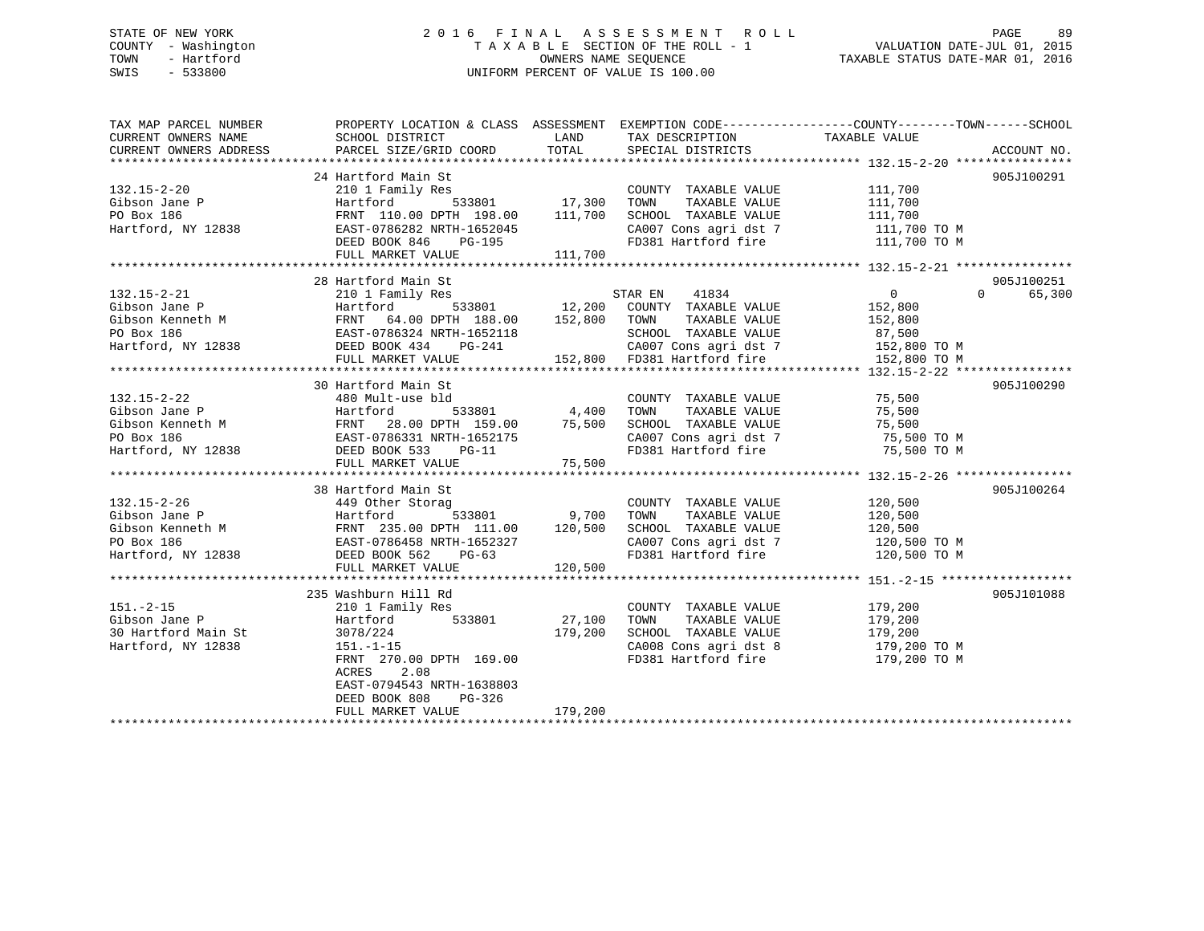STATE OF NEW YORK
COUNTY - Washington
TOWN - Hartford
SWIS - 533800

# 2016 FINAL ASSESSMENT ROLL
TAXABLE SECTION OF THE ROLL - 1
OWNERS NAME SEQUENCE
UNIFORM PERCENT OF VALUE IS 100.00

VALUATION DATE-JUL 01, 2015
TAXABLE STATUS DATE-MAR 01, 2016

```
TAX MAP PARCEL NUMBER          PROPERTY LOCATION & CLASS  ASSESSMENT  EXEMPTION CODE------------------COUNTY--------TOWN------SCHOOL
CURRENT OWNERS NAME            SCHOOL DISTRICT              LAND      TAX DESCRIPTION              TAXABLE VALUE
CURRENT OWNERS ADDRESS         PARCEL SIZE/GRID COORD      TOTAL      SPECIAL DISTRICTS                                       ACCOUNT NO.
******************************************************************************************************* 132.15-2-20 ****************
                               24 Hartford Main St                                                                        905J100291
132.15-2-20                    210 1 Family Res                       COUNTY  TAXABLE VALUE            111,700
Gibson Jane P                  Hartford          533801      17,300   TOWN    TAXABLE VALUE            111,700
PO Box 186                     FRNT 110.00 DPTH 198.00      111,700   SCHOOL  TAXABLE VALUE            111,700
Hartford, NY 12838             EAST-0786282 NRTH-1652045              CA007 Cons agri dst 7             111,700 TO M
                               DEED BOOK 846    PG-195                FD381 Hartford fire               111,700 TO M
                               FULL MARKET VALUE            111,700
******************************************************************************************************* 132.15-2-21 ****************
                               28 Hartford Main St                                                                        905J100251
132.15-2-21                    210 1 Family Res                       STAR EN    41834                  0            0     65,300
Gibson Jane P                  Hartford          533801      12,200   COUNTY  TAXABLE VALUE            152,800
Gibson Kenneth M               FRNT  64.00 DPTH 188.00      152,800   TOWN    TAXABLE VALUE            152,800
PO Box 186                     EAST-0786324 NRTH-1652118              SCHOOL  TAXABLE VALUE             87,500
Hartford, NY 12838             DEED BOOK 434    PG-241                CA007 Cons agri dst 7             152,800 TO M
                               FULL MARKET VALUE            152,800   FD381 Hartford fire               152,800 TO M
******************************************************************************************************* 132.15-2-22 ****************
                               30 Hartford Main St                                                                        905J100290
132.15-2-22                    480 Mult-use bld                       COUNTY  TAXABLE VALUE             75,500
Gibson Jane P                  Hartford          533801       4,400   TOWN    TAXABLE VALUE             75,500
Gibson Kenneth M               FRNT  28.00 DPTH 159.00       75,500   SCHOOL  TAXABLE VALUE             75,500
PO Box 186                     EAST-0786331 NRTH-1652175              CA007 Cons agri dst 7              75,500 TO M
Hartford, NY 12838             DEED BOOK 533    PG-11                 FD381 Hartford fire                75,500 TO M
                               FULL MARKET VALUE             75,500
******************************************************************************************************* 132.15-2-26 ****************
                               38 Hartford Main St                                                                        905J100264
132.15-2-26                    449 Other Storag                       COUNTY  TAXABLE VALUE            120,500
Gibson Jane P                  Hartford          533801       9,700   TOWN    TAXABLE VALUE            120,500
Gibson Kenneth M               FRNT 235.00 DPTH 111.00      120,500   SCHOOL  TAXABLE VALUE            120,500
PO Box 186                     EAST-0786458 NRTH-1652327              CA007 Cons agri dst 7             120,500 TO M
Hartford, NY 12838             DEED BOOK 562    PG-63                 FD381 Hartford fire               120,500 TO M
                               FULL MARKET VALUE            120,500
******************************************************************************************************* 151.-2-15 ******************
                               235 Washburn Hill Rd                                                                       905J101088
151.-2-15                      210 1 Family Res                       COUNTY  TAXABLE VALUE            179,200
Gibson Jane P                  Hartford          533801      27,100   TOWN    TAXABLE VALUE            179,200
30 Hartford Main St            3078/224                     179,200   SCHOOL  TAXABLE VALUE            179,200
Hartford, NY 12838             151.-1-15                              CA008 Cons agri dst 8             179,200 TO M
                               FRNT 270.00 DPTH 169.00                FD381 Hartford fire               179,200 TO M
                               ACRES     2.08
                               EAST-0794543 NRTH-1638803
                               DEED BOOK 808    PG-326
                               FULL MARKET VALUE            179,200
************************************************************************************************************************************
```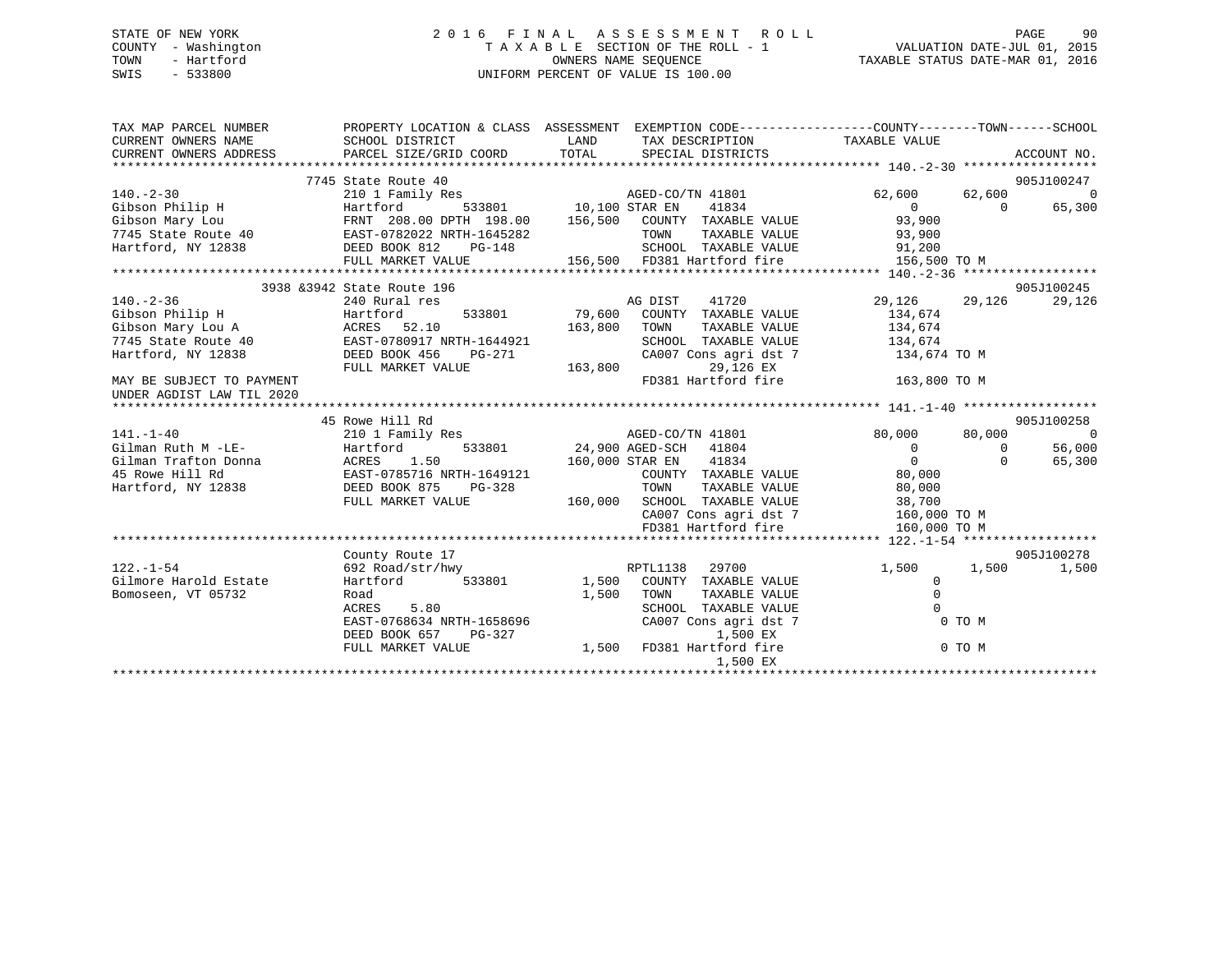STATE OF NEW YORK
COUNTY - Washington
TOWN - Hartford
SWIS - 533800

2016 FINAL ASSESSMENT ROLL
TAXABLE SECTION OF THE ROLL - 1
OWNERS NAME SEQUENCE
UNIFORM PERCENT OF VALUE IS 100.00

VALUATION DATE-JUL 01, 2015
TAXABLE STATUS DATE-MAR 01, 2016

```
TAX MAP PARCEL NUMBER          PROPERTY LOCATION & CLASS  ASSESSMENT  EXEMPTION CODE------------------COUNTY--------TOWN------SCHOOL
CURRENT OWNERS NAME            SCHOOL DISTRICT              LAND      TAX DESCRIPTION             TAXABLE VALUE
CURRENT OWNERS ADDRESS         PARCEL SIZE/GRID COORD       TOTAL     SPECIAL DISTRICTS                                      ACCOUNT NO.
******************************************************************************************************* 140.-2-30 ******************
                      7745 State Route 40                                                                               905J100247
140.-2-30                      210 1 Family Res                    AGED-CO/TN 41801            62,600      62,600           0
Gibson Philip H                Hartford        533801       10,100 STAR EN    41834                 0           0      65,300
Gibson Mary Lou                FRNT 208.00 DPTH 198.00     156,500   COUNTY  TAXABLE VALUE          93,900
7745 State Route 40            EAST-0782022 NRTH-1645282             TOWN    TAXABLE VALUE          93,900
Hartford, NY 12838             DEED BOOK 812    PG-148               SCHOOL  TAXABLE VALUE          91,200
                               FULL MARKET VALUE           156,500   FD381 Hartford fire           156,500 TO M
******************************************************************************************************* 140.-2-36 ******************
                      3938 &3942 State Route 196                                                                        905J100245
140.-2-36                      240 Rural res                       AG DIST    41720            29,126      29,126      29,126
Gibson Philip H                Hartford        533801       79,600   COUNTY  TAXABLE VALUE         134,674
Gibson Mary Lou A              ACRES  52.10                163,800   TOWN    TAXABLE VALUE         134,674
7745 State Route 40            EAST-0780917 NRTH-1644921             SCHOOL  TAXABLE VALUE         134,674
Hartford, NY 12838             DEED BOOK 456    PG-271               CA007 Cons agri dst 7         134,674 TO M
                               FULL MARKET VALUE           163,800          29,126 EX
MAY BE SUBJECT TO PAYMENT                                            FD381 Hartford fire           163,800 TO M
UNDER AGDIST LAW TIL 2020
******************************************************************************************************* 141.-1-40 ******************
                      45 Rowe Hill Rd                                                                                   905J100258
141.-1-40                      210 1 Family Res                    AGED-CO/TN 41801            80,000      80,000           0
Gilman Ruth M -LE-             Hartford        533801       24,900 AGED-SCH   41804                 0           0      56,000
Gilman Trafton Donna           ACRES   1.50                160,000 STAR EN    41834                 0           0      65,300
45 Rowe Hill Rd                EAST-0785716 NRTH-1649121             COUNTY  TAXABLE VALUE          80,000
Hartford, NY 12838             DEED BOOK 875    PG-328               TOWN    TAXABLE VALUE          80,000
                               FULL MARKET VALUE           160,000   SCHOOL  TAXABLE VALUE          38,700
                                                                     CA007 Cons agri dst 7         160,000 TO M
                                                                     FD381 Hartford fire           160,000 TO M
******************************************************************************************************* 122.-1-54 ******************
                      County Route 17                                                                                   905J100278
122.-1-54                      692 Road/str/hwy                    RPTL1138   29700             1,500       1,500       1,500
Gilmore Harold Estate          Hartford        533801        1,500   COUNTY  TAXABLE VALUE               0
Bomoseen, VT 05732             Road                          1,500   TOWN    TAXABLE VALUE               0
                               ACRES   5.80                          SCHOOL  TAXABLE VALUE               0
                               EAST-0768634 NRTH-1658696             CA007 Cons agri dst 7               0 TO M
                               DEED BOOK 657    PG-327                       1,500 EX
                               FULL MARKET VALUE             1,500   FD381 Hartford fire                 0 TO M
                                                                             1,500 EX
************************************************************************************************************************************
```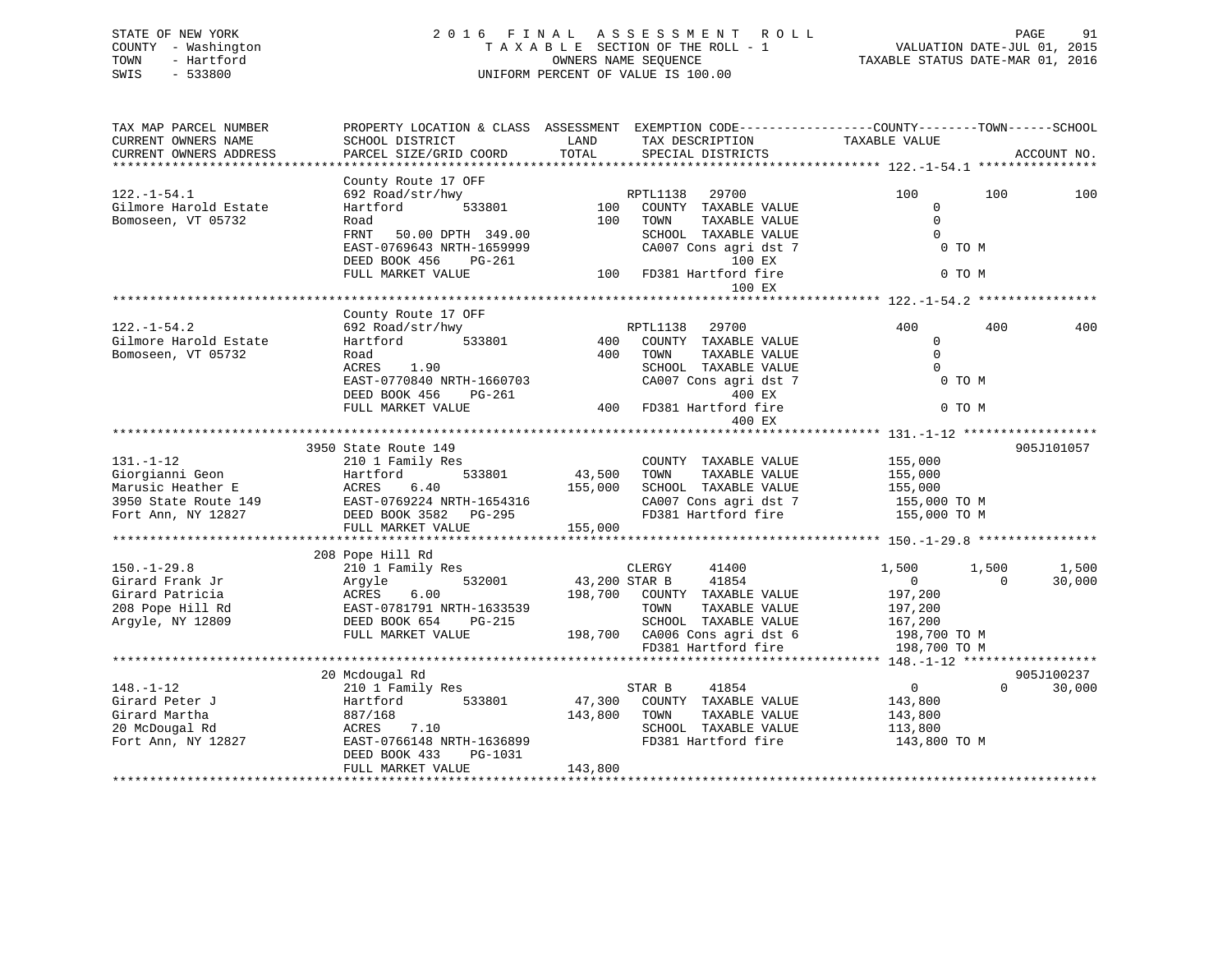STATE OF NEW YORK
COUNTY - Washington
TOWN - Hartford
SWIS - 533800

2016 FINAL ASSESSMENT ROLL
TAXABLE SECTION OF THE ROLL - 1
OWNERS NAME SEQUENCE
UNIFORM PERCENT OF VALUE IS 100.00

VALUATION DATE-JUL 01, 2015
TAXABLE STATUS DATE-MAR 01, 2016

```
TAX MAP PARCEL NUMBER          PROPERTY LOCATION & CLASS  ASSESSMENT  EXEMPTION CODE------------------COUNTY--------TOWN------SCHOOL
CURRENT OWNERS NAME            SCHOOL DISTRICT              LAND       TAX DESCRIPTION            TAXABLE VALUE
CURRENT OWNERS ADDRESS         PARCEL SIZE/GRID COORD       TOTAL      SPECIAL DISTRICTS                                    ACCOUNT NO.
****************************************************************************************************** 122.-1-54.1 ****************
                               County Route 17 OFF
122.-1-54.1                    692 Road/str/hwy                        RPTL1138   29700              100          100          100
Gilmore Harold Estate          Hartford        533801          100     COUNTY  TAXABLE VALUE             0
Bomoseen, VT 05732             Road                            100     TOWN    TAXABLE VALUE             0
                               FRNT   50.00 DPTH 349.00                SCHOOL  TAXABLE VALUE             0
                               EAST-0769643 NRTH-1659999               CA007 Cons agri dst 7              0 TO M
                               DEED BOOK 456    PG-261                           100 EX
                               FULL MARKET VALUE               100     FD381 Hartford fire                0 TO M
                                                                                 100 EX
****************************************************************************************************** 122.-1-54.2 ****************
                               County Route 17 OFF
122.-1-54.2                    692 Road/str/hwy                        RPTL1138   29700              400          400          400
Gilmore Harold Estate          Hartford        533801          400     COUNTY  TAXABLE VALUE             0
Bomoseen, VT 05732             Road                            400     TOWN    TAXABLE VALUE             0
                               ACRES    1.90                           SCHOOL  TAXABLE VALUE             0
                               EAST-0770840 NRTH-1660703               CA007 Cons agri dst 7              0 TO M
                               DEED BOOK 456    PG-261                           400 EX
                               FULL MARKET VALUE               400     FD381 Hartford fire                0 TO M
                                                                                 400 EX
****************************************************************************************************** 131.-1-12 ******************
                           3950 State Route 149                                                                         905J101057
131.-1-12                      210 1 Family Res                        COUNTY  TAXABLE VALUE        155,000
Giorgianni Geon                Hartford        533801       43,500     TOWN    TAXABLE VALUE        155,000
Marusic Heather E              ACRES    6.40               155,000     SCHOOL  TAXABLE VALUE        155,000
3950 State Route 149           EAST-0769224 NRTH-1654316               CA007 Cons agri dst 7         155,000 TO M
Fort Ann, NY 12827             DEED BOOK 3582   PG-295                 FD381 Hartford fire           155,000 TO M
                               FULL MARKET VALUE           155,000
****************************************************************************************************** 150.-1-29.8 ****************
                           208 Pope Hill Rd
150.-1-29.8                    210 1 Family Res                        CLERGY     41400            1,500        1,500        1,500
Girard Frank Jr                Argyle          532001       43,200 STAR B     41854                0            0       30,000
Girard Patricia                ACRES    6.00               198,700     COUNTY  TAXABLE VALUE        197,200
208 Pope Hill Rd               EAST-0781791 NRTH-1633539               TOWN    TAXABLE VALUE        197,200
Argyle, NY 12809               DEED BOOK 654    PG-215                 SCHOOL  TAXABLE VALUE        167,200
                               FULL MARKET VALUE           198,700     CA006 Cons agri dst 6         198,700 TO M
                                                                       FD381 Hartford fire           198,700 TO M
****************************************************************************************************** 148.-1-12 ******************
                            20 Mcdougal Rd                                                                              905J100237
148.-1-12                      210 1 Family Res                        STAR B     41854                0            0       30,000
Girard Peter J                 Hartford        533801       47,300     COUNTY  TAXABLE VALUE        143,800
Girard Martha                  887/168                     143,800     TOWN    TAXABLE VALUE        143,800
20 McDougal Rd                 ACRES    7.10                           SCHOOL  TAXABLE VALUE        113,800
Fort Ann, NY 12827             EAST-0766148 NRTH-1636899               FD381 Hartford fire           143,800 TO M
                               DEED BOOK 433    PG-1031
                               FULL MARKET VALUE           143,800
************************************************************************************************************************************
```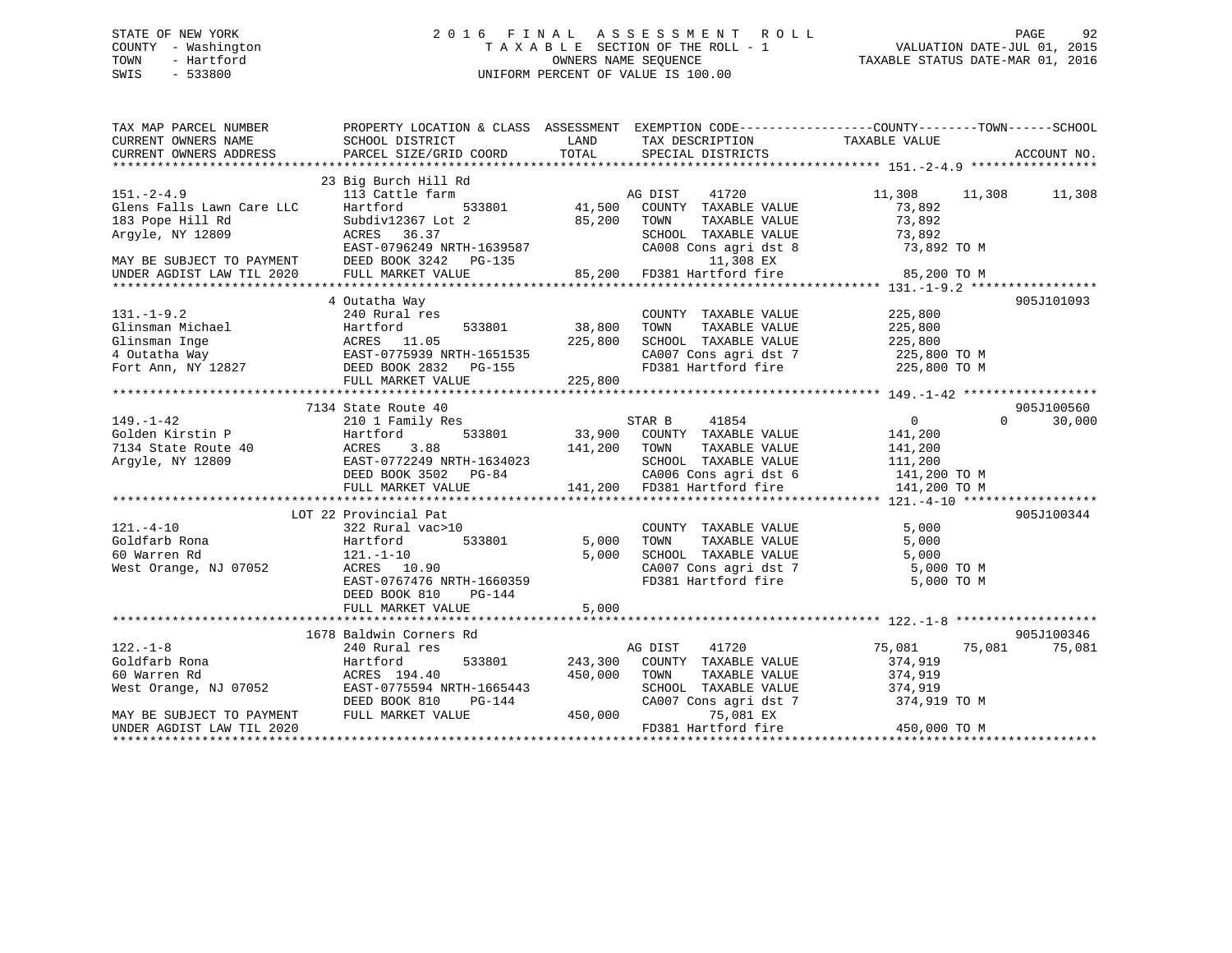STATE OF NEW YORK — 2016 FINAL ASSESSMENT ROLL
COUNTY - Washington — TAXABLE SECTION OF THE ROLL - 1 — VALUATION DATE-JUL 01, 2015
TOWN - Hartford — OWNERS NAME SEQUENCE — TAXABLE STATUS DATE-MAR 01, 2016
SWIS - 533800 — UNIFORM PERCENT OF VALUE IS 100.00

```
TAX MAP PARCEL NUMBER          PROPERTY LOCATION & CLASS  ASSESSMENT  EXEMPTION CODE------------------COUNTY--------TOWN------SCHOOL
CURRENT OWNERS NAME            SCHOOL DISTRICT               LAND      TAX DESCRIPTION               TAXABLE VALUE
CURRENT OWNERS ADDRESS         PARCEL SIZE/GRID COORD        TOTAL     SPECIAL DISTRICTS                                    ACCOUNT NO.
******************************************************************************************************* 151.-2-4.9 *****************
                               23 Big Burch Hill Rd
151.-2-4.9                     113 Cattle farm                         AG DIST    41720              11,308     11,308     11,308
Glens Falls Lawn Care LLC      Hartford        533801        41,500    COUNTY  TAXABLE VALUE          73,892
183 Pope Hill Rd               Subdiv12367 Lot 2             85,200    TOWN    TAXABLE VALUE          73,892
Argyle, NY 12809               ACRES   36.37                           SCHOOL  TAXABLE VALUE          73,892
                               EAST-0796249 NRTH-1639587               CA008 Cons agri dst 8           73,892 TO M
MAY BE SUBJECT TO PAYMENT      DEED BOOK 3242   PG-135                      11,308 EX
UNDER AGDIST LAW TIL 2020      FULL MARKET VALUE             85,200    FD381 Hartford fire             85,200 TO M
******************************************************************************************************* 131.-1-9.2 *****************
                               4 Outatha Way                                                                              905J101093
131.-1-9.2                     240 Rural res                           COUNTY  TAXABLE VALUE         225,800
Glinsman Michael               Hartford        533801        38,800    TOWN    TAXABLE VALUE         225,800
Glinsman Inge                  ACRES   11.05                225,800    SCHOOL  TAXABLE VALUE         225,800
4 Outatha Way                  EAST-0775939 NRTH-1651535               CA007 Cons agri dst 7          225,800 TO M
Fort Ann, NY 12827             DEED BOOK 2832   PG-155                 FD381 Hartford fire            225,800 TO M
                               FULL MARKET VALUE            225,800
******************************************************************************************************* 149.-1-42 ******************
                               7134 State Route 40                                                                        905J100560
149.-1-42                      210 1 Family Res                        STAR B     41854                   0          0     30,000
Golden Kirstin P               Hartford        533801        33,900    COUNTY  TAXABLE VALUE         141,200
7134 State Route 40            ACRES    3.88                141,200    TOWN    TAXABLE VALUE         141,200
Argyle, NY 12809               EAST-0772249 NRTH-1634023               SCHOOL  TAXABLE VALUE         111,200
                               DEED BOOK 3502   PG-84                  CA006 Cons agri dst 6          141,200 TO M
                               FULL MARKET VALUE            141,200    FD381 Hartford fire            141,200 TO M
******************************************************************************************************* 121.-4-10 ******************
                               LOT 22 Provincial Pat                                                                      905J100344
121.-4-10                      322 Rural vac>10                        COUNTY  TAXABLE VALUE           5,000
Goldfarb Rona                  Hartford        533801         5,000    TOWN    TAXABLE VALUE           5,000
60 Warren Rd                   121.-1-10                      5,000    SCHOOL  TAXABLE VALUE           5,000
West Orange, NJ 07052          ACRES   10.90                           CA007 Cons agri dst 7            5,000 TO M
                               EAST-0767476 NRTH-1660359               FD381 Hartford fire              5,000 TO M
                               DEED BOOK 810    PG-144
                               FULL MARKET VALUE              5,000
******************************************************************************************************* 122.-1-8 *******************
                               1678 Baldwin Corners Rd                                                                    905J100346
122.-1-8                       240 Rural res                           AG DIST    41720              75,081     75,081     75,081
Goldfarb Rona                  Hartford        533801       243,300    COUNTY  TAXABLE VALUE         374,919
60 Warren Rd                   ACRES  194.40                450,000    TOWN    TAXABLE VALUE         374,919
West Orange, NJ 07052          EAST-0775594 NRTH-1665443               SCHOOL  TAXABLE VALUE         374,919
                               DEED BOOK 810    PG-144                 CA007 Cons agri dst 7          374,919 TO M
MAY BE SUBJECT TO PAYMENT      FULL MARKET VALUE            450,000         75,081 EX
UNDER AGDIST LAW TIL 2020                                              FD381 Hartford fire            450,000 TO M
************************************************************************************************************************************
```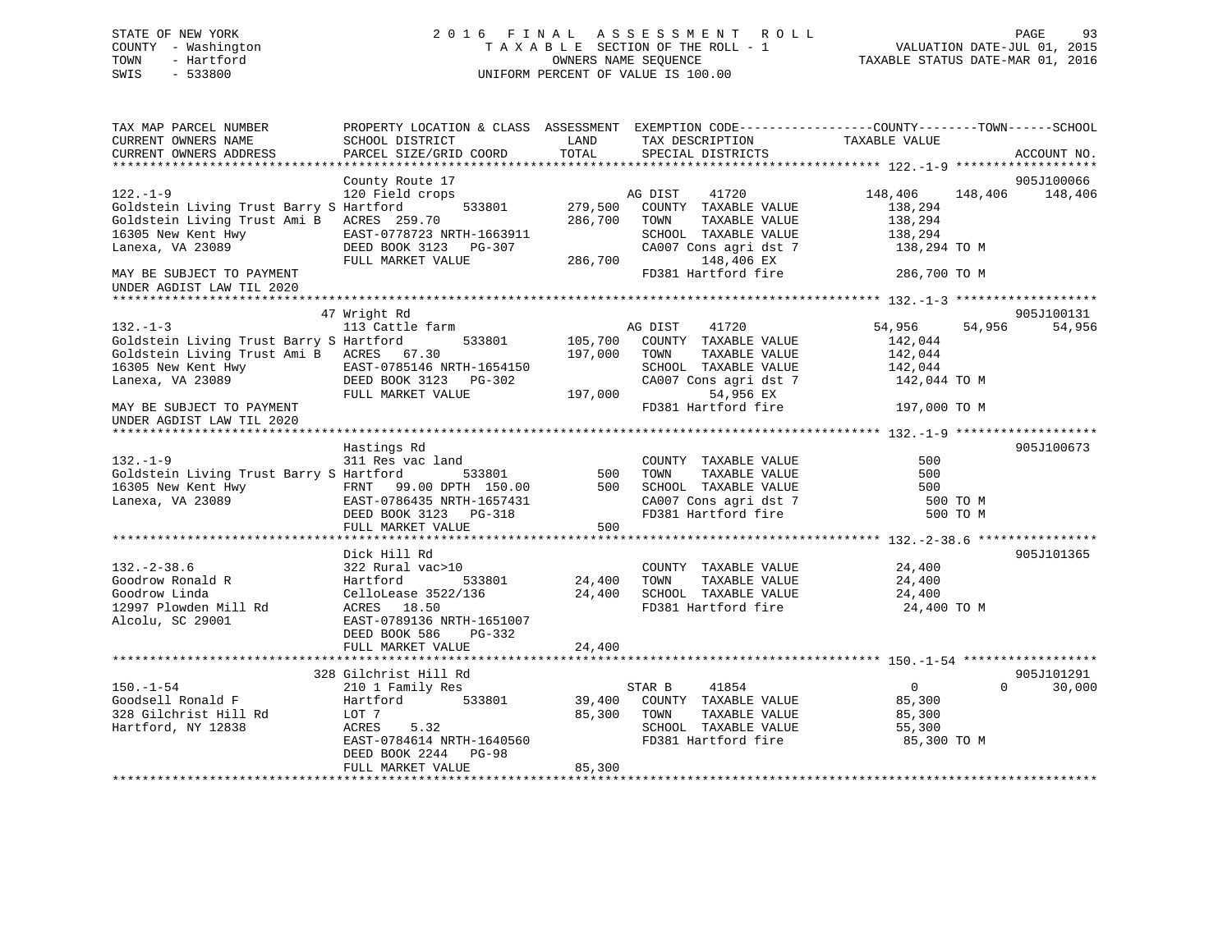STATE OF NEW YORK
COUNTY - Washington
TOWN - Hartford
SWIS - 533800

2016 FINAL ASSESSMENT ROLL
TAXABLE SECTION OF THE ROLL - 1
OWNERS NAME SEQUENCE
UNIFORM PERCENT OF VALUE IS 100.00

VALUATION DATE-JUL 01, 2015
TAXABLE STATUS DATE-MAR 01, 2016

```
TAX MAP PARCEL NUMBER          PROPERTY LOCATION & CLASS  ASSESSMENT  EXEMPTION CODE-----------------COUNTY--------TOWN------SCHOOL
CURRENT OWNERS NAME            SCHOOL DISTRICT              LAND      TAX DESCRIPTION            TAXABLE VALUE
CURRENT OWNERS ADDRESS         PARCEL SIZE/GRID COORD       TOTAL     SPECIAL DISTRICTS                                    ACCOUNT NO.
******************************************************************************************************* 122.-1-9 *******************
                               County Route 17                                                                         905J100066
122.-1-9                       120 Field crops                        AG DIST    41720          148,406   148,406   148,406
Goldstein Living Trust Barry S Hartford      533801       279,500     COUNTY  TAXABLE VALUE       138,294
Goldstein Living Trust Ami B   ACRES 259.70                286,700     TOWN    TAXABLE VALUE       138,294
16305 New Kent Hwy             EAST-0778723 NRTH-1663911              SCHOOL  TAXABLE VALUE       138,294
Lanexa, VA 23089               DEED BOOK 3123   PG-307                CA007 Cons agri dst 7        138,294 TO M
                               FULL MARKET VALUE           286,700          148,406 EX
MAY BE SUBJECT TO PAYMENT                                             FD381 Hartford fire          286,700 TO M
UNDER AGDIST LAW TIL 2020
******************************************************************************************************* 132.-1-3 *******************
                               47 Wright Rd                                                                            905J100131
132.-1-3                       113 Cattle farm                        AG DIST    41720           54,956    54,956    54,956
Goldstein Living Trust Barry S Hartford      533801       105,700     COUNTY  TAXABLE VALUE       142,044
Goldstein Living Trust Ami B   ACRES  67.30                197,000     TOWN    TAXABLE VALUE       142,044
16305 New Kent Hwy             EAST-0785146 NRTH-1654150              SCHOOL  TAXABLE VALUE       142,044
Lanexa, VA 23089               DEED BOOK 3123   PG-302                CA007 Cons agri dst 7        142,044 TO M
                               FULL MARKET VALUE           197,000           54,956 EX
MAY BE SUBJECT TO PAYMENT                                             FD381 Hartford fire          197,000 TO M
UNDER AGDIST LAW TIL 2020
******************************************************************************************************* 132.-1-9 *******************
                               Hastings Rd                                                                             905J100673
132.-1-9                       311 Res vac land                       COUNTY  TAXABLE VALUE           500
Goldstein Living Trust Barry S Hartford      533801           500     TOWN    TAXABLE VALUE           500
16305 New Kent Hwy             FRNT  99.00 DPTH 150.00        500     SCHOOL  TAXABLE VALUE           500
Lanexa, VA 23089               EAST-0786435 NRTH-1657431              CA007 Cons agri dst 7            500 TO M
                               DEED BOOK 3123   PG-318                FD381 Hartford fire              500 TO M
                               FULL MARKET VALUE               500
******************************************************************************************************* 132.-2-38.6 ****************
                               Dick Hill Rd                                                                            905J101365
132.-2-38.6                    322 Rural vac>10                       COUNTY  TAXABLE VALUE        24,400
Goodrow Ronald R               Hartford      533801        24,400     TOWN    TAXABLE VALUE        24,400
Goodrow Linda                  CelloLease 3522/136         24,400     SCHOOL  TAXABLE VALUE        24,400
12997 Plowden Mill Rd          ACRES  18.50                           FD381 Hartford fire           24,400 TO M
Alcolu, SC 29001               EAST-0789136 NRTH-1651007
                               DEED BOOK 586    PG-332
                               FULL MARKET VALUE            24,400
******************************************************************************************************* 150.-1-54 ******************
                               328 Gilchrist Hill Rd                                                                   905J101291
150.-1-54                      210 1 Family Res                       STAR B     41854                0         0    30,000
Goodsell Ronald F              Hartford      533801        39,400     COUNTY  TAXABLE VALUE        85,300
328 Gilchrist Hill Rd          LOT 7                       85,300     TOWN    TAXABLE VALUE        85,300
Hartford, NY 12838             ACRES   5.32                           SCHOOL  TAXABLE VALUE        55,300
                               EAST-0784614 NRTH-1640560              FD381 Hartford fire           85,300 TO M
                               DEED BOOK 2244   PG-98
                               FULL MARKET VALUE            85,300
************************************************************************************************************************************
```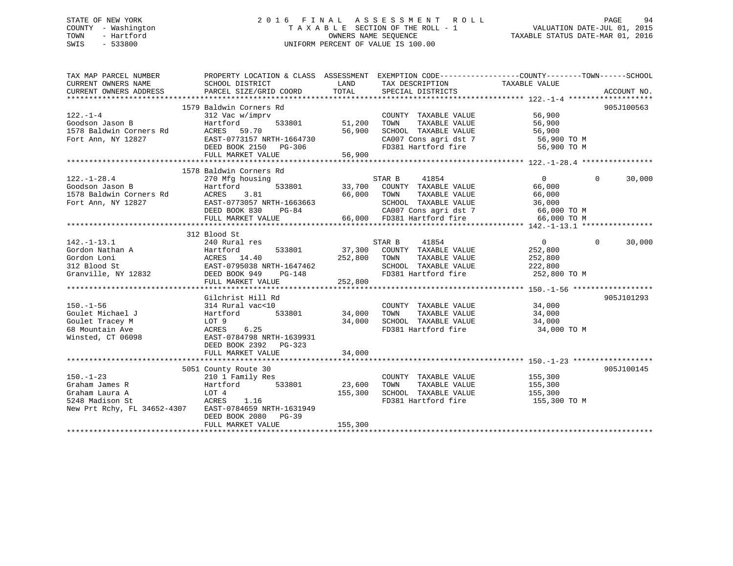STATE OF NEW YORK　　　　2016 FINAL ASSESSMENT ROLL
COUNTY - Washington　　　　TAXABLE SECTION OF THE ROLL - 1　　　　VALUATION DATE-JUL 01, 2015
TOWN - Hartford　　　　OWNERS NAME SEQUENCE　　　　TAXABLE STATUS DATE-MAR 01, 2016
SWIS - 533800　　　　UNIFORM PERCENT OF VALUE IS 100.00

| TAX MAP PARCEL NUMBER<br>CURRENT OWNERS NAME<br>CURRENT OWNERS ADDRESS | PROPERTY LOCATION & CLASS<br>SCHOOL DISTRICT<br>PARCEL SIZE/GRID COORD | ASSESSMENT<br>LAND<br>TOTAL | EXEMPTION CODE<br>TAX DESCRIPTION<br>SPECIAL DISTRICTS | COUNTY TOWN SCHOOL<br>TAXABLE VALUE | ACCOUNT NO. |
|---|---|---|---|---|---|
| **122.-1-4** | 1579 Baldwin Corners Rd | | | | 905J100563 |
| 122.-1-4 | 312 Vac w/imprv | | COUNTY TAXABLE VALUE | 56,900 | |
| Goodson Jason B | Hartford 533801 | 51,200 | TOWN TAXABLE VALUE | 56,900 | |
| 1578 Baldwin Corners Rd | ACRES 59.70 | 56,900 | SCHOOL TAXABLE VALUE | 56,900 | |
| Fort Ann, NY 12827 | EAST-0773157 NRTH-1664730 | | CA007 Cons agri dst 7 | 56,900 TO M | |
| | DEED BOOK 2150 PG-306 | | FD381 Hartford fire | 56,900 TO M | |
| | FULL MARKET VALUE | 56,900 | | | |
| **122.-1-28.4** | 1578 Baldwin Corners Rd | | | | |
| 122.-1-28.4 | 270 Mfg housing | | STAR B 41854 | 0 0 30,000 | |
| Goodson Jason B | Hartford 533801 | 33,700 | COUNTY TAXABLE VALUE | 66,000 | |
| 1578 Baldwin Corners Rd | ACRES 3.81 | 66,000 | TOWN TAXABLE VALUE | 66,000 | |
| Fort Ann, NY 12827 | EAST-0773057 NRTH-1663663 | | SCHOOL TAXABLE VALUE | 36,000 | |
| | DEED BOOK 830 PG-84 | | CA007 Cons agri dst 7 | 66,000 TO M | |
| | FULL MARKET VALUE | 66,000 | FD381 Hartford fire | 66,000 TO M | |
| **142.-1-13.1** | 312 Blood St | | | | |
| 142.-1-13.1 | 240 Rural res | | STAR B 41854 | 0 0 30,000 | |
| Gordon Nathan A | Hartford 533801 | 37,300 | COUNTY TAXABLE VALUE | 252,800 | |
| Gordon Loni | ACRES 14.40 | 252,800 | TOWN TAXABLE VALUE | 252,800 | |
| 312 Blood St | EAST-0795038 NRTH-1647462 | | SCHOOL TAXABLE VALUE | 222,800 | |
| Granville, NY 12832 | DEED BOOK 949 PG-148 | | FD381 Hartford fire | 252,800 TO M | |
| | FULL MARKET VALUE | 252,800 | | | |
| **150.-1-56** | Gilchrist Hill Rd | | | | 905J101293 |
| 150.-1-56 | 314 Rural vac<10 | | COUNTY TAXABLE VALUE | 34,000 | |
| Goulet Michael J | Hartford 533801 | 34,000 | TOWN TAXABLE VALUE | 34,000 | |
| Goulet Tracey M | LOT 9 | 34,000 | SCHOOL TAXABLE VALUE | 34,000 | |
| 68 Mountain Ave | ACRES 6.25 | | FD381 Hartford fire | 34,000 TO M | |
| Winsted, CT 06098 | EAST-0784798 NRTH-1639931 | | | | |
| | DEED BOOK 2392 PG-323 | | | | |
| | FULL MARKET VALUE | 34,000 | | | |
| **150.-1-23** | 5051 County Route 30 | | | | 905J100145 |
| 150.-1-23 | 210 1 Family Res | | COUNTY TAXABLE VALUE | 155,300 | |
| Graham James R | Hartford 533801 | 23,600 | TOWN TAXABLE VALUE | 155,300 | |
| Graham Laura A | LOT 4 | 155,300 | SCHOOL TAXABLE VALUE | 155,300 | |
| 5248 Madison St | ACRES 1.16 | | FD381 Hartford fire | 155,300 TO M | |
| New Prt Rchy, FL 34652-4307 | EAST-0784659 NRTH-1631949 | | | | |
| | DEED BOOK 2080 PG-39 | | | | |
| | FULL MARKET VALUE | 155,300 | | | |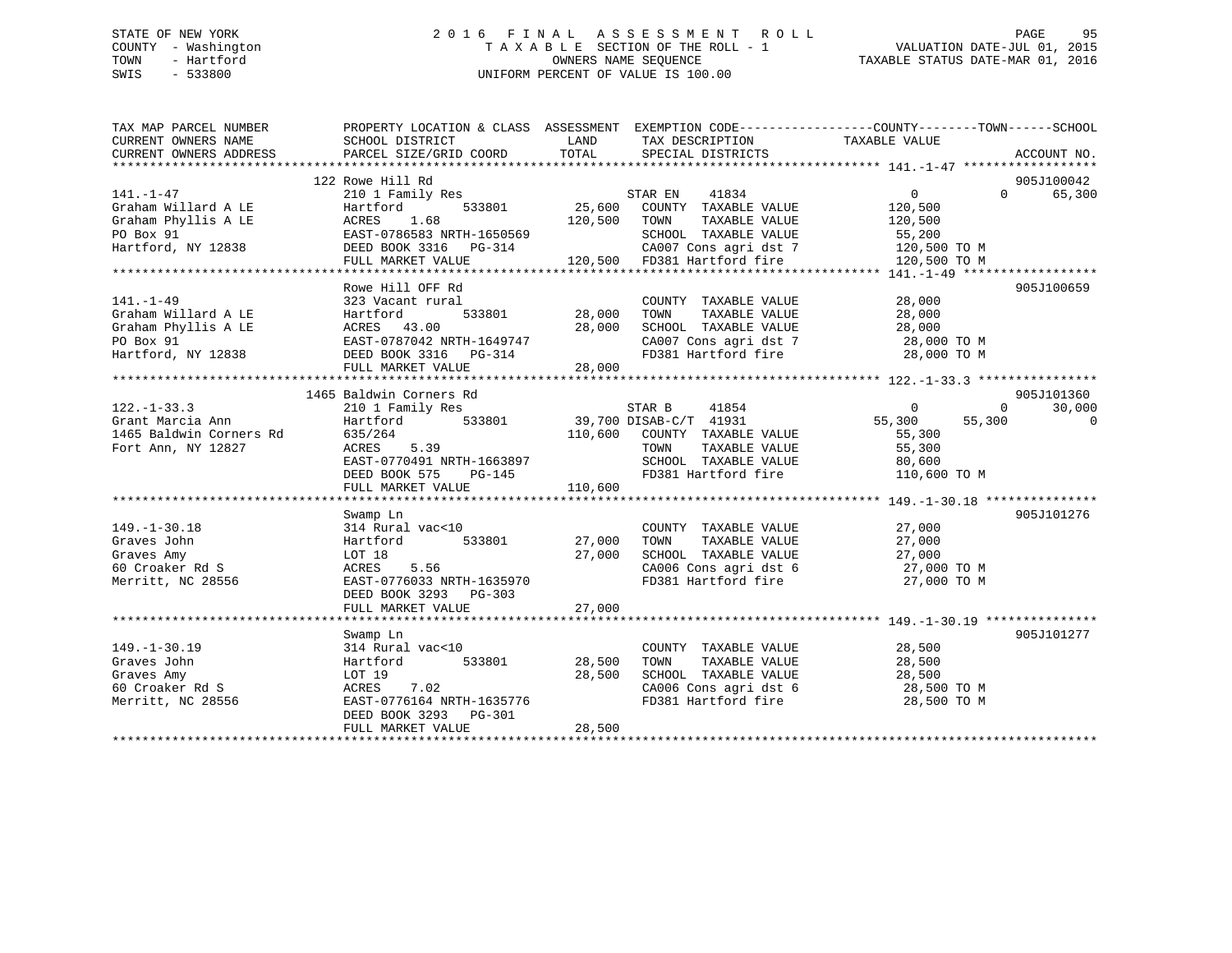STATE OF NEW YORK
COUNTY - Washington
TOWN - Hartford
SWIS - 533800

# 2016 FINAL ASSESSMENT ROLL
TAXABLE SECTION OF THE ROLL - 1
OWNERS NAME SEQUENCE
UNIFORM PERCENT OF VALUE IS 100.00

VALUATION DATE-JUL 01, 2015
TAXABLE STATUS DATE-MAR 01, 2016

```
TAX MAP PARCEL NUMBER          PROPERTY LOCATION & CLASS  ASSESSMENT  EXEMPTION CODE------------------COUNTY--------TOWN------SCHOOL
CURRENT OWNERS NAME            SCHOOL DISTRICT              LAND      TAX DESCRIPTION              TAXABLE VALUE
CURRENT OWNERS ADDRESS         PARCEL SIZE/GRID COORD       TOTAL     SPECIAL DISTRICTS                                    ACCOUNT NO.
******************************************************************************************************* 141.-1-47 ******************
                               122 Rowe Hill Rd                                                                            905J100042
141.-1-47                      210 1 Family Res                       STAR EN    41834              0              0        65,300
Graham Willard A LE            Hartford         533801      25,600    COUNTY  TAXABLE VALUE         120,500
Graham Phyllis A LE            ACRES    1.68               120,500    TOWN    TAXABLE VALUE         120,500
PO Box 91                      EAST-0786583 NRTH-1650569              SCHOOL  TAXABLE VALUE          55,200
Hartford, NY 12838             DEED BOOK 3316   PG-314                CA007 Cons agri dst 7          120,500 TO M
                               FULL MARKET VALUE           120,500    FD381 Hartford fire            120,500 TO M
******************************************************************************************************* 141.-1-49 ******************
                               Rowe Hill OFF Rd                                                                            905J100659
141.-1-49                      323 Vacant rural                       COUNTY  TAXABLE VALUE          28,000
Graham Willard A LE            Hartford         533801      28,000    TOWN    TAXABLE VALUE          28,000
Graham Phyllis A LE            ACRES   43.00                28,000    SCHOOL  TAXABLE VALUE          28,000
PO Box 91                      EAST-0787042 NRTH-1649747              CA007 Cons agri dst 7           28,000 TO M
Hartford, NY 12838             DEED BOOK 3316   PG-314                FD381 Hartford fire             28,000 TO M
                               FULL MARKET VALUE            28,000
******************************************************************************************************* 122.-1-33.3 ****************
                               1465 Baldwin Corners Rd                                                                     905J101360
122.-1-33.3                    210 1 Family Res                       STAR B     41854              0              0        30,000
Grant Marcia Ann               Hartford         533801      39,700 DISAB-C/T  41931             55,300         55,300            0
1465 Baldwin Corners Rd        635/264                     110,600    COUNTY  TAXABLE VALUE          55,300
Fort Ann, NY 12827             ACRES    5.39                          TOWN    TAXABLE VALUE          55,300
                               EAST-0770491 NRTH-1663897              SCHOOL  TAXABLE VALUE          80,600
                               DEED BOOK 575    PG-145                FD381 Hartford fire            110,600 TO M
                               FULL MARKET VALUE           110,600
******************************************************************************************************* 149.-1-30.18 ***************
                               Swamp Ln                                                                                    905J101276
149.-1-30.18                   314 Rural vac<10                       COUNTY  TAXABLE VALUE          27,000
Graves John                    Hartford         533801      27,000    TOWN    TAXABLE VALUE          27,000
Graves Amy                     LOT 18                       27,000    SCHOOL  TAXABLE VALUE          27,000
60 Croaker Rd S                ACRES    5.56                          CA006 Cons agri dst 6           27,000 TO M
Merritt, NC 28556              EAST-0776033 NRTH-1635970              FD381 Hartford fire             27,000 TO M
                               DEED BOOK 3293   PG-303
                               FULL MARKET VALUE            27,000
******************************************************************************************************* 149.-1-30.19 ***************
                               Swamp Ln                                                                                    905J101277
149.-1-30.19                   314 Rural vac<10                       COUNTY  TAXABLE VALUE          28,500
Graves John                    Hartford         533801      28,500    TOWN    TAXABLE VALUE          28,500
Graves Amy                     LOT 19                       28,500    SCHOOL  TAXABLE VALUE          28,500
60 Croaker Rd S                ACRES    7.02                          CA006 Cons agri dst 6           28,500 TO M
Merritt, NC 28556              EAST-0776164 NRTH-1635776              FD381 Hartford fire             28,500 TO M
                               DEED BOOK 3293   PG-301
                               FULL MARKET VALUE            28,500
************************************************************************************************************************************
```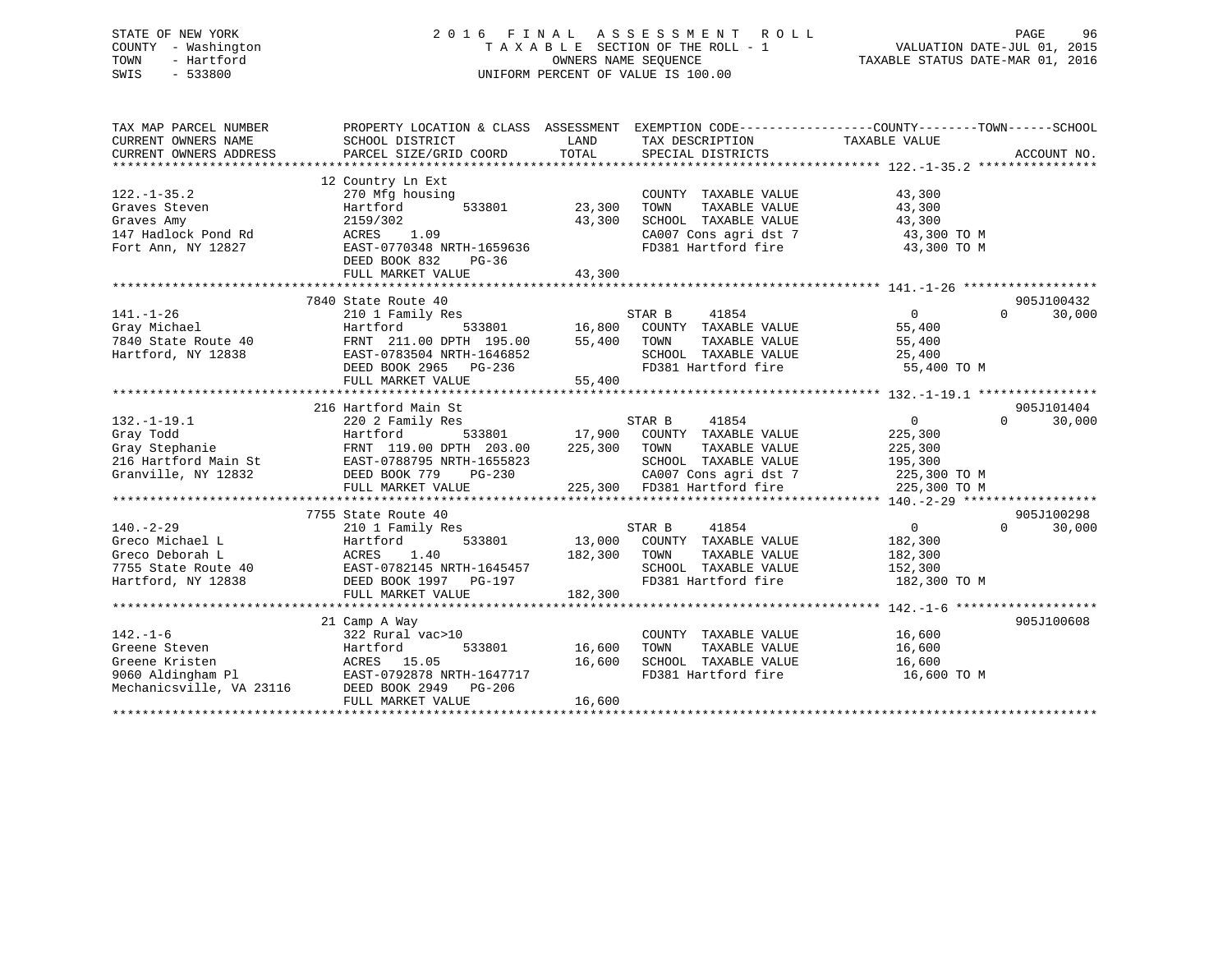STATE OF NEW YORK
COUNTY - Washington
TOWN - Hartford
SWIS - 533800

# 2016 FINAL ASSESSMENT ROLL

TAXABLE SECTION OF THE ROLL - 1
OWNERS NAME SEQUENCE
UNIFORM PERCENT OF VALUE IS 100.00

VALUATION DATE-JUL 01, 2015
TAXABLE STATUS DATE-MAR 01, 2016

| TAX MAP PARCEL NUMBER / CURRENT OWNERS NAME / CURRENT OWNERS ADDRESS | PROPERTY LOCATION & CLASS / SCHOOL DISTRICT / PARCEL SIZE/GRID COORD | ASSESSMENT LAND | TOTAL | EXEMPTION CODE / TAX DESCRIPTION / SPECIAL DISTRICTS | COUNTY TAXABLE VALUE | TOWN | SCHOOL | ACCOUNT NO. |
|---|---|---|---|---|---|---|---|---|
| **122.-1-35.2** | 12 Country Ln Ext | | | | | | | |
| | 270 Mfg housing | | | COUNTY TAXABLE VALUE | 43,300 | | | |
| Graves Steven | Hartford 533801 | 23,300 | | TOWN TAXABLE VALUE | 43,300 | | | |
| Graves Amy | 2159/302 | | 43,300 | SCHOOL TAXABLE VALUE | 43,300 | | | |
| 147 Hadlock Pond Rd | ACRES 1.09 | | | CA007 Cons agri dst 7 | 43,300 TO M | | | |
| Fort Ann, NY 12827 | EAST-0770348 NRTH-1659636 | | | FD381 Hartford fire | 43,300 TO M | | | |
| | DEED BOOK 832 PG-36 | | | | | | | |
| | FULL MARKET VALUE | | 43,300 | | | | | |
| **141.-1-26** | 7840 State Route 40 | | | | | | | 905J100432 |
| | 210 1 Family Res | | | STAR B 41854 | 0 | 0 | 30,000 | |
| Gray Michael | Hartford 533801 | 16,800 | | COUNTY TAXABLE VALUE | 55,400 | | | |
| 7840 State Route 40 | FRNT 211.00 DPTH 195.00 | | 55,400 | TOWN TAXABLE VALUE | 55,400 | | | |
| Hartford, NY 12838 | EAST-0783504 NRTH-1646852 | | | SCHOOL TAXABLE VALUE | 25,400 | | | |
| | DEED BOOK 2965 PG-236 | | | FD381 Hartford fire | 55,400 TO M | | | |
| | FULL MARKET VALUE | | 55,400 | | | | | |
| **132.-1-19.1** | 216 Hartford Main St | | | | | | | 905J101404 |
| | 220 2 Family Res | | | STAR B 41854 | 0 | 0 | 30,000 | |
| Gray Todd | Hartford 533801 | 17,900 | | COUNTY TAXABLE VALUE | 225,300 | | | |
| Gray Stephanie | FRNT 119.00 DPTH 203.00 | | 225,300 | TOWN TAXABLE VALUE | 225,300 | | | |
| 216 Hartford Main St | EAST-0788795 NRTH-1655823 | | | SCHOOL TAXABLE VALUE | 195,300 | | | |
| Granville, NY 12832 | DEED BOOK 779 PG-230 | | | CA007 Cons agri dst 7 | 225,300 TO M | | | |
| | FULL MARKET VALUE | | 225,300 | FD381 Hartford fire | 225,300 TO M | | | |
| **140.-2-29** | 7755 State Route 40 | | | | | | | 905J100298 |
| | 210 1 Family Res | | | STAR B 41854 | 0 | 0 | 30,000 | |
| Greco Michael L | Hartford 533801 | 13,000 | | COUNTY TAXABLE VALUE | 182,300 | | | |
| Greco Deborah L | ACRES 1.40 | | 182,300 | TOWN TAXABLE VALUE | 182,300 | | | |
| 7755 State Route 40 | EAST-0782145 NRTH-1645457 | | | SCHOOL TAXABLE VALUE | 152,300 | | | |
| Hartford, NY 12838 | DEED BOOK 1997 PG-197 | | | FD381 Hartford fire | 182,300 TO M | | | |
| | FULL MARKET VALUE | | 182,300 | | | | | |
| **142.-1-6** | 21 Camp A Way | | | | | | | 905J100608 |
| | 322 Rural vac>10 | | | COUNTY TAXABLE VALUE | 16,600 | | | |
| Greene Steven | Hartford 533801 | 16,600 | | TOWN TAXABLE VALUE | 16,600 | | | |
| Greene Kristen | ACRES 15.05 | | 16,600 | SCHOOL TAXABLE VALUE | 16,600 | | | |
| 9060 Aldingham Pl | EAST-0792878 NRTH-1647717 | | | FD381 Hartford fire | 16,600 TO M | | | |
| Mechanicsville, VA 23116 | DEED BOOK 2949 PG-206 | | | | | | | |
| | FULL MARKET VALUE | | 16,600 | | | | | |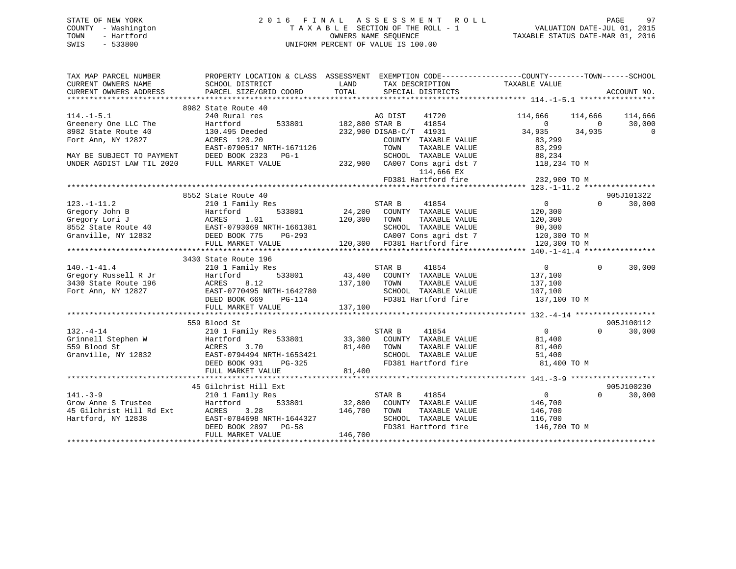STATE OF NEW YORK
COUNTY - Washington
TOWN - Hartford
SWIS - 533800

# 2016 FINAL ASSESSMENT ROLL
TAXABLE SECTION OF THE ROLL - 1
OWNERS NAME SEQUENCE
UNIFORM PERCENT OF VALUE IS 100.00

VALUATION DATE-JUL 01, 2015
TAXABLE STATUS DATE-MAR 01, 2016

```
TAX MAP PARCEL NUMBER          PROPERTY LOCATION & CLASS  ASSESSMENT  EXEMPTION CODE------------------COUNTY--------TOWN------SCHOOL
CURRENT OWNERS NAME            SCHOOL DISTRICT              LAND      TAX DESCRIPTION             TAXABLE VALUE
CURRENT OWNERS ADDRESS         PARCEL SIZE/GRID COORD       TOTAL     SPECIAL DISTRICTS                                        ACCOUNT NO.
******************************************************************************************************* 114.-1-5.1 *****************
                               8982 State Route 40
114.-1-5.1                     240 Rural res                           AG DIST     41720              114,666      114,666     114,666
Greenery One LLC The           Hartford        533801     182,800 STAR B      41854                    0            0      30,000
8982 State Route 40            130.495 Deeded             232,900 DISAB-C/T  41931                34,935       34,935           0
Fort Ann, NY 12827             ACRES  120.20                           COUNTY  TAXABLE VALUE           83,299
                               EAST-0790517 NRTH-1671126               TOWN    TAXABLE VALUE           83,299
MAY BE SUBJECT TO PAYMENT      DEED BOOK 2323   PG-1                   SCHOOL  TAXABLE VALUE           88,234
UNDER AGDIST LAW TIL 2020      FULL MARKET VALUE          232,900  CA007 Cons agri dst 7          118,234 TO M
                                                                         114,666 EX
                                                                   FD381 Hartford fire            232,900 TO M
******************************************************************************************************* 123.-1-11.2 ****************
                               8552 State Route 40                                                                     905J101322
123.-1-11.2                    210 1 Family Res                        STAR B      41854                   0            0      30,000
Gregory John B                 Hartford        533801      24,200   COUNTY  TAXABLE VALUE          120,300
Gregory Lori J                 ACRES    1.01              120,300   TOWN    TAXABLE VALUE          120,300
8552 State Route 40            EAST-0793069 NRTH-1661381              SCHOOL  TAXABLE VALUE           90,300
Granville, NY 12832            DEED BOOK 775    PG-293                CA007 Cons agri dst 7          120,300 TO M
                               FULL MARKET VALUE          120,300   FD381 Hartford fire            120,300 TO M
******************************************************************************************************* 140.-1-41.4 ****************
                               3430 State Route 196
140.-1-41.4                    210 1 Family Res                        STAR B      41854                   0            0      30,000
Gregory Russell R Jr           Hartford        533801      43,400   COUNTY  TAXABLE VALUE          137,100
3430 State Route 196           ACRES    8.12              137,100   TOWN    TAXABLE VALUE          137,100
Fort Ann, NY 12827             EAST-0770495 NRTH-1642780              SCHOOL  TAXABLE VALUE          107,100
                               DEED BOOK 669    PG-114                FD381 Hartford fire            137,100 TO M
                               FULL MARKET VALUE          137,100
******************************************************************************************************* 132.-4-14 ******************
                               559 Blood St                                                                            905J100112
132.-4-14                      210 1 Family Res                        STAR B      41854                   0            0      30,000
Grinnell Stephen W             Hartford        533801      33,300   COUNTY  TAXABLE VALUE           81,400
559 Blood St                   ACRES    3.70               81,400   TOWN    TAXABLE VALUE           81,400
Granville, NY 12832            EAST-0794494 NRTH-1653421              SCHOOL  TAXABLE VALUE           51,400
                               DEED BOOK 931    PG-325                FD381 Hartford fire             81,400 TO M
                               FULL MARKET VALUE           81,400
******************************************************************************************************* 141.-3-9 *******************
                               45 Gilchrist Hill Ext                                                                   905J100230
141.-3-9                       210 1 Family Res                        STAR B      41854                   0            0      30,000
Grow Anne S Trustee            Hartford        533801      32,800   COUNTY  TAXABLE VALUE          146,700
45 Gilchrist Hill Rd Ext       ACRES    3.28              146,700   TOWN    TAXABLE VALUE          146,700
Hartford, NY 12838             EAST-0784698 NRTH-1644327              SCHOOL  TAXABLE VALUE          116,700
                               DEED BOOK 2897   PG-58                 FD381 Hartford fire            146,700 TO M
                               FULL MARKET VALUE          146,700
************************************************************************************************************************************
```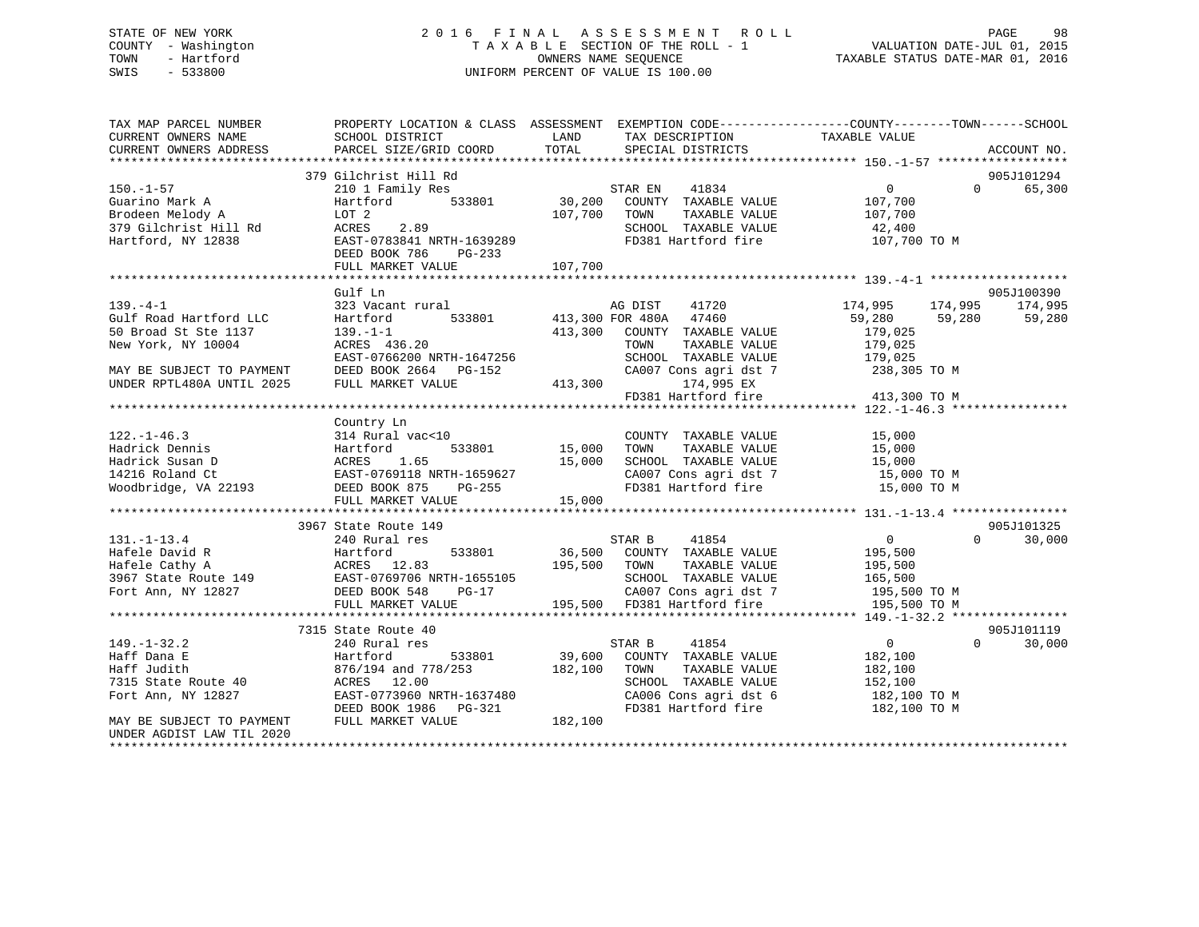STATE OF NEW YORK
COUNTY - Washington
TOWN - Hartford
SWIS - 533800

2016 FINAL ASSESSMENT ROLL
TAXABLE SECTION OF THE ROLL - 1
OWNERS NAME SEQUENCE
UNIFORM PERCENT OF VALUE IS 100.00

VALUATION DATE-JUL 01, 2015
TAXABLE STATUS DATE-MAR 01, 2016

```
TAX MAP PARCEL NUMBER          PROPERTY LOCATION & CLASS  ASSESSMENT  EXEMPTION CODE-----------------COUNTY--------TOWN------SCHOOL
CURRENT OWNERS NAME            SCHOOL DISTRICT               LAND      TAX DESCRIPTION              TAXABLE VALUE
CURRENT OWNERS ADDRESS         PARCEL SIZE/GRID COORD        TOTAL     SPECIAL DISTRICTS                                        ACCOUNT NO.
******************************************************************************************************* 150.-1-57 *****************
                               379 Gilchrist Hill Rd                                                                       905J101294
150.-1-57                      210 1 Family Res                        STAR EN    41834                 0            0     65,300
Guarino Mark A                 Hartford       533801       30,200      COUNTY  TAXABLE VALUE          107,700
Brodeen Melody A               LOT 2                      107,700      TOWN    TAXABLE VALUE          107,700
379 Gilchrist Hill Rd          ACRES     2.89                          SCHOOL  TAXABLE VALUE           42,400
Hartford, NY 12838             EAST-0783841 NRTH-1639289               FD381 Hartford fire            107,700 TO M
                               DEED BOOK 786     PG-233
                               FULL MARKET VALUE          107,700
******************************************************************************************************* 139.-4-1 *******************
                               Gulf Ln                                                                                     905J100390
139.-4-1                       323 Vacant rural                        AG DIST    41720           174,995      174,995    174,995
Gulf Road Hartford LLC         Hartford       533801      413,300 FOR 480A   47460            59,280       59,280     59,280
50 Broad St Ste 1137           139.-1-1                   413,300      COUNTY  TAXABLE VALUE          179,025
New York, NY 10004             ACRES   436.20                          TOWN    TAXABLE VALUE          179,025
                               EAST-0766200 NRTH-1647256               SCHOOL  TAXABLE VALUE          179,025
MAY BE SUBJECT TO PAYMENT      DEED BOOK 2664    PG-152                CA007 Cons agri dst 7          238,305 TO M
UNDER RPTL480A UNTIL 2025      FULL MARKET VALUE          413,300             174,995 EX
                                                                       FD381 Hartford fire            413,300 TO M
******************************************************************************************************* 122.-1-46.3 ****************
                               Country Ln
122.-1-46.3                    314 Rural vac<10                        COUNTY  TAXABLE VALUE           15,000
Hadrick Dennis                 Hartford       533801       15,000      TOWN    TAXABLE VALUE           15,000
Hadrick Susan D                ACRES     1.65              15,000      SCHOOL  TAXABLE VALUE           15,000
14216 Roland Ct                EAST-0769118 NRTH-1659627               CA007 Cons agri dst 7           15,000 TO M
Woodbridge, VA 22193           DEED BOOK 875     PG-255                FD381 Hartford fire             15,000 TO M
                               FULL MARKET VALUE           15,000
******************************************************************************************************* 131.-1-13.4 ****************
                               3967 State Route 149                                                                        905J101325
131.-1-13.4                    240 Rural res                           STAR B     41854                 0            0     30,000
Hafele David R                 Hartford       533801       36,500      COUNTY  TAXABLE VALUE          195,500
Hafele Cathy A                 ACRES    12.83             195,500      TOWN    TAXABLE VALUE          195,500
3967 State Route 149           EAST-0769706 NRTH-1655105               SCHOOL  TAXABLE VALUE          165,500
Fort Ann, NY 12827             DEED BOOK 548     PG-17                 CA007 Cons agri dst 7          195,500 TO M
                               FULL MARKET VALUE          195,500      FD381 Hartford fire            195,500 TO M
******************************************************************************************************* 149.-1-32.2 ****************
                               7315 State Route 40                                                                         905J101119
149.-1-32.2                    240 Rural res                           STAR B     41854                 0            0     30,000
Haff Dana E                    Hartford       533801       39,600      COUNTY  TAXABLE VALUE          182,100
Haff Judith                    876/194 and 778/253        182,100      TOWN    TAXABLE VALUE          182,100
7315 State Route 40            ACRES    12.00                          SCHOOL  TAXABLE VALUE          152,100
Fort Ann, NY 12827             EAST-0773960 NRTH-1637480               CA006 Cons agri dst 6          182,100 TO M
                               DEED BOOK 1986    PG-321                FD381 Hartford fire            182,100 TO M
MAY BE SUBJECT TO PAYMENT      FULL MARKET VALUE          182,100
UNDER AGDIST LAW TIL 2020
************************************************************************************************************************************
```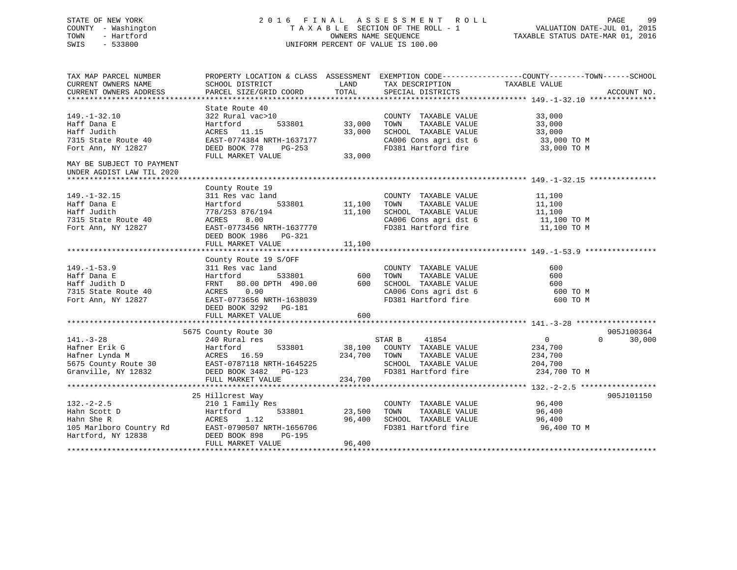STATE OF NEW YORK
COUNTY - Washington
TOWN - Hartford
SWIS - 533800

2 0 1 6 F I N A L A S S E S S M E N T R O L L
T A X A B L E SECTION OF THE ROLL - 1
OWNERS NAME SEQUENCE
UNIFORM PERCENT OF VALUE IS 100.00

VALUATION DATE-JUL 01, 2015
TAXABLE STATUS DATE-MAR 01, 2016

```
TAX MAP PARCEL NUMBER          PROPERTY LOCATION & CLASS  ASSESSMENT  EXEMPTION CODE------------------COUNTY--------TOWN------SCHOOL
CURRENT OWNERS NAME            SCHOOL DISTRICT              LAND      TAX DESCRIPTION            TAXABLE VALUE
CURRENT OWNERS ADDRESS         PARCEL SIZE/GRID COORD       TOTAL     SPECIAL DISTRICTS                                    ACCOUNT NO.
*********************************************************************************************** 149.-1-32.10 ***************
                               State Route 40
149.-1-32.10                   322 Rural vac>10                        COUNTY  TAXABLE VALUE          33,000
Haff Dana E                    Hartford        533801       33,000     TOWN    TAXABLE VALUE          33,000
Haff Judith                    ACRES   11.15                33,000     SCHOOL  TAXABLE VALUE          33,000
7315 State Route 40            EAST-0774384 NRTH-1637177               CA006 Cons agri dst 6           33,000 TO M
Fort Ann, NY 12827             DEED BOOK 778    PG-253                 FD381 Hartford fire             33,000 TO M
                               FULL MARKET VALUE            33,000
MAY BE SUBJECT TO PAYMENT
UNDER AGDIST LAW TIL 2020
*********************************************************************************************** 149.-1-32.15 ***************
                               County Route 19
149.-1-32.15                   311 Res vac land                        COUNTY  TAXABLE VALUE          11,100
Haff Dana E                    Hartford        533801       11,100     TOWN    TAXABLE VALUE          11,100
Haff Judith                    778/253 876/194              11,100     SCHOOL  TAXABLE VALUE          11,100
7315 State Route 40            ACRES    8.00                           CA006 Cons agri dst 6           11,100 TO M
Fort Ann, NY 12827             EAST-0773456 NRTH-1637770               FD381 Hartford fire             11,100 TO M
                               DEED BOOK 1986   PG-321
                               FULL MARKET VALUE            11,100
*********************************************************************************************** 149.-1-53.9 ****************
                               County Route 19 S/OFF
149.-1-53.9                    311 Res vac land                        COUNTY  TAXABLE VALUE             600
Haff Dana E                    Hartford        533801          600     TOWN    TAXABLE VALUE             600
Haff Judith D                  FRNT   80.00 DPTH 490.00        600     SCHOOL  TAXABLE VALUE             600
7315 State Route 40            ACRES    0.90                           CA006 Cons agri dst 6              600 TO M
Fort Ann, NY 12827             EAST-0773656 NRTH-1638039               FD381 Hartford fire                600 TO M
                               DEED BOOK 3292   PG-181
                               FULL MARKET VALUE               600
*********************************************************************************************** 141.-3-28 ******************
                             5675 County Route 30                                                                 905J100364
141.-3-28                      240 Rural res                           STAR B     41854              0           0      30,000
Hafner Erik G                  Hartford        533801       38,100     COUNTY  TAXABLE VALUE         234,700
Hafner Lynda M                 ACRES   16.59               234,700     TOWN    TAXABLE VALUE         234,700
5675 County Route 30           EAST-0787118 NRTH-1645225               SCHOOL  TAXABLE VALUE         204,700
Granville, NY 12832            DEED BOOK 3482   PG-123                 FD381 Hartford fire            234,700 TO M
                               FULL MARKET VALUE           234,700
*********************************************************************************************** 132.-2-2.5 *****************
                               25 Hillcrest Way                                                                   905J101150
132.-2-2.5                     210 1 Family Res                        COUNTY  TAXABLE VALUE          96,400
Hahn Scott D                   Hartford        533801       23,500     TOWN    TAXABLE VALUE          96,400
Hahn She R                     ACRES    1.12                96,400     SCHOOL  TAXABLE VALUE          96,400
105 Marlboro Country Rd        EAST-0790507 NRTH-1656706               FD381 Hartford fire             96,400 TO M
Hartford, NY 12838             DEED BOOK 898    PG-195
                               FULL MARKET VALUE            96,400
****************************************************************************************************************************
```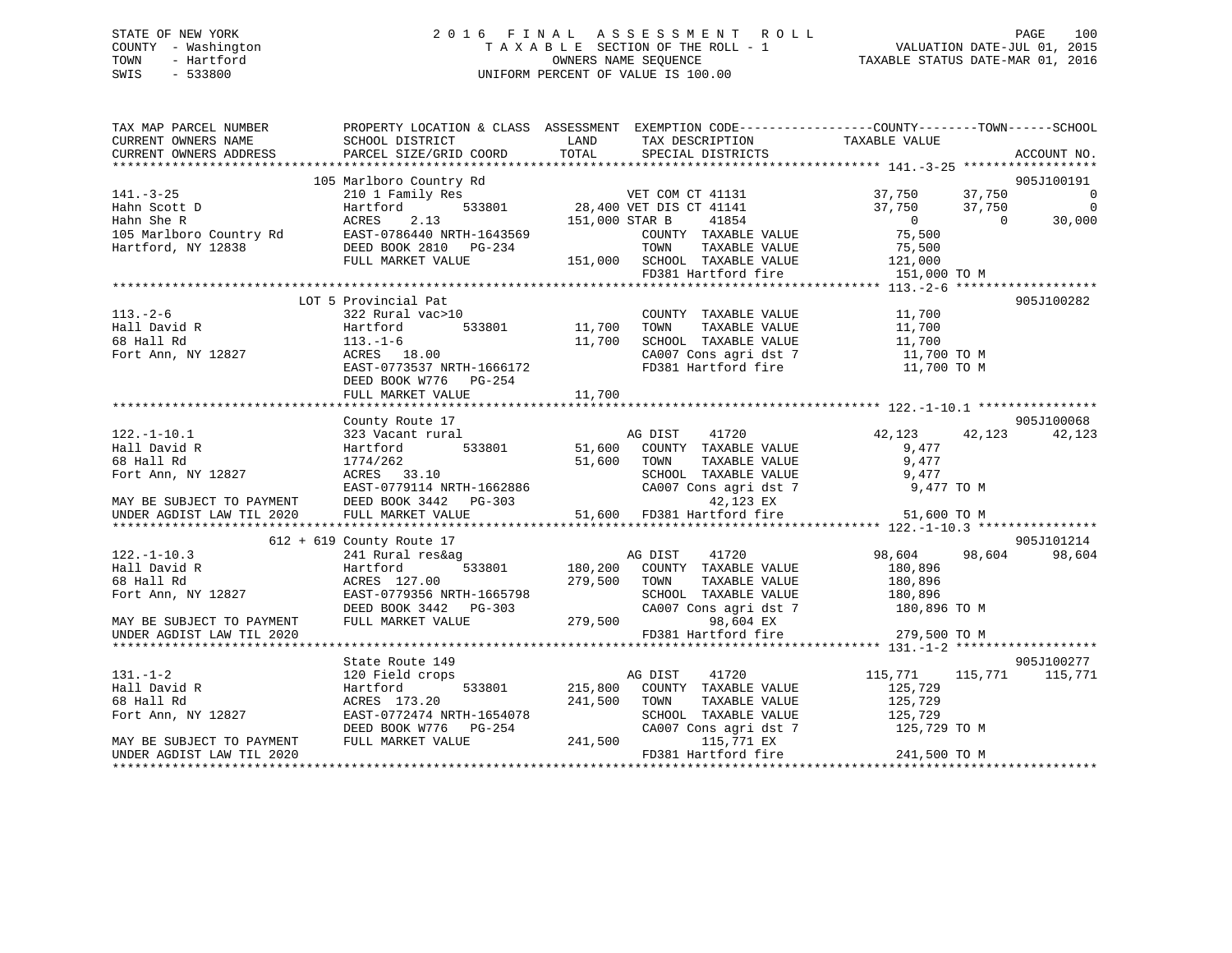STATE OF NEW YORK
COUNTY - Washington
TOWN - Hartford
SWIS - 533800

2016 FINAL ASSESSMENT ROLL
TAXABLE SECTION OF THE ROLL - 1
OWNERS NAME SEQUENCE
UNIFORM PERCENT OF VALUE IS 100.00

VALUATION DATE-JUL 01, 2015
TAXABLE STATUS DATE-MAR 01, 2016

```
TAX MAP PARCEL NUMBER          PROPERTY LOCATION & CLASS  ASSESSMENT  EXEMPTION CODE------------------COUNTY--------TOWN------SCHOOL
CURRENT OWNERS NAME            SCHOOL DISTRICT               LAND      TAX DESCRIPTION              TAXABLE VALUE
CURRENT OWNERS ADDRESS         PARCEL SIZE/GRID COORD        TOTAL     SPECIAL DISTRICTS                                       ACCOUNT NO.
******************************************************************************************************* 141.-3-25 ******************
                               105 Marlboro Country Rd                                                                         905J100191
141.-3-25                      210 1 Family Res                  VET COM CT 41131              37,750     37,750          0
Hahn Scott D                   Hartford        533801      28,400 VET DIS CT 41141              37,750     37,750          0
Hahn She R                     ACRES    2.13              151,000 STAR B    41854                   0          0     30,000
105 Marlboro Country Rd        EAST-0786440 NRTH-1643569           COUNTY  TAXABLE VALUE          75,500
Hartford, NY 12838             DEED BOOK 2810   PG-234             TOWN    TAXABLE VALUE          75,500
                               FULL MARKET VALUE          151,000  SCHOOL  TAXABLE VALUE         121,000
                                                                   FD381 Hartford fire            151,000 TO M
******************************************************************************************************* 113.-2-6 *******************
                               LOT 5 Provincial Pat                                                                            905J100282
113.-2-6                       322 Rural vac>10                    COUNTY  TAXABLE VALUE          11,700
Hall David R                   Hartford        533801      11,700  TOWN    TAXABLE VALUE          11,700
68 Hall Rd                     113.-1-6                    11,700  SCHOOL  TAXABLE VALUE          11,700
Fort Ann, NY 12827             ACRES   18.00                       CA007 Cons agri dst 7           11,700 TO M
                               EAST-0773537 NRTH-1666172           FD381 Hartford fire             11,700 TO M
                               DEED BOOK W776   PG-254
                               FULL MARKET VALUE           11,700
******************************************************************************************************* 122.-1-10.1 ****************
                               County Route 17                                                                                 905J100068
122.-1-10.1                    323 Vacant rural                    AG DIST    41720            42,123     42,123     42,123
Hall David R                   Hartford        533801      51,600  COUNTY  TAXABLE VALUE           9,477
68 Hall Rd                     1774/262                    51,600  TOWN    TAXABLE VALUE           9,477
Fort Ann, NY 12827             ACRES   33.10                       SCHOOL  TAXABLE VALUE           9,477
                               EAST-0779114 NRTH-1662886           CA007 Cons agri dst 7            9,477 TO M
MAY BE SUBJECT TO PAYMENT      DEED BOOK 3442   PG-303                  42,123 EX
UNDER AGDIST LAW TIL 2020      FULL MARKET VALUE           51,600  FD381 Hartford fire             51,600 TO M
******************************************************************************************************* 122.-1-10.3 ****************
                               612 + 619 County Route 17                                                                       905J101214
122.-1-10.3                    241 Rural res&ag                    AG DIST    41720            98,604     98,604     98,604
Hall David R                   Hartford        533801     180,200  COUNTY  TAXABLE VALUE         180,896
68 Hall Rd                     ACRES  127.00              279,500  TOWN    TAXABLE VALUE         180,896
Fort Ann, NY 12827             EAST-0779356 NRTH-1665798           SCHOOL  TAXABLE VALUE         180,896
                               DEED BOOK 3442   PG-303             CA007 Cons agri dst 7          180,896 TO M
MAY BE SUBJECT TO PAYMENT      FULL MARKET VALUE          279,500       98,604 EX
UNDER AGDIST LAW TIL 2020                                          FD381 Hartford fire            279,500 TO M
******************************************************************************************************* 131.-1-2 *******************
                               State Route 149                                                                                 905J100277
131.-1-2                       120 Field crops                     AG DIST    41720           115,771    115,771    115,771
Hall David R                   Hartford        533801     215,800  COUNTY  TAXABLE VALUE         125,729
68 Hall Rd                     ACRES  173.20              241,500  TOWN    TAXABLE VALUE         125,729
Fort Ann, NY 12827             EAST-0772474 NRTH-1654078           SCHOOL  TAXABLE VALUE         125,729
                               DEED BOOK W776   PG-254             CA007 Cons agri dst 7          125,729 TO M
MAY BE SUBJECT TO PAYMENT      FULL MARKET VALUE          241,500      115,771 EX
UNDER AGDIST LAW TIL 2020                                          FD381 Hartford fire            241,500 TO M
************************************************************************************************************************************
```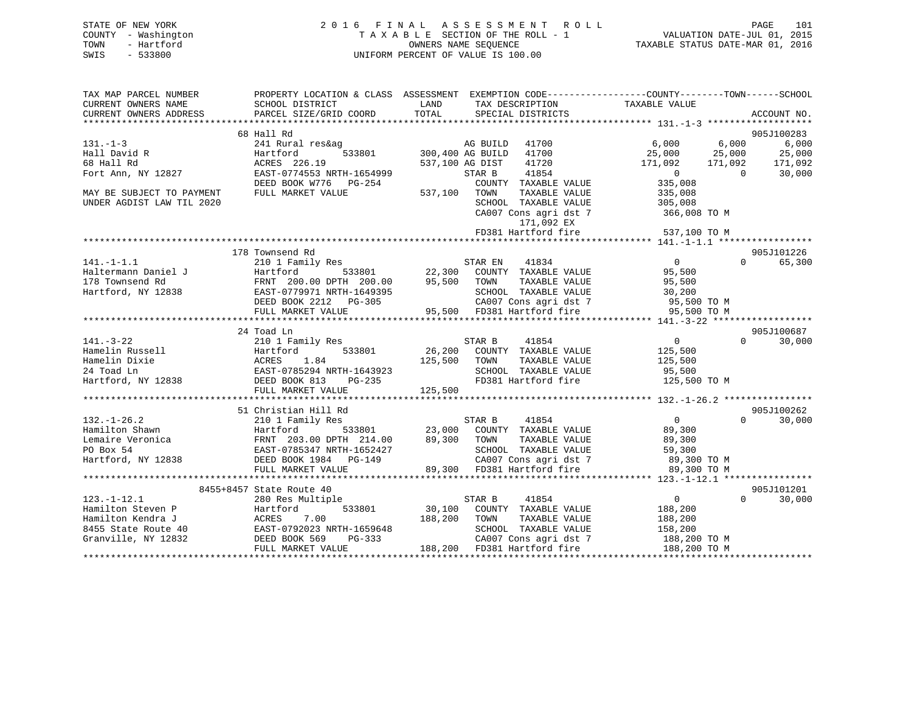STATE OF NEW YORK
COUNTY - Washington
TOWN - Hartford
SWIS - 533800

# 2016 FINAL ASSESSMENT ROLL
TAXABLE SECTION OF THE ROLL - 1
OWNERS NAME SEQUENCE
UNIFORM PERCENT OF VALUE IS 100.00

VALUATION DATE-JUL 01, 2015
TAXABLE STATUS DATE-MAR 01, 2016

```
TAX MAP PARCEL NUMBER          PROPERTY LOCATION & CLASS  ASSESSMENT  EXEMPTION CODE------------------COUNTY--------TOWN------SCHOOL
CURRENT OWNERS NAME            SCHOOL DISTRICT               LAND      TAX DESCRIPTION            TAXABLE VALUE
CURRENT OWNERS ADDRESS         PARCEL SIZE/GRID COORD        TOTAL     SPECIAL DISTRICTS                                     ACCOUNT NO.
******************************************************************************************************* 131.-1-3 *******************
                    68 Hall Rd                                                                                            905J100283
131.-1-3                       241 Rural res&ag                    AG BUILD   41700            6,000       6,000        6,000
Hall David R                   Hartford        533801     300,400 AG BUILD   41700           25,000      25,000       25,000
68 Hall Rd                     ACRES  226.19               537,100 AG DIST    41720          171,092     171,092      171,092
Fort Ann, NY 12827             EAST-0774553 NRTH-1654999          STAR B     41854                0           0       30,000
                               DEED BOOK W776   PG-254             COUNTY  TAXABLE VALUE          335,008
MAY BE SUBJECT TO PAYMENT      FULL MARKET VALUE           537,100  TOWN    TAXABLE VALUE          335,008
UNDER AGDIST LAW TIL 2020                                           SCHOOL  TAXABLE VALUE          305,008
                                                                    CA007 Cons agri dst 7         366,008 TO M
                                                                          171,092 EX
                                                                    FD381 Hartford fire           537,100 TO M
******************************************************************************************************* 141.-1-1.1 *****************
                    178 Townsend Rd                                                                                       905J101226
141.-1-1.1                     210 1 Family Res                     STAR EN    41834                0           0       65,300
Haltermann Daniel J            Hartford        533801      22,300   COUNTY  TAXABLE VALUE           95,500
178 Townsend Rd                FRNT 200.00 DPTH 200.00     95,500   TOWN    TAXABLE VALUE           95,500
Hartford, NY 12838             EAST-0779971 NRTH-1649395            SCHOOL  TAXABLE VALUE           30,200
                               DEED BOOK 2212   PG-305              CA007 Cons agri dst 7          95,500 TO M
                               FULL MARKET VALUE            95,500  FD381 Hartford fire            95,500 TO M
******************************************************************************************************* 141.-3-22 ******************
                    24 Toad Ln                                                                                            905J100687
141.-3-22                      210 1 Family Res                     STAR B     41854                0           0       30,000
Hamelin Russell                Hartford        533801      26,200   COUNTY  TAXABLE VALUE          125,500
Hamelin Dixie                  ACRES    1.84              125,500   TOWN    TAXABLE VALUE          125,500
24 Toad Ln                     EAST-0785294 NRTH-1643923            SCHOOL  TAXABLE VALUE           95,500
Hartford, NY 12838             DEED BOOK 813    PG-235              FD381 Hartford fire           125,500 TO M
                               FULL MARKET VALUE           125,500
******************************************************************************************************* 132.-1-26.2 ****************
                    51 Christian Hill Rd                                                                                  905J100262
132.-1-26.2                    210 1 Family Res                     STAR B     41854                0           0       30,000
Hamilton Shawn                 Hartford        533801      23,000   COUNTY  TAXABLE VALUE           89,300
Lemaire Veronica               FRNT 203.00 DPTH 214.00     89,300   TOWN    TAXABLE VALUE           89,300
PO Box 54                      EAST-0785347 NRTH-1652427            SCHOOL  TAXABLE VALUE           59,300
Hartford, NY 12838             DEED BOOK 1984   PG-149              CA007 Cons agri dst 7          89,300 TO M
                               FULL MARKET VALUE            89,300  FD381 Hartford fire            89,300 TO M
******************************************************************************************************* 123.-1-12.1 ****************
               8455+8457 State Route 40                                                                                   905J101201
123.-1-12.1                    280 Res Multiple                     STAR B     41854                0           0       30,000
Hamilton Steven P              Hartford        533801      30,100   COUNTY  TAXABLE VALUE          188,200
Hamilton Kendra J              ACRES    7.00              188,200   TOWN    TAXABLE VALUE          188,200
8455 State Route 40            EAST-0792023 NRTH-1659648            SCHOOL  TAXABLE VALUE          158,200
Granville, NY 12832            DEED BOOK 569    PG-333              CA007 Cons agri dst 7         188,200 TO M
                               FULL MARKET VALUE           188,200  FD381 Hartford fire           188,200 TO M
************************************************************************************************************************************
```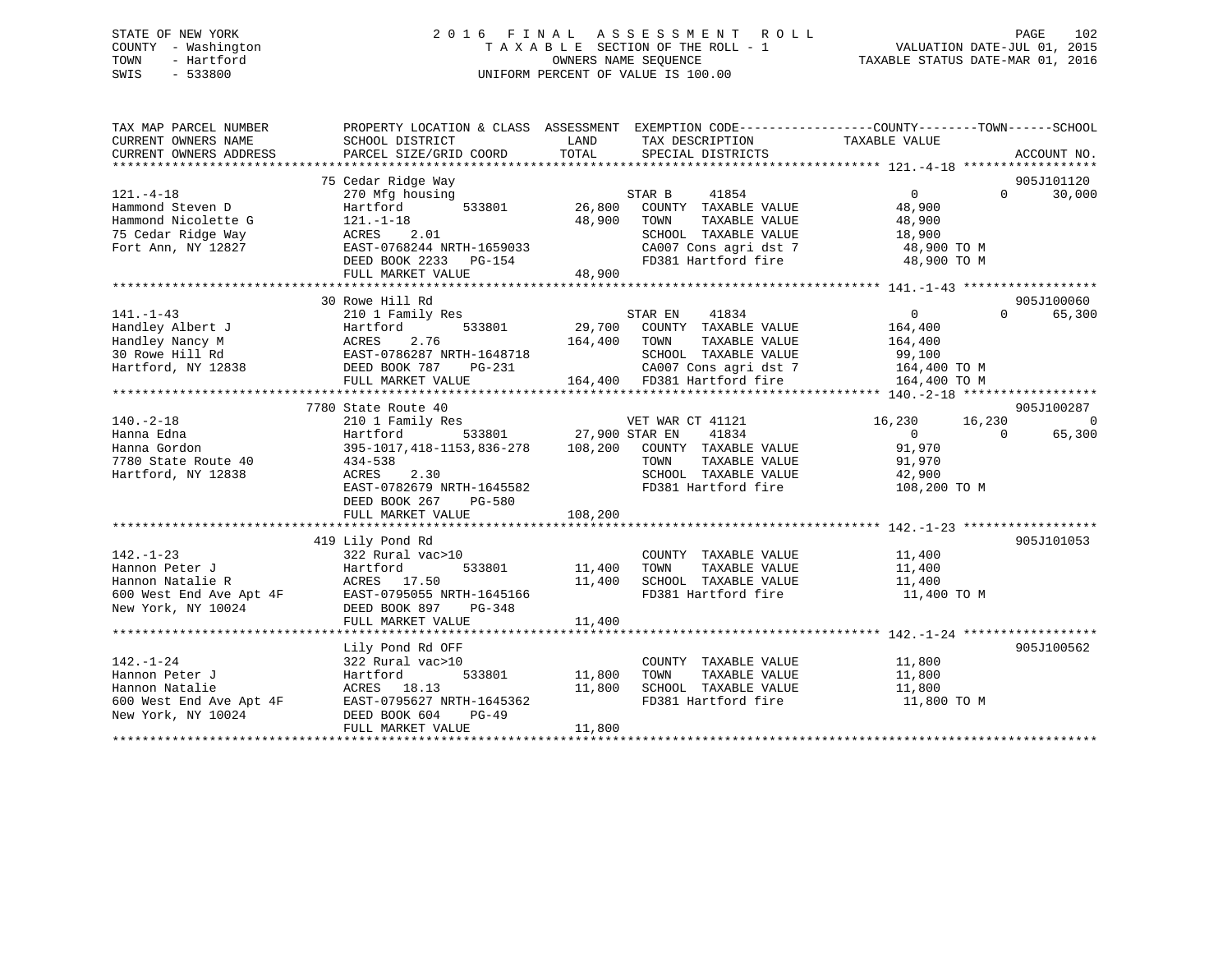STATE OF NEW YORK
COUNTY - Washington
TOWN - Hartford
SWIS - 533800

2016 FINAL ASSESSMENT ROLL
TAXABLE SECTION OF THE ROLL - 1
OWNERS NAME SEQUENCE
UNIFORM PERCENT OF VALUE IS 100.00

VALUATION DATE-JUL 01, 2015
TAXABLE STATUS DATE-MAR 01, 2016

```
TAX MAP PARCEL NUMBER          PROPERTY LOCATION & CLASS  ASSESSMENT  EXEMPTION CODE------------------COUNTY--------TOWN------SCHOOL
CURRENT OWNERS NAME            SCHOOL DISTRICT               LAND      TAX DESCRIPTION              TAXABLE VALUE
CURRENT OWNERS ADDRESS         PARCEL SIZE/GRID COORD        TOTAL     SPECIAL DISTRICTS                                       ACCOUNT NO.
******************************************************************************************************* 121.-4-18 ******************
                               75 Cedar Ridge Way                                                                              905J101120
121.-4-18                      270 Mfg housing                        STAR B      41854                 0            0       30,000
Hammond Steven D               Hartford          533801       26,800   COUNTY  TAXABLE VALUE             48,900
Hammond Nicolette G            121.-1-18                      48,900   TOWN    TAXABLE VALUE             48,900
75 Cedar Ridge Way             ACRES     2.01                          SCHOOL  TAXABLE VALUE             18,900
Fort Ann, NY 12827             EAST-0768244 NRTH-1659033               CA007 Cons agri dst 7              48,900 TO M
                               DEED BOOK 2233   PG-154                 FD381 Hartford fire                48,900 TO M
                               FULL MARKET VALUE              48,900
******************************************************************************************************* 141.-1-43 ******************
                               30 Rowe Hill Rd                                                                                 905J100060
141.-1-43                      210 1 Family Res                       STAR EN     41834                 0            0       65,300
Handley Albert J               Hartford          533801       29,700   COUNTY  TAXABLE VALUE            164,400
Handley Nancy M                ACRES     2.76                164,400   TOWN    TAXABLE VALUE            164,400
30 Rowe Hill Rd                EAST-0786287 NRTH-1648718               SCHOOL  TAXABLE VALUE             99,100
Hartford, NY 12838             DEED BOOK 787    PG-231                 CA007 Cons agri dst 7             164,400 TO M
                               FULL MARKET VALUE             164,400   FD381 Hartford fire               164,400 TO M
******************************************************************************************************* 140.-2-18 ******************
                               7780 State Route 40                                                                             905J100287
140.-2-18                      210 1 Family Res                       VET WAR CT 41121             16,230       16,230            0
Hanna Edna                     Hartford          533801       27,900 STAR EN     41834                 0            0       65,300
Hanna Gordon                   395-1017,418-1153,836-278     108,200   COUNTY  TAXABLE VALUE             91,970
7780 State Route 40            434-538                                 TOWN    TAXABLE VALUE             91,970
Hartford, NY 12838             ACRES     2.30                          SCHOOL  TAXABLE VALUE             42,900
                               EAST-0782679 NRTH-1645582               FD381 Hartford fire               108,200 TO M
                               DEED BOOK 267    PG-580
                               FULL MARKET VALUE             108,200
******************************************************************************************************* 142.-1-23 ******************
                               419 Lily Pond Rd                                                                                905J101053
142.-1-23                      322 Rural vac>10                        COUNTY  TAXABLE VALUE             11,400
Hannon Peter J                 Hartford          533801       11,400   TOWN    TAXABLE VALUE             11,400
Hannon Natalie R               ACRES    17.50                 11,400   SCHOOL  TAXABLE VALUE             11,400
600 West End Ave Apt 4F        EAST-0795055 NRTH-1645166               FD381 Hartford fire                11,400 TO M
New York, NY 10024             DEED BOOK 897    PG-348
                               FULL MARKET VALUE              11,400
******************************************************************************************************* 142.-1-24 ******************
                               Lily Pond Rd OFF                                                                                905J100562
142.-1-24                      322 Rural vac>10                        COUNTY  TAXABLE VALUE             11,800
Hannon Peter J                 Hartford          533801       11,800   TOWN    TAXABLE VALUE             11,800
Hannon Natalie                 ACRES    18.13                 11,800   SCHOOL  TAXABLE VALUE             11,800
600 West End Ave Apt 4F        EAST-0795627 NRTH-1645362               FD381 Hartford fire                11,800 TO M
New York, NY 10024             DEED BOOK 604    PG-49
                               FULL MARKET VALUE              11,800
************************************************************************************************************************************
```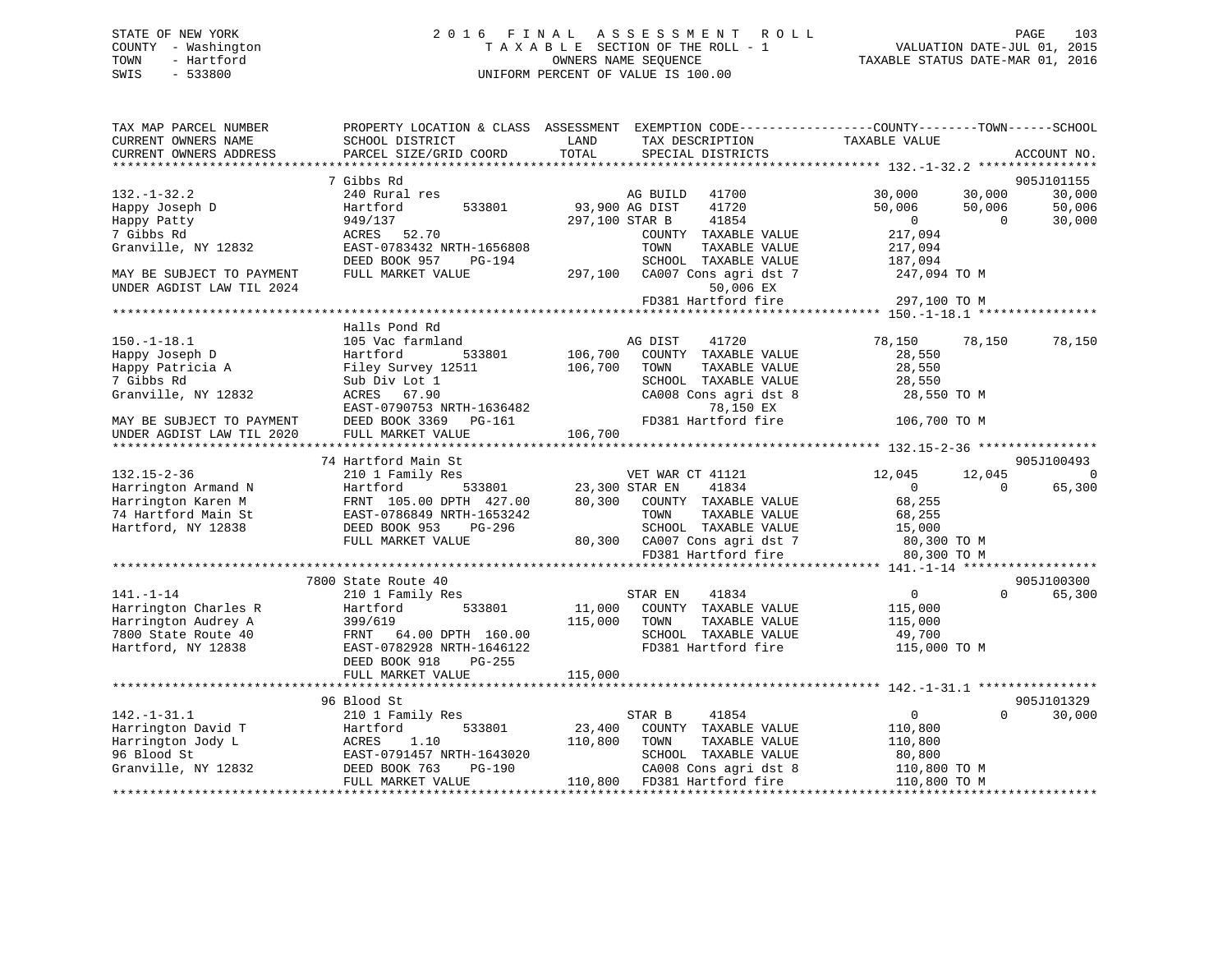STATE OF NEW YORK
COUNTY - Washington
TOWN - Hartford
SWIS - 533800

2016 FINAL ASSESSMENT ROLL
TAXABLE SECTION OF THE ROLL - 1
OWNERS NAME SEQUENCE
UNIFORM PERCENT OF VALUE IS 100.00

VALUATION DATE-JUL 01, 2015
TAXABLE STATUS DATE-MAR 01, 2016

```
TAX MAP PARCEL NUMBER          PROPERTY LOCATION & CLASS  ASSESSMENT  EXEMPTION CODE------------------COUNTY--------TOWN------SCHOOL
CURRENT OWNERS NAME            SCHOOL DISTRICT              LAND      TAX DESCRIPTION              TAXABLE VALUE
CURRENT OWNERS ADDRESS         PARCEL SIZE/GRID COORD       TOTAL     SPECIAL DISTRICTS                                        ACCOUNT NO.
******************************************************************************************************* 132.-1-32.2 ****************
                               7 Gibbs Rd                                                                                 905J101155
132.-1-32.2                    240 Rural res                          AG BUILD   41700               30,000      30,000      30,000
Happy Joseph D                 Hartford        533801        93,900 AG DIST    41720               50,006      50,006      50,006
Happy Patty                    949/137                      297,100 STAR B     41854                    0           0      30,000
7 Gibbs Rd                     ACRES   52.70                          COUNTY  TAXABLE VALUE           217,094
Granville, NY 12832            EAST-0783432 NRTH-1656808              TOWN    TAXABLE VALUE           217,094
                               DEED BOOK 957    PG-194                SCHOOL  TAXABLE VALUE           187,094
MAY BE SUBJECT TO PAYMENT      FULL MARKET VALUE            297,100   CA007 Cons agri dst 7           247,094 TO M
UNDER AGDIST LAW TIL 2024                                                      50,006 EX
                                                                      FD381 Hartford fire             297,100 TO M
******************************************************************************************************* 150.-1-18.1 ****************
                               Halls Pond Rd
150.-1-18.1                    105 Vac farmland                       AG DIST    41720               78,150      78,150      78,150
Happy Joseph D                 Hartford        533801       106,700   COUNTY  TAXABLE VALUE            28,550
Happy Patricia A               Filey Survey 12511           106,700   TOWN    TAXABLE VALUE            28,550
7 Gibbs Rd                     Sub Div Lot 1                          SCHOOL  TAXABLE VALUE            28,550
Granville, NY 12832            ACRES   67.90                          CA008 Cons agri dst 8            28,550 TO M
                               EAST-0790753 NRTH-1636482                       78,150 EX
MAY BE SUBJECT TO PAYMENT      DEED BOOK 3369   PG-161                FD381 Hartford fire             106,700 TO M
UNDER AGDIST LAW TIL 2020      FULL MARKET VALUE            106,700
******************************************************************************************************* 132.15-2-36 ****************
                               74 Hartford Main St                                                                        905J100493
132.15-2-36                    210 1 Family Res                       VET WAR CT 41121               12,045      12,045           0
Harrington Armand N            Hartford        533801        23,300 STAR EN    41834                    0           0      65,300
Harrington Karen M             FRNT 105.00 DPTH 427.00       80,300   COUNTY  TAXABLE VALUE            68,255
74 Hartford Main St            EAST-0786849 NRTH-1653242              TOWN    TAXABLE VALUE            68,255
Hartford, NY 12838             DEED BOOK 953    PG-296                SCHOOL  TAXABLE VALUE            15,000
                               FULL MARKET VALUE             80,300   CA007 Cons agri dst 7            80,300 TO M
                                                                      FD381 Hartford fire              80,300 TO M
******************************************************************************************************* 141.-1-14 ******************
                               7800 State Route 40                                                                        905J100300
141.-1-14                      210 1 Family Res                       STAR EN    41834                    0           0      65,300
Harrington Charles R           Hartford        533801        11,000   COUNTY  TAXABLE VALUE           115,000
Harrington Audrey A            399/619                      115,000   TOWN    TAXABLE VALUE           115,000
7800 State Route 40            FRNT  64.00 DPTH 160.00                SCHOOL  TAXABLE VALUE            49,700
Hartford, NY 12838             EAST-0782928 NRTH-1646122              FD381 Hartford fire             115,000 TO M
                               DEED BOOK 918    PG-255
                               FULL MARKET VALUE            115,000
******************************************************************************************************* 142.-1-31.1 ****************
                               96 Blood St                                                                                905J101329
142.-1-31.1                    210 1 Family Res                       STAR B     41854                    0           0      30,000
Harrington David T             Hartford        533801        23,400   COUNTY  TAXABLE VALUE           110,800
Harrington Jody L              ACRES    1.10                110,800   TOWN    TAXABLE VALUE           110,800
96 Blood St                    EAST-0791457 NRTH-1643020              SCHOOL  TAXABLE VALUE            80,800
Granville, NY 12832            DEED BOOK 763    PG-190                CA008 Cons agri dst 8           110,800 TO M
                               FULL MARKET VALUE            110,800   FD381 Hartford fire             110,800 TO M
************************************************************************************************************************************
```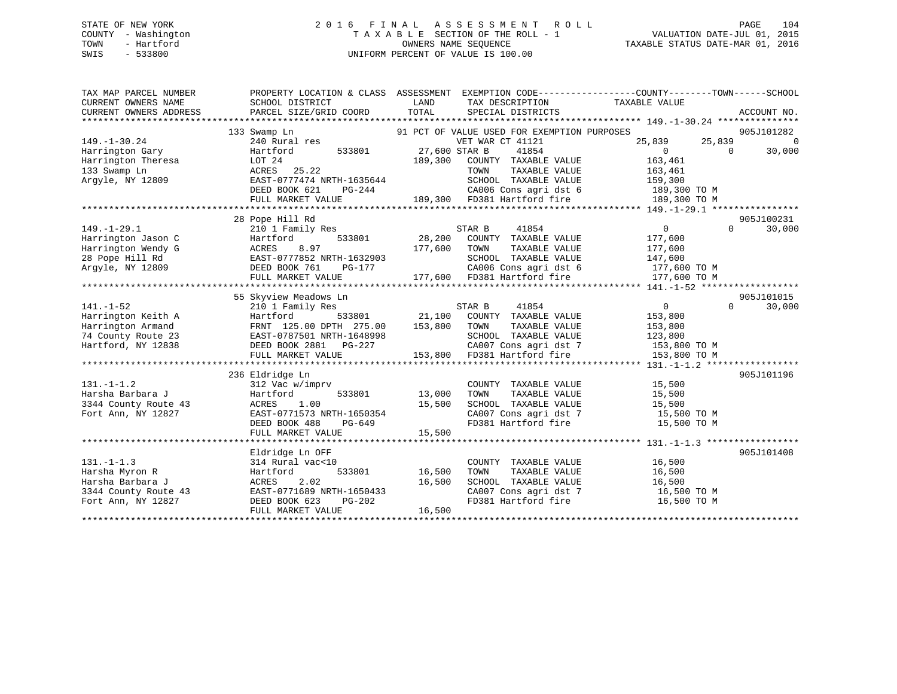STATE OF NEW YORK
COUNTY - Washington
TOWN - Hartford
SWIS - 533800

# 2016 FINAL ASSESSMENT ROLL
TAXABLE SECTION OF THE ROLL - 1
OWNERS NAME SEQUENCE
UNIFORM PERCENT OF VALUE IS 100.00

VALUATION DATE-JUL 01, 2015
TAXABLE STATUS DATE-MAR 01, 2016

```
TAX MAP PARCEL NUMBER          PROPERTY LOCATION & CLASS  ASSESSMENT  EXEMPTION CODE------------------COUNTY--------TOWN------SCHOOL
CURRENT OWNERS NAME            SCHOOL DISTRICT               LAND      TAX DESCRIPTION            TAXABLE VALUE
CURRENT OWNERS ADDRESS         PARCEL SIZE/GRID COORD        TOTAL     SPECIAL DISTRICTS                                    ACCOUNT NO.
****************************************************************************************************** 149.-1-30.24 ***************
                    133 Swamp Ln                        91 PCT OF VALUE USED FOR EXEMPTION PURPOSES                          905J101282
149.-1-30.24                   240 Rural res                          VET WAR CT 41121               25,839      25,839           0
Harrington Gary                Hartford        533801      27,600 STAR B      41854                     0           0      30,000
Harrington Theresa             LOT 24                     189,300    COUNTY  TAXABLE VALUE          163,461
133 Swamp Ln                   ACRES   25.22                          TOWN    TAXABLE VALUE          163,461
Argyle, NY 12809               EAST-0777474 NRTH-1635644              SCHOOL  TAXABLE VALUE          159,300
                               DEED BOOK 621    PG-244                CA006 Cons agri dst 6           189,300 TO M
                               FULL MARKET VALUE          189,300    FD381 Hartford fire             189,300 TO M
****************************************************************************************************** 149.-1-29.1 ****************
                    28 Pope Hill Rd                                                                                   905J100231
149.-1-29.1                    210 1 Family Res                       STAR B      41854                     0           0      30,000
Harrington Jason C             Hartford        533801      28,200    COUNTY  TAXABLE VALUE          177,600
Harrington Wendy G             ACRES    8.97              177,600    TOWN    TAXABLE VALUE          177,600
28 Pope Hill Rd                EAST-0777852 NRTH-1632903              SCHOOL  TAXABLE VALUE          147,600
Argyle, NY 12809               DEED BOOK 761    PG-177                CA006 Cons agri dst 6           177,600 TO M
                               FULL MARKET VALUE          177,600    FD381 Hartford fire             177,600 TO M
****************************************************************************************************** 141.-1-52 ******************
                    55 Skyview Meadows Ln                                                                             905J101015
141.-1-52                      210 1 Family Res                       STAR B      41854                     0           0      30,000
Harrington Keith A             Hartford        533801      21,100    COUNTY  TAXABLE VALUE          153,800
Harrington Armand              FRNT 125.00 DPTH 275.00    153,800    TOWN    TAXABLE VALUE          153,800
74 County Route 23             EAST-0787501 NRTH-1648998              SCHOOL  TAXABLE VALUE          123,800
Hartford, NY 12838             DEED BOOK 2881   PG-227                CA007 Cons agri dst 7           153,800 TO M
                               FULL MARKET VALUE          153,800    FD381 Hartford fire             153,800 TO M
****************************************************************************************************** 131.-1-1.2 *****************
                    236 Eldridge Ln                                                                                   905J101196
131.-1-1.2                     312 Vac w/imprv                        COUNTY  TAXABLE VALUE           15,500
Harsha Barbara J               Hartford        533801      13,000    TOWN    TAXABLE VALUE           15,500
3344 County Route 43           ACRES    1.00               15,500    SCHOOL  TAXABLE VALUE           15,500
Fort Ann, NY 12827             EAST-0771573 NRTH-1650354              CA007 Cons agri dst 7            15,500 TO M
                               DEED BOOK 488    PG-649                FD381 Hartford fire              15,500 TO M
                               FULL MARKET VALUE           15,500
****************************************************************************************************** 131.-1-1.3 *****************
                    Eldridge Ln OFF                                                                                   905J101408
131.-1-1.3                     314 Rural vac<10                       COUNTY  TAXABLE VALUE           16,500
Harsha Myron R                 Hartford        533801      16,500    TOWN    TAXABLE VALUE           16,500
Harsha Barbara J               ACRES    2.02               16,500    SCHOOL  TAXABLE VALUE           16,500
3344 County Route 43           EAST-0771689 NRTH-1650433              CA007 Cons agri dst 7            16,500 TO M
Fort Ann, NY 12827             DEED BOOK 623    PG-202                FD381 Hartford fire              16,500 TO M
                               FULL MARKET VALUE           16,500
************************************************************************************************************************************
```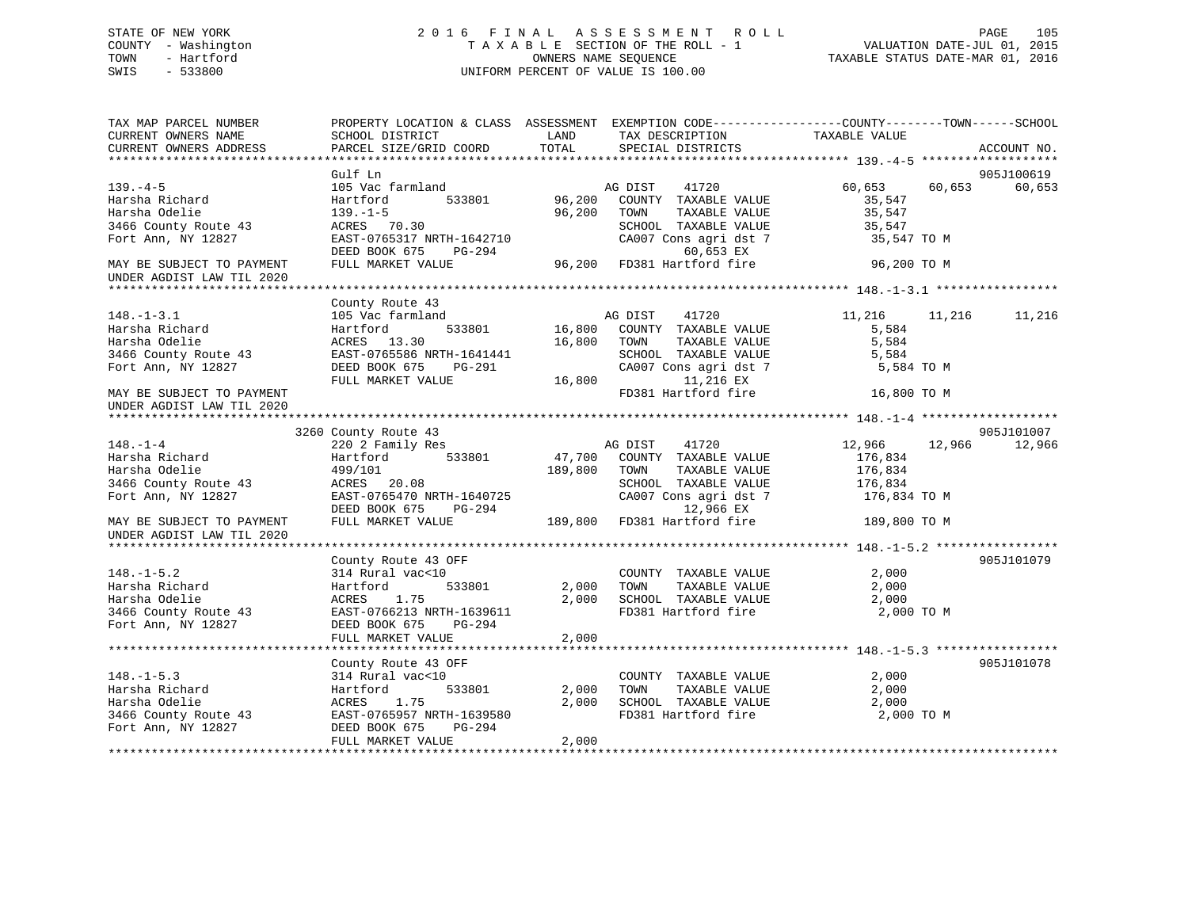STATE OF NEW YORK — 2016 FINAL ASSESSMENT ROLL
COUNTY - Washington — TAXABLE SECTION OF THE ROLL - 1 — VALUATION DATE-JUL 01, 2015
TOWN - Hartford — OWNERS NAME SEQUENCE — TAXABLE STATUS DATE-MAR 01, 2016
SWIS - 533800 — UNIFORM PERCENT OF VALUE IS 100.00

| TAX MAP PARCEL NUMBER / CURRENT OWNERS NAME / CURRENT OWNERS ADDRESS | PROPERTY LOCATION & CLASS / SCHOOL DISTRICT / PARCEL SIZE/GRID COORD | ASSESSMENT LAND | TOTAL | EXEMPTION CODE / TAX DESCRIPTION / SPECIAL DISTRICTS | COUNTY TAXABLE VALUE | TOWN | SCHOOL | ACCOUNT NO. |
|---|---|---|---|---|---|---|---|---|
| **139.-4-5** | Gulf Ln | | | | | | | 905J100619 |
| 139.-4-5 | 105 Vac farmland | | | AG DIST 41720 | 60,653 | 60,653 | 60,653 | |
| Harsha Richard | Hartford 533801 | 96,200 | | COUNTY TAXABLE VALUE | 35,547 | | | |
| Harsha Odelie | 139.-1-5 | | 96,200 | TOWN TAXABLE VALUE | 35,547 | | | |
| 3466 County Route 43 | ACRES 70.30 | | | SCHOOL TAXABLE VALUE | 35,547 | | | |
| Fort Ann, NY 12827 | EAST-0765317 NRTH-1642710 | | | CA007 Cons agri dst 7 | 35,547 TO M | | | |
| | DEED BOOK 675 PG-294 | | | 60,653 EX | | | | |
| MAY BE SUBJECT TO PAYMENT UNDER AGDIST LAW TIL 2020 | FULL MARKET VALUE | | 96,200 | FD381 Hartford fire | 96,200 TO M | | | |
| **148.-1-3.1** | County Route 43 | | | | | | | |
| 148.-1-3.1 | 105 Vac farmland | | | AG DIST 41720 | 11,216 | 11,216 | 11,216 | |
| Harsha Richard | Hartford 533801 | 16,800 | | COUNTY TAXABLE VALUE | 5,584 | | | |
| Harsha Odelie | ACRES 13.30 | | 16,800 | TOWN TAXABLE VALUE | 5,584 | | | |
| 3466 County Route 43 | EAST-0765586 NRTH-1641441 | | | SCHOOL TAXABLE VALUE | 5,584 | | | |
| Fort Ann, NY 12827 | DEED BOOK 675 PG-291 | | | CA007 Cons agri dst 7 | 5,584 TO M | | | |
| | FULL MARKET VALUE | | 16,800 | 11,216 EX | | | | |
| MAY BE SUBJECT TO PAYMENT UNDER AGDIST LAW TIL 2020 | | | | FD381 Hartford fire | 16,800 TO M | | | |
| **148.-1-4** | 3260 County Route 43 | | | | | | | 905J101007 |
| 148.-1-4 | 220 2 Family Res | | | AG DIST 41720 | 12,966 | 12,966 | 12,966 | |
| Harsha Richard | Hartford 533801 | 47,700 | | COUNTY TAXABLE VALUE | 176,834 | | | |
| Harsha Odelie | 499/101 | | 189,800 | TOWN TAXABLE VALUE | 176,834 | | | |
| 3466 County Route 43 | ACRES 20.08 | | | SCHOOL TAXABLE VALUE | 176,834 | | | |
| Fort Ann, NY 12827 | EAST-0765470 NRTH-1640725 | | | CA007 Cons agri dst 7 | 176,834 TO M | | | |
| | DEED BOOK 675 PG-294 | | | 12,966 EX | | | | |
| MAY BE SUBJECT TO PAYMENT UNDER AGDIST LAW TIL 2020 | FULL MARKET VALUE | | 189,800 | FD381 Hartford fire | 189,800 TO M | | | |
| **148.-1-5.2** | County Route 43 OFF | | | | | | | 905J101079 |
| 148.-1-5.2 | 314 Rural vac<10 | | | COUNTY TAXABLE VALUE | 2,000 | | | |
| Harsha Richard | Hartford 533801 | 2,000 | | TOWN TAXABLE VALUE | 2,000 | | | |
| Harsha Odelie | ACRES 1.75 | | 2,000 | SCHOOL TAXABLE VALUE | 2,000 | | | |
| 3466 County Route 43 | EAST-0766213 NRTH-1639611 | | | FD381 Hartford fire | 2,000 TO M | | | |
| Fort Ann, NY 12827 | DEED BOOK 675 PG-294 | | | | | | | |
| | FULL MARKET VALUE | | 2,000 | | | | | |
| **148.-1-5.3** | County Route 43 OFF | | | | | | | 905J101078 |
| 148.-1-5.3 | 314 Rural vac<10 | | | COUNTY TAXABLE VALUE | 2,000 | | | |
| Harsha Richard | Hartford 533801 | 2,000 | | TOWN TAXABLE VALUE | 2,000 | | | |
| Harsha Odelie | ACRES 1.75 | | 2,000 | SCHOOL TAXABLE VALUE | 2,000 | | | |
| 3466 County Route 43 | EAST-0765957 NRTH-1639580 | | | FD381 Hartford fire | 2,000 TO M | | | |
| Fort Ann, NY 12827 | DEED BOOK 675 PG-294 | | | | | | | |
| | FULL MARKET VALUE | | 2,000 | | | | | |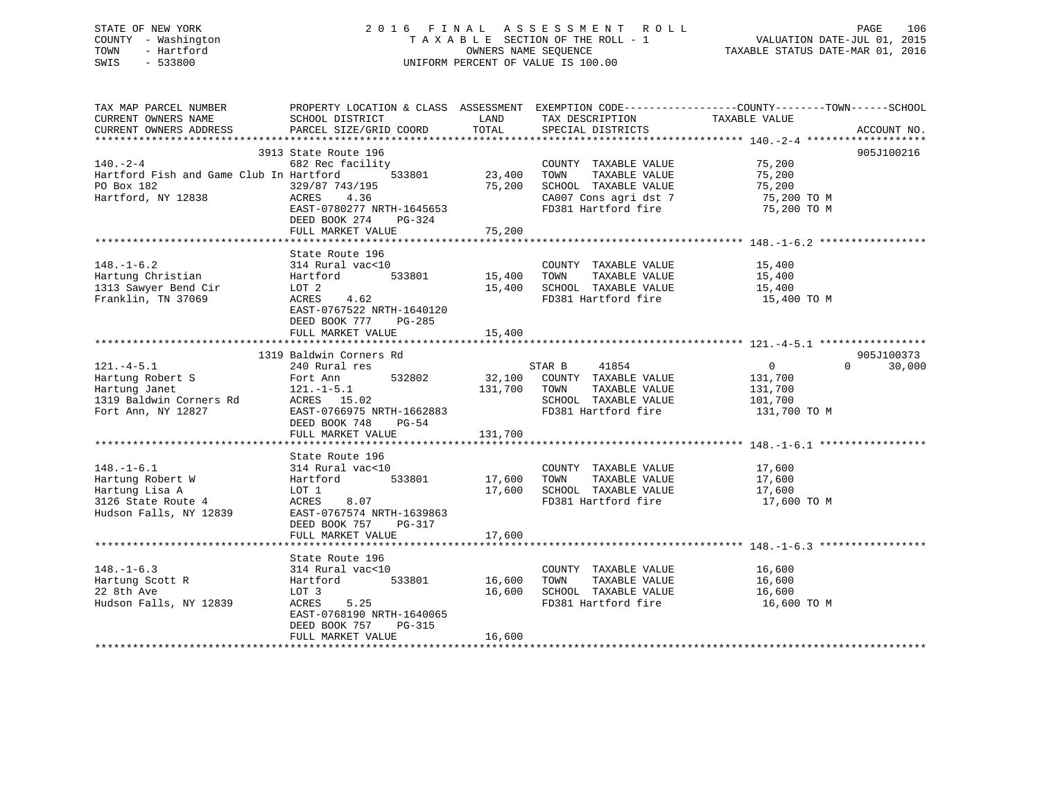STATE OF NEW YORK — 2016 FINAL ASSESSMENT ROLL
COUNTY - Washington — TAXABLE SECTION OF THE ROLL - 1 — VALUATION DATE-JUL 01, 2015
TOWN - Hartford — OWNERS NAME SEQUENCE — TAXABLE STATUS DATE-MAR 01, 2016
SWIS - 533800 — UNIFORM PERCENT OF VALUE IS 100.00

| TAX MAP PARCEL NUMBER / CURRENT OWNERS NAME / CURRENT OWNERS ADDRESS | PROPERTY LOCATION & CLASS / SCHOOL DISTRICT / PARCEL SIZE/GRID COORD | ASSESSMENT LAND | TOTAL | EXEMPTION CODE / TAX DESCRIPTION / SPECIAL DISTRICTS | COUNTY / TOWN TAXABLE VALUE | SCHOOL | ACCOUNT NO. |
|---|---|---|---|---|---|---|---|
| 140.-2-4 | 3913 State Route 196 | | | | | | 905J100216 |
| | 682 Rec facility | | | COUNTY TAXABLE VALUE | 75,200 | | |
| Hartford Fish and Game Club In | Hartford 533801 | 23,400 | | TOWN TAXABLE VALUE | 75,200 | | |
| PO Box 182 | 329/87 743/195 | | 75,200 | SCHOOL TAXABLE VALUE | 75,200 | | |
| Hartford, NY 12838 | ACRES 4.36 | | | CA007 Cons agri dst 7 | 75,200 TO M | | |
| | EAST-0780277 NRTH-1645653 | | | FD381 Hartford fire | 75,200 TO M | | |
| | DEED BOOK 274 PG-324 | | | | | | |
| | FULL MARKET VALUE | | 75,200 | | | | |
| 148.-1-6.2 | State Route 196 | | | | | | |
| | 314 Rural vac<10 | | | COUNTY TAXABLE VALUE | 15,400 | | |
| Hartung Christian | Hartford 533801 | 15,400 | | TOWN TAXABLE VALUE | 15,400 | | |
| 1313 Sawyer Bend Cir | LOT 2 | | 15,400 | SCHOOL TAXABLE VALUE | 15,400 | | |
| Franklin, TN 37069 | ACRES 4.62 | | | FD381 Hartford fire | 15,400 TO M | | |
| | EAST-0767522 NRTH-1640120 | | | | | | |
| | DEED BOOK 777 PG-285 | | | | | | |
| | FULL MARKET VALUE | | 15,400 | | | | |
| 121.-4-5.1 | 1319 Baldwin Corners Rd | | | | | | 905J100373 |
| | 240 Rural res | | | STAR B 41854 | 0 | 0 30,000 | |
| Hartung Robert S | Fort Ann 532802 | 32,100 | | COUNTY TAXABLE VALUE | 131,700 | | |
| Hartung Janet | 121.-1-5.1 | | 131,700 | TOWN TAXABLE VALUE | 131,700 | | |
| 1319 Baldwin Corners Rd | ACRES 15.02 | | | SCHOOL TAXABLE VALUE | 101,700 | | |
| Fort Ann, NY 12827 | EAST-0766975 NRTH-1662883 | | | FD381 Hartford fire | 131,700 TO M | | |
| | DEED BOOK 748 PG-54 | | | | | | |
| | FULL MARKET VALUE | | 131,700 | | | | |
| 148.-1-6.1 | State Route 196 | | | | | | |
| | 314 Rural vac<10 | | | COUNTY TAXABLE VALUE | 17,600 | | |
| Hartung Robert W | Hartford 533801 | 17,600 | | TOWN TAXABLE VALUE | 17,600 | | |
| Hartung Lisa A | LOT 1 | | 17,600 | SCHOOL TAXABLE VALUE | 17,600 | | |
| 3126 State Route 4 | ACRES 8.07 | | | FD381 Hartford fire | 17,600 TO M | | |
| Hudson Falls, NY 12839 | EAST-0767574 NRTH-1639863 | | | | | | |
| | DEED BOOK 757 PG-317 | | | | | | |
| | FULL MARKET VALUE | | 17,600 | | | | |
| 148.-1-6.3 | State Route 196 | | | | | | |
| | 314 Rural vac<10 | | | COUNTY TAXABLE VALUE | 16,600 | | |
| Hartung Scott R | Hartford 533801 | 16,600 | | TOWN TAXABLE VALUE | 16,600 | | |
| 22 8th Ave | LOT 3 | | 16,600 | SCHOOL TAXABLE VALUE | 16,600 | | |
| Hudson Falls, NY 12839 | ACRES 5.25 | | | FD381 Hartford fire | 16,600 TO M | | |
| | EAST-0768190 NRTH-1640065 | | | | | | |
| | DEED BOOK 757 PG-315 | | | | | | |
| | FULL MARKET VALUE | | 16,600 | | | | |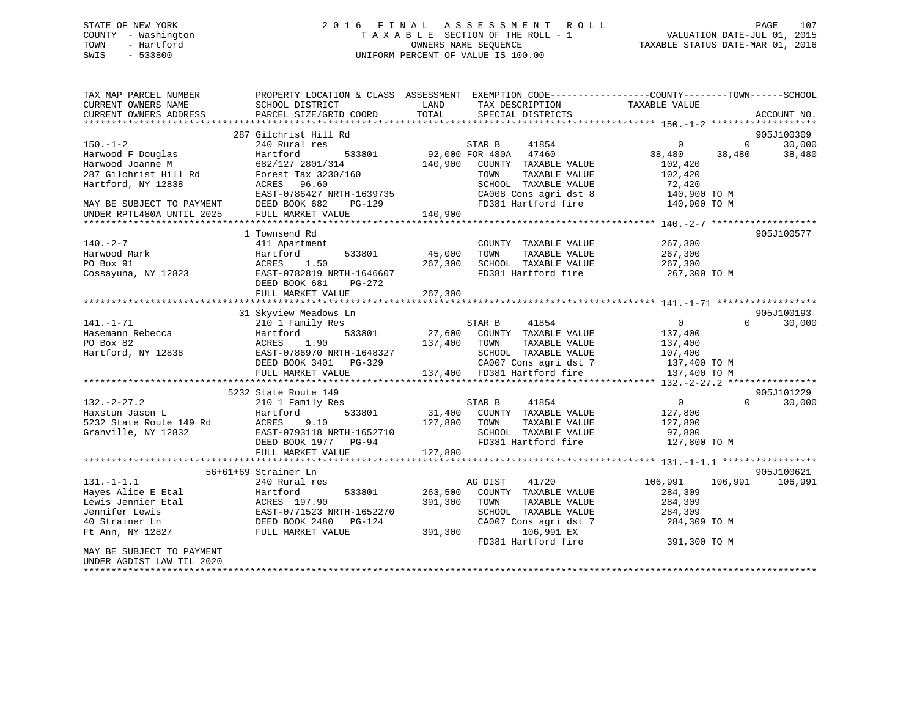STATE OF NEW YORK
COUNTY - Washington
TOWN - Hartford
SWIS - 533800

2016 FINAL ASSESSMENT ROLL
TAXABLE SECTION OF THE ROLL - 1
OWNERS NAME SEQUENCE
UNIFORM PERCENT OF VALUE IS 100.00

VALUATION DATE-JUL 01, 2015
TAXABLE STATUS DATE-MAR 01, 2016

```
TAX MAP PARCEL NUMBER          PROPERTY LOCATION & CLASS  ASSESSMENT  EXEMPTION CODE------------------COUNTY--------TOWN------SCHOOL
CURRENT OWNERS NAME            SCHOOL DISTRICT              LAND       TAX DESCRIPTION             TAXABLE VALUE
CURRENT OWNERS ADDRESS         PARCEL SIZE/GRID COORD       TOTAL      SPECIAL DISTRICTS                                         ACCOUNT NO.
******************************************************************************************************* 150.-1-2 *******************
                    287 Gilchrist Hill Rd                                                                                     905J100309
150.-1-2                       240 Rural res                          STAR B      41854              0           0        30,000
Harwood F Douglas              Hartford       533801       92,000 FOR 480A    47460           38,480      38,480        38,480
Harwood Joanne M               682/127 2801/314            140,900    COUNTY  TAXABLE VALUE          102,420
287 Gilchrist Hill Rd          Forest Tax 3230/160                    TOWN    TAXABLE VALUE          102,420
Hartford, NY 12838             ACRES   96.60                          SCHOOL  TAXABLE VALUE           72,420
                               EAST-0786427 NRTH-1639735              CA008 Cons agri dst 8           140,900 TO M
MAY BE SUBJECT TO PAYMENT      DEED BOOK 682     PG-129               FD381 Hartford fire             140,900 TO M
UNDER RPTL480A UNTIL 2025      FULL MARKET VALUE           140,900
******************************************************************************************************* 140.-2-7 *******************
                    1 Townsend Rd                                                                                             905J100577
140.-2-7                       411 Apartment                          COUNTY  TAXABLE VALUE          267,300
Harwood Mark                   Hartford       533801       45,000     TOWN    TAXABLE VALUE          267,300
PO Box 91                      ACRES    1.50               267,300    SCHOOL  TAXABLE VALUE          267,300
Cossayuna, NY 12823            EAST-0782819 NRTH-1646607              FD381 Hartford fire             267,300 TO M
                               DEED BOOK 681     PG-272
                               FULL MARKET VALUE           267,300
******************************************************************************************************* 141.-1-71 ******************
                    31 Skyview Meadows Ln                                                                                     905J100193
141.-1-71                      210 1 Family Res                       STAR B      41854              0           0        30,000
Hasemann Rebecca               Hartford       533801       27,600     COUNTY  TAXABLE VALUE          137,400
PO Box 82                      ACRES    1.90               137,400    TOWN    TAXABLE VALUE          137,400
Hartford, NY 12838             EAST-0786970 NRTH-1648327              SCHOOL  TAXABLE VALUE          107,400
                               DEED BOOK 3401    PG-329               CA007 Cons agri dst 7           137,400 TO M
                               FULL MARKET VALUE           137,400    FD381 Hartford fire             137,400 TO M
******************************************************************************************************* 132.-2-27.2 ****************
                    5232 State Route 149                                                                                      905J101229
132.-2-27.2                    210 1 Family Res                       STAR B      41854              0           0        30,000
Haxstun Jason L                Hartford       533801       31,400     COUNTY  TAXABLE VALUE          127,800
5232 State Route 149 Rd        ACRES    9.10               127,800    TOWN    TAXABLE VALUE          127,800
Granville, NY 12832            EAST-0793118 NRTH-1652710              SCHOOL  TAXABLE VALUE           97,800
                               DEED BOOK 1977    PG-94                FD381 Hartford fire             127,800 TO M
                               FULL MARKET VALUE           127,800
******************************************************************************************************* 131.-1-1.1 *****************
                    56+61+69 Strainer Ln                                                                                      905J100621
131.-1-1.1                     240 Rural res                          AG DIST     41720         106,991     106,991       106,991
Hayes Alice E Etal             Hartford       533801      263,500     COUNTY  TAXABLE VALUE          284,309
Lewis Jennier Etal             ACRES  197.90               391,300    TOWN    TAXABLE VALUE          284,309
Jennifer Lewis                 EAST-0771523 NRTH-1652270              SCHOOL  TAXABLE VALUE          284,309
40 Strainer Ln                 DEED BOOK 2480    PG-124               CA007 Cons agri dst 7           284,309 TO M
Ft Ann, NY 12827               FULL MARKET VALUE           391,300         106,991 EX
                                                                      FD381 Hartford fire             391,300 TO M
MAY BE SUBJECT TO PAYMENT
UNDER AGDIST LAW TIL 2020
************************************************************************************************************************************
```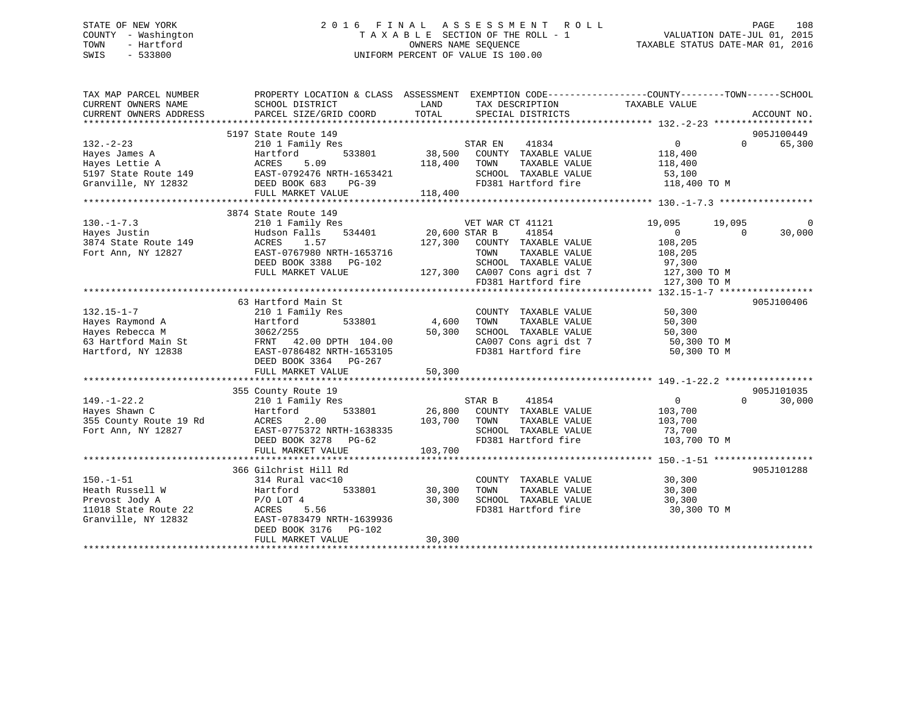STATE OF NEW YORK | COUNTY - Washington | TOWN - Hartford | SWIS - 533800

# 2016 FINAL ASSESSMENT ROLL

TAXABLE SECTION OF THE ROLL - 1

OWNERS NAME SEQUENCE

UNIFORM PERCENT OF VALUE IS 100.00

VALUATION DATE-JUL 01, 2015
TAXABLE STATUS DATE-MAR 01, 2016

| TAX MAP PARCEL NUMBER / CURRENT OWNERS NAME / CURRENT OWNERS ADDRESS | PROPERTY LOCATION & CLASS / SCHOOL DISTRICT / PARCEL SIZE/GRID COORD | ASSESSMENT LAND | TOTAL | EXEMPTION CODE / TAX DESCRIPTION / SPECIAL DISTRICTS | COUNTY TAXABLE VALUE | TOWN | SCHOOL | ACCOUNT NO. |
|---|---|---|---|---|---|---|---|---|
| **132.-2-23** | 5197 State Route 149 | | | | | | | 905J100449 |
| Hayes James A | 210 1 Family Res | | | STAR EN 41834 | 0 | 0 | 65,300 | |
| Hayes Lettie A | Hartford 533801 | 38,500 | | COUNTY TAXABLE VALUE | 118,400 | | | |
| 5197 State Route 149 | ACRES 5.09 | | 118,400 | TOWN TAXABLE VALUE | 118,400 | | | |
| Granville, NY 12832 | EAST-0792476 NRTH-1653421 | | | SCHOOL TAXABLE VALUE | 53,100 | | | |
| | DEED BOOK 683 PG-39 | | | FD381 Hartford fire | 118,400 TO M | | | |
| | FULL MARKET VALUE | | 118,400 | | | | | |
| **130.-1-7.3** | 3874 State Route 149 | | | | | | | |
| Hayes Justin | 210 1 Family Res | | | VET WAR CT 41121 | 19,095 | 19,095 | 0 | |
| 3874 State Route 149 | Hudson Falls 534401 | 20,600 | | STAR B 41854 | 0 | 0 | 30,000 | |
| Fort Ann, NY 12827 | ACRES 1.57 | | 127,300 | COUNTY TAXABLE VALUE | 108,205 | | | |
| | EAST-0767980 NRTH-1653716 | | | TOWN TAXABLE VALUE | 108,205 | | | |
| | DEED BOOK 3388 PG-102 | | | SCHOOL TAXABLE VALUE | 97,300 | | | |
| | FULL MARKET VALUE | | 127,300 | CA007 Cons agri dst 7 | 127,300 TO M | | | |
| | | | | FD381 Hartford fire | 127,300 TO M | | | |
| **132.15-1-7** | 63 Hartford Main St | | | | | | | 905J100406 |
| Hayes Raymond A | 210 1 Family Res | | | COUNTY TAXABLE VALUE | 50,300 | | | |
| Hayes Rebecca M | Hartford 533801 | 4,600 | | TOWN TAXABLE VALUE | 50,300 | | | |
| 63 Hartford Main St | 3062/255 | | 50,300 | SCHOOL TAXABLE VALUE | 50,300 | | | |
| Hartford, NY 12838 | FRNT 42.00 DPTH 104.00 | | | CA007 Cons agri dst 7 | 50,300 TO M | | | |
| | EAST-0786482 NRTH-1653105 | | | FD381 Hartford fire | 50,300 TO M | | | |
| | DEED BOOK 3364 PG-267 | | | | | | | |
| | FULL MARKET VALUE | | 50,300 | | | | | |
| **149.-1-22.2** | 355 County Route 19 | | | | | | | 905J101035 |
| Hayes Shawn C | 210 1 Family Res | | | STAR B 41854 | 0 | 0 | 30,000 | |
| 355 County Route 19 Rd | Hartford 533801 | 26,800 | | COUNTY TAXABLE VALUE | 103,700 | | | |
| Fort Ann, NY 12827 | ACRES 2.00 | | 103,700 | TOWN TAXABLE VALUE | 103,700 | | | |
| | EAST-0775372 NRTH-1638335 | | | SCHOOL TAXABLE VALUE | 73,700 | | | |
| | DEED BOOK 3278 PG-62 | | | FD381 Hartford fire | 103,700 TO M | | | |
| | FULL MARKET VALUE | | 103,700 | | | | | |
| **150.-1-51** | 366 Gilchrist Hill Rd | | | | | | | 905J101288 |
| Heath Russell W | 314 Rural vac<10 | | | COUNTY TAXABLE VALUE | 30,300 | | | |
| Prevost Jody A | Hartford 533801 | 30,300 | | TOWN TAXABLE VALUE | 30,300 | | | |
| 11018 State Route 22 | P/O LOT 4 | | 30,300 | SCHOOL TAXABLE VALUE | 30,300 | | | |
| Granville, NY 12832 | ACRES 5.56 | | | FD381 Hartford fire | 30,300 TO M | | | |
| | EAST-0783479 NRTH-1639936 | | | | | | | |
| | DEED BOOK 3176 PG-102 | | | | | | | |
| | FULL MARKET VALUE | | 30,300 | | | | | |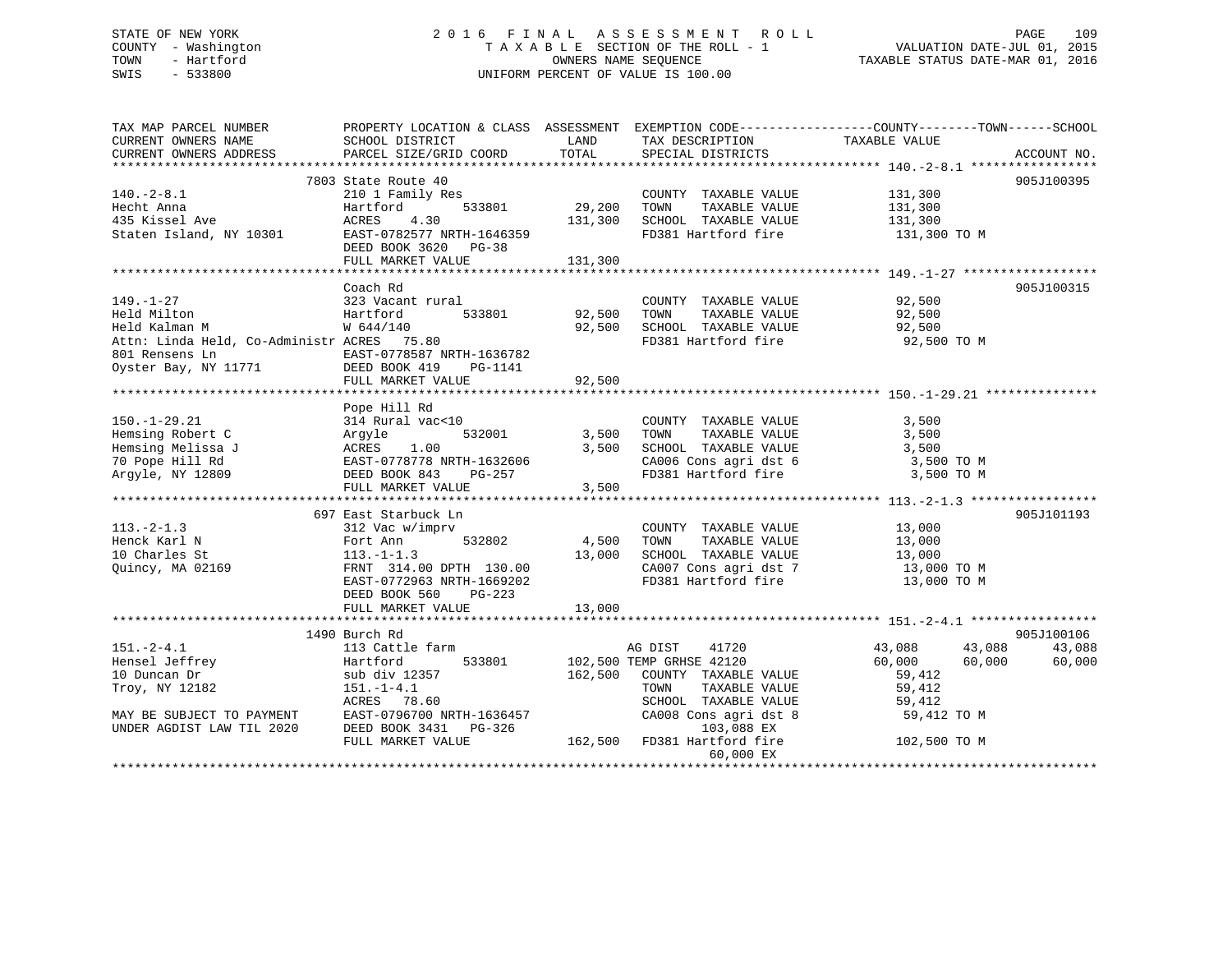STATE OF NEW YORK
COUNTY - Washington
TOWN - Hartford
SWIS - 533800

# 2016 FINAL ASSESSMENT ROLL

TAXABLE SECTION OF THE ROLL - 1
OWNERS NAME SEQUENCE
UNIFORM PERCENT OF VALUE IS 100.00

VALUATION DATE-JUL 01, 2015
TAXABLE STATUS DATE-MAR 01, 2016

| TAX MAP PARCEL NUMBER / CURRENT OWNERS NAME / CURRENT OWNERS ADDRESS | PROPERTY LOCATION & CLASS / SCHOOL DISTRICT / PARCEL SIZE/GRID COORD | ASSESSMENT LAND | TOTAL | EXEMPTION CODE / TAX DESCRIPTION / SPECIAL DISTRICTS | COUNTY TAXABLE VALUE | TOWN | SCHOOL | ACCOUNT NO. |
|---|---|---|---|---|---|---|---|---|
| **140.-2-8.1** | 7803 State Route 40 | | | | | | | 905J100395 |
| 140.-2-8.1 | 210 1 Family Res | | | COUNTY TAXABLE VALUE | 131,300 | | | |
| Hecht Anna | Hartford 533801 | 29,200 | | TOWN TAXABLE VALUE | 131,300 | | | |
| 435 Kissel Ave | ACRES 4.30 | | 131,300 | SCHOOL TAXABLE VALUE | 131,300 | | | |
| Staten Island, NY 10301 | EAST-0782577 NRTH-1646359 | | | FD381 Hartford fire | 131,300 TO M | | | |
| | DEED BOOK 3620 PG-38 | | | | | | | |
| | FULL MARKET VALUE | | 131,300 | | | | | |
| **149.-1-27** | Coach Rd | | | | | | | 905J100315 |
| 149.-1-27 | 323 Vacant rural | | | COUNTY TAXABLE VALUE | 92,500 | | | |
| Held Milton | Hartford 533801 | 92,500 | | TOWN TAXABLE VALUE | 92,500 | | | |
| Held Kalman M | W 644/140 | | 92,500 | SCHOOL TAXABLE VALUE | 92,500 | | | |
| Attn: Linda Held, Co-Administr | ACRES 75.80 | | | FD381 Hartford fire | 92,500 TO M | | | |
| 801 Rensens Ln | EAST-0778587 NRTH-1636782 | | | | | | | |
| Oyster Bay, NY 11771 | DEED BOOK 419 PG-1141 | | | | | | | |
| | FULL MARKET VALUE | | 92,500 | | | | | |
| **150.-1-29.21** | Pope Hill Rd | | | | | | | |
| 150.-1-29.21 | 314 Rural vac<10 | | | COUNTY TAXABLE VALUE | 3,500 | | | |
| Hemsing Robert C | Argyle 532001 | 3,500 | | TOWN TAXABLE VALUE | 3,500 | | | |
| Hemsing Melissa J | ACRES 1.00 | | 3,500 | SCHOOL TAXABLE VALUE | 3,500 | | | |
| 70 Pope Hill Rd | EAST-0778778 NRTH-1632606 | | | CA006 Cons agri dst 6 | 3,500 TO M | | | |
| Argyle, NY 12809 | DEED BOOK 843 PG-257 | | | FD381 Hartford fire | 3,500 TO M | | | |
| | FULL MARKET VALUE | | 3,500 | | | | | |
| **113.-2-1.3** | 697 East Starbuck Ln | | | | | | | 905J101193 |
| 113.-2-1.3 | 312 Vac w/imprv | | | COUNTY TAXABLE VALUE | 13,000 | | | |
| Henck Karl N | Fort Ann 532802 | 4,500 | | TOWN TAXABLE VALUE | 13,000 | | | |
| 10 Charles St | 113.-1-1.3 | | 13,000 | SCHOOL TAXABLE VALUE | 13,000 | | | |
| Quincy, MA 02169 | FRNT 314.00 DPTH 130.00 | | | CA007 Cons agri dst 7 | 13,000 TO M | | | |
| | EAST-0772963 NRTH-1669202 | | | FD381 Hartford fire | 13,000 TO M | | | |
| | DEED BOOK 560 PG-223 | | | | | | | |
| | FULL MARKET VALUE | | 13,000 | | | | | |
| **151.-2-4.1** | 1490 Burch Rd | | | | | | | 905J100106 |
| 151.-2-4.1 | 113 Cattle farm | | | AG DIST 41720 | 43,088 | 43,088 | 43,088 | |
| Hensel Jeffrey | Hartford 533801 | 102,500 | | TEMP GRHSE 42120 | 60,000 | 60,000 | 60,000 | |
| 10 Duncan Dr | sub div 12357 | | 162,500 | COUNTY TAXABLE VALUE | 59,412 | | | |
| Troy, NY 12182 | 151.-1-4.1 | | | TOWN TAXABLE VALUE | 59,412 | | | |
| | ACRES 78.60 | | | SCHOOL TAXABLE VALUE | 59,412 | | | |
| MAY BE SUBJECT TO PAYMENT | EAST-0796700 NRTH-1636457 | | | CA008 Cons agri dst 8 | 59,412 TO M | | | |
| UNDER AGDIST LAW TIL 2020 | DEED BOOK 3431 PG-326 | | | 103,088 EX | | | | |
| | FULL MARKET VALUE | | 162,500 | FD381 Hartford fire | 102,500 TO M | | | |
| | | | | 60,000 EX | | | | |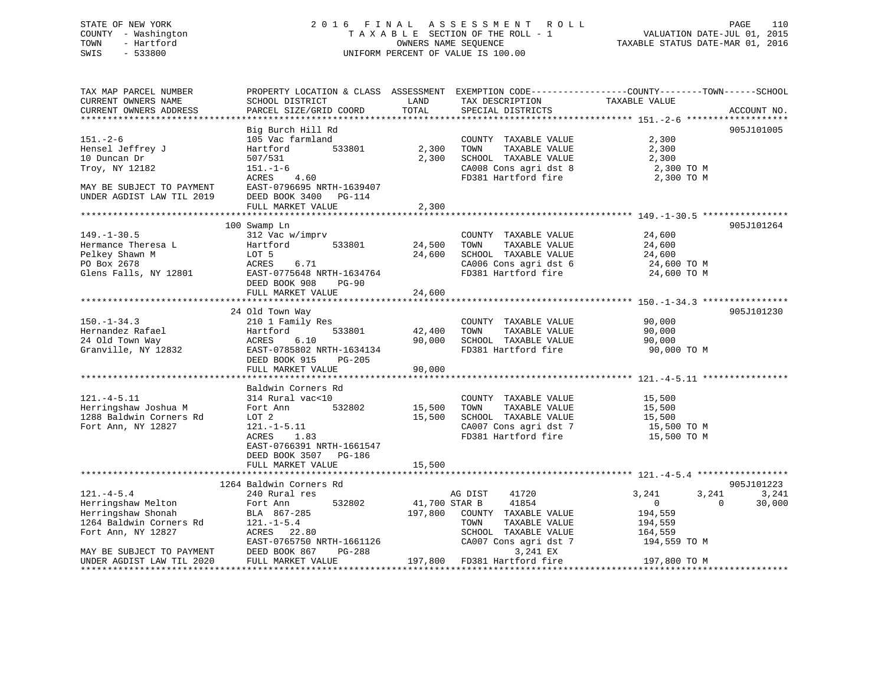STATE OF NEW YORK
COUNTY - Washington
TOWN - Hartford
SWIS - 533800

# 2016 FINAL ASSESSMENT ROLL

TAXABLE SECTION OF THE ROLL - 1
OWNERS NAME SEQUENCE
UNIFORM PERCENT OF VALUE IS 100.00

VALUATION DATE-JUL 01, 2015
TAXABLE STATUS DATE-MAR 01, 2016

```
TAX MAP PARCEL NUMBER          PROPERTY LOCATION & CLASS  ASSESSMENT  EXEMPTION CODE------------------COUNTY--------TOWN------SCHOOL
CURRENT OWNERS NAME            SCHOOL DISTRICT              LAND      TAX DESCRIPTION            TAXABLE VALUE
CURRENT OWNERS ADDRESS         PARCEL SIZE/GRID COORD       TOTAL     SPECIAL DISTRICTS                                    ACCOUNT NO.
******************************************************************************************************* 151.-2-6 *******************
                               Big Burch Hill Rd                                                                        905J101005
151.-2-6                       105 Vac farmland                      COUNTY  TAXABLE VALUE            2,300
Hensel Jeffrey J               Hartford          533801       2,300  TOWN    TAXABLE VALUE            2,300
10 Duncan Dr                   507/531                        2,300  SCHOOL  TAXABLE VALUE            2,300
Troy, NY 12182                 151.-1-6                              CA008 Cons agri dst 8            2,300 TO M
                               ACRES    4.60                         FD381 Hartford fire              2,300 TO M
MAY BE SUBJECT TO PAYMENT      EAST-0796695 NRTH-1639407
UNDER AGDIST LAW TIL 2019      DEED BOOK 3400   PG-114
                               FULL MARKET VALUE              2,300
******************************************************************************************************* 149.-1-30.5 ****************
                               100 Swamp Ln                                                                             905J101264
149.-1-30.5                    312 Vac w/imprv                       COUNTY  TAXABLE VALUE           24,600
Hermance Theresa L             Hartford          533801      24,500  TOWN    TAXABLE VALUE           24,600
Pelkey Shawn M                 LOT 5                         24,600  SCHOOL  TAXABLE VALUE           24,600
PO Box 2678                    ACRES    6.71                         CA006 Cons agri dst 6           24,600 TO M
Glens Falls, NY 12801          EAST-0775648 NRTH-1634764             FD381 Hartford fire             24,600 TO M
                               DEED BOOK 908    PG-90
                               FULL MARKET VALUE             24,600
******************************************************************************************************* 150.-1-34.3 ****************
                               24 Old Town Way                                                                          905J101230
150.-1-34.3                    210 1 Family Res                      COUNTY  TAXABLE VALUE           90,000
Hernandez Rafael               Hartford          533801      42,400  TOWN    TAXABLE VALUE           90,000
24 Old Town Way                ACRES    6.10                 90,000  SCHOOL  TAXABLE VALUE           90,000
Granville, NY 12832            EAST-0785802 NRTH-1634134             FD381 Hartford fire             90,000 TO M
                               DEED BOOK 915    PG-205
                               FULL MARKET VALUE             90,000
******************************************************************************************************* 121.-4-5.11 ****************
                               Baldwin Corners Rd
121.-4-5.11                    314 Rural vac<10                      COUNTY  TAXABLE VALUE           15,500
Herringshaw Joshua M           Fort Ann          532802      15,500  TOWN    TAXABLE VALUE           15,500
1288 Baldwin Corners Rd        LOT 2                         15,500  SCHOOL  TAXABLE VALUE           15,500
Fort Ann, NY 12827             121.-1-5.11                           CA007 Cons agri dst 7           15,500 TO M
                               ACRES    1.83                         FD381 Hartford fire             15,500 TO M
                               EAST-0766391 NRTH-1661547
                               DEED BOOK 3507   PG-186
                               FULL MARKET VALUE             15,500
******************************************************************************************************* 121.-4-5.4 *****************
                               1264 Baldwin Corners Rd                                                                  905J101223
121.-4-5.4                     240 Rural res                         AG DIST     41720             3,241        3,241       3,241
Herringshaw Melton             Fort Ann          532802      41,700  STAR B      41854                 0            0      30,000
Herringshaw Shonah             BLA 867-285                  197,800  COUNTY  TAXABLE VALUE          194,559
1264 Baldwin Corners Rd        121.-1-5.4                            TOWN    TAXABLE VALUE          194,559
Fort Ann, NY 12827             ACRES   22.80                         SCHOOL  TAXABLE VALUE          164,559
                               EAST-0765750 NRTH-1661126             CA007 Cons agri dst 7          194,559 TO M
MAY BE SUBJECT TO PAYMENT      DEED BOOK 867    PG-288                     3,241 EX
UNDER AGDIST LAW TIL 2020      FULL MARKET VALUE            197,800  FD381 Hartford fire            197,800 TO M
************************************************************************************************************************************
```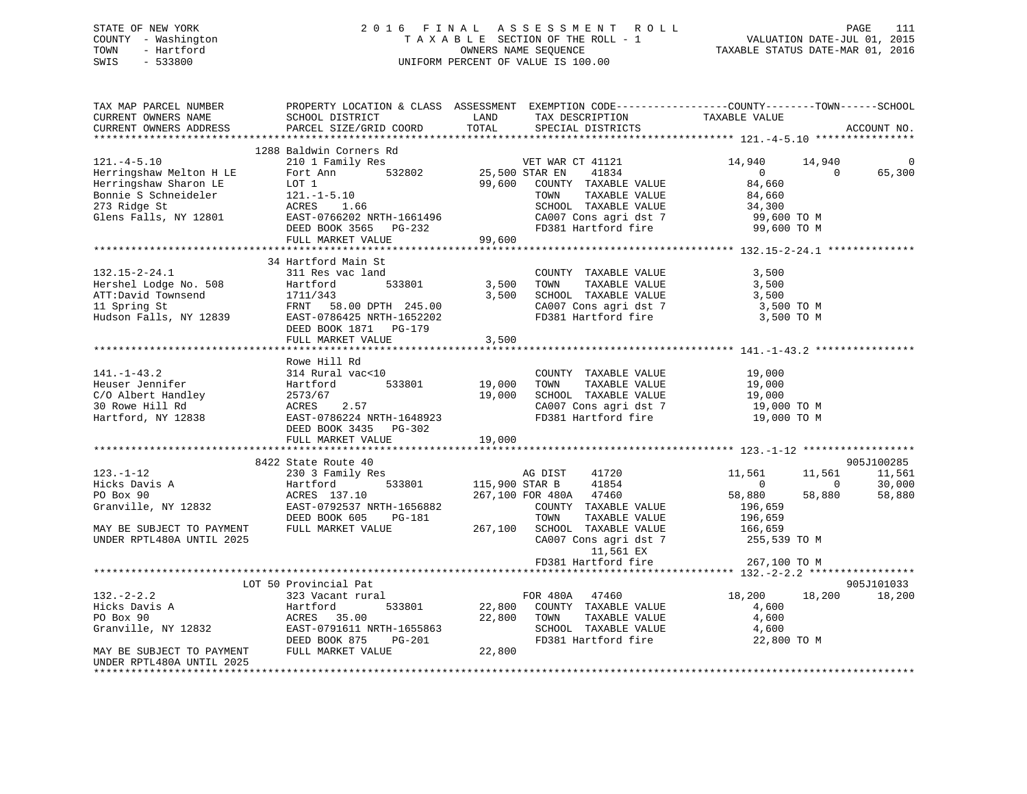STATE OF NEW YORK
COUNTY - Washington
TOWN - Hartford
SWIS - 533800

2016 FINAL ASSESSMENT ROLL
TAXABLE SECTION OF THE ROLL - 1
OWNERS NAME SEQUENCE
UNIFORM PERCENT OF VALUE IS 100.00

VALUATION DATE-JUL 01, 2015
TAXABLE STATUS DATE-MAR 01, 2016

```
TAX MAP PARCEL NUMBER          PROPERTY LOCATION & CLASS  ASSESSMENT  EXEMPTION CODE-----------------COUNTY--------TOWN------SCHOOL
CURRENT OWNERS NAME            SCHOOL DISTRICT              LAND      TAX DESCRIPTION              TAXABLE VALUE
CURRENT OWNERS ADDRESS         PARCEL SIZE/GRID COORD       TOTAL     SPECIAL DISTRICTS                                       ACCOUNT NO.
******************************************************************************************************* 121.-4-5.10 ****************
                     1288 Baldwin Corners Rd
121.-4-5.10                    210 1 Family Res                     VET WAR CT 41121           14,940      14,940           0
Herringshaw Melton H LE        Fort Ann        532802      25,500 STAR EN    41834                  0           0      65,300
Herringshaw Sharon LE          LOT 1                       99,600   COUNTY  TAXABLE VALUE          84,660
Bonnie S Schneideler           121.-1-5.10                          TOWN    TAXABLE VALUE          84,660
273 Ridge St                   ACRES    1.66                        SCHOOL  TAXABLE VALUE          34,300
Glens Falls, NY 12801          EAST-0766202 NRTH-1661496            CA007 Cons agri dst 7           99,600 TO M
                               DEED BOOK 3565   PG-232              FD381 Hartford fire             99,600 TO M
                               FULL MARKET VALUE           99,600
******************************************************************************************************* 132.15-2-24.1 **************
                     34 Hartford Main St
132.15-2-24.1                  311 Res vac land                     COUNTY  TAXABLE VALUE           3,500
Hershel Lodge No. 508          Hartford        533801       3,500   TOWN    TAXABLE VALUE           3,500
ATT:David Townsend             1711/343                     3,500   SCHOOL  TAXABLE VALUE           3,500
11 Spring St                   FRNT   58.00 DPTH  245.00            CA007 Cons agri dst 7            3,500 TO M
Hudson Falls, NY 12839         EAST-0786425 NRTH-1652202            FD381 Hartford fire              3,500 TO M
                               DEED BOOK 1871   PG-179
                               FULL MARKET VALUE            3,500
******************************************************************************************************* 141.-1-43.2 ****************
                     Rowe Hill Rd
141.-1-43.2                    314 Rural vac<10                     COUNTY  TAXABLE VALUE          19,000
Heuser Jennifer                Hartford        533801      19,000   TOWN    TAXABLE VALUE          19,000
C/O Albert Handley             2573/67                     19,000   SCHOOL  TAXABLE VALUE          19,000
30 Rowe Hill Rd                ACRES    2.57                        CA007 Cons agri dst 7           19,000 TO M
Hartford, NY 12838             EAST-0786224 NRTH-1648923            FD381 Hartford fire             19,000 TO M
                               DEED BOOK 3435   PG-302
                               FULL MARKET VALUE           19,000
******************************************************************************************************* 123.-1-12 ******************
                     8422 State Route 40                                                                          905J100285
123.-1-12                      230 3 Family Res                     AG DIST    41720           11,561      11,561      11,561
Hicks Davis A                  Hartford        533801     115,900 STAR B     41854                  0           0      30,000
PO Box 90                      ACRES  137.10              267,100 FOR 480A   47460             58,880      58,880      58,880
Granville, NY 12832            EAST-0792537 NRTH-1656882            COUNTY  TAXABLE VALUE         196,659
                               DEED BOOK 605    PG-181              TOWN    TAXABLE VALUE         196,659
MAY BE SUBJECT TO PAYMENT      FULL MARKET VALUE          267,100   SCHOOL  TAXABLE VALUE         166,659
UNDER RPTL480A UNTIL 2025                                           CA007 Cons agri dst 7          255,539 TO M
                                                                         11,561 EX
                                                                    FD381 Hartford fire            267,100 TO M
******************************************************************************************************* 132.-2-2.2 *****************
                     LOT 50 Provincial Pat                                                                        905J101033
132.-2-2.2                     323 Vacant rural                     FOR 480A   47460           18,200      18,200      18,200
Hicks Davis A                  Hartford        533801      22,800   COUNTY  TAXABLE VALUE           4,600
PO Box 90                      ACRES   35.00               22,800   TOWN    TAXABLE VALUE           4,600
Granville, NY 12832            EAST-0791611 NRTH-1655863            SCHOOL  TAXABLE VALUE           4,600
                               DEED BOOK 875    PG-201              FD381 Hartford fire             22,800 TO M
MAY BE SUBJECT TO PAYMENT      FULL MARKET VALUE           22,800
UNDER RPTL480A UNTIL 2025
************************************************************************************************************************************
```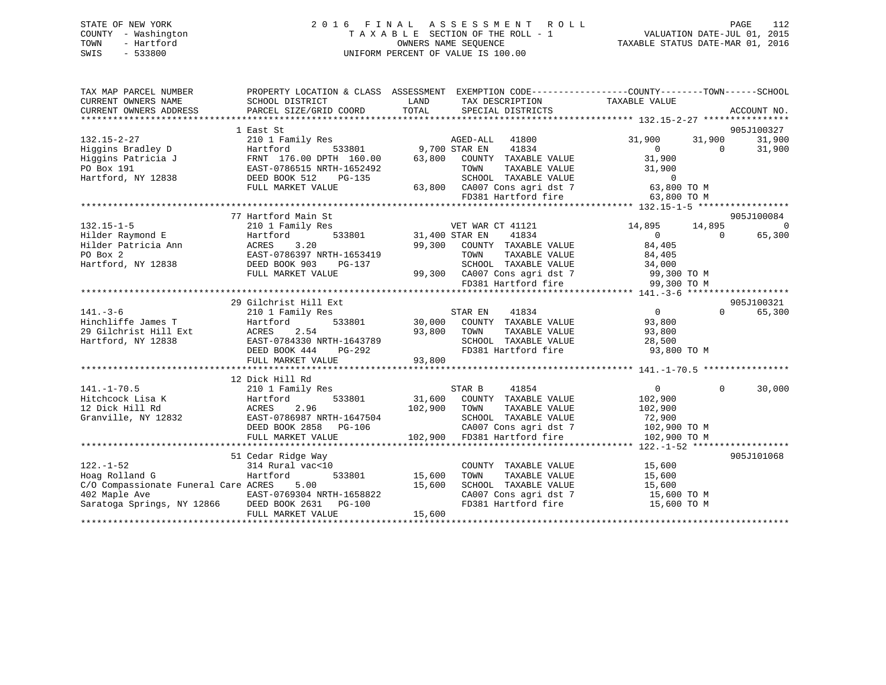STATE OF NEW YORK
COUNTY - Washington
TOWN - Hartford
SWIS - 533800

# 2016 FINAL ASSESSMENT ROLL

TAXABLE SECTION OF THE ROLL - 1
OWNERS NAME SEQUENCE
UNIFORM PERCENT OF VALUE IS 100.00

VALUATION DATE-JUL 01, 2015
TAXABLE STATUS DATE-MAR 01, 2016

```
TAX MAP PARCEL NUMBER          PROPERTY LOCATION & CLASS  ASSESSMENT  EXEMPTION CODE------------------COUNTY--------TOWN------SCHOOL
CURRENT OWNERS NAME            SCHOOL DISTRICT               LAND      TAX DESCRIPTION              TAXABLE VALUE
CURRENT OWNERS ADDRESS         PARCEL SIZE/GRID COORD        TOTAL     SPECIAL DISTRICTS                                     ACCOUNT NO.
******************************************************************************************************* 132.15-2-27 ****************
                               1 East St                                                                                   905J100327
132.15-2-27                    210 1 Family Res                     AGED-ALL   41800           31,900      31,900      31,900
Higgins Bradley D              Hartford         533801       9,700 STAR EN    41834                0           0      31,900
Higgins Patricia J             FRNT 176.00 DPTH 160.00      63,800   COUNTY  TAXABLE VALUE         31,900
PO Box 191                     EAST-0786515 NRTH-1652492             TOWN    TAXABLE VALUE         31,900
Hartford, NY 12838             DEED BOOK 512    PG-135               SCHOOL  TAXABLE VALUE              0
                               FULL MARKET VALUE            63,800   CA007 Cons agri dst 7          63,800 TO M
                                                                     FD381 Hartford fire            63,800 TO M
******************************************************************************************************* 132.15-1-5 *****************
                               77 Hartford Main St                                                                         905J100084
132.15-1-5                     210 1 Family Res                     VET WAR CT 41121           14,895      14,895           0
Hilder Raymond E               Hartford         533801      31,400 STAR EN    41834                0           0      65,300
Hilder Patricia Ann            ACRES    3.20                99,300   COUNTY  TAXABLE VALUE         84,405
PO Box 2                       EAST-0786397 NRTH-1653419             TOWN    TAXABLE VALUE         84,405
Hartford, NY 12838             DEED BOOK 903    PG-137               SCHOOL  TAXABLE VALUE         34,000
                               FULL MARKET VALUE            99,300   CA007 Cons agri dst 7          99,300 TO M
                                                                     FD381 Hartford fire            99,300 TO M
******************************************************************************************************* 141.-3-6 *******************
                               29 Gilchrist Hill Ext                                                                       905J100321
141.-3-6                       210 1 Family Res                     STAR EN    41834                0           0      65,300
Hinchliffe James T             Hartford         533801      30,000   COUNTY  TAXABLE VALUE         93,800
29 Gilchrist Hill Ext          ACRES    2.54                93,800   TOWN    TAXABLE VALUE         93,800
Hartford, NY 12838             EAST-0784330 NRTH-1643789             SCHOOL  TAXABLE VALUE         28,500
                               DEED BOOK 444    PG-292               FD381 Hartford fire            93,800 TO M
                               FULL MARKET VALUE            93,800
******************************************************************************************************* 141.-1-70.5 ****************
                               12 Dick Hill Rd
141.-1-70.5                    210 1 Family Res                     STAR B     41854                0           0      30,000
Hitchcock Lisa K               Hartford         533801      31,600   COUNTY  TAXABLE VALUE        102,900
12 Dick Hill Rd                ACRES    2.96               102,900   TOWN    TAXABLE VALUE        102,900
Granville, NY 12832            EAST-0786987 NRTH-1647504             SCHOOL  TAXABLE VALUE         72,900
                               DEED BOOK 2858   PG-106               CA007 Cons agri dst 7         102,900 TO M
                               FULL MARKET VALUE           102,900   FD381 Hartford fire           102,900 TO M
******************************************************************************************************* 122.-1-52 ******************
                               51 Cedar Ridge Way                                                                          905J101068
122.-1-52                      314 Rural vac<10                      COUNTY  TAXABLE VALUE         15,600
Hoag Rolland G                 Hartford         533801      15,600   TOWN    TAXABLE VALUE         15,600
C/O Compassionate Funeral Care ACRES    5.00                15,600   SCHOOL  TAXABLE VALUE         15,600
402 Maple Ave                  EAST-0769304 NRTH-1658822             CA007 Cons agri dst 7          15,600 TO M
Saratoga Springs, NY 12866     DEED BOOK 2631   PG-100               FD381 Hartford fire            15,600 TO M
                               FULL MARKET VALUE            15,600
************************************************************************************************************************************
```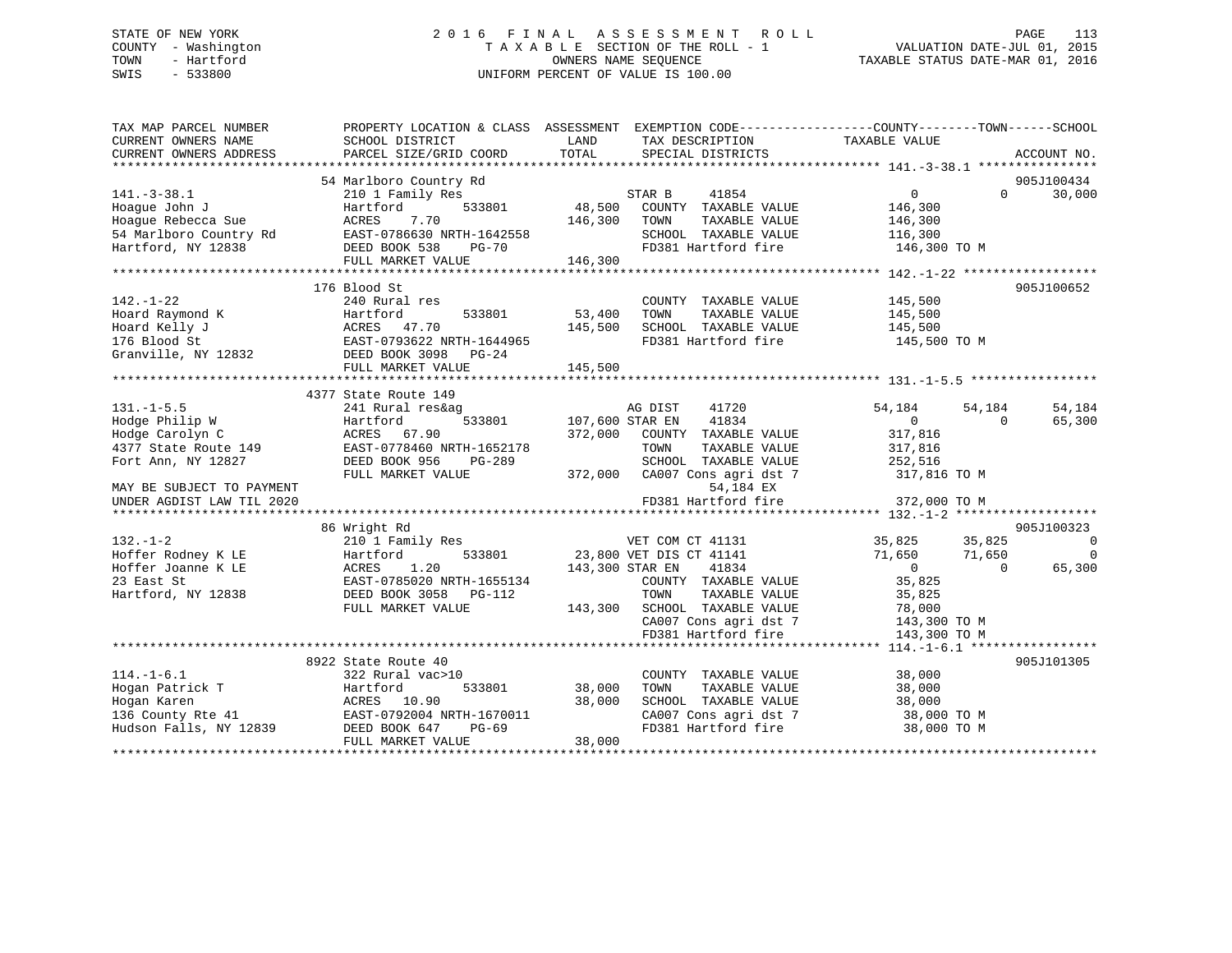STATE OF NEW YORK
COUNTY - Washington
TOWN - Hartford
SWIS - 533800

# 2016 FINAL ASSESSMENT ROLL

TAXABLE SECTION OF THE ROLL - 1
OWNERS NAME SEQUENCE
UNIFORM PERCENT OF VALUE IS 100.00

VALUATION DATE-JUL 01, 2015
TAXABLE STATUS DATE-MAR 01, 2016

```
TAX MAP PARCEL NUMBER      PROPERTY LOCATION & CLASS  ASSESSMENT  EXEMPTION CODE------------------COUNTY--------TOWN------SCHOOL
CURRENT OWNERS NAME        SCHOOL DISTRICT             LAND        TAX DESCRIPTION              TAXABLE VALUE
CURRENT OWNERS ADDRESS     PARCEL SIZE/GRID COORD      TOTAL       SPECIAL DISTRICTS                                    ACCOUNT NO.
******************************************************************************************************* 141.-3-38.1 ****************
                           54 Marlboro Country Rd                                                                       905J100434
141.-3-38.1                210 1 Family Res                        STAR B     41854              0           0       30,000
Hoague John J              Hartford        533801       48,500     COUNTY  TAXABLE VALUE          146,300
Hoague Rebecca Sue         ACRES    7.70               146,300     TOWN    TAXABLE VALUE          146,300
54 Marlboro Country Rd     EAST-0786630 NRTH-1642558               SCHOOL  TAXABLE VALUE          116,300
Hartford, NY 12838         DEED BOOK 538    PG-70                  FD381 Hartford fire            146,300 TO M
                           FULL MARKET VALUE           146,300
******************************************************************************************************* 142.-1-22 ******************
                           176 Blood St                                                                                 905J100652
142.-1-22                  240 Rural res                           COUNTY  TAXABLE VALUE          145,500
Hoard Raymond K            Hartford        533801       53,400     TOWN    TAXABLE VALUE          145,500
Hoard Kelly J              ACRES   47.70               145,500     SCHOOL  TAXABLE VALUE          145,500
176 Blood St               EAST-0793622 NRTH-1644965               FD381 Hartford fire            145,500 TO M
Granville, NY 12832        DEED BOOK 3098   PG-24
                           FULL MARKET VALUE           145,500
******************************************************************************************************* 131.-1-5.5 *****************
                           4377 State Route 149
131.-1-5.5                 241 Rural res&ag                        AG DIST    41720           54,184      54,184      54,184
Hodge Philip W             Hartford        533801      107,600 STAR EN    41834                  0           0       65,300
Hodge Carolyn C            ACRES   67.90               372,000     COUNTY  TAXABLE VALUE          317,816
4377 State Route 149       EAST-0778460 NRTH-1652178               TOWN    TAXABLE VALUE          317,816
Fort Ann, NY 12827         DEED BOOK 956    PG-289                 SCHOOL  TAXABLE VALUE          252,516
                           FULL MARKET VALUE           372,000     CA007 Cons agri dst 7          317,816 TO M
MAY BE SUBJECT TO PAYMENT                                                54,184 EX
UNDER AGDIST LAW TIL 2020                                          FD381 Hartford fire            372,000 TO M
******************************************************************************************************* 132.-1-2 *******************
                           86 Wright Rd                                                                                 905J100323
132.-1-2                   210 1 Family Res                        VET COM CT 41131               35,825      35,825           0
Hoffer Rodney K LE         Hartford        533801       23,800 VET DIS CT 41141               71,650      71,650           0
Hoffer Joanne K LE         ACRES    1.20               143,300 STAR EN    41834                  0           0       65,300
23 East St                 EAST-0785020 NRTH-1655134               COUNTY  TAXABLE VALUE           35,825
Hartford, NY 12838         DEED BOOK 3058   PG-112                 TOWN    TAXABLE VALUE           35,825
                           FULL MARKET VALUE           143,300     SCHOOL  TAXABLE VALUE           78,000
                                                                   CA007 Cons agri dst 7          143,300 TO M
                                                                   FD381 Hartford fire            143,300 TO M
******************************************************************************************************* 114.-1-6.1 *****************
                           8922 State Route 40                                                                          905J101305
114.-1-6.1                 322 Rural vac>10                        COUNTY  TAXABLE VALUE           38,000
Hogan Patrick T            Hartford        533801       38,000     TOWN    TAXABLE VALUE           38,000
Hogan Karen                ACRES   10.90                38,000     SCHOOL  TAXABLE VALUE           38,000
136 County Rte 41          EAST-0792004 NRTH-1670011               CA007 Cons agri dst 7           38,000 TO M
Hudson Falls, NY 12839     DEED BOOK 647    PG-69                  FD381 Hartford fire             38,000 TO M
                           FULL MARKET VALUE            38,000
************************************************************************************************************************************
```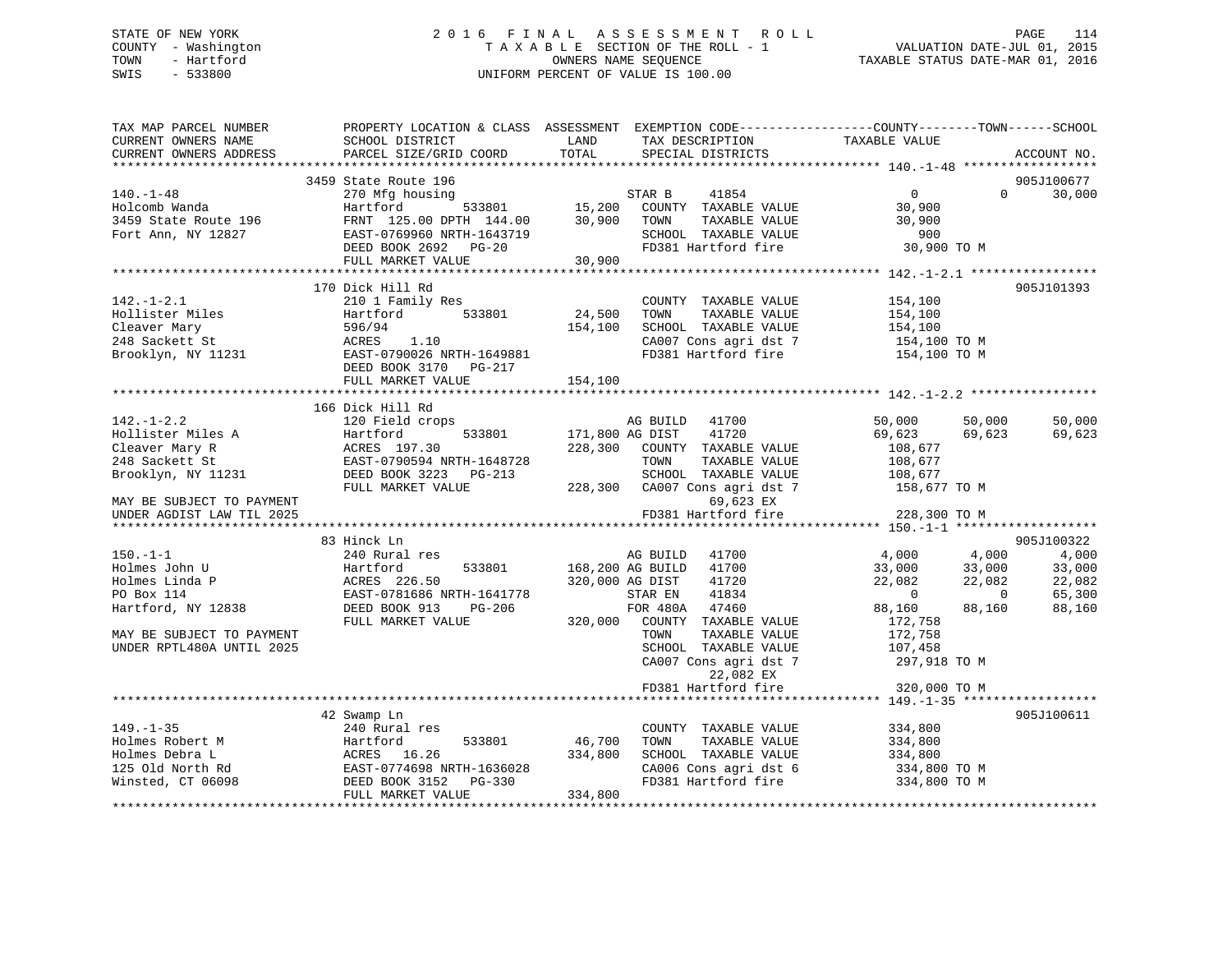STATE OF NEW YORK
COUNTY - Washington
TOWN - Hartford
SWIS - 533800

2016 FINAL ASSESSMENT ROLL
TAXABLE SECTION OF THE ROLL - 1
OWNERS NAME SEQUENCE
UNIFORM PERCENT OF VALUE IS 100.00

VALUATION DATE-JUL 01, 2015
TAXABLE STATUS DATE-MAR 01, 2016

```
TAX MAP PARCEL NUMBER         PROPERTY LOCATION & CLASS  ASSESSMENT  EXEMPTION CODE------------------COUNTY--------TOWN------SCHOOL
CURRENT OWNERS NAME           SCHOOL DISTRICT              LAND      TAX DESCRIPTION              TAXABLE VALUE
CURRENT OWNERS ADDRESS        PARCEL SIZE/GRID COORD       TOTAL     SPECIAL DISTRICTS                                         ACCOUNT NO.
*********************************************************************************************** 140.-1-48 ******************
                              3459 State Route 196                                                                          905J100677
140.-1-48                     270 Mfg housing                         STAR B     41854               0           0       30,000
Holcomb Wanda                 Hartford         533801        15,200   COUNTY  TAXABLE VALUE         30,900
3459 State Route 196          FRNT 125.00 DPTH 144.00        30,900   TOWN    TAXABLE VALUE         30,900
Fort Ann, NY 12827            EAST-0769960 NRTH-1643719               SCHOOL  TAXABLE VALUE            900
                              DEED BOOK 2692   PG-20                  FD381 Hartford fire           30,900 TO M
                              FULL MARKET VALUE              30,900
*********************************************************************************************** 142.-1-2.1 *****************
                              170 Dick Hill Rd                                                                              905J101393
142.-1-2.1                    210 1 Family Res                        COUNTY  TAXABLE VALUE        154,100
Hollister Miles               Hartford         533801        24,500   TOWN    TAXABLE VALUE        154,100
Cleaver Mary                  596/94                        154,100   SCHOOL  TAXABLE VALUE        154,100
248 Sackett St                ACRES    1.10                           CA007 Cons agri dst 7         154,100 TO M
Brooklyn, NY 11231            EAST-0790026 NRTH-1649881               FD381 Hartford fire           154,100 TO M
                              DEED BOOK 3170   PG-217
                              FULL MARKET VALUE             154,100
*********************************************************************************************** 142.-1-2.2 *****************
                              166 Dick Hill Rd
142.-1-2.2                    120 Field crops                         AG BUILD   41700          50,000      50,000       50,000
Hollister Miles A             Hartford         533801       171,800 AG DIST    41720          69,623      69,623       69,623
Cleaver Mary R                ACRES  197.30                 228,300   COUNTY  TAXABLE VALUE        108,677
248 Sackett St                EAST-0790594 NRTH-1648728               TOWN    TAXABLE VALUE        108,677
Brooklyn, NY 11231            DEED BOOK 3223   PG-213                 SCHOOL  TAXABLE VALUE        108,677
                              FULL MARKET VALUE             228,300   CA007 Cons agri dst 7         158,677 TO M
MAY BE SUBJECT TO PAYMENT                                                  69,623 EX
UNDER AGDIST LAW TIL 2025                                             FD381 Hartford fire           228,300 TO M
*********************************************************************************************** 150.-1-1 *******************
                              83 Hinck Ln                                                                                   905J100322
150.-1-1                      240 Rural res                           AG BUILD   41700           4,000       4,000        4,000
Holmes John U                 Hartford         533801       168,200 AG BUILD   41700          33,000      33,000       33,000
Holmes Linda P                ACRES  226.50                 320,000 AG DIST    41720          22,082      22,082       22,082
PO Box 114                    EAST-0781686 NRTH-1641778               STAR EN    41834               0           0       65,300
Hartford, NY 12838            DEED BOOK 913    PG-206                 FOR 480A   47460          88,160      88,160       88,160
                              FULL MARKET VALUE             320,000   COUNTY  TAXABLE VALUE        172,758
MAY BE SUBJECT TO PAYMENT                                             TOWN    TAXABLE VALUE        172,758
UNDER RPTL480A UNTIL 2025                                             SCHOOL  TAXABLE VALUE        107,458
                                                                      CA007 Cons agri dst 7         297,918 TO M
                                                                           22,082 EX
                                                                      FD381 Hartford fire           320,000 TO M
*********************************************************************************************** 149.-1-35 ******************
                              42 Swamp Ln                                                                                   905J100611
149.-1-35                     240 Rural res                           COUNTY  TAXABLE VALUE        334,800
Holmes Robert M               Hartford         533801        46,700   TOWN    TAXABLE VALUE        334,800
Holmes Debra L                ACRES   16.26                 334,800   SCHOOL  TAXABLE VALUE        334,800
125 Old North Rd              EAST-0774698 NRTH-1636028               CA006 Cons agri dst 6         334,800 TO M
Winsted, CT 06098             DEED BOOK 3152   PG-330                 FD381 Hartford fire           334,800 TO M
                              FULL MARKET VALUE             334,800
****************************************************************************************************************************
```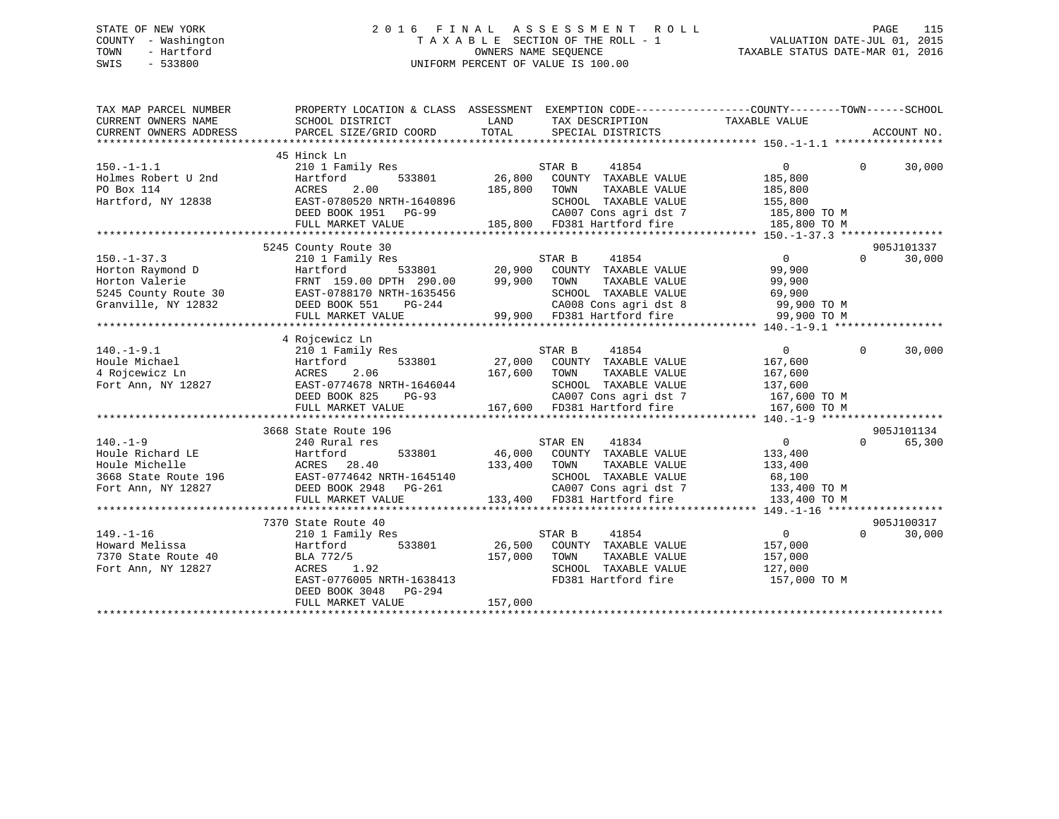STATE OF NEW YORK
COUNTY - Washington
TOWN - Hartford
SWIS - 533800

# 2016 FINAL ASSESSMENT ROLL
TAXABLE SECTION OF THE ROLL - 1
OWNERS NAME SEQUENCE
UNIFORM PERCENT OF VALUE IS 100.00

VALUATION DATE-JUL 01, 2015
TAXABLE STATUS DATE-MAR 01, 2016

| TAX MAP PARCEL NUMBER / CURRENT OWNERS NAME / CURRENT OWNERS ADDRESS | PROPERTY LOCATION & CLASS / SCHOOL DISTRICT / PARCEL SIZE/GRID COORD | ASSESSMENT LAND / TOTAL | EXEMPTION CODE / TAX DESCRIPTION / SPECIAL DISTRICTS | COUNTY / TOWN TAXABLE VALUE | SCHOOL | ACCOUNT NO. |
|---|---|---|---|---|---|---|
| 150.-1-1.1 | 45 Hinck Ln | | | | | |
| | 210 1 Family Res | | STAR B 41854 | 0 0 | 30,000 | |
| Holmes Robert U 2nd | Hartford 533801 | 26,800 | COUNTY TAXABLE VALUE | 185,800 | | |
| PO Box 114 | ACRES 2.00 | 185,800 | TOWN TAXABLE VALUE | 185,800 | | |
| Hartford, NY 12838 | EAST-0780520 NRTH-1640896 | | SCHOOL TAXABLE VALUE | 155,800 | | |
| | DEED BOOK 1951 PG-99 | | CA007 Cons agri dst 7 | 185,800 TO M | | |
| | FULL MARKET VALUE | 185,800 | FD381 Hartford fire | 185,800 TO M | | |
| 150.-1-37.3 | 5245 County Route 30 | | | | | 905J101337 |
| | 210 1 Family Res | | STAR B 41854 | 0 0 | 30,000 | |
| Horton Raymond D | Hartford 533801 | 20,900 | COUNTY TAXABLE VALUE | 99,900 | | |
| Horton Valerie | FRNT 159.00 DPTH 290.00 | 99,900 | TOWN TAXABLE VALUE | 99,900 | | |
| 5245 County Route 30 | EAST-0788170 NRTH-1635456 | | SCHOOL TAXABLE VALUE | 69,900 | | |
| Granville, NY 12832 | DEED BOOK 551 PG-244 | | CA008 Cons agri dst 8 | 99,900 TO M | | |
| | FULL MARKET VALUE | 99,900 | FD381 Hartford fire | 99,900 TO M | | |
| 140.-1-9.1 | 4 Rojcewicz Ln | | | | | |
| | 210 1 Family Res | | STAR B 41854 | 0 0 | 30,000 | |
| Houle Michael | Hartford 533801 | 27,000 | COUNTY TAXABLE VALUE | 167,600 | | |
| 4 Rojcewicz Ln | ACRES 2.06 | 167,600 | TOWN TAXABLE VALUE | 167,600 | | |
| Fort Ann, NY 12827 | EAST-0774678 NRTH-1646044 | | SCHOOL TAXABLE VALUE | 137,600 | | |
| | DEED BOOK 825 PG-93 | | CA007 Cons agri dst 7 | 167,600 TO M | | |
| | FULL MARKET VALUE | 167,600 | FD381 Hartford fire | 167,600 TO M | | |
| 140.-1-9 | 3668 State Route 196 | | | | | 905J101134 |
| | 240 Rural res | | STAR EN 41834 | 0 0 | 65,300 | |
| Houle Richard LE | Hartford 533801 | 46,000 | COUNTY TAXABLE VALUE | 133,400 | | |
| Houle Michelle | ACRES 28.40 | 133,400 | TOWN TAXABLE VALUE | 133,400 | | |
| 3668 State Route 196 | EAST-0774642 NRTH-1645140 | | SCHOOL TAXABLE VALUE | 68,100 | | |
| Fort Ann, NY 12827 | DEED BOOK 2948 PG-261 | | CA007 Cons agri dst 7 | 133,400 TO M | | |
| | FULL MARKET VALUE | 133,400 | FD381 Hartford fire | 133,400 TO M | | |
| 149.-1-16 | 7370 State Route 40 | | | | | 905J100317 |
| | 210 1 Family Res | | STAR B 41854 | 0 0 | 30,000 | |
| Howard Melissa | Hartford 533801 | 26,500 | COUNTY TAXABLE VALUE | 157,000 | | |
| 7370 State Route 40 | BLA 772/5 | 157,000 | TOWN TAXABLE VALUE | 157,000 | | |
| Fort Ann, NY 12827 | ACRES 1.92 | | SCHOOL TAXABLE VALUE | 127,000 | | |
| | EAST-0776005 NRTH-1638413 | | FD381 Hartford fire | 157,000 TO M | | |
| | DEED BOOK 3048 PG-294 | | | | | |
| | FULL MARKET VALUE | 157,000 | | | | |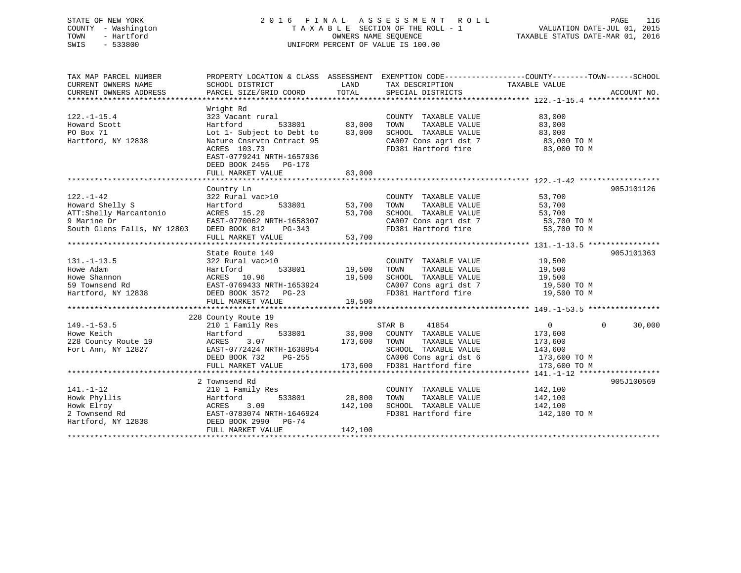STATE OF NEW YORK
COUNTY - Washington
TOWN - Hartford
SWIS - 533800

# 2016 FINAL ASSESSMENT ROLL

TAXABLE SECTION OF THE ROLL - 1
OWNERS NAME SEQUENCE
UNIFORM PERCENT OF VALUE IS 100.00

VALUATION DATE-JUL 01, 2015
TAXABLE STATUS DATE-MAR 01, 2016

| TAX MAP PARCEL NUMBER / CURRENT OWNERS NAME / CURRENT OWNERS ADDRESS | PROPERTY LOCATION & CLASS / SCHOOL DISTRICT / PARCEL SIZE/GRID COORD | ASSESSMENT LAND | ASSESSMENT TOTAL | EXEMPTION CODE / TAX DESCRIPTION / SPECIAL DISTRICTS | COUNTY TAXABLE VALUE | TOWN | SCHOOL | ACCOUNT NO. |
|---|---|---|---|---|---|---|---|---|
| **122.-1-15.4** | Wright Rd | | | | | | | |
| 122.-1-15.4 | 323 Vacant rural | | | COUNTY TAXABLE VALUE | 83,000 | | | |
| Howard Scott | Hartford 533801 | 83,000 | | TOWN TAXABLE VALUE | 83,000 | | | |
| PO Box 71 | Lot 1- Subject to Debt to | | 83,000 | SCHOOL TAXABLE VALUE | 83,000 | | | |
| Hartford, NY 12838 | Nature Cnsrvtn Cntract 95 | | | CA007 Cons agri dst 7 | 83,000 TO M | | | |
| | ACRES 103.73 | | | FD381 Hartford fire | 83,000 TO M | | | |
| | EAST-0779241 NRTH-1657936 | | | | | | | |
| | DEED BOOK 2455 PG-170 | | | | | | | |
| | FULL MARKET VALUE | | 83,000 | | | | | |
| **122.-1-42** | Country Ln | | | | | | | 905J101126 |
| 122.-1-42 | 322 Rural vac>10 | | | COUNTY TAXABLE VALUE | 53,700 | | | |
| Howard Shelly S | Hartford 533801 | 53,700 | | TOWN TAXABLE VALUE | 53,700 | | | |
| ATT:Shelly Marcantonio | ACRES 15.20 | | 53,700 | SCHOOL TAXABLE VALUE | 53,700 | | | |
| 9 Marine Dr | EAST-0770062 NRTH-1658307 | | | CA007 Cons agri dst 7 | 53,700 TO M | | | |
| South Glens Falls, NY 12803 | DEED BOOK 812 PG-343 | | | FD381 Hartford fire | 53,700 TO M | | | |
| | FULL MARKET VALUE | | 53,700 | | | | | |
| **131.-1-13.5** | State Route 149 | | | | | | | 905J101363 |
| 131.-1-13.5 | 322 Rural vac>10 | | | COUNTY TAXABLE VALUE | 19,500 | | | |
| Howe Adam | Hartford 533801 | 19,500 | | TOWN TAXABLE VALUE | 19,500 | | | |
| Howe Shannon | ACRES 10.96 | | 19,500 | SCHOOL TAXABLE VALUE | 19,500 | | | |
| 59 Townsend Rd | EAST-0769433 NRTH-1653924 | | | CA007 Cons agri dst 7 | 19,500 TO M | | | |
| Hartford, NY 12838 | DEED BOOK 3572 PG-23 | | | FD381 Hartford fire | 19,500 TO M | | | |
| | FULL MARKET VALUE | | 19,500 | | | | | |
| **149.-1-53.5** | 228 County Route 19 | | | | | | | |
| 149.-1-53.5 | 210 1 Family Res | | | STAR B 41854 | 0 | 0 | 30,000 | |
| Howe Keith | Hartford 533801 | 30,900 | | COUNTY TAXABLE VALUE | 173,600 | | | |
| 228 County Route 19 | ACRES 3.07 | | 173,600 | TOWN TAXABLE VALUE | 173,600 | | | |
| Fort Ann, NY 12827 | EAST-0772424 NRTH-1638954 | | | SCHOOL TAXABLE VALUE | 143,600 | | | |
| | DEED BOOK 732 PG-255 | | | CA006 Cons agri dst 6 | 173,600 TO M | | | |
| | FULL MARKET VALUE | | 173,600 | FD381 Hartford fire | 173,600 TO M | | | |
| **141.-1-12** | 2 Townsend Rd | | | | | | | 905J100569 |
| 141.-1-12 | 210 1 Family Res | | | COUNTY TAXABLE VALUE | 142,100 | | | |
| Howk Phyllis | Hartford 533801 | 28,800 | | TOWN TAXABLE VALUE | 142,100 | | | |
| Howk Elroy | ACRES 3.09 | | 142,100 | SCHOOL TAXABLE VALUE | 142,100 | | | |
| 2 Townsend Rd | EAST-0783074 NRTH-1646924 | | | FD381 Hartford fire | 142,100 TO M | | | |
| Hartford, NY 12838 | DEED BOOK 2990 PG-74 | | | | | | | |
| | FULL MARKET VALUE | | 142,100 | | | | | |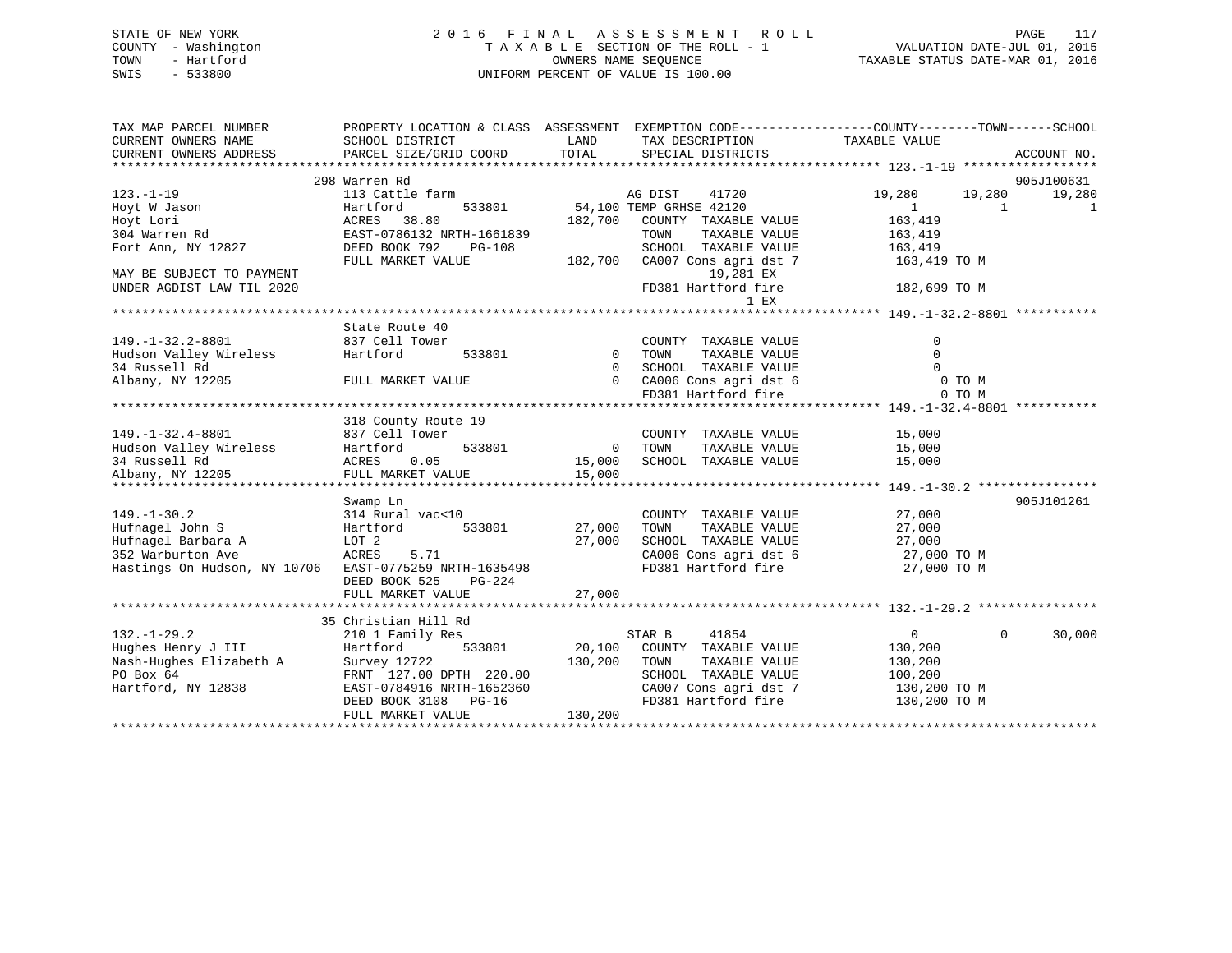STATE OF NEW YORK
COUNTY - Washington
TOWN - Hartford
SWIS - 533800

# 2016 FINAL ASSESSMENT ROLL
TAXABLE SECTION OF THE ROLL - 1
OWNERS NAME SEQUENCE
UNIFORM PERCENT OF VALUE IS 100.00

VALUATION DATE-JUL 01, 2015
TAXABLE STATUS DATE-MAR 01, 2016

```
TAX MAP PARCEL NUMBER          PROPERTY LOCATION & CLASS  ASSESSMENT  EXEMPTION CODE------------------COUNTY--------TOWN------SCHOOL
CURRENT OWNERS NAME            SCHOOL DISTRICT               LAND      TAX DESCRIPTION            TAXABLE VALUE
CURRENT OWNERS ADDRESS         PARCEL SIZE/GRID COORD       TOTAL      SPECIAL DISTRICTS                                        ACCOUNT NO.
******************************************************************************************************** 123.-1-19 ******************
                               298 Warren Rd                                                                             905J100631
123.-1-19                      113 Cattle farm                       AG DIST     41720            19,280        19,280       19,280
Hoyt W Jason                   Hartford          533801      54,100 TEMP GRHSE 42120                   1             1            1
Hoyt Lori                      ACRES   38.80               182,700    COUNTY  TAXABLE VALUE          163,419
304 Warren Rd                  EAST-0786132 NRTH-1661839              TOWN    TAXABLE VALUE          163,419
Fort Ann, NY 12827             DEED BOOK 792     PG-108               SCHOOL  TAXABLE VALUE          163,419
                               FULL MARKET VALUE            182,700    CA007 Cons agri dst 7          163,419 TO M
MAY BE SUBJECT TO PAYMENT                                                   19,281 EX
UNDER AGDIST LAW TIL 2020                                              FD381 Hartford fire            182,699 TO M
                                                                            1 EX
******************************************************************************************************** 149.-1-32.2-8801 ***********
                               State Route 40
149.-1-32.2-8801               837 Cell Tower                         COUNTY  TAXABLE VALUE                0
Hudson Valley Wireless         Hartford          533801           0   TOWN    TAXABLE VALUE                0
34 Russell Rd                                                     0   SCHOOL  TAXABLE VALUE                0
Albany, NY 12205               FULL MARKET VALUE                  0   CA006 Cons agri dst 6                0 TO M
                                                                      FD381 Hartford fire                  0 TO M
******************************************************************************************************** 149.-1-32.4-8801 ***********
                               318 County Route 19
149.-1-32.4-8801               837 Cell Tower                         COUNTY  TAXABLE VALUE           15,000
Hudson Valley Wireless         Hartford          533801           0   TOWN    TAXABLE VALUE           15,000
34 Russell Rd                  ACRES    0.05                 15,000   SCHOOL  TAXABLE VALUE           15,000
Albany, NY 12205               FULL MARKET VALUE             15,000
******************************************************************************************************** 149.-1-30.2 ****************
                               Swamp Ln                                                                                  905J101261
149.-1-30.2                    314 Rural vac<10                       COUNTY  TAXABLE VALUE           27,000
Hufnagel John S                Hartford          533801      27,000   TOWN    TAXABLE VALUE           27,000
Hufnagel Barbara A             LOT 2                         27,000   SCHOOL  TAXABLE VALUE           27,000
352 Warburton Ave              ACRES    5.71                          CA006 Cons agri dst 6           27,000 TO M
Hastings On Hudson, NY 10706   EAST-0775259 NRTH-1635498              FD381 Hartford fire             27,000 TO M
                               DEED BOOK 525     PG-224
                               FULL MARKET VALUE             27,000
******************************************************************************************************** 132.-1-29.2 ****************
                               35 Christian Hill Rd
132.-1-29.2                    210 1 Family Res                       STAR B      41854                    0             0       30,000
Hughes Henry J III             Hartford          533801      20,100   COUNTY  TAXABLE VALUE          130,200
Nash-Hughes Elizabeth A        Survey 12722                 130,200   TOWN    TAXABLE VALUE          130,200
PO Box 64                      FRNT 127.00 DPTH 220.00                SCHOOL  TAXABLE VALUE          100,200
Hartford, NY 12838             EAST-0784916 NRTH-1652360              CA007 Cons agri dst 7          130,200 TO M
                               DEED BOOK 3108    PG-16                FD381 Hartford fire            130,200 TO M
                               FULL MARKET VALUE            130,200
**************************************************************************************************************************************
```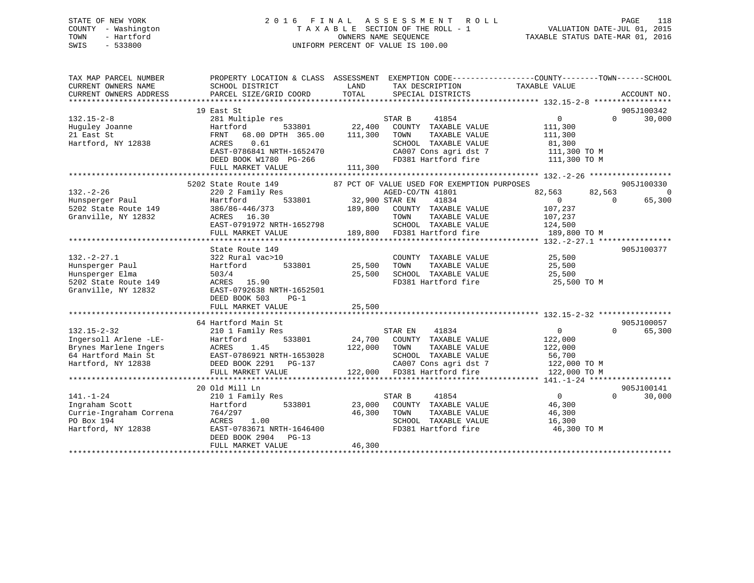STATE OF NEW YORK
COUNTY - Washington
TOWN - Hartford
SWIS - 533800

2016 FINAL ASSESSMENT ROLL
TAXABLE SECTION OF THE ROLL - 1
OWNERS NAME SEQUENCE
UNIFORM PERCENT OF VALUE IS 100.00

VALUATION DATE-JUL 01, 2015
TAXABLE STATUS DATE-MAR 01, 2016

```
TAX MAP PARCEL NUMBER          PROPERTY LOCATION & CLASS  ASSESSMENT  EXEMPTION CODE------------------COUNTY--------TOWN------SCHOOL
CURRENT OWNERS NAME            SCHOOL DISTRICT               LAND      TAX DESCRIPTION              TAXABLE VALUE
CURRENT OWNERS ADDRESS         PARCEL SIZE/GRID COORD        TOTAL     SPECIAL DISTRICTS                                   ACCOUNT NO.
******************************************************************************************************* 132.15-2-8 *****************
                               19 East St                                                                                  905J100342
132.15-2-8                     281 Multiple res                        STAR B       41854               0            0      30,000
Huguley Joanne                 Hartford         533801       22,400    COUNTY  TAXABLE VALUE         111,300
21 East St                     FRNT   68.00 DPTH  365.00    111,300    TOWN    TAXABLE VALUE         111,300
Hartford, NY 12838             ACRES    0.61                           SCHOOL  TAXABLE VALUE          81,300
                               EAST-0786841 NRTH-1652470               CA007 Cons agri dst 7          111,300 TO M
                               DEED BOOK W1780  PG-266                 FD381 Hartford fire            111,300 TO M
                               FULL MARKET VALUE            111,300
******************************************************************************************************* 132.-2-26 ******************
                               5202 State Route 149        87 PCT OF VALUE USED FOR EXEMPTION PURPOSES                     905J100330
132.-2-26                      220 2 Family Res                        AGED-CO/TN 41801           82,563       82,563            0
Hunsperger Paul                Hartford         533801       32,900 STAR EN     41834               0            0      65,300
5202 State Route 149           386/86-446/373               189,800    COUNTY  TAXABLE VALUE         107,237
Granville, NY 12832            ACRES   16.30                           TOWN    TAXABLE VALUE         107,237
                               EAST-0791972 NRTH-1652798               SCHOOL  TAXABLE VALUE         124,500
                               FULL MARKET VALUE            189,800    FD381 Hartford fire            189,800 TO M
******************************************************************************************************* 132.-2-27.1 ****************
                               State Route 149                                                                             905J100377
132.-2-27.1                    322 Rural vac>10                        COUNTY  TAXABLE VALUE          25,500
Hunsperger Paul                Hartford         533801       25,500    TOWN    TAXABLE VALUE          25,500
Hunsperger Elma                503/4                         25,500    SCHOOL  TAXABLE VALUE          25,500
5202 State Route 149           ACRES   15.90                           FD381 Hartford fire             25,500 TO M
Granville, NY 12832            EAST-0792638 NRTH-1652501
                               DEED BOOK 503    PG-1
                               FULL MARKET VALUE             25,500
******************************************************************************************************* 132.15-2-32 ****************
                               64 Hartford Main St                                                                         905J100057
132.15-2-32                    210 1 Family Res                        STAR EN      41834               0            0      65,300
Ingersoll Arlene -LE-          Hartford         533801       24,700    COUNTY  TAXABLE VALUE         122,000
Brynes Marlene Ingers          ACRES    1.45                122,000    TOWN    TAXABLE VALUE         122,000
64 Hartford Main St            EAST-0786921 NRTH-1653028               SCHOOL  TAXABLE VALUE          56,700
Hartford, NY 12838             DEED BOOK 2291   PG-137                 CA007 Cons agri dst 7          122,000 TO M
                               FULL MARKET VALUE            122,000    FD381 Hartford fire            122,000 TO M
******************************************************************************************************* 141.-1-24 ******************
                               20 Old Mill Ln                                                                              905J100141
141.-1-24                      210 1 Family Res                        STAR B       41854               0            0      30,000
Ingraham Scott                 Hartford         533801       23,000    COUNTY  TAXABLE VALUE          46,300
Currie-Ingraham Correna        764/297                       46,300    TOWN    TAXABLE VALUE          46,300
PO Box 194                     ACRES    1.00                           SCHOOL  TAXABLE VALUE          16,300
Hartford, NY 12838             EAST-0783671 NRTH-1646400               FD381 Hartford fire             46,300 TO M
                               DEED BOOK 2904   PG-13
                               FULL MARKET VALUE             46,300
************************************************************************************************************************************
```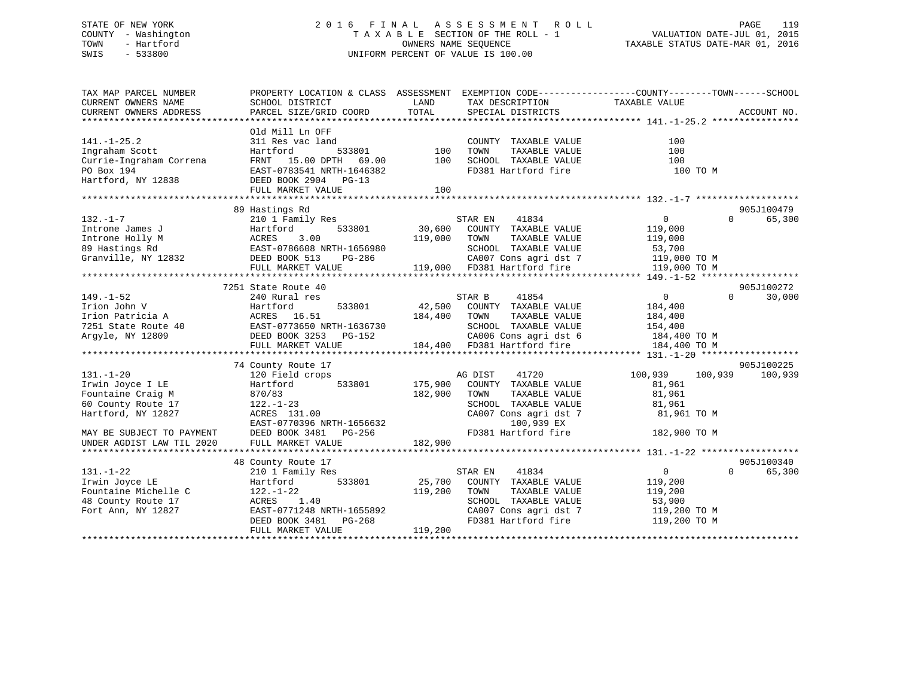STATE OF NEW YORK
COUNTY - Washington
TOWN - Hartford
SWIS - 533800

2 0 1 6 F I N A L A S S E S S M E N T R O L L
T A X A B L E SECTION OF THE ROLL - 1
OWNERS NAME SEQUENCE
UNIFORM PERCENT OF VALUE IS 100.00

VALUATION DATE-JUL 01, 2015
TAXABLE STATUS DATE-MAR 01, 2016

```
TAX MAP PARCEL NUMBER          PROPERTY LOCATION & CLASS  ASSESSMENT  EXEMPTION CODE------------------COUNTY--------TOWN------SCHOOL
CURRENT OWNERS NAME            SCHOOL DISTRICT               LAND      TAX DESCRIPTION              TAXABLE VALUE
CURRENT OWNERS ADDRESS         PARCEL SIZE/GRID COORD        TOTAL     SPECIAL DISTRICTS                                    ACCOUNT NO.
******************************************************************************************************* 141.-1-25.2 ****************
                               Old Mill Ln OFF
141.-1-25.2                    311 Res vac land                        COUNTY  TAXABLE VALUE                100
Ingraham Scott                 Hartford          533801        100     TOWN    TAXABLE VALUE                100
Currie-Ingraham Correna        FRNT  15.00 DPTH  69.00         100     SCHOOL  TAXABLE VALUE                100
PO Box 194                     EAST-0783541 NRTH-1646382               FD381 Hartford fire                   100 TO M
Hartford, NY 12838             DEED BOOK 2904   PG-13
                               FULL MARKET VALUE               100
******************************************************************************************************* 132.-1-7 *******************
                               89 Hastings Rd                                                                           905J100479
132.-1-7                       210 1 Family Res                        STAR EN     41834                 0             0     65,300
Introne James J                Hartford          533801     30,600     COUNTY  TAXABLE VALUE            119,000
Introne Holly M                ACRES    3.00               119,000     TOWN    TAXABLE VALUE            119,000
89 Hastings Rd                 EAST-0786608 NRTH-1656980               SCHOOL  TAXABLE VALUE             53,700
Granville, NY 12832            DEED BOOK 513    PG-286                 CA007 Cons agri dst 7            119,000 TO M
                               FULL MARKET VALUE           119,000     FD381 Hartford fire              119,000 TO M
******************************************************************************************************* 149.-1-52 ******************
                               7251 State Route 40                                                                      905J100272
149.-1-52                      240 Rural res                           STAR B      41854                 0             0     30,000
Irion John V                   Hartford          533801     42,500     COUNTY  TAXABLE VALUE            184,400
Irion Patricia A               ACRES   16.51               184,400     TOWN    TAXABLE VALUE            184,400
7251 State Route 40            EAST-0773650 NRTH-1636730               SCHOOL  TAXABLE VALUE            154,400
Argyle, NY 12809               DEED BOOK 3253   PG-152                 CA006 Cons agri dst 6            184,400 TO M
                               FULL MARKET VALUE           184,400     FD381 Hartford fire              184,400 TO M
******************************************************************************************************* 131.-1-20 ******************
                               74 County Route 17                                                                       905J100225
131.-1-20                      120 Field crops                         AG DIST     41720           100,939       100,939    100,939
Irwin Joyce I LE               Hartford          533801    175,900     COUNTY  TAXABLE VALUE             81,961
Fountaine Craig M              870/83                      182,900     TOWN    TAXABLE VALUE             81,961
60 County Route 17             122.-1-23                               SCHOOL  TAXABLE VALUE             81,961
Hartford, NY 12827             ACRES  131.00                           CA007 Cons agri dst 7             81,961 TO M
                               EAST-0770396 NRTH-1656632                     100,939 EX
MAY BE SUBJECT TO PAYMENT      DEED BOOK 3481   PG-256                 FD381 Hartford fire              182,900 TO M
UNDER AGDIST LAW TIL 2020      FULL MARKET VALUE           182,900
******************************************************************************************************* 131.-1-22 ******************
                               48 County Route 17                                                                       905J100340
131.-1-22                      210 1 Family Res                        STAR EN     41834                 0             0     65,300
Irwin Joyce LE                 Hartford          533801     25,700     COUNTY  TAXABLE VALUE            119,200
Fountaine Michelle C           122.-1-22                   119,200     TOWN    TAXABLE VALUE            119,200
48 County Route 17             ACRES    1.40                           SCHOOL  TAXABLE VALUE             53,900
Fort Ann, NY 12827             EAST-0771248 NRTH-1655892               CA007 Cons agri dst 7            119,200 TO M
                               DEED BOOK 3481   PG-268                 FD381 Hartford fire              119,200 TO M
                               FULL MARKET VALUE           119,200
************************************************************************************************************************************
```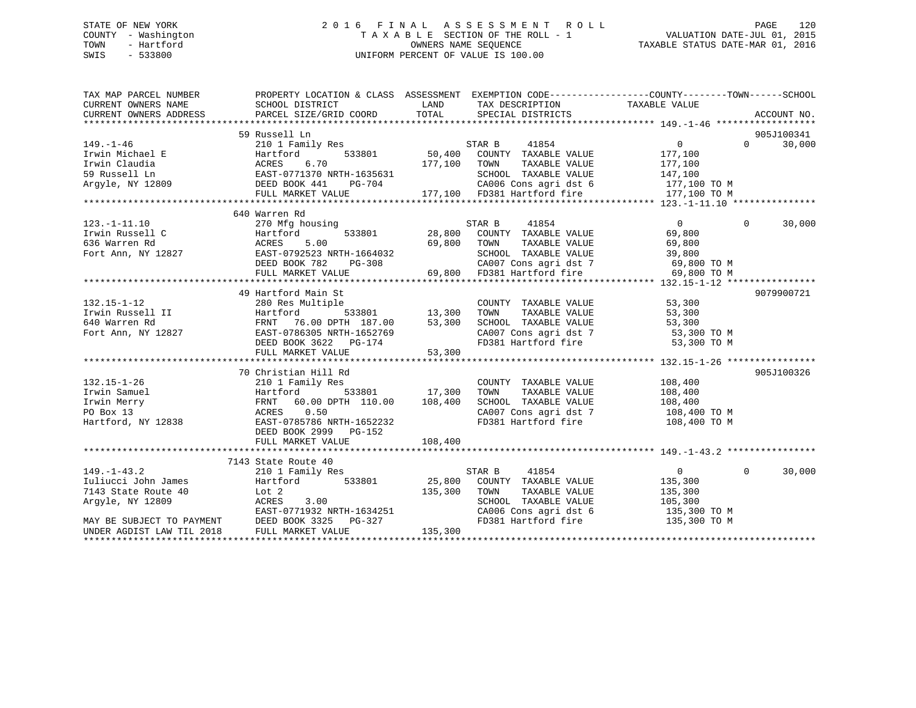STATE OF NEW YORK
COUNTY - Washington
TOWN - Hartford
SWIS - 533800

2016 FINAL ASSESSMENT ROLL
TAXABLE SECTION OF THE ROLL - 1
OWNERS NAME SEQUENCE
UNIFORM PERCENT OF VALUE IS 100.00

VALUATION DATE-JUL 01, 2015
TAXABLE STATUS DATE-MAR 01, 2016

```
TAX MAP PARCEL NUMBER          PROPERTY LOCATION & CLASS  ASSESSMENT  EXEMPTION CODE------------------COUNTY--------TOWN------SCHOOL
CURRENT OWNERS NAME            SCHOOL DISTRICT               LAND       TAX DESCRIPTION            TAXABLE VALUE
CURRENT OWNERS ADDRESS         PARCEL SIZE/GRID COORD       TOTAL       SPECIAL DISTRICTS                                    ACCOUNT NO.
******************************************************************************************************* 149.-1-46 ******************
                               59 Russell Ln                                                                            905J100341
149.-1-46                      210 1 Family Res                     STAR B      41854                   0          0      30,000
Irwin Michael E                Hartford          533801      50,400   COUNTY  TAXABLE VALUE          177,100
Irwin Claudia                  ACRES     6.70               177,100   TOWN    TAXABLE VALUE          177,100
59 Russell Ln                  EAST-0771370 NRTH-1635631               SCHOOL  TAXABLE VALUE          147,100
Argyle, NY 12809               DEED BOOK 441    PG-704                 CA006 Cons agri dst 6          177,100 TO M
                               FULL MARKET VALUE            177,100   FD381 Hartford fire            177,100 TO M
******************************************************************************************************* 123.-1-11.10 ***************
                               640 Warren Rd
123.-1-11.10                   270 Mfg housing                      STAR B      41854                   0          0      30,000
Irwin Russell C                Hartford          533801      28,800   COUNTY  TAXABLE VALUE           69,800
636 Warren Rd                  ACRES     5.00                69,800   TOWN    TAXABLE VALUE           69,800
Fort Ann, NY 12827             EAST-0792523 NRTH-1664032               SCHOOL  TAXABLE VALUE           39,800
                               DEED BOOK 782    PG-308                 CA007 Cons agri dst 7           69,800 TO M
                               FULL MARKET VALUE             69,800   FD381 Hartford fire             69,800 TO M
******************************************************************************************************* 132.15-1-12 ****************
                               49 Hartford Main St                                                                      9079900721
132.15-1-12                    280 Res Multiple                        COUNTY  TAXABLE VALUE           53,300
Irwin Russell II               Hartford          533801      13,300   TOWN    TAXABLE VALUE           53,300
640 Warren Rd                  FRNT   76.00 DPTH 187.00      53,300   SCHOOL  TAXABLE VALUE           53,300
Fort Ann, NY 12827             EAST-0786305 NRTH-1652769               CA007 Cons agri dst 7           53,300 TO M
                               DEED BOOK 3622   PG-174                 FD381 Hartford fire             53,300 TO M
                               FULL MARKET VALUE             53,300
******************************************************************************************************* 132.15-1-26 ****************
                               70 Christian Hill Rd                                                                     905J100326
132.15-1-26                    210 1 Family Res                        COUNTY  TAXABLE VALUE          108,400
Irwin Samuel                   Hartford          533801      17,300   TOWN    TAXABLE VALUE          108,400
Irwin Merry                    FRNT   60.00 DPTH 110.00     108,400   SCHOOL  TAXABLE VALUE          108,400
PO Box 13                      ACRES     0.50                          CA007 Cons agri dst 7          108,400 TO M
Hartford, NY 12838             EAST-0785786 NRTH-1652232               FD381 Hartford fire            108,400 TO M
                               DEED BOOK 2999   PG-152
                               FULL MARKET VALUE            108,400
******************************************************************************************************* 149.-1-43.2 ****************
                               7143 State Route 40
149.-1-43.2                    210 1 Family Res                     STAR B      41854                   0          0      30,000
Iuliucci John James            Hartford          533801      25,800   COUNTY  TAXABLE VALUE          135,300
7143 State Route 40            Lot 2                        135,300   TOWN    TAXABLE VALUE          135,300
Argyle, NY 12809               ACRES     3.00                          SCHOOL  TAXABLE VALUE          105,300
                               EAST-0771932 NRTH-1634251               CA006 Cons agri dst 6          135,300 TO M
MAY BE SUBJECT TO PAYMENT      DEED BOOK 3325   PG-327                 FD381 Hartford fire            135,300 TO M
UNDER AGDIST LAW TIL 2018      FULL MARKET VALUE            135,300
************************************************************************************************************************************
```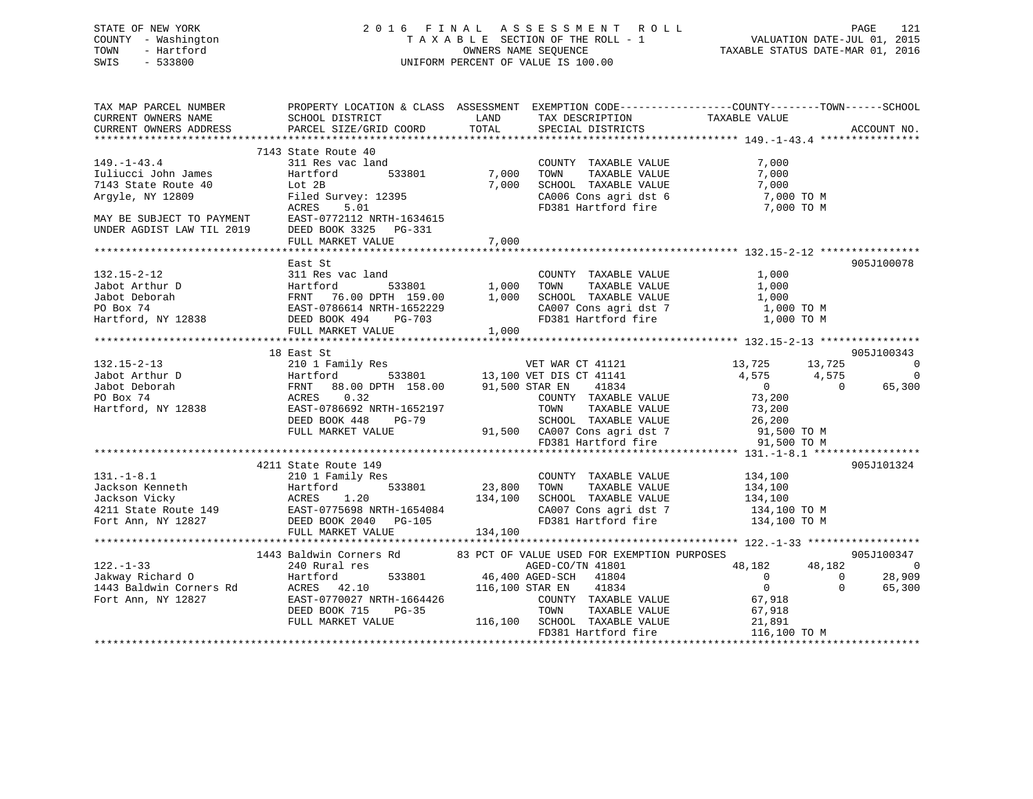STATE OF NEW YORK
COUNTY - Washington
TOWN - Hartford
SWIS - 533800

2 0 1 6 F I N A L A S S E S S M E N T R O L L
T A X A B L E SECTION OF THE ROLL - 1
OWNERS NAME SEQUENCE
UNIFORM PERCENT OF VALUE IS 100.00

VALUATION DATE-JUL 01, 2015
TAXABLE STATUS DATE-MAR 01, 2016

```
TAX MAP PARCEL NUMBER          PROPERTY LOCATION & CLASS  ASSESSMENT  EXEMPTION CODE------------------COUNTY--------TOWN------SCHOOL
CURRENT OWNERS NAME            SCHOOL DISTRICT              LAND      TAX DESCRIPTION           TAXABLE VALUE
CURRENT OWNERS ADDRESS         PARCEL SIZE/GRID COORD      TOTAL      SPECIAL DISTRICTS                                    ACCOUNT NO.
******************************************************************************************************* 149.-1-43.4 ****************
                               7143 State Route 40
149.-1-43.4                    311 Res vac land                        COUNTY  TAXABLE VALUE            7,000
Iuliucci John James            Hartford        533801        7,000     TOWN    TAXABLE VALUE            7,000
7143 State Route 40            Lot 2B                        7,000     SCHOOL  TAXABLE VALUE            7,000
Argyle, NY 12809               Filed Survey: 12395                     CA006 Cons agri dst 6            7,000 TO M
                               ACRES     5.01                          FD381 Hartford fire              7,000 TO M
MAY BE SUBJECT TO PAYMENT      EAST-0772112 NRTH-1634615
UNDER AGDIST LAW TIL 2019      DEED BOOK 3325   PG-331
                               FULL MARKET VALUE             7,000
******************************************************************************************************* 132.15-2-12 ****************
                               East St                                                                                905J100078
132.15-2-12                    311 Res vac land                        COUNTY  TAXABLE VALUE            1,000
Jabot Arthur D                 Hartford        533801        1,000     TOWN    TAXABLE VALUE            1,000
Jabot Deborah                  FRNT   76.00 DPTH  159.00     1,000     SCHOOL  TAXABLE VALUE            1,000
PO Box 74                      EAST-0786614 NRTH-1652229               CA007 Cons agri dst 7            1,000 TO M
Hartford, NY 12838             DEED BOOK 494    PG-703                 FD381 Hartford fire              1,000 TO M
                               FULL MARKET VALUE             1,000
******************************************************************************************************* 132.15-2-13 ****************
                               18 East St                                                                             905J100343
132.15-2-13                    210 1 Family Res                        VET WAR CT 41121          13,725      13,725           0
Jabot Arthur D                 Hartford        533801       13,100 VET DIS CT 41141               4,575       4,575           0
Jabot Deborah                  FRNT   88.00 DPTH  158.00    91,500 STAR EN    41834                   0           0      65,300
PO Box 74                      ACRES     0.32                          COUNTY  TAXABLE VALUE           73,200
Hartford, NY 12838             EAST-0786692 NRTH-1652197               TOWN    TAXABLE VALUE           73,200
                               DEED BOOK 448    PG-79                  SCHOOL  TAXABLE VALUE           26,200
                               FULL MARKET VALUE            91,500     CA007 Cons agri dst 7           91,500 TO M
                                                                       FD381 Hartford fire             91,500 TO M
******************************************************************************************************* 131.-1-8.1 *****************
                               4211 State Route 149                                                                   905J101324
131.-1-8.1                     210 1 Family Res                        COUNTY  TAXABLE VALUE          134,100
Jackson Kenneth                Hartford        533801       23,800     TOWN    TAXABLE VALUE          134,100
Jackson Vicky                  ACRES     1.20              134,100     SCHOOL  TAXABLE VALUE          134,100
4211 State Route 149           EAST-0775698 NRTH-1654084               CA007 Cons agri dst 7          134,100 TO M
Fort Ann, NY 12827             DEED BOOK 2040   PG-105                 FD381 Hartford fire            134,100 TO M
                               FULL MARKET VALUE           134,100
******************************************************************************************************* 122.-1-33 ******************
                               1443 Baldwin Corners Rd        83 PCT OF VALUE USED FOR EXEMPTION PURPOSES                      905J100347
122.-1-33                      240 Rural res                           AGED-CO/TN 41801          48,182      48,182           0
Jakway Richard O               Hartford        533801       46,400 AGED-SCH   41804                   0           0      28,909
1443 Baldwin Corners Rd        ACRES    42.10              116,100 STAR EN    41834                   0           0      65,300
Fort Ann, NY 12827             EAST-0770027 NRTH-1664426               COUNTY  TAXABLE VALUE           67,918
                               DEED BOOK 715    PG-35                  TOWN    TAXABLE VALUE           67,918
                               FULL MARKET VALUE           116,100     SCHOOL  TAXABLE VALUE           21,891
                                                                       FD381 Hartford fire            116,100 TO M
************************************************************************************************************************************
```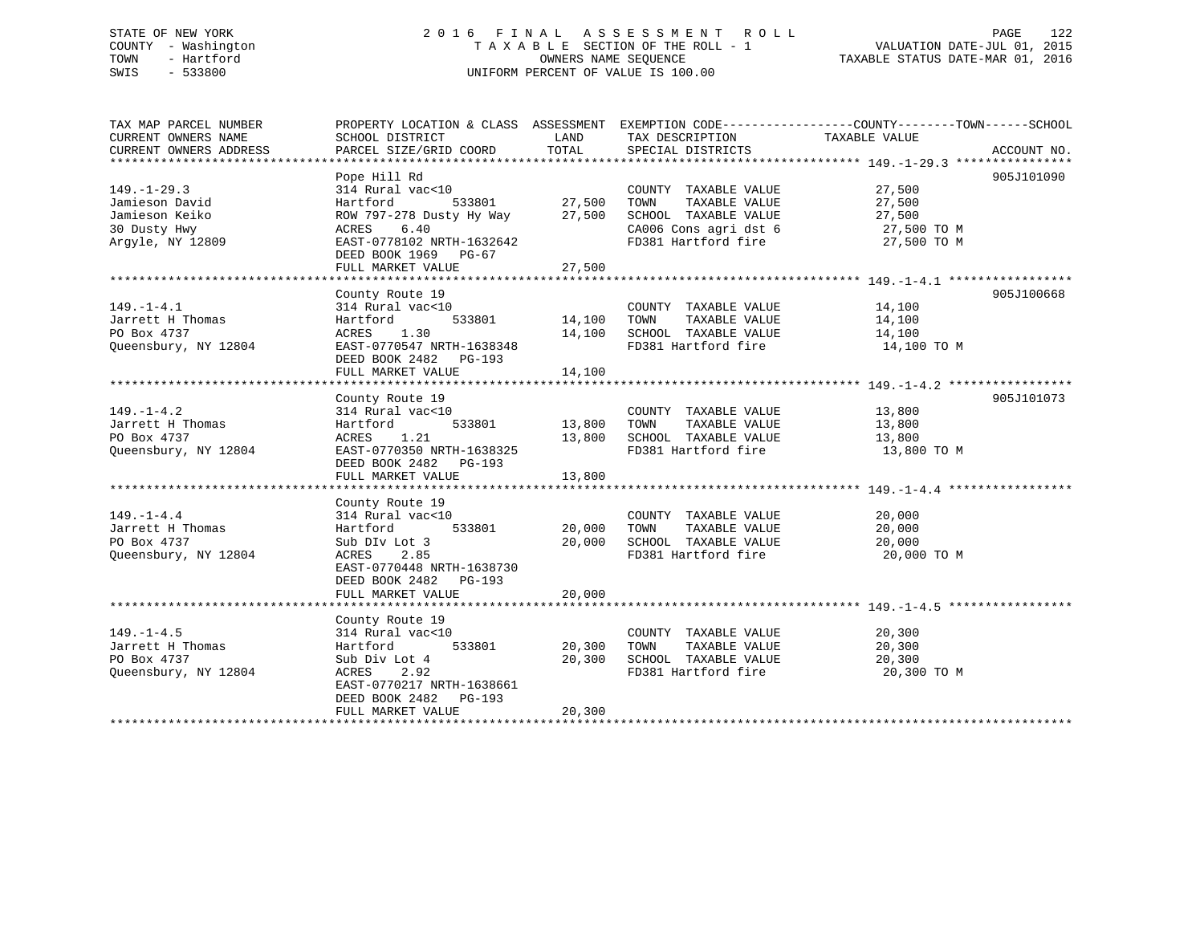STATE OF NEW YORK
COUNTY - Washington
TOWN - Hartford
SWIS - 533800

2 0 1 6 F I N A L A S S E S S M E N T R O L L
T A X A B L E SECTION OF THE ROLL - 1
OWNERS NAME SEQUENCE
UNIFORM PERCENT OF VALUE IS 100.00

VALUATION DATE-JUL 01, 2015
TAXABLE STATUS DATE-MAR 01, 2016

| TAX MAP PARCEL NUMBER / CURRENT OWNERS NAME / CURRENT OWNERS ADDRESS | PROPERTY LOCATION & CLASS / SCHOOL DISTRICT / PARCEL SIZE/GRID COORD | ASSESSMENT LAND / TOTAL | EXEMPTION CODE / TAX DESCRIPTION / SPECIAL DISTRICTS | COUNTY--------TOWN------SCHOOL TAXABLE VALUE | ACCOUNT NO. |
|---|---|---|---|---|---|
| **149.-1-29.3** | Pope Hill Rd | | | | 905J101090 |
| 149.-1-29.3 | 314 Rural vac<10 | | COUNTY TAXABLE VALUE | 27,500 | |
| Jamieson David | Hartford 533801 | 27,500 | TOWN TAXABLE VALUE | 27,500 | |
| Jamieson Keiko | ROW 797-278 Dusty Hy Way | 27,500 | SCHOOL TAXABLE VALUE | 27,500 | |
| 30 Dusty Hwy | ACRES 6.40 | | CA006 Cons agri dst 6 | 27,500 TO M | |
| Argyle, NY 12809 | EAST-0778102 NRTH-1632642 | | FD381 Hartford fire | 27,500 TO M | |
| | DEED BOOK 1969 PG-67 | | | | |
| | FULL MARKET VALUE | 27,500 | | | |
| **149.-1-4.1** | County Route 19 | | | | 905J100668 |
| 149.-1-4.1 | 314 Rural vac<10 | | COUNTY TAXABLE VALUE | 14,100 | |
| Jarrett H Thomas | Hartford 533801 | 14,100 | TOWN TAXABLE VALUE | 14,100 | |
| PO Box 4737 | ACRES 1.30 | 14,100 | SCHOOL TAXABLE VALUE | 14,100 | |
| Queensbury, NY 12804 | EAST-0770547 NRTH-1638348 | | FD381 Hartford fire | 14,100 TO M | |
| | DEED BOOK 2482 PG-193 | | | | |
| | FULL MARKET VALUE | 14,100 | | | |
| **149.-1-4.2** | County Route 19 | | | | 905J101073 |
| 149.-1-4.2 | 314 Rural vac<10 | | COUNTY TAXABLE VALUE | 13,800 | |
| Jarrett H Thomas | Hartford 533801 | 13,800 | TOWN TAXABLE VALUE | 13,800 | |
| PO Box 4737 | ACRES 1.21 | 13,800 | SCHOOL TAXABLE VALUE | 13,800 | |
| Queensbury, NY 12804 | EAST-0770350 NRTH-1638325 | | FD381 Hartford fire | 13,800 TO M | |
| | DEED BOOK 2482 PG-193 | | | | |
| | FULL MARKET VALUE | 13,800 | | | |
| **149.-1-4.4** | County Route 19 | | | | |
| 149.-1-4.4 | 314 Rural vac<10 | | COUNTY TAXABLE VALUE | 20,000 | |
| Jarrett H Thomas | Hartford 533801 | 20,000 | TOWN TAXABLE VALUE | 20,000 | |
| PO Box 4737 | Sub DIv Lot 3 | 20,000 | SCHOOL TAXABLE VALUE | 20,000 | |
| Queensbury, NY 12804 | ACRES 2.85 | | FD381 Hartford fire | 20,000 TO M | |
| | EAST-0770448 NRTH-1638730 | | | | |
| | DEED BOOK 2482 PG-193 | | | | |
| | FULL MARKET VALUE | 20,000 | | | |
| **149.-1-4.5** | County Route 19 | | | | |
| 149.-1-4.5 | 314 Rural vac<10 | | COUNTY TAXABLE VALUE | 20,300 | |
| Jarrett H Thomas | Hartford 533801 | 20,300 | TOWN TAXABLE VALUE | 20,300 | |
| PO Box 4737 | Sub Div Lot 4 | 20,300 | SCHOOL TAXABLE VALUE | 20,300 | |
| Queensbury, NY 12804 | ACRES 2.92 | | FD381 Hartford fire | 20,300 TO M | |
| | EAST-0770217 NRTH-1638661 | | | | |
| | DEED BOOK 2482 PG-193 | | | | |
| | FULL MARKET VALUE | 20,300 | | | |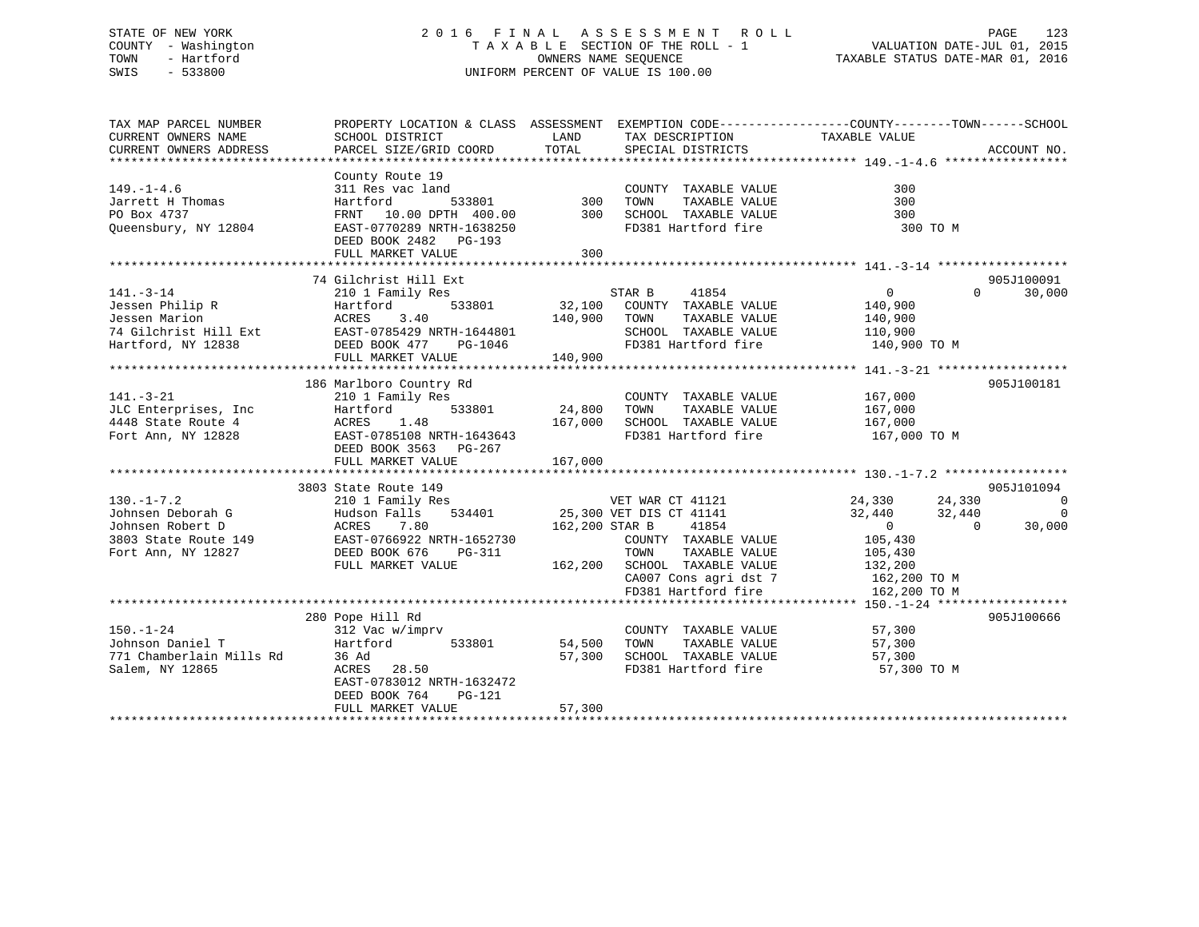STATE OF NEW YORK
COUNTY - Washington
TOWN - Hartford
SWIS - 533800

2016 FINAL ASSESSMENT ROLL
TAXABLE SECTION OF THE ROLL - 1
OWNERS NAME SEQUENCE
UNIFORM PERCENT OF VALUE IS 100.00

VALUATION DATE-JUL 01, 2015
TAXABLE STATUS DATE-MAR 01, 2016

| TAX MAP PARCEL NUMBER / CURRENT OWNERS NAME / CURRENT OWNERS ADDRESS | PROPERTY LOCATION & CLASS / SCHOOL DISTRICT / PARCEL SIZE/GRID COORD | ASSESSMENT LAND / TOTAL | EXEMPTION CODE / TAX DESCRIPTION / SPECIAL DISTRICTS | COUNTY | TOWN | SCHOOL | ACCOUNT NO. |
|---|---|---|---|---|---|---|---|
| **149.-1-4.6** | County Route 19 | | | | | | |
| 149.-1-4.6 | 311 Res vac land | | COUNTY TAXABLE VALUE | 300 | | | |
| Jarrett H Thomas | Hartford 533801 | 300 | TOWN TAXABLE VALUE | | 300 | | |
| PO Box 4737 | FRNT 10.00 DPTH 400.00 | 300 | SCHOOL TAXABLE VALUE | | | 300 | |
| Queensbury, NY 12804 | EAST-0770289 NRTH-1638250 | | FD381 Hartford fire | 300 TO M | | | |
| | DEED BOOK 2482 PG-193 | | | | | | |
| | FULL MARKET VALUE | 300 | | | | | |
| **141.-3-14** | 74 Gilchrist Hill Ext | | | | | | 905J100091 |
| 141.-3-14 | 210 1 Family Res | | STAR B 41854 | 0 | 0 | 30,000 | |
| Jessen Philip R | Hartford 533801 | 32,100 | COUNTY TAXABLE VALUE | 140,900 | | | |
| Jessen Marion | ACRES 3.40 | 140,900 | TOWN TAXABLE VALUE | | 140,900 | | |
| 74 Gilchrist Hill Ext | EAST-0785429 NRTH-1644801 | | SCHOOL TAXABLE VALUE | | | 110,900 | |
| Hartford, NY 12838 | DEED BOOK 477 PG-1046 | | FD381 Hartford fire | 140,900 TO M | | | |
| | FULL MARKET VALUE | 140,900 | | | | | |
| **141.-3-21** | 186 Marlboro Country Rd | | | | | | 905J100181 |
| 141.-3-21 | 210 1 Family Res | | COUNTY TAXABLE VALUE | 167,000 | | | |
| JLC Enterprises, Inc | Hartford 533801 | 24,800 | TOWN TAXABLE VALUE | | 167,000 | | |
| 4448 State Route 4 | ACRES 1.48 | 167,000 | SCHOOL TAXABLE VALUE | | | 167,000 | |
| Fort Ann, NY 12828 | EAST-0785108 NRTH-1643643 | | FD381 Hartford fire | 167,000 TO M | | | |
| | DEED BOOK 3563 PG-267 | | | | | | |
| | FULL MARKET VALUE | 167,000 | | | | | |
| **130.-1-7.2** | 3803 State Route 149 | | | | | | 905J101094 |
| 130.-1-7.2 | 210 1 Family Res | | VET WAR CT 41121 | 24,330 | 24,330 | 0 | |
| Johnsen Deborah G | Hudson Falls 534401 | 25,300 | VET DIS CT 41141 | 32,440 | 32,440 | 0 | |
| Johnsen Robert D | ACRES 7.80 | 162,200 | STAR B 41854 | 0 | 0 | 30,000 | |
| 3803 State Route 149 | EAST-0766922 NRTH-1652730 | | COUNTY TAXABLE VALUE | 105,430 | | | |
| Fort Ann, NY 12827 | DEED BOOK 676 PG-311 | | TOWN TAXABLE VALUE | | 105,430 | | |
| | FULL MARKET VALUE | 162,200 | SCHOOL TAXABLE VALUE | | | 132,200 | |
| | | | CA007 Cons agri dst 7 | 162,200 TO M | | | |
| | | | FD381 Hartford fire | 162,200 TO M | | | |
| **150.-1-24** | 280 Pope Hill Rd | | | | | | 905J100666 |
| 150.-1-24 | 312 Vac w/imprv | | COUNTY TAXABLE VALUE | 57,300 | | | |
| Johnson Daniel T | Hartford 533801 | 54,500 | TOWN TAXABLE VALUE | | 57,300 | | |
| 771 Chamberlain Mills Rd | 36 Ad | 57,300 | SCHOOL TAXABLE VALUE | | | 57,300 | |
| Salem, NY 12865 | ACRES 28.50 | | FD381 Hartford fire | 57,300 TO M | | | |
| | EAST-0783012 NRTH-1632472 | | | | | | |
| | DEED BOOK 764 PG-121 | | | | | | |
| | FULL MARKET VALUE | 57,300 | | | | | |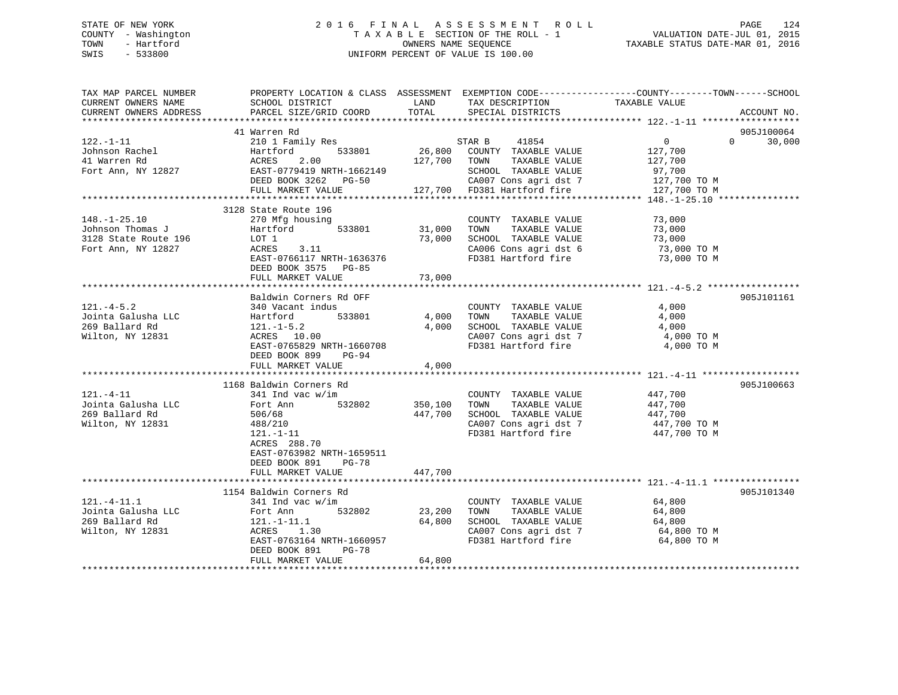STATE OF NEW YORK
COUNTY - Washington
TOWN - Hartford
SWIS - 533800

2016 FINAL ASSESSMENT ROLL
TAXABLE SECTION OF THE ROLL - 1
OWNERS NAME SEQUENCE
UNIFORM PERCENT OF VALUE IS 100.00

VALUATION DATE-JUL 01, 2015
TAXABLE STATUS DATE-MAR 01, 2016

```
TAX MAP PARCEL NUMBER     PROPERTY LOCATION & CLASS  ASSESSMENT  EXEMPTION CODE------------------COUNTY--------TOWN------SCHOOL
CURRENT OWNERS NAME       SCHOOL DISTRICT               LAND      TAX DESCRIPTION            TAXABLE VALUE
CURRENT OWNERS ADDRESS    PARCEL SIZE/GRID COORD        TOTAL     SPECIAL DISTRICTS                                     ACCOUNT NO.
******************************************************************************************************* 122.-1-11 ******************
                          41 Warren Rd                                                                                   905J100064
122.-1-11                 210 1 Family Res                         STAR B     41854              0              0         30,000
Johnson Rachel            Hartford          533801         26,800    COUNTY  TAXABLE VALUE          127,700
41 Warren Rd              ACRES    2.00                   127,700    TOWN    TAXABLE VALUE          127,700
Fort Ann, NY 12827        EAST-0779419 NRTH-1662149                  SCHOOL  TAXABLE VALUE           97,700
                          DEED BOOK 3262   PG-50                     CA007 Cons agri dst 7          127,700 TO M
                          FULL MARKET VALUE              127,700    FD381 Hartford fire            127,700 TO M
******************************************************************************************************* 148.-1-25.10 ***************
                          3128 State Route 196
148.-1-25.10              270 Mfg housing                            COUNTY  TAXABLE VALUE           73,000
Johnson Thomas J          Hartford          533801         31,000    TOWN    TAXABLE VALUE           73,000
3128 State Route 196      LOT 1                            73,000    SCHOOL  TAXABLE VALUE           73,000
Fort Ann, NY 12827        ACRES    3.11                              CA006 Cons agri dst 6           73,000 TO M
                          EAST-0766117 NRTH-1636376                  FD381 Hartford fire             73,000 TO M
                          DEED BOOK 3575   PG-85
                          FULL MARKET VALUE               73,000
******************************************************************************************************* 121.-4-5.2 *****************
                          Baldwin Corners Rd OFF                                                                         905J101161
121.-4-5.2                340 Vacant indus                           COUNTY  TAXABLE VALUE            4,000
Jointa Galusha LLC        Hartford          533801          4,000    TOWN    TAXABLE VALUE            4,000
269 Ballard Rd            121.-1-5.2                        4,000    SCHOOL  TAXABLE VALUE            4,000
Wilton, NY 12831          ACRES   10.00                              CA007 Cons agri dst 7            4,000 TO M
                          EAST-0765829 NRTH-1660708                  FD381 Hartford fire              4,000 TO M
                          DEED BOOK 899    PG-94
                          FULL MARKET VALUE                4,000
******************************************************************************************************* 121.-4-11 ******************
                          1168 Baldwin Corners Rd                                                                        905J100663
121.-4-11                 341 Ind vac w/im                           COUNTY  TAXABLE VALUE          447,700
Jointa Galusha LLC        Fort Ann          532802        350,100    TOWN    TAXABLE VALUE          447,700
269 Ballard Rd            506/68                          447,700    SCHOOL  TAXABLE VALUE          447,700
Wilton, NY 12831          488/210                                    CA007 Cons agri dst 7          447,700 TO M
                          121.-1-11                                  FD381 Hartford fire            447,700 TO M
                          ACRES  288.70
                          EAST-0763982 NRTH-1659511
                          DEED BOOK 891    PG-78
                          FULL MARKET VALUE              447,700
******************************************************************************************************* 121.-4-11.1 ****************
                          1154 Baldwin Corners Rd                                                                        905J101340
121.-4-11.1               341 Ind vac w/im                           COUNTY  TAXABLE VALUE           64,800
Jointa Galusha LLC        Fort Ann          532802         23,200    TOWN    TAXABLE VALUE           64,800
269 Ballard Rd            121.-1-11.1                      64,800    SCHOOL  TAXABLE VALUE           64,800
Wilton, NY 12831          ACRES    1.30                              CA007 Cons agri dst 7           64,800 TO M
                          EAST-0763164 NRTH-1660957                  FD381 Hartford fire             64,800 TO M
                          DEED BOOK 891    PG-78
                          FULL MARKET VALUE               64,800
************************************************************************************************************************************
```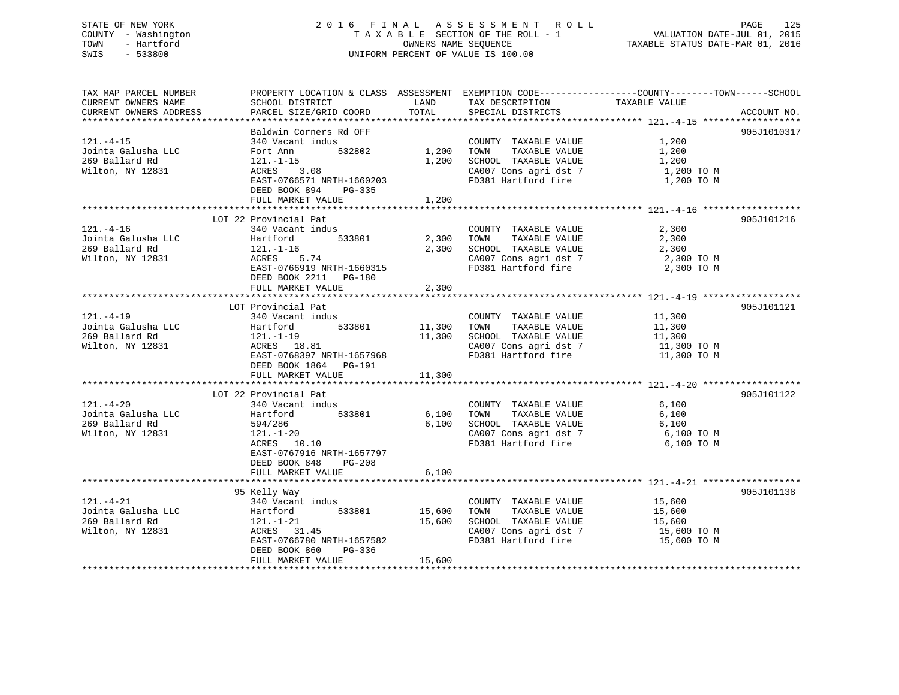STATE OF NEW YORK
COUNTY - Washington
TOWN - Hartford
SWIS - 533800

# 2016 FINAL ASSESSMENT ROLL
TAXABLE SECTION OF THE ROLL - 1
OWNERS NAME SEQUENCE
UNIFORM PERCENT OF VALUE IS 100.00

VALUATION DATE-JUL 01, 2015
TAXABLE STATUS DATE-MAR 01, 2016

| TAX MAP PARCEL NUMBER / CURRENT OWNERS NAME / CURRENT OWNERS ADDRESS | PROPERTY LOCATION & CLASS / SCHOOL DISTRICT / PARCEL SIZE/GRID COORD | ASSESSMENT LAND | TOTAL | EXEMPTION CODE / TAX DESCRIPTION / SPECIAL DISTRICTS | COUNTY / TOWN / SCHOOL TAXABLE VALUE | ACCOUNT NO. |
|---|---|---|---|---|---|---|
| 121.-4-15 | Baldwin Corners Rd OFF | | | | | 905J1010317 |
| | 340 Vacant indus | | | COUNTY TAXABLE VALUE | 1,200 | |
| Jointa Galusha LLC | Fort Ann 532802 | 1,200 | | TOWN TAXABLE VALUE | 1,200 | |
| 269 Ballard Rd | 121.-1-15 | | 1,200 | SCHOOL TAXABLE VALUE | 1,200 | |
| Wilton, NY 12831 | ACRES 3.08 | | | CA007 Cons agri dst 7 | 1,200 TO M | |
| | EAST-0766571 NRTH-1660203 | | | FD381 Hartford fire | 1,200 TO M | |
| | DEED BOOK 894 PG-335 | | | | | |
| | FULL MARKET VALUE | | 1,200 | | | |
| 121.-4-16 | LOT 22 Provincial Pat | | | | | 905J101216 |
| | 340 Vacant indus | | | COUNTY TAXABLE VALUE | 2,300 | |
| Jointa Galusha LLC | Hartford 533801 | 2,300 | | TOWN TAXABLE VALUE | 2,300 | |
| 269 Ballard Rd | 121.-1-16 | | 2,300 | SCHOOL TAXABLE VALUE | 2,300 | |
| Wilton, NY 12831 | ACRES 5.74 | | | CA007 Cons agri dst 7 | 2,300 TO M | |
| | EAST-0766919 NRTH-1660315 | | | FD381 Hartford fire | 2,300 TO M | |
| | DEED BOOK 2211 PG-180 | | | | | |
| | FULL MARKET VALUE | | 2,300 | | | |
| 121.-4-19 | LOT Provincial Pat | | | | | 905J101121 |
| | 340 Vacant indus | | | COUNTY TAXABLE VALUE | 11,300 | |
| Jointa Galusha LLC | Hartford 533801 | 11,300 | | TOWN TAXABLE VALUE | 11,300 | |
| 269 Ballard Rd | 121.-1-19 | | 11,300 | SCHOOL TAXABLE VALUE | 11,300 | |
| Wilton, NY 12831 | ACRES 18.81 | | | CA007 Cons agri dst 7 | 11,300 TO M | |
| | EAST-0768397 NRTH-1657968 | | | FD381 Hartford fire | 11,300 TO M | |
| | DEED BOOK 1864 PG-191 | | | | | |
| | FULL MARKET VALUE | | 11,300 | | | |
| 121.-4-20 | LOT 22 Provincial Pat | | | | | 905J101122 |
| | 340 Vacant indus | | | COUNTY TAXABLE VALUE | 6,100 | |
| Jointa Galusha LLC | Hartford 533801 | 6,100 | | TOWN TAXABLE VALUE | 6,100 | |
| 269 Ballard Rd | 594/286 | | 6,100 | SCHOOL TAXABLE VALUE | 6,100 | |
| Wilton, NY 12831 | 121.-1-20 | | | CA007 Cons agri dst 7 | 6,100 TO M | |
| | ACRES 10.10 | | | FD381 Hartford fire | 6,100 TO M | |
| | EAST-0767916 NRTH-1657797 | | | | | |
| | DEED BOOK 848 PG-208 | | | | | |
| | FULL MARKET VALUE | | 6,100 | | | |
| 121.-4-21 | 95 Kelly Way | | | | | 905J101138 |
| | 340 Vacant indus | | | COUNTY TAXABLE VALUE | 15,600 | |
| Jointa Galusha LLC | Hartford 533801 | 15,600 | | TOWN TAXABLE VALUE | 15,600 | |
| 269 Ballard Rd | 121.-1-21 | | 15,600 | SCHOOL TAXABLE VALUE | 15,600 | |
| Wilton, NY 12831 | ACRES 31.45 | | | CA007 Cons agri dst 7 | 15,600 TO M | |
| | EAST-0766780 NRTH-1657582 | | | FD381 Hartford fire | 15,600 TO M | |
| | DEED BOOK 860 PG-336 | | | | | |
| | FULL MARKET VALUE | | 15,600 | | | |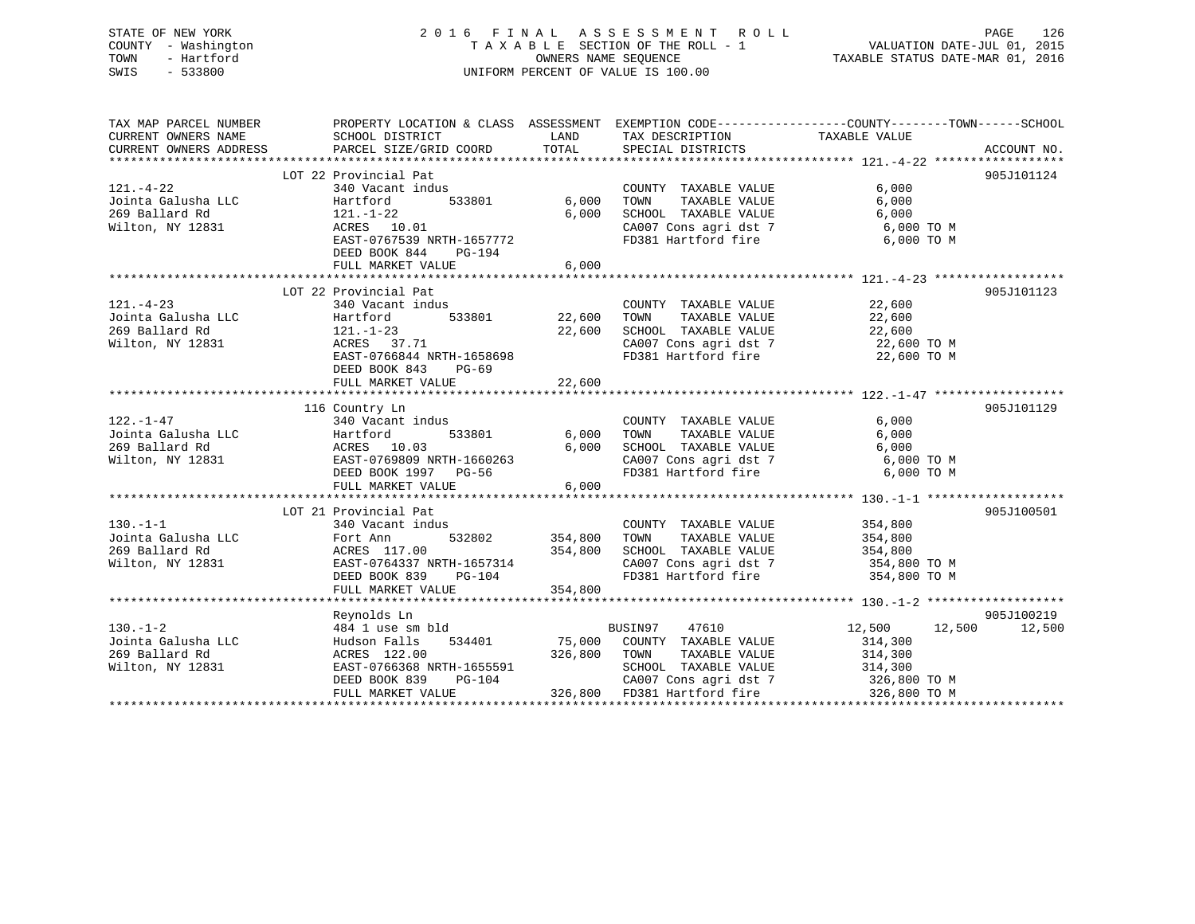STATE OF NEW YORK
COUNTY - Washington
TOWN - Hartford
SWIS - 533800

2 0 1 6 F I N A L A S S E S S M E N T R O L L
T A X A B L E SECTION OF THE ROLL - 1
OWNERS NAME SEQUENCE
UNIFORM PERCENT OF VALUE IS 100.00

VALUATION DATE-JUL 01, 2015
TAXABLE STATUS DATE-MAR 01, 2016

```
TAX MAP PARCEL NUMBER          PROPERTY LOCATION & CLASS  ASSESSMENT  EXEMPTION CODE------------------COUNTY--------TOWN------SCHOOL
CURRENT OWNERS NAME            SCHOOL DISTRICT              LAND      TAX DESCRIPTION             TAXABLE VALUE
CURRENT OWNERS ADDRESS         PARCEL SIZE/GRID COORD       TOTAL     SPECIAL DISTRICTS                                      ACCOUNT NO.
******************************************************************************************************* 121.-4-22 ******************
                       LOT 22 Provincial Pat                                                                             905J101124
121.-4-22                      340 Vacant indus                      COUNTY  TAXABLE VALUE             6,000
Jointa Galusha LLC             Hartford       533801        6,000    TOWN    TAXABLE VALUE             6,000
269 Ballard Rd                 121.-1-22                    6,000    SCHOOL  TAXABLE VALUE             6,000
Wilton, NY 12831               ACRES  10.01                          CA007 Cons agri dst 7              6,000 TO M
                               EAST-0767539 NRTH-1657772             FD381 Hartford fire                6,000 TO M
                               DEED BOOK 844    PG-194
                               FULL MARKET VALUE            6,000
******************************************************************************************************* 121.-4-23 ******************
                       LOT 22 Provincial Pat                                                                             905J101123
121.-4-23                      340 Vacant indus                      COUNTY  TAXABLE VALUE            22,600
Jointa Galusha LLC             Hartford       533801       22,600    TOWN    TAXABLE VALUE            22,600
269 Ballard Rd                 121.-1-23                   22,600    SCHOOL  TAXABLE VALUE            22,600
Wilton, NY 12831               ACRES  37.71                          CA007 Cons agri dst 7             22,600 TO M
                               EAST-0766844 NRTH-1658698             FD381 Hartford fire               22,600 TO M
                               DEED BOOK 843    PG-69
                               FULL MARKET VALUE           22,600
******************************************************************************************************* 122.-1-47 ******************
                       116 Country Ln                                                                                    905J101129
122.-1-47                      340 Vacant indus                      COUNTY  TAXABLE VALUE             6,000
Jointa Galusha LLC             Hartford       533801        6,000    TOWN    TAXABLE VALUE             6,000
269 Ballard Rd                 ACRES  10.03                 6,000    SCHOOL  TAXABLE VALUE             6,000
Wilton, NY 12831               EAST-0769809 NRTH-1660263             CA007 Cons agri dst 7              6,000 TO M
                               DEED BOOK 1997   PG-56                FD381 Hartford fire                6,000 TO M
                               FULL MARKET VALUE            6,000
******************************************************************************************************* 130.-1-1 *******************
                       LOT 21 Provincial Pat                                                                             905J100501
130.-1-1                       340 Vacant indus                      COUNTY  TAXABLE VALUE           354,800
Jointa Galusha LLC             Fort Ann       532802      354,800    TOWN    TAXABLE VALUE           354,800
269 Ballard Rd                 ACRES 117.00               354,800    SCHOOL  TAXABLE VALUE           354,800
Wilton, NY 12831               EAST-0764337 NRTH-1657314             CA007 Cons agri dst 7            354,800 TO M
                               DEED BOOK 839    PG-104               FD381 Hartford fire              354,800 TO M
                               FULL MARKET VALUE          354,800
******************************************************************************************************* 130.-1-2 *******************
                       Reynolds Ln                                                                                       905J100219
130.-1-2                       484 1 use sm bld                      BUSIN97     47610             12,500      12,500      12,500
Jointa Galusha LLC             Hudson Falls   534401       75,000    COUNTY  TAXABLE VALUE           314,300
269 Ballard Rd                 ACRES 122.00               326,800    TOWN    TAXABLE VALUE           314,300
Wilton, NY 12831               EAST-0766368 NRTH-1655591             SCHOOL  TAXABLE VALUE           314,300
                               DEED BOOK 839    PG-104               CA007 Cons agri dst 7            326,800 TO M
                               FULL MARKET VALUE          326,800    FD381 Hartford fire              326,800 TO M
************************************************************************************************************************************
```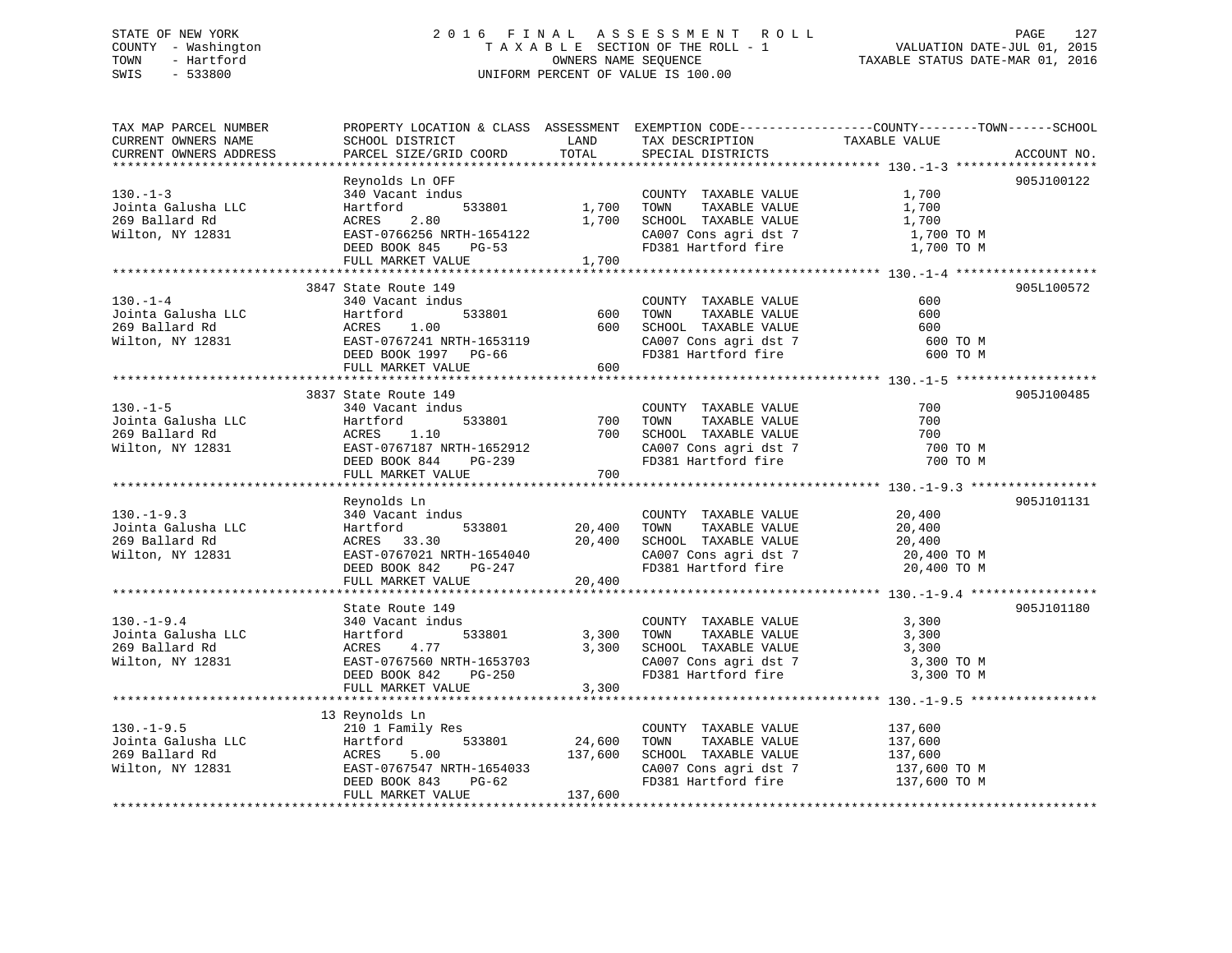STATE OF NEW YORK
COUNTY - Washington
TOWN - Hartford
SWIS - 533800

2016 FINAL ASSESSMENT ROLL
TAXABLE SECTION OF THE ROLL - 1
OWNERS NAME SEQUENCE
UNIFORM PERCENT OF VALUE IS 100.00

VALUATION DATE-JUL 01, 2015
TAXABLE STATUS DATE-MAR 01, 2016

| TAX MAP PARCEL NUMBER / CURRENT OWNERS NAME / CURRENT OWNERS ADDRESS | PROPERTY LOCATION & CLASS / SCHOOL DISTRICT / PARCEL SIZE/GRID COORD | ASSESSMENT LAND | TOTAL | EXEMPTION CODE / TAX DESCRIPTION / SPECIAL DISTRICTS | COUNTY--------TOWN------SCHOOL TAXABLE VALUE | ACCOUNT NO. |
|---|---|---|---|---|---|---|
| 130.-1-3 | Reynolds Ln OFF | | | | | 905J100122 |
| 130.-1-3 | 340 Vacant indus | | | COUNTY TAXABLE VALUE | 1,700 | |
| Jointa Galusha LLC | Hartford 533801 | 1,700 | | TOWN TAXABLE VALUE | 1,700 | |
| 269 Ballard Rd | ACRES 2.80 | | 1,700 | SCHOOL TAXABLE VALUE | 1,700 | |
| Wilton, NY 12831 | EAST-0766256 NRTH-1654122 | | | CA007 Cons agri dst 7 | 1,700 TO M | |
| | DEED BOOK 845 PG-53 | | | FD381 Hartford fire | 1,700 TO M | |
| | FULL MARKET VALUE | | 1,700 | | | |
| 130.-1-4 | 3847 State Route 149 | | | | | 905L100572 |
| 130.-1-4 | 340 Vacant indus | | | COUNTY TAXABLE VALUE | 600 | |
| Jointa Galusha LLC | Hartford 533801 | 600 | | TOWN TAXABLE VALUE | 600 | |
| 269 Ballard Rd | ACRES 1.00 | | 600 | SCHOOL TAXABLE VALUE | 600 | |
| Wilton, NY 12831 | EAST-0767241 NRTH-1653119 | | | CA007 Cons agri dst 7 | 600 TO M | |
| | DEED BOOK 1997 PG-66 | | | FD381 Hartford fire | 600 TO M | |
| | FULL MARKET VALUE | | 600 | | | |
| 130.-1-5 | 3837 State Route 149 | | | | | 905J100485 |
| 130.-1-5 | 340 Vacant indus | | | COUNTY TAXABLE VALUE | 700 | |
| Jointa Galusha LLC | Hartford 533801 | 700 | | TOWN TAXABLE VALUE | 700 | |
| 269 Ballard Rd | ACRES 1.10 | | 700 | SCHOOL TAXABLE VALUE | 700 | |
| Wilton, NY 12831 | EAST-0767187 NRTH-1652912 | | | CA007 Cons agri dst 7 | 700 TO M | |
| | DEED BOOK 844 PG-239 | | | FD381 Hartford fire | 700 TO M | |
| | FULL MARKET VALUE | | 700 | | | |
| 130.-1-9.3 | Reynolds Ln | | | | | 905J101131 |
| 130.-1-9.3 | 340 Vacant indus | | | COUNTY TAXABLE VALUE | 20,400 | |
| Jointa Galusha LLC | Hartford 533801 | 20,400 | | TOWN TAXABLE VALUE | 20,400 | |
| 269 Ballard Rd | ACRES 33.30 | | 20,400 | SCHOOL TAXABLE VALUE | 20,400 | |
| Wilton, NY 12831 | EAST-0767021 NRTH-1654040 | | | CA007 Cons agri dst 7 | 20,400 TO M | |
| | DEED BOOK 842 PG-247 | | | FD381 Hartford fire | 20,400 TO M | |
| | FULL MARKET VALUE | | 20,400 | | | |
| 130.-1-9.4 | State Route 149 | | | | | 905J101180 |
| 130.-1-9.4 | 340 Vacant indus | | | COUNTY TAXABLE VALUE | 3,300 | |
| Jointa Galusha LLC | Hartford 533801 | 3,300 | | TOWN TAXABLE VALUE | 3,300 | |
| 269 Ballard Rd | ACRES 4.77 | | 3,300 | SCHOOL TAXABLE VALUE | 3,300 | |
| Wilton, NY 12831 | EAST-0767560 NRTH-1653703 | | | CA007 Cons agri dst 7 | 3,300 TO M | |
| | DEED BOOK 842 PG-250 | | | FD381 Hartford fire | 3,300 TO M | |
| | FULL MARKET VALUE | | 3,300 | | | |
| 130.-1-9.5 | 13 Reynolds Ln | | | | | |
| 130.-1-9.5 | 210 1 Family Res | | | COUNTY TAXABLE VALUE | 137,600 | |
| Jointa Galusha LLC | Hartford 533801 | 24,600 | | TOWN TAXABLE VALUE | 137,600 | |
| 269 Ballard Rd | ACRES 5.00 | | 137,600 | SCHOOL TAXABLE VALUE | 137,600 | |
| Wilton, NY 12831 | EAST-0767547 NRTH-1654033 | | | CA007 Cons agri dst 7 | 137,600 TO M | |
| | DEED BOOK 843 PG-62 | | | FD381 Hartford fire | 137,600 TO M | |
| | FULL MARKET VALUE | | 137,600 | | | |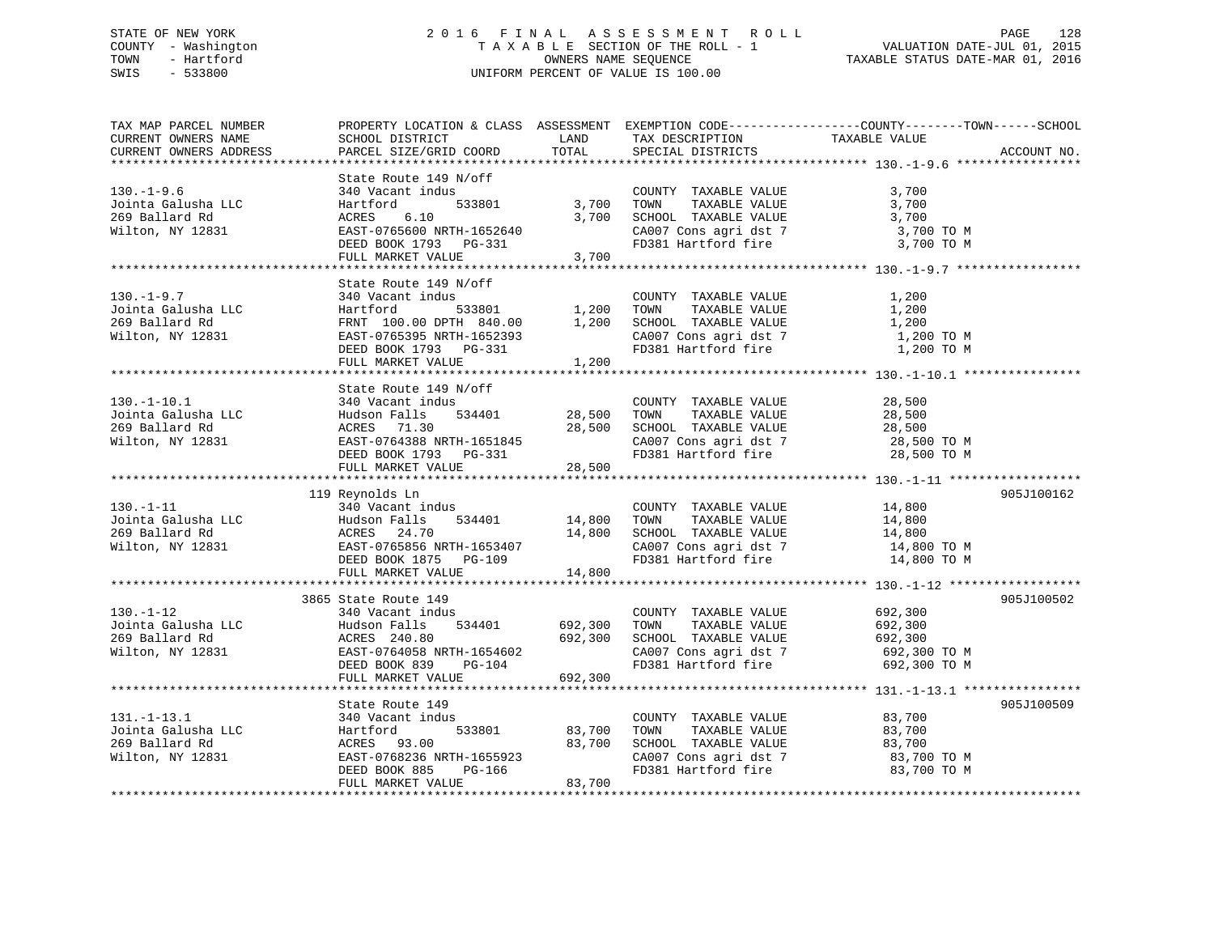STATE OF NEW YORK — 2016 FINAL ASSESSMENT ROLL
COUNTY - Washington — TAXABLE SECTION OF THE ROLL - 1 — VALUATION DATE-JUL 01, 2015
TOWN - Hartford — OWNERS NAME SEQUENCE — TAXABLE STATUS DATE-MAR 01, 2016
SWIS - 533800 — UNIFORM PERCENT OF VALUE IS 100.00

| TAX MAP PARCEL NUMBER / CURRENT OWNERS NAME / CURRENT OWNERS ADDRESS | PROPERTY LOCATION & CLASS / SCHOOL DISTRICT / PARCEL SIZE/GRID COORD | ASSESSMENT LAND | ASSESSMENT TOTAL | EXEMPTION CODE / TAX DESCRIPTION / SPECIAL DISTRICTS | TAXABLE VALUE (COUNTY--TOWN--SCHOOL) | ACCOUNT NO. |
|---|---|---|---|---|---|---|
| 130.-1-9.6 | State Route 149 N/off | | | | | |
| | 340 Vacant indus | | | COUNTY TAXABLE VALUE | 3,700 | |
| Jointa Galusha LLC | Hartford 533801 | 3,700 | | TOWN TAXABLE VALUE | 3,700 | |
| 269 Ballard Rd | ACRES 6.10 | | 3,700 | SCHOOL TAXABLE VALUE | 3,700 | |
| Wilton, NY 12831 | EAST-0765600 NRTH-1652640 | | | CA007 Cons agri dst 7 | 3,700 TO M | |
| | DEED BOOK 1793 PG-331 | | | FD381 Hartford fire | 3,700 TO M | |
| | FULL MARKET VALUE | | 3,700 | | | |
| 130.-1-9.7 | State Route 149 N/off | | | | | |
| | 340 Vacant indus | | | COUNTY TAXABLE VALUE | 1,200 | |
| Jointa Galusha LLC | Hartford 533801 | 1,200 | | TOWN TAXABLE VALUE | 1,200 | |
| 269 Ballard Rd | FRNT 100.00 DPTH 840.00 | | 1,200 | SCHOOL TAXABLE VALUE | 1,200 | |
| Wilton, NY 12831 | EAST-0765395 NRTH-1652393 | | | CA007 Cons agri dst 7 | 1,200 TO M | |
| | DEED BOOK 1793 PG-331 | | | FD381 Hartford fire | 1,200 TO M | |
| | FULL MARKET VALUE | | 1,200 | | | |
| 130.-1-10.1 | State Route 149 N/off | | | | | |
| | 340 Vacant indus | | | COUNTY TAXABLE VALUE | 28,500 | |
| Jointa Galusha LLC | Hudson Falls 534401 | 28,500 | | TOWN TAXABLE VALUE | 28,500 | |
| 269 Ballard Rd | ACRES 71.30 | | 28,500 | SCHOOL TAXABLE VALUE | 28,500 | |
| Wilton, NY 12831 | EAST-0764388 NRTH-1651845 | | | CA007 Cons agri dst 7 | 28,500 TO M | |
| | DEED BOOK 1793 PG-331 | | | FD381 Hartford fire | 28,500 TO M | |
| | FULL MARKET VALUE | | 28,500 | | | |
| 130.-1-11 | 119 Reynolds Ln | | | | | 905J100162 |
| | 340 Vacant indus | | | COUNTY TAXABLE VALUE | 14,800 | |
| Jointa Galusha LLC | Hudson Falls 534401 | 14,800 | | TOWN TAXABLE VALUE | 14,800 | |
| 269 Ballard Rd | ACRES 24.70 | | 14,800 | SCHOOL TAXABLE VALUE | 14,800 | |
| Wilton, NY 12831 | EAST-0765856 NRTH-1653407 | | | CA007 Cons agri dst 7 | 14,800 TO M | |
| | DEED BOOK 1875 PG-109 | | | FD381 Hartford fire | 14,800 TO M | |
| | FULL MARKET VALUE | | 14,800 | | | |
| 130.-1-12 | 3865 State Route 149 | | | | | 905J100502 |
| | 340 Vacant indus | | | COUNTY TAXABLE VALUE | 692,300 | |
| Jointa Galusha LLC | Hudson Falls 534401 | 692,300 | | TOWN TAXABLE VALUE | 692,300 | |
| 269 Ballard Rd | ACRES 240.80 | | 692,300 | SCHOOL TAXABLE VALUE | 692,300 | |
| Wilton, NY 12831 | EAST-0764058 NRTH-1654602 | | | CA007 Cons agri dst 7 | 692,300 TO M | |
| | DEED BOOK 839 PG-104 | | | FD381 Hartford fire | 692,300 TO M | |
| | FULL MARKET VALUE | | 692,300 | | | |
| 131.-1-13.1 | State Route 149 | | | | | 905J100509 |
| | 340 Vacant indus | | | COUNTY TAXABLE VALUE | 83,700 | |
| Jointa Galusha LLC | Hartford 533801 | 83,700 | | TOWN TAXABLE VALUE | 83,700 | |
| 269 Ballard Rd | ACRES 93.00 | | 83,700 | SCHOOL TAXABLE VALUE | 83,700 | |
| Wilton, NY 12831 | EAST-0768236 NRTH-1655923 | | | CA007 Cons agri dst 7 | 83,700 TO M | |
| | DEED BOOK 885 PG-166 | | | FD381 Hartford fire | 83,700 TO M | |
| | FULL MARKET VALUE | | 83,700 | | | |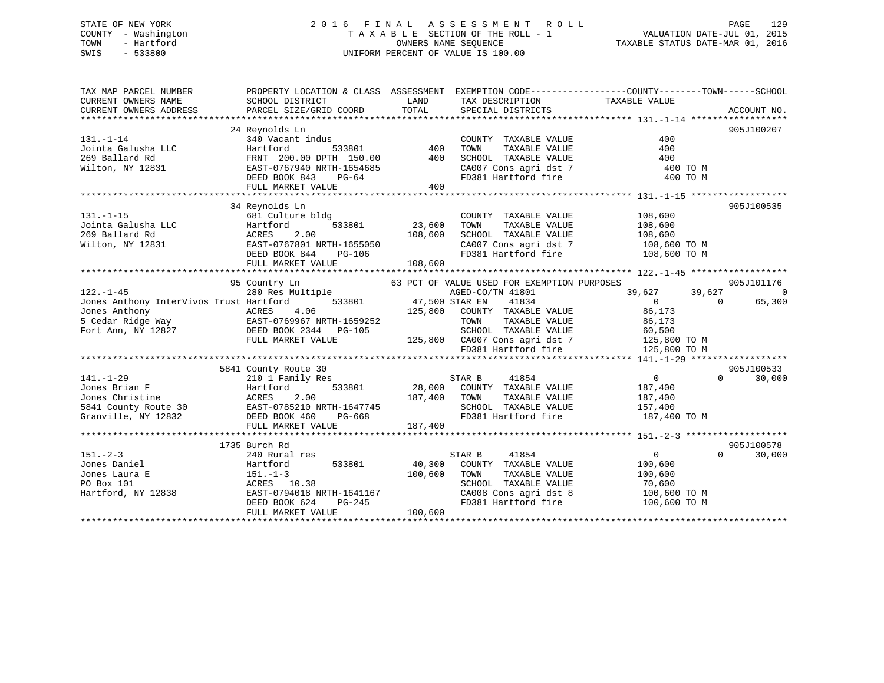STATE OF NEW YORK
COUNTY - Washington
TOWN - Hartford
SWIS - 533800

2016 FINAL ASSESSMENT ROLL
TAXABLE SECTION OF THE ROLL - 1
OWNERS NAME SEQUENCE
UNIFORM PERCENT OF VALUE IS 100.00

VALUATION DATE-JUL 01, 2015
TAXABLE STATUS DATE-MAR 01, 2016

```
TAX MAP PARCEL NUMBER          PROPERTY LOCATION & CLASS  ASSESSMENT  EXEMPTION CODE------------------COUNTY--------TOWN------SCHOOL
CURRENT OWNERS NAME            SCHOOL DISTRICT               LAND      TAX DESCRIPTION             TAXABLE VALUE
CURRENT OWNERS ADDRESS         PARCEL SIZE/GRID COORD        TOTAL     SPECIAL DISTRICTS                                  ACCOUNT NO.
******************************************************************************************************* 131.-1-14 ******************
                               24 Reynolds Ln                                                                            905J100207
131.-1-14                      340 Vacant indus                         COUNTY  TAXABLE VALUE               400
Jointa Galusha LLC             Hartford         533801          400     TOWN    TAXABLE VALUE               400
269 Ballard Rd                 FRNT 200.00 DPTH 150.00          400     SCHOOL  TAXABLE VALUE               400
Wilton, NY 12831               EAST-0767940 NRTH-1654685                CA007 Cons agri dst 7                400 TO M
                               DEED BOOK 843    PG-64                   FD381 Hartford fire                  400 TO M
                               FULL MARKET VALUE                400
******************************************************************************************************* 131.-1-15 ******************
                               34 Reynolds Ln                                                                            905J100535
131.-1-15                      681 Culture bldg                         COUNTY  TAXABLE VALUE           108,600
Jointa Galusha LLC             Hartford         533801       23,600     TOWN    TAXABLE VALUE           108,600
269 Ballard Rd                 ACRES    2.00                108,600     SCHOOL  TAXABLE VALUE           108,600
Wilton, NY 12831               EAST-0767801 NRTH-1655050                CA007 Cons agri dst 7           108,600 TO M
                               DEED BOOK 844    PG-106                  FD381 Hartford fire             108,600 TO M
                               FULL MARKET VALUE            108,600
******************************************************************************************************* 122.-1-45 ******************
                               95 Country Ln                63 PCT OF VALUE USED FOR EXEMPTION PURPOSES                  905J101176
122.-1-45                      280 Res Multiple                         AGED-CO/TN 41801                 39,627      39,627           0
Jones Anthony InterVivos Trust Hartford         533801       47,500 STAR EN    41834                      0           0      65,300
Jones Anthony                  ACRES    4.06                125,800     COUNTY  TAXABLE VALUE            86,173
5 Cedar Ridge Way              EAST-0769967 NRTH-1659252                TOWN    TAXABLE VALUE            86,173
Fort Ann, NY 12827             DEED BOOK 2344   PG-105                  SCHOOL  TAXABLE VALUE            60,500
                               FULL MARKET VALUE            125,800     CA007 Cons agri dst 7           125,800 TO M
                                                                        FD381 Hartford fire             125,800 TO M
******************************************************************************************************* 141.-1-29 ******************
                               5841 County Route 30                                                                      905J100533
141.-1-29                      210 1 Family Res                         STAR B     41854                      0           0      30,000
Jones Brian F                  Hartford         533801       28,000     COUNTY  TAXABLE VALUE           187,400
Jones Christine                ACRES    2.00                187,400     TOWN    TAXABLE VALUE           187,400
5841 County Route 30           EAST-0785210 NRTH-1647745                SCHOOL  TAXABLE VALUE           157,400
Granville, NY 12832            DEED BOOK 460    PG-668                  FD381 Hartford fire             187,400 TO M
                               FULL MARKET VALUE            187,400
******************************************************************************************************* 151.-2-3 *******************
                               1735 Burch Rd                                                                             905J100578
151.-2-3                       240 Rural res                            STAR B     41854                      0           0      30,000
Jones Daniel                   Hartford         533801       40,300     COUNTY  TAXABLE VALUE           100,600
Jones Laura E                  151.-1-3                     100,600     TOWN    TAXABLE VALUE           100,600
PO Box 101                     ACRES   10.38                            SCHOOL  TAXABLE VALUE            70,600
Hartford, NY 12838             EAST-0794018 NRTH-1641167                CA008 Cons agri dst 8           100,600 TO M
                               DEED BOOK 624    PG-245                  FD381 Hartford fire             100,600 TO M
                               FULL MARKET VALUE            100,600
************************************************************************************************************************************
```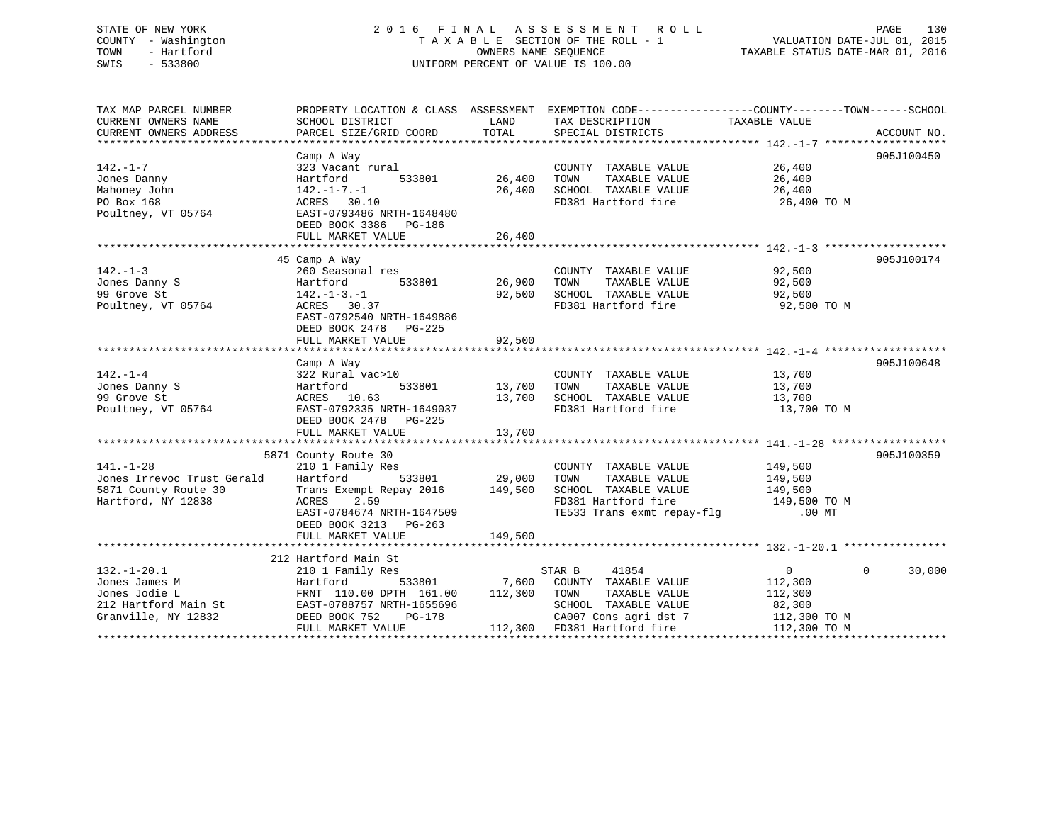STATE OF NEW YORK
COUNTY - Washington
TOWN - Hartford
SWIS - 533800

# 2016 FINAL ASSESSMENT ROLL

TAXABLE SECTION OF THE ROLL - 1
OWNERS NAME SEQUENCE
UNIFORM PERCENT OF VALUE IS 100.00

VALUATION DATE-JUL 01, 2015
TAXABLE STATUS DATE-MAR 01, 2016

| TAX MAP PARCEL NUMBER / CURRENT OWNERS NAME / CURRENT OWNERS ADDRESS | PROPERTY LOCATION & CLASS / SCHOOL DISTRICT / PARCEL SIZE/GRID COORD | ASSESSMENT LAND | TOTAL | EXEMPTION CODE / TAX DESCRIPTION / SPECIAL DISTRICTS | TAXABLE VALUE (COUNTY / TOWN / SCHOOL) | ACCOUNT NO. |
|---|---|---|---|---|---|---|
| **142.-1-7** | Camp A Way | | | | | 905J100450 |
| 142.-1-7 | 323 Vacant rural | | | COUNTY TAXABLE VALUE | 26,400 | |
| Jones Danny | Hartford 533801 | 26,400 | | TOWN TAXABLE VALUE | 26,400 | |
| Mahoney John | 142.-1-7.-1 | | 26,400 | SCHOOL TAXABLE VALUE | 26,400 | |
| PO Box 168 | ACRES 30.10 | | | FD381 Hartford fire | 26,400 TO M | |
| Poultney, VT 05764 | EAST-0793486 NRTH-1648480 | | | | | |
| | DEED BOOK 3386 PG-186 | | | | | |
| | FULL MARKET VALUE | | 26,400 | | | |
| **142.-1-3** | 45 Camp A Way | | | | | 905J100174 |
| 142.-1-3 | 260 Seasonal res | | | COUNTY TAXABLE VALUE | 92,500 | |
| Jones Danny S | Hartford 533801 | 26,900 | | TOWN TAXABLE VALUE | 92,500 | |
| 99 Grove St | 142.-1-3.-1 | | 92,500 | SCHOOL TAXABLE VALUE | 92,500 | |
| Poultney, VT 05764 | ACRES 30.37 | | | FD381 Hartford fire | 92,500 TO M | |
| | EAST-0792540 NRTH-1649886 | | | | | |
| | DEED BOOK 2478 PG-225 | | | | | |
| | FULL MARKET VALUE | | 92,500 | | | |
| **142.-1-4** | Camp A Way | | | | | 905J100648 |
| 142.-1-4 | 322 Rural vac>10 | | | COUNTY TAXABLE VALUE | 13,700 | |
| Jones Danny S | Hartford 533801 | 13,700 | | TOWN TAXABLE VALUE | 13,700 | |
| 99 Grove St | ACRES 10.63 | | 13,700 | SCHOOL TAXABLE VALUE | 13,700 | |
| Poultney, VT 05764 | EAST-0792335 NRTH-1649037 | | | FD381 Hartford fire | 13,700 TO M | |
| | DEED BOOK 2478 PG-225 | | | | | |
| | FULL MARKET VALUE | | 13,700 | | | |
| **141.-1-28** | 5871 County Route 30 | | | | | 905J100359 |
| 141.-1-28 | 210 1 Family Res | | | COUNTY TAXABLE VALUE | 149,500 | |
| Jones Irrevoc Trust Gerald | Hartford 533801 | 29,000 | | TOWN TAXABLE VALUE | 149,500 | |
| 5871 County Route 30 | Trans Exempt Repay 2016 | | 149,500 | SCHOOL TAXABLE VALUE | 149,500 | |
| Hartford, NY 12838 | ACRES 2.59 | | | FD381 Hartford fire | 149,500 TO M | |
| | EAST-0784674 NRTH-1647509 | | | TE533 Trans exmt repay-flg | .00 MT | |
| | DEED BOOK 3213 PG-263 | | | | | |
| | FULL MARKET VALUE | | 149,500 | | | |
| **132.-1-20.1** | 212 Hartford Main St | | | | | |
| 132.-1-20.1 | 210 1 Family Res | | | STAR B 41854 | 0 / 0 / 30,000 | |
| Jones James M | Hartford 533801 | 7,600 | | COUNTY TAXABLE VALUE | 112,300 | |
| Jones Jodie L | FRNT 110.00 DPTH 161.00 | | 112,300 | TOWN TAXABLE VALUE | 112,300 | |
| 212 Hartford Main St | EAST-0788757 NRTH-1655696 | | | SCHOOL TAXABLE VALUE | 82,300 | |
| Granville, NY 12832 | DEED BOOK 752 PG-178 | | | CA007 Cons agri dst 7 | 112,300 TO M | |
| | FULL MARKET VALUE | | 112,300 | FD381 Hartford fire | 112,300 TO M | |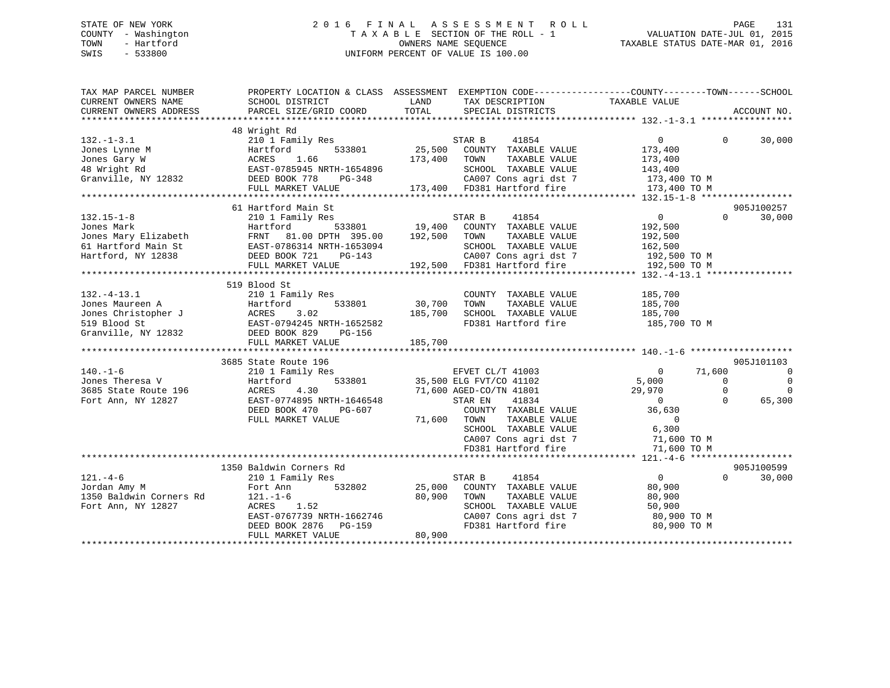STATE OF NEW YORK
COUNTY - Washington
TOWN - Hartford
SWIS - 533800

2016 FINAL ASSESSMENT ROLL
TAXABLE SECTION OF THE ROLL - 1
OWNERS NAME SEQUENCE
UNIFORM PERCENT OF VALUE IS 100.00

VALUATION DATE-JUL 01, 2015
TAXABLE STATUS DATE-MAR 01, 2016

```
TAX MAP PARCEL NUMBER          PROPERTY LOCATION & CLASS  ASSESSMENT  EXEMPTION CODE------------------COUNTY--------TOWN------SCHOOL
CURRENT OWNERS NAME            SCHOOL DISTRICT               LAND      TAX DESCRIPTION            TAXABLE VALUE
CURRENT OWNERS ADDRESS         PARCEL SIZE/GRID COORD        TOTAL     SPECIAL DISTRICTS                                    ACCOUNT NO.
******************************************************************************************************* 132.-1-3.1 *****************
                               48 Wright Rd
132.-1-3.1                     210 1 Family Res                        STAR B      41854              0              0      30,000
Jones Lynne M                  Hartford         533801        25,500   COUNTY  TAXABLE VALUE          173,400
Jones Gary W                   ACRES    1.66                 173,400   TOWN    TAXABLE VALUE          173,400
48 Wright Rd                   EAST-0785945 NRTH-1654896               SCHOOL  TAXABLE VALUE          143,400
Granville, NY 12832            DEED BOOK 778    PG-348                 CA007 Cons agri dst 7           173,400 TO M
                               FULL MARKET VALUE             173,400   FD381 Hartford fire             173,400 TO M
******************************************************************************************************* 132.15-1-8 *****************
                               61 Hartford Main St                                                                  905J100257
132.15-1-8                     210 1 Family Res                        STAR B      41854              0              0      30,000
Jones Mark                     Hartford         533801        19,400   COUNTY  TAXABLE VALUE          192,500
Jones Mary Elizabeth           FRNT   81.00 DPTH  395.00     192,500   TOWN    TAXABLE VALUE          192,500
61 Hartford Main St            EAST-0786314 NRTH-1653094               SCHOOL  TAXABLE VALUE          162,500
Hartford, NY 12838             DEED BOOK 721    PG-143                 CA007 Cons agri dst 7           192,500 TO M
                               FULL MARKET VALUE             192,500   FD381 Hartford fire             192,500 TO M
******************************************************************************************************* 132.-4-13.1 ****************
                               519 Blood St
132.-4-13.1                    210 1 Family Res                        COUNTY  TAXABLE VALUE          185,700
Jones Maureen A                Hartford         533801        30,700   TOWN    TAXABLE VALUE          185,700
Jones Christopher J            ACRES    3.02                 185,700   SCHOOL  TAXABLE VALUE          185,700
519 Blood St                   EAST-0794245 NRTH-1652582               FD381 Hartford fire             185,700 TO M
Granville, NY 12832            DEED BOOK 829    PG-156
                               FULL MARKET VALUE             185,700
******************************************************************************************************* 140.-1-6 *******************
                               3685 State Route 196                                                                 905J101103
140.-1-6                       210 1 Family Res                        EFVET CL/T 41003               0         71,600           0
Jones Theresa V                Hartford         533801        35,500   ELG FVT/CO 41102           5,000              0           0
3685 State Route 196           ACRES    4.30                  71,600   AGED-CO/TN 41801          29,970              0           0
Fort Ann, NY 12827             EAST-0774895 NRTH-1646548               STAR EN     41834              0              0      65,300
                               DEED BOOK 470    PG-607                 COUNTY  TAXABLE VALUE           36,630
                               FULL MARKET VALUE              71,600   TOWN    TAXABLE VALUE                0
                                                                       SCHOOL  TAXABLE VALUE            6,300
                                                                       CA007 Cons agri dst 7            71,600 TO M
                                                                       FD381 Hartford fire              71,600 TO M
******************************************************************************************************* 121.-4-6 *******************
                               1350 Baldwin Corners Rd                                                              905J100599
121.-4-6                       210 1 Family Res                        STAR B      41854              0              0      30,000
Jordan Amy M                   Fort Ann         532802        25,000   COUNTY  TAXABLE VALUE           80,900
1350 Baldwin Corners Rd        121.-1-6                       80,900   TOWN    TAXABLE VALUE           80,900
Fort Ann, NY 12827             ACRES    1.52                           SCHOOL  TAXABLE VALUE           50,900
                               EAST-0767739 NRTH-1662746               CA007 Cons agri dst 7            80,900 TO M
                               DEED BOOK 2876   PG-159                 FD381 Hartford fire              80,900 TO M
                               FULL MARKET VALUE              80,900
************************************************************************************************************************************
```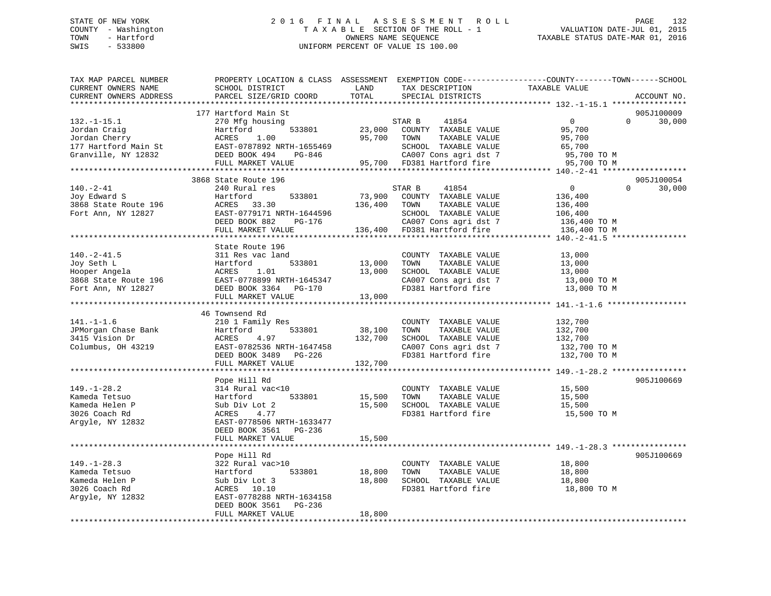STATE OF NEW YORK
COUNTY - Washington
TOWN - Hartford
SWIS - 533800

# 2016 FINAL ASSESSMENT ROLL

TAXABLE SECTION OF THE ROLL - 1
OWNERS NAME SEQUENCE
UNIFORM PERCENT OF VALUE IS 100.00

VALUATION DATE-JUL 01, 2015
TAXABLE STATUS DATE-MAR 01, 2016

| TAX MAP PARCEL NUMBER / CURRENT OWNERS NAME / CURRENT OWNERS ADDRESS | PROPERTY LOCATION & CLASS / SCHOOL DISTRICT / PARCEL SIZE/GRID COORD | ASSESSMENT LAND / TOTAL | EXEMPTION CODE / TAX DESCRIPTION / SPECIAL DISTRICTS | COUNTY / TAXABLE VALUE | TOWN | SCHOOL | ACCOUNT NO. |
|---|---|---|---|---|---|---|---|
| | 177 Hartford Main St | | | | | | 905J100009 |
| 132.-1-15.1 | 270 Mfg housing | | STAR B 41854 | 0 | 0 | 30,000 | |
| Jordan Craig | Hartford 533801 | 23,000 | COUNTY TAXABLE VALUE | 95,700 | | | |
| Jordan Cherry | ACRES 1.00 | 95,700 | TOWN TAXABLE VALUE | 95,700 | | | |
| 177 Hartford Main St | EAST-0787892 NRTH-1655469 | | SCHOOL TAXABLE VALUE | 65,700 | | | |
| Granville, NY 12832 | DEED BOOK 494 PG-846 | | CA007 Cons agri dst 7 | 95,700 TO M | | | |
| | FULL MARKET VALUE | 95,700 | FD381 Hartford fire | 95,700 TO M | | | |
| | 3868 State Route 196 | | | | | | 905J100054 |
| 140.-2-41 | 240 Rural res | | STAR B 41854 | 0 | 0 | 30,000 | |
| Joy Edward S | Hartford 533801 | 73,900 | COUNTY TAXABLE VALUE | 136,400 | | | |
| 3868 State Route 196 | ACRES 33.30 | 136,400 | TOWN TAXABLE VALUE | 136,400 | | | |
| Fort Ann, NY 12827 | EAST-0779171 NRTH-1644596 | | SCHOOL TAXABLE VALUE | 106,400 | | | |
| | DEED BOOK 882 PG-176 | | CA007 Cons agri dst 7 | 136,400 TO M | | | |
| | FULL MARKET VALUE | 136,400 | FD381 Hartford fire | 136,400 TO M | | | |
| | State Route 196 | | | | | | |
| 140.-2-41.5 | 311 Res vac land | | COUNTY TAXABLE VALUE | 13,000 | | | |
| Joy Seth L | Hartford 533801 | 13,000 | TOWN TAXABLE VALUE | 13,000 | | | |
| Hooper Angela | ACRES 1.01 | 13,000 | SCHOOL TAXABLE VALUE | 13,000 | | | |
| 3868 State Route 196 | EAST-0778899 NRTH-1645347 | | CA007 Cons agri dst 7 | 13,000 TO M | | | |
| Fort Ann, NY 12827 | DEED BOOK 3364 PG-170 | | FD381 Hartford fire | 13,000 TO M | | | |
| | FULL MARKET VALUE | 13,000 | | | | | |
| | 46 Townsend Rd | | | | | | |
| 141.-1-1.6 | 210 1 Family Res | | COUNTY TAXABLE VALUE | 132,700 | | | |
| JPMorgan Chase Bank | Hartford 533801 | 38,100 | TOWN TAXABLE VALUE | 132,700 | | | |
| 3415 Vision Dr | ACRES 4.97 | 132,700 | SCHOOL TAXABLE VALUE | 132,700 | | | |
| Columbus, OH 43219 | EAST-0782536 NRTH-1647458 | | CA007 Cons agri dst 7 | 132,700 TO M | | | |
| | DEED BOOK 3489 PG-226 | | FD381 Hartford fire | 132,700 TO M | | | |
| | FULL MARKET VALUE | 132,700 | | | | | |
| | Pope Hill Rd | | | | | | 905J100669 |
| 149.-1-28.2 | 314 Rural vac<10 | | COUNTY TAXABLE VALUE | 15,500 | | | |
| Kameda Tetsuo | Hartford 533801 | 15,500 | TOWN TAXABLE VALUE | 15,500 | | | |
| Kameda Helen P | Sub Div Lot 2 | 15,500 | SCHOOL TAXABLE VALUE | 15,500 | | | |
| 3026 Coach Rd | ACRES 4.77 | | FD381 Hartford fire | 15,500 TO M | | | |
| Argyle, NY 12832 | EAST-0778506 NRTH-1633477 | | | | | | |
| | DEED BOOK 3561 PG-236 | | | | | | |
| | FULL MARKET VALUE | 15,500 | | | | | |
| | Pope Hill Rd | | | | | | 905J100669 |
| 149.-1-28.3 | 322 Rural vac>10 | | COUNTY TAXABLE VALUE | 18,800 | | | |
| Kameda Tetsuo | Hartford 533801 | 18,800 | TOWN TAXABLE VALUE | 18,800 | | | |
| Kameda Helen P | Sub Div Lot 3 | 18,800 | SCHOOL TAXABLE VALUE | 18,800 | | | |
| 3026 Coach Rd | ACRES 10.10 | | FD381 Hartford fire | 18,800 TO M | | | |
| Argyle, NY 12832 | EAST-0778288 NRTH-1634158 | | | | | | |
| | DEED BOOK 3561 PG-236 | | | | | | |
| | FULL MARKET VALUE | 18,800 | | | | | |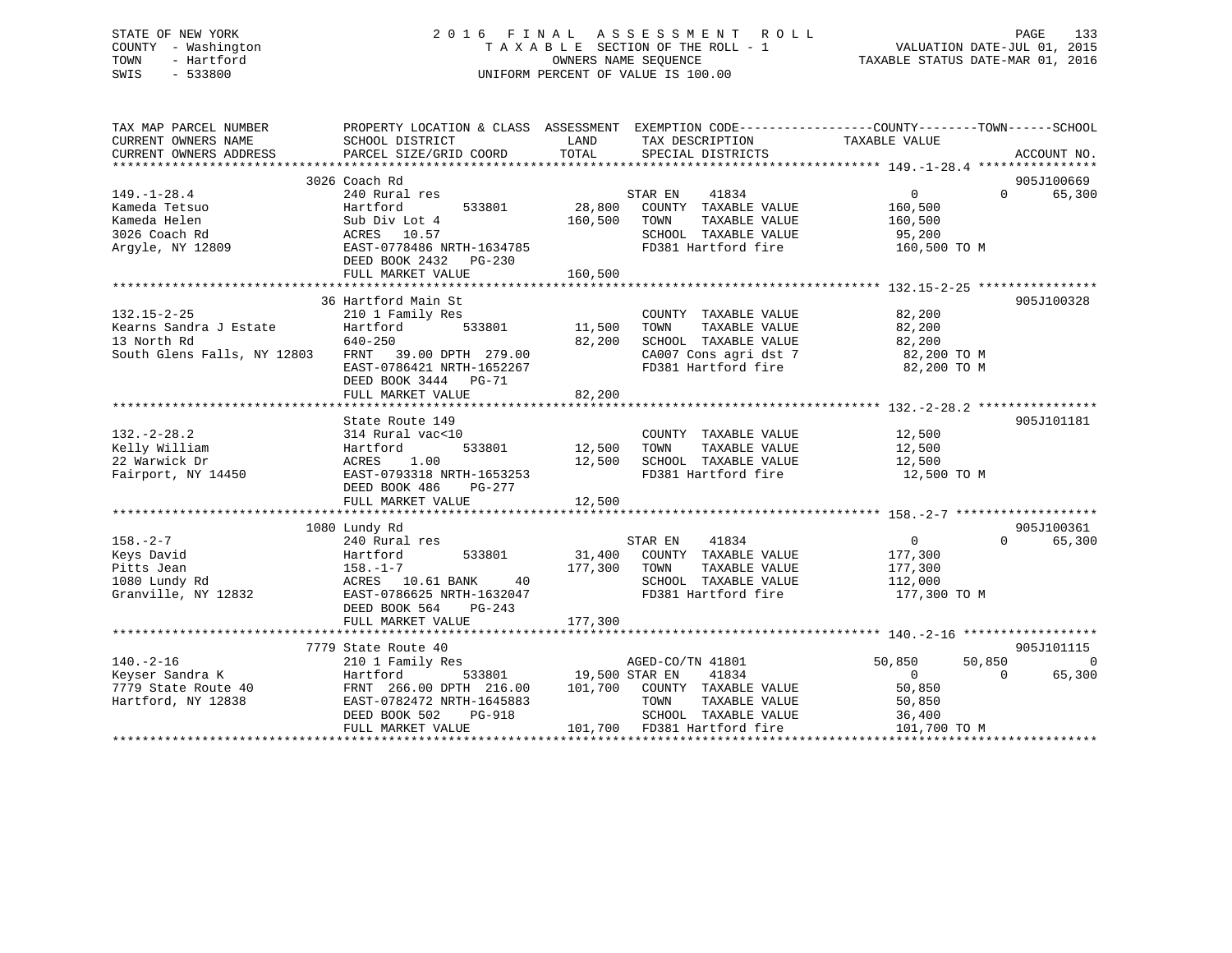STATE OF NEW YORK
COUNTY - Washington
TOWN - Hartford
SWIS - 533800

# 2016 FINAL ASSESSMENT ROLL

TAXABLE SECTION OF THE ROLL - 1
OWNERS NAME SEQUENCE
UNIFORM PERCENT OF VALUE IS 100.00

VALUATION DATE-JUL 01, 2015
TAXABLE STATUS DATE-MAR 01, 2016

```
TAX MAP PARCEL NUMBER          PROPERTY LOCATION & CLASS  ASSESSMENT  EXEMPTION CODE------------------COUNTY--------TOWN------SCHOOL
CURRENT OWNERS NAME            SCHOOL DISTRICT               LAND      TAX DESCRIPTION            TAXABLE VALUE
CURRENT OWNERS ADDRESS         PARCEL SIZE/GRID COORD       TOTAL      SPECIAL DISTRICTS                                    ACCOUNT NO.
******************************************************************************************************* 149.-1-28.4 ****************
                               3026 Coach Rd                                                                                905J100669
149.-1-28.4                    240 Rural res                           STAR EN    41834                   0              0       65,300
Kameda Tetsuo                  Hartford          533801        28,800    COUNTY  TAXABLE VALUE            160,500
Kameda Helen                   Sub Div Lot 4                  160,500    TOWN    TAXABLE VALUE            160,500
3026 Coach Rd                  ACRES   10.57                             SCHOOL  TAXABLE VALUE            95,200
Argyle, NY 12809               EAST-0778486 NRTH-1634785                 FD381 Hartford fire               160,500 TO M
                               DEED BOOK 2432   PG-230
                               FULL MARKET VALUE             160,500
******************************************************************************************************* 132.15-2-25 ****************
                               36 Hartford Main St                                                                          905J100328
132.15-2-25                    210 1 Family Res                          COUNTY  TAXABLE VALUE            82,200
Kearns Sandra J Estate         Hartford          533801        11,500    TOWN    TAXABLE VALUE            82,200
13 North Rd                    640-250                         82,200    SCHOOL  TAXABLE VALUE            82,200
South Glens Falls, NY 12803    FRNT   39.00 DPTH  279.00                 CA007 Cons agri dst 7             82,200 TO M
                               EAST-0786421 NRTH-1652267                 FD381 Hartford fire               82,200 TO M
                               DEED BOOK 3444   PG-71
                               FULL MARKET VALUE              82,200
******************************************************************************************************* 132.-2-28.2 ****************
                               State Route 149                                                                              905J101181
132.-2-28.2                    314 Rural vac<10                          COUNTY  TAXABLE VALUE            12,500
Kelly William                  Hartford          533801        12,500    TOWN    TAXABLE VALUE            12,500
22 Warwick Dr                  ACRES    1.00                   12,500    SCHOOL  TAXABLE VALUE            12,500
Fairport, NY 14450             EAST-0793318 NRTH-1653253                 FD381 Hartford fire               12,500 TO M
                               DEED BOOK 486    PG-277
                               FULL MARKET VALUE              12,500
******************************************************************************************************* 158.-2-7 *******************
                               1080 Lundy Rd                                                                                905J100361
158.-2-7                       240 Rural res                           STAR EN    41834                   0              0       65,300
Keys David                     Hartford          533801        31,400    COUNTY  TAXABLE VALUE            177,300
Pitts Jean                     158.-1-7                       177,300    TOWN    TAXABLE VALUE            177,300
1080 Lundy Rd                  ACRES   10.61 BANK     40                 SCHOOL  TAXABLE VALUE            112,000
Granville, NY 12832            EAST-0786625 NRTH-1632047                 FD381 Hartford fire               177,300 TO M
                               DEED BOOK 564    PG-243
                               FULL MARKET VALUE             177,300
******************************************************************************************************* 140.-2-16 ******************
                               7779 State Route 40                                                                          905J101115
140.-2-16                      210 1 Family Res                        AGED-CO/TN 41801              50,850         50,850            0
Keyser Sandra K                Hartford          533801        19,500 STAR EN    41834                   0              0       65,300
7779 State Route 40            FRNT  266.00 DPTH  216.00      101,700    COUNTY  TAXABLE VALUE            50,850
Hartford, NY 12838             EAST-0782472 NRTH-1645883                 TOWN    TAXABLE VALUE            50,850
                               DEED BOOK 502    PG-918                   SCHOOL  TAXABLE VALUE            36,400
                               FULL MARKET VALUE             101,700    FD381 Hartford fire               101,700 TO M
************************************************************************************************************************************
```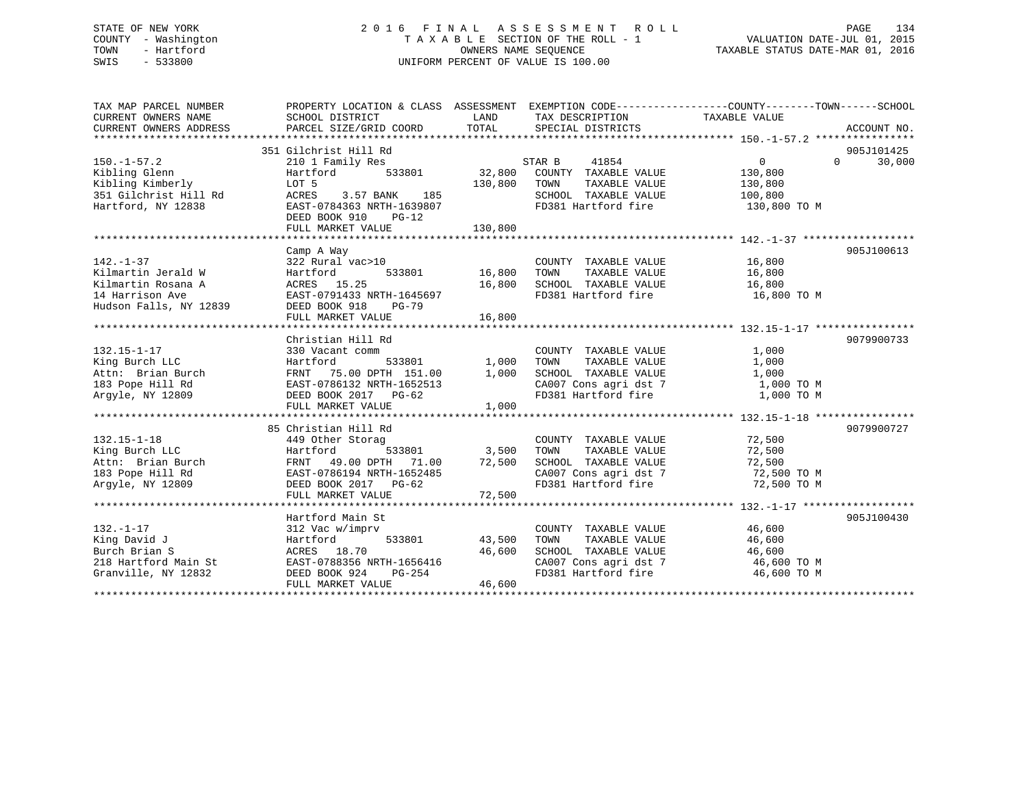STATE OF NEW YORK
COUNTY - Washington
TOWN - Hartford
SWIS - 533800

2 0 1 6 F I N A L A S S E S S M E N T R O L L
T A X A B L E SECTION OF THE ROLL - 1
OWNERS NAME SEQUENCE
UNIFORM PERCENT OF VALUE IS 100.00

VALUATION DATE-JUL 01, 2015
TAXABLE STATUS DATE-MAR 01, 2016

```
TAX MAP PARCEL NUMBER      PROPERTY LOCATION & CLASS  ASSESSMENT  EXEMPTION CODE------------------COUNTY--------TOWN------SCHOOL
CURRENT OWNERS NAME        SCHOOL DISTRICT              LAND      TAX DESCRIPTION              TAXABLE VALUE
CURRENT OWNERS ADDRESS     PARCEL SIZE/GRID COORD      TOTAL      SPECIAL DISTRICTS                                   ACCOUNT NO.
******************************************************************************************** 150.-1-57.2 ****************
                           351 Gilchrist Hill Rd                                                                      905J101425
150.-1-57.2                210 1 Family Res                       STAR B     41854              0              0        30,000
Kibling Glenn              Hartford        533801       32,800    COUNTY  TAXABLE VALUE        130,800
Kibling Kimberly           LOT 5                       130,800    TOWN    TAXABLE VALUE        130,800
351 Gilchrist Hill Rd      ACRES    3.57 BANK    185              SCHOOL  TAXABLE VALUE        100,800
Hartford, NY 12838         EAST-0784363 NRTH-1639807              FD381 Hartford fire           130,800 TO M
                           DEED BOOK 910    PG-12
                           FULL MARKET VALUE           130,800
******************************************************************************************** 142.-1-37 ******************
                           Camp A Way                                                                                 905J100613
142.-1-37                  322 Rural vac>10                       COUNTY  TAXABLE VALUE         16,800
Kilmartin Jerald W         Hartford        533801       16,800    TOWN    TAXABLE VALUE         16,800
Kilmartin Rosana A         ACRES   15.25                16,800    SCHOOL  TAXABLE VALUE         16,800
14 Harrison Ave            EAST-0791433 NRTH-1645697              FD381 Hartford fire            16,800 TO M
Hudson Falls, NY 12839     DEED BOOK 918    PG-79
                           FULL MARKET VALUE            16,800
******************************************************************************************** 132.15-1-17 ****************
                           Christian Hill Rd                                                                          9079900733
132.15-1-17                330 Vacant comm                        COUNTY  TAXABLE VALUE          1,000
King Burch LLC             Hartford        533801        1,000    TOWN    TAXABLE VALUE          1,000
Attn:  Brian Burch         FRNT   75.00 DPTH 151.00      1,000    SCHOOL  TAXABLE VALUE          1,000
183 Pope Hill Rd           EAST-0786132 NRTH-1652513              CA007 Cons agri dst 7           1,000 TO M
Argyle, NY 12809           DEED BOOK 2017   PG-62                 FD381 Hartford fire             1,000 TO M
                           FULL MARKET VALUE             1,000
******************************************************************************************** 132.15-1-18 ****************
                           85 Christian Hill Rd                                                                       9079900727
132.15-1-18                449 Other Storag                       COUNTY  TAXABLE VALUE         72,500
King Burch LLC             Hartford        533801        3,500    TOWN    TAXABLE VALUE         72,500
Attn:  Brian Burch         FRNT   49.00 DPTH  71.00     72,500    SCHOOL  TAXABLE VALUE         72,500
183 Pope Hill Rd           EAST-0786194 NRTH-1652485              CA007 Cons agri dst 7          72,500 TO M
Argyle, NY 12809           DEED BOOK 2017   PG-62                 FD381 Hartford fire            72,500 TO M
                           FULL MARKET VALUE            72,500
******************************************************************************************** 132.-1-17 ******************
                           Hartford Main St                                                                           905J100430
132.-1-17                  312 Vac w/imprv                        COUNTY  TAXABLE VALUE         46,600
King David J               Hartford        533801       43,500    TOWN    TAXABLE VALUE         46,600
Burch Brian S              ACRES   18.70                46,600    SCHOOL  TAXABLE VALUE         46,600
218 Hartford Main St       EAST-0788356 NRTH-1656416              CA007 Cons agri dst 7          46,600 TO M
Granville, NY 12832        DEED BOOK 924    PG-254                FD381 Hartford fire            46,600 TO M
                           FULL MARKET VALUE            46,600
****************************************************************************************************************************
```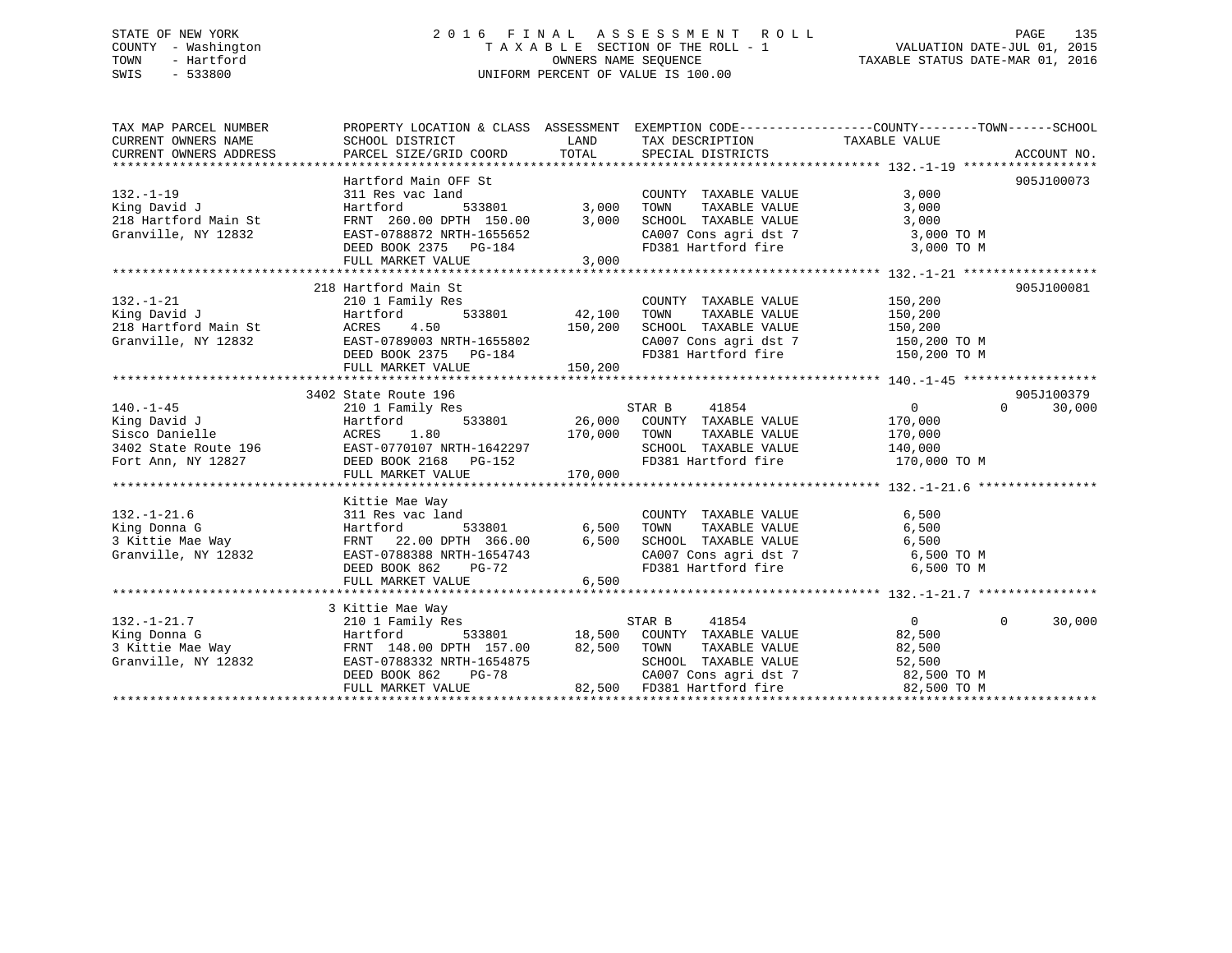STATE OF NEW YORK
COUNTY - Washington
TOWN - Hartford
SWIS - 533800

2 0 1 6 F I N A L A S S E S S M E N T R O L L
T A X A B L E SECTION OF THE ROLL - 1
OWNERS NAME SEQUENCE
UNIFORM PERCENT OF VALUE IS 100.00

VALUATION DATE-JUL 01, 2015
TAXABLE STATUS DATE-MAR 01, 2016

```
TAX MAP PARCEL NUMBER      PROPERTY LOCATION & CLASS  ASSESSMENT  EXEMPTION CODE------------------COUNTY--------TOWN------SCHOOL
CURRENT OWNERS NAME        SCHOOL DISTRICT             LAND       TAX DESCRIPTION                TAXABLE VALUE
CURRENT OWNERS ADDRESS     PARCEL SIZE/GRID COORD      TOTAL      SPECIAL DISTRICTS                                    ACCOUNT NO.
******************************************************************************************************* 132.-1-19 ******************
                           Hartford Main OFF St                                                                        905J100073
132.-1-19                  311 Res vac land                       COUNTY  TAXABLE VALUE            3,000
King David J               Hartford          533801       3,000   TOWN    TAXABLE VALUE            3,000
218 Hartford Main St       FRNT 260.00 DPTH 150.00       3,000    SCHOOL  TAXABLE VALUE            3,000
Granville, NY 12832        EAST-0788872 NRTH-1655652              CA007 Cons agri dst 7            3,000 TO M
                           DEED BOOK 2375   PG-184                FD381 Hartford fire              3,000 TO M
                           FULL MARKET VALUE             3,000
******************************************************************************************************* 132.-1-21 ******************
                           218 Hartford Main St                                                                        905J100081
132.-1-21                  210 1 Family Res                       COUNTY  TAXABLE VALUE          150,200
King David J               Hartford          533801      42,100   TOWN    TAXABLE VALUE          150,200
218 Hartford Main St       ACRES    4.50               150,200    SCHOOL  TAXABLE VALUE          150,200
Granville, NY 12832        EAST-0789003 NRTH-1655802              CA007 Cons agri dst 7          150,200 TO M
                           DEED BOOK 2375   PG-184                FD381 Hartford fire            150,200 TO M
                           FULL MARKET VALUE           150,200
******************************************************************************************************* 140.-1-45 ******************
                           3402 State Route 196                                                                        905J100379
140.-1-45                  210 1 Family Res                       STAR B     41854                      0            0      30,000
King David J               Hartford          533801      26,000   COUNTY  TAXABLE VALUE          170,000
Sisco Danielle             ACRES    1.80               170,000    TOWN    TAXABLE VALUE          170,000
3402 State Route 196       EAST-0770107 NRTH-1642297              SCHOOL  TAXABLE VALUE          140,000
Fort Ann, NY 12827         DEED BOOK 2168   PG-152                FD381 Hartford fire            170,000 TO M
                           FULL MARKET VALUE           170,000
******************************************************************************************************* 132.-1-21.6 ****************
                           Kittie Mae Way
132.-1-21.6                311 Res vac land                       COUNTY  TAXABLE VALUE            6,500
King Donna G               Hartford          533801       6,500   TOWN    TAXABLE VALUE            6,500
3 Kittie Mae Way           FRNT  22.00 DPTH 366.00       6,500    SCHOOL  TAXABLE VALUE            6,500
Granville, NY 12832        EAST-0788388 NRTH-1654743              CA007 Cons agri dst 7            6,500 TO M
                           DEED BOOK 862    PG-72                 FD381 Hartford fire              6,500 TO M
                           FULL MARKET VALUE             6,500
******************************************************************************************************* 132.-1-21.7 ****************
                           3 Kittie Mae Way
132.-1-21.7                210 1 Family Res                       STAR B     41854                      0            0      30,000
King Donna G               Hartford          533801      18,500   COUNTY  TAXABLE VALUE           82,500
3 Kittie Mae Way           FRNT 148.00 DPTH 157.00      82,500    TOWN    TAXABLE VALUE           82,500
Granville, NY 12832        EAST-0788332 NRTH-1654875              SCHOOL  TAXABLE VALUE           52,500
                           DEED BOOK 862    PG-78                 CA007 Cons agri dst 7           82,500 TO M
                           FULL MARKET VALUE            82,500    FD381 Hartford fire             82,500 TO M
************************************************************************************************************************************
```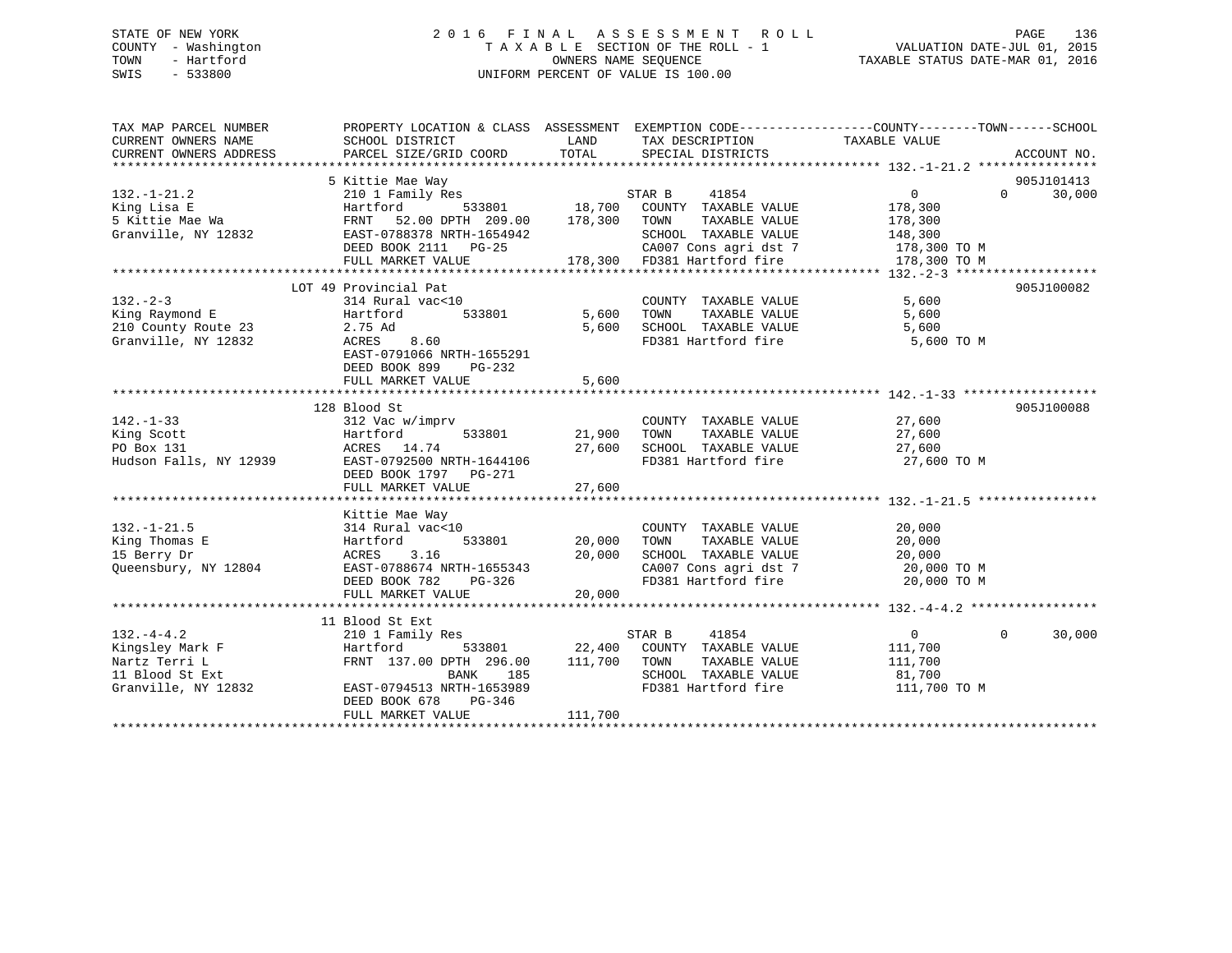STATE OF NEW YORK
COUNTY - Washington
TOWN - Hartford
SWIS - 533800

# 2016 FINAL ASSESSMENT ROLL
TAXABLE SECTION OF THE ROLL - 1
OWNERS NAME SEQUENCE
UNIFORM PERCENT OF VALUE IS 100.00

VALUATION DATE-JUL 01, 2015
TAXABLE STATUS DATE-MAR 01, 2016

```
TAX MAP PARCEL NUMBER          PROPERTY LOCATION & CLASS  ASSESSMENT  EXEMPTION CODE-----------------COUNTY--------TOWN------SCHOOL
CURRENT OWNERS NAME            SCHOOL DISTRICT               LAND      TAX DESCRIPTION            TAXABLE VALUE
CURRENT OWNERS ADDRESS         PARCEL SIZE/GRID COORD        TOTAL     SPECIAL DISTRICTS                                  ACCOUNT NO.
******************************************************************************************************* 132.-1-21.2 ****************
                               5 Kittie Mae Way                                                                           905J101413
132.-1-21.2                    210 1 Family Res                        STAR B      41854              0            0        30,000
King Lisa E                    Hartford           533801     18,700    COUNTY  TAXABLE VALUE         178,300
5 Kittie Mae Wa                FRNT   52.00 DPTH 209.00     178,300    TOWN    TAXABLE VALUE         178,300
Granville, NY 12832            EAST-0788378 NRTH-1654942               SCHOOL  TAXABLE VALUE         148,300
                               DEED BOOK 2111   PG-25                  CA007 Cons agri dst 7          178,300 TO M
                               FULL MARKET VALUE            178,300    FD381 Hartford fire            178,300 TO M
******************************************************************************************************* 132.-2-3 *******************
                               LOT 49 Provincial Pat                                                                      905J100082
132.-2-3                       314 Rural vac<10                        COUNTY  TAXABLE VALUE           5,600
King Raymond E                 Hartford           533801      5,600    TOWN    TAXABLE VALUE           5,600
210 County Route 23            2.75 Ad                        5,600    SCHOOL  TAXABLE VALUE           5,600
Granville, NY 12832            ACRES    8.60                           FD381 Hartford fire              5,600 TO M
                               EAST-0791066 NRTH-1655291
                               DEED BOOK 899    PG-232
                               FULL MARKET VALUE              5,600
******************************************************************************************************* 142.-1-33 ******************
                               128 Blood St                                                                               905J100088
142.-1-33                      312 Vac w/imprv                         COUNTY  TAXABLE VALUE          27,600
King Scott                     Hartford           533801     21,900    TOWN    TAXABLE VALUE          27,600
PO Box 131                     ACRES   14.74                 27,600    SCHOOL  TAXABLE VALUE          27,600
Hudson Falls, NY 12939         EAST-0792500 NRTH-1644106               FD381 Hartford fire             27,600 TO M
                               DEED BOOK 1797   PG-271
                               FULL MARKET VALUE             27,600
******************************************************************************************************* 132.-1-21.5 ****************
                               Kittie Mae Way
132.-1-21.5                    314 Rural vac<10                        COUNTY  TAXABLE VALUE          20,000
King Thomas E                  Hartford           533801     20,000    TOWN    TAXABLE VALUE          20,000
15 Berry Dr                    ACRES    3.16                 20,000    SCHOOL  TAXABLE VALUE          20,000
Queensbury, NY 12804           EAST-0788674 NRTH-1655343               CA007 Cons agri dst 7           20,000 TO M
                               DEED BOOK 782    PG-326                 FD381 Hartford fire             20,000 TO M
                               FULL MARKET VALUE             20,000
******************************************************************************************************* 132.-4-4.2 *****************
                               11 Blood St Ext
132.-4-4.2                     210 1 Family Res                        STAR B      41854              0            0        30,000
Kingsley Mark F                Hartford           533801     22,400    COUNTY  TAXABLE VALUE         111,700
Nartz Terri L                  FRNT  137.00 DPTH 296.00     111,700    TOWN    TAXABLE VALUE         111,700
11 Blood St Ext                              BANK    185               SCHOOL  TAXABLE VALUE          81,700
Granville, NY 12832            EAST-0794513 NRTH-1653989               FD381 Hartford fire            111,700 TO M
                               DEED BOOK 678    PG-346
                               FULL MARKET VALUE            111,700
************************************************************************************************************************************
```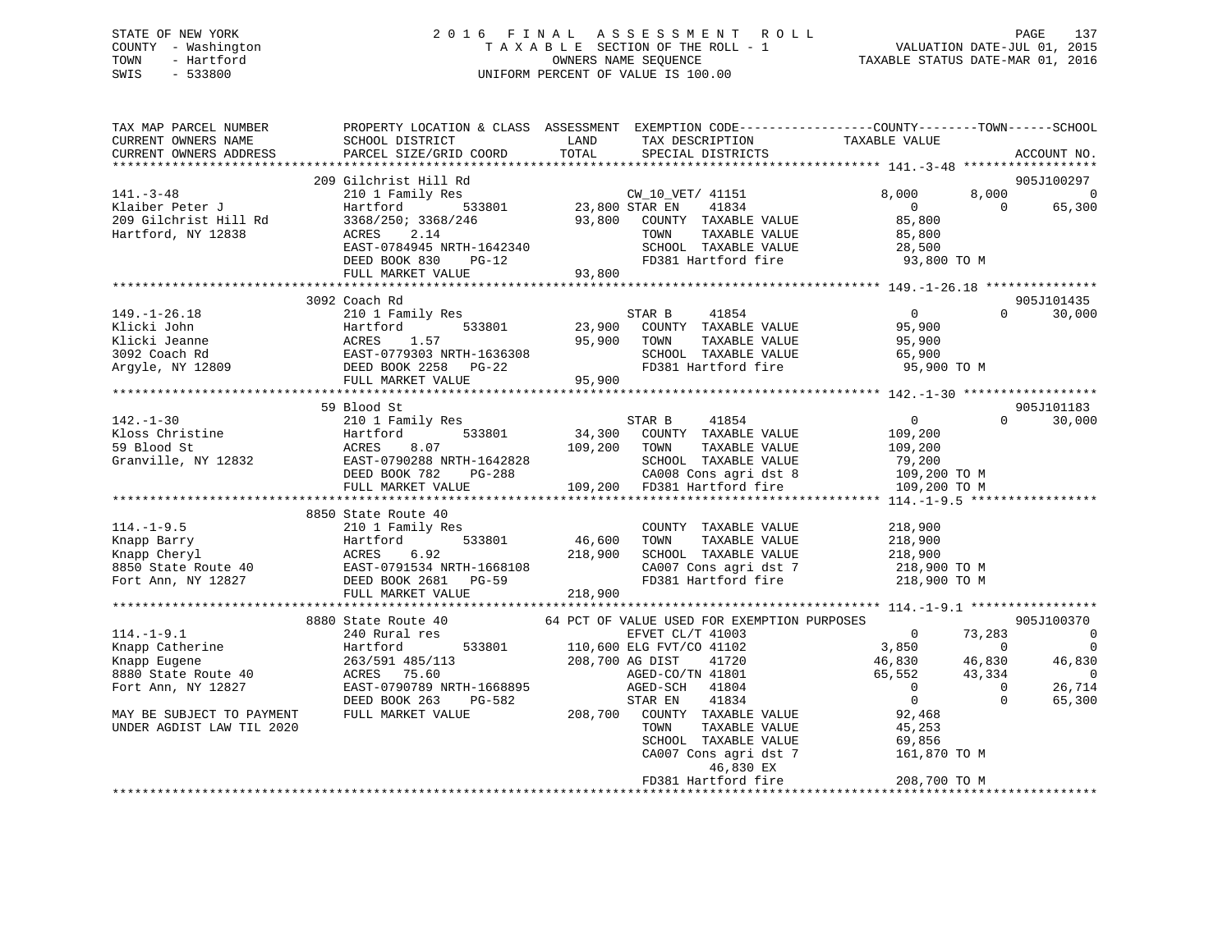STATE OF NEW YORK
COUNTY - Washington
TOWN - Hartford
SWIS - 533800

2 0 1 6 F I N A L A S S E S S M E N T R O L L
T A X A B L E SECTION OF THE ROLL - 1
OWNERS NAME SEQUENCE
UNIFORM PERCENT OF VALUE IS 100.00

VALUATION DATE-JUL 01, 2015
TAXABLE STATUS DATE-MAR 01, 2016

```
TAX MAP PARCEL NUMBER          PROPERTY LOCATION & CLASS  ASSESSMENT  EXEMPTION CODE------------------COUNTY--------TOWN------SCHOOL
CURRENT OWNERS NAME            SCHOOL DISTRICT               LAND      TAX DESCRIPTION              TAXABLE VALUE
CURRENT OWNERS ADDRESS         PARCEL SIZE/GRID COORD        TOTAL     SPECIAL DISTRICTS                                    ACCOUNT NO.
******************************************************************************************************* 141.-3-48 ******************
                               209 Gilchrist Hill Rd                                                                          905J100297
141.-3-48                      210 1 Family Res                     CW_10_VET/ 41151              8,000        8,000            0
Klaiber Peter J                Hartford         533801       23,800 STAR EN      41834                0            0       65,300
209 Gilchrist Hill Rd          3368/250; 3368/246            93,800   COUNTY  TAXABLE VALUE          85,800
Hartford, NY 12838             ACRES     2.14                         TOWN    TAXABLE VALUE          85,800
                               EAST-0784945 NRTH-1642340              SCHOOL  TAXABLE VALUE          28,500
                               DEED BOOK 830    PG-12                 FD381 Hartford fire            93,800 TO M
                               FULL MARKET VALUE             93,800
******************************************************************************************************* 149.-1-26.18 ***************
                               3092 Coach Rd                                                                                  905J101435
149.-1-26.18                   210 1 Family Res                     STAR B      41854                 0            0       30,000
Klicki John                    Hartford         533801       23,900   COUNTY  TAXABLE VALUE          95,900
Klicki Jeanne                  ACRES     1.57                95,900   TOWN    TAXABLE VALUE          95,900
3092 Coach Rd                  EAST-0779303 NRTH-1636308              SCHOOL  TAXABLE VALUE          65,900
Argyle, NY 12809               DEED BOOK 2258   PG-22                 FD381 Hartford fire            95,900 TO M
                               FULL MARKET VALUE             95,900
******************************************************************************************************* 142.-1-30 ******************
                               59 Blood St                                                                                    905J101183
142.-1-30                      210 1 Family Res                     STAR B      41854                 0            0       30,000
Kloss Christine                Hartford         533801       34,300   COUNTY  TAXABLE VALUE         109,200
59 Blood St                    ACRES     8.07               109,200   TOWN    TAXABLE VALUE         109,200
Granville, NY 12832            EAST-0790288 NRTH-1642828              SCHOOL  TAXABLE VALUE          79,200
                               DEED BOOK 782    PG-288                CA008 Cons agri dst 8         109,200 TO M
                               FULL MARKET VALUE            109,200   FD381 Hartford fire           109,200 TO M
******************************************************************************************************* 114.-1-9.5 *****************
                               8850 State Route 40
114.-1-9.5                     210 1 Family Res                       COUNTY  TAXABLE VALUE         218,900
Knapp Barry                    Hartford         533801       46,600   TOWN    TAXABLE VALUE         218,900
Knapp Cheryl                   ACRES     6.92               218,900   SCHOOL  TAXABLE VALUE         218,900
8850 State Route 40            EAST-0791534 NRTH-1668108              CA007 Cons agri dst 7         218,900 TO M
Fort Ann, NY 12827             DEED BOOK 2681   PG-59                 FD381 Hartford fire           218,900 TO M
                               FULL MARKET VALUE            218,900
******************************************************************************************************* 114.-1-9.1 *****************
                               8880 State Route 40            64 PCT OF VALUE USED FOR EXEMPTION PURPOSES                     905J100370
114.-1-9.1                     240 Rural res                        EFVET CL/T 41003                  0       73,283            0
Knapp Catherine                Hartford         533801      110,600 ELG FVT/CO 41102              3,850            0            0
Knapp Eugene                   263/591 485/113              208,700 AG DIST     41720            46,830       46,830       46,830
8880 State Route 40            ACRES    75.60                       AGED-CO/TN 41801             65,552       43,334            0
Fort Ann, NY 12827             EAST-0790789 NRTH-1668895            AGED-SCH    41804                 0            0       26,714
                               DEED BOOK 263    PG-582              STAR EN     41834                 0            0       65,300
MAY BE SUBJECT TO PAYMENT      FULL MARKET VALUE            208,700   COUNTY  TAXABLE VALUE          92,468
UNDER AGDIST LAW TIL 2020                                             TOWN    TAXABLE VALUE          45,253
                                                                      SCHOOL  TAXABLE VALUE          69,856
                                                                      CA007 Cons agri dst 7         161,870 TO M
                                                                               46,830 EX
                                                                      FD381 Hartford fire           208,700 TO M
************************************************************************************************************************************
```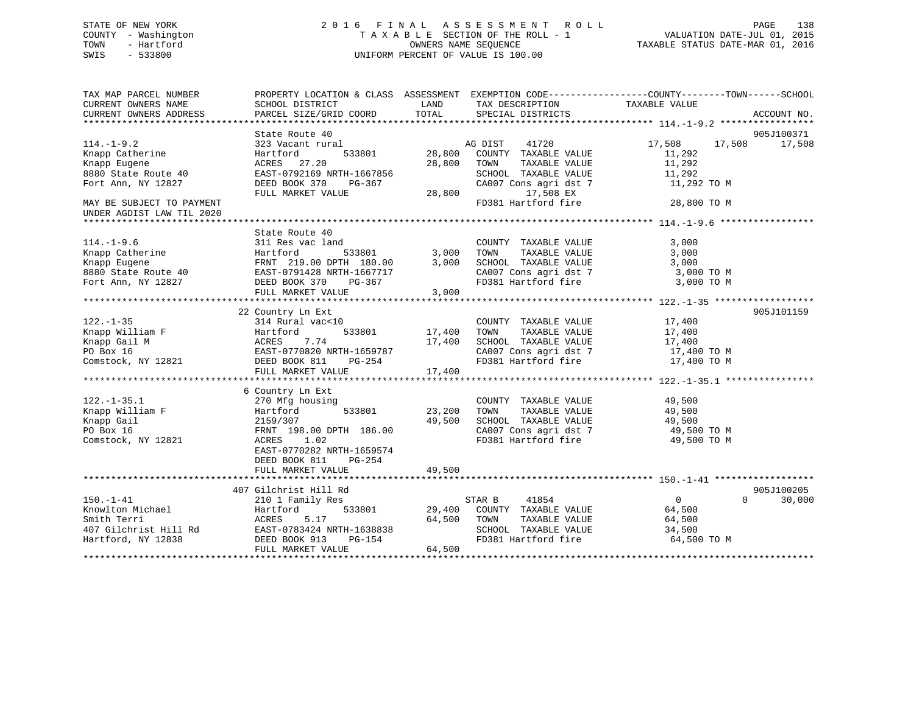STATE OF NEW YORK
COUNTY - Washington
TOWN - Hartford
SWIS - 533800

2016 FINAL ASSESSMENT ROLL
TAXABLE SECTION OF THE ROLL - 1
OWNERS NAME SEQUENCE
UNIFORM PERCENT OF VALUE IS 100.00

VALUATION DATE-JUL 01, 2015
TAXABLE STATUS DATE-MAR 01, 2016

```
TAX MAP PARCEL NUMBER          PROPERTY LOCATION & CLASS  ASSESSMENT  EXEMPTION CODE------------------COUNTY--------TOWN------SCHOOL
CURRENT OWNERS NAME            SCHOOL DISTRICT               LAND      TAX DESCRIPTION             TAXABLE VALUE
CURRENT OWNERS ADDRESS         PARCEL SIZE/GRID COORD        TOTAL     SPECIAL DISTRICTS                                  ACCOUNT NO.
******************************************************************************************************* 114.-1-9.2 *****************
                               State Route 40                                                                          905J100371
114.-1-9.2                     323 Vacant rural                        AG DIST    41720          17,508     17,508     17,508
Knapp Catherine                Hartford          533801       28,800   COUNTY  TAXABLE VALUE          11,292
Knapp Eugene                   ACRES   27.20                  28,800   TOWN    TAXABLE VALUE          11,292
8880 State Route 40            EAST-0792169 NRTH-1667856               SCHOOL  TAXABLE VALUE          11,292
Fort Ann, NY 12827             DEED BOOK 370    PG-367                 CA007 Cons agri dst 7           11,292 TO M
                               FULL MARKET VALUE              28,800          17,508 EX
MAY BE SUBJECT TO PAYMENT                                              FD381 Hartford fire             28,800 TO M
UNDER AGDIST LAW TIL 2020
******************************************************************************************************* 114.-1-9.6 *****************
                               State Route 40
114.-1-9.6                     311 Res vac land                        COUNTY  TAXABLE VALUE           3,000
Knapp Catherine                Hartford          533801        3,000   TOWN    TAXABLE VALUE           3,000
Knapp Eugene                   FRNT  219.00 DPTH  180.00       3,000   SCHOOL  TAXABLE VALUE           3,000
8880 State Route 40            EAST-0791428 NRTH-1667717               CA007 Cons agri dst 7            3,000 TO M
Fort Ann, NY 12827             DEED BOOK 370    PG-367                 FD381 Hartford fire              3,000 TO M
                               FULL MARKET VALUE               3,000
******************************************************************************************************* 122.-1-35 ******************
                               22 Country Ln Ext                                                                       905J101159
122.-1-35                      314 Rural vac<10                        COUNTY  TAXABLE VALUE          17,400
Knapp William F                Hartford          533801       17,400   TOWN    TAXABLE VALUE          17,400
Knapp Gail M                   ACRES    7.74                  17,400   SCHOOL  TAXABLE VALUE          17,400
PO Box 16                      EAST-0770820 NRTH-1659787               CA007 Cons agri dst 7           17,400 TO M
Comstock, NY 12821             DEED BOOK 811    PG-254                 FD381 Hartford fire             17,400 TO M
                               FULL MARKET VALUE              17,400
******************************************************************************************************* 122.-1-35.1 ****************
                               6 Country Ln Ext
122.-1-35.1                    270 Mfg housing                         COUNTY  TAXABLE VALUE          49,500
Knapp William F                Hartford          533801       23,200   TOWN    TAXABLE VALUE          49,500
Knapp Gail                     2159/307                       49,500   SCHOOL  TAXABLE VALUE          49,500
PO Box 16                      FRNT  198.00 DPTH  186.00               CA007 Cons agri dst 7           49,500 TO M
Comstock, NY 12821             ACRES    1.02                           FD381 Hartford fire             49,500 TO M
                               EAST-0770282 NRTH-1659574
                               DEED BOOK 811    PG-254
                               FULL MARKET VALUE              49,500
******************************************************************************************************* 150.-1-41 ******************
                               407 Gilchrist Hill Rd                                                                   905J100205
150.-1-41                      210 1 Family Res                        STAR B     41854               0          0     30,000
Knowlton Michael               Hartford          533801       29,400   COUNTY  TAXABLE VALUE          64,500
Smith Terri                    ACRES    5.17                  64,500   TOWN    TAXABLE VALUE          64,500
407 Gilchrist Hill Rd          EAST-0783424 NRTH-1638838               SCHOOL  TAXABLE VALUE          34,500
Hartford, NY 12838             DEED BOOK 913    PG-154                 FD381 Hartford fire             64,500 TO M
                               FULL MARKET VALUE              64,500
************************************************************************************************************************************
```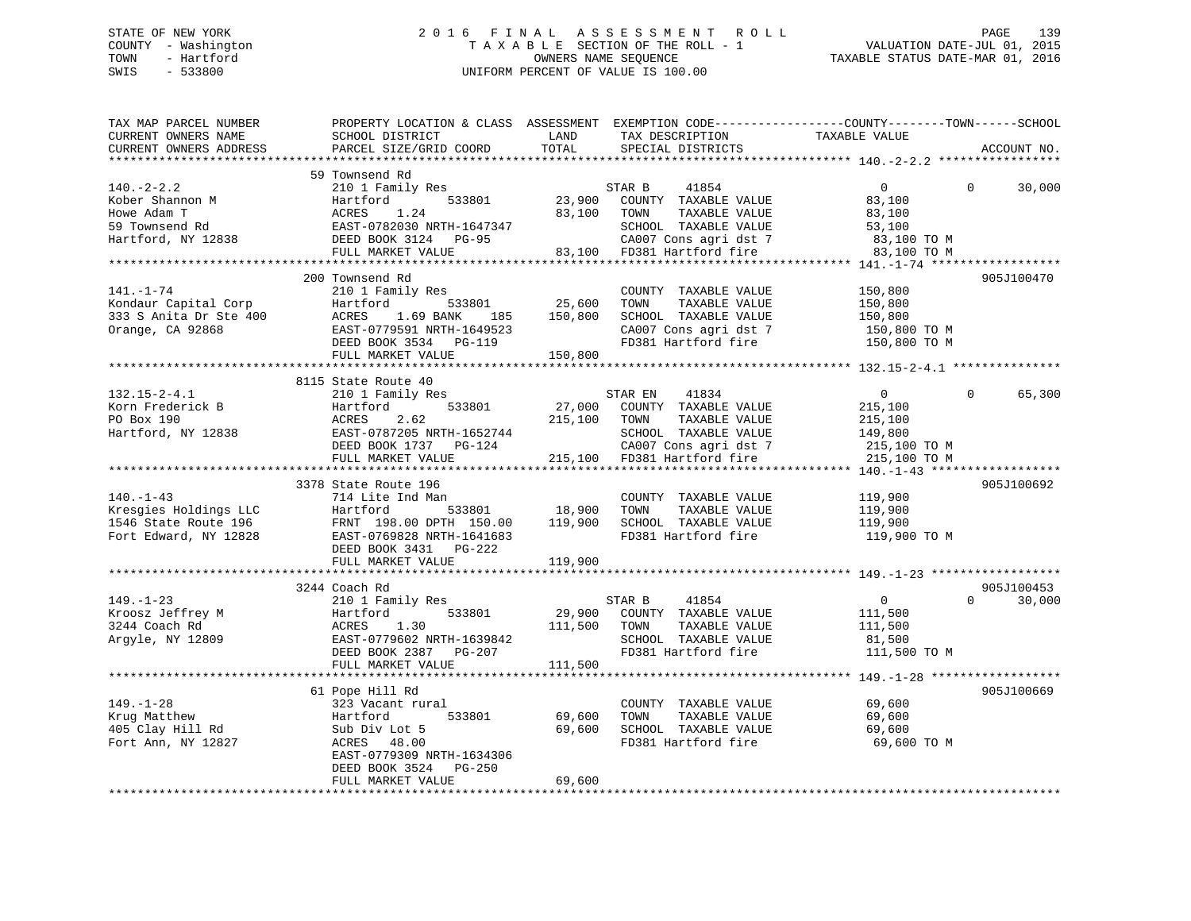STATE OF NEW YORK
COUNTY - Washington
TOWN - Hartford
SWIS - 533800

# 2016 FINAL ASSESSMENT ROLL
TAXABLE SECTION OF THE ROLL - 1
OWNERS NAME SEQUENCE
UNIFORM PERCENT OF VALUE IS 100.00

VALUATION DATE-JUL 01, 2015
TAXABLE STATUS DATE-MAR 01, 2016

| TAX MAP PARCEL NUMBER / CURRENT OWNERS NAME / CURRENT OWNERS ADDRESS | PROPERTY LOCATION & CLASS / SCHOOL DISTRICT / PARCEL SIZE/GRID COORD | ASSESSMENT LAND | TOTAL | EXEMPTION CODE / TAX DESCRIPTION / SPECIAL DISTRICTS | COUNTY | TOWN | SCHOOL / TAXABLE VALUE | ACCOUNT NO. |
|---|---|---|---|---|---|---|---|---|
| **140.-2-2.2** | 59 Townsend Rd | | | | | | | |
| 140.-2-2.2 | 210 1 Family Res | | | STAR B 41854 | 0 | 0 | 30,000 | |
| Kober Shannon M | Hartford 533801 | 23,900 | | COUNTY TAXABLE VALUE | 83,100 | | | |
| Howe Adam T | ACRES 1.24 | | 83,100 | TOWN TAXABLE VALUE | | 83,100 | | |
| 59 Townsend Rd | EAST-0782030 NRTH-1647347 | | | SCHOOL TAXABLE VALUE | | | 53,100 | |
| Hartford, NY 12838 | DEED BOOK 3124 PG-95 | | | CA007 Cons agri dst 7 | 83,100 TO M | | | |
| | FULL MARKET VALUE | | 83,100 | FD381 Hartford fire | 83,100 TO M | | | |
| **141.-1-74** | 200 Townsend Rd | | | | | | | 905J100470 |
| 141.-1-74 | 210 1 Family Res | | | COUNTY TAXABLE VALUE | 150,800 | | | |
| Kondaur Capital Corp | Hartford 533801 | 25,600 | | TOWN TAXABLE VALUE | | 150,800 | | |
| 333 S Anita Dr Ste 400 | ACRES 1.69 BANK 185 | | 150,800 | SCHOOL TAXABLE VALUE | | | 150,800 | |
| Orange, CA 92868 | EAST-0779591 NRTH-1649523 | | | CA007 Cons agri dst 7 | 150,800 TO M | | | |
| | DEED BOOK 3534 PG-119 | | | FD381 Hartford fire | 150,800 TO M | | | |
| | FULL MARKET VALUE | | 150,800 | | | | | |
| **132.15-2-4.1** | 8115 State Route 40 | | | | | | | |
| 132.15-2-4.1 | 210 1 Family Res | | | STAR EN 41834 | 0 | 0 | 65,300 | |
| Korn Frederick B | Hartford 533801 | 27,000 | | COUNTY TAXABLE VALUE | 215,100 | | | |
| PO Box 190 | ACRES 2.62 | | 215,100 | TOWN TAXABLE VALUE | | 215,100 | | |
| Hartford, NY 12838 | EAST-0787205 NRTH-1652744 | | | SCHOOL TAXABLE VALUE | | | 149,800 | |
| | DEED BOOK 1737 PG-124 | | | CA007 Cons agri dst 7 | 215,100 TO M | | | |
| | FULL MARKET VALUE | | 215,100 | FD381 Hartford fire | 215,100 TO M | | | |
| **140.-1-43** | 3378 State Route 196 | | | | | | | 905J100692 |
| 140.-1-43 | 714 Lite Ind Man | | | COUNTY TAXABLE VALUE | 119,900 | | | |
| Kresgies Holdings LLC | Hartford 533801 | 18,900 | | TOWN TAXABLE VALUE | | 119,900 | | |
| 1546 State Route 196 | FRNT 198.00 DPTH 150.00 | | 119,900 | SCHOOL TAXABLE VALUE | | | 119,900 | |
| Fort Edward, NY 12828 | EAST-0769828 NRTH-1641683 | | | FD381 Hartford fire | 119,900 TO M | | | |
| | DEED BOOK 3431 PG-222 | | | | | | | |
| | FULL MARKET VALUE | | 119,900 | | | | | |
| **149.-1-23** | 3244 Coach Rd | | | | | | | 905J100453 |
| 149.-1-23 | 210 1 Family Res | | | STAR B 41854 | 0 | 0 | 30,000 | |
| Kroosz Jeffrey M | Hartford 533801 | 29,900 | | COUNTY TAXABLE VALUE | 111,500 | | | |
| 3244 Coach Rd | ACRES 1.30 | | 111,500 | TOWN TAXABLE VALUE | | 111,500 | | |
| Argyle, NY 12809 | EAST-0779602 NRTH-1639842 | | | SCHOOL TAXABLE VALUE | | | 81,500 | |
| | DEED BOOK 2387 PG-207 | | | FD381 Hartford fire | 111,500 TO M | | | |
| | FULL MARKET VALUE | | 111,500 | | | | | |
| **149.-1-28** | 61 Pope Hill Rd | | | | | | | 905J100669 |
| 149.-1-28 | 323 Vacant rural | | | COUNTY TAXABLE VALUE | 69,600 | | | |
| Krug Matthew | Hartford 533801 | 69,600 | | TOWN TAXABLE VALUE | | 69,600 | | |
| 405 Clay Hill Rd | Sub Div Lot 5 | | 69,600 | SCHOOL TAXABLE VALUE | | | 69,600 | |
| Fort Ann, NY 12827 | ACRES 48.00 | | | FD381 Hartford fire | 69,600 TO M | | | |
| | EAST-0779309 NRTH-1634306 | | | | | | | |
| | DEED BOOK 3524 PG-250 | | | | | | | |
| | FULL MARKET VALUE | | 69,600 | | | | | |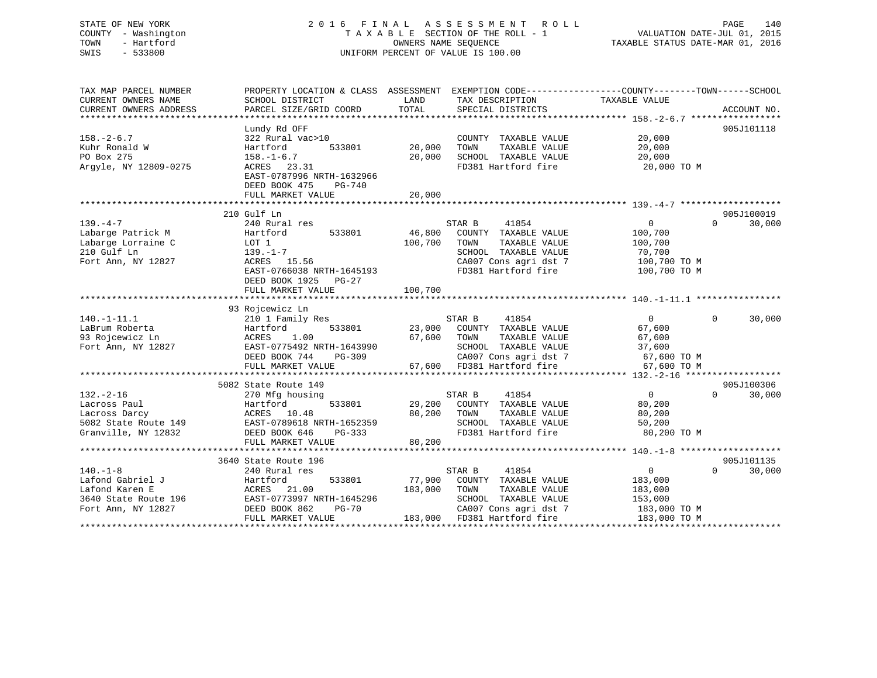STATE OF NEW YORK
COUNTY - Washington
TOWN - Hartford
SWIS - 533800

2016 FINAL ASSESSMENT ROLL
TAXABLE SECTION OF THE ROLL - 1
OWNERS NAME SEQUENCE
UNIFORM PERCENT OF VALUE IS 100.00

VALUATION DATE-JUL 01, 2015
TAXABLE STATUS DATE-MAR 01, 2016

```
TAX MAP PARCEL NUMBER        PROPERTY LOCATION & CLASS  ASSESSMENT  EXEMPTION CODE------------------COUNTY--------TOWN------SCHOOL
CURRENT OWNERS NAME          SCHOOL DISTRICT               LAND      TAX DESCRIPTION              TAXABLE VALUE
CURRENT OWNERS ADDRESS       PARCEL SIZE/GRID COORD       TOTAL      SPECIAL DISTRICTS                                   ACCOUNT NO.
******************************************************************************************************* 158.-2-6.7 *****************
                             Lundy Rd OFF                                                                                905J101118
158.-2-6.7                   322 Rural vac>10                         COUNTY  TAXABLE VALUE          20,000
Kuhr Ronald W                Hartford        533801       20,000      TOWN    TAXABLE VALUE          20,000
PO Box 275                   158.-1-6.7                   20,000      SCHOOL  TAXABLE VALUE          20,000
Argyle, NY 12809-0275        ACRES  23.31                             FD381 Hartford fire             20,000 TO M
                             EAST-0787996 NRTH-1632966
                             DEED BOOK 475    PG-740
                             FULL MARKET VALUE            20,000
******************************************************************************************************* 139.-4-7 *******************
                             210 Gulf Ln                                                                                 905J100019
139.-4-7                     240 Rural res                            STAR B     41854                   0            0      30,000
Labarge Patrick M            Hartford        533801       46,800      COUNTY  TAXABLE VALUE         100,700
Labarge Lorraine C           LOT 1                       100,700      TOWN    TAXABLE VALUE         100,700
210 Gulf Ln                  139.-1-7                                 SCHOOL  TAXABLE VALUE          70,700
Fort Ann, NY 12827           ACRES  15.56                             CA007 Cons agri dst 7          100,700 TO M
                             EAST-0766038 NRTH-1645193                FD381 Hartford fire            100,700 TO M
                             DEED BOOK 1925   PG-27
                             FULL MARKET VALUE           100,700
******************************************************************************************************* 140.-1-11.1 ****************
                             93 Rojcewicz Ln
140.-1-11.1                  210 1 Family Res                         STAR B     41854                   0            0      30,000
LaBrum Roberta               Hartford        533801       23,000      COUNTY  TAXABLE VALUE          67,600
93 Rojcewicz Ln              ACRES   1.00                 67,600      TOWN    TAXABLE VALUE          67,600
Fort Ann, NY 12827           EAST-0775492 NRTH-1643990                SCHOOL  TAXABLE VALUE          37,600
                             DEED BOOK 744    PG-309                  CA007 Cons agri dst 7           67,600 TO M
                             FULL MARKET VALUE            67,600      FD381 Hartford fire             67,600 TO M
******************************************************************************************************* 132.-2-16 ******************
                             5082 State Route 149                                                                        905J100306
132.-2-16                    270 Mfg housing                          STAR B     41854                   0            0      30,000
Lacross Paul                 Hartford        533801       29,200      COUNTY  TAXABLE VALUE          80,200
Lacross Darcy                ACRES  10.48                 80,200      TOWN    TAXABLE VALUE          80,200
5082 State Route 149         EAST-0789618 NRTH-1652359                SCHOOL  TAXABLE VALUE          50,200
Granville, NY 12832          DEED BOOK 646    PG-333                  FD381 Hartford fire             80,200 TO M
                             FULL MARKET VALUE            80,200
******************************************************************************************************* 140.-1-8 *******************
                             3640 State Route 196                                                                        905J101135
140.-1-8                     240 Rural res                            STAR B     41854                   0            0      30,000
Lafond Gabriel J             Hartford        533801       77,900      COUNTY  TAXABLE VALUE         183,000
Lafond Karen E               ACRES  21.00                183,000      TOWN    TAXABLE VALUE         183,000
3640 State Route 196         EAST-0773997 NRTH-1645296                SCHOOL  TAXABLE VALUE         153,000
Fort Ann, NY 12827           DEED BOOK 862    PG-70                   CA007 Cons agri dst 7          183,000 TO M
                             FULL MARKET VALUE           183,000      FD381 Hartford fire            183,000 TO M
************************************************************************************************************************************
```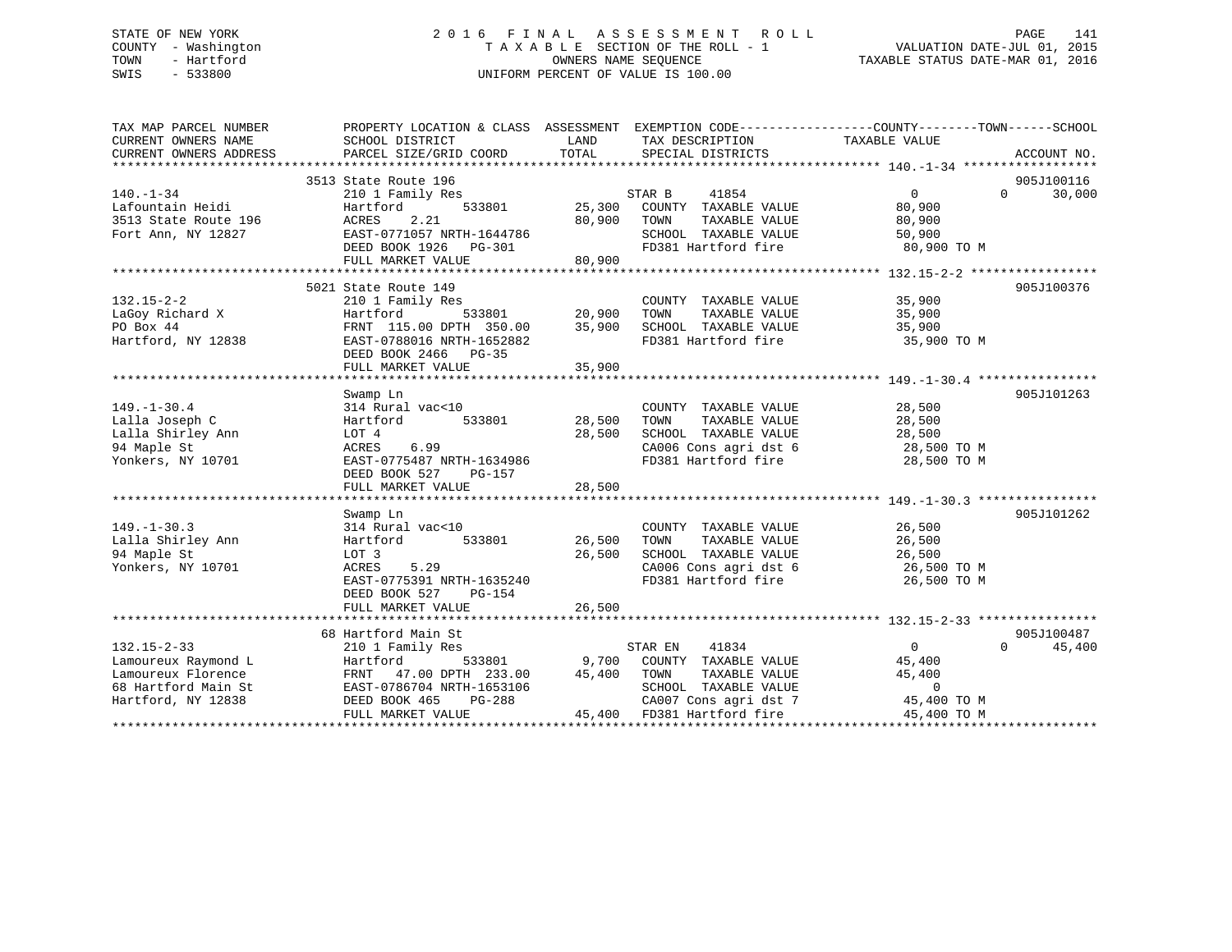STATE OF NEW YORK
COUNTY - Washington
TOWN - Hartford
SWIS - 533800

# 2016 FINAL ASSESSMENT ROLL
TAXABLE SECTION OF THE ROLL - 1
OWNERS NAME SEQUENCE
UNIFORM PERCENT OF VALUE IS 100.00

VALUATION DATE-JUL 01, 2015
TAXABLE STATUS DATE-MAR 01, 2016

```
TAX MAP PARCEL NUMBER          PROPERTY LOCATION & CLASS  ASSESSMENT  EXEMPTION CODE------------------COUNTY--------TOWN------SCHOOL
CURRENT OWNERS NAME            SCHOOL DISTRICT            LAND        TAX DESCRIPTION              TAXABLE VALUE
CURRENT OWNERS ADDRESS         PARCEL SIZE/GRID COORD     TOTAL       SPECIAL DISTRICTS                                      ACCOUNT NO.
******************************************************************************************************* 140.-1-34 ******************
                               3513 State Route 196                                                                          905J100116
140.-1-34                      210 1 Family Res                       STAR B      41854              0              0        30,000
Lafountain Heidi               Hartford        533801       25,300    COUNTY  TAXABLE VALUE           80,900
3513 State Route 196           ACRES    2.21                80,900    TOWN    TAXABLE VALUE           80,900
Fort Ann, NY 12827             EAST-0771057 NRTH-1644786              SCHOOL  TAXABLE VALUE           50,900
                               DEED BOOK 1926   PG-301                FD381 Hartford fire              80,900 TO M
                               FULL MARKET VALUE            80,900
******************************************************************************************************* 132.15-2-2 *****************
                               5021 State Route 149                                                                          905J100376
132.15-2-2                     210 1 Family Res                       COUNTY  TAXABLE VALUE           35,900
LaGoy Richard X                Hartford        533801       20,900    TOWN    TAXABLE VALUE           35,900
PO Box 44                      FRNT 115.00 DPTH 350.00      35,900    SCHOOL  TAXABLE VALUE           35,900
Hartford, NY 12838             EAST-0788016 NRTH-1652882              FD381 Hartford fire              35,900 TO M
                               DEED BOOK 2466   PG-35
                               FULL MARKET VALUE            35,900
******************************************************************************************************* 149.-1-30.4 ****************
                               Swamp Ln                                                                                      905J101263
149.-1-30.4                    314 Rural vac<10                       COUNTY  TAXABLE VALUE           28,500
Lalla Joseph C                 Hartford        533801       28,500    TOWN    TAXABLE VALUE           28,500
Lalla Shirley Ann              LOT 4                        28,500    SCHOOL  TAXABLE VALUE           28,500
94 Maple St                    ACRES    6.99                          CA006 Cons agri dst 6            28,500 TO M
Yonkers, NY 10701              EAST-0775487 NRTH-1634986              FD381 Hartford fire              28,500 TO M
                               DEED BOOK 527    PG-157
                               FULL MARKET VALUE            28,500
******************************************************************************************************* 149.-1-30.3 ****************
                               Swamp Ln                                                                                      905J101262
149.-1-30.3                    314 Rural vac<10                       COUNTY  TAXABLE VALUE           26,500
Lalla Shirley Ann              Hartford        533801       26,500    TOWN    TAXABLE VALUE           26,500
94 Maple St                    LOT 3                        26,500    SCHOOL  TAXABLE VALUE           26,500
Yonkers, NY 10701              ACRES    5.29                          CA006 Cons agri dst 6            26,500 TO M
                               EAST-0775391 NRTH-1635240              FD381 Hartford fire              26,500 TO M
                               DEED BOOK 527    PG-154
                               FULL MARKET VALUE            26,500
******************************************************************************************************* 132.15-2-33 ****************
                               68 Hartford Main St                                                                           905J100487
132.15-2-33                    210 1 Family Res                       STAR EN     41834              0              0        45,400
Lamoureux Raymond L            Hartford        533801        9,700    COUNTY  TAXABLE VALUE           45,400
Lamoureux Florence             FRNT  47.00 DPTH 233.00      45,400    TOWN    TAXABLE VALUE           45,400
68 Hartford Main St            EAST-0786704 NRTH-1653106              SCHOOL  TAXABLE VALUE                0
Hartford, NY 12838             DEED BOOK 465    PG-288                CA007 Cons agri dst 7            45,400 TO M
                               FULL MARKET VALUE            45,400    FD381 Hartford fire              45,400 TO M
************************************************************************************************************************************
```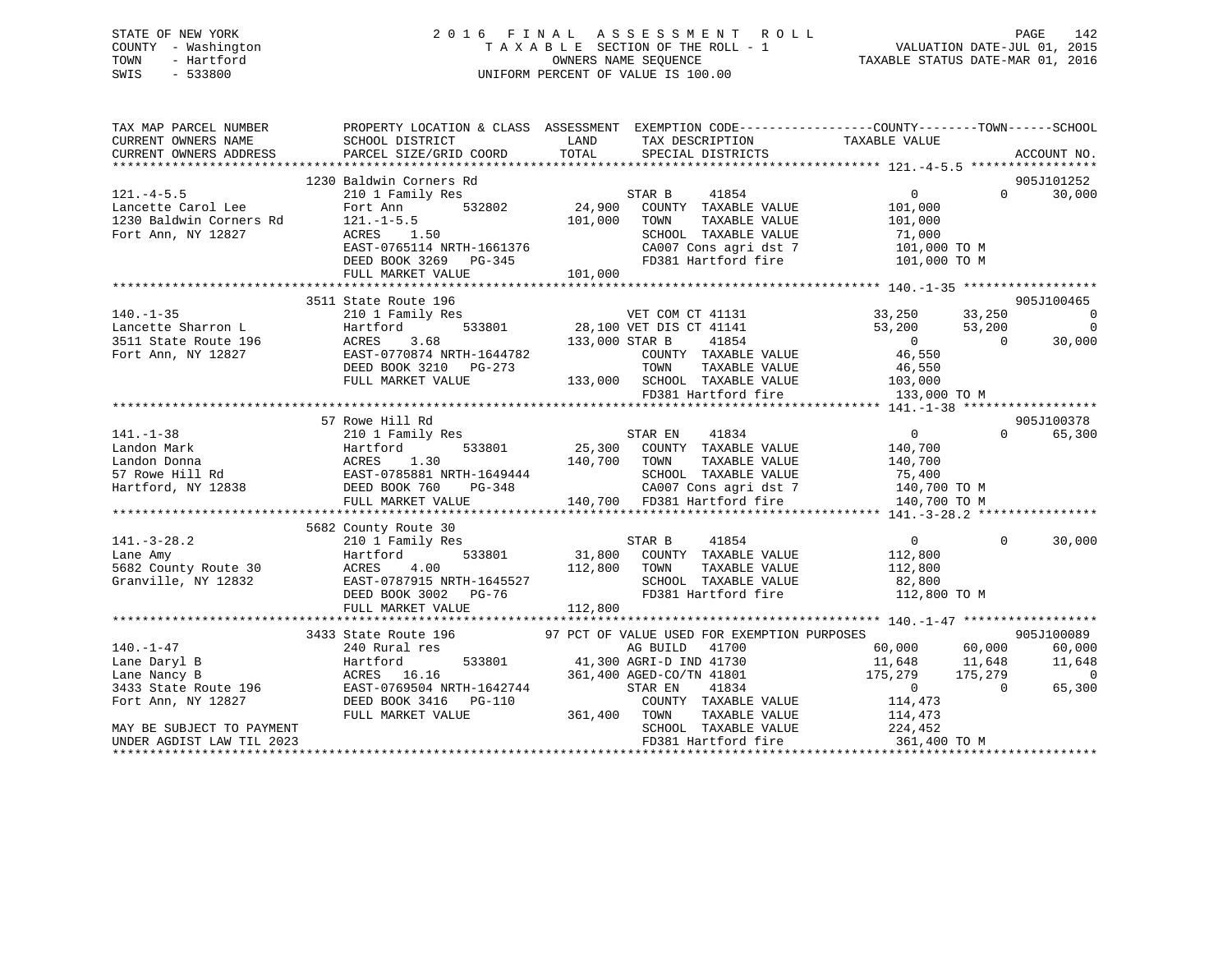STATE OF NEW YORK
COUNTY - Washington
TOWN - Hartford
SWIS - 533800

# 2016 FINAL ASSESSMENT ROLL

TAXABLE SECTION OF THE ROLL - 1
OWNERS NAME SEQUENCE
UNIFORM PERCENT OF VALUE IS 100.00

VALUATION DATE-JUL 01, 2015
TAXABLE STATUS DATE-MAR 01, 2016

```
TAX MAP PARCEL NUMBER     PROPERTY LOCATION & CLASS  ASSESSMENT  EXEMPTION CODE------------------COUNTY--------TOWN------SCHOOL
CURRENT OWNERS NAME       SCHOOL DISTRICT               LAND      TAX DESCRIPTION              TAXABLE VALUE
CURRENT OWNERS ADDRESS    PARCEL SIZE/GRID COORD        TOTAL     SPECIAL DISTRICTS                                      ACCOUNT NO.
******************************************************************************************************* 121.-4-5.5 *****************
                          1230 Baldwin Corners Rd                                                                        905J101252
121.-4-5.5                210 1 Family Res                         STAR B      41854                0          0      30,000
Lancette Carol Lee        Fort Ann        532802       24,900   COUNTY  TAXABLE VALUE          101,000
1230 Baldwin Corners Rd   121.-1-5.5                  101,000   TOWN    TAXABLE VALUE          101,000
Fort Ann, NY 12827        ACRES    1.50                         SCHOOL  TAXABLE VALUE           71,000
                          EAST-0765114 NRTH-1661376             CA007 Cons agri dst 7          101,000 TO M
                          DEED BOOK 3269   PG-345               FD381 Hartford fire            101,000 TO M
                          FULL MARKET VALUE           101,000
******************************************************************************************************* 140.-1-35 ******************
                          3511 State Route 196                                                                           905J100465
140.-1-35                 210 1 Family Res                      VET COM CT 41131           33,250     33,250           0
Lancette Sharron L        Hartford        533801       28,100 VET DIS CT 41141             53,200     53,200           0
3511 State Route 196      ACRES    3.68               133,000 STAR B      41854                 0          0      30,000
Fort Ann, NY 12827        EAST-0770874 NRTH-1644782             COUNTY  TAXABLE VALUE           46,550
                          DEED BOOK 3210   PG-273               TOWN    TAXABLE VALUE           46,550
                          FULL MARKET VALUE           133,000   SCHOOL  TAXABLE VALUE          103,000
                                                                FD381 Hartford fire            133,000 TO M
******************************************************************************************************* 141.-1-38 ******************
                          57 Rowe Hill Rd                                                                                905J100378
141.-1-38                 210 1 Family Res                      STAR EN     41834                0          0      65,300
Landon Mark               Hartford        533801       25,300   COUNTY  TAXABLE VALUE          140,700
Landon Donna              ACRES    1.30               140,700   TOWN    TAXABLE VALUE          140,700
57 Rowe Hill Rd           EAST-0785881 NRTH-1649444             SCHOOL  TAXABLE VALUE           75,400
Hartford, NY 12838        DEED BOOK 760    PG-348               CA007 Cons agri dst 7          140,700 TO M
                          FULL MARKET VALUE           140,700   FD381 Hartford fire            140,700 TO M
******************************************************************************************************* 141.-3-28.2 ****************
                          5682 County Route 30
141.-3-28.2               210 1 Family Res                      STAR B      41854                0          0      30,000
Lane Amy                  Hartford        533801       31,800   COUNTY  TAXABLE VALUE          112,800
5682 County Route 30      ACRES    4.00               112,800   TOWN    TAXABLE VALUE          112,800
Granville, NY 12832       EAST-0787915 NRTH-1645527             SCHOOL  TAXABLE VALUE           82,800
                          DEED BOOK 3002   PG-76                FD381 Hartford fire            112,800 TO M
                          FULL MARKET VALUE           112,800
******************************************************************************************************* 140.-1-47 ******************
                          3433 State Route 196        97 PCT OF VALUE USED FOR EXEMPTION PURPOSES                        905J100089
140.-1-47                 240 Rural res                         AG BUILD    41700           60,000     60,000      60,000
Lane Daryl B              Hartford        533801       41,300 AGRI-D IND 41730             11,648     11,648      11,648
Lane Nancy B              ACRES   16.16               361,400 AGED-CO/TN 41801            175,279    175,279           0
3433 State Route 196      EAST-0769504 NRTH-1642744             STAR EN     41834                0          0      65,300
Fort Ann, NY 12827        DEED BOOK 3416   PG-110               COUNTY  TAXABLE VALUE          114,473
                          FULL MARKET VALUE           361,400   TOWN    TAXABLE VALUE          114,473
MAY BE SUBJECT TO PAYMENT                                       SCHOOL  TAXABLE VALUE          224,452
UNDER AGDIST LAW TIL 2023                                       FD381 Hartford fire            361,400 TO M
************************************************************************************************************************************
```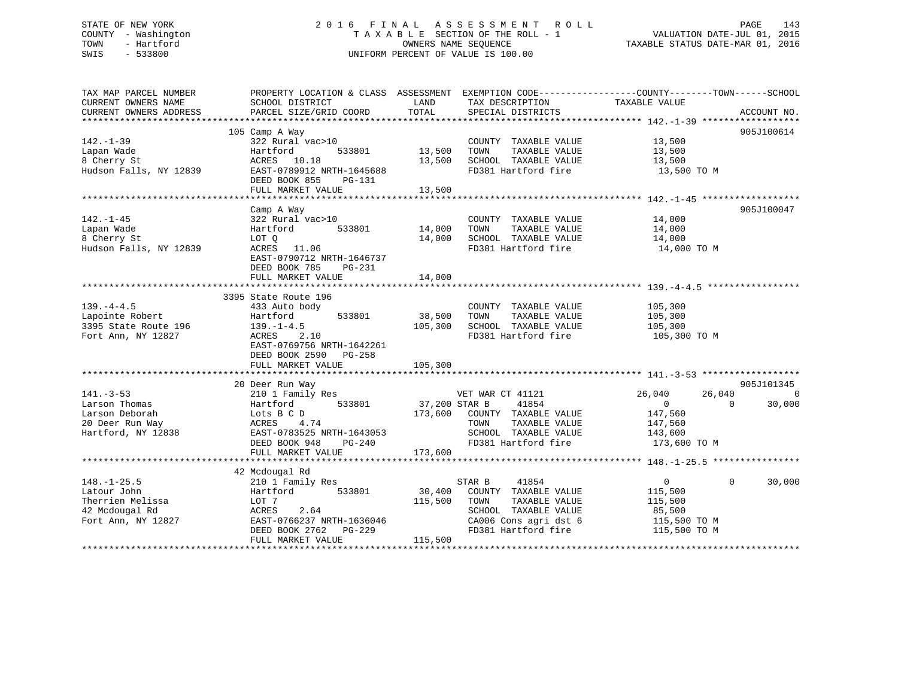STATE OF NEW YORK
COUNTY - Washington
TOWN - Hartford
SWIS - 533800

2016 FINAL ASSESSMENT ROLL
TAXABLE SECTION OF THE ROLL - 1
OWNERS NAME SEQUENCE
UNIFORM PERCENT OF VALUE IS 100.00

VALUATION DATE-JUL 01, 2015
TAXABLE STATUS DATE-MAR 01, 2016

```
TAX MAP PARCEL NUMBER     PROPERTY LOCATION & CLASS  ASSESSMENT  EXEMPTION CODE------------------COUNTY--------TOWN------SCHOOL
CURRENT OWNERS NAME       SCHOOL DISTRICT               LAND      TAX DESCRIPTION            TAXABLE VALUE
CURRENT OWNERS ADDRESS    PARCEL SIZE/GRID COORD        TOTAL     SPECIAL DISTRICTS                                        ACCOUNT NO.
******************************************************************************************** 142.-1-39 ******************
                          105 Camp A Way                                                                                905J100614
142.-1-39                 322 Rural vac>10                        COUNTY  TAXABLE VALUE             13,500
Lapan Wade                Hartford        533801        13,500    TOWN    TAXABLE VALUE             13,500
8 Cherry St               ACRES  10.18                  13,500    SCHOOL  TAXABLE VALUE             13,500
Hudson Falls, NY 12839    EAST-0789912 NRTH-1645688               FD381 Hartford fire                13,500 TO M
                          DEED BOOK 855    PG-131
                          FULL MARKET VALUE             13,500
******************************************************************************************** 142.-1-45 ******************
                          Camp A Way                                                                                    905J100047
142.-1-45                 322 Rural vac>10                        COUNTY  TAXABLE VALUE             14,000
Lapan Wade                Hartford        533801        14,000    TOWN    TAXABLE VALUE             14,000
8 Cherry St               LOT Q                         14,000    SCHOOL  TAXABLE VALUE             14,000
Hudson Falls, NY 12839    ACRES  11.06                            FD381 Hartford fire                14,000 TO M
                          EAST-0790712 NRTH-1646737
                          DEED BOOK 785    PG-231
                          FULL MARKET VALUE             14,000
******************************************************************************************** 139.-4-4.5 *****************
                          3395 State Route 196
139.-4-4.5                433 Auto body                           COUNTY  TAXABLE VALUE            105,300
Lapointe Robert           Hartford        533801        38,500    TOWN    TAXABLE VALUE            105,300
3395 State Route 196      139.-1-4.5                   105,300    SCHOOL  TAXABLE VALUE            105,300
Fort Ann, NY 12827        ACRES   2.10                            FD381 Hartford fire               105,300 TO M
                          EAST-0769756 NRTH-1642261
                          DEED BOOK 2590   PG-258
                          FULL MARKET VALUE            105,300
******************************************************************************************** 141.-3-53 ******************
                          20 Deer Run Way                                                                               905J101345
141.-3-53                 210 1 Family Res                        VET WAR CT 41121          26,040      26,040           0
Larson Thomas             Hartford        533801        37,200 STAR B     41854                  0           0      30,000
Larson Deborah            Lots B C D                   173,600    COUNTY  TAXABLE VALUE            147,560
20 Deer Run Way           ACRES   4.74                            TOWN    TAXABLE VALUE            147,560
Hartford, NY 12838        EAST-0783525 NRTH-1643053               SCHOOL  TAXABLE VALUE            143,600
                          DEED BOOK 948    PG-240                 FD381 Hartford fire               173,600 TO M
                          FULL MARKET VALUE            173,600
******************************************************************************************** 148.-1-25.5 ****************
                          42 Mcdougal Rd
148.-1-25.5               210 1 Family Res                        STAR B     41854                  0           0      30,000
Latour John               Hartford        533801        30,400    COUNTY  TAXABLE VALUE            115,500
Therrien Melissa          LOT 7                        115,500    TOWN    TAXABLE VALUE            115,500
42 Mcdougal Rd            ACRES   2.64                            SCHOOL  TAXABLE VALUE             85,500
Fort Ann, NY 12827        EAST-0766237 NRTH-1636046               CA006 Cons agri dst 6             115,500 TO M
                          DEED BOOK 2762   PG-229                 FD381 Hartford fire               115,500 TO M
                          FULL MARKET VALUE            115,500
****************************************************************************************************************************
```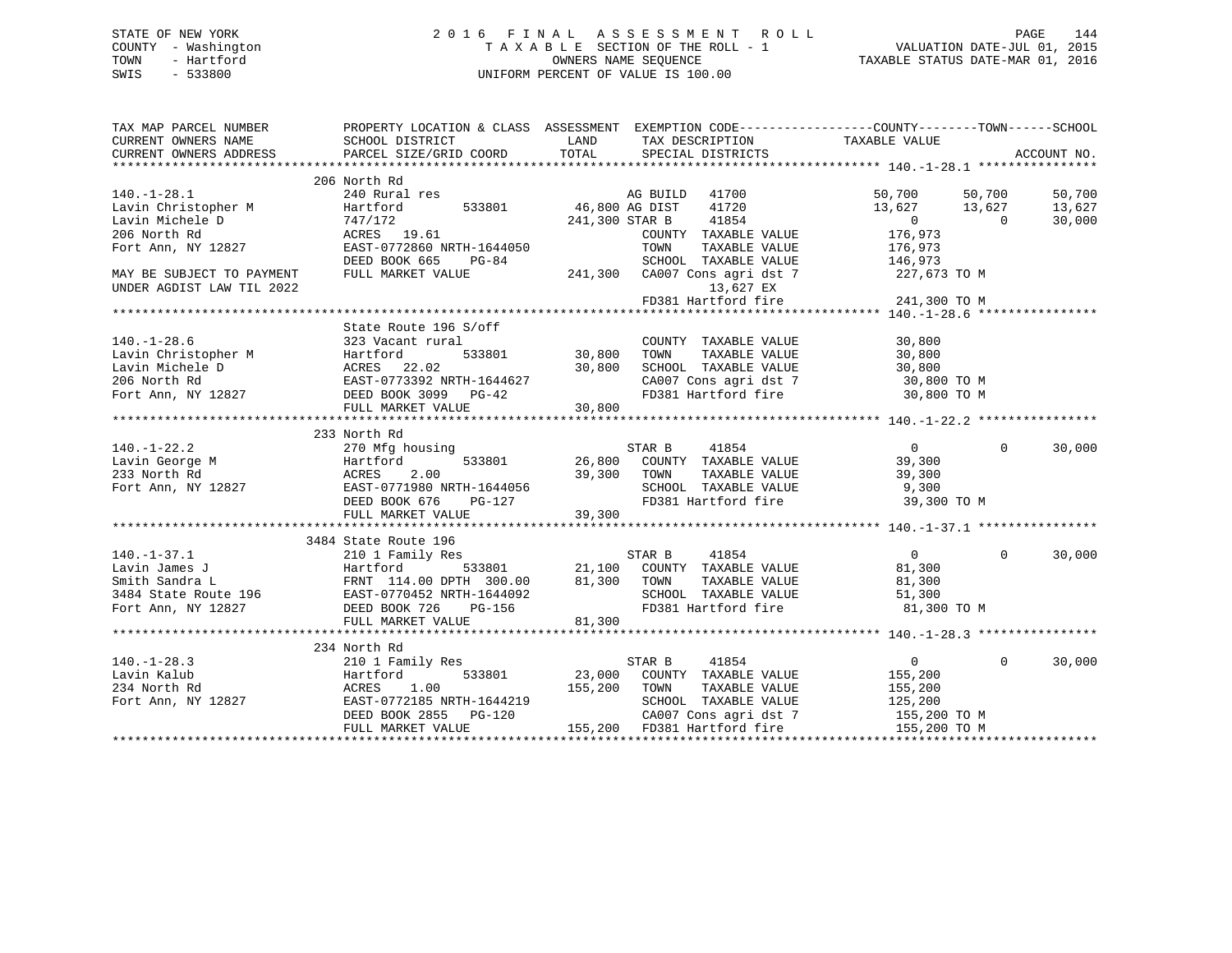STATE OF NEW YORK
COUNTY - Washington
TOWN - Hartford
SWIS - 533800

2 0 1 6 F I N A L A S S E S S M E N T R O L L
T A X A B L E SECTION OF THE ROLL - 1
OWNERS NAME SEQUENCE
UNIFORM PERCENT OF VALUE IS 100.00

VALUATION DATE-JUL 01, 2015
TAXABLE STATUS DATE-MAR 01, 2016

```
TAX MAP PARCEL NUMBER          PROPERTY LOCATION & CLASS  ASSESSMENT  EXEMPTION CODE-----------------COUNTY--------TOWN------SCHOOL
CURRENT OWNERS NAME            SCHOOL DISTRICT              LAND      TAX DESCRIPTION            TAXABLE VALUE
CURRENT OWNERS ADDRESS         PARCEL SIZE/GRID COORD       TOTAL     SPECIAL DISTRICTS                                      ACCOUNT NO.
******************************************************************************************************* 140.-1-28.1 ****************
                               206 North Rd
140.-1-28.1                    240 Rural res                      AG BUILD   41700              50,700       50,700      50,700
Lavin Christopher M            Hartford       533801       46,800 AG DIST    41720              13,627       13,627      13,627
Lavin Michele D                747/172                    241,300 STAR B     41854                   0            0      30,000
206 North Rd                   ACRES  19.61                       COUNTY  TAXABLE VALUE        176,973
Fort Ann, NY 12827             EAST-0772860 NRTH-1644050          TOWN    TAXABLE VALUE        176,973
                               DEED BOOK 665    PG-84             SCHOOL  TAXABLE VALUE        146,973
MAY BE SUBJECT TO PAYMENT      FULL MARKET VALUE          241,300  CA007 Cons agri dst 7        227,673 TO M
UNDER AGDIST LAW TIL 2022                                             13,627 EX
                                                                  FD381 Hartford fire          241,300 TO M
******************************************************************************************************* 140.-1-28.6 ****************
                               State Route 196 S/off
140.-1-28.6                    323 Vacant rural                   COUNTY  TAXABLE VALUE         30,800
Lavin Christopher M            Hartford       533801       30,800 TOWN    TAXABLE VALUE         30,800
Lavin Michele D                ACRES  22.02                30,800 SCHOOL  TAXABLE VALUE         30,800
206 North Rd                   EAST-0773392 NRTH-1644627          CA007 Cons agri dst 7         30,800 TO M
Fort Ann, NY 12827             DEED BOOK 3099   PG-42             FD381 Hartford fire           30,800 TO M
                               FULL MARKET VALUE           30,800
******************************************************************************************************* 140.-1-22.2 ****************
                               233 North Rd
140.-1-22.2                    270 Mfg housing                    STAR B     41854                   0            0      30,000
Lavin George M                 Hartford       533801       26,800 COUNTY  TAXABLE VALUE         39,300
233 North Rd                   ACRES   2.00                39,300 TOWN    TAXABLE VALUE         39,300
Fort Ann, NY 12827             EAST-0771980 NRTH-1644056          SCHOOL  TAXABLE VALUE          9,300
                               DEED BOOK 676    PG-127            FD381 Hartford fire           39,300 TO M
                               FULL MARKET VALUE           39,300
******************************************************************************************************* 140.-1-37.1 ****************
                               3484 State Route 196
140.-1-37.1                    210 1 Family Res                   STAR B     41854                   0            0      30,000
Lavin James J                  Hartford       533801       21,100 COUNTY  TAXABLE VALUE         81,300
Smith Sandra L                 FRNT 114.00 DPTH 300.00     81,300 TOWN    TAXABLE VALUE         81,300
3484 State Route 196           EAST-0770452 NRTH-1644092          SCHOOL  TAXABLE VALUE         51,300
Fort Ann, NY 12827             DEED BOOK 726    PG-156            FD381 Hartford fire           81,300 TO M
                               FULL MARKET VALUE           81,300
******************************************************************************************************* 140.-1-28.3 ****************
                               234 North Rd
140.-1-28.3                    210 1 Family Res                   STAR B     41854                   0            0      30,000
Lavin Kalub                    Hartford       533801       23,000 COUNTY  TAXABLE VALUE        155,200
234 North Rd                   ACRES   1.00               155,200 TOWN    TAXABLE VALUE        155,200
Fort Ann, NY 12827             EAST-0772185 NRTH-1644219          SCHOOL  TAXABLE VALUE        125,200
                               DEED BOOK 2855   PG-120            CA007 Cons agri dst 7        155,200 TO M
                               FULL MARKET VALUE          155,200 FD381 Hartford fire          155,200 TO M
************************************************************************************************************************************
```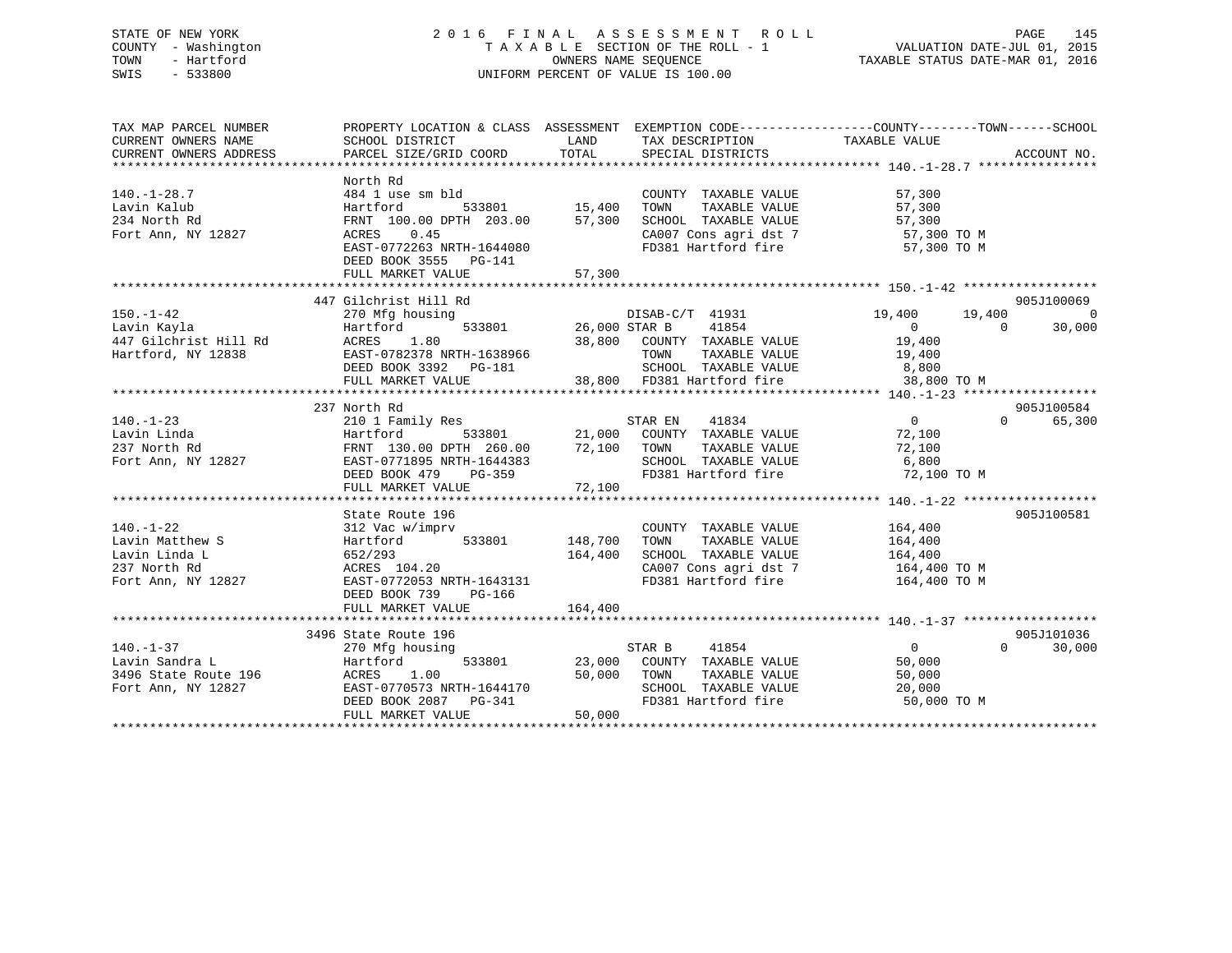STATE OF NEW YORK
COUNTY - Washington
TOWN - Hartford
SWIS - 533800

# 2016 FINAL ASSESSMENT ROLL
TAXABLE SECTION OF THE ROLL - 1
OWNERS NAME SEQUENCE
UNIFORM PERCENT OF VALUE IS 100.00

VALUATION DATE-JUL 01, 2015
TAXABLE STATUS DATE-MAR 01, 2016

| TAX MAP PARCEL NUMBER / CURRENT OWNERS NAME / CURRENT OWNERS ADDRESS | PROPERTY LOCATION & CLASS / SCHOOL DISTRICT / PARCEL SIZE/GRID COORD | ASSESSMENT LAND | TOTAL | EXEMPTION CODE / TAX DESCRIPTION / SPECIAL DISTRICTS | COUNTY TAXABLE VALUE | TOWN | SCHOOL | ACCOUNT NO. |
|---|---|---|---|---|---|---|---|---|
| **140.-1-28.7** | North Rd | | | | | | | |
| Lavin Kalub | 484 1 use sm bld | | | COUNTY TAXABLE VALUE | 57,300 | | | |
| 234 North Rd | Hartford 533801 | 15,400 | | TOWN TAXABLE VALUE | 57,300 | | | |
| Fort Ann, NY 12827 | FRNT 100.00 DPTH 203.00 | | 57,300 | SCHOOL TAXABLE VALUE | 57,300 | | | |
| | ACRES 0.45 | | | CA007 Cons agri dst 7 | 57,300 TO M | | | |
| | EAST-0772263 NRTH-1644080 | | | FD381 Hartford fire | 57,300 TO M | | | |
| | DEED BOOK 3555 PG-141 | | | | | | | |
| | FULL MARKET VALUE | | 57,300 | | | | | |
| **150.-1-42** | 447 Gilchrist Hill Rd | | | | | | | 905J100069 |
| Lavin Kayla | 270 Mfg housing | | | DISAB-C/T 41931 | 19,400 | 19,400 | 0 | |
| 447 Gilchrist Hill Rd | Hartford 533801 | 26,000 | | STAR B 41854 | 0 | 0 | 30,000 | |
| Hartford, NY 12838 | ACRES 1.80 | | 38,800 | COUNTY TAXABLE VALUE | 19,400 | | | |
| | EAST-0782378 NRTH-1638966 | | | TOWN TAXABLE VALUE | 19,400 | | | |
| | DEED BOOK 3392 PG-181 | | | SCHOOL TAXABLE VALUE | 8,800 | | | |
| | FULL MARKET VALUE | | 38,800 | FD381 Hartford fire | 38,800 TO M | | | |
| **140.-1-23** | 237 North Rd | | | | | | | 905J100584 |
| Lavin Linda | 210 1 Family Res | | | STAR EN 41834 | 0 | 0 | 65,300 | |
| 237 North Rd | Hartford 533801 | 21,000 | | COUNTY TAXABLE VALUE | 72,100 | | | |
| Fort Ann, NY 12827 | FRNT 130.00 DPTH 260.00 | | 72,100 | TOWN TAXABLE VALUE | 72,100 | | | |
| | EAST-0771895 NRTH-1644383 | | | SCHOOL TAXABLE VALUE | 6,800 | | | |
| | DEED BOOK 479 PG-359 | | | FD381 Hartford fire | 72,100 TO M | | | |
| | FULL MARKET VALUE | | 72,100 | | | | | |
| **140.-1-22** | State Route 196 | | | | | | | 905J100581 |
| Lavin Matthew S | 312 Vac w/imprv | | | COUNTY TAXABLE VALUE | 164,400 | | | |
| Lavin Linda L | Hartford 533801 | 148,700 | | TOWN TAXABLE VALUE | 164,400 | | | |
| 237 North Rd | 652/293 | | 164,400 | SCHOOL TAXABLE VALUE | 164,400 | | | |
| Fort Ann, NY 12827 | ACRES 104.20 | | | CA007 Cons agri dst 7 | 164,400 TO M | | | |
| | EAST-0772053 NRTH-1643131 | | | FD381 Hartford fire | 164,400 TO M | | | |
| | DEED BOOK 739 PG-166 | | | | | | | |
| | FULL MARKET VALUE | | 164,400 | | | | | |
| **140.-1-37** | 3496 State Route 196 | | | | | | | 905J101036 |
| Lavin Sandra L | 270 Mfg housing | | | STAR B 41854 | 0 | 0 | 30,000 | |
| 3496 State Route 196 | Hartford 533801 | 23,000 | | COUNTY TAXABLE VALUE | 50,000 | | | |
| Fort Ann, NY 12827 | ACRES 1.00 | | 50,000 | TOWN TAXABLE VALUE | 50,000 | | | |
| | EAST-0770573 NRTH-1644170 | | | SCHOOL TAXABLE VALUE | 20,000 | | | |
| | DEED BOOK 2087 PG-341 | | | FD381 Hartford fire | 50,000 TO M | | | |
| | FULL MARKET VALUE | | 50,000 | | | | | |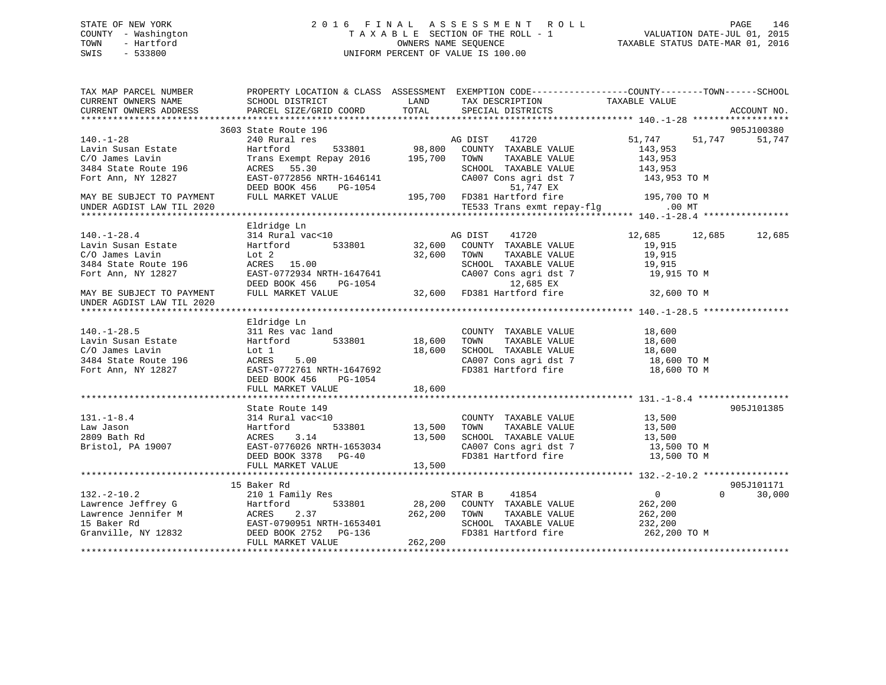STATE OF NEW YORK
COUNTY - Washington
TOWN - Hartford
SWIS - 533800

# 2016 FINAL ASSESSMENT ROLL
TAXABLE SECTION OF THE ROLL - 1
OWNERS NAME SEQUENCE
UNIFORM PERCENT OF VALUE IS 100.00

VALUATION DATE-JUL 01, 2015
TAXABLE STATUS DATE-MAR 01, 2016

```
TAX MAP PARCEL NUMBER          PROPERTY LOCATION & CLASS  ASSESSMENT  EXEMPTION CODE------------------COUNTY--------TOWN------SCHOOL
CURRENT OWNERS NAME            SCHOOL DISTRICT               LAND      TAX DESCRIPTION              TAXABLE VALUE
CURRENT OWNERS ADDRESS         PARCEL SIZE/GRID COORD        TOTAL     SPECIAL DISTRICTS                                        ACCOUNT NO.
******************************************************************************************************* 140.-1-28 ******************
                               3603 State Route 196                                                                         905J100380
140.-1-28                      240 Rural res                            AG DIST    41720              51,747      51,747      51,747
Lavin Susan Estate             Hartford        533801        98,800     COUNTY  TAXABLE VALUE          143,953
C/O James Lavin                Trans Exempt Repay 2016      195,700     TOWN    TAXABLE VALUE          143,953
3484 State Route 196           ACRES   55.30                            SCHOOL  TAXABLE VALUE          143,953
Fort Ann, NY 12827             EAST-0772856 NRTH-1646141                CA007 Cons agri dst 7           143,953 TO M
                               DEED BOOK 456     PG-1054                      51,747 EX
MAY BE SUBJECT TO PAYMENT      FULL MARKET VALUE            195,700     FD381 Hartford fire             195,700 TO M
UNDER AGDIST LAW TIL 2020                                               TE533 Trans exmt repay-flg          .00 MT
******************************************************************************************************* 140.-1-28.4 ****************
                               Eldridge Ln
140.-1-28.4                    314 Rural vac<10                         AG DIST    41720              12,685      12,685      12,685
Lavin Susan Estate             Hartford        533801        32,600     COUNTY  TAXABLE VALUE           19,915
C/O James Lavin                Lot 2                         32,600     TOWN    TAXABLE VALUE           19,915
3484 State Route 196           ACRES   15.00                            SCHOOL  TAXABLE VALUE           19,915
Fort Ann, NY 12827             EAST-0772934 NRTH-1647641                CA007 Cons agri dst 7            19,915 TO M
                               DEED BOOK 456     PG-1054                      12,685 EX
MAY BE SUBJECT TO PAYMENT      FULL MARKET VALUE             32,600     FD381 Hartford fire              32,600 TO M
UNDER AGDIST LAW TIL 2020
******************************************************************************************************* 140.-1-28.5 ****************
                               Eldridge Ln
140.-1-28.5                    311 Res vac land                         COUNTY  TAXABLE VALUE           18,600
Lavin Susan Estate             Hartford        533801        18,600     TOWN    TAXABLE VALUE           18,600
C/O James Lavin                Lot 1                         18,600     SCHOOL  TAXABLE VALUE           18,600
3484 State Route 196           ACRES    5.00                            CA007 Cons agri dst 7            18,600 TO M
Fort Ann, NY 12827             EAST-0772761 NRTH-1647692                FD381 Hartford fire              18,600 TO M
                               DEED BOOK 456     PG-1054
                               FULL MARKET VALUE             18,600
******************************************************************************************************* 131.-1-8.4 *****************
                               State Route 149                                                                              905J101385
131.-1-8.4                     314 Rural vac<10                         COUNTY  TAXABLE VALUE           13,500
Law Jason                      Hartford        533801        13,500     TOWN    TAXABLE VALUE           13,500
2809 Bath Rd                   ACRES    3.14                 13,500     SCHOOL  TAXABLE VALUE           13,500
Bristol, PA 19007              EAST-0776026 NRTH-1653034                CA007 Cons agri dst 7            13,500 TO M
                               DEED BOOK 3378    PG-40                  FD381 Hartford fire              13,500 TO M
                               FULL MARKET VALUE             13,500
******************************************************************************************************* 132.-2-10.2 ****************
                               15 Baker Rd                                                                                  905J101171
132.-2-10.2                    210 1 Family Res                         STAR B     41854                   0           0      30,000
Lawrence Jeffrey G             Hartford        533801        28,200     COUNTY  TAXABLE VALUE          262,200
Lawrence Jennifer M            ACRES    2.37                262,200     TOWN    TAXABLE VALUE          262,200
15 Baker Rd                    EAST-0790951 NRTH-1653401                SCHOOL  TAXABLE VALUE          232,200
Granville, NY 12832            DEED BOOK 2752    PG-136                 FD381 Hartford fire             262,200 TO M
                               FULL MARKET VALUE            262,200
************************************************************************************************************************************
```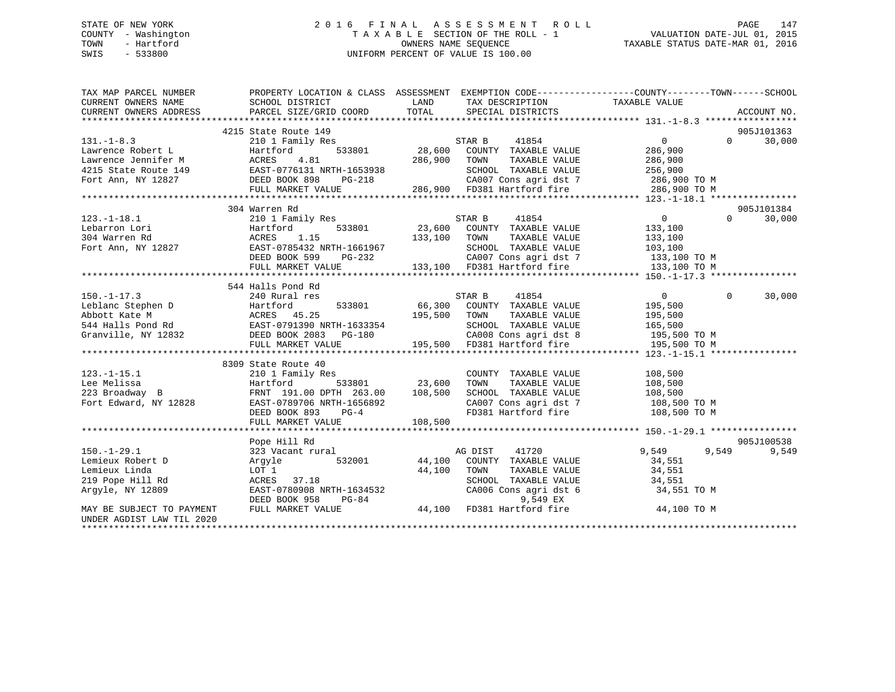STATE OF NEW YORK | 2016 FINAL ASSESSMENT ROLL | VALUATION DATE-JUL 01, 2015
COUNTY - Washington | TAXABLE SECTION OF THE ROLL - 1 | TAXABLE STATUS DATE-MAR 01, 2016
TOWN - Hartford | OWNERS NAME SEQUENCE
SWIS - 533800 | UNIFORM PERCENT OF VALUE IS 100.00

```
TAX MAP PARCEL NUMBER          PROPERTY LOCATION & CLASS  ASSESSMENT  EXEMPTION CODE------------------COUNTY--------TOWN------SCHOOL
CURRENT OWNERS NAME            SCHOOL DISTRICT             LAND       TAX DESCRIPTION            TAXABLE VALUE
CURRENT OWNERS ADDRESS         PARCEL SIZE/GRID COORD      TOTAL      SPECIAL DISTRICTS                                  ACCOUNT NO.
******************************************************************************************************* 131.-1-8.3 *****************
                               4215 State Route 149                                                                    905J101363
131.-1-8.3                     210 1 Family Res                       STAR B    41854               0          0       30,000
Lawrence Robert L              Hartford        533801       28,600    COUNTY  TAXABLE VALUE       286,900
Lawrence Jennifer M            ACRES    4.81               286,900    TOWN    TAXABLE VALUE       286,900
4215 State Route 149           EAST-0776131 NRTH-1653938              SCHOOL  TAXABLE VALUE       256,900
Fort Ann, NY 12827             DEED BOOK 898    PG-218                CA007 Cons agri dst 7        286,900 TO M
                               FULL MARKET VALUE           286,900    FD381 Hartford fire          286,900 TO M
******************************************************************************************************* 123.-1-18.1 ****************
                               304 Warren Rd                                                                           905J101384
123.-1-18.1                    210 1 Family Res                       STAR B    41854               0          0       30,000
Lebarron Lori                  Hartford        533801       23,600    COUNTY  TAXABLE VALUE       133,100
304 Warren Rd                  ACRES    1.15               133,100    TOWN    TAXABLE VALUE       133,100
Fort Ann, NY 12827             EAST-0785432 NRTH-1661967              SCHOOL  TAXABLE VALUE       103,100
                               DEED BOOK 599    PG-232                CA007 Cons agri dst 7        133,100 TO M
                               FULL MARKET VALUE           133,100    FD381 Hartford fire          133,100 TO M
******************************************************************************************************* 150.-1-17.3 ****************
                               544 Halls Pond Rd
150.-1-17.3                    240 Rural res                          STAR B    41854               0          0       30,000
Leblanc Stephen D              Hartford        533801       66,300    COUNTY  TAXABLE VALUE       195,500
Abbott Kate M                  ACRES   45.25               195,500    TOWN    TAXABLE VALUE       195,500
544 Halls Pond Rd              EAST-0791390 NRTH-1633354              SCHOOL  TAXABLE VALUE       165,500
Granville, NY 12832            DEED BOOK 2083   PG-180                CA008 Cons agri dst 8        195,500 TO M
                               FULL MARKET VALUE           195,500    FD381 Hartford fire          195,500 TO M
******************************************************************************************************* 123.-1-15.1 ****************
                               8309 State Route 40
123.-1-15.1                    210 1 Family Res                       COUNTY  TAXABLE VALUE       108,500
Lee Melissa                    Hartford        533801       23,600    TOWN    TAXABLE VALUE       108,500
223 Broadway  B                FRNT 191.00 DPTH 263.00     108,500    SCHOOL  TAXABLE VALUE       108,500
Fort Edward, NY 12828          EAST-0789706 NRTH-1656892              CA007 Cons agri dst 7        108,500 TO M
                               DEED BOOK 893    PG-4                  FD381 Hartford fire          108,500 TO M
                               FULL MARKET VALUE           108,500
******************************************************************************************************* 150.-1-29.1 ****************
                               Pope Hill Rd                                                                            905J100538
150.-1-29.1                    323 Vacant rural                       AG DIST   41720           9,549      9,549        9,549
Lemieux Robert D               Argyle          532001       44,100    COUNTY  TAXABLE VALUE        34,551
Lemieux Linda                  LOT 1                        44,100    TOWN    TAXABLE VALUE        34,551
219 Pope Hill Rd               ACRES   37.18                          SCHOOL  TAXABLE VALUE        34,551
Argyle, NY 12809               EAST-0780908 NRTH-1634532              CA006 Cons agri dst 6         34,551 TO M
                               DEED BOOK 958    PG-84                           9,549 EX
MAY BE SUBJECT TO PAYMENT      FULL MARKET VALUE            44,100    FD381 Hartford fire           44,100 TO M
UNDER AGDIST LAW TIL 2020
************************************************************************************************************************************
```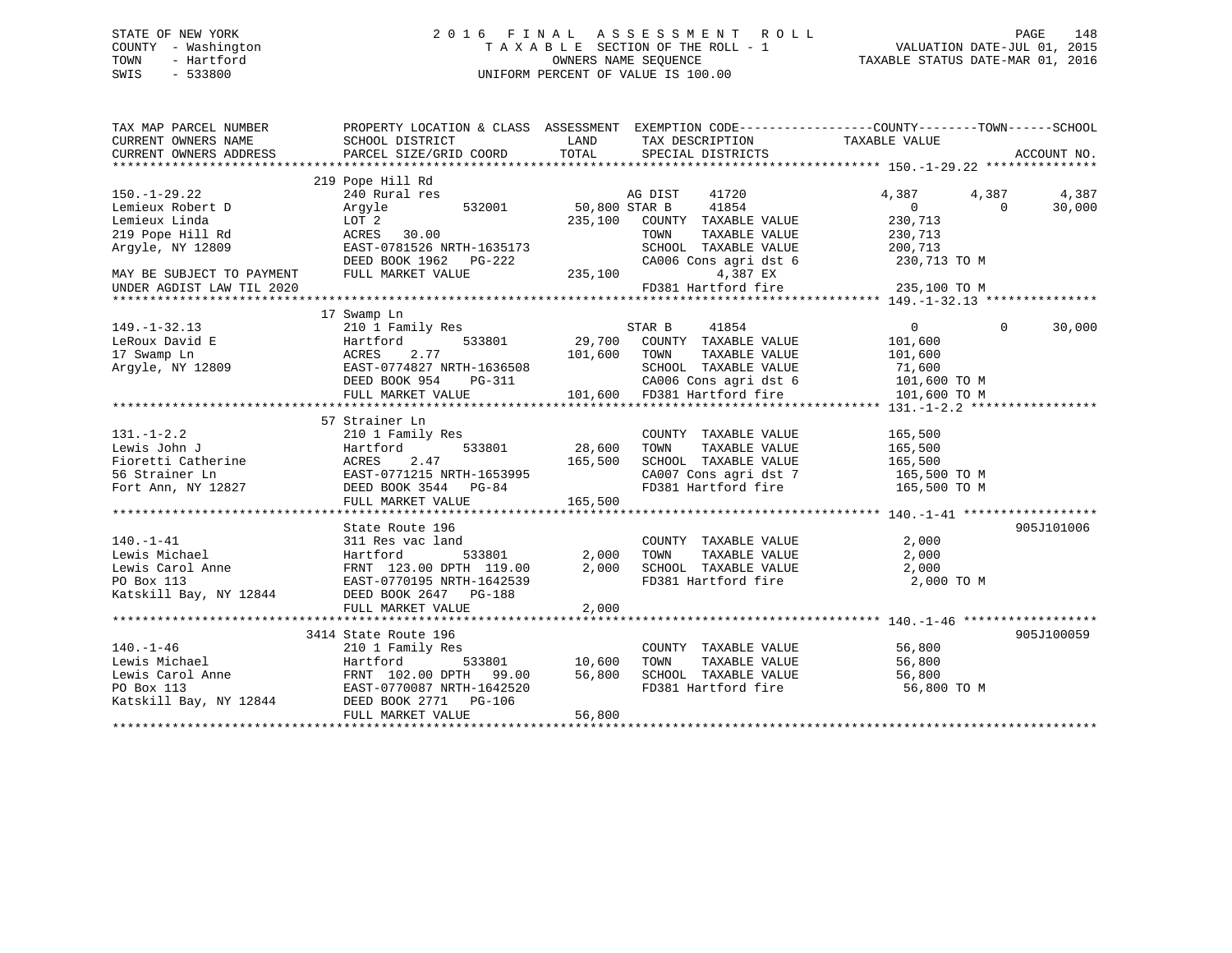STATE OF NEW YORK
COUNTY - Washington
TOWN - Hartford
SWIS - 533800

# 2016 FINAL ASSESSMENT ROLL

TAXABLE SECTION OF THE ROLL - 1
OWNERS NAME SEQUENCE
UNIFORM PERCENT OF VALUE IS 100.00

VALUATION DATE-JUL 01, 2015
TAXABLE STATUS DATE-MAR 01, 2016

```
TAX MAP PARCEL NUMBER          PROPERTY LOCATION & CLASS  ASSESSMENT  EXEMPTION CODE------------------COUNTY--------TOWN------SCHOOL
CURRENT OWNERS NAME            SCHOOL DISTRICT               LAND       TAX DESCRIPTION              TAXABLE VALUE
CURRENT OWNERS ADDRESS         PARCEL SIZE/GRID COORD        TOTAL      SPECIAL DISTRICTS                                      ACCOUNT NO.
******************************************************************************************************* 150.-1-29.22 ***************
                               219 Pope Hill Rd
150.-1-29.22                   240 Rural res                    AG DIST     41720                4,387        4,387        4,387
Lemieux Robert D               Argyle         532001        50,800 STAR B      41854                    0            0       30,000
Lemieux Linda                  LOT 2                       235,100   COUNTY  TAXABLE VALUE         230,713
219 Pope Hill Rd               ACRES   30.00                         TOWN    TAXABLE VALUE         230,713
Argyle, NY 12809               EAST-0781526 NRTH-1635173             SCHOOL  TAXABLE VALUE         200,713
                               DEED BOOK 1962   PG-222               CA006 Cons agri dst 6          230,713 TO M
MAY BE SUBJECT TO PAYMENT      FULL MARKET VALUE           235,100          4,387 EX
UNDER AGDIST LAW TIL 2020                                            FD381 Hartford fire            235,100 TO M
******************************************************************************************************* 149.-1-32.13 ***************
                               17 Swamp Ln
149.-1-32.13                   210 1 Family Res                 STAR B      41854                    0            0       30,000
LeRoux David E                 Hartford       533801        29,700   COUNTY  TAXABLE VALUE         101,600
17 Swamp Ln                    ACRES    2.77               101,600   TOWN    TAXABLE VALUE         101,600
Argyle, NY 12809               EAST-0774827 NRTH-1636508             SCHOOL  TAXABLE VALUE          71,600
                               DEED BOOK 954    PG-311               CA006 Cons agri dst 6          101,600 TO M
                               FULL MARKET VALUE           101,600   FD381 Hartford fire            101,600 TO M
******************************************************************************************************* 131.-1-2.2 *****************
                               57 Strainer Ln
131.-1-2.2                     210 1 Family Res                      COUNTY  TAXABLE VALUE         165,500
Lewis John J                   Hartford       533801        28,600   TOWN    TAXABLE VALUE         165,500
Fioretti Catherine             ACRES    2.47               165,500   SCHOOL  TAXABLE VALUE         165,500
56 Strainer Ln                 EAST-0771215 NRTH-1653995             CA007 Cons agri dst 7          165,500 TO M
Fort Ann, NY 12827             DEED BOOK 3544   PG-84                FD381 Hartford fire            165,500 TO M
                               FULL MARKET VALUE           165,500
******************************************************************************************************* 140.-1-41 ******************
                               State Route 196                                                                         905J101006
140.-1-41                      311 Res vac land                      COUNTY  TAXABLE VALUE           2,000
Lewis Michael                  Hartford       533801         2,000   TOWN    TAXABLE VALUE           2,000
Lewis Carol Anne               FRNT 123.00 DPTH 119.00       2,000   SCHOOL  TAXABLE VALUE           2,000
PO Box 113                     EAST-0770195 NRTH-1642539             FD381 Hartford fire              2,000 TO M
Katskill Bay, NY 12844         DEED BOOK 2647   PG-188
                               FULL MARKET VALUE             2,000
******************************************************************************************************* 140.-1-46 ******************
                               3414 State Route 196                                                                    905J100059
140.-1-46                      210 1 Family Res                      COUNTY  TAXABLE VALUE          56,800
Lewis Michael                  Hartford       533801        10,600   TOWN    TAXABLE VALUE          56,800
Lewis Carol Anne               FRNT 102.00 DPTH  99.00      56,800   SCHOOL  TAXABLE VALUE          56,800
PO Box 113                     EAST-0770087 NRTH-1642520             FD381 Hartford fire             56,800 TO M
Katskill Bay, NY 12844         DEED BOOK 2771   PG-106
                               FULL MARKET VALUE            56,800
************************************************************************************************************************************
```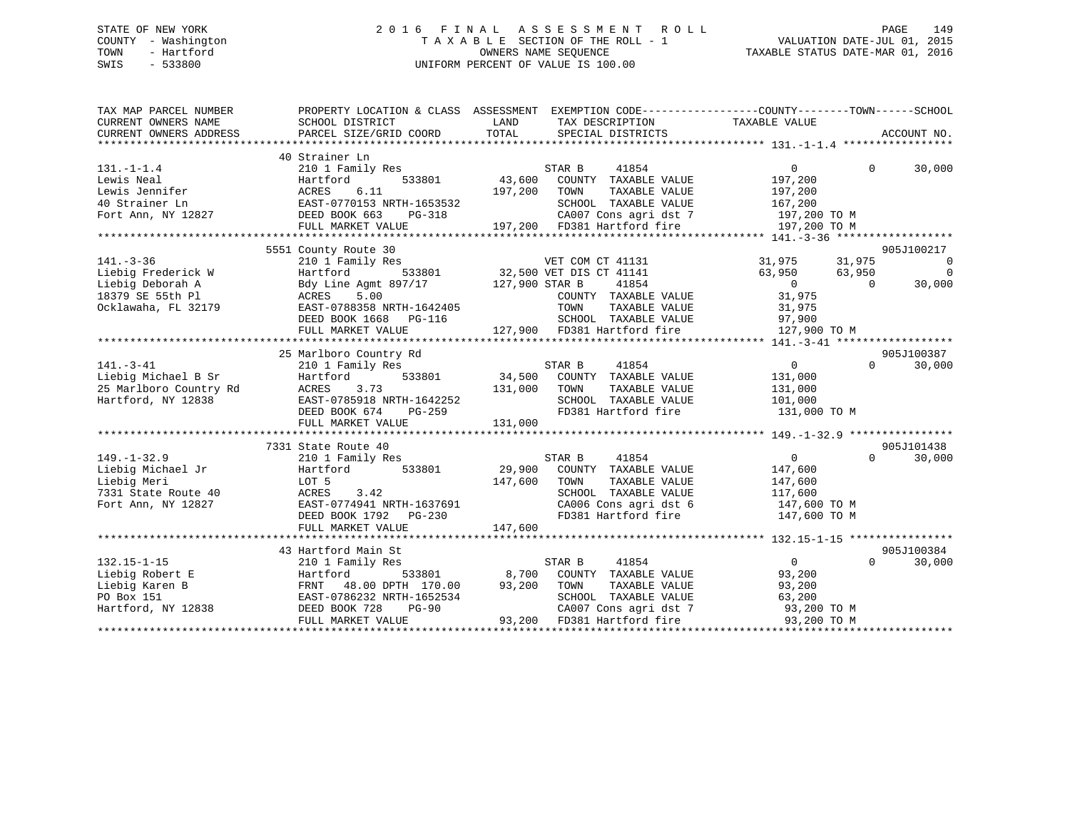STATE OF NEW YORK  
COUNTY - Washington  
TOWN - Hartford  
SWIS - 533800

2016 FINAL ASSESSMENT ROLL  
TAXABLE SECTION OF THE ROLL - 1  
OWNERS NAME SEQUENCE  
UNIFORM PERCENT OF VALUE IS 100.00

VALUATION DATE-JUL 01, 2015  
TAXABLE STATUS DATE-MAR 01, 2016

```
TAX MAP PARCEL NUMBER          PROPERTY LOCATION & CLASS  ASSESSMENT  EXEMPTION CODE-----------------COUNTY--------TOWN------SCHOOL
CURRENT OWNERS NAME            SCHOOL DISTRICT              LAND       TAX DESCRIPTION              TAXABLE VALUE
CURRENT OWNERS ADDRESS         PARCEL SIZE/GRID COORD       TOTAL      SPECIAL DISTRICTS                                      ACCOUNT NO.
******************************************************************************************************* 131.-1-1.4 *****************
                               40 Strainer Ln
131.-1-1.4                     210 1 Family Res                  STAR B     41854                    0            0       30,000
Lewis Neal                     Hartford        533801      43,600   COUNTY  TAXABLE VALUE          197,200
Lewis Jennifer                 ACRES    6.11              197,200   TOWN    TAXABLE VALUE          197,200
40 Strainer Ln                 EAST-0770153 NRTH-1653532            SCHOOL  TAXABLE VALUE          167,200
Fort Ann, NY 12827             DEED BOOK 663    PG-318              CA007 Cons agri dst 7           197,200 TO M
                               FULL MARKET VALUE          197,200   FD381 Hartford fire             197,200 TO M
******************************************************************************************************* 141.-3-36 ******************
                               5551 County Route 30                                                                    905J100217
141.-3-36                      210 1 Family Res                  VET COM CT 41131              31,975       31,975            0
Liebig Frederick W             Hartford        533801      32,500 VET DIS CT 41141              63,950       63,950            0
Liebig Deborah A               Bdy Line Agmt 897/17       127,900 STAR B     41854                    0            0       30,000
18379 SE 55th Pl               ACRES    5.00                        COUNTY  TAXABLE VALUE           31,975
Ocklawaha, FL 32179            EAST-0788358 NRTH-1642405            TOWN    TAXABLE VALUE           31,975
                               DEED BOOK 1668   PG-116              SCHOOL  TAXABLE VALUE           97,900
                               FULL MARKET VALUE          127,900   FD381 Hartford fire             127,900 TO M
******************************************************************************************************* 141.-3-41 ******************
                               25 Marlboro Country Rd                                                                  905J100387
141.-3-41                      210 1 Family Res                  STAR B     41854                    0            0       30,000
Liebig Michael B Sr            Hartford        533801      34,500   COUNTY  TAXABLE VALUE          131,000
25 Marlboro Country Rd         ACRES    3.73              131,000   TOWN    TAXABLE VALUE          131,000
Hartford, NY 12838             EAST-0785918 NRTH-1642252            SCHOOL  TAXABLE VALUE          101,000
                               DEED BOOK 674    PG-259              FD381 Hartford fire             131,000 TO M
                               FULL MARKET VALUE          131,000
******************************************************************************************************* 149.-1-32.9 ****************
                               7331 State Route 40                                                                     905J101438
149.-1-32.9                    210 1 Family Res                  STAR B     41854                    0            0       30,000
Liebig Michael Jr              Hartford        533801      29,900   COUNTY  TAXABLE VALUE          147,600
Liebig Meri                    LOT 5                      147,600   TOWN    TAXABLE VALUE          147,600
7331 State Route 40            ACRES    3.42                        SCHOOL  TAXABLE VALUE          117,600
Fort Ann, NY 12827             EAST-0774941 NRTH-1637691            CA006 Cons agri dst 6           147,600 TO M
                               DEED BOOK 1792   PG-230              FD381 Hartford fire             147,600 TO M
                               FULL MARKET VALUE          147,600
******************************************************************************************************* 132.15-1-15 ****************
                               43 Hartford Main St                                                                     905J100384
132.15-1-15                    210 1 Family Res                  STAR B     41854                    0            0       30,000
Liebig Robert E                Hartford        533801       8,700   COUNTY  TAXABLE VALUE           93,200
Liebig Karen B                 FRNT   48.00 DPTH 170.00    93,200   TOWN    TAXABLE VALUE           93,200
PO Box 151                     EAST-0786232 NRTH-1652534            SCHOOL  TAXABLE VALUE           63,200
Hartford, NY 12838             DEED BOOK 728    PG-90               CA007 Cons agri dst 7            93,200 TO M
                               FULL MARKET VALUE           93,200   FD381 Hartford fire              93,200 TO M
************************************************************************************************************************************
```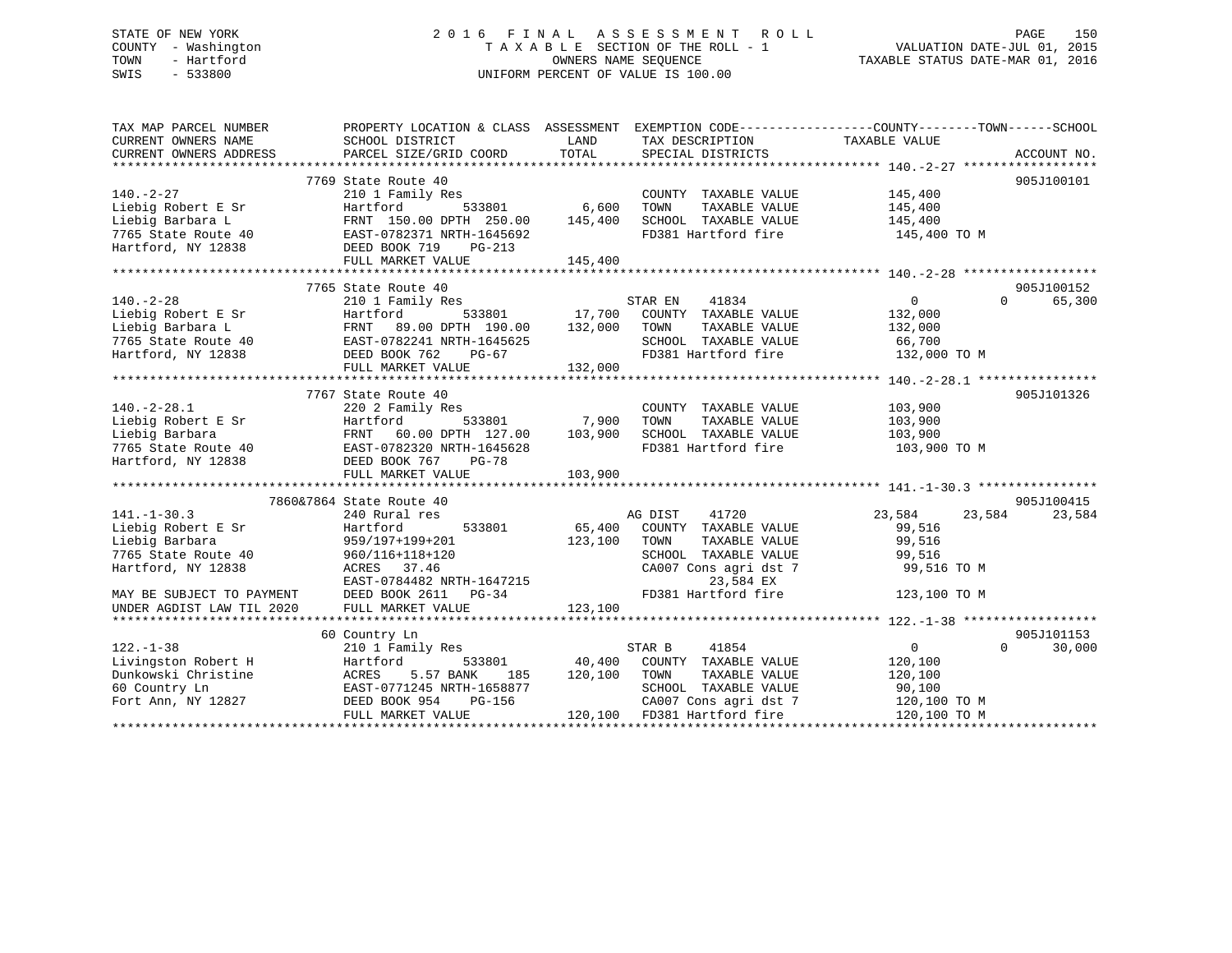STATE OF NEW YORK
COUNTY - Washington
TOWN - Hartford
SWIS - 533800

2 0 1 6 F I N A L A S S E S S M E N T R O L L
T A X A B L E SECTION OF THE ROLL - 1
OWNERS NAME SEQUENCE
UNIFORM PERCENT OF VALUE IS 100.00

VALUATION DATE-JUL 01, 2015
TAXABLE STATUS DATE-MAR 01, 2016

```
TAX MAP PARCEL NUMBER          PROPERTY LOCATION & CLASS  ASSESSMENT  EXEMPTION CODE-----------------COUNTY--------TOWN------SCHOOL
CURRENT OWNERS NAME            SCHOOL DISTRICT             LAND       TAX DESCRIPTION              TAXABLE VALUE
CURRENT OWNERS ADDRESS         PARCEL SIZE/GRID COORD      TOTAL      SPECIAL DISTRICTS                                     ACCOUNT NO.
******************************************************************************************************* 140.-2-27 ******************
                               7769 State Route 40                                                                          905J100101
140.-2-27                      210 1 Family Res                       COUNTY  TAXABLE VALUE         145,400
Liebig Robert E Sr             Hartford          533801      6,600    TOWN    TAXABLE VALUE         145,400
Liebig Barbara L               FRNT 150.00 DPTH 250.00     145,400    SCHOOL  TAXABLE VALUE         145,400
7765 State Route 40            EAST-0782371 NRTH-1645692              FD381 Hartford fire            145,400 TO M
Hartford, NY 12838             DEED BOOK 719    PG-213
                               FULL MARKET VALUE           145,400
******************************************************************************************************* 140.-2-28 ******************
                               7765 State Route 40                                                                          905J100152
140.-2-28                      210 1 Family Res                       STAR EN     41834              0             0      65,300
Liebig Robert E Sr             Hartford          533801     17,700    COUNTY  TAXABLE VALUE         132,000
Liebig Barbara L               FRNT  89.00 DPTH 190.00     132,000    TOWN    TAXABLE VALUE         132,000
7765 State Route 40            EAST-0782241 NRTH-1645625              SCHOOL  TAXABLE VALUE          66,700
Hartford, NY 12838             DEED BOOK 762    PG-67                 FD381 Hartford fire            132,000 TO M
                               FULL MARKET VALUE           132,000
******************************************************************************************************* 140.-2-28.1 ****************
                               7767 State Route 40                                                                          905J101326
140.-2-28.1                    220 2 Family Res                       COUNTY  TAXABLE VALUE         103,900
Liebig Robert E Sr             Hartford          533801      7,900    TOWN    TAXABLE VALUE         103,900
Liebig Barbara                 FRNT  60.00 DPTH 127.00     103,900    SCHOOL  TAXABLE VALUE         103,900
7765 State Route 40            EAST-0782320 NRTH-1645628              FD381 Hartford fire            103,900 TO M
Hartford, NY 12838             DEED BOOK 767    PG-78
                               FULL MARKET VALUE           103,900
******************************************************************************************************* 141.-1-30.3 ****************
                               7860&7864 State Route 40                                                                     905J100415
141.-1-30.3                    240 Rural res                          AG DIST     41720         23,584        23,584      23,584
Liebig Robert E Sr             Hartford          533801     65,400    COUNTY  TAXABLE VALUE          99,516
Liebig Barbara                 959/197+199+201             123,100    TOWN    TAXABLE VALUE          99,516
7765 State Route 40            960/116+118+120                        SCHOOL  TAXABLE VALUE          99,516
Hartford, NY 12838             ACRES  37.46                           CA007 Cons agri dst 7           99,516 TO M
                               EAST-0784482 NRTH-1647215                    23,584 EX
MAY BE SUBJECT TO PAYMENT      DEED BOOK 2611   PG-34                 FD381 Hartford fire            123,100 TO M
UNDER AGDIST LAW TIL 2020      FULL MARKET VALUE           123,100
******************************************************************************************************* 122.-1-38 ******************
                               60 Country Ln                                                                                905J101153
122.-1-38                      210 1 Family Res                       STAR B      41854              0             0      30,000
Livingston Robert H            Hartford          533801     40,400    COUNTY  TAXABLE VALUE         120,100
Dunkowski Christine            ACRES   5.57 BANK    185    120,100    TOWN    TAXABLE VALUE         120,100
60 Country Ln                  EAST-0771245 NRTH-1658877              SCHOOL  TAXABLE VALUE          90,100
Fort Ann, NY 12827             DEED BOOK 954    PG-156                CA007 Cons agri dst 7          120,100 TO M
                               FULL MARKET VALUE           120,100    FD381 Hartford fire            120,100 TO M
************************************************************************************************************************************
```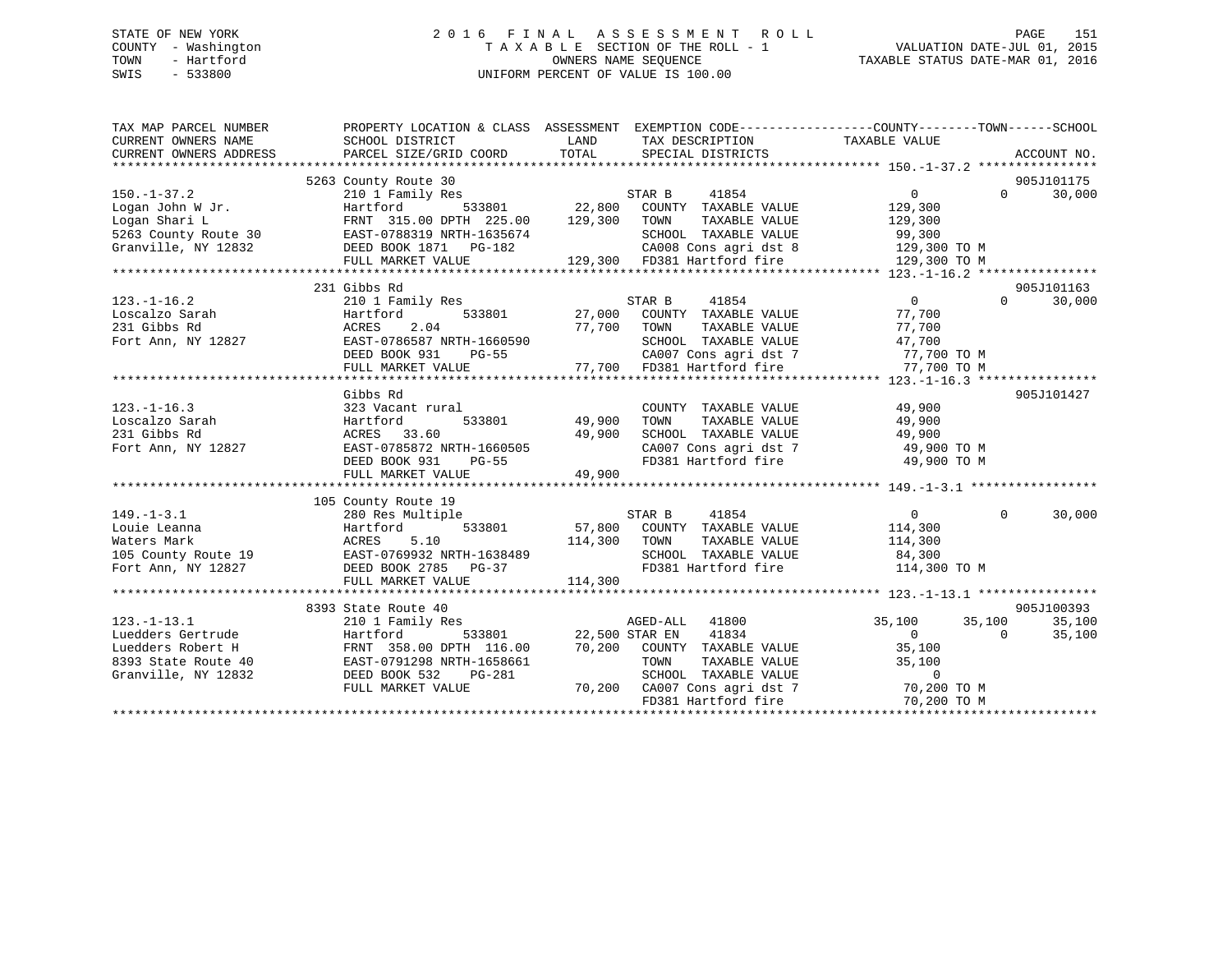STATE OF NEW YORK                    2 0 1 6  F I N A L  A S S E S S M E N T  R O L L
COUNTY - Washington                  T A X A B L E  SECTION OF THE ROLL - 1                VALUATION DATE-JUL 01, 2015
TOWN - Hartford                      OWNERS NAME SEQUENCE                                  TAXABLE STATUS DATE-MAR 01, 2016
SWIS - 533800                        UNIFORM PERCENT OF VALUE IS 100.00

```
TAX MAP PARCEL NUMBER     PROPERTY LOCATION & CLASS  ASSESSMENT  EXEMPTION CODE------------------COUNTY--------TOWN------SCHOOL
CURRENT OWNERS NAME       SCHOOL DISTRICT              LAND      TAX DESCRIPTION              TAXABLE VALUE
CURRENT OWNERS ADDRESS    PARCEL SIZE/GRID COORD       TOTAL     SPECIAL DISTRICTS                                    ACCOUNT NO.
******************************************************************************************************* 150.-1-37.2 ****************
                          5263 County Route 30                                                                        905J101175
150.-1-37.2               210 1 Family Res                   STAR B     41854                 0             0      30,000
Logan John W Jr.          Hartford          533801    22,800   COUNTY  TAXABLE VALUE          129,300
Logan Shari L             FRNT 315.00 DPTH 225.00    129,300   TOWN    TAXABLE VALUE          129,300
5263 County Route 30      EAST-0788319 NRTH-1635674            SCHOOL  TAXABLE VALUE           99,300
Granville, NY 12832       DEED BOOK 1871   PG-182              CA008 Cons agri dst 8          129,300 TO M
                          FULL MARKET VALUE          129,300   FD381 Hartford fire            129,300 TO M
******************************************************************************************************* 123.-1-16.2 ****************
                          231 Gibbs Rd                                                                                905J101163
123.-1-16.2               210 1 Family Res                   STAR B     41854                 0             0      30,000
Loscalzo Sarah            Hartford          533801    27,000   COUNTY  TAXABLE VALUE           77,700
231 Gibbs Rd              ACRES    2.04               77,700   TOWN    TAXABLE VALUE           77,700
Fort Ann, NY 12827        EAST-0786587 NRTH-1660590            SCHOOL  TAXABLE VALUE           47,700
                          DEED BOOK 931    PG-55               CA007 Cons agri dst 7           77,700 TO M
                          FULL MARKET VALUE           77,700   FD381 Hartford fire             77,700 TO M
******************************************************************************************************* 123.-1-16.3 ****************
                          Gibbs Rd                                                                                    905J101427
123.-1-16.3               323 Vacant rural                     COUNTY  TAXABLE VALUE           49,900
Loscalzo Sarah            Hartford          533801    49,900   TOWN    TAXABLE VALUE           49,900
231 Gibbs Rd              ACRES   33.60               49,900   SCHOOL  TAXABLE VALUE           49,900
Fort Ann, NY 12827        EAST-0785872 NRTH-1660505            CA007 Cons agri dst 7           49,900 TO M
                          DEED BOOK 931    PG-55               FD381 Hartford fire             49,900 TO M
                          FULL MARKET VALUE           49,900
******************************************************************************************************* 149.-1-3.1 *****************
                          105 County Route 19
149.-1-3.1                280 Res Multiple                   STAR B     41854                 0             0      30,000
Louie Leanna              Hartford          533801    57,800   COUNTY  TAXABLE VALUE          114,300
Waters Mark               ACRES    5.10              114,300   TOWN    TAXABLE VALUE          114,300
105 County Route 19       EAST-0769932 NRTH-1638489            SCHOOL  TAXABLE VALUE           84,300
Fort Ann, NY 12827        DEED BOOK 2785   PG-37               FD381 Hartford fire            114,300 TO M
                          FULL MARKET VALUE          114,300
******************************************************************************************************* 123.-1-13.1 ****************
                          8393 State Route 40                                                                         905J100393
123.-1-13.1               210 1 Family Res                   AGED-ALL   41800            35,100        35,100      35,100
Luedders Gertrude         Hartford          533801    22,500 STAR EN    41834                 0             0      35,100
Luedders Robert H         FRNT 358.00 DPTH 116.00     70,200   COUNTY  TAXABLE VALUE           35,100
8393 State Route 40       EAST-0791298 NRTH-1658661            TOWN    TAXABLE VALUE           35,100
Granville, NY 12832       DEED BOOK 532    PG-281              SCHOOL  TAXABLE VALUE                0
                          FULL MARKET VALUE           70,200   CA007 Cons agri dst 7           70,200 TO M
                                                               FD381 Hartford fire             70,200 TO M
************************************************************************************************************************************
```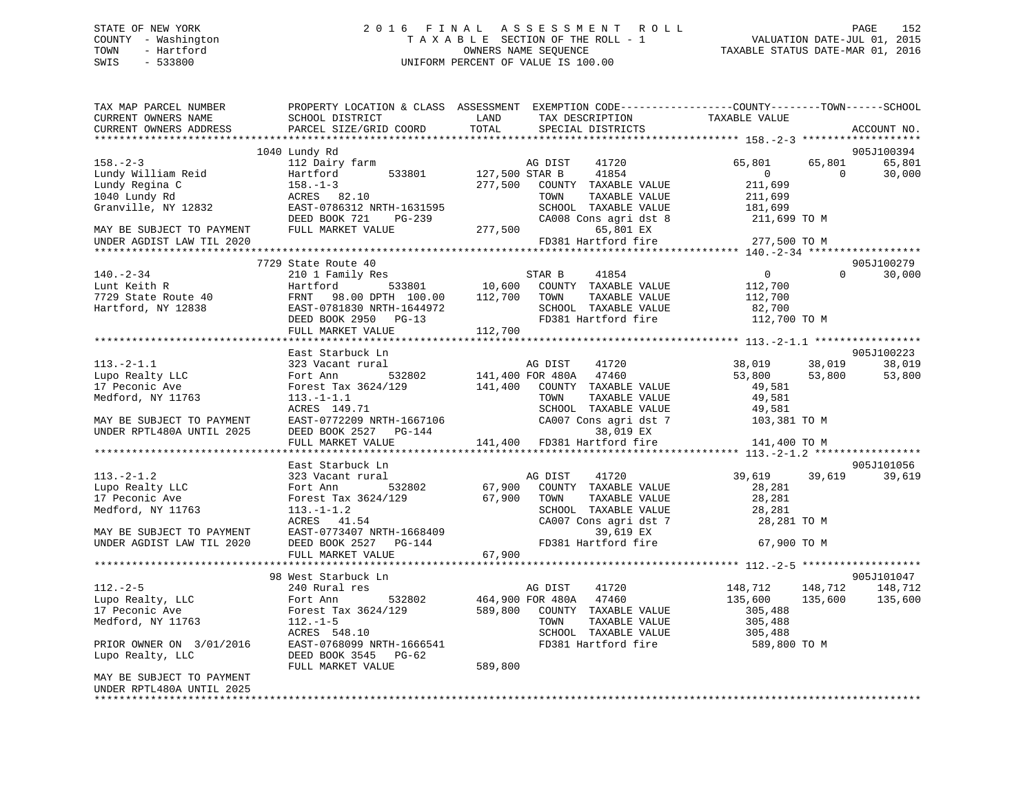STATE OF NEW YORK — COUNTY - Washington — TOWN - Hartford — SWIS - 533800

# 2016 FINAL ASSESSMENT ROLL

TAXABLE SECTION OF THE ROLL - 1 — OWNERS NAME SEQUENCE — UNIFORM PERCENT OF VALUE IS 100.00

VALUATION DATE-JUL 01, 2015 — TAXABLE STATUS DATE-MAR 01, 2016

```
TAX MAP PARCEL NUMBER          PROPERTY LOCATION & CLASS  ASSESSMENT  EXEMPTION CODE-----------------COUNTY--------TOWN------SCHOOL
CURRENT OWNERS NAME            SCHOOL DISTRICT               LAND      TAX DESCRIPTION            TAXABLE VALUE
CURRENT OWNERS ADDRESS         PARCEL SIZE/GRID COORD        TOTAL     SPECIAL DISTRICTS                                    ACCOUNT NO.
******************************************************************************************************* 158.-2-3 ******************
                               1040 Lundy Rd                                                                              905J100394
158.-2-3                       112 Dairy farm                           AG DIST     41720             65,801     65,801     65,801
Lundy William Reid             Hartford       533801      127,500 STAR B      41854                  0          0     30,000
Lundy Regina C                 158.-1-3                   277,500   COUNTY  TAXABLE VALUE          211,699
1040 Lundy Rd                  ACRES  82.10                         TOWN    TAXABLE VALUE          211,699
Granville, NY 12832            EAST-0786312 NRTH-1631595            SCHOOL  TAXABLE VALUE          181,699
                               DEED BOOK 721    PG-239              CA008 Cons agri dst 8           211,699 TO M
MAY BE SUBJECT TO PAYMENT      FULL MARKET VALUE          277,500        65,801 EX
UNDER AGDIST LAW TIL 2020                                           FD381 Hartford fire             277,500 TO M
******************************************************************************************************* 140.-2-34 *****************
                               7729 State Route 40                                                                        905J100279
140.-2-34                      210 1 Family Res                         STAR B      41854                  0          0     30,000
Lunt Keith R                   Hartford       533801       10,600   COUNTY  TAXABLE VALUE          112,700
7729 State Route 40            FRNT   98.00 DPTH 100.00   112,700   TOWN    TAXABLE VALUE          112,700
Hartford, NY 12838             EAST-0781830 NRTH-1644972            SCHOOL  TAXABLE VALUE           82,700
                               DEED BOOK 2950   PG-13               FD381 Hartford fire             112,700 TO M
                               FULL MARKET VALUE          112,700
******************************************************************************************************* 113.-2-1.1 ****************
                               East Starbuck Ln                                                                           905J100223
113.-2-1.1                     323 Vacant rural                         AG DIST     41720             38,019     38,019     38,019
Lupo Realty LLC                Fort Ann       532802      141,400 FOR 480A    47460             53,800     53,800     53,800
17 Peconic Ave                 Forest Tax 3624/129        141,400   COUNTY  TAXABLE VALUE           49,581
Medford, NY 11763              113.-1-1.1                           TOWN    TAXABLE VALUE           49,581
                               ACRES 149.71                         SCHOOL  TAXABLE VALUE           49,581
MAY BE SUBJECT TO PAYMENT      EAST-0772209 NRTH-1667106            CA007 Cons agri dst 7           103,381 TO M
UNDER RPTL480A UNTIL 2025      DEED BOOK 2527   PG-144                   38,019 EX
                               FULL MARKET VALUE          141,400   FD381 Hartford fire             141,400 TO M
******************************************************************************************************* 113.-2-1.2 ****************
                               East Starbuck Ln                                                                           905J101056
113.-2-1.2                     323 Vacant rural                         AG DIST     41720             39,619     39,619     39,619
Lupo Realty LLC                Fort Ann       532802       67,900   COUNTY  TAXABLE VALUE           28,281
17 Peconic Ave                 Forest Tax 3624/129         67,900   TOWN    TAXABLE VALUE           28,281
Medford, NY 11763              113.-1-1.2                           SCHOOL  TAXABLE VALUE           28,281
                               ACRES  41.54                         CA007 Cons agri dst 7            28,281 TO M
MAY BE SUBJECT TO PAYMENT      EAST-0773407 NRTH-1668409                 39,619 EX
UNDER AGDIST LAW TIL 2020      DEED BOOK 2527   PG-144              FD381 Hartford fire              67,900 TO M
                               FULL MARKET VALUE           67,900
******************************************************************************************************* 112.-2-5 ******************
                               98 West Starbuck Ln                                                                        905J101047
112.-2-5                       240 Rural res                            AG DIST     41720            148,712    148,712    148,712
Lupo Realty, LLC               Fort Ann       532802      464,900 FOR 480A    47460            135,600    135,600    135,600
17 Peconic Ave                 Forest Tax 3624/129        589,800   COUNTY  TAXABLE VALUE          305,488
Medford, NY 11763              112.-1-5                             TOWN    TAXABLE VALUE          305,488
                               ACRES 548.10                         SCHOOL  TAXABLE VALUE          305,488
PRIOR OWNER ON 3/01/2016       EAST-0768099 NRTH-1666541            FD381 Hartford fire             589,800 TO M
Lupo Realty, LLC               DEED BOOK 3545   PG-62
                               FULL MARKET VALUE          589,800
MAY BE SUBJECT TO PAYMENT
UNDER RPTL480A UNTIL 2025
************************************************************************************************************************************
```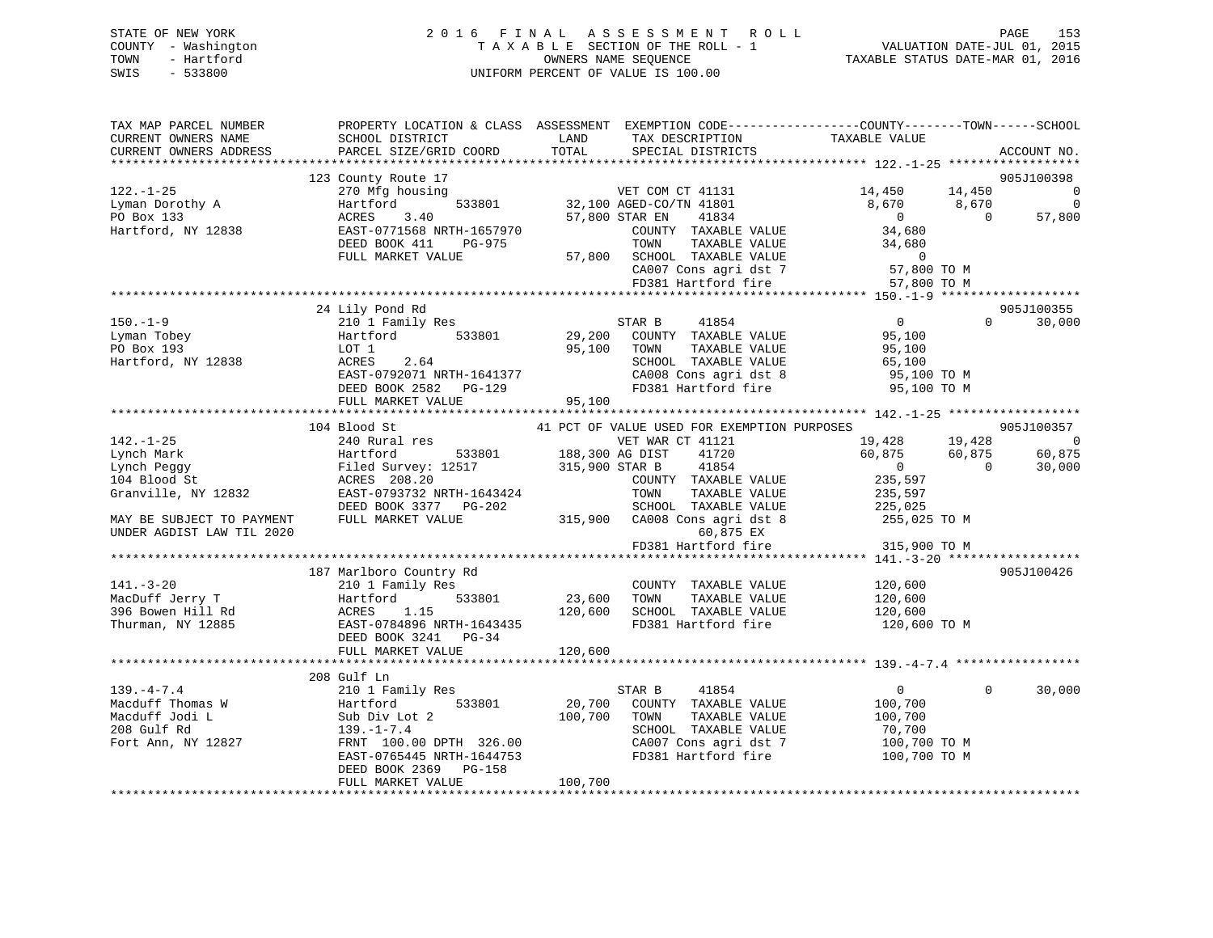STATE OF NEW YORK
COUNTY - Washington
TOWN - Hartford
SWIS - 533800

2016 FINAL ASSESSMENT ROLL
TAXABLE SECTION OF THE ROLL - 1
OWNERS NAME SEQUENCE
UNIFORM PERCENT OF VALUE IS 100.00

VALUATION DATE-JUL 01, 2015
TAXABLE STATUS DATE-MAR 01, 2016

```
TAX MAP PARCEL NUMBER          PROPERTY LOCATION & CLASS  ASSESSMENT  EXEMPTION CODE------------------COUNTY--------TOWN------SCHOOL
CURRENT OWNERS NAME            SCHOOL DISTRICT              LAND       TAX DESCRIPTION             TAXABLE VALUE
CURRENT OWNERS ADDRESS         PARCEL SIZE/GRID COORD       TOTAL      SPECIAL DISTRICTS                                        ACCOUNT NO.
******************************************************************************************************* 122.-1-25 ******************
                               123 County Route 17                                                                          905J100398
122.-1-25                      270 Mfg housing                     VET COM CT 41131              14,450      14,450              0
Lyman Dorothy A                Hartford         533801      32,100 AGED-CO/TN 41801               8,670       8,670              0
PO Box 133                     ACRES     3.40               57,800 STAR EN     41834                  0           0         57,800
Hartford, NY 12838             EAST-0771568 NRTH-1657970           COUNTY  TAXABLE VALUE         34,680
                               DEED BOOK 411    PG-975             TOWN    TAXABLE VALUE         34,680
                               FULL MARKET VALUE            57,800 SCHOOL  TAXABLE VALUE              0
                                                                   CA007 Cons agri dst 7          57,800 TO M
                                                                   FD381 Hartford fire            57,800 TO M
******************************************************************************************************* 150.-1-9 *******************
                               24 Lily Pond Rd                                                                              905J100355
150.-1-9                       210 1 Family Res                    STAR B      41854                  0           0         30,000
Lyman Tobey                    Hartford         533801      29,200   COUNTY  TAXABLE VALUE         95,100
PO Box 193                     LOT 1                        95,100   TOWN    TAXABLE VALUE         95,100
Hartford, NY 12838             ACRES     2.64                        SCHOOL  TAXABLE VALUE         65,100
                               EAST-0792071 NRTH-1641377             CA008 Cons agri dst 8          95,100 TO M
                               DEED BOOK 2582   PG-129               FD381 Hartford fire            95,100 TO M
                               FULL MARKET VALUE            95,100
******************************************************************************************************* 142.-1-25 ******************
                               104 Blood St                  41 PCT OF VALUE USED FOR EXEMPTION PURPOSES                  905J100357
142.-1-25                      240 Rural res                       VET WAR CT 41121              19,428      19,428              0
Lynch Mark                     Hartford         533801     188,300 AG DIST     41720             60,875      60,875         60,875
Lynch Peggy                    Filed Survey: 12517         315,900 STAR B      41854                  0           0         30,000
104 Blood St                   ACRES   208.20                      COUNTY  TAXABLE VALUE        235,597
Granville, NY 12832            EAST-0793732 NRTH-1643424           TOWN    TAXABLE VALUE        235,597
                               DEED BOOK 3377   PG-202             SCHOOL  TAXABLE VALUE        225,025
MAY BE SUBJECT TO PAYMENT      FULL MARKET VALUE           315,900 CA008 Cons agri dst 8         255,025 TO M
UNDER AGDIST LAW TIL 2020                                                 60,875 EX
                                                                   FD381 Hartford fire           315,900 TO M
******************************************************************************************************* 141.-3-20 ******************
                               187 Marlboro Country Rd                                                                      905J100426
141.-3-20                      210 1 Family Res                      COUNTY  TAXABLE VALUE        120,600
MacDuff Jerry T                Hartford         533801      23,600   TOWN    TAXABLE VALUE        120,600
396 Bowen Hill Rd              ACRES     1.15              120,600   SCHOOL  TAXABLE VALUE        120,600
Thurman, NY 12885              EAST-0784896 NRTH-1643435             FD381 Hartford fire           120,600 TO M
                               DEED BOOK 3241   PG-34
                               FULL MARKET VALUE           120,600
******************************************************************************************************* 139.-4-7.4 *****************
                               208 Gulf Ln
139.-4-7.4                     210 1 Family Res                    STAR B      41854                  0           0         30,000
Macduff Thomas W               Hartford         533801      20,700   COUNTY  TAXABLE VALUE        100,700
Macduff Jodi L                 Sub Div Lot 2               100,700   TOWN    TAXABLE VALUE        100,700
208 Gulf Rd                    139.-1-7.4                            SCHOOL  TAXABLE VALUE         70,700
Fort Ann, NY 12827             FRNT 100.00 DPTH 326.00               CA007 Cons agri dst 7         100,700 TO M
                               EAST-0765445 NRTH-1644753             FD381 Hartford fire           100,700 TO M
                               DEED BOOK 2369   PG-158
                               FULL MARKET VALUE           100,700
************************************************************************************************************************************
```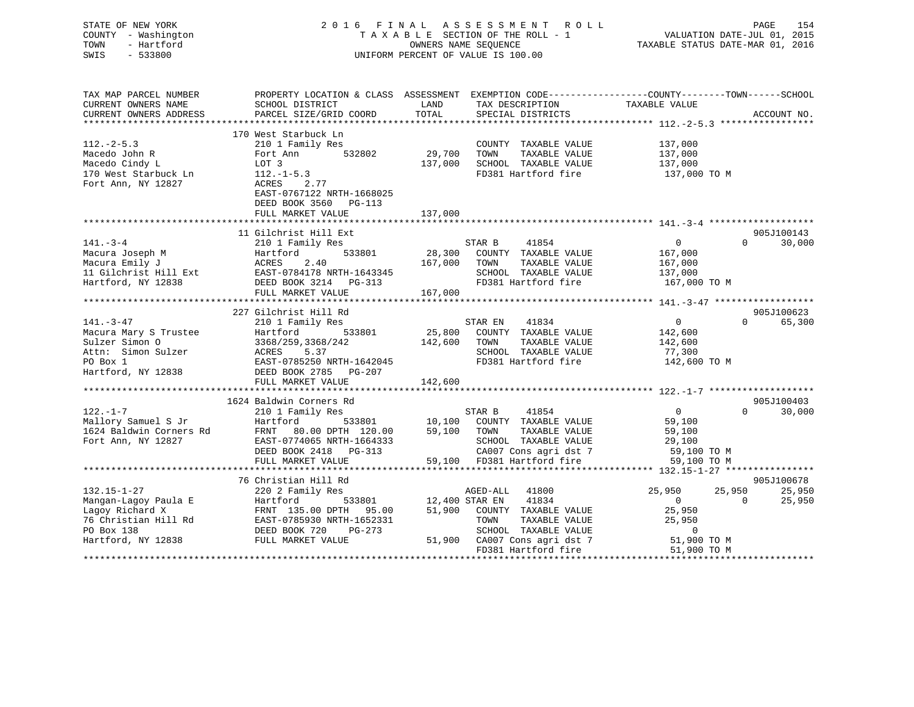STATE OF NEW YORK
COUNTY - Washington
TOWN - Hartford
SWIS - 533800

2016 FINAL ASSESSMENT ROLL
TAXABLE SECTION OF THE ROLL - 1
OWNERS NAME SEQUENCE
UNIFORM PERCENT OF VALUE IS 100.00

VALUATION DATE-JUL 01, 2015
TAXABLE STATUS DATE-MAR 01, 2016

```
TAX MAP PARCEL NUMBER          PROPERTY LOCATION & CLASS  ASSESSMENT  EXEMPTION CODE------------------COUNTY--------TOWN------SCHOOL
CURRENT OWNERS NAME            SCHOOL DISTRICT               LAND      TAX DESCRIPTION            TAXABLE VALUE
CURRENT OWNERS ADDRESS         PARCEL SIZE/GRID COORD        TOTAL     SPECIAL DISTRICTS                                     ACCOUNT NO.
******************************************************************************************************* 112.-2-5.3 *****************
                               170 West Starbuck Ln
112.-2-5.3                     210 1 Family Res                        COUNTY  TAXABLE VALUE          137,000
Macedo John R                  Fort Ann         532802       29,700    TOWN    TAXABLE VALUE          137,000
Macedo Cindy L                 LOT 3                        137,000    SCHOOL  TAXABLE VALUE          137,000
170 West Starbuck Ln           112.-1-5.3                              FD381 Hartford fire             137,000 TO M
Fort Ann, NY 12827             ACRES    2.77
                               EAST-0767122 NRTH-1668025
                               DEED BOOK 3560   PG-113
                               FULL MARKET VALUE            137,000
******************************************************************************************************* 141.-3-4 *******************
                               11 Gilchrist Hill Ext                                                                 905J100143
141.-3-4                       210 1 Family Res                        STAR B      41854                0             0      30,000
Macura Joseph M                Hartford         533801       28,300    COUNTY  TAXABLE VALUE          167,000
Macura Emily J                 ACRES    2.40                167,000    TOWN    TAXABLE VALUE          167,000
11 Gilchrist Hill Ext          EAST-0784178 NRTH-1643345               SCHOOL  TAXABLE VALUE          137,000
Hartford, NY 12838             DEED BOOK 3214   PG-313                 FD381 Hartford fire             167,000 TO M
                               FULL MARKET VALUE            167,000
******************************************************************************************************* 141.-3-47 ******************
                               227 Gilchrist Hill Rd                                                                 905J100623
141.-3-47                      210 1 Family Res                        STAR EN     41834                0             0      65,300
Macura Mary S Trustee          Hartford         533801       25,800    COUNTY  TAXABLE VALUE          142,600
Sulzer Simon O                 3368/259,3368/242            142,600    TOWN    TAXABLE VALUE          142,600
Attn:  Simon Sulzer            ACRES    5.37                           SCHOOL  TAXABLE VALUE           77,300
PO Box 1                       EAST-0785250 NRTH-1642045               FD381 Hartford fire             142,600 TO M
Hartford, NY 12838             DEED BOOK 2785   PG-207
                               FULL MARKET VALUE            142,600
******************************************************************************************************* 122.-1-7 *******************
                               1624 Baldwin Corners Rd                                                               905J100403
122.-1-7                       210 1 Family Res                        STAR B      41854                0             0      30,000
Mallory Samuel S Jr            Hartford         533801       10,100    COUNTY  TAXABLE VALUE           59,100
1624 Baldwin Corners Rd        FRNT    80.00 DPTH  120.00    59,100    TOWN    TAXABLE VALUE           59,100
Fort Ann, NY 12827             EAST-0774065 NRTH-1664333               SCHOOL  TAXABLE VALUE           29,100
                               DEED BOOK 2418   PG-313                 CA007 Cons agri dst 7            59,100 TO M
                               FULL MARKET VALUE             59,100    FD381 Hartford fire              59,100 TO M
******************************************************************************************************* 132.15-1-27 ****************
                               76 Christian Hill Rd                                                                  905J100678
132.15-1-27                    220 2 Family Res                        AGED-ALL    41800           25,950        25,950      25,950
Mangan-Lagoy Paula E           Hartford         533801       12,400 STAR EN    41834                0             0      25,950
Lagoy Richard X                FRNT   135.00 DPTH   95.00    51,900    COUNTY  TAXABLE VALUE           25,950
76 Christian Hill Rd           EAST-0785930 NRTH-1652331               TOWN    TAXABLE VALUE           25,950
PO Box 138                     DEED BOOK 720    PG-273                 SCHOOL  TAXABLE VALUE                0
Hartford, NY 12838             FULL MARKET VALUE             51,900    CA007 Cons agri dst 7            51,900 TO M
                                                                       FD381 Hartford fire              51,900 TO M
************************************************************************************************************************************
```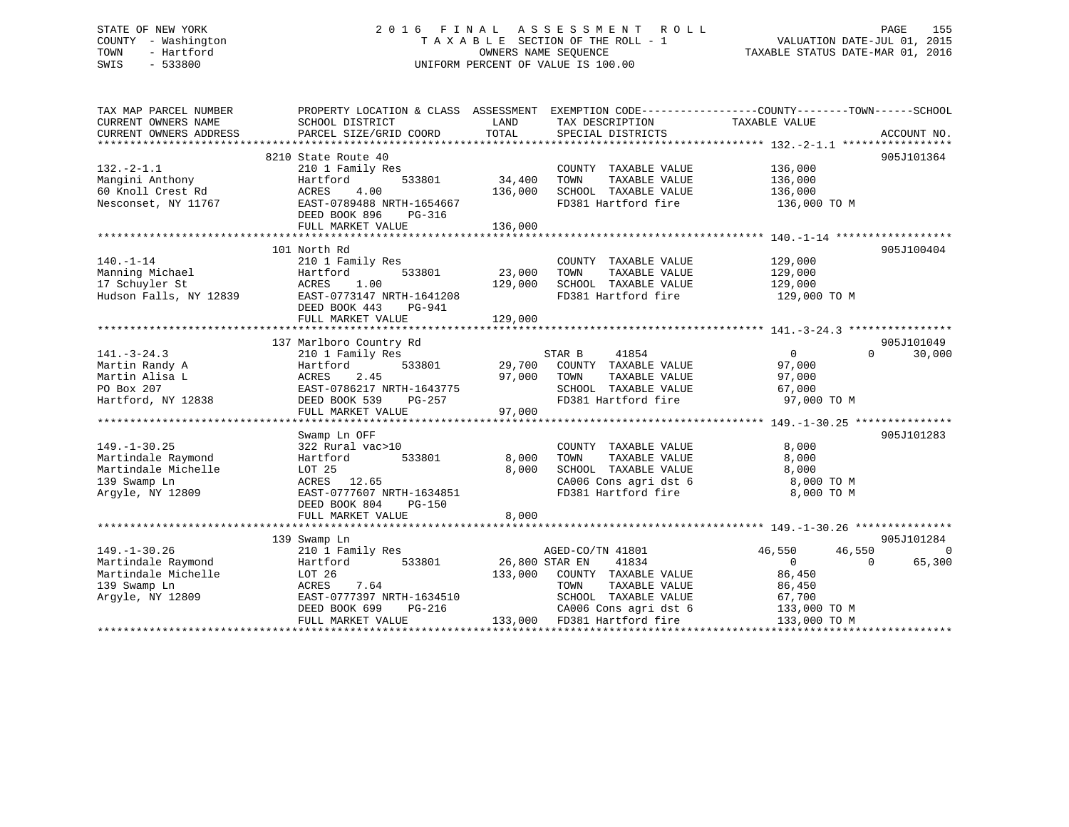STATE OF NEW YORK
COUNTY - Washington
TOWN - Hartford
SWIS - 533800

# 2016 FINAL ASSESSMENT ROLL

TAXABLE SECTION OF THE ROLL - 1
OWNERS NAME SEQUENCE
UNIFORM PERCENT OF VALUE IS 100.00

VALUATION DATE-JUL 01, 2015
TAXABLE STATUS DATE-MAR 01, 2016

```
TAX MAP PARCEL NUMBER      PROPERTY LOCATION & CLASS  ASSESSMENT  EXEMPTION CODE------------------COUNTY--------TOWN------SCHOOL
CURRENT OWNERS NAME        SCHOOL DISTRICT               LAND      TAX DESCRIPTION              TAXABLE VALUE
CURRENT OWNERS ADDRESS     PARCEL SIZE/GRID COORD        TOTAL     SPECIAL DISTRICTS                                        ACCOUNT NO.
******************************************************************************************************* 132.-2-1.1 *****************
                          8210 State Route 40                                                                            905J101364
132.-2-1.1                 210 1 Family Res                         COUNTY  TAXABLE VALUE          136,000
Mangini Anthony            Hartford          533801       34,400    TOWN    TAXABLE VALUE          136,000
60 Knoll Crest Rd          ACRES    4.00                 136,000    SCHOOL  TAXABLE VALUE          136,000
Nesconset, NY 11767        EAST-0789488 NRTH-1654667                FD381 Hartford fire             136,000 TO M
                           DEED BOOK 896    PG-316
                           FULL MARKET VALUE             136,000
******************************************************************************************************* 140.-1-14 ******************
                          101 North Rd                                                                                   905J100404
140.-1-14                  210 1 Family Res                         COUNTY  TAXABLE VALUE          129,000
Manning Michael            Hartford          533801       23,000    TOWN    TAXABLE VALUE          129,000
17 Schuyler St             ACRES    1.00                 129,000    SCHOOL  TAXABLE VALUE          129,000
Hudson Falls, NY 12839     EAST-0773147 NRTH-1641208                FD381 Hartford fire             129,000 TO M
                           DEED BOOK 443    PG-941
                           FULL MARKET VALUE             129,000
******************************************************************************************************* 141.-3-24.3 ****************
                          137 Marlboro Country Rd                                                                        905J101049
141.-3-24.3                210 1 Family Res                         STAR B     41854                 0             0      30,000
Martin Randy A             Hartford          533801       29,700    COUNTY  TAXABLE VALUE           97,000
Martin Alisa L             ACRES    2.45                  97,000    TOWN    TAXABLE VALUE           97,000
PO Box 207                 EAST-0786217 NRTH-1643775                SCHOOL  TAXABLE VALUE           67,000
Hartford, NY 12838         DEED BOOK 539    PG-257                  FD381 Hartford fire              97,000 TO M
                           FULL MARKET VALUE              97,000
******************************************************************************************************* 149.-1-30.25 ***************
                          Swamp Ln OFF                                                                                   905J101283
149.-1-30.25               322 Rural vac>10                         COUNTY  TAXABLE VALUE            8,000
Martindale Raymond         Hartford          533801        8,000    TOWN    TAXABLE VALUE            8,000
Martindale Michelle        LOT 25                          8,000    SCHOOL  TAXABLE VALUE            8,000
139 Swamp Ln               ACRES   12.65                            CA006 Cons agri dst 6             8,000 TO M
Argyle, NY 12809           EAST-0777607 NRTH-1634851                FD381 Hartford fire               8,000 TO M
                           DEED BOOK 804    PG-150
                           FULL MARKET VALUE               8,000
******************************************************************************************************* 149.-1-30.26 ***************
                          139 Swamp Ln                                                                                   905J101284
149.-1-30.26               210 1 Family Res                         AGED-CO/TN 41801              46,550        46,550           0
Martindale Raymond         Hartford          533801       26,800 STAR EN     41834                 0             0      65,300
Martindale Michelle        LOT 26                        133,000    COUNTY  TAXABLE VALUE           86,450
139 Swamp Ln               ACRES    7.64                            TOWN    TAXABLE VALUE           86,450
Argyle, NY 12809           EAST-0777397 NRTH-1634510                SCHOOL  TAXABLE VALUE           67,700
                           DEED BOOK 699    PG-216                  CA006 Cons agri dst 6           133,000 TO M
                           FULL MARKET VALUE             133,000    FD381 Hartford fire             133,000 TO M
************************************************************************************************************************************
```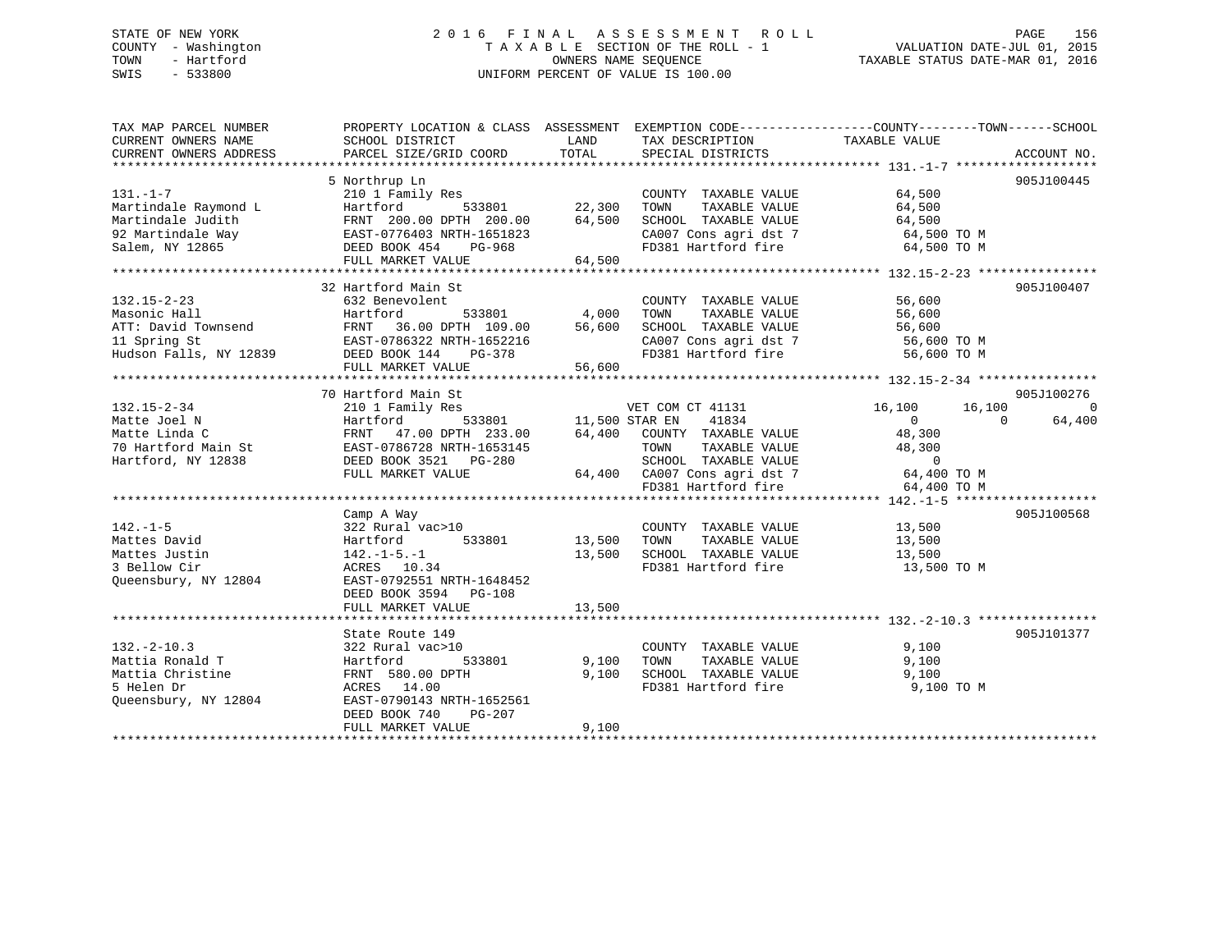STATE OF NEW YORK
COUNTY - Washington
TOWN - Hartford
SWIS - 533800

# 2016 FINAL ASSESSMENT ROLL

TAXABLE SECTION OF THE ROLL - 1
OWNERS NAME SEQUENCE
UNIFORM PERCENT OF VALUE IS 100.00

VALUATION DATE-JUL 01, 2015
TAXABLE STATUS DATE-MAR 01, 2016

| TAX MAP PARCEL NUMBER / CURRENT OWNERS NAME / CURRENT OWNERS ADDRESS | PROPERTY LOCATION & CLASS / SCHOOL DISTRICT / PARCEL SIZE/GRID COORD | ASSESSMENT LAND | TOTAL | EXEMPTION CODE / TAX DESCRIPTION / SPECIAL DISTRICTS | COUNTY TAXABLE VALUE | TOWN | SCHOOL | ACCOUNT NO. |
|---|---|---|---|---|---|---|---|---|
| | 5 Northrup Ln | | | | | | | 905J100445 |
| 131.-1-7 | 210 1 Family Res | | | COUNTY TAXABLE VALUE | 64,500 | | | |
| Martindale Raymond L | Hartford 533801 | 22,300 | | TOWN TAXABLE VALUE | 64,500 | | | |
| Martindale Judith | FRNT 200.00 DPTH 200.00 | | 64,500 | SCHOOL TAXABLE VALUE | 64,500 | | | |
| 92 Martindale Way | EAST-0776403 NRTH-1651823 | | | CA007 Cons agri dst 7 | 64,500 TO M | | | |
| Salem, NY 12865 | DEED BOOK 454 PG-968 | | | FD381 Hartford fire | 64,500 TO M | | | |
| | FULL MARKET VALUE | | 64,500 | | | | | |
| | 32 Hartford Main St | | | | | | | 905J100407 |
| 132.15-2-23 | 632 Benevolent | | | COUNTY TAXABLE VALUE | 56,600 | | | |
| Masonic Hall | Hartford 533801 | 4,000 | | TOWN TAXABLE VALUE | 56,600 | | | |
| ATT: David Townsend | FRNT 36.00 DPTH 109.00 | | 56,600 | SCHOOL TAXABLE VALUE | 56,600 | | | |
| 11 Spring St | EAST-0786322 NRTH-1652216 | | | CA007 Cons agri dst 7 | 56,600 TO M | | | |
| Hudson Falls, NY 12839 | DEED BOOK 144 PG-378 | | | FD381 Hartford fire | 56,600 TO M | | | |
| | FULL MARKET VALUE | | 56,600 | | | | | |
| | 70 Hartford Main St | | | | | | | 905J100276 |
| 132.15-2-34 | 210 1 Family Res | | | VET COM CT 41131 | 16,100 | 16,100 | 0 | |
| Matte Joel N | Hartford 533801 | 11,500 | | STAR EN 41834 | 0 | 0 | 64,400 | |
| Matte Linda C | FRNT 47.00 DPTH 233.00 | | 64,400 | COUNTY TAXABLE VALUE | 48,300 | | | |
| 70 Hartford Main St | EAST-0786728 NRTH-1653145 | | | TOWN TAXABLE VALUE | 48,300 | | | |
| Hartford, NY 12838 | DEED BOOK 3521 PG-280 | | | SCHOOL TAXABLE VALUE | 0 | | | |
| | FULL MARKET VALUE | | 64,400 | CA007 Cons agri dst 7 | 64,400 TO M | | | |
| | | | | FD381 Hartford fire | 64,400 TO M | | | |
| | Camp A Way | | | | | | | 905J100568 |
| 142.-1-5 | 322 Rural vac>10 | | | COUNTY TAXABLE VALUE | 13,500 | | | |
| Mattes David | Hartford 533801 | 13,500 | | TOWN TAXABLE VALUE | 13,500 | | | |
| Mattes Justin | 142.-1-5.-1 | | 13,500 | SCHOOL TAXABLE VALUE | 13,500 | | | |
| 3 Bellow Cir | ACRES 10.34 | | | FD381 Hartford fire | 13,500 TO M | | | |
| Queensbury, NY 12804 | EAST-0792551 NRTH-1648452 | | | | | | | |
| | DEED BOOK 3594 PG-108 | | | | | | | |
| | FULL MARKET VALUE | | 13,500 | | | | | |
| | State Route 149 | | | | | | | 905J101377 |
| 132.-2-10.3 | 322 Rural vac>10 | | | COUNTY TAXABLE VALUE | 9,100 | | | |
| Mattia Ronald T | Hartford 533801 | 9,100 | | TOWN TAXABLE VALUE | 9,100 | | | |
| Mattia Christine | FRNT 580.00 DPTH | | 9,100 | SCHOOL TAXABLE VALUE | 9,100 | | | |
| 5 Helen Dr | ACRES 14.00 | | | FD381 Hartford fire | 9,100 TO M | | | |
| Queensbury, NY 12804 | EAST-0790143 NRTH-1652561 | | | | | | | |
| | DEED BOOK 740 PG-207 | | | | | | | |
| | FULL MARKET VALUE | | 9,100 | | | | | |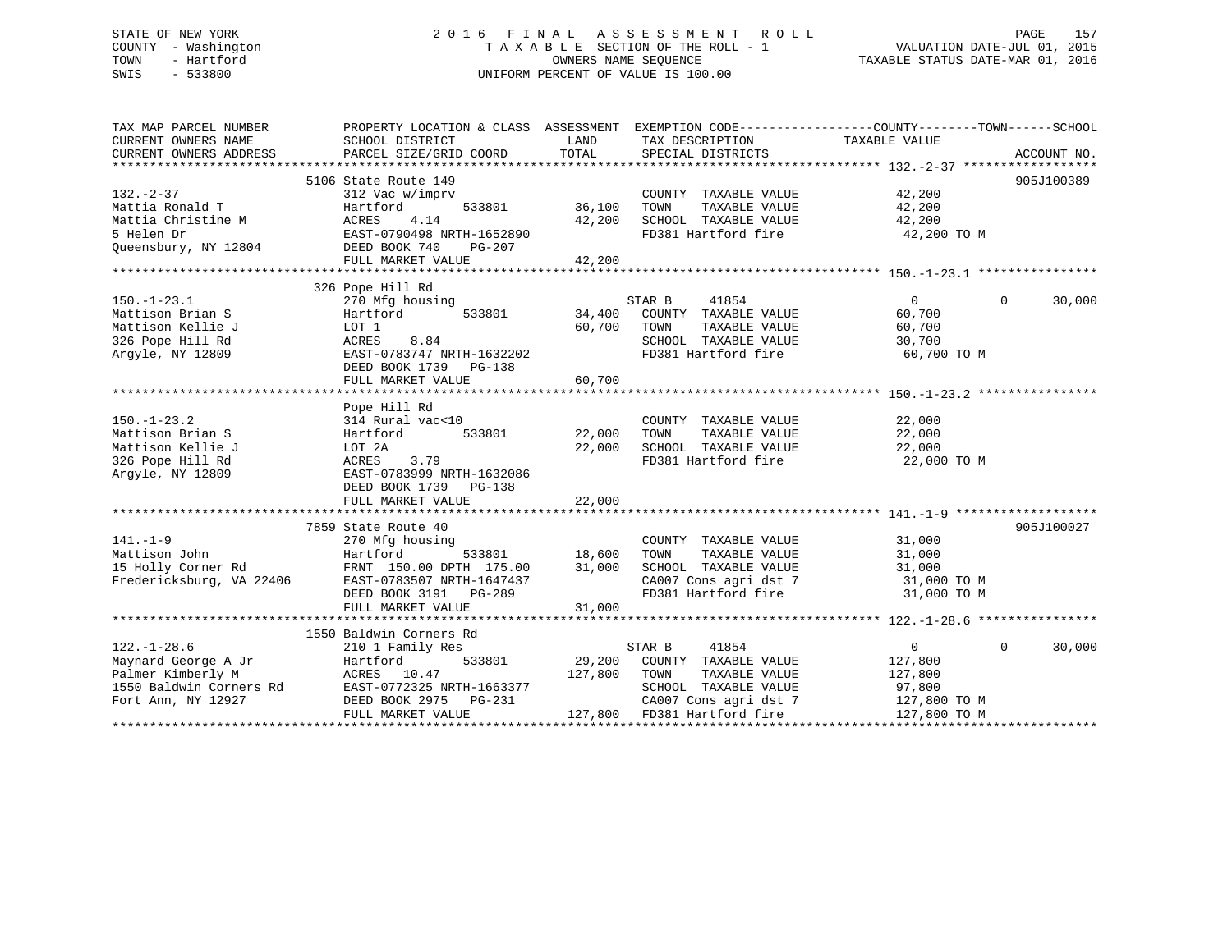STATE OF NEW YORK | COUNTY - Washington | TOWN - Hartford | SWIS - 533800

# 2016 FINAL ASSESSMENT ROLL

TAXABLE SECTION OF THE ROLL - 1
OWNERS NAME SEQUENCE
UNIFORM PERCENT OF VALUE IS 100.00

VALUATION DATE-JUL 01, 2015
TAXABLE STATUS DATE-MAR 01, 2016

```
TAX MAP PARCEL NUMBER          PROPERTY LOCATION & CLASS  ASSESSMENT  EXEMPTION CODE------------------COUNTY--------TOWN------SCHOOL
CURRENT OWNERS NAME            SCHOOL DISTRICT               LAND      TAX DESCRIPTION            TAXABLE VALUE
CURRENT OWNERS ADDRESS         PARCEL SIZE/GRID COORD        TOTAL     SPECIAL DISTRICTS                                   ACCOUNT NO.
*********************************************************************************************** 132.-2-37 ******************
                          5106 State Route 149                                                                   905J100389
132.-2-37                      312 Vac w/imprv                          COUNTY  TAXABLE VALUE          42,200
Mattia Ronald T                Hartford       533801        36,100      TOWN    TAXABLE VALUE          42,200
Mattia Christine M             ACRES    4.14                42,200      SCHOOL  TAXABLE VALUE          42,200
5 Helen Dr                     EAST-0790498 NRTH-1652890                FD381 Hartford fire             42,200 TO M
Queensbury, NY 12804           DEED BOOK 740    PG-207
                               FULL MARKET VALUE            42,200
*********************************************************************************************** 150.-1-23.1 ****************
                          326 Pope Hill Rd
150.-1-23.1                    270 Mfg housing                          STAR B     41854                0          0     30,000
Mattison Brian S               Hartford       533801        34,400      COUNTY  TAXABLE VALUE          60,700
Mattison Kellie J              LOT 1                        60,700      TOWN    TAXABLE VALUE          60,700
326 Pope Hill Rd               ACRES    8.84                            SCHOOL  TAXABLE VALUE          30,700
Argyle, NY 12809               EAST-0783747 NRTH-1632202                FD381 Hartford fire             60,700 TO M
                               DEED BOOK 1739   PG-138
                               FULL MARKET VALUE            60,700
*********************************************************************************************** 150.-1-23.2 ****************
                               Pope Hill Rd
150.-1-23.2                    314 Rural vac<10                         COUNTY  TAXABLE VALUE          22,000
Mattison Brian S               Hartford       533801        22,000      TOWN    TAXABLE VALUE          22,000
Mattison Kellie J              LOT 2A                       22,000      SCHOOL  TAXABLE VALUE          22,000
326 Pope Hill Rd               ACRES    3.79                            FD381 Hartford fire             22,000 TO M
Argyle, NY 12809               EAST-0783999 NRTH-1632086
                               DEED BOOK 1739   PG-138
                               FULL MARKET VALUE            22,000
*********************************************************************************************** 141.-1-9 *******************
                          7859 State Route 40                                                                    905J100027
141.-1-9                       270 Mfg housing                          COUNTY  TAXABLE VALUE          31,000
Mattison John                  Hartford       533801        18,600      TOWN    TAXABLE VALUE          31,000
15 Holly Corner Rd             FRNT 150.00 DPTH 175.00      31,000      SCHOOL  TAXABLE VALUE          31,000
Fredericksburg, VA 22406       EAST-0783507 NRTH-1647437                CA007 Cons agri dst 7           31,000 TO M
                               DEED BOOK 3191   PG-289                  FD381 Hartford fire             31,000 TO M
                               FULL MARKET VALUE            31,000
*********************************************************************************************** 122.-1-28.6 ****************
                          1550 Baldwin Corners Rd
122.-1-28.6                    210 1 Family Res                         STAR B     41854                0          0     30,000
Maynard George A Jr            Hartford       533801        29,200      COUNTY  TAXABLE VALUE         127,800
Palmer Kimberly M              ACRES   10.47               127,800      TOWN    TAXABLE VALUE         127,800
1550 Baldwin Corners Rd        EAST-0772325 NRTH-1663377                SCHOOL  TAXABLE VALUE          97,800
Fort Ann, NY 12927             DEED BOOK 2975   PG-231                  CA007 Cons agri dst 7          127,800 TO M
                               FULL MARKET VALUE           127,800      FD381 Hartford fire            127,800 TO M
****************************************************************************************************************************
```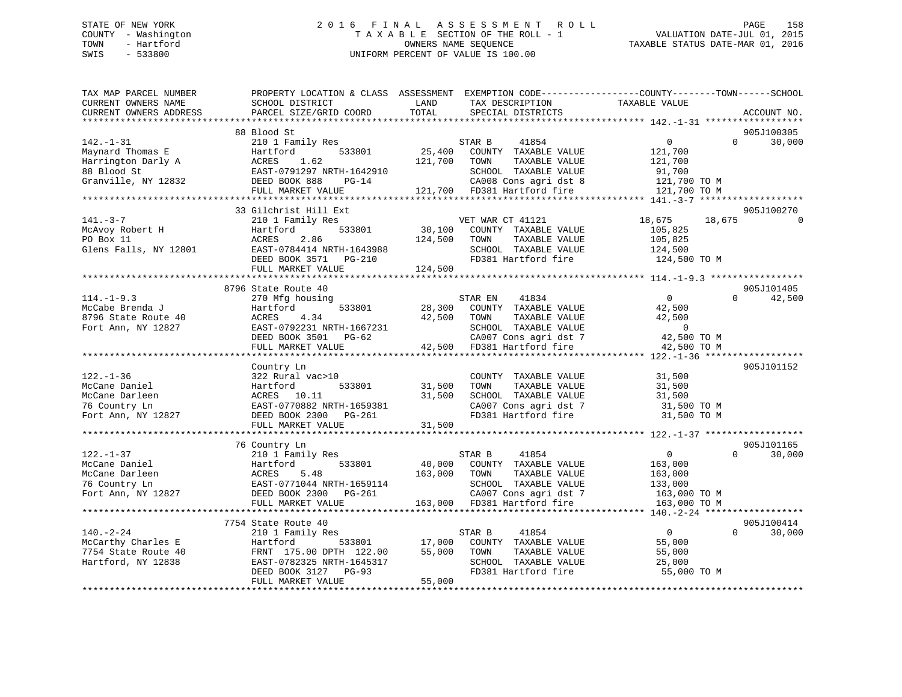STATE OF NEW YORK
COUNTY - Washington
TOWN - Hartford
SWIS - 533800

# 2016 FINAL ASSESSMENT ROLL

TAXABLE SECTION OF THE ROLL - 1
OWNERS NAME SEQUENCE
UNIFORM PERCENT OF VALUE IS 100.00

VALUATION DATE-JUL 01, 2015
TAXABLE STATUS DATE-MAR 01, 2016

```
TAX MAP PARCEL NUMBER      PROPERTY LOCATION & CLASS  ASSESSMENT  EXEMPTION CODE------------------COUNTY--------TOWN------SCHOOL
CURRENT OWNERS NAME        SCHOOL DISTRICT              LAND       TAX DESCRIPTION              TAXABLE VALUE
CURRENT OWNERS ADDRESS     PARCEL SIZE/GRID COORD       TOTAL      SPECIAL DISTRICTS                                          ACCOUNT NO.
******************************************************************************************************* 142.-1-31 ******************
                           88 Blood St                                                                                   905J100305
142.-1-31                  210 1 Family Res                       STAR B     41854                0            0        30,000
Maynard Thomas E           Hartford        533801       25,400    COUNTY  TAXABLE VALUE           121,700
Harrington Darly A         ACRES    1.62               121,700    TOWN    TAXABLE VALUE           121,700
88 Blood St                EAST-0791297 NRTH-1642910              SCHOOL  TAXABLE VALUE            91,700
Granville, NY 12832        DEED BOOK 888    PG-14                 CA008 Cons agri dst 8           121,700 TO M
                           FULL MARKET VALUE           121,700    FD381 Hartford fire             121,700 TO M
******************************************************************************************************* 141.-3-7 *******************
                           33 Gilchrist Hill Ext                                                                         905J100270
141.-3-7                   210 1 Family Res                       VET WAR CT 41121             18,675       18,675            0
McAvoy Robert H            Hartford        533801       30,100    COUNTY  TAXABLE VALUE           105,825
PO Box 11                  ACRES    2.86               124,500    TOWN    TAXABLE VALUE           105,825
Glens Falls, NY 12801      EAST-0784414 NRTH-1643988              SCHOOL  TAXABLE VALUE           124,500
                           DEED BOOK 3571   PG-210                FD381 Hartford fire             124,500 TO M
                           FULL MARKET VALUE           124,500
******************************************************************************************************* 114.-1-9.3 *****************
                           8796 State Route 40                                                                           905J101405
114.-1-9.3                 270 Mfg housing                        STAR EN    41834                0            0        42,500
McCabe Brenda J            Hartford        533801       28,300    COUNTY  TAXABLE VALUE            42,500
8796 State Route 40        ACRES    4.34                42,500    TOWN    TAXABLE VALUE            42,500
Fort Ann, NY 12827         EAST-0792231 NRTH-1667231              SCHOOL  TAXABLE VALUE                 0
                           DEED BOOK 3501   PG-62                 CA007 Cons agri dst 7            42,500 TO M
                           FULL MARKET VALUE            42,500    FD381 Hartford fire              42,500 TO M
******************************************************************************************************* 122.-1-36 ******************
                           Country Ln                                                                                    905J101152
122.-1-36                  322 Rural vac>10                       COUNTY  TAXABLE VALUE            31,500
McCane Daniel              Hartford        533801       31,500    TOWN    TAXABLE VALUE            31,500
McCane Darleen             ACRES   10.11                31,500    SCHOOL  TAXABLE VALUE            31,500
76 Country Ln              EAST-0770882 NRTH-1659381              CA007 Cons agri dst 7            31,500 TO M
Fort Ann, NY 12827         DEED BOOK 2300   PG-261                FD381 Hartford fire              31,500 TO M
                           FULL MARKET VALUE            31,500
******************************************************************************************************* 122.-1-37 ******************
                           76 Country Ln                                                                                 905J101165
122.-1-37                  210 1 Family Res                       STAR B     41854                0            0        30,000
McCane Daniel              Hartford        533801       40,000    COUNTY  TAXABLE VALUE           163,000
McCane Darleen             ACRES    5.48               163,000    TOWN    TAXABLE VALUE           163,000
76 Country Ln              EAST-0771044 NRTH-1659114              SCHOOL  TAXABLE VALUE           133,000
Fort Ann, NY 12827         DEED BOOK 2300   PG-261                CA007 Cons agri dst 7           163,000 TO M
                           FULL MARKET VALUE           163,000    FD381 Hartford fire             163,000 TO M
******************************************************************************************************* 140.-2-24 ******************
                           7754 State Route 40                                                                           905J100414
140.-2-24                  210 1 Family Res                       STAR B     41854                0            0        30,000
McCarthy Charles E         Hartford        533801       17,000    COUNTY  TAXABLE VALUE            55,000
7754 State Route 40        FRNT 175.00 DPTH 122.00      55,000    TOWN    TAXABLE VALUE            55,000
Hartford, NY 12838         EAST-0782325 NRTH-1645317              SCHOOL  TAXABLE VALUE            25,000
                           DEED BOOK 3127   PG-93                 FD381 Hartford fire              55,000 TO M
                           FULL MARKET VALUE            55,000
************************************************************************************************************************************
```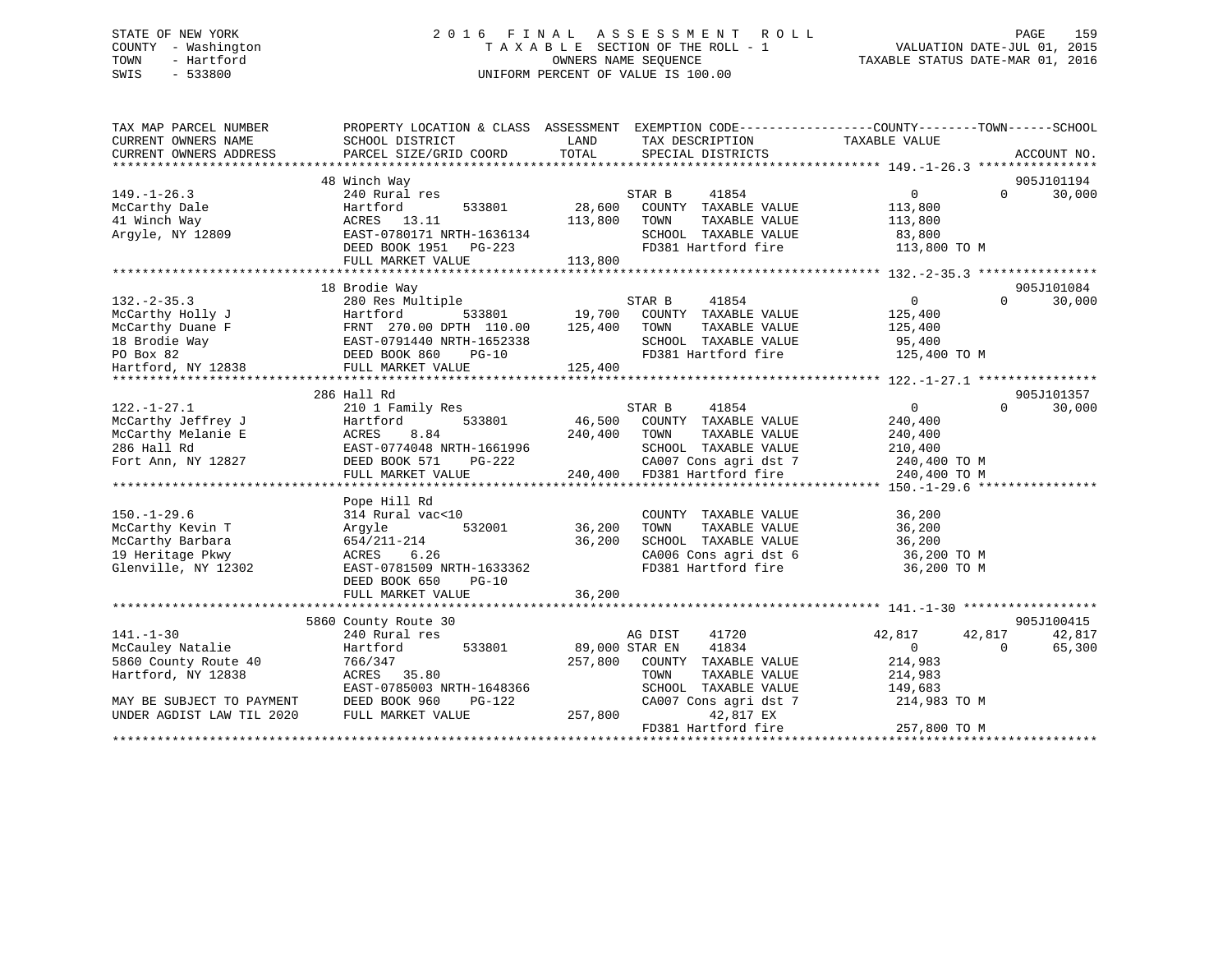STATE OF NEW YORK
COUNTY - Washington
TOWN - Hartford
SWIS - 533800

2016 FINAL ASSESSMENT ROLL
TAXABLE SECTION OF THE ROLL - 1
OWNERS NAME SEQUENCE
UNIFORM PERCENT OF VALUE IS 100.00

VALUATION DATE-JUL 01, 2015
TAXABLE STATUS DATE-MAR 01, 2016

```
TAX MAP PARCEL NUMBER          PROPERTY LOCATION & CLASS  ASSESSMENT  EXEMPTION CODE------------------COUNTY--------TOWN------SCHOOL
CURRENT OWNERS NAME            SCHOOL DISTRICT              LAND      TAX DESCRIPTION              TAXABLE VALUE
CURRENT OWNERS ADDRESS         PARCEL SIZE/GRID COORD       TOTAL     SPECIAL DISTRICTS                                    ACCOUNT NO.
******************************************************************************************************* 149.-1-26.3 ****************
                               48 Winch Way                                                                                905J101194
149.-1-26.3                    240 Rural res                          STAR B      41854                 0            0       30,000
McCarthy Dale                  Hartford          533801    28,600     COUNTY  TAXABLE VALUE          113,800
41 Winch Way                   ACRES   13.11              113,800     TOWN    TAXABLE VALUE          113,800
Argyle, NY 12809               EAST-0780171 NRTH-1636134              SCHOOL  TAXABLE VALUE           83,800
                               DEED BOOK 1951   PG-223                FD381 Hartford fire            113,800 TO M
                               FULL MARKET VALUE          113,800
******************************************************************************************************* 132.-2-35.3 ****************
                               18 Brodie Way                                                                               905J101084
132.-2-35.3                    280 Res Multiple                       STAR B      41854                 0            0       30,000
McCarthy Holly J               Hartford          533801    19,700     COUNTY  TAXABLE VALUE          125,400
McCarthy Duane F               FRNT 270.00 DPTH 110.00    125,400     TOWN    TAXABLE VALUE          125,400
18 Brodie Way                  EAST-0791440 NRTH-1652338              SCHOOL  TAXABLE VALUE           95,400
PO Box 82                      DEED BOOK 860    PG-10                 FD381 Hartford fire            125,400 TO M
Hartford, NY 12838             FULL MARKET VALUE          125,400
******************************************************************************************************* 122.-1-27.1 ****************
                               286 Hall Rd                                                                                 905J101357
122.-1-27.1                    210 1 Family Res                       STAR B      41854                 0            0       30,000
McCarthy Jeffrey J             Hartford          533801    46,500     COUNTY  TAXABLE VALUE          240,400
McCarthy Melanie E             ACRES    8.84              240,400     TOWN    TAXABLE VALUE          240,400
286 Hall Rd                    EAST-0774048 NRTH-1661996              SCHOOL  TAXABLE VALUE          210,400
Fort Ann, NY 12827             DEED BOOK 571    PG-222                CA007 Cons agri dst 7          240,400 TO M
                               FULL MARKET VALUE          240,400     FD381 Hartford fire            240,400 TO M
******************************************************************************************************* 150.-1-29.6 ****************
                               Pope Hill Rd
150.-1-29.6                    314 Rural vac<10                       COUNTY  TAXABLE VALUE           36,200
McCarthy Kevin T               Argyle            532001    36,200     TOWN    TAXABLE VALUE           36,200
McCarthy Barbara               654/211-214                 36,200     SCHOOL  TAXABLE VALUE           36,200
19 Heritage Pkwy               ACRES    6.26                          CA006 Cons agri dst 6           36,200 TO M
Glenville, NY 12302            EAST-0781509 NRTH-1633362              FD381 Hartford fire             36,200 TO M
                               DEED BOOK 650    PG-10
                               FULL MARKET VALUE           36,200
******************************************************************************************************* 141.-1-30 ******************
                               5860 County Route 30                                                                        905J100415
141.-1-30                      240 Rural res                          AG DIST     41720            42,817       42,817       42,817
McCauley Natalie               Hartford          533801    89,000 STAR EN     41834                 0            0       65,300
5860 County Route 40           766/347                    257,800     COUNTY  TAXABLE VALUE          214,983
Hartford, NY 12838             ACRES   35.80                          TOWN    TAXABLE VALUE          214,983
                               EAST-0785003 NRTH-1648366              SCHOOL  TAXABLE VALUE          149,683
MAY BE SUBJECT TO PAYMENT      DEED BOOK 960    PG-122                CA007 Cons agri dst 7          214,983 TO M
UNDER AGDIST LAW TIL 2020      FULL MARKET VALUE          257,800          42,817 EX
                                                                      FD381 Hartford fire            257,800 TO M
************************************************************************************************************************************
```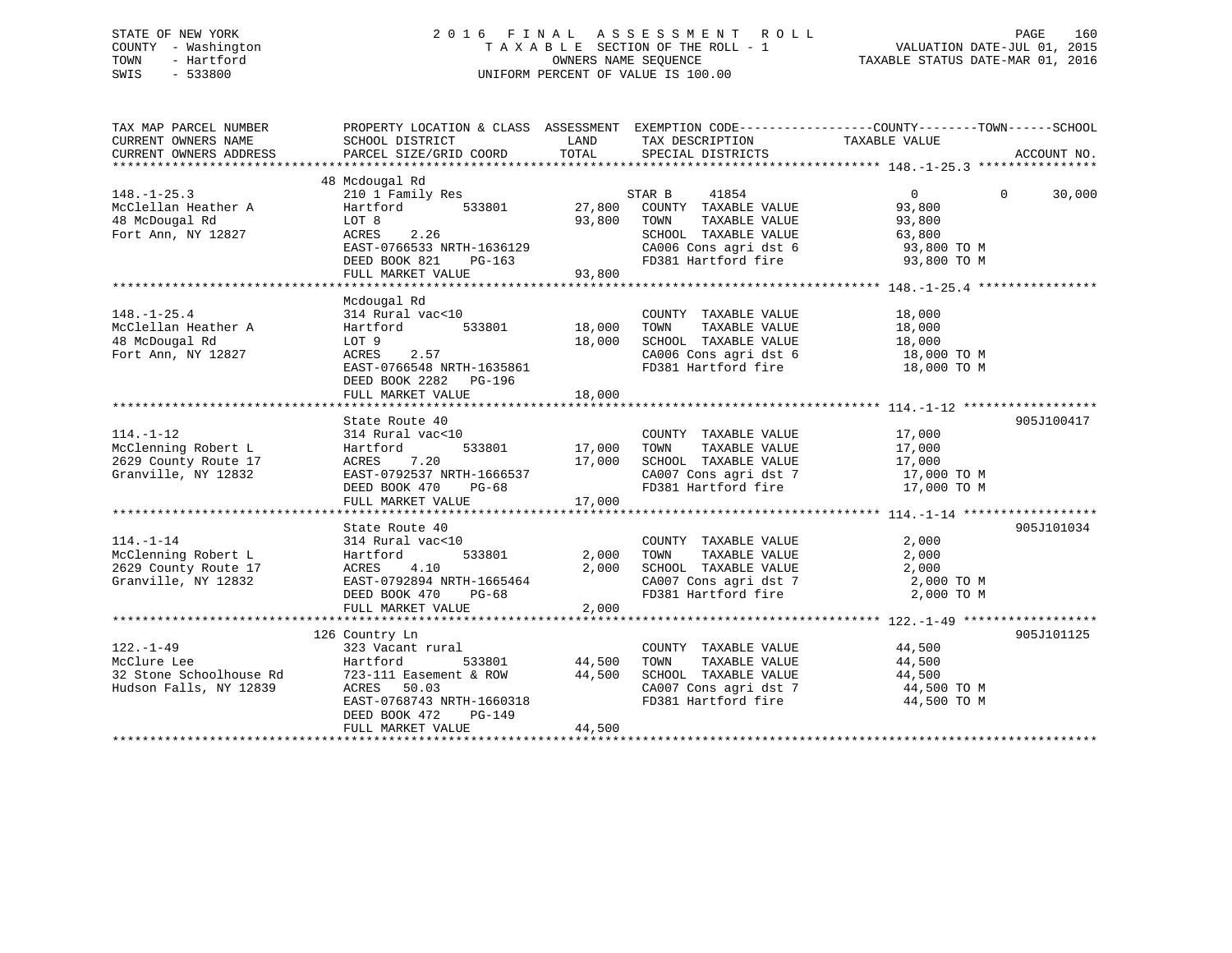STATE OF NEW YORK
COUNTY - Washington
TOWN - Hartford
SWIS - 533800

2016 FINAL ASSESSMENT ROLL
TAXABLE SECTION OF THE ROLL - 1
OWNERS NAME SEQUENCE
UNIFORM PERCENT OF VALUE IS 100.00

VALUATION DATE-JUL 01, 2015
TAXABLE STATUS DATE-MAR 01, 2016

| TAX MAP PARCEL NUMBER / CURRENT OWNERS NAME / CURRENT OWNERS ADDRESS | PROPERTY LOCATION & CLASS / SCHOOL DISTRICT / PARCEL SIZE/GRID COORD | ASSESSMENT LAND | TOTAL | EXEMPTION CODE / TAX DESCRIPTION / SPECIAL DISTRICTS | COUNTY | TOWN | SCHOOL | ACCOUNT NO. |
|---|---|---|---|---|---|---|---|---|
| **148.-1-25.3** | 48 Mcdougal Rd | | | | | | | |
| 148.-1-25.3 | 210 1 Family Res | | | STAR B 41854 | 0 | 0 | 30,000 | |
| McClellan Heather A | Hartford 533801 | 27,800 | | COUNTY TAXABLE VALUE | 93,800 | | | |
| 48 McDougal Rd | LOT 8 | | 93,800 | TOWN TAXABLE VALUE | | 93,800 | | |
| Fort Ann, NY 12827 | ACRES 2.26 | | | SCHOOL TAXABLE VALUE | | | 63,800 | |
| | EAST-0766533 NRTH-1636129 | | | CA006 Cons agri dst 6 | 93,800 TO M | | | |
| | DEED BOOK 821 PG-163 | | | FD381 Hartford fire | 93,800 TO M | | | |
| | FULL MARKET VALUE | | 93,800 | | | | | |
| **148.-1-25.4** | Mcdougal Rd | | | | | | | |
| 148.-1-25.4 | 314 Rural vac<10 | | | COUNTY TAXABLE VALUE | 18,000 | | | |
| McClellan Heather A | Hartford 533801 | 18,000 | | TOWN TAXABLE VALUE | | 18,000 | | |
| 48 McDougal Rd | LOT 9 | | 18,000 | SCHOOL TAXABLE VALUE | | | 18,000 | |
| Fort Ann, NY 12827 | ACRES 2.57 | | | CA006 Cons agri dst 6 | 18,000 TO M | | | |
| | EAST-0766548 NRTH-1635861 | | | FD381 Hartford fire | 18,000 TO M | | | |
| | DEED BOOK 2282 PG-196 | | | | | | | |
| | FULL MARKET VALUE | | 18,000 | | | | | |
| **114.-1-12** | State Route 40 | | | | | | | 905J100417 |
| 114.-1-12 | 314 Rural vac<10 | | | COUNTY TAXABLE VALUE | 17,000 | | | |
| McClenning Robert L | Hartford 533801 | 17,000 | | TOWN TAXABLE VALUE | | 17,000 | | |
| 2629 County Route 17 | ACRES 7.20 | | 17,000 | SCHOOL TAXABLE VALUE | | | 17,000 | |
| Granville, NY 12832 | EAST-0792537 NRTH-1666537 | | | CA007 Cons agri dst 7 | 17,000 TO M | | | |
| | DEED BOOK 470 PG-68 | | | FD381 Hartford fire | 17,000 TO M | | | |
| | FULL MARKET VALUE | | 17,000 | | | | | |
| **114.-1-14** | State Route 40 | | | | | | | 905J101034 |
| 114.-1-14 | 314 Rural vac<10 | | | COUNTY TAXABLE VALUE | 2,000 | | | |
| McClenning Robert L | Hartford 533801 | 2,000 | | TOWN TAXABLE VALUE | | 2,000 | | |
| 2629 County Route 17 | ACRES 4.10 | | 2,000 | SCHOOL TAXABLE VALUE | | | 2,000 | |
| Granville, NY 12832 | EAST-0792894 NRTH-1665464 | | | CA007 Cons agri dst 7 | 2,000 TO M | | | |
| | DEED BOOK 470 PG-68 | | | FD381 Hartford fire | 2,000 TO M | | | |
| | FULL MARKET VALUE | | 2,000 | | | | | |
| **122.-1-49** | 126 Country Ln | | | | | | | 905J101125 |
| 122.-1-49 | 323 Vacant rural | | | COUNTY TAXABLE VALUE | 44,500 | | | |
| McClure Lee | Hartford 533801 | 44,500 | | TOWN TAXABLE VALUE | | 44,500 | | |
| 32 Stone Schoolhouse Rd | 723-111 Easement & ROW | | 44,500 | SCHOOL TAXABLE VALUE | | | 44,500 | |
| Hudson Falls, NY 12839 | ACRES 50.03 | | | CA007 Cons agri dst 7 | 44,500 TO M | | | |
| | EAST-0768743 NRTH-1660318 | | | FD381 Hartford fire | 44,500 TO M | | | |
| | DEED BOOK 472 PG-149 | | | | | | | |
| | FULL MARKET VALUE | | 44,500 | | | | | |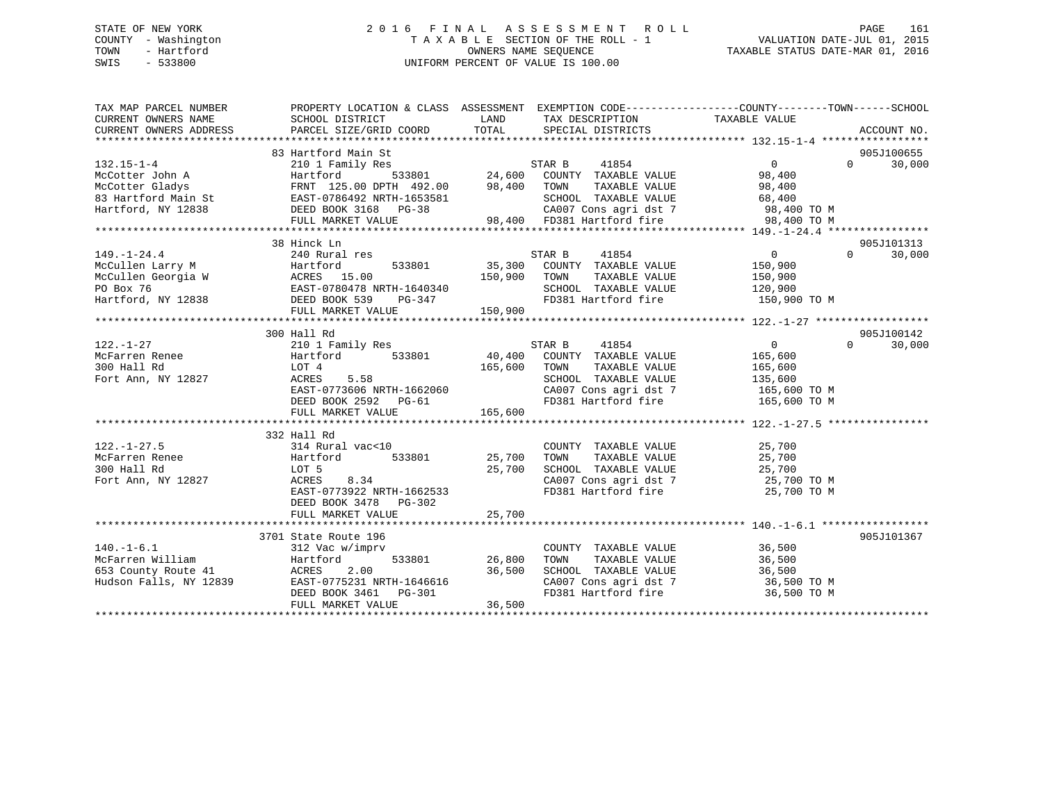STATE OF NEW YORK
COUNTY - Washington
TOWN - Hartford
SWIS - 533800

# 2016 FINAL ASSESSMENT ROLL
TAXABLE SECTION OF THE ROLL - 1
OWNERS NAME SEQUENCE
UNIFORM PERCENT OF VALUE IS 100.00

VALUATION DATE-JUL 01, 2015
TAXABLE STATUS DATE-MAR 01, 2016

| TAX MAP PARCEL NUMBER / CURRENT OWNERS NAME / CURRENT OWNERS ADDRESS | PROPERTY LOCATION & CLASS / SCHOOL DISTRICT / PARCEL SIZE/GRID COORD | ASSESSMENT LAND / TOTAL | EXEMPTION CODE / TAX DESCRIPTION / SPECIAL DISTRICTS | COUNTY TAXABLE VALUE | TOWN | SCHOOL | ACCOUNT NO. |
|---|---|---|---|---|---|---|---|
| **132.15-1-4** | 83 Hartford Main St | | | | | | 905J100655 |
| McCotter John A | 210 1 Family Res | | STAR B 41854 | 0 | 0 | 30,000 | |
| McCotter Gladys | Hartford 533801 | 24,600 | COUNTY TAXABLE VALUE | 98,400 | | | |
| 83 Hartford Main St | FRNT 125.00 DPTH 492.00 | 98,400 | TOWN TAXABLE VALUE | 98,400 | | | |
| Hartford, NY 12838 | EAST-0786492 NRTH-1653581 | | SCHOOL TAXABLE VALUE | 68,400 | | | |
| | DEED BOOK 3168 PG-38 | | CA007 Cons agri dst 7 | 98,400 TO M | | | |
| | FULL MARKET VALUE | 98,400 | FD381 Hartford fire | 98,400 TO M | | | |
| **149.-1-24.4** | 38 Hinck Ln | | | | | | 905J101313 |
| McCullen Larry M | 240 Rural res | | STAR B 41854 | 0 | 0 | 30,000 | |
| McCullen Georgia W | Hartford 533801 | 35,300 | COUNTY TAXABLE VALUE | 150,900 | | | |
| PO Box 76 | ACRES 15.00 | 150,900 | TOWN TAXABLE VALUE | 150,900 | | | |
| Hartford, NY 12838 | EAST-0780478 NRTH-1640340 | | SCHOOL TAXABLE VALUE | 120,900 | | | |
| | DEED BOOK 539 PG-347 | | FD381 Hartford fire | 150,900 TO M | | | |
| | FULL MARKET VALUE | 150,900 | | | | | |
| **122.-1-27** | 300 Hall Rd | | | | | | 905J100142 |
| McFarren Renee | 210 1 Family Res | | STAR B 41854 | 0 | 0 | 30,000 | |
| 300 Hall Rd | Hartford 533801 | 40,400 | COUNTY TAXABLE VALUE | 165,600 | | | |
| Fort Ann, NY 12827 | LOT 4 | 165,600 | TOWN TAXABLE VALUE | 165,600 | | | |
| | ACRES 5.58 | | SCHOOL TAXABLE VALUE | 135,600 | | | |
| | EAST-0773606 NRTH-1662060 | | CA007 Cons agri dst 7 | 165,600 TO M | | | |
| | DEED BOOK 2592 PG-61 | | FD381 Hartford fire | 165,600 TO M | | | |
| | FULL MARKET VALUE | 165,600 | | | | | |
| **122.-1-27.5** | 332 Hall Rd | | | | | | |
| McFarren Renee | 314 Rural vac<10 | | COUNTY TAXABLE VALUE | 25,700 | | | |
| 300 Hall Rd | Hartford 533801 | 25,700 | TOWN TAXABLE VALUE | 25,700 | | | |
| Fort Ann, NY 12827 | LOT 5 | 25,700 | SCHOOL TAXABLE VALUE | 25,700 | | | |
| | ACRES 8.34 | | CA007 Cons agri dst 7 | 25,700 TO M | | | |
| | EAST-0773922 NRTH-1662533 | | FD381 Hartford fire | 25,700 TO M | | | |
| | DEED BOOK 3478 PG-302 | | | | | | |
| | FULL MARKET VALUE | 25,700 | | | | | |
| **140.-1-6.1** | 3701 State Route 196 | | | | | | 905J101367 |
| McFarren William | 312 Vac w/imprv | | COUNTY TAXABLE VALUE | 36,500 | | | |
| 653 County Route 41 | Hartford 533801 | 26,800 | TOWN TAXABLE VALUE | 36,500 | | | |
| Hudson Falls, NY 12839 | ACRES 2.00 | 36,500 | SCHOOL TAXABLE VALUE | 36,500 | | | |
| | EAST-0775231 NRTH-1646616 | | CA007 Cons agri dst 7 | 36,500 TO M | | | |
| | DEED BOOK 3461 PG-301 | | FD381 Hartford fire | 36,500 TO M | | | |
| | FULL MARKET VALUE | 36,500 | | | | | |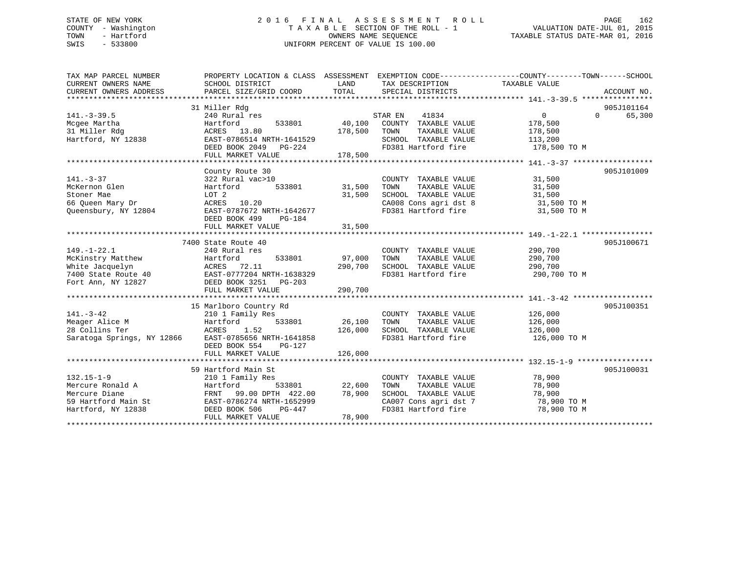STATE OF NEW YORK
COUNTY - Washington
TOWN - Hartford
SWIS - 533800

# 2016 FINAL ASSESSMENT ROLL

TAXABLE SECTION OF THE ROLL - 1
OWNERS NAME SEQUENCE
UNIFORM PERCENT OF VALUE IS 100.00

VALUATION DATE-JUL 01, 2015
TAXABLE STATUS DATE-MAR 01, 2016

| TAX MAP PARCEL NUMBER / CURRENT OWNERS NAME / CURRENT OWNERS ADDRESS | PROPERTY LOCATION & CLASS / SCHOOL DISTRICT / PARCEL SIZE/GRID COORD | ASSESSMENT LAND / TOTAL | EXEMPTION CODE / TAX DESCRIPTION / SPECIAL DISTRICTS | COUNTY / TOWN / SCHOOL TAXABLE VALUE | ACCOUNT NO. |
|---|---|---|---|---|---|
| **141.-3-39.5** | 31 Miller Rdg | | | | 905J101164 |
| 141.-3-39.5 | 240 Rural res | | STAR EN 41834 | 0 0 65,300 | |
| Mcgee Martha | Hartford 533801 | 40,100 | COUNTY TAXABLE VALUE | 178,500 | |
| 31 Miller Rdg | ACRES 13.80 | 178,500 | TOWN TAXABLE VALUE | 178,500 | |
| Hartford, NY 12838 | EAST-0786514 NRTH-1641529 | | SCHOOL TAXABLE VALUE | 113,200 | |
| | DEED BOOK 2049 PG-224 | | FD381 Hartford fire | 178,500 TO M | |
| | FULL MARKET VALUE | 178,500 | | | |
| **141.-3-37** | County Route 30 | | | | 905J101009 |
| 141.-3-37 | 322 Rural vac>10 | | COUNTY TAXABLE VALUE | 31,500 | |
| McKernon Glen | Hartford 533801 | 31,500 | TOWN TAXABLE VALUE | 31,500 | |
| Stoner Mae | LOT 2 | 31,500 | SCHOOL TAXABLE VALUE | 31,500 | |
| 66 Queen Mary Dr | ACRES 10.20 | | CA008 Cons agri dst 8 | 31,500 TO M | |
| Queensbury, NY 12804 | EAST-0787672 NRTH-1642677 | | FD381 Hartford fire | 31,500 TO M | |
| | DEED BOOK 499 PG-184 | | | | |
| | FULL MARKET VALUE | 31,500 | | | |
| **149.-1-22.1** | 7400 State Route 40 | | | | 905J100671 |
| 149.-1-22.1 | 240 Rural res | | COUNTY TAXABLE VALUE | 290,700 | |
| McKinstry Matthew | Hartford 533801 | 97,000 | TOWN TAXABLE VALUE | 290,700 | |
| White Jacquelyn | ACRES 72.11 | 290,700 | SCHOOL TAXABLE VALUE | 290,700 | |
| 7400 State Route 40 | EAST-0777204 NRTH-1638329 | | FD381 Hartford fire | 290,700 TO M | |
| Fort Ann, NY 12827 | DEED BOOK 3251 PG-203 | | | | |
| | FULL MARKET VALUE | 290,700 | | | |
| **141.-3-42** | 15 Marlboro Country Rd | | | | 905J100351 |
| 141.-3-42 | 210 1 Family Res | | COUNTY TAXABLE VALUE | 126,000 | |
| Meager Alice M | Hartford 533801 | 26,100 | TOWN TAXABLE VALUE | 126,000 | |
| 28 Collins Ter | ACRES 1.52 | 126,000 | SCHOOL TAXABLE VALUE | 126,000 | |
| Saratoga Springs, NY 12866 | EAST-0785656 NRTH-1641858 | | FD381 Hartford fire | 126,000 TO M | |
| | DEED BOOK 554 PG-127 | | | | |
| | FULL MARKET VALUE | 126,000 | | | |
| **132.15-1-9** | 59 Hartford Main St | | | | 905J100031 |
| 132.15-1-9 | 210 1 Family Res | | COUNTY TAXABLE VALUE | 78,900 | |
| Mercure Ronald A | Hartford 533801 | 22,600 | TOWN TAXABLE VALUE | 78,900 | |
| Mercure Diane | FRNT 99.00 DPTH 422.00 | 78,900 | SCHOOL TAXABLE VALUE | 78,900 | |
| 59 Hartford Main St | EAST-0786274 NRTH-1652999 | | CA007 Cons agri dst 7 | 78,900 TO M | |
| Hartford, NY 12838 | DEED BOOK 506 PG-447 | | FD381 Hartford fire | 78,900 TO M | |
| | FULL MARKET VALUE | 78,900 | | | |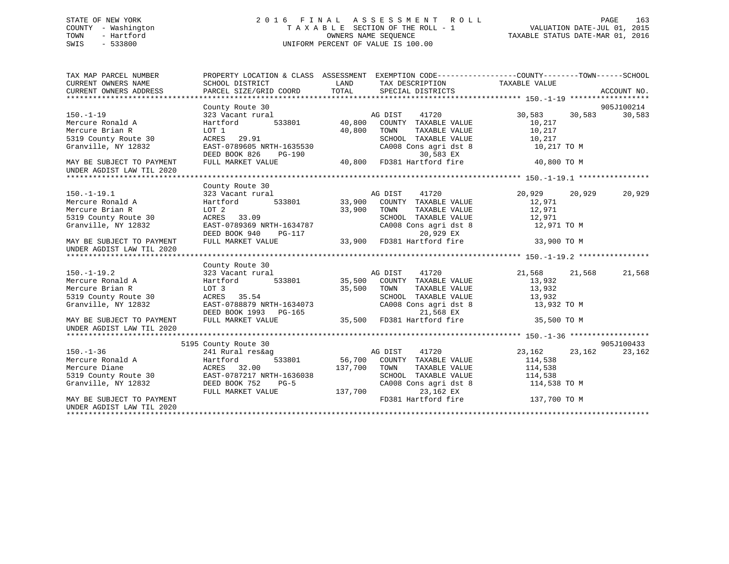STATE OF NEW YORK
COUNTY - Washington
TOWN - Hartford
SWIS - 533800

# 2016 FINAL ASSESSMENT ROLL

TAXABLE SECTION OF THE ROLL - 1
OWNERS NAME SEQUENCE
UNIFORM PERCENT OF VALUE IS 100.00

VALUATION DATE-JUL 01, 2015
TAXABLE STATUS DATE-MAR 01, 2016

```
TAX MAP PARCEL NUMBER          PROPERTY LOCATION & CLASS  ASSESSMENT  EXEMPTION CODE------------------COUNTY--------TOWN------SCHOOL
CURRENT OWNERS NAME            SCHOOL DISTRICT             LAND       TAX DESCRIPTION            TAXABLE VALUE
CURRENT OWNERS ADDRESS         PARCEL SIZE/GRID COORD      TOTAL      SPECIAL DISTRICTS                                   ACCOUNT NO.
******************************************************************************************************* 150.-1-19 ******************
                               County Route 30                                                                            905J100214
150.-1-19                      323 Vacant rural                        AG DIST    41720            30,583     30,583      30,583
Mercure Ronald A               Hartford        533801       40,800     COUNTY  TAXABLE VALUE        10,217
Mercure Brian R                LOT 1                        40,800     TOWN    TAXABLE VALUE        10,217
5319 County Route 30           ACRES   29.91                           SCHOOL  TAXABLE VALUE        10,217
Granville, NY 12832            EAST-0789605 NRTH-1635530               CA008 Cons agri dst 8         10,217 TO M
                               DEED BOOK 826    PG-190                        30,583 EX
MAY BE SUBJECT TO PAYMENT      FULL MARKET VALUE            40,800     FD381 Hartford fire           40,800 TO M
UNDER AGDIST LAW TIL 2020
******************************************************************************************************* 150.-1-19.1 ****************
                               County Route 30
150.-1-19.1                    323 Vacant rural                        AG DIST    41720            20,929     20,929      20,929
Mercure Ronald A               Hartford        533801       33,900     COUNTY  TAXABLE VALUE        12,971
Mercure Brian R                LOT 2                        33,900     TOWN    TAXABLE VALUE        12,971
5319 County Route 30           ACRES   33.09                           SCHOOL  TAXABLE VALUE        12,971
Granville, NY 12832            EAST-0789369 NRTH-1634787               CA008 Cons agri dst 8         12,971 TO M
                               DEED BOOK 940    PG-117                        20,929 EX
MAY BE SUBJECT TO PAYMENT      FULL MARKET VALUE            33,900     FD381 Hartford fire           33,900 TO M
UNDER AGDIST LAW TIL 2020
******************************************************************************************************* 150.-1-19.2 ****************
                               County Route 30
150.-1-19.2                    323 Vacant rural                        AG DIST    41720            21,568     21,568      21,568
Mercure Ronald A               Hartford        533801       35,500     COUNTY  TAXABLE VALUE        13,932
Mercure Brian R                LOT 3                        35,500     TOWN    TAXABLE VALUE        13,932
5319 County Route 30           ACRES   35.54                           SCHOOL  TAXABLE VALUE        13,932
Granville, NY 12832            EAST-0788879 NRTH-1634073               CA008 Cons agri dst 8         13,932 TO M
                               DEED BOOK 1993   PG-165                        21,568 EX
MAY BE SUBJECT TO PAYMENT      FULL MARKET VALUE            35,500     FD381 Hartford fire           35,500 TO M
UNDER AGDIST LAW TIL 2020
******************************************************************************************************* 150.-1-36 ******************
                               5195 County Route 30                                                                       905J100433
150.-1-36                      241 Rural res&ag                        AG DIST    41720            23,162     23,162      23,162
Mercure Ronald A               Hartford        533801       56,700     COUNTY  TAXABLE VALUE       114,538
Mercure Diane                  ACRES   32.00               137,700     TOWN    TAXABLE VALUE       114,538
5319 County Route 30           EAST-0787217 NRTH-1636038               SCHOOL  TAXABLE VALUE       114,538
Granville, NY 12832            DEED BOOK 752    PG-5                   CA008 Cons agri dst 8        114,538 TO M
                               FULL MARKET VALUE           137,700            23,162 EX
MAY BE SUBJECT TO PAYMENT                                              FD381 Hartford fire          137,700 TO M
UNDER AGDIST LAW TIL 2020
************************************************************************************************************************************
```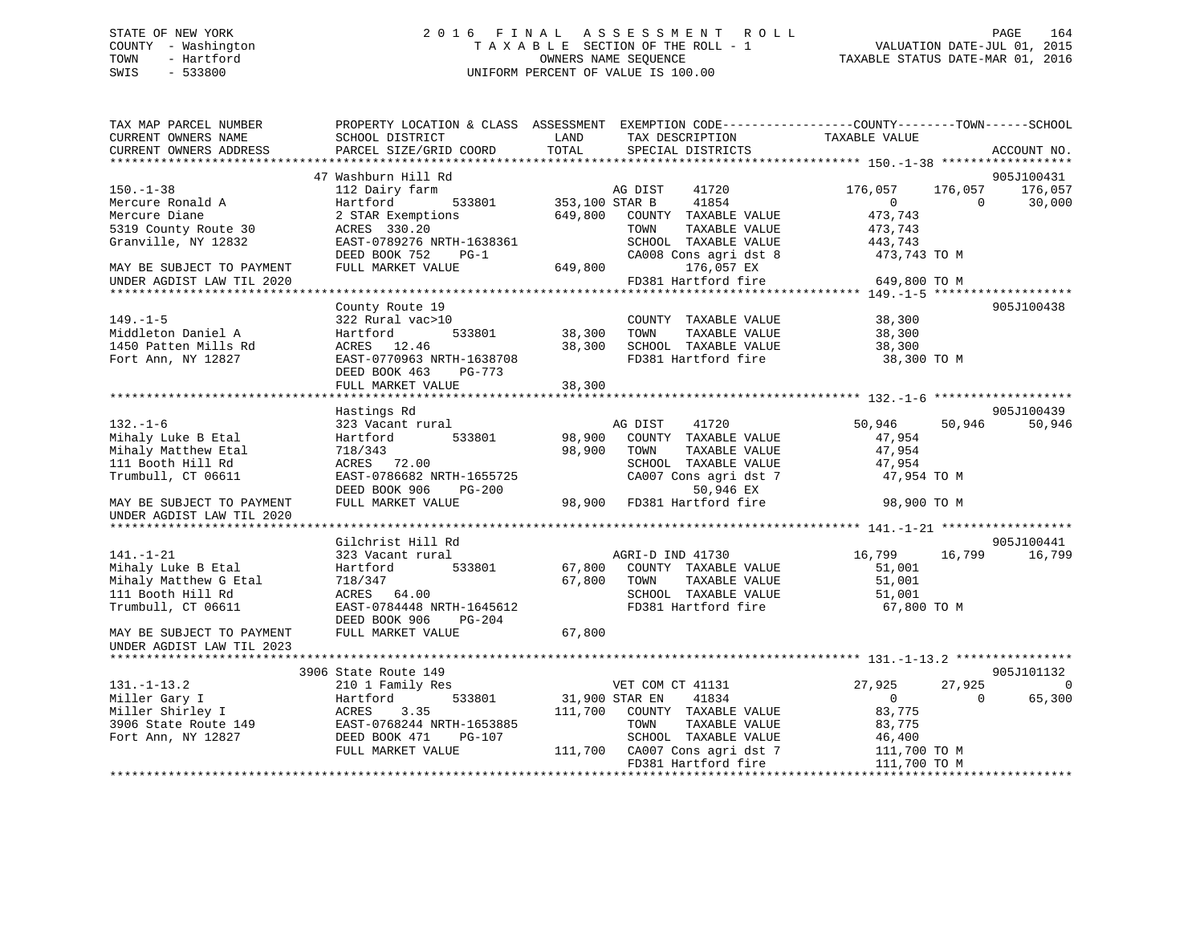STATE OF NEW YORK
COUNTY - Washington
TOWN - Hartford
SWIS - 533800

2016 FINAL ASSESSMENT ROLL
TAXABLE SECTION OF THE ROLL - 1
OWNERS NAME SEQUENCE
UNIFORM PERCENT OF VALUE IS 100.00

VALUATION DATE-JUL 01, 2015
TAXABLE STATUS DATE-MAR 01, 2016

```
TAX MAP PARCEL NUMBER         PROPERTY LOCATION & CLASS  ASSESSMENT  EXEMPTION CODE------------------COUNTY--------TOWN------SCHOOL
CURRENT OWNERS NAME           SCHOOL DISTRICT              LAND      TAX DESCRIPTION            TAXABLE VALUE
CURRENT OWNERS ADDRESS        PARCEL SIZE/GRID COORD       TOTAL     SPECIAL DISTRICTS                                      ACCOUNT NO.
******************************************************************************************************* 150.-1-38 ******************
                              47 Washburn Hill Rd                                                                          905J100431
150.-1-38                     112 Dairy farm                    AG DIST    41720            176,057     176,057     176,057
Mercure Ronald A              Hartford        533801     353,100 STAR B     41854                  0           0      30,000
Mercure Diane                 2 STAR Exemptions          649,800   COUNTY  TAXABLE VALUE      473,743
5319 County Route 30          ACRES  330.20                        TOWN    TAXABLE VALUE      473,743
Granville, NY 12832           EAST-0789276 NRTH-1638361            SCHOOL  TAXABLE VALUE      443,743
                              DEED BOOK 752    PG-1                CA008 Cons agri dst 8        473,743 TO M
MAY BE SUBJECT TO PAYMENT     FULL MARKET VALUE          649,800          176,057 EX
UNDER AGDIST LAW TIL 2020                                          FD381 Hartford fire          649,800 TO M
******************************************************************************************************* 149.-1-5 *******************
                              County Route 19                                                                              905J100438
149.-1-5                      322 Rural vac>10                     COUNTY  TAXABLE VALUE       38,300
Middleton Daniel A            Hartford        533801      38,300   TOWN    TAXABLE VALUE       38,300
1450 Patten Mills Rd          ACRES   12.46               38,300   SCHOOL  TAXABLE VALUE       38,300
Fort Ann, NY 12827            EAST-0770963 NRTH-1638708            FD381 Hartford fire           38,300 TO M
                              DEED BOOK 463    PG-773
                              FULL MARKET VALUE           38,300
******************************************************************************************************* 132.-1-6 *******************
                              Hastings Rd                                                                                  905J100439
132.-1-6                      323 Vacant rural                  AG DIST    41720             50,946      50,946      50,946
Mihaly Luke B Etal            Hartford        533801      98,900   COUNTY  TAXABLE VALUE       47,954
Mihaly Matthew Etal           718/343                     98,900   TOWN    TAXABLE VALUE       47,954
111 Booth Hill Rd             ACRES   72.00                        SCHOOL  TAXABLE VALUE       47,954
Trumbull, CT 06611            EAST-0786682 NRTH-1655725            CA007 Cons agri dst 7         47,954 TO M
                              DEED BOOK 906    PG-200                      50,946 EX
MAY BE SUBJECT TO PAYMENT     FULL MARKET VALUE           98,900   FD381 Hartford fire           98,900 TO M
UNDER AGDIST LAW TIL 2020
******************************************************************************************************* 141.-1-21 ******************
                              Gilchrist Hill Rd                                                                            905J100441
141.-1-21                     323 Vacant rural                  AGRI-D IND 41730             16,799      16,799      16,799
Mihaly Luke B Etal            Hartford        533801      67,800   COUNTY  TAXABLE VALUE       51,001
Mihaly Matthew G Etal         718/347                     67,800   TOWN    TAXABLE VALUE       51,001
111 Booth Hill Rd             ACRES   64.00                        SCHOOL  TAXABLE VALUE       51,001
Trumbull, CT 06611            EAST-0784448 NRTH-1645612            FD381 Hartford fire           67,800 TO M
                              DEED BOOK 906    PG-204
MAY BE SUBJECT TO PAYMENT     FULL MARKET VALUE           67,800
UNDER AGDIST LAW TIL 2023
******************************************************************************************************* 131.-1-13.2 ****************
                              3906 State Route 149                                                                         905J101132
131.-1-13.2                   210 1 Family Res                  VET COM CT 41131             27,925      27,925           0
Miller Gary I                 Hartford        533801      31,900 STAR EN    41834                  0           0      65,300
Miller Shirley I              ACRES    3.35              111,700   COUNTY  TAXABLE VALUE       83,775
3906 State Route 149          EAST-0768244 NRTH-1653885            TOWN    TAXABLE VALUE       83,775
Fort Ann, NY 12827            DEED BOOK 471    PG-107              SCHOOL  TAXABLE VALUE       46,400
                              FULL MARKET VALUE          111,700   CA007 Cons agri dst 7        111,700 TO M
                                                                   FD381 Hartford fire          111,700 TO M
************************************************************************************************************************************
```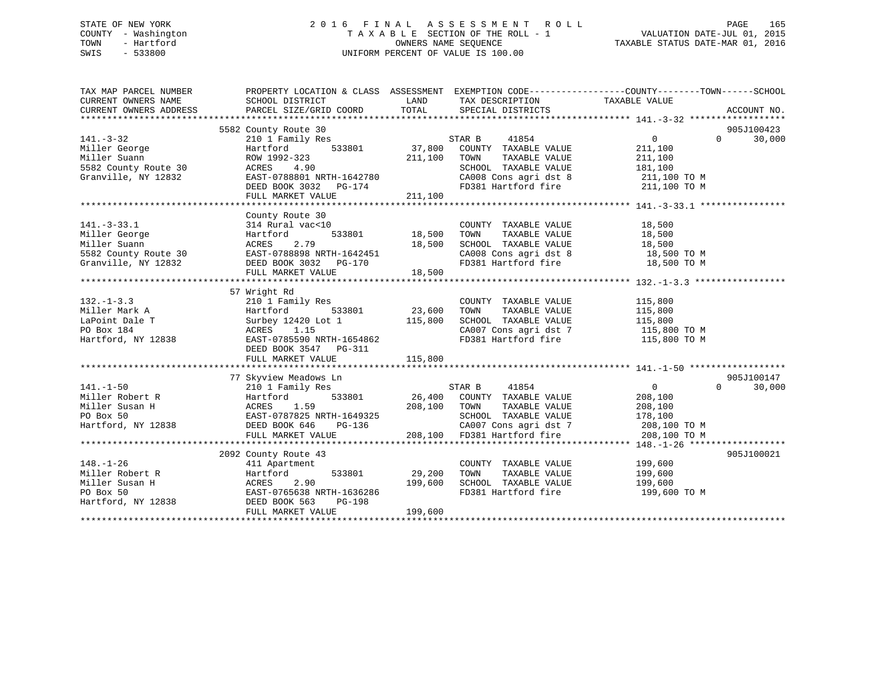STATE OF NEW YORK
COUNTY - Washington
TOWN - Hartford
SWIS - 533800

2016 FINAL ASSESSMENT ROLL
TAXABLE SECTION OF THE ROLL - 1
OWNERS NAME SEQUENCE
UNIFORM PERCENT OF VALUE IS 100.00

VALUATION DATE-JUL 01, 2015
TAXABLE STATUS DATE-MAR 01, 2016

| TAX MAP PARCEL NUMBER / CURRENT OWNERS NAME / CURRENT OWNERS ADDRESS | PROPERTY LOCATION & CLASS / SCHOOL DISTRICT / PARCEL SIZE/GRID COORD | ASSESSMENT LAND / TOTAL | EXEMPTION CODE / TAX DESCRIPTION / SPECIAL DISTRICTS | COUNTY | TOWN | SCHOOL / TAXABLE VALUE | ACCOUNT NO. |
|---|---|---|---|---|---|---|---|
| **141.-3-32** | 5582 County Route 30 | | | | | | 905J100423 |
| 141.-3-32 | 210 1 Family Res | | STAR B 41854 | 0 | 0 | 30,000 | |
| Miller George | Hartford 533801 | 37,800 | COUNTY TAXABLE VALUE | 211,100 | | | |
| Miller Suann | ROW 1992-323 | 211,100 | TOWN TAXABLE VALUE | 211,100 | | | |
| 5582 County Route 30 | ACRES 4.90 | | SCHOOL TAXABLE VALUE | 181,100 | | | |
| Granville, NY 12832 | EAST-0788801 NRTH-1642780 | | CA008 Cons agri dst 8 | 211,100 TO M | | | |
| | DEED BOOK 3032 PG-174 | | FD381 Hartford fire | 211,100 TO M | | | |
| | FULL MARKET VALUE | 211,100 | | | | | |
| **141.-3-33.1** | County Route 30 | | | | | | |
| 141.-3-33.1 | 314 Rural vac<10 | | COUNTY TAXABLE VALUE | 18,500 | | | |
| Miller George | Hartford 533801 | 18,500 | TOWN TAXABLE VALUE | 18,500 | | | |
| Miller Suann | ACRES 2.79 | 18,500 | SCHOOL TAXABLE VALUE | 18,500 | | | |
| 5582 County Route 30 | EAST-0788898 NRTH-1642451 | | CA008 Cons agri dst 8 | 18,500 TO M | | | |
| Granville, NY 12832 | DEED BOOK 3032 PG-170 | | FD381 Hartford fire | 18,500 TO M | | | |
| | FULL MARKET VALUE | 18,500 | | | | | |
| **132.-1-3.3** | 57 Wright Rd | | | | | | |
| 132.-1-3.3 | 210 1 Family Res | | COUNTY TAXABLE VALUE | 115,800 | | | |
| Miller Mark A | Hartford 533801 | 23,600 | TOWN TAXABLE VALUE | 115,800 | | | |
| LaPoint Dale T | Surbey 12420 Lot 1 | 115,800 | SCHOOL TAXABLE VALUE | 115,800 | | | |
| PO Box 184 | ACRES 1.15 | | CA007 Cons agri dst 7 | 115,800 TO M | | | |
| Hartford, NY 12838 | EAST-0785590 NRTH-1654862 | | FD381 Hartford fire | 115,800 TO M | | | |
| | DEED BOOK 3547 PG-311 | | | | | | |
| | FULL MARKET VALUE | 115,800 | | | | | |
| **141.-1-50** | 77 Skyview Meadows Ln | | | | | | 905J100147 |
| 141.-1-50 | 210 1 Family Res | | STAR B 41854 | 0 | 0 | 30,000 | |
| Miller Robert R | Hartford 533801 | 26,400 | COUNTY TAXABLE VALUE | 208,100 | | | |
| Miller Susan H | ACRES 1.59 | 208,100 | TOWN TAXABLE VALUE | 208,100 | | | |
| PO Box 50 | EAST-0787825 NRTH-1649325 | | SCHOOL TAXABLE VALUE | 178,100 | | | |
| Hartford, NY 12838 | DEED BOOK 646 PG-136 | | CA007 Cons agri dst 7 | 208,100 TO M | | | |
| | FULL MARKET VALUE | 208,100 | FD381 Hartford fire | 208,100 TO M | | | |
| **148.-1-26** | 2092 County Route 43 | | | | | | 905J100021 |
| 148.-1-26 | 411 Apartment | | COUNTY TAXABLE VALUE | 199,600 | | | |
| Miller Robert R | Hartford 533801 | 29,200 | TOWN TAXABLE VALUE | 199,600 | | | |
| Miller Susan H | ACRES 2.90 | 199,600 | SCHOOL TAXABLE VALUE | 199,600 | | | |
| PO Box 50 | EAST-0765638 NRTH-1636286 | | FD381 Hartford fire | 199,600 TO M | | | |
| Hartford, NY 12838 | DEED BOOK 563 PG-198 | | | | | | |
| | FULL MARKET VALUE | 199,600 | | | | | |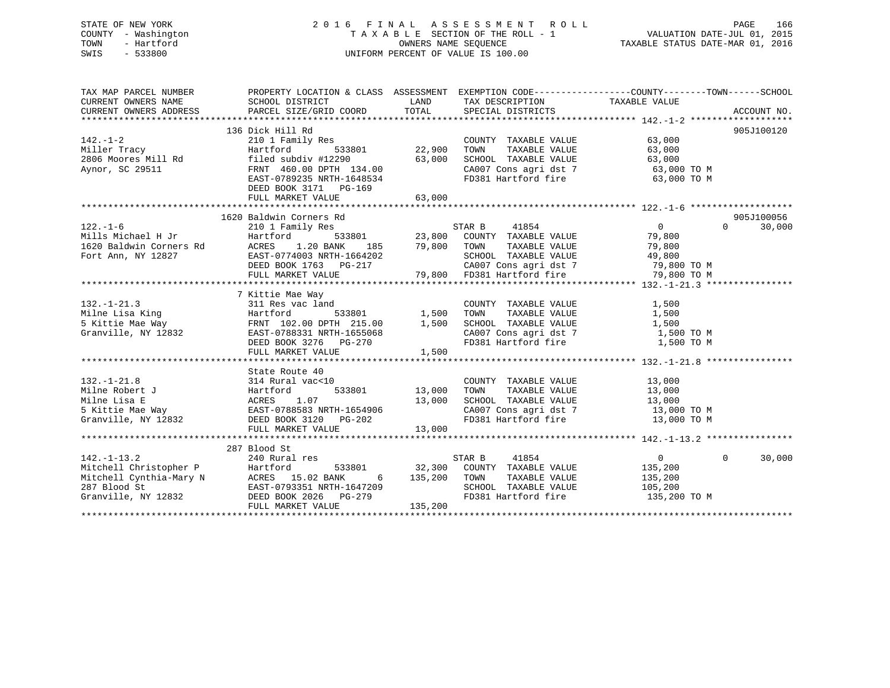STATE OF NEW YORK
COUNTY - Washington
TOWN - Hartford
SWIS - 533800

# 2016 FINAL ASSESSMENT ROLL
TAXABLE SECTION OF THE ROLL - 1
OWNERS NAME SEQUENCE
UNIFORM PERCENT OF VALUE IS 100.00

VALUATION DATE-JUL 01, 2015
TAXABLE STATUS DATE-MAR 01, 2016

| TAX MAP PARCEL NUMBER / CURRENT OWNERS NAME / CURRENT OWNERS ADDRESS | PROPERTY LOCATION & CLASS / SCHOOL DISTRICT / PARCEL SIZE/GRID COORD | ASSESSMENT LAND / TOTAL | EXEMPTION CODE / TAX DESCRIPTION / SPECIAL DISTRICTS | COUNTY | TOWN | SCHOOL (TAXABLE VALUE) | ACCOUNT NO. |
|---|---|---|---|---|---|---|---|
| 142.-1-2 | 136 Dick Hill Rd | | | | | | 905J100120 |
| Miller Tracy | 210 1 Family Res | | COUNTY TAXABLE VALUE | 63,000 | | | |
| 2806 Moores Mill Rd | Hartford 533801 | 22,900 | TOWN TAXABLE VALUE | | 63,000 | | |
| Aynor, SC 29511 | filed subdiv #12290 | 63,000 | SCHOOL TAXABLE VALUE | | | 63,000 | |
| | FRNT 460.00 DPTH 134.00 | | CA007 Cons agri dst 7 | 63,000 TO M | | | |
| | EAST-0789235 NRTH-1648534 | | FD381 Hartford fire | 63,000 TO M | | | |
| | DEED BOOK 3171 PG-169 | | | | | | |
| | FULL MARKET VALUE | 63,000 | | | | | |
| 122.-1-6 | 1620 Baldwin Corners Rd | | | | | | 905J100056 |
| Mills Michael H Jr | 210 1 Family Res | | STAR B 41854 | 0 | 0 | 30,000 | |
| 1620 Baldwin Corners Rd | Hartford 533801 | 23,800 | COUNTY TAXABLE VALUE | 79,800 | | | |
| Fort Ann, NY 12827 | ACRES 1.20 BANK 185 | 79,800 | TOWN TAXABLE VALUE | | 79,800 | | |
| | EAST-0774003 NRTH-1664202 | | SCHOOL TAXABLE VALUE | | | 49,800 | |
| | DEED BOOK 1763 PG-217 | | CA007 Cons agri dst 7 | 79,800 TO M | | | |
| | FULL MARKET VALUE | 79,800 | FD381 Hartford fire | 79,800 TO M | | | |
| 132.-1-21.3 | 7 Kittie Mae Way | | | | | | |
| Milne Lisa King | 311 Res vac land | | COUNTY TAXABLE VALUE | 1,500 | | | |
| 5 Kittie Mae Way | Hartford 533801 | 1,500 | TOWN TAXABLE VALUE | | 1,500 | | |
| Granville, NY 12832 | FRNT 102.00 DPTH 215.00 | 1,500 | SCHOOL TAXABLE VALUE | | | 1,500 | |
| | EAST-0788331 NRTH-1655068 | | CA007 Cons agri dst 7 | 1,500 TO M | | | |
| | DEED BOOK 3276 PG-270 | | FD381 Hartford fire | 1,500 TO M | | | |
| | FULL MARKET VALUE | 1,500 | | | | | |
| 132.-1-21.8 | State Route 40 | | | | | | |
| Milne Robert J | 314 Rural vac<10 | | COUNTY TAXABLE VALUE | 13,000 | | | |
| Milne Lisa E | Hartford 533801 | 13,000 | TOWN TAXABLE VALUE | | 13,000 | | |
| 5 Kittie Mae Way | ACRES 1.07 | 13,000 | SCHOOL TAXABLE VALUE | | | 13,000 | |
| Granville, NY 12832 | EAST-0788583 NRTH-1654906 | | CA007 Cons agri dst 7 | 13,000 TO M | | | |
| | DEED BOOK 3120 PG-202 | | FD381 Hartford fire | 13,000 TO M | | | |
| | FULL MARKET VALUE | 13,000 | | | | | |
| 142.-1-13.2 | 287 Blood St | | | | | | |
| Mitchell Christopher P | 240 Rural res | | STAR B 41854 | 0 | 0 | 30,000 | |
| Mitchell Cynthia-Mary N | Hartford 533801 | 32,300 | COUNTY TAXABLE VALUE | 135,200 | | | |
| 287 Blood St | ACRES 15.02 BANK 6 | 135,200 | TOWN TAXABLE VALUE | | 135,200 | | |
| Granville, NY 12832 | EAST-0793351 NRTH-1647209 | | SCHOOL TAXABLE VALUE | | | 105,200 | |
| | DEED BOOK 2026 PG-279 | | FD381 Hartford fire | 135,200 TO M | | | |
| | FULL MARKET VALUE | 135,200 | | | | | |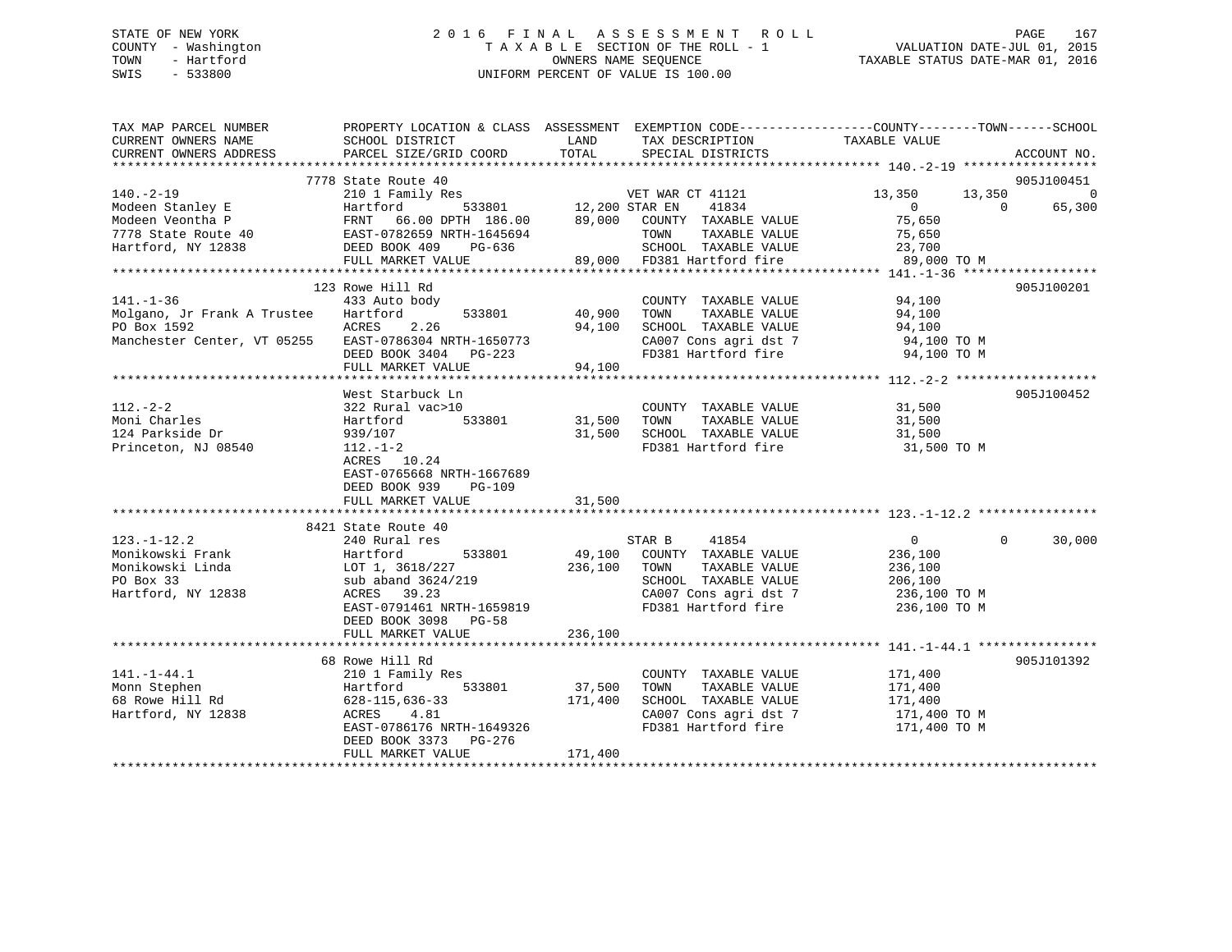STATE OF NEW YORK
COUNTY - Washington
TOWN - Hartford
SWIS - 533800

# 2016 FINAL ASSESSMENT ROLL

TAXABLE SECTION OF THE ROLL - 1
OWNERS NAME SEQUENCE
UNIFORM PERCENT OF VALUE IS 100.00

VALUATION DATE-JUL 01, 2015
TAXABLE STATUS DATE-MAR 01, 2016

| TAX MAP PARCEL NUMBER / CURRENT OWNERS NAME / CURRENT OWNERS ADDRESS | PROPERTY LOCATION & CLASS / SCHOOL DISTRICT / PARCEL SIZE/GRID COORD | ASSESSMENT LAND | TOTAL | EXEMPTION CODE / TAX DESCRIPTION / SPECIAL DISTRICTS | COUNTY TAXABLE VALUE | TOWN | SCHOOL | ACCOUNT NO. |
|---|---|---|---|---|---|---|---|---|
| **140.-2-19** | 7778 State Route 40 | | | | | | | 905J100451 |
| Modeen Stanley E | 210 1 Family Res | | | VET WAR CT 41121 | 13,350 | 13,350 | 0 | |
| Modeen Veontha P | Hartford 533801 | 12,200 | | STAR EN 41834 | 0 | 0 | 65,300 | |
| 7778 State Route 40 | FRNT 66.00 DPTH 186.00 | | 89,000 | COUNTY TAXABLE VALUE | 75,650 | | | |
| Hartford, NY 12838 | EAST-0782659 NRTH-1645694 | | | TOWN TAXABLE VALUE | 75,650 | | | |
| | DEED BOOK 409 PG-636 | | | SCHOOL TAXABLE VALUE | 23,700 | | | |
| | FULL MARKET VALUE | | 89,000 | FD381 Hartford fire | 89,000 TO M | | | |
| **141.-1-36** | 123 Rowe Hill Rd | | | | | | | 905J100201 |
| Molgano, Jr Frank A Trustee | 433 Auto body | | | COUNTY TAXABLE VALUE | 94,100 | | | |
| PO Box 1592 | Hartford 533801 | 40,900 | | TOWN TAXABLE VALUE | 94,100 | | | |
| Manchester Center, VT 05255 | ACRES 2.26 | | 94,100 | SCHOOL TAXABLE VALUE | 94,100 | | | |
| | EAST-0786304 NRTH-1650773 | | | CA007 Cons agri dst 7 | 94,100 TO M | | | |
| | DEED BOOK 3404 PG-223 | | | FD381 Hartford fire | 94,100 TO M | | | |
| | FULL MARKET VALUE | | 94,100 | | | | | |
| **112.-2-2** | West Starbuck Ln | | | | | | | 905J100452 |
| Moni Charles | 322 Rural vac>10 | | | COUNTY TAXABLE VALUE | 31,500 | | | |
| 124 Parkside Dr | Hartford 533801 | 31,500 | | TOWN TAXABLE VALUE | 31,500 | | | |
| Princeton, NJ 08540 | 939/107 | | 31,500 | SCHOOL TAXABLE VALUE | 31,500 | | | |
| | 112.-1-2 | | | FD381 Hartford fire | 31,500 TO M | | | |
| | ACRES 10.24 | | | | | | | |
| | EAST-0765668 NRTH-1667689 | | | | | | | |
| | DEED BOOK 939 PG-109 | | | | | | | |
| | FULL MARKET VALUE | | 31,500 | | | | | |
| **123.-1-12.2** | 8421 State Route 40 | | | | | | | |
| Monikowski Frank | 240 Rural res | | | STAR B 41854 | 0 | 0 | 30,000 | |
| Monikowski Linda | Hartford 533801 | 49,100 | | COUNTY TAXABLE VALUE | 236,100 | | | |
| PO Box 33 | LOT 1, 3618/227 | | 236,100 | TOWN TAXABLE VALUE | 236,100 | | | |
| Hartford, NY 12838 | sub aband 3624/219 | | | SCHOOL TAXABLE VALUE | 206,100 | | | |
| | ACRES 39.23 | | | CA007 Cons agri dst 7 | 236,100 TO M | | | |
| | EAST-0791461 NRTH-1659819 | | | FD381 Hartford fire | 236,100 TO M | | | |
| | DEED BOOK 3098 PG-58 | | | | | | | |
| | FULL MARKET VALUE | | 236,100 | | | | | |
| **141.-1-44.1** | 68 Rowe Hill Rd | | | | | | | 905J101392 |
| Monn Stephen | 210 1 Family Res | | | COUNTY TAXABLE VALUE | 171,400 | | | |
| 68 Rowe Hill Rd | Hartford 533801 | 37,500 | | TOWN TAXABLE VALUE | 171,400 | | | |
| Hartford, NY 12838 | 628-115,636-33 | | 171,400 | SCHOOL TAXABLE VALUE | 171,400 | | | |
| | ACRES 4.81 | | | CA007 Cons agri dst 7 | 171,400 TO M | | | |
| | EAST-0786176 NRTH-1649326 | | | FD381 Hartford fire | 171,400 TO M | | | |
| | DEED BOOK 3373 PG-276 | | | | | | | |
| | FULL MARKET VALUE | | 171,400 | | | | | |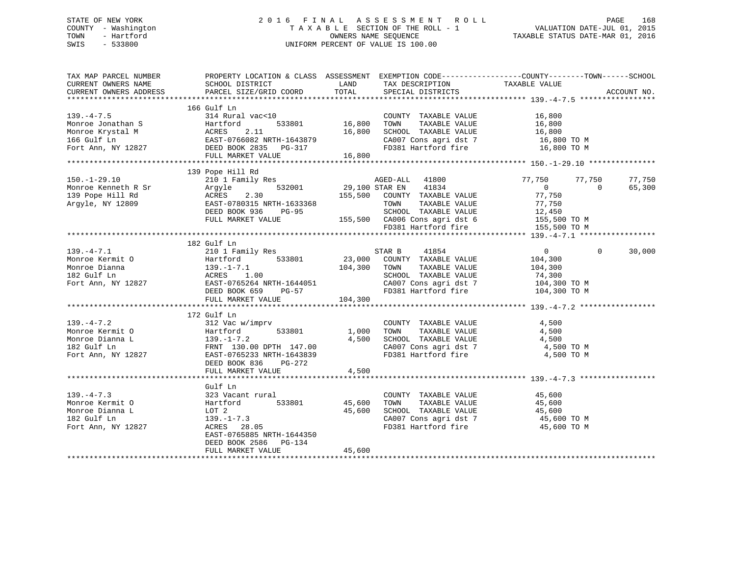STATE OF NEW YORK
COUNTY - Washington
TOWN - Hartford
SWIS - 533800

# 2016 FINAL ASSESSMENT ROLL

TAXABLE SECTION OF THE ROLL - 1
OWNERS NAME SEQUENCE
UNIFORM PERCENT OF VALUE IS 100.00

VALUATION DATE-JUL 01, 2015
TAXABLE STATUS DATE-MAR 01, 2016

```
TAX MAP PARCEL NUMBER          PROPERTY LOCATION & CLASS  ASSESSMENT  EXEMPTION CODE-----------------COUNTY--------TOWN------SCHOOL
CURRENT OWNERS NAME            SCHOOL DISTRICT              LAND      TAX DESCRIPTION              TAXABLE VALUE
CURRENT OWNERS ADDRESS         PARCEL SIZE/GRID COORD       TOTAL     SPECIAL DISTRICTS                                    ACCOUNT NO.
************************************************************************************************* 139.-4-7.5 *****************
                               166 Gulf Ln
139.-4-7.5                     314 Rural vac<10                       COUNTY  TAXABLE VALUE           16,800
Monroe Jonathan S              Hartford       533801      16,800     TOWN    TAXABLE VALUE           16,800
Monroe Krystal M               ACRES    2.11              16,800     SCHOOL  TAXABLE VALUE           16,800
166 Gulf Ln                    EAST-0766082 NRTH-1643879             CA007 Cons agri dst 7            16,800 TO M
Fort Ann, NY 12827             DEED BOOK 2835   PG-317               FD381 Hartford fire              16,800 TO M
                               FULL MARKET VALUE          16,800
************************************************************************************************* 150.-1-29.10 ***************
                               139 Pope Hill Rd
150.-1-29.10                   210 1 Family Res                  AGED-ALL   41800             77,750       77,750      77,750
Monroe Kenneth R Sr            Argyle         532001      29,100 STAR EN    41834                  0            0      65,300
139 Pope Hill Rd               ACRES    2.30             155,500  COUNTY  TAXABLE VALUE           77,750
Argyle, NY 12809               EAST-0780315 NRTH-1633368          TOWN    TAXABLE VALUE           77,750
                               DEED BOOK 936    PG-95             SCHOOL  TAXABLE VALUE           12,450
                               FULL MARKET VALUE         155,500  CA006 Cons agri dst 6          155,500 TO M
                                                                  FD381 Hartford fire            155,500 TO M
************************************************************************************************* 139.-4-7.1 *****************
                               182 Gulf Ln
139.-4-7.1                     210 1 Family Res                  STAR B     41854                  0            0      30,000
Monroe Kermit O                Hartford       533801      23,000  COUNTY  TAXABLE VALUE          104,300
Monroe Dianna                  139.-1-7.1                104,300  TOWN    TAXABLE VALUE          104,300
182 Gulf Ln                    ACRES    1.00                      SCHOOL  TAXABLE VALUE           74,300
Fort Ann, NY 12827             EAST-0765264 NRTH-1644051          CA007 Cons agri dst 7          104,300 TO M
                               DEED BOOK 659    PG-57             FD381 Hartford fire            104,300 TO M
                               FULL MARKET VALUE         104,300
************************************************************************************************* 139.-4-7.2 *****************
                               172 Gulf Ln
139.-4-7.2                     312 Vac w/imprv                        COUNTY  TAXABLE VALUE            4,500
Monroe Kermit O                Hartford       533801       1,000     TOWN    TAXABLE VALUE            4,500
Monroe Dianna L                139.-1-7.2                  4,500     SCHOOL  TAXABLE VALUE            4,500
182 Gulf Ln                    FRNT 130.00 DPTH 147.00               CA007 Cons agri dst 7             4,500 TO M
Fort Ann, NY 12827             EAST-0765233 NRTH-1643839             FD381 Hartford fire               4,500 TO M
                               DEED BOOK 836    PG-272
                               FULL MARKET VALUE           4,500
************************************************************************************************* 139.-4-7.3 *****************
                               Gulf Ln
139.-4-7.3                     323 Vacant rural                       COUNTY  TAXABLE VALUE           45,600
Monroe Kermit O                Hartford       533801      45,600     TOWN    TAXABLE VALUE           45,600
Monroe Dianna L                LOT 2                      45,600     SCHOOL  TAXABLE VALUE           45,600
182 Gulf Ln                    139.-1-7.3                            CA007 Cons agri dst 7            45,600 TO M
Fort Ann, NY 12827             ACRES   28.05                         FD381 Hartford fire              45,600 TO M
                               EAST-0765885 NRTH-1644350
                               DEED BOOK 2586   PG-134
                               FULL MARKET VALUE          45,600
*******************************************************************************************************************************
```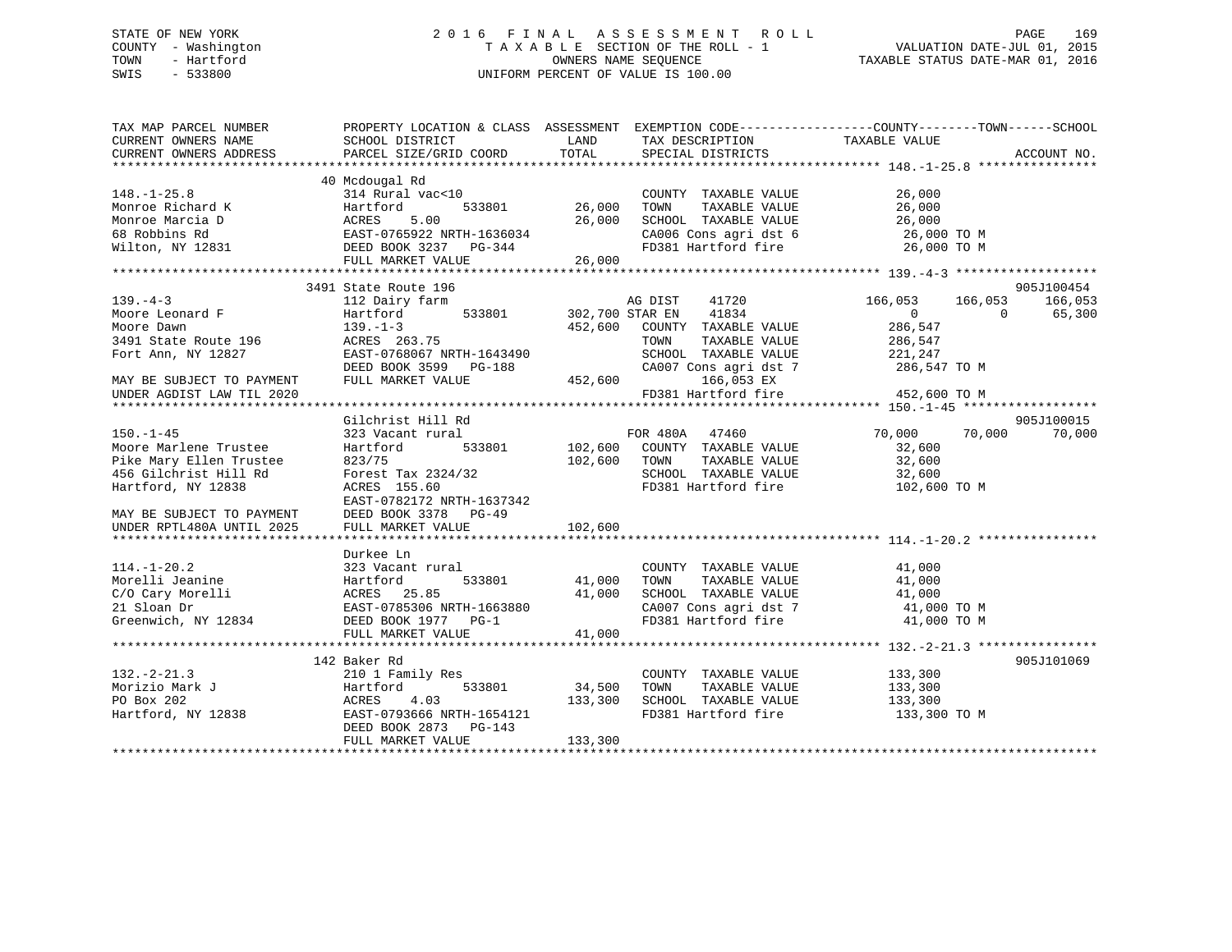STATE OF NEW YORK
COUNTY - Washington
TOWN - Hartford
SWIS - 533800

2 0 1 6 F I N A L A S S E S S M E N T R O L L
T A X A B L E SECTION OF THE ROLL - 1
OWNERS NAME SEQUENCE
UNIFORM PERCENT OF VALUE IS 100.00

VALUATION DATE-JUL 01, 2015
TAXABLE STATUS DATE-MAR 01, 2016

```
TAX MAP PARCEL NUMBER          PROPERTY LOCATION & CLASS  ASSESSMENT  EXEMPTION CODE------------------COUNTY--------TOWN------SCHOOL
CURRENT OWNERS NAME            SCHOOL DISTRICT              LAND      TAX DESCRIPTION              TAXABLE VALUE
CURRENT OWNERS ADDRESS         PARCEL SIZE/GRID COORD       TOTAL     SPECIAL DISTRICTS                                       ACCOUNT NO.
******************************************************************************************************* 148.-1-25.8 ****************
                               40 Mcdougal Rd
148.-1-25.8                    314 Rural vac<10                        COUNTY  TAXABLE VALUE           26,000
Monroe Richard K               Hartford          533801      26,000    TOWN    TAXABLE VALUE           26,000
Monroe Marcia D                ACRES    5.00                  26,000    SCHOOL  TAXABLE VALUE           26,000
68 Robbins Rd                  EAST-0765922 NRTH-1636034               CA006 Cons agri dst 6            26,000 TO M
Wilton, NY 12831               DEED BOOK 3237   PG-344                 FD381 Hartford fire              26,000 TO M
                               FULL MARKET VALUE             26,000
******************************************************************************************************* 139.-4-3 *******************
                               3491 State Route 196                                                                         905J100454
139.-4-3                       112 Dairy farm                          AG DIST     41720           166,053     166,053     166,053
Moore Leonard F                Hartford          533801     302,700 STAR EN     41834                 0           0      65,300
Moore Dawn                     139.-1-3                     452,600    COUNTY  TAXABLE VALUE          286,547
3491 State Route 196           ACRES  263.75                           TOWN    TAXABLE VALUE          286,547
Fort Ann, NY 12827             EAST-0768067 NRTH-1643490               SCHOOL  TAXABLE VALUE          221,247
                               DEED BOOK 3599   PG-188                 CA007 Cons agri dst 7           286,547 TO M
MAY BE SUBJECT TO PAYMENT      FULL MARKET VALUE            452,600         166,053 EX
UNDER AGDIST LAW TIL 2020                                              FD381 Hartford fire             452,600 TO M
******************************************************************************************************* 150.-1-45 ******************
                               Gilchrist Hill Rd                                                                            905J100015
150.-1-45                      323 Vacant rural                        FOR 480A    47460            70,000      70,000      70,000
Moore Marlene Trustee          Hartford          533801     102,600    COUNTY  TAXABLE VALUE           32,600
Pike Mary Ellen Trustee        823/75                       102,600    TOWN    TAXABLE VALUE           32,600
456 Gilchrist Hill Rd          Forest Tax 2324/32                      SCHOOL  TAXABLE VALUE           32,600
Hartford, NY 12838             ACRES  155.60                           FD381 Hartford fire             102,600 TO M
                               EAST-0782172 NRTH-1637342
MAY BE SUBJECT TO PAYMENT      DEED BOOK 3378   PG-49
UNDER RPTL480A UNTIL 2025      FULL MARKET VALUE            102,600
******************************************************************************************************* 114.-1-20.2 ****************
                               Durkee Ln
114.-1-20.2                    323 Vacant rural                        COUNTY  TAXABLE VALUE           41,000
Morelli Jeanine                Hartford          533801      41,000    TOWN    TAXABLE VALUE           41,000
C/O Cary Morelli               ACRES   25.85                  41,000    SCHOOL  TAXABLE VALUE           41,000
21 Sloan Dr                    EAST-0785306 NRTH-1663880               CA007 Cons agri dst 7            41,000 TO M
Greenwich, NY 12834            DEED BOOK 1977   PG-1                   FD381 Hartford fire              41,000 TO M
                               FULL MARKET VALUE             41,000
******************************************************************************************************* 132.-2-21.3 ****************
                               142 Baker Rd                                                                                 905J101069
132.-2-21.3                    210 1 Family Res                        COUNTY  TAXABLE VALUE          133,300
Morizio Mark J                 Hartford          533801      34,500    TOWN    TAXABLE VALUE          133,300
PO Box 202                     ACRES    4.03                 133,300    SCHOOL  TAXABLE VALUE          133,300
Hartford, NY 12838             EAST-0793666 NRTH-1654121               FD381 Hartford fire             133,300 TO M
                               DEED BOOK 2873   PG-143
                               FULL MARKET VALUE            133,300
************************************************************************************************************************************
```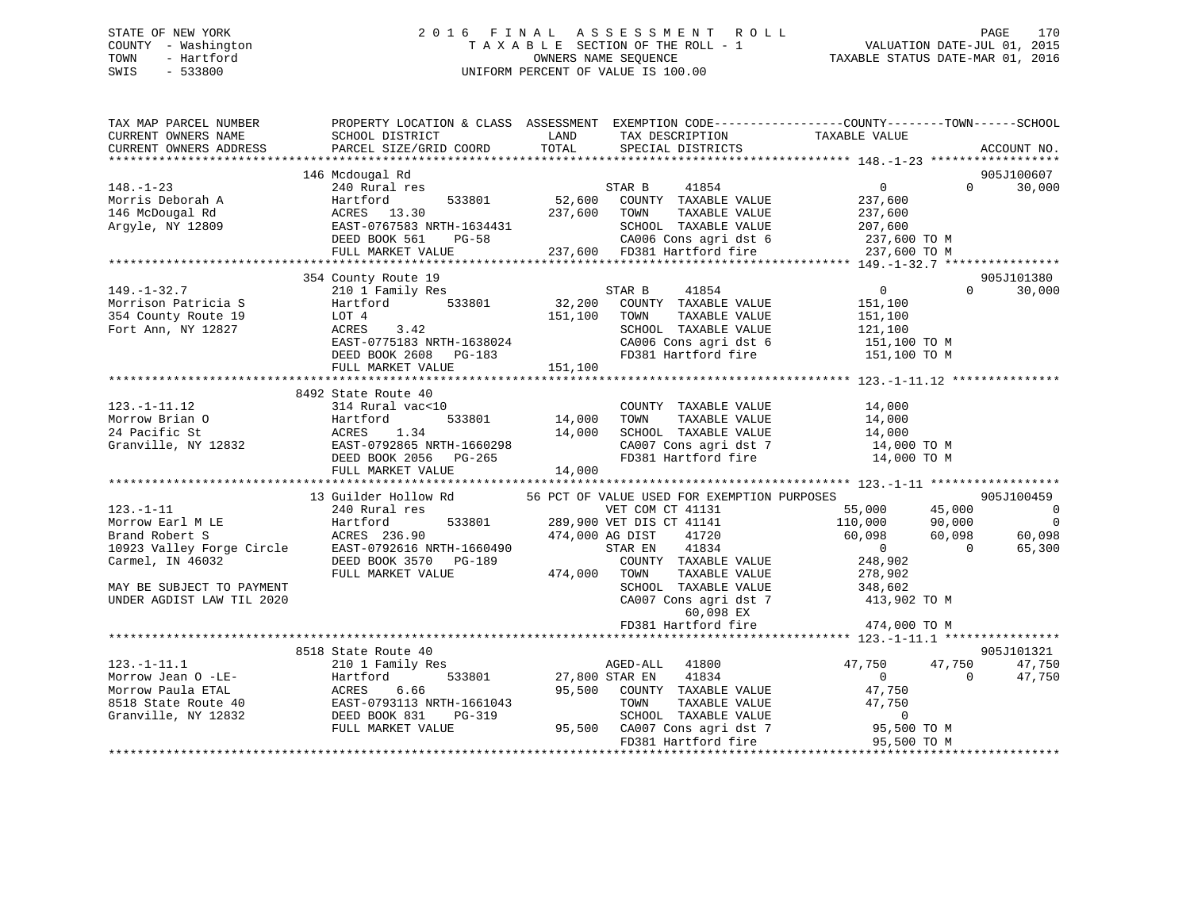STATE OF NEW YORK
COUNTY - Washington
TOWN - Hartford
SWIS - 533800

2 0 1 6 F I N A L A S S E S S M E N T R O L L
T A X A B L E SECTION OF THE ROLL - 1
OWNERS NAME SEQUENCE
UNIFORM PERCENT OF VALUE IS 100.00

VALUATION DATE-JUL 01, 2015
TAXABLE STATUS DATE-MAR 01, 2016

```
TAX MAP PARCEL NUMBER          PROPERTY LOCATION & CLASS  ASSESSMENT  EXEMPTION CODE------------------COUNTY--------TOWN------SCHOOL
CURRENT OWNERS NAME            SCHOOL DISTRICT             LAND       TAX DESCRIPTION            TAXABLE VALUE
CURRENT OWNERS ADDRESS         PARCEL SIZE/GRID COORD      TOTAL      SPECIAL DISTRICTS                                         ACCOUNT NO.
******************************************************************************************************* 148.-1-23 ******************
                               146 Mcdougal Rd                                                                                905J100607
148.-1-23                      240 Rural res                          STAR B      41854                   0            0       30,000
Morris Deborah A               Hartford        533801      52,600     COUNTY  TAXABLE VALUE         237,600
146 McDougal Rd                ACRES  13.30               237,600     TOWN    TAXABLE VALUE         237,600
Argyle, NY 12809               EAST-0767583 NRTH-1634431               SCHOOL  TAXABLE VALUE         207,600
                               DEED BOOK 561    PG-58                  CA006 Cons agri dst 6         237,600 TO M
                               FULL MARKET VALUE          237,600      FD381 Hartford fire           237,600 TO M
******************************************************************************************************* 149.-1-32.7 ****************
                               354 County Route 19                                                                            905J101380
149.-1-32.7                    210 1 Family Res                       STAR B      41854                   0            0       30,000
Morrison Patricia S            Hartford        533801      32,200     COUNTY  TAXABLE VALUE         151,100
354 County Route 19            LOT 4                      151,100     TOWN    TAXABLE VALUE         151,100
Fort Ann, NY 12827             ACRES    3.42                          SCHOOL  TAXABLE VALUE         121,100
                               EAST-0775183 NRTH-1638024               CA006 Cons agri dst 6         151,100 TO M
                               DEED BOOK 2608   PG-183                 FD381 Hartford fire           151,100 TO M
                               FULL MARKET VALUE          151,100
******************************************************************************************************* 123.-1-11.12 ***************
                               8492 State Route 40
123.-1-11.12                   314 Rural vac<10                       COUNTY  TAXABLE VALUE          14,000
Morrow Brian O                 Hartford        533801      14,000     TOWN    TAXABLE VALUE          14,000
24 Pacific St                  ACRES    1.34               14,000     SCHOOL  TAXABLE VALUE          14,000
Granville, NY 12832            EAST-0792865 NRTH-1660298               CA007 Cons agri dst 7          14,000 TO M
                               DEED BOOK 2056   PG-265                 FD381 Hartford fire            14,000 TO M
                               FULL MARKET VALUE           14,000
******************************************************************************************************* 123.-1-11 ******************
                               13 Guilder Hollow Rd        56 PCT OF VALUE USED FOR EXEMPTION PURPOSES                        905J100459
123.-1-11                      240 Rural res                          VET COM CT 41131               55,000       45,000            0
Morrow Earl M LE               Hartford        533801     289,900 VET DIS CT 41141              110,000       90,000            0
Brand Robert S                 ACRES 236.90               474,000 AG DIST     41720              60,098       60,098       60,098
10923 Valley Forge Circle      EAST-0792616 NRTH-1660490              STAR EN     41834                   0            0       65,300
Carmel, IN 46032               DEED BOOK 3570   PG-189                COUNTY  TAXABLE VALUE         248,902
                               FULL MARKET VALUE          474,000     TOWN    TAXABLE VALUE         278,902
MAY BE SUBJECT TO PAYMENT                                             SCHOOL  TAXABLE VALUE         348,602
UNDER AGDIST LAW TIL 2020                                             CA007 Cons agri dst 7         413,902 TO M
                                                                            60,098 EX
                                                                      FD381 Hartford fire           474,000 TO M
******************************************************************************************************* 123.-1-11.1 ****************
                               8518 State Route 40                                                                            905J101321
123.-1-11.1                    210 1 Family Res                       AGED-ALL    41800              47,750       47,750       47,750
Morrow Jean O -LE-             Hartford        533801      27,800 STAR EN     41834                   0            0       47,750
Morrow Paula ETAL              ACRES    6.66               95,500     COUNTY  TAXABLE VALUE          47,750
8518 State Route 40            EAST-0793113 NRTH-1661043               TOWN    TAXABLE VALUE          47,750
Granville, NY 12832            DEED BOOK 831    PG-319                 SCHOOL  TAXABLE VALUE               0
                               FULL MARKET VALUE           95,500     CA007 Cons agri dst 7          95,500 TO M
                                                                      FD381 Hartford fire            95,500 TO M
************************************************************************************************************************************
```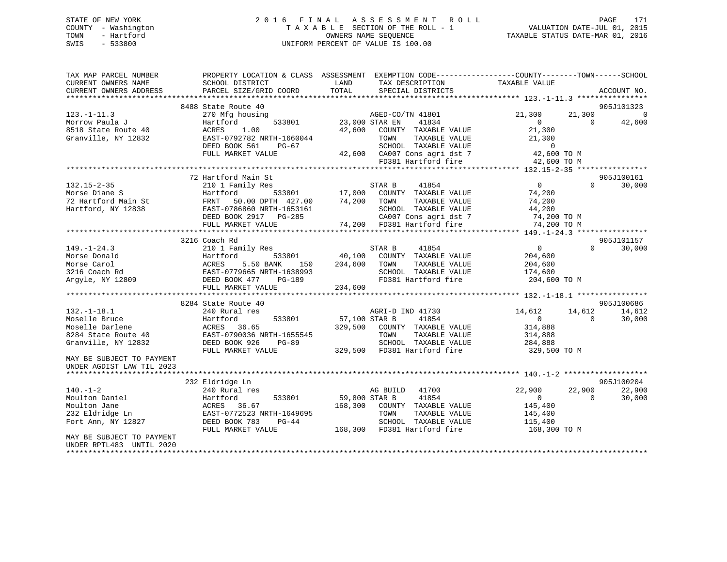STATE OF NEW YORK
COUNTY - Washington
TOWN - Hartford
SWIS - 533800

# 2016 FINAL ASSESSMENT ROLL

TAXABLE SECTION OF THE ROLL - 1
OWNERS NAME SEQUENCE
UNIFORM PERCENT OF VALUE IS 100.00

VALUATION DATE-JUL 01, 2015
TAXABLE STATUS DATE-MAR 01, 2016

```
TAX MAP PARCEL NUMBER          PROPERTY LOCATION & CLASS  ASSESSMENT  EXEMPTION CODE------------------COUNTY--------TOWN------SCHOOL
CURRENT OWNERS NAME            SCHOOL DISTRICT               LAND      TAX DESCRIPTION            TAXABLE VALUE
CURRENT OWNERS ADDRESS         PARCEL SIZE/GRID COORD        TOTAL     SPECIAL DISTRICTS                                    ACCOUNT NO.
******************************************************************************************************* 123.-1-11.3 ****************
                               8488 State Route 40                                                                         905J101323
123.-1-11.3                    270 Mfg housing                         AGED-CO/TN 41801           21,300      21,300              0
Morrow Paula J                 Hartford          533801       23,000 STAR EN     41834                 0           0         42,600
8518 State Route 40            ACRES     1.00                 42,600    COUNTY  TAXABLE VALUE       21,300
Granville, NY 12832            EAST-0792782 NRTH-1660044                TOWN    TAXABLE VALUE       21,300
                               DEED BOOK 561    PG-67                   SCHOOL  TAXABLE VALUE            0
                               FULL MARKET VALUE              42,600    CA007 Cons agri dst 7          42,600 TO M
                                                                        FD381 Hartford fire            42,600 TO M
******************************************************************************************************* 132.15-2-35 ****************
                               72 Hartford Main St                                                                         905J100161
132.15-2-35                    210 1 Family Res                        STAR B      41854                 0           0         30,000
Morse Diane S                  Hartford          533801       17,000    COUNTY  TAXABLE VALUE       74,200
72 Hartford Main St            FRNT    50.00 DPTH  427.00     74,200    TOWN    TAXABLE VALUE       74,200
Hartford, NY 12838             EAST-0786860 NRTH-1653161                SCHOOL  TAXABLE VALUE       44,200
                               DEED BOOK 2917   PG-285                  CA007 Cons agri dst 7          74,200 TO M
                               FULL MARKET VALUE              74,200    FD381 Hartford fire            74,200 TO M
******************************************************************************************************* 149.-1-24.3 ****************
                               3216 Coach Rd                                                                               905J101157
149.-1-24.3                    210 1 Family Res                        STAR B      41854                 0           0         30,000
Morse Donald                   Hartford          533801       40,100    COUNTY  TAXABLE VALUE      204,600
Morse Carol                    ACRES     5.50 BANK     150   204,600    TOWN    TAXABLE VALUE      204,600
3216 Coach Rd                  EAST-0779665 NRTH-1638993                SCHOOL  TAXABLE VALUE      174,600
Argyle, NY 12809               DEED BOOK 477    PG-189                  FD381 Hartford fire           204,600 TO M
                               FULL MARKET VALUE             204,600
******************************************************************************************************* 132.-1-18.1 ****************
                               8284 State Route 40                                                                         905J100686
132.-1-18.1                    240 Rural res                           AGRI-D IND 41730           14,612      14,612         14,612
Moselle Bruce                  Hartford          533801       57,100 STAR B      41854                 0           0         30,000
Moselle Darlene                ACRES    36.65                329,500    COUNTY  TAXABLE VALUE      314,888
8284 State Route 40            EAST-0790036 NRTH-1655545                TOWN    TAXABLE VALUE      314,888
Granville, NY 12832            DEED BOOK 926    PG-89                   SCHOOL  TAXABLE VALUE      284,888
                               FULL MARKET VALUE             329,500    FD381 Hartford fire           329,500 TO M
MAY BE SUBJECT TO PAYMENT
UNDER AGDIST LAW TIL 2023
******************************************************************************************************* 140.-1-2 *******************
                               232 Eldridge Ln                                                                             905J100204
140.-1-2                       240 Rural res                           AG BUILD    41700          22,900      22,900         22,900
Moulton Daniel                 Hartford          533801       59,800 STAR B      41854                 0           0         30,000
Moulton Jane                   ACRES    36.67                168,300    COUNTY  TAXABLE VALUE      145,400
232 Eldridge Ln                EAST-0772523 NRTH-1649695                TOWN    TAXABLE VALUE      145,400
Fort Ann, NY 12827             DEED BOOK 783    PG-44                   SCHOOL  TAXABLE VALUE      115,400
                               FULL MARKET VALUE             168,300    FD381 Hartford fire           168,300 TO M
MAY BE SUBJECT TO PAYMENT
UNDER RPTL483  UNTIL 2020
************************************************************************************************************************************
```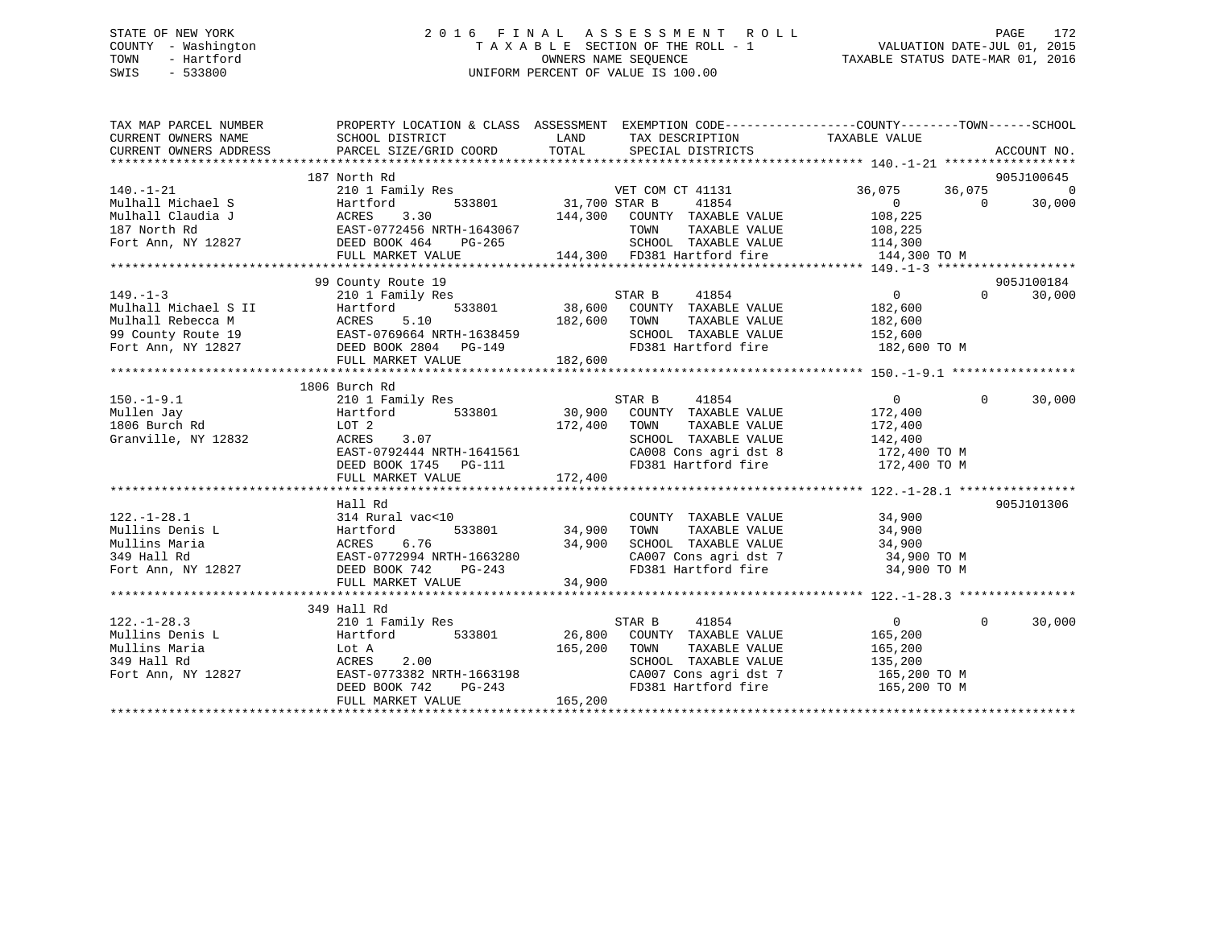STATE OF NEW YORK
COUNTY - Washington
TOWN - Hartford
SWIS - 533800

2016 FINAL ASSESSMENT ROLL
TAXABLE SECTION OF THE ROLL - 1
OWNERS NAME SEQUENCE
UNIFORM PERCENT OF VALUE IS 100.00

VALUATION DATE-JUL 01, 2015
TAXABLE STATUS DATE-MAR 01, 2016

```
TAX MAP PARCEL NUMBER      PROPERTY LOCATION & CLASS  ASSESSMENT  EXEMPTION CODE------------------COUNTY--------TOWN------SCHOOL
CURRENT OWNERS NAME        SCHOOL DISTRICT              LAND       TAX DESCRIPTION              TAXABLE VALUE
CURRENT OWNERS ADDRESS     PARCEL SIZE/GRID COORD       TOTAL      SPECIAL DISTRICTS                                      ACCOUNT NO.
******************************************************************************************************* 140.-1-21 *****************
                         187 North Rd                                                                                   905J100645
140.-1-21                  210 1 Family Res                     VET COM CT 41131            36,075      36,075              0
Mulhall Michael S          Hartford        533801      31,700 STAR B       41854                0           0          30,000
Mulhall Claudia J          ACRES    3.30              144,300   COUNTY  TAXABLE VALUE        108,225
187 North Rd               EAST-0772456 NRTH-1643067            TOWN    TAXABLE VALUE        108,225
Fort Ann, NY 12827         DEED BOOK 464    PG-265              SCHOOL  TAXABLE VALUE        114,300
                           FULL MARKET VALUE          144,300   FD381 Hartford fire          144,300 TO M
******************************************************************************************************* 149.-1-3 ******************
                         99 County Route 19                                                                             905J100184
149.-1-3                   210 1 Family Res                     STAR B       41854                0           0          30,000
Mulhall Michael S II       Hartford        533801      38,600   COUNTY  TAXABLE VALUE        182,600
Mulhall Rebecca M          ACRES    5.10              182,600   TOWN    TAXABLE VALUE        182,600
99 County Route 19         EAST-0769664 NRTH-1638459            SCHOOL  TAXABLE VALUE        152,600
Fort Ann, NY 12827         DEED BOOK 2804   PG-149              FD381 Hartford fire          182,600 TO M
                           FULL MARKET VALUE          182,600
******************************************************************************************************* 150.-1-9.1 ****************
                        1806 Burch Rd
150.-1-9.1                 210 1 Family Res                     STAR B       41854                0           0          30,000
Mullen Jay                 Hartford        533801      30,900   COUNTY  TAXABLE VALUE        172,400
1806 Burch Rd              LOT 2                      172,400   TOWN    TAXABLE VALUE        172,400
Granville, NY 12832        ACRES    3.07                        SCHOOL  TAXABLE VALUE        142,400
                           EAST-0792444 NRTH-1641561            CA008 Cons agri dst 8        172,400 TO M
                           DEED BOOK 1745   PG-111              FD381 Hartford fire          172,400 TO M
                           FULL MARKET VALUE          172,400
******************************************************************************************************* 122.-1-28.1 ***************
                           Hall Rd                                                                                      905J101306
122.-1-28.1                314 Rural vac<10                     COUNTY  TAXABLE VALUE         34,900
Mullins Denis L            Hartford        533801      34,900   TOWN    TAXABLE VALUE         34,900
Mullins Maria              ACRES    6.76               34,900   SCHOOL  TAXABLE VALUE         34,900
349 Hall Rd                EAST-0772994 NRTH-1663280            CA007 Cons agri dst 7         34,900 TO M
Fort Ann, NY 12827         DEED BOOK 742    PG-243              FD381 Hartford fire           34,900 TO M
                           FULL MARKET VALUE           34,900
******************************************************************************************************* 122.-1-28.3 ***************
                         349 Hall Rd
122.-1-28.3                210 1 Family Res                     STAR B       41854                0           0          30,000
Mullins Denis L            Hartford        533801      26,800   COUNTY  TAXABLE VALUE        165,200
Mullins Maria              Lot A                      165,200   TOWN    TAXABLE VALUE        165,200
349 Hall Rd                ACRES    2.00                        SCHOOL  TAXABLE VALUE        135,200
Fort Ann, NY 12827         EAST-0773382 NRTH-1663198            CA007 Cons agri dst 7        165,200 TO M
                           DEED BOOK 742    PG-243              FD381 Hartford fire          165,200 TO M
                           FULL MARKET VALUE          165,200
************************************************************************************************************************************
```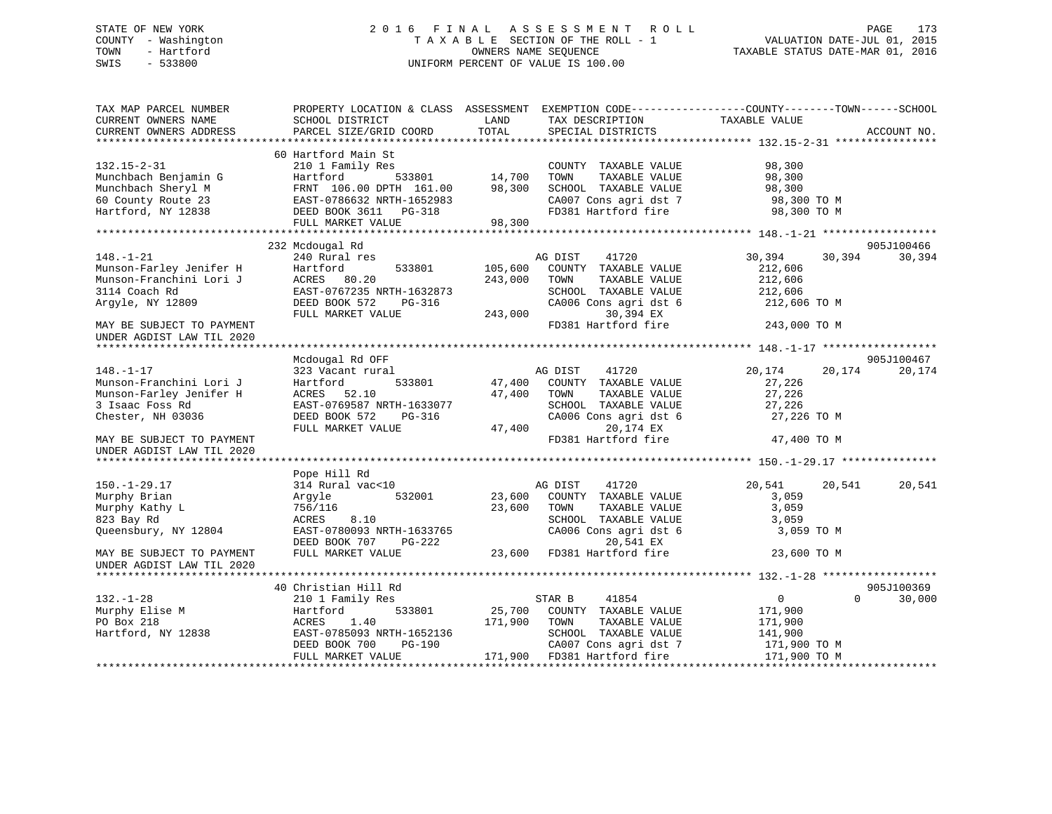STATE OF NEW YORK
COUNTY - Washington
TOWN - Hartford
SWIS - 533800

2 0 1 6 F I N A L A S S E S S M E N T R O L L
T A X A B L E SECTION OF THE ROLL - 1
OWNERS NAME SEQUENCE
UNIFORM PERCENT OF VALUE IS 100.00

VALUATION DATE-JUL 01, 2015
TAXABLE STATUS DATE-MAR 01, 2016

```
TAX MAP PARCEL NUMBER          PROPERTY LOCATION & CLASS  ASSESSMENT  EXEMPTION CODE------------------COUNTY--------TOWN------SCHOOL
CURRENT OWNERS NAME            SCHOOL DISTRICT               LAND      TAX DESCRIPTION            TAXABLE VALUE
CURRENT OWNERS ADDRESS         PARCEL SIZE/GRID COORD        TOTAL     SPECIAL DISTRICTS                                    ACCOUNT NO.
*********************************************************************************************** 132.15-2-31 ****************
                               60 Hartford Main St
132.15-2-31                    210 1 Family Res                         COUNTY  TAXABLE VALUE           98,300
Munchbach Benjamin G           Hartford          533801       14,700    TOWN    TAXABLE VALUE           98,300
Munchbach Sheryl M             FRNT 106.00 DPTH 161.00        98,300    SCHOOL  TAXABLE VALUE           98,300
60 County Route 23             EAST-0786632 NRTH-1652983                CA007 Cons agri dst 7            98,300 TO M
Hartford, NY 12838             DEED BOOK 3611   PG-318                  FD381 Hartford fire              98,300 TO M
                               FULL MARKET VALUE              98,300
*********************************************************************************************** 148.-1-21 ******************
                               232 Mcdougal Rd                                                                      905J100466
148.-1-21                      240 Rural res                            AG DIST     41720           30,394      30,394      30,394
Munson-Farley Jenifer H        Hartford          533801      105,600    COUNTY  TAXABLE VALUE          212,606
Munson-Franchini Lori J        ACRES   80.20                 243,000    TOWN    TAXABLE VALUE          212,606
3114 Coach Rd                  EAST-0767235 NRTH-1632873                SCHOOL  TAXABLE VALUE          212,606
Argyle, NY 12809               DEED BOOK 572    PG-316                  CA006 Cons agri dst 6           212,606 TO M
                               FULL MARKET VALUE             243,000         30,394 EX
MAY BE SUBJECT TO PAYMENT                                               FD381 Hartford fire             243,000 TO M
UNDER AGDIST LAW TIL 2020
*********************************************************************************************** 148.-1-17 ******************
                               Mcdougal Rd OFF                                                                      905J100467
148.-1-17                      323 Vacant rural                         AG DIST     41720           20,174      20,174      20,174
Munson-Franchini Lori J        Hartford          533801       47,400    COUNTY  TAXABLE VALUE           27,226
Munson-Farley Jenifer H        ACRES   52.10                  47,400    TOWN    TAXABLE VALUE           27,226
3 Isaac Foss Rd                EAST-0769587 NRTH-1633077                SCHOOL  TAXABLE VALUE           27,226
Chester, NH 03036              DEED BOOK 572    PG-316                  CA006 Cons agri dst 6            27,226 TO M
                               FULL MARKET VALUE              47,400         20,174 EX
MAY BE SUBJECT TO PAYMENT                                               FD381 Hartford fire              47,400 TO M
UNDER AGDIST LAW TIL 2020
*********************************************************************************************** 150.-1-29.17 ***************
                               Pope Hill Rd
150.-1-29.17                   314 Rural vac<10                         AG DIST     41720           20,541      20,541      20,541
Murphy Brian                   Argyle            532001       23,600    COUNTY  TAXABLE VALUE            3,059
Murphy Kathy L                 756/116                        23,600    TOWN    TAXABLE VALUE            3,059
823 Bay Rd                     ACRES    8.10                            SCHOOL  TAXABLE VALUE            3,059
Queensbury, NY 12804           EAST-0780093 NRTH-1633765                CA006 Cons agri dst 6             3,059 TO M
                               DEED BOOK 707    PG-222                       20,541 EX
MAY BE SUBJECT TO PAYMENT      FULL MARKET VALUE              23,600    FD381 Hartford fire              23,600 TO M
UNDER AGDIST LAW TIL 2020
*********************************************************************************************** 132.-1-28 ******************
                               40 Christian Hill Rd                                                                 905J100369
132.-1-28                      210 1 Family Res                         STAR B      41854                0           0      30,000
Murphy Elise M                 Hartford          533801       25,700    COUNTY  TAXABLE VALUE          171,900
PO Box 218                     ACRES    1.40                 171,900    TOWN    TAXABLE VALUE          171,900
Hartford, NY 12838             EAST-0785093 NRTH-1652136                SCHOOL  TAXABLE VALUE          141,900
                               DEED BOOK 700    PG-190                  CA007 Cons agri dst 7           171,900 TO M
                               FULL MARKET VALUE             171,900    FD381 Hartford fire             171,900 TO M
****************************************************************************************************************************
```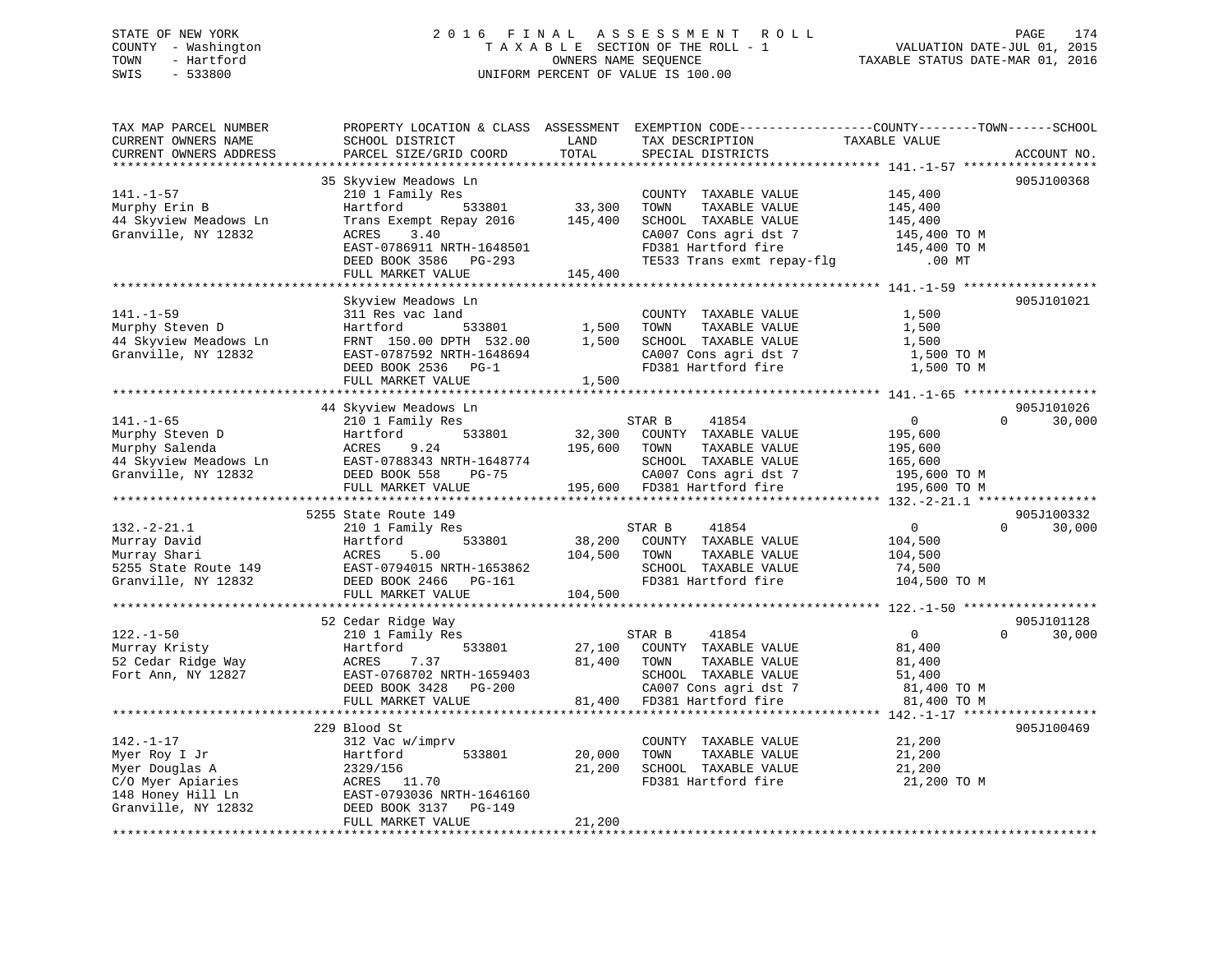STATE OF NEW YORK                         2 0 1 6   F I N A L   A S S E S S M E N T   R O L L
COUNTY - Washington                       T A X A B L E  SECTION OF THE ROLL - 1                    VALUATION DATE-JUL 01, 2015
TOWN   - Hartford                         OWNERS NAME SEQUENCE                                      TAXABLE STATUS DATE-MAR 01, 2016
SWIS   - 533800                           UNIFORM PERCENT OF VALUE IS 100.00

```
TAX MAP PARCEL NUMBER          PROPERTY LOCATION & CLASS  ASSESSMENT  EXEMPTION CODE------------------COUNTY--------TOWN------SCHOOL
CURRENT OWNERS NAME            SCHOOL DISTRICT               LAND      TAX DESCRIPTION              TAXABLE VALUE
CURRENT OWNERS ADDRESS         PARCEL SIZE/GRID COORD        TOTAL     SPECIAL DISTRICTS                                      ACCOUNT NO.
******************************************************************************************************* 141.-1-57 *****************
                          35 Skyview Meadows Ln                                                                            905J100368
141.-1-57                      210 1 Family Res                        COUNTY  TAXABLE VALUE            145,400
Murphy Erin B                  Hartford          533801     33,300     TOWN    TAXABLE VALUE            145,400
44 Skyview Meadows Ln          Trans Exempt Repay 2016      145,400    SCHOOL  TAXABLE VALUE            145,400
Granville, NY 12832            ACRES    3.40                           CA007 Cons agri dst 7              145,400 TO M
                               EAST-0786911 NRTH-1648501               FD381 Hartford fire                145,400 TO M
                               DEED BOOK 3586   PG-293                 TE533 Trans exmt repay-flg            .00 MT
                               FULL MARKET VALUE           145,400
******************************************************************************************************* 141.-1-59 *****************
                               Skyview Meadows Ln                                                                          905J101021
141.-1-59                      311 Res vac land                        COUNTY  TAXABLE VALUE              1,500
Murphy Steven D                Hartford          533801      1,500     TOWN    TAXABLE VALUE              1,500
44 Skyview Meadows Ln          FRNT 150.00 DPTH 532.00       1,500     SCHOOL  TAXABLE VALUE              1,500
Granville, NY 12832            EAST-0787592 NRTH-1648694               CA007 Cons agri dst 7                1,500 TO M
                               DEED BOOK 2536   PG-1                   FD381 Hartford fire                  1,500 TO M
                               FULL MARKET VALUE             1,500
******************************************************************************************************* 141.-1-65 *****************
                          44 Skyview Meadows Ln                                                                            905J101026
141.-1-65                      210 1 Family Res                        STAR B      41854                    0          0     30,000
Murphy Steven D                Hartford          533801     32,300     COUNTY  TAXABLE VALUE            195,600
Murphy Salenda                 ACRES    9.24               195,600     TOWN    TAXABLE VALUE            195,600
44 Skyview Meadows Ln          EAST-0788343 NRTH-1648774               SCHOOL  TAXABLE VALUE            165,600
Granville, NY 12832            DEED BOOK 558    PG-75                  CA007 Cons agri dst 7              195,600 TO M
                               FULL MARKET VALUE           195,600     FD381 Hartford fire                195,600 TO M
******************************************************************************************************* 132.-2-21.1 ***************
                        5255 State Route 149                                                                               905J100332
132.-2-21.1                    210 1 Family Res                        STAR B      41854                    0          0     30,000
Murray David                   Hartford          533801     38,200     COUNTY  TAXABLE VALUE            104,500
Murray Shari                   ACRES    5.00               104,500     TOWN    TAXABLE VALUE            104,500
5255 State Route 149           EAST-0794015 NRTH-1653862               SCHOOL  TAXABLE VALUE             74,500
Granville, NY 12832            DEED BOOK 2466   PG-161                 FD381 Hartford fire                104,500 TO M
                               FULL MARKET VALUE           104,500
******************************************************************************************************* 122.-1-50 *****************
                          52 Cedar Ridge Way                                                                               905J101128
122.-1-50                      210 1 Family Res                        STAR B      41854                    0          0     30,000
Murray Kristy                  Hartford          533801     27,100     COUNTY  TAXABLE VALUE             81,400
52 Cedar Ridge Way             ACRES    7.37                81,400     TOWN    TAXABLE VALUE             81,400
Fort Ann, NY 12827             EAST-0768702 NRTH-1659403               SCHOOL  TAXABLE VALUE             51,400
                               DEED BOOK 3428   PG-200                 CA007 Cons agri dst 7               81,400 TO M
                               FULL MARKET VALUE            81,400     FD381 Hartford fire                 81,400 TO M
******************************************************************************************************* 142.-1-17 *****************
                         229 Blood St                                                                                      905J100469
142.-1-17                      312 Vac w/imprv                         COUNTY  TAXABLE VALUE             21,200
Myer Roy I Jr                  Hartford          533801     20,000     TOWN    TAXABLE VALUE             21,200
Myer Douglas A                 2329/156                     21,200     SCHOOL  TAXABLE VALUE             21,200
C/O Myer Apiaries              ACRES   11.70                           FD381 Hartford fire                 21,200 TO M
148 Honey Hill Ln              EAST-0793036 NRTH-1646160
Granville, NY 12832            DEED BOOK 3137   PG-149
                               FULL MARKET VALUE            21,200
************************************************************************************************************************************
```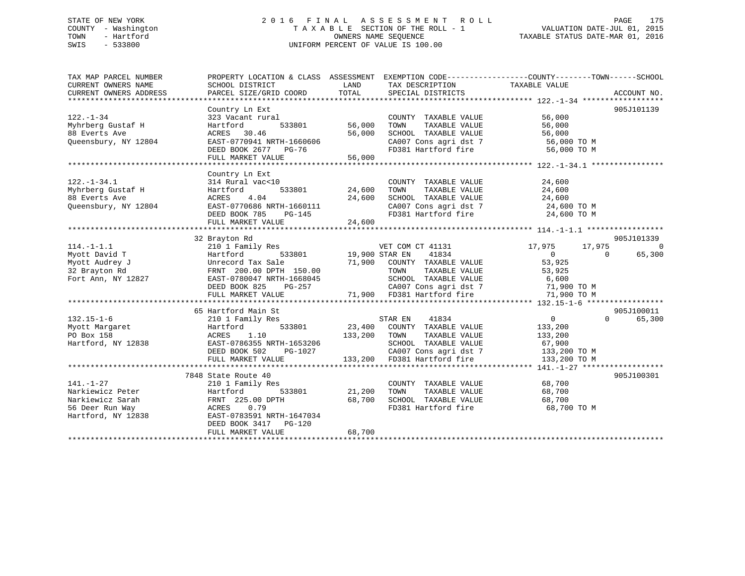STATE OF NEW YORK
COUNTY - Washington
TOWN - Hartford
SWIS - 533800

# 2016 FINAL ASSESSMENT ROLL
TAXABLE SECTION OF THE ROLL - 1
OWNERS NAME SEQUENCE
UNIFORM PERCENT OF VALUE IS 100.00

VALUATION DATE-JUL 01, 2015
TAXABLE STATUS DATE-MAR 01, 2016

```
TAX MAP PARCEL NUMBER          PROPERTY LOCATION & CLASS  ASSESSMENT  EXEMPTION CODE------------------COUNTY--------TOWN------SCHOOL
CURRENT OWNERS NAME            SCHOOL DISTRICT               LAND      TAX DESCRIPTION            TAXABLE VALUE
CURRENT OWNERS ADDRESS         PARCEL SIZE/GRID COORD        TOTAL     SPECIAL DISTRICTS                                    ACCOUNT NO.
******************************************************************************************************* 122.-1-34 ******************
                               Country Ln Ext                                                                               905J101139
122.-1-34                      323 Vacant rural                        COUNTY  TAXABLE VALUE             56,000
Myhrberg Gustaf H              Hartford          533801       56,000   TOWN    TAXABLE VALUE             56,000
88 Everts Ave                  ACRES   30.46                  56,000   SCHOOL  TAXABLE VALUE             56,000
Queensbury, NY 12804           EAST-0770941 NRTH-1660606               CA007 Cons agri dst 7             56,000 TO M
                               DEED BOOK 2677   PG-76                  FD381 Hartford fire               56,000 TO M
                               FULL MARKET VALUE              56,000
******************************************************************************************************* 122.-1-34.1 ****************
                               Country Ln Ext
122.-1-34.1                    314 Rural vac<10                        COUNTY  TAXABLE VALUE             24,600
Myhrberg Gustaf H              Hartford          533801       24,600   TOWN    TAXABLE VALUE             24,600
88 Everts Ave                  ACRES    4.04                  24,600   SCHOOL  TAXABLE VALUE             24,600
Queensbury, NY 12804           EAST-0770686 NRTH-1660111               CA007 Cons agri dst 7             24,600 TO M
                               DEED BOOK 785    PG-145                 FD381 Hartford fire               24,600 TO M
                               FULL MARKET VALUE              24,600
******************************************************************************************************* 114.-1-1.1 *****************
                               32 Brayton Rd                                                                                905J101339
114.-1-1.1                     210 1 Family Res                   VET COM CT 41131              17,975      17,975           0
Myott David T                  Hartford          533801       19,900 STAR EN    41834                0           0      65,300
Myott Audrey J                 Unrecord Tax Sale              71,900   COUNTY  TAXABLE VALUE             53,925
32 Brayton Rd                  FRNT 200.00 DPTH 150.00                 TOWN    TAXABLE VALUE             53,925
Fort Ann, NY 12827             EAST-0780047 NRTH-1668045               SCHOOL  TAXABLE VALUE              6,600
                               DEED BOOK 825    PG-257                 CA007 Cons agri dst 7             71,900 TO M
                               FULL MARKET VALUE              71,900   FD381 Hartford fire               71,900 TO M
******************************************************************************************************* 132.15-1-6 *****************
                               65 Hartford Main St                                                                          905J100011
132.15-1-6                     210 1 Family Res                   STAR EN    41834                0           0      65,300
Myott Margaret                 Hartford          533801       23,400   COUNTY  TAXABLE VALUE            133,200
PO Box 158                     ACRES    1.10                 133,200   TOWN    TAXABLE VALUE            133,200
Hartford, NY 12838             EAST-0786355 NRTH-1653206               SCHOOL  TAXABLE VALUE             67,900
                               DEED BOOK 502    PG-1027                CA007 Cons agri dst 7            133,200 TO M
                               FULL MARKET VALUE             133,200   FD381 Hartford fire              133,200 TO M
******************************************************************************************************* 141.-1-27 ******************
                               7848 State Route 40                                                                          905J100301
141.-1-27                      210 1 Family Res                        COUNTY  TAXABLE VALUE             68,700
Narkiewicz Peter               Hartford          533801       21,200   TOWN    TAXABLE VALUE             68,700
Narkiewicz Sarah               FRNT 225.00 DPTH               68,700   SCHOOL  TAXABLE VALUE             68,700
56 Deer Run Way                ACRES    0.79                           FD381 Hartford fire               68,700 TO M
Hartford, NY 12838             EAST-0783591 NRTH-1647034
                               DEED BOOK 3417   PG-120
                               FULL MARKET VALUE              68,700
************************************************************************************************************************************
```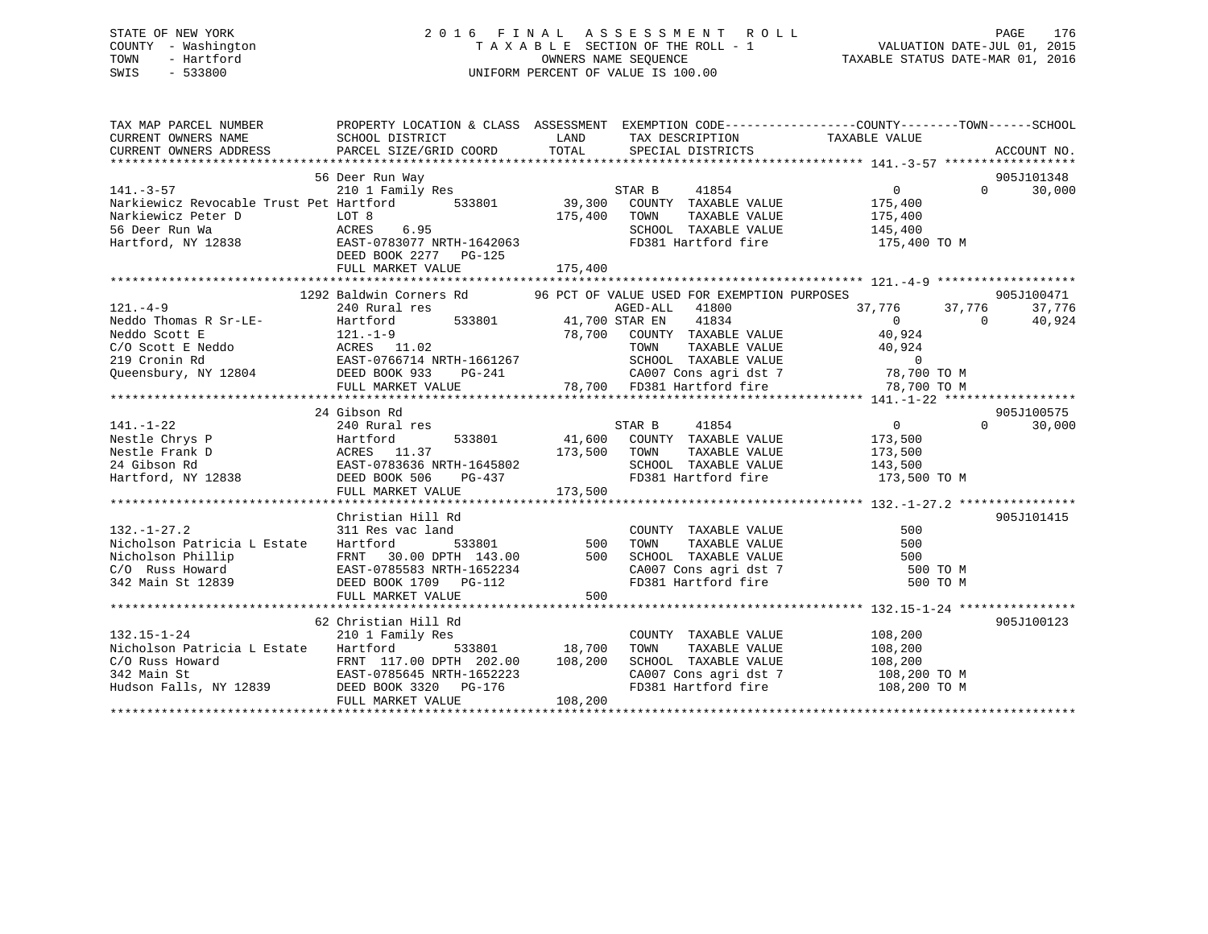STATE OF NEW YORK
COUNTY - Washington
TOWN - Hartford
SWIS - 533800

# 2016 FINAL ASSESSMENT ROLL

TAXABLE SECTION OF THE ROLL - 1
OWNERS NAME SEQUENCE
UNIFORM PERCENT OF VALUE IS 100.00

VALUATION DATE-JUL 01, 2015
TAXABLE STATUS DATE-MAR 01, 2016

```
TAX MAP PARCEL NUMBER          PROPERTY LOCATION & CLASS  ASSESSMENT  EXEMPTION CODE------------------COUNTY--------TOWN------SCHOOL
CURRENT OWNERS NAME            SCHOOL DISTRICT               LAND      TAX DESCRIPTION            TAXABLE VALUE
CURRENT OWNERS ADDRESS         PARCEL SIZE/GRID COORD        TOTAL     SPECIAL DISTRICTS                                    ACCOUNT NO.
******************************************************************************************************* 141.-3-57 ******************
                           56 Deer Run Way                                                                          905J101348
141.-3-57                      210 1 Family Res                        STAR B     41854            0             0     30,000
Narkiewicz Revocable Trust Pet Hartford       533801       39,300   COUNTY  TAXABLE VALUE        175,400
Narkiewicz Peter D             LOT 8                        175,400   TOWN    TAXABLE VALUE        175,400
56 Deer Run Wa                 ACRES    6.95                          SCHOOL  TAXABLE VALUE        145,400
Hartford, NY 12838             EAST-0783077 NRTH-1642063              FD381 Hartford fire            175,400 TO M
                               DEED BOOK 2277   PG-125
                               FULL MARKET VALUE            175,400
******************************************************************************************************* 121.-4-9 *******************
                         1292 Baldwin Corners Rd       96 PCT OF VALUE USED FOR EXEMPTION PURPOSES                  905J100471
121.-4-9                       240 Rural res                           AGED-ALL   41800       37,776       37,776     37,776
Neddo Thomas R Sr-LE-          Hartford       533801       41,700 STAR EN    41834            0             0     40,924
Neddo Scott E                  121.-1-9                     78,700   COUNTY  TAXABLE VALUE         40,924
C/O Scott E Neddo              ACRES   11.02                          TOWN    TAXABLE VALUE         40,924
219 Cronin Rd                  EAST-0766714 NRTH-1661267              SCHOOL  TAXABLE VALUE              0
Queensbury, NY 12804           DEED BOOK 933    PG-241                CA007 Cons agri dst 7           78,700 TO M
                               FULL MARKET VALUE             78,700   FD381 Hartford fire             78,700 TO M
******************************************************************************************************* 141.-1-22 ******************
                           24 Gibson Rd                                                                             905J100575
141.-1-22                      240 Rural res                           STAR B     41854            0             0     30,000
Nestle Chrys P                 Hartford       533801       41,600   COUNTY  TAXABLE VALUE        173,500
Nestle Frank D                 ACRES   11.37                173,500   TOWN    TAXABLE VALUE        173,500
24 Gibson Rd                   EAST-0783636 NRTH-1645802              SCHOOL  TAXABLE VALUE        143,500
Hartford, NY 12838             DEED BOOK 506    PG-437                FD381 Hartford fire            173,500 TO M
                               FULL MARKET VALUE            173,500
******************************************************************************************************* 132.-1-27.2 ****************
                               Christian Hill Rd                                                                    905J101415
132.-1-27.2                    311 Res vac land                        COUNTY  TAXABLE VALUE            500
Nicholson Patricia L Estate    Hartford       533801          500   TOWN    TAXABLE VALUE            500
Nicholson Phillip              FRNT   30.00 DPTH 143.00        500   SCHOOL  TAXABLE VALUE            500
C/O  Russ Howard               EAST-0785583 NRTH-1652234              CA007 Cons agri dst 7              500 TO M
342 Main St 12839              DEED BOOK 1709   PG-112                FD381 Hartford fire                500 TO M
                               FULL MARKET VALUE                500
******************************************************************************************************* 132.15-1-24 ****************
                           62 Christian Hill Rd                                                                     905J100123
132.15-1-24                    210 1 Family Res                        COUNTY  TAXABLE VALUE        108,200
Nicholson Patricia L Estate    Hartford       533801       18,700   TOWN    TAXABLE VALUE        108,200
C/O Russ Howard                FRNT  117.00 DPTH 202.00    108,200   SCHOOL  TAXABLE VALUE        108,200
342 Main St                    EAST-0785645 NRTH-1652223              CA007 Cons agri dst 7          108,200 TO M
Hudson Falls, NY 12839         DEED BOOK 3320   PG-176                FD381 Hartford fire            108,200 TO M
                               FULL MARKET VALUE            108,200
************************************************************************************************************************************
```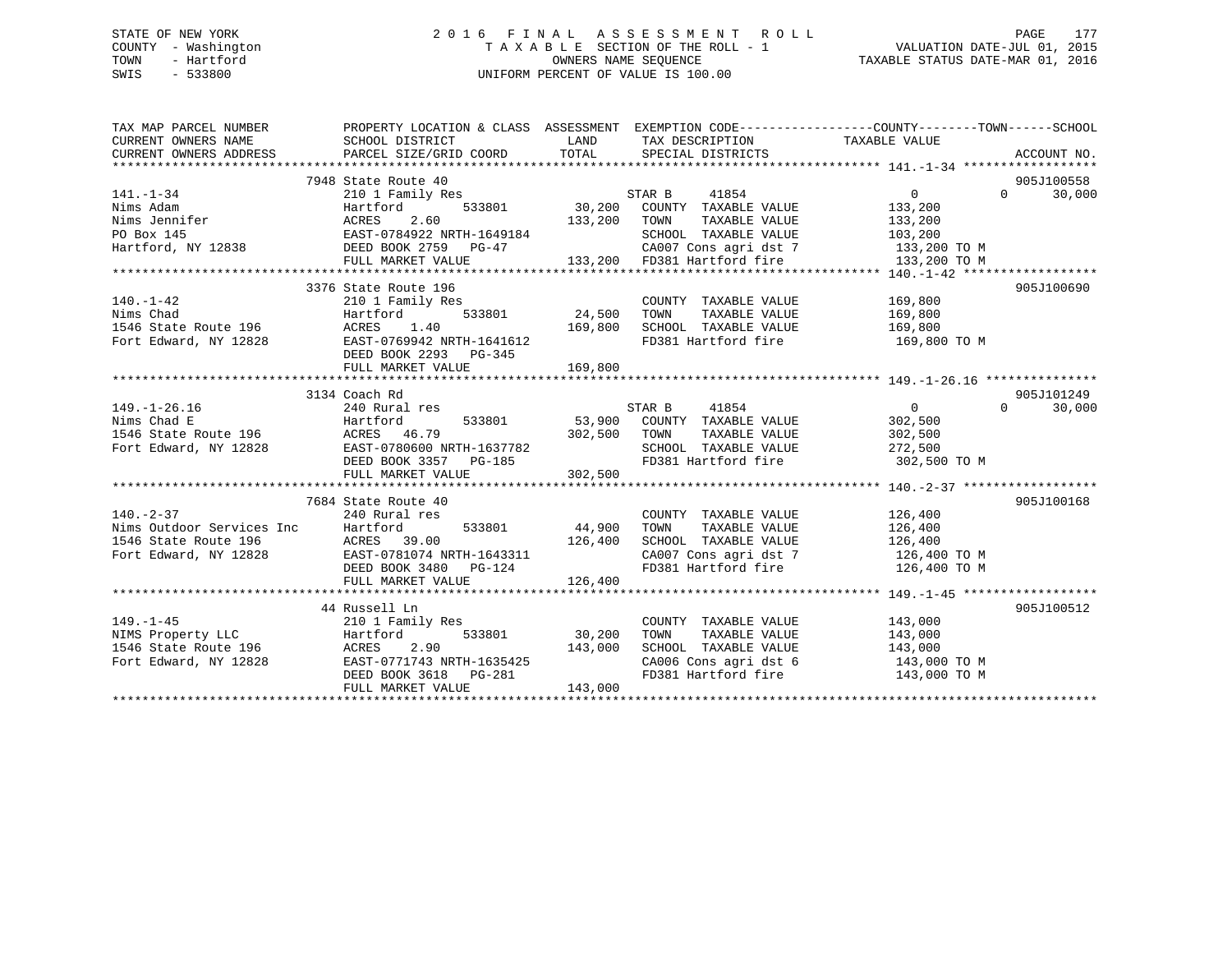STATE OF NEW YORK
COUNTY - Washington
TOWN - Hartford
SWIS - 533800

2016 FINAL ASSESSMENT ROLL
TAXABLE SECTION OF THE ROLL - 1
OWNERS NAME SEQUENCE
UNIFORM PERCENT OF VALUE IS 100.00

VALUATION DATE-JUL 01, 2015
TAXABLE STATUS DATE-MAR 01, 2016

| TAX MAP PARCEL NUMBER / CURRENT OWNERS NAME / CURRENT OWNERS ADDRESS | PROPERTY LOCATION & CLASS / SCHOOL DISTRICT / PARCEL SIZE/GRID COORD | ASSESSMENT LAND | TOTAL | EXEMPTION CODE / TAX DESCRIPTION / SPECIAL DISTRICTS | COUNTY TAXABLE VALUE | TOWN | SCHOOL | ACCOUNT NO. |
|---|---|---|---|---|---|---|---|---|
| 141.-1-34 | 7948 State Route 40 | | | | | | | 905J100558 |
| Nims Adam | 210 1 Family Res | | | STAR B 41854 | 0 | 0 | 30,000 | |
| Nims Jennifer | Hartford 533801 | 30,200 | | COUNTY TAXABLE VALUE | 133,200 | | | |
| PO Box 145 | ACRES 2.60 | | 133,200 | TOWN TAXABLE VALUE | 133,200 | | | |
| Hartford, NY 12838 | EAST-0784922 NRTH-1649184 | | | SCHOOL TAXABLE VALUE | 103,200 | | | |
| | DEED BOOK 2759 PG-47 | | | CA007 Cons agri dst 7 | 133,200 TO M | | | |
| | FULL MARKET VALUE | | 133,200 | FD381 Hartford fire | 133,200 TO M | | | |
| 140.-1-42 | 3376 State Route 196 | | | | | | | 905J100690 |
| Nims Chad | 210 1 Family Res | | | COUNTY TAXABLE VALUE | 169,800 | | | |
| 1546 State Route 196 | Hartford 533801 | 24,500 | | TOWN TAXABLE VALUE | 169,800 | | | |
| Fort Edward, NY 12828 | ACRES 1.40 | | 169,800 | SCHOOL TAXABLE VALUE | 169,800 | | | |
| | EAST-0769942 NRTH-1641612 | | | FD381 Hartford fire | 169,800 TO M | | | |
| | DEED BOOK 2293 PG-345 | | | | | | | |
| | FULL MARKET VALUE | | 169,800 | | | | | |
| 149.-1-26.16 | 3134 Coach Rd | | | | | | | 905J101249 |
| Nims Chad E | 240 Rural res | | | STAR B 41854 | 0 | 0 | 30,000 | |
| 1546 State Route 196 | Hartford 533801 | 53,900 | | COUNTY TAXABLE VALUE | 302,500 | | | |
| Fort Edward, NY 12828 | ACRES 46.79 | | 302,500 | TOWN TAXABLE VALUE | 302,500 | | | |
| | EAST-0780600 NRTH-1637782 | | | SCHOOL TAXABLE VALUE | 272,500 | | | |
| | DEED BOOK 3357 PG-185 | | | FD381 Hartford fire | 302,500 TO M | | | |
| | FULL MARKET VALUE | | 302,500 | | | | | |
| 140.-2-37 | 7684 State Route 40 | | | | | | | 905J100168 |
| Nims Outdoor Services Inc | 240 Rural res | | | COUNTY TAXABLE VALUE | 126,400 | | | |
| 1546 State Route 196 | Hartford 533801 | 44,900 | | TOWN TAXABLE VALUE | 126,400 | | | |
| Fort Edward, NY 12828 | ACRES 39.00 | | 126,400 | SCHOOL TAXABLE VALUE | 126,400 | | | |
| | EAST-0781074 NRTH-1643311 | | | CA007 Cons agri dst 7 | 126,400 TO M | | | |
| | DEED BOOK 3480 PG-124 | | | FD381 Hartford fire | 126,400 TO M | | | |
| | FULL MARKET VALUE | | 126,400 | | | | | |
| 149.-1-45 | 44 Russell Ln | | | | | | | 905J100512 |
| NIMS Property LLC | 210 1 Family Res | | | COUNTY TAXABLE VALUE | 143,000 | | | |
| 1546 State Route 196 | Hartford 533801 | 30,200 | | TOWN TAXABLE VALUE | 143,000 | | | |
| Fort Edward, NY 12828 | ACRES 2.90 | | 143,000 | SCHOOL TAXABLE VALUE | 143,000 | | | |
| | EAST-0771743 NRTH-1635425 | | | CA006 Cons agri dst 6 | 143,000 TO M | | | |
| | DEED BOOK 3618 PG-281 | | | FD381 Hartford fire | 143,000 TO M | | | |
| | FULL MARKET VALUE | | 143,000 | | | | | |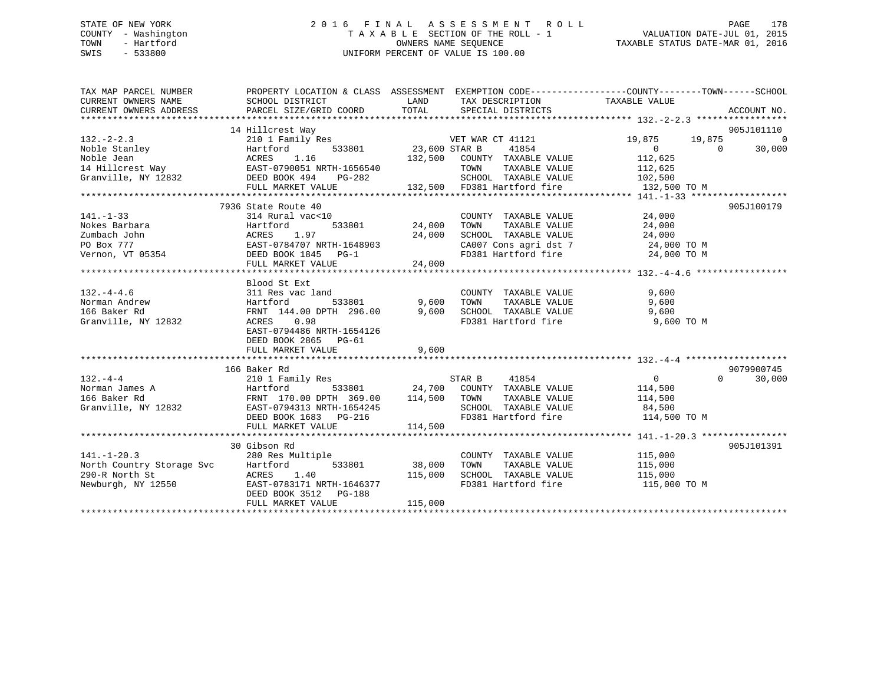STATE OF NEW YORK
COUNTY - Washington
TOWN - Hartford
SWIS - 533800

# 2016 FINAL ASSESSMENT ROLL

TAXABLE SECTION OF THE ROLL - 1
OWNERS NAME SEQUENCE
UNIFORM PERCENT OF VALUE IS 100.00

VALUATION DATE-JUL 01, 2015
TAXABLE STATUS DATE-MAR 01, 2016

```
TAX MAP PARCEL NUMBER          PROPERTY LOCATION & CLASS  ASSESSMENT  EXEMPTION CODE------------------COUNTY--------TOWN------SCHOOL
CURRENT OWNERS NAME            SCHOOL DISTRICT             LAND        TAX DESCRIPTION              TAXABLE VALUE
CURRENT OWNERS ADDRESS         PARCEL SIZE/GRID COORD      TOTAL       SPECIAL DISTRICTS                                         ACCOUNT NO.
******************************************************************************************************* 132.-2-2.3 *****************
                               14 Hillcrest Way                                                                              905J101110
132.-2-2.3                     210 1 Family Res                        VET WAR CT 41121              19,875      19,875            0
Noble Stanley                  Hartford        533801      23,600 STAR B       41854                     0           0        30,000
Noble Jean                     ACRES    1.16              132,500   COUNTY  TAXABLE VALUE           112,625
14 Hillcrest Way               EAST-0790051 NRTH-1656540              TOWN    TAXABLE VALUE           112,625
Granville, NY 12832            DEED BOOK 494    PG-282                SCHOOL  TAXABLE VALUE           102,500
                               FULL MARKET VALUE           132,500   FD381 Hartford fire             132,500 TO M
******************************************************************************************************* 141.-1-33 ******************
                               7936 State Route 40                                                                           905J100179
141.-1-33                      314 Rural vac<10                       COUNTY  TAXABLE VALUE            24,000
Nokes Barbara                  Hartford        533801      24,000    TOWN    TAXABLE VALUE            24,000
Zumbach John                   ACRES    1.97               24,000    SCHOOL  TAXABLE VALUE            24,000
PO Box 777                     EAST-0784707 NRTH-1648903             CA007 Cons agri dst 7            24,000 TO M
Vernon, VT 05354               DEED BOOK 1845   PG-1                 FD381 Hartford fire              24,000 TO M
                               FULL MARKET VALUE            24,000
******************************************************************************************************* 132.-4-4.6 *****************
                               Blood St Ext
132.-4-4.6                     311 Res vac land                       COUNTY  TAXABLE VALUE             9,600
Norman Andrew                  Hartford        533801       9,600    TOWN    TAXABLE VALUE             9,600
166 Baker Rd                   FRNT 144.00 DPTH 296.00       9,600    SCHOOL  TAXABLE VALUE             9,600
Granville, NY 12832            ACRES    0.98                          FD381 Hartford fire               9,600 TO M
                               EAST-0794486 NRTH-1654126
                               DEED BOOK 2865   PG-61
                               FULL MARKET VALUE             9,600
******************************************************************************************************* 132.-4-4 *******************
                               166 Baker Rd                                                                                  9079900745
132.-4-4                       210 1 Family Res                       STAR B       41854                     0           0        30,000
Norman James A                 Hartford        533801      24,700    COUNTY  TAXABLE VALUE           114,500
166 Baker Rd                   FRNT 170.00 DPTH 369.00     114,500    TOWN    TAXABLE VALUE           114,500
Granville, NY 12832            EAST-0794313 NRTH-1654245             SCHOOL  TAXABLE VALUE            84,500
                               DEED BOOK 1683   PG-216               FD381 Hartford fire             114,500 TO M
                               FULL MARKET VALUE           114,500
******************************************************************************************************* 141.-1-20.3 ****************
                               30 Gibson Rd                                                                                  905J101391
141.-1-20.3                    280 Res Multiple                       COUNTY  TAXABLE VALUE           115,000
North Country Storage Svc      Hartford        533801      38,000    TOWN    TAXABLE VALUE           115,000
290-R North St                 ACRES    1.40              115,000    SCHOOL  TAXABLE VALUE           115,000
Newburgh, NY 12550             EAST-0783171 NRTH-1646377             FD381 Hartford fire             115,000 TO M
                               DEED BOOK 3512   PG-188
                               FULL MARKET VALUE           115,000
************************************************************************************************************************************
```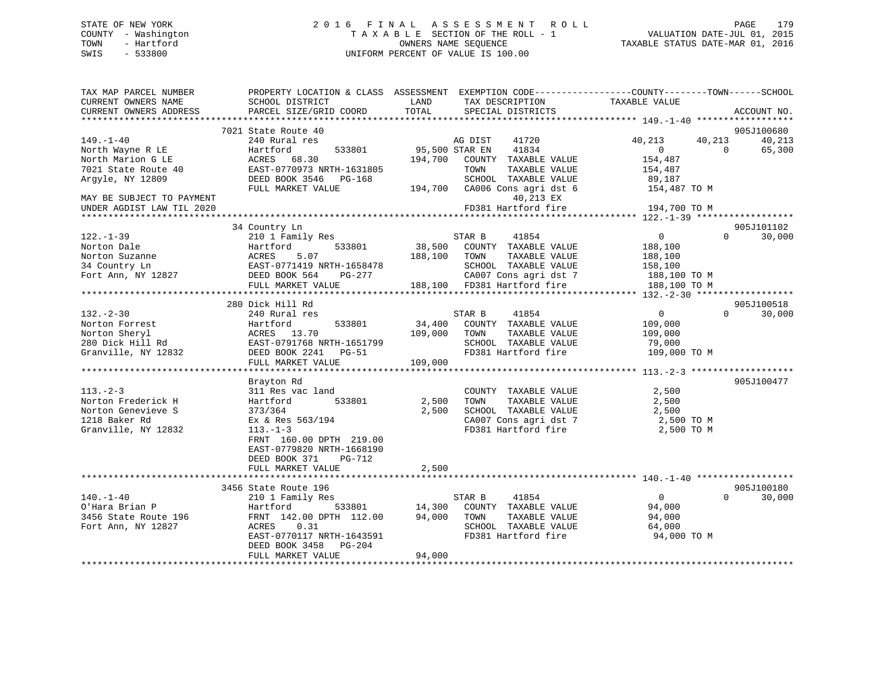STATE OF NEW YORK
COUNTY - Washington
TOWN - Hartford
SWIS - 533800

2016 FINAL ASSESSMENT ROLL
TAXABLE SECTION OF THE ROLL - 1
OWNERS NAME SEQUENCE
UNIFORM PERCENT OF VALUE IS 100.00

VALUATION DATE-JUL 01, 2015
TAXABLE STATUS DATE-MAR 01, 2016

```
TAX MAP PARCEL NUMBER          PROPERTY LOCATION & CLASS  ASSESSMENT  EXEMPTION CODE------------------COUNTY--------TOWN------SCHOOL
CURRENT OWNERS NAME            SCHOOL DISTRICT              LAND      TAX DESCRIPTION              TAXABLE VALUE
CURRENT OWNERS ADDRESS         PARCEL SIZE/GRID COORD      TOTAL      SPECIAL DISTRICTS                                       ACCOUNT NO.
******************************************************************************************************* 149.-1-40 ******************
                               7021 State Route 40                                                                         905J100680
149.-1-40                      240 Rural res                          AG DIST     41720             40,213     40,213      40,213
North Wayne R LE               Hartford         533801       95,500 STAR EN     41834                  0          0        65,300
North Marion G LE              ACRES   68.30                194,700    COUNTY  TAXABLE VALUE         154,487
7021 State Route 40            EAST-0770973 NRTH-1631805               TOWN    TAXABLE VALUE         154,487
Argyle, NY 12809               DEED BOOK 3546   PG-168                 SCHOOL  TAXABLE VALUE          89,187
                               FULL MARKET VALUE            194,700    CA006 Cons agri dst 6         154,487 TO M
MAY BE SUBJECT TO PAYMENT                                                  40,213 EX
UNDER AGDIST LAW TIL 2020                                              FD381 Hartford fire           194,700 TO M
******************************************************************************************************* 122.-1-39 ******************
                               34 Country Ln                                                                               905J101102
122.-1-39                      210 1 Family Res                        STAR B      41854                  0          0        30,000
Norton Dale                    Hartford         533801       38,500    COUNTY  TAXABLE VALUE         188,100
Norton Suzanne                 ACRES    5.07                188,100    TOWN    TAXABLE VALUE         188,100
34 Country Ln                  EAST-0771419 NRTH-1658478               SCHOOL  TAXABLE VALUE         158,100
Fort Ann, NY 12827             DEED BOOK 564    PG-277                 CA007 Cons agri dst 7         188,100 TO M
                               FULL MARKET VALUE            188,100    FD381 Hartford fire           188,100 TO M
******************************************************************************************************* 132.-2-30 ******************
                               280 Dick Hill Rd                                                                            905J100518
132.-2-30                      240 Rural res                           STAR B      41854                  0          0        30,000
Norton Forrest                 Hartford         533801       34,400    COUNTY  TAXABLE VALUE         109,000
Norton Sheryl                  ACRES   13.70                109,000    TOWN    TAXABLE VALUE         109,000
280 Dick Hill Rd               EAST-0791768 NRTH-1651799               SCHOOL  TAXABLE VALUE          79,000
Granville, NY 12832            DEED BOOK 2241   PG-51                  FD381 Hartford fire           109,000 TO M
                               FULL MARKET VALUE            109,000
******************************************************************************************************* 113.-2-3 *******************
                               Brayton Rd                                                                                  905J100477
113.-2-3                       311 Res vac land                        COUNTY  TAXABLE VALUE           2,500
Norton Frederick H             Hartford         533801        2,500    TOWN    TAXABLE VALUE           2,500
Norton Genevieve S             373/364                        2,500    SCHOOL  TAXABLE VALUE           2,500
1218 Baker Rd                  Ex & Res 563/194                        CA007 Cons agri dst 7           2,500 TO M
Granville, NY 12832            113.-1-3                                FD381 Hartford fire             2,500 TO M
                               FRNT 160.00 DPTH 219.00
                               EAST-0779820 NRTH-1668190
                               DEED BOOK 371    PG-712
                               FULL MARKET VALUE              2,500
******************************************************************************************************* 140.-1-40 ******************
                               3456 State Route 196                                                                        905J100180
140.-1-40                      210 1 Family Res                        STAR B      41854                  0          0        30,000
O'Hara Brian P                 Hartford         533801       14,300    COUNTY  TAXABLE VALUE          94,000
3456 State Route 196           FRNT 142.00 DPTH 112.00       94,000    TOWN    TAXABLE VALUE          94,000
Fort Ann, NY 12827             ACRES    0.31                           SCHOOL  TAXABLE VALUE          64,000
                               EAST-0770117 NRTH-1643591               FD381 Hartford fire            94,000 TO M
                               DEED BOOK 3458   PG-204
                               FULL MARKET VALUE             94,000
************************************************************************************************************************************
```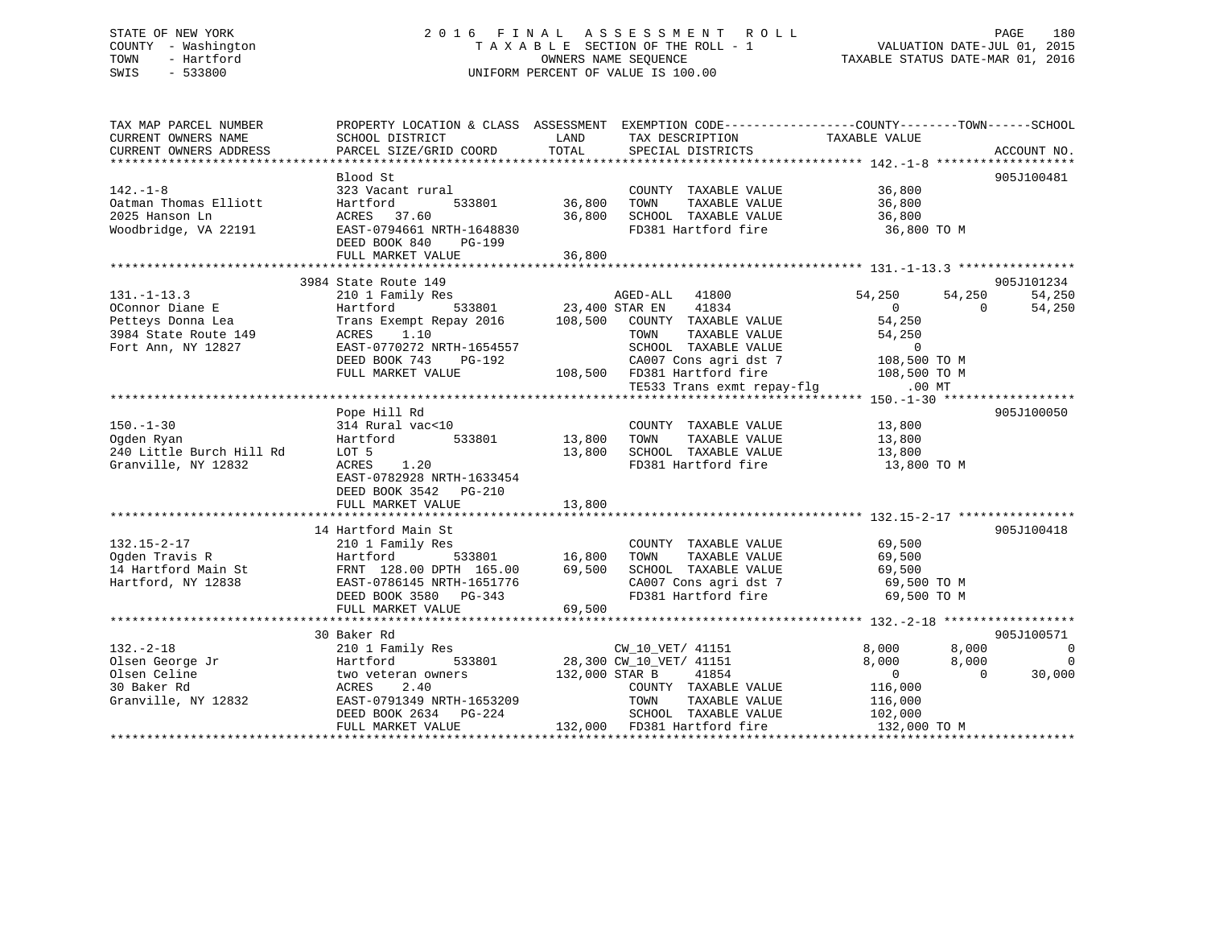STATE OF NEW YORK
COUNTY - Washington
TOWN - Hartford
SWIS - 533800

# 2016 FINAL ASSESSMENT ROLL

TAXABLE SECTION OF THE ROLL - 1
OWNERS NAME SEQUENCE
UNIFORM PERCENT OF VALUE IS 100.00

VALUATION DATE-JUL 01, 2015
TAXABLE STATUS DATE-MAR 01, 2016

```
TAX MAP PARCEL NUMBER          PROPERTY LOCATION & CLASS  ASSESSMENT  EXEMPTION CODE------------------COUNTY--------TOWN------SCHOOL
CURRENT OWNERS NAME            SCHOOL DISTRICT             LAND       TAX DESCRIPTION            TAXABLE VALUE
CURRENT OWNERS ADDRESS         PARCEL SIZE/GRID COORD      TOTAL      SPECIAL DISTRICTS                                    ACCOUNT NO.
******************************************************************************************************* 142.-1-8 *******************
                               Blood St                                                                                  905J100481
142.-1-8                       323 Vacant rural                       COUNTY  TAXABLE VALUE            36,800
Oatman Thomas Elliott          Hartford         533801      36,800    TOWN    TAXABLE VALUE            36,800
2025 Hanson Ln                 ACRES  37.60                 36,800    SCHOOL  TAXABLE VALUE            36,800
Woodbridge, VA 22191           EAST-0794661 NRTH-1648830              FD381 Hartford fire               36,800 TO M
                               DEED BOOK 840    PG-199
                               FULL MARKET VALUE            36,800
******************************************************************************************************* 131.-1-13.3 ****************
                               3984 State Route 149                                                                      905J101234
131.-1-13.3                    210 1 Family Res                     AGED-ALL   41800              54,250       54,250      54,250
OConnor Diane E                Hartford         533801      23,400 STAR EN    41834                   0            0      54,250
Petteys Donna Lea              Trans Exempt Repay 2016     108,500    COUNTY  TAXABLE VALUE            54,250
3984 State Route 149           ACRES   1.10                           TOWN    TAXABLE VALUE            54,250
Fort Ann, NY 12827             EAST-0770272 NRTH-1654557              SCHOOL  TAXABLE VALUE                 0
                               DEED BOOK 743    PG-192                CA007 Cons agri dst 7            108,500 TO M
                               FULL MARKET VALUE           108,500    FD381 Hartford fire              108,500 TO M
                                                                      TE533 Trans exmt repay-flg          .00 MT
******************************************************************************************************* 150.-1-30 ******************
                               Pope Hill Rd                                                                              905J100050
150.-1-30                      314 Rural vac<10                       COUNTY  TAXABLE VALUE            13,800
Ogden Ryan                     Hartford         533801      13,800    TOWN    TAXABLE VALUE            13,800
240 Little Burch Hill Rd       LOT 5                        13,800    SCHOOL  TAXABLE VALUE            13,800
Granville, NY 12832            ACRES   1.20                           FD381 Hartford fire               13,800 TO M
                               EAST-0782928 NRTH-1633454
                               DEED BOOK 3542   PG-210
                               FULL MARKET VALUE            13,800
******************************************************************************************************* 132.15-2-17 ****************
                               14 Hartford Main St                                                                       905J100418
132.15-2-17                    210 1 Family Res                       COUNTY  TAXABLE VALUE            69,500
Ogden Travis R                 Hartford         533801      16,800    TOWN    TAXABLE VALUE            69,500
14 Hartford Main St            FRNT 128.00 DPTH 165.00      69,500    SCHOOL  TAXABLE VALUE            69,500
Hartford, NY 12838             EAST-0786145 NRTH-1651776              CA007 Cons agri dst 7             69,500 TO M
                               DEED BOOK 3580   PG-343                FD381 Hartford fire               69,500 TO M
                               FULL MARKET VALUE            69,500
******************************************************************************************************* 132.-2-18 ******************
                               30 Baker Rd                                                                               905J100571
132.-2-18                      210 1 Family Res                     CW_10_VET/ 41151                8,000        8,000           0
Olsen George Jr                Hartford         533801      28,300 CW_10_VET/ 41151                8,000        8,000           0
Olsen Celine                   two veteran owners          132,000 STAR B     41854                    0            0      30,000
30 Baker Rd                    ACRES   2.40                           COUNTY  TAXABLE VALUE           116,000
Granville, NY 12832            EAST-0791349 NRTH-1653209              TOWN    TAXABLE VALUE           116,000
                               DEED BOOK 2634   PG-224                SCHOOL  TAXABLE VALUE           102,000
                               FULL MARKET VALUE           132,000    FD381 Hartford fire              132,000 TO M
************************************************************************************************************************************
```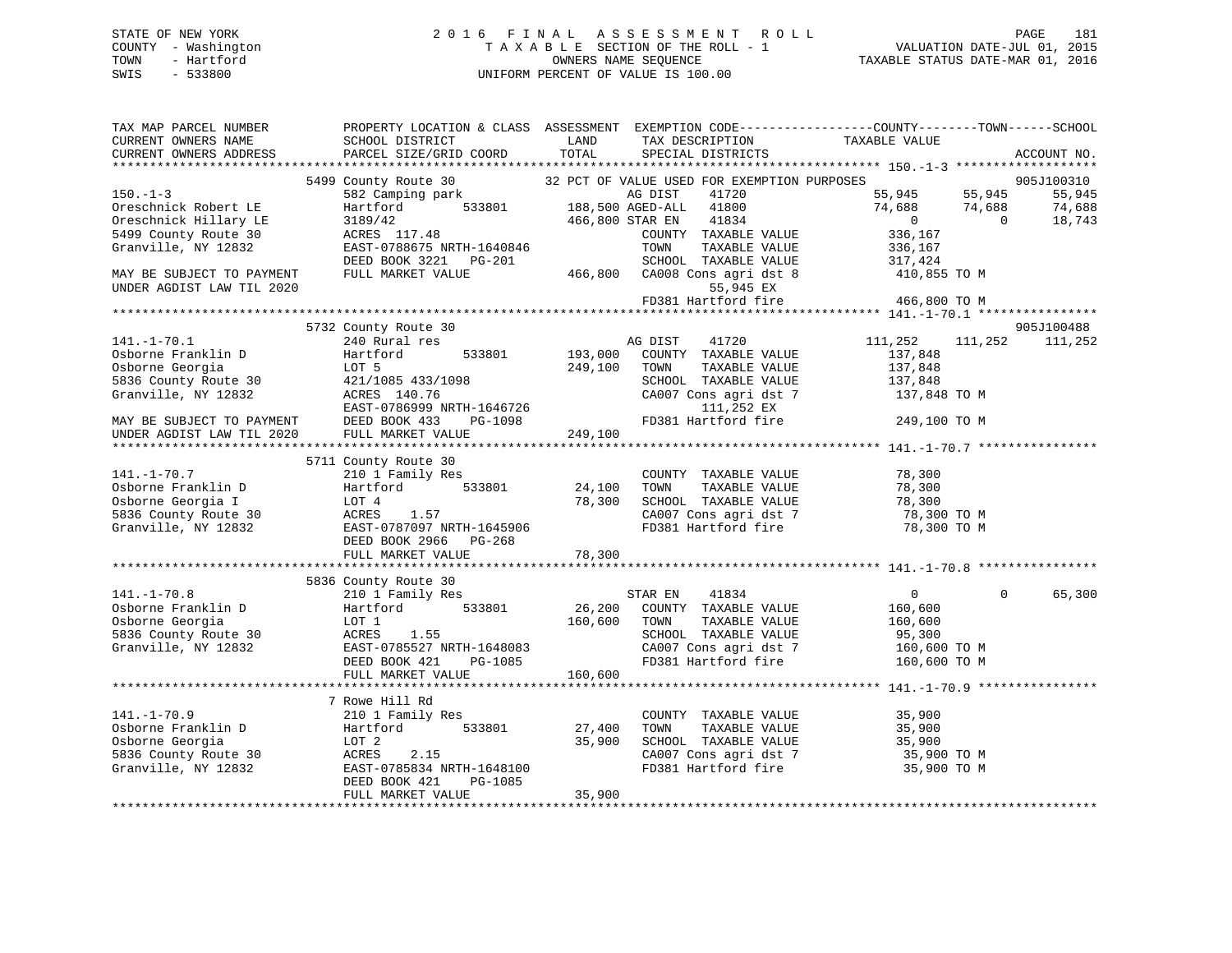STATE OF NEW YORK
COUNTY - Washington
TOWN - Hartford
SWIS - 533800

# 2016 FINAL ASSESSMENT ROLL

TAXABLE SECTION OF THE ROLL - 1
OWNERS NAME SEQUENCE
UNIFORM PERCENT OF VALUE IS 100.00

VALUATION DATE-JUL 01, 2015
TAXABLE STATUS DATE-MAR 01, 2016

| TAX MAP PARCEL NUMBER / CURRENT OWNERS NAME / CURRENT OWNERS ADDRESS | PROPERTY LOCATION & CLASS / SCHOOL DISTRICT / PARCEL SIZE/GRID COORD | ASSESSMENT LAND / TOTAL | EXEMPTION CODE / TAX DESCRIPTION / SPECIAL DISTRICTS | COUNTY TAXABLE VALUE | TOWN | SCHOOL / ACCOUNT NO. |
|---|---|---|---|---|---|---|
| | 5499 County Route 30 | | 32 PCT OF VALUE USED FOR EXEMPTION PURPOSES | | | 905J100310 |
| 150.-1-3 | 582 Camping park | | AG DIST 41720 | 55,945 | 55,945 | 55,945 |
| Oreschnick Robert LE | Hartford 533801 | 188,500 | AGED-ALL 41800 | 74,688 | 74,688 | 74,688 |
| Oreschnick Hillary LE | 3189/42 | 466,800 | STAR EN 41834 | 0 | 0 | 18,743 |
| 5499 County Route 30 | ACRES 117.48 | | COUNTY TAXABLE VALUE | 336,167 | | |
| Granville, NY 12832 | EAST-0788675 NRTH-1640846 | | TOWN TAXABLE VALUE | 336,167 | | |
| | DEED BOOK 3221 PG-201 | | SCHOOL TAXABLE VALUE | 317,424 | | |
| MAY BE SUBJECT TO PAYMENT | FULL MARKET VALUE | 466,800 | CA008 Cons agri dst 8 | 410,855 TO M | | |
| UNDER AGDIST LAW TIL 2020 | | | 55,945 EX | | | |
| | | | FD381 Hartford fire | 466,800 TO M | | |
| | 5732 County Route 30 | | | | | 905J100488 |
| 141.-1-70.1 | 240 Rural res | | AG DIST 41720 | 111,252 | 111,252 | 111,252 |
| Osborne Franklin D | Hartford 533801 | 193,000 | COUNTY TAXABLE VALUE | 137,848 | | |
| Osborne Georgia | LOT 5 | 249,100 | TOWN TAXABLE VALUE | 137,848 | | |
| 5836 County Route 30 | 421/1085 433/1098 | | SCHOOL TAXABLE VALUE | 137,848 | | |
| Granville, NY 12832 | ACRES 140.76 | | CA007 Cons agri dst 7 | 137,848 TO M | | |
| | EAST-0786999 NRTH-1646726 | | 111,252 EX | | | |
| MAY BE SUBJECT TO PAYMENT | DEED BOOK 433 PG-1098 | | FD381 Hartford fire | 249,100 TO M | | |
| UNDER AGDIST LAW TIL 2020 | FULL MARKET VALUE | 249,100 | | | | |
| | 5711 County Route 30 | | | | | |
| 141.-1-70.7 | 210 1 Family Res | | COUNTY TAXABLE VALUE | 78,300 | | |
| Osborne Franklin D | Hartford 533801 | 24,100 | TOWN TAXABLE VALUE | 78,300 | | |
| Osborne Georgia I | LOT 4 | 78,300 | SCHOOL TAXABLE VALUE | 78,300 | | |
| 5836 County Route 30 | ACRES 1.57 | | CA007 Cons agri dst 7 | 78,300 TO M | | |
| Granville, NY 12832 | EAST-0787097 NRTH-1645906 | | FD381 Hartford fire | 78,300 TO M | | |
| | DEED BOOK 2966 PG-268 | | | | | |
| | FULL MARKET VALUE | 78,300 | | | | |
| | 5836 County Route 30 | | | | | |
| 141.-1-70.8 | 210 1 Family Res | | STAR EN 41834 | 0 | 0 | 65,300 |
| Osborne Franklin D | Hartford 533801 | 26,200 | COUNTY TAXABLE VALUE | 160,600 | | |
| Osborne Georgia | LOT 1 | 160,600 | TOWN TAXABLE VALUE | 160,600 | | |
| 5836 County Route 30 | ACRES 1.55 | | SCHOOL TAXABLE VALUE | 95,300 | | |
| Granville, NY 12832 | EAST-0785527 NRTH-1648083 | | CA007 Cons agri dst 7 | 160,600 TO M | | |
| | DEED BOOK 421 PG-1085 | | FD381 Hartford fire | 160,600 TO M | | |
| | FULL MARKET VALUE | 160,600 | | | | |
| | 7 Rowe Hill Rd | | | | | |
| 141.-1-70.9 | 210 1 Family Res | | COUNTY TAXABLE VALUE | 35,900 | | |
| Osborne Franklin D | Hartford 533801 | 27,400 | TOWN TAXABLE VALUE | 35,900 | | |
| Osborne Georgia | LOT 2 | 35,900 | SCHOOL TAXABLE VALUE | 35,900 | | |
| 5836 County Route 30 | ACRES 2.15 | | CA007 Cons agri dst 7 | 35,900 TO M | | |
| Granville, NY 12832 | EAST-0785834 NRTH-1648100 | | FD381 Hartford fire | 35,900 TO M | | |
| | DEED BOOK 421 PG-1085 | | | | | |
| | FULL MARKET VALUE | 35,900 | | | | |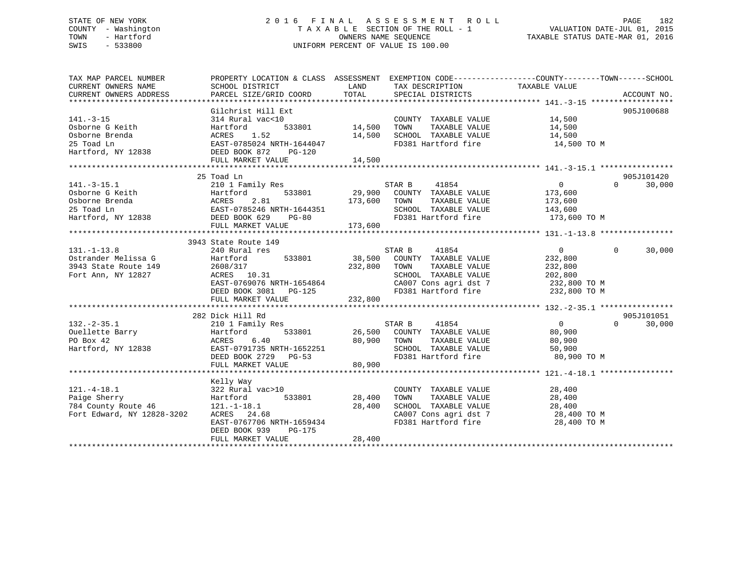STATE OF NEW YORK
COUNTY - Washington
TOWN - Hartford
SWIS - 533800

# 2016 FINAL ASSESSMENT ROLL

TAXABLE SECTION OF THE ROLL - 1
OWNERS NAME SEQUENCE
UNIFORM PERCENT OF VALUE IS 100.00

VALUATION DATE-JUL 01, 2015
TAXABLE STATUS DATE-MAR 01, 2016

| TAX MAP PARCEL NUMBER / CURRENT OWNERS NAME / CURRENT OWNERS ADDRESS | PROPERTY LOCATION & CLASS / SCHOOL DISTRICT / PARCEL SIZE/GRID COORD | ASSESSMENT LAND / TOTAL | EXEMPTION CODE / TAX DESCRIPTION / SPECIAL DISTRICTS | COUNTY TAXABLE VALUE | TOWN | SCHOOL / ACCOUNT NO. |
|---|---|---|---|---|---|---|
| **141.-3-15** | Gilchrist Hill Ext | | | | | 905J100688 |
| 141.-3-15 | 314 Rural vac<10 | | COUNTY TAXABLE VALUE | 14,500 | | |
| Osborne G Keith | Hartford 533801 | 14,500 | TOWN TAXABLE VALUE | 14,500 | | |
| Osborne Brenda | ACRES 1.52 | 14,500 | SCHOOL TAXABLE VALUE | 14,500 | | |
| 25 Toad Ln | EAST-0785024 NRTH-1644047 | | FD381 Hartford fire | 14,500 TO M | | |
| Hartford, NY 12838 | DEED BOOK 872 PG-120 | | | | | |
| | FULL MARKET VALUE | 14,500 | | | | |
| **141.-3-15.1** | 25 Toad Ln | | | | | 905J101420 |
| 141.-3-15.1 | 210 1 Family Res | | STAR B 41854 | 0 | 0 | 30,000 |
| Osborne G Keith | Hartford 533801 | 29,900 | COUNTY TAXABLE VALUE | 173,600 | | |
| Osborne Brenda | ACRES 2.81 | 173,600 | TOWN TAXABLE VALUE | 173,600 | | |
| 25 Toad Ln | EAST-0785246 NRTH-1644351 | | SCHOOL TAXABLE VALUE | 143,600 | | |
| Hartford, NY 12838 | DEED BOOK 629 PG-80 | | FD381 Hartford fire | 173,600 TO M | | |
| | FULL MARKET VALUE | 173,600 | | | | |
| **131.-1-13.8** | 3943 State Route 149 | | | | | |
| 131.-1-13.8 | 240 Rural res | | STAR B 41854 | 0 | 0 | 30,000 |
| Ostrander Melissa G | Hartford 533801 | 38,500 | COUNTY TAXABLE VALUE | 232,800 | | |
| 3943 State Route 149 | 2608/317 | 232,800 | TOWN TAXABLE VALUE | 232,800 | | |
| Fort Ann, NY 12827 | ACRES 10.31 | | SCHOOL TAXABLE VALUE | 202,800 | | |
| | EAST-0769076 NRTH-1654864 | | CA007 Cons agri dst 7 | 232,800 TO M | | |
| | DEED BOOK 3081 PG-125 | | FD381 Hartford fire | 232,800 TO M | | |
| | FULL MARKET VALUE | 232,800 | | | | |
| **132.-2-35.1** | 282 Dick Hill Rd | | | | | 905J101051 |
| 132.-2-35.1 | 210 1 Family Res | | STAR B 41854 | 0 | 0 | 30,000 |
| Ouellette Barry | Hartford 533801 | 26,500 | COUNTY TAXABLE VALUE | 80,900 | | |
| PO Box 42 | ACRES 6.40 | 80,900 | TOWN TAXABLE VALUE | 80,900 | | |
| Hartford, NY 12838 | EAST-0791735 NRTH-1652251 | | SCHOOL TAXABLE VALUE | 50,900 | | |
| | DEED BOOK 2729 PG-53 | | FD381 Hartford fire | 80,900 TO M | | |
| | FULL MARKET VALUE | 80,900 | | | | |
| **121.-4-18.1** | Kelly Way | | | | | |
| 121.-4-18.1 | 322 Rural vac>10 | | COUNTY TAXABLE VALUE | 28,400 | | |
| Paige Sherry | Hartford 533801 | 28,400 | TOWN TAXABLE VALUE | 28,400 | | |
| 784 County Route 46 | 121.-1-18.1 | 28,400 | SCHOOL TAXABLE VALUE | 28,400 | | |
| Fort Edward, NY 12828-3202 | ACRES 24.68 | | CA007 Cons agri dst 7 | 28,400 TO M | | |
| | EAST-0767706 NRTH-1659434 | | FD381 Hartford fire | 28,400 TO M | | |
| | DEED BOOK 939 PG-175 | | | | | |
| | FULL MARKET VALUE | 28,400 | | | | |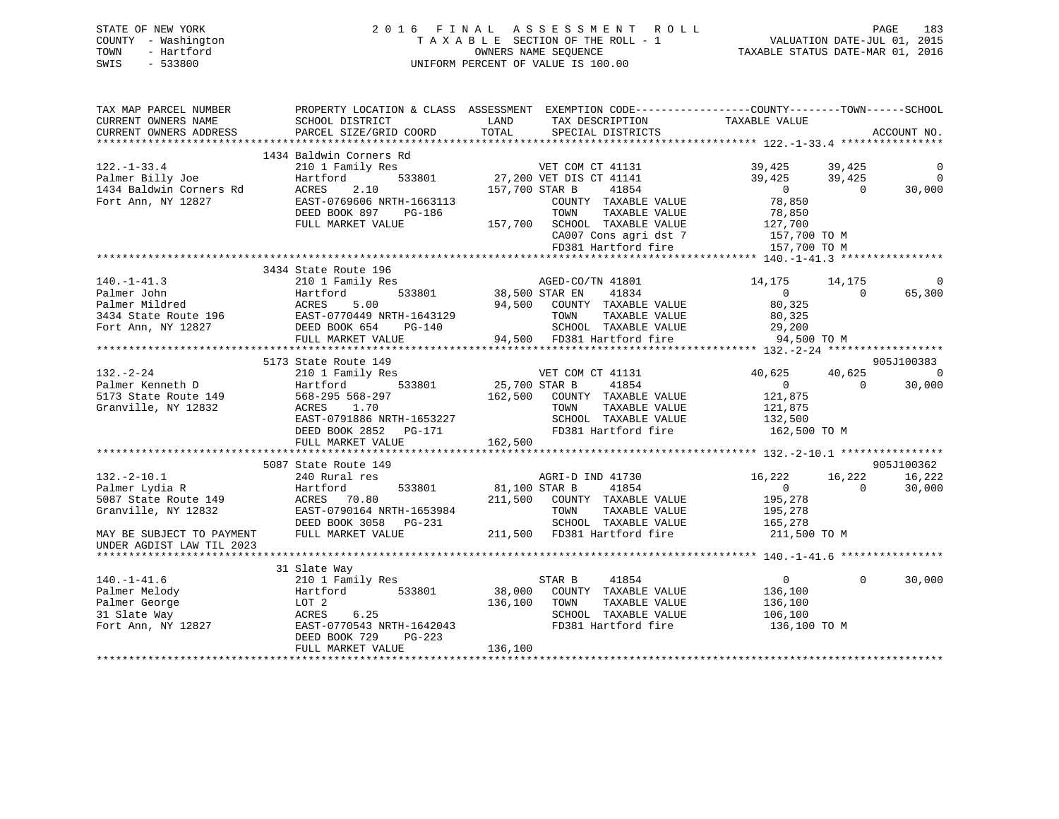STATE OF NEW YORK 2016 FINAL ASSESSMENT ROLL
COUNTY - Washington TAXABLE SECTION OF THE ROLL - 1 VALUATION DATE-JUL 01, 2015
TOWN - Hartford OWNERS NAME SEQUENCE TAXABLE STATUS DATE-MAR 01, 2016
SWIS - 533800 UNIFORM PERCENT OF VALUE IS 100.00

```
TAX MAP PARCEL NUMBER          PROPERTY LOCATION & CLASS  ASSESSMENT  EXEMPTION CODE-----------------COUNTY--------TOWN------SCHOOL
CURRENT OWNERS NAME            SCHOOL DISTRICT              LAND      TAX DESCRIPTION                TAXABLE VALUE
CURRENT OWNERS ADDRESS         PARCEL SIZE/GRID COORD      TOTAL      SPECIAL DISTRICTS                                    ACCOUNT NO.
************************************************************************************************ 122.-1-33.4 ****************
                               1434 Baldwin Corners Rd
122.-1-33.4                    210 1 Family Res                       VET COM CT 41131          39,425       39,425            0
Palmer Billy Joe               Hartford          533801      27,200 VET DIS CT 41141             39,425       39,425            0
1434 Baldwin Corners Rd        ACRES    2.10              157,700 STAR B     41854                    0            0       30,000
Fort Ann, NY 12827             EAST-0769606 NRTH-1663113             COUNTY  TAXABLE VALUE          78,850
                               DEED BOOK 897    PG-186               TOWN    TAXABLE VALUE          78,850
                               FULL MARKET VALUE            157,700  SCHOOL  TAXABLE VALUE         127,700
                                                                     CA007 Cons agri dst 7          157,700 TO M
                                                                     FD381 Hartford fire            157,700 TO M
************************************************************************************************ 140.-1-41.3 ****************
                               3434 State Route 196
140.-1-41.3                    210 1 Family Res                       AGED-CO/TN 41801          14,175       14,175            0
Palmer John                    Hartford          533801      38,500 STAR EN    41834                   0            0       65,300
Palmer Mildred                 ACRES    5.00                94,500   COUNTY  TAXABLE VALUE          80,325
3434 State Route 196           EAST-0770449 NRTH-1643129             TOWN    TAXABLE VALUE          80,325
Fort Ann, NY 12827             DEED BOOK 654    PG-140               SCHOOL  TAXABLE VALUE          29,200
                               FULL MARKET VALUE             94,500  FD381 Hartford fire             94,500 TO M
************************************************************************************************ 132.-2-24 ******************
                               5173 State Route 149                                                                 905J100383
132.-2-24                      210 1 Family Res                       VET COM CT 41131          40,625       40,625            0
Palmer Kenneth D               Hartford          533801      25,700 STAR B     41854                   0            0       30,000
5173 State Route 149           568-295 568-297              162,500   COUNTY  TAXABLE VALUE         121,875
Granville, NY 12832            ACRES    1.70                          TOWN    TAXABLE VALUE         121,875
                               EAST-0791886 NRTH-1653227              SCHOOL  TAXABLE VALUE         132,500
                               DEED BOOK 2852   PG-171                FD381 Hartford fire            162,500 TO M
                               FULL MARKET VALUE            162,500
************************************************************************************************ 132.-2-10.1 ****************
                               5087 State Route 149                                                                 905J100362
132.-2-10.1                    240 Rural res                          AGRI-D IND 41730          16,222       16,222       16,222
Palmer Lydia R                 Hartford          533801      81,100 STAR B     41854                   0            0       30,000
5087 State Route 149           ACRES   70.80                211,500   COUNTY  TAXABLE VALUE         195,278
Granville, NY 12832            EAST-0790164 NRTH-1653984              TOWN    TAXABLE VALUE         195,278
                               DEED BOOK 3058   PG-231                SCHOOL  TAXABLE VALUE         165,278
MAY BE SUBJECT TO PAYMENT      FULL MARKET VALUE            211,500   FD381 Hartford fire            211,500 TO M
UNDER AGDIST LAW TIL 2023
************************************************************************************************ 140.-1-41.6 ****************
                               31 Slate Way
140.-1-41.6                    210 1 Family Res                       STAR B     41854                   0            0       30,000
Palmer Melody                  Hartford          533801      38,000   COUNTY  TAXABLE VALUE         136,100
Palmer George                  LOT 2                        136,100   TOWN    TAXABLE VALUE         136,100
31 Slate Way                   ACRES    6.25                          SCHOOL  TAXABLE VALUE         106,100
Fort Ann, NY 12827             EAST-0770543 NRTH-1642043              FD381 Hartford fire            136,100 TO M
                               DEED BOOK 729    PG-223
                               FULL MARKET VALUE            136,100
******************************************************************************************************************************
```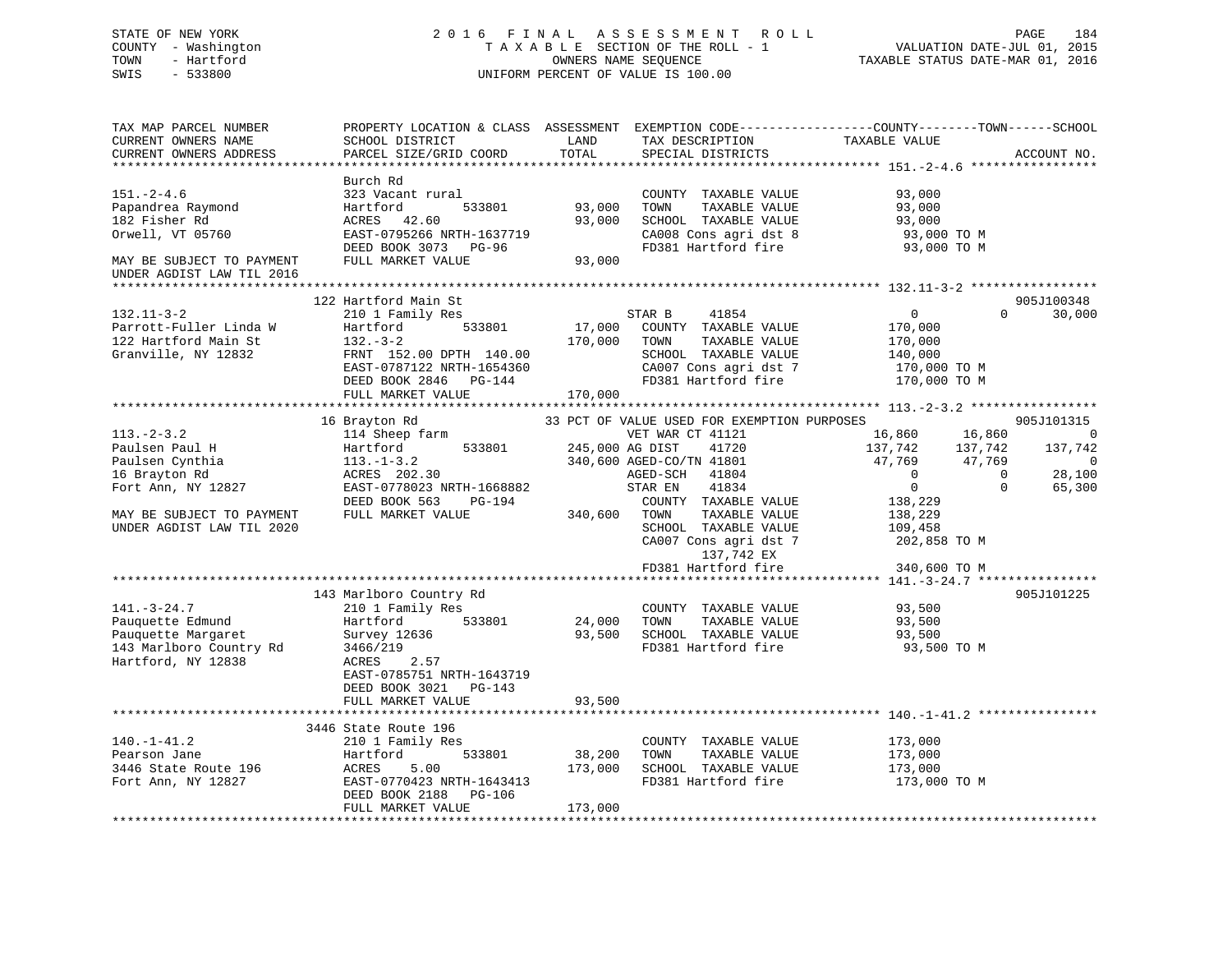STATE OF NEW YORK
COUNTY - Washington
TOWN - Hartford
SWIS - 533800

2 0 1 6 F I N A L A S S E S S M E N T R O L L
T A X A B L E SECTION OF THE ROLL - 1
OWNERS NAME SEQUENCE
UNIFORM PERCENT OF VALUE IS 100.00

VALUATION DATE-JUL 01, 2015
TAXABLE STATUS DATE-MAR 01, 2016

```
TAX MAP PARCEL NUMBER          PROPERTY LOCATION & CLASS  ASSESSMENT  EXEMPTION CODE------------------COUNTY--------TOWN------SCHOOL
CURRENT OWNERS NAME            SCHOOL DISTRICT               LAND      TAX DESCRIPTION              TAXABLE VALUE
CURRENT OWNERS ADDRESS         PARCEL SIZE/GRID COORD        TOTAL     SPECIAL DISTRICTS                                          ACCOUNT NO.
******************************************************************************************************* 151.-2-4.6 *****************
                               Burch Rd
151.-2-4.6                     323 Vacant rural                        COUNTY  TAXABLE VALUE             93,000
Papandrea Raymond              Hartford         533801       93,000    TOWN    TAXABLE VALUE             93,000
182 Fisher Rd                  ACRES   42.60                 93,000    SCHOOL  TAXABLE VALUE             93,000
Orwell, VT 05760               EAST-0795266 NRTH-1637719               CA008 Cons agri dst 8              93,000 TO M
                               DEED BOOK 3073   PG-96                  FD381 Hartford fire                93,000 TO M
MAY BE SUBJECT TO PAYMENT      FULL MARKET VALUE             93,000
UNDER AGDIST LAW TIL 2016
******************************************************************************************************* 132.11-3-2 *****************
                               122 Hartford Main St                                                                         905J100348
132.11-3-2                     210 1 Family Res                        STAR B      41854                   0           0       30,000
Parrott-Fuller Linda W         Hartford         533801       17,000    COUNTY  TAXABLE VALUE            170,000
122 Hartford Main St           132.-3-2                     170,000    TOWN    TAXABLE VALUE            170,000
Granville, NY 12832            FRNT 152.00 DPTH 140.00                 SCHOOL  TAXABLE VALUE            140,000
                               EAST-0787122 NRTH-1654360               CA007 Cons agri dst 7             170,000 TO M
                               DEED BOOK 2846   PG-144                 FD381 Hartford fire               170,000 TO M
                               FULL MARKET VALUE            170,000
******************************************************************************************************* 113.-2-3.2 *****************
                               16 Brayton Rd                    33 PCT OF VALUE USED FOR EXEMPTION PURPOSES                  905J101315
113.-2-3.2                     114 Sheep farm                          VET WAR CT 41121               16,860      16,860            0
Paulsen Paul H                 Hartford         533801      245,000 AG DIST     41720              137,742     137,742      137,742
Paulsen Cynthia                113.-1-3.2                   340,600 AGED-CO/TN 41801                47,769      47,769            0
16 Brayton Rd                  ACRES  202.30                           AGED-SCH    41804                   0           0       28,100
Fort Ann, NY 12827             EAST-0778023 NRTH-1668882               STAR EN     41834                   0           0       65,300
                               DEED BOOK 563    PG-194                 COUNTY  TAXABLE VALUE            138,229
MAY BE SUBJECT TO PAYMENT      FULL MARKET VALUE            340,600    TOWN    TAXABLE VALUE            138,229
UNDER AGDIST LAW TIL 2020                                              SCHOOL  TAXABLE VALUE            109,458
                                                                       CA007 Cons agri dst 7             202,858 TO M
                                                                             137,742 EX
                                                                       FD381 Hartford fire               340,600 TO M
******************************************************************************************************* 141.-3-24.7 ****************
                               143 Marlboro Country Rd                                                                      905J101225
141.-3-24.7                    210 1 Family Res                        COUNTY  TAXABLE VALUE             93,500
Pauquette Edmund               Hartford         533801       24,000    TOWN    TAXABLE VALUE             93,500
Pauquette Margaret             Survey 12636                  93,500    SCHOOL  TAXABLE VALUE             93,500
143 Marlboro Country Rd        3466/219                                FD381 Hartford fire                93,500 TO M
Hartford, NY 12838             ACRES    2.57
                               EAST-0785751 NRTH-1643719
                               DEED BOOK 3021   PG-143
                               FULL MARKET VALUE             93,500
******************************************************************************************************* 140.-1-41.2 ****************
                               3446 State Route 196
140.-1-41.2                    210 1 Family Res                        COUNTY  TAXABLE VALUE            173,000
Pearson Jane                   Hartford         533801       38,200    TOWN    TAXABLE VALUE            173,000
3446 State Route 196           ACRES    5.00                173,000    SCHOOL  TAXABLE VALUE            173,000
Fort Ann, NY 12827             EAST-0770423 NRTH-1643413               FD381 Hartford fire               173,000 TO M
                               DEED BOOK 2188   PG-106
                               FULL MARKET VALUE            173,000
************************************************************************************************************************************
```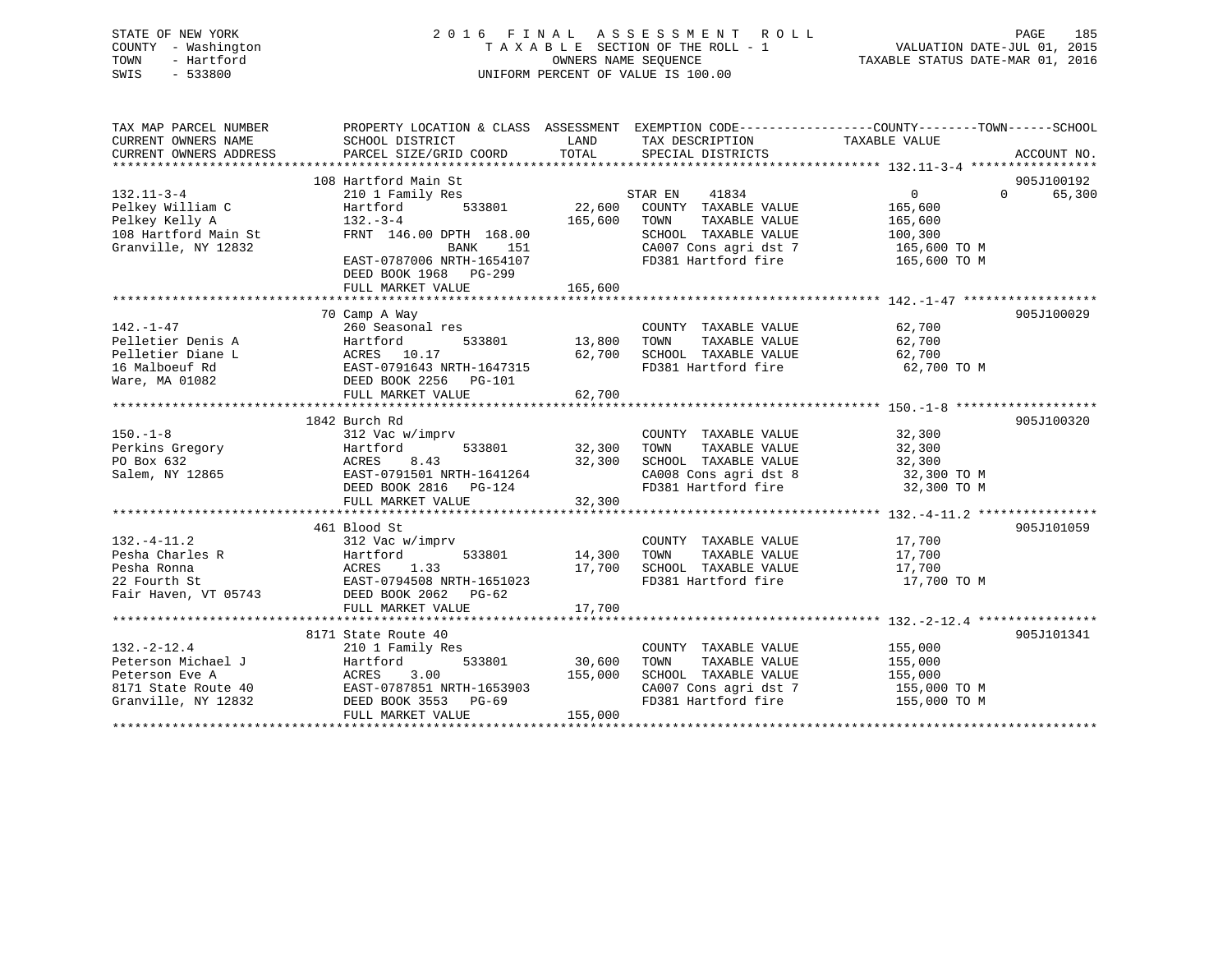STATE OF NEW YORK
COUNTY - Washington
TOWN - Hartford
SWIS - 533800

# 2016 FINAL ASSESSMENT ROLL
TAXABLE SECTION OF THE ROLL - 1
OWNERS NAME SEQUENCE
UNIFORM PERCENT OF VALUE IS 100.00

VALUATION DATE-JUL 01, 2015
TAXABLE STATUS DATE-MAR 01, 2016

| TAX MAP PARCEL NUMBER / CURRENT OWNERS NAME / CURRENT OWNERS ADDRESS | PROPERTY LOCATION & CLASS / SCHOOL DISTRICT / PARCEL SIZE/GRID COORD | ASSESSMENT LAND / TOTAL | EXEMPTION CODE / TAX DESCRIPTION / SPECIAL DISTRICTS | COUNTY / TOWN / SCHOOL TAXABLE VALUE | ACCOUNT NO. |
|---|---|---|---|---|---|
| 132.11-3-4 | 108 Hartford Main St | | | | 905J100192 |
| Pelkey William C | 210 1 Family Res | | STAR EN 41834 | 0 0 65,300 | |
| Pelkey Kelly A | Hartford 533801 | 22,600 | COUNTY TAXABLE VALUE | 165,600 | |
| 108 Hartford Main St | 132.-3-4 | 165,600 | TOWN TAXABLE VALUE | 165,600 | |
| Granville, NY 12832 | FRNT 146.00 DPTH 168.00 | | SCHOOL TAXABLE VALUE | 100,300 | |
| | BANK 151 | | CA007 Cons agri dst 7 | 165,600 TO M | |
| | EAST-0787006 NRTH-1654107 | | FD381 Hartford fire | 165,600 TO M | |
| | DEED BOOK 1968 PG-299 | | | | |
| | FULL MARKET VALUE | 165,600 | | | |
| 142.-1-47 | 70 Camp A Way | | | | 905J100029 |
| Pelletier Denis A | 260 Seasonal res | | COUNTY TAXABLE VALUE | 62,700 | |
| Pelletier Diane L | Hartford 533801 | 13,800 | TOWN TAXABLE VALUE | 62,700 | |
| 16 Malboeuf Rd | ACRES 10.17 | 62,700 | SCHOOL TAXABLE VALUE | 62,700 | |
| Ware, MA 01082 | EAST-0791643 NRTH-1647315 | | FD381 Hartford fire | 62,700 TO M | |
| | DEED BOOK 2256 PG-101 | | | | |
| | FULL MARKET VALUE | 62,700 | | | |
| 150.-1-8 | 1842 Burch Rd | | | | 905J100320 |
| Perkins Gregory | 312 Vac w/imprv | | COUNTY TAXABLE VALUE | 32,300 | |
| PO Box 632 | Hartford 533801 | 32,300 | TOWN TAXABLE VALUE | 32,300 | |
| Salem, NY 12865 | ACRES 8.43 | 32,300 | SCHOOL TAXABLE VALUE | 32,300 | |
| | EAST-0791501 NRTH-1641264 | | CA008 Cons agri dst 8 | 32,300 TO M | |
| | DEED BOOK 2816 PG-124 | | FD381 Hartford fire | 32,300 TO M | |
| | FULL MARKET VALUE | 32,300 | | | |
| 132.-4-11.2 | 461 Blood St | | | | 905J101059 |
| Pesha Charles R | 312 Vac w/imprv | | COUNTY TAXABLE VALUE | 17,700 | |
| Pesha Ronna | Hartford 533801 | 14,300 | TOWN TAXABLE VALUE | 17,700 | |
| 22 Fourth St | ACRES 1.33 | 17,700 | SCHOOL TAXABLE VALUE | 17,700 | |
| Fair Haven, VT 05743 | EAST-0794508 NRTH-1651023 | | FD381 Hartford fire | 17,700 TO M | |
| | DEED BOOK 2062 PG-62 | | | | |
| | FULL MARKET VALUE | 17,700 | | | |
| 132.-2-12.4 | 8171 State Route 40 | | | | 905J101341 |
| Peterson Michael J | 210 1 Family Res | | COUNTY TAXABLE VALUE | 155,000 | |
| Peterson Eve A | Hartford 533801 | 30,600 | TOWN TAXABLE VALUE | 155,000 | |
| 8171 State Route 40 | ACRES 3.00 | 155,000 | SCHOOL TAXABLE VALUE | 155,000 | |
| Granville, NY 12832 | EAST-0787851 NRTH-1653903 | | CA007 Cons agri dst 7 | 155,000 TO M | |
| | DEED BOOK 3553 PG-69 | | FD381 Hartford fire | 155,000 TO M | |
| | FULL MARKET VALUE | 155,000 | | | |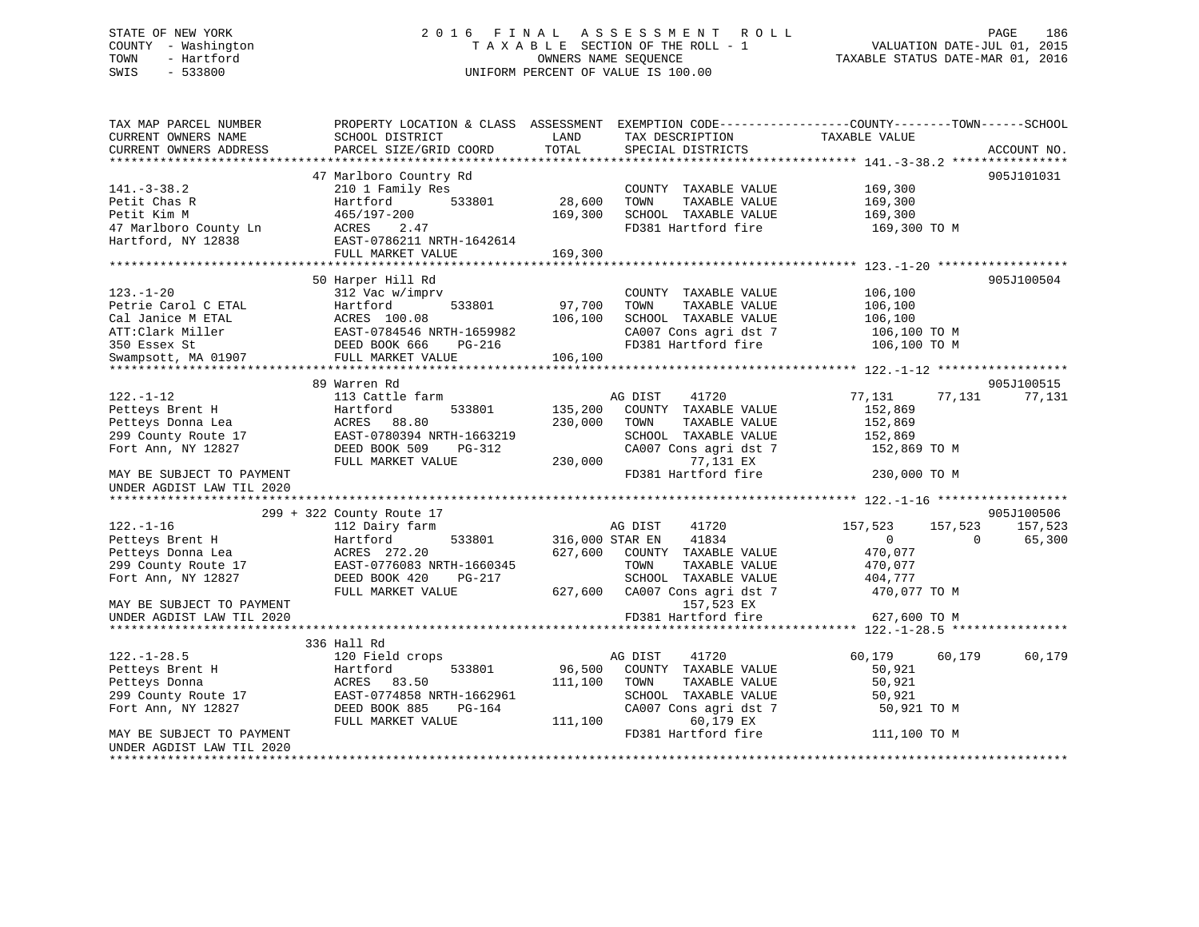STATE OF NEW YORK 2 0 1 6 F I N A L A S S E S S M E N T R O L L
COUNTY - Washington T A X A B L E SECTION OF THE ROLL - 1 VALUATION DATE-JUL 01, 2015
TOWN - Hartford OWNERS NAME SEQUENCE TAXABLE STATUS DATE-MAR 01, 2016
SWIS - 533800 UNIFORM PERCENT OF VALUE IS 100.00

```
TAX MAP PARCEL NUMBER          PROPERTY LOCATION & CLASS  ASSESSMENT  EXEMPTION CODE------------------COUNTY--------TOWN------SCHOOL
CURRENT OWNERS NAME            SCHOOL DISTRICT               LAND      TAX DESCRIPTION            TAXABLE VALUE
CURRENT OWNERS ADDRESS         PARCEL SIZE/GRID COORD        TOTAL     SPECIAL DISTRICTS                                    ACCOUNT NO.
******************************************************************************************************* 141.-3-38.2 ****************
                               47 Marlboro Country Rd                                                                        905J101031
141.-3-38.2                    210 1 Family Res                        COUNTY  TAXABLE VALUE           169,300
Petit Chas R                   Hartford        533801       28,600     TOWN    TAXABLE VALUE           169,300
Petit Kim M                    465/197-200                 169,300     SCHOOL  TAXABLE VALUE           169,300
47 Marlboro County Ln          ACRES    2.47                           FD381 Hartford fire              169,300 TO M
Hartford, NY 12838             EAST-0786211 NRTH-1642614
                               FULL MARKET VALUE           169,300
******************************************************************************************************* 123.-1-20 ******************
                               50 Harper Hill Rd                                                                             905J100504
123.-1-20                      312 Vac w/imprv                         COUNTY  TAXABLE VALUE           106,100
Petrie Carol C ETAL            Hartford        533801       97,700     TOWN    TAXABLE VALUE           106,100
Cal Janice M ETAL              ACRES  100.08               106,100     SCHOOL  TAXABLE VALUE           106,100
ATT:Clark Miller               EAST-0784546 NRTH-1659982               CA007 Cons agri dst 7            106,100 TO M
350 Essex St                   DEED BOOK 666    PG-216                 FD381 Hartford fire              106,100 TO M
Swampsott, MA 01907            FULL MARKET VALUE           106,100
******************************************************************************************************* 122.-1-12 ******************
                               89 Warren Rd                                                                                  905J100515
122.-1-12                      113 Cattle farm                         AG DIST     41720             77,131      77,131      77,131
Petteys Brent H                Hartford        533801      135,200     COUNTY  TAXABLE VALUE           152,869
Petteys Donna Lea              ACRES   88.80               230,000     TOWN    TAXABLE VALUE           152,869
299 County Route 17            EAST-0780394 NRTH-1663219               SCHOOL  TAXABLE VALUE           152,869
Fort Ann, NY 12827             DEED BOOK 509    PG-312                 CA007 Cons agri dst 7            152,869 TO M
                               FULL MARKET VALUE           230,000           77,131 EX
MAY BE SUBJECT TO PAYMENT                                              FD381 Hartford fire              230,000 TO M
UNDER AGDIST LAW TIL 2020
******************************************************************************************************* 122.-1-16 ******************
                               299 + 322 County Route 17                                                                     905J100506
122.-1-16                      112 Dairy farm                          AG DIST     41720            157,523     157,523     157,523
Petteys Brent H                Hartford        533801      316,000 STAR EN     41834                   0           0      65,300
Petteys Donna Lea              ACRES  272.20               627,600     COUNTY  TAXABLE VALUE           470,077
299 County Route 17            EAST-0776083 NRTH-1660345               TOWN    TAXABLE VALUE           470,077
Fort Ann, NY 12827             DEED BOOK 420    PG-217                 SCHOOL  TAXABLE VALUE           404,777
                               FULL MARKET VALUE           627,600     CA007 Cons agri dst 7            470,077 TO M
MAY BE SUBJECT TO PAYMENT                                                    157,523 EX
UNDER AGDIST LAW TIL 2020                                              FD381 Hartford fire              627,600 TO M
******************************************************************************************************* 122.-1-28.5 ****************
                               336 Hall Rd
122.-1-28.5                    120 Field crops                         AG DIST     41720             60,179      60,179      60,179
Petteys Brent H                Hartford        533801       96,500     COUNTY  TAXABLE VALUE            50,921
Petteys Donna                  ACRES   83.50               111,100     TOWN    TAXABLE VALUE            50,921
299 County Route 17            EAST-0774858 NRTH-1662961               SCHOOL  TAXABLE VALUE            50,921
Fort Ann, NY 12827             DEED BOOK 885    PG-164                 CA007 Cons agri dst 7             50,921 TO M
                               FULL MARKET VALUE           111,100           60,179 EX
MAY BE SUBJECT TO PAYMENT                                              FD381 Hartford fire              111,100 TO M
UNDER AGDIST LAW TIL 2020
************************************************************************************************************************************
```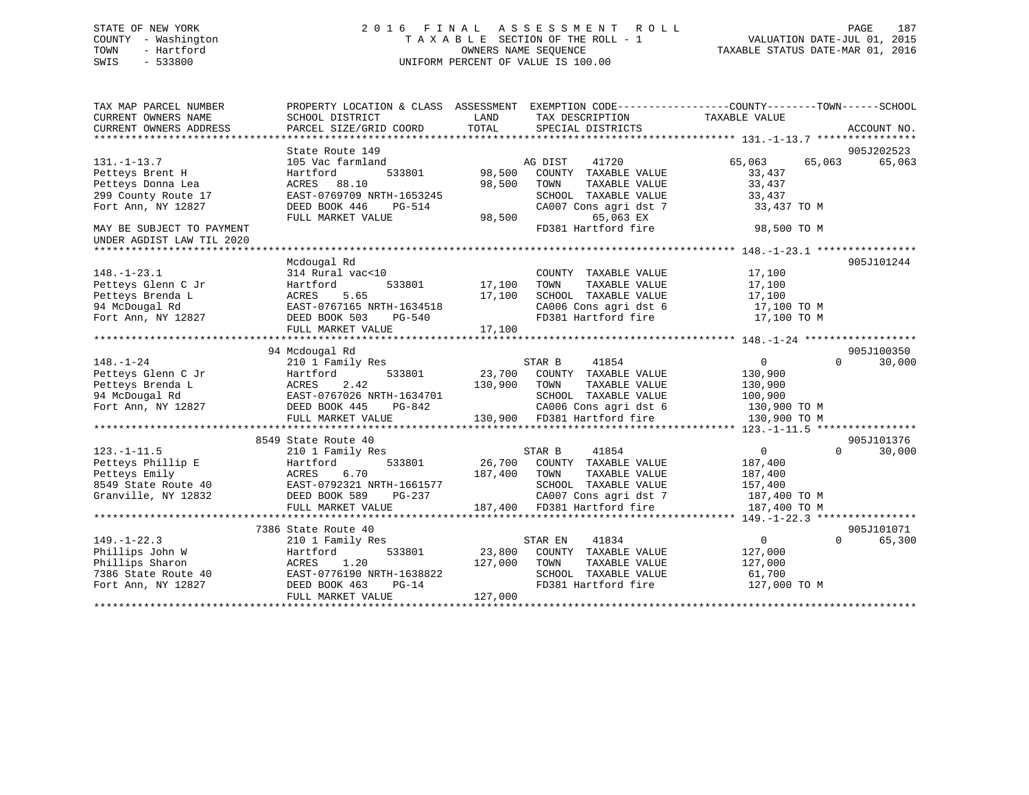STATE OF NEW YORK | COUNTY - Washington | TOWN - Hartford | SWIS - 533800

# 2016 FINAL ASSESSMENT ROLL

TAXABLE SECTION OF THE ROLL - 1
OWNERS NAME SEQUENCE
UNIFORM PERCENT OF VALUE IS 100.00

VALUATION DATE-JUL 01, 2015
TAXABLE STATUS DATE-MAR 01, 2016

| TAX MAP PARCEL NUMBER / CURRENT OWNERS NAME / CURRENT OWNERS ADDRESS | PROPERTY LOCATION & CLASS / SCHOOL DISTRICT / PARCEL SIZE/GRID COORD | ASSESSMENT LAND | TOTAL | EXEMPTION CODE / TAX DESCRIPTION / SPECIAL DISTRICTS | COUNTY | TOWN | SCHOOL | ACCOUNT NO. |
|---|---|---|---|---|---|---|---|---|
| **131.-1-13.7** | State Route 149 | | | | | | | 905J202523 |
| 131.-1-13.7 | 105 Vac farmland | | | AG DIST 41720 | 65,063 | 65,063 | 65,063 | |
| Petteys Brent H | Hartford 533801 | 98,500 | | COUNTY TAXABLE VALUE | 33,437 | | | |
| Petteys Donna Lea | ACRES 88.10 | | 98,500 | TOWN TAXABLE VALUE | | 33,437 | | |
| 299 County Route 17 | EAST-0769709 NRTH-1653245 | | | SCHOOL TAXABLE VALUE | | | 33,437 | |
| Fort Ann, NY 12827 | DEED BOOK 446 PG-514 | | | CA007 Cons agri dst 7 | 33,437 TO M | | | |
| | FULL MARKET VALUE | | 98,500 | 65,063 EX | | | | |
| MAY BE SUBJECT TO PAYMENT UNDER AGDIST LAW TIL 2020 | | | | FD381 Hartford fire | 98,500 TO M | | | |
| **148.-1-23.1** | Mcdougal Rd | | | | | | | 905J101244 |
| 148.-1-23.1 | 314 Rural vac<10 | | | COUNTY TAXABLE VALUE | 17,100 | | | |
| Petteys Glenn C Jr | Hartford 533801 | 17,100 | | TOWN TAXABLE VALUE | | 17,100 | | |
| Petteys Brenda L | ACRES 5.65 | | 17,100 | SCHOOL TAXABLE VALUE | | | 17,100 | |
| 94 McDougal Rd | EAST-0767165 NRTH-1634518 | | | CA006 Cons agri dst 6 | 17,100 TO M | | | |
| Fort Ann, NY 12827 | DEED BOOK 503 PG-540 | | | FD381 Hartford fire | 17,100 TO M | | | |
| | FULL MARKET VALUE | | 17,100 | | | | | |
| **148.-1-24** | 94 Mcdougal Rd | | | | | | | 905J100350 |
| 148.-1-24 | 210 1 Family Res | | | STAR B 41854 | 0 | 0 | 30,000 | |
| Petteys Glenn C Jr | Hartford 533801 | 23,700 | | COUNTY TAXABLE VALUE | 130,900 | | | |
| Petteys Brenda L | ACRES 2.42 | | 130,900 | TOWN TAXABLE VALUE | | 130,900 | | |
| 94 McDougal Rd | EAST-0767026 NRTH-1634701 | | | SCHOOL TAXABLE VALUE | | | 100,900 | |
| Fort Ann, NY 12827 | DEED BOOK 445 PG-842 | | | CA006 Cons agri dst 6 | 130,900 TO M | | | |
| | FULL MARKET VALUE | | 130,900 | FD381 Hartford fire | 130,900 TO M | | | |
| **123.-1-11.5** | 8549 State Route 40 | | | | | | | 905J101376 |
| 123.-1-11.5 | 210 1 Family Res | | | STAR B 41854 | 0 | 0 | 30,000 | |
| Petteys Phillip E | Hartford 533801 | 26,700 | | COUNTY TAXABLE VALUE | 187,400 | | | |
| Petteys Emily | ACRES 6.70 | | 187,400 | TOWN TAXABLE VALUE | | 187,400 | | |
| 8549 State Route 40 | EAST-0792321 NRTH-1661577 | | | SCHOOL TAXABLE VALUE | | | 157,400 | |
| Granville, NY 12832 | DEED BOOK 589 PG-237 | | | CA007 Cons agri dst 7 | 187,400 TO M | | | |
| | FULL MARKET VALUE | | 187,400 | FD381 Hartford fire | 187,400 TO M | | | |
| **149.-1-22.3** | 7386 State Route 40 | | | | | | | 905J101071 |
| 149.-1-22.3 | 210 1 Family Res | | | STAR EN 41834 | 0 | 0 | 65,300 | |
| Phillips John W | Hartford 533801 | 23,800 | | COUNTY TAXABLE VALUE | 127,000 | | | |
| Phillips Sharon | ACRES 1.20 | | 127,000 | TOWN TAXABLE VALUE | | 127,000 | | |
| 7386 State Route 40 | EAST-0776190 NRTH-1638822 | | | SCHOOL TAXABLE VALUE | | | 61,700 | |
| Fort Ann, NY 12827 | DEED BOOK 463 PG-14 | | | FD381 Hartford fire | 127,000 TO M | | | |
| | FULL MARKET VALUE | | 127,000 | | | | | |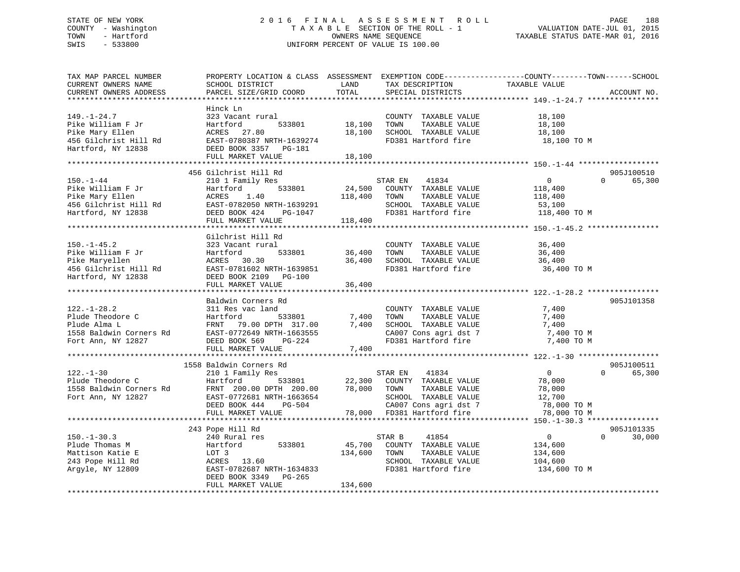STATE OF NEW YORK
COUNTY - Washington
TOWN - Hartford
SWIS - 533800

2 0 1 6 F I N A L A S S E S S M E N T R O L L
T A X A B L E SECTION OF THE ROLL - 1
OWNERS NAME SEQUENCE
UNIFORM PERCENT OF VALUE IS 100.00

VALUATION DATE-JUL 01, 2015
TAXABLE STATUS DATE-MAR 01, 2016

```
TAX MAP PARCEL NUMBER          PROPERTY LOCATION & CLASS  ASSESSMENT  EXEMPTION CODE------------------COUNTY--------TOWN------SCHOOL
CURRENT OWNERS NAME            SCHOOL DISTRICT             LAND       TAX DESCRIPTION              TAXABLE VALUE
CURRENT OWNERS ADDRESS         PARCEL SIZE/GRID COORD      TOTAL      SPECIAL DISTRICTS                                   ACCOUNT NO.
******************************************************************************************************* 149.-1-24.7 ****************
                               Hinck Ln
149.-1-24.7                    323 Vacant rural                        COUNTY  TAXABLE VALUE           18,100
Pike William F Jr              Hartford        533801       18,100     TOWN    TAXABLE VALUE           18,100
Pike Mary Ellen                ACRES  27.80                 18,100     SCHOOL  TAXABLE VALUE           18,100
456 Gilchrist Hill Rd          EAST-0780387 NRTH-1639274               FD381 Hartford fire              18,100 TO M
Hartford, NY 12838             DEED BOOK 3357  PG-181
                               FULL MARKET VALUE            18,100
******************************************************************************************************* 150.-1-44 ******************
                               456 Gilchrist Hill Rd                                                                    905J100510
150.-1-44                      210 1 Family Res                        STAR EN    41834                 0          0       65,300
Pike William F Jr              Hartford        533801       24,500     COUNTY  TAXABLE VALUE          118,400
Pike Mary Ellen                ACRES   1.40                118,400     TOWN    TAXABLE VALUE          118,400
456 Gilchrist Hill Rd          EAST-0782050 NRTH-1639291               SCHOOL  TAXABLE VALUE           53,100
Hartford, NY 12838             DEED BOOK 424   PG-1047                 FD381 Hartford fire             118,400 TO M
                               FULL MARKET VALUE           118,400
******************************************************************************************************* 150.-1-45.2 ****************
                               Gilchrist Hill Rd
150.-1-45.2                    323 Vacant rural                        COUNTY  TAXABLE VALUE           36,400
Pike William F Jr              Hartford        533801       36,400     TOWN    TAXABLE VALUE           36,400
Pike Maryellen                 ACRES  30.30                 36,400     SCHOOL  TAXABLE VALUE           36,400
456 Gilchrist Hill Rd          EAST-0781602 NRTH-1639851               FD381 Hartford fire              36,400 TO M
Hartford, NY 12838             DEED BOOK 2109  PG-100
                               FULL MARKET VALUE            36,400
******************************************************************************************************* 122.-1-28.2 ****************
                               Baldwin Corners Rd                                                                       905J101358
122.-1-28.2                    311 Res vac land                        COUNTY  TAXABLE VALUE            7,400
Plude Theodore C               Hartford        533801        7,400     TOWN    TAXABLE VALUE            7,400
Plude Alma L                   FRNT  79.00 DPTH 317.00       7,400     SCHOOL  TAXABLE VALUE            7,400
1558 Baldwin Corners Rd        EAST-0772649 NRTH-1663555               CA007 Cons agri dst 7             7,400 TO M
Fort Ann, NY 12827             DEED BOOK 569   PG-224                  FD381 Hartford fire               7,400 TO M
                               FULL MARKET VALUE             7,400
******************************************************************************************************* 122.-1-30 ******************
                               1558 Baldwin Corners Rd                                                                  905J100511
122.-1-30                      210 1 Family Res                        STAR EN    41834                 0          0       65,300
Plude Theodore C               Hartford        533801       22,300     COUNTY  TAXABLE VALUE           78,000
1558 Baldwin Corners Rd        FRNT 200.00 DPTH 200.00      78,000     TOWN    TAXABLE VALUE           78,000
Fort Ann, NY 12827             EAST-0772681 NRTH-1663654               SCHOOL  TAXABLE VALUE           12,700
                               DEED BOOK 444   PG-504                  CA007 Cons agri dst 7            78,000 TO M
                               FULL MARKET VALUE            78,000     FD381 Hartford fire              78,000 TO M
******************************************************************************************************* 150.-1-30.3 ****************
                               243 Pope Hill Rd                                                                         905J101335
150.-1-30.3                    240 Rural res                           STAR B     41854                 0          0       30,000
Plude Thomas M                 Hartford        533801       45,700     COUNTY  TAXABLE VALUE          134,600
Mattison Katie E               LOT 3                       134,600     TOWN    TAXABLE VALUE          134,600
243 Pope Hill Rd               ACRES  13.60                            SCHOOL  TAXABLE VALUE          104,600
Argyle, NY 12809               EAST-0782687 NRTH-1634833               FD381 Hartford fire             134,600 TO M
                               DEED BOOK 3349  PG-265
                               FULL MARKET VALUE           134,600
************************************************************************************************************************************
```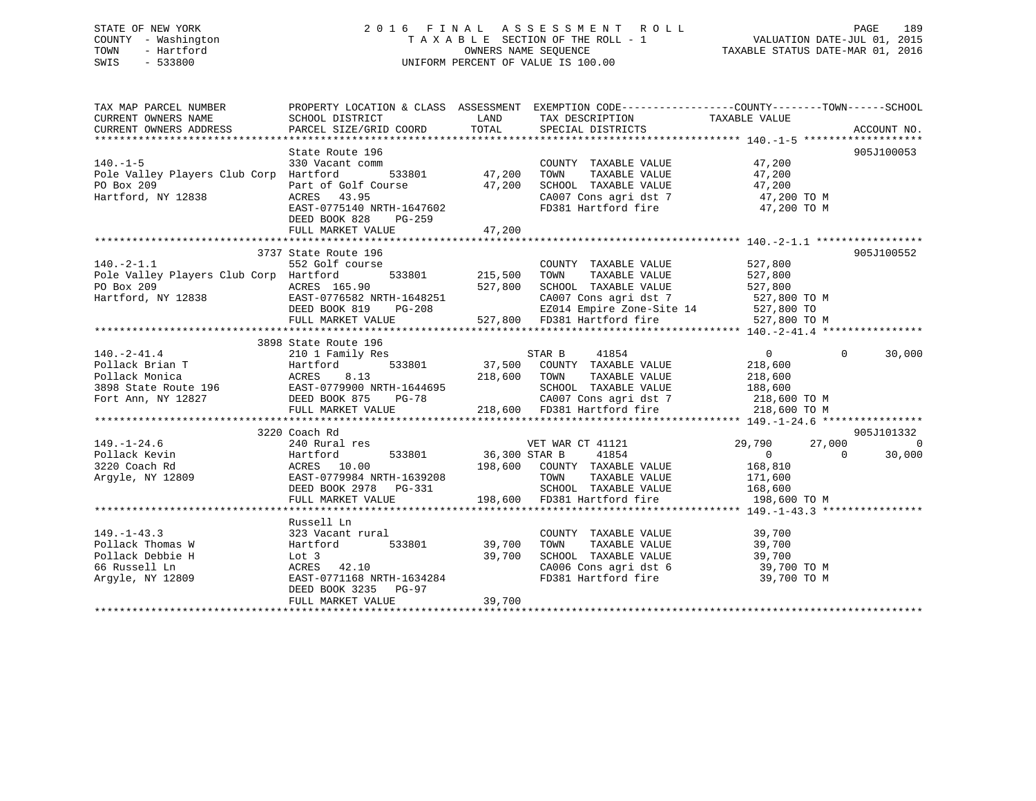STATE OF NEW YORK
COUNTY - Washington
TOWN - Hartford
SWIS - 533800

2 0 1 6 F I N A L A S S E S S M E N T R O L L
T A X A B L E SECTION OF THE ROLL - 1
OWNERS NAME SEQUENCE
UNIFORM PERCENT OF VALUE IS 100.00

VALUATION DATE-JUL 01, 2015
TAXABLE STATUS DATE-MAR 01, 2016

```
TAX MAP PARCEL NUMBER          PROPERTY LOCATION & CLASS  ASSESSMENT  EXEMPTION CODE------------------COUNTY--------TOWN------SCHOOL
CURRENT OWNERS NAME            SCHOOL DISTRICT               LAND      TAX DESCRIPTION             TAXABLE VALUE
CURRENT OWNERS ADDRESS         PARCEL SIZE/GRID COORD        TOTAL     SPECIAL DISTRICTS                                     ACCOUNT NO.
******************************************************************************************************* 140.-1-5 *******************
                               State Route 196                                                                          905J100053
140.-1-5                       330 Vacant comm                         COUNTY  TAXABLE VALUE            47,200
Pole Valley Players Club Corp  Hartford         533801      47,200     TOWN    TAXABLE VALUE            47,200
PO Box 209                     Part of Golf Course          47,200     SCHOOL  TAXABLE VALUE            47,200
Hartford, NY 12838             ACRES   43.95                           CA007 Cons agri dst 7             47,200 TO M
                               EAST-0775140 NRTH-1647602               FD381 Hartford fire               47,200 TO M
                               DEED BOOK 828    PG-259
                               FULL MARKET VALUE            47,200
******************************************************************************************************* 140.-2-1.1 *****************
                          3737 State Route 196                                                                          905J100552
140.-2-1.1                     552 Golf course                         COUNTY  TAXABLE VALUE           527,800
Pole Valley Players Club Corp  Hartford         533801     215,500     TOWN    TAXABLE VALUE           527,800
PO Box 209                     ACRES  165.90               527,800     SCHOOL  TAXABLE VALUE           527,800
Hartford, NY 12838             EAST-0776582 NRTH-1648251               CA007 Cons agri dst 7            527,800 TO M
                               DEED BOOK 819    PG-208                 EZ014 Empire Zone-Site 14        527,800 TO
                               FULL MARKET VALUE           527,800     FD381 Hartford fire              527,800 TO M
******************************************************************************************************* 140.-2-41.4 ****************
                          3898 State Route 196
140.-2-41.4                    210 1 Family Res                        STAR B      41854                     0           0      30,000
Pollack Brian T                Hartford         533801      37,500     COUNTY  TAXABLE VALUE           218,600
Pollack Monica                 ACRES    8.13               218,600     TOWN    TAXABLE VALUE           218,600
3898 State Route 196           EAST-0779900 NRTH-1644695               SCHOOL  TAXABLE VALUE           188,600
Fort Ann, NY 12827             DEED BOOK 875    PG-78                  CA007 Cons agri dst 7            218,600 TO M
                               FULL MARKET VALUE           218,600     FD381 Hartford fire              218,600 TO M
******************************************************************************************************* 149.-1-24.6 ****************
                          3220 Coach Rd                                                                                 905J101332
149.-1-24.6                    240 Rural res                           VET WAR CT 41121                 29,790      27,000           0
Pollack Kevin                  Hartford         533801      36,300 STAR B      41854                     0           0      30,000
3220 Coach Rd                  ACRES   10.00               198,600     COUNTY  TAXABLE VALUE           168,810
Argyle, NY 12809               EAST-0779984 NRTH-1639208               TOWN    TAXABLE VALUE           171,600
                               DEED BOOK 2978   PG-331                 SCHOOL  TAXABLE VALUE           168,600
                               FULL MARKET VALUE           198,600     FD381 Hartford fire              198,600 TO M
******************************************************************************************************* 149.-1-43.3 ****************
                               Russell Ln
149.-1-43.3                    323 Vacant rural                        COUNTY  TAXABLE VALUE            39,700
Pollack Thomas W               Hartford         533801      39,700     TOWN    TAXABLE VALUE            39,700
Pollack Debbie H               Lot 3                        39,700     SCHOOL  TAXABLE VALUE            39,700
66 Russell Ln                  ACRES   42.10                           CA006 Cons agri dst 6             39,700 TO M
Argyle, NY 12809               EAST-0771168 NRTH-1634284               FD381 Hartford fire               39,700 TO M
                               DEED BOOK 3235   PG-97
                               FULL MARKET VALUE            39,700
************************************************************************************************************************************
```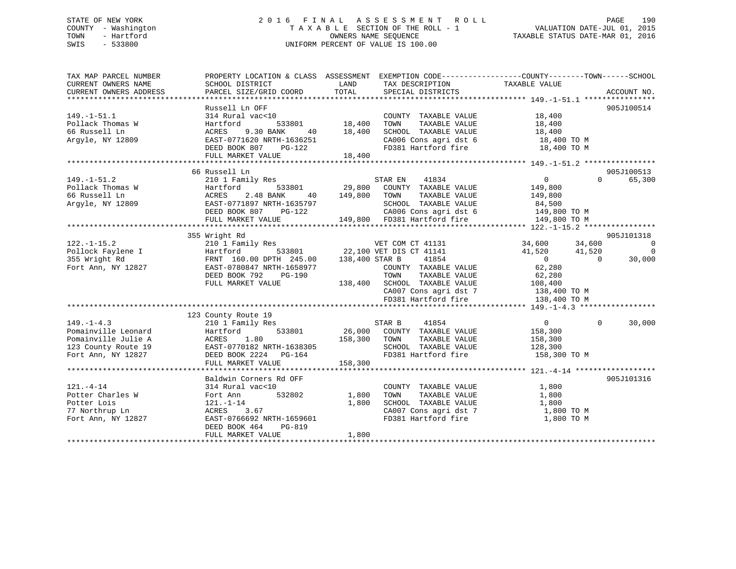STATE OF NEW YORK
COUNTY - Washington
TOWN - Hartford
SWIS - 533800

2 0 1 6 F I N A L A S S E S S M E N T R O L L
T A X A B L E SECTION OF THE ROLL - 1
OWNERS NAME SEQUENCE
UNIFORM PERCENT OF VALUE IS 100.00

VALUATION DATE-JUL 01, 2015
TAXABLE STATUS DATE-MAR 01, 2016

```
TAX MAP PARCEL NUMBER          PROPERTY LOCATION & CLASS  ASSESSMENT  EXEMPTION CODE------------------COUNTY--------TOWN------SCHOOL
CURRENT OWNERS NAME            SCHOOL DISTRICT              LAND      TAX DESCRIPTION              TAXABLE VALUE
CURRENT OWNERS ADDRESS         PARCEL SIZE/GRID COORD       TOTAL     SPECIAL DISTRICTS                                        ACCOUNT NO.
******************************************************************************************************* 149.-1-51.1 ****************
                               Russell Ln OFF                                                                                905J100514
149.-1-51.1                    314 Rural vac<10                        COUNTY  TAXABLE VALUE            18,400
Pollack Thomas W               Hartford          533801      18,400    TOWN    TAXABLE VALUE            18,400
66 Russell Ln                  ACRES    9.30 BANK     40     18,400    SCHOOL  TAXABLE VALUE            18,400
Argyle, NY 12809               EAST-0771620 NRTH-1636251               CA006 Cons agri dst 6             18,400 TO M
                               DEED BOOK 807    PG-122                 FD381 Hartford fire               18,400 TO M
                               FULL MARKET VALUE             18,400
******************************************************************************************************* 149.-1-51.2 ****************
                               66 Russell Ln                                                                                 905J100513
149.-1-51.2                    210 1 Family Res                        STAR EN    41834                  0            0       65,300
Pollack Thomas W               Hartford          533801      29,800    COUNTY  TAXABLE VALUE           149,800
66 Russell Ln                  ACRES    2.48 BANK     40    149,800    TOWN    TAXABLE VALUE           149,800
Argyle, NY 12809               EAST-0771897 NRTH-1635797               SCHOOL  TAXABLE VALUE            84,500
                               DEED BOOK 807    PG-122                 CA006 Cons agri dst 6            149,800 TO M
                               FULL MARKET VALUE            149,800    FD381 Hartford fire              149,800 TO M
******************************************************************************************************* 122.-1-15.2 ****************
                               355 Wright Rd                                                                                 905J101318
122.-1-15.2                    210 1 Family Res                        VET COM CT 41131             34,600       34,600            0
Pollock Faylene I              Hartford          533801      22,100 VET DIS CT 41141                41,520       41,520            0
355 Wright Rd                  FRNT 160.00 DPTH 245.00     138,400 STAR B     41854                  0            0       30,000
Fort Ann, NY 12827             EAST-0780847 NRTH-1658977               COUNTY  TAXABLE VALUE            62,280
                               DEED BOOK 792    PG-190                 TOWN    TAXABLE VALUE            62,280
                               FULL MARKET VALUE            138,400    SCHOOL  TAXABLE VALUE           108,400
                                                                       CA007 Cons agri dst 7            138,400 TO M
                                                                       FD381 Hartford fire              138,400 TO M
******************************************************************************************************* 149.-1-4.3 *****************
                               123 County Route 19
149.-1-4.3                     210 1 Family Res                        STAR B     41854                  0            0       30,000
Pomainville Leonard            Hartford          533801      26,000    COUNTY  TAXABLE VALUE           158,300
Pomainville Julie A            ACRES    1.80                158,300    TOWN    TAXABLE VALUE           158,300
123 County Route 19            EAST-0770182 NRTH-1638305               SCHOOL  TAXABLE VALUE           128,300
Fort Ann, NY 12827             DEED BOOK 2224   PG-164                 FD381 Hartford fire              158,300 TO M
                               FULL MARKET VALUE            158,300
******************************************************************************************************* 121.-4-14 ******************
                               Baldwin Corners Rd OFF                                                                        905J101316
121.-4-14                      314 Rural vac<10                        COUNTY  TAXABLE VALUE             1,800
Potter Charles W               Fort Ann          532802       1,800    TOWN    TAXABLE VALUE             1,800
Potter Lois                    121.-1-14                      1,800    SCHOOL  TAXABLE VALUE             1,800
77 Northrup Ln                 ACRES    3.67                           CA007 Cons agri dst 7              1,800 TO M
Fort Ann, NY 12827             EAST-0766692 NRTH-1659601               FD381 Hartford fire                1,800 TO M
                               DEED BOOK 464    PG-819
                               FULL MARKET VALUE              1,800
************************************************************************************************************************************
```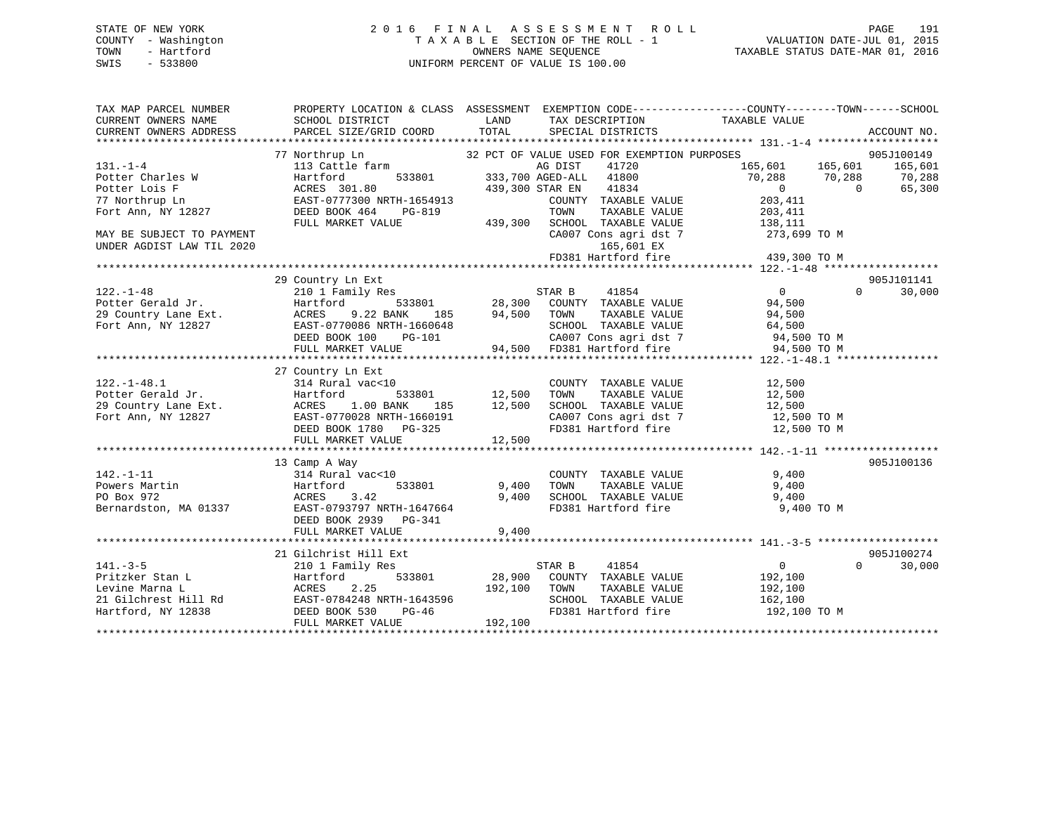STATE OF NEW YORK
COUNTY - Washington
TOWN - Hartford
SWIS - 533800

2 0 1 6 F I N A L A S S E S S M E N T R O L L
T A X A B L E SECTION OF THE ROLL - 1
OWNERS NAME SEQUENCE
UNIFORM PERCENT OF VALUE IS 100.00

VALUATION DATE-JUL 01, 2015
TAXABLE STATUS DATE-MAR 01, 2016

```
TAX MAP PARCEL NUMBER        PROPERTY LOCATION & CLASS  ASSESSMENT  EXEMPTION CODE------------------COUNTY--------TOWN------SCHOOL
CURRENT OWNERS NAME          SCHOOL DISTRICT               LAND      TAX DESCRIPTION            TAXABLE VALUE
CURRENT OWNERS ADDRESS       PARCEL SIZE/GRID COORD        TOTAL     SPECIAL DISTRICTS                                    ACCOUNT NO.
******************************************************************************************************* 131.-1-4 *******************
                             77 Northrup Ln                  32 PCT OF VALUE USED FOR EXEMPTION PURPOSES                   905J100149
131.-1-4                     113 Cattle farm                      AG DIST     41720           165,601    165,601    165,601
Potter Charles W             Hartford        533801         333,700 AGED-ALL  41800            70,288     70,288     70,288
Potter Lois F                ACRES  301.80                  439,300 STAR EN   41834                 0          0     65,300
77 Northrup Ln               EAST-0777300 NRTH-1654913             COUNTY  TAXABLE VALUE       203,411
Fort Ann, NY 12827           DEED BOOK 464    PG-819               TOWN    TAXABLE VALUE       203,411
                             FULL MARKET VALUE              439,300  SCHOOL  TAXABLE VALUE       138,111
MAY BE SUBJECT TO PAYMENT                                           CA007 Cons agri dst 7        273,699 TO M
UNDER AGDIST LAW TIL 2020                                                 165,601 EX
                                                                    FD381 Hartford fire          439,300 TO M
******************************************************************************************************* 122.-1-48 ******************
                             29 Country Ln Ext                                                                        905J101141
122.-1-48                    210 1 Family Res                     STAR B      41854                 0          0     30,000
Potter Gerald Jr.            Hartford        533801          28,300  COUNTY  TAXABLE VALUE        94,500
29 Country Lane Ext.         ACRES    9.22 BANK    185       94,500  TOWN    TAXABLE VALUE        94,500
Fort Ann, NY 12827           EAST-0770086 NRTH-1660648              SCHOOL  TAXABLE VALUE        64,500
                             DEED BOOK 100    PG-101                CA007 Cons agri dst 7         94,500 TO M
                             FULL MARKET VALUE               94,500  FD381 Hartford fire           94,500 TO M
******************************************************************************************************* 122.-1-48.1 ****************
                             27 Country Ln Ext
122.-1-48.1                  314 Rural vac<10                       COUNTY  TAXABLE VALUE        12,500
Potter Gerald Jr.            Hartford        533801          12,500  TOWN    TAXABLE VALUE        12,500
29 Country Lane Ext.         ACRES    1.00 BANK    185       12,500  SCHOOL  TAXABLE VALUE        12,500
Fort Ann, NY 12827           EAST-0770028 NRTH-1660191              CA007 Cons agri dst 7         12,500 TO M
                             DEED BOOK 1780   PG-325                FD381 Hartford fire           12,500 TO M
                             FULL MARKET VALUE               12,500
******************************************************************************************************* 142.-1-11 ******************
                             13 Camp A Way                                                                            905J100136
142.-1-11                    314 Rural vac<10                       COUNTY  TAXABLE VALUE         9,400
Powers Martin                Hartford        533801           9,400  TOWN    TAXABLE VALUE         9,400
PO Box 972                   ACRES    3.42                    9,400  SCHOOL  TAXABLE VALUE         9,400
Bernardston, MA 01337        EAST-0793797 NRTH-1647664              FD381 Hartford fire            9,400 TO M
                             DEED BOOK 2939   PG-341
                             FULL MARKET VALUE                9,400
******************************************************************************************************* 141.-3-5 *******************
                             21 Gilchrist Hill Ext                                                                    905J100274
141.-3-5                     210 1 Family Res                     STAR B      41854                 0          0     30,000
Pritzker Stan L              Hartford        533801          28,900  COUNTY  TAXABLE VALUE       192,100
Levine Marna L               ACRES    2.25                  192,100  TOWN    TAXABLE VALUE       192,100
21 Gilchrest Hill Rd         EAST-0784248 NRTH-1643596              SCHOOL  TAXABLE VALUE       162,100
Hartford, NY 12838           DEED BOOK 530    PG-46                 FD381 Hartford fire          192,100 TO M
                             FULL MARKET VALUE              192,100
************************************************************************************************************************************
```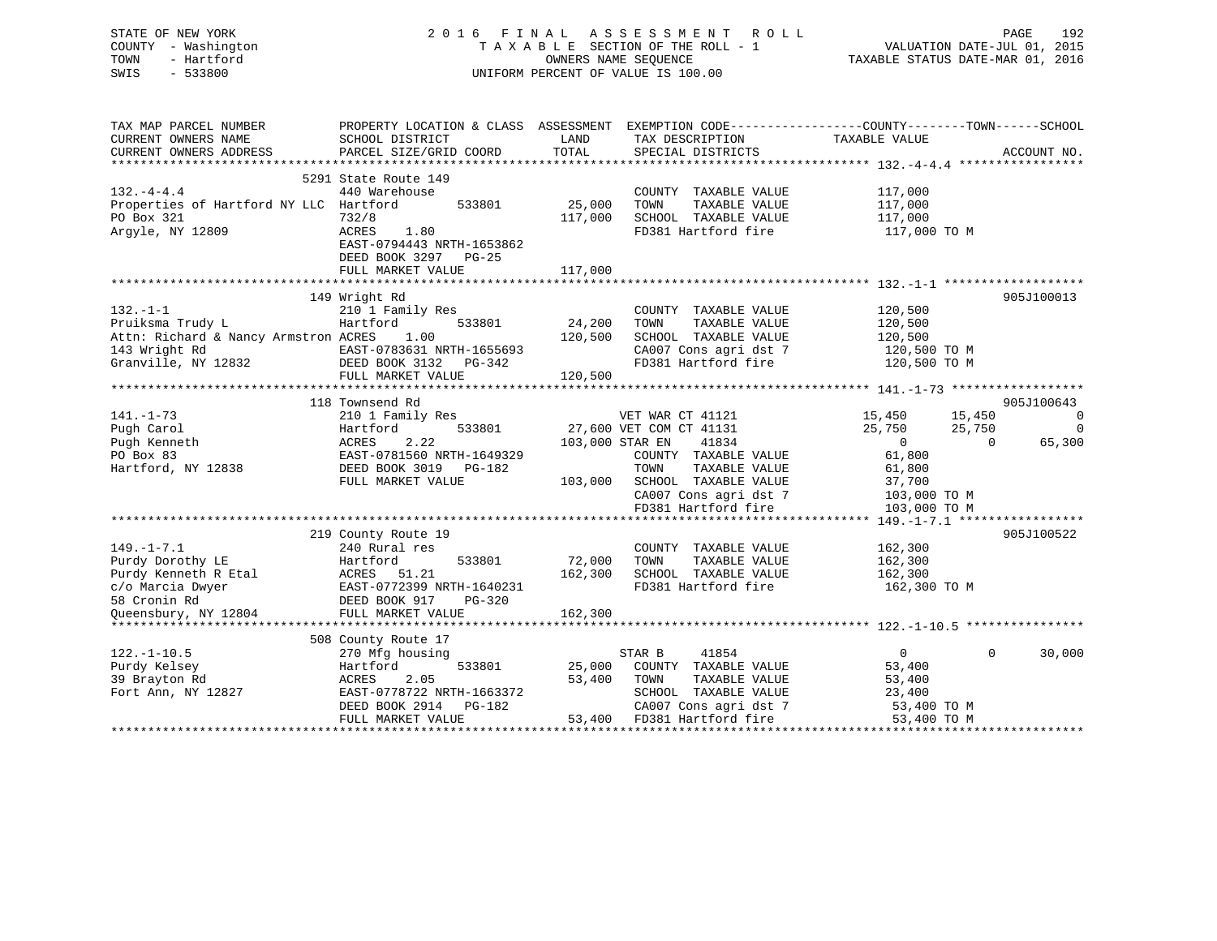STATE OF NEW YORK
COUNTY - Washington
TOWN - Hartford
SWIS - 533800

2016 FINAL ASSESSMENT ROLL
TAXABLE SECTION OF THE ROLL - 1
OWNERS NAME SEQUENCE
UNIFORM PERCENT OF VALUE IS 100.00

VALUATION DATE-JUL 01, 2015
TAXABLE STATUS DATE-MAR 01, 2016

| TAX MAP PARCEL NUMBER / CURRENT OWNERS NAME / CURRENT OWNERS ADDRESS | PROPERTY LOCATION & CLASS / SCHOOL DISTRICT / PARCEL SIZE/GRID COORD | ASSESSMENT LAND | TOTAL | EXEMPTION CODE / TAX DESCRIPTION / SPECIAL DISTRICTS | COUNTY TAXABLE VALUE | TOWN | SCHOOL | ACCOUNT NO. |
|---|---|---|---|---|---|---|---|---|
| **132.-4-4.4** | 5291 State Route 149 | | | | | | | |
| | 440 Warehouse | | | COUNTY TAXABLE VALUE | 117,000 | | | |
| Properties of Hartford NY LLC | Hartford 533801 | 25,000 | | TOWN TAXABLE VALUE | 117,000 | | | |
| PO Box 321 | 732/8 | | 117,000 | SCHOOL TAXABLE VALUE | 117,000 | | | |
| Argyle, NY 12809 | ACRES 1.80 | | | FD381 Hartford fire | 117,000 TO M | | | |
| | EAST-0794443 NRTH-1653862 | | | | | | | |
| | DEED BOOK 3297 PG-25 | | | | | | | |
| | FULL MARKET VALUE | | 117,000 | | | | | |
| **132.-1-1** | 149 Wright Rd | | | | | | | 905J100013 |
| | 210 1 Family Res | | | COUNTY TAXABLE VALUE | 120,500 | | | |
| Pruiksma Trudy L | Hartford 533801 | 24,200 | | TOWN TAXABLE VALUE | 120,500 | | | |
| Attn: Richard & Nancy Armstron | ACRES 1.00 | | 120,500 | SCHOOL TAXABLE VALUE | 120,500 | | | |
| 143 Wright Rd | EAST-0783631 NRTH-1655693 | | | CA007 Cons agri dst 7 | 120,500 TO M | | | |
| Granville, NY 12832 | DEED BOOK 3132 PG-342 | | | FD381 Hartford fire | 120,500 TO M | | | |
| | FULL MARKET VALUE | | 120,500 | | | | | |
| **141.-1-73** | 118 Townsend Rd | | | | | | | 905J100643 |
| | 210 1 Family Res | | | VET WAR CT 41121 | 15,450 | 15,450 | 0 | |
| Pugh Carol | Hartford 533801 | 27,600 | | VET COM CT 41131 | 25,750 | 25,750 | 0 | |
| Pugh Kenneth | ACRES 2.22 | | 103,000 | STAR EN 41834 | 0 | 0 | 65,300 | |
| PO Box 83 | EAST-0781560 NRTH-1649329 | | | COUNTY TAXABLE VALUE | 61,800 | | | |
| Hartford, NY 12838 | DEED BOOK 3019 PG-182 | | | TOWN TAXABLE VALUE | 61,800 | | | |
| | FULL MARKET VALUE | | 103,000 | SCHOOL TAXABLE VALUE | 37,700 | | | |
| | | | | CA007 Cons agri dst 7 | 103,000 TO M | | | |
| | | | | FD381 Hartford fire | 103,000 TO M | | | |
| **149.-1-7.1** | 219 County Route 19 | | | | | | | 905J100522 |
| | 240 Rural res | | | COUNTY TAXABLE VALUE | 162,300 | | | |
| Purdy Dorothy LE | Hartford 533801 | 72,000 | | TOWN TAXABLE VALUE | 162,300 | | | |
| Purdy Kenneth R Etal | ACRES 51.21 | | 162,300 | SCHOOL TAXABLE VALUE | 162,300 | | | |
| c/o Marcia Dwyer | EAST-0772399 NRTH-1640231 | | | FD381 Hartford fire | 162,300 TO M | | | |
| 58 Cronin Rd | DEED BOOK 917 PG-320 | | | | | | | |
| Queensbury, NY 12804 | FULL MARKET VALUE | | 162,300 | | | | | |
| **122.-1-10.5** | 508 County Route 17 | | | | | | | |
| | 270 Mfg housing | | | STAR B 41854 | 0 | 0 | 30,000 | |
| Purdy Kelsey | Hartford 533801 | 25,000 | | COUNTY TAXABLE VALUE | 53,400 | | | |
| 39 Brayton Rd | ACRES 2.05 | | 53,400 | TOWN TAXABLE VALUE | 53,400 | | | |
| Fort Ann, NY 12827 | EAST-0778722 NRTH-1663372 | | | SCHOOL TAXABLE VALUE | 23,400 | | | |
| | DEED BOOK 2914 PG-182 | | | CA007 Cons agri dst 7 | 53,400 TO M | | | |
| | FULL MARKET VALUE | | 53,400 | FD381 Hartford fire | 53,400 TO M | | | |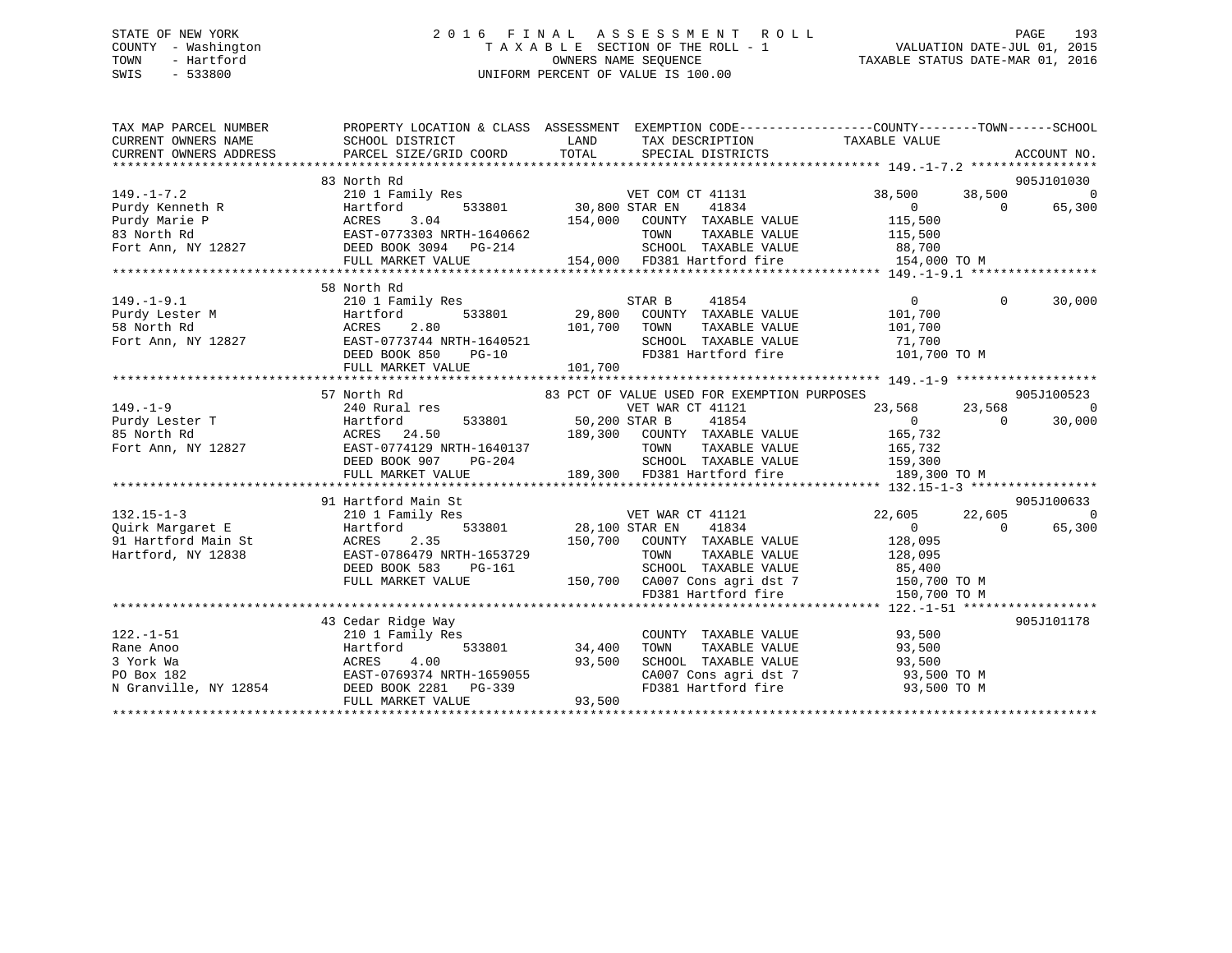STATE OF NEW YORK
COUNTY - Washington
TOWN - Hartford
SWIS - 533800

# 2016 FINAL ASSESSMENT ROLL
TAXABLE SECTION OF THE ROLL - 1
OWNERS NAME SEQUENCE
UNIFORM PERCENT OF VALUE IS 100.00

VALUATION DATE-JUL 01, 2015
TAXABLE STATUS DATE-MAR 01, 2016

| TAX MAP PARCEL NUMBER / CURRENT OWNERS NAME / CURRENT OWNERS ADDRESS | PROPERTY LOCATION & CLASS / SCHOOL DISTRICT / PARCEL SIZE/GRID COORD | ASSESSMENT LAND / TOTAL | EXEMPTION CODE / TAX DESCRIPTION / SPECIAL DISTRICTS | COUNTY TAXABLE VALUE | TOWN | SCHOOL | ACCOUNT NO. |
|---|---|---|---|---|---|---|---|
| 149.-1-7.2 | 83 North Rd | | | | | | 905J101030 |
| Purdy Kenneth R | 210 1 Family Res | | VET COM CT 41131 | 38,500 | 38,500 | 0 | |
| Purdy Marie P | Hartford 533801 | 30,800 | STAR EN 41834 | 0 | 0 | 65,300 | |
| 83 North Rd | ACRES 3.04 | 154,000 | COUNTY TAXABLE VALUE | 115,500 | | | |
| Fort Ann, NY 12827 | EAST-0773303 NRTH-1640662 | | TOWN TAXABLE VALUE | 115,500 | | | |
| | DEED BOOK 3094 PG-214 | | SCHOOL TAXABLE VALUE | 88,700 | | | |
| | FULL MARKET VALUE | 154,000 | FD381 Hartford fire | 154,000 TO M | | | |
| 149.-1-9.1 | 58 North Rd | | | | | | |
| Purdy Lester M | 210 1 Family Res | | STAR B 41854 | 0 | 0 | 30,000 | |
| 58 North Rd | Hartford 533801 | 29,800 | COUNTY TAXABLE VALUE | 101,700 | | | |
| Fort Ann, NY 12827 | ACRES 2.80 | 101,700 | TOWN TAXABLE VALUE | 101,700 | | | |
| | EAST-0773744 NRTH-1640521 | | SCHOOL TAXABLE VALUE | 71,700 | | | |
| | DEED BOOK 850 PG-10 | | FD381 Hartford fire | 101,700 TO M | | | |
| | FULL MARKET VALUE | 101,700 | | | | | |
| 149.-1-9 | 57 North Rd | | 83 PCT OF VALUE USED FOR EXEMPTION PURPOSES | | | | 905J100523 |
| Purdy Lester T | 240 Rural res | | VET WAR CT 41121 | 23,568 | 23,568 | 0 | |
| 85 North Rd | Hartford 533801 | 50,200 | STAR B 41854 | 0 | 0 | 30,000 | |
| Fort Ann, NY 12827 | ACRES 24.50 | 189,300 | COUNTY TAXABLE VALUE | 165,732 | | | |
| | EAST-0774129 NRTH-1640137 | | TOWN TAXABLE VALUE | 165,732 | | | |
| | DEED BOOK 907 PG-204 | | SCHOOL TAXABLE VALUE | 159,300 | | | |
| | FULL MARKET VALUE | 189,300 | FD381 Hartford fire | 189,300 TO M | | | |
| 132.15-1-3 | 91 Hartford Main St | | | | | | 905J100633 |
| Quirk Margaret E | 210 1 Family Res | | VET WAR CT 41121 | 22,605 | 22,605 | 0 | |
| 91 Hartford Main St | Hartford 533801 | 28,100 | STAR EN 41834 | 0 | 0 | 65,300 | |
| Hartford, NY 12838 | ACRES 2.35 | 150,700 | COUNTY TAXABLE VALUE | 128,095 | | | |
| | EAST-0786479 NRTH-1653729 | | TOWN TAXABLE VALUE | 128,095 | | | |
| | DEED BOOK 583 PG-161 | | SCHOOL TAXABLE VALUE | 85,400 | | | |
| | FULL MARKET VALUE | 150,700 | CA007 Cons agri dst 7 | 150,700 TO M | | | |
| | | | FD381 Hartford fire | 150,700 TO M | | | |
| 122.-1-51 | 43 Cedar Ridge Way | | | | | | 905J101178 |
| Rane Anoo | 210 1 Family Res | | COUNTY TAXABLE VALUE | 93,500 | | | |
| 3 York Wa | Hartford 533801 | 34,400 | TOWN TAXABLE VALUE | 93,500 | | | |
| PO Box 182 | ACRES 4.00 | 93,500 | SCHOOL TAXABLE VALUE | 93,500 | | | |
| N Granville, NY 12854 | EAST-0769374 NRTH-1659055 | | CA007 Cons agri dst 7 | 93,500 TO M | | | |
| | DEED BOOK 2281 PG-339 | | FD381 Hartford fire | 93,500 TO M | | | |
| | FULL MARKET VALUE | 93,500 | | | | | |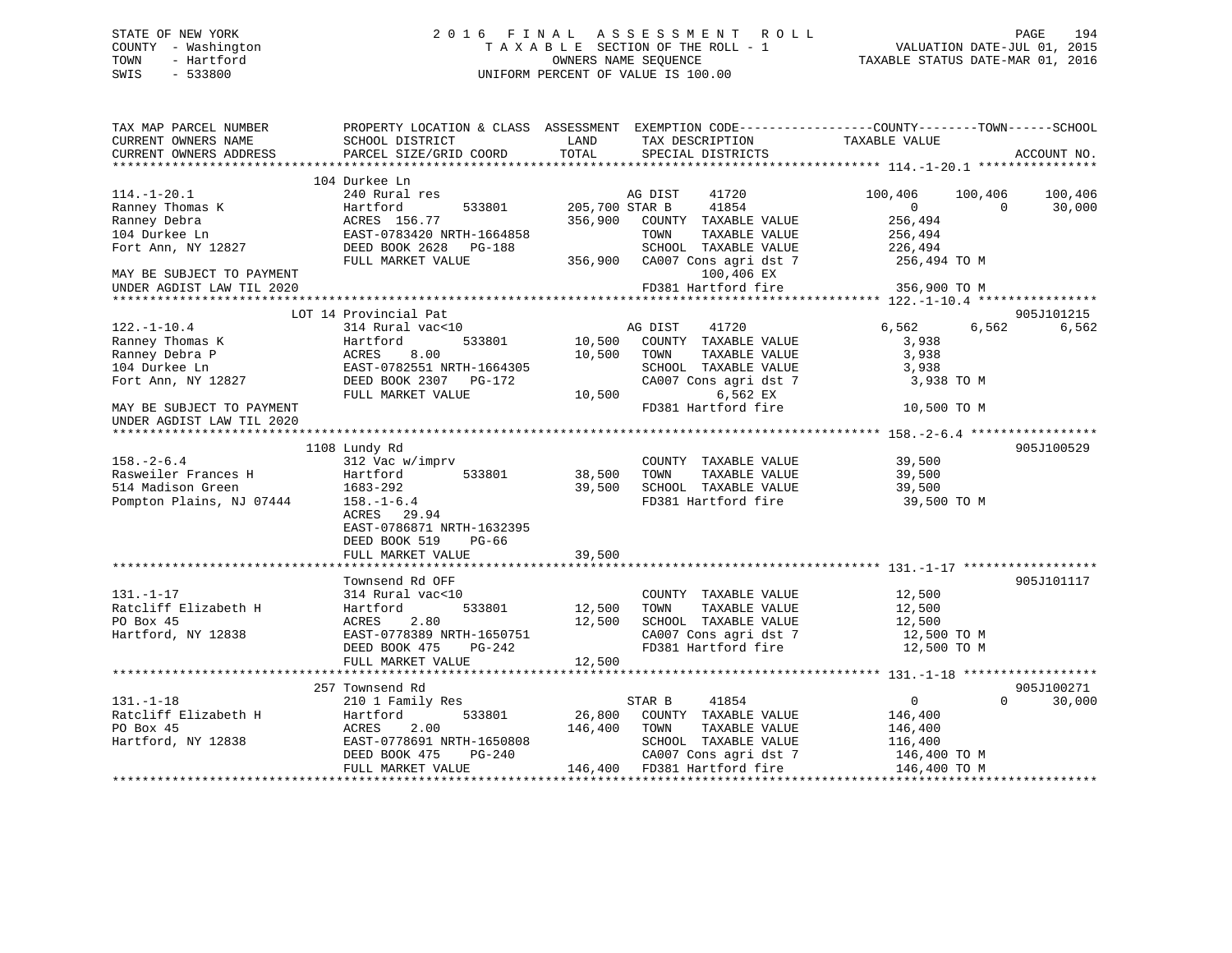STATE OF NEW YORK
COUNTY - Washington
TOWN - Hartford
SWIS - 533800

2016 FINAL ASSESSMENT ROLL
TAXABLE SECTION OF THE ROLL - 1
OWNERS NAME SEQUENCE
UNIFORM PERCENT OF VALUE IS 100.00

VALUATION DATE-JUL 01, 2015
TAXABLE STATUS DATE-MAR 01, 2016

```
TAX MAP PARCEL NUMBER          PROPERTY LOCATION & CLASS  ASSESSMENT  EXEMPTION CODE------------------COUNTY--------TOWN------SCHOOL
CURRENT OWNERS NAME            SCHOOL DISTRICT               LAND      TAX DESCRIPTION              TAXABLE VALUE
CURRENT OWNERS ADDRESS         PARCEL SIZE/GRID COORD        TOTAL     SPECIAL DISTRICTS                                        ACCOUNT NO.
******************************************************************************************************* 114.-1-20.1 ****************
                               104 Durkee Ln
114.-1-20.1                    240 Rural res                         AG DIST    41720              100,406      100,406      100,406
Ranney Thomas K                Hartford         533801     205,700 STAR B     41854                    0            0       30,000
Ranney Debra                   ACRES  156.77               356,900   COUNTY  TAXABLE VALUE            256,494
104 Durkee Ln                  EAST-0783420 NRTH-1664858            TOWN    TAXABLE VALUE            256,494
Fort Ann, NY 12827             DEED BOOK 2628   PG-188              SCHOOL  TAXABLE VALUE            226,494
                               FULL MARKET VALUE           356,900   CA007 Cons agri dst 7            256,494 TO M
MAY BE SUBJECT TO PAYMENT                                                 100,406 EX
UNDER AGDIST LAW TIL 2020                                            FD381 Hartford fire              356,900 TO M
******************************************************************************************************* 122.-1-10.4 ****************
                               LOT 14 Provincial Pat                                                                 905J101215
122.-1-10.4                    314 Rural vac<10                      AG DIST    41720                6,562        6,562        6,562
Ranney Thomas K                Hartford         533801      10,500   COUNTY  TAXABLE VALUE              3,938
Ranney Debra P                 ACRES    8.00                10,500   TOWN    TAXABLE VALUE              3,938
104 Durkee Ln                  EAST-0782551 NRTH-1664305            SCHOOL  TAXABLE VALUE              3,938
Fort Ann, NY 12827             DEED BOOK 2307   PG-172              CA007 Cons agri dst 7              3,938 TO M
                               FULL MARKET VALUE            10,500              6,562 EX
MAY BE SUBJECT TO PAYMENT                                            FD381 Hartford fire               10,500 TO M
UNDER AGDIST LAW TIL 2020
******************************************************************************************************* 158.-2-6.4 *****************
                               1108 Lundy Rd                                                                         905J100529
158.-2-6.4                     312 Vac w/imprv                       COUNTY  TAXABLE VALUE             39,500
Rasweiler Frances H            Hartford         533801      38,500   TOWN    TAXABLE VALUE             39,500
514 Madison Green              1683-292                     39,500   SCHOOL  TAXABLE VALUE             39,500
Pompton Plains, NJ 07444       158.-1-6.4                            FD381 Hartford fire               39,500 TO M
                               ACRES   29.94
                               EAST-0786871 NRTH-1632395
                               DEED BOOK 519    PG-66
                               FULL MARKET VALUE            39,500
******************************************************************************************************* 131.-1-17 ******************
                               Townsend Rd OFF                                                                       905J101117
131.-1-17                      314 Rural vac<10                      COUNTY  TAXABLE VALUE             12,500
Ratcliff Elizabeth H           Hartford         533801      12,500   TOWN    TAXABLE VALUE             12,500
PO Box 45                      ACRES    2.80                12,500   SCHOOL  TAXABLE VALUE             12,500
Hartford, NY 12838             EAST-0778389 NRTH-1650751            CA007 Cons agri dst 7             12,500 TO M
                               DEED BOOK 475    PG-242              FD381 Hartford fire               12,500 TO M
                               FULL MARKET VALUE            12,500
******************************************************************************************************* 131.-1-18 ******************
                               257 Townsend Rd                                                                       905J100271
131.-1-18                      210 1 Family Res                      STAR B     41854                    0            0       30,000
Ratcliff Elizabeth H           Hartford         533801      26,800   COUNTY  TAXABLE VALUE            146,400
PO Box 45                      ACRES    2.00               146,400   TOWN    TAXABLE VALUE            146,400
Hartford, NY 12838             EAST-0778691 NRTH-1650808            SCHOOL  TAXABLE VALUE            116,400
                               DEED BOOK 475    PG-240              CA007 Cons agri dst 7            146,400 TO M
                               FULL MARKET VALUE           146,400   FD381 Hartford fire              146,400 TO M
************************************************************************************************************************************
```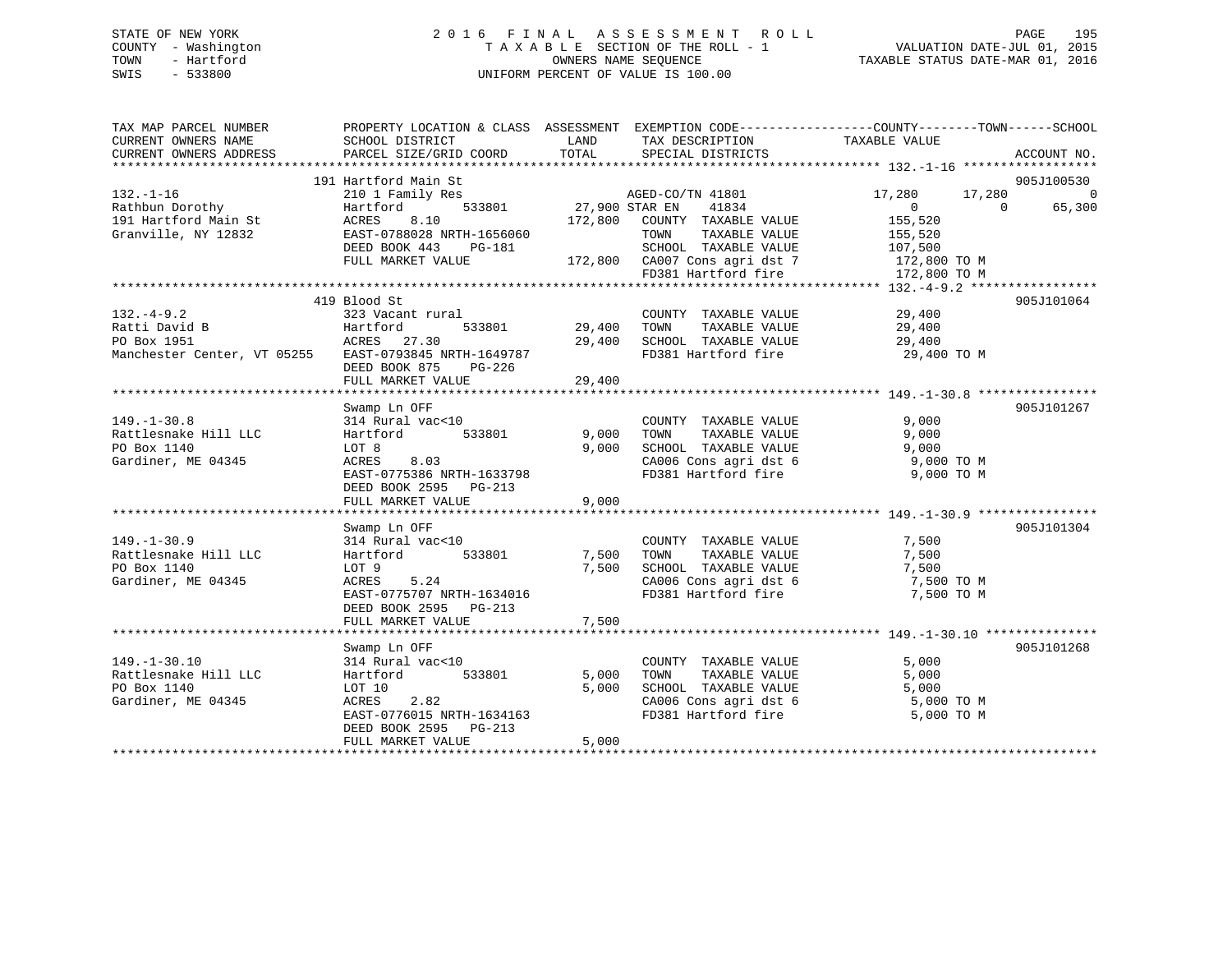STATE OF NEW YORK
COUNTY - Washington
TOWN - Hartford
SWIS - 533800

# 2016 FINAL ASSESSMENT ROLL

TAXABLE SECTION OF THE ROLL - 1
OWNERS NAME SEQUENCE
UNIFORM PERCENT OF VALUE IS 100.00

VALUATION DATE-JUL 01, 2015
TAXABLE STATUS DATE-MAR 01, 2016

```
TAX MAP PARCEL NUMBER        PROPERTY LOCATION & CLASS  ASSESSMENT  EXEMPTION CODE-----------------COUNTY--------TOWN------SCHOOL
CURRENT OWNERS NAME          SCHOOL DISTRICT               LAND      TAX DESCRIPTION            TAXABLE VALUE
CURRENT OWNERS ADDRESS       PARCEL SIZE/GRID COORD        TOTAL     SPECIAL DISTRICTS                                   ACCOUNT NO.
******************************************************************************************************* 132.-1-16 *****************
                             191 Hartford Main St                                                                        905J100530
132.-1-16                    210 1 Family Res                         AGED-CO/TN 41801           17,280      17,280           0
Rathbun Dorothy              Hartford       533801       27,900 STAR EN     41834                0           0         65,300
191 Hartford Main St         ACRES    8.10              172,800   COUNTY  TAXABLE VALUE         155,520
Granville, NY 12832          EAST-0788028 NRTH-1656060            TOWN    TAXABLE VALUE         155,520
                             DEED BOOK 443    PG-181              SCHOOL  TAXABLE VALUE         107,500
                             FULL MARKET VALUE          172,800   CA007 Cons agri dst 7          172,800 TO M
                                                                  FD381 Hartford fire            172,800 TO M
******************************************************************************************************* 132.-4-9.2 ****************
                             419 Blood St                                                                                905J101064
132.-4-9.2                   323 Vacant rural                         COUNTY  TAXABLE VALUE          29,400
Ratti David B                Hartford       533801       29,400   TOWN    TAXABLE VALUE          29,400
PO Box 1951                  ACRES   27.30               29,400   SCHOOL  TAXABLE VALUE          29,400
Manchester Center, VT 05255  EAST-0793845 NRTH-1649787            FD381 Hartford fire             29,400 TO M
                             DEED BOOK 875    PG-226
                             FULL MARKET VALUE           29,400
******************************************************************************************************* 149.-1-30.8 ***************
                             Swamp Ln OFF                                                                                905J101267
149.-1-30.8                  314 Rural vac<10                         COUNTY  TAXABLE VALUE           9,000
Rattlesnake Hill LLC         Hartford       533801        9,000   TOWN    TAXABLE VALUE           9,000
PO Box 1140                  LOT 8                        9,000   SCHOOL  TAXABLE VALUE           9,000
Gardiner, ME 04345           ACRES    8.03                        CA006 Cons agri dst 6            9,000 TO M
                             EAST-0775386 NRTH-1633798            FD381 Hartford fire              9,000 TO M
                             DEED BOOK 2595   PG-213
                             FULL MARKET VALUE            9,000
******************************************************************************************************* 149.-1-30.9 ***************
                             Swamp Ln OFF                                                                                905J101304
149.-1-30.9                  314 Rural vac<10                         COUNTY  TAXABLE VALUE           7,500
Rattlesnake Hill LLC         Hartford       533801        7,500   TOWN    TAXABLE VALUE           7,500
PO Box 1140                  LOT 9                        7,500   SCHOOL  TAXABLE VALUE           7,500
Gardiner, ME 04345           ACRES    5.24                        CA006 Cons agri dst 6            7,500 TO M
                             EAST-0775707 NRTH-1634016            FD381 Hartford fire              7,500 TO M
                             DEED BOOK 2595   PG-213
                             FULL MARKET VALUE            7,500
******************************************************************************************************* 149.-1-30.10 **************
                             Swamp Ln OFF                                                                                905J101268
149.-1-30.10                 314 Rural vac<10                         COUNTY  TAXABLE VALUE           5,000
Rattlesnake Hill LLC         Hartford       533801        5,000   TOWN    TAXABLE VALUE           5,000
PO Box 1140                  LOT 10                       5,000   SCHOOL  TAXABLE VALUE           5,000
Gardiner, ME 04345           ACRES    2.82                        CA006 Cons agri dst 6            5,000 TO M
                             EAST-0776015 NRTH-1634163            FD381 Hartford fire              5,000 TO M
                             DEED BOOK 2595   PG-213
                             FULL MARKET VALUE            5,000
************************************************************************************************************************************
```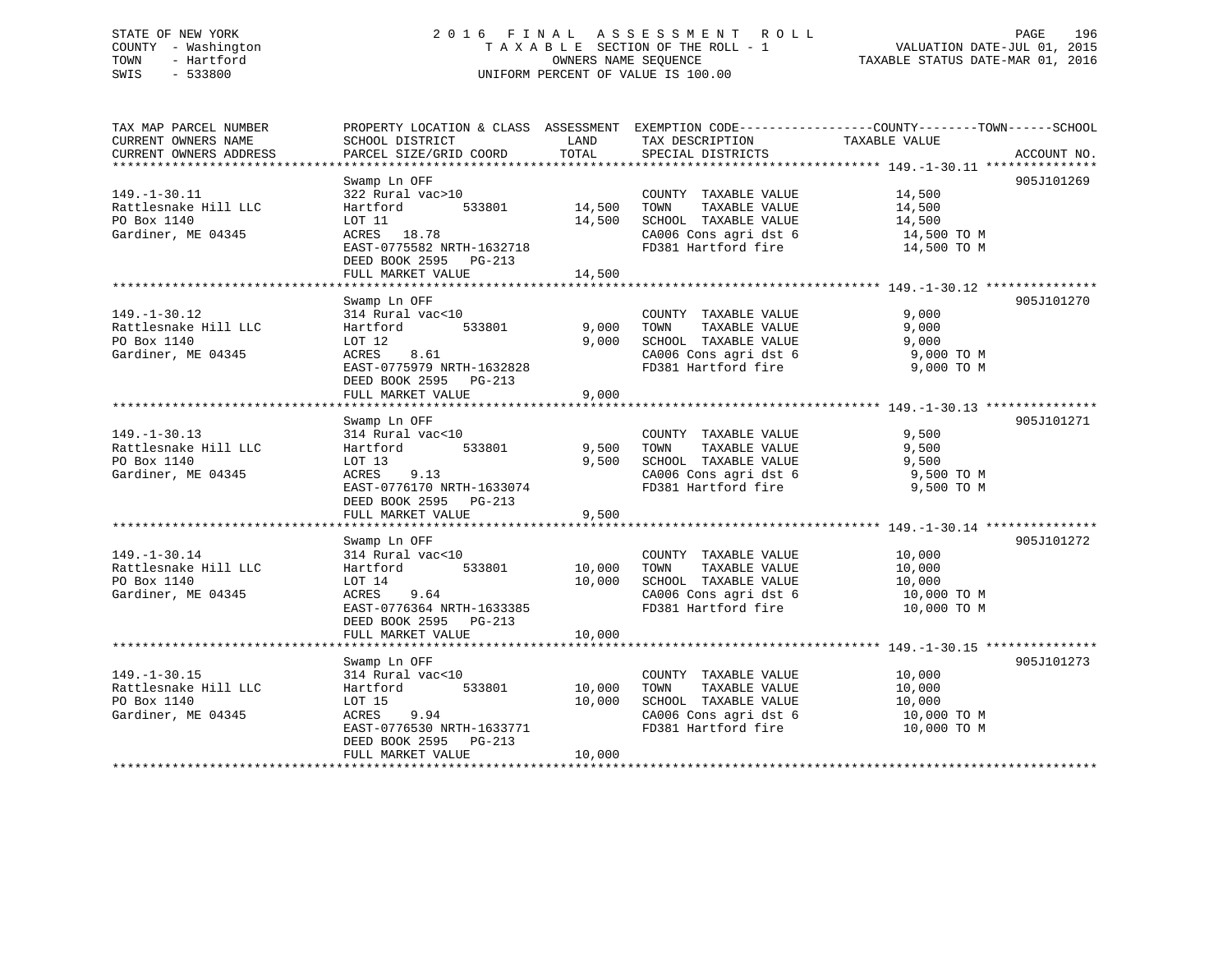STATE OF NEW YORK
COUNTY - Washington
TOWN - Hartford
SWIS - 533800

2016 FINAL ASSESSMENT ROLL
TAXABLE SECTION OF THE ROLL - 1
OWNERS NAME SEQUENCE
UNIFORM PERCENT OF VALUE IS 100.00

VALUATION DATE-JUL 01, 2015
TAXABLE STATUS DATE-MAR 01, 2016

| TAX MAP PARCEL NUMBER / CURRENT OWNERS NAME / CURRENT OWNERS ADDRESS | PROPERTY LOCATION & CLASS / SCHOOL DISTRICT / PARCEL SIZE/GRID COORD | ASSESSMENT LAND | TOTAL | EXEMPTION CODE / TAX DESCRIPTION / SPECIAL DISTRICTS | TAXABLE VALUE (COUNTY / TOWN / SCHOOL) | ACCOUNT NO. |
|---|---|---|---|---|---|---|
| 149.-1-30.11 | Swamp Ln OFF | | | | | 905J101269 |
| Rattlesnake Hill LLC | 322 Rural vac>10 | | | COUNTY TAXABLE VALUE | 14,500 | |
| PO Box 1140 | Hartford 533801 | 14,500 | | TOWN TAXABLE VALUE | 14,500 | |
| Gardiner, ME 04345 | LOT 11 | | 14,500 | SCHOOL TAXABLE VALUE | 14,500 | |
| | ACRES 18.78 | | | CA006 Cons agri dst 6 | 14,500 TO M | |
| | EAST-0775582 NRTH-1632718 | | | FD381 Hartford fire | 14,500 TO M | |
| | DEED BOOK 2595 PG-213 | | | | | |
| | FULL MARKET VALUE | | 14,500 | | | |
| 149.-1-30.12 | Swamp Ln OFF | | | | | 905J101270 |
| Rattlesnake Hill LLC | 314 Rural vac<10 | | | COUNTY TAXABLE VALUE | 9,000 | |
| PO Box 1140 | Hartford 533801 | 9,000 | | TOWN TAXABLE VALUE | 9,000 | |
| Gardiner, ME 04345 | LOT 12 | | 9,000 | SCHOOL TAXABLE VALUE | 9,000 | |
| | ACRES 8.61 | | | CA006 Cons agri dst 6 | 9,000 TO M | |
| | EAST-0775979 NRTH-1632828 | | | FD381 Hartford fire | 9,000 TO M | |
| | DEED BOOK 2595 PG-213 | | | | | |
| | FULL MARKET VALUE | | 9,000 | | | |
| 149.-1-30.13 | Swamp Ln OFF | | | | | 905J101271 |
| Rattlesnake Hill LLC | 314 Rural vac<10 | | | COUNTY TAXABLE VALUE | 9,500 | |
| PO Box 1140 | Hartford 533801 | 9,500 | | TOWN TAXABLE VALUE | 9,500 | |
| Gardiner, ME 04345 | LOT 13 | | 9,500 | SCHOOL TAXABLE VALUE | 9,500 | |
| | ACRES 9.13 | | | CA006 Cons agri dst 6 | 9,500 TO M | |
| | EAST-0776170 NRTH-1633074 | | | FD381 Hartford fire | 9,500 TO M | |
| | DEED BOOK 2595 PG-213 | | | | | |
| | FULL MARKET VALUE | | 9,500 | | | |
| 149.-1-30.14 | Swamp Ln OFF | | | | | 905J101272 |
| Rattlesnake Hill LLC | 314 Rural vac<10 | | | COUNTY TAXABLE VALUE | 10,000 | |
| PO Box 1140 | Hartford 533801 | 10,000 | | TOWN TAXABLE VALUE | 10,000 | |
| Gardiner, ME 04345 | LOT 14 | | 10,000 | SCHOOL TAXABLE VALUE | 10,000 | |
| | ACRES 9.64 | | | CA006 Cons agri dst 6 | 10,000 TO M | |
| | EAST-0776364 NRTH-1633385 | | | FD381 Hartford fire | 10,000 TO M | |
| | DEED BOOK 2595 PG-213 | | | | | |
| | FULL MARKET VALUE | | 10,000 | | | |
| 149.-1-30.15 | Swamp Ln OFF | | | | | 905J101273 |
| Rattlesnake Hill LLC | 314 Rural vac<10 | | | COUNTY TAXABLE VALUE | 10,000 | |
| PO Box 1140 | Hartford 533801 | 10,000 | | TOWN TAXABLE VALUE | 10,000 | |
| Gardiner, ME 04345 | LOT 15 | | 10,000 | SCHOOL TAXABLE VALUE | 10,000 | |
| | ACRES 9.94 | | | CA006 Cons agri dst 6 | 10,000 TO M | |
| | EAST-0776530 NRTH-1633771 | | | FD381 Hartford fire | 10,000 TO M | |
| | DEED BOOK 2595 PG-213 | | | | | |
| | FULL MARKET VALUE | | 10,000 | | | |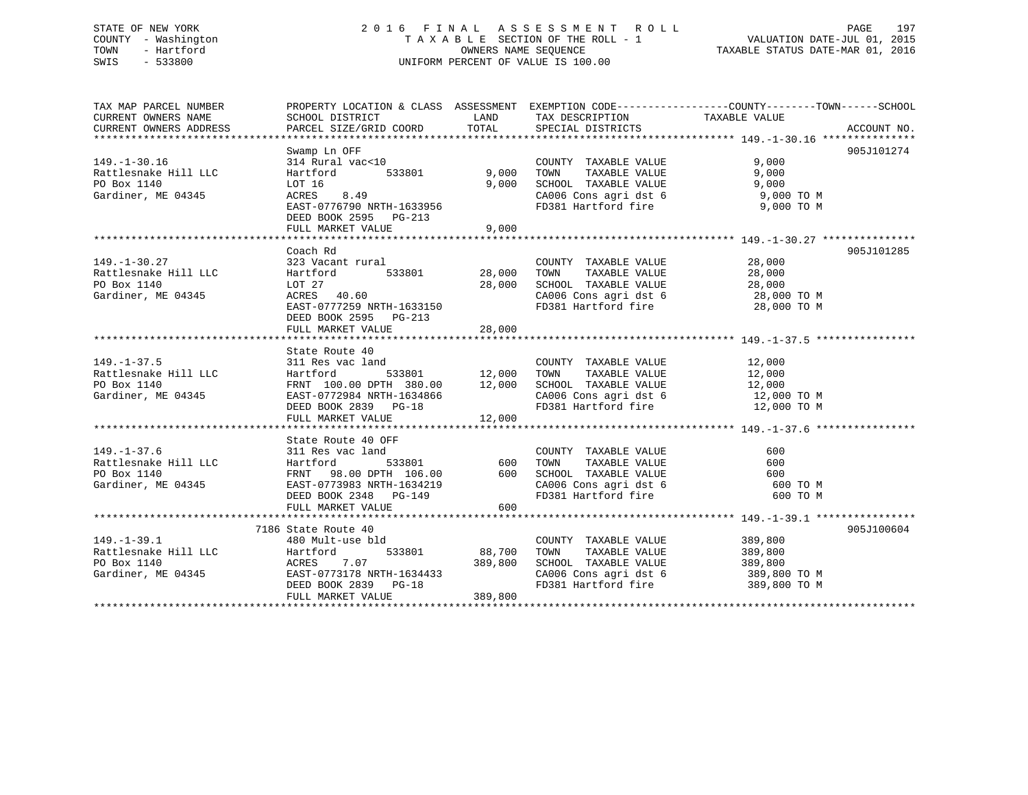STATE OF NEW YORK
COUNTY - Washington
TOWN - Hartford
SWIS - 533800

# 2016 FINAL ASSESSMENT ROLL

TAXABLE SECTION OF THE ROLL - 1
OWNERS NAME SEQUENCE
UNIFORM PERCENT OF VALUE IS 100.00

VALUATION DATE-JUL 01, 2015
TAXABLE STATUS DATE-MAR 01, 2016

| TAX MAP PARCEL NUMBER / CURRENT OWNERS NAME / CURRENT OWNERS ADDRESS | PROPERTY LOCATION & CLASS / SCHOOL DISTRICT / PARCEL SIZE/GRID COORD | ASSESSMENT LAND | TOTAL | EXEMPTION CODE / TAX DESCRIPTION / SPECIAL DISTRICTS | TAXABLE VALUE (COUNTY--TOWN--SCHOOL) | ACCOUNT NO. |
|---|---|---|---|---|---|---|
| 149.-1-30.16 | Swamp Ln OFF | | | | | 905J101274 |
| 149.-1-30.16 | 314 Rural vac<10 | | | COUNTY TAXABLE VALUE | 9,000 | |
| Rattlesnake Hill LLC | Hartford 533801 | 9,000 | | TOWN TAXABLE VALUE | 9,000 | |
| PO Box 1140 | LOT 16 | | 9,000 | SCHOOL TAXABLE VALUE | 9,000 | |
| Gardiner, ME 04345 | ACRES 8.49 | | | CA006 Cons agri dst 6 | 9,000 TO M | |
| | EAST-0776790 NRTH-1633956 | | | FD381 Hartford fire | 9,000 TO M | |
| | DEED BOOK 2595 PG-213 | | | | | |
| | FULL MARKET VALUE | | 9,000 | | | |
| 149.-1-30.27 | Coach Rd | | | | | 905J101285 |
| 149.-1-30.27 | 323 Vacant rural | | | COUNTY TAXABLE VALUE | 28,000 | |
| Rattlesnake Hill LLC | Hartford 533801 | 28,000 | | TOWN TAXABLE VALUE | 28,000 | |
| PO Box 1140 | LOT 27 | | 28,000 | SCHOOL TAXABLE VALUE | 28,000 | |
| Gardiner, ME 04345 | ACRES 40.60 | | | CA006 Cons agri dst 6 | 28,000 TO M | |
| | EAST-0777259 NRTH-1633150 | | | FD381 Hartford fire | 28,000 TO M | |
| | DEED BOOK 2595 PG-213 | | | | | |
| | FULL MARKET VALUE | | 28,000 | | | |
| 149.-1-37.5 | State Route 40 | | | | | |
| 149.-1-37.5 | 311 Res vac land | | | COUNTY TAXABLE VALUE | 12,000 | |
| Rattlesnake Hill LLC | Hartford 533801 | 12,000 | | TOWN TAXABLE VALUE | 12,000 | |
| PO Box 1140 | FRNT 100.00 DPTH 380.00 | | 12,000 | SCHOOL TAXABLE VALUE | 12,000 | |
| Gardiner, ME 04345 | EAST-0772984 NRTH-1634866 | | | CA006 Cons agri dst 6 | 12,000 TO M | |
| | DEED BOOK 2839 PG-18 | | | FD381 Hartford fire | 12,000 TO M | |
| | FULL MARKET VALUE | | 12,000 | | | |
| 149.-1-37.6 | State Route 40 OFF | | | | | |
| 149.-1-37.6 | 311 Res vac land | | | COUNTY TAXABLE VALUE | 600 | |
| Rattlesnake Hill LLC | Hartford 533801 | 600 | | TOWN TAXABLE VALUE | 600 | |
| PO Box 1140 | FRNT 98.00 DPTH 106.00 | | 600 | SCHOOL TAXABLE VALUE | 600 | |
| Gardiner, ME 04345 | EAST-0773983 NRTH-1634219 | | | CA006 Cons agri dst 6 | 600 TO M | |
| | DEED BOOK 2348 PG-149 | | | FD381 Hartford fire | 600 TO M | |
| | FULL MARKET VALUE | | 600 | | | |
| 149.-1-39.1 | 7186 State Route 40 | | | | | 905J100604 |
| 149.-1-39.1 | 480 Mult-use bld | | | COUNTY TAXABLE VALUE | 389,800 | |
| Rattlesnake Hill LLC | Hartford 533801 | 88,700 | | TOWN TAXABLE VALUE | 389,800 | |
| PO Box 1140 | ACRES 7.07 | | 389,800 | SCHOOL TAXABLE VALUE | 389,800 | |
| Gardiner, ME 04345 | EAST-0773178 NRTH-1634433 | | | CA006 Cons agri dst 6 | 389,800 TO M | |
| | DEED BOOK 2839 PG-18 | | | FD381 Hartford fire | 389,800 TO M | |
| | FULL MARKET VALUE | | 389,800 | | | |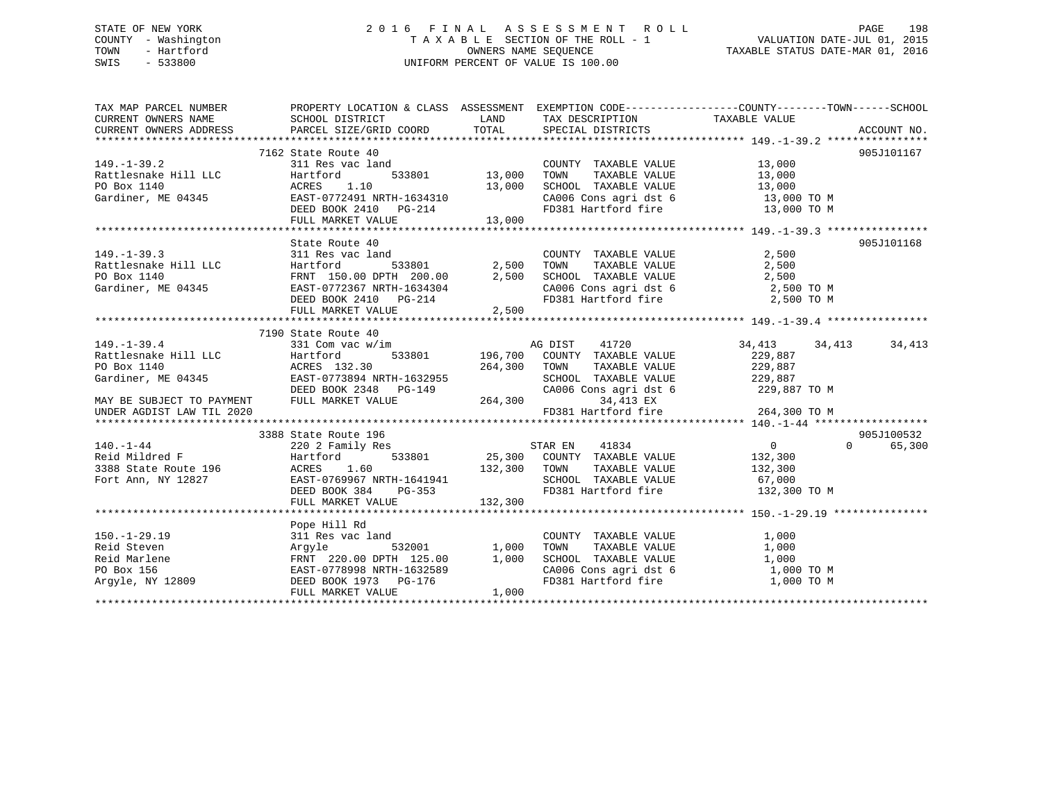STATE OF NEW YORK
COUNTY - Washington
TOWN - Hartford
SWIS - 533800

# 2016 FINAL ASSESSMENT ROLL

TAXABLE SECTION OF THE ROLL - 1
OWNERS NAME SEQUENCE
UNIFORM PERCENT OF VALUE IS 100.00

VALUATION DATE-JUL 01, 2015
TAXABLE STATUS DATE-MAR 01, 2016

```
TAX MAP PARCEL NUMBER        PROPERTY LOCATION & CLASS  ASSESSMENT  EXEMPTION CODE------------------COUNTY--------TOWN------SCHOOL
CURRENT OWNERS NAME          SCHOOL DISTRICT             LAND        TAX DESCRIPTION              TAXABLE VALUE
CURRENT OWNERS ADDRESS       PARCEL SIZE/GRID COORD      TOTAL       SPECIAL DISTRICTS                                     ACCOUNT NO.
******************************************************************************************************* 149.-1-39.2 ****************
                             7162 State Route 40                                                                           905J101167
149.-1-39.2                  311 Res vac land                        COUNTY  TAXABLE VALUE          13,000
Rattlesnake Hill LLC         Hartford        533801      13,000      TOWN    TAXABLE VALUE          13,000
PO Box 1140                  ACRES    1.10               13,000      SCHOOL  TAXABLE VALUE          13,000
Gardiner, ME 04345           EAST-0772491 NRTH-1634310               CA006 Cons agri dst 6            13,000 TO M
                             DEED BOOK 2410   PG-214                 FD381 Hartford fire              13,000 TO M
                             FULL MARKET VALUE           13,000
******************************************************************************************************* 149.-1-39.3 ****************
                             State Route 40                                                                                905J101168
149.-1-39.3                  311 Res vac land                        COUNTY  TAXABLE VALUE           2,500
Rattlesnake Hill LLC         Hartford        533801       2,500      TOWN    TAXABLE VALUE           2,500
PO Box 1140                  FRNT 150.00 DPTH 200.00      2,500      SCHOOL  TAXABLE VALUE           2,500
Gardiner, ME 04345           EAST-0772367 NRTH-1634304               CA006 Cons agri dst 6             2,500 TO M
                             DEED BOOK 2410   PG-214                 FD381 Hartford fire               2,500 TO M
                             FULL MARKET VALUE            2,500
******************************************************************************************************* 149.-1-39.4 ****************
                             7190 State Route 40
149.-1-39.4                  331 Com vac w/im                        AG DIST    41720              34,413      34,413      34,413
Rattlesnake Hill LLC         Hartford        533801     196,700      COUNTY  TAXABLE VALUE         229,887
PO Box 1140                  ACRES  132.30              264,300      TOWN    TAXABLE VALUE         229,887
Gardiner, ME 04345           EAST-0773894 NRTH-1632955               SCHOOL  TAXABLE VALUE         229,887
                             DEED BOOK 2348   PG-149                 CA006 Cons agri dst 6           229,887 TO M
MAY BE SUBJECT TO PAYMENT    FULL MARKET VALUE          264,300              34,413 EX
UNDER AGDIST LAW TIL 2020                                            FD381 Hartford fire             264,300 TO M
******************************************************************************************************* 140.-1-44 ******************
                             3388 State Route 196                                                                          905J100532
140.-1-44                    220 2 Family Res                        STAR EN    41834                   0           0      65,300
Reid Mildred F               Hartford        533801      25,300      COUNTY  TAXABLE VALUE         132,300
3388 State Route 196         ACRES    1.60              132,300      TOWN    TAXABLE VALUE         132,300
Fort Ann, NY 12827           EAST-0769967 NRTH-1641941               SCHOOL  TAXABLE VALUE          67,000
                             DEED BOOK 384    PG-353                 FD381 Hartford fire             132,300 TO M
                             FULL MARKET VALUE          132,300
******************************************************************************************************* 150.-1-29.19 ***************
                             Pope Hill Rd
150.-1-29.19                 311 Res vac land                        COUNTY  TAXABLE VALUE           1,000
Reid Steven                  Argyle          532001       1,000      TOWN    TAXABLE VALUE           1,000
Reid Marlene                 FRNT 220.00 DPTH 125.00      1,000      SCHOOL  TAXABLE VALUE           1,000
PO Box 156                   EAST-0778998 NRTH-1632589               CA006 Cons agri dst 6             1,000 TO M
Argyle, NY 12809             DEED BOOK 1973   PG-176                 FD381 Hartford fire               1,000 TO M
                             FULL MARKET VALUE            1,000
************************************************************************************************************************************
```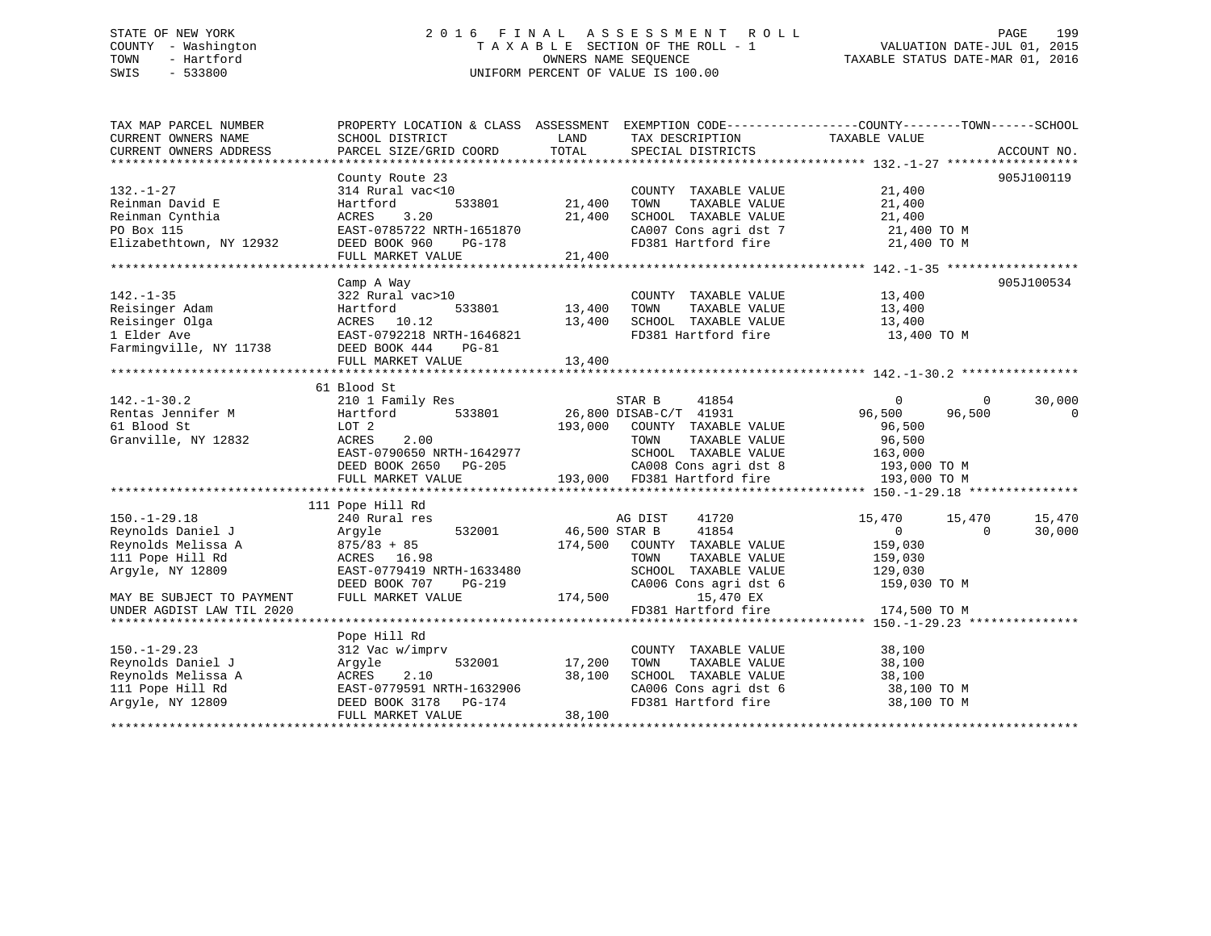STATE OF NEW YORK
COUNTY - Washington
TOWN - Hartford
SWIS - 533800

2016 FINAL ASSESSMENT ROLL
TAXABLE SECTION OF THE ROLL - 1
OWNERS NAME SEQUENCE
UNIFORM PERCENT OF VALUE IS 100.00

VALUATION DATE-JUL 01, 2015
TAXABLE STATUS DATE-MAR 01, 2016

```
TAX MAP PARCEL NUMBER          PROPERTY LOCATION & CLASS  ASSESSMENT  EXEMPTION CODE------------------COUNTY--------TOWN------SCHOOL
CURRENT OWNERS NAME            SCHOOL DISTRICT               LAND      TAX DESCRIPTION             TAXABLE VALUE
CURRENT OWNERS ADDRESS         PARCEL SIZE/GRID COORD        TOTAL     SPECIAL DISTRICTS                                      ACCOUNT NO.
*********************************************************************************************** 132.-1-27 ******************
                               County Route 23                                                                           905J100119
132.-1-27                      314 Rural vac<10                         COUNTY  TAXABLE VALUE          21,400
Reinman David E                Hartford         533801       21,400     TOWN    TAXABLE VALUE          21,400
Reinman Cynthia                ACRES    3.20                 21,400     SCHOOL  TAXABLE VALUE          21,400
PO Box 115                     EAST-0785722 NRTH-1651870                CA007 Cons agri dst 7           21,400 TO M
Elizabethtown, NY 12932        DEED BOOK 960    PG-178                  FD381 Hartford fire             21,400 TO M
                               FULL MARKET VALUE             21,400
*********************************************************************************************** 142.-1-35 ******************
                               Camp A Way                                                                                905J100534
142.-1-35                      322 Rural vac>10                         COUNTY  TAXABLE VALUE          13,400
Reisinger Adam                 Hartford         533801       13,400     TOWN    TAXABLE VALUE          13,400
Reisinger Olga                 ACRES   10.12                 13,400     SCHOOL  TAXABLE VALUE          13,400
1 Elder Ave                    EAST-0792218 NRTH-1646821                FD381 Hartford fire             13,400 TO M
Farmingville, NY 11738         DEED BOOK 444    PG-81
                               FULL MARKET VALUE             13,400
*********************************************************************************************** 142.-1-30.2 ****************
                               61 Blood St
142.-1-30.2                    210 1 Family Res                         STAR B     41854                0          0     30,000
Rentas Jennifer M              Hartford         533801       26,800 DISAB-C/T  41931           96,500     96,500          0
61 Blood St                    LOT 2                        193,000     COUNTY  TAXABLE VALUE          96,500
Granville, NY 12832            ACRES    2.00                            TOWN    TAXABLE VALUE          96,500
                               EAST-0790650 NRTH-1642977                SCHOOL  TAXABLE VALUE         163,000
                               DEED BOOK 2650   PG-205                  CA008 Cons agri dst 8          193,000 TO M
                               FULL MARKET VALUE            193,000     FD381 Hartford fire            193,000 TO M
*********************************************************************************************** 150.-1-29.18 ***************
                               111 Pope Hill Rd
150.-1-29.18                   240 Rural res                            AG DIST    41720           15,470     15,470     15,470
Reynolds Daniel J              Argyle           532001       46,500 STAR B     41854                0          0     30,000
Reynolds Melissa A             875/83 + 85                  174,500     COUNTY  TAXABLE VALUE         159,030
111 Pope Hill Rd               ACRES   16.98                            TOWN    TAXABLE VALUE         159,030
Argyle, NY 12809               EAST-0779419 NRTH-1633480                SCHOOL  TAXABLE VALUE         129,030
                               DEED BOOK 707    PG-219                  CA006 Cons agri dst 6          159,030 TO M
MAY BE SUBJECT TO PAYMENT      FULL MARKET VALUE            174,500            15,470 EX
UNDER AGDIST LAW TIL 2020                                               FD381 Hartford fire            174,500 TO M
*********************************************************************************************** 150.-1-29.23 ***************
                               Pope Hill Rd
150.-1-29.23                   312 Vac w/imprv                          COUNTY  TAXABLE VALUE          38,100
Reynolds Daniel J              Argyle           532001       17,200     TOWN    TAXABLE VALUE          38,100
Reynolds Melissa A             ACRES    2.10                 38,100     SCHOOL  TAXABLE VALUE          38,100
111 Pope Hill Rd               EAST-0779591 NRTH-1632906                CA006 Cons agri dst 6           38,100 TO M
Argyle, NY 12809               DEED BOOK 3178   PG-174                  FD381 Hartford fire             38,100 TO M
                               FULL MARKET VALUE             38,100
****************************************************************************************************************************
```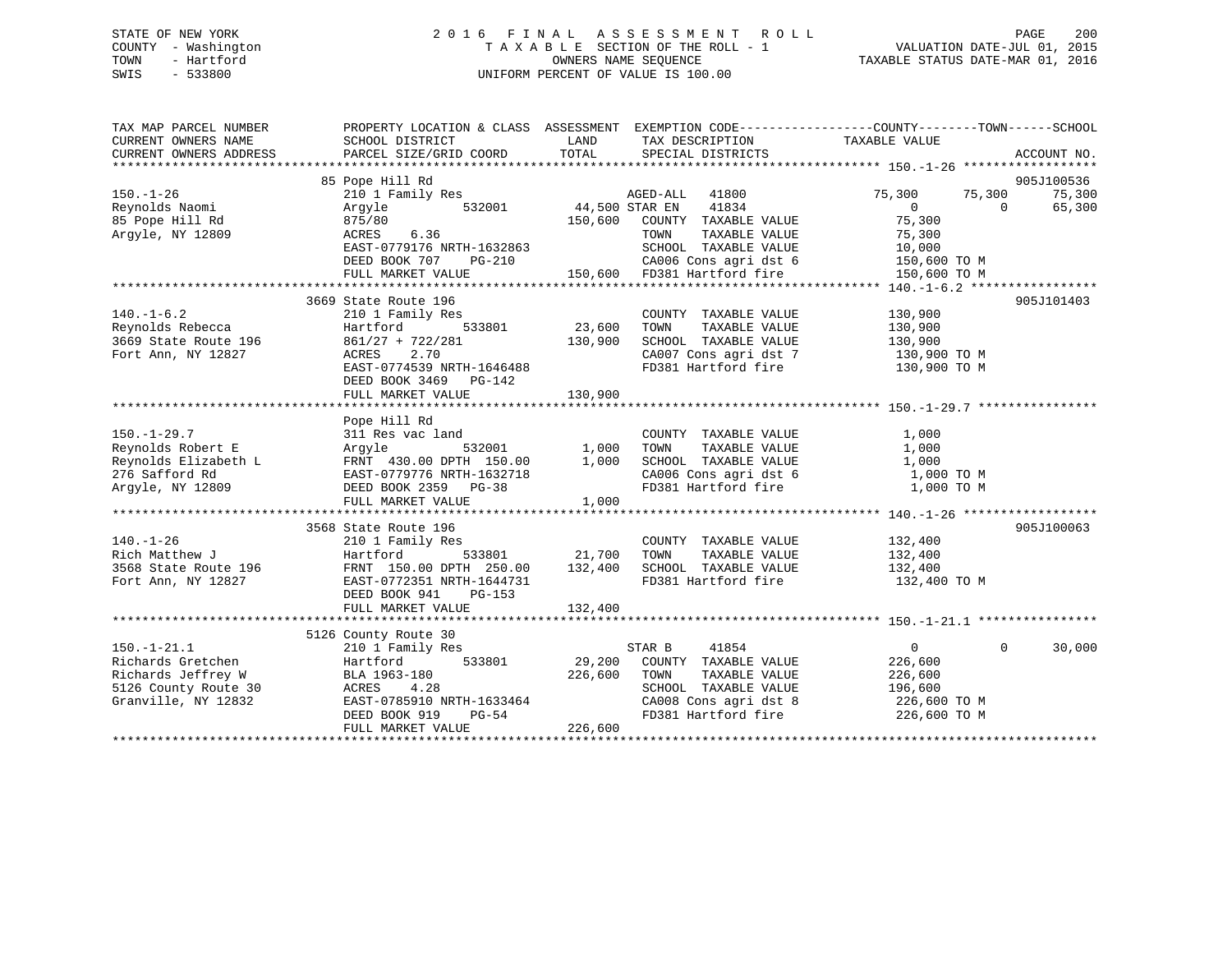STATE OF NEW YORK
COUNTY - Washington
TOWN - Hartford
SWIS - 533800

# 2016 FINAL ASSESSMENT ROLL
TAXABLE SECTION OF THE ROLL - 1
OWNERS NAME SEQUENCE
UNIFORM PERCENT OF VALUE IS 100.00

VALUATION DATE-JUL 01, 2015
TAXABLE STATUS DATE-MAR 01, 2016

| TAX MAP PARCEL NUMBER / CURRENT OWNERS NAME / CURRENT OWNERS ADDRESS | PROPERTY LOCATION & CLASS / SCHOOL DISTRICT / PARCEL SIZE/GRID COORD | ASSESSMENT LAND / TOTAL | EXEMPTION CODE / TAX DESCRIPTION / SPECIAL DISTRICTS | COUNTY TAXABLE VALUE | TOWN | SCHOOL | ACCOUNT NO. |
|---|---|---|---|---|---|---|---|
| **150.-1-26** | 85 Pope Hill Rd | | | | | | 905J100536 |
| Reynolds Naomi | 210 1 Family Res | | AGED-ALL 41800 | 75,300 | 75,300 | 75,300 | |
| 85 Pope Hill Rd | Argyle 532001 | 44,500 | STAR EN 41834 | 0 | 0 | 65,300 | |
| Argyle, NY 12809 | 875/80 | 150,600 | COUNTY TAXABLE VALUE | 75,300 | | | |
| | ACRES 6.36 | | TOWN TAXABLE VALUE | 75,300 | | | |
| | EAST-0779176 NRTH-1632863 | | SCHOOL TAXABLE VALUE | 10,000 | | | |
| | DEED BOOK 707 PG-210 | | CA006 Cons agri dst 6 | 150,600 TO M | | | |
| | FULL MARKET VALUE | 150,600 | FD381 Hartford fire | 150,600 TO M | | | |
| **140.-1-6.2** | 3669 State Route 196 | | | | | | 905J101403 |
| Reynolds Rebecca | 210 1 Family Res | | COUNTY TAXABLE VALUE | 130,900 | | | |
| 3669 State Route 196 | Hartford 533801 | 23,600 | TOWN TAXABLE VALUE | 130,900 | | | |
| Fort Ann, NY 12827 | 861/27 + 722/281 | 130,900 | SCHOOL TAXABLE VALUE | 130,900 | | | |
| | ACRES 2.70 | | CA007 Cons agri dst 7 | 130,900 TO M | | | |
| | EAST-0774539 NRTH-1646488 | | FD381 Hartford fire | 130,900 TO M | | | |
| | DEED BOOK 3469 PG-142 | | | | | | |
| | FULL MARKET VALUE | 130,900 | | | | | |
| **150.-1-29.7** | Pope Hill Rd | | | | | | |
| Reynolds Robert E | 311 Res vac land | | COUNTY TAXABLE VALUE | 1,000 | | | |
| Reynolds Elizabeth L | Argyle 532001 | 1,000 | TOWN TAXABLE VALUE | 1,000 | | | |
| 276 Safford Rd | FRNT 430.00 DPTH 150.00 | 1,000 | SCHOOL TAXABLE VALUE | 1,000 | | | |
| Argyle, NY 12809 | EAST-0779776 NRTH-1632718 | | CA006 Cons agri dst 6 | 1,000 TO M | | | |
| | DEED BOOK 2359 PG-38 | | FD381 Hartford fire | 1,000 TO M | | | |
| | FULL MARKET VALUE | 1,000 | | | | | |
| **140.-1-26** | 3568 State Route 196 | | | | | | 905J100063 |
| Rich Matthew J | 210 1 Family Res | | COUNTY TAXABLE VALUE | 132,400 | | | |
| 3568 State Route 196 | Hartford 533801 | 21,700 | TOWN TAXABLE VALUE | 132,400 | | | |
| Fort Ann, NY 12827 | FRNT 150.00 DPTH 250.00 | 132,400 | SCHOOL TAXABLE VALUE | 132,400 | | | |
| | EAST-0772351 NRTH-1644731 | | FD381 Hartford fire | 132,400 TO M | | | |
| | DEED BOOK 941 PG-153 | | | | | | |
| | FULL MARKET VALUE | 132,400 | | | | | |
| **150.-1-21.1** | 5126 County Route 30 | | | | | | |
| Richards Gretchen | 210 1 Family Res | | STAR B 41854 | 0 | 0 | 30,000 | |
| Richards Jeffrey W | Hartford 533801 | 29,200 | COUNTY TAXABLE VALUE | 226,600 | | | |
| 5126 County Route 30 | BLA 1963-180 | 226,600 | TOWN TAXABLE VALUE | 226,600 | | | |
| Granville, NY 12832 | ACRES 4.28 | | SCHOOL TAXABLE VALUE | 196,600 | | | |
| | EAST-0785910 NRTH-1633464 | | CA008 Cons agri dst 8 | 226,600 TO M | | | |
| | DEED BOOK 919 PG-54 | | FD381 Hartford fire | 226,600 TO M | | | |
| | FULL MARKET VALUE | 226,600 | | | | | |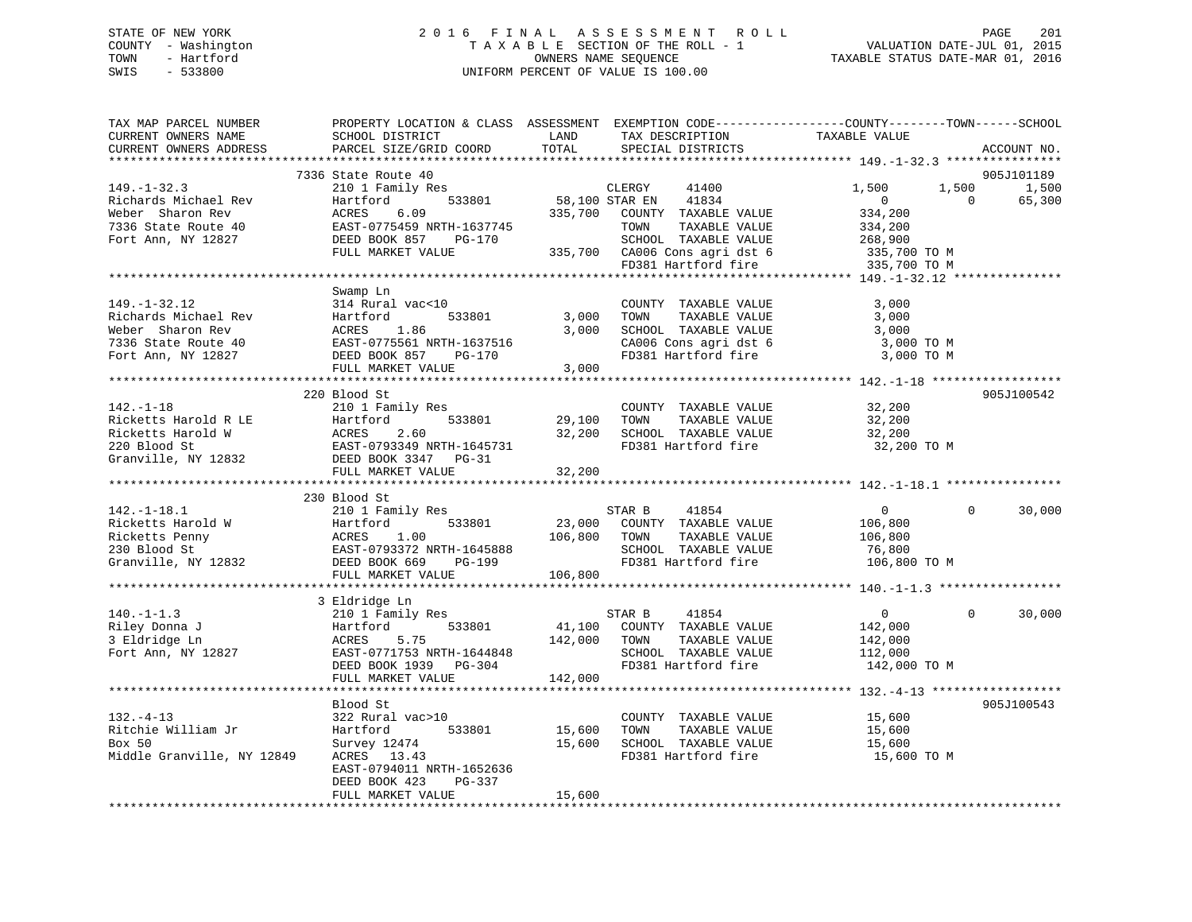STATE OF NEW YORK
COUNTY - Washington
TOWN - Hartford
SWIS - 533800

# 2016 FINAL ASSESSMENT ROLL

TAXABLE SECTION OF THE ROLL - 1
OWNERS NAME SEQUENCE
UNIFORM PERCENT OF VALUE IS 100.00

VALUATION DATE-JUL 01, 2015
TAXABLE STATUS DATE-MAR 01, 2016

| TAX MAP PARCEL NUMBER / CURRENT OWNERS NAME / CURRENT OWNERS ADDRESS | PROPERTY LOCATION & CLASS / SCHOOL DISTRICT / PARCEL SIZE/GRID COORD | ASSESSMENT LAND | TOTAL | EXEMPTION CODE / TAX DESCRIPTION / SPECIAL DISTRICTS | COUNTY TAXABLE VALUE | TOWN | SCHOOL | ACCOUNT NO. |
|---|---|---|---|---|---|---|---|---|
| **149.-1-32.3** | 7336 State Route 40 | | | | | | | 905J101189 |
| Richards Michael Rev | 210 1 Family Res | | | CLERGY 41400 | 1,500 | 1,500 | 1,500 | |
| Weber Sharon Rev | Hartford 533801 | 58,100 | | STAR EN 41834 | 0 | 0 | 65,300 | |
| 7336 State Route 40 | ACRES 6.09 | | 335,700 | COUNTY TAXABLE VALUE | 334,200 | | | |
| Fort Ann, NY 12827 | EAST-0775459 NRTH-1637745 | | | TOWN TAXABLE VALUE | 334,200 | | | |
| | DEED BOOK 857 PG-170 | | | SCHOOL TAXABLE VALUE | 268,900 | | | |
| | FULL MARKET VALUE | | 335,700 | CA006 Cons agri dst 6 | 335,700 TO M | | | |
| | | | | FD381 Hartford fire | 335,700 TO M | | | |
| **149.-1-32.12** | Swamp Ln | | | | | | | |
| Richards Michael Rev | 314 Rural vac<10 | | | COUNTY TAXABLE VALUE | 3,000 | | | |
| Weber Sharon Rev | Hartford 533801 | 3,000 | | TOWN TAXABLE VALUE | 3,000 | | | |
| 7336 State Route 40 | ACRES 1.86 | | 3,000 | SCHOOL TAXABLE VALUE | 3,000 | | | |
| Fort Ann, NY 12827 | EAST-0775561 NRTH-1637516 | | | CA006 Cons agri dst 6 | 3,000 TO M | | | |
| | DEED BOOK 857 PG-170 | | | FD381 Hartford fire | 3,000 TO M | | | |
| | FULL MARKET VALUE | | 3,000 | | | | | |
| **142.-1-18** | 220 Blood St | | | | | | | 905J100542 |
| Ricketts Harold R LE | 210 1 Family Res | | | COUNTY TAXABLE VALUE | 32,200 | | | |
| Ricketts Harold W | Hartford 533801 | 29,100 | | TOWN TAXABLE VALUE | 32,200 | | | |
| 220 Blood St | ACRES 2.60 | | 32,200 | SCHOOL TAXABLE VALUE | 32,200 | | | |
| Granville, NY 12832 | EAST-0793349 NRTH-1645731 | | | FD381 Hartford fire | 32,200 TO M | | | |
| | DEED BOOK 3347 PG-31 | | | | | | | |
| | FULL MARKET VALUE | | 32,200 | | | | | |
| **142.-1-18.1** | 230 Blood St | | | | | | | |
| Ricketts Harold W | 210 1 Family Res | | | STAR B 41854 | 0 | 0 | 30,000 | |
| Ricketts Penny | Hartford 533801 | 23,000 | | COUNTY TAXABLE VALUE | 106,800 | | | |
| 230 Blood St | ACRES 1.00 | | 106,800 | TOWN TAXABLE VALUE | 106,800 | | | |
| Granville, NY 12832 | EAST-0793372 NRTH-1645888 | | | SCHOOL TAXABLE VALUE | 76,800 | | | |
| | DEED BOOK 669 PG-199 | | | FD381 Hartford fire | 106,800 TO M | | | |
| | FULL MARKET VALUE | | 106,800 | | | | | |
| **140.-1-1.3** | 3 Eldridge Ln | | | | | | | |
| Riley Donna J | 210 1 Family Res | | | STAR B 41854 | 0 | 0 | 30,000 | |
| 3 Eldridge Ln | Hartford 533801 | 41,100 | | COUNTY TAXABLE VALUE | 142,000 | | | |
| Fort Ann, NY 12827 | ACRES 5.75 | | 142,000 | TOWN TAXABLE VALUE | 142,000 | | | |
| | EAST-0771753 NRTH-1644848 | | | SCHOOL TAXABLE VALUE | 112,000 | | | |
| | DEED BOOK 1939 PG-304 | | | FD381 Hartford fire | 142,000 TO M | | | |
| | FULL MARKET VALUE | | 142,000 | | | | | |
| **132.-4-13** | Blood St | | | | | | | 905J100543 |
| Ritchie William Jr | 322 Rural vac>10 | | | COUNTY TAXABLE VALUE | 15,600 | | | |
| Box 50 | Hartford 533801 | 15,600 | | TOWN TAXABLE VALUE | 15,600 | | | |
| Middle Granville, NY 12849 | Survey 12474 | | 15,600 | SCHOOL TAXABLE VALUE | 15,600 | | | |
| | ACRES 13.43 | | | FD381 Hartford fire | 15,600 TO M | | | |
| | EAST-0794011 NRTH-1652636 | | | | | | | |
| | DEED BOOK 423 PG-337 | | | | | | | |
| | FULL MARKET VALUE | | 15,600 | | | | | |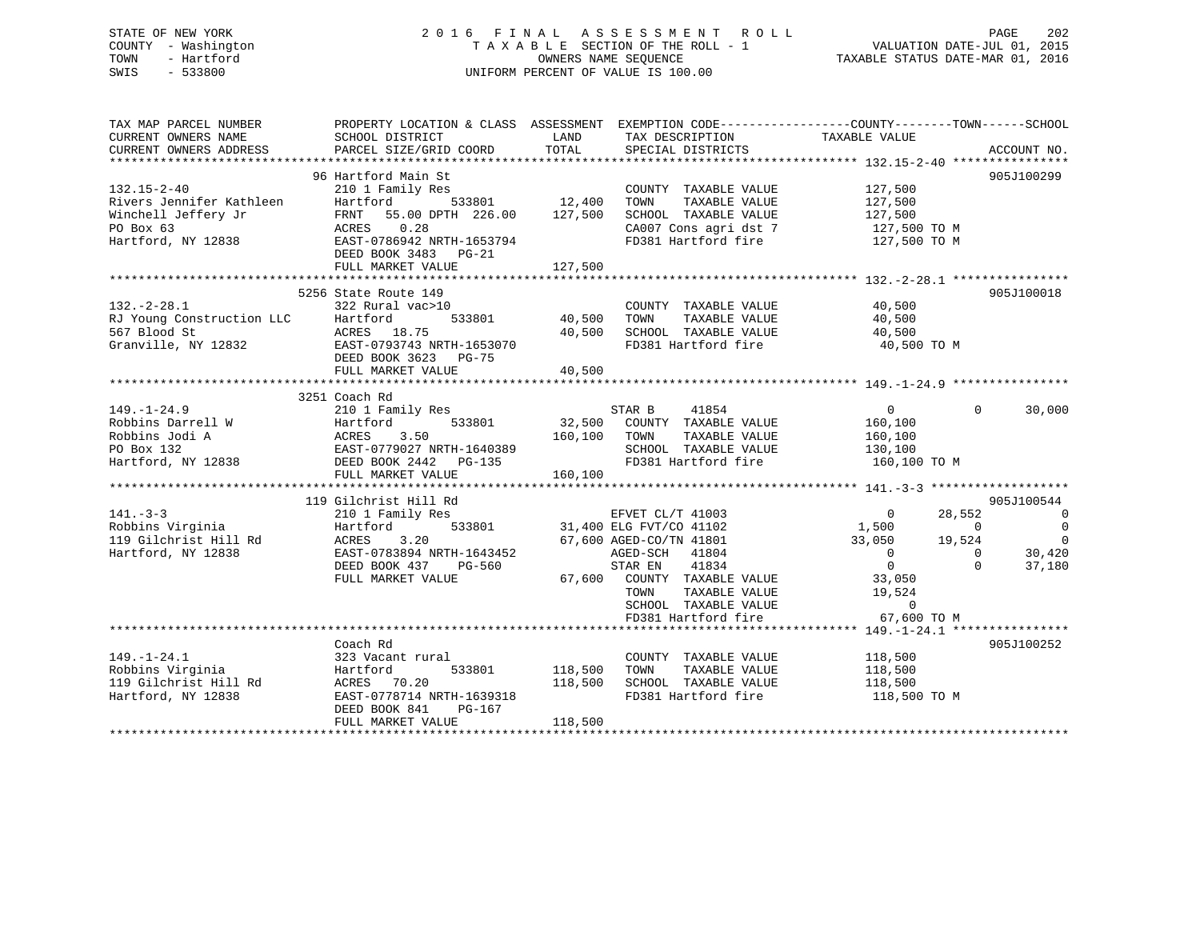STATE OF NEW YORK
COUNTY - Washington
TOWN - Hartford
SWIS - 533800

# 2016 FINAL ASSESSMENT ROLL

TAXABLE SECTION OF THE ROLL - 1
OWNERS NAME SEQUENCE
UNIFORM PERCENT OF VALUE IS 100.00

VALUATION DATE-JUL 01, 2015
TAXABLE STATUS DATE-MAR 01, 2016

```
TAX MAP PARCEL NUMBER          PROPERTY LOCATION & CLASS  ASSESSMENT  EXEMPTION CODE------------------COUNTY--------TOWN------SCHOOL
CURRENT OWNERS NAME            SCHOOL DISTRICT               LAND      TAX DESCRIPTION             TAXABLE VALUE
CURRENT OWNERS ADDRESS         PARCEL SIZE/GRID COORD        TOTAL     SPECIAL DISTRICTS                                          ACCOUNT NO.
******************************************************************************************************* 132.15-2-40 ****************
                               96 Hartford Main St                                                                              905J100299
132.15-2-40                    210 1 Family Res                        COUNTY  TAXABLE VALUE           127,500
Rivers Jennifer Kathleen       Hartford        533801      12,400      TOWN    TAXABLE VALUE           127,500
Winchell Jeffery Jr            FRNT   55.00 DPTH 226.00   127,500      SCHOOL  TAXABLE VALUE           127,500
PO Box 63                      ACRES    0.28                           CA007 Cons agri dst 7           127,500 TO M
Hartford, NY 12838             EAST-0786942 NRTH-1653794               FD381 Hartford fire             127,500 TO M
                               DEED BOOK 3483   PG-21
                               FULL MARKET VALUE          127,500
******************************************************************************************************* 132.-2-28.1 ****************
                               5256 State Route 149                                                                             905J100018
132.-2-28.1                    322 Rural vac>10                        COUNTY  TAXABLE VALUE            40,500
RJ Young Construction LLC      Hartford        533801      40,500      TOWN    TAXABLE VALUE            40,500
567 Blood St                   ACRES   18.75               40,500      SCHOOL  TAXABLE VALUE            40,500
Granville, NY 12832            EAST-0793743 NRTH-1653070               FD381 Hartford fire              40,500 TO M
                               DEED BOOK 3623   PG-75
                               FULL MARKET VALUE           40,500
******************************************************************************************************* 149.-1-24.9 ****************
                               3251 Coach Rd
149.-1-24.9                    210 1 Family Res                        STAR B      41854                    0            0      30,000
Robbins Darrell W              Hartford        533801      32,500      COUNTY  TAXABLE VALUE           160,100
Robbins Jodi A                 ACRES    3.50              160,100      TOWN    TAXABLE VALUE           160,100
PO Box 132                     EAST-0779027 NRTH-1640389               SCHOOL  TAXABLE VALUE           130,100
Hartford, NY 12838             DEED BOOK 2442   PG-135                 FD381 Hartford fire             160,100 TO M
                               FULL MARKET VALUE          160,100
******************************************************************************************************* 141.-3-3 *******************
                               119 Gilchrist Hill Rd                                                                            905J100544
141.-3-3                       210 1 Family Res                        EFVET CL/T 41003                     0       28,552           0
Robbins Virginia               Hartford        533801      31,400 ELG FVT/CO 41102                      1,500            0           0
119 Gilchrist Hill Rd          ACRES    3.20               67,600 AGED-CO/TN 41801                     33,050       19,524           0
Hartford, NY 12838             EAST-0783894 NRTH-1643452               AGED-SCH    41804                    0            0      30,420
                               DEED BOOK 437    PG-560                 STAR EN     41834                    0            0      37,180
                               FULL MARKET VALUE           67,600      COUNTY  TAXABLE VALUE            33,050
                                                                       TOWN    TAXABLE VALUE            19,524
                                                                       SCHOOL  TAXABLE VALUE                 0
                                                                       FD381 Hartford fire              67,600 TO M
******************************************************************************************************* 149.-1-24.1 ****************
                               Coach Rd                                                                                         905J100252
149.-1-24.1                    323 Vacant rural                        COUNTY  TAXABLE VALUE           118,500
Robbins Virginia               Hartford        533801     118,500      TOWN    TAXABLE VALUE           118,500
119 Gilchrist Hill Rd          ACRES   70.20              118,500      SCHOOL  TAXABLE VALUE           118,500
Hartford, NY 12838             EAST-0778714 NRTH-1639318               FD381 Hartford fire             118,500 TO M
                               DEED BOOK 841    PG-167
                               FULL MARKET VALUE          118,500
************************************************************************************************************************************
```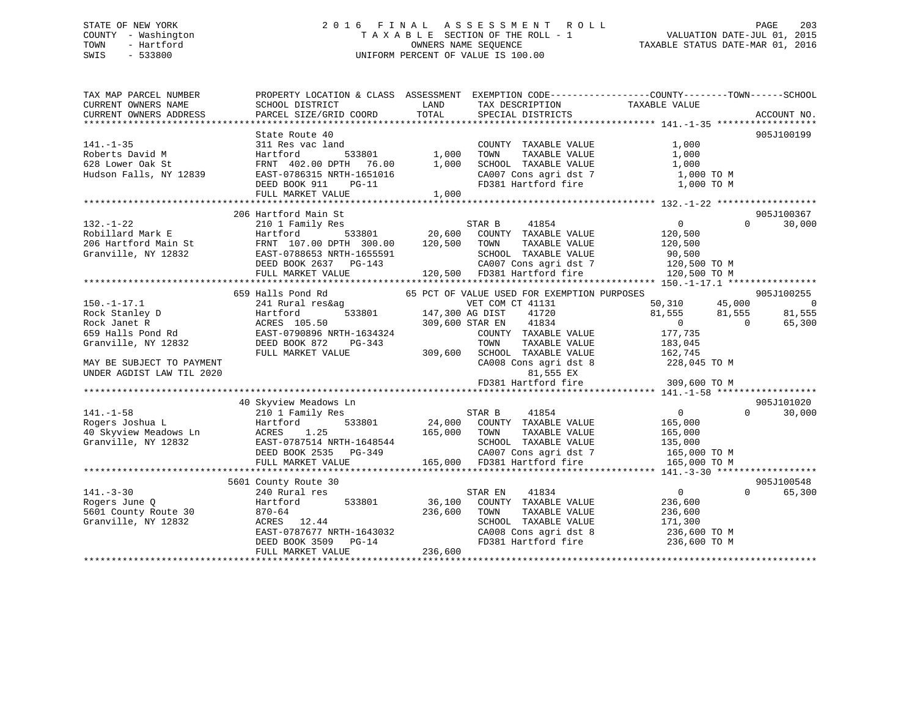STATE OF NEW YORK
COUNTY - Washington
TOWN - Hartford
SWIS - 533800

2 0 1 6 F I N A L A S S E S S M E N T R O L L
T A X A B L E SECTION OF THE ROLL - 1
OWNERS NAME SEQUENCE
UNIFORM PERCENT OF VALUE IS 100.00

VALUATION DATE-JUL 01, 2015
TAXABLE STATUS DATE-MAR 01, 2016

```
TAX MAP PARCEL NUMBER     PROPERTY LOCATION & CLASS  ASSESSMENT  EXEMPTION CODE-----------------COUNTY--------TOWN------SCHOOL
CURRENT OWNERS NAME       SCHOOL DISTRICT               LAND      TAX DESCRIPTION            TAXABLE VALUE
CURRENT OWNERS ADDRESS    PARCEL SIZE/GRID COORD        TOTAL     SPECIAL DISTRICTS                                    ACCOUNT NO.
******************************************************************************************** 141.-1-35 ******************
                          State Route 40                                                                              905J100199
141.-1-35                 311 Res vac land                        COUNTY  TAXABLE VALUE            1,000
Roberts David M           Hartford          533801       1,000    TOWN    TAXABLE VALUE            1,000
628 Lower Oak St          FRNT 402.00 DPTH  76.00        1,000    SCHOOL  TAXABLE VALUE            1,000
Hudson Falls, NY 12839    EAST-0786315 NRTH-1651016               CA007 Cons agri dst 7             1,000 TO M
                          DEED BOOK 911    PG-11                  FD381 Hartford fire               1,000 TO M
                          FULL MARKET VALUE              1,000
******************************************************************************************** 132.-1-22 ******************
                          206 Hartford Main St                                                                        905J100367
132.-1-22                 210 1 Family Res                        STAR B     41854                 0           0     30,000
Robillard Mark E          Hartford          533801      20,600    COUNTY  TAXABLE VALUE          120,500
206 Hartford Main St      FRNT 107.00 DPTH 300.00      120,500    TOWN    TAXABLE VALUE          120,500
Granville, NY 12832       EAST-0788653 NRTH-1655591               SCHOOL  TAXABLE VALUE           90,500
                          DEED BOOK 2637   PG-143                 CA007 Cons agri dst 7           120,500 TO M
                          FULL MARKET VALUE            120,500    FD381 Hartford fire             120,500 TO M
******************************************************************************************** 150.-1-17.1 ****************
                          659 Halls Pond Rd           65 PCT OF VALUE USED FOR EXEMPTION PURPOSES                     905J100255
150.-1-17.1               241 Rural res&ag                        VET COM CT 41131            50,310      45,000          0
Rock Stanley D            Hartford          533801     147,300 AG DIST     41720              81,555      81,555     81,555
Rock Janet R              ACRES 105.50                 309,600 STAR EN     41834                   0           0     65,300
659 Halls Pond Rd         EAST-0790896 NRTH-1634324               COUNTY  TAXABLE VALUE          177,735
Granville, NY 12832       DEED BOOK 872    PG-343                 TOWN    TAXABLE VALUE          183,045
                          FULL MARKET VALUE            309,600    SCHOOL  TAXABLE VALUE          162,745
MAY BE SUBJECT TO PAYMENT                                         CA008 Cons agri dst 8           228,045 TO M
UNDER AGDIST LAW TIL 2020                                               81,555 EX
                                                                  FD381 Hartford fire             309,600 TO M
******************************************************************************************** 141.-1-58 ******************
                          40 Skyview Meadows Ln                                                                       905J101020
141.-1-58                 210 1 Family Res                        STAR B     41854                 0           0     30,000
Rogers Joshua L           Hartford          533801      24,000    COUNTY  TAXABLE VALUE          165,000
40 Skyview Meadows Ln     ACRES   1.25                 165,000    TOWN    TAXABLE VALUE          165,000
Granville, NY 12832       EAST-0787514 NRTH-1648544               SCHOOL  TAXABLE VALUE          135,000
                          DEED BOOK 2535   PG-349                 CA007 Cons agri dst 7           165,000 TO M
                          FULL MARKET VALUE            165,000    FD381 Hartford fire             165,000 TO M
******************************************************************************************** 141.-3-30 ******************
                          5601 County Route 30                                                                        905J100548
141.-3-30                 240 Rural res                           STAR EN    41834                 0           0     65,300
Rogers June Q             Hartford          533801      36,100    COUNTY  TAXABLE VALUE          236,600
5601 County Route 30      870-64                       236,600    TOWN    TAXABLE VALUE          236,600
Granville, NY 12832       ACRES  12.44                            SCHOOL  TAXABLE VALUE          171,300
                          EAST-0787677 NRTH-1643032               CA008 Cons agri dst 8           236,600 TO M
                          DEED BOOK 3509   PG-14                  FD381 Hartford fire             236,600 TO M
                          FULL MARKET VALUE            236,600
************************************************************************************************************************
```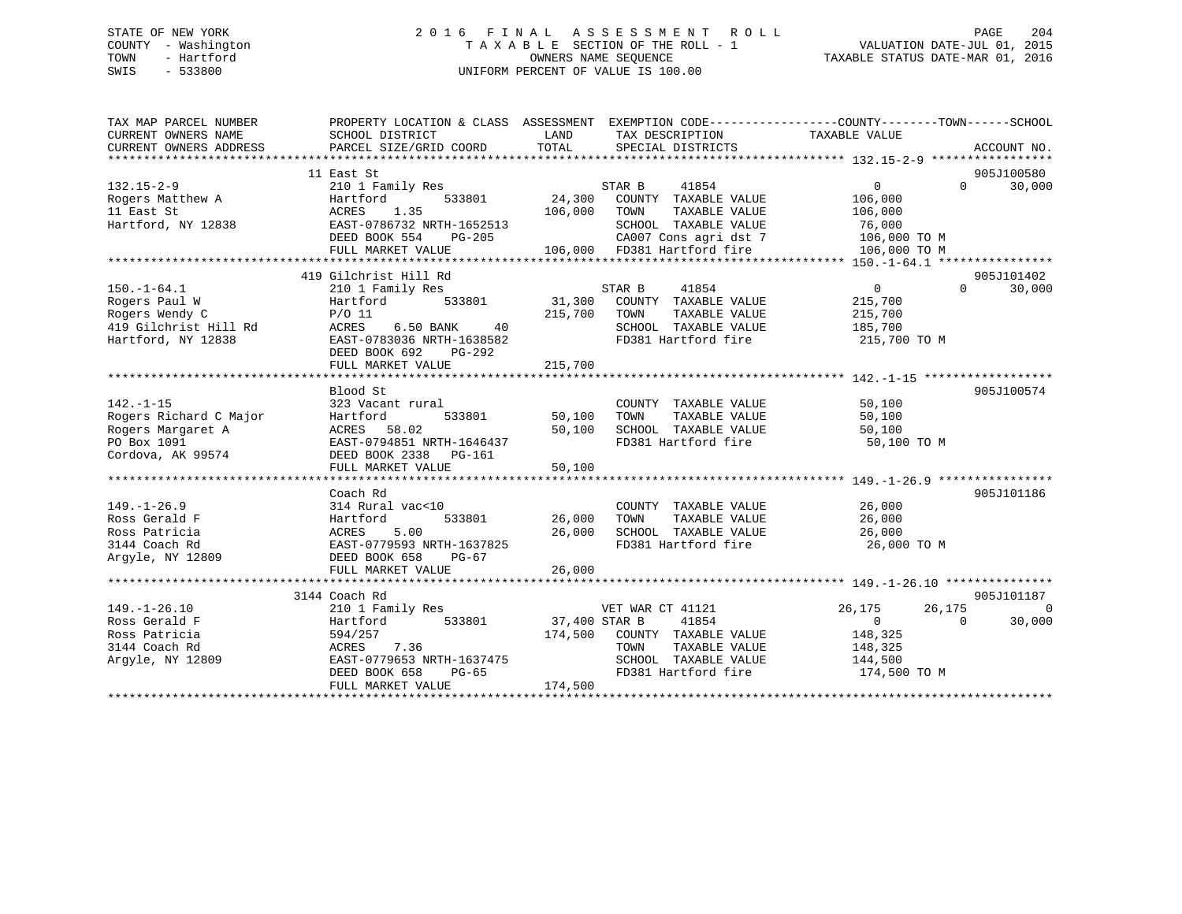STATE OF NEW YORK
COUNTY - Washington
TOWN - Hartford
SWIS - 533800

2016 FINAL ASSESSMENT ROLL
TAXABLE SECTION OF THE ROLL - 1
OWNERS NAME SEQUENCE
UNIFORM PERCENT OF VALUE IS 100.00

VALUATION DATE-JUL 01, 2015
TAXABLE STATUS DATE-MAR 01, 2016

```
TAX MAP PARCEL NUMBER          PROPERTY LOCATION & CLASS  ASSESSMENT  EXEMPTION CODE------------------COUNTY--------TOWN------SCHOOL
CURRENT OWNERS NAME            SCHOOL DISTRICT             LAND        TAX DESCRIPTION             TAXABLE VALUE
CURRENT OWNERS ADDRESS         PARCEL SIZE/GRID COORD      TOTAL       SPECIAL DISTRICTS                                        ACCOUNT NO.
******************************************************************************************************* 132.15-2-9 *****************
                               11 East St                                                                                   905J100580
132.15-2-9                     210 1 Family Res                        STAR B     41854                 0          0      30,000
Rogers Matthew A               Hartford        533801       24,300     COUNTY  TAXABLE VALUE          106,000
11 East St                     ACRES    1.35               106,000     TOWN    TAXABLE VALUE          106,000
Hartford, NY 12838             EAST-0786732 NRTH-1652513               SCHOOL  TAXABLE VALUE           76,000
                               DEED BOOK 554    PG-205                 CA007 Cons agri dst 7          106,000 TO M
                               FULL MARKET VALUE           106,000     FD381 Hartford fire            106,000 TO M
******************************************************************************************************* 150.-1-64.1 ****************
                               419 Gilchrist Hill Rd                                                                        905J101402
150.-1-64.1                    210 1 Family Res                        STAR B     41854                 0          0      30,000
Rogers Paul W                  Hartford        533801       31,300     COUNTY  TAXABLE VALUE          215,700
Rogers Wendy C                 P/O 11                      215,700     TOWN    TAXABLE VALUE          215,700
419 Gilchrist Hill Rd          ACRES    6.50 BANK     40               SCHOOL  TAXABLE VALUE          185,700
Hartford, NY 12838             EAST-0783036 NRTH-1638582               FD381 Hartford fire            215,700 TO M
                               DEED BOOK 692    PG-292
                               FULL MARKET VALUE           215,700
******************************************************************************************************* 142.-1-15 ******************
                               Blood St                                                                                     905J100574
142.-1-15                      323 Vacant rural                        COUNTY  TAXABLE VALUE           50,100
Rogers Richard C Major         Hartford        533801       50,100     TOWN    TAXABLE VALUE           50,100
Rogers Margaret A              ACRES   58.02                50,100     SCHOOL  TAXABLE VALUE           50,100
PO Box 1091                    EAST-0794851 NRTH-1646437               FD381 Hartford fire             50,100 TO M
Cordova, AK 99574              DEED BOOK 2338   PG-161
                               FULL MARKET VALUE            50,100
******************************************************************************************************* 149.-1-26.9 ****************
                               Coach Rd                                                                                     905J101186
149.-1-26.9                    314 Rural vac<10                        COUNTY  TAXABLE VALUE           26,000
Ross Gerald F                  Hartford        533801       26,000     TOWN    TAXABLE VALUE           26,000
Ross Patricia                  ACRES    5.00                26,000     SCHOOL  TAXABLE VALUE           26,000
3144 Coach Rd                  EAST-0779593 NRTH-1637825               FD381 Hartford fire             26,000 TO M
Argyle, NY 12809               DEED BOOK 658    PG-67
                               FULL MARKET VALUE            26,000
******************************************************************************************************* 149.-1-26.10 ***************
                               3144 Coach Rd                                                                                905J101187
149.-1-26.10                   210 1 Family Res                        VET WAR CT 41121             26,175     26,175           0
Ross Gerald F                  Hartford        533801       37,400 STAR B     41854                 0          0      30,000
Ross Patricia                  594/257                     174,500     COUNTY  TAXABLE VALUE          148,325
3144 Coach Rd                  ACRES    7.36                           TOWN    TAXABLE VALUE          148,325
Argyle, NY 12809               EAST-0779653 NRTH-1637475               SCHOOL  TAXABLE VALUE          144,500
                               DEED BOOK 658    PG-65                  FD381 Hartford fire            174,500 TO M
                               FULL MARKET VALUE           174,500
************************************************************************************************************************************
```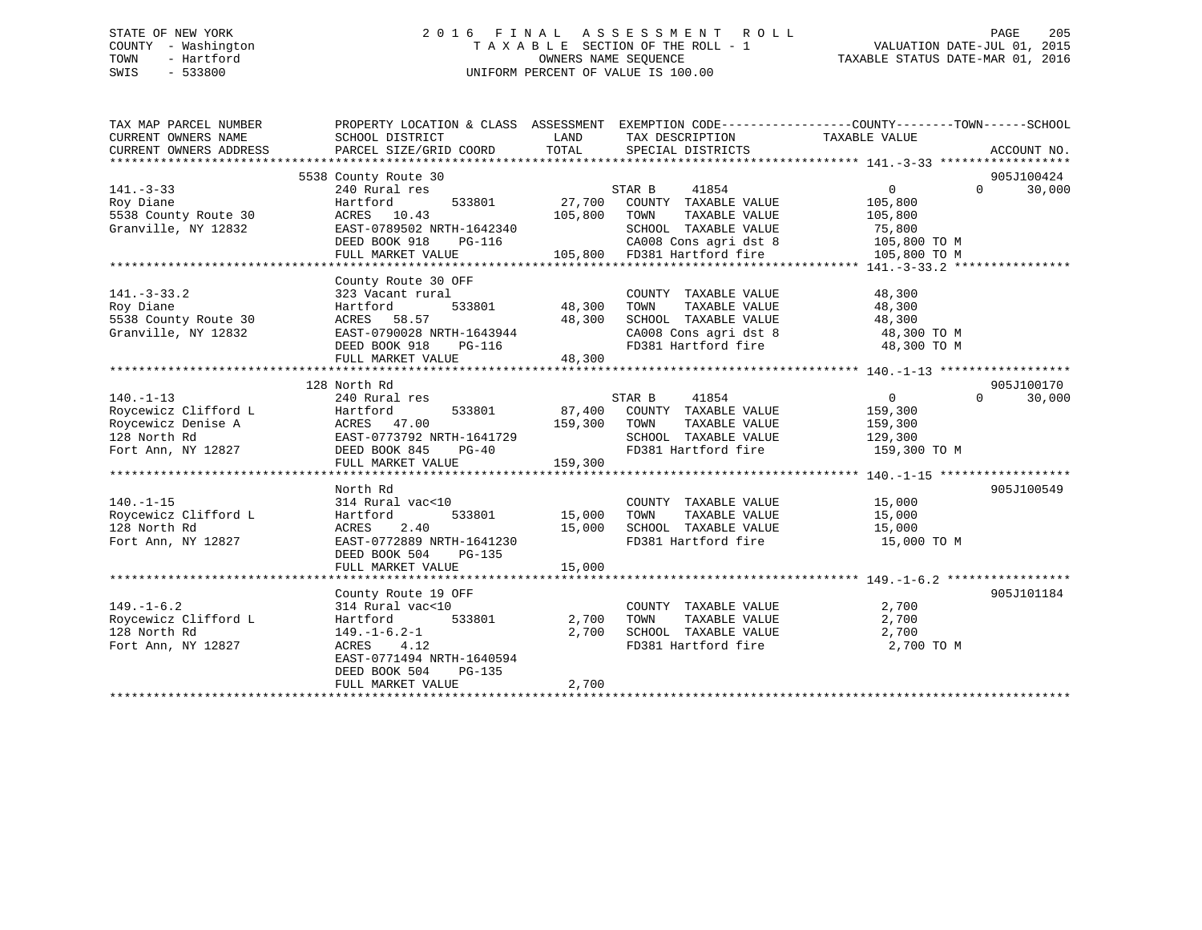STATE OF NEW YORK
COUNTY - Washington
TOWN - Hartford
SWIS - 533800

2016 FINAL ASSESSMENT ROLL
TAXABLE SECTION OF THE ROLL - 1
OWNERS NAME SEQUENCE
UNIFORM PERCENT OF VALUE IS 100.00

VALUATION DATE-JUL 01, 2015
TAXABLE STATUS DATE-MAR 01, 2016

| TAX MAP PARCEL NUMBER / CURRENT OWNERS NAME / CURRENT OWNERS ADDRESS | PROPERTY LOCATION & CLASS / SCHOOL DISTRICT / PARCEL SIZE/GRID COORD | ASSESSMENT LAND / TOTAL | EXEMPTION CODE / TAX DESCRIPTION / SPECIAL DISTRICTS | COUNTY / TOWN / SCHOOL TAXABLE VALUE | ACCOUNT NO. |
|---|---|---|---|---|---|
| **141.-3-33** | 5538 County Route 30 | | | | 905J100424 |
| 141.-3-33 | 240 Rural res | | STAR B 41854 | 0 0 30,000 | |
| Roy Diane | Hartford 533801 | 27,700 | COUNTY TAXABLE VALUE | 105,800 | |
| 5538 County Route 30 | ACRES 10.43 | 105,800 | TOWN TAXABLE VALUE | 105,800 | |
| Granville, NY 12832 | EAST-0789502 NRTH-1642340 | | SCHOOL TAXABLE VALUE | 75,800 | |
| | DEED BOOK 918 PG-116 | | CA008 Cons agri dst 8 | 105,800 TO M | |
| | FULL MARKET VALUE | 105,800 | FD381 Hartford fire | 105,800 TO M | |
| **141.-3-33.2** | County Route 30 OFF | | | | |
| 141.-3-33.2 | 323 Vacant rural | | COUNTY TAXABLE VALUE | 48,300 | |
| Roy Diane | Hartford 533801 | 48,300 | TOWN TAXABLE VALUE | 48,300 | |
| 5538 County Route 30 | ACRES 58.57 | 48,300 | SCHOOL TAXABLE VALUE | 48,300 | |
| Granville, NY 12832 | EAST-0790028 NRTH-1643944 | | CA008 Cons agri dst 8 | 48,300 TO M | |
| | DEED BOOK 918 PG-116 | | FD381 Hartford fire | 48,300 TO M | |
| | FULL MARKET VALUE | 48,300 | | | |
| **140.-1-13** | 128 North Rd | | | | 905J100170 |
| 140.-1-13 | 240 Rural res | | STAR B 41854 | 0 0 30,000 | |
| Roycewicz Clifford L | Hartford 533801 | 87,400 | COUNTY TAXABLE VALUE | 159,300 | |
| Roycewicz Denise A | ACRES 47.00 | 159,300 | TOWN TAXABLE VALUE | 159,300 | |
| 128 North Rd | EAST-0773792 NRTH-1641729 | | SCHOOL TAXABLE VALUE | 129,300 | |
| Fort Ann, NY 12827 | DEED BOOK 845 PG-40 | | FD381 Hartford fire | 159,300 TO M | |
| | FULL MARKET VALUE | 159,300 | | | |
| **140.-1-15** | North Rd | | | | 905J100549 |
| 140.-1-15 | 314 Rural vac<10 | | COUNTY TAXABLE VALUE | 15,000 | |
| Roycewicz Clifford L | Hartford 533801 | 15,000 | TOWN TAXABLE VALUE | 15,000 | |
| 128 North Rd | ACRES 2.40 | 15,000 | SCHOOL TAXABLE VALUE | 15,000 | |
| Fort Ann, NY 12827 | EAST-0772889 NRTH-1641230 | | FD381 Hartford fire | 15,000 TO M | |
| | DEED BOOK 504 PG-135 | | | | |
| | FULL MARKET VALUE | 15,000 | | | |
| **149.-1-6.2** | County Route 19 OFF | | | | 905J101184 |
| 149.-1-6.2 | 314 Rural vac<10 | | COUNTY TAXABLE VALUE | 2,700 | |
| Roycewicz Clifford L | Hartford 533801 | 2,700 | TOWN TAXABLE VALUE | 2,700 | |
| 128 North Rd | 149.-1-6.2-1 | 2,700 | SCHOOL TAXABLE VALUE | 2,700 | |
| Fort Ann, NY 12827 | ACRES 4.12 | | FD381 Hartford fire | 2,700 TO M | |
| | EAST-0771494 NRTH-1640594 | | | | |
| | DEED BOOK 504 PG-135 | | | | |
| | FULL MARKET VALUE | 2,700 | | | |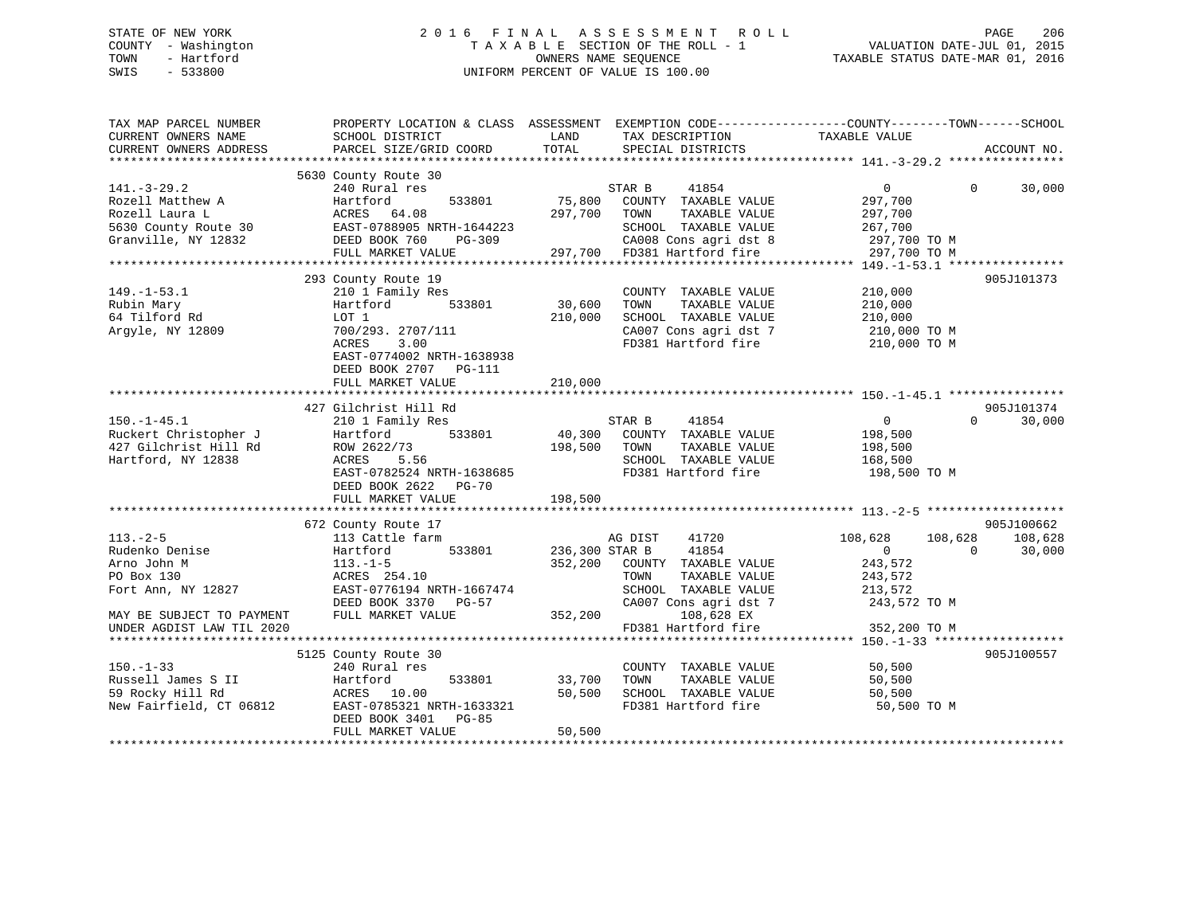STATE OF NEW YORK
COUNTY - Washington
TOWN - Hartford
SWIS - 533800

2 0 1 6 F I N A L A S S E S S M E N T R O L L
T A X A B L E SECTION OF THE ROLL - 1
OWNERS NAME SEQUENCE
UNIFORM PERCENT OF VALUE IS 100.00

VALUATION DATE-JUL 01, 2015
TAXABLE STATUS DATE-MAR 01, 2016

```
TAX MAP PARCEL NUMBER          PROPERTY LOCATION & CLASS  ASSESSMENT  EXEMPTION CODE------------------COUNTY--------TOWN------SCHOOL
CURRENT OWNERS NAME            SCHOOL DISTRICT               LAND      TAX DESCRIPTION            TAXABLE VALUE
CURRENT OWNERS ADDRESS         PARCEL SIZE/GRID COORD        TOTAL     SPECIAL DISTRICTS                                   ACCOUNT NO.
******************************************************************************************************* 141.-3-29.2 ****************
                               5630 County Route 30
141.-3-29.2                    240 Rural res                            STAR B     41854                  0           0      30,000
Rozell Matthew A               Hartford          533801      75,800     COUNTY  TAXABLE VALUE          297,700
Rozell Laura L                 ACRES   64.08                297,700     TOWN    TAXABLE VALUE          297,700
5630 County Route 30           EAST-0788905 NRTH-1644223                SCHOOL  TAXABLE VALUE          267,700
Granville, NY 12832            DEED BOOK 760    PG-309                  CA008 Cons agri dst 8           297,700 TO M
                               FULL MARKET VALUE            297,700     FD381 Hartford fire             297,700 TO M
******************************************************************************************************* 149.-1-53.1 ****************
                               293 County Route 19                                                                       905J101373
149.-1-53.1                    210 1 Family Res                         COUNTY  TAXABLE VALUE          210,000
Rubin Mary                     Hartford          533801      30,600     TOWN    TAXABLE VALUE          210,000
64 Tilford Rd                  LOT 1                        210,000     SCHOOL  TAXABLE VALUE          210,000
Argyle, NY 12809               700/293. 2707/111                        CA007 Cons agri dst 7           210,000 TO M
                               ACRES    3.00                            FD381 Hartford fire             210,000 TO M
                               EAST-0774002 NRTH-1638938
                               DEED BOOK 2707   PG-111
                               FULL MARKET VALUE            210,000
******************************************************************************************************* 150.-1-45.1 ****************
                               427 Gilchrist Hill Rd                                                                     905J101374
150.-1-45.1                    210 1 Family Res                         STAR B     41854                  0           0      30,000
Ruckert Christopher J          Hartford          533801      40,300     COUNTY  TAXABLE VALUE          198,500
427 Gilchrist Hill Rd          ROW 2622/73                  198,500     TOWN    TAXABLE VALUE          198,500
Hartford, NY 12838             ACRES    5.56                            SCHOOL  TAXABLE VALUE          168,500
                               EAST-0782524 NRTH-1638685                FD381 Hartford fire             198,500 TO M
                               DEED BOOK 2622   PG-70
                               FULL MARKET VALUE            198,500
******************************************************************************************************* 113.-2-5 *******************
                               672 County Route 17                                                                       905J100662
113.-2-5                       113 Cattle farm                          AG DIST    41720            108,628     108,628     108,628
Rudenko Denise                 Hartford          533801     236,300 STAR B     41854                  0           0      30,000
Arno John M                    113.-1-5                     352,200     COUNTY  TAXABLE VALUE          243,572
PO Box 130                     ACRES  254.10                            TOWN    TAXABLE VALUE          243,572
Fort Ann, NY 12827             EAST-0776194 NRTH-1667474                SCHOOL  TAXABLE VALUE          213,572
                               DEED BOOK 3370   PG-57                   CA007 Cons agri dst 7           243,572 TO M
MAY BE SUBJECT TO PAYMENT      FULL MARKET VALUE            352,200            108,628 EX
UNDER AGDIST LAW TIL 2020                                               FD381 Hartford fire             352,200 TO M
******************************************************************************************************* 150.-1-33 ******************
                               5125 County Route 30                                                                      905J100557
150.-1-33                      240 Rural res                            COUNTY  TAXABLE VALUE           50,500
Russell James S II             Hartford          533801      33,700     TOWN    TAXABLE VALUE           50,500
59 Rocky Hill Rd               ACRES   10.00                 50,500     SCHOOL  TAXABLE VALUE           50,500
New Fairfield, CT 06812        EAST-0785321 NRTH-1633321                FD381 Hartford fire              50,500 TO M
                               DEED BOOK 3401   PG-85
                               FULL MARKET VALUE             50,500
************************************************************************************************************************************
```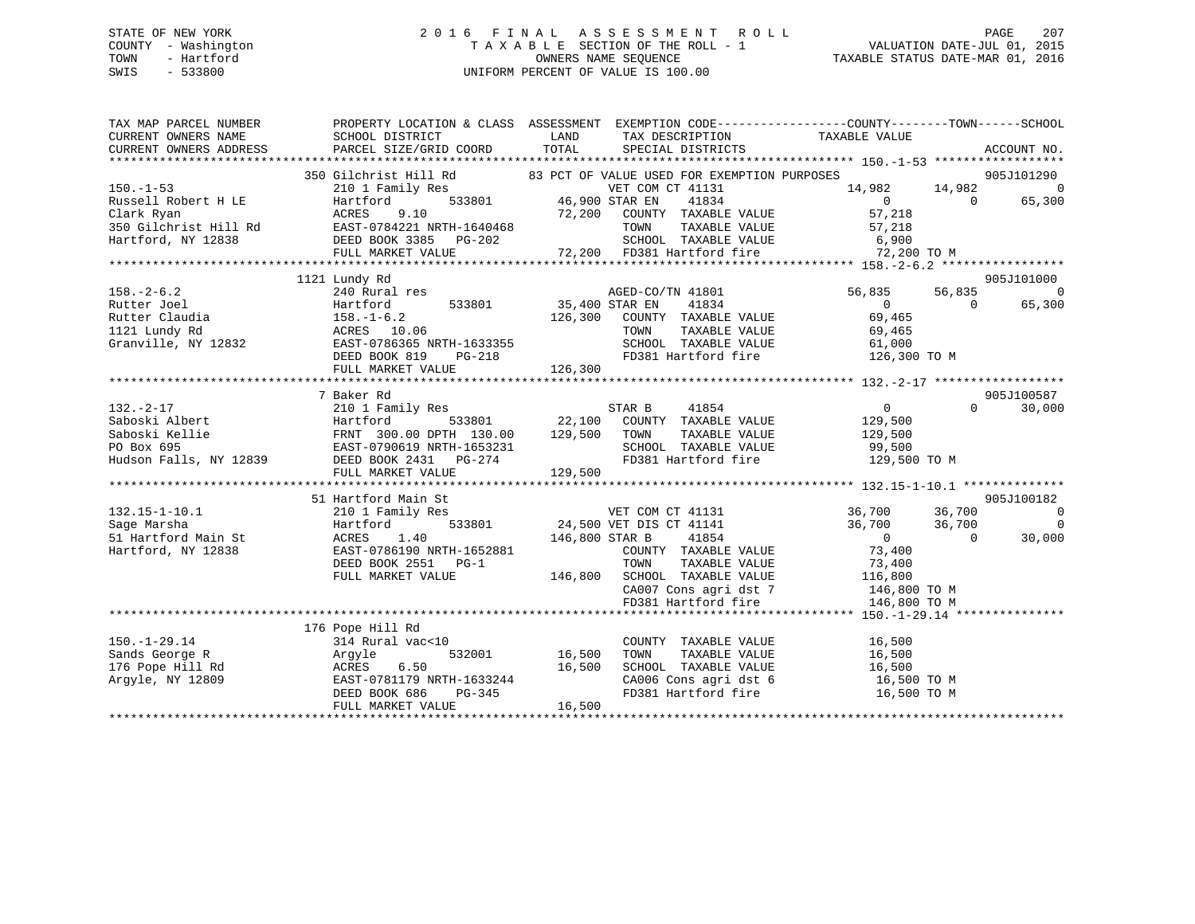STATE OF NEW YORK
COUNTY - Washington
TOWN - Hartford
SWIS - 533800

# 2016 FINAL ASSESSMENT ROLL

TAXABLE SECTION OF THE ROLL - 1
OWNERS NAME SEQUENCE
UNIFORM PERCENT OF VALUE IS 100.00

VALUATION DATE-JUL 01, 2015
TAXABLE STATUS DATE-MAR 01, 2016

```
TAX MAP PARCEL NUMBER          PROPERTY LOCATION & CLASS  ASSESSMENT  EXEMPTION CODE------------------COUNTY--------TOWN------SCHOOL
CURRENT OWNERS NAME            SCHOOL DISTRICT               LAND      TAX DESCRIPTION            TAXABLE VALUE
CURRENT OWNERS ADDRESS         PARCEL SIZE/GRID COORD        TOTAL     SPECIAL DISTRICTS                                      ACCOUNT NO.
******************************************************************************************************* 150.-1-53 ******************
                  350 Gilchrist Hill Rd          83 PCT OF VALUE USED FOR EXEMPTION PURPOSES                               905J101290
150.-1-53                      210 1 Family Res               VET COM CT 41131            14,982      14,982           0
Russell Robert H LE            Hartford       533801     46,900 STAR EN    41834                0           0      65,300
Clark Ryan                     ACRES    9.10              72,200   COUNTY  TAXABLE VALUE         57,218
350 Gilchrist Hill Rd          EAST-0784221 NRTH-1640468            TOWN    TAXABLE VALUE         57,218
Hartford, NY 12838             DEED BOOK 3385   PG-202              SCHOOL  TAXABLE VALUE          6,900
                               FULL MARKET VALUE             72,200   FD381 Hartford fire           72,200 TO M
******************************************************************************************************* 158.-2-6.2 *****************
                  1121 Lundy Rd                                                                                             905J101000
158.-2-6.2                     240 Rural res                  AGED-CO/TN 41801            56,835      56,835           0
Rutter Joel                    Hartford       533801     35,400 STAR EN    41834                0           0      65,300
Rutter Claudia                 158.-1-6.2                126,300   COUNTY  TAXABLE VALUE         69,465
1121 Lundy Rd                  ACRES   10.06                        TOWN    TAXABLE VALUE         69,465
Granville, NY 12832            EAST-0786365 NRTH-1633355            SCHOOL  TAXABLE VALUE         61,000
                               DEED BOOK 819    PG-218              FD381 Hartford fire          126,300 TO M
                               FULL MARKET VALUE            126,300
******************************************************************************************************* 132.-2-17 ******************
                  7 Baker Rd                                                                                                905J100587
132.-2-17                      210 1 Family Res               STAR B     41854                0           0      30,000
Saboski Albert                 Hartford       533801     22,100   COUNTY  TAXABLE VALUE        129,500
Saboski Kellie                 FRNT 300.00 DPTH 130.00   129,500   TOWN    TAXABLE VALUE        129,500
PO Box 695                     EAST-0790619 NRTH-1653231            SCHOOL  TAXABLE VALUE         99,500
Hudson Falls, NY 12839         DEED BOOK 2431   PG-274              FD381 Hartford fire          129,500 TO M
                               FULL MARKET VALUE            129,500
******************************************************************************************************* 132.15-1-10.1 **************
                  51 Hartford Main St                                                                                       905J100182
132.15-1-10.1                  210 1 Family Res               VET COM CT 41131            36,700      36,700           0
Sage Marsha                    Hartford       533801     24,500 VET DIS CT 41141            36,700      36,700           0
51 Hartford Main St            ACRES    1.40             146,800 STAR B     41854                0           0      30,000
Hartford, NY 12838             EAST-0786190 NRTH-1652881            COUNTY  TAXABLE VALUE         73,400
                               DEED BOOK 2551   PG-1                TOWN    TAXABLE VALUE         73,400
                               FULL MARKET VALUE            146,800   SCHOOL  TAXABLE VALUE        116,800
                                                                    CA007 Cons agri dst 7        146,800 TO M
                                                                    FD381 Hartford fire          146,800 TO M
******************************************************************************************************* 150.-1-29.14 ***************
                  176 Pope Hill Rd
150.-1-29.14                   314 Rural vac<10                     COUNTY  TAXABLE VALUE         16,500
Sands George R                 Argyle         532001     16,500   TOWN    TAXABLE VALUE         16,500
176 Pope Hill Rd               ACRES    6.50              16,500   SCHOOL  TAXABLE VALUE         16,500
Argyle, NY 12809               EAST-0781179 NRTH-1633244            CA006 Cons agri dst 6         16,500 TO M
                               DEED BOOK 686    PG-345              FD381 Hartford fire           16,500 TO M
                               FULL MARKET VALUE             16,500
************************************************************************************************************************************
```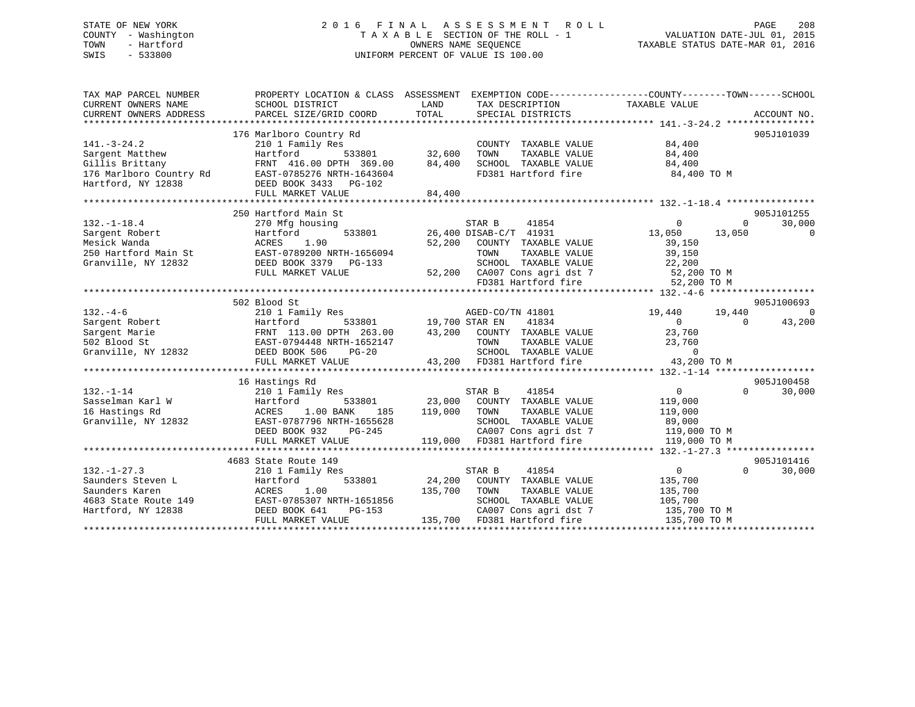STATE OF NEW YORK
COUNTY - Washington
TOWN - Hartford
SWIS - 533800

2 0 1 6 F I N A L A S S E S S M E N T R O L L
T A X A B L E SECTION OF THE ROLL - 1
OWNERS NAME SEQUENCE
UNIFORM PERCENT OF VALUE IS 100.00

VALUATION DATE-JUL 01, 2015
TAXABLE STATUS DATE-MAR 01, 2016

```
TAX MAP PARCEL NUMBER          PROPERTY LOCATION & CLASS  ASSESSMENT  EXEMPTION CODE------------------COUNTY--------TOWN------SCHOOL
CURRENT OWNERS NAME            SCHOOL DISTRICT               LAND      TAX DESCRIPTION              TAXABLE VALUE
CURRENT OWNERS ADDRESS         PARCEL SIZE/GRID COORD        TOTAL     SPECIAL DISTRICTS                                   ACCOUNT NO.
******************************************************************************************************* 141.-3-24.2 ****************
                   176 Marlboro Country Rd                                                                                905J101039
141.-3-24.2                    210 1 Family Res                        COUNTY  TAXABLE VALUE            84,400
Sargent Matthew                Hartford          533801      32,600    TOWN    TAXABLE VALUE            84,400
Gillis Brittany                FRNT  416.00 DPTH  369.00     84,400    SCHOOL  TAXABLE VALUE            84,400
176 Marlboro Country Rd        EAST-0785276 NRTH-1643604               FD381 Hartford fire               84,400 TO M
Hartford, NY 12838             DEED BOOK 3433   PG-102
                               FULL MARKET VALUE             84,400
******************************************************************************************************* 132.-1-18.4 ****************
                   250 Hartford Main St                                                                                   905J101255
132.-1-18.4                    270 Mfg housing                         STAR B      41854                   0          0       30,000
Sargent Robert                 Hartford          533801      26,400 DISAB-C/T  41931              13,050     13,050            0
Mesick Wanda                   ACRES    1.90                 52,200    COUNTY  TAXABLE VALUE            39,150
250 Hartford Main St           EAST-0789200 NRTH-1656094               TOWN    TAXABLE VALUE            39,150
Granville, NY 12832            DEED BOOK 3379   PG-133                 SCHOOL  TAXABLE VALUE            22,200
                               FULL MARKET VALUE             52,200    CA007 Cons agri dst 7             52,200 TO M
                                                                       FD381 Hartford fire               52,200 TO M
******************************************************************************************************* 132.-4-6 *******************
                   502 Blood St                                                                                           905J100693
132.-4-6                       210 1 Family Res                        AGED-CO/TN 41801               19,440     19,440            0
Sargent Robert                 Hartford          533801      19,700 STAR EN    41834                   0          0       43,200
Sargent Marie                  FRNT  113.00 DPTH  263.00     43,200    COUNTY  TAXABLE VALUE            23,760
502 Blood St                   EAST-0794448 NRTH-1652147               TOWN    TAXABLE VALUE            23,760
Granville, NY 12832            DEED BOOK 506    PG-20                  SCHOOL  TAXABLE VALUE                 0
                               FULL MARKET VALUE             43,200    FD381 Hartford fire               43,200 TO M
******************************************************************************************************* 132.-1-14 ******************
                   16 Hastings Rd                                                                                         905J100458
132.-1-14                      210 1 Family Res                        STAR B      41854                   0          0       30,000
Sasselman Karl W               Hartford          533801      23,000    COUNTY  TAXABLE VALUE           119,000
16 Hastings Rd                 ACRES    1.00 BANK    185    119,000    TOWN    TAXABLE VALUE           119,000
Granville, NY 12832            EAST-0787796 NRTH-1655628               SCHOOL  TAXABLE VALUE            89,000
                               DEED BOOK 932    PG-245                 CA007 Cons agri dst 7            119,000 TO M
                               FULL MARKET VALUE            119,000    FD381 Hartford fire              119,000 TO M
******************************************************************************************************* 132.-1-27.3 ****************
                   4683 State Route 149                                                                                   905J101416
132.-1-27.3                    210 1 Family Res                        STAR B      41854                   0          0       30,000
Saunders Steven L              Hartford          533801      24,200    COUNTY  TAXABLE VALUE           135,700
Saunders Karen                 ACRES    1.00                135,700    TOWN    TAXABLE VALUE           135,700
4683 State Route 149           EAST-0785307 NRTH-1651856               SCHOOL  TAXABLE VALUE           105,700
Hartford, NY 12838             DEED BOOK 641    PG-153                 CA007 Cons agri dst 7            135,700 TO M
                               FULL MARKET VALUE            135,700    FD381 Hartford fire              135,700 TO M
************************************************************************************************************************************
```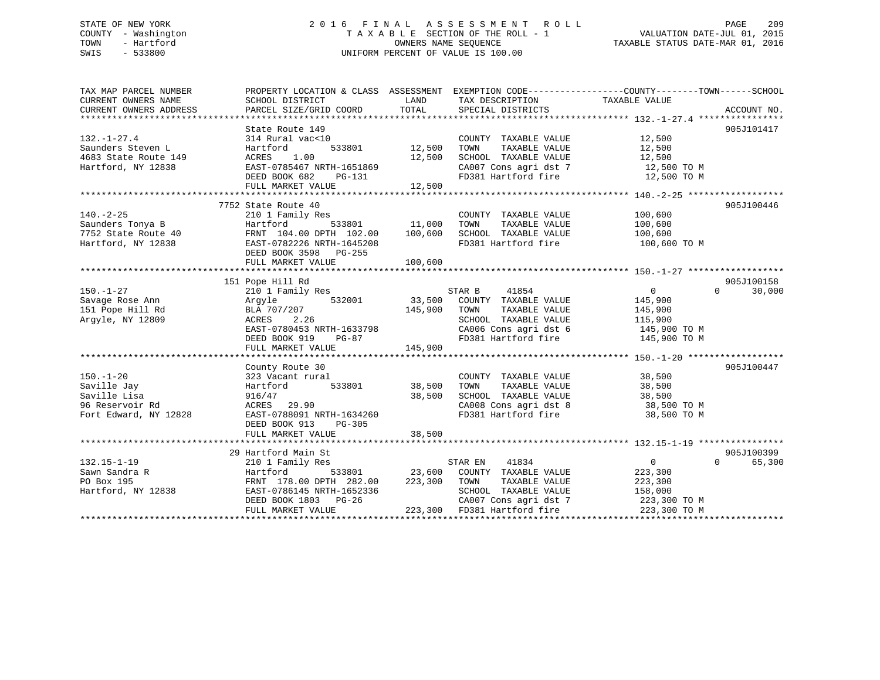STATE OF NEW YORK
COUNTY - Washington
TOWN - Hartford
SWIS - 533800

# 2016 FINAL ASSESSMENT ROLL
TAXABLE SECTION OF THE ROLL - 1
OWNERS NAME SEQUENCE
UNIFORM PERCENT OF VALUE IS 100.00

VALUATION DATE-JUL 01, 2015
TAXABLE STATUS DATE-MAR 01, 2016

```
TAX MAP PARCEL NUMBER          PROPERTY LOCATION & CLASS  ASSESSMENT  EXEMPTION CODE------------------COUNTY--------TOWN------SCHOOL
CURRENT OWNERS NAME            SCHOOL DISTRICT              LAND      TAX DESCRIPTION            TAXABLE VALUE
CURRENT OWNERS ADDRESS         PARCEL SIZE/GRID COORD      TOTAL      SPECIAL DISTRICTS                                    ACCOUNT NO.
******************************************************************************************************* 132.-1-27.4 ****************
                               State Route 149                                                                              905J101417
132.-1-27.4                    314 Rural vac<10                        COUNTY  TAXABLE VALUE            12,500
Saunders Steven L              Hartford          533801     12,500    TOWN    TAXABLE VALUE            12,500
4683 State Route 149           ACRES    1.00                12,500    SCHOOL  TAXABLE VALUE            12,500
Hartford, NY 12838             EAST-0785467 NRTH-1651869               CA007 Cons agri dst 7             12,500 TO M
                               DEED BOOK 682    PG-131                 FD381 Hartford fire               12,500 TO M
                               FULL MARKET VALUE            12,500
******************************************************************************************************* 140.-2-25 ******************
                               7752 State Route 40                                                                          905J100446
140.-2-25                      210 1 Family Res                        COUNTY  TAXABLE VALUE           100,600
Saunders Tonya B               Hartford          533801     11,000    TOWN    TAXABLE VALUE           100,600
7752 State Route 40            FRNT  104.00 DPTH  102.00   100,600    SCHOOL  TAXABLE VALUE           100,600
Hartford, NY 12838             EAST-0782226 NRTH-1645208               FD381 Hartford fire              100,600 TO M
                               DEED BOOK 3598   PG-255
                               FULL MARKET VALUE           100,600
******************************************************************************************************* 150.-1-27 ******************
                               151 Pope Hill Rd                                                                             905J100158
150.-1-27                      210 1 Family Res                        STAR B     41854                  0             0      30,000
Savage Rose Ann                Argyle            532001     33,500    COUNTY  TAXABLE VALUE           145,900
151 Pope Hill Rd               BLA 707/207                 145,900    TOWN    TAXABLE VALUE           145,900
Argyle, NY 12809               ACRES    2.26                          SCHOOL  TAXABLE VALUE           115,900
                               EAST-0780453 NRTH-1633798               CA006 Cons agri dst 6            145,900 TO M
                               DEED BOOK 919    PG-87                  FD381 Hartford fire              145,900 TO M
                               FULL MARKET VALUE           145,900
******************************************************************************************************* 150.-1-20 ******************
                               County Route 30                                                                              905J100447
150.-1-20                      323 Vacant rural                        COUNTY  TAXABLE VALUE            38,500
Saville Jay                    Hartford          533801     38,500    TOWN    TAXABLE VALUE            38,500
Saville Lisa                   916/47                       38,500    SCHOOL  TAXABLE VALUE            38,500
96 Reservoir Rd                ACRES   29.90                          CA008 Cons agri dst 8             38,500 TO M
Fort Edward, NY 12828          EAST-0788091 NRTH-1634260               FD381 Hartford fire               38,500 TO M
                               DEED BOOK 913    PG-305
                               FULL MARKET VALUE            38,500
******************************************************************************************************* 132.15-1-19 ****************
                               29 Hartford Main St                                                                          905J100399
132.15-1-19                    210 1 Family Res                        STAR EN    41834                  0             0      65,300
Sawn Sandra R                  Hartford          533801     23,600    COUNTY  TAXABLE VALUE           223,300
PO Box 195                     FRNT  178.00 DPTH  282.00   223,300    TOWN    TAXABLE VALUE           223,300
Hartford, NY 12838             EAST-0786145 NRTH-1652336               SCHOOL  TAXABLE VALUE           158,000
                               DEED BOOK 1803   PG-26                  CA007 Cons agri dst 7            223,300 TO M
                               FULL MARKET VALUE           223,300    FD381 Hartford fire              223,300 TO M
************************************************************************************************************************************
```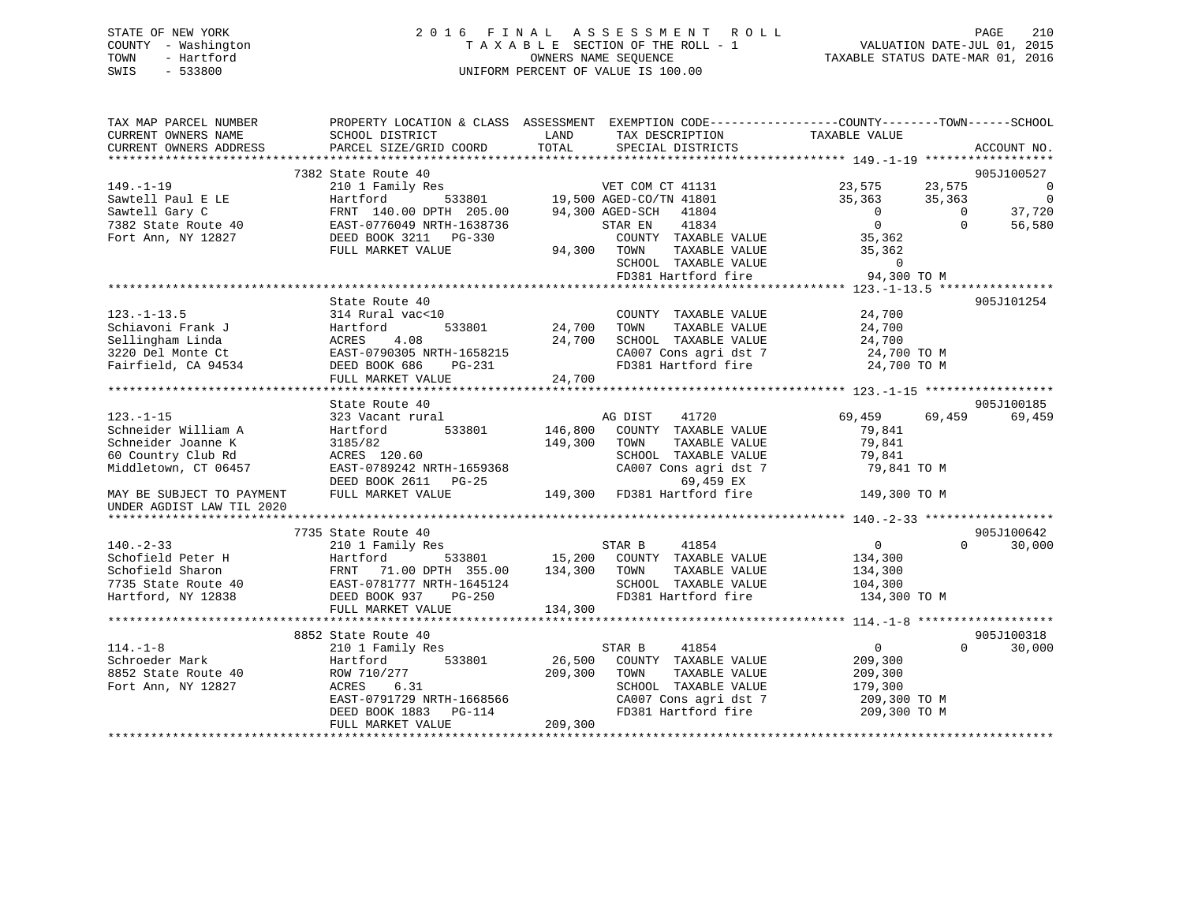STATE OF NEW YORK
COUNTY - Washington
TOWN - Hartford
SWIS - 533800

2016 FINAL ASSESSMENT ROLL
TAXABLE SECTION OF THE ROLL - 1
OWNERS NAME SEQUENCE
UNIFORM PERCENT OF VALUE IS 100.00

VALUATION DATE-JUL 01, 2015
TAXABLE STATUS DATE-MAR 01, 2016

```
TAX MAP PARCEL NUMBER      PROPERTY LOCATION & CLASS  ASSESSMENT  EXEMPTION CODE-----------------COUNTY--------TOWN------SCHOOL
CURRENT OWNERS NAME        SCHOOL DISTRICT              LAND      TAX DESCRIPTION              TAXABLE VALUE
CURRENT OWNERS ADDRESS     PARCEL SIZE/GRID COORD       TOTAL     SPECIAL DISTRICTS                                      ACCOUNT NO.
******************************************************************************************** 149.-1-19 ******************
                           7382 State Route 40                                                                        905J100527
149.-1-19                  210 1 Family Res                      VET COM CT 41131             23,575      23,575            0
Sawtell Paul E LE          Hartford          533801     19,500 AGED-CO/TN 41801             35,363      35,363            0
Sawtell Gary C             FRNT 140.00 DPTH 205.00      94,300 AGED-SCH   41804                  0           0       37,720
7382 State Route 40        EAST-0776049 NRTH-1638736           STAR EN    41834                  0           0       56,580
Fort Ann, NY 12827         DEED BOOK 3211   PG-330             COUNTY  TAXABLE VALUE          35,362
                           FULL MARKET VALUE            94,300 TOWN    TAXABLE VALUE          35,362
                                                               SCHOOL  TAXABLE VALUE               0
                                                               FD381 Hartford fire            94,300 TO M
******************************************************************************************** 123.-1-13.5 ****************
                           State Route 40                                                                             905J101254
123.-1-13.5                314 Rural vac<10                      COUNTY  TAXABLE VALUE          24,700
Schiavoni Frank J          Hartford          533801     24,700 TOWN    TAXABLE VALUE          24,700
Sellingham Linda           ACRES     4.08               24,700 SCHOOL  TAXABLE VALUE          24,700
3220 Del Monte Ct          EAST-0790305 NRTH-1658215           CA007 Cons agri dst 7          24,700 TO M
Fairfield, CA 94534        DEED BOOK 686    PG-231             FD381 Hartford fire            24,700 TO M
                           FULL MARKET VALUE            24,700
******************************************************************************************** 123.-1-15 ******************
                           State Route 40                                                                             905J100185
123.-1-15                  323 Vacant rural                      AG DIST    41720             69,459      69,459       69,459
Schneider William A        Hartford          533801    146,800 COUNTY  TAXABLE VALUE          79,841
Schneider Joanne K         3185/82                     149,300 TOWN    TAXABLE VALUE          79,841
60 Country Club Rd         ACRES   120.60                      SCHOOL  TAXABLE VALUE          79,841
Middletown, CT 06457       EAST-0789242 NRTH-1659368           CA007 Cons agri dst 7          79,841 TO M
                           DEED BOOK 2611   PG-25                    69,459 EX
MAY BE SUBJECT TO PAYMENT  FULL MARKET VALUE           149,300 FD381 Hartford fire           149,300 TO M
UNDER AGDIST LAW TIL 2020
******************************************************************************************** 140.-2-33 ******************
                           7735 State Route 40                                                                        905J100642
140.-2-33                  210 1 Family Res                      STAR B     41854                  0           0       30,000
Schofield Peter H          Hartford          533801     15,200 COUNTY  TAXABLE VALUE         134,300
Schofield Sharon           FRNT  71.00 DPTH 355.00     134,300 TOWN    TAXABLE VALUE         134,300
7735 State Route 40        EAST-0781777 NRTH-1645124           SCHOOL  TAXABLE VALUE         104,300
Hartford, NY 12838         DEED BOOK 937    PG-250             FD381 Hartford fire           134,300 TO M
                           FULL MARKET VALUE           134,300
******************************************************************************************** 114.-1-8 *******************
                           8852 State Route 40                                                                        905J100318
114.-1-8                   210 1 Family Res                      STAR B     41854                  0           0       30,000
Schroeder Mark             Hartford          533801     26,500 COUNTY  TAXABLE VALUE         209,300
8852 State Route 40        ROW 710/277                 209,300 TOWN    TAXABLE VALUE         209,300
Fort Ann, NY 12827         ACRES     6.31                      SCHOOL  TAXABLE VALUE         179,300
                           EAST-0791729 NRTH-1668566           CA007 Cons agri dst 7         209,300 TO M
                           DEED BOOK 1883   PG-114             FD381 Hartford fire           209,300 TO M
                           FULL MARKET VALUE           209,300
****************************************************************************************************************************
```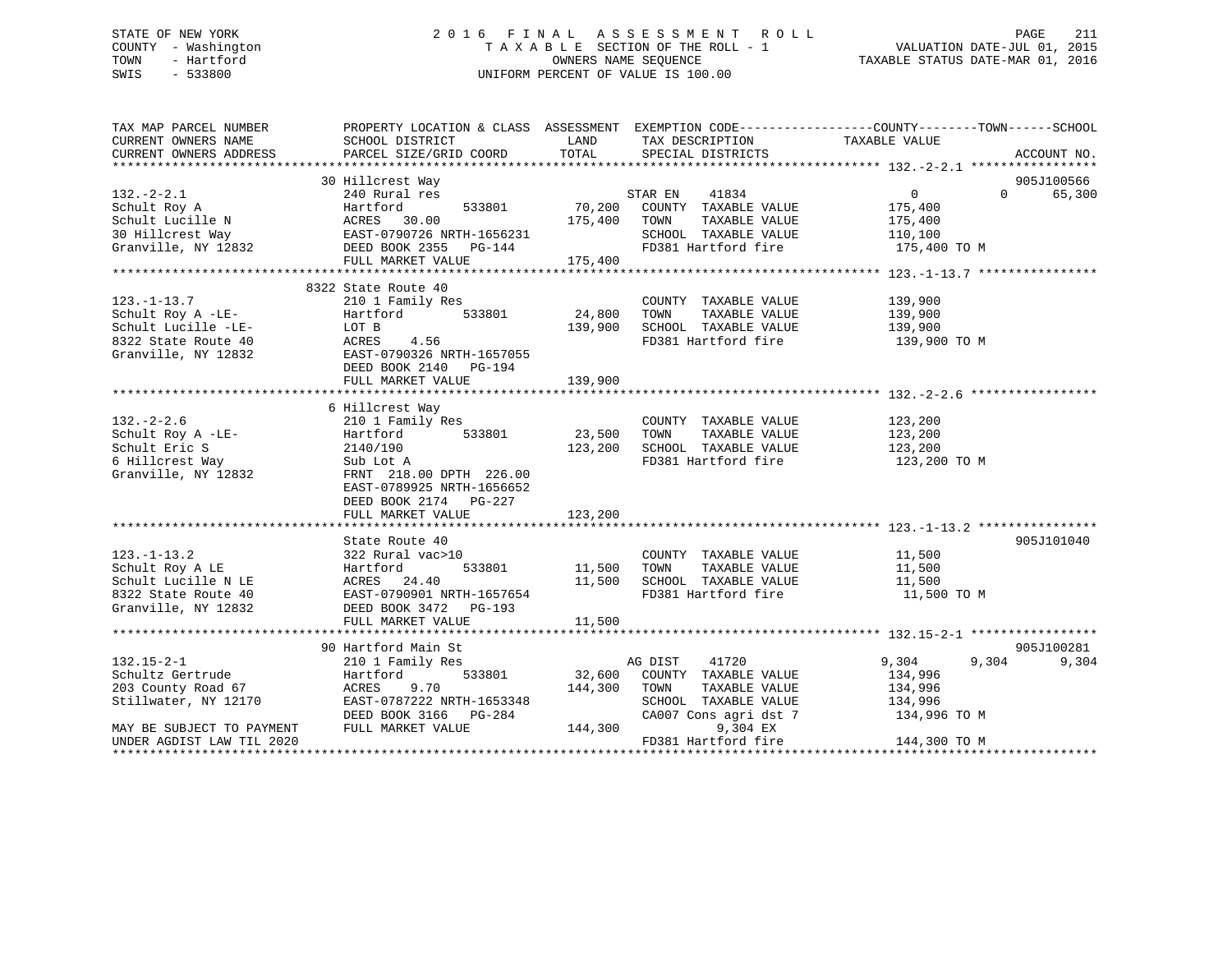STATE OF NEW YORK — COUNTY - Washington — TOWN - Hartford — SWIS - 533800

# 2016 FINAL ASSESSMENT ROLL
TAXABLE SECTION OF THE ROLL - 1
OWNERS NAME SEQUENCE
UNIFORM PERCENT OF VALUE IS 100.00

VALUATION DATE-JUL 01, 2015
TAXABLE STATUS DATE-MAR 01, 2016

| TAX MAP PARCEL NUMBER / CURRENT OWNERS NAME / CURRENT OWNERS ADDRESS | PROPERTY LOCATION & CLASS / SCHOOL DISTRICT / PARCEL SIZE/GRID COORD | ASSESSMENT LAND | ASSESSMENT TOTAL | EXEMPTION CODE / TAX DESCRIPTION / SPECIAL DISTRICTS | COUNTY TAXABLE VALUE | TOWN | SCHOOL | ACCOUNT NO. |
|---|---|---|---|---|---|---|---|---|
| **132.-2-2.1** | 30 Hillcrest Way | | | | | | | 905J100566 |
| Schult Roy A | 240 Rural res | | | STAR EN 41834 | 0 | 0 | 65,300 | |
| Schult Lucille N | Hartford 533801 | 70,200 | | COUNTY TAXABLE VALUE | 175,400 | | | |
| 30 Hillcrest Way | ACRES 30.00 | | 175,400 | TOWN TAXABLE VALUE | 175,400 | | | |
| Granville, NY 12832 | EAST-0790726 NRTH-1656231 | | | SCHOOL TAXABLE VALUE | 110,100 | | | |
| | DEED BOOK 2355 PG-144 | | | FD381 Hartford fire | 175,400 TO M | | | |
| | FULL MARKET VALUE | | 175,400 | | | | | |
| **123.-1-13.7** | 8322 State Route 40 | | | | | | | |
| Schult Roy A -LE- | 210 1 Family Res | | | COUNTY TAXABLE VALUE | 139,900 | | | |
| Schult Lucille -LE- | Hartford 533801 | 24,800 | | TOWN TAXABLE VALUE | 139,900 | | | |
| 8322 State Route 40 | LOT B | | 139,900 | SCHOOL TAXABLE VALUE | 139,900 | | | |
| Granville, NY 12832 | ACRES 4.56 | | | FD381 Hartford fire | 139,900 TO M | | | |
| | EAST-0790326 NRTH-1657055 | | | | | | | |
| | DEED BOOK 2140 PG-194 | | | | | | | |
| | FULL MARKET VALUE | | 139,900 | | | | | |
| **132.-2-2.6** | 6 Hillcrest Way | | | | | | | |
| Schult Roy A -LE- | 210 1 Family Res | | | COUNTY TAXABLE VALUE | 123,200 | | | |
| Schult Eric S | Hartford 533801 | 23,500 | | TOWN TAXABLE VALUE | 123,200 | | | |
| 6 Hillcrest Way | 2140/190 | | 123,200 | SCHOOL TAXABLE VALUE | 123,200 | | | |
| Granville, NY 12832 | Sub Lot A | | | FD381 Hartford fire | 123,200 TO M | | | |
| | FRNT 218.00 DPTH 226.00 | | | | | | | |
| | EAST-0789925 NRTH-1656652 | | | | | | | |
| | DEED BOOK 2174 PG-227 | | | | | | | |
| | FULL MARKET VALUE | | 123,200 | | | | | |
| **123.-1-13.2** | State Route 40 | | | | | | | 905J101040 |
| Schult Roy A LE | 322 Rural vac>10 | | | COUNTY TAXABLE VALUE | 11,500 | | | |
| Schult Lucille N LE | Hartford 533801 | 11,500 | | TOWN TAXABLE VALUE | 11,500 | | | |
| 8322 State Route 40 | ACRES 24.40 | | 11,500 | SCHOOL TAXABLE VALUE | 11,500 | | | |
| Granville, NY 12832 | EAST-0790901 NRTH-1657654 | | | FD381 Hartford fire | 11,500 TO M | | | |
| | DEED BOOK 3472 PG-193 | | | | | | | |
| | FULL MARKET VALUE | | 11,500 | | | | | |
| **132.15-2-1** | 90 Hartford Main St | | | | | | | 905J100281 |
| Schultz Gertrude | 210 1 Family Res | | | AG DIST 41720 | 9,304 | 9,304 | 9,304 | |
| 203 County Road 67 | Hartford 533801 | 32,600 | | COUNTY TAXABLE VALUE | 134,996 | | | |
| Stillwater, NY 12170 | ACRES 9.70 | | 144,300 | TOWN TAXABLE VALUE | 134,996 | | | |
| | EAST-0787222 NRTH-1653348 | | | SCHOOL TAXABLE VALUE | 134,996 | | | |
| | DEED BOOK 3166 PG-284 | | | CA007 Cons agri dst 7 | 134,996 TO M | | | |
| MAY BE SUBJECT TO PAYMENT | FULL MARKET VALUE | | 144,300 | 9,304 EX | | | | |
| UNDER AGDIST LAW TIL 2020 | | | | FD381 Hartford fire | 144,300 TO M | | | |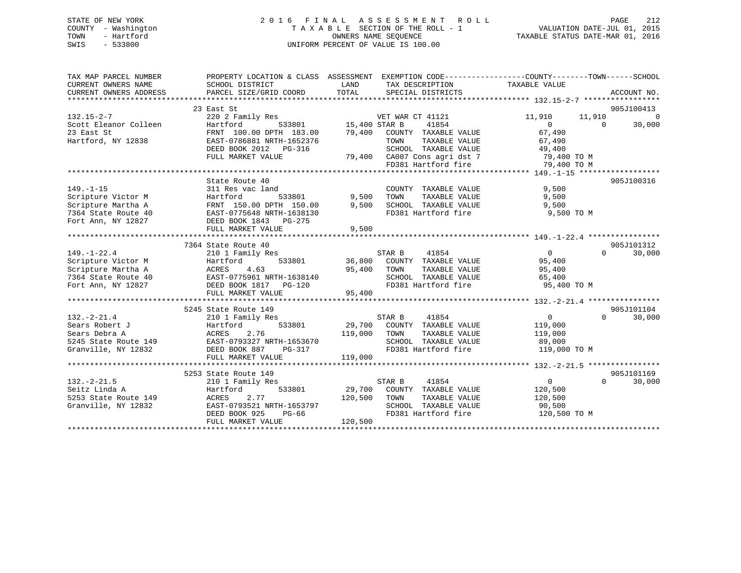STATE OF NEW YORK
COUNTY - Washington
TOWN - Hartford
SWIS - 533800

# 2016 FINAL ASSESSMENT ROLL

TAXABLE SECTION OF THE ROLL - 1
OWNERS NAME SEQUENCE
UNIFORM PERCENT OF VALUE IS 100.00

VALUATION DATE-JUL 01, 2015
TAXABLE STATUS DATE-MAR 01, 2016

```
TAX MAP PARCEL NUMBER      PROPERTY LOCATION & CLASS  ASSESSMENT  EXEMPTION CODE------------------COUNTY--------TOWN------SCHOOL
CURRENT OWNERS NAME        SCHOOL DISTRICT              LAND      TAX DESCRIPTION              TAXABLE VALUE
CURRENT OWNERS ADDRESS     PARCEL SIZE/GRID COORD       TOTAL     SPECIAL DISTRICTS                                        ACCOUNT NO.
******************************************************************************************************* 132.15-2-7 *****************
                           23 East St                                                                                      905J100413
132.15-2-7                 220 2 Family Res                       VET WAR CT 41121              11,910       11,910             0
Scott Eleanor Colleen      Hartford          533801    15,400 STAR B       41854                  0             0         30,000
23 East St                 FRNT 100.00 DPTH 183.00     79,400    COUNTY  TAXABLE VALUE          67,490
Hartford, NY 12838         EAST-0786881 NRTH-1652376              TOWN    TAXABLE VALUE          67,490
                           DEED BOOK 2012   PG-316                SCHOOL  TAXABLE VALUE          49,400
                           FULL MARKET VALUE            79,400    CA007 Cons agri dst 7           79,400 TO M
                                                                  FD381 Hartford fire             79,400 TO M
******************************************************************************************************* 149.-1-15 ******************
                           State Route 40                                                                                  905J100316
149.-1-15                  311 Res vac land                       COUNTY  TAXABLE VALUE           9,500
Scripture Victor M         Hartford          533801     9,500    TOWN    TAXABLE VALUE           9,500
Scripture Martha A         FRNT 150.00 DPTH 150.00      9,500    SCHOOL  TAXABLE VALUE           9,500
7364 State Route 40        EAST-0775648 NRTH-1638130              FD381 Hartford fire              9,500 TO M
Fort Ann, NY 12827         DEED BOOK 1843   PG-275
                           FULL MARKET VALUE             9,500
******************************************************************************************************* 149.-1-22.4 ****************
                           7364 State Route 40                                                                             905J101312
149.-1-22.4                210 1 Family Res                       STAR B       41854                  0             0         30,000
Scripture Victor M         Hartford          533801    36,800    COUNTY  TAXABLE VALUE          95,400
Scripture Martha A         ACRES    4.63               95,400    TOWN    TAXABLE VALUE          95,400
7364 State Route 40        EAST-0775961 NRTH-1638140              SCHOOL  TAXABLE VALUE          65,400
Fort Ann, NY 12827         DEED BOOK 1817   PG-120                FD381 Hartford fire             95,400 TO M
                           FULL MARKET VALUE            95,400
******************************************************************************************************* 132.-2-21.4 ****************
                           5245 State Route 149                                                                            905J101104
132.-2-21.4                210 1 Family Res                       STAR B       41854                  0             0         30,000
Sears Robert J             Hartford          533801    29,700    COUNTY  TAXABLE VALUE         119,000
Sears Debra A              ACRES    2.76              119,000    TOWN    TAXABLE VALUE         119,000
5245 State Route 149       EAST-0793327 NRTH-1653670              SCHOOL  TAXABLE VALUE          89,000
Granville, NY 12832        DEED BOOK 887    PG-317                FD381 Hartford fire            119,000 TO M
                           FULL MARKET VALUE           119,000
******************************************************************************************************* 132.-2-21.5 ****************
                           5253 State Route 149                                                                            905J101169
132.-2-21.5                210 1 Family Res                       STAR B       41854                  0             0         30,000
Seitz Linda A              Hartford          533801    29,700    COUNTY  TAXABLE VALUE         120,500
5253 State Route 149       ACRES    2.77              120,500    TOWN    TAXABLE VALUE         120,500
Granville, NY 12832        EAST-0793521 NRTH-1653797              SCHOOL  TAXABLE VALUE          90,500
                           DEED BOOK 925    PG-66                 FD381 Hartford fire            120,500 TO M
                           FULL MARKET VALUE           120,500
************************************************************************************************************************************
```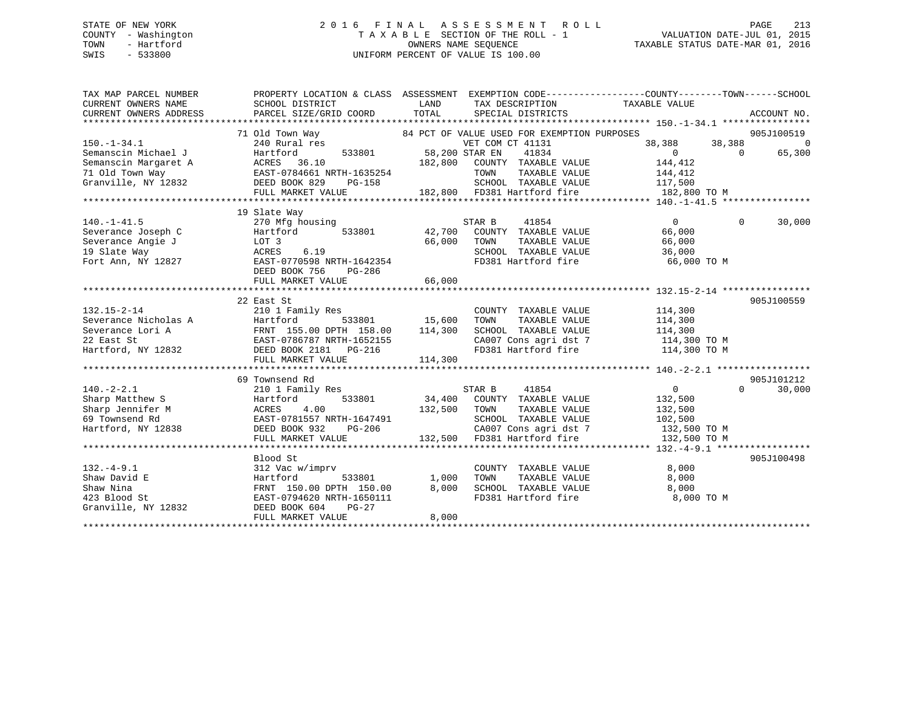STATE OF NEW YORK
COUNTY - Washington
TOWN - Hartford
SWIS - 533800

2016 FINAL ASSESSMENT ROLL
TAXABLE SECTION OF THE ROLL - 1
OWNERS NAME SEQUENCE
UNIFORM PERCENT OF VALUE IS 100.00

VALUATION DATE-JUL 01, 2015
TAXABLE STATUS DATE-MAR 01, 2016

```
TAX MAP PARCEL NUMBER          PROPERTY LOCATION & CLASS  ASSESSMENT  EXEMPTION CODE------------------COUNTY--------TOWN------SCHOOL
CURRENT OWNERS NAME            SCHOOL DISTRICT              LAND       TAX DESCRIPTION            TAXABLE VALUE
CURRENT OWNERS ADDRESS         PARCEL SIZE/GRID COORD       TOTAL      SPECIAL DISTRICTS                                    ACCOUNT NO.
*********************************************************************************************** 150.-1-34.1 ****************
                               71 Old Town Way             84 PCT OF VALUE USED FOR EXEMPTION PURPOSES                      905J100519
150.-1-34.1                    240 Rural res                          VET COM CT 41131          38,388      38,388              0
Semanscin Michael J            Hartford         533801      58,200 STAR EN      41834               0           0          65,300
Semanscin Margaret A           ACRES  36.10                182,800    COUNTY  TAXABLE VALUE        144,412
71 Old Town Way                EAST-0784661 NRTH-1635254              TOWN    TAXABLE VALUE        144,412
Granville, NY 12832            DEED BOOK 829    PG-158                SCHOOL  TAXABLE VALUE        117,500
                               FULL MARKET VALUE           182,800    FD381 Hartford fire          182,800 TO M
*********************************************************************************************** 140.-1-41.5 ****************
                               19 Slate Way
140.-1-41.5                    270 Mfg housing                        STAR B      41854                 0           0          30,000
Severance Joseph C             Hartford         533801      42,700    COUNTY  TAXABLE VALUE         66,000
Severance Angie J              LOT 3                        66,000    TOWN    TAXABLE VALUE         66,000
19 Slate Way                   ACRES   6.19                           SCHOOL  TAXABLE VALUE         36,000
Fort Ann, NY 12827             EAST-0770598 NRTH-1642354              FD381 Hartford fire           66,000 TO M
                               DEED BOOK 756    PG-286
                               FULL MARKET VALUE            66,000
*********************************************************************************************** 132.15-2-14 ****************
                               22 East St                                                                          905J100559
132.15-2-14                    210 1 Family Res                       COUNTY  TAXABLE VALUE        114,300
Severance Nicholas A           Hartford         533801      15,600    TOWN    TAXABLE VALUE        114,300
Severance Lori A               FRNT 155.00 DPTH 158.00     114,300    SCHOOL  TAXABLE VALUE        114,300
22 East St                     EAST-0786787 NRTH-1652155              CA007 Cons agri dst 7        114,300 TO M
Hartford, NY 12832             DEED BOOK 2181   PG-216                FD381 Hartford fire          114,300 TO M
                               FULL MARKET VALUE           114,300
*********************************************************************************************** 140.-2-2.1 *****************
                               69 Townsend Rd                                                                      905J101212
140.-2-2.1                     210 1 Family Res                       STAR B      41854                 0           0          30,000
Sharp Matthew S                Hartford         533801      34,400    COUNTY  TAXABLE VALUE        132,500
Sharp Jennifer M               ACRES   4.00                132,500    TOWN    TAXABLE VALUE        132,500
69 Townsend Rd                 EAST-0781557 NRTH-1647491              SCHOOL  TAXABLE VALUE        102,500
Hartford, NY 12838             DEED BOOK 932    PG-206                CA007 Cons agri dst 7        132,500 TO M
                               FULL MARKET VALUE           132,500    FD381 Hartford fire          132,500 TO M
*********************************************************************************************** 132.-4-9.1 *****************
                               Blood St                                                                            905J100498
132.-4-9.1                     312 Vac w/imprv                        COUNTY  TAXABLE VALUE          8,000
Shaw David E                   Hartford         533801       1,000    TOWN    TAXABLE VALUE          8,000
Shaw Nina                      FRNT 150.00 DPTH 150.00       8,000    SCHOOL  TAXABLE VALUE          8,000
423 Blood St                   EAST-0794620 NRTH-1650111              FD381 Hartford fire            8,000 TO M
Granville, NY 12832            DEED BOOK 604    PG-27
                               FULL MARKET VALUE             8,000
****************************************************************************************************************************
```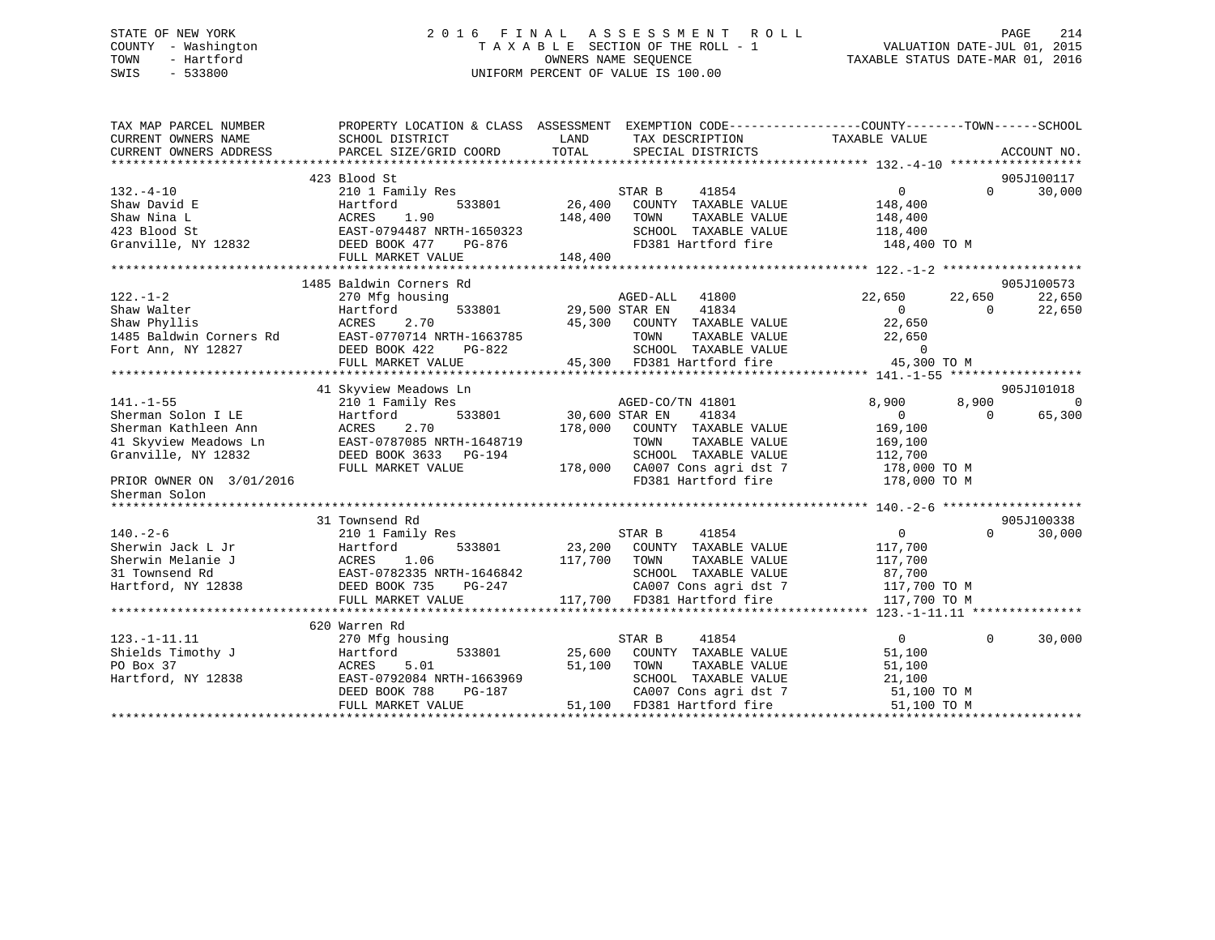STATE OF NEW YORK
COUNTY - Washington
TOWN - Hartford
SWIS - 533800

2 0 1 6 F I N A L A S S E S S M E N T R O L L
T A X A B L E SECTION OF THE ROLL - 1
OWNERS NAME SEQUENCE
UNIFORM PERCENT OF VALUE IS 100.00

VALUATION DATE-JUL 01, 2015
TAXABLE STATUS DATE-MAR 01, 2016

```
TAX MAP PARCEL NUMBER          PROPERTY LOCATION & CLASS  ASSESSMENT  EXEMPTION CODE------------------COUNTY--------TOWN------SCHOOL
CURRENT OWNERS NAME            SCHOOL DISTRICT              LAND       TAX DESCRIPTION              TAXABLE VALUE
CURRENT OWNERS ADDRESS         PARCEL SIZE/GRID COORD       TOTAL      SPECIAL DISTRICTS                                         ACCOUNT NO.
******************************************************************************************************* 132.-4-10 ******************
                               423 Blood St                                                                                   905J100117
132.-4-10                      210 1 Family Res                        STAR B    41854                 0           0        30,000
Shaw David E                   Hartford         533801      26,400    COUNTY  TAXABLE VALUE         148,400
Shaw Nina L                    ACRES    1.90               148,400    TOWN    TAXABLE VALUE         148,400
423 Blood St                   EAST-0794487 NRTH-1650323               SCHOOL  TAXABLE VALUE         118,400
Granville, NY 12832            DEED BOOK 477    PG-876                 FD381 Hartford fire            148,400 TO M
                               FULL MARKET VALUE           148,400
******************************************************************************************************* 122.-1-2 *******************
                               1485 Baldwin Corners Rd                                                                        905J100573
122.-1-2                       270 Mfg housing                         AGED-ALL  41800              22,650      22,650        22,650
Shaw Walter                    Hartford         533801      29,500 STAR EN   41834                     0           0        22,650
Shaw Phyllis                   ACRES    2.70                45,300    COUNTY  TAXABLE VALUE          22,650
1485 Baldwin Corners Rd        EAST-0770714 NRTH-1663785               TOWN    TAXABLE VALUE          22,650
Fort Ann, NY 12827             DEED BOOK 422    PG-822                 SCHOOL  TAXABLE VALUE               0
                               FULL MARKET VALUE            45,300    FD381 Hartford fire             45,300 TO M
******************************************************************************************************* 141.-1-55 ******************
                               41 Skyview Meadows Ln                                                                          905J101018
141.-1-55                      210 1 Family Res                        AGED-CO/TN 41801              8,900       8,900             0
Sherman Solon I LE             Hartford         533801      30,600 STAR EN   41834                     0           0        65,300
Sherman Kathleen Ann           ACRES    2.70               178,000    COUNTY  TAXABLE VALUE         169,100
41 Skyview Meadows Ln          EAST-0787085 NRTH-1648719               TOWN    TAXABLE VALUE         169,100
Granville, NY 12832            DEED BOOK 3633   PG-194                 SCHOOL  TAXABLE VALUE         112,700
                               FULL MARKET VALUE           178,000    CA007 Cons agri dst 7          178,000 TO M
PRIOR OWNER ON 3/01/2016                                               FD381 Hartford fire            178,000 TO M
Sherman Solon
******************************************************************************************************* 140.-2-6 *******************
                               31 Townsend Rd                                                                                 905J100338
140.-2-6                       210 1 Family Res                        STAR B    41854                 0           0        30,000
Sherwin Jack L Jr              Hartford         533801      23,200    COUNTY  TAXABLE VALUE         117,700
Sherwin Melanie J              ACRES    1.06               117,700    TOWN    TAXABLE VALUE         117,700
31 Townsend Rd                 EAST-0782335 NRTH-1646842               SCHOOL  TAXABLE VALUE          87,700
Hartford, NY 12838             DEED BOOK 735    PG-247                 CA007 Cons agri dst 7          117,700 TO M
                               FULL MARKET VALUE           117,700    FD381 Hartford fire            117,700 TO M
******************************************************************************************************* 123.-1-11.11 ***************
                               620 Warren Rd
123.-1-11.11                   270 Mfg housing                         STAR B    41854                 0           0        30,000
Shields Timothy J              Hartford         533801      25,600    COUNTY  TAXABLE VALUE          51,100
PO Box 37                      ACRES    5.01                51,100    TOWN    TAXABLE VALUE          51,100
Hartford, NY 12838             EAST-0792084 NRTH-1663969               SCHOOL  TAXABLE VALUE          21,100
                               DEED BOOK 788    PG-187                 CA007 Cons agri dst 7           51,100 TO M
                               FULL MARKET VALUE            51,100    FD381 Hartford fire             51,100 TO M
************************************************************************************************************************************
```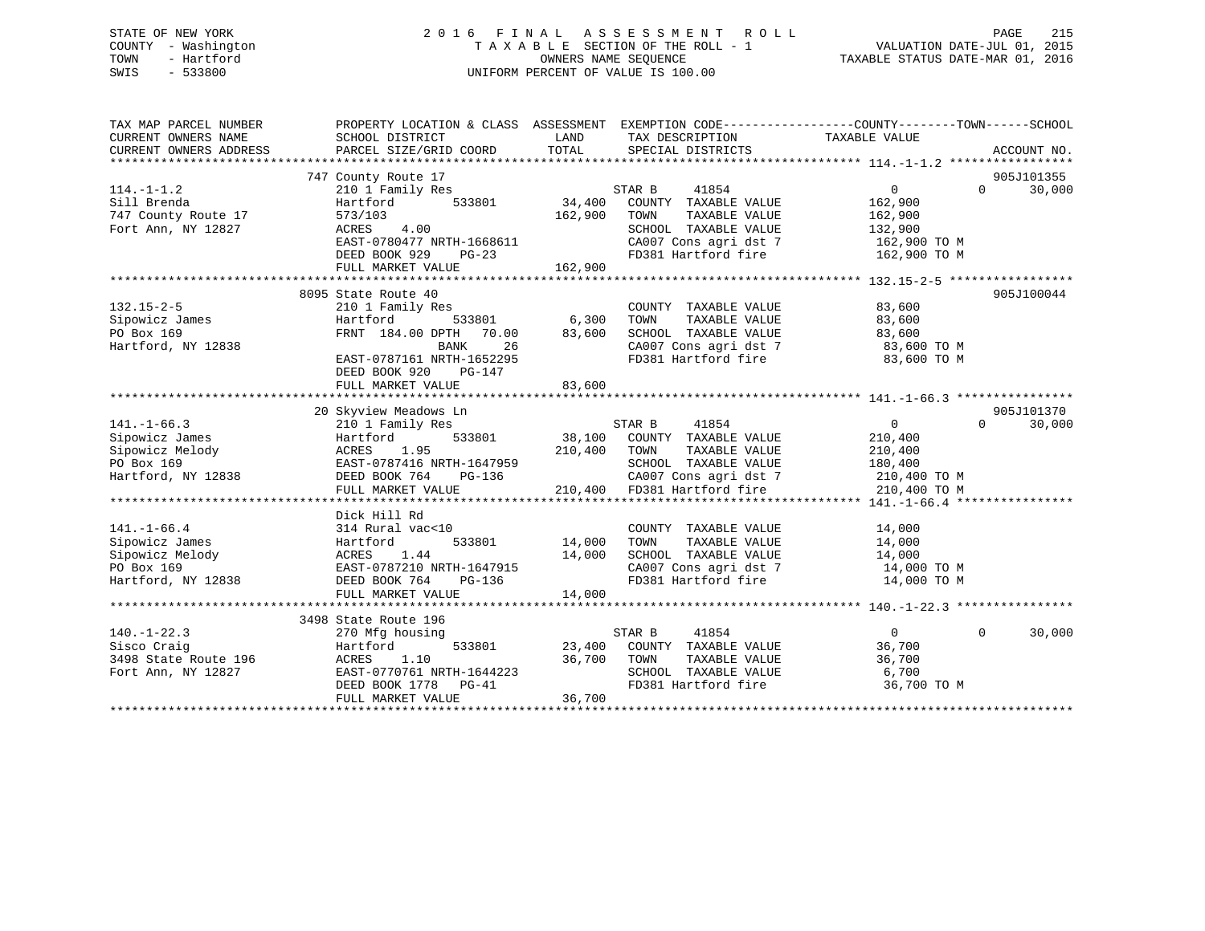STATE OF NEW YORK
COUNTY - Washington
TOWN - Hartford
SWIS - 533800

2016 FINAL ASSESSMENT ROLL
TAXABLE SECTION OF THE ROLL - 1
OWNERS NAME SEQUENCE
UNIFORM PERCENT OF VALUE IS 100.00

VALUATION DATE-JUL 01, 2015
TAXABLE STATUS DATE-MAR 01, 2016

```
TAX MAP PARCEL NUMBER      PROPERTY LOCATION & CLASS  ASSESSMENT  EXEMPTION CODE------------------COUNTY--------TOWN------SCHOOL
CURRENT OWNERS NAME        SCHOOL DISTRICT               LAND      TAX DESCRIPTION             TAXABLE VALUE
CURRENT OWNERS ADDRESS     PARCEL SIZE/GRID COORD        TOTAL     SPECIAL DISTRICTS                                    ACCOUNT NO.
******************************************************************************************************* 114.-1-1.2 *****************
                           747 County Route 17                                                                          905J101355
114.-1-1.2                 210 1 Family Res                        STAR B     41854                0            0      30,000
Sill Brenda                Hartford       533801       34,400      COUNTY  TAXABLE VALUE          162,900
747 County Route 17        573/103                    162,900      TOWN    TAXABLE VALUE          162,900
Fort Ann, NY 12827         ACRES    4.00                           SCHOOL  TAXABLE VALUE          132,900
                           EAST-0780477 NRTH-1668611               CA007 Cons agri dst 7           162,900 TO M
                           DEED BOOK 929    PG-23                  FD381 Hartford fire             162,900 TO M
                           FULL MARKET VALUE          162,900
******************************************************************************************************* 132.15-2-5 *****************
                           8095 State Route 40                                                                          905J100044
132.15-2-5                 210 1 Family Res                        COUNTY  TAXABLE VALUE           83,600
Sipowicz James             Hartford       533801        6,300      TOWN    TAXABLE VALUE           83,600
PO Box 169                 FRNT  184.00 DPTH   70.00   83,600      SCHOOL  TAXABLE VALUE           83,600
Hartford, NY 12838                    BANK     26                  CA007 Cons agri dst 7            83,600 TO M
                           EAST-0787161 NRTH-1652295               FD381 Hartford fire              83,600 TO M
                           DEED BOOK 920    PG-147
                           FULL MARKET VALUE           83,600
******************************************************************************************************* 141.-1-66.3 ****************
                           20 Skyview Meadows Ln                                                                        905J101370
141.-1-66.3                210 1 Family Res                        STAR B     41854                0            0      30,000
Sipowicz James             Hartford       533801       38,100      COUNTY  TAXABLE VALUE          210,400
Sipowicz Melody            ACRES    1.95              210,400      TOWN    TAXABLE VALUE          210,400
PO Box 169                 EAST-0787416 NRTH-1647959               SCHOOL  TAXABLE VALUE          180,400
Hartford, NY 12838         DEED BOOK 764    PG-136                 CA007 Cons agri dst 7           210,400 TO M
                           FULL MARKET VALUE          210,400      FD381 Hartford fire             210,400 TO M
******************************************************************************************************* 141.-1-66.4 ****************
                           Dick Hill Rd
141.-1-66.4                314 Rural vac<10                        COUNTY  TAXABLE VALUE           14,000
Sipowicz James             Hartford       533801       14,000      TOWN    TAXABLE VALUE           14,000
Sipowicz Melody            ACRES    1.44               14,000      SCHOOL  TAXABLE VALUE           14,000
PO Box 169                 EAST-0787210 NRTH-1647915               CA007 Cons agri dst 7            14,000 TO M
Hartford, NY 12838         DEED BOOK 764    PG-136                 FD381 Hartford fire              14,000 TO M
                           FULL MARKET VALUE           14,000
******************************************************************************************************* 140.-1-22.3 ****************
                           3498 State Route 196
140.-1-22.3                270 Mfg housing                         STAR B     41854                0            0      30,000
Sisco Craig                Hartford       533801       23,400      COUNTY  TAXABLE VALUE           36,700
3498 State Route 196       ACRES    1.10               36,700      TOWN    TAXABLE VALUE           36,700
Fort Ann, NY 12827         EAST-0770761 NRTH-1644223               SCHOOL  TAXABLE VALUE            6,700
                           DEED BOOK 1778   PG-41                  FD381 Hartford fire              36,700 TO M
                           FULL MARKET VALUE           36,700
************************************************************************************************************************************
```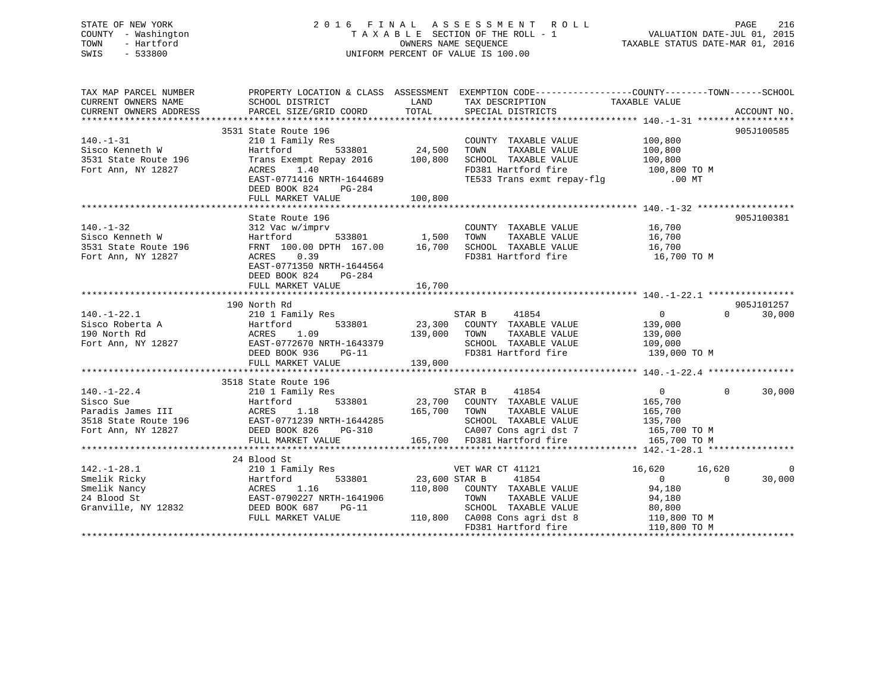STATE OF NEW YORK
COUNTY - Washington
TOWN - Hartford
SWIS - 533800

2 0 1 6 F I N A L A S S E S S M E N T R O L L
T A X A B L E SECTION OF THE ROLL - 1
OWNERS NAME SEQUENCE
UNIFORM PERCENT OF VALUE IS 100.00

VALUATION DATE-JUL 01, 2015
TAXABLE STATUS DATE-MAR 01, 2016

```
TAX MAP PARCEL NUMBER          PROPERTY LOCATION & CLASS  ASSESSMENT  EXEMPTION CODE------------------COUNTY--------TOWN------SCHOOL
CURRENT OWNERS NAME            SCHOOL DISTRICT               LAND      TAX DESCRIPTION              TAXABLE VALUE
CURRENT OWNERS ADDRESS         PARCEL SIZE/GRID COORD        TOTAL     SPECIAL DISTRICTS                                   ACCOUNT NO.
*********************************************************************************************** 140.-1-31 ******************
                       3531 State Route 196                                                                          905J100585
140.-1-31                      210 1 Family Res                        COUNTY  TAXABLE VALUE          100,800
Sisco Kenneth W                Hartford          533801      24,500   TOWN    TAXABLE VALUE          100,800
3531 State Route 196           Trans Exempt Repay 2016      100,800   SCHOOL  TAXABLE VALUE          100,800
Fort Ann, NY 12827             ACRES    1.40                           FD381 Hartford fire             100,800 TO M
                               EAST-0771416 NRTH-1644689               TE533 Trans exmt repay-flg          .00 MT
                               DEED BOOK 824    PG-284
                               FULL MARKET VALUE            100,800
*********************************************************************************************** 140.-1-32 ******************
                               State Route 196                                                                       905J100381
140.-1-32                      312 Vac w/imprv                         COUNTY  TAXABLE VALUE           16,700
Sisco Kenneth W                Hartford          533801       1,500   TOWN    TAXABLE VALUE           16,700
3531 State Route 196           FRNT 100.00 DPTH 167.00       16,700   SCHOOL  TAXABLE VALUE           16,700
Fort Ann, NY 12827             ACRES    0.39                           FD381 Hartford fire              16,700 TO M
                               EAST-0771350 NRTH-1644564
                               DEED BOOK 824    PG-284
                               FULL MARKET VALUE             16,700
*********************************************************************************************** 140.-1-22.1 ****************
                       190 North Rd                                                                                  905J101257
140.-1-22.1                    210 1 Family Res                   STAR B     41854                  0            0     30,000
Sisco Roberta A                Hartford          533801      23,300   COUNTY  TAXABLE VALUE          139,000
190 North Rd                   ACRES    1.09                139,000   TOWN    TAXABLE VALUE          139,000
Fort Ann, NY 12827             EAST-0772670 NRTH-1643379               SCHOOL  TAXABLE VALUE          109,000
                               DEED BOOK 936    PG-11                  FD381 Hartford fire             139,000 TO M
                               FULL MARKET VALUE            139,000
*********************************************************************************************** 140.-1-22.4 ****************
                       3518 State Route 196
140.-1-22.4                    210 1 Family Res                   STAR B     41854                  0            0     30,000
Sisco Sue                      Hartford          533801      23,700   COUNTY  TAXABLE VALUE          165,700
Paradis James III              ACRES    1.18                165,700   TOWN    TAXABLE VALUE          165,700
3518 State Route 196           EAST-0771239 NRTH-1644285               SCHOOL  TAXABLE VALUE          135,700
Fort Ann, NY 12827             DEED BOOK 826    PG-310                 CA007 Cons agri dst 7           165,700 TO M
                               FULL MARKET VALUE            165,700   FD381 Hartford fire             165,700 TO M
*********************************************************************************************** 142.-1-28.1 ****************
                       24 Blood St
142.-1-28.1                    210 1 Family Res                   VET WAR CT 41121              16,620       16,620          0
Smelik Ricky                   Hartford          533801      23,600 STAR B     41854                  0            0     30,000
Smelik Nancy                   ACRES    1.16                110,800   COUNTY  TAXABLE VALUE           94,180
24 Blood St                    EAST-0790227 NRTH-1641906               TOWN    TAXABLE VALUE           94,180
Granville, NY 12832            DEED BOOK 687    PG-11                  SCHOOL  TAXABLE VALUE           80,800
                               FULL MARKET VALUE            110,800   CA008 Cons agri dst 8           110,800 TO M
                                                                       FD381 Hartford fire             110,800 TO M
****************************************************************************************************************************
```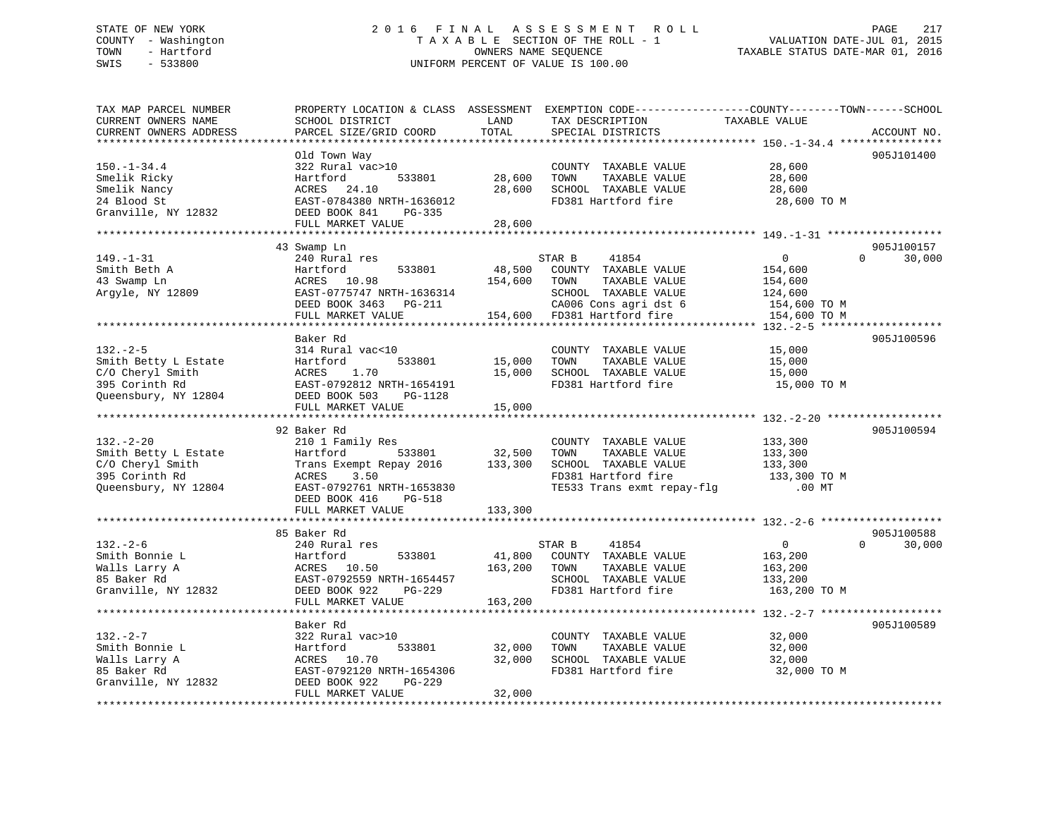STATE OF NEW YORK
COUNTY - Washington
TOWN - Hartford
SWIS - 533800

# 2016 FINAL ASSESSMENT ROLL

TAXABLE SECTION OF THE ROLL - 1
OWNERS NAME SEQUENCE
UNIFORM PERCENT OF VALUE IS 100.00

VALUATION DATE-JUL 01, 2015
TAXABLE STATUS DATE-MAR 01, 2016

```
TAX MAP PARCEL NUMBER      PROPERTY LOCATION & CLASS  ASSESSMENT  EXEMPTION CODE------------------COUNTY--------TOWN------SCHOOL
CURRENT OWNERS NAME        SCHOOL DISTRICT              LAND      TAX DESCRIPTION             TAXABLE VALUE
CURRENT OWNERS ADDRESS     PARCEL SIZE/GRID COORD       TOTAL     SPECIAL DISTRICTS                                   ACCOUNT NO.
******************************************************************************************* 150.-1-34.4 ****************
                           Old Town Way                                                                           905J101400
150.-1-34.4                322 Rural vac>10                       COUNTY  TAXABLE VALUE            28,600
Smelik Ricky               Hartford         533801      28,600    TOWN    TAXABLE VALUE            28,600
Smelik Nancy               ACRES   24.10                28,600    SCHOOL  TAXABLE VALUE            28,600
24 Blood St                EAST-0784380 NRTH-1636012              FD381 Hartford fire              28,600 TO M
Granville, NY 12832        DEED BOOK 841    PG-335
                           FULL MARKET VALUE            28,600
******************************************************************************************* 149.-1-31 ******************
                           43 Swamp Ln                                                                            905J100157
149.-1-31                  240 Rural res                          STAR B     41854              0             0      30,000
Smith Beth A               Hartford         533801      48,500    COUNTY  TAXABLE VALUE           154,600
43 Swamp Ln                ACRES   10.98               154,600    TOWN    TAXABLE VALUE           154,600
Argyle, NY 12809           EAST-0775747 NRTH-1636314              SCHOOL  TAXABLE VALUE           124,600
                           DEED BOOK 3463   PG-211                CA006 Cons agri dst 6           154,600 TO M
                           FULL MARKET VALUE           154,600    FD381 Hartford fire             154,600 TO M
******************************************************************************************* 132.-2-5 *******************
                           Baker Rd                                                                               905J100596
132.-2-5                   314 Rural vac<10                       COUNTY  TAXABLE VALUE            15,000
Smith Betty L Estate       Hartford         533801      15,000    TOWN    TAXABLE VALUE            15,000
C/O Cheryl Smith           ACRES    1.70                15,000    SCHOOL  TAXABLE VALUE            15,000
395 Corinth Rd             EAST-0792812 NRTH-1654191              FD381 Hartford fire              15,000 TO M
Queensbury, NY 12804       DEED BOOK 503    PG-1128
                           FULL MARKET VALUE            15,000
******************************************************************************************* 132.-2-20 ******************
                           92 Baker Rd                                                                            905J100594
132.-2-20                  210 1 Family Res                       COUNTY  TAXABLE VALUE           133,300
Smith Betty L Estate       Hartford         533801      32,500    TOWN    TAXABLE VALUE           133,300
C/O Cheryl Smith           Trans Exempt Repay 2016     133,300    SCHOOL  TAXABLE VALUE           133,300
395 Corinth Rd             ACRES    3.50                          FD381 Hartford fire             133,300 TO M
Queensbury, NY 12804       EAST-0792761 NRTH-1653830              TE533 Trans exmt repay-flg          .00 MT
                           DEED BOOK 416    PG-518
                           FULL MARKET VALUE           133,300
******************************************************************************************* 132.-2-6 *******************
                           85 Baker Rd                                                                            905J100588
132.-2-6                   240 Rural res                          STAR B     41854              0             0      30,000
Smith Bonnie L             Hartford         533801      41,800    COUNTY  TAXABLE VALUE           163,200
Walls Larry A              ACRES   10.50               163,200    TOWN    TAXABLE VALUE           163,200
85 Baker Rd                EAST-0792559 NRTH-1654457              SCHOOL  TAXABLE VALUE           133,200
Granville, NY 12832        DEED BOOK 922    PG-229                FD381 Hartford fire             163,200 TO M
                           FULL MARKET VALUE           163,200
******************************************************************************************* 132.-2-7 *******************
                           Baker Rd                                                                               905J100589
132.-2-7                   322 Rural vac>10                       COUNTY  TAXABLE VALUE            32,000
Smith Bonnie L             Hartford         533801      32,000    TOWN    TAXABLE VALUE            32,000
Walls Larry A              ACRES   10.70                32,000    SCHOOL  TAXABLE VALUE            32,000
85 Baker Rd                EAST-0792120 NRTH-1654306              FD381 Hartford fire              32,000 TO M
Granville, NY 12832        DEED BOOK 922    PG-229
                           FULL MARKET VALUE            32,000
*************************************************************************************************************************
```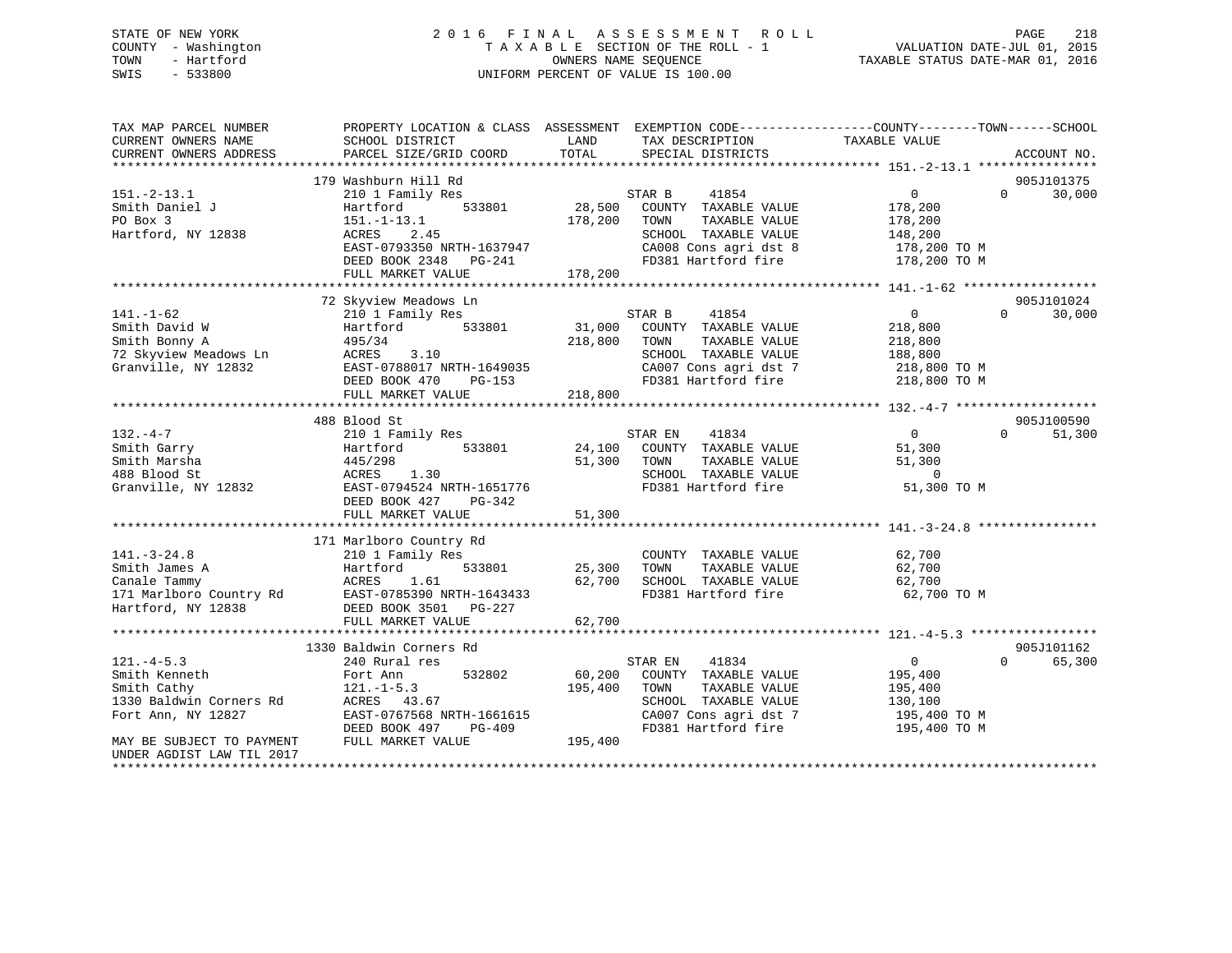STATE OF NEW YORK
COUNTY - Washington
TOWN - Hartford
SWIS - 533800

# 2016 FINAL ASSESSMENT ROLL

TAXABLE SECTION OF THE ROLL - 1
OWNERS NAME SEQUENCE
UNIFORM PERCENT OF VALUE IS 100.00

VALUATION DATE-JUL 01, 2015
TAXABLE STATUS DATE-MAR 01, 2016

| TAX MAP PARCEL NUMBER / CURRENT OWNERS NAME / CURRENT OWNERS ADDRESS | PROPERTY LOCATION & CLASS / SCHOOL DISTRICT / PARCEL SIZE/GRID COORD | ASSESSMENT LAND | ASSESSMENT TOTAL | EXEMPTION CODE / TAX DESCRIPTION / SPECIAL DISTRICTS | COUNTY/TOWN TAXABLE VALUE | SCHOOL | ACCOUNT NO. |
|---|---|---|---|---|---|---|---|
| **151.-2-13.1** | 179 Washburn Hill Rd | | | | | | 905J101375 |
| 151.-2-13.1 | 210 1 Family Res | | | STAR B 41854 | 0 | 0 30,000 | |
| Smith Daniel J | Hartford 533801 | 28,500 | | COUNTY TAXABLE VALUE | 178,200 | | |
| PO Box 3 | 151.-1-13.1 | | 178,200 | TOWN TAXABLE VALUE | 178,200 | | |
| Hartford, NY 12838 | ACRES 2.45 | | | SCHOOL TAXABLE VALUE | 148,200 | | |
| | EAST-0793350 NRTH-1637947 | | | CA008 Cons agri dst 8 | 178,200 TO M | | |
| | DEED BOOK 2348 PG-241 | | | FD381 Hartford fire | 178,200 TO M | | |
| | FULL MARKET VALUE | | 178,200 | | | | |
| **141.-1-62** | 72 Skyview Meadows Ln | | | | | | 905J101024 |
| 141.-1-62 | 210 1 Family Res | | | STAR B 41854 | 0 | 0 30,000 | |
| Smith David W | Hartford 533801 | 31,000 | | COUNTY TAXABLE VALUE | 218,800 | | |
| Smith Bonny A | 495/34 | | 218,800 | TOWN TAXABLE VALUE | 218,800 | | |
| 72 Skyview Meadows Ln | ACRES 3.10 | | | SCHOOL TAXABLE VALUE | 188,800 | | |
| Granville, NY 12832 | EAST-0788017 NRTH-1649035 | | | CA007 Cons agri dst 7 | 218,800 TO M | | |
| | DEED BOOK 470 PG-153 | | | FD381 Hartford fire | 218,800 TO M | | |
| | FULL MARKET VALUE | | 218,800 | | | | |
| **132.-4-7** | 488 Blood St | | | | | | 905J100590 |
| 132.-4-7 | 210 1 Family Res | | | STAR EN 41834 | 0 | 0 51,300 | |
| Smith Garry | Hartford 533801 | 24,100 | | COUNTY TAXABLE VALUE | 51,300 | | |
| Smith Marsha | 445/298 | | 51,300 | TOWN TAXABLE VALUE | 51,300 | | |
| 488 Blood St | ACRES 1.30 | | | SCHOOL TAXABLE VALUE | 0 | | |
| Granville, NY 12832 | EAST-0794524 NRTH-1651776 | | | FD381 Hartford fire | 51,300 TO M | | |
| | DEED BOOK 427 PG-342 | | | | | | |
| | FULL MARKET VALUE | | 51,300 | | | | |
| **141.-3-24.8** | 171 Marlboro Country Rd | | | | | | |
| 141.-3-24.8 | 210 1 Family Res | | | COUNTY TAXABLE VALUE | 62,700 | | |
| Smith James A | Hartford 533801 | 25,300 | | TOWN TAXABLE VALUE | 62,700 | | |
| Canale Tammy | ACRES 1.61 | | 62,700 | SCHOOL TAXABLE VALUE | 62,700 | | |
| 171 Marlboro Country Rd | EAST-0785390 NRTH-1643433 | | | FD381 Hartford fire | 62,700 TO M | | |
| Hartford, NY 12838 | DEED BOOK 3501 PG-227 | | | | | | |
| | FULL MARKET VALUE | | 62,700 | | | | |
| **121.-4-5.3** | 1330 Baldwin Corners Rd | | | | | | 905J101162 |
| 121.-4-5.3 | 240 Rural res | | | STAR EN 41834 | 0 | 0 65,300 | |
| Smith Kenneth | Fort Ann 532802 | 60,200 | | COUNTY TAXABLE VALUE | 195,400 | | |
| Smith Cathy | 121.-1-5.3 | | 195,400 | TOWN TAXABLE VALUE | 195,400 | | |
| 1330 Baldwin Corners Rd | ACRES 43.67 | | | SCHOOL TAXABLE VALUE | 130,100 | | |
| Fort Ann, NY 12827 | EAST-0767568 NRTH-1661615 | | | CA007 Cons agri dst 7 | 195,400 TO M | | |
| | DEED BOOK 497 PG-409 | | | FD381 Hartford fire | 195,400 TO M | | |
| MAY BE SUBJECT TO PAYMENT UNDER AGDIST LAW TIL 2017 | FULL MARKET VALUE | | 195,400 | | | | |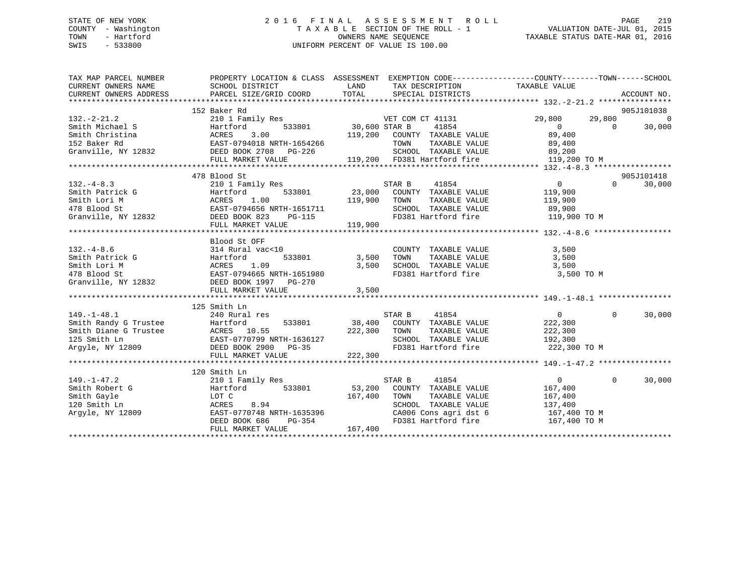STATE OF NEW YORK
COUNTY - Washington
TOWN - Hartford
SWIS - 533800

# 2016 FINAL ASSESSMENT ROLL

TAXABLE SECTION OF THE ROLL - 1
OWNERS NAME SEQUENCE
UNIFORM PERCENT OF VALUE IS 100.00

VALUATION DATE-JUL 01, 2015
TAXABLE STATUS DATE-MAR 01, 2016

```
TAX MAP PARCEL NUMBER          PROPERTY LOCATION & CLASS  ASSESSMENT  EXEMPTION CODE------------------COUNTY--------TOWN------SCHOOL
CURRENT OWNERS NAME            SCHOOL DISTRICT               LAND      TAX DESCRIPTION            TAXABLE VALUE
CURRENT OWNERS ADDRESS         PARCEL SIZE/GRID COORD        TOTAL     SPECIAL DISTRICTS                                        ACCOUNT NO.
******************************************************************************************************* 132.-2-21.2 ****************
                               152 Baker Rd                                                                                  905J101038
132.-2-21.2                    210 1 Family Res                      VET COM CT 41131            29,800      29,800             0
Smith Michael S                Hartford           533801       30,600 STAR B      41854               0           0        30,000
Smith Christina                ACRES      3.00               119,200   COUNTY  TAXABLE VALUE          89,400
152 Baker Rd                   EAST-0794018 NRTH-1654266               TOWN    TAXABLE VALUE          89,400
Granville, NY 12832            DEED BOOK 2708   PG-226                 SCHOOL  TAXABLE VALUE          89,200
                               FULL MARKET VALUE             119,200   FD381 Hartford fire           119,200 TO M
******************************************************************************************************* 132.-4-8.3 *****************
                               478 Blood St                                                                                  905J101418
132.-4-8.3                     210 1 Family Res                      STAR B      41854                    0           0        30,000
Smith Patrick G                Hartford           533801       23,000   COUNTY  TAXABLE VALUE         119,900
Smith Lori M                   ACRES      1.00               119,900   TOWN    TAXABLE VALUE         119,900
478 Blood St                   EAST-0794656 NRTH-1651711               SCHOOL  TAXABLE VALUE          89,900
Granville, NY 12832            DEED BOOK 823    PG-115                 FD381 Hartford fire           119,900 TO M
                               FULL MARKET VALUE             119,900
******************************************************************************************************* 132.-4-8.6 *****************
                               Blood St OFF
132.-4-8.6                     314 Rural vac<10                        COUNTY  TAXABLE VALUE           3,500
Smith Patrick G                Hartford           533801        3,500   TOWN    TAXABLE VALUE           3,500
Smith Lori M                   ACRES      1.09                 3,500   SCHOOL  TAXABLE VALUE           3,500
478 Blood St                   EAST-0794665 NRTH-1651980               FD381 Hartford fire             3,500 TO M
Granville, NY 12832            DEED BOOK 1997   PG-270
                               FULL MARKET VALUE               3,500
******************************************************************************************************* 149.-1-48.1 ****************
                               125 Smith Ln
149.-1-48.1                    240 Rural res                         STAR B      41854                    0           0        30,000
Smith Randy G Trustee          Hartford           533801       38,400   COUNTY  TAXABLE VALUE         222,300
Smith Diane G Trustee          ACRES     10.55               222,300   TOWN    TAXABLE VALUE         222,300
125 Smith Ln                   EAST-0770799 NRTH-1636127               SCHOOL  TAXABLE VALUE         192,300
Argyle, NY 12809               DEED BOOK 2900   PG-35                  FD381 Hartford fire           222,300 TO M
                               FULL MARKET VALUE             222,300
******************************************************************************************************* 149.-1-47.2 ****************
                               120 Smith Ln
149.-1-47.2                    210 1 Family Res                      STAR B      41854                    0           0        30,000
Smith Robert G                 Hartford           533801       53,200   COUNTY  TAXABLE VALUE         167,400
Smith Gayle                    LOT C                         167,400   TOWN    TAXABLE VALUE         167,400
120 Smith Ln                   ACRES      8.94                         SCHOOL  TAXABLE VALUE         137,400
Argyle, NY 12809               EAST-0770748 NRTH-1635396               CA006 Cons agri dst 6         167,400 TO M
                               DEED BOOK 686    PG-354                 FD381 Hartford fire           167,400 TO M
                               FULL MARKET VALUE             167,400
************************************************************************************************************************************
```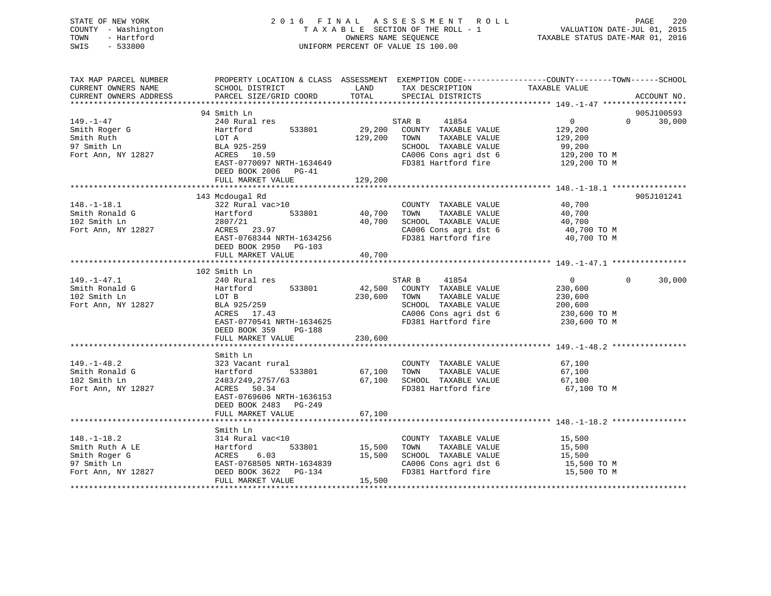STATE OF NEW YORK
COUNTY - Washington
TOWN - Hartford
SWIS - 533800

2016 FINAL ASSESSMENT ROLL
TAXABLE SECTION OF THE ROLL - 1
OWNERS NAME SEQUENCE
UNIFORM PERCENT OF VALUE IS 100.00

VALUATION DATE-JUL 01, 2015
TAXABLE STATUS DATE-MAR 01, 2016

```
TAX MAP PARCEL NUMBER          PROPERTY LOCATION & CLASS  ASSESSMENT  EXEMPTION CODE------------------COUNTY--------TOWN------SCHOOL
CURRENT OWNERS NAME            SCHOOL DISTRICT               LAND      TAX DESCRIPTION            TAXABLE VALUE
CURRENT OWNERS ADDRESS         PARCEL SIZE/GRID COORD        TOTAL     SPECIAL DISTRICTS                                      ACCOUNT NO.
******************************************************************************************************* 149.-1-47 ******************
                               94 Smith Ln                                                                                905J100593
149.-1-47                      240 Rural res                           STAR B     41854               0            0       30,000
Smith Roger G                  Hartford         533801       29,200    COUNTY  TAXABLE VALUE       129,200
Smith Ruth                     LOT A                        129,200    TOWN    TAXABLE VALUE       129,200
97 Smith Ln                    BLA 925-259                             SCHOOL  TAXABLE VALUE        99,200
Fort Ann, NY 12827             ACRES  10.59                            CA006 Cons agri dst 6        129,200 TO M
                               EAST-0770097 NRTH-1634649               FD381 Hartford fire          129,200 TO M
                               DEED BOOK 2006   PG-41
                               FULL MARKET VALUE            129,200
******************************************************************************************************* 148.-1-18.1 ****************
                               143 Mcdougal Rd                                                                            905J101241
148.-1-18.1                    322 Rural vac>10                        COUNTY  TAXABLE VALUE        40,700
Smith Ronald G                 Hartford         533801       40,700    TOWN    TAXABLE VALUE        40,700
102 Smith Ln                   2807/21                       40,700    SCHOOL  TAXABLE VALUE        40,700
Fort Ann, NY 12827             ACRES  23.97                            CA006 Cons agri dst 6         40,700 TO M
                               EAST-0768344 NRTH-1634256               FD381 Hartford fire           40,700 TO M
                               DEED BOOK 2950   PG-103
                               FULL MARKET VALUE             40,700
******************************************************************************************************* 149.-1-47.1 ****************
                               102 Smith Ln
149.-1-47.1                    240 Rural res                           STAR B     41854               0            0       30,000
Smith Ronald G                 Hartford         533801       42,500    COUNTY  TAXABLE VALUE       230,600
102 Smith Ln                   LOT B                        230,600    TOWN    TAXABLE VALUE       230,600
Fort Ann, NY 12827             BLA 925/259                             SCHOOL  TAXABLE VALUE       200,600
                               ACRES  17.43                            CA006 Cons agri dst 6        230,600 TO M
                               EAST-0770541 NRTH-1634625               FD381 Hartford fire          230,600 TO M
                               DEED BOOK 359    PG-188
                               FULL MARKET VALUE            230,600
******************************************************************************************************* 149.-1-48.2 ****************
                               Smith Ln
149.-1-48.2                    323 Vacant rural                        COUNTY  TAXABLE VALUE        67,100
Smith Ronald G                 Hartford         533801       67,100    TOWN    TAXABLE VALUE        67,100
102 Smith Ln                   2483/249,2757/63              67,100    SCHOOL  TAXABLE VALUE        67,100
Fort Ann, NY 12827             ACRES  50.34                            FD381 Hartford fire           67,100 TO M
                               EAST-0769606 NRTH-1636153
                               DEED BOOK 2483   PG-249
                               FULL MARKET VALUE             67,100
******************************************************************************************************* 148.-1-18.2 ****************
                               Smith Ln
148.-1-18.2                    314 Rural vac<10                        COUNTY  TAXABLE VALUE        15,500
Smith Ruth A LE                Hartford         533801       15,500    TOWN    TAXABLE VALUE        15,500
Smith Roger G                  ACRES   6.03                  15,500    SCHOOL  TAXABLE VALUE        15,500
97 Smith Ln                    EAST-0768505 NRTH-1634839               CA006 Cons agri dst 6         15,500 TO M
Fort Ann, NY 12827             DEED BOOK 3622   PG-134                 FD381 Hartford fire           15,500 TO M
                               FULL MARKET VALUE             15,500
************************************************************************************************************************************
```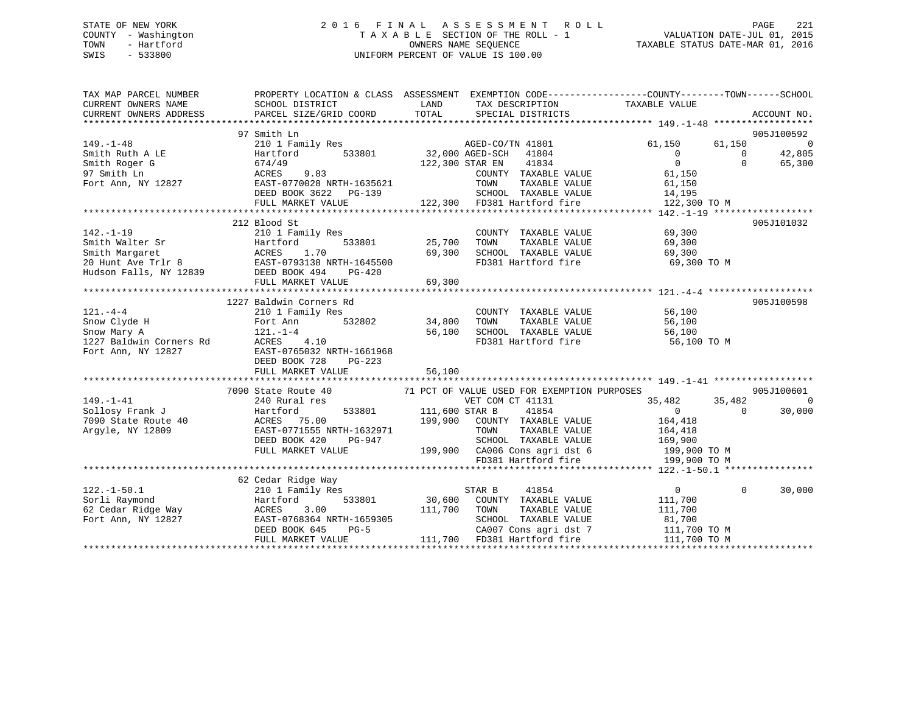STATE OF NEW YORK
COUNTY - Washington
TOWN - Hartford
SWIS - 533800

2016 FINAL ASSESSMENT ROLL
TAXABLE SECTION OF THE ROLL - 1
OWNERS NAME SEQUENCE
UNIFORM PERCENT OF VALUE IS 100.00

VALUATION DATE-JUL 01, 2015
TAXABLE STATUS DATE-MAR 01, 2016

```
TAX MAP PARCEL NUMBER      PROPERTY LOCATION & CLASS  ASSESSMENT  EXEMPTION CODE-----------------COUNTY--------TOWN------SCHOOL
CURRENT OWNERS NAME        SCHOOL DISTRICT               LAND      TAX DESCRIPTION            TAXABLE VALUE
CURRENT OWNERS ADDRESS     PARCEL SIZE/GRID COORD        TOTAL     SPECIAL DISTRICTS                                      ACCOUNT NO.
******************************************************************************************************* 149.-1-48 ******************
                       97 Smith Ln                                                                                      905J100592
149.-1-48                  210 1 Family Res                  AGED-CO/TN 41801         61,150      61,150           0
Smith Ruth A LE            Hartford        533801       32,000 AGED-SCH   41804              0           0      42,805
Smith Roger G              674/49                      122,300 STAR EN    41834              0           0      65,300
97 Smith Ln                ACRES      9.83                      COUNTY  TAXABLE VALUE         61,150
Fort Ann, NY 12827         EAST-0770028 NRTH-1635621            TOWN    TAXABLE VALUE         61,150
                           DEED BOOK 3622   PG-139              SCHOOL  TAXABLE VALUE         14,195
                           FULL MARKET VALUE           122,300  FD381 Hartford fire          122,300 TO M
******************************************************************************************************* 142.-1-19 ******************
                       212 Blood St                                                                                     905J101032
142.-1-19                  210 1 Family Res                     COUNTY  TAXABLE VALUE         69,300
Smith Walter Sr            Hartford        533801       25,700  TOWN    TAXABLE VALUE         69,300
Smith Margaret             ACRES      1.70              69,300  SCHOOL  TAXABLE VALUE         69,300
20 Hunt Ave Trlr 8         EAST-0793138 NRTH-1645500            FD381 Hartford fire           69,300 TO M
Hudson Falls, NY 12839     DEED BOOK 494    PG-420
                           FULL MARKET VALUE            69,300
******************************************************************************************************* 121.-4-4 *******************
                       1227 Baldwin Corners Rd                                                                          905J100598
121.-4-4                   210 1 Family Res                     COUNTY  TAXABLE VALUE         56,100
Snow Clyde H               Fort Ann        532802       34,800  TOWN    TAXABLE VALUE         56,100
Snow Mary A                121.-1-4                     56,100  SCHOOL  TAXABLE VALUE         56,100
1227 Baldwin Corners Rd    ACRES      4.10                      FD381 Hartford fire           56,100 TO M
Fort Ann, NY 12827         EAST-0765032 NRTH-1661968
                           DEED BOOK 728    PG-223
                           FULL MARKET VALUE            56,100
******************************************************************************************************* 149.-1-41 ******************
                       7090 State Route 40          71 PCT OF VALUE USED FOR EXEMPTION PURPOSES                         905J100601
149.-1-41                  240 Rural res                        VET COM CT 41131          35,482      35,482           0
Sollosy Frank J            Hartford        533801      111,600 STAR B     41854              0           0      30,000
7090 State Route 40        ACRES     75.00             199,900  COUNTY  TAXABLE VALUE        164,418
Argyle, NY 12809           EAST-0771555 NRTH-1632971            TOWN    TAXABLE VALUE        164,418
                           DEED BOOK 420    PG-947              SCHOOL  TAXABLE VALUE        169,900
                           FULL MARKET VALUE           199,900  CA006 Cons agri dst 6        199,900 TO M
                                                                FD381 Hartford fire          199,900 TO M
******************************************************************************************************* 122.-1-50.1 ****************
                       62 Cedar Ridge Way
122.-1-50.1                210 1 Family Res                     STAR B     41854              0           0      30,000
Sorli Raymond              Hartford        533801       30,600  COUNTY  TAXABLE VALUE        111,700
62 Cedar Ridge Way         ACRES      3.00             111,700  TOWN    TAXABLE VALUE        111,700
Fort Ann, NY 12827         EAST-0768364 NRTH-1659305            SCHOOL  TAXABLE VALUE         81,700
                           DEED BOOK 645    PG-5                CA007 Cons agri dst 7        111,700 TO M
                           FULL MARKET VALUE           111,700  FD381 Hartford fire          111,700 TO M
************************************************************************************************************************************
```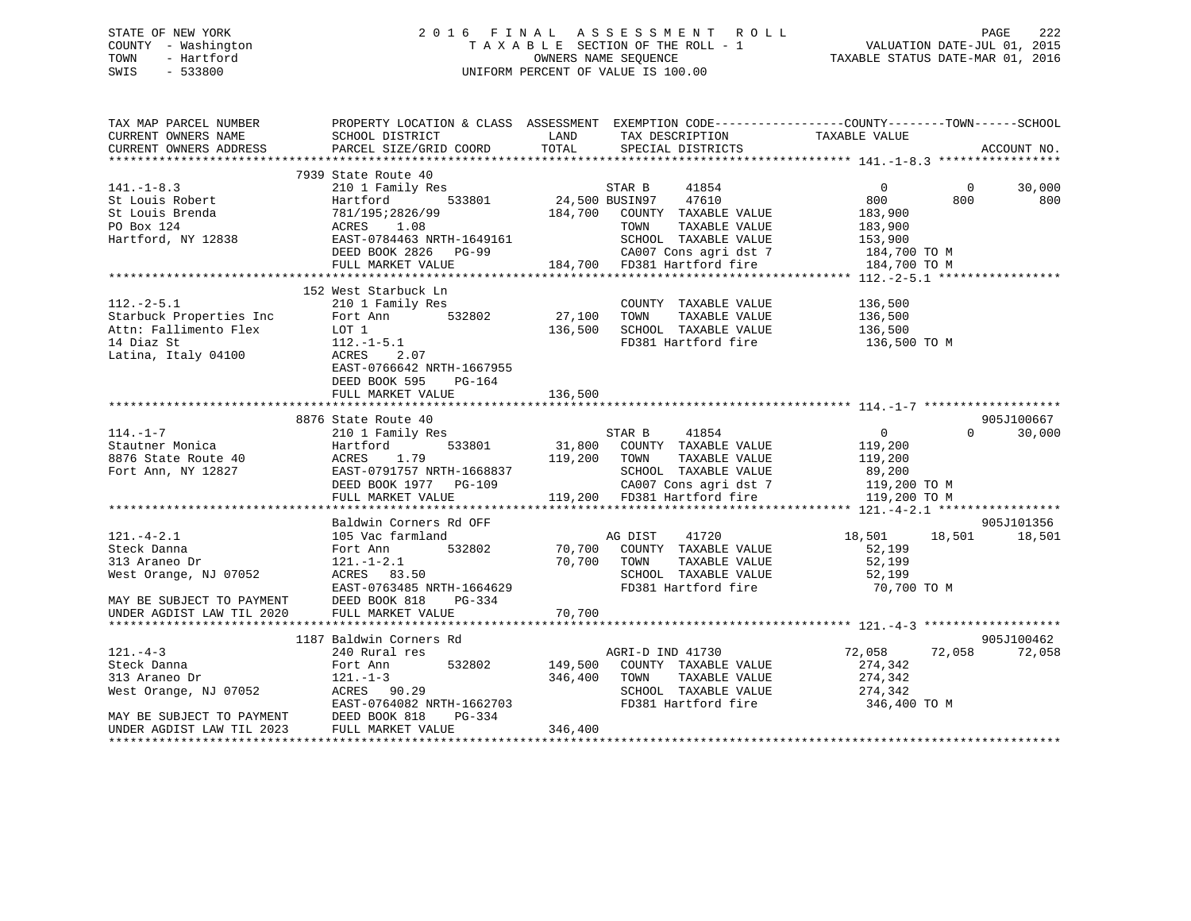STATE OF NEW YORK
COUNTY - Washington
TOWN - Hartford
SWIS - 533800

2016 FINAL ASSESSMENT ROLL
TAXABLE SECTION OF THE ROLL - 1
OWNERS NAME SEQUENCE
UNIFORM PERCENT OF VALUE IS 100.00

VALUATION DATE-JUL 01, 2015
TAXABLE STATUS DATE-MAR 01, 2016

```
TAX MAP PARCEL NUMBER          PROPERTY LOCATION & CLASS  ASSESSMENT  EXEMPTION CODE------------------COUNTY--------TOWN------SCHOOL
CURRENT OWNERS NAME            SCHOOL DISTRICT               LAND      TAX DESCRIPTION              TAXABLE VALUE
CURRENT OWNERS ADDRESS         PARCEL SIZE/GRID COORD        TOTAL     SPECIAL DISTRICTS                                       ACCOUNT NO.
******************************************************************************************************* 141.-1-8.3 *****************
                               7939 State Route 40
141.-1-8.3                     210 1 Family Res                        STAR B      41854                 0           0       30,000
St Louis Robert                Hartford      533801         24,500 BUSIN97     47610               800         800          800
St Louis Brenda                781/195;2826/99             184,700   COUNTY  TAXABLE VALUE           183,900
PO Box 124                     ACRES    1.08                          TOWN    TAXABLE VALUE           183,900
Hartford, NY 12838             EAST-0784463 NRTH-1649161              SCHOOL  TAXABLE VALUE           153,900
                               DEED BOOK 2826   PG-99                 CA007 Cons agri dst 7            184,700 TO M
                               FULL MARKET VALUE           184,700   FD381 Hartford fire              184,700 TO M
******************************************************************************************************* 112.-2-5.1 *****************
                               152 West Starbuck Ln
112.-2-5.1                     210 1 Family Res                        COUNTY  TAXABLE VALUE           136,500
Starbuck Properties Inc        Fort Ann      532802         27,100   TOWN    TAXABLE VALUE           136,500
Attn: Fallimento Flex          LOT 1                       136,500   SCHOOL  TAXABLE VALUE           136,500
14 Diaz St                     112.-1-5.1                             FD381 Hartford fire              136,500 TO M
Latina, Italy 04100            ACRES    2.07
                               EAST-0766642 NRTH-1667955
                               DEED BOOK 595    PG-164
                               FULL MARKET VALUE           136,500
******************************************************************************************************* 114.-1-7 *******************
                               8876 State Route 40                                                                          905J100667
114.-1-7                       210 1 Family Res                        STAR B      41854                 0           0       30,000
Stautner Monica                Hartford      533801         31,800   COUNTY  TAXABLE VALUE           119,200
8876 State Route 40            ACRES    1.79               119,200   TOWN    TAXABLE VALUE           119,200
Fort Ann, NY 12827             EAST-0791757 NRTH-1668837              SCHOOL  TAXABLE VALUE            89,200
                               DEED BOOK 1977   PG-109                CA007 Cons agri dst 7            119,200 TO M
                               FULL MARKET VALUE           119,200   FD381 Hartford fire              119,200 TO M
******************************************************************************************************* 121.-4-2.1 *****************
                               Baldwin Corners Rd OFF                                                                       905J101356
121.-4-2.1                     105 Vac farmland                        AG DIST     41720            18,501      18,501       18,501
Steck Danna                    Fort Ann      532802         70,700   COUNTY  TAXABLE VALUE            52,199
313 Araneo Dr                  121.-1-2.1                   70,700   TOWN    TAXABLE VALUE            52,199
West Orange, NJ 07052          ACRES   83.50                          SCHOOL  TAXABLE VALUE            52,199
                               EAST-0763485 NRTH-1664629              FD381 Hartford fire               70,700 TO M
MAY BE SUBJECT TO PAYMENT      DEED BOOK 818    PG-334
UNDER AGDIST LAW TIL 2020      FULL MARKET VALUE            70,700
******************************************************************************************************* 121.-4-3 *******************
                               1187 Baldwin Corners Rd                                                                      905J100462
121.-4-3                       240 Rural res                           AGRI-D IND 41730              72,058      72,058       72,058
Steck Danna                    Fort Ann      532802        149,500   COUNTY  TAXABLE VALUE           274,342
313 Araneo Dr                  121.-1-3                    346,400   TOWN    TAXABLE VALUE           274,342
West Orange, NJ 07052          ACRES   90.29                          SCHOOL  TAXABLE VALUE           274,342
                               EAST-0764082 NRTH-1662703              FD381 Hartford fire              346,400 TO M
MAY BE SUBJECT TO PAYMENT      DEED BOOK 818    PG-334
UNDER AGDIST LAW TIL 2023      FULL MARKET VALUE           346,400
************************************************************************************************************************************
```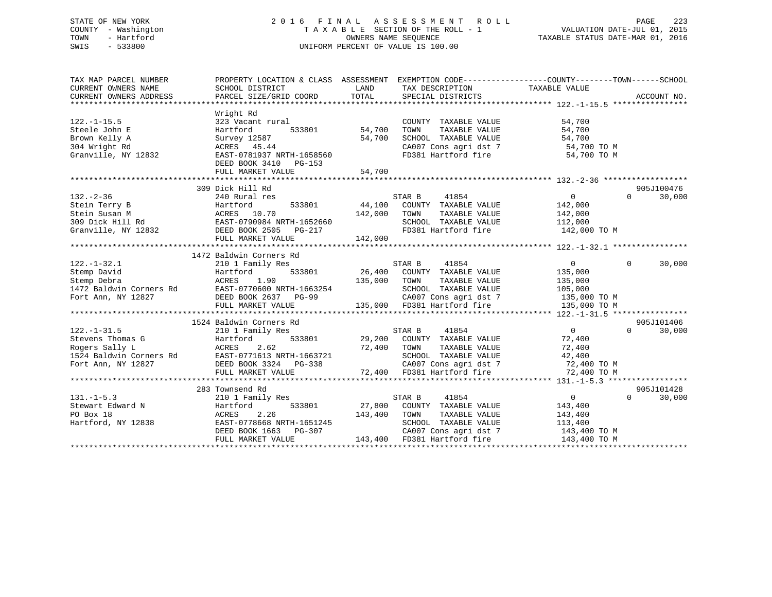STATE OF NEW YORK
COUNTY - Washington
TOWN - Hartford
SWIS - 533800

# 2016 FINAL ASSESSMENT ROLL
TAXABLE SECTION OF THE ROLL - 1
OWNERS NAME SEQUENCE
UNIFORM PERCENT OF VALUE IS 100.00

VALUATION DATE-JUL 01, 2015
TAXABLE STATUS DATE-MAR 01, 2016

| TAX MAP PARCEL NUMBER / CURRENT OWNERS NAME / CURRENT OWNERS ADDRESS | PROPERTY LOCATION & CLASS / SCHOOL DISTRICT / PARCEL SIZE/GRID COORD | ASSESSMENT LAND | TOTAL | EXEMPTION CODE / TAX DESCRIPTION / SPECIAL DISTRICTS | COUNTY / TOWN / SCHOOL TAXABLE VALUE | ACCOUNT NO. |
|---|---|---|---|---|---|---|
| **122.-1-15.5** | Wright Rd | | | | | |
| 122.-1-15.5 | 323 Vacant rural | | | COUNTY TAXABLE VALUE | 54,700 | |
| Steele John E | Hartford 533801 | 54,700 | | TOWN TAXABLE VALUE | 54,700 | |
| Brown Kelly A | Survey 12587 | | 54,700 | SCHOOL TAXABLE VALUE | 54,700 | |
| 304 Wright Rd | ACRES 45.44 | | | CA007 Cons agri dst 7 | 54,700 TO M | |
| Granville, NY 12832 | EAST-0781937 NRTH-1658560 | | | FD381 Hartford fire | 54,700 TO M | |
| | DEED BOOK 3410 PG-153 | | | | | |
| | FULL MARKET VALUE | | 54,700 | | | |
| **132.-2-36** | 309 Dick Hill Rd | | | | | 905J100476 |
| 132.-2-36 | 240 Rural res | | | STAR B 41854 | 0 / 0 / 30,000 | |
| Stein Terry B | Hartford 533801 | 44,100 | | COUNTY TAXABLE VALUE | 142,000 | |
| Stein Susan M | ACRES 10.70 | | 142,000 | TOWN TAXABLE VALUE | 142,000 | |
| 309 Dick Hill Rd | EAST-0790984 NRTH-1652660 | | | SCHOOL TAXABLE VALUE | 112,000 | |
| Granville, NY 12832 | DEED BOOK 2505 PG-217 | | | FD381 Hartford fire | 142,000 TO M | |
| | FULL MARKET VALUE | | 142,000 | | | |
| **122.-1-32.1** | 1472 Baldwin Corners Rd | | | | | |
| 122.-1-32.1 | 210 1 Family Res | | | STAR B 41854 | 0 / 0 / 30,000 | |
| Stemp David | Hartford 533801 | 26,400 | | COUNTY TAXABLE VALUE | 135,000 | |
| Stemp Debra | ACRES 1.90 | | 135,000 | TOWN TAXABLE VALUE | 135,000 | |
| 1472 Baldwin Corners Rd | EAST-0770600 NRTH-1663254 | | | SCHOOL TAXABLE VALUE | 105,000 | |
| Fort Ann, NY 12827 | DEED BOOK 2637 PG-99 | | | CA007 Cons agri dst 7 | 135,000 TO M | |
| | FULL MARKET VALUE | | 135,000 | FD381 Hartford fire | 135,000 TO M | |
| **122.-1-31.5** | 1524 Baldwin Corners Rd | | | | | 905J101406 |
| 122.-1-31.5 | 210 1 Family Res | | | STAR B 41854 | 0 / 0 / 30,000 | |
| Stevens Thomas G | Hartford 533801 | 29,200 | | COUNTY TAXABLE VALUE | 72,400 | |
| Rogers Sally L | ACRES 2.62 | | 72,400 | TOWN TAXABLE VALUE | 72,400 | |
| 1524 Baldwin Corners Rd | EAST-0771613 NRTH-1663721 | | | SCHOOL TAXABLE VALUE | 42,400 | |
| Fort Ann, NY 12827 | DEED BOOK 3324 PG-338 | | | CA007 Cons agri dst 7 | 72,400 TO M | |
| | FULL MARKET VALUE | | 72,400 | FD381 Hartford fire | 72,400 TO M | |
| **131.-1-5.3** | 283 Townsend Rd | | | | | 905J101428 |
| 131.-1-5.3 | 210 1 Family Res | | | STAR B 41854 | 0 / 0 / 30,000 | |
| Stewart Edward N | Hartford 533801 | 27,800 | | COUNTY TAXABLE VALUE | 143,400 | |
| PO Box 18 | ACRES 2.26 | | 143,400 | TOWN TAXABLE VALUE | 143,400 | |
| Hartford, NY 12838 | EAST-0778668 NRTH-1651245 | | | SCHOOL TAXABLE VALUE | 113,400 | |
| | DEED BOOK 1663 PG-307 | | | CA007 Cons agri dst 7 | 143,400 TO M | |
| | FULL MARKET VALUE | | 143,400 | FD381 Hartford fire | 143,400 TO M | |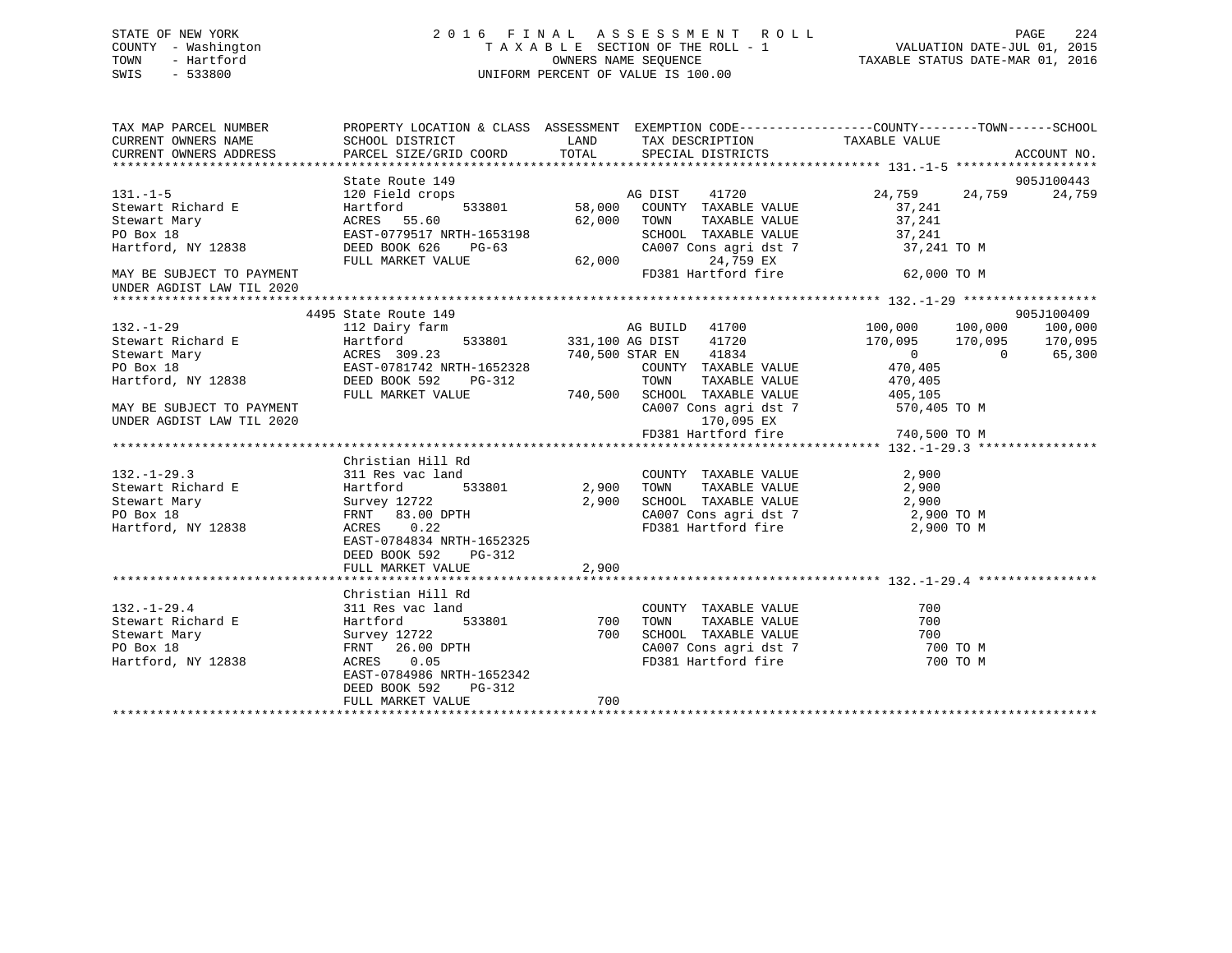STATE OF NEW YORK
COUNTY - Washington
TOWN - Hartford
SWIS - 533800

2016 FINAL ASSESSMENT ROLL
TAXABLE SECTION OF THE ROLL - 1
OWNERS NAME SEQUENCE
UNIFORM PERCENT OF VALUE IS 100.00

VALUATION DATE-JUL 01, 2015
TAXABLE STATUS DATE-MAR 01, 2016

```
TAX MAP PARCEL NUMBER      PROPERTY LOCATION & CLASS  ASSESSMENT  EXEMPTION CODE-----------------COUNTY--------TOWN------SCHOOL
CURRENT OWNERS NAME        SCHOOL DISTRICT              LAND      TAX DESCRIPTION            TAXABLE VALUE
CURRENT OWNERS ADDRESS     PARCEL SIZE/GRID COORD       TOTAL     SPECIAL DISTRICTS                                   ACCOUNT NO.
******************************************************************************************* 131.-1-5 *******************
                           State Route 149                                                                         905J100443
131.-1-5                   120 Field crops                     AG DIST    41720            24,759     24,759     24,759
Stewart Richard E          Hartford        533801      58,000   COUNTY  TAXABLE VALUE        37,241
Stewart Mary               ACRES  55.60                62,000   TOWN    TAXABLE VALUE        37,241
PO Box 18                  EAST-0779517 NRTH-1653198            SCHOOL  TAXABLE VALUE        37,241
Hartford, NY 12838         DEED BOOK 626    PG-63               CA007 Cons agri dst 7         37,241 TO M
                           FULL MARKET VALUE           62,000           24,759 EX
MAY BE SUBJECT TO PAYMENT                                       FD381 Hartford fire            62,000 TO M
UNDER AGDIST LAW TIL 2020
******************************************************************************************* 132.-1-29 ******************
                      4495 State Route 149                                                                         905J100409
132.-1-29                  112 Dairy farm                      AG BUILD   41700           100,000    100,000    100,000
Stewart Richard E          Hartford        533801     331,100 AG DIST    41720           170,095    170,095    170,095
Stewart Mary               ACRES 309.23               740,500 STAR EN    41834                 0          0     65,300
PO Box 18                  EAST-0781742 NRTH-1652328            COUNTY  TAXABLE VALUE       470,405
Hartford, NY 12838         DEED BOOK 592    PG-312              TOWN    TAXABLE VALUE       470,405
                           FULL MARKET VALUE          740,500   SCHOOL  TAXABLE VALUE       405,105
MAY BE SUBJECT TO PAYMENT                                       CA007 Cons agri dst 7        570,405 TO M
UNDER AGDIST LAW TIL 2020                                             170,095 EX
                                                                FD381 Hartford fire           740,500 TO M
******************************************************************************************* 132.-1-29.3 ****************
                           Christian Hill Rd
132.-1-29.3                311 Res vac land                     COUNTY  TAXABLE VALUE          2,900
Stewart Richard E          Hartford        533801       2,900   TOWN    TAXABLE VALUE          2,900
Stewart Mary               Survey 12722                 2,900   SCHOOL  TAXABLE VALUE          2,900
PO Box 18                  FRNT  83.00 DPTH                     CA007 Cons agri dst 7           2,900 TO M
Hartford, NY 12838         ACRES   0.22                         FD381 Hartford fire             2,900 TO M
                           EAST-0784834 NRTH-1652325
                           DEED BOOK 592    PG-312
                           FULL MARKET VALUE            2,900
******************************************************************************************* 132.-1-29.4 ****************
                           Christian Hill Rd
132.-1-29.4                311 Res vac land                     COUNTY  TAXABLE VALUE            700
Stewart Richard E          Hartford        533801         700   TOWN    TAXABLE VALUE            700
Stewart Mary               Survey 12722                   700   SCHOOL  TAXABLE VALUE            700
PO Box 18                  FRNT  26.00 DPTH                     CA007 Cons agri dst 7             700 TO M
Hartford, NY 12838         ACRES   0.05                         FD381 Hartford fire               700 TO M
                           EAST-0784986 NRTH-1652342
                           DEED BOOK 592    PG-312
                           FULL MARKET VALUE              700
*************************************************************************************************************************
```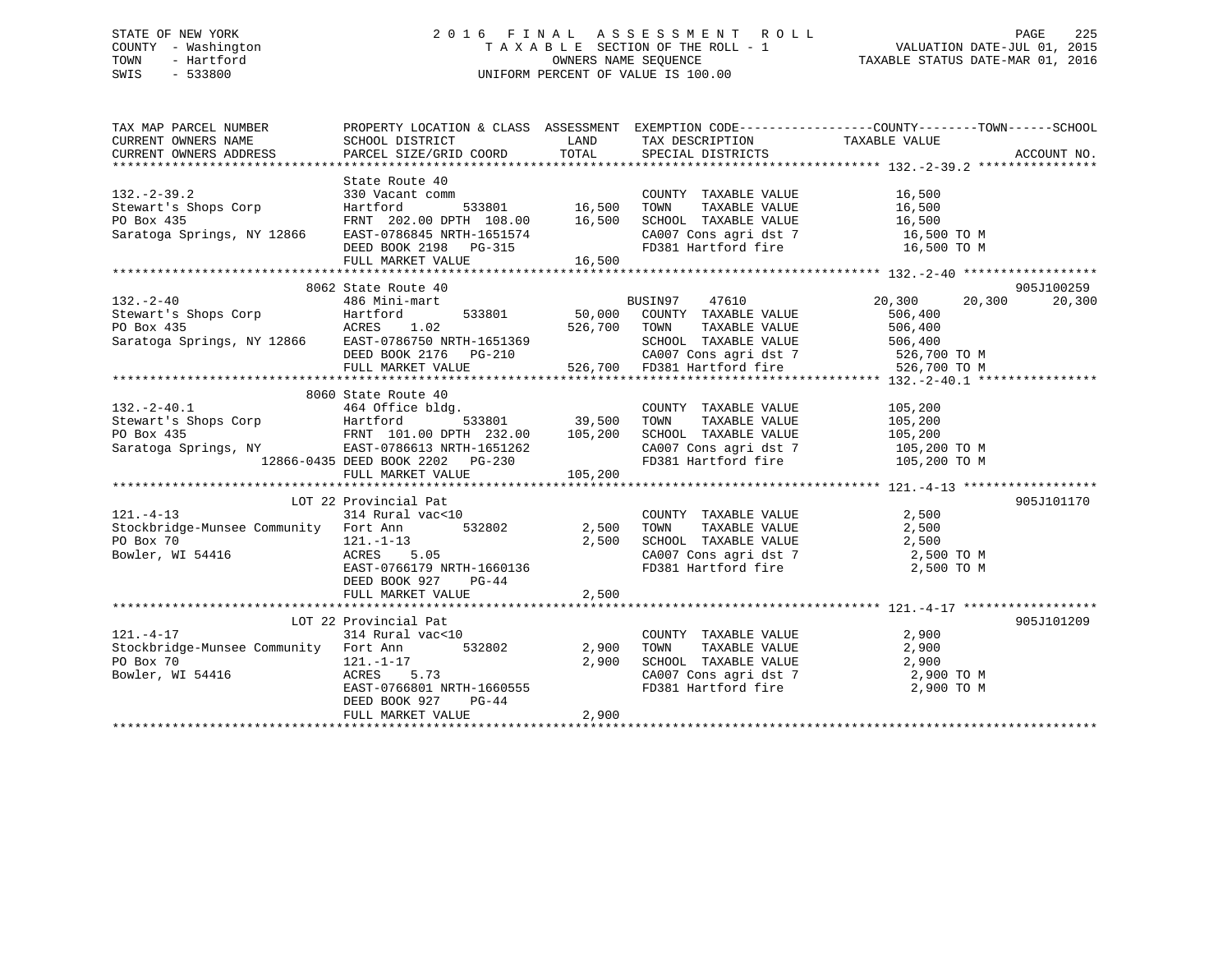STATE OF NEW YORK
COUNTY - Washington
TOWN - Hartford
SWIS - 533800

2016 FINAL ASSESSMENT ROLL
TAXABLE SECTION OF THE ROLL - 1
OWNERS NAME SEQUENCE
UNIFORM PERCENT OF VALUE IS 100.00

VALUATION DATE-JUL 01, 2015
TAXABLE STATUS DATE-MAR 01, 2016

| TAX MAP PARCEL NUMBER / CURRENT OWNERS NAME / CURRENT OWNERS ADDRESS | PROPERTY LOCATION & CLASS / SCHOOL DISTRICT / PARCEL SIZE/GRID COORD | ASSESSMENT LAND | TOTAL | EXEMPTION CODE / TAX DESCRIPTION / SPECIAL DISTRICTS | COUNTY TAXABLE VALUE | TOWN | SCHOOL | ACCOUNT NO. |
|---|---|---|---|---|---|---|---|---|
| **132.-2-39.2** | State Route 40 | | | | | | | |
| | 330 Vacant comm | | | COUNTY TAXABLE VALUE | 16,500 | | | |
| Stewart's Shops Corp | Hartford 533801 | 16,500 | | TOWN TAXABLE VALUE | 16,500 | | | |
| PO Box 435 | FRNT 202.00 DPTH 108.00 | | 16,500 | SCHOOL TAXABLE VALUE | 16,500 | | | |
| Saratoga Springs, NY 12866 | EAST-0786845 NRTH-1651574 | | | CA007 Cons agri dst 7 | 16,500 TO M | | | |
| | DEED BOOK 2198 PG-315 | | | FD381 Hartford fire | 16,500 TO M | | | |
| | FULL MARKET VALUE | | 16,500 | | | | | |
| **132.-2-40** | 8062 State Route 40 | | | | | | | 905J100259 |
| | 486 Mini-mart | | | BUSIN97 47610 | 20,300 | 20,300 | 20,300 | |
| Stewart's Shops Corp | Hartford 533801 | 50,000 | | COUNTY TAXABLE VALUE | 506,400 | | | |
| PO Box 435 | ACRES 1.02 | | 526,700 | TOWN TAXABLE VALUE | 506,400 | | | |
| Saratoga Springs, NY 12866 | EAST-0786750 NRTH-1651369 | | | SCHOOL TAXABLE VALUE | 506,400 | | | |
| | DEED BOOK 2176 PG-210 | | | CA007 Cons agri dst 7 | 526,700 TO M | | | |
| | FULL MARKET VALUE | | 526,700 | FD381 Hartford fire | 526,700 TO M | | | |
| **132.-2-40.1** | 8060 State Route 40 | | | | | | | |
| | 464 Office bldg. | | | COUNTY TAXABLE VALUE | 105,200 | | | |
| Stewart's Shops Corp | Hartford 533801 | 39,500 | | TOWN TAXABLE VALUE | 105,200 | | | |
| PO Box 435 | FRNT 101.00 DPTH 232.00 | | 105,200 | SCHOOL TAXABLE VALUE | 105,200 | | | |
| Saratoga Springs, NY | EAST-0786613 NRTH-1651262 | | | CA007 Cons agri dst 7 | 105,200 TO M | | | |
| 12866-0435 | DEED BOOK 2202 PG-230 | | | FD381 Hartford fire | 105,200 TO M | | | |
| | FULL MARKET VALUE | | 105,200 | | | | | |
| **121.-4-13** | LOT 22 Provincial Pat | | | | | | | 905J101170 |
| | 314 Rural vac<10 | | | COUNTY TAXABLE VALUE | 2,500 | | | |
| Stockbridge-Munsee Community | Fort Ann 532802 | 2,500 | | TOWN TAXABLE VALUE | 2,500 | | | |
| PO Box 70 | 121.-1-13 | | 2,500 | SCHOOL TAXABLE VALUE | 2,500 | | | |
| Bowler, WI 54416 | ACRES 5.05 | | | CA007 Cons agri dst 7 | 2,500 TO M | | | |
| | EAST-0766179 NRTH-1660136 | | | FD381 Hartford fire | 2,500 TO M | | | |
| | DEED BOOK 927 PG-44 | | | | | | | |
| | FULL MARKET VALUE | | 2,500 | | | | | |
| **121.-4-17** | LOT 22 Provincial Pat | | | | | | | 905J101209 |
| | 314 Rural vac<10 | | | COUNTY TAXABLE VALUE | 2,900 | | | |
| Stockbridge-Munsee Community | Fort Ann 532802 | 2,900 | | TOWN TAXABLE VALUE | 2,900 | | | |
| PO Box 70 | 121.-1-17 | | 2,900 | SCHOOL TAXABLE VALUE | 2,900 | | | |
| Bowler, WI 54416 | ACRES 5.73 | | | CA007 Cons agri dst 7 | 2,900 TO M | | | |
| | EAST-0766801 NRTH-1660555 | | | FD381 Hartford fire | 2,900 TO M | | | |
| | DEED BOOK 927 PG-44 | | | | | | | |
| | FULL MARKET VALUE | | 2,900 | | | | | |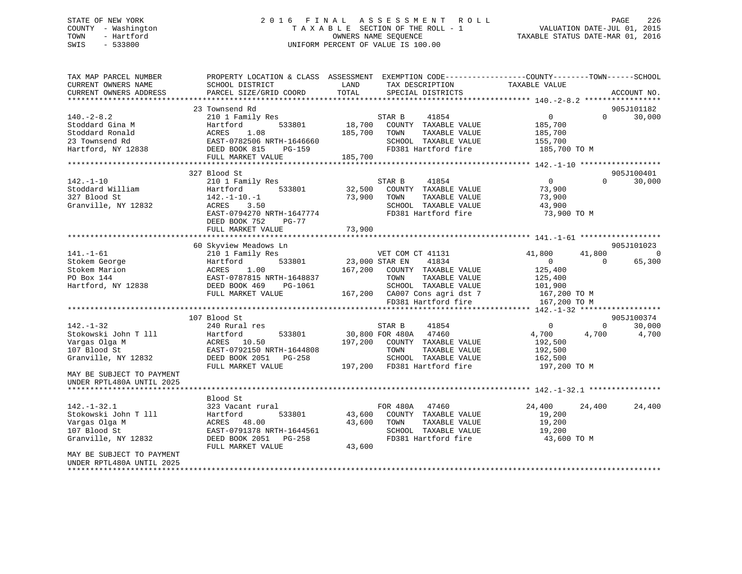STATE OF NEW YORK
COUNTY - Washington
TOWN - Hartford
SWIS - 533800

# 2016 FINAL ASSESSMENT ROLL
TAXABLE SECTION OF THE ROLL - 1
OWNERS NAME SEQUENCE
UNIFORM PERCENT OF VALUE IS 100.00

VALUATION DATE-JUL 01, 2015
TAXABLE STATUS DATE-MAR 01, 2016

```
TAX MAP PARCEL NUMBER          PROPERTY LOCATION & CLASS  ASSESSMENT  EXEMPTION CODE------------------COUNTY--------TOWN------SCHOOL
CURRENT OWNERS NAME            SCHOOL DISTRICT              LAND      TAX DESCRIPTION            TAXABLE VALUE
CURRENT OWNERS ADDRESS         PARCEL SIZE/GRID COORD       TOTAL     SPECIAL DISTRICTS                                    ACCOUNT NO.
******************************************************************************************************* 140.-2-8.2 *****************
                               23 Townsend Rd                                                                          905J101182
140.-2-8.2                     210 1 Family Res                    STAR B      41854               0          0       30,000
Stoddard Gina M                Hartford          533801     18,700    COUNTY  TAXABLE VALUE           185,700
Stoddard Ronald                ACRES    1.08               185,700    TOWN    TAXABLE VALUE           185,700
23 Townsend Rd                 EAST-0782506 NRTH-1646660             SCHOOL  TAXABLE VALUE           155,700
Hartford, NY 12838             DEED BOOK 815    PG-159               FD381 Hartford fire              185,700 TO M
                               FULL MARKET VALUE           185,700
******************************************************************************************************* 142.-1-10 ******************
                               327 Blood St                                                                            905J100401
142.-1-10                      210 1 Family Res                    STAR B      41854               0          0       30,000
Stoddard William               Hartford          533801     32,500    COUNTY  TAXABLE VALUE            73,900
327 Blood St                   142.-1-10.-1                 73,900    TOWN    TAXABLE VALUE            73,900
Granville, NY 12832            ACRES    3.50                         SCHOOL  TAXABLE VALUE            43,900
                               EAST-0794270 NRTH-1647774             FD381 Hartford fire               73,900 TO M
                               DEED BOOK 752    PG-77
                               FULL MARKET VALUE            73,900
******************************************************************************************************* 141.-1-61 ******************
                               60 Skyview Meadows Ln                                                                   905J101023
141.-1-61                      210 1 Family Res                    VET COM CT 41131             41,800     41,800            0
Stokem George                  Hartford          533801     23,000 STAR EN     41834               0          0       65,300
Stokem Marion                  ACRES    1.00               167,200    COUNTY  TAXABLE VALUE           125,400
PO Box 144                     EAST-0787815 NRTH-1648837             TOWN    TAXABLE VALUE           125,400
Hartford, NY 12838             DEED BOOK 469    PG-1061              SCHOOL  TAXABLE VALUE           101,900
                               FULL MARKET VALUE           167,200   CA007 Cons agri dst 7            167,200 TO M
                                                                      FD381 Hartford fire              167,200 TO M
******************************************************************************************************* 142.-1-32 ******************
                               107 Blood St                                                                            905J100374
142.-1-32                      240 Rural res                       STAR B      41854               0          0       30,000
Stokowski John T lll           Hartford          533801     30,800 FOR 480A    47460           4,700      4,700        4,700
Vargas Olga M                  ACRES   10.50               197,200    COUNTY  TAXABLE VALUE           192,500
107 Blood St                   EAST-0792150 NRTH-1644808             TOWN    TAXABLE VALUE           192,500
Granville, NY 12832            DEED BOOK 2051   PG-258               SCHOOL  TAXABLE VALUE           162,500
                               FULL MARKET VALUE           197,200   FD381 Hartford fire              197,200 TO M
MAY BE SUBJECT TO PAYMENT
UNDER RPTL480A UNTIL 2025
******************************************************************************************************* 142.-1-32.1 ****************
                               Blood St
142.-1-32.1                    323 Vacant rural                    FOR 480A    47460          24,400     24,400       24,400
Stokowski John T lll           Hartford          533801     43,600    COUNTY  TAXABLE VALUE            19,200
Vargas Olga M                  ACRES   48.00                43,600    TOWN    TAXABLE VALUE            19,200
107 Blood St                   EAST-0791378 NRTH-1644561             SCHOOL  TAXABLE VALUE            19,200
Granville, NY 12832            DEED BOOK 2051   PG-258               FD381 Hartford fire               43,600 TO M
                               FULL MARKET VALUE            43,600
MAY BE SUBJECT TO PAYMENT
UNDER RPTL480A UNTIL 2025
************************************************************************************************************************************
```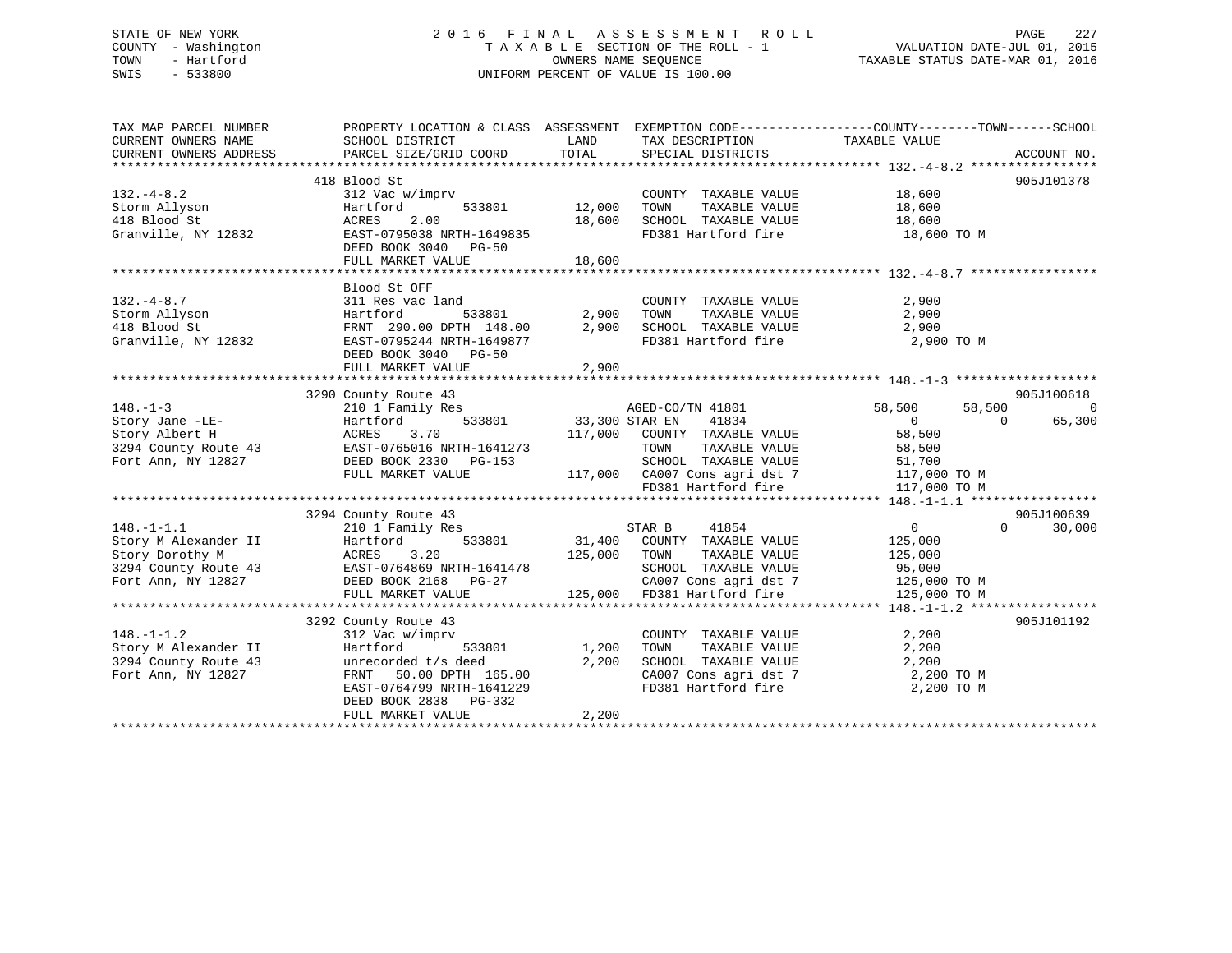STATE OF NEW YORK
COUNTY - Washington
TOWN - Hartford
SWIS - 533800

2016 FINAL ASSESSMENT ROLL
TAXABLE SECTION OF THE ROLL - 1
OWNERS NAME SEQUENCE
UNIFORM PERCENT OF VALUE IS 100.00

VALUATION DATE-JUL 01, 2015
TAXABLE STATUS DATE-MAR 01, 2016

```
TAX MAP PARCEL NUMBER     PROPERTY LOCATION & CLASS  ASSESSMENT  EXEMPTION CODE------------------COUNTY--------TOWN------SCHOOL
CURRENT OWNERS NAME       SCHOOL DISTRICT              LAND      TAX DESCRIPTION             TAXABLE VALUE
CURRENT OWNERS ADDRESS    PARCEL SIZE/GRID COORD       TOTAL     SPECIAL DISTRICTS                                    ACCOUNT NO.
******************************************************************************************** 132.-4-8.2 *****************
                          418 Blood St                                                                           905J101378
132.-4-8.2                312 Vac w/imprv                        COUNTY  TAXABLE VALUE          18,600
Storm Allyson             Hartford        533801      12,000     TOWN    TAXABLE VALUE          18,600
418 Blood St              ACRES    2.00               18,600     SCHOOL  TAXABLE VALUE          18,600
Granville, NY 12832       EAST-0795038 NRTH-1649835              FD381 Hartford fire             18,600 TO M
                          DEED BOOK 3040   PG-50
                          FULL MARKET VALUE           18,600
******************************************************************************************** 132.-4-8.7 *****************
                          Blood St OFF
132.-4-8.7                311 Res vac land                       COUNTY  TAXABLE VALUE           2,900
Storm Allyson             Hartford        533801       2,900     TOWN    TAXABLE VALUE           2,900
418 Blood St              FRNT 290.00 DPTH 148.00      2,900     SCHOOL  TAXABLE VALUE           2,900
Granville, NY 12832       EAST-0795244 NRTH-1649877              FD381 Hartford fire              2,900 TO M
                          DEED BOOK 3040   PG-50
                          FULL MARKET VALUE            2,900
******************************************************************************************** 148.-1-3 *******************
                          3290 County Route 43                                                                   905J100618
148.-1-3                  210 1 Family Res                       AGED-CO/TN 41801        58,500      58,500           0
Story Jane -LE-           Hartford        533801      33,300 STAR EN    41834                0           0      65,300
Story Albert H            ACRES    3.70              117,000     COUNTY  TAXABLE VALUE          58,500
3294 County Route 43      EAST-0765016 NRTH-1641273              TOWN    TAXABLE VALUE          58,500
Fort Ann, NY 12827        DEED BOOK 2330   PG-153                SCHOOL  TAXABLE VALUE          51,700
                          FULL MARKET VALUE          117,000     CA007 Cons agri dst 7          117,000 TO M
                                                                 FD381 Hartford fire            117,000 TO M
******************************************************************************************** 148.-1-1.1 *****************
                          3294 County Route 43                                                                   905J100639
148.-1-1.1                210 1 Family Res                       STAR B     41854                0           0      30,000
Story M Alexander II      Hartford        533801      31,400     COUNTY  TAXABLE VALUE         125,000
Story Dorothy M           ACRES    3.20              125,000     TOWN    TAXABLE VALUE         125,000
3294 County Route 43      EAST-0764869 NRTH-1641478              SCHOOL  TAXABLE VALUE          95,000
Fort Ann, NY 12827        DEED BOOK 2168   PG-27                 CA007 Cons agri dst 7          125,000 TO M
                          FULL MARKET VALUE          125,000     FD381 Hartford fire            125,000 TO M
******************************************************************************************** 148.-1-1.2 *****************
                          3292 County Route 43                                                                   905J101192
148.-1-1.2                312 Vac w/imprv                        COUNTY  TAXABLE VALUE           2,200
Story M Alexander II      Hartford        533801       1,200     TOWN    TAXABLE VALUE           2,200
3294 County Route 43      unrecorded t/s deed          2,200     SCHOOL  TAXABLE VALUE           2,200
Fort Ann, NY 12827        FRNT  50.00 DPTH 165.00                CA007 Cons agri dst 7            2,200 TO M
                          EAST-0764799 NRTH-1641229              FD381 Hartford fire              2,200 TO M
                          DEED BOOK 2838   PG-332
                          FULL MARKET VALUE            2,200
****************************************************************************************************************************
```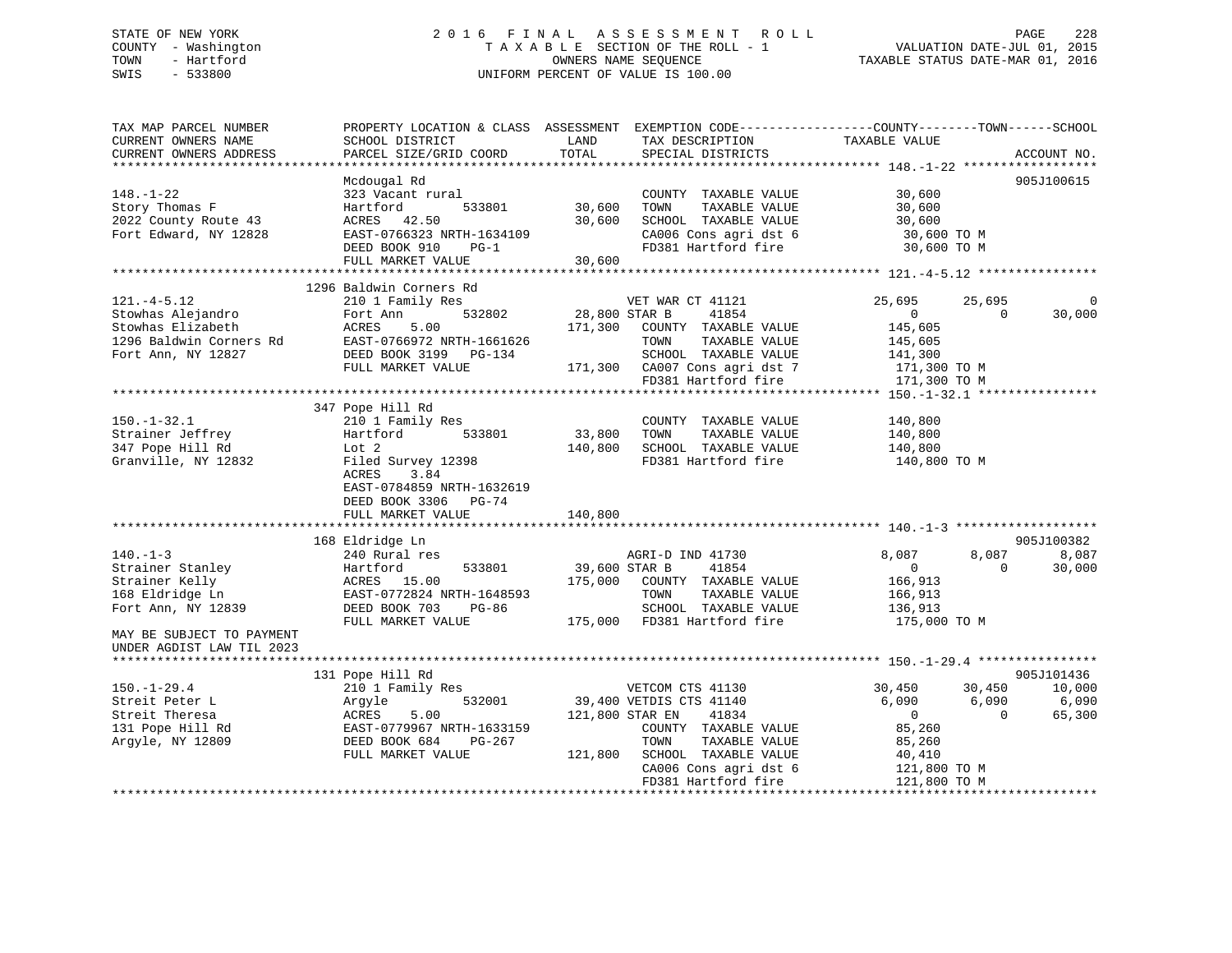STATE OF NEW YORK
COUNTY - Washington
TOWN - Hartford
SWIS - 533800

2016 FINAL ASSESSMENT ROLL
TAXABLE SECTION OF THE ROLL - 1
OWNERS NAME SEQUENCE
UNIFORM PERCENT OF VALUE IS 100.00

VALUATION DATE-JUL 01, 2015
TAXABLE STATUS DATE-MAR 01, 2016

| TAX MAP PARCEL NUMBER / CURRENT OWNERS NAME / CURRENT OWNERS ADDRESS | PROPERTY LOCATION & CLASS / SCHOOL DISTRICT / PARCEL SIZE/GRID COORD | ASSESSMENT LAND | ASSESSMENT TOTAL | EXEMPTION CODE / TAX DESCRIPTION / SPECIAL DISTRICTS | COUNTY TAXABLE VALUE | TOWN | SCHOOL | ACCOUNT NO. |
|---|---|---|---|---|---|---|---|---|
| **148.-1-22** | Mcdougal Rd | | | | | | | 905J100615 |
| 148.-1-22 | 323 Vacant rural | | | COUNTY TAXABLE VALUE | 30,600 | | | |
| Story Thomas F | Hartford 533801 | 30,600 | | TOWN TAXABLE VALUE | 30,600 | | | |
| 2022 County Route 43 | ACRES 42.50 | | 30,600 | SCHOOL TAXABLE VALUE | 30,600 | | | |
| Fort Edward, NY 12828 | EAST-0766323 NRTH-1634109 | | | CA006 Cons agri dst 6 | 30,600 TO M | | | |
| | DEED BOOK 910 PG-1 | | | FD381 Hartford fire | 30,600 TO M | | | |
| | FULL MARKET VALUE | | 30,600 | | | | | |
| **121.-4-5.12** | 1296 Baldwin Corners Rd | | | | | | | |
| 121.-4-5.12 | 210 1 Family Res | | | VET WAR CT 41121 | 25,695 | 25,695 | 0 | |
| Stowhas Alejandro | Fort Ann 532802 | 28,800 | | STAR B 41854 | 0 | 0 | 30,000 | |
| Stowhas Elizabeth | ACRES 5.00 | | 171,300 | COUNTY TAXABLE VALUE | 145,605 | | | |
| 1296 Baldwin Corners Rd | EAST-0766972 NRTH-1661626 | | | TOWN TAXABLE VALUE | 145,605 | | | |
| Fort Ann, NY 12827 | DEED BOOK 3199 PG-134 | | | SCHOOL TAXABLE VALUE | 141,300 | | | |
| | FULL MARKET VALUE | | 171,300 | CA007 Cons agri dst 7 | 171,300 TO M | | | |
| | | | | FD381 Hartford fire | 171,300 TO M | | | |
| **150.-1-32.1** | 347 Pope Hill Rd | | | | | | | |
| 150.-1-32.1 | 210 1 Family Res | | | COUNTY TAXABLE VALUE | 140,800 | | | |
| Strainer Jeffrey | Hartford 533801 | 33,800 | | TOWN TAXABLE VALUE | 140,800 | | | |
| 347 Pope Hill Rd | Lot 2 | | 140,800 | SCHOOL TAXABLE VALUE | 140,800 | | | |
| Granville, NY 12832 | Filed Survey 12398 | | | FD381 Hartford fire | 140,800 TO M | | | |
| | ACRES 3.84 | | | | | | | |
| | EAST-0784859 NRTH-1632619 | | | | | | | |
| | DEED BOOK 3306 PG-74 | | | | | | | |
| | FULL MARKET VALUE | | 140,800 | | | | | |
| **140.-1-3** | 168 Eldridge Ln | | | | | | | 905J100382 |
| 140.-1-3 | 240 Rural res | | | AGRI-D IND 41730 | 8,087 | 8,087 | 8,087 | |
| Strainer Stanley | Hartford 533801 | 39,600 | | STAR B 41854 | 0 | 0 | 30,000 | |
| Strainer Kelly | ACRES 15.00 | | 175,000 | COUNTY TAXABLE VALUE | 166,913 | | | |
| 168 Eldridge Ln | EAST-0772824 NRTH-1648593 | | | TOWN TAXABLE VALUE | 166,913 | | | |
| Fort Ann, NY 12839 | DEED BOOK 703 PG-86 | | | SCHOOL TAXABLE VALUE | 136,913 | | | |
| | FULL MARKET VALUE | | 175,000 | FD381 Hartford fire | 175,000 TO M | | | |
| MAY BE SUBJECT TO PAYMENT UNDER AGDIST LAW TIL 2023 | | | | | | | | |
| **150.-1-29.4** | 131 Pope Hill Rd | | | | | | | 905J101436 |
| 150.-1-29.4 | 210 1 Family Res | | | VETCOM CTS 41130 | 30,450 | 30,450 | 10,000 | |
| Streit Peter L | Argyle 532001 | 39,400 | | VETDIS CTS 41140 | 6,090 | 6,090 | 6,090 | |
| Streit Theresa | ACRES 5.00 | | 121,800 | STAR EN 41834 | 0 | 0 | 65,300 | |
| 131 Pope Hill Rd | EAST-0779967 NRTH-1633159 | | | COUNTY TAXABLE VALUE | 85,260 | | | |
| Argyle, NY 12809 | DEED BOOK 684 PG-267 | | | TOWN TAXABLE VALUE | 85,260 | | | |
| | FULL MARKET VALUE | | 121,800 | SCHOOL TAXABLE VALUE | 40,410 | | | |
| | | | | CA006 Cons agri dst 6 | 121,800 TO M | | | |
| | | | | FD381 Hartford fire | 121,800 TO M | | | |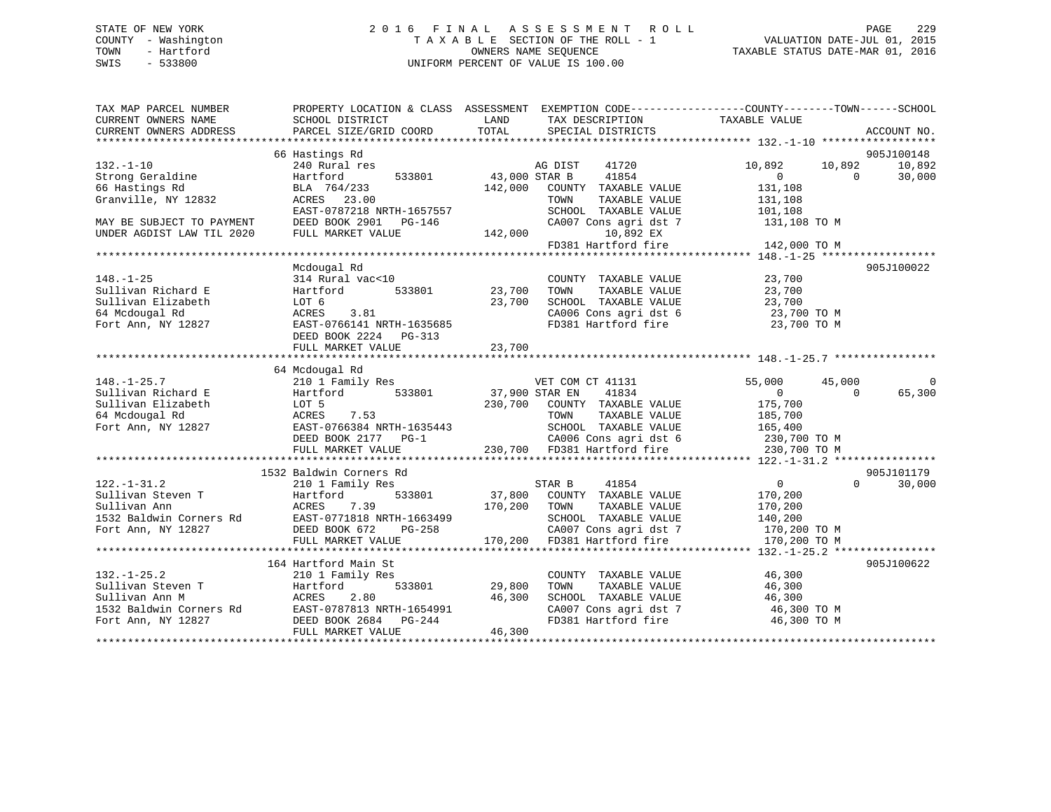STATE OF NEW YORK
COUNTY - Washington
TOWN - Hartford
SWIS - 533800

2 0 1 6 F I N A L A S S E S S M E N T R O L L
T A X A B L E SECTION OF THE ROLL - 1
OWNERS NAME SEQUENCE
UNIFORM PERCENT OF VALUE IS 100.00

VALUATION DATE-JUL 01, 2015
TAXABLE STATUS DATE-MAR 01, 2016

```
TAX MAP PARCEL NUMBER          PROPERTY LOCATION & CLASS  ASSESSMENT  EXEMPTION CODE------------------COUNTY--------TOWN------SCHOOL
CURRENT OWNERS NAME            SCHOOL DISTRICT              LAND      TAX DESCRIPTION            TAXABLE VALUE
CURRENT OWNERS ADDRESS         PARCEL SIZE/GRID COORD       TOTAL     SPECIAL DISTRICTS                                    ACCOUNT NO.
******************************************************************************************************* 132.-1-10 ******************
                               66 Hastings Rd                                                                              905J100148
132.-1-10                      240 Rural res                          AG DIST     41720          10,892      10,892       10,892
Strong Geraldine               Hartford        533801       43,000 STAR B      41854               0           0          30,000
66 Hastings Rd                 BLA  764/233                142,000    COUNTY  TAXABLE VALUE         131,108
Granville, NY 12832            ACRES   23.00                          TOWN    TAXABLE VALUE         131,108
                               EAST-0787218 NRTH-1657557              SCHOOL  TAXABLE VALUE         101,108
MAY BE SUBJECT TO PAYMENT      DEED BOOK 2901   PG-146                CA007 Cons agri dst 7          131,108 TO M
UNDER AGDIST LAW TIL 2020      FULL MARKET VALUE           142,000         10,892 EX
                                                                      FD381 Hartford fire            142,000 TO M
******************************************************************************************************* 148.-1-25 ******************
                               Mcdougal Rd                                                                                 905J100022
148.-1-25                      314 Rural vac<10                       COUNTY  TAXABLE VALUE          23,700
Sullivan Richard E             Hartford        533801       23,700    TOWN    TAXABLE VALUE          23,700
Sullivan Elizabeth             LOT 6                        23,700    SCHOOL  TAXABLE VALUE          23,700
64 Mcdougal Rd                 ACRES    3.81                          CA006 Cons agri dst 6           23,700 TO M
Fort Ann, NY 12827             EAST-0766141 NRTH-1635685              FD381 Hartford fire             23,700 TO M
                               DEED BOOK 2224   PG-313
                               FULL MARKET VALUE            23,700
******************************************************************************************************* 148.-1-25.7 ****************
                               64 Mcdougal Rd
148.-1-25.7                    210 1 Family Res                       VET COM CT 41131               55,000      45,000            0
Sullivan Richard E             Hartford        533801       37,900 STAR EN     41834                   0           0          65,300
Sullivan Elizabeth             LOT 5                       230,700    COUNTY  TAXABLE VALUE         175,700
64 Mcdougal Rd                 ACRES    7.53                          TOWN    TAXABLE VALUE         185,700
Fort Ann, NY 12827             EAST-0766384 NRTH-1635443              SCHOOL  TAXABLE VALUE         165,400
                               DEED BOOK 2177   PG-1                  CA006 Cons agri dst 6          230,700 TO M
                               FULL MARKET VALUE           230,700    FD381 Hartford fire            230,700 TO M
******************************************************************************************************* 122.-1-31.2 ****************
                               1532 Baldwin Corners Rd                                                                     905J101179
122.-1-31.2                    210 1 Family Res                       STAR B      41854                   0           0          30,000
Sullivan Steven T              Hartford        533801       37,800    COUNTY  TAXABLE VALUE         170,200
Sullivan Ann                   ACRES    7.39               170,200    TOWN    TAXABLE VALUE         170,200
1532 Baldwin Corners Rd        EAST-0771818 NRTH-1663499              SCHOOL  TAXABLE VALUE         140,200
Fort Ann, NY 12827             DEED BOOK 672    PG-258                CA007 Cons agri dst 7          170,200 TO M
                               FULL MARKET VALUE           170,200    FD381 Hartford fire            170,200 TO M
******************************************************************************************************* 132.-1-25.2 ****************
                               164 Hartford Main St                                                                        905J100622
132.-1-25.2                    210 1 Family Res                       COUNTY  TAXABLE VALUE          46,300
Sullivan Steven T              Hartford        533801       29,800    TOWN    TAXABLE VALUE          46,300
Sullivan Ann M                 ACRES    2.80                46,300    SCHOOL  TAXABLE VALUE          46,300
1532 Baldwin Corners Rd        EAST-0787813 NRTH-1654991              CA007 Cons agri dst 7           46,300 TO M
Fort Ann, NY 12827             DEED BOOK 2684   PG-244                FD381 Hartford fire             46,300 TO M
                               FULL MARKET VALUE            46,300
************************************************************************************************************************************
```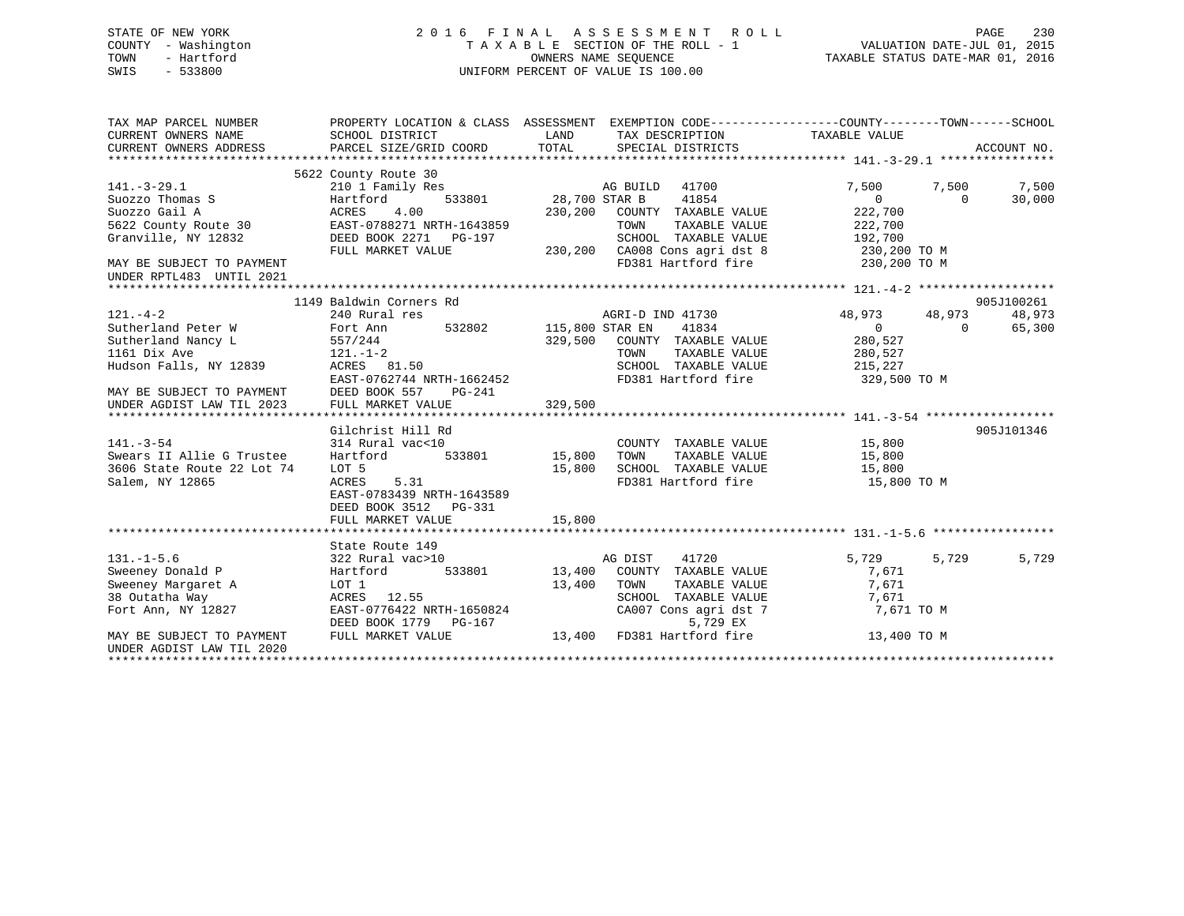STATE OF NEW YORK
COUNTY - Washington
TOWN - Hartford
SWIS - 533800

2016 FINAL ASSESSMENT ROLL
TAXABLE SECTION OF THE ROLL - 1
OWNERS NAME SEQUENCE
UNIFORM PERCENT OF VALUE IS 100.00

VALUATION DATE-JUL 01, 2015
TAXABLE STATUS DATE-MAR 01, 2016

```
TAX MAP PARCEL NUMBER          PROPERTY LOCATION & CLASS  ASSESSMENT  EXEMPTION CODE------------------COUNTY--------TOWN------SCHOOL
CURRENT OWNERS NAME            SCHOOL DISTRICT               LAND      TAX DESCRIPTION             TAXABLE VALUE
CURRENT OWNERS ADDRESS         PARCEL SIZE/GRID COORD        TOTAL     SPECIAL DISTRICTS                                    ACCOUNT NO.
******************************************************************************************************* 141.-3-29.1 ****************
                               5622 County Route 30
141.-3-29.1                    210 1 Family Res                    AG BUILD   41700              7,500       7,500       7,500
Suozzo Thomas S                Hartford          533801      28,700 STAR B     41854                  0           0      30,000
Suozzo Gail A                  ACRES    4.00                230,200   COUNTY  TAXABLE VALUE        222,700
5622 County Route 30           EAST-0788271 NRTH-1643859              TOWN    TAXABLE VALUE        222,700
Granville, NY 12832            DEED BOOK 2271   PG-197                SCHOOL  TAXABLE VALUE        192,700
                               FULL MARKET VALUE           230,200   CA008 Cons agri dst 8          230,200 TO M
MAY BE SUBJECT TO PAYMENT                                             FD381 Hartford fire            230,200 TO M
UNDER RPTL483  UNTIL 2021
******************************************************************************************************* 121.-4-2 *******************
                               1149 Baldwin Corners Rd                                                                   905J100261
121.-4-2                       240 Rural res                       AGRI-D IND 41730             48,973      48,973      48,973
Sutherland Peter W             Fort Ann          532802     115,800 STAR EN    41834                  0           0      65,300
Sutherland Nancy L             557/244                     329,500   COUNTY  TAXABLE VALUE        280,527
1161 Dix Ave                   121.-1-2                               TOWN    TAXABLE VALUE        280,527
Hudson Falls, NY 12839         ACRES   81.50                          SCHOOL  TAXABLE VALUE        215,227
                               EAST-0762744 NRTH-1662452              FD381 Hartford fire            329,500 TO M
MAY BE SUBJECT TO PAYMENT      DEED BOOK 557    PG-241
UNDER AGDIST LAW TIL 2023      FULL MARKET VALUE           329,500
******************************************************************************************************* 141.-3-54 ******************
                               Gilchrist Hill Rd                                                                         905J101346
141.-3-54                      314 Rural vac<10                       COUNTY  TAXABLE VALUE         15,800
Swears II Allie G Trustee      Hartford          533801      15,800   TOWN    TAXABLE VALUE         15,800
3606 State Route 22 Lot 74     LOT 5                         15,800   SCHOOL  TAXABLE VALUE         15,800
Salem, NY 12865                ACRES    5.31                          FD381 Hartford fire             15,800 TO M
                               EAST-0783439 NRTH-1643589
                               DEED BOOK 3512   PG-331
                               FULL MARKET VALUE            15,800
******************************************************************************************************* 131.-1-5.6 *****************
                               State Route 149
131.-1-5.6                     322 Rural vac>10                    AG DIST    41720              5,729       5,729       5,729
Sweeney Donald P               Hartford          533801      13,400   COUNTY  TAXABLE VALUE          7,671
Sweeney Margaret A             LOT 1                         13,400   TOWN    TAXABLE VALUE          7,671
38 Outatha Way                 ACRES   12.55                          SCHOOL  TAXABLE VALUE          7,671
Fort Ann, NY 12827             EAST-0776422 NRTH-1650824              CA007 Cons agri dst 7            7,671 TO M
                               DEED BOOK 1779   PG-167                      5,729 EX
MAY BE SUBJECT TO PAYMENT      FULL MARKET VALUE            13,400   FD381 Hartford fire              13,400 TO M
UNDER AGDIST LAW TIL 2020
************************************************************************************************************************************
```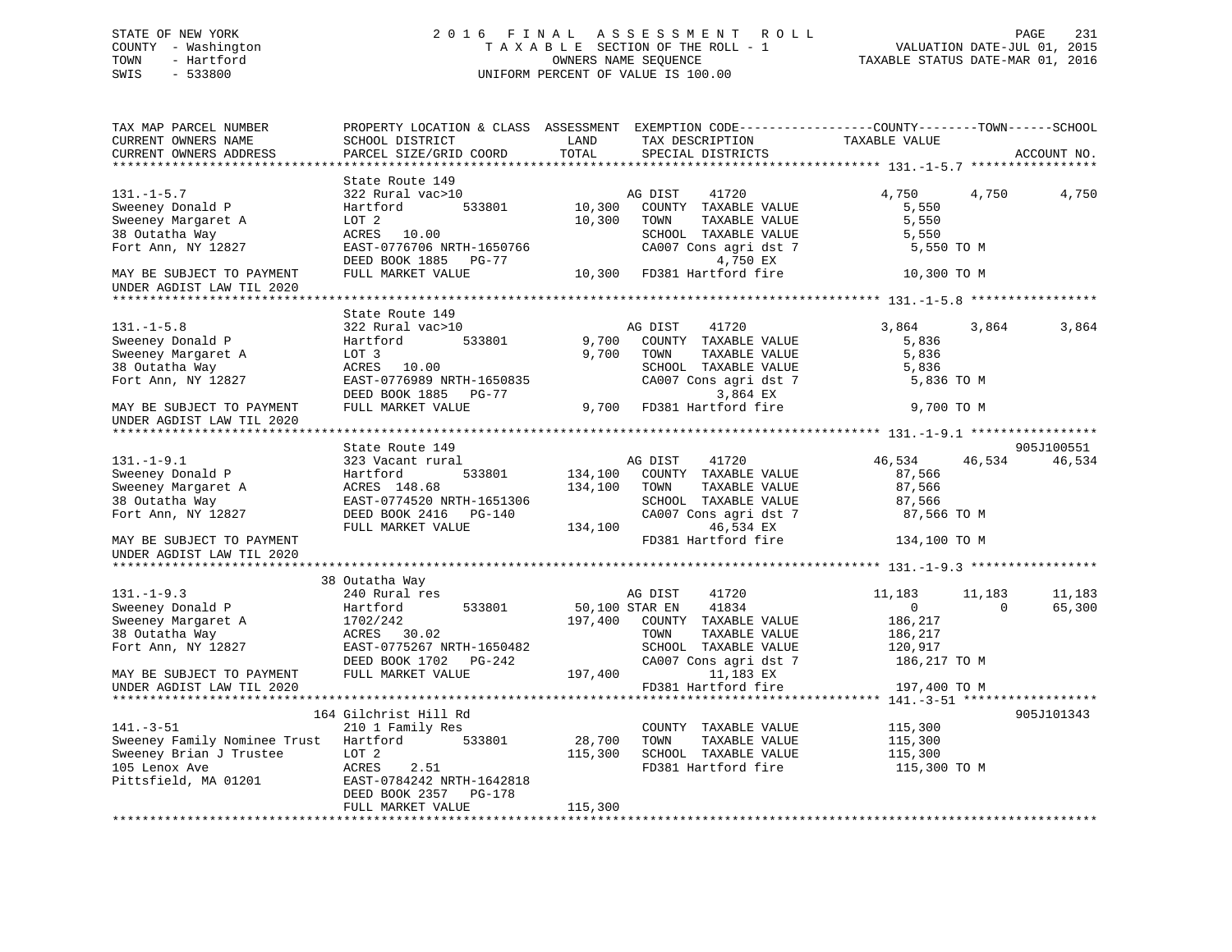STATE OF NEW YORK
COUNTY - Washington
TOWN - Hartford
SWIS - 533800

2016 FINAL ASSESSMENT ROLL
TAXABLE SECTION OF THE ROLL - 1
OWNERS NAME SEQUENCE
UNIFORM PERCENT OF VALUE IS 100.00

VALUATION DATE-JUL 01, 2015
TAXABLE STATUS DATE-MAR 01, 2016

| TAX MAP PARCEL NUMBER / CURRENT OWNERS NAME / CURRENT OWNERS ADDRESS | PROPERTY LOCATION & CLASS / SCHOOL DISTRICT / PARCEL SIZE/GRID COORD | ASSESSMENT LAND / TOTAL | EXEMPTION CODE / TAX DESCRIPTION / SPECIAL DISTRICTS | COUNTY TAXABLE VALUE | TOWN | SCHOOL | ACCOUNT NO. |
|---|---|---|---|---|---|---|---|
| **131.-1-5.7** | State Route 149 | | | | | | |
| 131.-1-5.7 | 322 Rural vac>10 | | AG DIST 41720 | 4,750 | 4,750 | 4,750 | |
| Sweeney Donald P | Hartford 533801 | 10,300 | COUNTY TAXABLE VALUE | 5,550 | | | |
| Sweeney Margaret A | LOT 2 | 10,300 | TOWN TAXABLE VALUE | 5,550 | | | |
| 38 Outatha Way | ACRES 10.00 | | SCHOOL TAXABLE VALUE | 5,550 | | | |
| Fort Ann, NY 12827 | EAST-0776706 NRTH-1650766 | | CA007 Cons agri dst 7 | 5,550 TO M | | | |
| | DEED BOOK 1885 PG-77 | | 4,750 EX | | | | |
| MAY BE SUBJECT TO PAYMENT | FULL MARKET VALUE | 10,300 | FD381 Hartford fire | 10,300 TO M | | | |
| UNDER AGDIST LAW TIL 2020 | | | | | | | |
| **131.-1-5.8** | State Route 149 | | | | | | |
| 131.-1-5.8 | 322 Rural vac>10 | | AG DIST 41720 | 3,864 | 3,864 | 3,864 | |
| Sweeney Donald P | Hartford 533801 | 9,700 | COUNTY TAXABLE VALUE | 5,836 | | | |
| Sweeney Margaret A | LOT 3 | 9,700 | TOWN TAXABLE VALUE | 5,836 | | | |
| 38 Outatha Way | ACRES 10.00 | | SCHOOL TAXABLE VALUE | 5,836 | | | |
| Fort Ann, NY 12827 | EAST-0776989 NRTH-1650835 | | CA007 Cons agri dst 7 | 5,836 TO M | | | |
| | DEED BOOK 1885 PG-77 | | 3,864 EX | | | | |
| MAY BE SUBJECT TO PAYMENT | FULL MARKET VALUE | 9,700 | FD381 Hartford fire | 9,700 TO M | | | |
| UNDER AGDIST LAW TIL 2020 | | | | | | | |
| **131.-1-9.1** | State Route 149 | | | | | | 905J100551 |
| 131.-1-9.1 | 323 Vacant rural | | AG DIST 41720 | 46,534 | 46,534 | 46,534 | |
| Sweeney Donald P | Hartford 533801 | 134,100 | COUNTY TAXABLE VALUE | 87,566 | | | |
| Sweeney Margaret A | ACRES 148.68 | 134,100 | TOWN TAXABLE VALUE | 87,566 | | | |
| 38 Outatha Way | EAST-0774520 NRTH-1651306 | | SCHOOL TAXABLE VALUE | 87,566 | | | |
| Fort Ann, NY 12827 | DEED BOOK 2416 PG-140 | | CA007 Cons agri dst 7 | 87,566 TO M | | | |
| | FULL MARKET VALUE | 134,100 | 46,534 EX | | | | |
| MAY BE SUBJECT TO PAYMENT | | | FD381 Hartford fire | 134,100 TO M | | | |
| UNDER AGDIST LAW TIL 2020 | | | | | | | |
| **131.-1-9.3** | 38 Outatha Way | | | | | | |
| 131.-1-9.3 | 240 Rural res | | AG DIST 41720 | 11,183 | 11,183 | 11,183 | |
| Sweeney Donald P | Hartford 533801 | 50,100 | STAR EN 41834 | 0 | 0 | 65,300 | |
| Sweeney Margaret A | 1702/242 | 197,400 | COUNTY TAXABLE VALUE | 186,217 | | | |
| 38 Outatha Way | ACRES 30.02 | | TOWN TAXABLE VALUE | 186,217 | | | |
| Fort Ann, NY 12827 | EAST-0775267 NRTH-1650482 | | SCHOOL TAXABLE VALUE | 120,917 | | | |
| | DEED BOOK 1702 PG-242 | | CA007 Cons agri dst 7 | 186,217 TO M | | | |
| MAY BE SUBJECT TO PAYMENT | FULL MARKET VALUE | 197,400 | 11,183 EX | | | | |
| UNDER AGDIST LAW TIL 2020 | | | FD381 Hartford fire | 197,400 TO M | | | |
| **141.-3-51** | 164 Gilchrist Hill Rd | | | | | | 905J101343 |
| 141.-3-51 | 210 1 Family Res | | COUNTY TAXABLE VALUE | 115,300 | | | |
| Sweeney Family Nominee Trust | Hartford 533801 | 28,700 | TOWN TAXABLE VALUE | 115,300 | | | |
| Sweeney Brian J Trustee | LOT 2 | 115,300 | SCHOOL TAXABLE VALUE | 115,300 | | | |
| 105 Lenox Ave | ACRES 2.51 | | FD381 Hartford fire | 115,300 TO M | | | |
| Pittsfield, MA 01201 | EAST-0784242 NRTH-1642818 | | | | | | |
| | DEED BOOK 2357 PG-178 | | | | | | |
| | FULL MARKET VALUE | 115,300 | | | | | |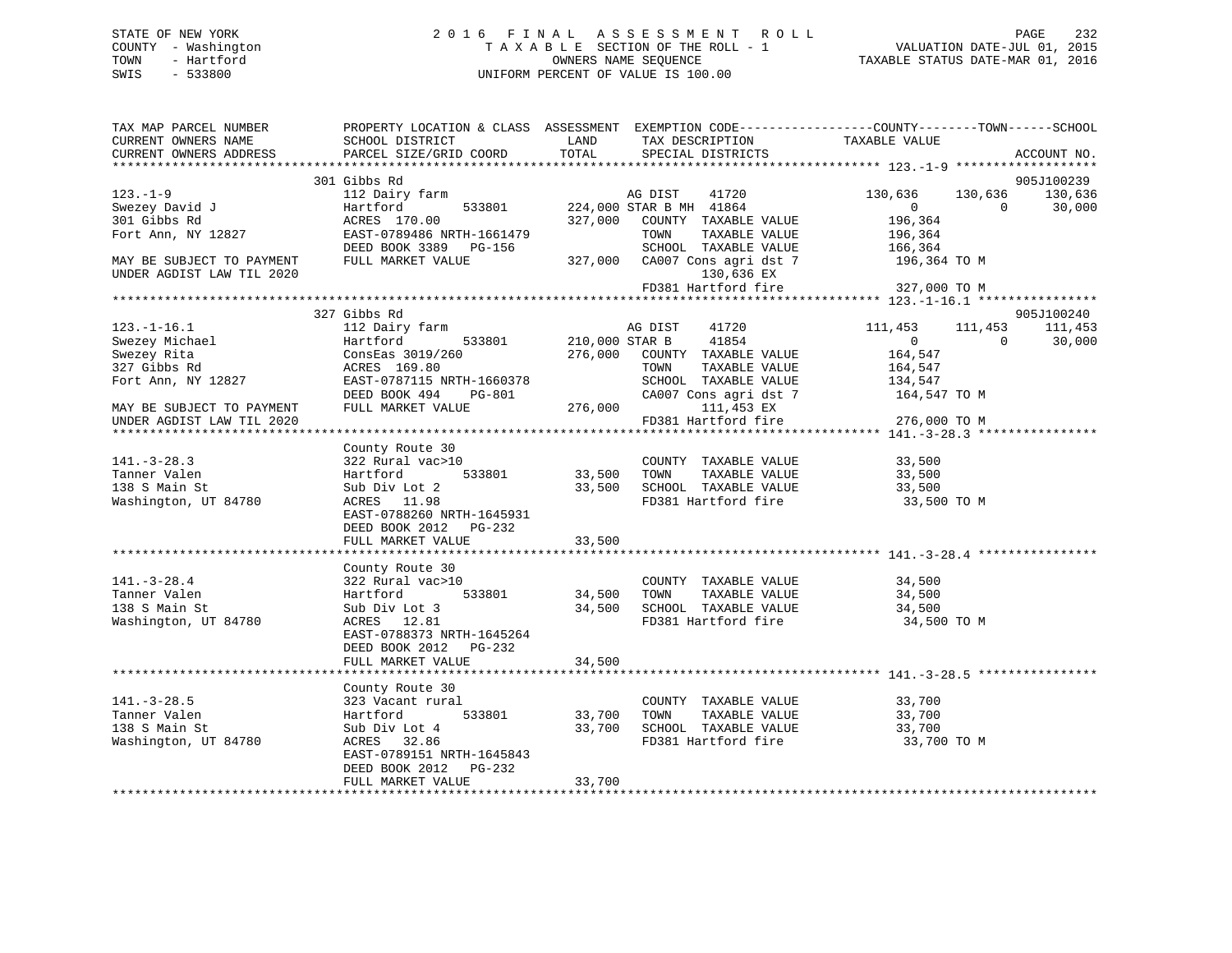STATE OF NEW YORK
COUNTY - Washington
TOWN - Hartford
SWIS - 533800

2 0 1 6 F I N A L A S S E S S M E N T R O L L
T A X A B L E SECTION OF THE ROLL - 1
OWNERS NAME SEQUENCE
UNIFORM PERCENT OF VALUE IS 100.00

VALUATION DATE-JUL 01, 2015
TAXABLE STATUS DATE-MAR 01, 2016

```
TAX MAP PARCEL NUMBER          PROPERTY LOCATION & CLASS  ASSESSMENT  EXEMPTION CODE------------------COUNTY--------TOWN------SCHOOL
CURRENT OWNERS NAME            SCHOOL DISTRICT               LAND      TAX DESCRIPTION            TAXABLE VALUE
CURRENT OWNERS ADDRESS         PARCEL SIZE/GRID COORD        TOTAL     SPECIAL DISTRICTS                                   ACCOUNT NO.
******************************************************************************************************* 123.-1-9 *******************
                    301 Gibbs Rd                                                                                          905J100239
123.-1-9                       112 Dairy farm                     AG DIST     41720            130,636     130,636     130,636
Swezey David J                 Hartford         533801       224,000 STAR B MH  41864                0           0      30,000
301 Gibbs Rd                   ACRES  170.00                 327,000    COUNTY  TAXABLE VALUE          196,364
Fort Ann, NY 12827             EAST-0789486 NRTH-1661479                TOWN    TAXABLE VALUE          196,364
                               DEED BOOK 3389   PG-156                  SCHOOL  TAXABLE VALUE          166,364
MAY BE SUBJECT TO PAYMENT      FULL MARKET VALUE             327,000    CA007 Cons agri dst 7          196,364 TO M
UNDER AGDIST LAW TIL 2020                                                     130,636 EX
                                                                        FD381 Hartford fire            327,000 TO M
******************************************************************************************************* 123.-1-16.1 ****************
                    327 Gibbs Rd                                                                                          905J100240
123.-1-16.1                    112 Dairy farm                     AG DIST     41720            111,453     111,453     111,453
Swezey Michael                 Hartford         533801       210,000 STAR B     41854                0           0      30,000
Swezey Rita                    ConsEas 3019/260              276,000    COUNTY  TAXABLE VALUE          164,547
327 Gibbs Rd                   ACRES  169.80                            TOWN    TAXABLE VALUE          164,547
Fort Ann, NY 12827             EAST-0787115 NRTH-1660378                SCHOOL  TAXABLE VALUE          134,547
                               DEED BOOK 494    PG-801                  CA007 Cons agri dst 7          164,547 TO M
MAY BE SUBJECT TO PAYMENT      FULL MARKET VALUE             276,000          111,453 EX
UNDER AGDIST LAW TIL 2020                                               FD381 Hartford fire            276,000 TO M
******************************************************************************************************* 141.-3-28.3 ****************
                    County Route 30
141.-3-28.3                    322 Rural vac>10                         COUNTY  TAXABLE VALUE           33,500
Tanner Valen                   Hartford         533801        33,500    TOWN    TAXABLE VALUE           33,500
138 S Main St                  Sub Div Lot 2                  33,500    SCHOOL  TAXABLE VALUE           33,500
Washington, UT 84780           ACRES   11.98                            FD381 Hartford fire             33,500 TO M
                               EAST-0788260 NRTH-1645931
                               DEED BOOK 2012   PG-232
                               FULL MARKET VALUE              33,500
******************************************************************************************************* 141.-3-28.4 ****************
                    County Route 30
141.-3-28.4                    322 Rural vac>10                         COUNTY  TAXABLE VALUE           34,500
Tanner Valen                   Hartford         533801        34,500    TOWN    TAXABLE VALUE           34,500
138 S Main St                  Sub Div Lot 3                  34,500    SCHOOL  TAXABLE VALUE           34,500
Washington, UT 84780           ACRES   12.81                            FD381 Hartford fire             34,500 TO M
                               EAST-0788373 NRTH-1645264
                               DEED BOOK 2012   PG-232
                               FULL MARKET VALUE              34,500
******************************************************************************************************* 141.-3-28.5 ****************
                    County Route 30
141.-3-28.5                    323 Vacant rural                         COUNTY  TAXABLE VALUE           33,700
Tanner Valen                   Hartford         533801        33,700    TOWN    TAXABLE VALUE           33,700
138 S Main St                  Sub Div Lot 4                  33,700    SCHOOL  TAXABLE VALUE           33,700
Washington, UT 84780           ACRES   32.86                            FD381 Hartford fire             33,700 TO M
                               EAST-0789151 NRTH-1645843
                               DEED BOOK 2012   PG-232
                               FULL MARKET VALUE              33,700
************************************************************************************************************************************
```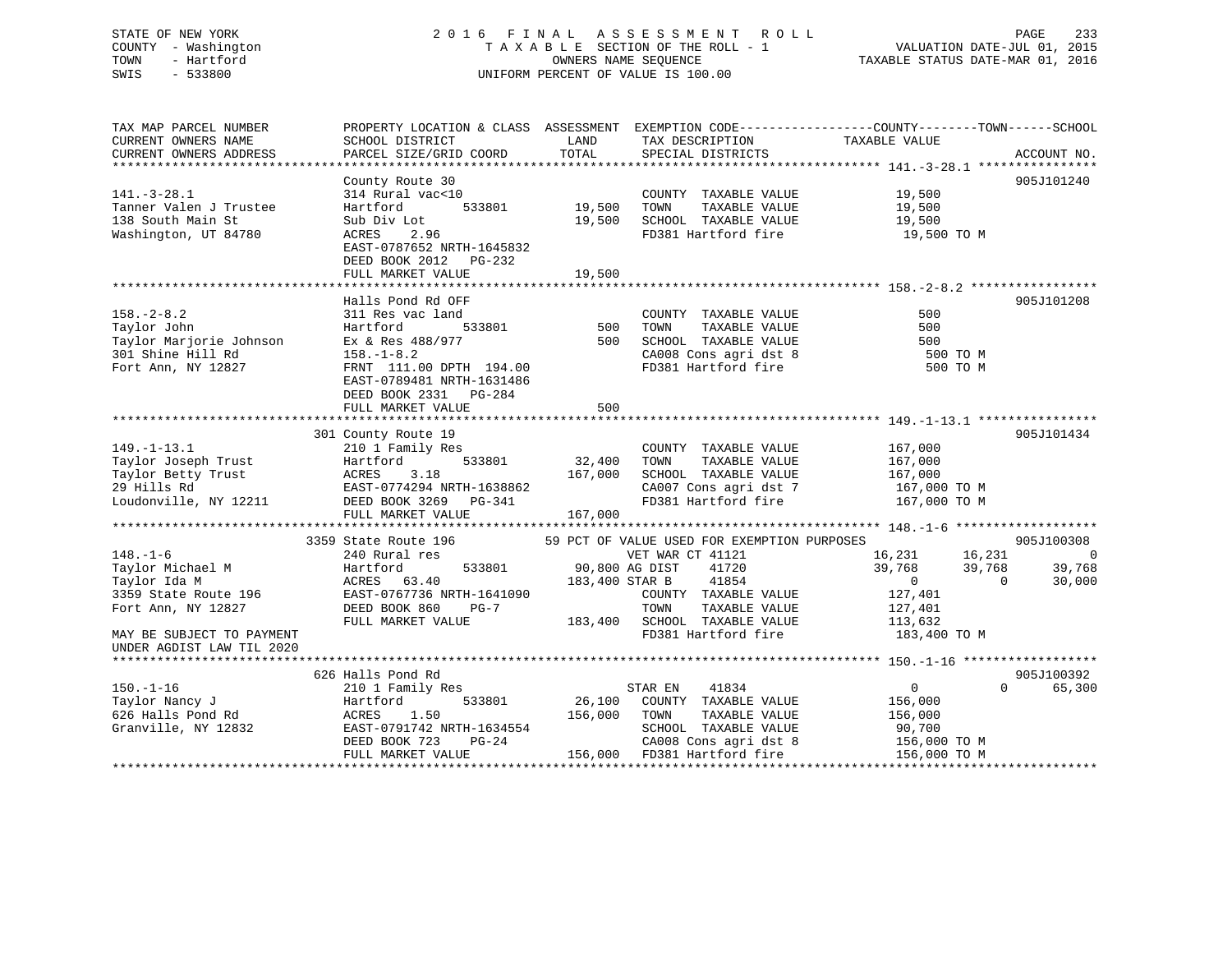STATE OF NEW YORK
COUNTY - Washington
TOWN - Hartford
SWIS - 533800

2016 FINAL ASSESSMENT ROLL
TAXABLE SECTION OF THE ROLL - 1
OWNERS NAME SEQUENCE
UNIFORM PERCENT OF VALUE IS 100.00

VALUATION DATE-JUL 01, 2015
TAXABLE STATUS DATE-MAR 01, 2016

```
TAX MAP PARCEL NUMBER          PROPERTY LOCATION & CLASS  ASSESSMENT  EXEMPTION CODE-----------------COUNTY--------TOWN------SCHOOL
CURRENT OWNERS NAME            SCHOOL DISTRICT             LAND       TAX DESCRIPTION            TAXABLE VALUE
CURRENT OWNERS ADDRESS         PARCEL SIZE/GRID COORD      TOTAL      SPECIAL DISTRICTS                                      ACCOUNT NO.
******************************************************************************************************* 141.-3-28.1 ****************
                               County Route 30                                                                            905J101240
141.-3-28.1                    314 Rural vac<10                        COUNTY  TAXABLE VALUE          19,500
Tanner Valen J Trustee         Hartford         533801       19,500   TOWN    TAXABLE VALUE          19,500
138 South Main St              Sub Div Lot                   19,500   SCHOOL  TAXABLE VALUE          19,500
Washington, UT 84780           ACRES    2.96                          FD381 Hartford fire             19,500 TO M
                               EAST-0787652 NRTH-1645832
                               DEED BOOK 2012   PG-232
                               FULL MARKET VALUE             19,500
******************************************************************************************************* 158.-2-8.2 *****************
                               Halls Pond Rd OFF                                                                          905J101208
158.-2-8.2                     311 Res vac land                        COUNTY  TAXABLE VALUE             500
Taylor John                    Hartford         533801          500   TOWN    TAXABLE VALUE             500
Taylor Marjorie Johnson        Ex & Res 488/977                 500   SCHOOL  TAXABLE VALUE             500
301 Shine Hill Rd              158.-1-8.2                             CA008 Cons agri dst 8               500 TO M
Fort Ann, NY 12827             FRNT 111.00 DPTH 194.00                FD381 Hartford fire                 500 TO M
                               EAST-0789481 NRTH-1631486
                               DEED BOOK 2331   PG-284
                               FULL MARKET VALUE                500
******************************************************************************************************* 149.-1-13.1 ****************
                           301 County Route 19                                                                            905J101434
149.-1-13.1                    210 1 Family Res                        COUNTY  TAXABLE VALUE         167,000
Taylor Joseph Trust            Hartford         533801       32,400   TOWN    TAXABLE VALUE         167,000
Taylor Betty Trust             ACRES    3.18                167,000   SCHOOL  TAXABLE VALUE         167,000
29 Hills Rd                    EAST-0774294 NRTH-1638862              CA007 Cons agri dst 7           167,000 TO M
Loudonville, NY 12211          DEED BOOK 3269   PG-341                FD381 Hartford fire             167,000 TO M
                               FULL MARKET VALUE            167,000
******************************************************************************************************* 148.-1-6 *******************
                          3359 State Route 196             59 PCT OF VALUE USED FOR EXEMPTION PURPOSES                    905J100308
148.-1-6                       240 Rural res                      VET WAR CT 41121              16,231      16,231            0
Taylor Michael M               Hartford         533801       90,800 AG DIST    41720            39,768      39,768       39,768
Taylor Ida M                   ACRES   63.40               183,400 STAR B     41854                 0           0       30,000
3359 State Route 196           EAST-0767736 NRTH-1641090               COUNTY  TAXABLE VALUE         127,401
Fort Ann, NY 12827             DEED BOOK 860    PG-7                   TOWN    TAXABLE VALUE         127,401
                               FULL MARKET VALUE            183,400   SCHOOL  TAXABLE VALUE         113,632
MAY BE SUBJECT TO PAYMENT                                             FD381 Hartford fire             183,400 TO M
UNDER AGDIST LAW TIL 2020
******************************************************************************************************* 150.-1-16 ******************
                           626 Halls Pond Rd                                                                              905J100392
150.-1-16                      210 1 Family Res                   STAR EN    41834                  0           0       65,300
Taylor Nancy J                 Hartford         533801       26,100   COUNTY  TAXABLE VALUE         156,000
626 Halls Pond Rd              ACRES    1.50                156,000   TOWN    TAXABLE VALUE         156,000
Granville, NY 12832            EAST-0791742 NRTH-1634554               SCHOOL  TAXABLE VALUE          90,700
                               DEED BOOK 723    PG-24                  CA008 Cons agri dst 8           156,000 TO M
                               FULL MARKET VALUE            156,000   FD381 Hartford fire             156,000 TO M
************************************************************************************************************************************
```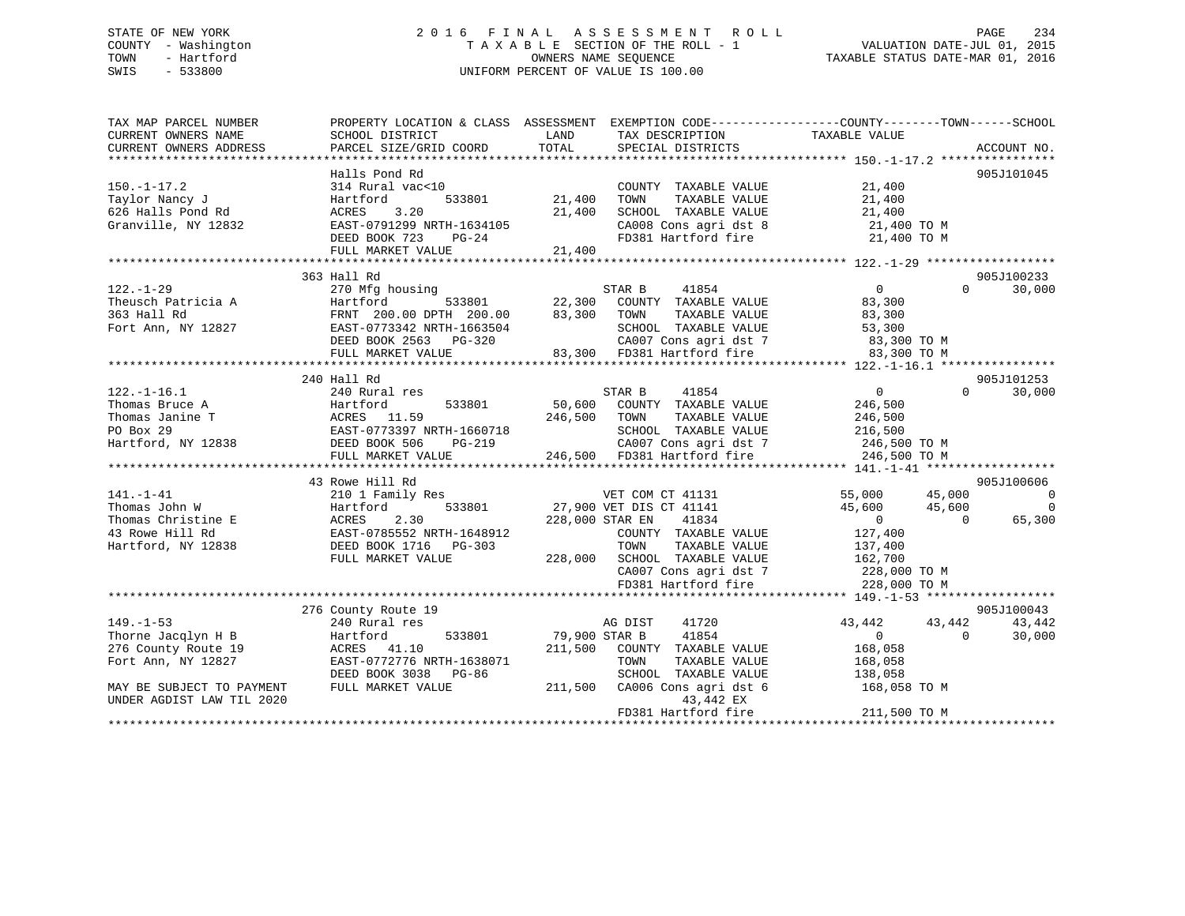STATE OF NEW YORK
COUNTY - Washington
TOWN - Hartford
SWIS - 533800

2016 FINAL ASSESSMENT ROLL
TAXABLE SECTION OF THE ROLL - 1
OWNERS NAME SEQUENCE
UNIFORM PERCENT OF VALUE IS 100.00

VALUATION DATE-JUL 01, 2015
TAXABLE STATUS DATE-MAR 01, 2016

```
TAX MAP PARCEL NUMBER          PROPERTY LOCATION & CLASS  ASSESSMENT  EXEMPTION CODE-----------------COUNTY--------TOWN------SCHOOL
CURRENT OWNERS NAME            SCHOOL DISTRICT              LAND      TAX DESCRIPTION             TAXABLE VALUE
CURRENT OWNERS ADDRESS         PARCEL SIZE/GRID COORD       TOTAL     SPECIAL DISTRICTS                                        ACCOUNT NO.
*********************************************************************************************** 150.-1-17.2 ****************
                               Halls Pond Rd                                                                               905J101045
150.-1-17.2                    314 Rural vac<10                        COUNTY  TAXABLE VALUE          21,400
Taylor Nancy J                 Hartford          533801      21,400   TOWN    TAXABLE VALUE          21,400
626 Halls Pond Rd              ACRES    3.20                 21,400   SCHOOL  TAXABLE VALUE          21,400
Granville, NY 12832            EAST-0791299 NRTH-1634105              CA008 Cons agri dst 8          21,400 TO M
                               DEED BOOK 723    PG-24                 FD381 Hartford fire            21,400 TO M
                               FULL MARKET VALUE             21,400
*********************************************************************************************** 122.-1-29 ******************
                               363 Hall Rd                                                                                 905J100233
122.-1-29                      270 Mfg housing                        STAR B     41854                  0           0       30,000
Theusch Patricia A             Hartford          533801      22,300   COUNTY  TAXABLE VALUE          83,300
363 Hall Rd                    FRNT 200.00 DPTH 200.00       83,300   TOWN    TAXABLE VALUE          83,300
Fort Ann, NY 12827             EAST-0773342 NRTH-1663504              SCHOOL  TAXABLE VALUE          53,300
                               DEED BOOK 2563   PG-320                CA007 Cons agri dst 7          83,300 TO M
                               FULL MARKET VALUE             83,300   FD381 Hartford fire            83,300 TO M
*********************************************************************************************** 122.-1-16.1 ****************
                               240 Hall Rd                                                                                 905J101253
122.-1-16.1                    240 Rural res                          STAR B     41854                  0           0       30,000
Thomas Bruce A                 Hartford          533801      50,600   COUNTY  TAXABLE VALUE         246,500
Thomas Janine T                ACRES   11.59                246,500   TOWN    TAXABLE VALUE         246,500
PO Box 29                      EAST-0773397 NRTH-1660718              SCHOOL  TAXABLE VALUE         216,500
Hartford, NY 12838             DEED BOOK 506    PG-219                CA007 Cons agri dst 7         246,500 TO M
                               FULL MARKET VALUE            246,500   FD381 Hartford fire           246,500 TO M
*********************************************************************************************** 141.-1-41 ******************
                               43 Rowe Hill Rd                                                                             905J100606
141.-1-41                      210 1 Family Res                       VET COM CT 41131             55,000      45,000            0
Thomas John W                  Hartford          533801      27,900 VET DIS CT 41141               45,600      45,600            0
Thomas Christine E             ACRES    2.30                228,000 STAR EN    41834                  0           0       65,300
43 Rowe Hill Rd                EAST-0785552 NRTH-1648912              COUNTY  TAXABLE VALUE         127,400
Hartford, NY 12838             DEED BOOK 1716   PG-303                TOWN    TAXABLE VALUE         137,400
                               FULL MARKET VALUE            228,000   SCHOOL  TAXABLE VALUE         162,700
                                                                      CA007 Cons agri dst 7         228,000 TO M
                                                                      FD381 Hartford fire           228,000 TO M
*********************************************************************************************** 149.-1-53 ******************
                               276 County Route 19                                                                         905J100043
149.-1-53                      240 Rural res                          AG DIST    41720             43,442      43,442       43,442
Thorne Jacqlyn H B             Hartford          533801      79,900 STAR B     41854                  0           0       30,000
276 County Route 19            ACRES   41.10                211,500   COUNTY  TAXABLE VALUE         168,058
Fort Ann, NY 12827             EAST-0772776 NRTH-1638071              TOWN    TAXABLE VALUE         168,058
                               DEED BOOK 3038   PG-86                 SCHOOL  TAXABLE VALUE         138,058
MAY BE SUBJECT TO PAYMENT      FULL MARKET VALUE            211,500   CA006 Cons agri dst 6         168,058 TO M
UNDER AGDIST LAW TIL 2020                                                  43,442 EX
                                                                      FD381 Hartford fire           211,500 TO M
****************************************************************************************************************************
```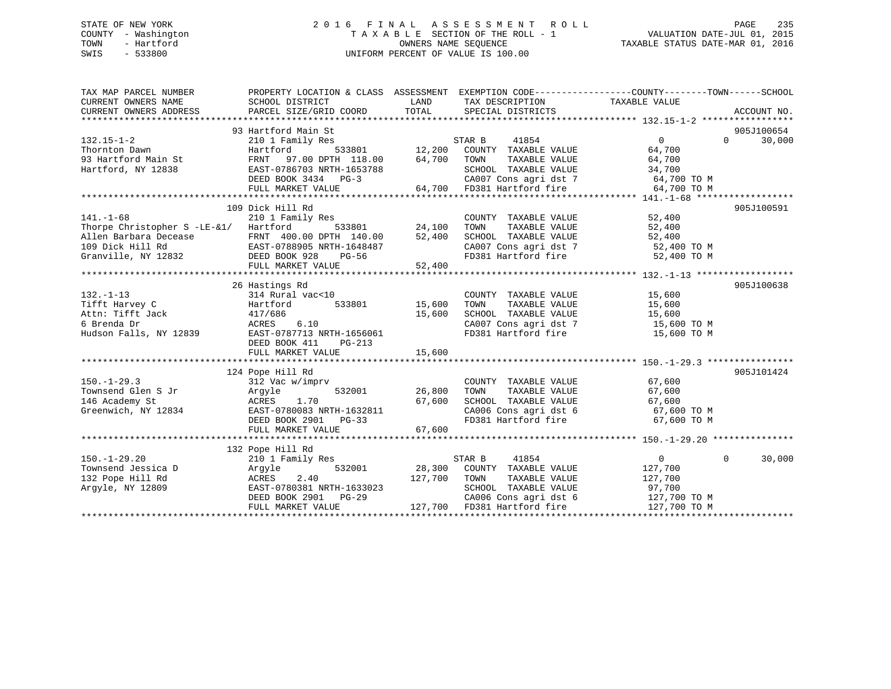STATE OF NEW YORK
COUNTY - Washington
TOWN - Hartford
SWIS - 533800

# 2016 FINAL ASSESSMENT ROLL

TAXABLE SECTION OF THE ROLL - 1
OWNERS NAME SEQUENCE
UNIFORM PERCENT OF VALUE IS 100.00

VALUATION DATE-JUL 01, 2015
TAXABLE STATUS DATE-MAR 01, 2016

| TAX MAP PARCEL NUMBER / CURRENT OWNERS NAME / CURRENT OWNERS ADDRESS | PROPERTY LOCATION & CLASS / SCHOOL DISTRICT / PARCEL SIZE/GRID COORD | ASSESSMENT LAND | TOTAL | EXEMPTION CODE / TAX DESCRIPTION / SPECIAL DISTRICTS | COUNTY TAXABLE VALUE | TOWN | SCHOOL | ACCOUNT NO. |
|---|---|---|---|---|---|---|---|---|
| 132.15-1-2 | 93 Hartford Main St | | | | | | | 905J100654 |
| | 210 1 Family Res | | | STAR B 41854 | 0 | 0 | 30,000 | |
| Thornton Dawn | Hartford 533801 | 12,200 | | COUNTY TAXABLE VALUE | 64,700 | | | |
| 93 Hartford Main St | FRNT 97.00 DPTH 118.00 | | 64,700 | TOWN TAXABLE VALUE | 64,700 | | | |
| Hartford, NY 12838 | EAST-0786703 NRTH-1653788 | | | SCHOOL TAXABLE VALUE | 34,700 | | | |
| | DEED BOOK 3434 PG-3 | | | CA007 Cons agri dst 7 | 64,700 TO M | | | |
| | FULL MARKET VALUE | | 64,700 | FD381 Hartford fire | 64,700 TO M | | | |
| 141.-1-68 | 109 Dick Hill Rd | | | | | | | 905J100591 |
| | 210 1 Family Res | | | COUNTY TAXABLE VALUE | 52,400 | | | |
| Thorpe Christopher S -LE-&1/ | Hartford 533801 | 24,100 | | TOWN TAXABLE VALUE | 52,400 | | | |
| Allen Barbara Decease | FRNT 400.00 DPTH 140.00 | | 52,400 | SCHOOL TAXABLE VALUE | 52,400 | | | |
| 109 Dick Hill Rd | EAST-0788905 NRTH-1648487 | | | CA007 Cons agri dst 7 | 52,400 TO M | | | |
| Granville, NY 12832 | DEED BOOK 928 PG-56 | | | FD381 Hartford fire | 52,400 TO M | | | |
| | FULL MARKET VALUE | | 52,400 | | | | | |
| 132.-1-13 | 26 Hastings Rd | | | | | | | 905J100638 |
| | 314 Rural vac<10 | | | COUNTY TAXABLE VALUE | 15,600 | | | |
| Tifft Harvey C | Hartford 533801 | 15,600 | | TOWN TAXABLE VALUE | 15,600 | | | |
| Attn: Tifft Jack | 417/686 | | 15,600 | SCHOOL TAXABLE VALUE | 15,600 | | | |
| 6 Brenda Dr | ACRES 6.10 | | | CA007 Cons agri dst 7 | 15,600 TO M | | | |
| Hudson Falls, NY 12839 | EAST-0787713 NRTH-1656061 | | | FD381 Hartford fire | 15,600 TO M | | | |
| | DEED BOOK 411 PG-213 | | | | | | | |
| | FULL MARKET VALUE | | 15,600 | | | | | |
| 150.-1-29.3 | 124 Pope Hill Rd | | | | | | | 905J101424 |
| | 312 Vac w/imprv | | | COUNTY TAXABLE VALUE | 67,600 | | | |
| Townsend Glen S Jr | Argyle 532001 | 26,800 | | TOWN TAXABLE VALUE | 67,600 | | | |
| 146 Academy St | ACRES 1.70 | | 67,600 | SCHOOL TAXABLE VALUE | 67,600 | | | |
| Greenwich, NY 12834 | EAST-0780083 NRTH-1632811 | | | CA006 Cons agri dst 6 | 67,600 TO M | | | |
| | DEED BOOK 2901 PG-33 | | | FD381 Hartford fire | 67,600 TO M | | | |
| | FULL MARKET VALUE | | 67,600 | | | | | |
| 150.-1-29.20 | 132 Pope Hill Rd | | | | | | | |
| | 210 1 Family Res | | | STAR B 41854 | 0 | 0 | 30,000 | |
| Townsend Jessica D | Argyle 532001 | 28,300 | | COUNTY TAXABLE VALUE | 127,700 | | | |
| 132 Pope Hill Rd | ACRES 2.40 | | 127,700 | TOWN TAXABLE VALUE | 127,700 | | | |
| Argyle, NY 12809 | EAST-0780381 NRTH-1633023 | | | SCHOOL TAXABLE VALUE | 97,700 | | | |
| | DEED BOOK 2901 PG-29 | | | CA006 Cons agri dst 6 | 127,700 TO M | | | |
| | FULL MARKET VALUE | | 127,700 | FD381 Hartford fire | 127,700 TO M | | | |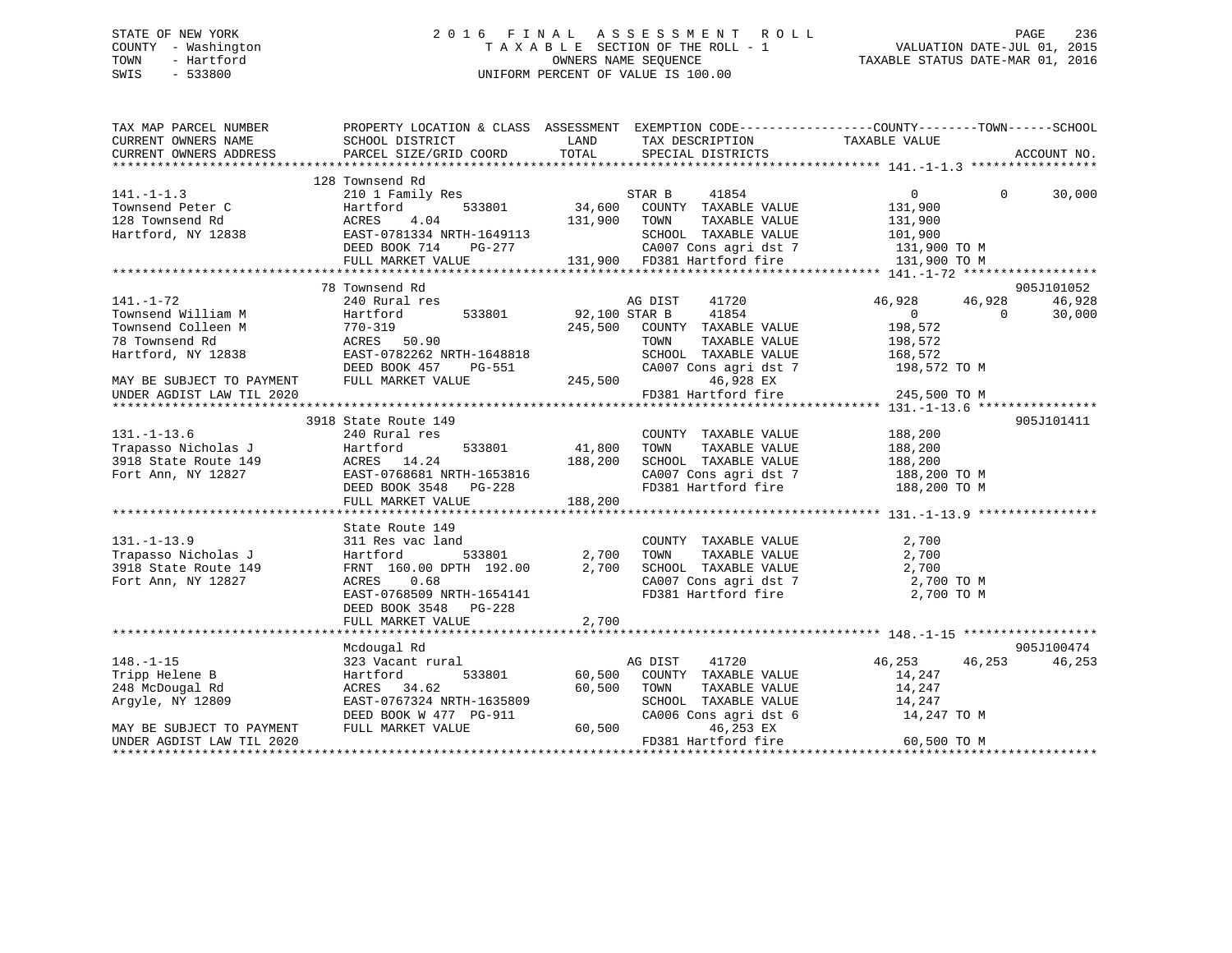STATE OF NEW YORK
COUNTY - Washington
TOWN - Hartford
SWIS - 533800

# 2016 FINAL ASSESSMENT ROLL

TAXABLE SECTION OF THE ROLL - 1
OWNERS NAME SEQUENCE
UNIFORM PERCENT OF VALUE IS 100.00

VALUATION DATE-JUL 01, 2015
TAXABLE STATUS DATE-MAR 01, 2016

```
TAX MAP PARCEL NUMBER          PROPERTY LOCATION & CLASS  ASSESSMENT  EXEMPTION CODE-----------------COUNTY--------TOWN------SCHOOL
CURRENT OWNERS NAME            SCHOOL DISTRICT            LAND        TAX DESCRIPTION               TAXABLE VALUE
CURRENT OWNERS ADDRESS         PARCEL SIZE/GRID COORD     TOTAL       SPECIAL DISTRICTS                                      ACCOUNT NO.
******************************************************************************************************* 141.-1-1.3 *****************
                               128 Townsend Rd
141.-1-1.3                     210 1 Family Res                       STAR B     41854                    0          0     30,000
Townsend Peter C               Hartford        533801      34,600     COUNTY  TAXABLE VALUE          131,900
128 Townsend Rd                ACRES    4.04             131,900     TOWN    TAXABLE VALUE          131,900
Hartford, NY 12838             EAST-0781334 NRTH-1649113              SCHOOL  TAXABLE VALUE          101,900
                               DEED BOOK 714    PG-277                CA007 Cons agri dst 7           131,900 TO M
                               FULL MARKET VALUE         131,900     FD381 Hartford fire             131,900 TO M
******************************************************************************************************* 141.-1-72 ******************
                               78 Townsend Rd                                                                         905J101052
141.-1-72                      240 Rural res                          AG DIST    41720               46,928     46,928     46,928
Townsend William M             Hartford        533801      92,100 STAR B     41854                    0          0     30,000
Townsend Colleen M             770-319                   245,500     COUNTY  TAXABLE VALUE          198,572
78 Townsend Rd                 ACRES   50.90                          TOWN    TAXABLE VALUE          198,572
Hartford, NY 12838             EAST-0782262 NRTH-1648818              SCHOOL  TAXABLE VALUE          168,572
                               DEED BOOK 457    PG-551                CA007 Cons agri dst 7           198,572 TO M
MAY BE SUBJECT TO PAYMENT      FULL MARKET VALUE         245,500              46,928 EX
UNDER AGDIST LAW TIL 2020                                             FD381 Hartford fire             245,500 TO M
******************************************************************************************************* 131.-1-13.6 ****************
                               3918 State Route 149                                                                   905J101411
131.-1-13.6                    240 Rural res                          COUNTY  TAXABLE VALUE          188,200
Trapasso Nicholas J            Hartford        533801      41,800     TOWN    TAXABLE VALUE          188,200
3918 State Route 149           ACRES   14.24             188,200     SCHOOL  TAXABLE VALUE          188,200
Fort Ann, NY 12827             EAST-0768681 NRTH-1653816              CA007 Cons agri dst 7           188,200 TO M
                               DEED BOOK 3548   PG-228                FD381 Hartford fire             188,200 TO M
                               FULL MARKET VALUE         188,200
******************************************************************************************************* 131.-1-13.9 ****************
                               State Route 149
131.-1-13.9                    311 Res vac land                       COUNTY  TAXABLE VALUE            2,700
Trapasso Nicholas J            Hartford        533801       2,700     TOWN    TAXABLE VALUE            2,700
3918 State Route 149           FRNT 160.00 DPTH 192.00      2,700     SCHOOL  TAXABLE VALUE            2,700
Fort Ann, NY 12827             ACRES    0.68                          CA007 Cons agri dst 7             2,700 TO M
                               EAST-0768509 NRTH-1654141              FD381 Hartford fire               2,700 TO M
                               DEED BOOK 3548   PG-228
                               FULL MARKET VALUE           2,700
******************************************************************************************************* 148.-1-15 ******************
                               Mcdougal Rd                                                                            905J100474
148.-1-15                      323 Vacant rural                       AG DIST    41720               46,253     46,253     46,253
Tripp Helene B                 Hartford        533801      60,500     COUNTY  TAXABLE VALUE           14,247
248 McDougal Rd                ACRES   34.62              60,500     TOWN    TAXABLE VALUE           14,247
Argyle, NY 12809               EAST-0767324 NRTH-1635809              SCHOOL  TAXABLE VALUE           14,247
                               DEED BOOK W 477  PG-911                CA006 Cons agri dst 6            14,247 TO M
MAY BE SUBJECT TO PAYMENT      FULL MARKET VALUE          60,500              46,253 EX
UNDER AGDIST LAW TIL 2020                                             FD381 Hartford fire              60,500 TO M
************************************************************************************************************************************
```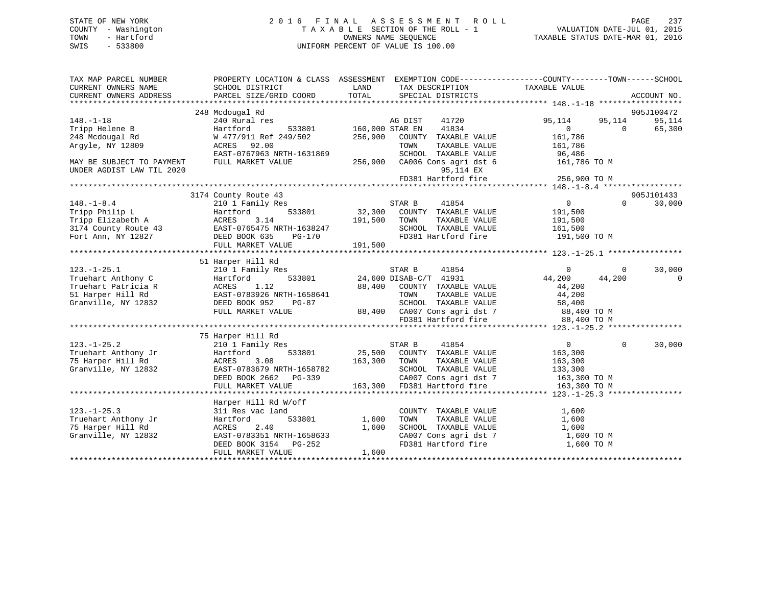STATE OF NEW YORK
COUNTY - Washington
TOWN - Hartford
SWIS - 533800

2016 FINAL ASSESSMENT ROLL
TAXABLE SECTION OF THE ROLL - 1
OWNERS NAME SEQUENCE
UNIFORM PERCENT OF VALUE IS 100.00

VALUATION DATE-JUL 01, 2015
TAXABLE STATUS DATE-MAR 01, 2016

```
TAX MAP PARCEL NUMBER        PROPERTY LOCATION & CLASS  ASSESSMENT  EXEMPTION CODE-----------------COUNTY--------TOWN------SCHOOL
CURRENT OWNERS NAME          SCHOOL DISTRICT             LAND        TAX DESCRIPTION              TAXABLE VALUE
CURRENT OWNERS ADDRESS       PARCEL SIZE/GRID COORD      TOTAL       SPECIAL DISTRICTS                                        ACCOUNT NO.
******************************************************************************************************* 148.-1-18 *****************
                             248 Mcdougal Rd                                                                                905J100472
148.-1-18                    240 Rural res                           AG DIST     41720          95,114      95,114      95,114
Tripp Helene B               Hartford      533801     160,000 STAR EN     41834               0           0      65,300
248 Mcdougal Rd              W 477/911 Ref 249/502    256,900   COUNTY  TAXABLE VALUE        161,786
Argyle, NY 12809             ACRES   92.00                      TOWN    TAXABLE VALUE        161,786
                             EAST-0767963 NRTH-1631869          SCHOOL  TAXABLE VALUE         96,486
MAY BE SUBJECT TO PAYMENT    FULL MARKET VALUE        256,900   CA006 Cons agri dst 6         161,786 TO M
UNDER AGDIST LAW TIL 2020                                             95,114 EX
                                                                FD381 Hartford fire           256,900 TO M
******************************************************************************************************* 148.-1-8.4 ****************
                             3174 County Route 43                                                                           905J101433
148.-1-8.4                   210 1 Family Res                        STAR B      41854               0           0      30,000
Tripp Philip L               Hartford      533801      32,300   COUNTY  TAXABLE VALUE        191,500
Tripp Elizabeth A            ACRES    3.14             191,500   TOWN    TAXABLE VALUE        191,500
3174 County Route 43         EAST-0765475 NRTH-1638247          SCHOOL  TAXABLE VALUE        161,500
Fort Ann, NY 12827           DEED BOOK 635    PG-170            FD381 Hartford fire           191,500 TO M
                             FULL MARKET VALUE        191,500
******************************************************************************************************* 123.-1-25.1 ***************
                             51 Harper Hill Rd
123.-1-25.1                  210 1 Family Res                        STAR B      41854               0           0      30,000
Truehart Anthony C           Hartford      533801      24,600 DISAB-C/T  41931          44,200      44,200           0
Truehart Patricia R          ACRES    1.12              88,400   COUNTY  TAXABLE VALUE         44,200
51 Harper Hill Rd            EAST-0783926 NRTH-1658641          TOWN    TAXABLE VALUE         44,200
Granville, NY 12832          DEED BOOK 952    PG-87             SCHOOL  TAXABLE VALUE         58,400
                             FULL MARKET VALUE         88,400   CA007 Cons agri dst 7          88,400 TO M
                                                                FD381 Hartford fire            88,400 TO M
******************************************************************************************************* 123.-1-25.2 ***************
                             75 Harper Hill Rd
123.-1-25.2                  210 1 Family Res                        STAR B      41854               0           0      30,000
Truehart Anthony Jr          Hartford      533801      25,500   COUNTY  TAXABLE VALUE        163,300
75 Harper Hill Rd            ACRES    3.08             163,300   TOWN    TAXABLE VALUE        163,300
Granville, NY 12832          EAST-0783679 NRTH-1658782          SCHOOL  TAXABLE VALUE        133,300
                             DEED BOOK 2662   PG-339            CA007 Cons agri dst 7         163,300 TO M
                             FULL MARKET VALUE        163,300   FD381 Hartford fire           163,300 TO M
******************************************************************************************************* 123.-1-25.3 ***************
                             Harper Hill Rd W/off
123.-1-25.3                  311 Res vac land                       COUNTY  TAXABLE VALUE          1,600
Truehart Anthony Jr          Hartford      533801       1,600   TOWN    TAXABLE VALUE          1,600
75 Harper Hill Rd            ACRES    2.40               1,600   SCHOOL  TAXABLE VALUE          1,600
Granville, NY 12832          EAST-0783351 NRTH-1658633          CA007 Cons agri dst 7           1,600 TO M
                             DEED BOOK 3154   PG-252            FD381 Hartford fire             1,600 TO M
                             FULL MARKET VALUE          1,600
************************************************************************************************************************************
```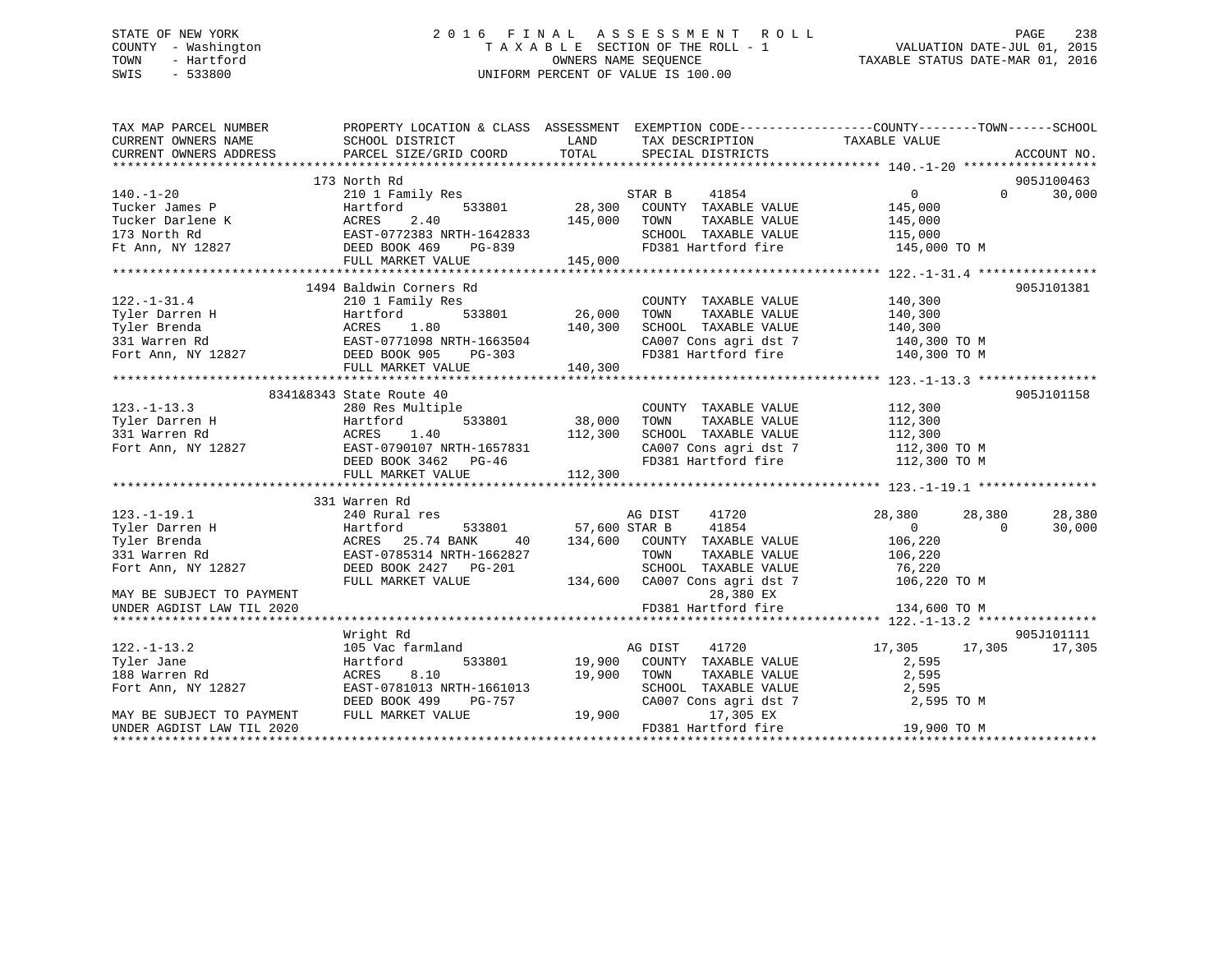STATE OF NEW YORK
COUNTY - Washington
TOWN - Hartford
SWIS - 533800

2016 FINAL ASSESSMENT ROLL
TAXABLE SECTION OF THE ROLL - 1
OWNERS NAME SEQUENCE
UNIFORM PERCENT OF VALUE IS 100.00

VALUATION DATE-JUL 01, 2015
TAXABLE STATUS DATE-MAR 01, 2016

```
TAX MAP PARCEL NUMBER          PROPERTY LOCATION & CLASS  ASSESSMENT  EXEMPTION CODE-----------------COUNTY--------TOWN------SCHOOL
CURRENT OWNERS NAME            SCHOOL DISTRICT               LAND     TAX DESCRIPTION              TAXABLE VALUE
CURRENT OWNERS ADDRESS         PARCEL SIZE/GRID COORD        TOTAL    SPECIAL DISTRICTS                                    ACCOUNT NO.
******************************************************************************************************* 140.-1-20 ******************
                               173 North Rd                                                                              905J100463
140.-1-20                      210 1 Family Res                        STAR B    41854                 0           0       30,000
Tucker James P                 Hartford        533801        28,300   COUNTY  TAXABLE VALUE         145,000
Tucker Darlene K               ACRES    2.40                145,000   TOWN    TAXABLE VALUE         145,000
173 North Rd                   EAST-0772383 NRTH-1642833               SCHOOL  TAXABLE VALUE         115,000
Ft Ann, NY 12827               DEED BOOK 469    PG-839                 FD381 Hartford fire           145,000 TO M
                               FULL MARKET VALUE            145,000
******************************************************************************************************* 122.-1-31.4 ****************
                               1494 Baldwin Corners Rd                                                                   905J101381
122.-1-31.4                    210 1 Family Res                        COUNTY  TAXABLE VALUE         140,300
Tyler Darren H                 Hartford        533801        26,000   TOWN    TAXABLE VALUE         140,300
Tyler Brenda                   ACRES    1.80                140,300   SCHOOL  TAXABLE VALUE         140,300
331 Warren Rd                  EAST-0771098 NRTH-1663504               CA007 Cons agri dst 7         140,300 TO M
Fort Ann, NY 12827             DEED BOOK 905    PG-303                 FD381 Hartford fire           140,300 TO M
                               FULL MARKET VALUE            140,300
******************************************************************************************************* 123.-1-13.3 ****************
                               8341&8343 State Route 40                                                                  905J101158
123.-1-13.3                    280 Res Multiple                        COUNTY  TAXABLE VALUE         112,300
Tyler Darren H                 Hartford        533801        38,000   TOWN    TAXABLE VALUE         112,300
331 Warren Rd                  ACRES    1.40                112,300   SCHOOL  TAXABLE VALUE         112,300
Fort Ann, NY 12827             EAST-0790107 NRTH-1657831               CA007 Cons agri dst 7         112,300 TO M
                               DEED BOOK 3462   PG-46                  FD381 Hartford fire           112,300 TO M
                               FULL MARKET VALUE            112,300
******************************************************************************************************* 123.-1-19.1 ****************
                               331 Warren Rd
123.-1-19.1                    240 Rural res                           AG DIST   41720            28,380      28,380       28,380
Tyler Darren H                 Hartford        533801        57,600 STAR B    41854                 0           0       30,000
Tyler Brenda                   ACRES   25.74 BANK     40    134,600   COUNTY  TAXABLE VALUE         106,220
331 Warren Rd                  EAST-0785314 NRTH-1662827               TOWN    TAXABLE VALUE         106,220
Fort Ann, NY 12827             DEED BOOK 2427   PG-201                 SCHOOL  TAXABLE VALUE          76,220
                               FULL MARKET VALUE            134,600   CA007 Cons agri dst 7         106,220 TO M
MAY BE SUBJECT TO PAYMENT                                                   28,380 EX
UNDER AGDIST LAW TIL 2020                                              FD381 Hartford fire           134,600 TO M
******************************************************************************************************* 122.-1-13.2 ****************
                               Wright Rd                                                                                 905J101111
122.-1-13.2                    105 Vac farmland                        AG DIST   41720            17,305      17,305       17,305
Tyler Jane                     Hartford        533801        19,900   COUNTY  TAXABLE VALUE           2,595
188 Warren Rd                  ACRES    8.10                 19,900   TOWN    TAXABLE VALUE           2,595
Fort Ann, NY 12827             EAST-0781013 NRTH-1661013               SCHOOL  TAXABLE VALUE           2,595
                               DEED BOOK 499    PG-757                 CA007 Cons agri dst 7           2,595 TO M
MAY BE SUBJECT TO PAYMENT      FULL MARKET VALUE             19,900        17,305 EX
UNDER AGDIST LAW TIL 2020                                              FD381 Hartford fire            19,900 TO M
************************************************************************************************************************************
```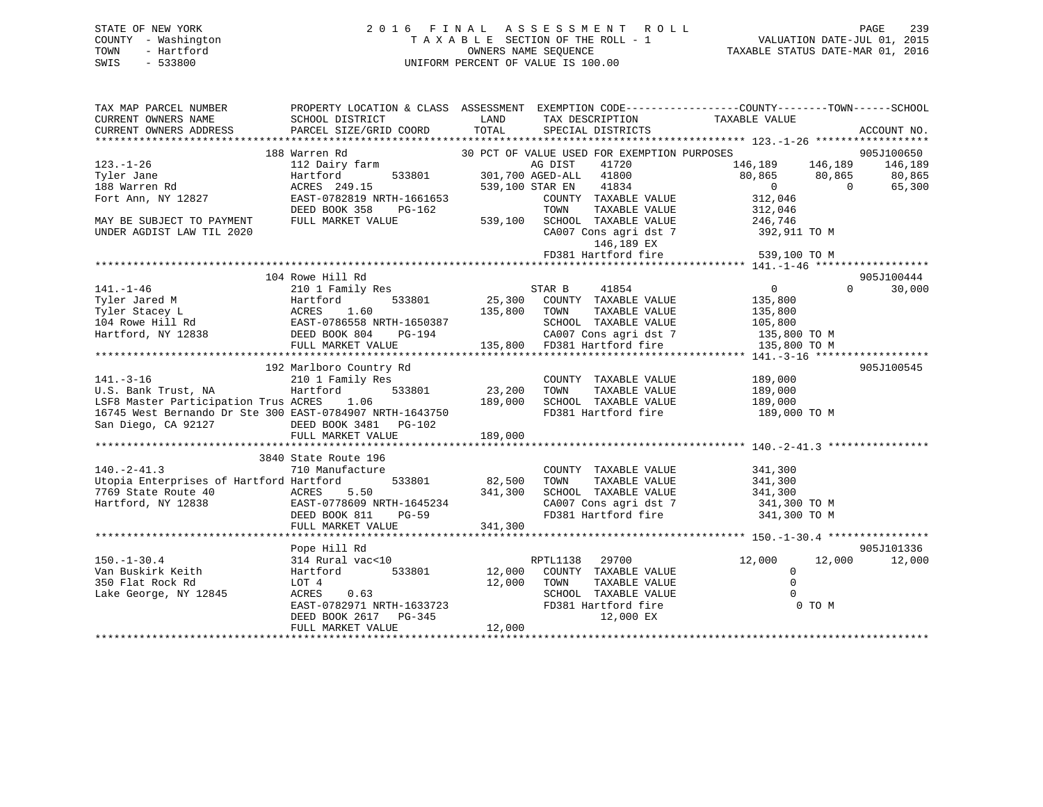STATE OF NEW YORK
COUNTY - Washington
TOWN - Hartford
SWIS - 533800

2016 FINAL ASSESSMENT ROLL
TAXABLE SECTION OF THE ROLL - 1
OWNERS NAME SEQUENCE
UNIFORM PERCENT OF VALUE IS 100.00

VALUATION DATE-JUL 01, 2015
TAXABLE STATUS DATE-MAR 01, 2016

```
TAX MAP PARCEL NUMBER          PROPERTY LOCATION & CLASS  ASSESSMENT  EXEMPTION CODE------------------COUNTY--------TOWN------SCHOOL
CURRENT OWNERS NAME            SCHOOL DISTRICT               LAND      TAX DESCRIPTION             TAXABLE VALUE
CURRENT OWNERS ADDRESS         PARCEL SIZE/GRID COORD        TOTAL     SPECIAL DISTRICTS                                    ACCOUNT NO.
******************************************************************************************************* 123.-1-26 ******************
                  188 Warren Rd                           30 PCT OF VALUE USED FOR EXEMPTION PURPOSES                      905J100650
123.-1-26                      112 Dairy farm                   AG DIST    41720               146,189    146,189    146,189
Tyler Jane                     Hartford        533801      301,700 AGED-ALL  41800                80,865     80,865     80,865
188 Warren Rd                  ACRES  249.15               539,100 STAR EN   41834                     0          0     65,300
Fort Ann, NY 12827             EAST-0782819 NRTH-1661653           COUNTY  TAXABLE VALUE        312,046
                               DEED BOOK 358    PG-162             TOWN    TAXABLE VALUE        312,046
MAY BE SUBJECT TO PAYMENT      FULL MARKET VALUE           539,100 SCHOOL  TAXABLE VALUE        246,746
UNDER AGDIST LAW TIL 2020                                          CA007 Cons agri dst 7         392,911 TO M
                                                                        146,189 EX
                                                                   FD381 Hartford fire           539,100 TO M
******************************************************************************************************* 141.-1-46 ******************
                  104 Rowe Hill Rd                                                                                 905J100444
141.-1-46                      210 1 Family Res                  STAR B     41854                     0          0     30,000
Tyler Jared M                  Hartford        533801       25,300   COUNTY  TAXABLE VALUE        135,800
Tyler Stacey L                 ACRES    1.60               135,800   TOWN    TAXABLE VALUE        135,800
104 Rowe Hill Rd               EAST-0786558 NRTH-1650387             SCHOOL  TAXABLE VALUE        105,800
Hartford, NY 12838             DEED BOOK 804    PG-194               CA007 Cons agri dst 7         135,800 TO M
                               FULL MARKET VALUE           135,800   FD381 Hartford fire           135,800 TO M
******************************************************************************************************* 141.-3-16 ******************
                  192 Marlboro Country Rd                                                                          905J100545
141.-3-16                      210 1 Family Res                      COUNTY  TAXABLE VALUE        189,000
U.S. Bank Trust, NA            Hartford        533801       23,200   TOWN    TAXABLE VALUE        189,000
LSF8 Master Participation Trus ACRES    1.06               189,000   SCHOOL  TAXABLE VALUE        189,000
16745 West Bernando Dr Ste 300 EAST-0784907 NRTH-1643750             FD381 Hartford fire           189,000 TO M
San Diego, CA 92127            DEED BOOK 3481   PG-102
                               FULL MARKET VALUE           189,000
******************************************************************************************************* 140.-2-41.3 ****************
                  3840 State Route 196
140.-2-41.3                    710 Manufacture                       COUNTY  TAXABLE VALUE        341,300
Utopia Enterprises of Hartford Hartford        533801       82,500   TOWN    TAXABLE VALUE        341,300
7769 State Route 40            ACRES    5.50               341,300   SCHOOL  TAXABLE VALUE        341,300
Hartford, NY 12838             EAST-0778609 NRTH-1645234             CA007 Cons agri dst 7         341,300 TO M
                               DEED BOOK 811    PG-59                FD381 Hartford fire           341,300 TO M
                               FULL MARKET VALUE           341,300
******************************************************************************************************* 150.-1-30.4 ****************
                  Pope Hill Rd                                                                                     905J101336
150.-1-30.4                    314 Rural vac<10                  RPTL1138   29700                12,000     12,000     12,000
Van Buskirk Keith              Hartford        533801       12,000   COUNTY  TAXABLE VALUE              0
350 Flat Rock Rd               LOT 4                        12,000   TOWN    TAXABLE VALUE              0
Lake George, NY 12845          ACRES    0.63                         SCHOOL  TAXABLE VALUE              0
                               EAST-0782971 NRTH-1633723             FD381 Hartford fire                 0 TO M
                               DEED BOOK 2617   PG-345                     12,000 EX
                               FULL MARKET VALUE            12,000
************************************************************************************************************************************
```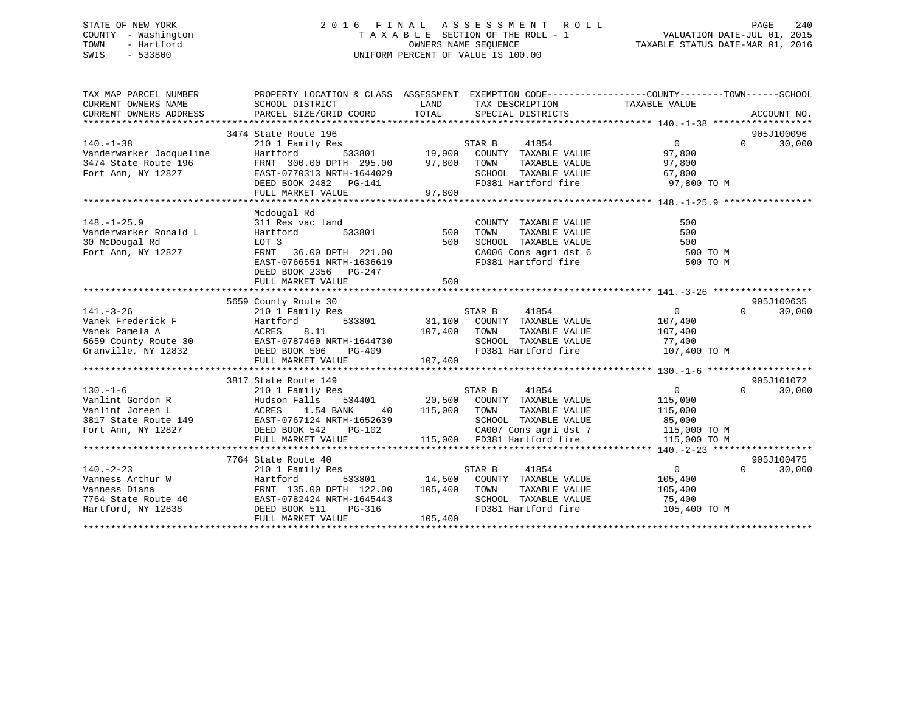STATE OF NEW YORK
COUNTY - Washington
TOWN - Hartford
SWIS - 533800

2 0 1 6 F I N A L A S S E S S M E N T R O L L
T A X A B L E SECTION OF THE ROLL - 1
OWNERS NAME SEQUENCE
UNIFORM PERCENT OF VALUE IS 100.00

VALUATION DATE-JUL 01, 2015
TAXABLE STATUS DATE-MAR 01, 2016

```
TAX MAP PARCEL NUMBER          PROPERTY LOCATION & CLASS  ASSESSMENT  EXEMPTION CODE------------------COUNTY--------TOWN------SCHOOL
CURRENT OWNERS NAME            SCHOOL DISTRICT             LAND       TAX DESCRIPTION              TAXABLE VALUE
CURRENT OWNERS ADDRESS         PARCEL SIZE/GRID COORD      TOTAL      SPECIAL DISTRICTS                                        ACCOUNT NO.
******************************************************************************************************* 140.-1-38 ******************
                               3474 State Route 196                                                                            905J100096
140.-1-38                      210 1 Family Res                       STAR B     41854                 0            0       30,000
Vanderwarker Jacqueline        Hartford          533801      19,900   COUNTY  TAXABLE VALUE          97,800
3474 State Route 196           FRNT 300.00 DPTH 295.00       97,800   TOWN    TAXABLE VALUE          97,800
Fort Ann, NY 12827             EAST-0770313 NRTH-1644029              SCHOOL  TAXABLE VALUE          67,800
                               DEED BOOK 2482   PG-141                FD381 Hartford fire             97,800 TO M
                               FULL MARKET VALUE             97,800
******************************************************************************************************* 148.-1-25.9 ****************
                               Mcdougal Rd
148.-1-25.9                    311 Res vac land                       COUNTY  TAXABLE VALUE             500
Vanderwarker Ronald L          Hartford          533801         500   TOWN    TAXABLE VALUE             500
30 McDougal Rd                 LOT 3                            500   SCHOOL  TAXABLE VALUE             500
Fort Ann, NY 12827             FRNT  36.00 DPTH 221.00                CA006 Cons agri dst 6              500 TO M
                               EAST-0766551 NRTH-1636619              FD381 Hartford fire                500 TO M
                               DEED BOOK 2356   PG-247
                               FULL MARKET VALUE                500
******************************************************************************************************* 141.-3-26 ******************
                               5659 County Route 30                                                                            905J100635
141.-3-26                      210 1 Family Res                       STAR B     41854                 0            0       30,000
Vanek Frederick F              Hartford          533801      31,100   COUNTY  TAXABLE VALUE         107,400
Vanek Pamela A                 ACRES    8.11                107,400   TOWN    TAXABLE VALUE         107,400
5659 County Route 30           EAST-0787460 NRTH-1644730              SCHOOL  TAXABLE VALUE          77,400
Granville, NY 12832            DEED BOOK 506    PG-409                FD381 Hartford fire            107,400 TO M
                               FULL MARKET VALUE            107,400
******************************************************************************************************* 130.-1-6 *******************
                               3817 State Route 149                                                                            905J101072
130.-1-6                       210 1 Family Res                       STAR B     41854                 0            0       30,000
Vanlint Gordon R               Hudson Falls      534401      20,500   COUNTY  TAXABLE VALUE         115,000
Vanlint Joreen L               ACRES    1.54 BANK     40    115,000   TOWN    TAXABLE VALUE         115,000
3817 State Route 149           EAST-0767124 NRTH-1652639              SCHOOL  TAXABLE VALUE          85,000
Fort Ann, NY 12827             DEED BOOK 542    PG-102                CA007 Cons agri dst 7          115,000 TO M
                               FULL MARKET VALUE            115,000   FD381 Hartford fire            115,000 TO M
******************************************************************************************************* 140.-2-23 ******************
                               7764 State Route 40                                                                             905J100475
140.-2-23                      210 1 Family Res                       STAR B     41854                 0            0       30,000
Vanness Arthur W               Hartford          533801      14,500   COUNTY  TAXABLE VALUE         105,400
Vanness Diana                  FRNT 135.00 DPTH 122.00      105,400   TOWN    TAXABLE VALUE         105,400
7764 State Route 40            EAST-0782424 NRTH-1645443              SCHOOL  TAXABLE VALUE          75,400
Hartford, NY 12838             DEED BOOK 511    PG-316                FD381 Hartford fire            105,400 TO M
                               FULL MARKET VALUE            105,400
************************************************************************************************************************************
```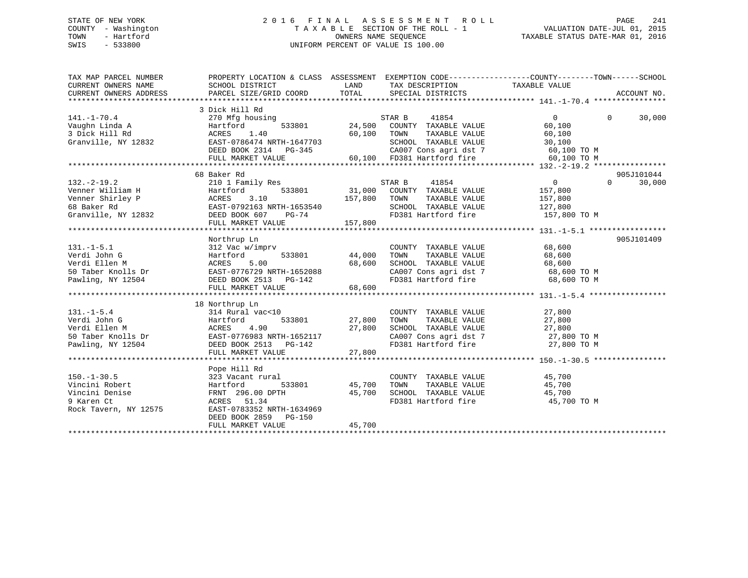STATE OF NEW YORK
COUNTY - Washington
TOWN - Hartford
SWIS - 533800

# 2016 FINAL ASSESSMENT ROLL

TAXABLE SECTION OF THE ROLL - 1
OWNERS NAME SEQUENCE
UNIFORM PERCENT OF VALUE IS 100.00

VALUATION DATE-JUL 01, 2015
TAXABLE STATUS DATE-MAR 01, 2016

```
TAX MAP PARCEL NUMBER          PROPERTY LOCATION & CLASS  ASSESSMENT  EXEMPTION CODE-----------------COUNTY--------TOWN------SCHOOL
CURRENT OWNERS NAME            SCHOOL DISTRICT               LAND      TAX DESCRIPTION             TAXABLE VALUE
CURRENT OWNERS ADDRESS         PARCEL SIZE/GRID COORD        TOTAL     SPECIAL DISTRICTS                                     ACCOUNT NO.
******************************************************************************************************* 141.-1-70.4 ****************
                               3 Dick Hill Rd
141.-1-70.4                    270 Mfg housing                          STAR B      41854              0            0      30,000
Vaughn Linda A                 Hartford          533801     24,500     COUNTY  TAXABLE VALUE          60,100
3 Dick Hill Rd                 ACRES      1.40              60,100     TOWN    TAXABLE VALUE          60,100
Granville, NY 12832            EAST-0786474 NRTH-1647703               SCHOOL  TAXABLE VALUE          30,100
                               DEED BOOK 2314   PG-345                 CA007 Cons agri dst 7           60,100 TO M
                               FULL MARKET VALUE            60,100     FD381 Hartford fire             60,100 TO M
******************************************************************************************************* 132.-2-19.2 ****************
                               68 Baker Rd                                                                         905J101044
132.-2-19.2                    210 1 Family Res                         STAR B      41854              0            0      30,000
Venner William H               Hartford          533801     31,000     COUNTY  TAXABLE VALUE         157,800
Venner Shirley P               ACRES      3.10             157,800     TOWN    TAXABLE VALUE         157,800
68 Baker Rd                    EAST-0792163 NRTH-1653540               SCHOOL  TAXABLE VALUE         127,800
Granville, NY 12832            DEED BOOK 607    PG-74                  FD381 Hartford fire            157,800 TO M
                               FULL MARKET VALUE           157,800
******************************************************************************************************* 131.-1-5.1 *****************
                               Northrup Ln                                                                         905J101409
131.-1-5.1                     312 Vac w/imprv                          COUNTY  TAXABLE VALUE          68,600
Verdi John G                   Hartford          533801     44,000     TOWN    TAXABLE VALUE          68,600
Verdi Ellen M                  ACRES      5.00              68,600     SCHOOL  TAXABLE VALUE          68,600
50 Taber Knolls Dr             EAST-0776729 NRTH-1652088               CA007 Cons agri dst 7           68,600 TO M
Pawling, NY 12504              DEED BOOK 2513   PG-142                 FD381 Hartford fire             68,600 TO M
                               FULL MARKET VALUE            68,600
******************************************************************************************************* 131.-1-5.4 *****************
                               18 Northrup Ln
131.-1-5.4                     314 Rural vac<10                         COUNTY  TAXABLE VALUE          27,800
Verdi John G                   Hartford          533801     27,800     TOWN    TAXABLE VALUE          27,800
Verdi Ellen M                  ACRES      4.90              27,800     SCHOOL  TAXABLE VALUE          27,800
50 Taber Knolls Dr             EAST-0776983 NRTH-1652117               CA007 Cons agri dst 7           27,800 TO M
Pawling, NY 12504              DEED BOOK 2513   PG-142                 FD381 Hartford fire             27,800 TO M
                               FULL MARKET VALUE            27,800
******************************************************************************************************* 150.-1-30.5 ****************
                               Pope Hill Rd
150.-1-30.5                    323 Vacant rural                         COUNTY  TAXABLE VALUE          45,700
Vincini Robert                 Hartford          533801     45,700     TOWN    TAXABLE VALUE          45,700
Vincini Denise                 FRNT 296.00 DPTH             45,700     SCHOOL  TAXABLE VALUE          45,700
9 Karen Ct                     ACRES     51.34                         FD381 Hartford fire             45,700 TO M
Rock Tavern, NY 12575          EAST-0783352 NRTH-1634969
                               DEED BOOK 2859   PG-150
                               FULL MARKET VALUE            45,700
************************************************************************************************************************************
```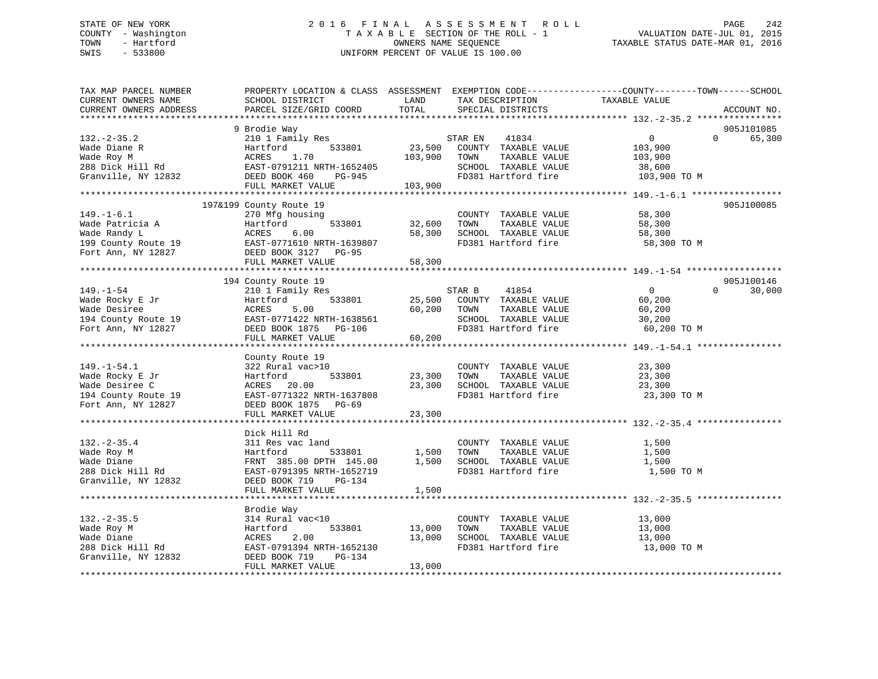STATE OF NEW YORK
COUNTY - Washington
TOWN - Hartford
SWIS - 533800

2 0 1 6 F I N A L A S S E S S M E N T R O L L
T A X A B L E SECTION OF THE ROLL - 1
OWNERS NAME SEQUENCE
UNIFORM PERCENT OF VALUE IS 100.00

VALUATION DATE-JUL 01, 2015
TAXABLE STATUS DATE-MAR 01, 2016

| TAX MAP PARCEL NUMBER / CURRENT OWNERS NAME / CURRENT OWNERS ADDRESS | PROPERTY LOCATION & CLASS / SCHOOL DISTRICT / PARCEL SIZE/GRID COORD | ASSESSMENT LAND / TOTAL | EXEMPTION CODE / TAX DESCRIPTION / SPECIAL DISTRICTS | COUNTY TAXABLE VALUE | TOWN | SCHOOL | ACCOUNT NO. |
|---|---|---|---|---|---|---|---|
| **132.-2-35.2** | 9 Brodie Way | | | | | | 905J101085 |
| 132.-2-35.2 | 210 1 Family Res | | STAR EN 41834 | 0 | 0 | 65,300 | |
| Wade Diane R | Hartford 533801 | 23,500 | COUNTY TAXABLE VALUE | 103,900 | | | |
| Wade Roy M | ACRES 1.70 | 103,900 | TOWN TAXABLE VALUE | 103,900 | | | |
| 288 Dick Hill Rd | EAST-0791211 NRTH-1652405 | | SCHOOL TAXABLE VALUE | 38,600 | | | |
| Granville, NY 12832 | DEED BOOK 460 PG-945 | | FD381 Hartford fire | 103,900 TO M | | | |
| | FULL MARKET VALUE | 103,900 | | | | | |
| **149.-1-6.1** | 197&199 County Route 19 | | | | | | 905J100085 |
| 149.-1-6.1 | 270 Mfg housing | | COUNTY TAXABLE VALUE | 58,300 | | | |
| Wade Patricia A | Hartford 533801 | 32,600 | TOWN TAXABLE VALUE | 58,300 | | | |
| Wade Randy L | ACRES 6.00 | 58,300 | SCHOOL TAXABLE VALUE | 58,300 | | | |
| 199 County Route 19 | EAST-0771610 NRTH-1639807 | | FD381 Hartford fire | 58,300 TO M | | | |
| Fort Ann, NY 12827 | DEED BOOK 3127 PG-95 | | | | | | |
| | FULL MARKET VALUE | 58,300 | | | | | |
| **149.-1-54** | 194 County Route 19 | | | | | | 905J100146 |
| 149.-1-54 | 210 1 Family Res | | STAR B 41854 | 0 | 0 | 30,000 | |
| Wade Rocky E Jr | Hartford 533801 | 25,500 | COUNTY TAXABLE VALUE | 60,200 | | | |
| Wade Desiree | ACRES 5.00 | 60,200 | TOWN TAXABLE VALUE | 60,200 | | | |
| 194 County Route 19 | EAST-0771422 NRTH-1638561 | | SCHOOL TAXABLE VALUE | 30,200 | | | |
| Fort Ann, NY 12827 | DEED BOOK 1875 PG-106 | | FD381 Hartford fire | 60,200 TO M | | | |
| | FULL MARKET VALUE | 60,200 | | | | | |
| **149.-1-54.1** | County Route 19 | | | | | | |
| 149.-1-54.1 | 322 Rural vac>10 | | COUNTY TAXABLE VALUE | 23,300 | | | |
| Wade Rocky E Jr | Hartford 533801 | 23,300 | TOWN TAXABLE VALUE | 23,300 | | | |
| Wade Desiree C | ACRES 20.00 | 23,300 | SCHOOL TAXABLE VALUE | 23,300 | | | |
| 194 County Route 19 | EAST-0771322 NRTH-1637808 | | FD381 Hartford fire | 23,300 TO M | | | |
| Fort Ann, NY 12827 | DEED BOOK 1875 PG-69 | | | | | | |
| | FULL MARKET VALUE | 23,300 | | | | | |
| **132.-2-35.4** | Dick Hill Rd | | | | | | |
| 132.-2-35.4 | 311 Res vac land | | COUNTY TAXABLE VALUE | 1,500 | | | |
| Wade Roy M | Hartford 533801 | 1,500 | TOWN TAXABLE VALUE | 1,500 | | | |
| Wade Diane | FRNT 385.00 DPTH 145.00 | 1,500 | SCHOOL TAXABLE VALUE | 1,500 | | | |
| 288 Dick Hill Rd | EAST-0791395 NRTH-1652719 | | FD381 Hartford fire | 1,500 TO M | | | |
| Granville, NY 12832 | DEED BOOK 719 PG-134 | | | | | | |
| | FULL MARKET VALUE | 1,500 | | | | | |
| **132.-2-35.5** | Brodie Way | | | | | | |
| 132.-2-35.5 | 314 Rural vac<10 | | COUNTY TAXABLE VALUE | 13,000 | | | |
| Wade Roy M | Hartford 533801 | 13,000 | TOWN TAXABLE VALUE | 13,000 | | | |
| Wade Diane | ACRES 2.00 | 13,000 | SCHOOL TAXABLE VALUE | 13,000 | | | |
| 288 Dick Hill Rd | EAST-0791394 NRTH-1652130 | | FD381 Hartford fire | 13,000 TO M | | | |
| Granville, NY 12832 | DEED BOOK 719 PG-134 | | | | | | |
| | FULL MARKET VALUE | 13,000 | | | | | |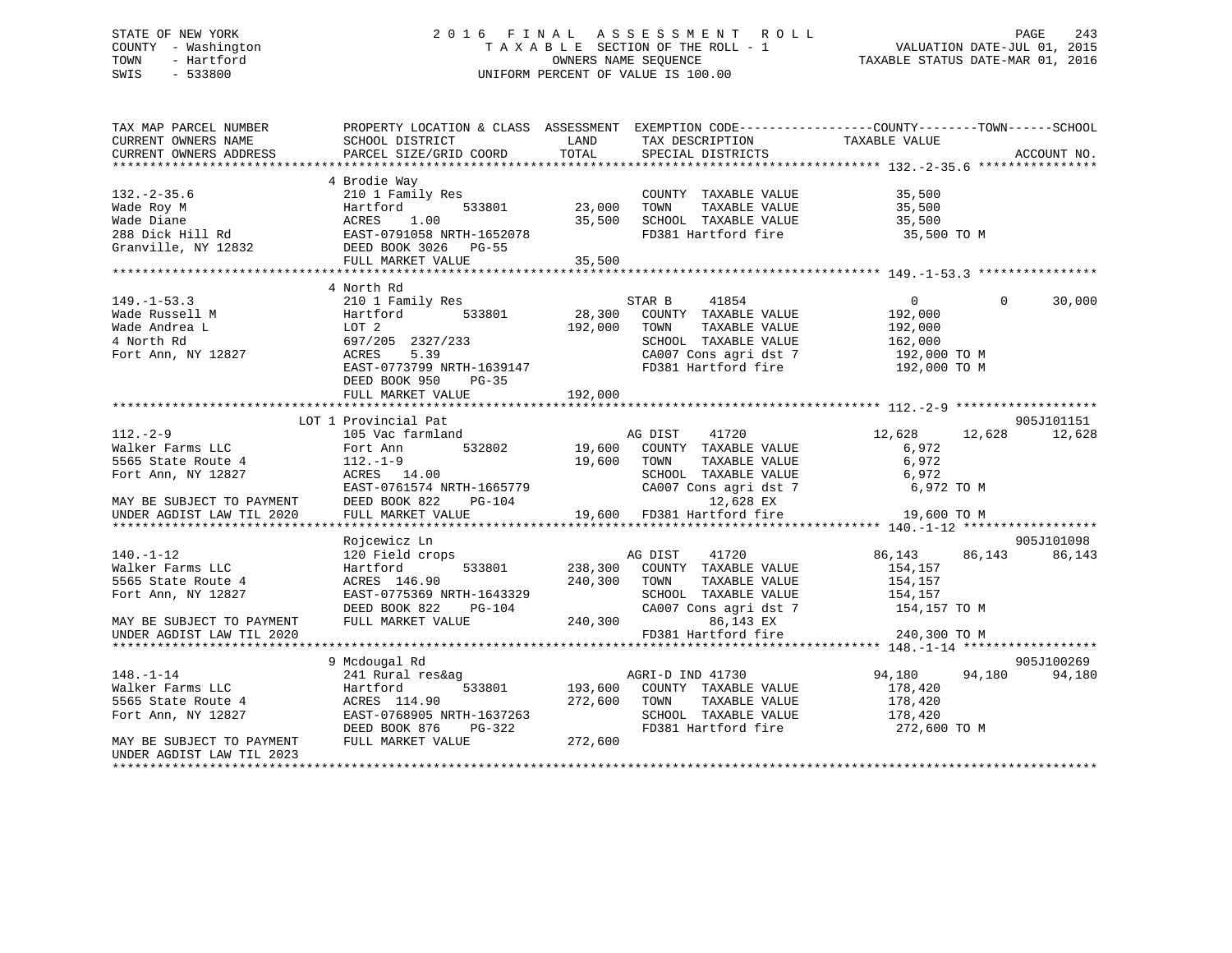STATE OF NEW YORK
COUNTY - Washington
TOWN - Hartford
SWIS - 533800

2016 FINAL ASSESSMENT ROLL
TAXABLE SECTION OF THE ROLL - 1
OWNERS NAME SEQUENCE
UNIFORM PERCENT OF VALUE IS 100.00

VALUATION DATE-JUL 01, 2015
TAXABLE STATUS DATE-MAR 01, 2016

```
TAX MAP PARCEL NUMBER          PROPERTY LOCATION & CLASS  ASSESSMENT  EXEMPTION CODE------------------COUNTY--------TOWN------SCHOOL
CURRENT OWNERS NAME            SCHOOL DISTRICT             LAND        TAX DESCRIPTION              TAXABLE VALUE
CURRENT OWNERS ADDRESS         PARCEL SIZE/GRID COORD      TOTAL       SPECIAL DISTRICTS                                      ACCOUNT NO.
******************************************************************************************************* 132.-2-35.6 ****************
                               4 Brodie Way
132.-2-35.6                    210 1 Family Res                        COUNTY  TAXABLE VALUE          35,500
Wade Roy M                     Hartford       533801       23,000      TOWN    TAXABLE VALUE          35,500
Wade Diane                     ACRES    1.00               35,500      SCHOOL  TAXABLE VALUE          35,500
288 Dick Hill Rd               EAST-0791058 NRTH-1652078               FD381 Hartford fire             35,500 TO M
Granville, NY 12832            DEED BOOK 3026   PG-55
                               FULL MARKET VALUE           35,500
******************************************************************************************************* 149.-1-53.3 ****************
                               4 North Rd
149.-1-53.3                    210 1 Family Res                    STAR B     41854                   0          0       30,000
Wade Russell M                 Hartford       533801       28,300      COUNTY  TAXABLE VALUE         192,000
Wade Andrea L                  LOT 2                      192,000      TOWN    TAXABLE VALUE         192,000
4 North Rd                     697/205  2327/233                       SCHOOL  TAXABLE VALUE         162,000
Fort Ann, NY 12827             ACRES    5.39                           CA007 Cons agri dst 7          192,000 TO M
                               EAST-0773799 NRTH-1639147               FD381 Hartford fire            192,000 TO M
                               DEED BOOK 950    PG-35
                               FULL MARKET VALUE          192,000
******************************************************************************************************* 112.-2-9 *******************
                               LOT 1 Provincial Pat                                                                   905J101151
112.-2-9                       105 Vac farmland                    AG DIST    41720              12,628     12,628      12,628
Walker Farms LLC               Fort Ann       532802       19,600      COUNTY  TAXABLE VALUE           6,972
5565 State Route 4             112.-1-9                    19,600      TOWN    TAXABLE VALUE           6,972
Fort Ann, NY 12827             ACRES   14.00                           SCHOOL  TAXABLE VALUE           6,972
                               EAST-0761574 NRTH-1665779               CA007 Cons agri dst 7            6,972 TO M
MAY BE SUBJECT TO PAYMENT      DEED BOOK 822    PG-104                       12,628 EX
UNDER AGDIST LAW TIL 2020      FULL MARKET VALUE           19,600      FD381 Hartford fire             19,600 TO M
******************************************************************************************************* 140.-1-12 ******************
                               Rojcewicz Ln                                                                           905J101098
140.-1-12                      120 Field crops                     AG DIST    41720              86,143     86,143      86,143
Walker Farms LLC               Hartford       533801      238,300      COUNTY  TAXABLE VALUE         154,157
5565 State Route 4             ACRES  146.90              240,300      TOWN    TAXABLE VALUE         154,157
Fort Ann, NY 12827             EAST-0775369 NRTH-1643329               SCHOOL  TAXABLE VALUE         154,157
                               DEED BOOK 822    PG-104                 CA007 Cons agri dst 7          154,157 TO M
MAY BE SUBJECT TO PAYMENT      FULL MARKET VALUE          240,300            86,143 EX
UNDER AGDIST LAW TIL 2020                                              FD381 Hartford fire            240,300 TO M
******************************************************************************************************* 148.-1-14 ******************
                               9 Mcdougal Rd                                                                          905J100269
148.-1-14                      241 Rural res&ag                    AGRI-D IND 41730              94,180     94,180      94,180
Walker Farms LLC               Hartford       533801      193,600      COUNTY  TAXABLE VALUE         178,420
5565 State Route 4             ACRES  114.90              272,600      TOWN    TAXABLE VALUE         178,420
Fort Ann, NY 12827             EAST-0768905 NRTH-1637263               SCHOOL  TAXABLE VALUE         178,420
                               DEED BOOK 876    PG-322                 FD381 Hartford fire            272,600 TO M
MAY BE SUBJECT TO PAYMENT      FULL MARKET VALUE          272,600
UNDER AGDIST LAW TIL 2023
************************************************************************************************************************************
```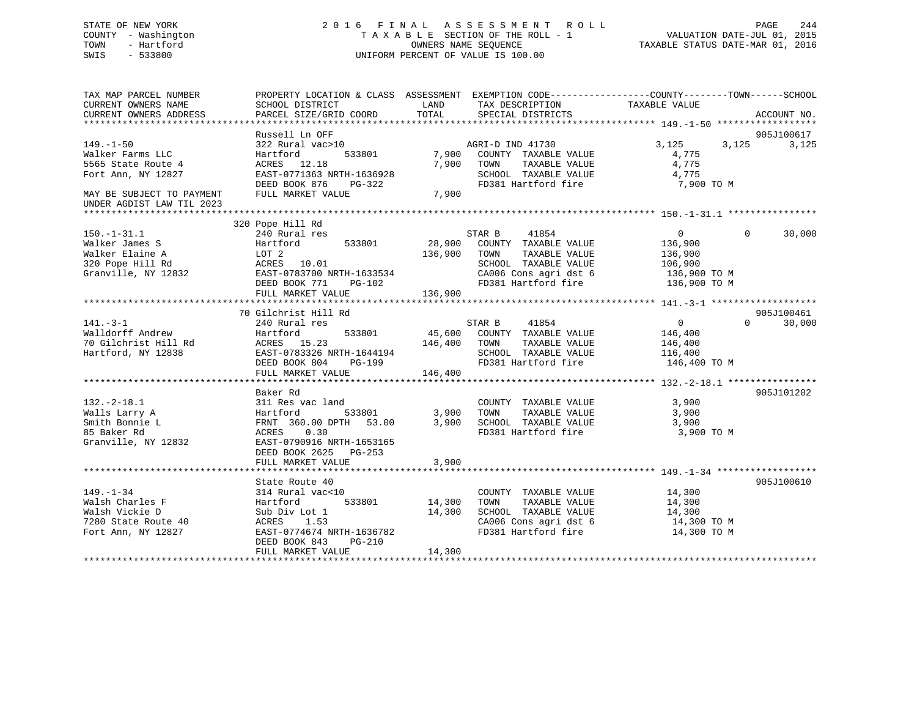STATE OF NEW YORK
COUNTY - Washington
TOWN - Hartford
SWIS - 533800

2016 FINAL ASSESSMENT ROLL
TAXABLE SECTION OF THE ROLL - 1
OWNERS NAME SEQUENCE
UNIFORM PERCENT OF VALUE IS 100.00

VALUATION DATE-JUL 01, 2015
TAXABLE STATUS DATE-MAR 01, 2016

```
TAX MAP PARCEL NUMBER          PROPERTY LOCATION & CLASS  ASSESSMENT  EXEMPTION CODE-----------------COUNTY--------TOWN------SCHOOL
CURRENT OWNERS NAME            SCHOOL DISTRICT             LAND        TAX DESCRIPTION              TAXABLE VALUE
CURRENT OWNERS ADDRESS         PARCEL SIZE/GRID COORD      TOTAL       SPECIAL DISTRICTS                                      ACCOUNT NO.
******************************************************************************************************* 149.-1-50 ******************
                               Russell Ln OFF                                                                             905J100617
149.-1-50                      322 Rural vac>10                        AGRI-D IND 41730              3,125        3,125        3,125
Walker Farms LLC               Hartford          533801       7,900    COUNTY  TAXABLE VALUE          4,775
5565 State Route 4             ACRES   12.18                  7,900    TOWN    TAXABLE VALUE          4,775
Fort Ann, NY 12827             EAST-0771363 NRTH-1636928               SCHOOL  TAXABLE VALUE          4,775
                               DEED BOOK 876     PG-322                FD381 Hartford fire            7,900 TO M
MAY BE SUBJECT TO PAYMENT      FULL MARKET VALUE              7,900
UNDER AGDIST LAW TIL 2023
******************************************************************************************************* 150.-1-31.1 ****************
                               320 Pope Hill Rd
150.-1-31.1                    240 Rural res                           STAR B      41854                  0            0       30,000
Walker James S                 Hartford          533801      28,900    COUNTY  TAXABLE VALUE        136,900
Walker Elaine A                LOT 2                        136,900    TOWN    TAXABLE VALUE        136,900
320 Pope Hill Rd               ACRES   10.01                           SCHOOL  TAXABLE VALUE        106,900
Granville, NY 12832            EAST-0783700 NRTH-1633534               CA006 Cons agri dst 6        136,900 TO M
                               DEED BOOK 771     PG-102                FD381 Hartford fire          136,900 TO M
                               FULL MARKET VALUE            136,900
******************************************************************************************************* 141.-3-1 *******************
                               70 Gilchrist Hill Rd                                                                       905J100461
141.-3-1                       240 Rural res                           STAR B      41854                  0            0       30,000
Walldorff Andrew               Hartford          533801      45,600    COUNTY  TAXABLE VALUE        146,400
70 Gilchrist Hill Rd           ACRES   15.23                146,400    TOWN    TAXABLE VALUE        146,400
Hartford, NY 12838             EAST-0783326 NRTH-1644194               SCHOOL  TAXABLE VALUE        116,400
                               DEED BOOK 804     PG-199                FD381 Hartford fire          146,400 TO M
                               FULL MARKET VALUE            146,400
******************************************************************************************************* 132.-2-18.1 ****************
                               Baker Rd                                                                                   905J101202
132.-2-18.1                    311 Res vac land                        COUNTY  TAXABLE VALUE          3,900
Walls Larry A                  Hartford          533801       3,900    TOWN    TAXABLE VALUE          3,900
Smith Bonnie L                 FRNT  360.00 DPTH   53.00      3,900    SCHOOL  TAXABLE VALUE          3,900
85 Baker Rd                    ACRES    0.30                           FD381 Hartford fire            3,900 TO M
Granville, NY 12832            EAST-0790916 NRTH-1653165
                               DEED BOOK 2625   PG-253
                               FULL MARKET VALUE              3,900
******************************************************************************************************* 149.-1-34 ******************
                               State Route 40                                                                             905J100610
149.-1-34                      314 Rural vac<10                        COUNTY  TAXABLE VALUE         14,300
Walsh Charles F                Hartford          533801      14,300    TOWN    TAXABLE VALUE         14,300
Walsh Vickie D                 Sub Div Lot 1                 14,300    SCHOOL  TAXABLE VALUE         14,300
7280 State Route 40            ACRES    1.53                           CA006 Cons agri dst 6         14,300 TO M
Fort Ann, NY 12827             EAST-0774674 NRTH-1636782               FD381 Hartford fire           14,300 TO M
                               DEED BOOK 843     PG-210
                               FULL MARKET VALUE             14,300
************************************************************************************************************************************
```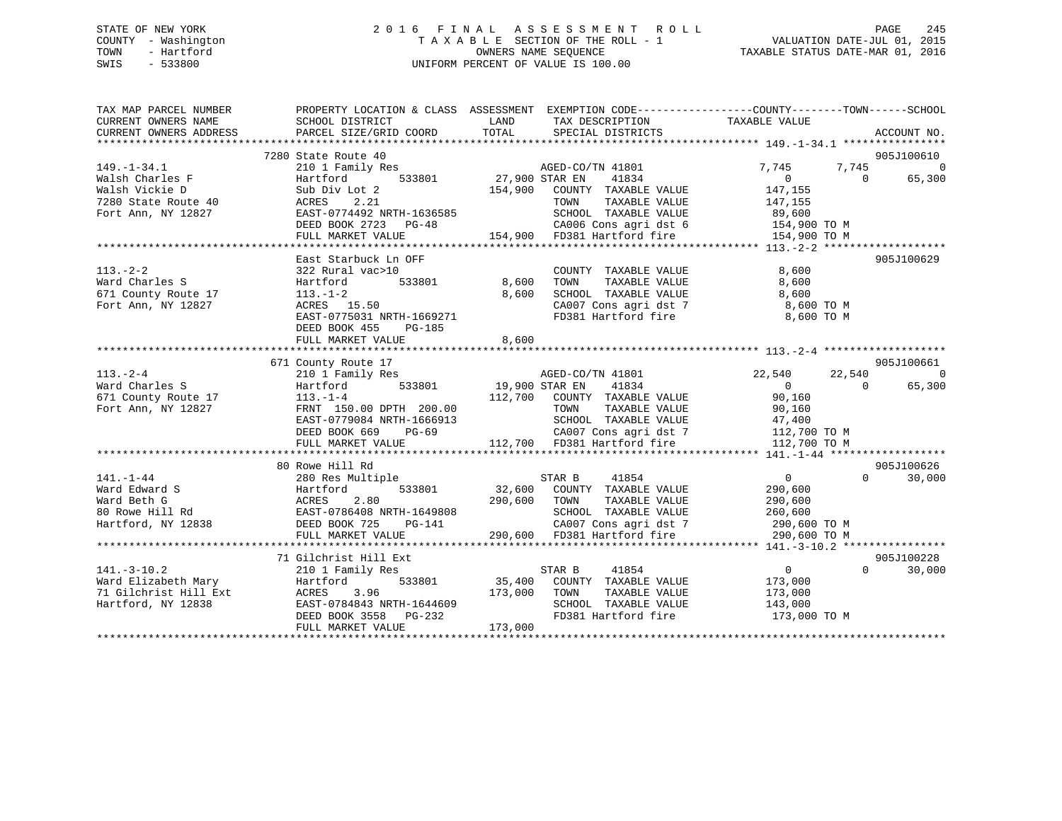STATE OF NEW YORK
COUNTY - Washington
TOWN - Hartford
SWIS - 533800

# 2016 FINAL ASSESSMENT ROLL

TAXABLE SECTION OF THE ROLL - 1
OWNERS NAME SEQUENCE
UNIFORM PERCENT OF VALUE IS 100.00

VALUATION DATE-JUL 01, 2015
TAXABLE STATUS DATE-MAR 01, 2016

```
TAX MAP PARCEL NUMBER     PROPERTY LOCATION & CLASS  ASSESSMENT  EXEMPTION CODE-----------------COUNTY--------TOWN------SCHOOL
CURRENT OWNERS NAME       SCHOOL DISTRICT               LAND      TAX DESCRIPTION            TAXABLE VALUE
CURRENT OWNERS ADDRESS    PARCEL SIZE/GRID COORD        TOTAL     SPECIAL DISTRICTS                                    ACCOUNT NO.
******************************************************************************************** 149.-1-34.1 ****************
                          7280 State Route 40                                                                          905J100610
149.-1-34.1               210 1 Family Res                    AGED-CO/TN 41801           7,745        7,745            0
Walsh Charles F           Hartford         533801      27,900 STAR EN    41834               0            0       65,300
Walsh Vickie D            Sub Div Lot 2               154,900   COUNTY  TAXABLE VALUE     147,155
7280 State Route 40       ACRES     2.21                         TOWN    TAXABLE VALUE     147,155
Fort Ann, NY 12827        EAST-0774492 NRTH-1636585              SCHOOL  TAXABLE VALUE      89,600
                          DEED BOOK 2723   PG-48                 CA006 Cons agri dst 6        154,900 TO M
                          FULL MARKET VALUE           154,900   FD381 Hartford fire          154,900 TO M
******************************************************************************************** 113.-2-2 *******************
                          East Starbuck Ln OFF                                                                         905J100629
113.-2-2                  322 Rural vac>10                       COUNTY  TAXABLE VALUE       8,600
Ward Charles S            Hartford         533801       8,600    TOWN    TAXABLE VALUE       8,600
671 County Route 17       113.-1-2                      8,600    SCHOOL  TAXABLE VALUE       8,600
Fort Ann, NY 12827        ACRES    15.50                         CA007 Cons agri dst 7          8,600 TO M
                          EAST-0775031 NRTH-1669271              FD381 Hartford fire            8,600 TO M
                          DEED BOOK 455    PG-185
                          FULL MARKET VALUE             8,600
******************************************************************************************** 113.-2-4 *******************
                          671 County Route 17                                                                          905J100661
113.-2-4                  210 1 Family Res                    AGED-CO/TN 41801          22,540       22,540            0
Ward Charles S            Hartford         533801      19,900 STAR EN    41834               0            0       65,300
671 County Route 17       113.-1-4                    112,700   COUNTY  TAXABLE VALUE      90,160
Fort Ann, NY 12827        FRNT 150.00 DPTH 200.00                TOWN    TAXABLE VALUE      90,160
                          EAST-0779084 NRTH-1666913              SCHOOL  TAXABLE VALUE      47,400
                          DEED BOOK 669    PG-69                 CA007 Cons agri dst 7        112,700 TO M
                          FULL MARKET VALUE           112,700   FD381 Hartford fire          112,700 TO M
******************************************************************************************** 141.-1-44 ******************
                          80 Rowe Hill Rd                                                                              905J100626
141.-1-44                 280 Res Multiple                     STAR B     41854               0            0       30,000
Ward Edward S             Hartford         533801      32,600   COUNTY  TAXABLE VALUE     290,600
Ward Beth G               ACRES     2.80              290,600   TOWN    TAXABLE VALUE     290,600
80 Rowe Hill Rd           EAST-0786408 NRTH-1649808              SCHOOL  TAXABLE VALUE     260,600
Hartford, NY 12838        DEED BOOK 725    PG-141                CA007 Cons agri dst 7        290,600 TO M
                          FULL MARKET VALUE           290,600   FD381 Hartford fire          290,600 TO M
******************************************************************************************** 141.-3-10.2 ****************
                          71 Gilchrist Hill Ext                                                                        905J100228
141.-3-10.2               210 1 Family Res                     STAR B     41854               0            0       30,000
Ward Elizabeth Mary       Hartford         533801      35,400   COUNTY  TAXABLE VALUE     173,000
71 Gilchrist Hill Ext     ACRES     3.96              173,000   TOWN    TAXABLE VALUE     173,000
Hartford, NY 12838        EAST-0784843 NRTH-1644609              SCHOOL  TAXABLE VALUE     143,000
                          DEED BOOK 3558   PG-232                FD381 Hartford fire          173,000 TO M
                          FULL MARKET VALUE           173,000
**************************************************************************************************************************
```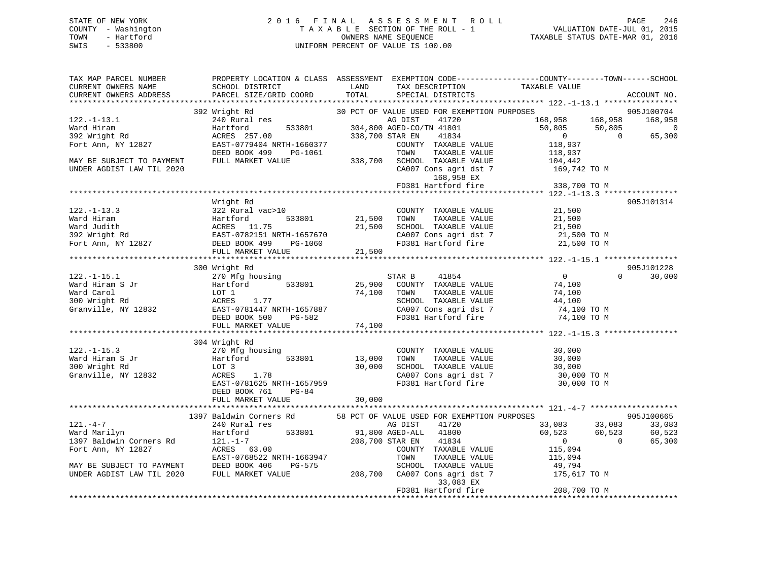STATE OF NEW YORK
COUNTY - Washington
TOWN - Hartford
SWIS - 533800

2016 FINAL ASSESSMENT ROLL
TAXABLE SECTION OF THE ROLL - 1
OWNERS NAME SEQUENCE
UNIFORM PERCENT OF VALUE IS 100.00

VALUATION DATE-JUL 01, 2015
TAXABLE STATUS DATE-MAR 01, 2016

```
TAX MAP PARCEL NUMBER          PROPERTY LOCATION & CLASS  ASSESSMENT  EXEMPTION CODE-----------------COUNTY--------TOWN------SCHOOL
CURRENT OWNERS NAME            SCHOOL DISTRICT              LAND       TAX DESCRIPTION            TAXABLE VALUE
CURRENT OWNERS ADDRESS         PARCEL SIZE/GRID COORD       TOTAL      SPECIAL DISTRICTS                                     ACCOUNT NO.
*********************************************************************************************************** 122.-1-13.1 ****************
                             392 Wright Rd                   30 PCT OF VALUE USED FOR EXEMPTION PURPOSES                      905J100704
122.-1-13.1                    240 Rural res                      AG DIST    41720             168,958     168,958     168,958
Ward Hiram                     Hartford      533801       304,800 AGED-CO/TN 41801              50,805      50,805           0
392 Wright Rd                  ACRES 257.00               338,700 STAR EN    41834                   0           0      65,300
Fort Ann, NY 12827             EAST-0779404 NRTH-1660377           COUNTY  TAXABLE VALUE          118,937
                               DEED BOOK 499    PG-1061            TOWN    TAXABLE VALUE          118,937
MAY BE SUBJECT TO PAYMENT      FULL MARKET VALUE          338,700  SCHOOL  TAXABLE VALUE          104,442
UNDER AGDIST LAW TIL 2020                                          CA007 Cons agri dst 7          169,742 TO M
                                                                         168,958 EX
                                                                   FD381 Hartford fire            338,700 TO M
*********************************************************************************************************** 122.-1-13.3 ****************
                               Wright Rd                                                                          905J101314
122.-1-13.3                    322 Rural vac>10                    COUNTY  TAXABLE VALUE           21,500
Ward Hiram                     Hartford      533801        21,500  TOWN    TAXABLE VALUE           21,500
Ward Judith                    ACRES  11.75                21,500  SCHOOL  TAXABLE VALUE           21,500
392 Wright Rd                  EAST-0782151 NRTH-1657670           CA007 Cons agri dst 7            21,500 TO M
Fort Ann, NY 12827             DEED BOOK 499    PG-1060            FD381 Hartford fire              21,500 TO M
                               FULL MARKET VALUE           21,500
*********************************************************************************************************** 122.-1-15.1 ****************
                             300 Wright Rd                                                                        905J101228
122.-1-15.1                    270 Mfg housing                     STAR B     41854                   0           0      30,000
Ward Hiram S Jr                Hartford      533801        25,900  COUNTY  TAXABLE VALUE           74,100
Ward Carol                     LOT 1                       74,100  TOWN    TAXABLE VALUE           74,100
300 Wright Rd                  ACRES   1.77                        SCHOOL  TAXABLE VALUE           44,100
Granville, NY 12832            EAST-0781447 NRTH-1657887           CA007 Cons agri dst 7            74,100 TO M
                               DEED BOOK 500    PG-582             FD381 Hartford fire              74,100 TO M
                               FULL MARKET VALUE           74,100
*********************************************************************************************************** 122.-1-15.3 ****************
                             304 Wright Rd
122.-1-15.3                    270 Mfg housing                     COUNTY  TAXABLE VALUE           30,000
Ward Hiram S Jr                Hartford      533801        13,000  TOWN    TAXABLE VALUE           30,000
300 Wright Rd                  LOT 3                       30,000  SCHOOL  TAXABLE VALUE           30,000
Granville, NY 12832            ACRES   1.78                        CA007 Cons agri dst 7            30,000 TO M
                               EAST-0781625 NRTH-1657959           FD381 Hartford fire              30,000 TO M
                               DEED BOOK 761    PG-84
                               FULL MARKET VALUE           30,000
*********************************************************************************************************** 121.-4-7 *******************
                            1397 Baldwin Corners Rd          58 PCT OF VALUE USED FOR EXEMPTION PURPOSES                      905J100665
121.-4-7                       240 Rural res                      AG DIST    41720              33,083      33,083      33,083
Ward Marilyn                   Hartford      533801        91,800 AGED-ALL   41800              60,523      60,523      60,523
1397 Baldwin Corners Rd        121.-1-7                   208,700 STAR EN    41834                   0           0      65,300
Fort Ann, NY 12827             ACRES  63.00                        COUNTY  TAXABLE VALUE          115,094
                               EAST-0768522 NRTH-1663947           TOWN    TAXABLE VALUE          115,094
MAY BE SUBJECT TO PAYMENT      DEED BOOK 406    PG-575             SCHOOL  TAXABLE VALUE           49,794
UNDER AGDIST LAW TIL 2020      FULL MARKET VALUE          208,700  CA007 Cons agri dst 7          175,617 TO M
                                                                          33,083 EX
                                                                   FD381 Hartford fire            208,700 TO M
************************************************************************************************************************************
```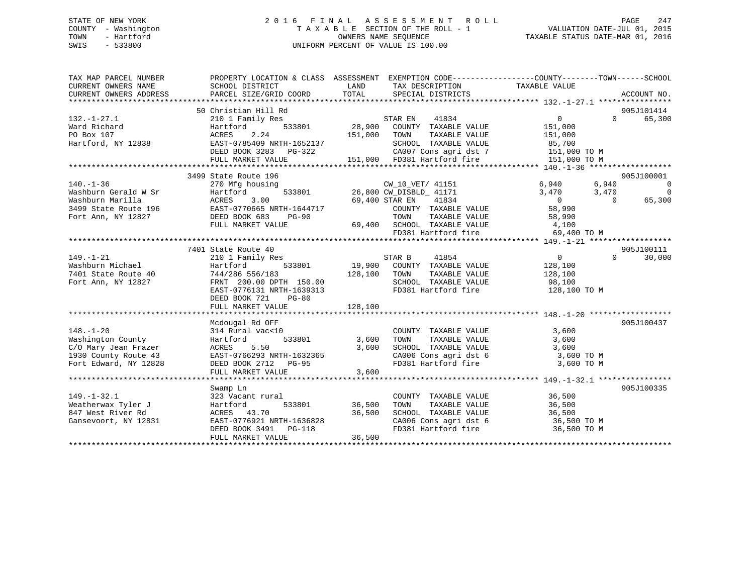STATE OF NEW YORK
COUNTY - Washington
TOWN - Hartford
SWIS - 533800

2016 FINAL ASSESSMENT ROLL
TAXABLE SECTION OF THE ROLL - 1
OWNERS NAME SEQUENCE
UNIFORM PERCENT OF VALUE IS 100.00

VALUATION DATE-JUL 01, 2015
TAXABLE STATUS DATE-MAR 01, 2016

```
TAX MAP PARCEL NUMBER          PROPERTY LOCATION & CLASS  ASSESSMENT  EXEMPTION CODE------------------COUNTY--------TOWN------SCHOOL
CURRENT OWNERS NAME            SCHOOL DISTRICT              LAND      TAX DESCRIPTION              TAXABLE VALUE
CURRENT OWNERS ADDRESS         PARCEL SIZE/GRID COORD       TOTAL     SPECIAL DISTRICTS                                        ACCOUNT NO.
******************************************************************************************************* 132.-1-27.1 ****************
                          50 Christian Hill Rd                                                                                 905J101414
132.-1-27.1                   210 1 Family Res                        STAR EN    41834                0             0      65,300
Ward Richard                  Hartford         533801       28,900    COUNTY  TAXABLE VALUE          151,000
PO Box 107                    ACRES    2.24                151,000    TOWN    TAXABLE VALUE          151,000
Hartford, NY 12838            EAST-0785409 NRTH-1652137               SCHOOL  TAXABLE VALUE           85,700
                              DEED BOOK 3283   PG-322                 CA007 Cons agri dst 7          151,000 TO M
                              FULL MARKET VALUE            151,000    FD381 Hartford fire            151,000 TO M
******************************************************************************************************* 140.-1-36 ******************
                          3499 State Route 196                                                                                 905J100001
140.-1-36                     270 Mfg housing                         CW_10_VET/ 41151              6,940        6,940             0
Washburn Gerald W Sr          Hartford         533801       26,800 CW_DISBLD_ 41171                 3,470        3,470             0
Washburn Marilla              ACRES    3.00                 69,400 STAR EN    41834                     0            0        65,300
3499 State Route 196          EAST-0770665 NRTH-1644717               COUNTY  TAXABLE VALUE           58,990
Fort Ann, NY 12827            DEED BOOK 683    PG-90                  TOWN    TAXABLE VALUE           58,990
                              FULL MARKET VALUE             69,400    SCHOOL  TAXABLE VALUE            4,100
                                                                      FD381 Hartford fire             69,400 TO M
******************************************************************************************************* 149.-1-21 ******************
                          7401 State Route 40                                                                                  905J100111
149.-1-21                     210 1 Family Res                        STAR B     41854                0             0      30,000
Washburn Michael              Hartford         533801       19,900    COUNTY  TAXABLE VALUE          128,100
7401 State Route 40           744/286 556/183              128,100    TOWN    TAXABLE VALUE          128,100
Fort Ann, NY 12827            FRNT 200.00 DPTH 150.00                 SCHOOL  TAXABLE VALUE           98,100
                              EAST-0776131 NRTH-1639313               FD381 Hartford fire            128,100 TO M
                              DEED BOOK 721    PG-80
                              FULL MARKET VALUE            128,100
******************************************************************************************************* 148.-1-20 ******************
                          Mcdougal Rd OFF                                                                                      905J100437
148.-1-20                     314 Rural vac<10                        COUNTY  TAXABLE VALUE            3,600
Washington County             Hartford         533801        3,600    TOWN    TAXABLE VALUE            3,600
C/O Mary Jean Frazer          ACRES    5.50                  3,600    SCHOOL  TAXABLE VALUE            3,600
1930 County Route 43          EAST-0766293 NRTH-1632365               CA006 Cons agri dst 6            3,600 TO M
Fort Edward, NY 12828         DEED BOOK 2712   PG-95                  FD381 Hartford fire              3,600 TO M
                              FULL MARKET VALUE              3,600
******************************************************************************************************* 149.-1-32.1 ****************
                          Swamp Ln                                                                                             905J100335
149.-1-32.1                   323 Vacant rural                        COUNTY  TAXABLE VALUE           36,500
Weatherwax Tyler J            Hartford         533801       36,500    TOWN    TAXABLE VALUE           36,500
847 West River Rd             ACRES   43.70                 36,500    SCHOOL  TAXABLE VALUE           36,500
Gansevoort, NY 12831          EAST-0776921 NRTH-1636828               CA006 Cons agri dst 6           36,500 TO M
                              DEED BOOK 3491   PG-118                 FD381 Hartford fire             36,500 TO M
                              FULL MARKET VALUE             36,500
************************************************************************************************************************************
```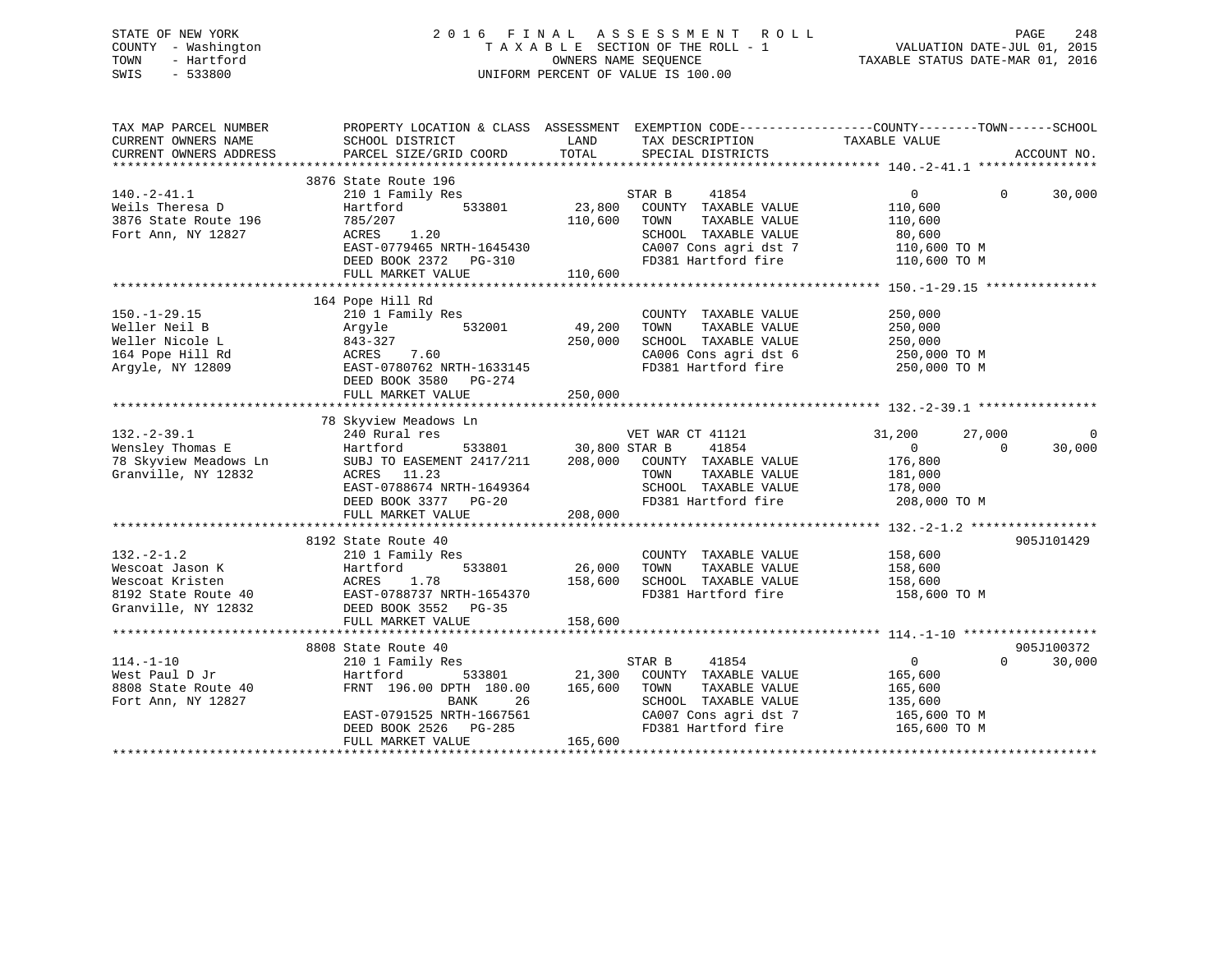STATE OF NEW YORK
COUNTY - Washington
TOWN - Hartford
SWIS - 533800

2016 FINAL ASSESSMENT ROLL
TAXABLE SECTION OF THE ROLL - 1
OWNERS NAME SEQUENCE
UNIFORM PERCENT OF VALUE IS 100.00

VALUATION DATE-JUL 01, 2015
TAXABLE STATUS DATE-MAR 01, 2016

```
TAX MAP PARCEL NUMBER        PROPERTY LOCATION & CLASS  ASSESSMENT  EXEMPTION CODE------------------COUNTY--------TOWN------SCHOOL
CURRENT OWNERS NAME          SCHOOL DISTRICT               LAND      TAX DESCRIPTION              TAXABLE VALUE
CURRENT OWNERS ADDRESS       PARCEL SIZE/GRID COORD        TOTAL     SPECIAL DISTRICTS                                        ACCOUNT NO.
******************************************************************************************************* 140.-2-41.1 ****************
                             3876 State Route 196
140.-2-41.1                  210 1 Family Res                        STAR B      41854                  0           0       30,000
Weils Theresa D              Hartford        533801        23,800    COUNTY  TAXABLE VALUE          110,600
3876 State Route 196         785/207                      110,600    TOWN    TAXABLE VALUE          110,600
Fort Ann, NY 12827           ACRES    1.20                           SCHOOL  TAXABLE VALUE           80,600
                             EAST-0779465 NRTH-1645430               CA007 Cons agri dst 7          110,600 TO M
                             DEED BOOK 2372   PG-310                 FD381 Hartford fire            110,600 TO M
                             FULL MARKET VALUE            110,600
******************************************************************************************************* 150.-1-29.15 ***************
                             164 Pope Hill Rd
150.-1-29.15                 210 1 Family Res                        COUNTY  TAXABLE VALUE          250,000
Weller Neil B                Argyle          532001        49,200    TOWN    TAXABLE VALUE          250,000
Weller Nicole L              843-327                      250,000    SCHOOL  TAXABLE VALUE          250,000
164 Pope Hill Rd             ACRES    7.60                           CA006 Cons agri dst 6          250,000 TO M
Argyle, NY 12809             EAST-0780762 NRTH-1633145               FD381 Hartford fire            250,000 TO M
                             DEED BOOK 3580   PG-274
                             FULL MARKET VALUE            250,000
******************************************************************************************************* 132.-2-39.1 ****************
                             78 Skyview Meadows Ln
132.-2-39.1                  240 Rural res                           VET WAR CT 41121              31,200      27,000            0
Wensley Thomas E             Hartford        533801        30,800 STAR B      41854                  0           0       30,000
78 Skyview Meadows Ln        SUBJ TO EASEMENT 2417/211    208,000    COUNTY  TAXABLE VALUE          176,800
Granville, NY 12832          ACRES   11.23                           TOWN    TAXABLE VALUE          181,000
                             EAST-0788674 NRTH-1649364               SCHOOL  TAXABLE VALUE          178,000
                             DEED BOOK 3377   PG-20                  FD381 Hartford fire            208,000 TO M
                             FULL MARKET VALUE            208,000
******************************************************************************************************* 132.-2-1.2 *****************
                             8192 State Route 40                                                                  905J101429
132.-2-1.2                   210 1 Family Res                        COUNTY  TAXABLE VALUE          158,600
Wescoat Jason K              Hartford        533801        26,000    TOWN    TAXABLE VALUE          158,600
Wescoat Kristen              ACRES    1.78                158,600    SCHOOL  TAXABLE VALUE          158,600
8192 State Route 40          EAST-0788737 NRTH-1654370               FD381 Hartford fire            158,600 TO M
Granville, NY 12832          DEED BOOK 3552   PG-35
                             FULL MARKET VALUE            158,600
******************************************************************************************************* 114.-1-10 ******************
                             8808 State Route 40                                                                  905J100372
114.-1-10                    210 1 Family Res                        STAR B      41854                  0           0       30,000
West Paul D Jr               Hartford        533801        21,300    COUNTY  TAXABLE VALUE          165,600
8808 State Route 40          FRNT 196.00 DPTH 180.00      165,600    TOWN    TAXABLE VALUE          165,600
Fort Ann, NY 12827                      BANK     26                  SCHOOL  TAXABLE VALUE          135,600
                             EAST-0791525 NRTH-1667561               CA007 Cons agri dst 7          165,600 TO M
                             DEED BOOK 2526   PG-285                 FD381 Hartford fire            165,600 TO M
                             FULL MARKET VALUE            165,600
************************************************************************************************************************************
```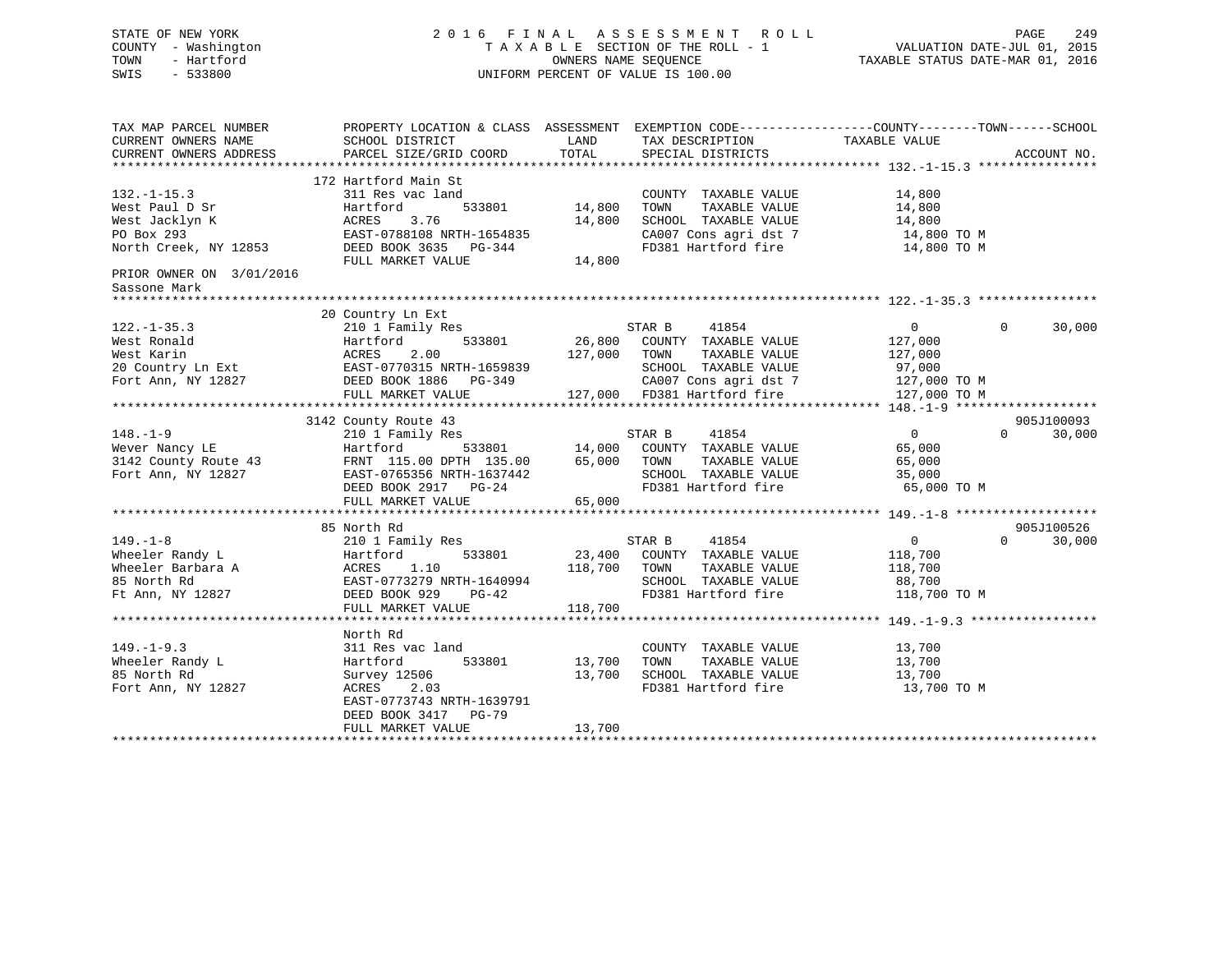STATE OF NEW YORK
COUNTY - Washington
TOWN - Hartford
SWIS - 533800

# 2016 FINAL ASSESSMENT ROLL

TAXABLE SECTION OF THE ROLL - 1
OWNERS NAME SEQUENCE
UNIFORM PERCENT OF VALUE IS 100.00

VALUATION DATE-JUL 01, 2015
TAXABLE STATUS DATE-MAR 01, 2016

```
TAX MAP PARCEL NUMBER          PROPERTY LOCATION & CLASS  ASSESSMENT  EXEMPTION CODE------------------COUNTY--------TOWN------SCHOOL
CURRENT OWNERS NAME            SCHOOL DISTRICT             LAND       TAX DESCRIPTION            TAXABLE VALUE
CURRENT OWNERS ADDRESS         PARCEL SIZE/GRID COORD      TOTAL      SPECIAL DISTRICTS                                    ACCOUNT NO.
******************************************************************************************************* 132.-1-15.3 ****************
                               172 Hartford Main St
132.-1-15.3                    311 Res vac land                       COUNTY  TAXABLE VALUE             14,800
West Paul D Sr                 Hartford        533801       14,800    TOWN    TAXABLE VALUE             14,800
West Jacklyn K                 ACRES    3.76                14,800    SCHOOL  TAXABLE VALUE             14,800
PO Box 293                     EAST-0788108 NRTH-1654835              CA007 Cons agri dst 7              14,800 TO M
North Creek, NY 12853          DEED BOOK 3635   PG-344                FD381 Hartford fire                14,800 TO M
                               FULL MARKET VALUE            14,800
PRIOR OWNER ON 3/01/2016
Sassone Mark
******************************************************************************************************* 122.-1-35.3 ****************
                               20 Country Ln Ext
122.-1-35.3                    210 1 Family Res                  STAR B      41854                   0             0       30,000
West Ronald                    Hartford        533801       26,800    COUNTY  TAXABLE VALUE            127,000
West Karin                     ACRES    2.00               127,000    TOWN    TAXABLE VALUE            127,000
20 Country Ln Ext              EAST-0770315 NRTH-1659839              SCHOOL  TAXABLE VALUE             97,000
Fort Ann, NY 12827             DEED BOOK 1886   PG-349                CA007 Cons agri dst 7             127,000 TO M
                               FULL MARKET VALUE           127,000    FD381 Hartford fire               127,000 TO M
******************************************************************************************************* 148.-1-9 *******************
                               3142 County Route 43                                                                 905J100093
148.-1-9                       210 1 Family Res                  STAR B      41854                   0             0       30,000
Wever Nancy LE                 Hartford        533801       14,000    COUNTY  TAXABLE VALUE             65,000
3142 County Route 43           FRNT 115.00 DPTH 135.00      65,000    TOWN    TAXABLE VALUE             65,000
Fort Ann, NY 12827             EAST-0765356 NRTH-1637442              SCHOOL  TAXABLE VALUE             35,000
                               DEED BOOK 2917   PG-24                 FD381 Hartford fire                65,000 TO M
                               FULL MARKET VALUE            65,000
******************************************************************************************************* 149.-1-8 *******************
                               85 North Rd                                                                          905J100526
149.-1-8                       210 1 Family Res                  STAR B      41854                   0             0       30,000
Wheeler Randy L                Hartford        533801       23,400    COUNTY  TAXABLE VALUE            118,700
Wheeler Barbara A              ACRES    1.10               118,700    TOWN    TAXABLE VALUE            118,700
85 North Rd                    EAST-0773279 NRTH-1640994              SCHOOL  TAXABLE VALUE             88,700
Ft Ann, NY 12827               DEED BOOK 929    PG-42                 FD381 Hartford fire               118,700 TO M
                               FULL MARKET VALUE           118,700
******************************************************************************************************* 149.-1-9.3 *****************
                               North Rd
149.-1-9.3                     311 Res vac land                       COUNTY  TAXABLE VALUE             13,700
Wheeler Randy L                Hartford        533801       13,700    TOWN    TAXABLE VALUE             13,700
85 North Rd                    Survey 12506                 13,700    SCHOOL  TAXABLE VALUE             13,700
Fort Ann, NY 12827             ACRES    2.03                          FD381 Hartford fire                13,700 TO M
                               EAST-0773743 NRTH-1639791
                               DEED BOOK 3417   PG-79
                               FULL MARKET VALUE            13,700
************************************************************************************************************************************
```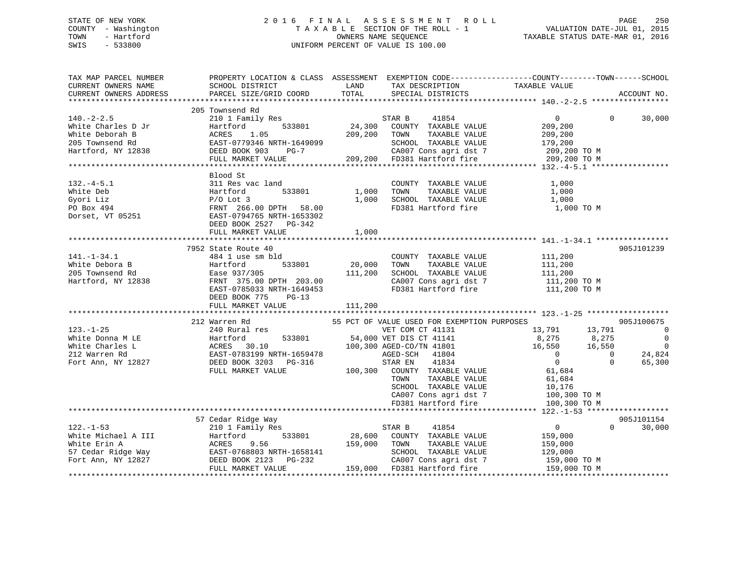STATE OF NEW YORK
COUNTY - Washington
TOWN - Hartford
SWIS - 533800

2016 FINAL ASSESSMENT ROLL
TAXABLE SECTION OF THE ROLL - 1
OWNERS NAME SEQUENCE
UNIFORM PERCENT OF VALUE IS 100.00

VALUATION DATE-JUL 01, 2015
TAXABLE STATUS DATE-MAR 01, 2016

```
TAX MAP PARCEL NUMBER          PROPERTY LOCATION & CLASS  ASSESSMENT  EXEMPTION CODE------------------COUNTY--------TOWN------SCHOOL
CURRENT OWNERS NAME            SCHOOL DISTRICT               LAND      TAX DESCRIPTION             TAXABLE VALUE
CURRENT OWNERS ADDRESS         PARCEL SIZE/GRID COORD        TOTAL     SPECIAL DISTRICTS                                        ACCOUNT NO.
******************************************************************************************************* 140.-2-2.5 *****************
                               205 Townsend Rd
140.-2-2.5                     210 1 Family Res                        STAR B      41854                 0            0      30,000
White Charles D Jr             Hartford         533801       24,300    COUNTY  TAXABLE VALUE        209,200
White Deborah B                ACRES    1.05                209,200    TOWN    TAXABLE VALUE        209,200
205 Townsend Rd                EAST-0779346 NRTH-1649099               SCHOOL  TAXABLE VALUE        179,200
Hartford, NY 12838             DEED BOOK 903    PG-7                   CA007 Cons agri dst 7         209,200 TO M
                               FULL MARKET VALUE           209,200     FD381 Hartford fire            209,200 TO M
******************************************************************************************************* 132.-4-5.1 *****************
                               Blood St
132.-4-5.1                     311 Res vac land                        COUNTY  TAXABLE VALUE          1,000
White Deb                      Hartford         533801        1,000    TOWN    TAXABLE VALUE          1,000
Gyori Liz                      P/O Lot 3                      1,000    SCHOOL  TAXABLE VALUE          1,000
PO Box 494                     FRNT 266.00 DPTH  58.00                 FD381 Hartford fire              1,000 TO M
Dorset, VT 05251               EAST-0794765 NRTH-1653302
                               DEED BOOK 2527   PG-342
                               FULL MARKET VALUE             1,000
******************************************************************************************************* 141.-1-34.1 ****************
                               7952 State Route 40                                                                         905J101239
141.-1-34.1                    484 1 use sm bld                        COUNTY  TAXABLE VALUE        111,200
White Debora B                 Hartford         533801       20,000    TOWN    TAXABLE VALUE        111,200
205 Townsend Rd                Ease 937/305                 111,200    SCHOOL  TAXABLE VALUE        111,200
Hartford, NY 12838             FRNT 375.00 DPTH 203.00                 CA007 Cons agri dst 7         111,200 TO M
                               EAST-0785033 NRTH-1649453               FD381 Hartford fire            111,200 TO M
                               DEED BOOK 775    PG-13
                               FULL MARKET VALUE           111,200
******************************************************************************************************* 123.-1-25 ******************
                               212 Warren Rd                     55 PCT OF VALUE USED FOR EXEMPTION PURPOSES                905J100675
123.-1-25                      240 Rural res                           VET COM CT 41131              13,791       13,791           0
White Donna M LE               Hartford         533801       54,000 VET DIS CT 41141                  8,275        8,275           0
White Charles L                ACRES   30.10               100,300 AGED-CO/TN 41801                 16,550       16,550           0
212 Warren Rd                  EAST-0783199 NRTH-1659478               AGED-SCH    41804                 0            0      24,824
Fort Ann, NY 12827             DEED BOOK 3203   PG-316                 STAR EN     41834                 0            0      65,300
                               FULL MARKET VALUE           100,300     COUNTY  TAXABLE VALUE         61,684
                                                                       TOWN    TAXABLE VALUE         61,684
                                                                       SCHOOL  TAXABLE VALUE         10,176
                                                                       CA007 Cons agri dst 7         100,300 TO M
                                                                       FD381 Hartford fire            100,300 TO M
******************************************************************************************************* 122.-1-53 ******************
                               57 Cedar Ridge Way                                                                          905J101154
122.-1-53                      210 1 Family Res                        STAR B      41854                 0            0      30,000
White Michael A III            Hartford         533801       28,600    COUNTY  TAXABLE VALUE        159,000
White Erin A                   ACRES    9.56                159,000    TOWN    TAXABLE VALUE        159,000
57 Cedar Ridge Way             EAST-0768803 NRTH-1658141               SCHOOL  TAXABLE VALUE        129,000
Fort Ann, NY 12827             DEED BOOK 2123   PG-232                 CA007 Cons agri dst 7         159,000 TO M
                               FULL MARKET VALUE           159,000     FD381 Hartford fire            159,000 TO M
************************************************************************************************************************************
```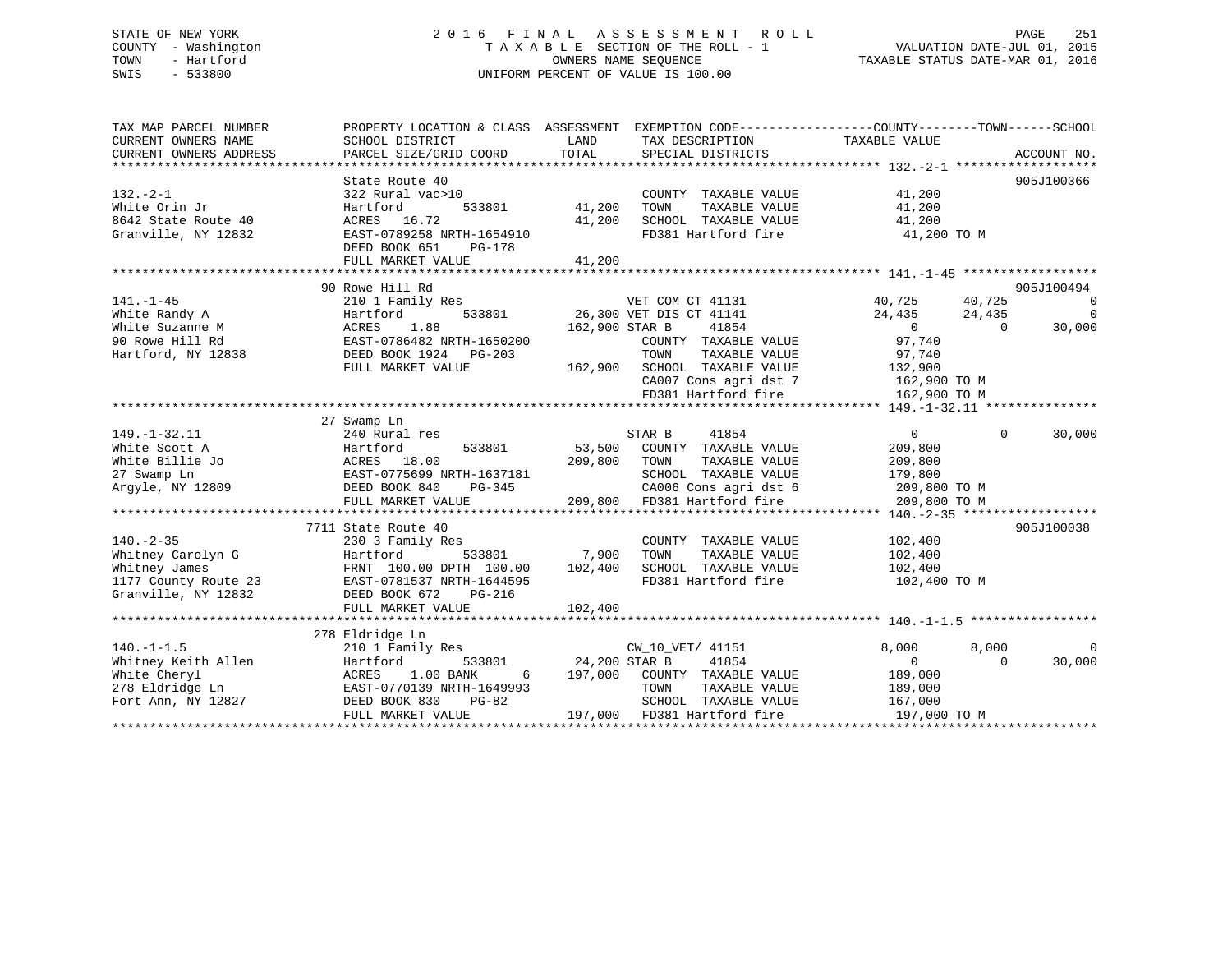STATE OF NEW YORK
COUNTY - Washington
TOWN - Hartford
SWIS - 533800

# 2016 FINAL ASSESSMENT ROLL
TAXABLE SECTION OF THE ROLL - 1
OWNERS NAME SEQUENCE
UNIFORM PERCENT OF VALUE IS 100.00

VALUATION DATE-JUL 01, 2015
TAXABLE STATUS DATE-MAR 01, 2016

| TAX MAP PARCEL NUMBER / CURRENT OWNERS NAME / CURRENT OWNERS ADDRESS | PROPERTY LOCATION & CLASS / SCHOOL DISTRICT / PARCEL SIZE/GRID COORD | ASSESSMENT LAND | TOTAL | EXEMPTION CODE / TAX DESCRIPTION / SPECIAL DISTRICTS | COUNTY TAXABLE VALUE | TOWN | SCHOOL | ACCOUNT NO. |
|---|---|---|---|---|---|---|---|---|
| **132.-2-1** | State Route 40 | | | | | | | 905J100366 |
| White Orin Jr | 322 Rural vac>10 | | | COUNTY TAXABLE VALUE | 41,200 | | | |
| 8642 State Route 40 | Hartford 533801 | 41,200 | | TOWN TAXABLE VALUE | 41,200 | | | |
| Granville, NY 12832 | ACRES 16.72 | | 41,200 | SCHOOL TAXABLE VALUE | 41,200 | | | |
| | EAST-0789258 NRTH-1654910 | | | FD381 Hartford fire | 41,200 TO M | | | |
| | DEED BOOK 651 PG-178 | | | | | | | |
| | FULL MARKET VALUE | | 41,200 | | | | | |
| **141.-1-45** | 90 Rowe Hill Rd | | | | | | | 905J100494 |
| White Randy A | 210 1 Family Res | | | VET COM CT 41131 | 40,725 | 40,725 | 0 | |
| White Suzanne M | Hartford 533801 | 26,300 | | VET DIS CT 41141 | 24,435 | 24,435 | 0 | |
| 90 Rowe Hill Rd | ACRES 1.88 | | 162,900 | STAR B 41854 | 0 | 0 | 30,000 | |
| Hartford, NY 12838 | EAST-0786482 NRTH-1650200 | | | COUNTY TAXABLE VALUE | 97,740 | | | |
| | DEED BOOK 1924 PG-203 | | | TOWN TAXABLE VALUE | 97,740 | | | |
| | FULL MARKET VALUE | | 162,900 | SCHOOL TAXABLE VALUE | 132,900 | | | |
| | | | | CA007 Cons agri dst 7 | 162,900 TO M | | | |
| | | | | FD381 Hartford fire | 162,900 TO M | | | |
| **149.-1-32.11** | 27 Swamp Ln | | | | | | | |
| White Scott A | 240 Rural res | | | STAR B 41854 | 0 | 0 | 30,000 | |
| White Billie Jo | Hartford 533801 | 53,500 | | COUNTY TAXABLE VALUE | 209,800 | | | |
| 27 Swamp Ln | ACRES 18.00 | | 209,800 | TOWN TAXABLE VALUE | 209,800 | | | |
| Argyle, NY 12809 | EAST-0775699 NRTH-1637181 | | | SCHOOL TAXABLE VALUE | 179,800 | | | |
| | DEED BOOK 840 PG-345 | | | CA006 Cons agri dst 6 | 209,800 TO M | | | |
| | FULL MARKET VALUE | | 209,800 | FD381 Hartford fire | 209,800 TO M | | | |
| **140.-2-35** | 7711 State Route 40 | | | | | | | 905J100038 |
| Whitney Carolyn G | 230 3 Family Res | | | COUNTY TAXABLE VALUE | 102,400 | | | |
| Whitney James | Hartford 533801 | 7,900 | | TOWN TAXABLE VALUE | 102,400 | | | |
| 1177 County Route 23 | FRNT 100.00 DPTH 100.00 | | 102,400 | SCHOOL TAXABLE VALUE | 102,400 | | | |
| Granville, NY 12832 | EAST-0781537 NRTH-1644595 | | | FD381 Hartford fire | 102,400 TO M | | | |
| | DEED BOOK 672 PG-216 | | | | | | | |
| | FULL MARKET VALUE | | 102,400 | | | | | |
| **140.-1-1.5** | 278 Eldridge Ln | | | | | | | |
| Whitney Keith Allen | 210 1 Family Res | | | CW_10_VET/ 41151 | 8,000 | 8,000 | 0 | |
| White Cheryl | Hartford 533801 | 24,200 | | STAR B 41854 | 0 | 0 | 30,000 | |
| 278 Eldridge Ln | ACRES 1.00 BANK 6 | | 197,000 | COUNTY TAXABLE VALUE | 189,000 | | | |
| Fort Ann, NY 12827 | EAST-0770139 NRTH-1649993 | | | TOWN TAXABLE VALUE | 189,000 | | | |
| | DEED BOOK 830 PG-82 | | | SCHOOL TAXABLE VALUE | 167,000 | | | |
| | FULL MARKET VALUE | | 197,000 | FD381 Hartford fire | 197,000 TO M | | | |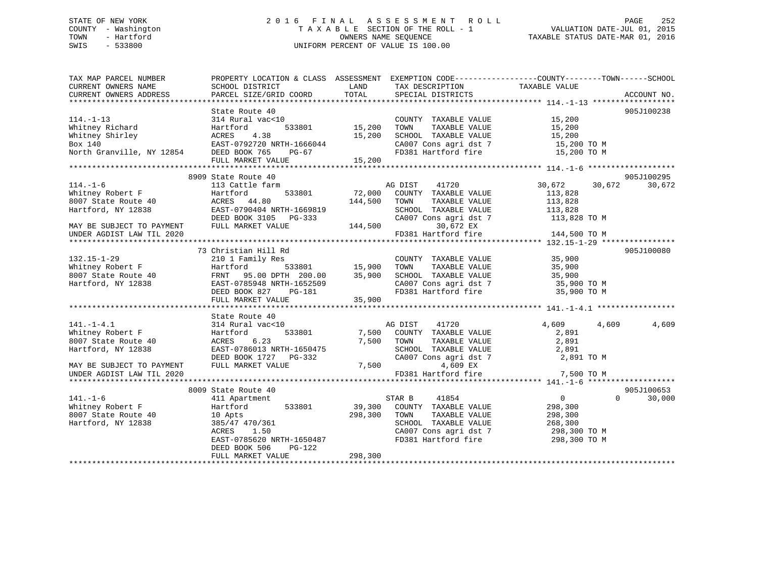STATE OF NEW YORK
COUNTY - Washington
TOWN - Hartford
SWIS - 533800

# 2016 FINAL ASSESSMENT ROLL
TAXABLE SECTION OF THE ROLL - 1
OWNERS NAME SEQUENCE
UNIFORM PERCENT OF VALUE IS 100.00

VALUATION DATE-JUL 01, 2015
TAXABLE STATUS DATE-MAR 01, 2016

```
TAX MAP PARCEL NUMBER          PROPERTY LOCATION & CLASS  ASSESSMENT  EXEMPTION CODE------------------COUNTY--------TOWN------SCHOOL
CURRENT OWNERS NAME            SCHOOL DISTRICT              LAND      TAX DESCRIPTION              TAXABLE VALUE
CURRENT OWNERS ADDRESS         PARCEL SIZE/GRID COORD       TOTAL     SPECIAL DISTRICTS                                     ACCOUNT NO.
******************************************************************************************************* 114.-1-13 ******************
                               State Route 40                                                                          905J100238
114.-1-13                      314 Rural vac<10                        COUNTY  TAXABLE VALUE             15,200
Whitney Richard                Hartford          533801       15,200   TOWN    TAXABLE VALUE             15,200
Whitney Shirley                ACRES    4.38                  15,200   SCHOOL  TAXABLE VALUE             15,200
Box 140                        EAST-0792720 NRTH-1666044               CA007 Cons agri dst 7              15,200 TO M
North Granville, NY 12854      DEED BOOK 765     PG-67                 FD381 Hartford fire                15,200 TO M
                               FULL MARKET VALUE              15,200
******************************************************************************************************* 114.-1-6 *******************
                             8909 State Route 40                                                                       905J100295
114.-1-6                       113 Cattle farm                         AG DIST     41720             30,672     30,672     30,672
Whitney Robert F               Hartford          533801       72,000   COUNTY  TAXABLE VALUE            113,828
8007 State Route 40            ACRES   44.80                 144,500   TOWN    TAXABLE VALUE            113,828
Hartford, NY 12838             EAST-0790404 NRTH-1669819               SCHOOL  TAXABLE VALUE            113,828
                               DEED BOOK 3105    PG-333                CA007 Cons agri dst 7             113,828 TO M
MAY BE SUBJECT TO PAYMENT      FULL MARKET VALUE             144,500          30,672 EX
UNDER AGDIST LAW TIL 2020                                              FD381 Hartford fire               144,500 TO M
******************************************************************************************************* 132.15-1-29 ****************
                               73 Christian Hill Rd                                                                    905J100080
132.15-1-29                    210 1 Family Res                        COUNTY  TAXABLE VALUE             35,900
Whitney Robert F               Hartford          533801       15,900   TOWN    TAXABLE VALUE             35,900
8007 State Route 40            FRNT   95.00 DPTH 200.00       35,900   SCHOOL  TAXABLE VALUE             35,900
Hartford, NY 12838             EAST-0785948 NRTH-1652509               CA007 Cons agri dst 7              35,900 TO M
                               DEED BOOK 827     PG-181                FD381 Hartford fire                35,900 TO M
                               FULL MARKET VALUE              35,900
******************************************************************************************************* 141.-1-4.1 *****************
                               State Route 40
141.-1-4.1                     314 Rural vac<10                        AG DIST     41720              4,609      4,609      4,609
Whitney Robert F               Hartford          533801        7,500   COUNTY  TAXABLE VALUE              2,891
8007 State Route 40            ACRES    6.23                   7,500   TOWN    TAXABLE VALUE              2,891
Hartford, NY 12838             EAST-0786013 NRTH-1650475               SCHOOL  TAXABLE VALUE              2,891
                               DEED BOOK 1727    PG-332                CA007 Cons agri dst 7               2,891 TO M
MAY BE SUBJECT TO PAYMENT      FULL MARKET VALUE               7,500           4,609 EX
UNDER AGDIST LAW TIL 2020                                              FD381 Hartford fire                 7,500 TO M
******************************************************************************************************* 141.-1-6 *******************
                             8009 State Route 40                                                                       905J100653
141.-1-6                       411 Apartment                           STAR B      41854                  0          0     30,000
Whitney Robert F               Hartford          533801       39,300   COUNTY  TAXABLE VALUE            298,300
8007 State Route 40            10 Apts                       298,300   TOWN    TAXABLE VALUE            298,300
Hartford, NY 12838             385/47 470/361                          SCHOOL  TAXABLE VALUE            268,300
                               ACRES    1.50                           CA007 Cons agri dst 7             298,300 TO M
                               EAST-0785620 NRTH-1650487               FD381 Hartford fire               298,300 TO M
                               DEED BOOK 506     PG-122
                               FULL MARKET VALUE             298,300
************************************************************************************************************************************
```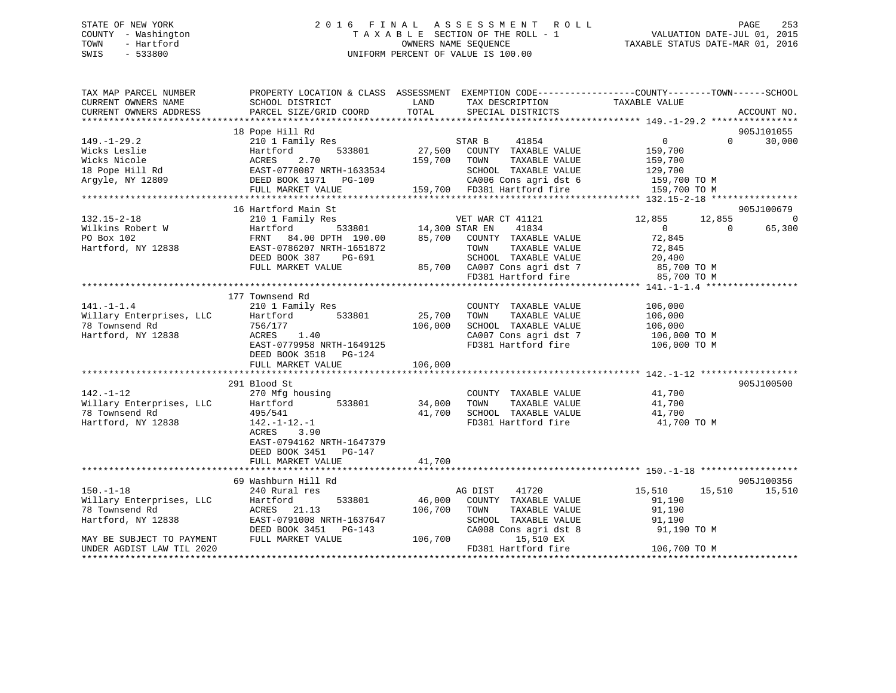STATE OF NEW YORK
COUNTY - Washington
TOWN - Hartford
SWIS - 533800

2016 FINAL ASSESSMENT ROLL
TAXABLE SECTION OF THE ROLL - 1
OWNERS NAME SEQUENCE
UNIFORM PERCENT OF VALUE IS 100.00

VALUATION DATE-JUL 01, 2015
TAXABLE STATUS DATE-MAR 01, 2016

```
TAX MAP PARCEL NUMBER          PROPERTY LOCATION & CLASS  ASSESSMENT  EXEMPTION CODE------------------COUNTY--------TOWN------SCHOOL
CURRENT OWNERS NAME            SCHOOL DISTRICT               LAND      TAX DESCRIPTION            TAXABLE VALUE
CURRENT OWNERS ADDRESS         PARCEL SIZE/GRID COORD        TOTAL     SPECIAL DISTRICTS                                       ACCOUNT NO.
******************************************************************************************************* 149.-1-29.2 ****************
                               18 Pope Hill Rd                                                                                 905J101055
149.-1-29.2                    210 1 Family Res                       STAR B     41854                0              0      30,000
Wicks Leslie                   Hartford       533801         27,500   COUNTY  TAXABLE VALUE         159,700
Wicks Nicole                   ACRES    2.70                159,700   TOWN    TAXABLE VALUE         159,700
18 Pope Hill Rd                EAST-0778087 NRTH-1633534              SCHOOL  TAXABLE VALUE         129,700
Argyle, NY 12809               DEED BOOK 1971   PG-109                CA006 Cons agri dst 6          159,700 TO M
                               FULL MARKET VALUE            159,700   FD381 Hartford fire            159,700 TO M
******************************************************************************************************* 132.15-2-18 ****************
                               16 Hartford Main St                                                                             905J100679
132.15-2-18                    210 1 Family Res                       VET WAR CT 41121           12,855         12,855            0
Wilkins Robert W               Hartford       533801         14,300 STAR EN    41834                0              0      65,300
PO Box 102                     FRNT   84.00 DPTH 190.00      85,700   COUNTY  TAXABLE VALUE          72,845
Hartford, NY 12838             EAST-0786207 NRTH-1651872              TOWN    TAXABLE VALUE          72,845
                               DEED BOOK 387    PG-691                SCHOOL  TAXABLE VALUE          20,400
                               FULL MARKET VALUE             85,700   CA007 Cons agri dst 7           85,700 TO M
                                                                      FD381 Hartford fire             85,700 TO M
******************************************************************************************************* 141.-1-1.4 *****************
                               177 Townsend Rd
141.-1-1.4                     210 1 Family Res                       COUNTY  TAXABLE VALUE         106,000
Willary Enterprises, LLC       Hartford       533801         25,700   TOWN    TAXABLE VALUE         106,000
78 Townsend Rd                 756/177                      106,000   SCHOOL  TAXABLE VALUE         106,000
Hartford, NY 12838             ACRES    1.40                          CA007 Cons agri dst 7          106,000 TO M
                               EAST-0779958 NRTH-1649125              FD381 Hartford fire            106,000 TO M
                               DEED BOOK 3518   PG-124
                               FULL MARKET VALUE            106,000
******************************************************************************************************* 142.-1-12 ******************
                               291 Blood St                                                                                    905J100500
142.-1-12                      270 Mfg housing                        COUNTY  TAXABLE VALUE          41,700
Willary Enterprises, LLC       Hartford       533801         34,000   TOWN    TAXABLE VALUE          41,700
78 Townsend Rd                 495/541                       41,700   SCHOOL  TAXABLE VALUE          41,700
Hartford, NY 12838             142.-1-12.-1                           FD381 Hartford fire             41,700 TO M
                               ACRES    3.90
                               EAST-0794162 NRTH-1647379
                               DEED BOOK 3451   PG-147
                               FULL MARKET VALUE             41,700
******************************************************************************************************* 150.-1-18 ******************
                               69 Washburn Hill Rd                                                                             905J100356
150.-1-18                      240 Rural res                          AG DIST    41720           15,510         15,510       15,510
Willary Enterprises, LLC       Hartford       533801         46,000   COUNTY  TAXABLE VALUE          91,190
78 Townsend Rd                 ACRES   21.13                106,700   TOWN    TAXABLE VALUE          91,190
Hartford, NY 12838             EAST-0791008 NRTH-1637647              SCHOOL  TAXABLE VALUE          91,190
                               DEED BOOK 3451   PG-143                CA008 Cons agri dst 8           91,190 TO M
MAY BE SUBJECT TO PAYMENT      FULL MARKET VALUE            106,700        15,510 EX
UNDER AGDIST LAW TIL 2020                                             FD381 Hartford fire            106,700 TO M
************************************************************************************************************************************
```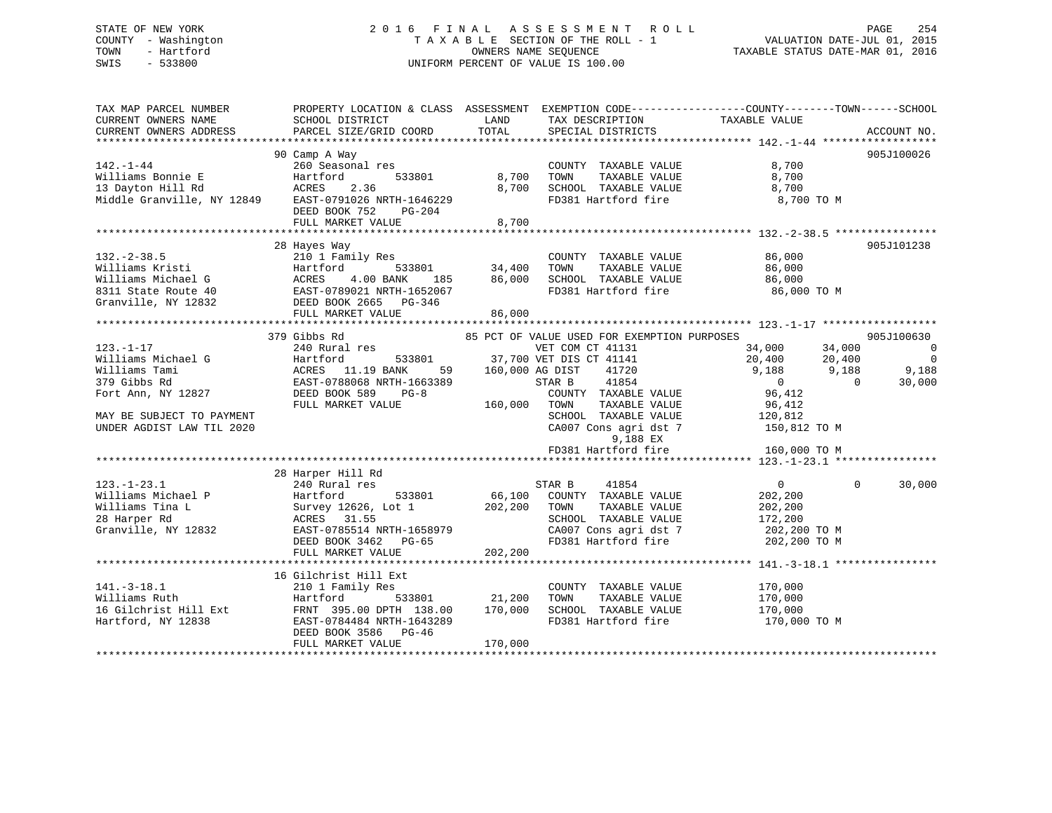STATE OF NEW YORK
COUNTY - Washington
TOWN - Hartford
SWIS - 533800

2016 FINAL ASSESSMENT ROLL
TAXABLE SECTION OF THE ROLL - 1
OWNERS NAME SEQUENCE
UNIFORM PERCENT OF VALUE IS 100.00

VALUATION DATE-JUL 01, 2015
TAXABLE STATUS DATE-MAR 01, 2016

```
TAX MAP PARCEL NUMBER          PROPERTY LOCATION & CLASS  ASSESSMENT  EXEMPTION CODE------------------COUNTY--------TOWN------SCHOOL
CURRENT OWNERS NAME            SCHOOL DISTRICT              LAND      TAX DESCRIPTION              TAXABLE VALUE
CURRENT OWNERS ADDRESS         PARCEL SIZE/GRID COORD       TOTAL     SPECIAL DISTRICTS                                        ACCOUNT NO.
****************************************************************************************************** 142.-1-44 ******************
                               90 Camp A Way                                                                               905J100026
142.-1-44                      260 Seasonal res                        COUNTY  TAXABLE VALUE              8,700
Williams Bonnie E              Hartford        533801        8,700     TOWN    TAXABLE VALUE              8,700
13 Dayton Hill Rd              ACRES    2.36                 8,700     SCHOOL  TAXABLE VALUE              8,700
Middle Granville, NY 12849     EAST-0791026 NRTH-1646229               FD381 Hartford fire                 8,700 TO M
                               DEED BOOK 752    PG-204
                               FULL MARKET VALUE             8,700
****************************************************************************************************** 132.-2-38.5 ****************
                               28 Hayes Way                                                                                905J101238
132.-2-38.5                    210 1 Family Res                        COUNTY  TAXABLE VALUE             86,000
Williams Kristi                Hartford        533801       34,400     TOWN    TAXABLE VALUE             86,000
Williams Michael G             ACRES    4.00 BANK    185    86,000     SCHOOL  TAXABLE VALUE             86,000
8311 State Route 40            EAST-0789021 NRTH-1652067               FD381 Hartford fire                86,000 TO M
Granville, NY 12832            DEED BOOK 2665   PG-346
                               FULL MARKET VALUE            86,000
****************************************************************************************************** 123.-1-17 ******************
                               379 Gibbs Rd                    85 PCT OF VALUE USED FOR EXEMPTION PURPOSES                 905J100630
123.-1-17                      240 Rural res                           VET COM CT 41131          34,000      34,000           0
Williams Michael G             Hartford        533801       37,700 VET DIS CT 41141              20,400      20,400           0
Williams Tami                  ACRES   11.19 BANK     59   160,000 AG DIST    41720               9,188       9,188       9,188
379 Gibbs Rd                   EAST-0788068 NRTH-1663389               STAR B     41854                0           0      30,000
Fort Ann, NY 12827             DEED BOOK 589    PG-8                   COUNTY  TAXABLE VALUE             96,412
                               FULL MARKET VALUE           160,000     TOWN    TAXABLE VALUE             96,412
MAY BE SUBJECT TO PAYMENT                                              SCHOOL  TAXABLE VALUE            120,812
UNDER AGDIST LAW TIL 2020                                              CA007 Cons agri dst 7             150,812 TO M
                                                                             9,188 EX
                                                                       FD381 Hartford fire               160,000 TO M
****************************************************************************************************** 123.-1-23.1 ****************
                               28 Harper Hill Rd
123.-1-23.1                    240 Rural res                           STAR B     41854                0           0      30,000
Williams Michael P             Hartford        533801       66,100     COUNTY  TAXABLE VALUE            202,200
Williams Tina L                Survey 12626, Lot 1         202,200     TOWN    TAXABLE VALUE            202,200
28 Harper Rd                   ACRES   31.55                           SCHOOL  TAXABLE VALUE            172,200
Granville, NY 12832            EAST-0785514 NRTH-1658979               CA007 Cons agri dst 7             202,200 TO M
                               DEED BOOK 3462   PG-65                  FD381 Hartford fire               202,200 TO M
                               FULL MARKET VALUE           202,200
****************************************************************************************************** 141.-3-18.1 ****************
                               16 Gilchrist Hill Ext
141.-3-18.1                    210 1 Family Res                        COUNTY  TAXABLE VALUE            170,000
Williams Ruth                  Hartford        533801       21,200     TOWN    TAXABLE VALUE            170,000
16 Gilchrist Hill Ext          FRNT  395.00 DPTH  138.00   170,000     SCHOOL  TAXABLE VALUE            170,000
Hartford, NY 12838             EAST-0784484 NRTH-1643289               FD381 Hartford fire               170,000 TO M
                               DEED BOOK 3586   PG-46
                               FULL MARKET VALUE           170,000
************************************************************************************************************************************
```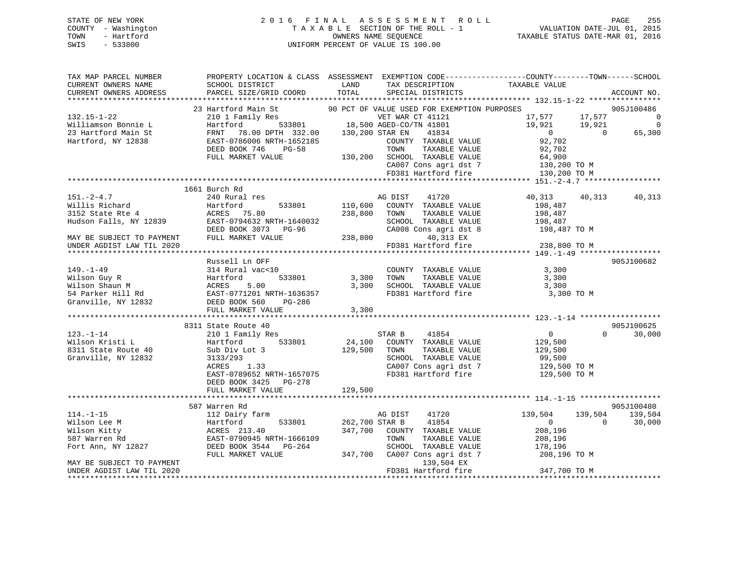STATE OF NEW YORK                    2016 FINAL ASSESSMENT ROLL
COUNTY - Washington                  TAXABLE SECTION OF THE ROLL - 1                VALUATION DATE-JUL 01, 2015
TOWN - Hartford                      OWNERS NAME SEQUENCE                           TAXABLE STATUS DATE-MAR 01, 2016
SWIS - 533800                        UNIFORM PERCENT OF VALUE IS 100.00

```
TAX MAP PARCEL NUMBER          PROPERTY LOCATION & CLASS  ASSESSMENT  EXEMPTION CODE------------------COUNTY--------TOWN------SCHOOL
CURRENT OWNERS NAME            SCHOOL DISTRICT               LAND      TAX DESCRIPTION             TAXABLE VALUE
CURRENT OWNERS ADDRESS         PARCEL SIZE/GRID COORD        TOTAL     SPECIAL DISTRICTS                                      ACCOUNT NO.
******************************************************************************************************* 132.15-1-22 ****************
                         23 Hartford Main St           90 PCT OF VALUE USED FOR EXEMPTION PURPOSES                           905J100486
132.15-1-22                    210 1 Family Res                 VET WAR CT 41121             17,577     17,577          0
Williamson Bonnie L            Hartford        533801       18,500 AGED-CO/TN 41801           19,921     19,921          0
23 Hartford Main St            FRNT  78.00 DPTH 332.00     130,200 STAR EN    41834                0          0     65,300
Hartford, NY 12838             EAST-0786006 NRTH-1652185            COUNTY  TAXABLE VALUE          92,702
                               DEED BOOK 746    PG-58               TOWN    TAXABLE VALUE          92,702
                               FULL MARKET VALUE           130,200  SCHOOL  TAXABLE VALUE          64,900
                                                                    CA007 Cons agri dst 7         130,200 TO M
                                                                    FD381 Hartford fire           130,200 TO M
******************************************************************************************************* 151.-2-4.7 *****************
                      1661 Burch Rd
151.-2-4.7                     240 Rural res                    AG DIST    41720             40,313     40,313     40,313
Willis Richard                 Hartford        533801      110,600  COUNTY  TAXABLE VALUE         198,487
3152 State Rte 4               ACRES  75.80                238,800  TOWN    TAXABLE VALUE         198,487
Hudson Falls, NY 12839         EAST-0794632 NRTH-1640032            SCHOOL  TAXABLE VALUE         198,487
                               DEED BOOK 3073   PG-96               CA008 Cons agri dst 8         198,487 TO M
MAY BE SUBJECT TO PAYMENT      FULL MARKET VALUE           238,800        40,313 EX
UNDER AGDIST LAW TIL 2020                                           FD381 Hartford fire           238,800 TO M
******************************************************************************************************* 149.-1-49 ******************
                         Russell Ln OFF                                                                              905J100682
149.-1-49                      314 Rural vac<10                     COUNTY  TAXABLE VALUE           3,300
Wilson Guy R                   Hartford        533801        3,300  TOWN    TAXABLE VALUE           3,300
Wilson Shaun M                 ACRES   5.00                  3,300  SCHOOL  TAXABLE VALUE           3,300
54 Parker Hill Rd              EAST-0771201 NRTH-1636357            FD381 Hartford fire             3,300 TO M
Granville, NY 12832            DEED BOOK 560    PG-286
                               FULL MARKET VALUE             3,300
******************************************************************************************************* 123.-1-14 ******************
                      8311 State Route 40                                                                            905J100625
123.-1-14                      210 1 Family Res                 STAR B     41854                   0          0     30,000
Wilson Kristi L                Hartford        533801       24,100  COUNTY  TAXABLE VALUE         129,500
8311 State Route 40            Sub Div Lot 3               129,500  TOWN    TAXABLE VALUE         129,500
Granville, NY 12832            3133/293                             SCHOOL  TAXABLE VALUE          99,500
                               ACRES   1.33                         CA007 Cons agri dst 7         129,500 TO M
                               EAST-0789652 NRTH-1657075            FD381 Hartford fire           129,500 TO M
                               DEED BOOK 3425   PG-278
                               FULL MARKET VALUE           129,500
******************************************************************************************************* 114.-1-15 ******************
                       587 Warren Rd                                                                                 905J100480
114.-1-15                      112 Dairy farm                   AG DIST    41720            139,504    139,504    139,504
Wilson Lee M                   Hartford        533801      262,700 STAR B     41854                0          0     30,000
Wilson Kitty                   ACRES 213.40                347,700  COUNTY  TAXABLE VALUE         208,196
587 Warren Rd                  EAST-0790945 NRTH-1666109            TOWN    TAXABLE VALUE         208,196
Fort Ann, NY 12827             DEED BOOK 3544   PG-264              SCHOOL  TAXABLE VALUE         178,196
                               FULL MARKET VALUE           347,700  CA007 Cons agri dst 7         208,196 TO M
MAY BE SUBJECT TO PAYMENT                                                139,504 EX
UNDER AGDIST LAW TIL 2020                                           FD381 Hartford fire           347,700 TO M
************************************************************************************************************************************
```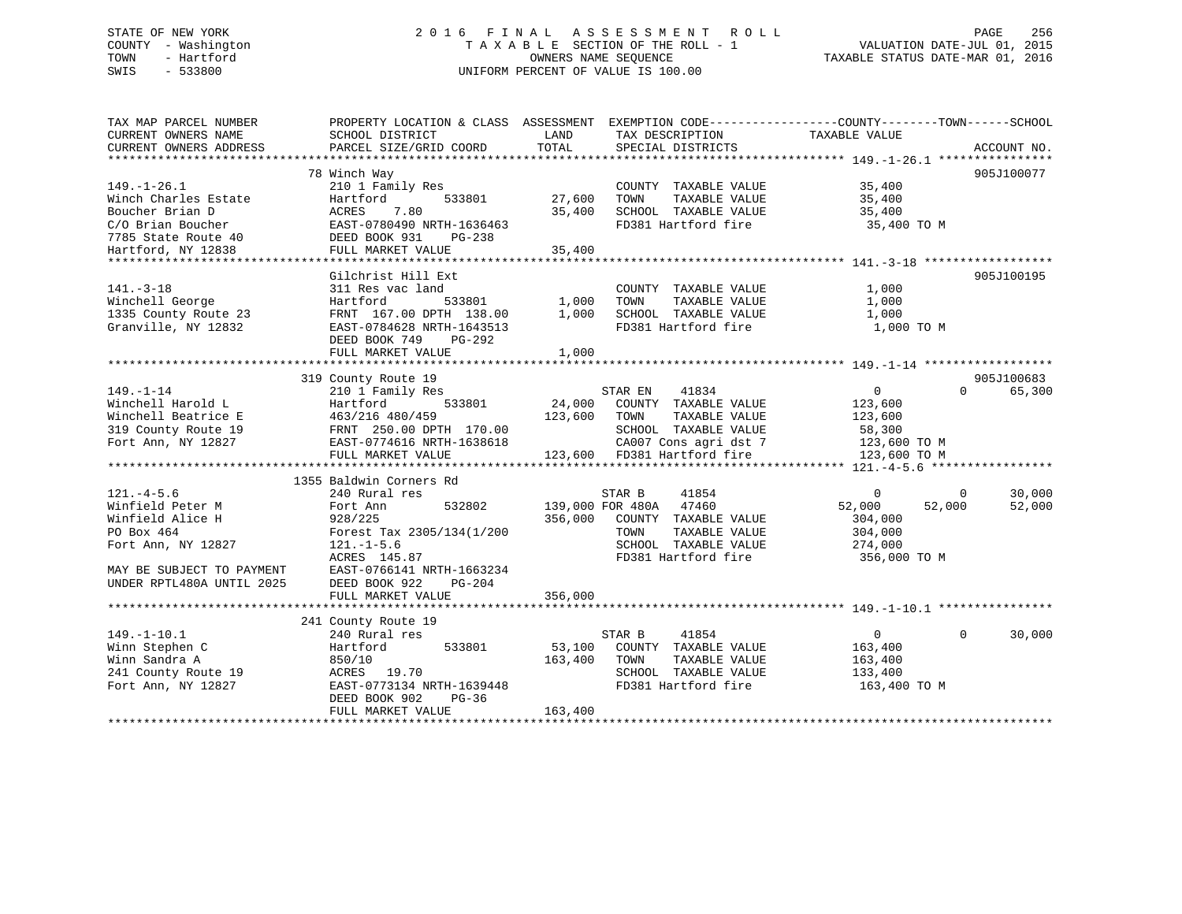STATE OF NEW YORK
COUNTY - Washington
TOWN - Hartford
SWIS - 533800

# 2016 FINAL ASSESSMENT ROLL

TAXABLE SECTION OF THE ROLL - 1
OWNERS NAME SEQUENCE
UNIFORM PERCENT OF VALUE IS 100.00

VALUATION DATE-JUL 01, 2015
TAXABLE STATUS DATE-MAR 01, 2016

| TAX MAP PARCEL NUMBER / CURRENT OWNERS NAME / CURRENT OWNERS ADDRESS | PROPERTY LOCATION & CLASS / SCHOOL DISTRICT / PARCEL SIZE/GRID COORD | ASSESSMENT LAND | ASSESSMENT TOTAL | EXEMPTION CODE / TAX DESCRIPTION / SPECIAL DISTRICTS | COUNTY TAXABLE VALUE | TOWN | SCHOOL | ACCOUNT NO. |
|---|---|---|---|---|---|---|---|---|
| 149.-1-26.1 | 78 Winch Way | | | | | | | 905J100077 |
| | 210 1 Family Res | | | COUNTY TAXABLE VALUE | 35,400 | | | |
| Winch Charles Estate | Hartford 533801 | 27,600 | | TOWN TAXABLE VALUE | 35,400 | | | |
| Boucher Brian D | ACRES 7.80 | | 35,400 | SCHOOL TAXABLE VALUE | 35,400 | | | |
| C/O Brian Boucher | EAST-0780490 NRTH-1636463 | | | FD381 Hartford fire | 35,400 TO M | | | |
| 7785 State Route 40 | DEED BOOK 931 PG-238 | | | | | | | |
| Hartford, NY 12838 | FULL MARKET VALUE | | 35,400 | | | | | |
| 141.-3-18 | Gilchrist Hill Ext | | | | | | | 905J100195 |
| | 311 Res vac land | | | COUNTY TAXABLE VALUE | 1,000 | | | |
| Winchell George | Hartford 533801 | 1,000 | | TOWN TAXABLE VALUE | 1,000 | | | |
| 1335 County Route 23 | FRNT 167.00 DPTH 138.00 | | 1,000 | SCHOOL TAXABLE VALUE | 1,000 | | | |
| Granville, NY 12832 | EAST-0784628 NRTH-1643513 | | | FD381 Hartford fire | 1,000 TO M | | | |
| | DEED BOOK 749 PG-292 | | | | | | | |
| | FULL MARKET VALUE | | 1,000 | | | | | |
| 149.-1-14 | 319 County Route 19 | | | | | | | 905J100683 |
| | 210 1 Family Res | | | STAR EN 41834 | 0 | 0 | 65,300 | |
| Winchell Harold L | Hartford 533801 | 24,000 | | COUNTY TAXABLE VALUE | 123,600 | | | |
| Winchell Beatrice E | 463/216 480/459 | | 123,600 | TOWN TAXABLE VALUE | 123,600 | | | |
| 319 County Route 19 | FRNT 250.00 DPTH 170.00 | | | SCHOOL TAXABLE VALUE | 58,300 | | | |
| Fort Ann, NY 12827 | EAST-0774616 NRTH-1638618 | | | CA007 Cons agri dst 7 | 123,600 TO M | | | |
| | FULL MARKET VALUE | | 123,600 | FD381 Hartford fire | 123,600 TO M | | | |
| 121.-4-5.6 | 1355 Baldwin Corners Rd | | | | | | | |
| | 240 Rural res | | | STAR B 41854 | 0 | 0 | 30,000 | |
| Winfield Peter M | Fort Ann 532802 | 139,000 | | FOR 480A 47460 | 52,000 | 52,000 | 52,000 | |
| Winfield Alice H | 928/225 | | 356,000 | COUNTY TAXABLE VALUE | 304,000 | | | |
| PO Box 464 | Forest Tax 2305/134(1/200 | | | TOWN TAXABLE VALUE | 304,000 | | | |
| Fort Ann, NY 12827 | 121.-1-5.6 | | | SCHOOL TAXABLE VALUE | 274,000 | | | |
| | ACRES 145.87 | | | FD381 Hartford fire | 356,000 TO M | | | |
| MAY BE SUBJECT TO PAYMENT | EAST-0766141 NRTH-1663234 | | | | | | | |
| UNDER RPTL480A UNTIL 2025 | DEED BOOK 922 PG-204 | | | | | | | |
| | FULL MARKET VALUE | | 356,000 | | | | | |
| 149.-1-10.1 | 241 County Route 19 | | | | | | | |
| | 240 Rural res | | | STAR B 41854 | 0 | 0 | 30,000 | |
| Winn Stephen C | Hartford 533801 | 53,100 | | COUNTY TAXABLE VALUE | 163,400 | | | |
| Winn Sandra A | 850/10 | | 163,400 | TOWN TAXABLE VALUE | 163,400 | | | |
| 241 County Route 19 | ACRES 19.70 | | | SCHOOL TAXABLE VALUE | 133,400 | | | |
| Fort Ann, NY 12827 | EAST-0773134 NRTH-1639448 | | | FD381 Hartford fire | 163,400 TO M | | | |
| | DEED BOOK 902 PG-36 | | | | | | | |
| | FULL MARKET VALUE | | 163,400 | | | | | |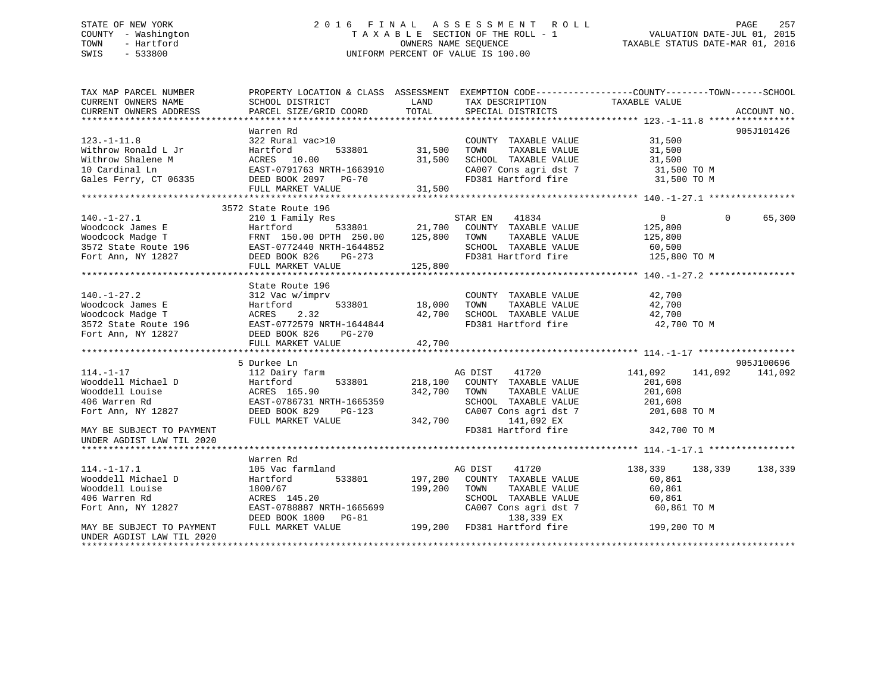STATE OF NEW YORK
COUNTY - Washington
TOWN - Hartford
SWIS - 533800

2016 FINAL ASSESSMENT ROLL
TAXABLE SECTION OF THE ROLL - 1
OWNERS NAME SEQUENCE
UNIFORM PERCENT OF VALUE IS 100.00

VALUATION DATE-JUL 01, 2015
TAXABLE STATUS DATE-MAR 01, 2016

```
TAX MAP PARCEL NUMBER          PROPERTY LOCATION & CLASS  ASSESSMENT  EXEMPTION CODE-----------------COUNTY--------TOWN------SCHOOL
CURRENT OWNERS NAME            SCHOOL DISTRICT               LAND       TAX DESCRIPTION             TAXABLE VALUE
CURRENT OWNERS ADDRESS         PARCEL SIZE/GRID COORD        TOTAL      SPECIAL DISTRICTS                                     ACCOUNT NO.
******************************************************************************************************* 123.-1-11.8 ****************
                               Warren Rd                                                                                 905J101426
123.-1-11.8                    322 Rural vac>10                         COUNTY  TAXABLE VALUE           31,500
Withrow Ronald L Jr            Hartford          533801      31,500     TOWN    TAXABLE VALUE           31,500
Withrow Shalene M              ACRES  10.00                  31,500     SCHOOL  TAXABLE VALUE           31,500
10 Cardinal Ln                 EAST-0791763 NRTH-1663910                CA007 Cons agri dst 7            31,500 TO M
Gales Ferry, CT 06335          DEED BOOK 2097   PG-70                   FD381 Hartford fire              31,500 TO M
                               FULL MARKET VALUE             31,500
******************************************************************************************************* 140.-1-27.1 ****************
                             3572 State Route 196
140.-1-27.1                    210 1 Family Res                         STAR EN     41834                   0          0     65,300
Woodcock James E               Hartford          533801      21,700     COUNTY  TAXABLE VALUE          125,800
Woodcock Madge T               FRNT 150.00 DPTH 250.00      125,800     TOWN    TAXABLE VALUE          125,800
3572 State Route 196           EAST-0772440 NRTH-1644852                SCHOOL  TAXABLE VALUE           60,500
Fort Ann, NY 12827             DEED BOOK 826    PG-273                  FD381 Hartford fire             125,800 TO M
                               FULL MARKET VALUE            125,800
******************************************************************************************************* 140.-1-27.2 ****************
                               State Route 196
140.-1-27.2                    312 Vac w/imprv                          COUNTY  TAXABLE VALUE           42,700
Woodcock James E               Hartford          533801      18,000     TOWN    TAXABLE VALUE           42,700
Woodcock Madge T               ACRES   2.32                  42,700     SCHOOL  TAXABLE VALUE           42,700
3572 State Route 196           EAST-0772579 NRTH-1644844                FD381 Hartford fire              42,700 TO M
Fort Ann, NY 12827             DEED BOOK 826    PG-270
                               FULL MARKET VALUE             42,700
******************************************************************************************************* 114.-1-17 ******************
                             5 Durkee Ln                                                                                 905J100696
114.-1-17                      112 Dairy farm                           AG DIST     41720               141,092    141,092    141,092
Wooddell Michael D             Hartford          533801     218,100     COUNTY  TAXABLE VALUE          201,608
Wooddell Louise                ACRES 165.90                 342,700     TOWN    TAXABLE VALUE          201,608
406 Warren Rd                  EAST-0786731 NRTH-1665359                SCHOOL  TAXABLE VALUE          201,608
Fort Ann, NY 12827             DEED BOOK 829    PG-123                  CA007 Cons agri dst 7           201,608 TO M
                               FULL MARKET VALUE            342,700           141,092 EX
MAY BE SUBJECT TO PAYMENT                                               FD381 Hartford fire             342,700 TO M
UNDER AGDIST LAW TIL 2020
******************************************************************************************************* 114.-1-17.1 ****************
                               Warren Rd
114.-1-17.1                    105 Vac farmland                         AG DIST     41720               138,339    138,339    138,339
Wooddell Michael D             Hartford          533801     197,200     COUNTY  TAXABLE VALUE           60,861
Wooddell Louise                1800/67                      199,200     TOWN    TAXABLE VALUE           60,861
406 Warren Rd                  ACRES 145.20                             SCHOOL  TAXABLE VALUE           60,861
Fort Ann, NY 12827             EAST-0788887 NRTH-1665699                CA007 Cons agri dst 7            60,861 TO M
                               DEED BOOK 1800   PG-81                         138,339 EX
MAY BE SUBJECT TO PAYMENT      FULL MARKET VALUE            199,200     FD381 Hartford fire             199,200 TO M
UNDER AGDIST LAW TIL 2020
************************************************************************************************************************************
```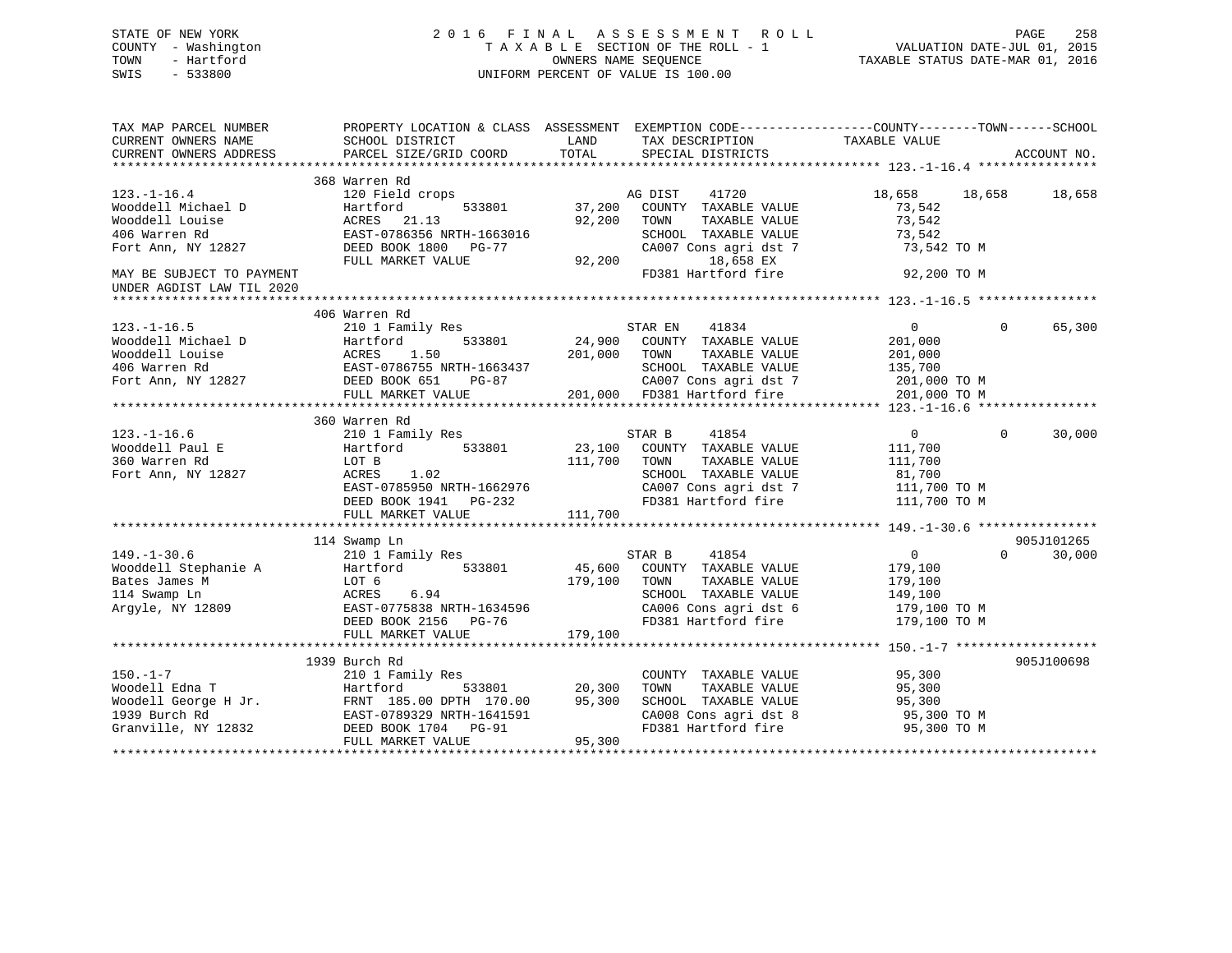STATE OF NEW YORK
COUNTY - Washington
TOWN - Hartford
SWIS - 533800

2 0 1 6 F I N A L A S S E S S M E N T R O L L
T A X A B L E SECTION OF THE ROLL - 1
OWNERS NAME SEQUENCE
UNIFORM PERCENT OF VALUE IS 100.00

VALUATION DATE-JUL 01, 2015
TAXABLE STATUS DATE-MAR 01, 2016

```
TAX MAP PARCEL NUMBER          PROPERTY LOCATION & CLASS  ASSESSMENT  EXEMPTION CODE------------------COUNTY--------TOWN------SCHOOL
CURRENT OWNERS NAME            SCHOOL DISTRICT              LAND      TAX DESCRIPTION             TAXABLE VALUE
CURRENT OWNERS ADDRESS         PARCEL SIZE/GRID COORD       TOTAL     SPECIAL DISTRICTS                                        ACCOUNT NO.
******************************************************************************************************* 123.-1-16.4 ****************
                          368 Warren Rd
123.-1-16.4                    120 Field crops                     AG DIST     41720             18,658      18,658      18,658
Wooddell Michael D             Hartford         533801      37,200   COUNTY  TAXABLE VALUE          73,542
Wooddell Louise                ACRES   21.13                92,200   TOWN    TAXABLE VALUE          73,542
406 Warren Rd                  EAST-0786356 NRTH-1663016             SCHOOL  TAXABLE VALUE          73,542
Fort Ann, NY 12827             DEED BOOK 1800   PG-77                CA007 Cons agri dst 7          73,542 TO M
                               FULL MARKET VALUE            92,200          18,658 EX
MAY BE SUBJECT TO PAYMENT                                            FD381 Hartford fire            92,200 TO M
UNDER AGDIST LAW TIL 2020
******************************************************************************************************* 123.-1-16.5 ****************
                          406 Warren Rd
123.-1-16.5                    210 1 Family Res                    STAR EN     41834                  0           0      65,300
Wooddell Michael D             Hartford         533801      24,900   COUNTY  TAXABLE VALUE         201,000
Wooddell Louise                ACRES    1.50               201,000   TOWN    TAXABLE VALUE         201,000
406 Warren Rd                  EAST-0786755 NRTH-1663437             SCHOOL  TAXABLE VALUE         135,700
Fort Ann, NY 12827             DEED BOOK 651    PG-87                CA007 Cons agri dst 7         201,000 TO M
                               FULL MARKET VALUE           201,000   FD381 Hartford fire           201,000 TO M
******************************************************************************************************* 123.-1-16.6 ****************
                          360 Warren Rd
123.-1-16.6                    210 1 Family Res                    STAR B      41854                  0           0      30,000
Wooddell Paul E                Hartford         533801      23,100   COUNTY  TAXABLE VALUE         111,700
360 Warren Rd                  LOT B                       111,700   TOWN    TAXABLE VALUE         111,700
Fort Ann, NY 12827             ACRES    1.02                         SCHOOL  TAXABLE VALUE          81,700
                               EAST-0785950 NRTH-1662976             CA007 Cons agri dst 7         111,700 TO M
                               DEED BOOK 1941   PG-232               FD381 Hartford fire           111,700 TO M
                               FULL MARKET VALUE           111,700
******************************************************************************************************* 149.-1-30.6 ****************
                          114 Swamp Ln                                                                               905J101265
149.-1-30.6                    210 1 Family Res                    STAR B      41854                  0           0      30,000
Wooddell Stephanie A           Hartford         533801      45,600   COUNTY  TAXABLE VALUE         179,100
Bates James M                  LOT 6                       179,100   TOWN    TAXABLE VALUE         179,100
114 Swamp Ln                   ACRES    6.94                         SCHOOL  TAXABLE VALUE         149,100
Argyle, NY 12809               EAST-0775838 NRTH-1634596             CA006 Cons agri dst 6         179,100 TO M
                               DEED BOOK 2156   PG-76                FD381 Hartford fire           179,100 TO M
                               FULL MARKET VALUE           179,100
******************************************************************************************************* 150.-1-7 *******************
                          1939 Burch Rd                                                                              905J100698
150.-1-7                       210 1 Family Res                      COUNTY  TAXABLE VALUE          95,300
Woodell Edna T                 Hartford         533801      20,300   TOWN    TAXABLE VALUE          95,300
Woodell George H Jr.           FRNT 185.00 DPTH 170.00      95,300   SCHOOL  TAXABLE VALUE          95,300
1939 Burch Rd                  EAST-0789329 NRTH-1641591             CA008 Cons agri dst 8          95,300 TO M
Granville, NY 12832            DEED BOOK 1704   PG-91                FD381 Hartford fire            95,300 TO M
                               FULL MARKET VALUE            95,300
************************************************************************************************************************************
```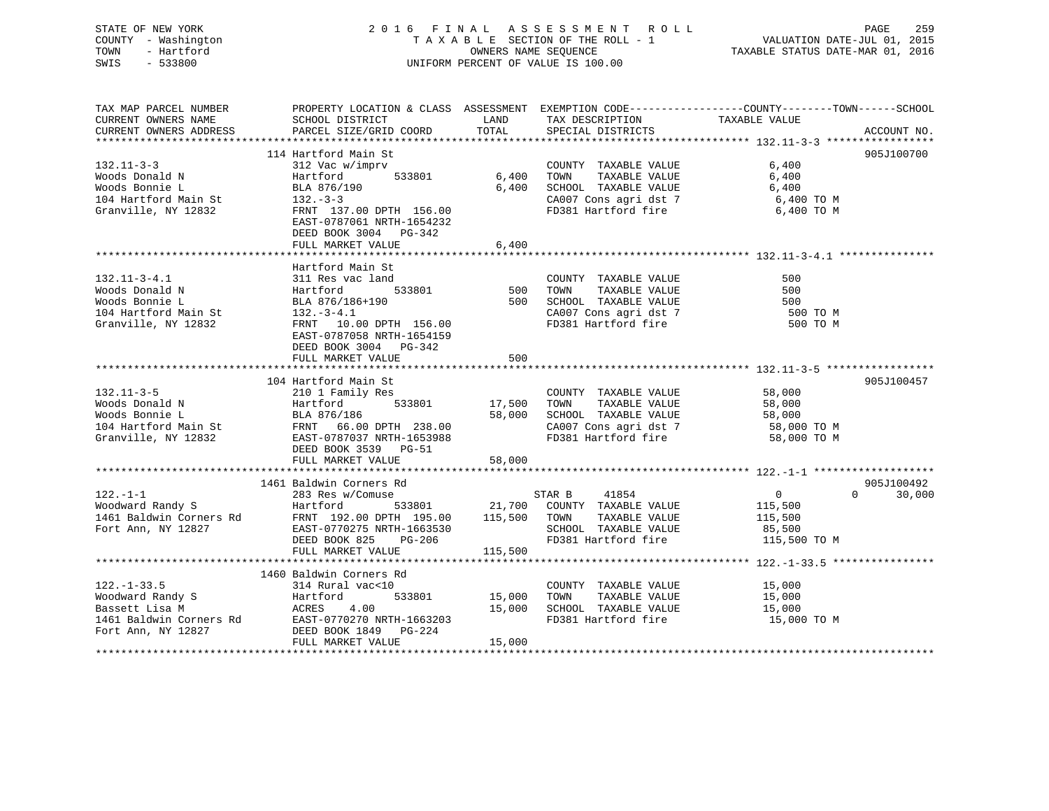STATE OF NEW YORK
COUNTY - Washington
TOWN - Hartford
SWIS - 533800

2016 FINAL ASSESSMENT ROLL
TAXABLE SECTION OF THE ROLL - 1
OWNERS NAME SEQUENCE
UNIFORM PERCENT OF VALUE IS 100.00

VALUATION DATE-JUL 01, 2015
TAXABLE STATUS DATE-MAR 01, 2016

| TAX MAP PARCEL NUMBER / CURRENT OWNERS NAME / CURRENT OWNERS ADDRESS | PROPERTY LOCATION & CLASS / SCHOOL DISTRICT / PARCEL SIZE/GRID COORD | ASSESSMENT LAND | TOTAL | EXEMPTION CODE / TAX DESCRIPTION / SPECIAL DISTRICTS | COUNTY / TAXABLE VALUE | TOWN | SCHOOL | ACCOUNT NO. |
|---|---|---|---|---|---|---|---|---|
| **132.11-3-3** | 114 Hartford Main St | | | | | | | 905J100700 |
| Woods Donald N | 312 Vac w/imprv | | | COUNTY TAXABLE VALUE | 6,400 | | | |
| Woods Bonnie L | Hartford 533801 | 6,400 | | TOWN TAXABLE VALUE | 6,400 | | | |
| 104 Hartford Main St | BLA 876/190 | | 6,400 | SCHOOL TAXABLE VALUE | 6,400 | | | |
| Granville, NY 12832 | 132.-3-3 | | | CA007 Cons agri dst 7 | 6,400 TO M | | | |
| | FRNT 137.00 DPTH 156.00 | | | FD381 Hartford fire | 6,400 TO M | | | |
| | EAST-0787061 NRTH-1654232 | | | | | | | |
| | DEED BOOK 3004 PG-342 | | | | | | | |
| | FULL MARKET VALUE | | 6,400 | | | | | |
| **132.11-3-4.1** | Hartford Main St | | | | | | | |
| Woods Donald N | 311 Res vac land | | | COUNTY TAXABLE VALUE | 500 | | | |
| Woods Bonnie L | Hartford 533801 | 500 | | TOWN TAXABLE VALUE | 500 | | | |
| 104 Hartford Main St | BLA 876/186+190 | | 500 | SCHOOL TAXABLE VALUE | 500 | | | |
| Granville, NY 12832 | 132.-3-4.1 | | | CA007 Cons agri dst 7 | 500 TO M | | | |
| | FRNT 10.00 DPTH 156.00 | | | FD381 Hartford fire | 500 TO M | | | |
| | EAST-0787058 NRTH-1654159 | | | | | | | |
| | DEED BOOK 3004 PG-342 | | | | | | | |
| | FULL MARKET VALUE | | 500 | | | | | |
| **132.11-3-5** | 104 Hartford Main St | | | | | | | 905J100457 |
| Woods Donald N | 210 1 Family Res | | | COUNTY TAXABLE VALUE | 58,000 | | | |
| Woods Bonnie L | Hartford 533801 | 17,500 | | TOWN TAXABLE VALUE | 58,000 | | | |
| 104 Hartford Main St | BLA 876/186 | | 58,000 | SCHOOL TAXABLE VALUE | 58,000 | | | |
| Granville, NY 12832 | FRNT 66.00 DPTH 238.00 | | | CA007 Cons agri dst 7 | 58,000 TO M | | | |
| | EAST-0787037 NRTH-1653988 | | | FD381 Hartford fire | 58,000 TO M | | | |
| | DEED BOOK 3539 PG-51 | | | | | | | |
| | FULL MARKET VALUE | | 58,000 | | | | | |
| **122.-1-1** | 1461 Baldwin Corners Rd | | | | | | | 905J100492 |
| Woodward Randy S | 283 Res w/Comuse | | | STAR B 41854 | 0 | 0 | 30,000 | |
| 1461 Baldwin Corners Rd | Hartford 533801 | 21,700 | | COUNTY TAXABLE VALUE | 115,500 | | | |
| Fort Ann, NY 12827 | FRNT 192.00 DPTH 195.00 | | 115,500 | TOWN TAXABLE VALUE | 115,500 | | | |
| | EAST-0770275 NRTH-1663530 | | | SCHOOL TAXABLE VALUE | 85,500 | | | |
| | DEED BOOK 825 PG-206 | | | FD381 Hartford fire | 115,500 TO M | | | |
| | FULL MARKET VALUE | | 115,500 | | | | | |
| **122.-1-33.5** | 1460 Baldwin Corners Rd | | | | | | | |
| Woodward Randy S | 314 Rural vac<10 | | | COUNTY TAXABLE VALUE | 15,000 | | | |
| Bassett Lisa M | Hartford 533801 | 15,000 | | TOWN TAXABLE VALUE | 15,000 | | | |
| 1461 Baldwin Corners Rd | ACRES 4.00 | | 15,000 | SCHOOL TAXABLE VALUE | 15,000 | | | |
| Fort Ann, NY 12827 | EAST-0770270 NRTH-1663203 | | | FD381 Hartford fire | 15,000 TO M | | | |
| | DEED BOOK 1849 PG-224 | | | | | | | |
| | FULL MARKET VALUE | | 15,000 | | | | | |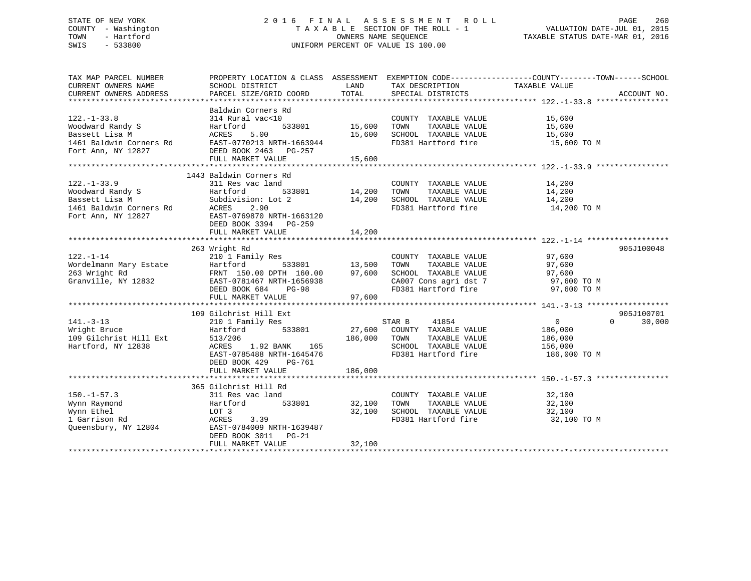STATE OF NEW YORK
COUNTY - Washington
TOWN - Hartford
SWIS - 533800

2016 FINAL ASSESSMENT ROLL
TAXABLE SECTION OF THE ROLL - 1
OWNERS NAME SEQUENCE
UNIFORM PERCENT OF VALUE IS 100.00

VALUATION DATE-JUL 01, 2015
TAXABLE STATUS DATE-MAR 01, 2016

| TAX MAP PARCEL NUMBER / CURRENT OWNERS NAME / CURRENT OWNERS ADDRESS | PROPERTY LOCATION & CLASS / SCHOOL DISTRICT / PARCEL SIZE/GRID COORD | ASSESSMENT LAND / TOTAL | EXEMPTION CODE / TAX DESCRIPTION / SPECIAL DISTRICTS | TAXABLE VALUE (COUNTY / TOWN / SCHOOL) | ACCOUNT NO. |
|---|---|---|---|---|---|
| **122.-1-33.8** | Baldwin Corners Rd | | | | |
| 122.-1-33.8 | 314 Rural vac<10 | | COUNTY TAXABLE VALUE | 15,600 | |
| Woodward Randy S | Hartford 533801 | 15,600 | TOWN TAXABLE VALUE | 15,600 | |
| Bassett Lisa M | ACRES 5.00 | 15,600 | SCHOOL TAXABLE VALUE | 15,600 | |
| 1461 Baldwin Corners Rd | EAST-0770213 NRTH-1663944 | | FD381 Hartford fire | 15,600 TO M | |
| Fort Ann, NY 12827 | DEED BOOK 2463 PG-257 | | | | |
| | FULL MARKET VALUE | 15,600 | | | |
| **122.-1-33.9** | 1443 Baldwin Corners Rd | | | | |
| 122.-1-33.9 | 311 Res vac land | | COUNTY TAXABLE VALUE | 14,200 | |
| Woodward Randy S | Hartford 533801 | 14,200 | TOWN TAXABLE VALUE | 14,200 | |
| Bassett Lisa M | Subdivision: Lot 2 | 14,200 | SCHOOL TAXABLE VALUE | 14,200 | |
| 1461 Baldwin Corners Rd | ACRES 2.90 | | FD381 Hartford fire | 14,200 TO M | |
| Fort Ann, NY 12827 | EAST-0769870 NRTH-1663120 | | | | |
| | DEED BOOK 3394 PG-259 | | | | |
| | FULL MARKET VALUE | 14,200 | | | |
| **122.-1-14** | 263 Wright Rd | | | | 905J100048 |
| 122.-1-14 | 210 1 Family Res | | COUNTY TAXABLE VALUE | 97,600 | |
| Wordelmann Mary Estate | Hartford 533801 | 13,500 | TOWN TAXABLE VALUE | 97,600 | |
| 263 Wright Rd | FRNT 150.00 DPTH 160.00 | 97,600 | SCHOOL TAXABLE VALUE | 97,600 | |
| Granville, NY 12832 | EAST-0781467 NRTH-1656938 | | CA007 Cons agri dst 7 | 97,600 TO M | |
| | DEED BOOK 684 PG-98 | | FD381 Hartford fire | 97,600 TO M | |
| | FULL MARKET VALUE | 97,600 | | | |
| **141.-3-13** | 109 Gilchrist Hill Ext | | | | 905J100701 |
| 141.-3-13 | 210 1 Family Res | | STAR B 41854 | 0 / 0 / 30,000 | |
| Wright Bruce | Hartford 533801 | 27,600 | COUNTY TAXABLE VALUE | 186,000 | |
| 109 Gilchrist Hill Ext | 513/206 | 186,000 | TOWN TAXABLE VALUE | 186,000 | |
| Hartford, NY 12838 | ACRES 1.92 BANK 165 | | SCHOOL TAXABLE VALUE | 156,000 | |
| | EAST-0785488 NRTH-1645476 | | FD381 Hartford fire | 186,000 TO M | |
| | DEED BOOK 429 PG-761 | | | | |
| | FULL MARKET VALUE | 186,000 | | | |
| **150.-1-57.3** | 365 Gilchrist Hill Rd | | | | |
| 150.-1-57.3 | 311 Res vac land | | COUNTY TAXABLE VALUE | 32,100 | |
| Wynn Raymond | Hartford 533801 | 32,100 | TOWN TAXABLE VALUE | 32,100 | |
| Wynn Ethel | LOT 3 | 32,100 | SCHOOL TAXABLE VALUE | 32,100 | |
| 1 Garrison Rd | ACRES 3.39 | | FD381 Hartford fire | 32,100 TO M | |
| Queensbury, NY 12804 | EAST-0784009 NRTH-1639487 | | | | |
| | DEED BOOK 3011 PG-21 | | | | |
| | FULL MARKET VALUE | 32,100 | | | |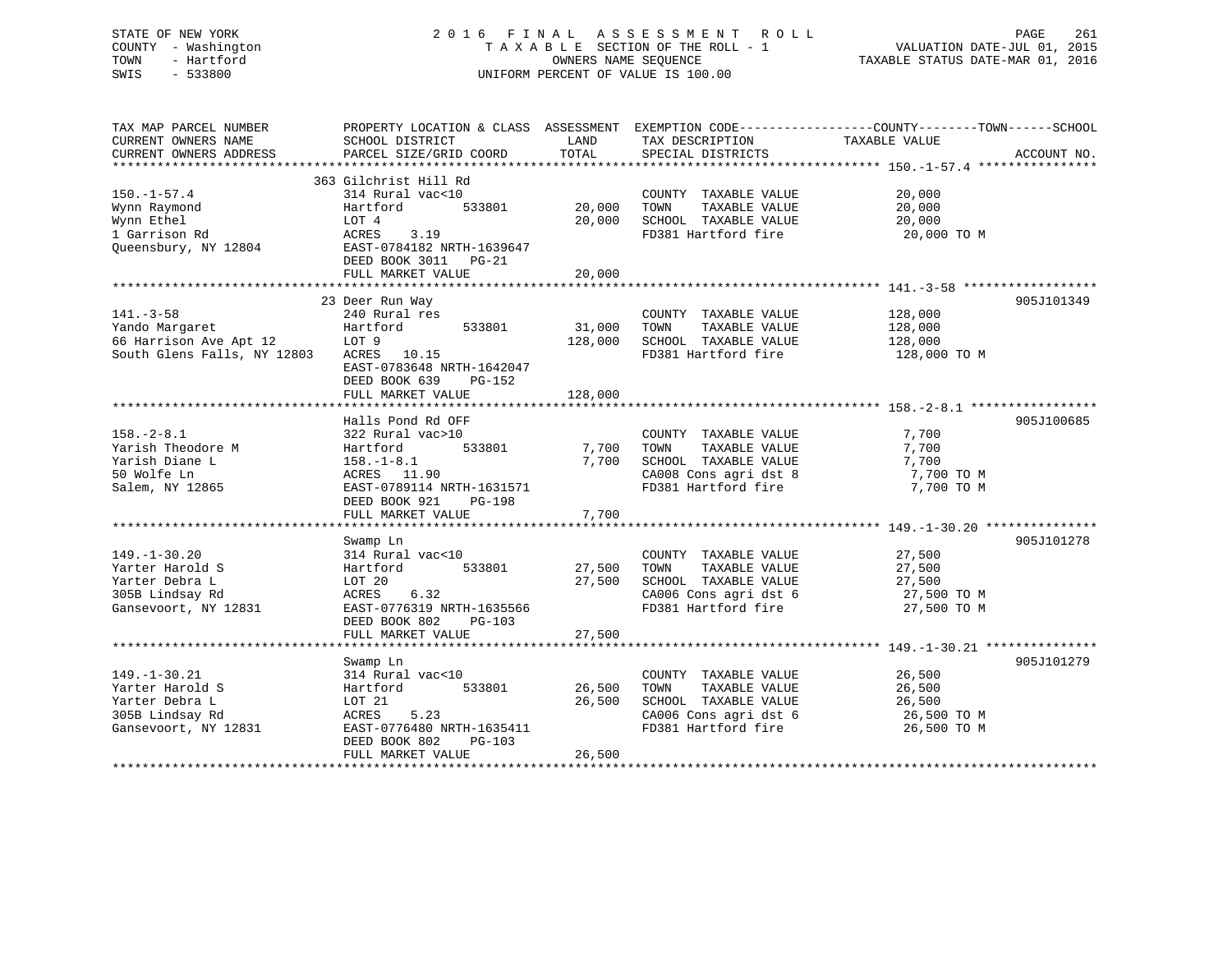STATE OF NEW YORK
COUNTY - Washington
TOWN - Hartford
SWIS - 533800

# 2016 FINAL ASSESSMENT ROLL

TAXABLE SECTION OF THE ROLL - 1
OWNERS NAME SEQUENCE
UNIFORM PERCENT OF VALUE IS 100.00

VALUATION DATE-JUL 01, 2015
TAXABLE STATUS DATE-MAR 01, 2016

| TAX MAP PARCEL NUMBER / CURRENT OWNERS NAME / CURRENT OWNERS ADDRESS | PROPERTY LOCATION & CLASS / SCHOOL DISTRICT / PARCEL SIZE/GRID COORD | ASSESSMENT LAND / TOTAL | EXEMPTION CODE / TAX DESCRIPTION / SPECIAL DISTRICTS | COUNTY / TOWN / SCHOOL TAXABLE VALUE | ACCOUNT NO. |
|---|---|---|---|---|---|
| **150.-1-57.4** | 363 Gilchrist Hill Rd | | | | |
| Wynn Raymond | 314 Rural vac<10 | | COUNTY TAXABLE VALUE | 20,000 | |
| Wynn Ethel | Hartford 533801 | 20,000 | TOWN TAXABLE VALUE | 20,000 | |
| 1 Garrison Rd | LOT 4 | 20,000 | SCHOOL TAXABLE VALUE | 20,000 | |
| Queensbury, NY 12804 | ACRES 3.19 | | FD381 Hartford fire | 20,000 TO M | |
| | EAST-0784182 NRTH-1639647 | | | | |
| | DEED BOOK 3011 PG-21 | | | | |
| | FULL MARKET VALUE | 20,000 | | | |
| **141.-3-58** | 23 Deer Run Way | | | | 905J101349 |
| Yando Margaret | 240 Rural res | | COUNTY TAXABLE VALUE | 128,000 | |
| 66 Harrison Ave Apt 12 | Hartford 533801 | 31,000 | TOWN TAXABLE VALUE | 128,000 | |
| South Glens Falls, NY 12803 | LOT 9 | 128,000 | SCHOOL TAXABLE VALUE | 128,000 | |
| | ACRES 10.15 | | FD381 Hartford fire | 128,000 TO M | |
| | EAST-0783648 NRTH-1642047 | | | | |
| | DEED BOOK 639 PG-152 | | | | |
| | FULL MARKET VALUE | 128,000 | | | |
| **158.-2-8.1** | Halls Pond Rd OFF | | | | 905J100685 |
| Yarish Theodore M | 322 Rural vac>10 | | COUNTY TAXABLE VALUE | 7,700 | |
| Yarish Diane L | Hartford 533801 | 7,700 | TOWN TAXABLE VALUE | 7,700 | |
| 50 Wolfe Ln | 158.-1-8.1 | 7,700 | SCHOOL TAXABLE VALUE | 7,700 | |
| Salem, NY 12865 | ACRES 11.90 | | CA008 Cons agri dst 8 | 7,700 TO M | |
| | EAST-0789114 NRTH-1631571 | | FD381 Hartford fire | 7,700 TO M | |
| | DEED BOOK 921 PG-198 | | | | |
| | FULL MARKET VALUE | 7,700 | | | |
| **149.-1-30.20** | Swamp Ln | | | | 905J101278 |
| Yarter Harold S | 314 Rural vac<10 | | COUNTY TAXABLE VALUE | 27,500 | |
| Yarter Debra L | Hartford 533801 | 27,500 | TOWN TAXABLE VALUE | 27,500 | |
| 305B Lindsay Rd | LOT 20 | 27,500 | SCHOOL TAXABLE VALUE | 27,500 | |
| Gansevoort, NY 12831 | ACRES 6.32 | | CA006 Cons agri dst 6 | 27,500 TO M | |
| | EAST-0776319 NRTH-1635566 | | FD381 Hartford fire | 27,500 TO M | |
| | DEED BOOK 802 PG-103 | | | | |
| | FULL MARKET VALUE | 27,500 | | | |
| **149.-1-30.21** | Swamp Ln | | | | 905J101279 |
| Yarter Harold S | 314 Rural vac<10 | | COUNTY TAXABLE VALUE | 26,500 | |
| Yarter Debra L | Hartford 533801 | 26,500 | TOWN TAXABLE VALUE | 26,500 | |
| 305B Lindsay Rd | LOT 21 | 26,500 | SCHOOL TAXABLE VALUE | 26,500 | |
| Gansevoort, NY 12831 | ACRES 5.23 | | CA006 Cons agri dst 6 | 26,500 TO M | |
| | EAST-0776480 NRTH-1635411 | | FD381 Hartford fire | 26,500 TO M | |
| | DEED BOOK 802 PG-103 | | | | |
| | FULL MARKET VALUE | 26,500 | | | |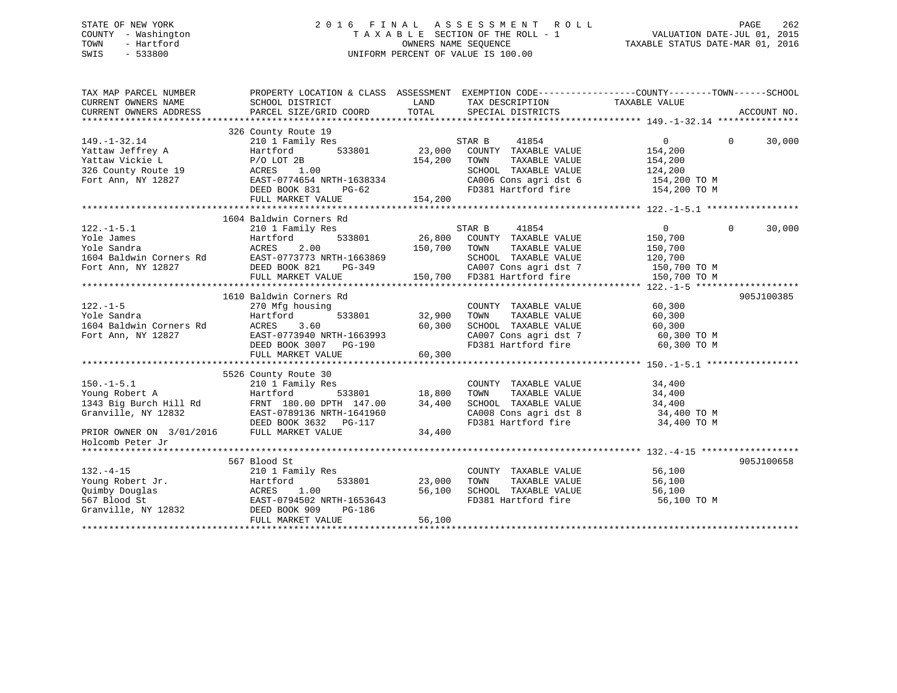STATE OF NEW YORK | 2016 FINAL ASSESSMENT ROLL | VALUATION DATE-JUL 01, 2015
COUNTY - Washington | TAXABLE SECTION OF THE ROLL - 1 | TAXABLE STATUS DATE-MAR 01, 2016
TOWN - Hartford | OWNERS NAME SEQUENCE
SWIS - 533800 | UNIFORM PERCENT OF VALUE IS 100.00

| TAX MAP PARCEL NUMBER / CURRENT OWNERS NAME / CURRENT OWNERS ADDRESS | PROPERTY LOCATION & CLASS / SCHOOL DISTRICT / PARCEL SIZE/GRID COORD | ASSESSMENT LAND / TOTAL | EXEMPTION CODE / TAX DESCRIPTION / SPECIAL DISTRICTS | COUNTY / TOWN TAXABLE VALUE | SCHOOL | ACCOUNT NO. |
|---|---|---|---|---|---|---|
| 149.-1-32.14 | 326 County Route 19 | | | | | |
| | 210 1 Family Res | | STAR B 41854 | 0 0 | 30,000 | |
| Yattaw Jeffrey A | Hartford 533801 | 23,000 | COUNTY TAXABLE VALUE | 154,200 | | |
| Yattaw Vickie L | P/O LOT 2B | 154,200 | TOWN TAXABLE VALUE | 154,200 | | |
| 326 County Route 19 | ACRES 1.00 | | SCHOOL TAXABLE VALUE | 124,200 | | |
| Fort Ann, NY 12827 | EAST-0774654 NRTH-1638334 | | CA006 Cons agri dst 6 | 154,200 TO M | | |
| | DEED BOOK 831 PG-62 | | FD381 Hartford fire | 154,200 TO M | | |
| | FULL MARKET VALUE | 154,200 | | | | |
| 122.-1-5.1 | 1604 Baldwin Corners Rd | | | | | |
| | 210 1 Family Res | | STAR B 41854 | 0 0 | 30,000 | |
| Yole James | Hartford 533801 | 26,800 | COUNTY TAXABLE VALUE | 150,700 | | |
| Yole Sandra | ACRES 2.00 | 150,700 | TOWN TAXABLE VALUE | 150,700 | | |
| 1604 Baldwin Corners Rd | EAST-0773773 NRTH-1663869 | | SCHOOL TAXABLE VALUE | 120,700 | | |
| Fort Ann, NY 12827 | DEED BOOK 821 PG-349 | | CA007 Cons agri dst 7 | 150,700 TO M | | |
| | FULL MARKET VALUE | 150,700 | FD381 Hartford fire | 150,700 TO M | | |
| 122.-1-5 | 1610 Baldwin Corners Rd | | | | | 905J100385 |
| | 270 Mfg housing | | COUNTY TAXABLE VALUE | 60,300 | | |
| Yole Sandra | Hartford 533801 | 32,900 | TOWN TAXABLE VALUE | 60,300 | | |
| 1604 Baldwin Corners Rd | ACRES 3.60 | 60,300 | SCHOOL TAXABLE VALUE | 60,300 | | |
| Fort Ann, NY 12827 | EAST-0773940 NRTH-1663993 | | CA007 Cons agri dst 7 | 60,300 TO M | | |
| | DEED BOOK 3007 PG-190 | | FD381 Hartford fire | 60,300 TO M | | |
| | FULL MARKET VALUE | 60,300 | | | | |
| 150.-1-5.1 | 5526 County Route 30 | | | | | |
| | 210 1 Family Res | | COUNTY TAXABLE VALUE | 34,400 | | |
| Young Robert A | Hartford 533801 | 18,800 | TOWN TAXABLE VALUE | 34,400 | | |
| 1343 Big Burch Hill Rd | FRNT 180.00 DPTH 147.00 | 34,400 | SCHOOL TAXABLE VALUE | 34,400 | | |
| Granville, NY 12832 | EAST-0789136 NRTH-1641960 | | CA008 Cons agri dst 8 | 34,400 TO M | | |
| | DEED BOOK 3632 PG-117 | | FD381 Hartford fire | 34,400 TO M | | |
| PRIOR OWNER ON 3/01/2016 | FULL MARKET VALUE | 34,400 | | | | |
| Holcomb Peter Jr | | | | | | |
| 132.-4-15 | 567 Blood St | | | | | 905J100658 |
| | 210 1 Family Res | | COUNTY TAXABLE VALUE | 56,100 | | |
| Young Robert Jr. | Hartford 533801 | 23,000 | TOWN TAXABLE VALUE | 56,100 | | |
| Quimby Douglas | ACRES 1.00 | 56,100 | SCHOOL TAXABLE VALUE | 56,100 | | |
| 567 Blood St | EAST-0794502 NRTH-1653643 | | FD381 Hartford fire | 56,100 TO M | | |
| Granville, NY 12832 | DEED BOOK 909 PG-186 | | | | | |
| | FULL MARKET VALUE | 56,100 | | | | |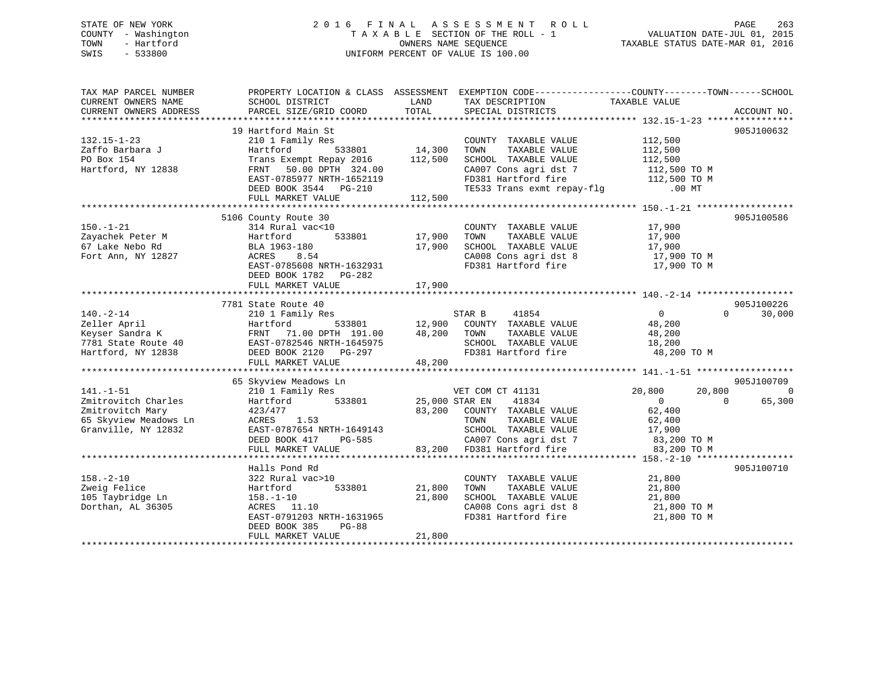STATE OF NEW YORK
COUNTY - Washington
TOWN - Hartford
SWIS - 533800

2 0 1 6 F I N A L A S S E S S M E N T R O L L
T A X A B L E SECTION OF THE ROLL - 1
OWNERS NAME SEQUENCE
UNIFORM PERCENT OF VALUE IS 100.00

VALUATION DATE-JUL 01, 2015
TAXABLE STATUS DATE-MAR 01, 2016

```
TAX MAP PARCEL NUMBER      PROPERTY LOCATION & CLASS  ASSESSMENT  EXEMPTION CODE------------------COUNTY--------TOWN------SCHOOL
CURRENT OWNERS NAME        SCHOOL DISTRICT              LAND      TAX DESCRIPTION              TAXABLE VALUE
CURRENT OWNERS ADDRESS     PARCEL SIZE/GRID COORD       TOTAL     SPECIAL DISTRICTS                                    ACCOUNT NO.
******************************************************************************************************* 132.15-1-23 ****************
                           19 Hartford Main St                                                                        905J100632
132.15-1-23                210 1 Family Res                       COUNTY  TAXABLE VALUE            112,500
Zaffo Barbara J            Hartford          533801     14,300    TOWN    TAXABLE VALUE            112,500
PO Box 154                 Trans Exempt Repay 2016     112,500    SCHOOL  TAXABLE VALUE            112,500
Hartford, NY 12838         FRNT   50.00 DPTH 324.00               CA007 Cons agri dst 7             112,500 TO M
                           EAST-0785977 NRTH-1652119              FD381 Hartford fire               112,500 TO M
                           DEED BOOK 3544   PG-210                TE533 Trans exmt repay-flg            .00 MT
                           FULL MARKET VALUE           112,500
******************************************************************************************************* 150.-1-21 ******************
                           5106 County Route 30                                                                       905J100586
150.-1-21                  314 Rural vac<10                       COUNTY  TAXABLE VALUE             17,900
Zayachek Peter M           Hartford          533801     17,900    TOWN    TAXABLE VALUE             17,900
67 Lake Nebo Rd            BLA 1963-180                 17,900    SCHOOL  TAXABLE VALUE             17,900
Fort Ann, NY 12827         ACRES    8.54                          CA008 Cons agri dst 8              17,900 TO M
                           EAST-0785608 NRTH-1632931              FD381 Hartford fire                17,900 TO M
                           DEED BOOK 1782   PG-282
                           FULL MARKET VALUE            17,900
******************************************************************************************************* 140.-2-14 ******************
                           7781 State Route 40                                                                        905J100226
140.-2-14                  210 1 Family Res                       STAR B     41854                   0          0      30,000
Zeller April               Hartford          533801     12,900    COUNTY  TAXABLE VALUE             48,200
Keyser Sandra K            FRNT   71.00 DPTH 191.00     48,200    TOWN    TAXABLE VALUE             48,200
7781 State Route 40        EAST-0782546 NRTH-1645975              SCHOOL  TAXABLE VALUE             18,200
Hartford, NY 12838         DEED BOOK 2120   PG-297                FD381 Hartford fire                48,200 TO M
                           FULL MARKET VALUE            48,200
******************************************************************************************************* 141.-1-51 ******************
                           65 Skyview Meadows Ln                                                                      905J100709
141.-1-51                  210 1 Family Res                       VET COM CT 41131              20,800     20,800           0
Zmitrovitch Charles        Hartford          533801     25,000 STAR EN    41834                  0          0      65,300
Zmitrovitch Mary           423/477                      83,200    COUNTY  TAXABLE VALUE             62,400
65 Skyview Meadows Ln      ACRES    1.53                          TOWN    TAXABLE VALUE             62,400
Granville, NY 12832        EAST-0787654 NRTH-1649143              SCHOOL  TAXABLE VALUE             17,900
                           DEED BOOK 417    PG-585                CA007 Cons agri dst 7              83,200 TO M
                           FULL MARKET VALUE            83,200    FD381 Hartford fire                83,200 TO M
******************************************************************************************************* 158.-2-10 ******************
                           Halls Pond Rd                                                                              905J100710
158.-2-10                  322 Rural vac>10                       COUNTY  TAXABLE VALUE             21,800
Zweig Felice               Hartford          533801     21,800    TOWN    TAXABLE VALUE             21,800
105 Taybridge Ln           158.-1-10                    21,800    SCHOOL  TAXABLE VALUE             21,800
Dorthan, AL 36305          ACRES   11.10                          CA008 Cons agri dst 8              21,800 TO M
                           EAST-0791203 NRTH-1631965              FD381 Hartford fire                21,800 TO M
                           DEED BOOK 385    PG-88
                           FULL MARKET VALUE            21,800
************************************************************************************************************************************
```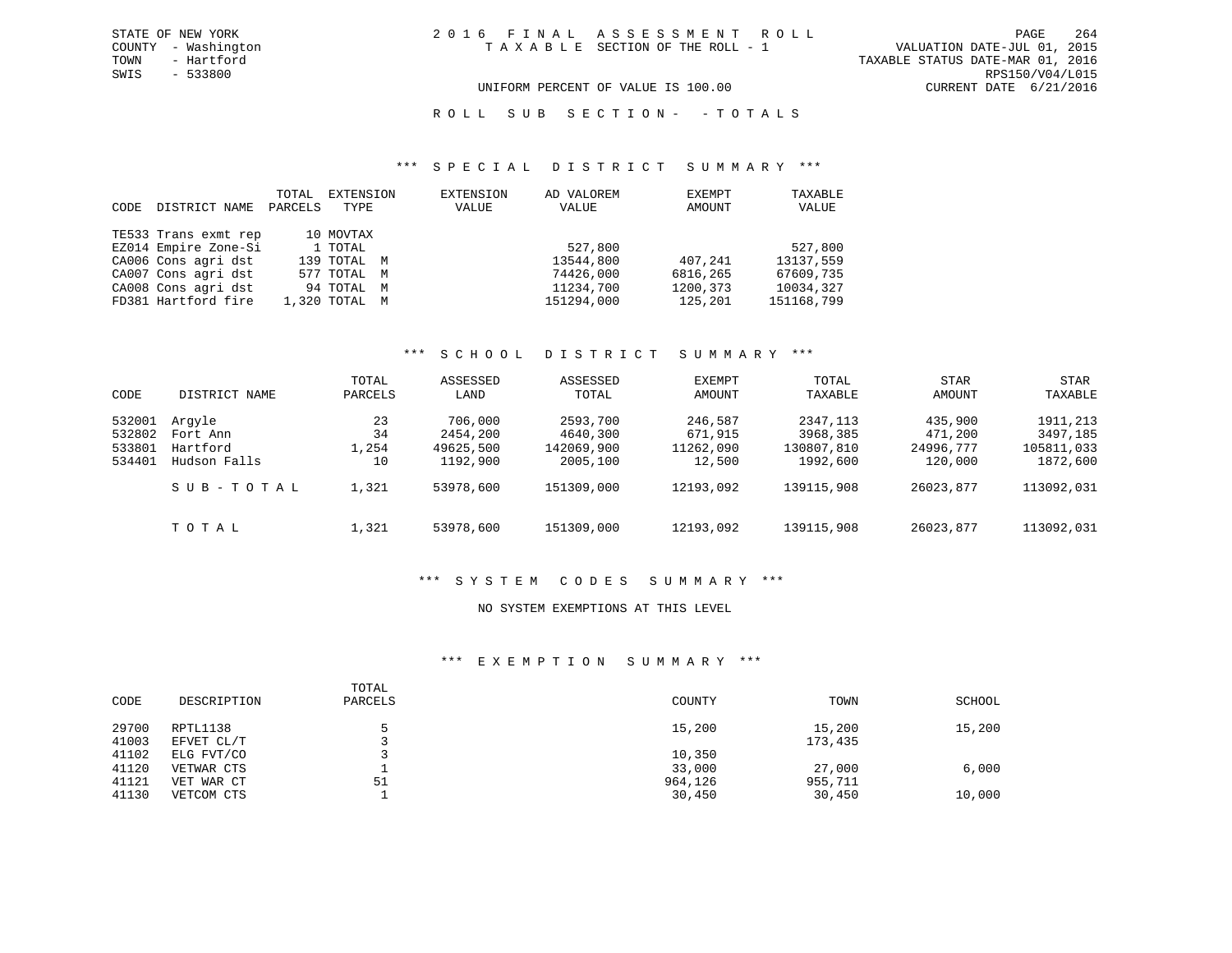STATE OF NEW YORK
COUNTY - Washington
TOWN - Hartford
SWIS - 533800

# 2016 FINAL ASSESSMENT ROLL
TAXABLE SECTION OF THE ROLL - 1

VALUATION DATE-JUL 01, 2015
TAXABLE STATUS DATE-MAR 01, 2016
RPS150/V04/L015
CURRENT DATE 6/21/2016

UNIFORM PERCENT OF VALUE IS 100.00

## ROLL SUB SECTION- - TOTALS

### *** SPECIAL DISTRICT SUMMARY ***

| CODE | DISTRICT NAME | TOTAL PARCELS | EXTENSION TYPE | EXTENSION VALUE | AD VALOREM VALUE | EXEMPT AMOUNT | TAXABLE VALUE |
|---|---|---|---|---|---|---|---|
| TE533 | Trans exmt rep | 10 | MOVTAX | | | | |
| EZ014 | Empire Zone-Si | 1 | TOTAL | | 527,800 | | 527,800 |
| CA006 | Cons agri dst | 139 | TOTAL M | | 13544,800 | 407,241 | 13137,559 |
| CA007 | Cons agri dst | 577 | TOTAL M | | 74426,000 | 6816,265 | 67609,735 |
| CA008 | Cons agri dst | 94 | TOTAL M | | 11234,700 | 1200,373 | 10034,327 |
| FD381 | Hartford fire | 1,320 | TOTAL M | | 151294,000 | 125,201 | 151168,799 |

### *** SCHOOL DISTRICT SUMMARY ***

| CODE | DISTRICT NAME | TOTAL PARCELS | ASSESSED LAND | ASSESSED TOTAL | EXEMPT AMOUNT | TOTAL TAXABLE | STAR AMOUNT | STAR TAXABLE |
|---|---|---|---|---|---|---|---|---|
| 532001 | Argyle | 23 | 706,000 | 2593,700 | 246,587 | 2347,113 | 435,900 | 1911,213 |
| 532802 | Fort Ann | 34 | 2454,200 | 4640,300 | 671,915 | 3968,385 | 471,200 | 3497,185 |
| 533801 | Hartford | 1,254 | 49625,500 | 142069,900 | 11262,090 | 130807,810 | 24996,777 | 105811,033 |
| 534401 | Hudson Falls | 10 | 1192,900 | 2005,100 | 12,500 | 1992,600 | 120,000 | 1872,600 |
| | SUB-TOTAL | 1,321 | 53978,600 | 151309,000 | 12193,092 | 139115,908 | 26023,877 | 113092,031 |
| | TOTAL | 1,321 | 53978,600 | 151309,000 | 12193,092 | 139115,908 | 26023,877 | 113092,031 |

### *** SYSTEM CODES SUMMARY ***

NO SYSTEM EXEMPTIONS AT THIS LEVEL

### *** EXEMPTION SUMMARY ***

| CODE | DESCRIPTION | TOTAL PARCELS | COUNTY | TOWN | SCHOOL |
|---|---|---|---|---|---|
| 29700 | RPTL1138 | 5 | 15,200 | 15,200 | 15,200 |
| 41003 | EFVET CL/T | 3 | | 173,435 | |
| 41102 | ELG FVT/CO | 3 | 10,350 | | |
| 41120 | VETWAR CTS | 1 | 33,000 | 27,000 | 6,000 |
| 41121 | VET WAR CT | 51 | 964,126 | 955,711 | |
| 41130 | VETCOM CTS | 1 | 30,450 | 30,450 | 10,000 |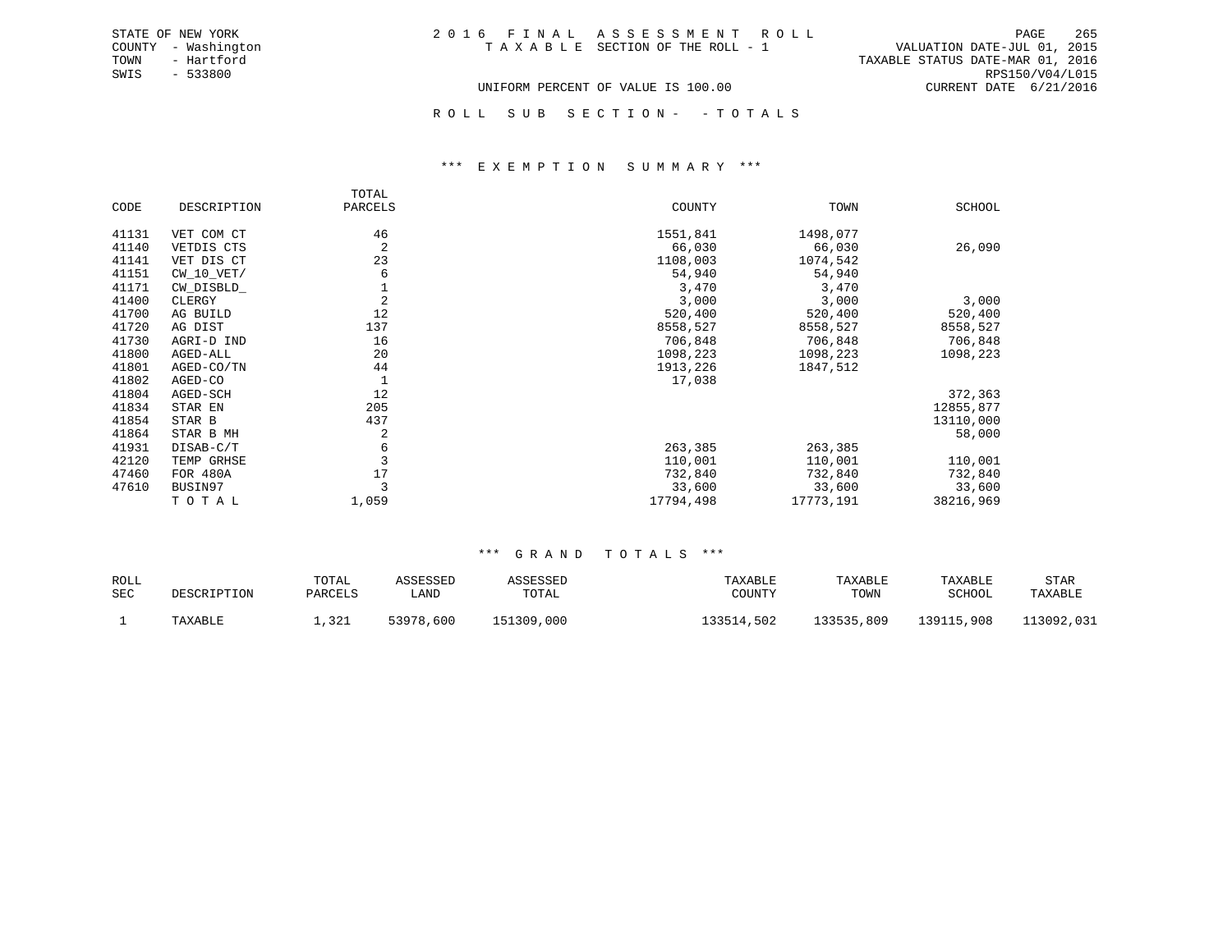STATE OF NEW YORK
COUNTY - Washington
TOWN - Hartford
SWIS - 533800

# 2016 FINAL ASSESSMENT ROLL

TAXABLE SECTION OF THE ROLL - 1

VALUATION DATE-JUL 01, 2015
TAXABLE STATUS DATE-MAR 01, 2016
RPS150/V04/L015
CURRENT DATE 6/21/2016

UNIFORM PERCENT OF VALUE IS 100.00

## ROLL SUB SECTION- - TOTALS

### *** EXEMPTION SUMMARY ***

| CODE | DESCRIPTION | TOTAL PARCELS | COUNTY | TOWN | SCHOOL |
|---|---|---|---|---|---|
| 41131 | VET COM CT | 46 | 1551,841 | 1498,077 | |
| 41140 | VETDIS CTS | 2 | 66,030 | 66,030 | 26,090 |
| 41141 | VET DIS CT | 23 | 1108,003 | 1074,542 | |
| 41151 | CW_10_VET/ | 6 | 54,940 | 54,940 | |
| 41171 | CW_DISBLD_ | 1 | 3,470 | 3,470 | |
| 41400 | CLERGY | 2 | 3,000 | 3,000 | 3,000 |
| 41700 | AG BUILD | 12 | 520,400 | 520,400 | 520,400 |
| 41720 | AG DIST | 137 | 8558,527 | 8558,527 | 8558,527 |
| 41730 | AGRI-D IND | 16 | 706,848 | 706,848 | 706,848 |
| 41800 | AGED-ALL | 20 | 1098,223 | 1098,223 | 1098,223 |
| 41801 | AGED-CO/TN | 44 | 1913,226 | 1847,512 | |
| 41802 | AGED-CO | 1 | 17,038 | | |
| 41804 | AGED-SCH | 12 | | | 372,363 |
| 41834 | STAR EN | 205 | | | 12855,877 |
| 41854 | STAR B | 437 | | | 13110,000 |
| 41864 | STAR B MH | 2 | | | 58,000 |
| 41931 | DISAB-C/T | 6 | 263,385 | 263,385 | |
| 42120 | TEMP GRHSE | 3 | 110,001 | 110,001 | 110,001 |
| 47460 | FOR 480A | 17 | 732,840 | 732,840 | 732,840 |
| 47610 | BUSIN97 | 3 | 33,600 | 33,600 | 33,600 |
| | TOTAL | 1,059 | 17794,498 | 17773,191 | 38216,969 |

### *** GRAND TOTALS ***

| ROLL SEC | DESCRIPTION | TOTAL PARCELS | ASSESSED LAND | ASSESSED TOTAL | TAXABLE COUNTY | TAXABLE TOWN | TAXABLE SCHOOL | STAR TAXABLE |
|---|---|---|---|---|---|---|---|---|
| 1 | TAXABLE | 1,321 | 53978,600 | 151309,000 | 133514,502 | 133535,809 | 139115,908 | 113092,031 |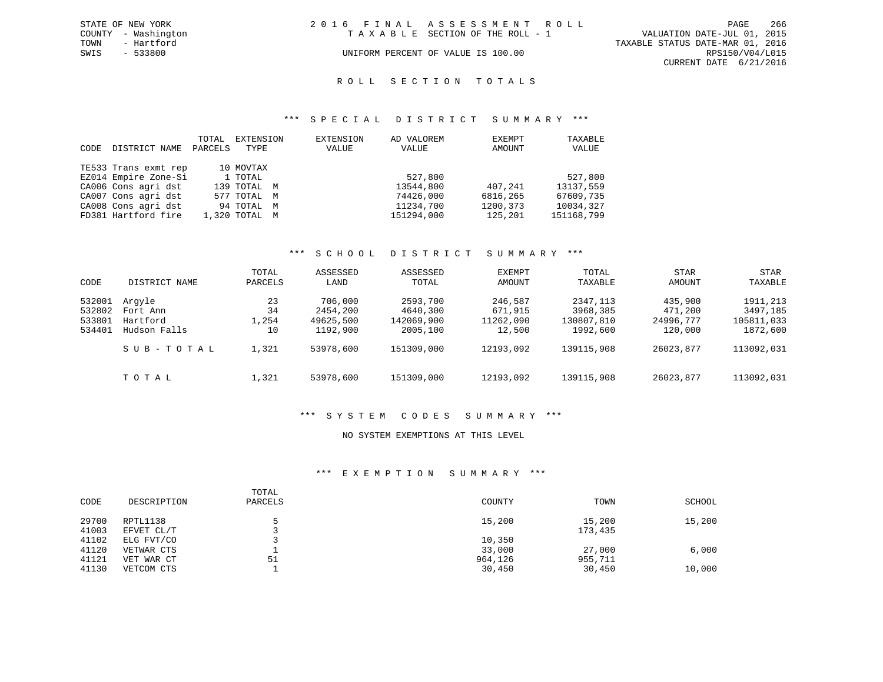STATE OF NEW YORK
COUNTY - Washington
TOWN - Hartford
SWIS - 533800

2016 FINAL ASSESSMENT ROLL
TAXABLE SECTION OF THE ROLL - 1
UNIFORM PERCENT OF VALUE IS 100.00

VALUATION DATE-JUL 01, 2015
TAXABLE STATUS DATE-MAR 01, 2016
RPS150/V04/L015
CURRENT DATE 6/21/2016

# ROLL SECTION TOTALS

## *** SPECIAL DISTRICT SUMMARY ***

| CODE | DISTRICT NAME | TOTAL PARCELS | EXTENSION TYPE | EXTENSION VALUE | AD VALOREM VALUE | EXEMPT AMOUNT | TAXABLE VALUE |
|---|---|---|---|---|---|---|---|
| TE533 | Trans exmt rep | 10 | MOVTAX | | | | |
| EZ014 | Empire Zone-Si | 1 | TOTAL | | 527,800 | | 527,800 |
| CA006 | Cons agri dst | 139 | TOTAL M | | 13544,800 | 407,241 | 13137,559 |
| CA007 | Cons agri dst | 577 | TOTAL M | | 74426,000 | 6816,265 | 67609,735 |
| CA008 | Cons agri dst | 94 | TOTAL M | | 11234,700 | 1200,373 | 10034,327 |
| FD381 | Hartford fire | 1,320 | TOTAL M | | 151294,000 | 125,201 | 151168,799 |

## *** SCHOOL DISTRICT SUMMARY ***

| CODE | DISTRICT NAME | TOTAL PARCELS | ASSESSED LAND | ASSESSED TOTAL | EXEMPT AMOUNT | TOTAL TAXABLE | STAR AMOUNT | STAR TAXABLE |
|---|---|---|---|---|---|---|---|---|
| 532001 | Argyle | 23 | 706,000 | 2593,700 | 246,587 | 2347,113 | 435,900 | 1911,213 |
| 532802 | Fort Ann | 34 | 2454,200 | 4640,300 | 671,915 | 3968,385 | 471,200 | 3497,185 |
| 533801 | Hartford | 1,254 | 49625,500 | 142069,900 | 11262,090 | 130807,810 | 24996,777 | 105811,033 |
| 534401 | Hudson Falls | 10 | 1192,900 | 2005,100 | 12,500 | 1992,600 | 120,000 | 1872,600 |
| | SUB-TOTAL | 1,321 | 53978,600 | 151309,000 | 12193,092 | 139115,908 | 26023,877 | 113092,031 |
| | TOTAL | 1,321 | 53978,600 | 151309,000 | 12193,092 | 139115,908 | 26023,877 | 113092,031 |

## *** SYSTEM CODES SUMMARY ***

NO SYSTEM EXEMPTIONS AT THIS LEVEL

## *** EXEMPTION SUMMARY ***

| CODE | DESCRIPTION | TOTAL PARCELS | COUNTY | TOWN | SCHOOL |
|---|---|---|---|---|---|
| 29700 | RPTL1138 | 5 | 15,200 | 15,200 | 15,200 |
| 41003 | EFVET CL/T | 3 | | 173,435 | |
| 41102 | ELG FVT/CO | 3 | 10,350 | | |
| 41120 | VETWAR CTS | 1 | 33,000 | 27,000 | 6,000 |
| 41121 | VET WAR CT | 51 | 964,126 | 955,711 | |
| 41130 | VETCOM CTS | 1 | 30,450 | 30,450 | 10,000 |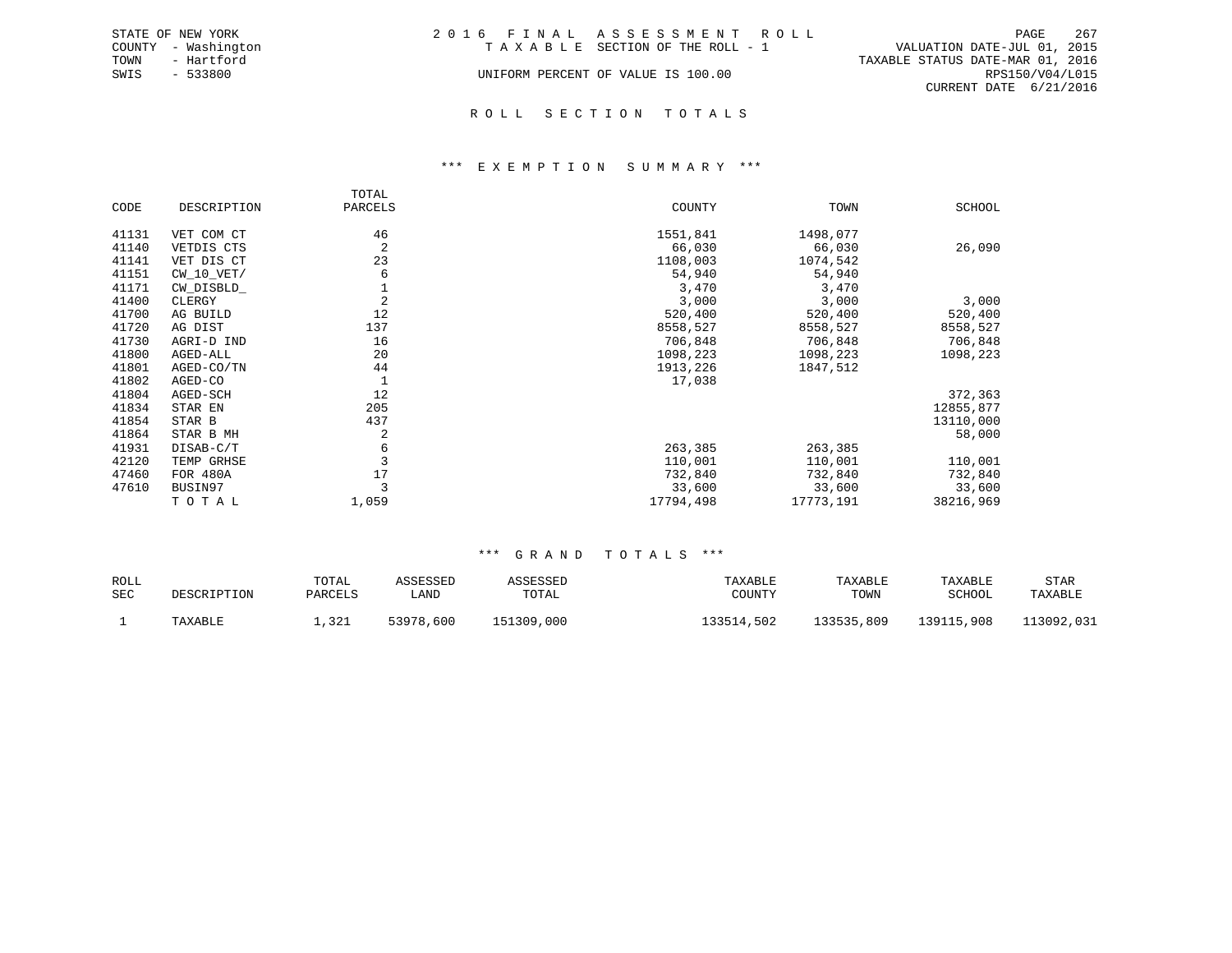STATE OF NEW YORK
COUNTY - Washington
TOWN - Hartford
SWIS - 533800

2016 FINAL ASSESSMENT ROLL
TAXABLE SECTION OF THE ROLL - 1
UNIFORM PERCENT OF VALUE IS 100.00

VALUATION DATE-JUL 01, 2015
TAXABLE STATUS DATE-MAR 01, 2016
RPS150/V04/L015
CURRENT DATE 6/21/2016

## ROLL SECTION TOTALS

### *** EXEMPTION SUMMARY ***

| CODE | DESCRIPTION | TOTAL PARCELS | COUNTY | TOWN | SCHOOL |
|---|---|---|---|---|---|
| 41131 | VET COM CT | 46 | 1551,841 | 1498,077 | |
| 41140 | VETDIS CTS | 2 | 66,030 | 66,030 | 26,090 |
| 41141 | VET DIS CT | 23 | 1108,003 | 1074,542 | |
| 41151 | CW_10_VET/ | 6 | 54,940 | 54,940 | |
| 41171 | CW_DISBLD_ | 1 | 3,470 | 3,470 | |
| 41400 | CLERGY | 2 | 3,000 | 3,000 | 3,000 |
| 41700 | AG BUILD | 12 | 520,400 | 520,400 | 520,400 |
| 41720 | AG DIST | 137 | 8558,527 | 8558,527 | 8558,527 |
| 41730 | AGRI-D IND | 16 | 706,848 | 706,848 | 706,848 |
| 41800 | AGED-ALL | 20 | 1098,223 | 1098,223 | 1098,223 |
| 41801 | AGED-CO/TN | 44 | 1913,226 | 1847,512 | |
| 41802 | AGED-CO | 1 | 17,038 | | |
| 41804 | AGED-SCH | 12 | | | 372,363 |
| 41834 | STAR EN | 205 | | | 12855,877 |
| 41854 | STAR B | 437 | | | 13110,000 |
| 41864 | STAR B MH | 2 | | | 58,000 |
| 41931 | DISAB-C/T | 6 | 263,385 | 263,385 | |
| 42120 | TEMP GRHSE | 3 | 110,001 | 110,001 | 110,001 |
| 47460 | FOR 480A | 17 | 732,840 | 732,840 | 732,840 |
| 47610 | BUSIN97 | 3 | 33,600 | 33,600 | 33,600 |
| | TOTAL | 1,059 | 17794,498 | 17773,191 | 38216,969 |

### *** GRAND TOTALS ***

| ROLL SEC | DESCRIPTION | TOTAL PARCELS | ASSESSED LAND | ASSESSED TOTAL | TAXABLE COUNTY | TAXABLE TOWN | TAXABLE SCHOOL | STAR TAXABLE |
|---|---|---|---|---|---|---|---|---|
| 1 | TAXABLE | 1,321 | 53978,600 | 151309,000 | 133514,502 | 133535,809 | 139115,908 | 113092,031 |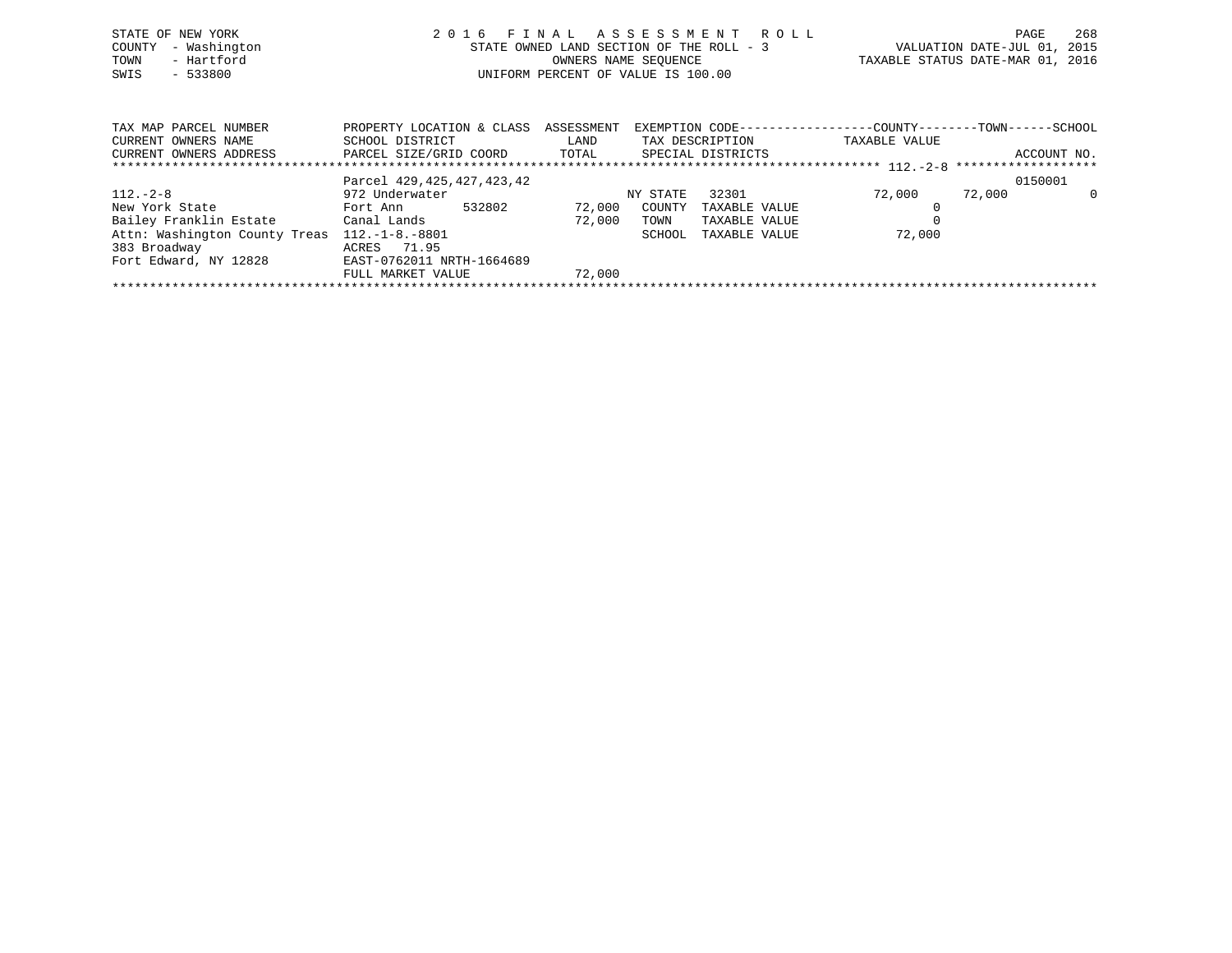STATE OF NEW YORK
COUNTY - Washington
TOWN - Hartford
SWIS - 533800

2 0 1 6 F I N A L A S S E S S M E N T R O L L
STATE OWNED LAND SECTION OF THE ROLL - 3
OWNERS NAME SEQUENCE
UNIFORM PERCENT OF VALUE IS 100.00

VALUATION DATE-JUL 01, 2015
TAXABLE STATUS DATE-MAR 01, 2016

| TAX MAP PARCEL NUMBER<br>CURRENT OWNERS NAME<br>CURRENT OWNERS ADDRESS | PROPERTY LOCATION & CLASS<br>SCHOOL DISTRICT<br>PARCEL SIZE/GRID COORD | ASSESSMENT<br>LAND<br>TOTAL | EXEMPTION CODE<br>TAX DESCRIPTION<br>SPECIAL DISTRICTS | | COUNTY<br>TAXABLE VALUE | TOWN | SCHOOL<br>ACCOUNT NO. |
|---|---|---|---|---|---|---|---|
| ******* 112.-2-8 ******* | | | | | | | |
| | Parcel 429,425,427,423,42 | | | | | | 0150001 |
| 112.-2-8 | 972 Underwater | | NY STATE | 32301 | 72,000 | 72,000 | 0 |
| New York State | Fort Ann 532802 | 72,000 | COUNTY | TAXABLE VALUE | 0 | | |
| Bailey Franklin Estate | Canal Lands | 72,000 | TOWN | TAXABLE VALUE | 0 | | |
| Attn: Washington County Treas | 112.-1-8.-8801 | | SCHOOL | TAXABLE VALUE | 72,000 | | |
| 383 Broadway | ACRES 71.95 | | | | | | |
| Fort Edward, NY 12828 | EAST-0762011 NRTH-1664689 | | | | | | |
| | FULL MARKET VALUE | 72,000 | | | | | |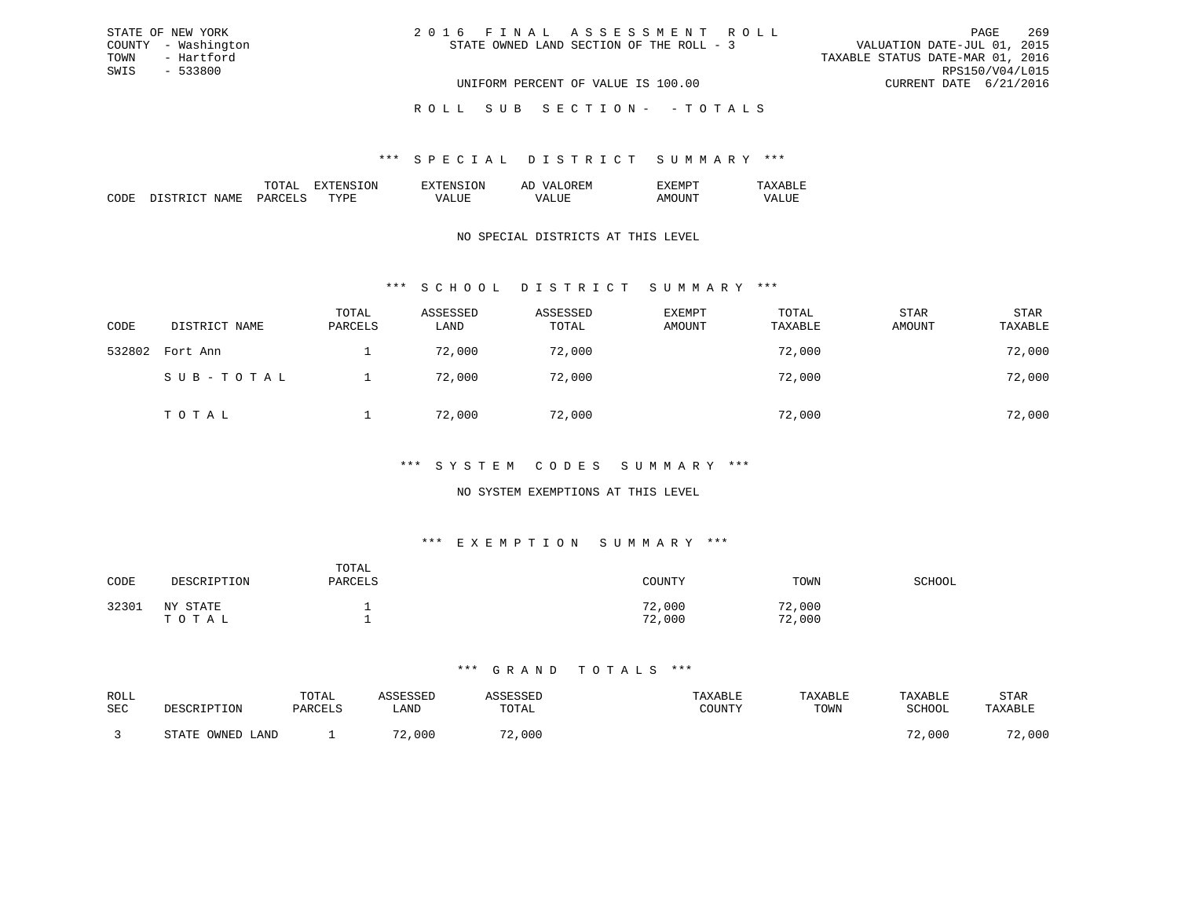STATE OF NEW YORK
COUNTY - Washington
TOWN - Hartford
SWIS - 533800

2 0 1 6 F I N A L A S S E S S M E N T R O L L
STATE OWNED LAND SECTION OF THE ROLL - 3

VALUATION DATE-JUL 01, 2015
TAXABLE STATUS DATE-MAR 01, 2016
RPS150/V04/L015
CURRENT DATE 6/21/2016

UNIFORM PERCENT OF VALUE IS 100.00

R O L L S U B S E C T I O N - - T O T A L S

## *** S P E C I A L D I S T R I C T S U M M A R Y ***

| CODE | DISTRICT NAME | TOTAL PARCELS | EXTENSION TYPE | EXTENSION VALUE | AD VALOREM VALUE | EXEMPT AMOUNT | TAXABLE VALUE |
|---|---|---|---|---|---|---|---|

NO SPECIAL DISTRICTS AT THIS LEVEL

## *** S C H O O L D I S T R I C T S U M M A R Y ***

| CODE | DISTRICT NAME | TOTAL PARCELS | ASSESSED LAND | ASSESSED TOTAL | EXEMPT AMOUNT | TOTAL TAXABLE | STAR AMOUNT | STAR TAXABLE |
|---|---|---|---|---|---|---|---|---|
| 532802 | Fort Ann | 1 | 72,000 | 72,000 | | 72,000 | | 72,000 |
| | S U B - T O T A L | 1 | 72,000 | 72,000 | | 72,000 | | 72,000 |
| | T O T A L | 1 | 72,000 | 72,000 | | 72,000 | | 72,000 |

## *** S Y S T E M C O D E S S U M M A R Y ***

NO SYSTEM EXEMPTIONS AT THIS LEVEL

## *** E X E M P T I O N S U M M A R Y ***

| CODE | DESCRIPTION | TOTAL PARCELS | COUNTY | TOWN | SCHOOL |
|---|---|---|---|---|---|
| 32301 | NY STATE | 1 | 72,000 | 72,000 | |
| | T O T A L | 1 | 72,000 | 72,000 | |

## *** G R A N D T O T A L S ***

| ROLL SEC | DESCRIPTION | TOTAL PARCELS | ASSESSED LAND | ASSESSED TOTAL | TAXABLE COUNTY | TAXABLE TOWN | TAXABLE SCHOOL | STAR TAXABLE |
|---|---|---|---|---|---|---|---|---|
| 3 | STATE OWNED LAND | 1 | 72,000 | 72,000 | | | 72,000 | 72,000 |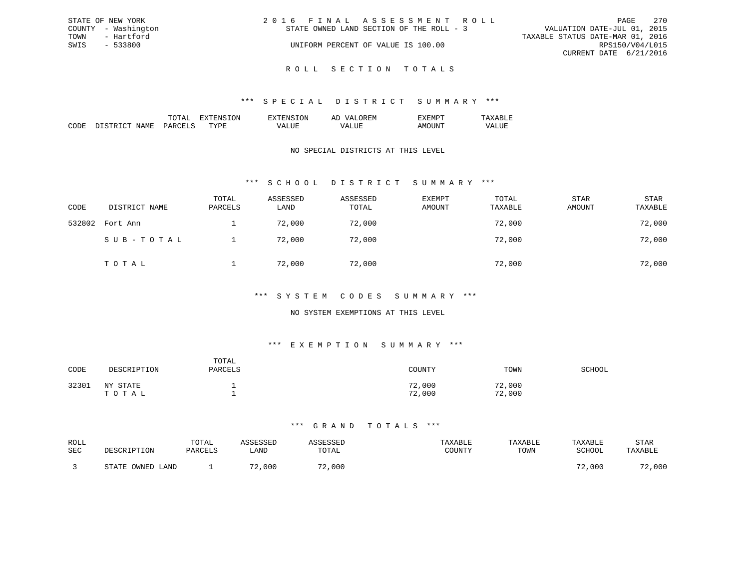STATE OF NEW YORK
COUNTY - Washington
TOWN - Hartford
SWIS - 533800

# 2016 FINAL ASSESSMENT ROLL

STATE OWNED LAND SECTION OF THE ROLL - 3

UNIFORM PERCENT OF VALUE IS 100.00

VALUATION DATE-JUL 01, 2015
TAXABLE STATUS DATE-MAR 01, 2016
RPS150/V04/L015
CURRENT DATE 6/21/2016

## ROLL SECTION TOTALS

### *** SPECIAL DISTRICT SUMMARY ***

| CODE | DISTRICT NAME | TOTAL PARCELS | EXTENSION TYPE | EXTENSION VALUE | AD VALOREM VALUE | EXEMPT AMOUNT | TAXABLE VALUE |
|---|---|---|---|---|---|---|---|

NO SPECIAL DISTRICTS AT THIS LEVEL

### *** SCHOOL DISTRICT SUMMARY ***

| CODE | DISTRICT NAME | TOTAL PARCELS | ASSESSED LAND | ASSESSED TOTAL | EXEMPT AMOUNT | TOTAL TAXABLE | STAR AMOUNT | STAR TAXABLE |
|---|---|---|---|---|---|---|---|---|
| 532802 | Fort Ann | 1 | 72,000 | 72,000 | | 72,000 | | 72,000 |
| | SUB-TOTAL | 1 | 72,000 | 72,000 | | 72,000 | | 72,000 |
| | TOTAL | 1 | 72,000 | 72,000 | | 72,000 | | 72,000 |

### *** SYSTEM CODES SUMMARY ***

NO SYSTEM EXEMPTIONS AT THIS LEVEL

### *** EXEMPTION SUMMARY ***

| CODE | DESCRIPTION | TOTAL PARCELS | COUNTY | TOWN | SCHOOL |
|---|---|---|---|---|---|
| 32301 | NY STATE | 1 | 72,000 | 72,000 | |
| | TOTAL | 1 | 72,000 | 72,000 | |

### *** GRAND TOTALS ***

| ROLL SEC | DESCRIPTION | TOTAL PARCELS | ASSESSED LAND | ASSESSED TOTAL | TAXABLE COUNTY | TAXABLE TOWN | TAXABLE SCHOOL | STAR TAXABLE |
|---|---|---|---|---|---|---|---|---|
| 3 | STATE OWNED LAND | 1 | 72,000 | 72,000 | | | 72,000 | 72,000 |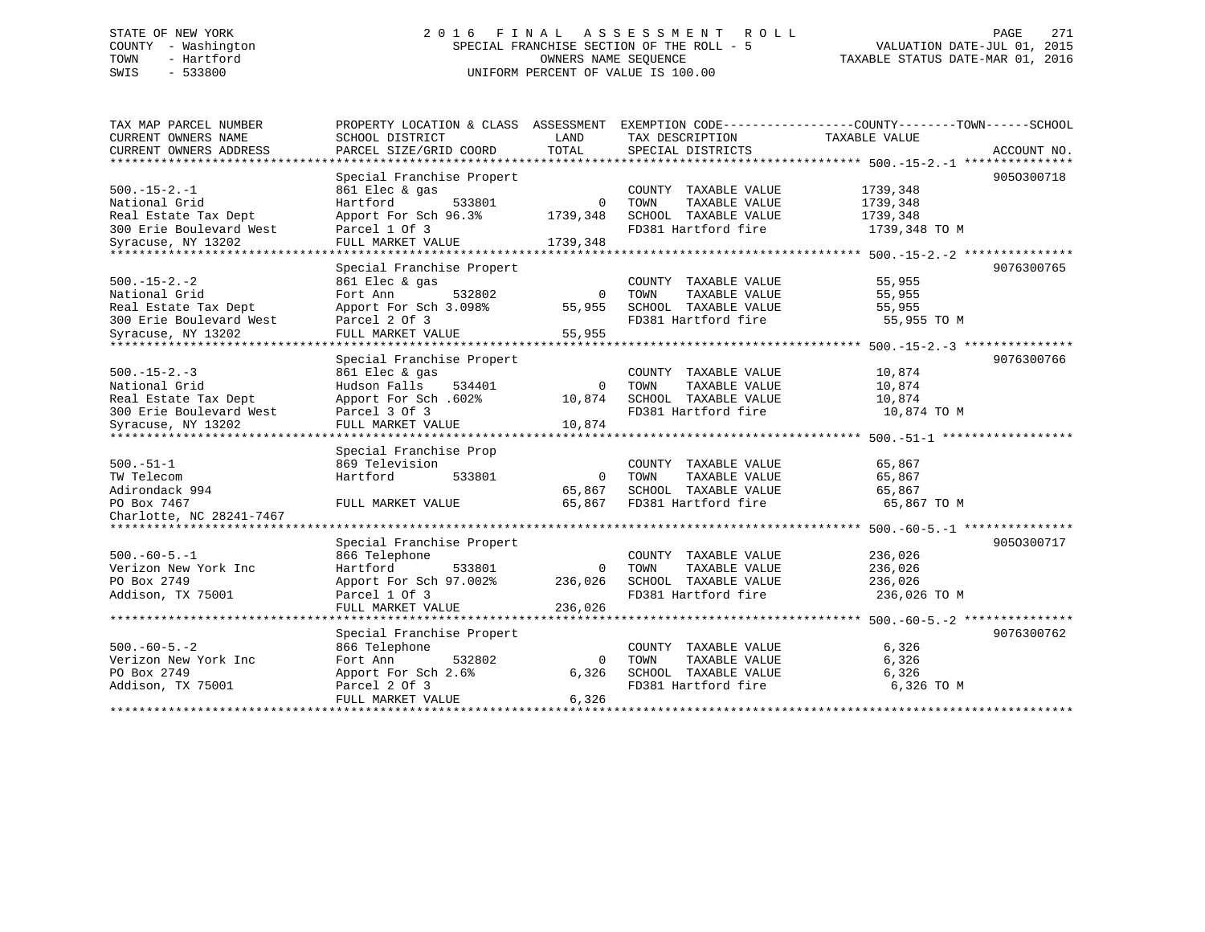STATE OF NEW YORK
COUNTY - Washington
TOWN - Hartford
SWIS - 533800

2016 FINAL ASSESSMENT ROLL
SPECIAL FRANCHISE SECTION OF THE ROLL - 5
OWNERS NAME SEQUENCE
UNIFORM PERCENT OF VALUE IS 100.00

VALUATION DATE-JUL 01, 2015
TAXABLE STATUS DATE-MAR 01, 2016

| TAX MAP PARCEL NUMBER / CURRENT OWNERS NAME / CURRENT OWNERS ADDRESS | PROPERTY LOCATION & CLASS / SCHOOL DISTRICT / PARCEL SIZE/GRID COORD | ASSESSMENT LAND / TOTAL | EXEMPTION CODE / TAX DESCRIPTION / SPECIAL DISTRICTS | TAXABLE VALUE (COUNTY / TOWN / SCHOOL) | ACCOUNT NO. |
|---|---|---|---|---|---|
| **500.-15-2.-1** | Special Franchise Propert | | | | 905O300718 |
| 500.-15-2.-1 | 861 Elec & gas | | COUNTY TAXABLE VALUE | 1739,348 | |
| National Grid | Hartford 533801 | 0 | TOWN TAXABLE VALUE | 1739,348 | |
| Real Estate Tax Dept | Apport For Sch 96.3% | 1739,348 | SCHOOL TAXABLE VALUE | 1739,348 | |
| 300 Erie Boulevard West | Parcel 1 Of 3 | | FD381 Hartford fire | 1739,348 TO M | |
| Syracuse, NY 13202 | FULL MARKET VALUE | 1739,348 | | | |
| **500.-15-2.-2** | Special Franchise Propert | | | | 9076300765 |
| 500.-15-2.-2 | 861 Elec & gas | | COUNTY TAXABLE VALUE | 55,955 | |
| National Grid | Fort Ann 532802 | 0 | TOWN TAXABLE VALUE | 55,955 | |
| Real Estate Tax Dept | Apport For Sch 3.098% | 55,955 | SCHOOL TAXABLE VALUE | 55,955 | |
| 300 Erie Boulevard West | Parcel 2 Of 3 | | FD381 Hartford fire | 55,955 TO M | |
| Syracuse, NY 13202 | FULL MARKET VALUE | 55,955 | | | |
| **500.-15-2.-3** | Special Franchise Propert | | | | 9076300766 |
| 500.-15-2.-3 | 861 Elec & gas | | COUNTY TAXABLE VALUE | 10,874 | |
| National Grid | Hudson Falls 534401 | 0 | TOWN TAXABLE VALUE | 10,874 | |
| Real Estate Tax Dept | Apport For Sch .602% | 10,874 | SCHOOL TAXABLE VALUE | 10,874 | |
| 300 Erie Boulevard West | Parcel 3 Of 3 | | FD381 Hartford fire | 10,874 TO M | |
| Syracuse, NY 13202 | FULL MARKET VALUE | 10,874 | | | |
| **500.-51-1** | Special Franchise Prop | | | | |
| 500.-51-1 | 869 Television | | COUNTY TAXABLE VALUE | 65,867 | |
| TW Telecom | Hartford 533801 | 0 | TOWN TAXABLE VALUE | 65,867 | |
| Adirondack 994 | | 65,867 | SCHOOL TAXABLE VALUE | 65,867 | |
| PO Box 7467 | FULL MARKET VALUE | 65,867 | FD381 Hartford fire | 65,867 TO M | |
| Charlotte, NC 28241-7467 | | | | | |
| **500.-60-5.-1** | Special Franchise Propert | | | | 905O300717 |
| 500.-60-5.-1 | 866 Telephone | | COUNTY TAXABLE VALUE | 236,026 | |
| Verizon New York Inc | Hartford 533801 | 0 | TOWN TAXABLE VALUE | 236,026 | |
| PO Box 2749 | Apport For Sch 97.002% | 236,026 | SCHOOL TAXABLE VALUE | 236,026 | |
| Addison, TX 75001 | Parcel 1 Of 3 | | FD381 Hartford fire | 236,026 TO M | |
| | FULL MARKET VALUE | 236,026 | | | |
| **500.-60-5.-2** | Special Franchise Propert | | | | 9076300762 |
| 500.-60-5.-2 | 866 Telephone | | COUNTY TAXABLE VALUE | 6,326 | |
| Verizon New York Inc | Fort Ann 532802 | 0 | TOWN TAXABLE VALUE | 6,326 | |
| PO Box 2749 | Apport For Sch 2.6% | 6,326 | SCHOOL TAXABLE VALUE | 6,326 | |
| Addison, TX 75001 | Parcel 2 Of 3 | | FD381 Hartford fire | 6,326 TO M | |
| | FULL MARKET VALUE | 6,326 | | | |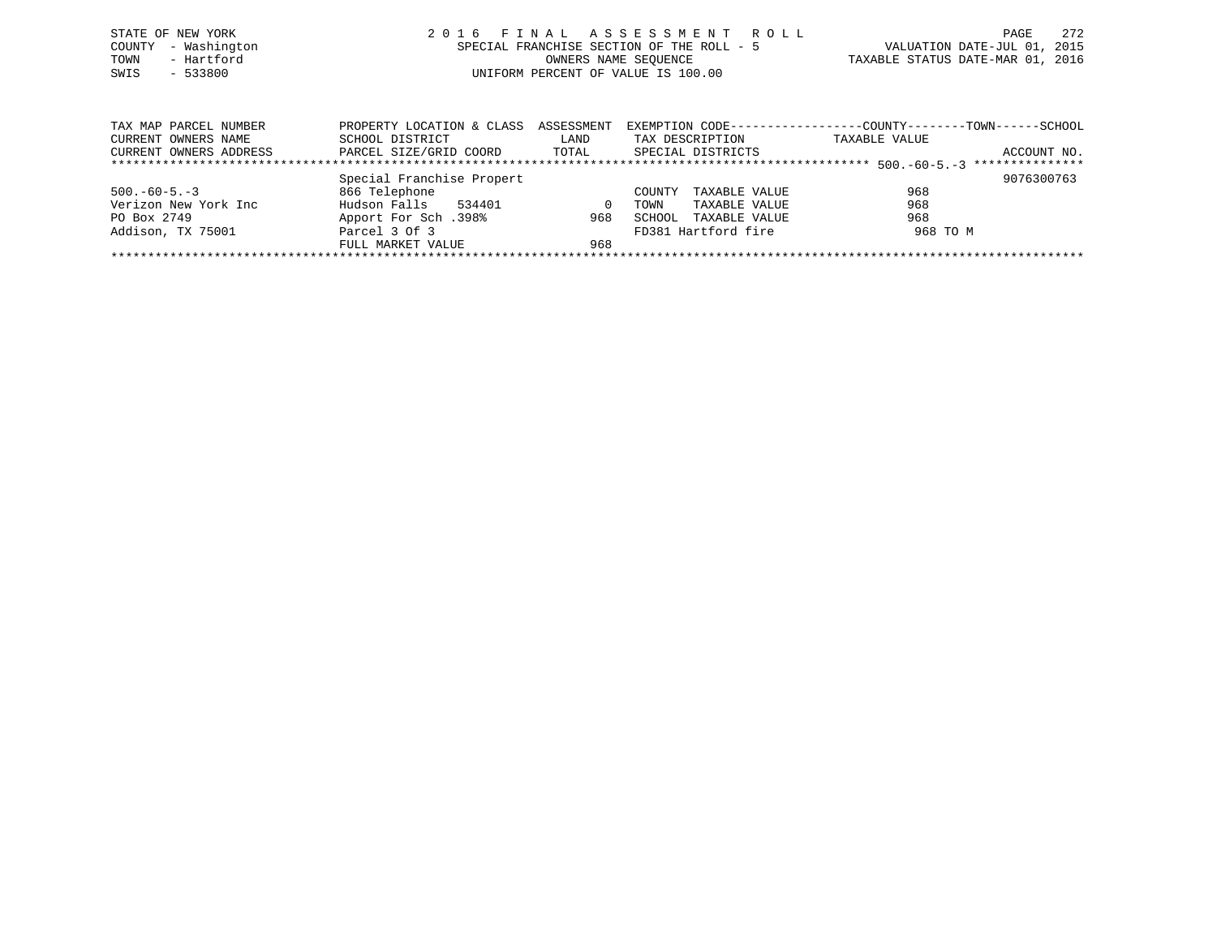STATE OF NEW YORK
COUNTY - Washington
TOWN - Hartford
SWIS - 533800

# 2016 FINAL ASSESSMENT ROLL

SPECIAL FRANCHISE SECTION OF THE ROLL - 5
OWNERS NAME SEQUENCE
UNIFORM PERCENT OF VALUE IS 100.00

VALUATION DATE-JUL 01, 2015
TAXABLE STATUS DATE-MAR 01, 2016

| TAX MAP PARCEL NUMBER / CURRENT OWNERS NAME / CURRENT OWNERS ADDRESS | PROPERTY LOCATION & CLASS / SCHOOL DISTRICT / PARCEL SIZE/GRID COORD | ASSESSMENT LAND / TOTAL | EXEMPTION CODE / TAX DESCRIPTION / SPECIAL DISTRICTS | COUNTY--------TOWN------SCHOOL TAXABLE VALUE | ACCOUNT NO. |
|---|---|---|---|---|---|
| 500.-60-5.-3 | | | | | |
| | Special Franchise Propert | | | | 9076300763 |
| 500.-60-5.-3 | 866 Telephone | | COUNTY TAXABLE VALUE | 968 | |
| Verizon New York Inc | Hudson Falls 534401 | 0 | TOWN TAXABLE VALUE | 968 | |
| PO Box 2749 | Apport For Sch .398% | 968 | SCHOOL TAXABLE VALUE | 968 | |
| Addison, TX 75001 | Parcel 3 Of 3 | | FD381 Hartford fire | 968 TO M | |
| | FULL MARKET VALUE | 968 | | | |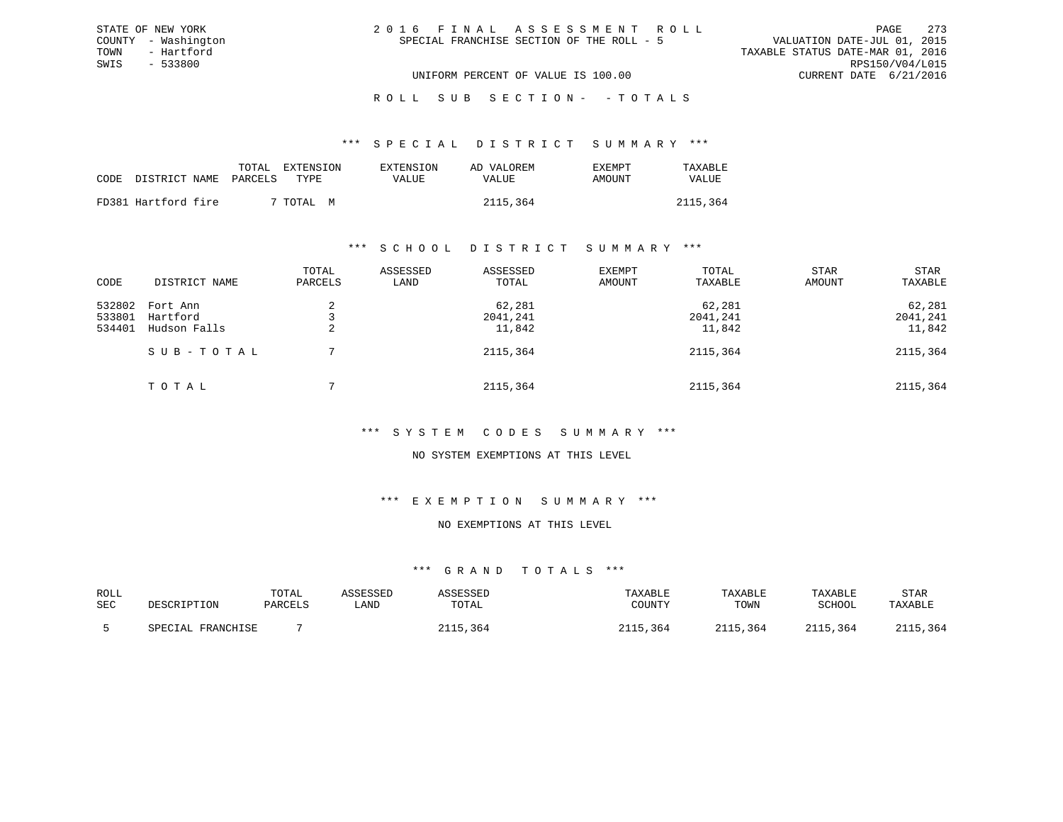STATE OF NEW YORK
COUNTY - Washington
TOWN - Hartford
SWIS - 533800

# 2016 FINAL ASSESSMENT ROLL
SPECIAL FRANCHISE SECTION OF THE ROLL - 5

VALUATION DATE-JUL 01, 2015
TAXABLE STATUS DATE-MAR 01, 2016
RPS150/V04/L015
CURRENT DATE 6/21/2016

UNIFORM PERCENT OF VALUE IS 100.00

## ROLL SUB SECTION- -TOTALS

### *** SPECIAL DISTRICT SUMMARY ***

| CODE | DISTRICT NAME | TOTAL PARCELS | EXTENSION TYPE | EXTENSION VALUE | AD VALOREM VALUE | EXEMPT AMOUNT | TAXABLE VALUE |
|---|---|---|---|---|---|---|---|
| FD381 | Hartford fire | 7 | TOTAL M | | 2115,364 | | 2115,364 |

### *** SCHOOL DISTRICT SUMMARY ***

| CODE | DISTRICT NAME | TOTAL PARCELS | ASSESSED LAND | ASSESSED TOTAL | EXEMPT AMOUNT | TOTAL TAXABLE | STAR AMOUNT | STAR TAXABLE |
|---|---|---|---|---|---|---|---|---|
| 532802 | Fort Ann | 2 | | 62,281 | | 62,281 | | 62,281 |
| 533801 | Hartford | 3 | | 2041,241 | | 2041,241 | | 2041,241 |
| 534401 | Hudson Falls | 2 | | 11,842 | | 11,842 | | 11,842 |
| | SUB-TOTAL | 7 | | 2115,364 | | 2115,364 | | 2115,364 |
| | TOTAL | 7 | | 2115,364 | | 2115,364 | | 2115,364 |

### *** SYSTEM CODES SUMMARY ***

NO SYSTEM EXEMPTIONS AT THIS LEVEL

### *** EXEMPTION SUMMARY ***

NO EXEMPTIONS AT THIS LEVEL

### *** GRAND TOTALS ***

| ROLL SEC | DESCRIPTION | TOTAL PARCELS | ASSESSED LAND | ASSESSED TOTAL | TAXABLE COUNTY | TAXABLE TOWN | TAXABLE SCHOOL | STAR TAXABLE |
|---|---|---|---|---|---|---|---|---|
| 5 | SPECIAL FRANCHISE | 7 | | 2115,364 | 2115,364 | 2115,364 | 2115,364 | 2115,364 |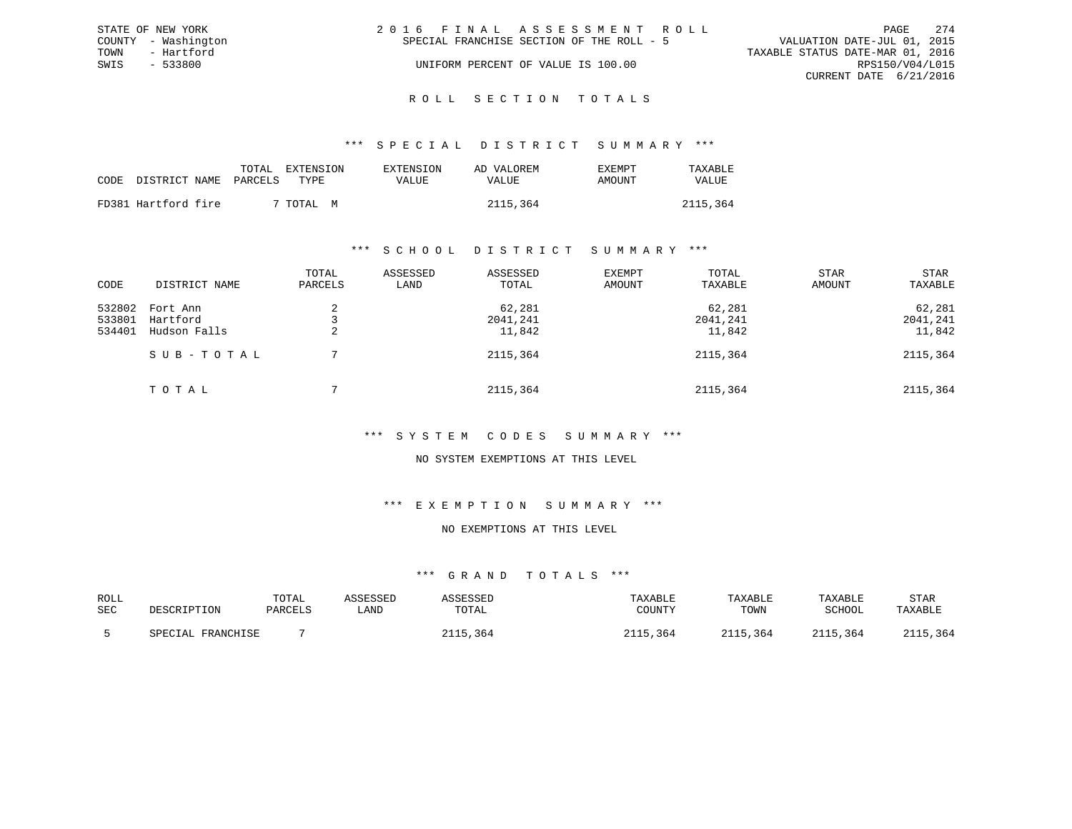STATE OF NEW YORK
COUNTY - Washington
TOWN - Hartford
SWIS - 533800

2 0 1 6 F I N A L A S S E S S M E N T R O L L
SPECIAL FRANCHISE SECTION OF THE ROLL - 5
UNIFORM PERCENT OF VALUE IS 100.00

VALUATION DATE-JUL 01, 2015
TAXABLE STATUS DATE-MAR 01, 2016
RPS150/V04/L015
CURRENT DATE 6/21/2016

## R O L L S E C T I O N T O T A L S

### *** S P E C I A L D I S T R I C T S U M M A R Y ***

| CODE | DISTRICT NAME | TOTAL PARCELS | EXTENSION TYPE | EXTENSION VALUE | AD VALOREM VALUE | EXEMPT AMOUNT | TAXABLE VALUE |
|---|---|---|---|---|---|---|---|
| FD381 | Hartford fire | 7 | TOTAL M | | 2115,364 | | 2115,364 |

### *** S C H O O L D I S T R I C T S U M M A R Y ***

| CODE | DISTRICT NAME | TOTAL PARCELS | ASSESSED LAND | ASSESSED TOTAL | EXEMPT AMOUNT | TOTAL TAXABLE | STAR AMOUNT | STAR TAXABLE |
|---|---|---|---|---|---|---|---|---|
| 532802 | Fort Ann | 2 | | 62,281 | | 62,281 | | 62,281 |
| 533801 | Hartford | 3 | | 2041,241 | | 2041,241 | | 2041,241 |
| 534401 | Hudson Falls | 2 | | 11,842 | | 11,842 | | 11,842 |
| | S U B - T O T A L | 7 | | 2115,364 | | 2115,364 | | 2115,364 |
| | T O T A L | 7 | | 2115,364 | | 2115,364 | | 2115,364 |

### *** S Y S T E M C O D E S S U M M A R Y ***

NO SYSTEM EXEMPTIONS AT THIS LEVEL

### *** E X E M P T I O N S U M M A R Y ***

NO EXEMPTIONS AT THIS LEVEL

### *** G R A N D T O T A L S ***

| ROLL SEC | DESCRIPTION | TOTAL PARCELS | ASSESSED LAND | ASSESSED TOTAL | TAXABLE COUNTY | TAXABLE TOWN | TAXABLE SCHOOL | STAR TAXABLE |
|---|---|---|---|---|---|---|---|---|
| 5 | SPECIAL FRANCHISE | 7 | | 2115,364 | 2115,364 | 2115,364 | 2115,364 | 2115,364 |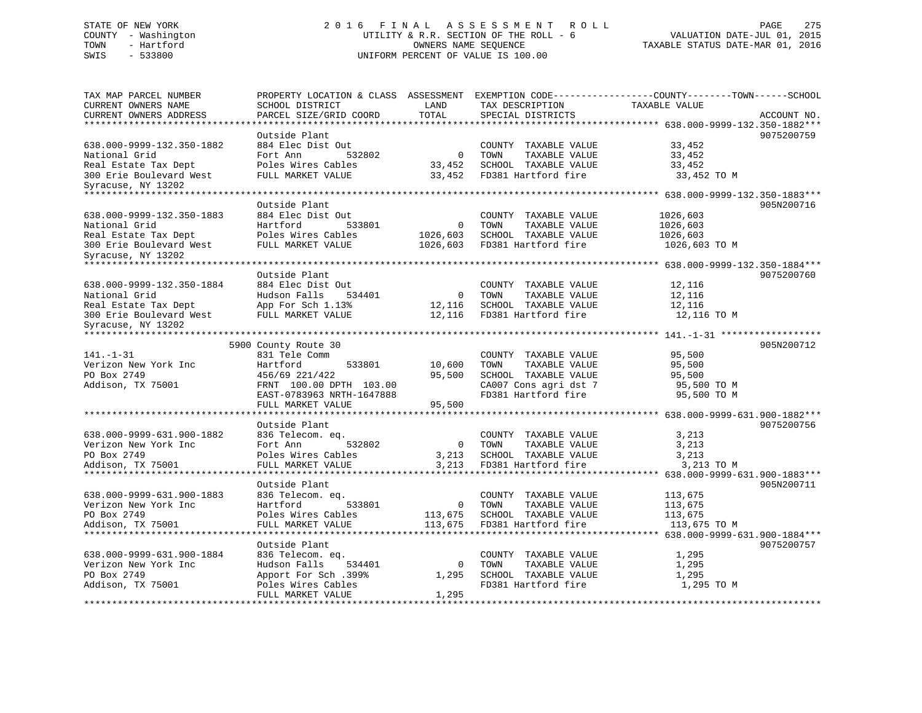STATE OF NEW YORK
COUNTY - Washington
TOWN - Hartford
SWIS - 533800

2016 FINAL ASSESSMENT ROLL
UTILITY & R.R. SECTION OF THE ROLL - 6
OWNERS NAME SEQUENCE
UNIFORM PERCENT OF VALUE IS 100.00

VALUATION DATE-JUL 01, 2015
TAXABLE STATUS DATE-MAR 01, 2016

| TAX MAP PARCEL NUMBER / CURRENT OWNERS NAME / CURRENT OWNERS ADDRESS | PROPERTY LOCATION & CLASS / SCHOOL DISTRICT / PARCEL SIZE/GRID COORD | ASSESSMENT LAND / TOTAL | EXEMPTION CODE / TAX DESCRIPTION / SPECIAL DISTRICTS | COUNTY--------TOWN------SCHOOL TAXABLE VALUE | ACCOUNT NO. |
|---|---|---|---|---|---|
| **638.000-9999-132.350-1882** | Outside Plant | | | | 9075200759 |
| 638.000-9999-132.350-1882 | 884 Elec Dist Out | | COUNTY TAXABLE VALUE | 33,452 | |
| National Grid | Fort Ann 532802 | 0 | TOWN TAXABLE VALUE | 33,452 | |
| Real Estate Tax Dept | Poles Wires Cables | 33,452 | SCHOOL TAXABLE VALUE | 33,452 | |
| 300 Erie Boulevard West | FULL MARKET VALUE | 33,452 | FD381 Hartford fire | 33,452 TO M | |
| Syracuse, NY 13202 | | | | | |
| **638.000-9999-132.350-1883** | Outside Plant | | | | 905N200716 |
| 638.000-9999-132.350-1883 | 884 Elec Dist Out | | COUNTY TAXABLE VALUE | 1026,603 | |
| National Grid | Hartford 533801 | 0 | TOWN TAXABLE VALUE | 1026,603 | |
| Real Estate Tax Dept | Poles Wires Cables | 1026,603 | SCHOOL TAXABLE VALUE | 1026,603 | |
| 300 Erie Boulevard West | FULL MARKET VALUE | 1026,603 | FD381 Hartford fire | 1026,603 TO M | |
| Syracuse, NY 13202 | | | | | |
| **638.000-9999-132.350-1884** | Outside Plant | | | | 9075200760 |
| 638.000-9999-132.350-1884 | 884 Elec Dist Out | | COUNTY TAXABLE VALUE | 12,116 | |
| National Grid | Hudson Falls 534401 | 0 | TOWN TAXABLE VALUE | 12,116 | |
| Real Estate Tax Dept | App For Sch 1.13% | 12,116 | SCHOOL TAXABLE VALUE | 12,116 | |
| 300 Erie Boulevard West | FULL MARKET VALUE | 12,116 | FD381 Hartford fire | 12,116 TO M | |
| Syracuse, NY 13202 | | | | | |
| **141.-1-31** | 5900 County Route 30 | | | | 905N200712 |
| 141.-1-31 | 831 Tele Comm | | COUNTY TAXABLE VALUE | 95,500 | |
| Verizon New York Inc | Hartford 533801 | 10,600 | TOWN TAXABLE VALUE | 95,500 | |
| PO Box 2749 | 456/69 221/422 | 95,500 | SCHOOL TAXABLE VALUE | 95,500 | |
| Addison, TX 75001 | FRNT 100.00 DPTH 103.00 | | CA007 Cons agri dst 7 | 95,500 TO M | |
| | EAST-0783963 NRTH-1647888 | | FD381 Hartford fire | 95,500 TO M | |
| | FULL MARKET VALUE | 95,500 | | | |
| **638.000-9999-631.900-1882** | Outside Plant | | | | 9075200756 |
| 638.000-9999-631.900-1882 | 836 Telecom. eq. | | COUNTY TAXABLE VALUE | 3,213 | |
| Verizon New York Inc | Fort Ann 532802 | 0 | TOWN TAXABLE VALUE | 3,213 | |
| PO Box 2749 | Poles Wires Cables | 3,213 | SCHOOL TAXABLE VALUE | 3,213 | |
| Addison, TX 75001 | FULL MARKET VALUE | 3,213 | FD381 Hartford fire | 3,213 TO M | |
| **638.000-9999-631.900-1883** | Outside Plant | | | | 905N200711 |
| 638.000-9999-631.900-1883 | 836 Telecom. eq. | | COUNTY TAXABLE VALUE | 113,675 | |
| Verizon New York Inc | Hartford 533801 | 0 | TOWN TAXABLE VALUE | 113,675 | |
| PO Box 2749 | Poles Wires Cables | 113,675 | SCHOOL TAXABLE VALUE | 113,675 | |
| Addison, TX 75001 | FULL MARKET VALUE | 113,675 | FD381 Hartford fire | 113,675 TO M | |
| **638.000-9999-631.900-1884** | Outside Plant | | | | 9075200757 |
| 638.000-9999-631.900-1884 | 836 Telecom. eq. | | COUNTY TAXABLE VALUE | 1,295 | |
| Verizon New York Inc | Hudson Falls 534401 | 0 | TOWN TAXABLE VALUE | 1,295 | |
| PO Box 2749 | Apport For Sch .399% | 1,295 | SCHOOL TAXABLE VALUE | 1,295 | |
| Addison, TX 75001 | Poles Wires Cables | | FD381 Hartford fire | 1,295 TO M | |
| | FULL MARKET VALUE | 1,295 | | | |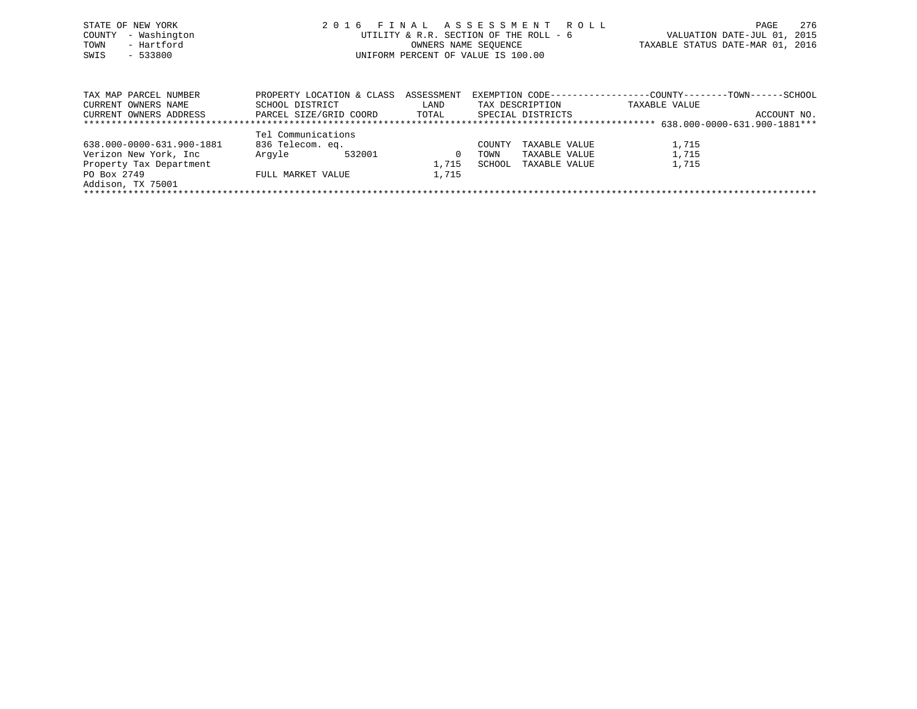STATE OF NEW YORK
COUNTY - Washington
TOWN - Hartford
SWIS - 533800

# 2016 FINAL ASSESSMENT ROLL

UTILITY & R.R. SECTION OF THE ROLL - 6
OWNERS NAME SEQUENCE
UNIFORM PERCENT OF VALUE IS 100.00

VALUATION DATE-JUL 01, 2015
TAXABLE STATUS DATE-MAR 01, 2016

| TAX MAP PARCEL NUMBER / CURRENT OWNERS NAME / CURRENT OWNERS ADDRESS | PROPERTY LOCATION & CLASS / SCHOOL DISTRICT / PARCEL SIZE/GRID COORD | ASSESSMENT LAND / TOTAL | EXEMPTION CODE / TAX DESCRIPTION / SPECIAL DISTRICTS | COUNTY--------TOWN------SCHOOL TAXABLE VALUE | ACCOUNT NO. |
|---|---|---|---|---|---|
| | | | | | 638.000-0000-631.900-1881 |
| | Tel Communications | | | | |
| 638.000-0000-631.900-1881 | 836 Telecom. eq. | | COUNTY TAXABLE VALUE | 1,715 | |
| Verizon New York, Inc | Argyle 532001 | 0 | TOWN TAXABLE VALUE | 1,715 | |
| Property Tax Department | | 1,715 | SCHOOL TAXABLE VALUE | 1,715 | |
| PO Box 2749 | FULL MARKET VALUE | 1,715 | | | |
| Addison, TX 75001 | | | | | |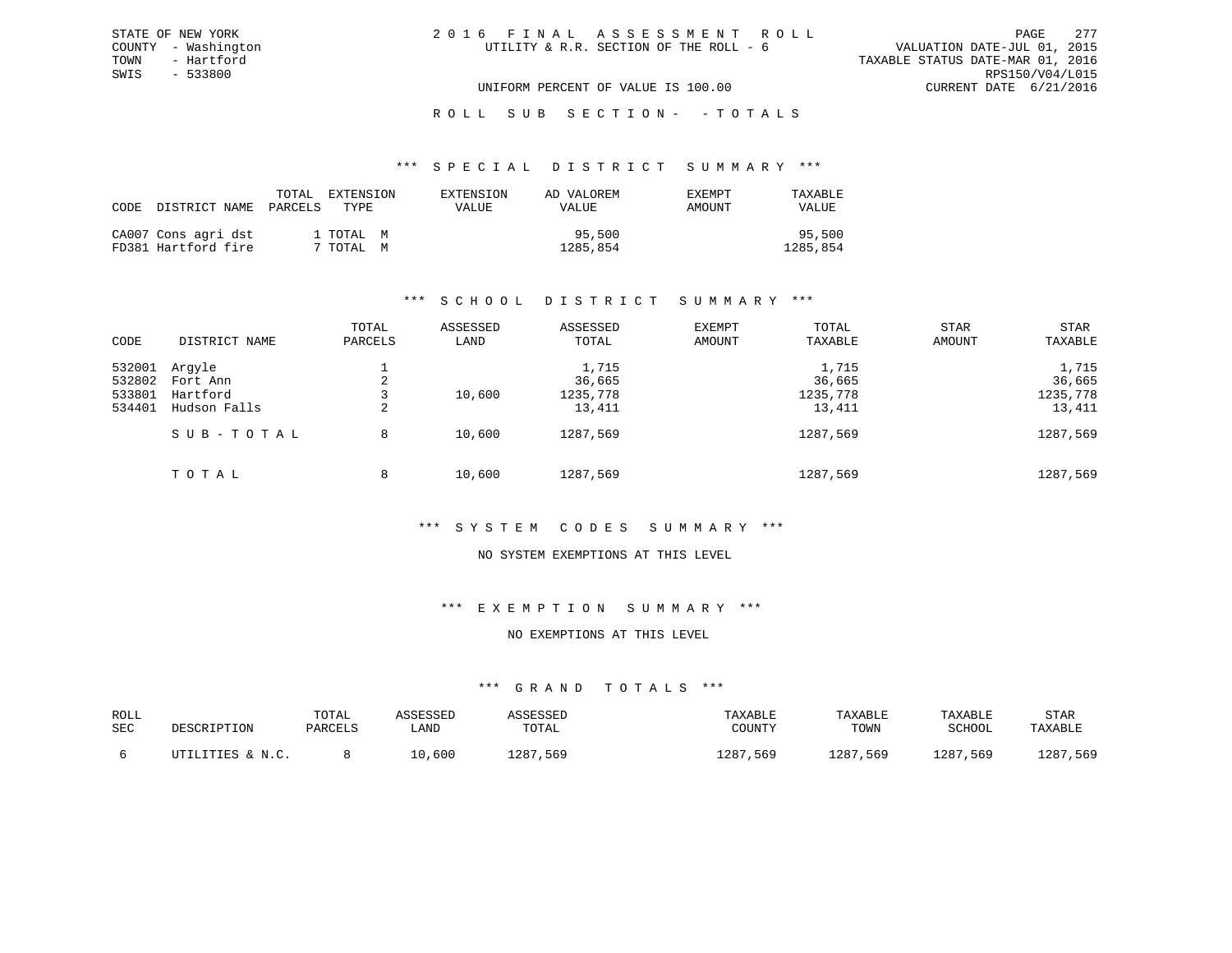STATE OF NEW YORK
COUNTY - Washington
TOWN - Hartford
SWIS - 533800

2016 FINAL ASSESSMENT ROLL
UTILITY & R.R. SECTION OF THE ROLL - 6

VALUATION DATE-JUL 01, 2015
TAXABLE STATUS DATE-MAR 01, 2016
RPS150/V04/L015
CURRENT DATE 6/21/2016

UNIFORM PERCENT OF VALUE IS 100.00

ROLL SUB SECTION- - TOTALS

### *** SPECIAL DISTRICT SUMMARY ***

| CODE | DISTRICT NAME | TOTAL PARCELS | EXTENSION TYPE | EXTENSION VALUE | AD VALOREM VALUE | EXEMPT AMOUNT | TAXABLE VALUE |
|---|---|---|---|---|---|---|---|
| CA007 | Cons agri dst | 1 | TOTAL M | | 95,500 | | 95,500 |
| FD381 | Hartford fire | 7 | TOTAL M | | 1285,854 | | 1285,854 |

### *** SCHOOL DISTRICT SUMMARY ***

| CODE | DISTRICT NAME | TOTAL PARCELS | ASSESSED LAND | ASSESSED TOTAL | EXEMPT AMOUNT | TOTAL TAXABLE | STAR AMOUNT | STAR TAXABLE |
|---|---|---|---|---|---|---|---|---|
| 532001 | Argyle | 1 | | 1,715 | | 1,715 | | 1,715 |
| 532802 | Fort Ann | 2 | | 36,665 | | 36,665 | | 36,665 |
| 533801 | Hartford | 3 | 10,600 | 1235,778 | | 1235,778 | | 1235,778 |
| 534401 | Hudson Falls | 2 | | 13,411 | | 13,411 | | 13,411 |
| | SUB-TOTAL | 8 | 10,600 | 1287,569 | | 1287,569 | | 1287,569 |
| | TOTAL | 8 | 10,600 | 1287,569 | | 1287,569 | | 1287,569 |

### *** SYSTEM CODES SUMMARY ***

NO SYSTEM EXEMPTIONS AT THIS LEVEL

### *** EXEMPTION SUMMARY ***

NO EXEMPTIONS AT THIS LEVEL

### *** GRAND TOTALS ***

| ROLL SEC | DESCRIPTION | TOTAL PARCELS | ASSESSED LAND | ASSESSED TOTAL | TAXABLE COUNTY | TAXABLE TOWN | TAXABLE SCHOOL | STAR TAXABLE |
|---|---|---|---|---|---|---|---|---|
| 6 | UTILITIES & N.C. | 8 | 10,600 | 1287,569 | 1287,569 | 1287,569 | 1287,569 | 1287,569 |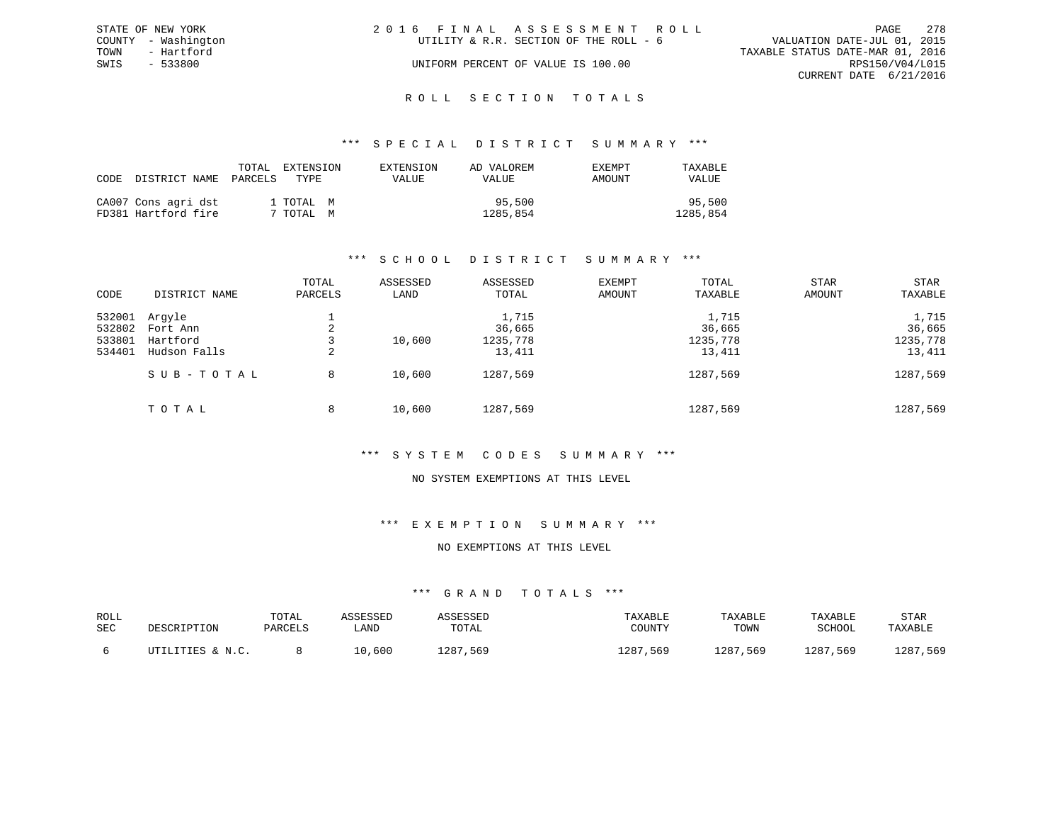STATE OF NEW YORK
COUNTY - Washington
TOWN - Hartford
SWIS - 533800

2 0 1 6 F I N A L A S S E S S M E N T R O L L
UTILITY & R.R. SECTION OF THE ROLL - 6
UNIFORM PERCENT OF VALUE IS 100.00

VALUATION DATE-JUL 01, 2015
TAXABLE STATUS DATE-MAR 01, 2016
RPS150/V04/L015
CURRENT DATE 6/21/2016

## R O L L S E C T I O N T O T A L S

### *** S P E C I A L D I S T R I C T S U M M A R Y ***

| CODE | DISTRICT NAME | TOTAL PARCELS | EXTENSION TYPE | EXTENSION VALUE | AD VALOREM VALUE | EXEMPT AMOUNT | TAXABLE VALUE |
|---|---|---|---|---|---|---|---|
| CA007 | Cons agri dst | 1 | TOTAL M | | 95,500 | | 95,500 |
| FD381 | Hartford fire | 7 | TOTAL M | | 1285,854 | | 1285,854 |

### *** S C H O O L D I S T R I C T S U M M A R Y ***

| CODE | DISTRICT NAME | TOTAL PARCELS | ASSESSED LAND | ASSESSED TOTAL | EXEMPT AMOUNT | TOTAL TAXABLE | STAR AMOUNT | STAR TAXABLE |
|---|---|---|---|---|---|---|---|---|
| 532001 | Argyle | 1 | | 1,715 | | 1,715 | | 1,715 |
| 532802 | Fort Ann | 2 | | 36,665 | | 36,665 | | 36,665 |
| 533801 | Hartford | 3 | 10,600 | 1235,778 | | 1235,778 | | 1235,778 |
| 534401 | Hudson Falls | 2 | | 13,411 | | 13,411 | | 13,411 |
| | S U B - T O T A L | 8 | 10,600 | 1287,569 | | 1287,569 | | 1287,569 |
| | T O T A L | 8 | 10,600 | 1287,569 | | 1287,569 | | 1287,569 |

### *** S Y S T E M C O D E S S U M M A R Y ***

NO SYSTEM EXEMPTIONS AT THIS LEVEL

### *** E X E M P T I O N S U M M A R Y ***

NO EXEMPTIONS AT THIS LEVEL

### *** G R A N D T O T A L S ***

| ROLL SEC | DESCRIPTION | TOTAL PARCELS | ASSESSED LAND | ASSESSED TOTAL | TAXABLE COUNTY | TAXABLE TOWN | TAXABLE SCHOOL | STAR TAXABLE |
|---|---|---|---|---|---|---|---|---|
| 6 | UTILITIES & N.C. | 8 | 10,600 | 1287,569 | 1287,569 | 1287,569 | 1287,569 | 1287,569 |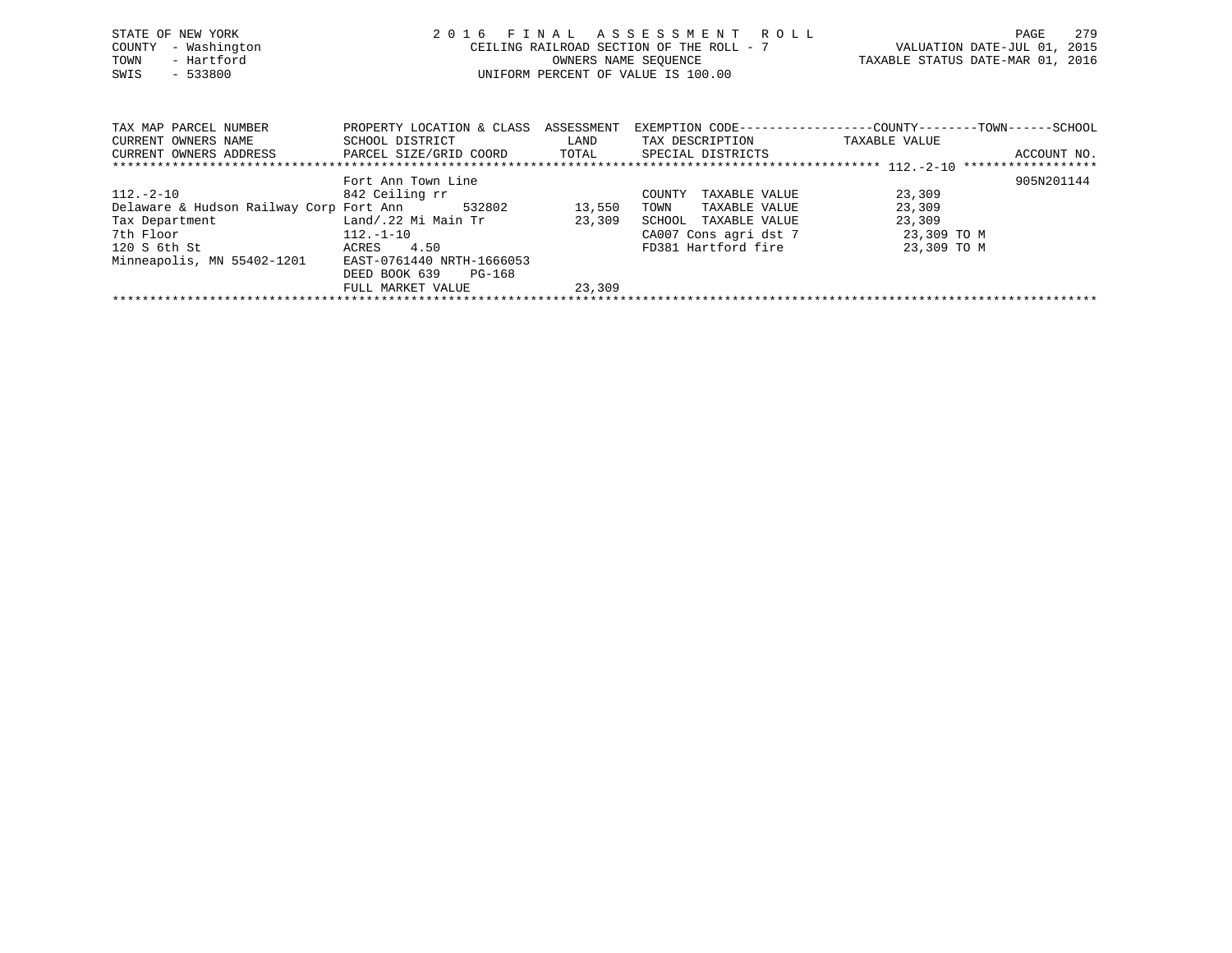STATE OF NEW YORK
COUNTY - Washington
TOWN - Hartford
SWIS - 533800

2016 FINAL ASSESSMENT ROLL
CEILING RAILROAD SECTION OF THE ROLL - 7
OWNERS NAME SEQUENCE
UNIFORM PERCENT OF VALUE IS 100.00

VALUATION DATE-JUL 01, 2015
TAXABLE STATUS DATE-MAR 01, 2016

```
TAX MAP PARCEL NUMBER          PROPERTY LOCATION & CLASS  ASSESSMENT  EXEMPTION CODE------------------COUNTY--------TOWN------SCHOOL
CURRENT OWNERS NAME            SCHOOL DISTRICT              LAND      TAX DESCRIPTION            TAXABLE VALUE
CURRENT OWNERS ADDRESS         PARCEL SIZE/GRID COORD       TOTAL     SPECIAL DISTRICTS                                      ACCOUNT NO.
********************************************************************************************** 112.-2-10 ******************
                               Fort Ann Town Line                                                                          905N201144
112.-2-10                      842 Ceiling rr                         COUNTY  TAXABLE VALUE          23,309
Delaware & Hudson Railway Corp Fort Ann      532802        13,550     TOWN    TAXABLE VALUE          23,309
Tax Department                 Land/.22 Mi Main Tr         23,309     SCHOOL  TAXABLE VALUE          23,309
7th Floor                      112.-1-10                              CA007 Cons agri dst 7           23,309 TO M
120 S 6th St                   ACRES    4.50                          FD381 Hartford fire             23,309 TO M
Minneapolis, MN 55402-1201     EAST-0761440 NRTH-1666053
                               DEED BOOK 639    PG-168
                               FULL MARKET VALUE           23,309
******************************************************************************************************************************
```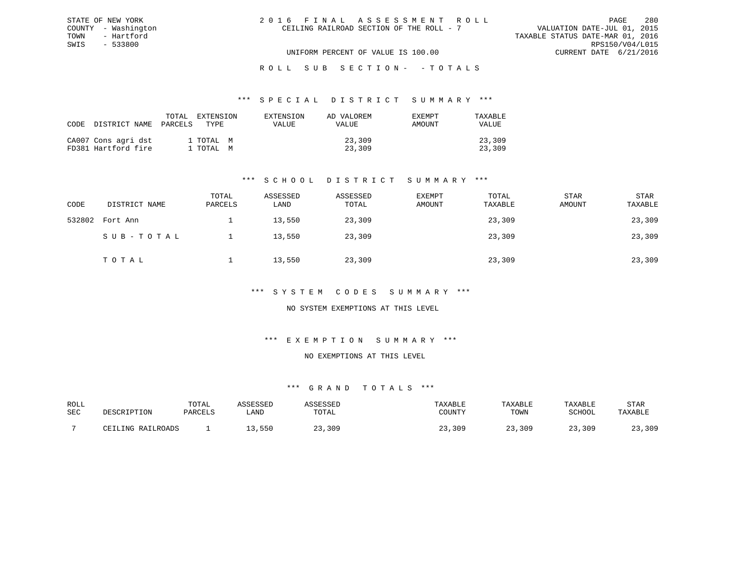STATE OF NEW YORK
COUNTY - Washington
TOWN - Hartford
SWIS - 533800

# 2016 FINAL ASSESSMENT ROLL

CEILING RAILROAD SECTION OF THE ROLL - 7

VALUATION DATE-JUL 01, 2015
TAXABLE STATUS DATE-MAR 01, 2016
RPS150/V04/L015
CURRENT DATE 6/21/2016

UNIFORM PERCENT OF VALUE IS 100.00

## ROLL SUB SECTION- - TOTALS

### *** SPECIAL DISTRICT SUMMARY ***

| CODE | DISTRICT NAME | TOTAL PARCELS | EXTENSION TYPE | EXTENSION VALUE | AD VALOREM VALUE | EXEMPT AMOUNT | TAXABLE VALUE |
|---|---|---|---|---|---|---|---|
| CA007 | Cons agri dst | 1 | TOTAL M | | 23,309 | | 23,309 |
| FD381 | Hartford fire | 1 | TOTAL M | | 23,309 | | 23,309 |

### *** SCHOOL DISTRICT SUMMARY ***

| CODE | DISTRICT NAME | TOTAL PARCELS | ASSESSED LAND | ASSESSED TOTAL | EXEMPT AMOUNT | TOTAL TAXABLE | STAR AMOUNT | STAR TAXABLE |
|---|---|---|---|---|---|---|---|---|
| 532802 | Fort Ann | 1 | 13,550 | 23,309 | | 23,309 | | 23,309 |
| | SUB-TOTAL | 1 | 13,550 | 23,309 | | 23,309 | | 23,309 |
| | TOTAL | 1 | 13,550 | 23,309 | | 23,309 | | 23,309 |

### *** SYSTEM CODES SUMMARY ***

NO SYSTEM EXEMPTIONS AT THIS LEVEL

### *** EXEMPTION SUMMARY ***

NO EXEMPTIONS AT THIS LEVEL

### *** GRAND TOTALS ***

| ROLL SEC | DESCRIPTION | TOTAL PARCELS | ASSESSED LAND | ASSESSED TOTAL | TAXABLE COUNTY | TAXABLE TOWN | TAXABLE SCHOOL | STAR TAXABLE |
|---|---|---|---|---|---|---|---|---|
| 7 | CEILING RAILROADS | 1 | 13,550 | 23,309 | 23,309 | 23,309 | 23,309 | 23,309 |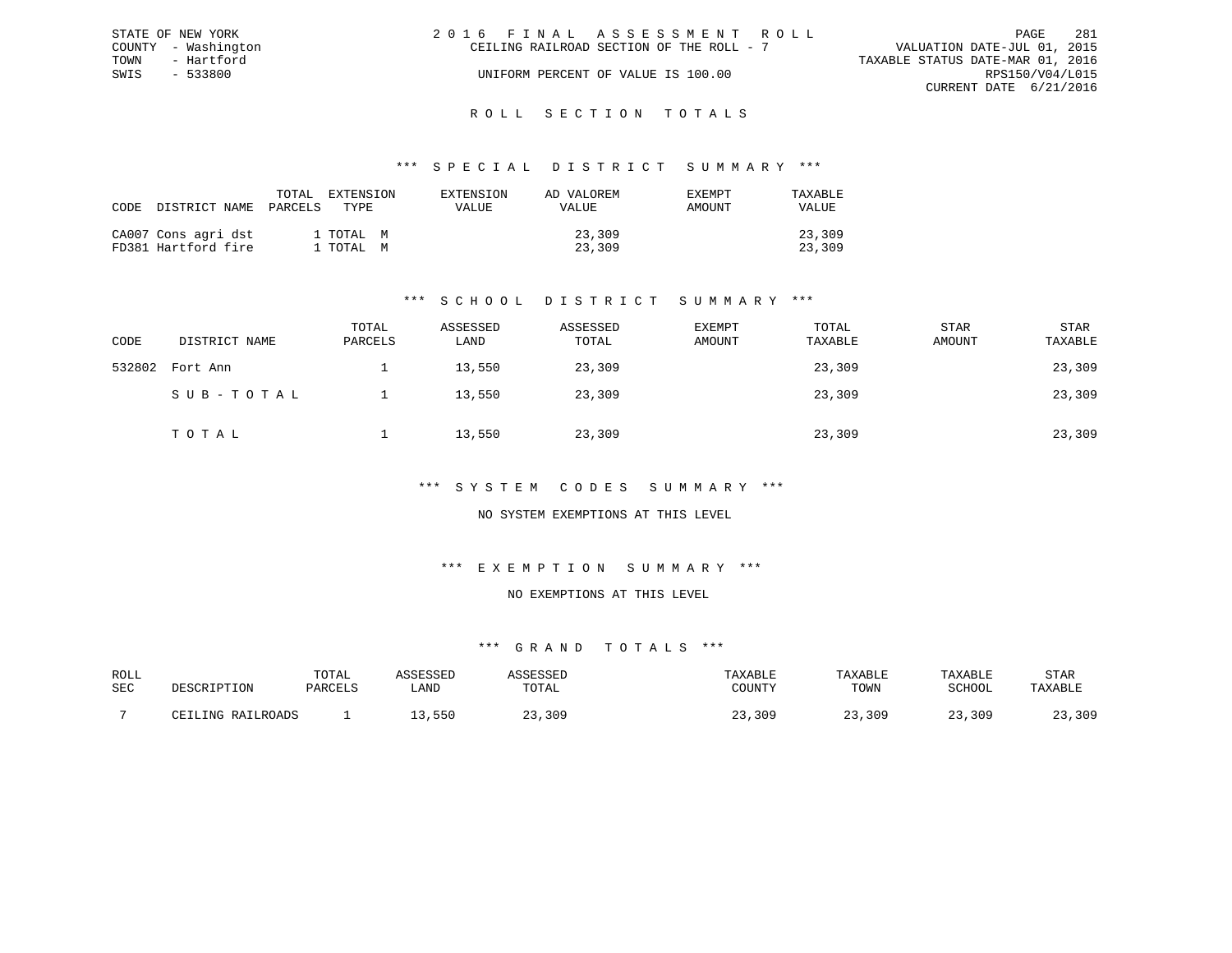STATE OF NEW YORK
COUNTY - Washington
TOWN - Hartford
SWIS - 533800

# 2016 FINAL ASSESSMENT ROLL

CEILING RAILROAD SECTION OF THE ROLL - 7

UNIFORM PERCENT OF VALUE IS 100.00

VALUATION DATE-JUL 01, 2015
TAXABLE STATUS DATE-MAR 01, 2016
RPS150/V04/L015
CURRENT DATE 6/21/2016

## ROLL SECTION TOTALS

### *** SPECIAL DISTRICT SUMMARY ***

| CODE | DISTRICT NAME | TOTAL PARCELS | EXTENSION TYPE | EXTENSION VALUE | AD VALOREM VALUE | EXEMPT AMOUNT | TAXABLE VALUE |
|---|---|---|---|---|---|---|---|
| CA007 | Cons agri dst | 1 | TOTAL M | | 23,309 | | 23,309 |
| FD381 | Hartford fire | 1 | TOTAL M | | 23,309 | | 23,309 |

### *** SCHOOL DISTRICT SUMMARY ***

| CODE | DISTRICT NAME | TOTAL PARCELS | ASSESSED LAND | ASSESSED TOTAL | EXEMPT AMOUNT | TOTAL TAXABLE | STAR AMOUNT | STAR TAXABLE |
|---|---|---|---|---|---|---|---|---|
| 532802 | Fort Ann | 1 | 13,550 | 23,309 | | 23,309 | | 23,309 |
| | SUB-TOTAL | 1 | 13,550 | 23,309 | | 23,309 | | 23,309 |
| | TOTAL | 1 | 13,550 | 23,309 | | 23,309 | | 23,309 |

### *** SYSTEM CODES SUMMARY ***

NO SYSTEM EXEMPTIONS AT THIS LEVEL

### *** EXEMPTION SUMMARY ***

NO EXEMPTIONS AT THIS LEVEL

### *** GRAND TOTALS ***

| ROLL SEC | DESCRIPTION | TOTAL PARCELS | ASSESSED LAND | ASSESSED TOTAL | TAXABLE COUNTY | TAXABLE TOWN | TAXABLE SCHOOL | STAR TAXABLE |
|---|---|---|---|---|---|---|---|---|
| 7 | CEILING RAILROADS | 1 | 13,550 | 23,309 | 23,309 | 23,309 | 23,309 | 23,309 |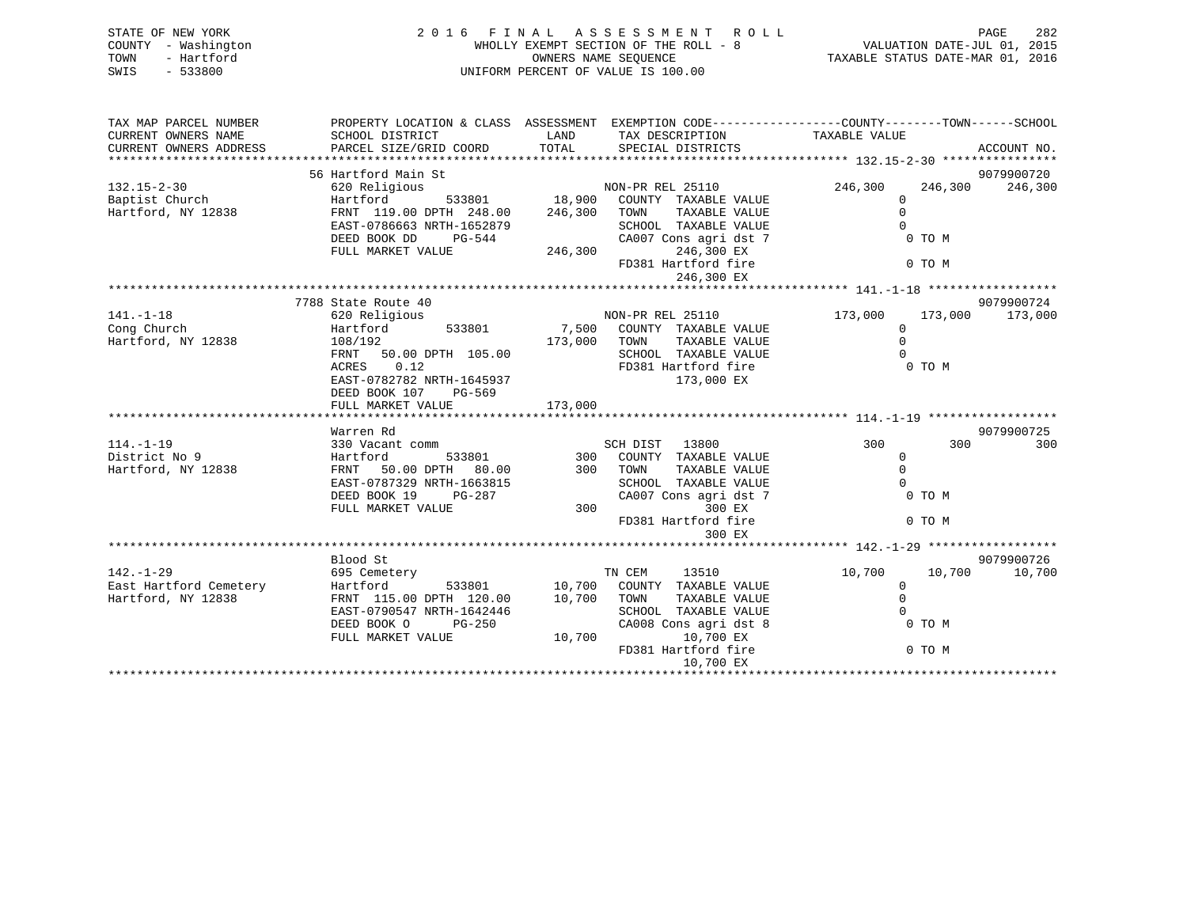STATE OF NEW YORK
COUNTY - Washington
TOWN - Hartford
SWIS - 533800

# 2016 FINAL ASSESSMENT ROLL

WHOLLY EXEMPT SECTION OF THE ROLL - 8
OWNERS NAME SEQUENCE
UNIFORM PERCENT OF VALUE IS 100.00

VALUATION DATE-JUL 01, 2015
TAXABLE STATUS DATE-MAR 01, 2016

| TAX MAP PARCEL NUMBER / CURRENT OWNERS NAME / CURRENT OWNERS ADDRESS | PROPERTY LOCATION & CLASS / SCHOOL DISTRICT / PARCEL SIZE/GRID COORD | ASSESSMENT LAND / TOTAL | EXEMPTION CODE / TAX DESCRIPTION / SPECIAL DISTRICTS | COUNTY TAXABLE VALUE | TOWN | SCHOOL / ACCOUNT NO. |
|---|---|---|---|---|---|---|
| **132.15-2-30** | 56 Hartford Main St | | | | | 9079900720 |
| 132.15-2-30 | 620 Religious | | NON-PR REL 25110 | 246,300 | 246,300 | 246,300 |
| Baptist Church | Hartford 533801 | 18,900 | COUNTY TAXABLE VALUE | 0 | | |
| Hartford, NY 12838 | FRNT 119.00 DPTH 248.00 | 246,300 | TOWN TAXABLE VALUE | 0 | | |
| | EAST-0786663 NRTH-1652879 | | SCHOOL TAXABLE VALUE | 0 | | |
| | DEED BOOK DD PG-544 | | CA007 Cons agri dst 7 | 0 TO M | | |
| | FULL MARKET VALUE | 246,300 | 246,300 EX | | | |
| | | | FD381 Hartford fire | 0 TO M | | |
| | | | 246,300 EX | | | |
| **141.-1-18** | 7788 State Route 40 | | | | | 9079900724 |
| 141.-1-18 | 620 Religious | | NON-PR REL 25110 | 173,000 | 173,000 | 173,000 |
| Cong Church | Hartford 533801 | 7,500 | COUNTY TAXABLE VALUE | 0 | | |
| Hartford, NY 12838 | 108/192 | 173,000 | TOWN TAXABLE VALUE | 0 | | |
| | FRNT 50.00 DPTH 105.00 | | SCHOOL TAXABLE VALUE | 0 | | |
| | ACRES 0.12 | | FD381 Hartford fire | 0 TO M | | |
| | EAST-0782782 NRTH-1645937 | | 173,000 EX | | | |
| | DEED BOOK 107 PG-569 | | | | | |
| | FULL MARKET VALUE | 173,000 | | | | |
| **114.-1-19** | Warren Rd | | | | | 9079900725 |
| 114.-1-19 | 330 Vacant comm | | SCH DIST 13800 | 300 | 300 | 300 |
| District No 9 | Hartford 533801 | 300 | COUNTY TAXABLE VALUE | 0 | | |
| Hartford, NY 12838 | FRNT 50.00 DPTH 80.00 | 300 | TOWN TAXABLE VALUE | 0 | | |
| | EAST-0787329 NRTH-1663815 | | SCHOOL TAXABLE VALUE | 0 | | |
| | DEED BOOK 19 PG-287 | | CA007 Cons agri dst 7 | 0 TO M | | |
| | FULL MARKET VALUE | 300 | 300 EX | | | |
| | | | FD381 Hartford fire | 0 TO M | | |
| | | | 300 EX | | | |
| **142.-1-29** | Blood St | | | | | 9079900726 |
| 142.-1-29 | 695 Cemetery | | TN CEM 13510 | 10,700 | 10,700 | 10,700 |
| East Hartford Cemetery | Hartford 533801 | 10,700 | COUNTY TAXABLE VALUE | 0 | | |
| Hartford, NY 12838 | FRNT 115.00 DPTH 120.00 | 10,700 | TOWN TAXABLE VALUE | 0 | | |
| | EAST-0790547 NRTH-1642446 | | SCHOOL TAXABLE VALUE | 0 | | |
| | DEED BOOK O PG-250 | | CA008 Cons agri dst 8 | 0 TO M | | |
| | FULL MARKET VALUE | 10,700 | 10,700 EX | | | |
| | | | FD381 Hartford fire | 0 TO M | | |
| | | | 10,700 EX | | | |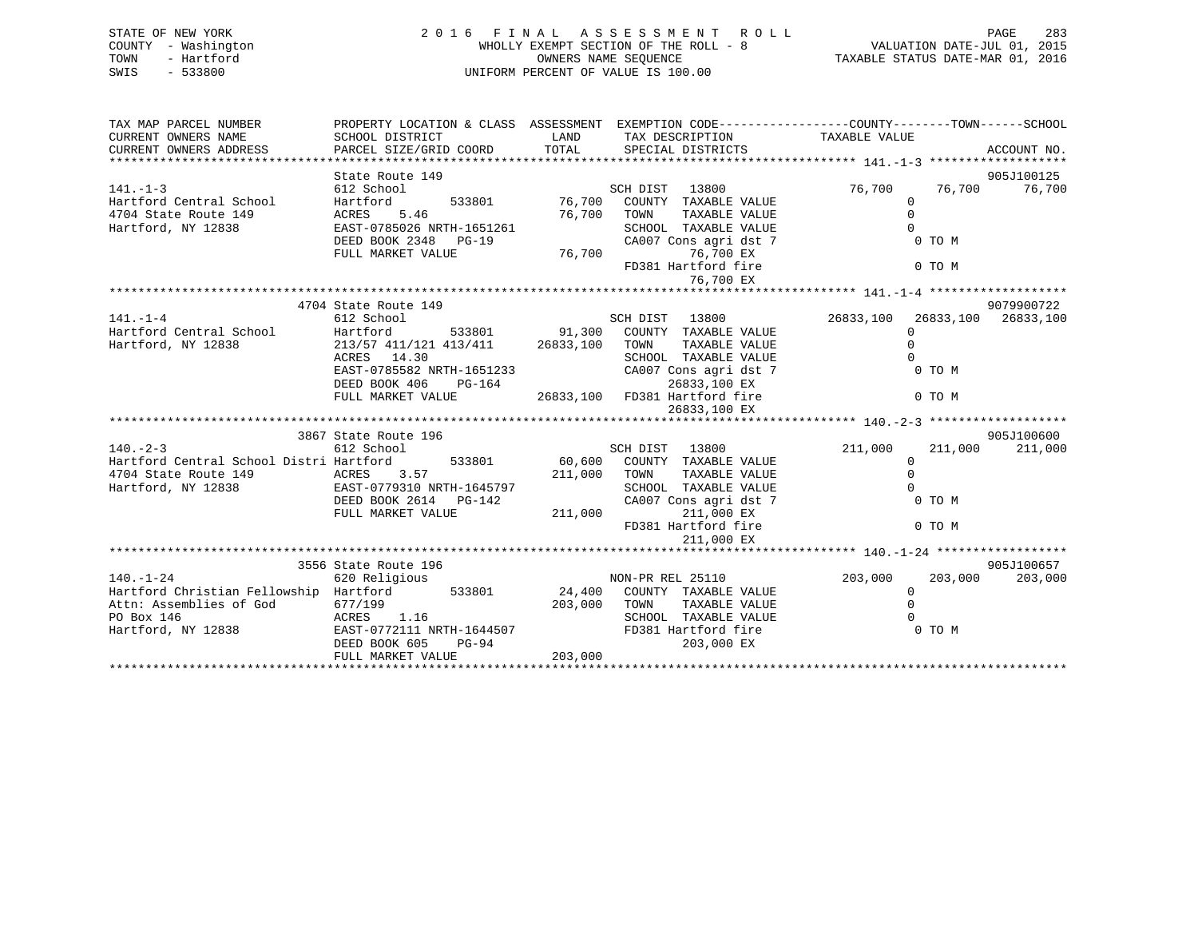STATE OF NEW YORK
COUNTY - Washington
TOWN - Hartford
SWIS - 533800

2016 FINAL ASSESSMENT ROLL
WHOLLY EXEMPT SECTION OF THE ROLL - 8
OWNERS NAME SEQUENCE
UNIFORM PERCENT OF VALUE IS 100.00

VALUATION DATE-JUL 01, 2015
TAXABLE STATUS DATE-MAR 01, 2016

```
TAX MAP PARCEL NUMBER          PROPERTY LOCATION & CLASS  ASSESSMENT  EXEMPTION CODE------------------COUNTY--------TOWN------SCHOOL
CURRENT OWNERS NAME            SCHOOL DISTRICT               LAND      TAX DESCRIPTION              TAXABLE VALUE
CURRENT OWNERS ADDRESS         PARCEL SIZE/GRID COORD        TOTAL     SPECIAL DISTRICTS                                         ACCOUNT NO.
******************************************************************************************************* 141.-1-3 *******************
                               State Route 149                                                                              905J100125
141.-1-3                       612 School                              SCH DIST   13800               76,700      76,700      76,700
Hartford Central School        Hartford          533801      76,700    COUNTY  TAXABLE VALUE                  0
4704 State Route 149           ACRES     5.46                76,700    TOWN    TAXABLE VALUE                  0
Hartford, NY 12838             EAST-0785026 NRTH-1651261               SCHOOL  TAXABLE VALUE                  0
                               DEED BOOK 2348   PG-19                  CA007 Cons agri dst 7                  0 TO M
                               FULL MARKET VALUE             76,700           76,700 EX
                                                                       FD381 Hartford fire                    0 TO M
                                                                              76,700 EX
******************************************************************************************************* 141.-1-4 *******************
                               4704 State Route 149                                                                         9079900722
141.-1-4                       612 School                              SCH DIST   13800             26833,100   26833,100   26833,100
Hartford Central School        Hartford          533801      91,300    COUNTY  TAXABLE VALUE                  0
Hartford, NY 12838             213/57 411/121 413/411      26833,100   TOWN    TAXABLE VALUE                  0
                               ACRES    14.30                          SCHOOL  TAXABLE VALUE                  0
                               EAST-0785582 NRTH-1651233               CA007 Cons agri dst 7                  0 TO M
                               DEED BOOK 406    PG-164                        26833,100 EX
                               FULL MARKET VALUE           26833,100   FD381 Hartford fire                    0 TO M
                                                                              26833,100 EX
******************************************************************************************************* 140.-2-3 *******************
                               3867 State Route 196                                                                         905J100600
140.-2-3                       612 School                              SCH DIST   13800              211,000     211,000     211,000
Hartford Central School Distri Hartford          533801      60,600    COUNTY  TAXABLE VALUE                  0
4704 State Route 149           ACRES     3.57               211,000    TOWN    TAXABLE VALUE                  0
Hartford, NY 12838             EAST-0779310 NRTH-1645797               SCHOOL  TAXABLE VALUE                  0
                               DEED BOOK 2614   PG-142                 CA007 Cons agri dst 7                  0 TO M
                               FULL MARKET VALUE            211,000           211,000 EX
                                                                       FD381 Hartford fire                    0 TO M
                                                                              211,000 EX
******************************************************************************************************* 140.-1-24 ******************
                               3556 State Route 196                                                                         905J100657
140.-1-24                      620 Religious                           NON-PR REL 25110              203,000     203,000     203,000
Hartford Christian Fellowship  Hartford          533801      24,400    COUNTY  TAXABLE VALUE                  0
Attn: Assemblies of God        677/199                      203,000    TOWN    TAXABLE VALUE                  0
PO Box 146                     ACRES     1.16                          SCHOOL  TAXABLE VALUE                  0
Hartford, NY 12838             EAST-0772111 NRTH-1644507               FD381 Hartford fire                    0 TO M
                               DEED BOOK 605    PG-94                         203,000 EX
                               FULL MARKET VALUE            203,000
************************************************************************************************************************************
```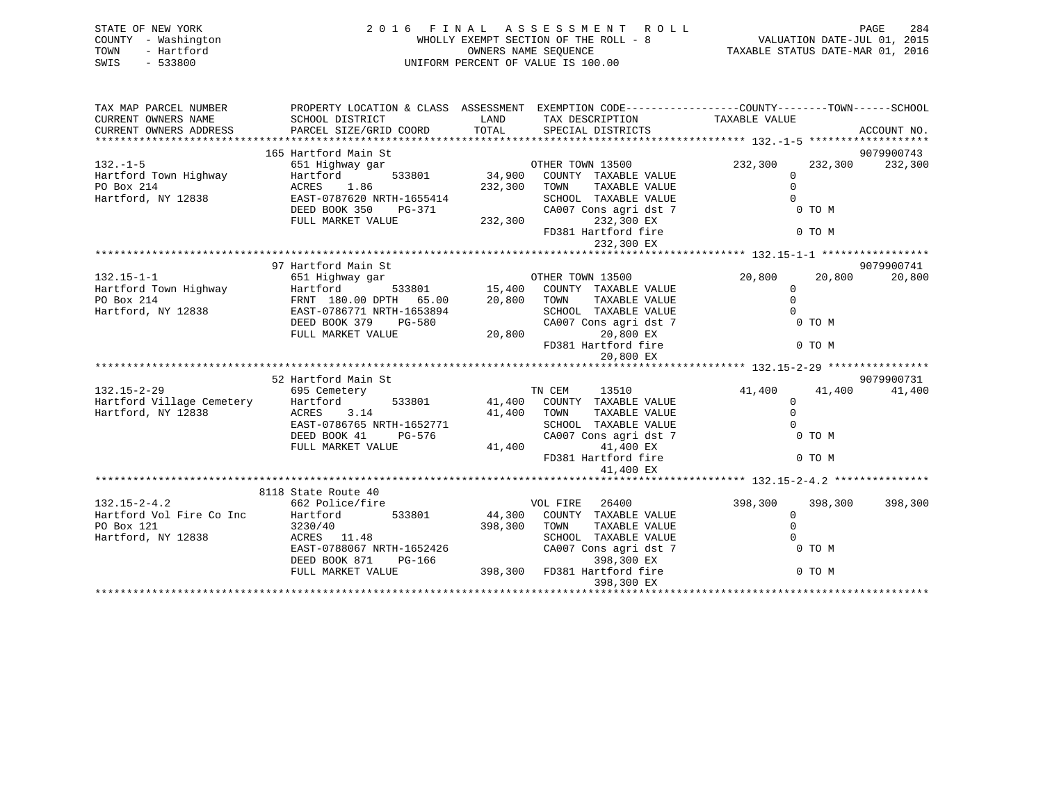STATE OF NEW YORK
COUNTY - Washington
TOWN - Hartford
SWIS - 533800

# 2016 FINAL ASSESSMENT ROLL

WHOLLY EXEMPT SECTION OF THE ROLL - 8
OWNERS NAME SEQUENCE
UNIFORM PERCENT OF VALUE IS 100.00

VALUATION DATE-JUL 01, 2015
TAXABLE STATUS DATE-MAR 01, 2016

```
TAX MAP PARCEL NUMBER          PROPERTY LOCATION & CLASS  ASSESSMENT  EXEMPTION CODE-----------------COUNTY--------TOWN------SCHOOL
CURRENT OWNERS NAME            SCHOOL DISTRICT              LAND      TAX DESCRIPTION            TAXABLE VALUE
CURRENT OWNERS ADDRESS         PARCEL SIZE/GRID COORD       TOTAL     SPECIAL DISTRICTS                                    ACCOUNT NO.
******************************************************************************************************* 132.-1-5 *******************
                              165 Hartford Main St                                                                         9079900743
132.-1-5                       651 Highway gar                        OTHER TOWN 13500           232,300     232,300      232,300
Hartford Town Highway          Hartford        533801       34,900    COUNTY  TAXABLE VALUE            0
PO Box 214                     ACRES    1.86               232,300    TOWN    TAXABLE VALUE            0
Hartford, NY 12838             EAST-0787620 NRTH-1655414              SCHOOL  TAXABLE VALUE            0
                               DEED BOOK 350    PG-371                CA007 Cons agri dst 7              0 TO M
                               FULL MARKET VALUE           232,300         232,300 EX
                                                                      FD381 Hartford fire                0 TO M
                                                                           232,300 EX
******************************************************************************************************* 132.15-1-1 *****************
                              97 Hartford Main St                                                                          9079900741
132.15-1-1                     651 Highway gar                        OTHER TOWN 13500            20,800      20,800       20,800
Hartford Town Highway          Hartford        533801       15,400    COUNTY  TAXABLE VALUE            0
PO Box 214                     FRNT 180.00 DPTH  65.00      20,800    TOWN    TAXABLE VALUE            0
Hartford, NY 12838             EAST-0786771 NRTH-1653894              SCHOOL  TAXABLE VALUE            0
                               DEED BOOK 379    PG-580                CA007 Cons agri dst 7              0 TO M
                               FULL MARKET VALUE            20,800          20,800 EX
                                                                      FD381 Hartford fire                0 TO M
                                                                            20,800 EX
******************************************************************************************************* 132.15-2-29 ****************
                              52 Hartford Main St                                                                          9079900731
132.15-2-29                    695 Cemetery                           TN CEM     13510            41,400      41,400       41,400
Hartford Village Cemetery      Hartford        533801       41,400    COUNTY  TAXABLE VALUE            0
Hartford, NY 12838             ACRES    3.14                41,400    TOWN    TAXABLE VALUE            0
                               EAST-0786765 NRTH-1652771              SCHOOL  TAXABLE VALUE            0
                               DEED BOOK 41     PG-576                CA007 Cons agri dst 7              0 TO M
                               FULL MARKET VALUE            41,400          41,400 EX
                                                                      FD381 Hartford fire                0 TO M
                                                                            41,400 EX
******************************************************************************************************* 132.15-2-4.2 ***************
                              8118 State Route 40
132.15-2-4.2                   662 Police/fire                        VOL FIRE   26400           398,300     398,300      398,300
Hartford Vol Fire Co Inc       Hartford        533801       44,300    COUNTY  TAXABLE VALUE            0
PO Box 121                     3230/40                     398,300    TOWN    TAXABLE VALUE            0
Hartford, NY 12838             ACRES   11.48                          SCHOOL  TAXABLE VALUE            0
                               EAST-0788067 NRTH-1652426              CA007 Cons agri dst 7              0 TO M
                               DEED BOOK 871    PG-166                     398,300 EX
                               FULL MARKET VALUE           398,300    FD381 Hartford fire                0 TO M
                                                                           398,300 EX
************************************************************************************************************************************
```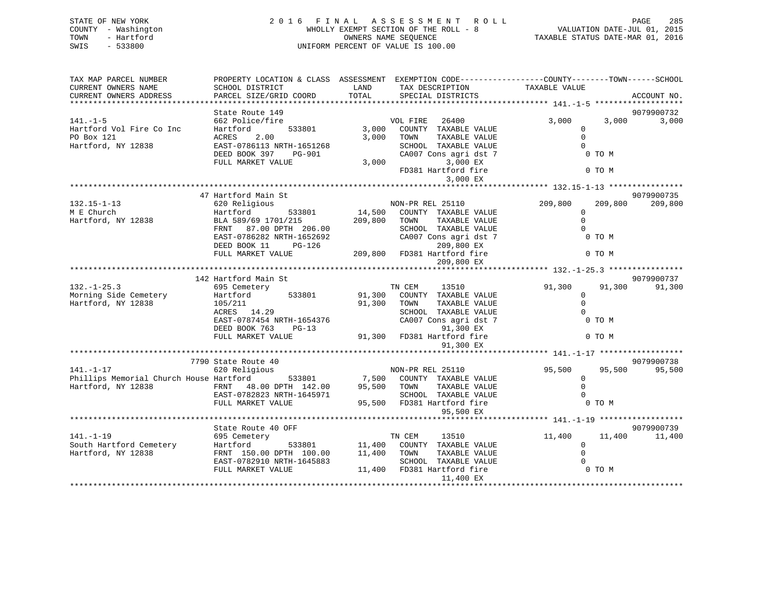STATE OF NEW YORK
COUNTY - Washington
TOWN - Hartford
SWIS - 533800

# 2016 FINAL ASSESSMENT ROLL

WHOLLY EXEMPT SECTION OF THE ROLL - 8
OWNERS NAME SEQUENCE
UNIFORM PERCENT OF VALUE IS 100.00

VALUATION DATE-JUL 01, 2015
TAXABLE STATUS DATE-MAR 01, 2016

```
TAX MAP PARCEL NUMBER          PROPERTY LOCATION & CLASS  ASSESSMENT  EXEMPTION CODE-----------------COUNTY--------TOWN------SCHOOL
CURRENT OWNERS NAME            SCHOOL DISTRICT               LAND      TAX DESCRIPTION            TAXABLE VALUE
CURRENT OWNERS ADDRESS         PARCEL SIZE/GRID COORD        TOTAL     SPECIAL DISTRICTS                                    ACCOUNT NO.
******************************************************************************************************* 141.-1-5 *******************
                               State Route 149                                                                              9079900732
141.-1-5                       662 Police/fire                         VOL FIRE   26400          3,000       3,000       3,000
Hartford Vol Fire Co Inc       Hartford        533801         3,000    COUNTY  TAXABLE VALUE              0
PO Box 121                     ACRES    2.00                  3,000    TOWN    TAXABLE VALUE              0
Hartford, NY 12838             EAST-0786113 NRTH-1651268               SCHOOL  TAXABLE VALUE              0
                               DEED BOOK 397    PG-901                 CA007 Cons agri dst 7              0 TO M
                               FULL MARKET VALUE              3,000          3,000 EX
                                                                       FD381 Hartford fire                0 TO M
                                                                             3,000 EX
******************************************************************************************************* 132.15-1-13 ****************
                               47 Hartford Main St                                                                          9079900735
132.15-1-13                    620 Religious                           NON-PR REL 25110          209,800     209,800     209,800
M E Church                     Hartford        533801        14,500    COUNTY  TAXABLE VALUE              0
Hartford, NY 12838             BLA 589/69 1701/215          209,800    TOWN    TAXABLE VALUE              0
                               FRNT   87.00 DPTH 206.00                SCHOOL  TAXABLE VALUE              0
                               EAST-0786282 NRTH-1652692               CA007 Cons agri dst 7              0 TO M
                               DEED BOOK 11     PG-126                       209,800 EX
                               FULL MARKET VALUE            209,800    FD381 Hartford fire                0 TO M
                                                                             209,800 EX
******************************************************************************************************* 132.-1-25.3 ****************
                               142 Hartford Main St                                                                         9079900737
132.-1-25.3                    695 Cemetery                            TN CEM     13510           91,300      91,300      91,300
Morning Side Cemetery          Hartford        533801        91,300    COUNTY  TAXABLE VALUE              0
Hartford, NY 12838             105/211                       91,300    TOWN    TAXABLE VALUE              0
                               ACRES   14.29                           SCHOOL  TAXABLE VALUE              0
                               EAST-0787454 NRTH-1654376               CA007 Cons agri dst 7              0 TO M
                               DEED BOOK 763    PG-13                        91,300 EX
                               FULL MARKET VALUE             91,300    FD381 Hartford fire                0 TO M
                                                                             91,300 EX
******************************************************************************************************* 141.-1-17 ******************
                               7790 State Route 40                                                                          9079900738
141.-1-17                      620 Religious                           NON-PR REL 25110           95,500      95,500      95,500
Phillips Memorial Church House Hartford        533801         7,500    COUNTY  TAXABLE VALUE              0
Hartford, NY 12838             FRNT   48.00 DPTH 142.00      95,500    TOWN    TAXABLE VALUE              0
                               EAST-0782823 NRTH-1645971               SCHOOL  TAXABLE VALUE              0
                               FULL MARKET VALUE             95,500    FD381 Hartford fire                0 TO M
                                                                             95,500 EX
******************************************************************************************************* 141.-1-19 ******************
                               State Route 40 OFF                                                                           9079900739
141.-1-19                      695 Cemetery                            TN CEM     13510           11,400      11,400      11,400
South Hartford Cemetery        Hartford        533801        11,400    COUNTY  TAXABLE VALUE              0
Hartford, NY 12838             FRNT  150.00 DPTH 100.00      11,400    TOWN    TAXABLE VALUE              0
                               EAST-0782910 NRTH-1645883               SCHOOL  TAXABLE VALUE              0
                               FULL MARKET VALUE             11,400    FD381 Hartford fire                0 TO M
                                                                             11,400 EX
************************************************************************************************************************************
```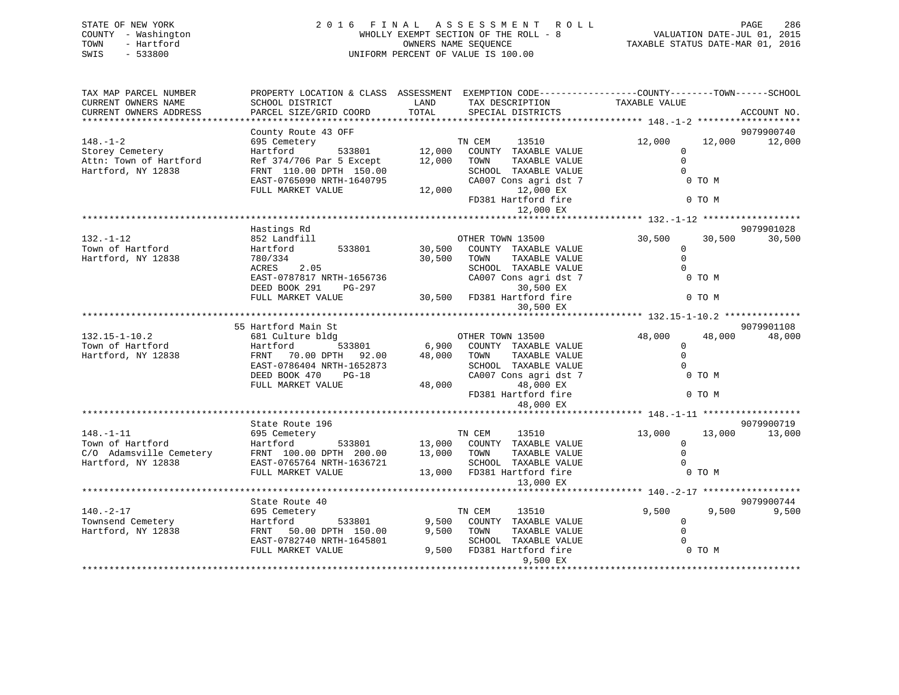STATE OF NEW YORK
COUNTY - Washington
TOWN - Hartford
SWIS - 533800

2016 FINAL ASSESSMENT ROLL
WHOLLY EXEMPT SECTION OF THE ROLL - 8
OWNERS NAME SEQUENCE
UNIFORM PERCENT OF VALUE IS 100.00

VALUATION DATE-JUL 01, 2015
TAXABLE STATUS DATE-MAR 01, 2016

```
TAX MAP PARCEL NUMBER      PROPERTY LOCATION & CLASS  ASSESSMENT  EXEMPTION CODE------------------COUNTY--------TOWN------SCHOOL
CURRENT OWNERS NAME        SCHOOL DISTRICT             LAND        TAX DESCRIPTION              TAXABLE VALUE
CURRENT OWNERS ADDRESS     PARCEL SIZE/GRID COORD      TOTAL       SPECIAL DISTRICTS                                    ACCOUNT NO.
******************************************************************************************** 148.-1-2 *******************
                           County Route 43 OFF                                                                      9079900740
148.-1-2                   695 Cemetery                            TN CEM        13510          12,000       12,000      12,000
Storey Cemetery            Hartford          533801      12,000    COUNTY  TAXABLE VALUE             0
Attn: Town of Hartford     Ref 374/706 Par 5 Except      12,000    TOWN    TAXABLE VALUE             0
Hartford, NY 12838         FRNT 110.00 DPTH 150.00                 SCHOOL  TAXABLE VALUE             0
                           EAST-0765090 NRTH-1640795               CA007 Cons agri dst 7              0 TO M
                           FULL MARKET VALUE             12,000         12,000 EX
                                                                   FD381 Hartford fire                0 TO M
                                                                        12,000 EX
******************************************************************************************** 132.-1-12 ******************
                           Hastings Rd                                                                              9079901028
132.-1-12                  852 Landfill                            OTHER TOWN 13500             30,500       30,500      30,500
Town of Hartford           Hartford          533801      30,500    COUNTY  TAXABLE VALUE             0
Hartford, NY 12838         780/334                       30,500    TOWN    TAXABLE VALUE             0
                           ACRES    2.05                           SCHOOL  TAXABLE VALUE             0
                           EAST-0787817 NRTH-1656736               CA007 Cons agri dst 7              0 TO M
                           DEED BOOK 291    PG-297                      30,500 EX
                           FULL MARKET VALUE             30,500    FD381 Hartford fire                0 TO M
                                                                        30,500 EX
******************************************************************************************** 132.15-1-10.2 **************
                        55 Hartford Main St                                                                         9079901108
132.15-1-10.2              681 Culture bldg                        OTHER TOWN 13500             48,000       48,000      48,000
Town of Hartford           Hartford          533801       6,900    COUNTY  TAXABLE VALUE             0
Hartford, NY 12838         FRNT  70.00 DPTH  92.00       48,000    TOWN    TAXABLE VALUE             0
                           EAST-0786404 NRTH-1652873               SCHOOL  TAXABLE VALUE             0
                           DEED BOOK 470    PG-18                  CA007 Cons agri dst 7              0 TO M
                           FULL MARKET VALUE             48,000         48,000 EX
                                                                   FD381 Hartford fire                0 TO M
                                                                        48,000 EX
******************************************************************************************** 148.-1-11 ******************
                           State Route 196                                                                          9079900719
148.-1-11                  695 Cemetery                            TN CEM        13510          13,000       13,000      13,000
Town of Hartford           Hartford          533801      13,000    COUNTY  TAXABLE VALUE             0
C/O  Adamsville Cemetery   FRNT 100.00 DPTH 200.00       13,000    TOWN    TAXABLE VALUE             0
Hartford, NY 12838         EAST-0765764 NRTH-1636721               SCHOOL  TAXABLE VALUE             0
                           FULL MARKET VALUE             13,000    FD381 Hartford fire                0 TO M
                                                                        13,000 EX
******************************************************************************************** 140.-2-17 ******************
                           State Route 40                                                                           9079900744
140.-2-17                  695 Cemetery                            TN CEM        13510           9,500        9,500       9,500
Townsend Cemetery          Hartford          533801       9,500    COUNTY  TAXABLE VALUE             0
Hartford, NY 12838         FRNT  50.00 DPTH 150.00        9,500    TOWN    TAXABLE VALUE             0
                           EAST-0782740 NRTH-1645801               SCHOOL  TAXABLE VALUE             0
                           FULL MARKET VALUE              9,500    FD381 Hartford fire                0 TO M
                                                                         9,500 EX
**************************************************************************************************************************
```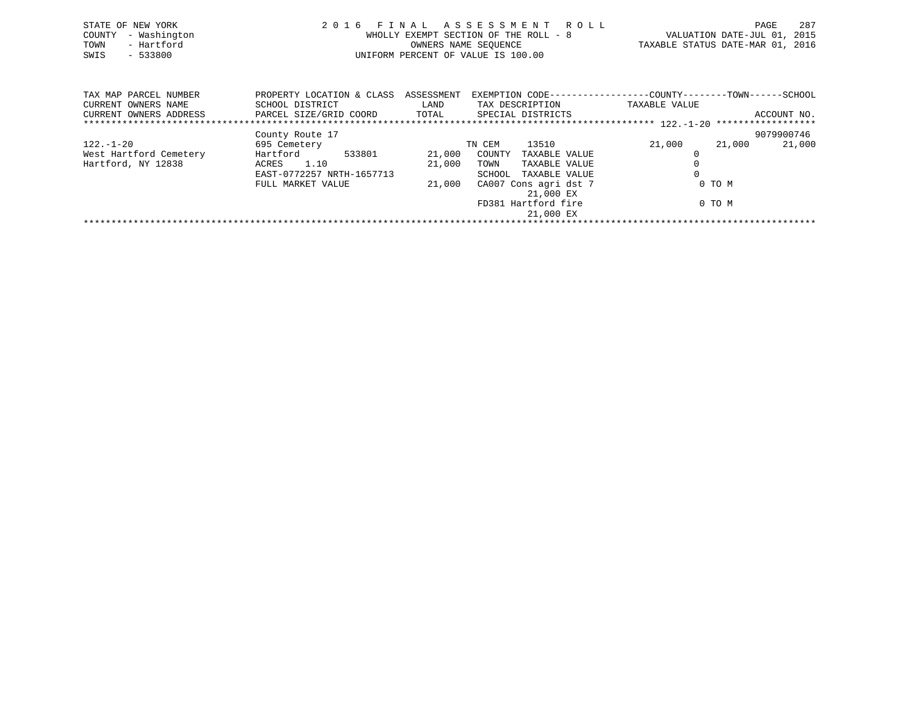STATE OF NEW YORK
COUNTY - Washington
TOWN - Hartford
SWIS - 533800

2016 FINAL ASSESSMENT ROLL
WHOLLY EXEMPT SECTION OF THE ROLL - 8
OWNERS NAME SEQUENCE
UNIFORM PERCENT OF VALUE IS 100.00

VALUATION DATE-JUL 01, 2015
TAXABLE STATUS DATE-MAR 01, 2016

| TAX MAP PARCEL NUMBER / CURRENT OWNERS NAME / CURRENT OWNERS ADDRESS | PROPERTY LOCATION & CLASS / SCHOOL DISTRICT / PARCEL SIZE/GRID COORD | ASSESSMENT LAND / TOTAL | EXEMPTION CODE / TAX DESCRIPTION / SPECIAL DISTRICTS | COUNTY TAXABLE VALUE | TOWN | SCHOOL / ACCOUNT NO. |
|---|---|---|---|---|---|---|
| 122.-1-20 | County Route 17 | | | | | 9079900746 |
| 122.-1-20 | 695 Cemetery | | TN CEM 13510 | 21,000 | 21,000 | 21,000 |
| West Hartford Cemetery | Hartford 533801 | 21,000 | COUNTY TAXABLE VALUE | 0 | | |
| Hartford, NY 12838 | ACRES 1.10 | 21,000 | TOWN TAXABLE VALUE | 0 | | |
| | EAST-0772257 NRTH-1657713 | | SCHOOL TAXABLE VALUE | 0 | | |
| | FULL MARKET VALUE | 21,000 | CA007 Cons agri dst 7 21,000 EX | 0 TO M | | |
| | | | FD381 Hartford fire 21,000 EX | 0 TO M | | |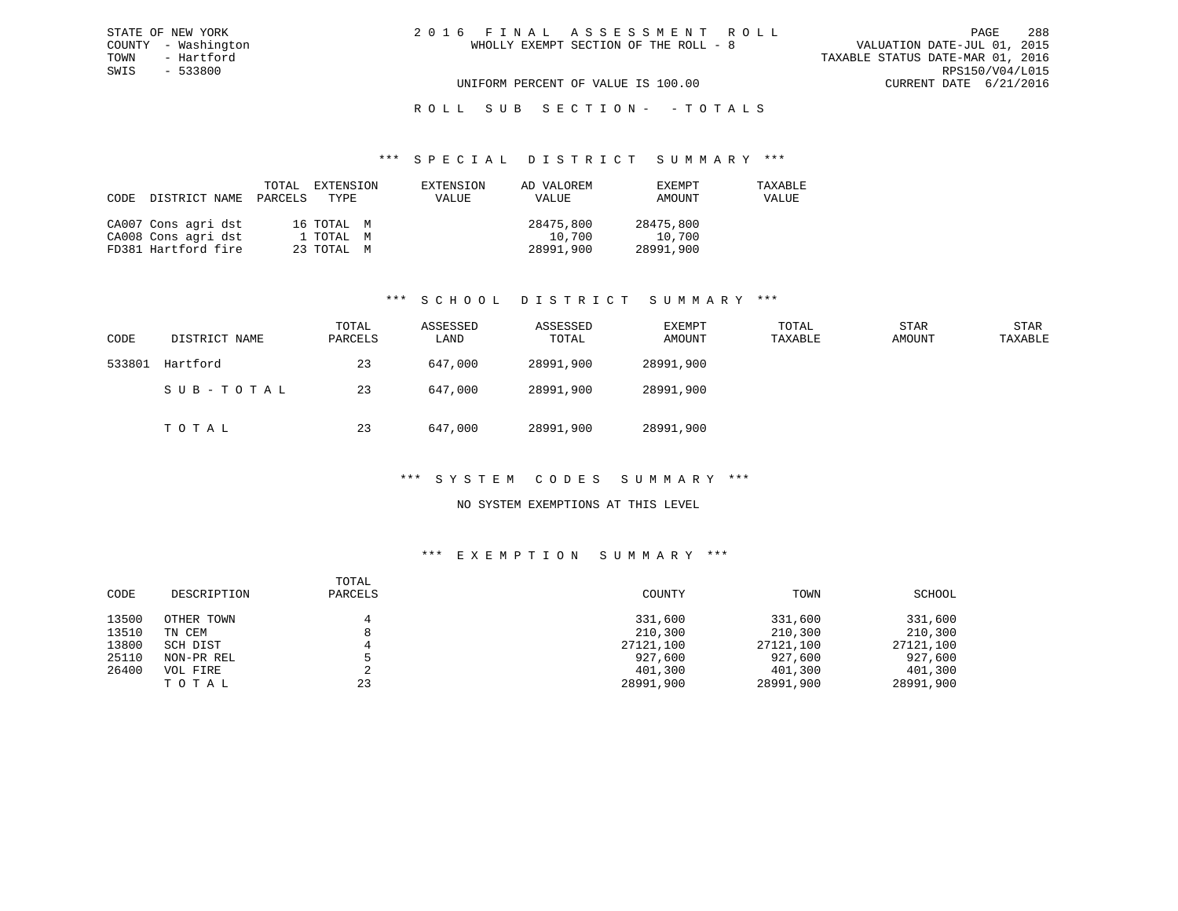STATE OF NEW YORK
COUNTY - Washington
TOWN - Hartford
SWIS - 533800

# 2016 FINAL ASSESSMENT ROLL

WHOLLY EXEMPT SECTION OF THE ROLL - 8

VALUATION DATE-JUL 01, 2015
TAXABLE STATUS DATE-MAR 01, 2016
RPS150/V04/L015
CURRENT DATE 6/21/2016

UNIFORM PERCENT OF VALUE IS 100.00

## ROLL SUB SECTION- - TOTALS

### *** SPECIAL DISTRICT SUMMARY ***

| CODE | DISTRICT NAME | TOTAL PARCELS | EXTENSION TYPE | EXTENSION VALUE | AD VALOREM VALUE | EXEMPT AMOUNT | TAXABLE VALUE |
|---|---|---|---|---|---|---|---|
| CA007 | Cons agri dst | 16 | TOTAL M | | 28475,800 | 28475,800 | |
| CA008 | Cons agri dst | 1 | TOTAL M | | 10,700 | 10,700 | |
| FD381 | Hartford fire | 23 | TOTAL M | | 28991,900 | 28991,900 | |

### *** SCHOOL DISTRICT SUMMARY ***

| CODE | DISTRICT NAME | TOTAL PARCELS | ASSESSED LAND | ASSESSED TOTAL | EXEMPT AMOUNT | TOTAL TAXABLE | STAR AMOUNT | STAR TAXABLE |
|---|---|---|---|---|---|---|---|---|
| 533801 | Hartford | 23 | 647,000 | 28991,900 | 28991,900 | | | |
| | SUB-TOTAL | 23 | 647,000 | 28991,900 | 28991,900 | | | |
| | TOTAL | 23 | 647,000 | 28991,900 | 28991,900 | | | |

### *** SYSTEM CODES SUMMARY ***

NO SYSTEM EXEMPTIONS AT THIS LEVEL

### *** EXEMPTION SUMMARY ***

| CODE | DESCRIPTION | TOTAL PARCELS | COUNTY | TOWN | SCHOOL |
|---|---|---|---|---|---|
| 13500 | OTHER TOWN | 4 | 331,600 | 331,600 | 331,600 |
| 13510 | TN CEM | 8 | 210,300 | 210,300 | 210,300 |
| 13800 | SCH DIST | 4 | 27121,100 | 27121,100 | 27121,100 |
| 25110 | NON-PR REL | 5 | 927,600 | 927,600 | 927,600 |
| 26400 | VOL FIRE | 2 | 401,300 | 401,300 | 401,300 |
| | TOTAL | 23 | 28991,900 | 28991,900 | 28991,900 |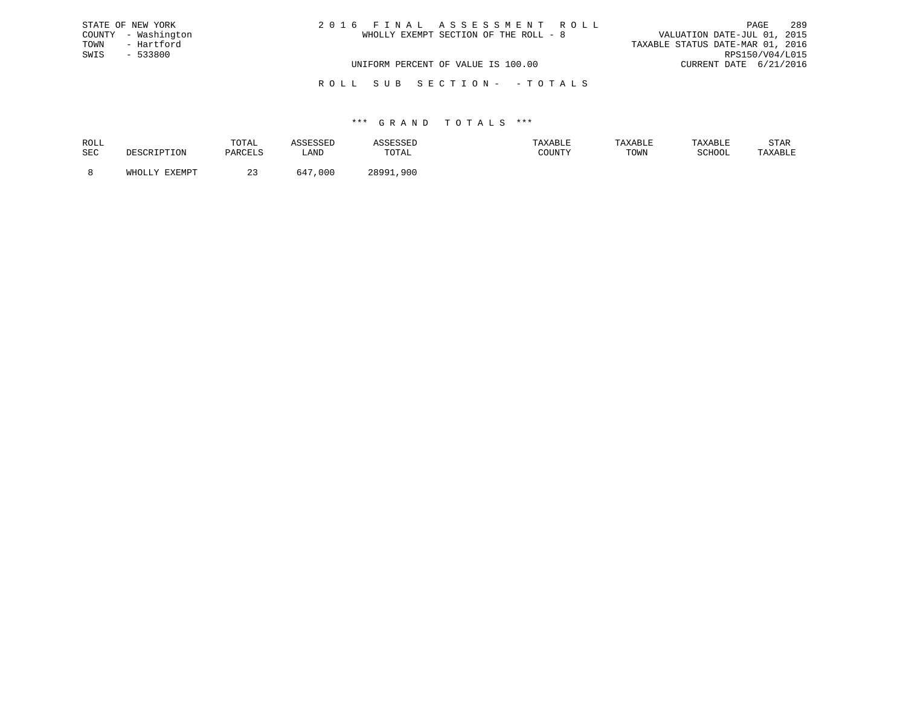STATE OF NEW YORK
COUNTY - Washington
TOWN - Hartford
SWIS - 533800

2016 FINAL ASSESSMENT ROLL
WHOLLY EXEMPT SECTION OF THE ROLL - 8

VALUATION DATE-JUL 01, 2015
TAXABLE STATUS DATE-MAR 01, 2016
RPS150/V04/L015

UNIFORM PERCENT OF VALUE IS 100.00

CURRENT DATE 6/21/2016

ROLL SUB SECTION- - TOTALS

*** GRAND TOTALS ***

| ROLL SEC | DESCRIPTION | TOTAL PARCELS | ASSESSED LAND | ASSESSED TOTAL | TAXABLE COUNTY | TAXABLE TOWN | TAXABLE SCHOOL | STAR TAXABLE |
|---|---|---|---|---|---|---|---|---|
| 8 | WHOLLY EXEMPT | 23 | 647,000 | 28991,900 | | | | |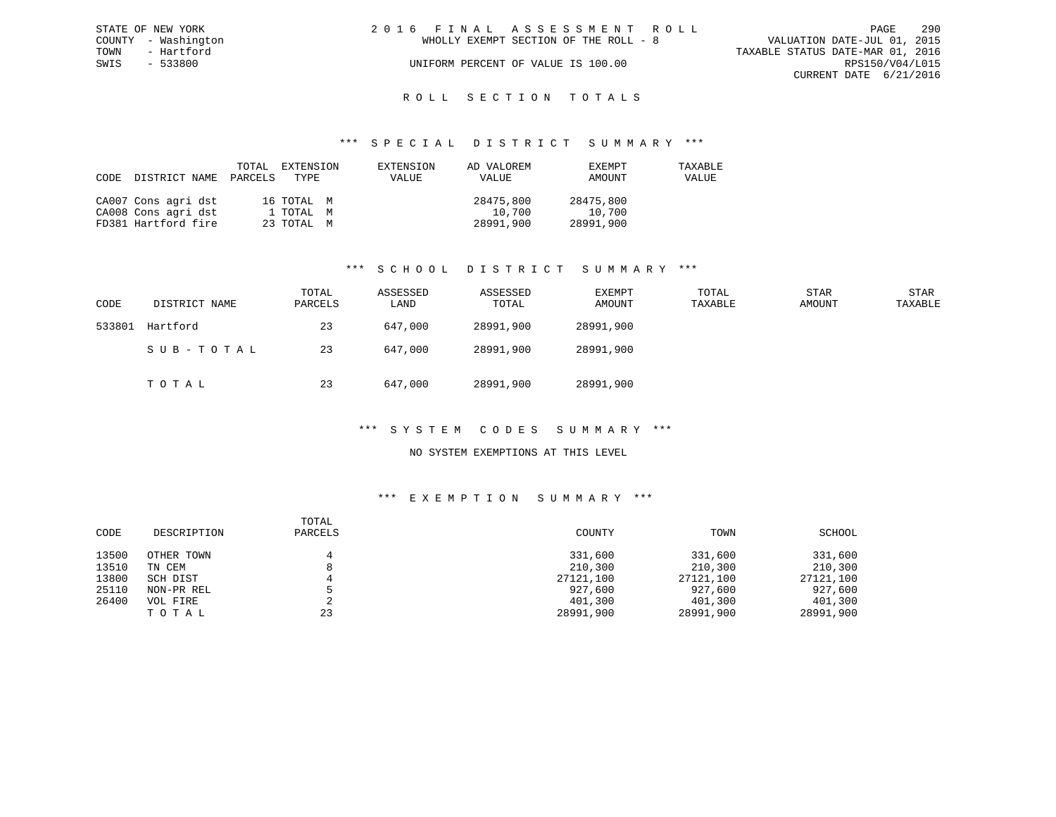STATE OF NEW YORK
COUNTY - Washington
TOWN - Hartford
SWIS - 533800

# 2016 FINAL ASSESSMENT ROLL

WHOLLY EXEMPT SECTION OF THE ROLL - 8

UNIFORM PERCENT OF VALUE IS 100.00

VALUATION DATE-JUL 01, 2015
TAXABLE STATUS DATE-MAR 01, 2016
RPS150/V04/L015
CURRENT DATE 6/21/2016

## ROLL SECTION TOTALS

### *** SPECIAL DISTRICT SUMMARY ***

| CODE | DISTRICT NAME | TOTAL PARCELS | EXTENSION TYPE | EXTENSION VALUE | AD VALOREM VALUE | EXEMPT AMOUNT | TAXABLE VALUE |
|---|---|---|---|---|---|---|---|
| CA007 | Cons agri dst | 16 | TOTAL M | | 28475,800 | 28475,800 | |
| CA008 | Cons agri dst | 1 | TOTAL M | | 10,700 | 10,700 | |
| FD381 | Hartford fire | 23 | TOTAL M | | 28991,900 | 28991,900 | |

### *** SCHOOL DISTRICT SUMMARY ***

| CODE | DISTRICT NAME | TOTAL PARCELS | ASSESSED LAND | ASSESSED TOTAL | EXEMPT AMOUNT | TOTAL TAXABLE | STAR AMOUNT | STAR TAXABLE |
|---|---|---|---|---|---|---|---|---|
| 533801 | Hartford | 23 | 647,000 | 28991,900 | 28991,900 | | | |
| | SUB-TOTAL | 23 | 647,000 | 28991,900 | 28991,900 | | | |
| | TOTAL | 23 | 647,000 | 28991,900 | 28991,900 | | | |

### *** SYSTEM CODES SUMMARY ***

NO SYSTEM EXEMPTIONS AT THIS LEVEL

### *** EXEMPTION SUMMARY ***

| CODE | DESCRIPTION | TOTAL PARCELS | COUNTY | TOWN | SCHOOL |
|---|---|---|---|---|---|
| 13500 | OTHER TOWN | 4 | 331,600 | 331,600 | 331,600 |
| 13510 | TN CEM | 8 | 210,300 | 210,300 | 210,300 |
| 13800 | SCH DIST | 4 | 27121,100 | 27121,100 | 27121,100 |
| 25110 | NON-PR REL | 5 | 927,600 | 927,600 | 927,600 |
| 26400 | VOL FIRE | 2 | 401,300 | 401,300 | 401,300 |
| | TOTAL | 23 | 28991,900 | 28991,900 | 28991,900 |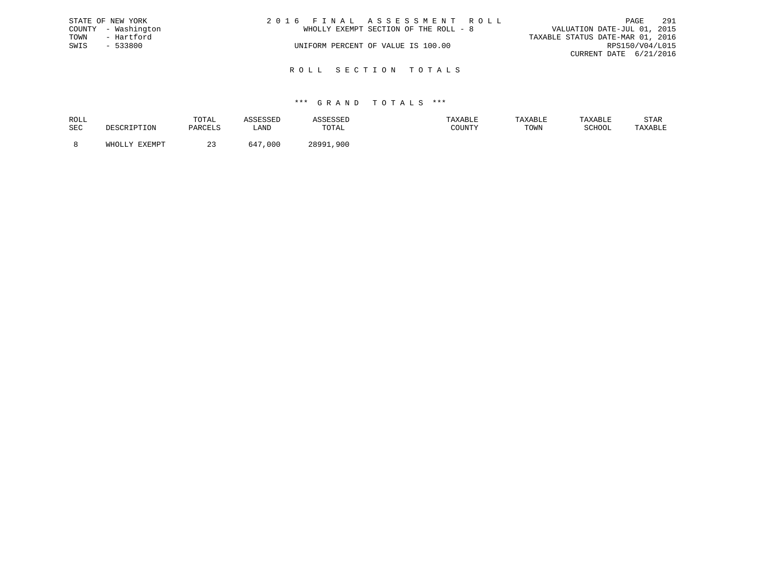STATE OF NEW YORK
COUNTY - Washington
TOWN - Hartford
SWIS - 533800

# 2016 FINAL ASSESSMENT ROLL

WHOLLY EXEMPT SECTION OF THE ROLL - 8

UNIFORM PERCENT OF VALUE IS 100.00

VALUATION DATE-JUL 01, 2015
TAXABLE STATUS DATE-MAR 01, 2016
RPS150/V04/L015
CURRENT DATE 6/21/2016

## ROLL SECTION TOTALS

### *** GRAND TOTALS ***

| ROLL SEC | DESCRIPTION | TOTAL PARCELS | ASSESSED LAND | ASSESSED TOTAL | TAXABLE COUNTY | TAXABLE TOWN | TAXABLE SCHOOL | STAR TAXABLE |
|---|---|---|---|---|---|---|---|---|
| 8 | WHOLLY EXEMPT | 23 | 647,000 | 28991,900 | | | | |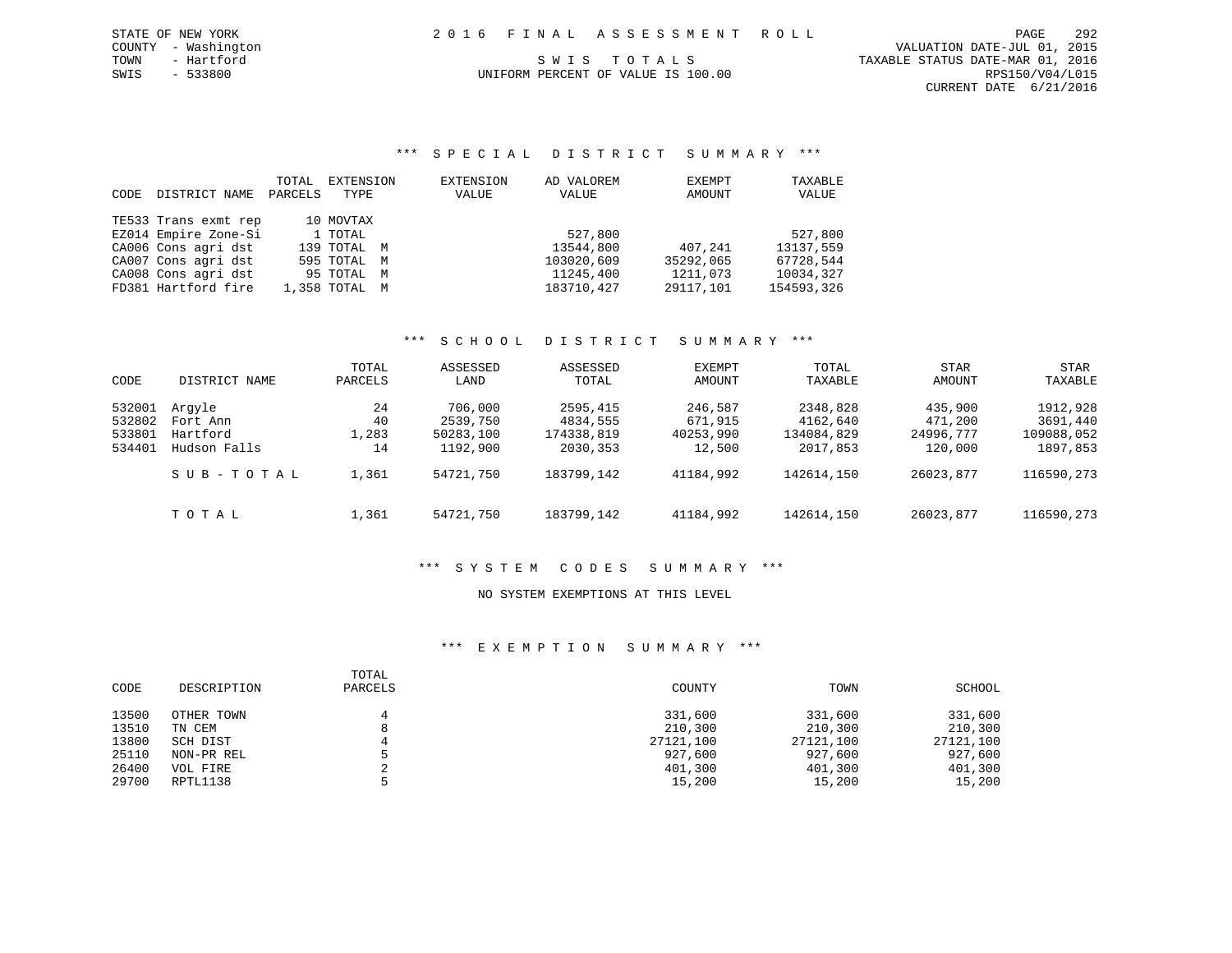STATE OF NEW YORK
COUNTY - Washington
TOWN - Hartford
SWIS - 533800

2 0 1 6 F I N A L A S S E S S M E N T R O L L

S W I S T O T A L S

UNIFORM PERCENT OF VALUE IS 100.00

VALUATION DATE-JUL 01, 2015
TAXABLE STATUS DATE-MAR 01, 2016
RPS150/V04/L015
CURRENT DATE 6/21/2016

## *** S P E C I A L D I S T R I C T S U M M A R Y ***

| CODE | DISTRICT NAME | TOTAL PARCELS | EXTENSION TYPE | EXTENSION VALUE | AD VALOREM VALUE | EXEMPT AMOUNT | TAXABLE VALUE |
|---|---|---|---|---|---|---|---|
| TE533 | Trans exmt rep | 10 | MOVTAX | | | | |
| EZ014 | Empire Zone-Si | 1 | TOTAL | | 527,800 | | 527,800 |
| CA006 | Cons agri dst | 139 | TOTAL M | | 13544,800 | 407,241 | 13137,559 |
| CA007 | Cons agri dst | 595 | TOTAL M | | 103020,609 | 35292,065 | 67728,544 |
| CA008 | Cons agri dst | 95 | TOTAL M | | 11245,400 | 1211,073 | 10034,327 |
| FD381 | Hartford fire | 1,358 | TOTAL M | | 183710,427 | 29117,101 | 154593,326 |

## *** S C H O O L D I S T R I C T S U M M A R Y ***

| CODE | DISTRICT NAME | TOTAL PARCELS | ASSESSED LAND | ASSESSED TOTAL | EXEMPT AMOUNT | TOTAL TAXABLE | STAR AMOUNT | STAR TAXABLE |
|---|---|---|---|---|---|---|---|---|
| 532001 | Argyle | 24 | 706,000 | 2595,415 | 246,587 | 2348,828 | 435,900 | 1912,928 |
| 532802 | Fort Ann | 40 | 2539,750 | 4834,555 | 671,915 | 4162,640 | 471,200 | 3691,440 |
| 533801 | Hartford | 1,283 | 50283,100 | 174338,819 | 40253,990 | 134084,829 | 24996,777 | 109088,052 |
| 534401 | Hudson Falls | 14 | 1192,900 | 2030,353 | 12,500 | 2017,853 | 120,000 | 1897,853 |
| | S U B - T O T A L | 1,361 | 54721,750 | 183799,142 | 41184,992 | 142614,150 | 26023,877 | 116590,273 |
| | T O T A L | 1,361 | 54721,750 | 183799,142 | 41184,992 | 142614,150 | 26023,877 | 116590,273 |

## *** S Y S T E M C O D E S S U M M A R Y ***

NO SYSTEM EXEMPTIONS AT THIS LEVEL

## *** E X E M P T I O N S U M M A R Y ***

| CODE | DESCRIPTION | TOTAL PARCELS | COUNTY | TOWN | SCHOOL |
|---|---|---|---|---|---|
| 13500 | OTHER TOWN | 4 | 331,600 | 331,600 | 331,600 |
| 13510 | TN CEM | 8 | 210,300 | 210,300 | 210,300 |
| 13800 | SCH DIST | 4 | 27121,100 | 27121,100 | 27121,100 |
| 25110 | NON-PR REL | 5 | 927,600 | 927,600 | 927,600 |
| 26400 | VOL FIRE | 2 | 401,300 | 401,300 | 401,300 |
| 29700 | RPTL1138 | 5 | 15,200 | 15,200 | 15,200 |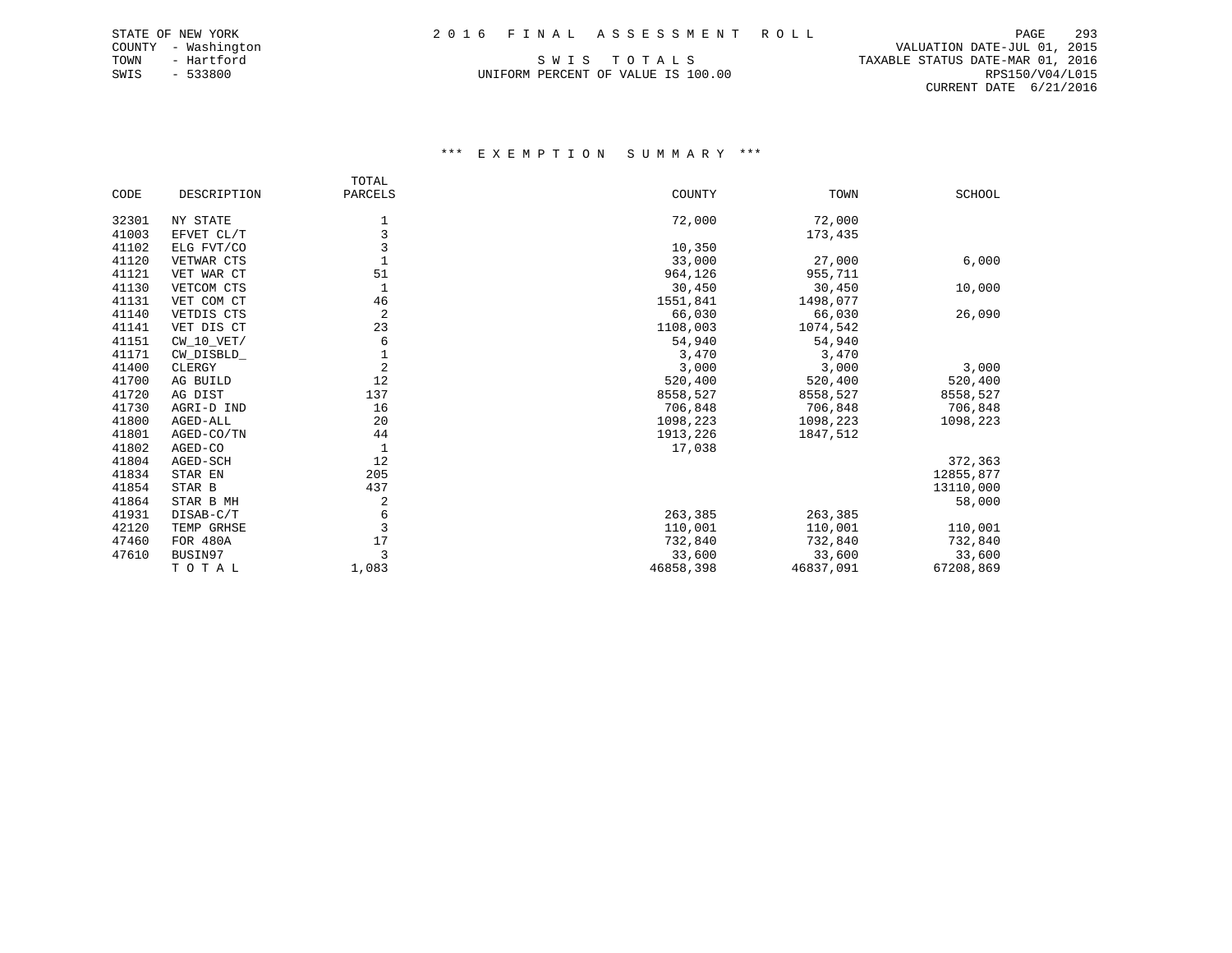STATE OF NEW YORK
COUNTY - Washington
TOWN - Hartford
SWIS - 533800

2016 FINAL ASSESSMENT ROLL

SWIS TOTALS

UNIFORM PERCENT OF VALUE IS 100.00

VALUATION DATE-JUL 01, 2015
TAXABLE STATUS DATE-MAR 01, 2016
RPS150/V04/L015
CURRENT DATE 6/21/2016

### *** EXEMPTION SUMMARY ***

| CODE | DESCRIPTION | TOTAL PARCELS | COUNTY | TOWN | SCHOOL |
|---|---|---|---|---|---|
| 32301 | NY STATE | 1 | 72,000 | 72,000 | |
| 41003 | EFVET CL/T | 3 | | 173,435 | |
| 41102 | ELG FVT/CO | 3 | 10,350 | | |
| 41120 | VETWAR CTS | 1 | 33,000 | 27,000 | 6,000 |
| 41121 | VET WAR CT | 51 | 964,126 | 955,711 | |
| 41130 | VETCOM CTS | 1 | 30,450 | 30,450 | 10,000 |
| 41131 | VET COM CT | 46 | 1551,841 | 1498,077 | |
| 41140 | VETDIS CTS | 2 | 66,030 | 66,030 | 26,090 |
| 41141 | VET DIS CT | 23 | 1108,003 | 1074,542 | |
| 41151 | CW_10_VET/ | 6 | 54,940 | 54,940 | |
| 41171 | CW_DISBLD_ | 1 | 3,470 | 3,470 | |
| 41400 | CLERGY | 2 | 3,000 | 3,000 | 3,000 |
| 41700 | AG BUILD | 12 | 520,400 | 520,400 | 520,400 |
| 41720 | AG DIST | 137 | 8558,527 | 8558,527 | 8558,527 |
| 41730 | AGRI-D IND | 16 | 706,848 | 706,848 | 706,848 |
| 41800 | AGED-ALL | 20 | 1098,223 | 1098,223 | 1098,223 |
| 41801 | AGED-CO/TN | 44 | 1913,226 | 1847,512 | |
| 41802 | AGED-CO | 1 | 17,038 | | |
| 41804 | AGED-SCH | 12 | | | 372,363 |
| 41834 | STAR EN | 205 | | | 12855,877 |
| 41854 | STAR B | 437 | | | 13110,000 |
| 41864 | STAR B MH | 2 | | | 58,000 |
| 41931 | DISAB-C/T | 6 | 263,385 | 263,385 | |
| 42120 | TEMP GRHSE | 3 | 110,001 | 110,001 | 110,001 |
| 47460 | FOR 480A | 17 | 732,840 | 732,840 | 732,840 |
| 47610 | BUSIN97 | 3 | 33,600 | 33,600 | 33,600 |
| | TOTAL | 1,083 | 46858,398 | 46837,091 | 67208,869 |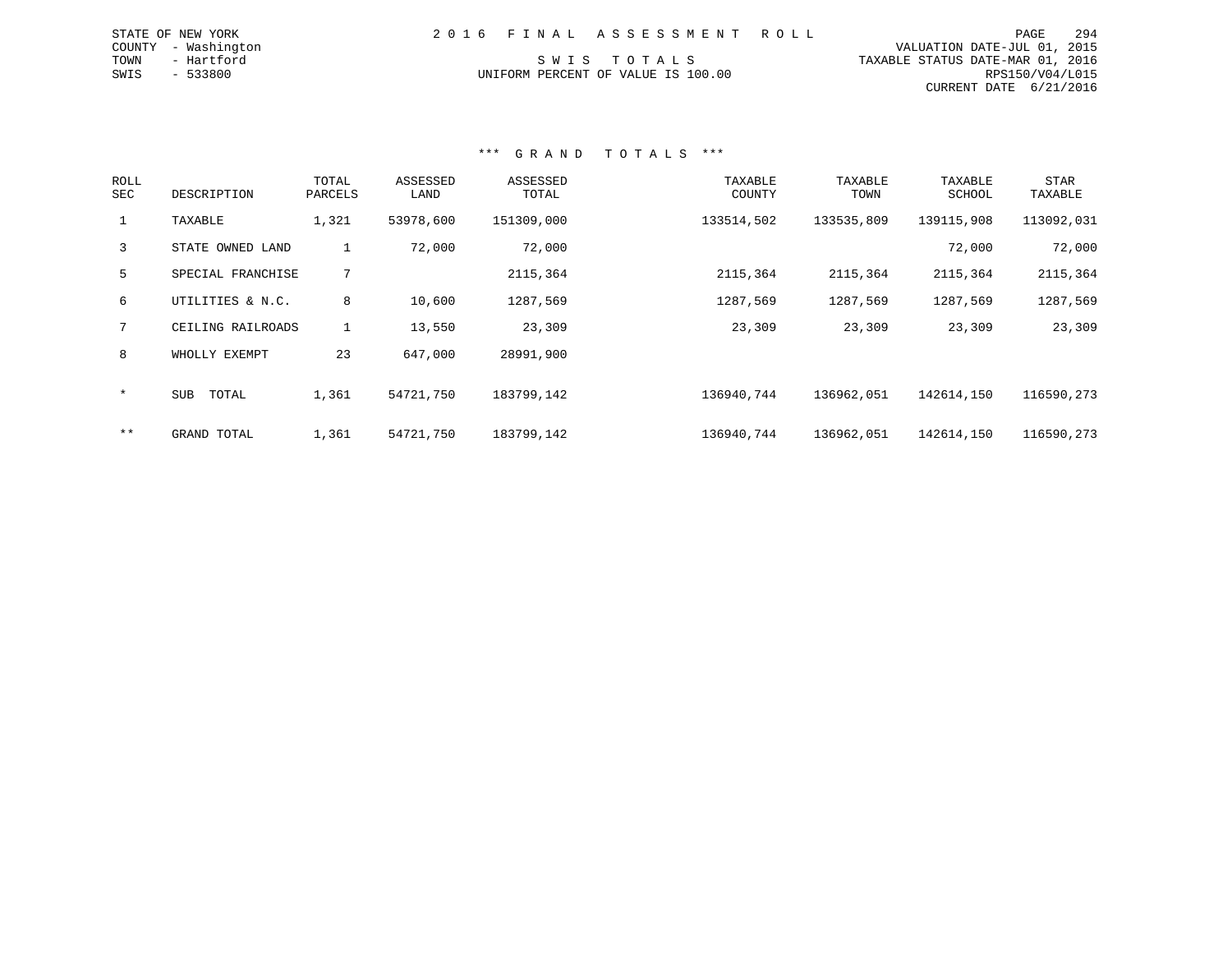STATE OF NEW YORK
COUNTY - Washington
TOWN - Hartford
SWIS - 533800

2 0 1 6 F I N A L A S S E S S M E N T R O L L

S W I S T O T A L S
UNIFORM PERCENT OF VALUE IS 100.00

VALUATION DATE-JUL 01, 2015
TAXABLE STATUS DATE-MAR 01, 2016
RPS150/V04/L015
CURRENT DATE 6/21/2016

*** G R A N D T O T A L S ***

| ROLL SEC | DESCRIPTION | TOTAL PARCELS | ASSESSED LAND | ASSESSED TOTAL | TAXABLE COUNTY | TAXABLE TOWN | TAXABLE SCHOOL | STAR TAXABLE |
|---|---|---|---|---|---|---|---|---|
| 1 | TAXABLE | 1,321 | 53978,600 | 151309,000 | 133514,502 | 133535,809 | 139115,908 | 113092,031 |
| 3 | STATE OWNED LAND | 1 | 72,000 | 72,000 | | | 72,000 | 72,000 |
| 5 | SPECIAL FRANCHISE | 7 | | 2115,364 | 2115,364 | 2115,364 | 2115,364 | 2115,364 |
| 6 | UTILITIES & N.C. | 8 | 10,600 | 1287,569 | 1287,569 | 1287,569 | 1287,569 | 1287,569 |
| 7 | CEILING RAILROADS | 1 | 13,550 | 23,309 | 23,309 | 23,309 | 23,309 | 23,309 |
| 8 | WHOLLY EXEMPT | 23 | 647,000 | 28991,900 | | | | |
| * | SUB TOTAL | 1,361 | 54721,750 | 183799,142 | 136940,744 | 136962,051 | 142614,150 | 116590,273 |
| ** | GRAND TOTAL | 1,361 | 54721,750 | 183799,142 | 136940,744 | 136962,051 | 142614,150 | 116590,273 |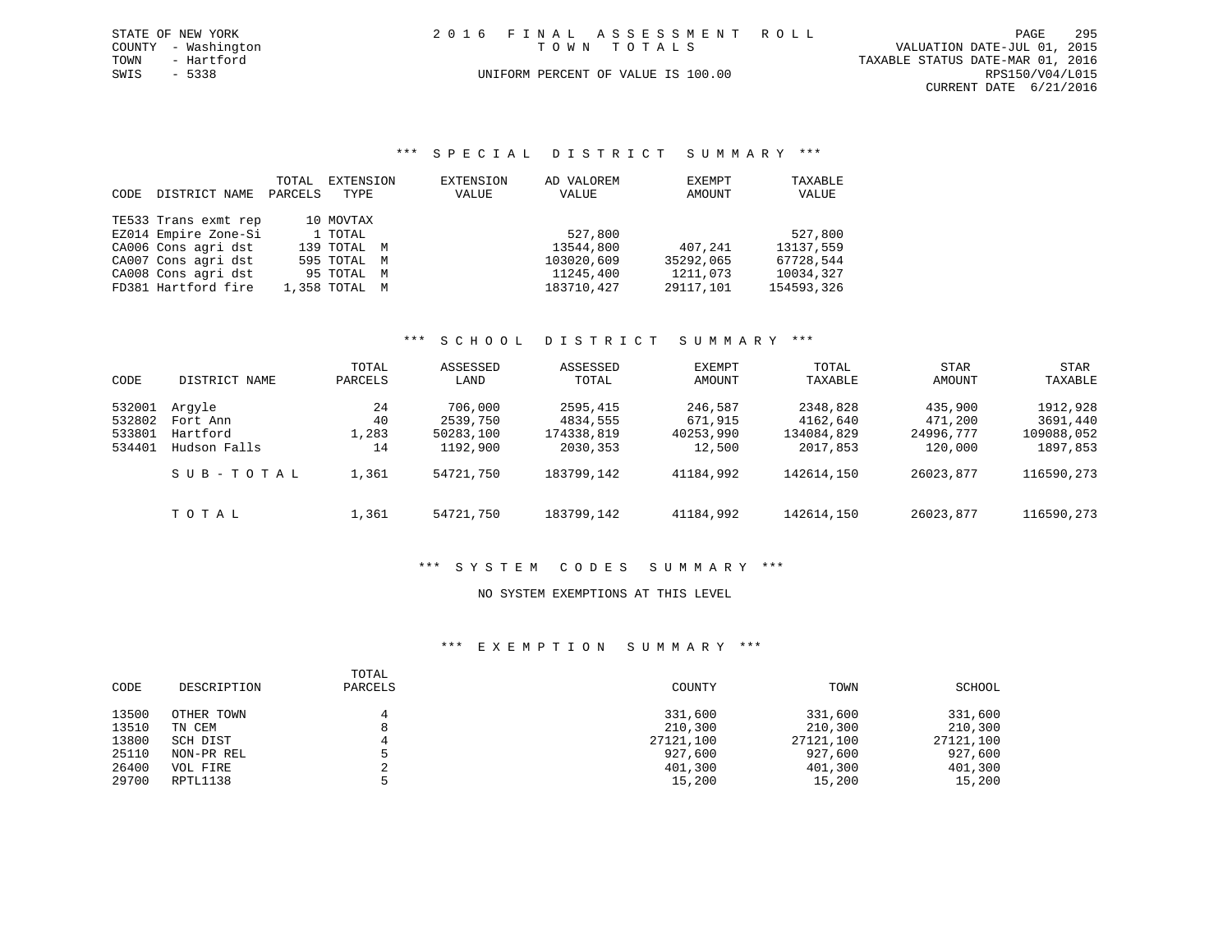STATE OF NEW YORK
COUNTY - Washington
TOWN - Hartford
SWIS - 5338

2016 FINAL ASSESSMENT ROLL
TOWN TOTALS
UNIFORM PERCENT OF VALUE IS 100.00

VALUATION DATE-JUL 01, 2015
TAXABLE STATUS DATE-MAR 01, 2016
RPS150/V04/L015
CURRENT DATE 6/21/2016

## *** SPECIAL DISTRICT SUMMARY ***

| CODE | DISTRICT NAME | TOTAL PARCELS | EXTENSION TYPE | EXTENSION VALUE | AD VALOREM VALUE | EXEMPT AMOUNT | TAXABLE VALUE |
|---|---|---|---|---|---|---|---|
| TE533 | Trans exmt rep | 10 | MOVTAX | | | | |
| EZ014 | Empire Zone-Si | 1 | TOTAL | | 527,800 | | 527,800 |
| CA006 | Cons agri dst | 139 | TOTAL M | | 13544,800 | 407,241 | 13137,559 |
| CA007 | Cons agri dst | 595 | TOTAL M | | 103020,609 | 35292,065 | 67728,544 |
| CA008 | Cons agri dst | 95 | TOTAL M | | 11245,400 | 1211,073 | 10034,327 |
| FD381 | Hartford fire | 1,358 | TOTAL M | | 183710,427 | 29117,101 | 154593,326 |

## *** SCHOOL DISTRICT SUMMARY ***

| CODE | DISTRICT NAME | TOTAL PARCELS | ASSESSED LAND | ASSESSED TOTAL | EXEMPT AMOUNT | TOTAL TAXABLE | STAR AMOUNT | STAR TAXABLE |
|---|---|---|---|---|---|---|---|---|
| 532001 | Argyle | 24 | 706,000 | 2595,415 | 246,587 | 2348,828 | 435,900 | 1912,928 |
| 532802 | Fort Ann | 40 | 2539,750 | 4834,555 | 671,915 | 4162,640 | 471,200 | 3691,440 |
| 533801 | Hartford | 1,283 | 50283,100 | 174338,819 | 40253,990 | 134084,829 | 24996,777 | 109088,052 |
| 534401 | Hudson Falls | 14 | 1192,900 | 2030,353 | 12,500 | 2017,853 | 120,000 | 1897,853 |
| | S U B - T O T A L | 1,361 | 54721,750 | 183799,142 | 41184,992 | 142614,150 | 26023,877 | 116590,273 |
| | T O T A L | 1,361 | 54721,750 | 183799,142 | 41184,992 | 142614,150 | 26023,877 | 116590,273 |

## *** SYSTEM CODES SUMMARY ***

NO SYSTEM EXEMPTIONS AT THIS LEVEL

## *** EXEMPTION SUMMARY ***

| CODE | DESCRIPTION | TOTAL PARCELS | COUNTY | TOWN | SCHOOL |
|---|---|---|---|---|---|
| 13500 | OTHER TOWN | 4 | 331,600 | 331,600 | 331,600 |
| 13510 | TN CEM | 8 | 210,300 | 210,300 | 210,300 |
| 13800 | SCH DIST | 4 | 27121,100 | 27121,100 | 27121,100 |
| 25110 | NON-PR REL | 5 | 927,600 | 927,600 | 927,600 |
| 26400 | VOL FIRE | 2 | 401,300 | 401,300 | 401,300 |
| 29700 | RPTL1138 | 5 | 15,200 | 15,200 | 15,200 |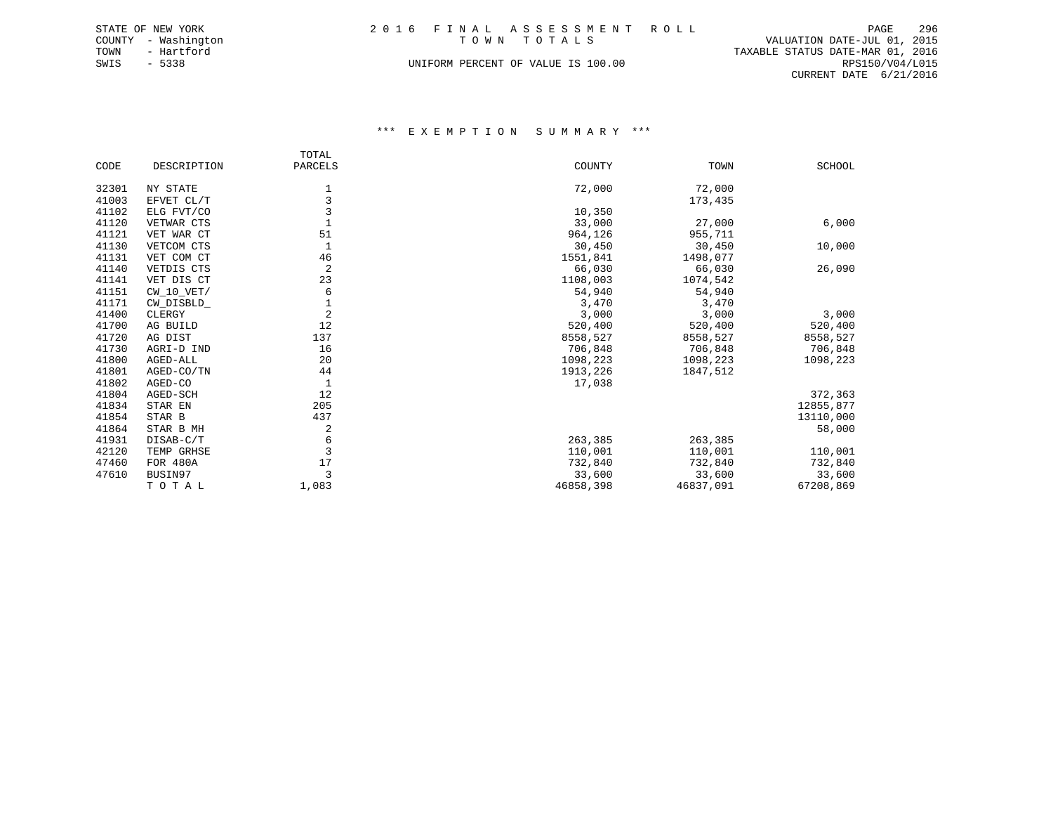STATE OF NEW YORK
COUNTY - Washington
TOWN - Hartford
SWIS - 5338

# 2016 FINAL ASSESSMENT ROLL

TOWN TOTALS

UNIFORM PERCENT OF VALUE IS 100.00

VALUATION DATE-JUL 01, 2015
TAXABLE STATUS DATE-MAR 01, 2016
RPS150/V04/L015
CURRENT DATE 6/21/2016

## *** EXEMPTION SUMMARY ***

| CODE | DESCRIPTION | TOTAL PARCELS | COUNTY | TOWN | SCHOOL |
|---|---|---|---|---|---|
| 32301 | NY STATE | 1 | 72,000 | 72,000 | |
| 41003 | EFVET CL/T | 3 | | 173,435 | |
| 41102 | ELG FVT/CO | 3 | 10,350 | | |
| 41120 | VETWAR CTS | 1 | 33,000 | 27,000 | 6,000 |
| 41121 | VET WAR CT | 51 | 964,126 | 955,711 | |
| 41130 | VETCOM CTS | 1 | 30,450 | 30,450 | 10,000 |
| 41131 | VET COM CT | 46 | 1551,841 | 1498,077 | |
| 41140 | VETDIS CTS | 2 | 66,030 | 66,030 | 26,090 |
| 41141 | VET DIS CT | 23 | 1108,003 | 1074,542 | |
| 41151 | CW_10_VET/ | 6 | 54,940 | 54,940 | |
| 41171 | CW_DISBLD_ | 1 | 3,470 | 3,470 | |
| 41400 | CLERGY | 2 | 3,000 | 3,000 | 3,000 |
| 41700 | AG BUILD | 12 | 520,400 | 520,400 | 520,400 |
| 41720 | AG DIST | 137 | 8558,527 | 8558,527 | 8558,527 |
| 41730 | AGRI-D IND | 16 | 706,848 | 706,848 | 706,848 |
| 41800 | AGED-ALL | 20 | 1098,223 | 1098,223 | 1098,223 |
| 41801 | AGED-CO/TN | 44 | 1913,226 | 1847,512 | |
| 41802 | AGED-CO | 1 | 17,038 | | |
| 41804 | AGED-SCH | 12 | | | 372,363 |
| 41834 | STAR EN | 205 | | | 12855,877 |
| 41854 | STAR B | 437 | | | 13110,000 |
| 41864 | STAR B MH | 2 | | | 58,000 |
| 41931 | DISAB-C/T | 6 | 263,385 | 263,385 | |
| 42120 | TEMP GRHSE | 3 | 110,001 | 110,001 | 110,001 |
| 47460 | FOR 480A | 17 | 732,840 | 732,840 | 732,840 |
| 47610 | BUSIN97 | 3 | 33,600 | 33,600 | 33,600 |
| | T O T A L | 1,083 | 46858,398 | 46837,091 | 67208,869 |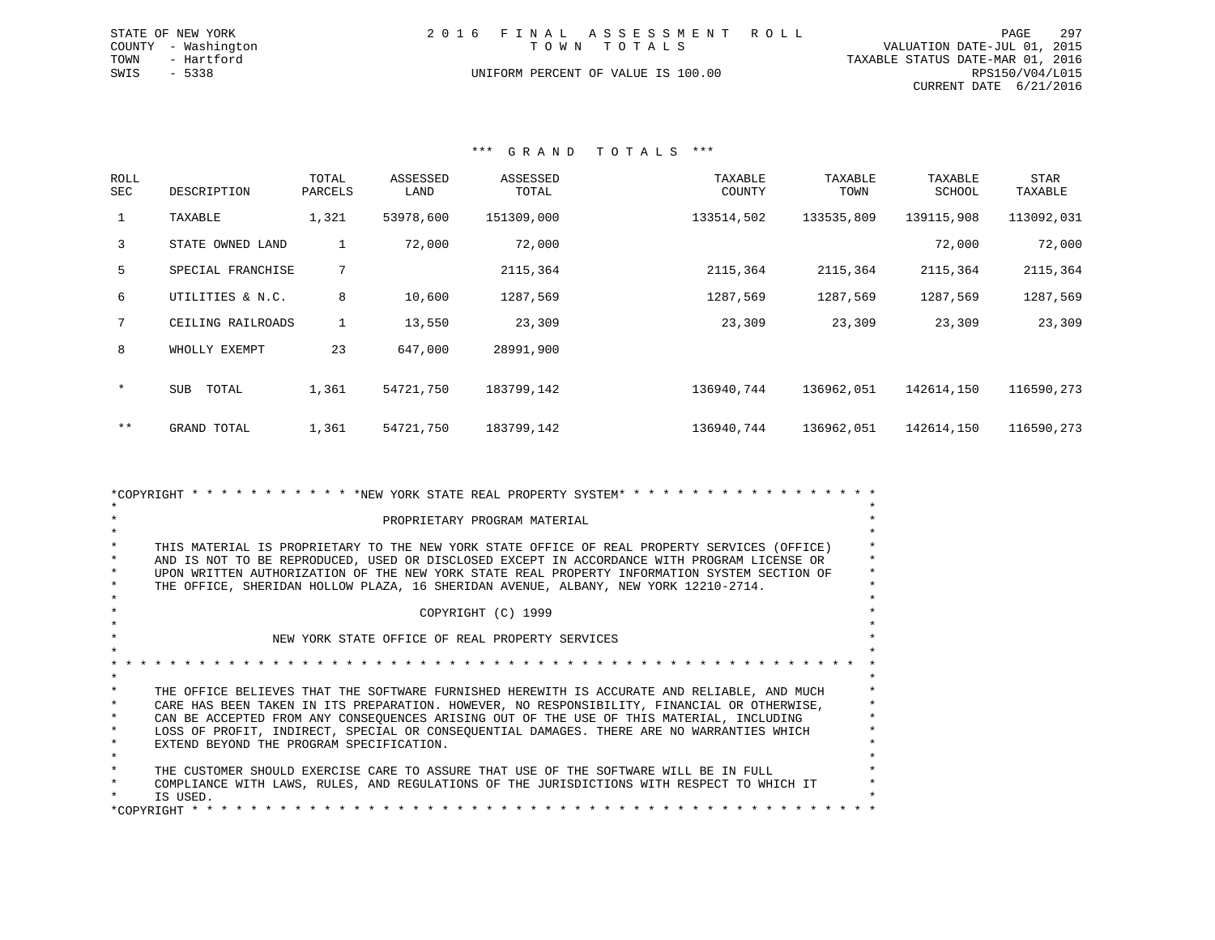STATE OF NEW YORK
COUNTY - Washington
TOWN - Hartford
SWIS - 5338

2016 FINAL ASSESSMENT ROLL
TOWN TOTALS
UNIFORM PERCENT OF VALUE IS 100.00

VALUATION DATE-JUL 01, 2015
TAXABLE STATUS DATE-MAR 01, 2016
RPS150/V04/L015
CURRENT DATE 6/21/2016

### *** GRAND TOTALS ***

| ROLL SEC | DESCRIPTION | TOTAL PARCELS | ASSESSED LAND | ASSESSED TOTAL | TAXABLE COUNTY | TAXABLE TOWN | TAXABLE SCHOOL | STAR TAXABLE |
|---|---|---|---|---|---|---|---|---|
| 1 | TAXABLE | 1,321 | 53978,600 | 151309,000 | 133514,502 | 133535,809 | 139115,908 | 113092,031 |
| 3 | STATE OWNED LAND | 1 | 72,000 | 72,000 | | | 72,000 | 72,000 |
| 5 | SPECIAL FRANCHISE | 7 | | 2115,364 | 2115,364 | 2115,364 | 2115,364 | 2115,364 |
| 6 | UTILITIES & N.C. | 8 | 10,600 | 1287,569 | 1287,569 | 1287,569 | 1287,569 | 1287,569 |
| 7 | CEILING RAILROADS | 1 | 13,550 | 23,309 | 23,309 | 23,309 | 23,309 | 23,309 |
| 8 | WHOLLY EXEMPT | 23 | 647,000 | 28991,900 | | | | |
| * | SUB TOTAL | 1,361 | 54721,750 | 183799,142 | 136940,744 | 136962,051 | 142614,150 | 116590,273 |
| ** | GRAND TOTAL | 1,361 | 54721,750 | 183799,142 | 136940,744 | 136962,051 | 142614,150 | 116590,273 |

*COPYRIGHT * * * * * * * * * * * *NEW YORK STATE REAL PROPERTY SYSTEM* * * * * * * * * * * * * * * * * *

PROPRIETARY PROGRAM MATERIAL

THIS MATERIAL IS PROPRIETARY TO THE NEW YORK STATE OFFICE OF REAL PROPERTY SERVICES (OFFICE) AND IS NOT TO BE REPRODUCED, USED OR DISCLOSED EXCEPT IN ACCORDANCE WITH PROGRAM LICENSE OR UPON WRITTEN AUTHORIZATION OF THE NEW YORK STATE REAL PROPERTY INFORMATION SYSTEM SECTION OF THE OFFICE, SHERIDAN HOLLOW PLAZA, 16 SHERIDAN AVENUE, ALBANY, NEW YORK 12210-2714.

COPYRIGHT (C) 1999

NEW YORK STATE OFFICE OF REAL PROPERTY SERVICES

THE OFFICE BELIEVES THAT THE SOFTWARE FURNISHED HEREWITH IS ACCURATE AND RELIABLE, AND MUCH CARE HAS BEEN TAKEN IN ITS PREPARATION. HOWEVER, NO RESPONSIBILITY, FINANCIAL OR OTHERWISE, CAN BE ACCEPTED FROM ANY CONSEQUENCES ARISING OUT OF THE USE OF THIS MATERIAL, INCLUDING LOSS OF PROFIT, INDIRECT, SPECIAL OR CONSEQUENTIAL DAMAGES. THERE ARE NO WARRANTIES WHICH EXTEND BEYOND THE PROGRAM SPECIFICATION.

THE CUSTOMER SHOULD EXERCISE CARE TO ASSURE THAT USE OF THE SOFTWARE WILL BE IN FULL COMPLIANCE WITH LAWS, RULES, AND REGULATIONS OF THE JURISDICTIONS WITH RESPECT TO WHICH IT IS USED.

*COPYRIGHT * * * * * * * * * * * * * * * * * * * * * * * * * * * * * * * * * * * * * * * * * * * * * * *